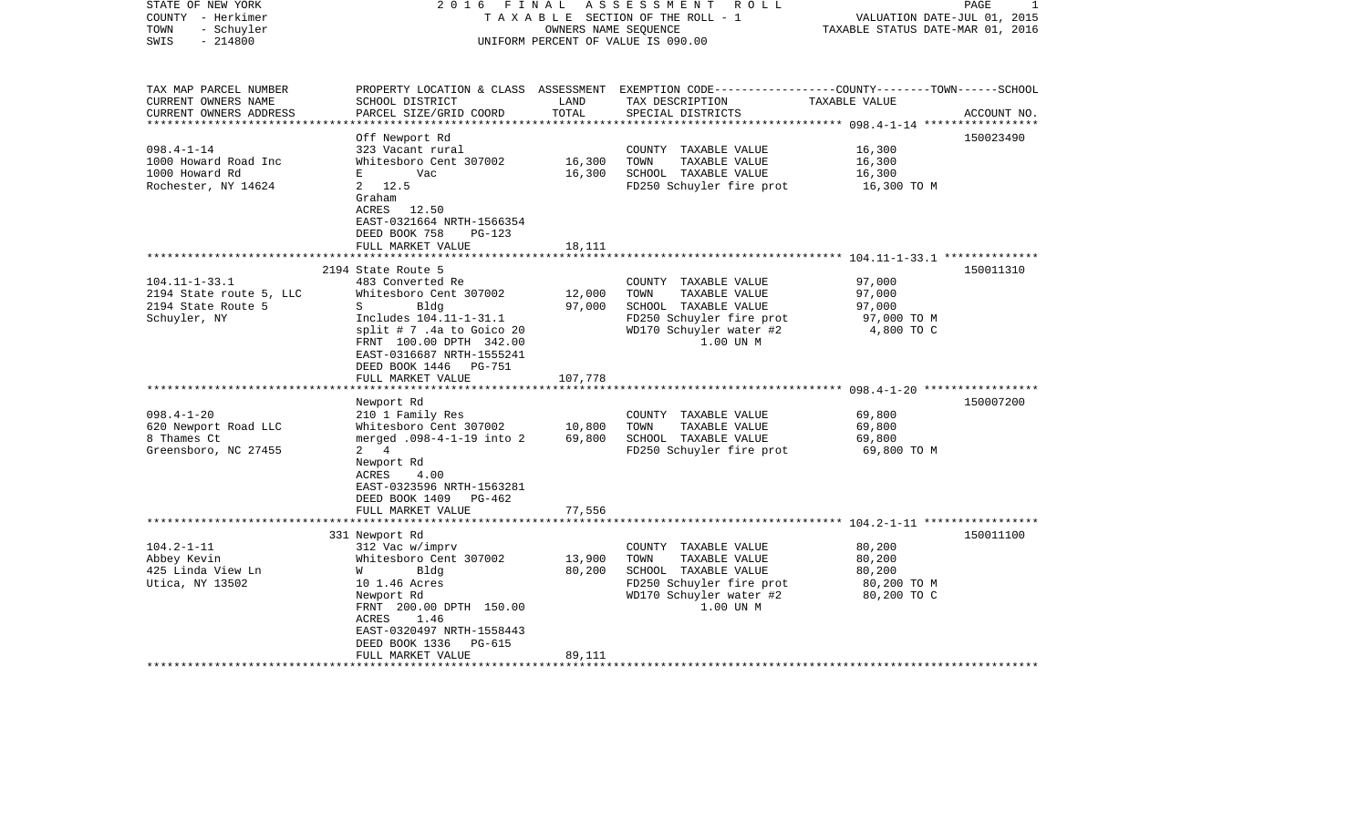STATE OF NEW YORK — 2016 FINAL ASSESSMENT ROLL
COUNTY - Herkimer — TAXABLE SECTION OF THE ROLL - 1 — VALUATION DATE-JUL 01, 2015
TOWN - Schuyler — OWNERS NAME SEQUENCE — TAXABLE STATUS DATE-MAR 01, 2016
SWIS - 214800 — UNIFORM PERCENT OF VALUE IS 090.00

| TAX MAP PARCEL NUMBER / CURRENT OWNERS NAME / CURRENT OWNERS ADDRESS | PROPERTY LOCATION & CLASS / SCHOOL DISTRICT / PARCEL SIZE/GRID COORD | ASSESSMENT LAND / TOTAL | EXEMPTION CODE / TAX DESCRIPTION / SPECIAL DISTRICTS | TAXABLE VALUE (COUNTY / TOWN / SCHOOL) | ACCOUNT NO. |
|---|---|---|---|---|---|
| **098.4-1-14** | Off Newport Rd | | | | 150023490 |
| 098.4-1-14 | 323 Vacant rural | | COUNTY TAXABLE VALUE | 16,300 | |
| 1000 Howard Road Inc | Whitesboro Cent 307002 | 16,300 | TOWN TAXABLE VALUE | 16,300 | |
| 1000 Howard Rd | E Vac | 16,300 | SCHOOL TAXABLE VALUE | 16,300 | |
| Rochester, NY 14624 | 2 12.5 | | FD250 Schuyler fire prot | 16,300 TO M | |
| | Graham | | | | |
| | ACRES 12.50 | | | | |
| | EAST-0321664 NRTH-1566354 | | | | |
| | DEED BOOK 758 PG-123 | | | | |
| | FULL MARKET VALUE | 18,111 | | | |
| **104.11-1-33.1** | 2194 State Route 5 | | | | 150011310 |
| 104.11-1-33.1 | 483 Converted Re | | COUNTY TAXABLE VALUE | 97,000 | |
| 2194 State route 5, LLC | Whitesboro Cent 307002 | 12,000 | TOWN TAXABLE VALUE | 97,000 | |
| 2194 State Route 5 | S Bldg | 97,000 | SCHOOL TAXABLE VALUE | 97,000 | |
| Schuyler, NY | Includes 104.11-1-31.1 | | FD250 Schuyler fire prot | 97,000 TO M | |
| | split # 7 .4a to Goico 20 | | WD170 Schuyler water #2 | 4,800 TO C | |
| | FRNT 100.00 DPTH 342.00 | | 1.00 UN M | | |
| | EAST-0316687 NRTH-1555241 | | | | |
| | DEED BOOK 1446 PG-751 | | | | |
| | FULL MARKET VALUE | 107,778 | | | |
| **098.4-1-20** | Newport Rd | | | | 150007200 |
| 098.4-1-20 | 210 1 Family Res | | COUNTY TAXABLE VALUE | 69,800 | |
| 620 Newport Road LLC | Whitesboro Cent 307002 | 10,800 | TOWN TAXABLE VALUE | 69,800 | |
| 8 Thames Ct | merged .098-4-1-19 into 2 | 69,800 | SCHOOL TAXABLE VALUE | 69,800 | |
| Greensboro, NC 27455 | 2 4 | | FD250 Schuyler fire prot | 69,800 TO M | |
| | Newport Rd | | | | |
| | ACRES 4.00 | | | | |
| | EAST-0323596 NRTH-1563281 | | | | |
| | DEED BOOK 1409 PG-462 | | | | |
| | FULL MARKET VALUE | 77,556 | | | |
| **104.2-1-11** | 331 Newport Rd | | | | 150011100 |
| 104.2-1-11 | 312 Vac w/imprv | | COUNTY TAXABLE VALUE | 80,200 | |
| Abbey Kevin | Whitesboro Cent 307002 | 13,900 | TOWN TAXABLE VALUE | 80,200 | |
| 425 Linda View Ln | W Bldg | 80,200 | SCHOOL TAXABLE VALUE | 80,200 | |
| Utica, NY 13502 | 10 1.46 Acres | | FD250 Schuyler fire prot | 80,200 TO M | |
| | Newport Rd | | WD170 Schuyler water #2 | 80,200 TO C | |
| | FRNT 200.00 DPTH 150.00 | | 1.00 UN M | | |
| | ACRES 1.46 | | | | |
| | EAST-0320497 NRTH-1558443 | | | | |
| | DEED BOOK 1336 PG-615 | | | | |
| | FULL MARKET VALUE | 89,111 | | | |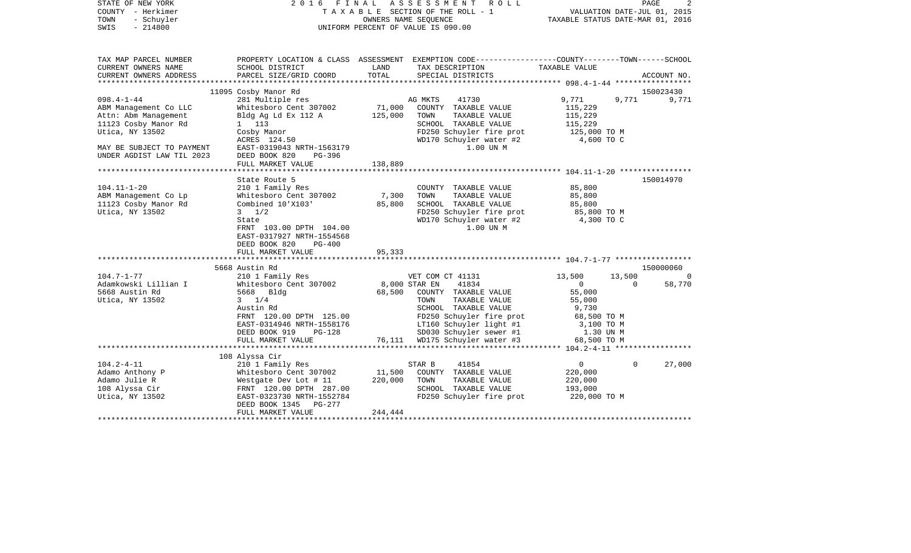STATE OF NEW YORK　　　　2 0 1 6　F I N A L　A S S E S S M E N T　R O L L
COUNTY - Herkimer　　　　T A X A B L E SECTION OF THE ROLL - 1　　　　VALUATION DATE-JUL 01, 2015
TOWN - Schuyler　　　　OWNERS NAME SEQUENCE　　　　TAXABLE STATUS DATE-MAR 01, 2016
SWIS - 214800　　　　UNIFORM PERCENT OF VALUE IS 090.00

```
TAX MAP PARCEL NUMBER      PROPERTY LOCATION & CLASS  ASSESSMENT  EXEMPTION CODE-----------------COUNTY--------TOWN------SCHOOL
CURRENT OWNERS NAME        SCHOOL DISTRICT              LAND      TAX DESCRIPTION             TAXABLE VALUE
CURRENT OWNERS ADDRESS     PARCEL SIZE/GRID COORD       TOTAL     SPECIAL DISTRICTS                                       ACCOUNT NO.
******************************************************************************************************* 098.4-1-44 *****************
                           11095 Cosby Manor Rd                                                                        150023430
098.4-1-44                 281 Multiple res                       AG MKTS     41730            9,771       9,771       9,771
ABM Management Co LLC      Whitesboro Cent 307002      71,000     COUNTY  TAXABLE VALUE       115,229
Attn: Abm Management       Bldg Ag Ld Ex 112 A        125,000     TOWN    TAXABLE VALUE       115,229
11123 Cosby Manor Rd       1   113                                SCHOOL  TAXABLE VALUE       115,229
Utica, NY 13502            Cosby Manor                            FD250 Schuyler fire prot      125,000 TO M
                           ACRES  124.50                          WD170 Schuyler water #2         4,600 TO C
MAY BE SUBJECT TO PAYMENT  EAST-0319043 NRTH-1563179                    1.00 UN M
UNDER AGDIST LAW TIL 2023  DEED BOOK 820     PG-396
                           FULL MARKET VALUE          138,889
******************************************************************************************************* 104.11-1-20 ****************
                           State Route 5                                                                               150014970
104.11-1-20                210 1 Family Res                       COUNTY  TAXABLE VALUE        85,800
ABM Management Co Lp       Whitesboro Cent 307002       7,300     TOWN    TAXABLE VALUE        85,800
11123 Cosby Manor Rd       Combined 10'X103'           85,800     SCHOOL  TAXABLE VALUE        85,800
Utica, NY 13502            3   1/2                                FD250 Schuyler fire prot       85,800 TO M
                           State                                  WD170 Schuyler water #2         4,300 TO C
                           FRNT  103.00 DPTH  104.00                    1.00 UN M
                           EAST-0317927 NRTH-1554568
                           DEED BOOK 820     PG-400
                           FULL MARKET VALUE           95,333
******************************************************************************************************* 104.7-1-77 *****************
                           5668 Austin Rd                                                                              150000060
104.7-1-77                 210 1 Family Res                       VET COM CT 41131            13,500      13,500           0
Adamkowski Lillian I       Whitesboro Cent 307002       8,000 STAR EN     41834                    0           0      58,770
5668 Austin Rd             5668  Bldg                  68,500     COUNTY  TAXABLE VALUE        55,000
Utica, NY 13502            3   1/4                                TOWN    TAXABLE VALUE        55,000
                           Austin Rd                              SCHOOL  TAXABLE VALUE         9,730
                           FRNT  120.00 DPTH  125.00              FD250 Schuyler fire prot       68,500 TO M
                           EAST-0314946 NRTH-1558176              LT160 Schuyler light #1         3,100 TO M
                           DEED BOOK 919     PG-128               SD030 Schuyler sewer #1          1.30 UN M
                           FULL MARKET VALUE           76,111     WD175 Schuyler water #3        68,500 TO M
******************************************************************************************************* 104.2-4-11 *****************
                           108 Alyssa Cir
104.2-4-11                 210 1 Family Res                       STAR B      41854                    0           0      27,000
Adamo Anthony P            Whitesboro Cent 307002      11,500     COUNTY  TAXABLE VALUE       220,000
Adamo Julie R              Westgate Dev Lot # 11      220,000     TOWN    TAXABLE VALUE       220,000
108 Alyssa Cir             FRNT  120.00 DPTH  287.00              SCHOOL  TAXABLE VALUE       193,000
Utica, NY 13502            EAST-0323730 NRTH-1552784              FD250 Schuyler fire prot      220,000 TO M
                           DEED BOOK 1345    PG-277
                           FULL MARKET VALUE          244,444
************************************************************************************************************************************
```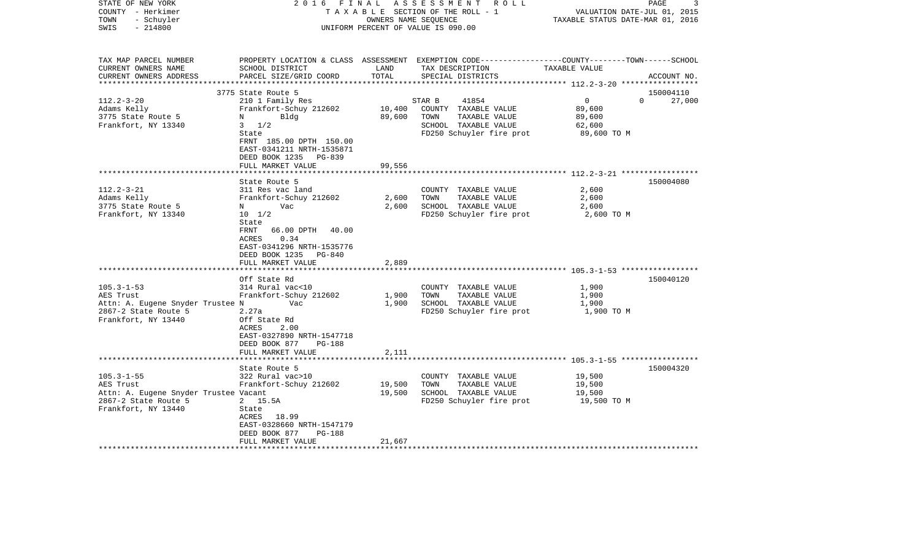STATE OF NEW YORK
COUNTY - Herkimer
TOWN - Schuyler
SWIS - 214800

2016 FINAL ASSESSMENT ROLL
TAXABLE SECTION OF THE ROLL - 1
OWNERS NAME SEQUENCE
UNIFORM PERCENT OF VALUE IS 090.00

VALUATION DATE-JUL 01, 2015
TAXABLE STATUS DATE-MAR 01, 2016

| TAX MAP PARCEL NUMBER<br>CURRENT OWNERS NAME<br>CURRENT OWNERS ADDRESS | PROPERTY LOCATION & CLASS<br>SCHOOL DISTRICT<br>PARCEL SIZE/GRID COORD | ASSESSMENT<br>LAND<br>TOTAL | EXEMPTION CODE-----COUNTY-----TOWN-----SCHOOL<br>TAX DESCRIPTION<br>SPECIAL DISTRICTS | TAXABLE VALUE | ACCOUNT NO. |
|---|---|---|---|---|---|
| 112.2-3-20<br>Adams Kelly<br>3775 State Route 5<br>Frankfort, NY 13340 | 3775 State Route 5<br>210 1 Family Res<br>Frankfort-Schuy 212602<br>N Bldg<br>3 1/2<br>State<br>FRNT 185.00 DPTH 150.00<br>EAST-0341211 NRTH-1535871<br>DEED BOOK 1235 PG-839<br>FULL MARKET VALUE | <br><br>10,400<br>89,600<br><br><br><br><br><br>99,556 | STAR B 41854<br>COUNTY TAXABLE VALUE<br>TOWN TAXABLE VALUE<br>SCHOOL TAXABLE VALUE<br>FD250 Schuyler fire prot | 0 0 27,000<br>89,600<br>89,600<br>62,600<br>89,600 TO M | 150004110 |
| 112.2-3-21<br>Adams Kelly<br>3775 State Route 5<br>Frankfort, NY 13340 | State Route 5<br>311 Res vac land<br>Frankfort-Schuy 212602<br>N Vac<br>10 1/2<br>State<br>FRNT 66.00 DPTH 40.00<br>ACRES 0.34<br>EAST-0341296 NRTH-1535776<br>DEED BOOK 1235 PG-840<br>FULL MARKET VALUE | <br><br>2,600<br>2,600<br><br><br><br><br><br><br>2,889 | COUNTY TAXABLE VALUE<br>TOWN TAXABLE VALUE<br>SCHOOL TAXABLE VALUE<br>FD250 Schuyler fire prot | 2,600<br>2,600<br>2,600<br>2,600 TO M | 150004080 |
| 105.3-1-53<br>AES Trust<br>Attn: A. Eugene Snyder Trustee<br>2867-2 State Route 5<br>Frankfort, NY 13440 | Off State Rd<br>314 Rural vac<10<br>Frankfort-Schuy 212602<br>N Vac<br>2.27a<br>Off State Rd<br>ACRES 2.00<br>EAST-0327890 NRTH-1547718<br>DEED BOOK 877 PG-188<br>FULL MARKET VALUE | <br><br>1,900<br>1,900<br><br><br><br><br><br>2,111 | COUNTY TAXABLE VALUE<br>TOWN TAXABLE VALUE<br>SCHOOL TAXABLE VALUE<br>FD250 Schuyler fire prot | 1,900<br>1,900<br>1,900<br>1,900 TO M | 150040120 |
| 105.3-1-55<br>AES Trust<br>Attn: A. Eugene Snyder Trustee<br>2867-2 State Route 5<br>Frankfort, NY 13440 | State Route 5<br>322 Rural vac>10<br>Frankfort-Schuy 212602<br>Vacant<br>2 15.5A<br>State<br>ACRES 18.99<br>EAST-0328660 NRTH-1547179<br>DEED BOOK 877 PG-188<br>FULL MARKET VALUE | <br><br>19,500<br>19,500<br><br><br><br><br><br>21,667 | COUNTY TAXABLE VALUE<br>TOWN TAXABLE VALUE<br>SCHOOL TAXABLE VALUE<br>FD250 Schuyler fire prot | 19,500<br>19,500<br>19,500<br>19,500 TO M | 150004320 |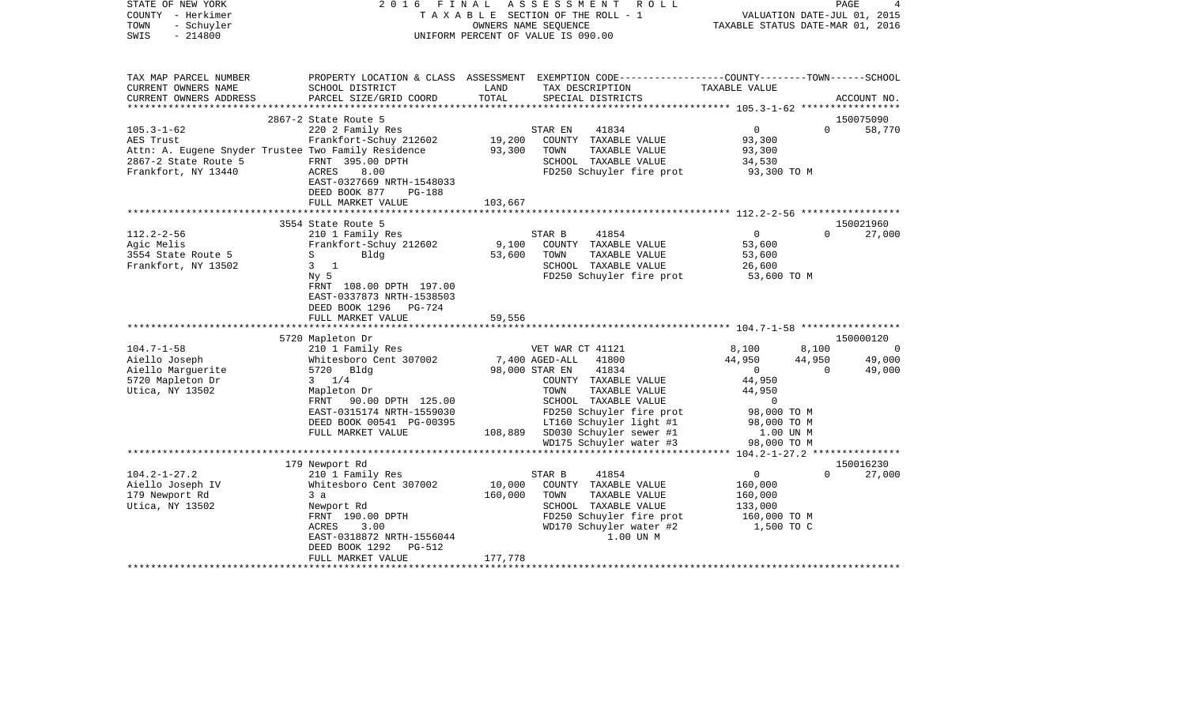STATE OF NEW YORK
COUNTY - Herkimer
TOWN - Schuyler
SWIS - 214800

2016 FINAL ASSESSMENT ROLL
TAXABLE SECTION OF THE ROLL - 1
OWNERS NAME SEQUENCE
UNIFORM PERCENT OF VALUE IS 090.00

VALUATION DATE-JUL 01, 2015
TAXABLE STATUS DATE-MAR 01, 2016

```
TAX MAP PARCEL NUMBER     PROPERTY LOCATION & CLASS  ASSESSMENT  EXEMPTION CODE-----------------COUNTY--------TOWN------SCHOOL
CURRENT OWNERS NAME       SCHOOL DISTRICT             LAND        TAX DESCRIPTION               TAXABLE VALUE
CURRENT OWNERS ADDRESS    PARCEL SIZE/GRID COORD      TOTAL       SPECIAL DISTRICTS                                    ACCOUNT NO.
******************************************************************************************************* 105.3-1-62 *****************
                          2867-2 State Route 5                                                                          150075090
105.3-1-62                220 2 Family Res                   STAR EN      41834               0              0        58,770
AES Trust                 Frankfort-Schuy 212602      19,200   COUNTY  TAXABLE VALUE          93,300
Attn: A. Eugene Snyder Trustee Two Family Residence   93,300   TOWN    TAXABLE VALUE          93,300
2867-2 State Route 5      FRNT 395.00 DPTH                     SCHOOL  TAXABLE VALUE          34,530
Frankfort, NY 13440       ACRES    8.00                        FD250 Schuyler fire prot       93,300 TO M
                          EAST-0327669 NRTH-1548033
                          DEED BOOK 877    PG-188
                          FULL MARKET VALUE          103,667
******************************************************************************************************* 112.2-2-56 *****************
                          3554 State Route 5                                                                            150021960
112.2-2-56                210 1 Family Res                   STAR B       41854               0              0        27,000
Agic Melis                Frankfort-Schuy 212602       9,100   COUNTY  TAXABLE VALUE          53,600
3554 State Route 5        S        Bldg               53,600   TOWN    TAXABLE VALUE          53,600
Frankfort, NY 13502       3   1                                SCHOOL  TAXABLE VALUE          26,600
                          Ny 5                                 FD250 Schuyler fire prot       53,600 TO M
                          FRNT 108.00 DPTH 197.00
                          EAST-0337873 NRTH-1538503
                          DEED BOOK 1296   PG-724
                          FULL MARKET VALUE           59,556
******************************************************************************************************* 104.7-1-58 *****************
                          5720 Mapleton Dr                                                                              150000120
104.7-1-58                210 1 Family Res                   VET WAR CT 41121              8,100          8,100              0
Aiello Joseph             Whitesboro Cent 307002       7,400 AGED-ALL  41800              44,950         44,950         49,000
Aiello Marguerite         5720  Bldg                  98,000 STAR EN   41834                   0              0         49,000
5720 Mapleton Dr          3  1/4                               COUNTY  TAXABLE VALUE          44,950
Utica, NY 13502           Mapleton Dr                          TOWN    TAXABLE VALUE          44,950
                          FRNT   90.00 DPTH 125.00             SCHOOL  TAXABLE VALUE               0
                          EAST-0315174 NRTH-1559030            FD250 Schuyler fire prot       98,000 TO M
                          DEED BOOK 00541 PG-00395             LT160 Schuyler light #1        98,000 TO M
                          FULL MARKET VALUE          108,889   SD030 Schuyler sewer #1          1.00 UN M
                                                               WD175 Schuyler water #3        98,000 TO M
******************************************************************************************************* 104.2-1-27.2 ***************
                          179 Newport Rd                                                                                150016230
104.2-1-27.2              210 1 Family Res                   STAR B       41854               0              0        27,000
Aiello Joseph IV          Whitesboro Cent 307002      10,000   COUNTY  TAXABLE VALUE         160,000
179 Newport Rd            3 a                        160,000   TOWN    TAXABLE VALUE         160,000
Utica, NY 13502           Newport Rd                           SCHOOL  TAXABLE VALUE         133,000
                          FRNT 190.00 DPTH                     FD250 Schuyler fire prot      160,000 TO M
                          ACRES    3.00                        WD170 Schuyler water #2         1,500 TO C
                          EAST-0318872 NRTH-1556044                       1.00 UN M
                          DEED BOOK 1292   PG-512
                          FULL MARKET VALUE          177,778
************************************************************************************************************************************
```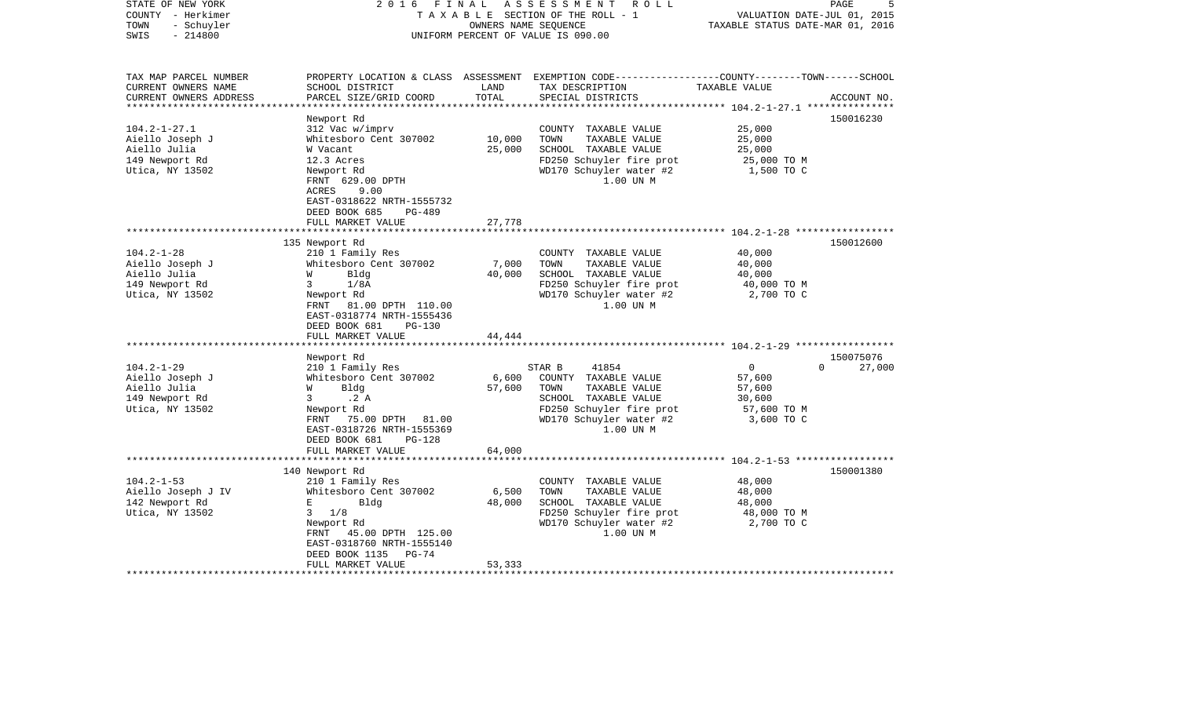STATE OF NEW YORK
COUNTY - Herkimer
TOWN - Schuyler
SWIS - 214800

2016 FINAL ASSESSMENT ROLL
TAXABLE SECTION OF THE ROLL - 1
OWNERS NAME SEQUENCE
UNIFORM PERCENT OF VALUE IS 090.00

VALUATION DATE-JUL 01, 2015
TAXABLE STATUS DATE-MAR 01, 2016

| TAX MAP PARCEL NUMBER<br>CURRENT OWNERS NAME<br>CURRENT OWNERS ADDRESS | PROPERTY LOCATION & CLASS<br>SCHOOL DISTRICT<br>PARCEL SIZE/GRID COORD | ASSESSMENT<br>LAND<br>TOTAL | EXEMPTION CODE-----COUNTY-----TOWN------SCHOOL<br>TAX DESCRIPTION<br>SPECIAL DISTRICTS | TAXABLE VALUE | ACCOUNT NO. |
|---|---|---|---|---|---|
| **104.2-1-27.1** | Newport Rd | | | | 150016230 |
| 104.2-1-27.1<br>Aiello Joseph J<br>Aiello Julia<br>149 Newport Rd<br>Utica, NY 13502 | 312 Vac w/imprv<br>Whitesboro Cent 307002<br>W Vacant<br>12.3 Acres<br>Newport Rd<br>FRNT 629.00 DPTH<br>ACRES 9.00<br>EAST-0318622 NRTH-1555732<br>DEED BOOK 685 PG-489<br>FULL MARKET VALUE | <br>10,000<br>25,000<br><br><br><br><br><br><br>27,778 | COUNTY TAXABLE VALUE<br>TOWN TAXABLE VALUE<br>SCHOOL TAXABLE VALUE<br>FD250 Schuyler fire prot<br>WD170 Schuyler water #2<br>1.00 UN M | 25,000<br>25,000<br>25,000<br>25,000 TO M<br>1,500 TO C | |
| **104.2-1-28** | 135 Newport Rd | | | | 150012600 |
| 104.2-1-28<br>Aiello Joseph J<br>Aiello Julia<br>149 Newport Rd<br>Utica, NY 13502 | 210 1 Family Res<br>Whitesboro Cent 307002<br>W Bldg<br>3 1/8A<br>Newport Rd<br>FRNT 81.00 DPTH 110.00<br>EAST-0318774 NRTH-1555436<br>DEED BOOK 681 PG-130<br>FULL MARKET VALUE | <br>7,000<br>40,000<br><br><br><br><br><br>44,444 | COUNTY TAXABLE VALUE<br>TOWN TAXABLE VALUE<br>SCHOOL TAXABLE VALUE<br>FD250 Schuyler fire prot<br>WD170 Schuyler water #2<br>1.00 UN M | 40,000<br>40,000<br>40,000<br>40,000 TO M<br>2,700 TO C | |
| **104.2-1-29** | Newport Rd | | | | 150075076 |
| 104.2-1-29<br>Aiello Joseph J<br>Aiello Julia<br>149 Newport Rd<br>Utica, NY 13502 | 210 1 Family Res<br>Whitesboro Cent 307002<br>W Bldg<br>3 .2 A<br>Newport Rd<br>FRNT 75.00 DPTH 81.00<br>EAST-0318726 NRTH-1555369<br>DEED BOOK 681 PG-128<br>FULL MARKET VALUE | <br>6,600<br>57,600<br><br><br><br><br><br>64,000 | STAR B 41854<br>COUNTY TAXABLE VALUE<br>TOWN TAXABLE VALUE<br>SCHOOL TAXABLE VALUE<br>FD250 Schuyler fire prot<br>WD170 Schuyler water #2<br>1.00 UN M | 0 0 27,000<br>57,600<br>57,600<br>30,600<br>57,600 TO M<br>3,600 TO C | |
| **104.2-1-53** | 140 Newport Rd | | | | 150001380 |
| 104.2-1-53<br>Aiello Joseph J IV<br>142 Newport Rd<br>Utica, NY 13502 | 210 1 Family Res<br>Whitesboro Cent 307002<br>E Bldg<br>3 1/8<br>Newport Rd<br>FRNT 45.00 DPTH 125.00<br>EAST-0318760 NRTH-1555140<br>DEED BOOK 1135 PG-74<br>FULL MARKET VALUE | <br>6,500<br>48,000<br><br><br><br><br><br>53,333 | COUNTY TAXABLE VALUE<br>TOWN TAXABLE VALUE<br>SCHOOL TAXABLE VALUE<br>FD250 Schuyler fire prot<br>WD170 Schuyler water #2<br>1.00 UN M | 48,000<br>48,000<br>48,000<br>48,000 TO M<br>2,700 TO C | |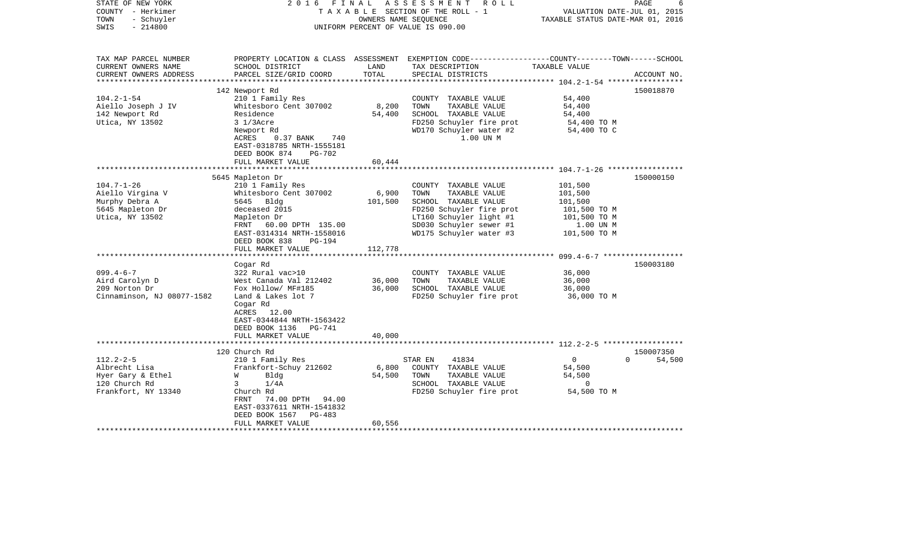STATE OF NEW YORK | COUNTY - Herkimer | TOWN - Schuyler | SWIS - 214800

2016 FINAL ASSESSMENT ROLL
TAXABLE SECTION OF THE ROLL - 1
OWNERS NAME SEQUENCE
UNIFORM PERCENT OF VALUE IS 090.00

VALUATION DATE-JUL 01, 2015
TAXABLE STATUS DATE-MAR 01, 2016

| TAX MAP PARCEL NUMBER / CURRENT OWNERS NAME / CURRENT OWNERS ADDRESS | PROPERTY LOCATION & CLASS / SCHOOL DISTRICT / PARCEL SIZE/GRID COORD | ASSESSMENT LAND / TOTAL | EXEMPTION CODE / TAX DESCRIPTION / SPECIAL DISTRICTS | COUNTY / TOWN / SCHOOL TAXABLE VALUE | ACCOUNT NO. |
|---|---|---|---|---|---|
| 104.2-1-54 | 142 Newport Rd | | | | 150018870 |
| Aiello Joseph J IV | 210 1 Family Res | | COUNTY TAXABLE VALUE | 54,400 | |
| 142 Newport Rd | Whitesboro Cent 307002 | 8,200 | TOWN TAXABLE VALUE | 54,400 | |
| Utica, NY 13502 | Residence | 54,400 | SCHOOL TAXABLE VALUE | 54,400 | |
| | 3 1/3Acre | | FD250 Schuyler fire prot | 54,400 TO M | |
| | Newport Rd | | WD170 Schuyler water #2 | 54,400 TO C | |
| | ACRES 0.37 BANK 740 | | 1.00 UN M | | |
| | EAST-0318785 NRTH-1555181 | | | | |
| | DEED BOOK 874 PG-702 | | | | |
| | FULL MARKET VALUE | 60,444 | | | |
| 104.7-1-26 | 5645 Mapleton Dr | | | | 150000150 |
| Aiello Virgina V | 210 1 Family Res | | COUNTY TAXABLE VALUE | 101,500 | |
| Murphy Debra A | Whitesboro Cent 307002 | 6,900 | TOWN TAXABLE VALUE | 101,500 | |
| 5645 Mapleton Dr | 5645 Bldg | 101,500 | SCHOOL TAXABLE VALUE | 101,500 | |
| Utica, NY 13502 | deceased 2015 | | FD250 Schuyler fire prot | 101,500 TO M | |
| | Mapleton Dr | | LT160 Schuyler light #1 | 101,500 TO M | |
| | FRNT 60.00 DPTH 135.00 | | SD030 Schuyler sewer #1 | 1.00 UN M | |
| | EAST-0314314 NRTH-1558016 | | WD175 Schuyler water #3 | 101,500 TO M | |
| | DEED BOOK 838 PG-194 | | | | |
| | FULL MARKET VALUE | 112,778 | | | |
| 099.4-6-7 | Cogar Rd | | | | 150003180 |
| Aird Carolyn D | 322 Rural vac>10 | | COUNTY TAXABLE VALUE | 36,000 | |
| 209 Norton Dr | West Canada Val 212402 | 36,000 | TOWN TAXABLE VALUE | 36,000 | |
| Cinnaminson, NJ 08077-1582 | Fox Hollow/ MF#185 | 36,000 | SCHOOL TAXABLE VALUE | 36,000 | |
| | Land & Lakes lot 7 | | FD250 Schuyler fire prot | 36,000 TO M | |
| | Cogar Rd | | | | |
| | ACRES 12.00 | | | | |
| | EAST-0344844 NRTH-1563422 | | | | |
| | DEED BOOK 1136 PG-741 | | | | |
| | FULL MARKET VALUE | 40,000 | | | |
| 112.2-2-5 | 120 Church Rd | | | | 150007350 |
| Albrecht Lisa | 210 1 Family Res | | STAR EN 41834 | 0 0 54,500 | |
| Hyer Gary & Ethel | Frankfort-Schuy 212602 | 6,800 | COUNTY TAXABLE VALUE | 54,500 | |
| 120 Church Rd | W Bldg | 54,500 | TOWN TAXABLE VALUE | 54,500 | |
| Frankfort, NY 13340 | 3 1/4A | | SCHOOL TAXABLE VALUE | 0 | |
| | Church Rd | | FD250 Schuyler fire prot | 54,500 TO M | |
| | FRNT 74.00 DPTH 94.00 | | | | |
| | EAST-0337611 NRTH-1541832 | | | | |
| | DEED BOOK 1567 PG-483 | | | | |
| | FULL MARKET VALUE | 60,556 | | | |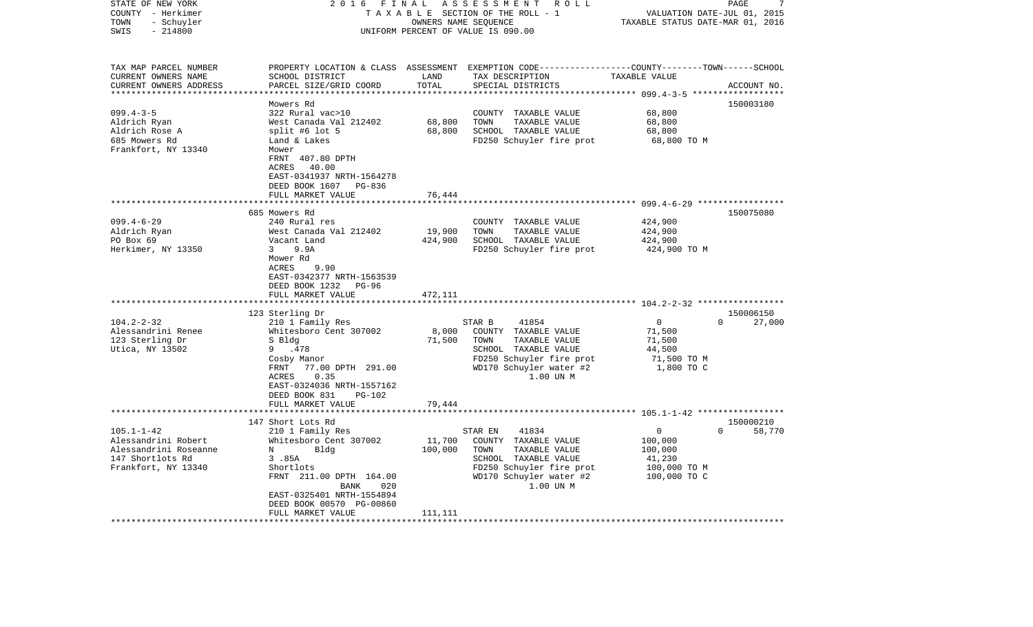STATE OF NEW YORK — COUNTY - Herkimer — TOWN - Schuyler — SWIS - 214800

2016 FINAL ASSESSMENT ROLL
TAXABLE SECTION OF THE ROLL - 1
OWNERS NAME SEQUENCE
UNIFORM PERCENT OF VALUE IS 090.00

VALUATION DATE-JUL 01, 2015
TAXABLE STATUS DATE-MAR 01, 2016

```
TAX MAP PARCEL NUMBER     PROPERTY LOCATION & CLASS  ASSESSMENT  EXEMPTION CODE-----------------COUNTY--------TOWN------SCHOOL
CURRENT OWNERS NAME       SCHOOL DISTRICT              LAND      TAX DESCRIPTION               TAXABLE VALUE
CURRENT OWNERS ADDRESS    PARCEL SIZE/GRID COORD       TOTAL     SPECIAL DISTRICTS                                     ACCOUNT NO.
******************************************************************************************************* 099.4-3-5 ******************
                          Mowers Rd                                                                                  150003180
099.4-3-5                 322 Rural vac>10                       COUNTY  TAXABLE VALUE           68,800
Aldrich Ryan              West Canada Val 212402       68,800    TOWN    TAXABLE VALUE           68,800
Aldrich Rose A            split #6 lot 5               68,800    SCHOOL  TAXABLE VALUE           68,800
685 Mowers Rd             Land & Lakes                           FD250 Schuyler fire prot         68,800 TO M
Frankfort, NY 13340       Mower
                          FRNT  407.80 DPTH
                          ACRES   40.00
                          EAST-0341937 NRTH-1564278
                          DEED BOOK 1607   PG-836
                          FULL MARKET VALUE            76,444
******************************************************************************************************* 099.4-6-29 *****************
                          685 Mowers Rd                                                                              150075080
099.4-6-29                240 Rural res                          COUNTY  TAXABLE VALUE          424,900
Aldrich Ryan              West Canada Val 212402       19,900    TOWN    TAXABLE VALUE          424,900
PO Box 69                 Vacant Land                 424,900    SCHOOL  TAXABLE VALUE          424,900
Herkimer, NY 13350        3    9.9A                              FD250 Schuyler fire prot        424,900 TO M
                          Mower Rd
                          ACRES    9.90
                          EAST-0342377 NRTH-1563539
                          DEED BOOK 1232   PG-96
                          FULL MARKET VALUE           472,111
******************************************************************************************************* 104.2-2-32 *****************
                          123 Sterling Dr                                                                            150006150
104.2-2-32                210 1 Family Res                       STAR B      41854                 0           0      27,000
Alessandrini Renee        Whitesboro Cent 307002        8,000    COUNTY  TAXABLE VALUE           71,500
123 Sterling Dr           S Bldg                       71,500    TOWN    TAXABLE VALUE           71,500
Utica, NY 13502           9   .478                               SCHOOL  TAXABLE VALUE           44,500
                          Cosby Manor                            FD250 Schuyler fire prot         71,500 TO M
                          FRNT   77.00 DPTH  291.00              WD170 Schuyler water #2           1,800 TO C
                          ACRES    0.35                                   1.00 UN M
                          EAST-0324036 NRTH-1557162
                          DEED BOOK 831    PG-102
                          FULL MARKET VALUE            79,444
******************************************************************************************************* 105.1-1-42 *****************
                          147 Short Lots Rd                                                                          150000210
105.1-1-42                210 1 Family Res                       STAR EN     41834                 0           0      58,770
Alessandrini Robert       Whitesboro Cent 307002       11,700    COUNTY  TAXABLE VALUE          100,000
Alessandrini Roseanne     N       Bldg                100,000    TOWN    TAXABLE VALUE          100,000
147 Shortlots Rd          3 .85A                                 SCHOOL  TAXABLE VALUE           41,230
Frankfort, NY 13340       Shortlots                              FD250 Schuyler fire prot        100,000 TO M
                          FRNT  211.00 DPTH  164.00              WD170 Schuyler water #2         100,000 TO C
                                    BANK     020                          1.00 UN M
                          EAST-0325401 NRTH-1554894
                          DEED BOOK 00570  PG-00860
                          FULL MARKET VALUE           111,111
************************************************************************************************************************************
```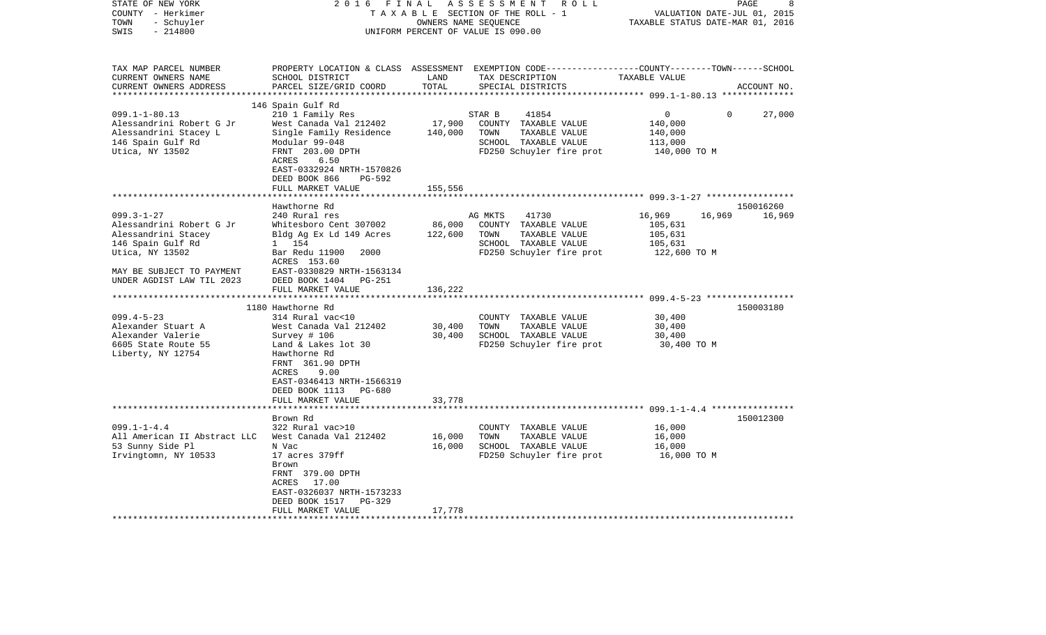STATE OF NEW YORK
COUNTY - Herkimer
TOWN - Schuyler
SWIS - 214800

2016 FINAL ASSESSMENT ROLL
TAXABLE SECTION OF THE ROLL - 1
OWNERS NAME SEQUENCE
UNIFORM PERCENT OF VALUE IS 090.00

VALUATION DATE-JUL 01, 2015
TAXABLE STATUS DATE-MAR 01, 2016

| TAX MAP PARCEL NUMBER<br>CURRENT OWNERS NAME<br>CURRENT OWNERS ADDRESS | PROPERTY LOCATION & CLASS<br>SCHOOL DISTRICT<br>PARCEL SIZE/GRID COORD | ASSESSMENT<br>LAND<br>TOTAL | EXEMPTION CODE-----COUNTY-----TOWN------SCHOOL<br>TAX DESCRIPTION<br>SPECIAL DISTRICTS | TAXABLE VALUE | ACCOUNT NO. |
|---|---|---|---|---|---|
| 099.1-1-80.13<br>Alessandrini Robert G Jr<br>Alessandrini Stacey L<br>146 Spain Gulf Rd<br>Utica, NY 13502 | 146 Spain Gulf Rd<br>210 1 Family Res<br>West Canada Val 212402<br>Single Family Residence<br>Modular 99-048<br>FRNT 203.00 DPTH<br>ACRES 6.50<br>EAST-0332924 NRTH-1570826<br>DEED BOOK 866 PG-592<br>FULL MARKET VALUE | <br><br>17,900<br>140,000<br><br><br><br><br><br>155,556 | STAR B 41854<br>COUNTY TAXABLE VALUE<br>TOWN TAXABLE VALUE<br>SCHOOL TAXABLE VALUE<br>FD250 Schuyler fire prot | 0 0 27,000<br>140,000<br>140,000<br>113,000<br>140,000 TO M | |
| 099.3-1-27<br>Alessandrini Robert G Jr<br>Alessandrini Stacey<br>146 Spain Gulf Rd<br>Utica, NY 13502<br><br>MAY BE SUBJECT TO PAYMENT<br>UNDER AGDIST LAW TIL 2023 | Hawthorne Rd<br>240 Rural res<br>Whitesboro Cent 307002<br>Bldg Ag Ex Ld 149 Acres<br>1 154<br>Bar Redu 11900 2000<br>ACRES 153.60<br>EAST-0330829 NRTH-1563134<br>DEED BOOK 1404 PG-251<br>FULL MARKET VALUE | <br><br>86,000<br>122,600<br><br><br><br><br><br>136,222 | AG MKTS 41730<br>COUNTY TAXABLE VALUE<br>TOWN TAXABLE VALUE<br>SCHOOL TAXABLE VALUE<br>FD250 Schuyler fire prot | 16,969 16,969 16,969<br>105,631<br>105,631<br>105,631<br>122,600 TO M | 150016260 |
| 099.4-5-23<br>Alexander Stuart A<br>Alexander Valerie<br>6605 State Route 55<br>Liberty, NY 12754 | 1180 Hawthorne Rd<br>314 Rural vac<10<br>West Canada Val 212402<br>Survey # 106<br>Land & Lakes lot 30<br>Hawthorne Rd<br>FRNT 361.90 DPTH<br>ACRES 9.00<br>EAST-0346413 NRTH-1566319<br>DEED BOOK 1113 PG-680<br>FULL MARKET VALUE | <br><br>30,400<br>30,400<br><br><br><br><br><br><br>33,778 | COUNTY TAXABLE VALUE<br>TOWN TAXABLE VALUE<br>SCHOOL TAXABLE VALUE<br>FD250 Schuyler fire prot | 30,400<br>30,400<br>30,400<br>30,400 TO M | 150003180 |
| 099.1-1-4.4<br>All American II Abstract LLC<br>53 Sunny Side Pl<br>Irvingtomn, NY 10533 | Brown Rd<br>322 Rural vac>10<br>West Canada Val 212402<br>N Vac<br>17 acres 379ff<br>Brown<br>FRNT 379.00 DPTH<br>ACRES 17.00<br>EAST-0326037 NRTH-1573233<br>DEED BOOK 1517 PG-329<br>FULL MARKET VALUE | <br><br>16,000<br>16,000<br><br><br><br><br><br><br>17,778 | COUNTY TAXABLE VALUE<br>TOWN TAXABLE VALUE<br>SCHOOL TAXABLE VALUE<br>FD250 Schuyler fire prot | 16,000<br>16,000<br>16,000<br>16,000 TO M | 150012300 |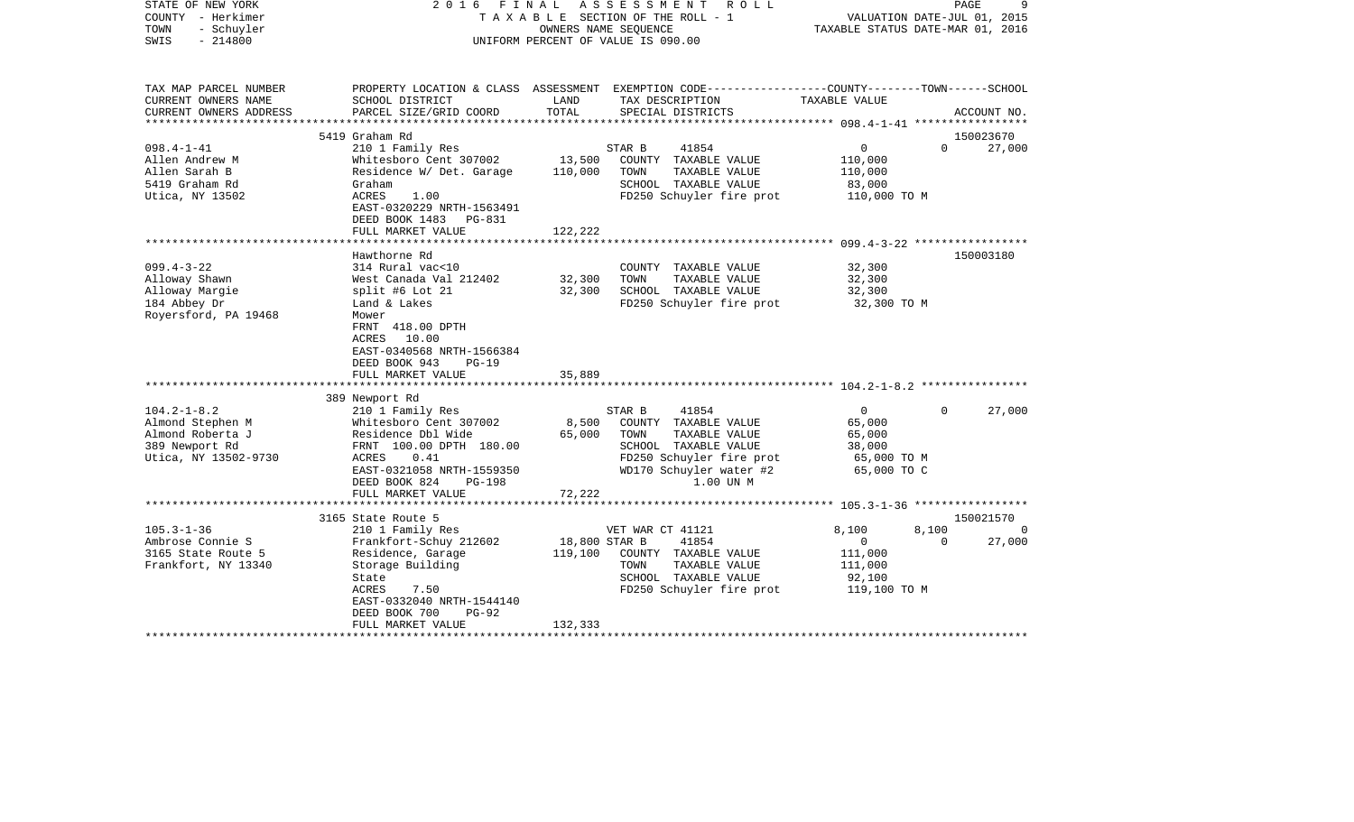STATE OF NEW YORK — 2016 FINAL ASSESSMENT ROLL
COUNTY - Herkimer — TAXABLE SECTION OF THE ROLL - 1 — VALUATION DATE-JUL 01, 2015
TOWN - Schuyler — OWNERS NAME SEQUENCE — TAXABLE STATUS DATE-MAR 01, 2016
SWIS - 214800 — UNIFORM PERCENT OF VALUE IS 090.00

| TAX MAP PARCEL NUMBER / CURRENT OWNERS NAME / CURRENT OWNERS ADDRESS | PROPERTY LOCATION & CLASS / SCHOOL DISTRICT / PARCEL SIZE/GRID COORD | ASSESSMENT LAND | TOTAL | EXEMPTION CODE / TAX DESCRIPTION / SPECIAL DISTRICTS | COUNTY TAXABLE VALUE | TOWN | SCHOOL / ACCOUNT NO. |
|---|---|---|---|---|---|---|---|
| **098.4-1-41** | 5419 Graham Rd | | | | | | 150023670 |
| | 210 1 Family Res | | | STAR B 41854 | 0 | 0 | 27,000 |
| Allen Andrew M | Whitesboro Cent 307002 | 13,500 | | COUNTY TAXABLE VALUE | 110,000 | | |
| Allen Sarah B | Residence W/ Det. Garage | | 110,000 | TOWN TAXABLE VALUE | 110,000 | | |
| 5419 Graham Rd | Graham | | | SCHOOL TAXABLE VALUE | 83,000 | | |
| Utica, NY 13502 | ACRES 1.00 | | | FD250 Schuyler fire prot | 110,000 TO M | | |
| | EAST-0320229 NRTH-1563491 | | | | | | |
| | DEED BOOK 1483 PG-831 | | | | | | |
| | FULL MARKET VALUE | | 122,222 | | | | |
| **099.4-3-22** | Hawthorne Rd | | | | | | 150003180 |
| | 314 Rural vac<10 | | | COUNTY TAXABLE VALUE | 32,300 | | |
| Alloway Shawn | West Canada Val 212402 | 32,300 | | TOWN TAXABLE VALUE | 32,300 | | |
| Alloway Margie | split #6 Lot 21 | | 32,300 | SCHOOL TAXABLE VALUE | 32,300 | | |
| 184 Abbey Dr | Land & Lakes | | | FD250 Schuyler fire prot | 32,300 TO M | | |
| Royersford, PA 19468 | Mower | | | | | | |
| | FRNT 418.00 DPTH | | | | | | |
| | ACRES 10.00 | | | | | | |
| | EAST-0340568 NRTH-1566384 | | | | | | |
| | DEED BOOK 943 PG-19 | | | | | | |
| | FULL MARKET VALUE | | 35,889 | | | | |
| **104.2-1-8.2** | 389 Newport Rd | | | | | | |
| | 210 1 Family Res | | | STAR B 41854 | 0 | 0 | 27,000 |
| Almond Stephen M | Whitesboro Cent 307002 | 8,500 | | COUNTY TAXABLE VALUE | 65,000 | | |
| Almond Roberta J | Residence Dbl Wide | | 65,000 | TOWN TAXABLE VALUE | 65,000 | | |
| 389 Newport Rd | FRNT 100.00 DPTH 180.00 | | | SCHOOL TAXABLE VALUE | 38,000 | | |
| Utica, NY 13502-9730 | ACRES 0.41 | | | FD250 Schuyler fire prot | 65,000 TO M | | |
| | EAST-0321058 NRTH-1559350 | | | WD170 Schuyler water #2 | 65,000 TO C | | |
| | DEED BOOK 824 PG-198 | | | 1.00 UN M | | | |
| | FULL MARKET VALUE | | 72,222 | | | | |
| **105.3-1-36** | 3165 State Route 5 | | | | | | 150021570 |
| | 210 1 Family Res | | | VET WAR CT 41121 | 8,100 | 8,100 | 0 |
| Ambrose Connie S | Frankfort-Schuy 212602 | 18,800 | | STAR B 41854 | 0 | 0 | 27,000 |
| 3165 State Route 5 | Residence, Garage | | 119,100 | COUNTY TAXABLE VALUE | 111,000 | | |
| Frankfort, NY 13340 | Storage Building | | | TOWN TAXABLE VALUE | 111,000 | | |
| | State | | | SCHOOL TAXABLE VALUE | 92,100 | | |
| | ACRES 7.50 | | | FD250 Schuyler fire prot | 119,100 TO M | | |
| | EAST-0332040 NRTH-1544140 | | | | | | |
| | DEED BOOK 700 PG-92 | | | | | | |
| | FULL MARKET VALUE | | 132,333 | | | | |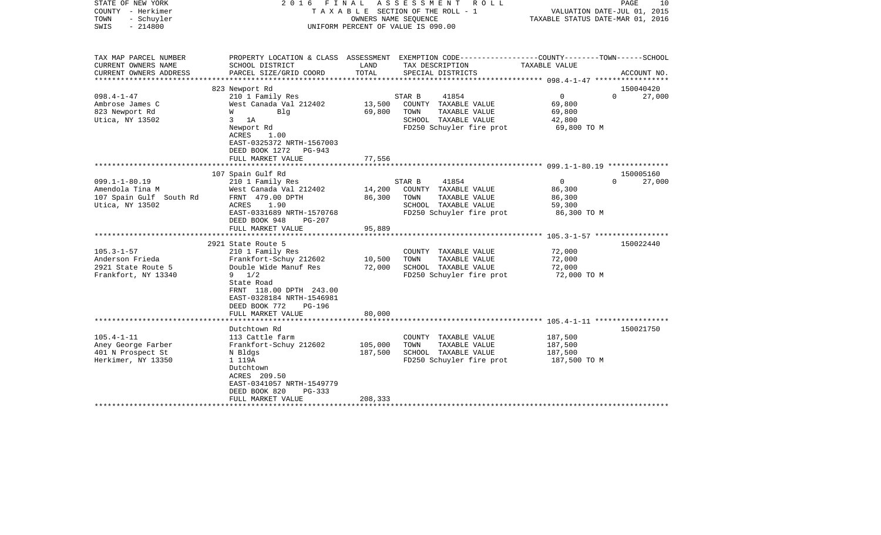STATE OF NEW YORK
COUNTY - Herkimer
TOWN - Schuyler
SWIS - 214800

2016 FINAL ASSESSMENT ROLL
TAXABLE SECTION OF THE ROLL - 1
OWNERS NAME SEQUENCE
UNIFORM PERCENT OF VALUE IS 090.00

VALUATION DATE-JUL 01, 2015
TAXABLE STATUS DATE-MAR 01, 2016

| TAX MAP PARCEL NUMBER / CURRENT OWNERS NAME / CURRENT OWNERS ADDRESS | PROPERTY LOCATION & CLASS / SCHOOL DISTRICT / PARCEL SIZE/GRID COORD | ASSESSMENT LAND | TOTAL | EXEMPTION CODE / TAX DESCRIPTION / SPECIAL DISTRICTS | COUNTY | TOWN | SCHOOL | ACCOUNT NO. |
|---|---|---|---|---|---|---|---|---|
| | 823 Newport Rd | | | | | | | 150040420 |
| 098.4-1-47 | 210 1 Family Res | | | STAR B 41854 | 0 | 0 | 27,000 | |
| Ambrose James C | West Canada Val 212402 | 13,500 | | COUNTY TAXABLE VALUE | 69,800 | | | |
| 823 Newport Rd | W Blg | | 69,800 | TOWN TAXABLE VALUE | 69,800 | | | |
| Utica, NY 13502 | 3 1A | | | SCHOOL TAXABLE VALUE | 42,800 | | | |
| | Newport Rd | | | FD250 Schuyler fire prot | 69,800 TO M | | | |
| | ACRES 1.00 | | | | | | | |
| | EAST-0325372 NRTH-1567003 | | | | | | | |
| | DEED BOOK 1272 PG-943 | | | | | | | |
| | FULL MARKET VALUE | | 77,556 | | | | | |
| | 107 Spain Gulf Rd | | | | | | | 150005160 |
| 099.1-1-80.19 | 210 1 Family Res | | | STAR B 41854 | 0 | 0 | 27,000 | |
| Amendola Tina M | West Canada Val 212402 | 14,200 | | COUNTY TAXABLE VALUE | 86,300 | | | |
| 107 Spain Gulf South Rd | FRNT 479.00 DPTH | | 86,300 | TOWN TAXABLE VALUE | 86,300 | | | |
| Utica, NY 13502 | ACRES 1.90 | | | SCHOOL TAXABLE VALUE | 59,300 | | | |
| | EAST-0331689 NRTH-1570768 | | | FD250 Schuyler fire prot | 86,300 TO M | | | |
| | DEED BOOK 948 PG-207 | | | | | | | |
| | FULL MARKET VALUE | | 95,889 | | | | | |
| | 2921 State Route 5 | | | | | | | 150022440 |
| 105.3-1-57 | 210 1 Family Res | | | COUNTY TAXABLE VALUE | 72,000 | | | |
| Anderson Frieda | Frankfort-Schuy 212602 | 10,500 | | TOWN TAXABLE VALUE | 72,000 | | | |
| 2921 State Route 5 | Double Wide Manuf Res | | 72,000 | SCHOOL TAXABLE VALUE | 72,000 | | | |
| Frankfort, NY 13340 | 9 1/2 | | | FD250 Schuyler fire prot | 72,000 TO M | | | |
| | State Road | | | | | | | |
| | FRNT 118.00 DPTH 243.00 | | | | | | | |
| | EAST-0328184 NRTH-1546981 | | | | | | | |
| | DEED BOOK 772 PG-196 | | | | | | | |
| | FULL MARKET VALUE | | 80,000 | | | | | |
| | Dutchtown Rd | | | | | | | 150021750 |
| 105.4-1-11 | 113 Cattle farm | | | COUNTY TAXABLE VALUE | 187,500 | | | |
| Aney George Farber | Frankfort-Schuy 212602 | 105,000 | | TOWN TAXABLE VALUE | 187,500 | | | |
| 401 N Prospect St | N Bldgs | | 187,500 | SCHOOL TAXABLE VALUE | 187,500 | | | |
| Herkimer, NY 13350 | 1 119A | | | FD250 Schuyler fire prot | 187,500 TO M | | | |
| | Dutchtown | | | | | | | |
| | ACRES 209.50 | | | | | | | |
| | EAST-0341057 NRTH-1549779 | | | | | | | |
| | DEED BOOK 820 PG-333 | | | | | | | |
| | FULL MARKET VALUE | | 208,333 | | | | | |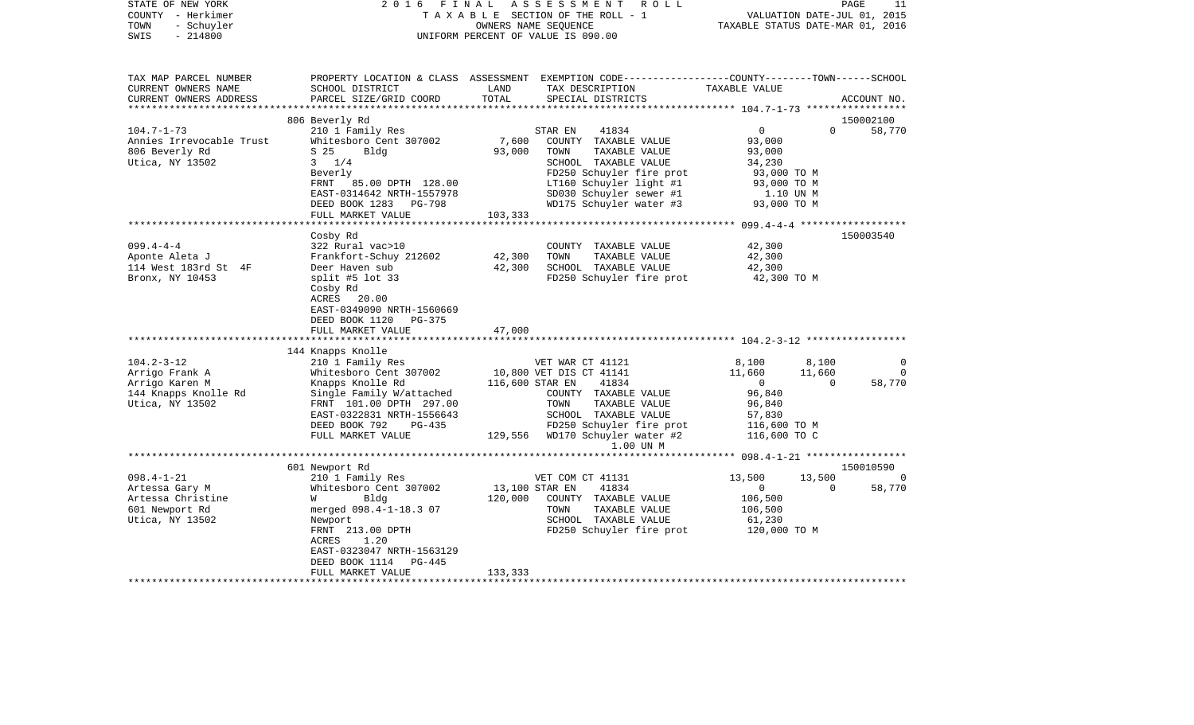STATE OF NEW YORK — 2016 FINAL ASSESSMENT ROLL
COUNTY - Herkimer — TAXABLE SECTION OF THE ROLL - 1 — VALUATION DATE-JUL 01, 2015
TOWN - Schuyler — OWNERS NAME SEQUENCE — TAXABLE STATUS DATE-MAR 01, 2016
SWIS - 214800 — UNIFORM PERCENT OF VALUE IS 090.00

```
TAX MAP PARCEL NUMBER          PROPERTY LOCATION & CLASS  ASSESSMENT  EXEMPTION CODE-----------------COUNTY--------TOWN------SCHOOL
CURRENT OWNERS NAME            SCHOOL DISTRICT               LAND      TAX DESCRIPTION                TAXABLE VALUE
CURRENT OWNERS ADDRESS         PARCEL SIZE/GRID COORD        TOTAL     SPECIAL DISTRICTS                                    ACCOUNT NO.
******************************************************************************************************* 104.7-1-73 *****************
                               806 Beverly Rd                                                                          150002100
104.7-1-73                     210 1 Family Res                       STAR EN      41834                  0           0      58,770
Annies Irrevocable Trust       Whitesboro Cent 307002        7,600    COUNTY  TAXABLE VALUE          93,000
806 Beverly Rd                 S 25     Bldg                93,000    TOWN    TAXABLE VALUE          93,000
Utica, NY 13502                3  1/4                                 SCHOOL  TAXABLE VALUE          34,230
                               Beverly                                FD250 Schuyler fire prot        93,000 TO M
                               FRNT   85.00 DPTH 128.00               LT160 Schuyler light #1         93,000 TO M
                               EAST-0314642 NRTH-1557978              SD030 Schuyler sewer #1           1.10 UN M
                               DEED BOOK 1283   PG-798                WD175 Schuyler water #3         93,000 TO M
                               FULL MARKET VALUE           103,333
******************************************************************************************************* 099.4-4-4 ******************
                               Cosby Rd                                                                                150003540
099.4-4-4                      322 Rural vac>10                       COUNTY  TAXABLE VALUE          42,300
Aponte Aleta J                 Frankfort-Schuy 212602       42,300    TOWN    TAXABLE VALUE          42,300
114 West 183rd St  4F          Deer Haven sub               42,300    SCHOOL  TAXABLE VALUE          42,300
Bronx, NY 10453                split #5 lot 33                        FD250 Schuyler fire prot        42,300 TO M
                               Cosby Rd
                               ACRES   20.00
                               EAST-0349090 NRTH-1560669
                               DEED BOOK 1120   PG-375
                               FULL MARKET VALUE            47,000
******************************************************************************************************* 104.2-3-12 *****************
                               144 Knapps Knolle
104.2-3-12                     210 1 Family Res                       VET WAR CT 41121                8,100       8,100           0
Arrigo Frank A                 Whitesboro Cent 307002       10,800 VET DIS CT 41141               11,660      11,660           0
Arrigo Karen M                 Knapps Knolle Rd            116,600 STAR EN      41834                  0           0      58,770
144 Knapps Knolle Rd           Single Family W/attached               COUNTY  TAXABLE VALUE          96,840
Utica, NY 13502                FRNT  101.00 DPTH 297.00               TOWN    TAXABLE VALUE          96,840
                               EAST-0322831 NRTH-1556643              SCHOOL  TAXABLE VALUE          57,830
                               DEED BOOK 792    PG-435                FD250 Schuyler fire prot       116,600 TO M
                               FULL MARKET VALUE           129,556    WD170 Schuyler water #2        116,600 TO C
                                                                            1.00 UN M
******************************************************************************************************* 098.4-1-21 *****************
                               601 Newport Rd                                                                          150010590
098.4-1-21                     210 1 Family Res                       VET COM CT 41131               13,500      13,500           0
Artessa Gary M                 Whitesboro Cent 307002       13,100 STAR EN      41834                  0           0      58,770
Artessa Christine              W        Bldg               120,000    COUNTY  TAXABLE VALUE         106,500
601 Newport Rd                 merged 098.4-1-18.3 07                 TOWN    TAXABLE VALUE         106,500
Utica, NY 13502                Newport                                SCHOOL  TAXABLE VALUE          61,230
                               FRNT  213.00 DPTH                      FD250 Schuyler fire prot       120,000 TO M
                               ACRES    1.20
                               EAST-0323047 NRTH-1563129
                               DEED BOOK 1114   PG-445
                               FULL MARKET VALUE           133,333
************************************************************************************************************************************
```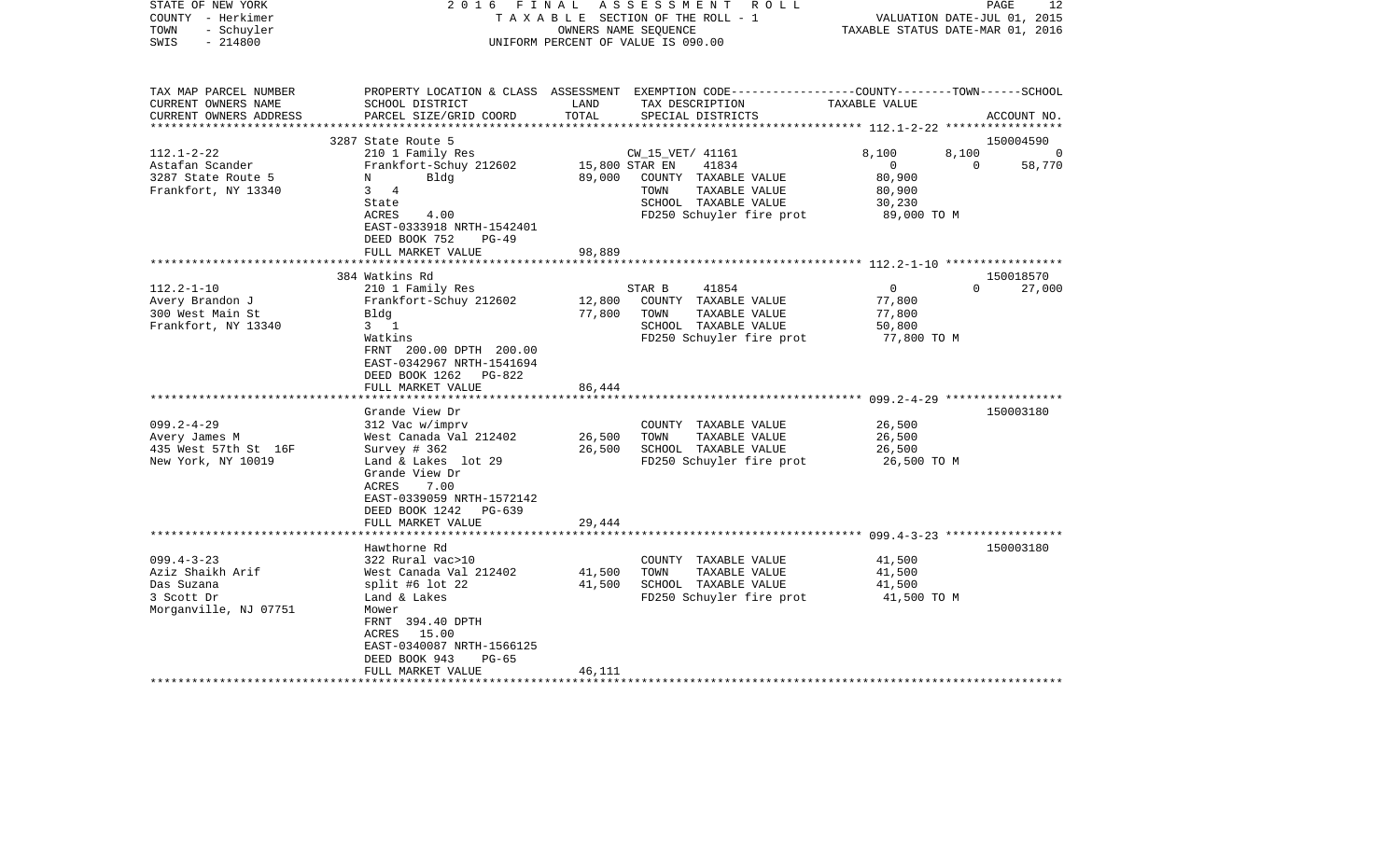STATE OF NEW YORK | 2016 FINAL ASSESSMENT ROLL
COUNTY - Herkimer | TAXABLE SECTION OF THE ROLL - 1 | VALUATION DATE-JUL 01, 2015
TOWN - Schuyler | OWNERS NAME SEQUENCE | TAXABLE STATUS DATE-MAR 01, 2016
SWIS - 214800 | UNIFORM PERCENT OF VALUE IS 090.00

| TAX MAP PARCEL NUMBER<br>CURRENT OWNERS NAME<br>CURRENT OWNERS ADDRESS | PROPERTY LOCATION & CLASS<br>SCHOOL DISTRICT<br>PARCEL SIZE/GRID COORD | ASSESSMENT<br>LAND<br>TOTAL | EXEMPTION CODE<br>TAX DESCRIPTION<br>SPECIAL DISTRICTS | COUNTY | TOWN | SCHOOL<br>TAXABLE VALUE<br>ACCOUNT NO. |
|---|---|---|---|---|---|---|
| **112.1-2-22** | 3287 State Route 5 | | | | | 150004590 |
| 112.1-2-22 | 210 1 Family Res | | CW_15_VET/ 41161 | 8,100 | 8,100 | 0 |
| Astafan Scander | Frankfort-Schuy 212602 | 15,800 | STAR EN 41834 | 0 | 0 | 58,770 |
| 3287 State Route 5 | N Bldg | 89,000 | COUNTY TAXABLE VALUE | 80,900 | | |
| Frankfort, NY 13340 | 3 4 | | TOWN TAXABLE VALUE | | 80,900 | |
| | State | | SCHOOL TAXABLE VALUE | | | 30,230 |
| | ACRES 4.00 | | FD250 Schuyler fire prot | 89,000 TO M | | |
| | EAST-0333918 NRTH-1542401 | | | | | |
| | DEED BOOK 752 PG-49 | | | | | |
| | FULL MARKET VALUE | 98,889 | | | | |
| **112.2-1-10** | 384 Watkins Rd | | | | | 150018570 |
| 112.2-1-10 | 210 1 Family Res | | STAR B 41854 | 0 | 0 | 27,000 |
| Avery Brandon J | Frankfort-Schuy 212602 | 12,800 | COUNTY TAXABLE VALUE | 77,800 | | |
| 300 West Main St | Bldg | 77,800 | TOWN TAXABLE VALUE | | 77,800 | |
| Frankfort, NY 13340 | 3 1 | | SCHOOL TAXABLE VALUE | | | 50,800 |
| | Watkins | | FD250 Schuyler fire prot | 77,800 TO M | | |
| | FRNT 200.00 DPTH 200.00 | | | | | |
| | EAST-0342967 NRTH-1541694 | | | | | |
| | DEED BOOK 1262 PG-822 | | | | | |
| | FULL MARKET VALUE | 86,444 | | | | |
| **099.2-4-29** | Grande View Dr | | | | | 150003180 |
| 099.2-4-29 | 312 Vac w/imprv | | COUNTY TAXABLE VALUE | 26,500 | | |
| Avery James M | West Canada Val 212402 | 26,500 | TOWN TAXABLE VALUE | | 26,500 | |
| 435 West 57th St 16F | Survey # 362 | 26,500 | SCHOOL TAXABLE VALUE | | | 26,500 |
| New York, NY 10019 | Land & Lakes lot 29 | | FD250 Schuyler fire prot | 26,500 TO M | | |
| | Grande View Dr | | | | | |
| | ACRES 7.00 | | | | | |
| | EAST-0339059 NRTH-1572142 | | | | | |
| | DEED BOOK 1242 PG-639 | | | | | |
| | FULL MARKET VALUE | 29,444 | | | | |
| **099.4-3-23** | Hawthorne Rd | | | | | 150003180 |
| 099.4-3-23 | 322 Rural vac>10 | | COUNTY TAXABLE VALUE | 41,500 | | |
| Aziz Shaikh Arif | West Canada Val 212402 | 41,500 | TOWN TAXABLE VALUE | | 41,500 | |
| Das Suzana | split #6 lot 22 | 41,500 | SCHOOL TAXABLE VALUE | | | 41,500 |
| 3 Scott Dr | Land & Lakes | | FD250 Schuyler fire prot | 41,500 TO M | | |
| Morganville, NJ 07751 | Mower | | | | | |
| | FRNT 394.40 DPTH | | | | | |
| | ACRES 15.00 | | | | | |
| | EAST-0340087 NRTH-1566125 | | | | | |
| | DEED BOOK 943 PG-65 | | | | | |
| | FULL MARKET VALUE | 46,111 | | | | |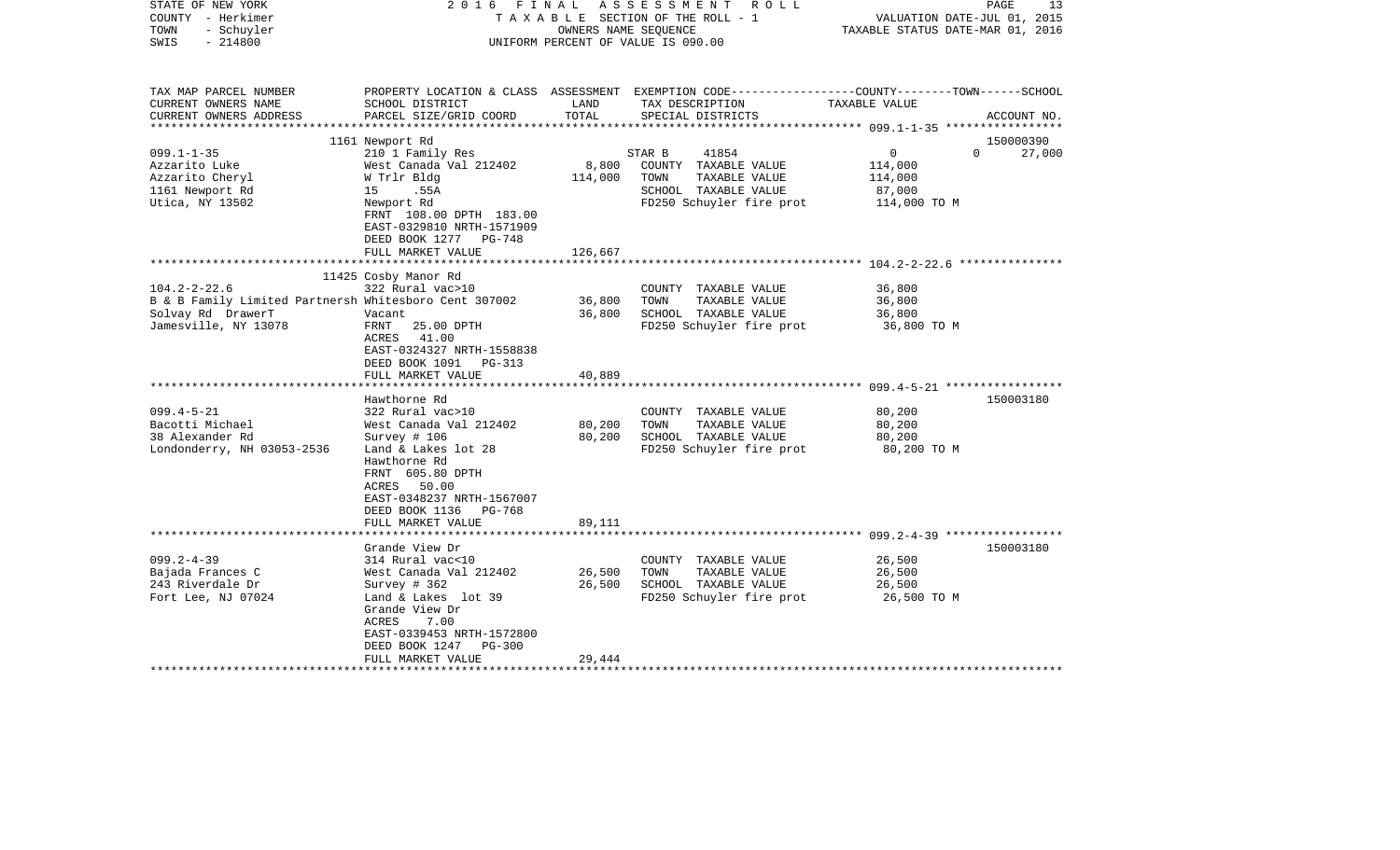STATE OF NEW YORK — 2016 FINAL ASSESSMENT ROLL — PAGE 13
COUNTY - Herkimer — TAXABLE SECTION OF THE ROLL - 1 — VALUATION DATE-JUL 01, 2015
TOWN - Schuyler — OWNERS NAME SEQUENCE — TAXABLE STATUS DATE-MAR 01, 2016
SWIS - 214800 — UNIFORM PERCENT OF VALUE IS 090.00

| TAX MAP PARCEL NUMBER / CURRENT OWNERS NAME / CURRENT OWNERS ADDRESS | PROPERTY LOCATION & CLASS / SCHOOL DISTRICT / PARCEL SIZE/GRID COORD | ASSESSMENT LAND / TOTAL | EXEMPTION CODE / TAX DESCRIPTION / SPECIAL DISTRICTS | COUNTY / TOWN / SCHOOL TAXABLE VALUE | ACCOUNT NO. |
|---|---|---|---|---|---|
| | 1161 Newport Rd | | | | 150000390 |
| 099.1-1-35 | 210 1 Family Res | | STAR B 41854 | 0 0 | 27,000 |
| Azzarito Luke | West Canada Val 212402 | 8,800 | COUNTY TAXABLE VALUE | 114,000 | |
| Azzarito Cheryl | W Trlr Bldg | 114,000 | TOWN TAXABLE VALUE | 114,000 | |
| 1161 Newport Rd | 15 .55A | | SCHOOL TAXABLE VALUE | 87,000 | |
| Utica, NY 13502 | Newport Rd | | FD250 Schuyler fire prot | 114,000 TO M | |
| | FRNT 108.00 DPTH 183.00 | | | | |
| | EAST-0329810 NRTH-1571909 | | | | |
| | DEED BOOK 1277 PG-748 | | | | |
| | FULL MARKET VALUE | 126,667 | | | |
| | 11425 Cosby Manor Rd | | | | |
| 104.2-2-22.6 | 322 Rural vac>10 | | COUNTY TAXABLE VALUE | 36,800 | |
| B & B Family Limited Partnersh | Whitesboro Cent 307002 | 36,800 | TOWN TAXABLE VALUE | 36,800 | |
| Solvay Rd DrawerT | Vacant | 36,800 | SCHOOL TAXABLE VALUE | 36,800 | |
| Jamesville, NY 13078 | FRNT 25.00 DPTH | | FD250 Schuyler fire prot | 36,800 TO M | |
| | ACRES 41.00 | | | | |
| | EAST-0324327 NRTH-1558838 | | | | |
| | DEED BOOK 1091 PG-313 | | | | |
| | FULL MARKET VALUE | 40,889 | | | |
| | Hawthorne Rd | | | | 150003180 |
| 099.4-5-21 | 322 Rural vac>10 | | COUNTY TAXABLE VALUE | 80,200 | |
| Bacotti Michael | West Canada Val 212402 | 80,200 | TOWN TAXABLE VALUE | 80,200 | |
| 38 Alexander Rd | Survey # 106 | 80,200 | SCHOOL TAXABLE VALUE | 80,200 | |
| Londonderry, NH 03053-2536 | Land & Lakes lot 28 | | FD250 Schuyler fire prot | 80,200 TO M | |
| | Hawthorne Rd | | | | |
| | FRNT 605.80 DPTH | | | | |
| | ACRES 50.00 | | | | |
| | EAST-0348237 NRTH-1567007 | | | | |
| | DEED BOOK 1136 PG-768 | | | | |
| | FULL MARKET VALUE | 89,111 | | | |
| | Grande View Dr | | | | 150003180 |
| 099.2-4-39 | 314 Rural vac<10 | | COUNTY TAXABLE VALUE | 26,500 | |
| Bajada Frances C | West Canada Val 212402 | 26,500 | TOWN TAXABLE VALUE | 26,500 | |
| 243 Riverdale Dr | Survey # 362 | 26,500 | SCHOOL TAXABLE VALUE | 26,500 | |
| Fort Lee, NJ 07024 | Land & Lakes lot 39 | | FD250 Schuyler fire prot | 26,500 TO M | |
| | Grande View Dr | | | | |
| | ACRES 7.00 | | | | |
| | EAST-0339453 NRTH-1572800 | | | | |
| | DEED BOOK 1247 PG-300 | | | | |
| | FULL MARKET VALUE | 29,444 | | | |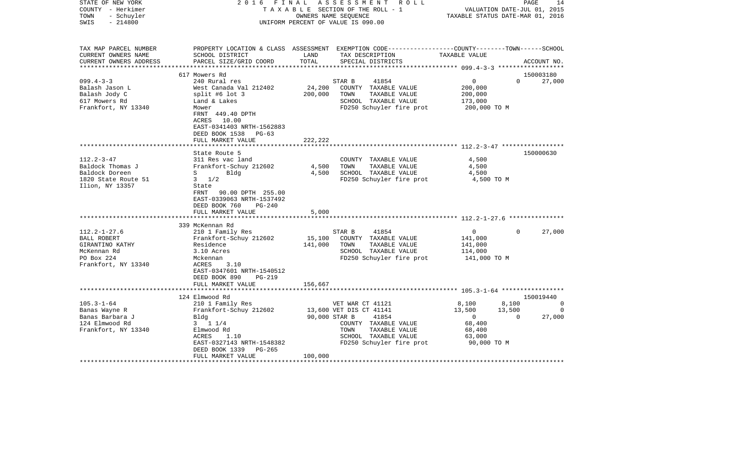STATE OF NEW YORK
COUNTY - Herkimer
TOWN - Schuyler
SWIS - 214800

2016 FINAL ASSESSMENT ROLL
TAXABLE SECTION OF THE ROLL - 1
OWNERS NAME SEQUENCE
UNIFORM PERCENT OF VALUE IS 090.00

VALUATION DATE-JUL 01, 2015
TAXABLE STATUS DATE-MAR 01, 2016

| TAX MAP PARCEL NUMBER<br>CURRENT OWNERS NAME<br>CURRENT OWNERS ADDRESS | PROPERTY LOCATION & CLASS<br>SCHOOL DISTRICT<br>PARCEL SIZE/GRID COORD | ASSESSMENT<br>LAND<br>TOTAL | EXEMPTION CODE<br>TAX DESCRIPTION<br>SPECIAL DISTRICTS | COUNTY | TOWN | SCHOOL<br>TAXABLE VALUE<br>ACCOUNT NO. |
|---|---|---|---|---|---|---|
| **099.4-3-3** | 617 Mowers Rd | | | | | 150003180 |
| 099.4-3-3 | 240 Rural res | | STAR B 41854 | 0 | 0 | 27,000 |
| Balash Jason L | West Canada Val 212402 | 24,200 | COUNTY TAXABLE VALUE | 200,000 | | |
| Balash Jody C | split #6 lot 3 | 200,000 | TOWN TAXABLE VALUE | | 200,000 | |
| 617 Mowers Rd | Land & Lakes | | SCHOOL TAXABLE VALUE | | | 173,000 |
| Frankfort, NY 13340 | Mower | | FD250 Schuyler fire prot | 200,000 TO M | | |
| | FRNT 449.40 DPTH | | | | | |
| | ACRES 10.00 | | | | | |
| | EAST-0341403 NRTH-1562883 | | | | | |
| | DEED BOOK 1538 PG-63 | | | | | |
| | FULL MARKET VALUE | 222,222 | | | | |
| **112.2-3-47** | State Route 5 | | | | | 150000630 |
| 112.2-3-47 | 311 Res vac land | | COUNTY TAXABLE VALUE | 4,500 | | |
| Baldock Thomas J | Frankfort-Schuy 212602 | 4,500 | TOWN TAXABLE VALUE | | 4,500 | |
| Baldock Doreen | S Bldg | 4,500 | SCHOOL TAXABLE VALUE | | | 4,500 |
| 1820 State Route 51 | 3 1/2 | | FD250 Schuyler fire prot | 4,500 TO M | | |
| Ilion, NY 13357 | State | | | | | |
| | FRNT 90.00 DPTH 255.00 | | | | | |
| | EAST-0339063 NRTH-1537492 | | | | | |
| | DEED BOOK 760 PG-240 | | | | | |
| | FULL MARKET VALUE | 5,000 | | | | |
| **112.2-1-27.6** | 339 McKennan Rd | | | | | |
| 112.2-1-27.6 | 210 1 Family Res | | STAR B 41854 | 0 | 0 | 27,000 |
| BALL ROBERT | Frankfort-Schuy 212602 | 15,100 | COUNTY TAXABLE VALUE | 141,000 | | |
| GIRANTINO KATHY | Residence | 141,000 | TOWN TAXABLE VALUE | | 141,000 | |
| McKennan Rd | 3.10 Acres | | SCHOOL TAXABLE VALUE | | | 114,000 |
| PO Box 224 | Mckennan | | FD250 Schuyler fire prot | 141,000 TO M | | |
| Frankfort, NY 13340 | ACRES 3.10 | | | | | |
| | EAST-0347601 NRTH-1540512 | | | | | |
| | DEED BOOK 890 PG-219 | | | | | |
| | FULL MARKET VALUE | 156,667 | | | | |
| **105.3-1-64** | 124 Elmwood Rd | | | | | 150019440 |
| 105.3-1-64 | 210 1 Family Res | | VET WAR CT 41121 | 8,100 | 8,100 | 0 |
| Banas Wayne R | Frankfort-Schuy 212602 | 13,600 | VET DIS CT 41141 | 13,500 | 13,500 | 0 |
| Banas Barbara J | Bldg | 90,000 | STAR B 41854 | 0 | 0 | 27,000 |
| 124 Elmwood Rd | 3 1 1/4 | | COUNTY TAXABLE VALUE | 68,400 | | |
| Frankfort, NY 13340 | Elmwood Rd | | TOWN TAXABLE VALUE | | 68,400 | |
| | ACRES 1.10 | | SCHOOL TAXABLE VALUE | | | 63,000 |
| | EAST-0327143 NRTH-1548382 | | FD250 Schuyler fire prot | 90,000 TO M | | |
| | DEED BOOK 1339 PG-265 | | | | | |
| | FULL MARKET VALUE | 100,000 | | | | |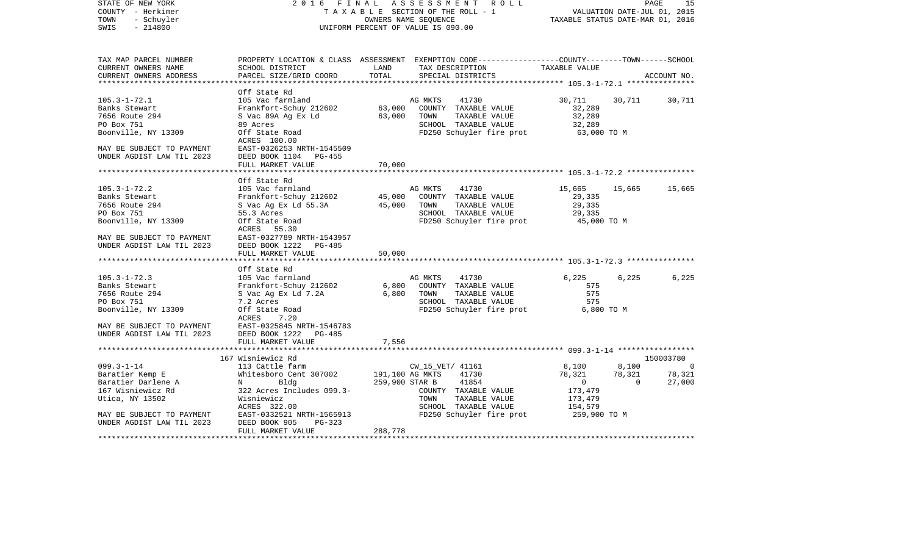STATE OF NEW YORK — 2016 FINAL ASSESSMENT ROLL
COUNTY - Herkimer — TAXABLE SECTION OF THE ROLL - 1 — VALUATION DATE-JUL 01, 2015
TOWN - Schuyler — OWNERS NAME SEQUENCE — TAXABLE STATUS DATE-MAR 01, 2016
SWIS - 214800 — UNIFORM PERCENT OF VALUE IS 090.00

| TAX MAP PARCEL NUMBER / CURRENT OWNERS NAME / CURRENT OWNERS ADDRESS | PROPERTY LOCATION & CLASS / SCHOOL DISTRICT / PARCEL SIZE/GRID COORD | ASSESSMENT LAND / TOTAL | EXEMPTION CODE / TAX DESCRIPTION / SPECIAL DISTRICTS | COUNTY TAXABLE VALUE | TOWN | SCHOOL / ACCOUNT NO. |
|---|---|---|---|---|---|---|
| **105.3-1-72.1** | Off State Rd | | | | | |
| 105.3-1-72.1 | 105 Vac farmland | | AG MKTS 41730 | 30,711 | 30,711 | 30,711 |
| Banks Stewart | Frankfort-Schuy 212602 | 63,000 | COUNTY TAXABLE VALUE | 32,289 | | |
| 7656 Route 294 | S Vac 89A Ag Ex Ld | 63,000 | TOWN TAXABLE VALUE | 32,289 | | |
| PO Box 751 | 89 Acres | | SCHOOL TAXABLE VALUE | 32,289 | | |
| Boonville, NY 13309 | Off State Road | | FD250 Schuyler fire prot | 63,000 TO M | | |
| | ACRES 100.00 | | | | | |
| MAY BE SUBJECT TO PAYMENT | EAST-0326253 NRTH-1545509 | | | | | |
| UNDER AGDIST LAW TIL 2023 | DEED BOOK 1104 PG-455 | | | | | |
| | FULL MARKET VALUE | 70,000 | | | | |
| **105.3-1-72.2** | Off State Rd | | | | | |
| 105.3-1-72.2 | 105 Vac farmland | | AG MKTS 41730 | 15,665 | 15,665 | 15,665 |
| Banks Stewart | Frankfort-Schuy 212602 | 45,000 | COUNTY TAXABLE VALUE | 29,335 | | |
| 7656 Route 294 | S Vac Ag Ex Ld 55.3A | 45,000 | TOWN TAXABLE VALUE | 29,335 | | |
| PO Box 751 | 55.3 Acres | | SCHOOL TAXABLE VALUE | 29,335 | | |
| Boonville, NY 13309 | Off State Road | | FD250 Schuyler fire prot | 45,000 TO M | | |
| | ACRES 55.30 | | | | | |
| MAY BE SUBJECT TO PAYMENT | EAST-0327789 NRTH-1543957 | | | | | |
| UNDER AGDIST LAW TIL 2023 | DEED BOOK 1222 PG-485 | | | | | |
| | FULL MARKET VALUE | 50,000 | | | | |
| **105.3-1-72.3** | Off State Rd | | | | | |
| 105.3-1-72.3 | 105 Vac farmland | | AG MKTS 41730 | 6,225 | 6,225 | 6,225 |
| Banks Stewart | Frankfort-Schuy 212602 | 6,800 | COUNTY TAXABLE VALUE | 575 | | |
| 7656 Route 294 | S Vac Ag Ex Ld 7.2A | 6,800 | TOWN TAXABLE VALUE | 575 | | |
| PO Box 751 | 7.2 Acres | | SCHOOL TAXABLE VALUE | 575 | | |
| Boonville, NY 13309 | Off State Road | | FD250 Schuyler fire prot | 6,800 TO M | | |
| | ACRES 7.20 | | | | | |
| MAY BE SUBJECT TO PAYMENT | EAST-0325845 NRTH-1546783 | | | | | |
| UNDER AGDIST LAW TIL 2023 | DEED BOOK 1222 PG-485 | | | | | |
| | FULL MARKET VALUE | 7,556 | | | | |
| **099.3-1-14** | 167 Wisniewicz Rd | | | | | 150003780 |
| 099.3-1-14 | 113 Cattle farm | | CW_15_VET/ 41161 | 8,100 | 8,100 | 0 |
| Baratier Kemp E | Whitesboro Cent 307002 | 191,100 | AG MKTS 41730 | 78,321 | 78,321 | 78,321 |
| Baratier Darlene A | N Bldg | 259,900 | STAR B 41854 | 0 | 0 | 27,000 |
| 167 Wisniewicz Rd | 322 Acres Includes 099.3- | | COUNTY TAXABLE VALUE | 173,479 | | |
| Utica, NY 13502 | Wisniewicz | | TOWN TAXABLE VALUE | 173,479 | | |
| | ACRES 322.00 | | SCHOOL TAXABLE VALUE | 154,579 | | |
| MAY BE SUBJECT TO PAYMENT | EAST-0332521 NRTH-1565913 | | FD250 Schuyler fire prot | 259,900 TO M | | |
| UNDER AGDIST LAW TIL 2023 | DEED BOOK 905 PG-323 | | | | | |
| | FULL MARKET VALUE | 288,778 | | | | |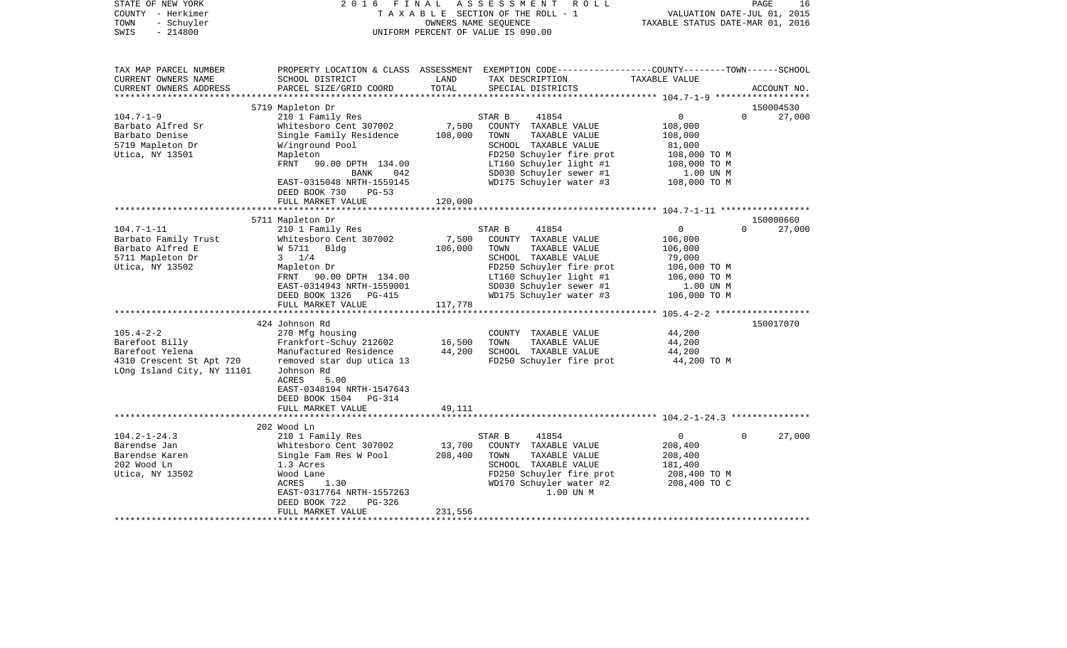STATE OF NEW YORK — 2016 FINAL ASSESSMENT ROLL
COUNTY - Herkimer — TAXABLE SECTION OF THE ROLL - 1 — VALUATION DATE-JUL 01, 2015
TOWN - Schuyler — OWNERS NAME SEQUENCE — TAXABLE STATUS DATE-MAR 01, 2016
SWIS - 214800 — UNIFORM PERCENT OF VALUE IS 090.00

| TAX MAP PARCEL NUMBER / CURRENT OWNERS NAME / CURRENT OWNERS ADDRESS | PROPERTY LOCATION & CLASS / SCHOOL DISTRICT / PARCEL SIZE/GRID COORD | ASSESSMENT LAND / TOTAL | EXEMPTION CODE / TAX DESCRIPTION / SPECIAL DISTRICTS | COUNTY / TOWN / SCHOOL TAXABLE VALUE | ACCOUNT NO. |
|---|---|---|---|---|---|
| **104.7-1-9** | 5719 Mapleton Dr | | | | 150004530 |
| 104.7-1-9 | 210 1 Family Res | | STAR B 41854 | 0 0 | 27,000 |
| Barbato Alfred Sr | Whitesboro Cent 307002 | 7,500 | COUNTY TAXABLE VALUE | 108,000 | |
| Barbato Denise | Single Family Residence | 108,000 | TOWN TAXABLE VALUE | 108,000 | |
| 5719 Mapleton Dr | W/inground Pool | | SCHOOL TAXABLE VALUE | 81,000 | |
| Utica, NY 13501 | Mapleton | | FD250 Schuyler fire prot | 108,000 TO M | |
| | FRNT 90.00 DPTH 134.00 | | LT160 Schuyler light #1 | 108,000 TO M | |
| | BANK 042 | | SD030 Schuyler sewer #1 | 1.00 UN M | |
| | EAST-0315048 NRTH-1559145 | | WD175 Schuyler water #3 | 108,000 TO M | |
| | DEED BOOK 730 PG-53 | | | | |
| | FULL MARKET VALUE | 120,000 | | | |
| **104.7-1-11** | 5711 Mapleton Dr | | | | 150000660 |
| 104.7-1-11 | 210 1 Family Res | | STAR B 41854 | 0 0 | 27,000 |
| Barbato Family Trust | Whitesboro Cent 307002 | 7,500 | COUNTY TAXABLE VALUE | 106,000 | |
| Barbato Alfred E | W 5711 Bldg | 106,000 | TOWN TAXABLE VALUE | 106,000 | |
| 5711 Mapleton Dr | 3 1/4 | | SCHOOL TAXABLE VALUE | 79,000 | |
| Utica, NY 13502 | Mapleton Dr | | FD250 Schuyler fire prot | 106,000 TO M | |
| | FRNT 90.00 DPTH 134.00 | | LT160 Schuyler light #1 | 106,000 TO M | |
| | EAST-0314943 NRTH-1559001 | | SD030 Schuyler sewer #1 | 1.00 UN M | |
| | DEED BOOK 1326 PG-415 | | WD175 Schuyler water #3 | 106,000 TO M | |
| | FULL MARKET VALUE | 117,778 | | | |
| **105.4-2-2** | 424 Johnson Rd | | | | 150017070 |
| 105.4-2-2 | 270 Mfg housing | | COUNTY TAXABLE VALUE | 44,200 | |
| Barefoot Billy | Frankfort-Schuy 212602 | 16,500 | TOWN TAXABLE VALUE | 44,200 | |
| Barefoot Yelena | Manufactured Residence | 44,200 | SCHOOL TAXABLE VALUE | 44,200 | |
| 4310 Crescent St Apt 720 | removed star dup utica 13 | | FD250 Schuyler fire prot | 44,200 TO M | |
| LOng Island City, NY 11101 | Johnson Rd | | | | |
| | ACRES 5.00 | | | | |
| | EAST-0348194 NRTH-1547643 | | | | |
| | DEED BOOK 1504 PG-314 | | | | |
| | FULL MARKET VALUE | 49,111 | | | |
| **104.2-1-24.3** | 202 Wood Ln | | | | |
| 104.2-1-24.3 | 210 1 Family Res | | STAR B 41854 | 0 0 | 27,000 |
| Barendse Jan | Whitesboro Cent 307002 | 13,700 | COUNTY TAXABLE VALUE | 208,400 | |
| Barendse Karen | Single Fam Res W Pool | 208,400 | TOWN TAXABLE VALUE | 208,400 | |
| 202 Wood Ln | 1.3 Acres | | SCHOOL TAXABLE VALUE | 181,400 | |
| Utica, NY 13502 | Wood Lane | | FD250 Schuyler fire prot | 208,400 TO M | |
| | ACRES 1.30 | | WD170 Schuyler water #2 | 208,400 TO C | |
| | EAST-0317764 NRTH-1557263 | | 1.00 UN M | | |
| | DEED BOOK 722 PG-326 | | | | |
| | FULL MARKET VALUE | 231,556 | | | |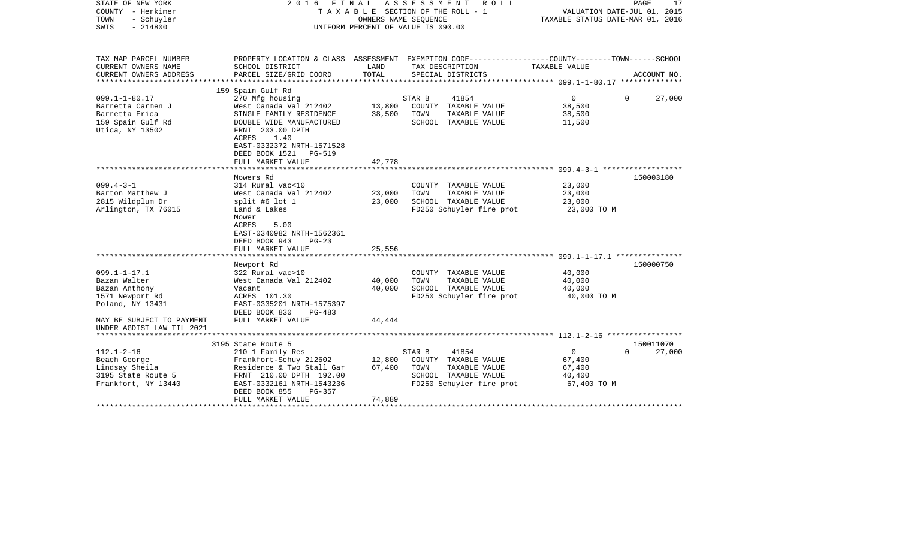STATE OF NEW YORK  
COUNTY - Herkimer  
TOWN - Schuyler  
SWIS - 214800

2 0 1 6 F I N A L A S S E S S M E N T R O L L  
T A X A B L E SECTION OF THE ROLL - 1  
OWNERS NAME SEQUENCE  
UNIFORM PERCENT OF VALUE IS 090.00

VALUATION DATE-JUL 01, 2015  
TAXABLE STATUS DATE-MAR 01, 2016

| TAX MAP PARCEL NUMBER / CURRENT OWNERS NAME / CURRENT OWNERS ADDRESS | PROPERTY LOCATION & CLASS / SCHOOL DISTRICT / PARCEL SIZE/GRID COORD | ASSESSMENT LAND / TOTAL | EXEMPTION CODE / TAX DESCRIPTION / SPECIAL DISTRICTS | COUNTY / TOWN / SCHOOL TAXABLE VALUE | ACCOUNT NO. |
|---|---|---|---|---|---|
| | 159 Spain Gulf Rd | | | | |
| 099.1-1-80.17 | 270 Mfg housing | | STAR B 41854 | 0 0 27,000 | |
| Barretta Carmen J | West Canada Val 212402 | 13,800 | COUNTY TAXABLE VALUE | 38,500 | |
| Barretta Erica | SINGLE FAMILY RESIDENCE | 38,500 | TOWN TAXABLE VALUE | 38,500 | |
| 159 Spain Gulf Rd | DOUBLE WIDE MANUFACTURED | | SCHOOL TAXABLE VALUE | 11,500 | |
| Utica, NY 13502 | FRNT 203.00 DPTH | | | | |
| | ACRES 1.40 | | | | |
| | EAST-0332372 NRTH-1571528 | | | | |
| | DEED BOOK 1521 PG-519 | | | | |
| | FULL MARKET VALUE | 42,778 | | | |
| | Mowers Rd | | | | 150003180 |
| 099.4-3-1 | 314 Rural vac<10 | | COUNTY TAXABLE VALUE | 23,000 | |
| Barton Matthew J | West Canada Val 212402 | 23,000 | TOWN TAXABLE VALUE | 23,000 | |
| 2815 Wildplum Dr | split #6 lot 1 | 23,000 | SCHOOL TAXABLE VALUE | 23,000 | |
| Arlington, TX 76015 | Land & Lakes | | FD250 Schuyler fire prot | 23,000 TO M | |
| | Mower | | | | |
| | ACRES 5.00 | | | | |
| | EAST-0340982 NRTH-1562361 | | | | |
| | DEED BOOK 943 PG-23 | | | | |
| | FULL MARKET VALUE | 25,556 | | | |
| | Newport Rd | | | | 150000750 |
| 099.1-1-17.1 | 322 Rural vac>10 | | COUNTY TAXABLE VALUE | 40,000 | |
| Bazan Walter | West Canada Val 212402 | 40,000 | TOWN TAXABLE VALUE | 40,000 | |
| Bazan Anthony | Vacant | 40,000 | SCHOOL TAXABLE VALUE | 40,000 | |
| 1571 Newport Rd | ACRES 101.30 | | FD250 Schuyler fire prot | 40,000 TO M | |
| Poland, NY 13431 | EAST-0335201 NRTH-1575397 | | | | |
| | DEED BOOK 830 PG-483 | | | | |
| MAY BE SUBJECT TO PAYMENT | FULL MARKET VALUE | 44,444 | | | |
| UNDER AGDIST LAW TIL 2021 | | | | | |
| | 3195 State Route 5 | | | | 150011070 |
| 112.1-2-16 | 210 1 Family Res | | STAR B 41854 | 0 0 27,000 | |
| Beach George | Frankfort-Schuy 212602 | 12,800 | COUNTY TAXABLE VALUE | 67,400 | |
| Lindsay Sheila | Residence & Two Stall Gar | 67,400 | TOWN TAXABLE VALUE | 67,400 | |
| 3195 State Route 5 | FRNT 210.00 DPTH 192.00 | | SCHOOL TAXABLE VALUE | 40,400 | |
| Frankfort, NY 13440 | EAST-0332161 NRTH-1543236 | | FD250 Schuyler fire prot | 67,400 TO M | |
| | DEED BOOK 855 PG-357 | | | | |
| | FULL MARKET VALUE | 74,889 | | | |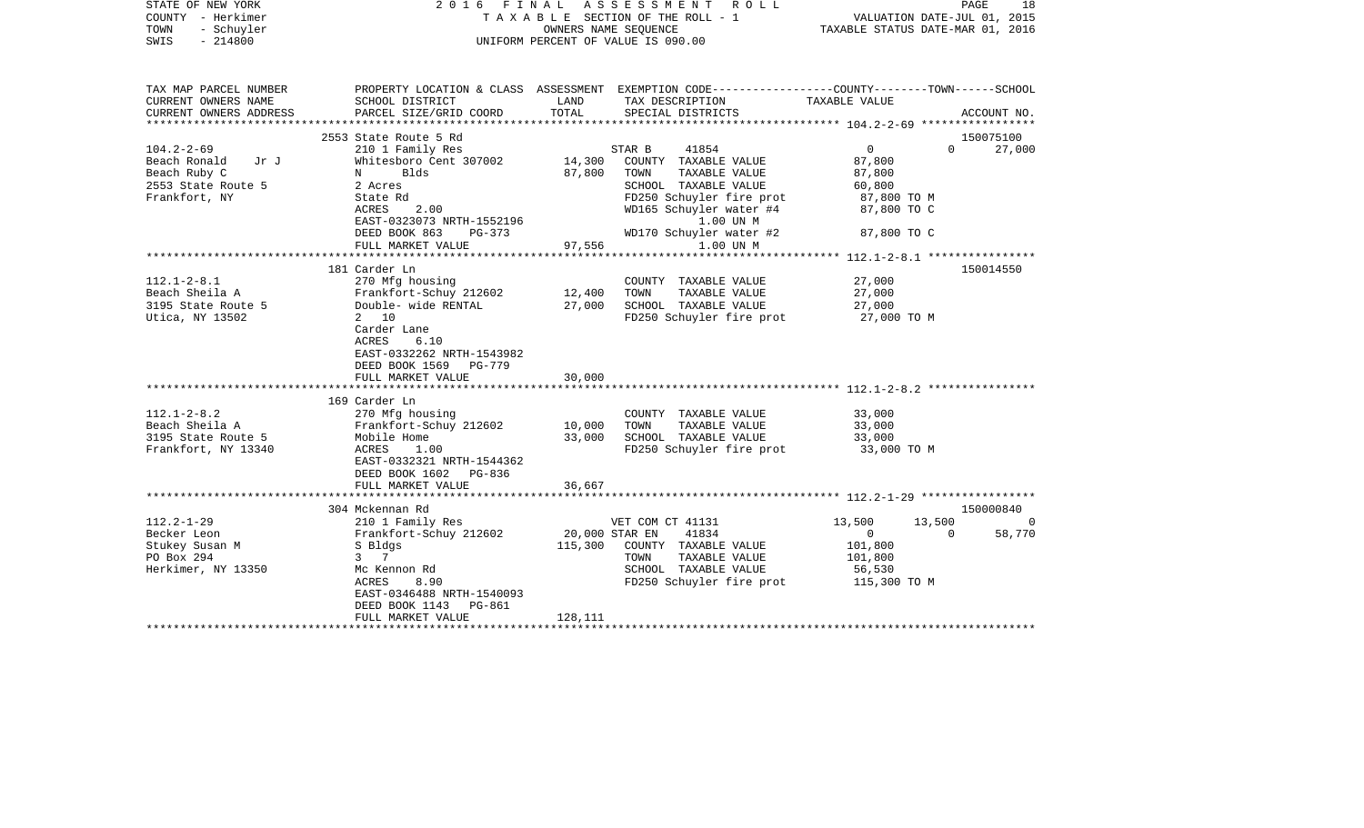STATE OF NEW YORK　　　　2 0 1 6　F I N A L　A S S E S S M E N T　R O L L
COUNTY - Herkimer　　　　T A X A B L E　SECTION OF THE ROLL - 1　　　　VALUATION DATE-JUL 01, 2015
TOWN - Schuyler　　　　OWNERS NAME SEQUENCE　　　　TAXABLE STATUS DATE-MAR 01, 2016
SWIS - 214800　　　　UNIFORM PERCENT OF VALUE IS 090.00

| TAX MAP PARCEL NUMBER / CURRENT OWNERS NAME / CURRENT OWNERS ADDRESS | PROPERTY LOCATION & CLASS / SCHOOL DISTRICT / PARCEL SIZE/GRID COORD | ASSESSMENT LAND / TOTAL | EXEMPTION CODE / TAX DESCRIPTION / SPECIAL DISTRICTS | COUNTY | TOWN | SCHOOL / ACCOUNT NO. |
|---|---|---|---|---|---|---|
| 104.2-2-69 | 2553 State Route 5 Rd | | | | | 150075100 |
| Beach Ronald Jr J | 210 1 Family Res | | STAR B 41854 | 0 | 0 | 27,000 |
| Beach Ruby C | Whitesboro Cent 307002 | 14,300 | COUNTY TAXABLE VALUE | 87,800 | | |
| 2553 State Route 5 | N Blds | 87,800 | TOWN TAXABLE VALUE | 87,800 | | |
| Frankfort, NY | 2 Acres | | SCHOOL TAXABLE VALUE | 60,800 | | |
| | State Rd | | FD250 Schuyler fire prot | 87,800 TO M | | |
| | ACRES 2.00 | | WD165 Schuyler water #4 | 87,800 TO C | | |
| | EAST-0323073 NRTH-1552196 | | 1.00 UN M | | | |
| | DEED BOOK 863 PG-373 | | WD170 Schuyler water #2 | 87,800 TO C | | |
| | FULL MARKET VALUE | 97,556 | 1.00 UN M | | | |
| 112.1-2-8.1 | 181 Carder Ln | | | | | 150014550 |
| Beach Sheila A | 270 Mfg housing | | COUNTY TAXABLE VALUE | 27,000 | | |
| 3195 State Route 5 | Frankfort-Schuy 212602 | 12,400 | TOWN TAXABLE VALUE | 27,000 | | |
| Utica, NY 13502 | Double- wide RENTAL | 27,000 | SCHOOL TAXABLE VALUE | 27,000 | | |
| | 2 10 | | FD250 Schuyler fire prot | 27,000 TO M | | |
| | Carder Lane | | | | | |
| | ACRES 6.10 | | | | | |
| | EAST-0332262 NRTH-1543982 | | | | | |
| | DEED BOOK 1569 PG-779 | | | | | |
| | FULL MARKET VALUE | 30,000 | | | | |
| 112.1-2-8.2 | 169 Carder Ln | | | | | |
| Beach Sheila A | 270 Mfg housing | | COUNTY TAXABLE VALUE | 33,000 | | |
| 3195 State Route 5 | Frankfort-Schuy 212602 | 10,000 | TOWN TAXABLE VALUE | 33,000 | | |
| Frankfort, NY 13340 | Mobile Home | 33,000 | SCHOOL TAXABLE VALUE | 33,000 | | |
| | ACRES 1.00 | | FD250 Schuyler fire prot | 33,000 TO M | | |
| | EAST-0332321 NRTH-1544362 | | | | | |
| | DEED BOOK 1602 PG-836 | | | | | |
| | FULL MARKET VALUE | 36,667 | | | | |
| 112.2-1-29 | 304 Mckennan Rd | | | | | 150000840 |
| Becker Leon | 210 1 Family Res | | VET COM CT 41131 | 13,500 | 13,500 | 0 |
| Stukey Susan M | Frankfort-Schuy 212602 | 20,000 | STAR EN 41834 | 0 | 0 | 58,770 |
| PO Box 294 | S Bldgs | 115,300 | COUNTY TAXABLE VALUE | 101,800 | | |
| Herkimer, NY 13350 | 3 7 | | TOWN TAXABLE VALUE | 101,800 | | |
| | Mc Kennon Rd | | SCHOOL TAXABLE VALUE | 56,530 | | |
| | ACRES 8.90 | | FD250 Schuyler fire prot | 115,300 TO M | | |
| | EAST-0346488 NRTH-1540093 | | | | | |
| | DEED BOOK 1143 PG-861 | | | | | |
| | FULL MARKET VALUE | 128,111 | | | | |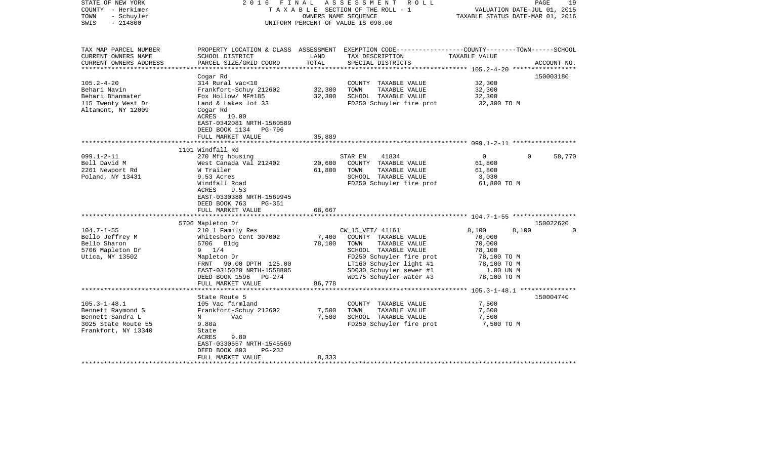STATE OF NEW YORK — 2016 FINAL ASSESSMENT ROLL
COUNTY - Herkimer — TAXABLE SECTION OF THE ROLL - 1 — VALUATION DATE-JUL 01, 2015
TOWN - Schuyler — OWNERS NAME SEQUENCE — TAXABLE STATUS DATE-MAR 01, 2016
SWIS - 214800 — UNIFORM PERCENT OF VALUE IS 090.00

| TAX MAP PARCEL NUMBER / CURRENT OWNERS NAME / CURRENT OWNERS ADDRESS | PROPERTY LOCATION & CLASS / SCHOOL DISTRICT / PARCEL SIZE/GRID COORD | ASSESSMENT LAND / TOTAL | EXEMPTION CODE / TAX DESCRIPTION / SPECIAL DISTRICTS | COUNTY | TOWN | SCHOOL | ACCOUNT NO. |
|---|---|---|---|---|---|---|---|
| **105.2-4-20** | Cogar Rd | | | | | | 150003180 |
| 105.2-4-20 | 314 Rural vac<10 | | COUNTY TAXABLE VALUE | 32,300 | | | |
| Behari Navin | Frankfort-Schuy 212602 | 32,300 | TOWN TAXABLE VALUE | | 32,300 | | |
| Behari Bhanmater | Fox Hollow/ MF#185 | 32,300 | SCHOOL TAXABLE VALUE | | | 32,300 | |
| 115 Twenty West Dr | Land & Lakes lot 33 | | FD250 Schuyler fire prot | 32,300 TO M | | | |
| Altamont, NY 12009 | Cogar Rd | | | | | | |
| | ACRES 10.00 | | | | | | |
| | EAST-0342081 NRTH-1560589 | | | | | | |
| | DEED BOOK 1134 PG-796 | | | | | | |
| | FULL MARKET VALUE | 35,889 | | | | | |
| **099.1-2-11** | 1101 Windfall Rd | | | | | | |
| 099.1-2-11 | 270 Mfg housing | | STAR EN 41834 | 0 | 0 | 58,770 | |
| Bell David M | West Canada Val 212402 | 20,600 | COUNTY TAXABLE VALUE | 61,800 | | | |
| 2261 Newport Rd | W Trailer | 61,800 | TOWN TAXABLE VALUE | | 61,800 | | |
| Poland, NY 13431 | 9.53 Acres | | SCHOOL TAXABLE VALUE | | | 3,030 | |
| | Windfall Road | | FD250 Schuyler fire prot | 61,800 TO M | | | |
| | ACRES 9.53 | | | | | | |
| | EAST-0330388 NRTH-1569945 | | | | | | |
| | DEED BOOK 763 PG-351 | | | | | | |
| | FULL MARKET VALUE | 68,667 | | | | | |
| **104.7-1-55** | 5706 Mapleton Dr | | | | | | 150022620 |
| 104.7-1-55 | 210 1 Family Res | | CW_15_VET/ 41161 | 8,100 | 8,100 | 0 | |
| Bello Jeffrey M | Whitesboro Cent 307002 | 7,400 | COUNTY TAXABLE VALUE | 70,000 | | | |
| Bello Sharon | 5706 Bldg | 78,100 | TOWN TAXABLE VALUE | | 70,000 | | |
| 5706 Mapleton Dr | 9 1/4 | | SCHOOL TAXABLE VALUE | | | 78,100 | |
| Utica, NY 13502 | Mapleton Dr | | FD250 Schuyler fire prot | 78,100 TO M | | | |
| | FRNT 90.00 DPTH 125.00 | | LT160 Schuyler light #1 | 78,100 TO M | | | |
| | EAST-0315020 NRTH-1558805 | | SD030 Schuyler sewer #1 | 1.00 UN M | | | |
| | DEED BOOK 1596 PG-274 | | WD175 Schuyler water #3 | 78,100 TO M | | | |
| | FULL MARKET VALUE | 86,778 | | | | | |
| **105.3-1-48.1** | State Route 5 | | | | | | 150004740 |
| 105.3-1-48.1 | 105 Vac farmland | | COUNTY TAXABLE VALUE | 7,500 | | | |
| Bennett Raymond S | Frankfort-Schuy 212602 | 7,500 | TOWN TAXABLE VALUE | | 7,500 | | |
| Bennett Sandra L | N Vac | 7,500 | SCHOOL TAXABLE VALUE | | | 7,500 | |
| 3025 State Route 55 | 9.80a | | FD250 Schuyler fire prot | 7,500 TO M | | | |
| Frankfort, NY 13340 | State | | | | | | |
| | ACRES 9.80 | | | | | | |
| | EAST-0330557 NRTH-1545569 | | | | | | |
| | DEED BOOK 803 PG-232 | | | | | | |
| | FULL MARKET VALUE | 8,333 | | | | | |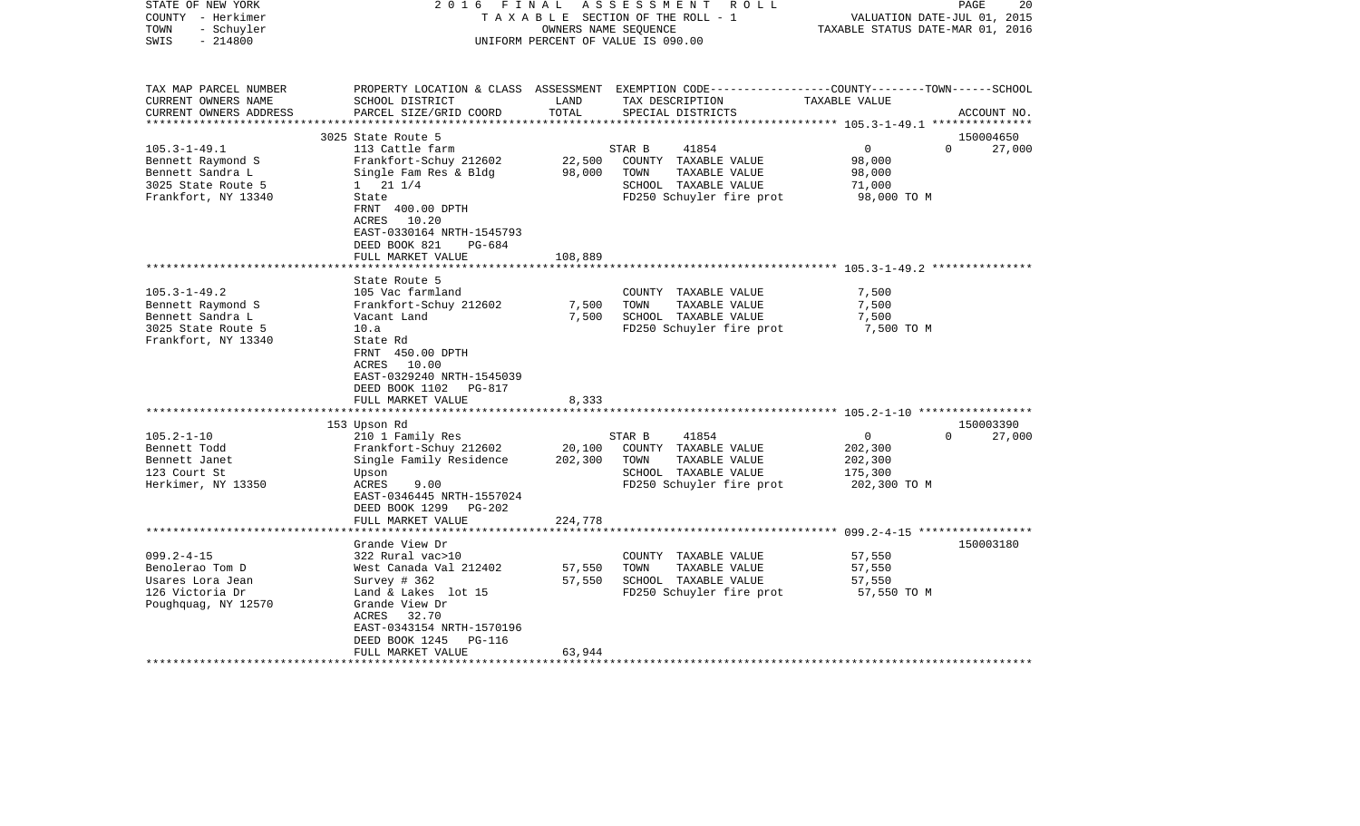STATE OF NEW YORK
COUNTY - Herkimer
TOWN - Schuyler
SWIS - 214800

2016 FINAL ASSESSMENT ROLL
TAXABLE SECTION OF THE ROLL - 1
OWNERS NAME SEQUENCE
UNIFORM PERCENT OF VALUE IS 090.00

VALUATION DATE-JUL 01, 2015
TAXABLE STATUS DATE-MAR 01, 2016

| TAX MAP PARCEL NUMBER / CURRENT OWNERS NAME / CURRENT OWNERS ADDRESS | PROPERTY LOCATION & CLASS / SCHOOL DISTRICT / PARCEL SIZE/GRID COORD | ASSESSMENT LAND | TOTAL | EXEMPTION CODE / TAX DESCRIPTION / SPECIAL DISTRICTS | COUNTY | TOWN | SCHOOL / TAXABLE VALUE | ACCOUNT NO. |
|---|---|---|---|---|---|---|---|---|
| **105.3-1-49.1** | 3025 State Route 5 | | | | | | | 150004650 |
| | 113 Cattle farm | | | STAR B 41854 | 0 | 0 | 27,000 | |
| Bennett Raymond S | Frankfort-Schuy 212602 | 22,500 | | COUNTY TAXABLE VALUE | 98,000 | | | |
| Bennett Sandra L | Single Fam Res & Bldg | | 98,000 | TOWN TAXABLE VALUE | | 98,000 | | |
| 3025 State Route 5 | 1 21 1/4 | | | SCHOOL TAXABLE VALUE | | | 71,000 | |
| Frankfort, NY 13340 | State | | | FD250 Schuyler fire prot | 98,000 TO M | | | |
| | FRNT 400.00 DPTH | | | | | | | |
| | ACRES 10.20 | | | | | | | |
| | EAST-0330164 NRTH-1545793 | | | | | | | |
| | DEED BOOK 821 PG-684 | | | | | | | |
| | FULL MARKET VALUE | | 108,889 | | | | | |
| **105.3-1-49.2** | State Route 5 | | | | | | | |
| | 105 Vac farmland | | | COUNTY TAXABLE VALUE | 7,500 | | | |
| Bennett Raymond S | Frankfort-Schuy 212602 | 7,500 | | TOWN TAXABLE VALUE | | 7,500 | | |
| Bennett Sandra L | Vacant Land | | 7,500 | SCHOOL TAXABLE VALUE | | | 7,500 | |
| 3025 State Route 5 | 10.a | | | FD250 Schuyler fire prot | 7,500 TO M | | | |
| Frankfort, NY 13340 | State Rd | | | | | | | |
| | FRNT 450.00 DPTH | | | | | | | |
| | ACRES 10.00 | | | | | | | |
| | EAST-0329240 NRTH-1545039 | | | | | | | |
| | DEED BOOK 1102 PG-817 | | | | | | | |
| | FULL MARKET VALUE | | 8,333 | | | | | |
| **105.2-1-10** | 153 Upson Rd | | | | | | | 150003390 |
| | 210 1 Family Res | | | STAR B 41854 | 0 | 0 | 27,000 | |
| Bennett Todd | Frankfort-Schuy 212602 | 20,100 | | COUNTY TAXABLE VALUE | 202,300 | | | |
| Bennett Janet | Single Family Residence | | 202,300 | TOWN TAXABLE VALUE | | 202,300 | | |
| 123 Court St | Upson | | | SCHOOL TAXABLE VALUE | | | 175,300 | |
| Herkimer, NY 13350 | ACRES 9.00 | | | FD250 Schuyler fire prot | 202,300 TO M | | | |
| | EAST-0346445 NRTH-1557024 | | | | | | | |
| | DEED BOOK 1299 PG-202 | | | | | | | |
| | FULL MARKET VALUE | | 224,778 | | | | | |
| **099.2-4-15** | Grande View Dr | | | | | | | 150003180 |
| | 322 Rural vac>10 | | | COUNTY TAXABLE VALUE | 57,550 | | | |
| Benolerao Tom D | West Canada Val 212402 | 57,550 | | TOWN TAXABLE VALUE | | 57,550 | | |
| Usares Lora Jean | Survey # 362 | | 57,550 | SCHOOL TAXABLE VALUE | | | 57,550 | |
| 126 Victoria Dr | Land & Lakes lot 15 | | | FD250 Schuyler fire prot | 57,550 TO M | | | |
| Poughquag, NY 12570 | Grande View Dr | | | | | | | |
| | ACRES 32.70 | | | | | | | |
| | EAST-0343154 NRTH-1570196 | | | | | | | |
| | DEED BOOK 1245 PG-116 | | | | | | | |
| | FULL MARKET VALUE | | 63,944 | | | | | |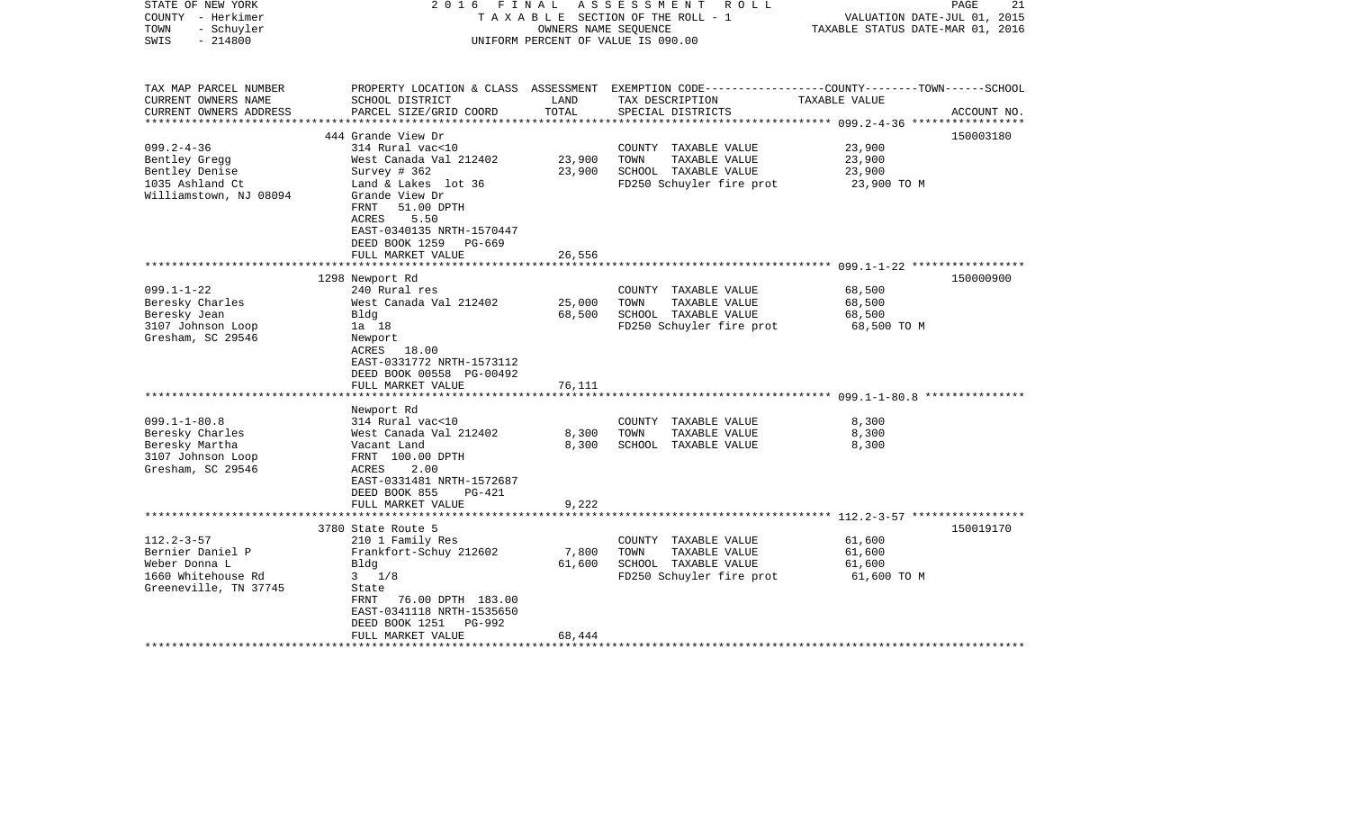STATE OF NEW YORK
COUNTY - Herkimer
TOWN - Schuyler
SWIS - 214800

2016 FINAL ASSESSMENT ROLL
TAXABLE SECTION OF THE ROLL - 1
OWNERS NAME SEQUENCE
UNIFORM PERCENT OF VALUE IS 090.00

VALUATION DATE-JUL 01, 2015
TAXABLE STATUS DATE-MAR 01, 2016

| TAX MAP PARCEL NUMBER / CURRENT OWNERS NAME / CURRENT OWNERS ADDRESS | PROPERTY LOCATION & CLASS / SCHOOL DISTRICT / PARCEL SIZE/GRID COORD | ASSESSMENT LAND / TOTAL | EXEMPTION CODE / TAX DESCRIPTION / SPECIAL DISTRICTS | COUNTY--------TOWN------SCHOOL TAXABLE VALUE | ACCOUNT NO. |
|---|---|---|---|---|---|
| | 444 Grande View Dr | | | | 150003180 |
| 099.2-4-36 | 314 Rural vac<10 | | COUNTY TAXABLE VALUE | 23,900 | |
| Bentley Gregg | West Canada Val 212402 | 23,900 | TOWN TAXABLE VALUE | 23,900 | |
| Bentley Denise | Survey # 362 | 23,900 | SCHOOL TAXABLE VALUE | 23,900 | |
| 1035 Ashland Ct | Land & Lakes lot 36 | | FD250 Schuyler fire prot | 23,900 TO M | |
| Williamstown, NJ 08094 | Grande View Dr | | | | |
| | FRNT 51.00 DPTH | | | | |
| | ACRES 5.50 | | | | |
| | EAST-0340135 NRTH-1570447 | | | | |
| | DEED BOOK 1259 PG-669 | | | | |
| | FULL MARKET VALUE | 26,556 | | | |
| | 1298 Newport Rd | | | | 150000900 |
| 099.1-1-22 | 240 Rural res | | COUNTY TAXABLE VALUE | 68,500 | |
| Beresky Charles | West Canada Val 212402 | 25,000 | TOWN TAXABLE VALUE | 68,500 | |
| Beresky Jean | Bldg | 68,500 | SCHOOL TAXABLE VALUE | 68,500 | |
| 3107 Johnson Loop | 1a 18 | | FD250 Schuyler fire prot | 68,500 TO M | |
| Gresham, SC 29546 | Newport | | | | |
| | ACRES 18.00 | | | | |
| | EAST-0331772 NRTH-1573112 | | | | |
| | DEED BOOK 00558 PG-00492 | | | | |
| | FULL MARKET VALUE | 76,111 | | | |
| | Newport Rd | | | | |
| 099.1-1-80.8 | 314 Rural vac<10 | | COUNTY TAXABLE VALUE | 8,300 | |
| Beresky Charles | West Canada Val 212402 | 8,300 | TOWN TAXABLE VALUE | 8,300 | |
| Beresky Martha | Vacant Land | 8,300 | SCHOOL TAXABLE VALUE | 8,300 | |
| 3107 Johnson Loop | FRNT 100.00 DPTH | | | | |
| Gresham, SC 29546 | ACRES 2.00 | | | | |
| | EAST-0331481 NRTH-1572687 | | | | |
| | DEED BOOK 855 PG-421 | | | | |
| | FULL MARKET VALUE | 9,222 | | | |
| | 3780 State Route 5 | | | | 150019170 |
| 112.2-3-57 | 210 1 Family Res | | COUNTY TAXABLE VALUE | 61,600 | |
| Bernier Daniel P | Frankfort-Schuy 212602 | 7,800 | TOWN TAXABLE VALUE | 61,600 | |
| Weber Donna L | Bldg | 61,600 | SCHOOL TAXABLE VALUE | 61,600 | |
| 1660 Whitehouse Rd | 3 1/8 | | FD250 Schuyler fire prot | 61,600 TO M | |
| Greeneville, TN 37745 | State | | | | |
| | FRNT 76.00 DPTH 183.00 | | | | |
| | EAST-0341118 NRTH-1535650 | | | | |
| | DEED BOOK 1251 PG-992 | | | | |
| | FULL MARKET VALUE | 68,444 | | | |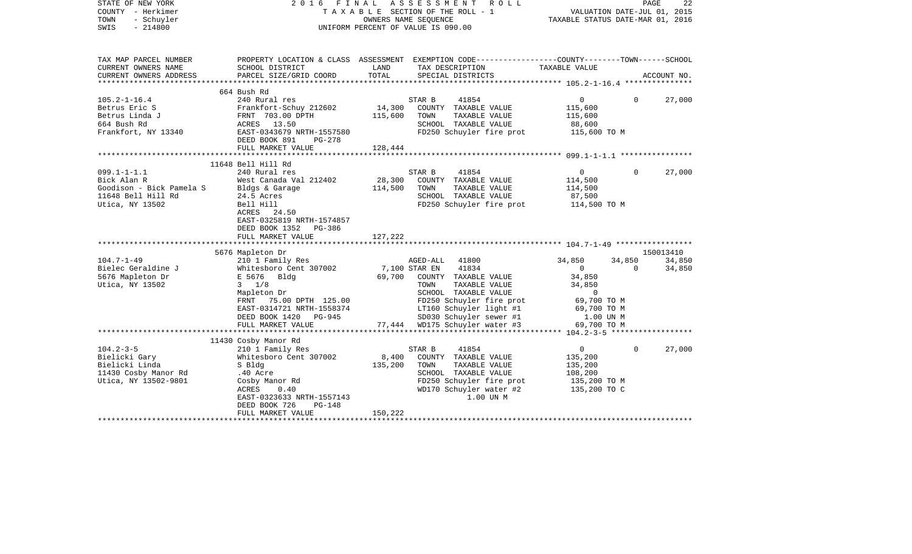STATE OF NEW YORK
COUNTY - Herkimer
TOWN - Schuyler
SWIS - 214800

2016 FINAL ASSESSMENT ROLL
TAXABLE SECTION OF THE ROLL - 1
OWNERS NAME SEQUENCE
UNIFORM PERCENT OF VALUE IS 090.00

VALUATION DATE-JUL 01, 2015
TAXABLE STATUS DATE-MAR 01, 2016

| TAX MAP PARCEL NUMBER / CURRENT OWNERS NAME / CURRENT OWNERS ADDRESS | PROPERTY LOCATION & CLASS / SCHOOL DISTRICT / PARCEL SIZE/GRID COORD | ASSESSMENT LAND | TOTAL | EXEMPTION CODE / TAX DESCRIPTION / SPECIAL DISTRICTS | COUNTY | TOWN | SCHOOL / ACCOUNT NO. |
|---|---|---|---|---|---|---|---|
| **105.2-1-16.4** | 664 Bush Rd | | | | | | |
| 105.2-1-16.4 | 240 Rural res | | | STAR B 41854 | 0 | 0 | 27,000 |
| Betrus Eric S | Frankfort-Schuy 212602 | 14,300 | | COUNTY TAXABLE VALUE | 115,600 | | |
| Betrus Linda J | FRNT 703.00 DPTH | | 115,600 | TOWN TAXABLE VALUE | 115,600 | | |
| 664 Bush Rd | ACRES 13.50 | | | SCHOOL TAXABLE VALUE | 88,600 | | |
| Frankfort, NY 13340 | EAST-0343679 NRTH-1557580 | | | FD250 Schuyler fire prot | 115,600 TO M | | |
| | DEED BOOK 891 PG-278 | | | | | | |
| | FULL MARKET VALUE | | 128,444 | | | | |
| **099.1-1-1.1** | 11648 Bell Hill Rd | | | | | | |
| 099.1-1-1.1 | 240 Rural res | | | STAR B 41854 | 0 | 0 | 27,000 |
| Bick Alan R | West Canada Val 212402 | 28,300 | | COUNTY TAXABLE VALUE | 114,500 | | |
| Goodison - Bick Pamela S | Bldgs & Garage | | 114,500 | TOWN TAXABLE VALUE | 114,500 | | |
| 11648 Bell Hill Rd | 24.5 Acres | | | SCHOOL TAXABLE VALUE | 87,500 | | |
| Utica, NY 13502 | Bell Hill | | | FD250 Schuyler fire prot | 114,500 TO M | | |
| | ACRES 24.50 | | | | | | |
| | EAST-0325819 NRTH-1574857 | | | | | | |
| | DEED BOOK 1352 PG-386 | | | | | | |
| | FULL MARKET VALUE | | 127,222 | | | | |
| **104.7-1-49** | 5676 Mapleton Dr | | | | | | 150013410 |
| 104.7-1-49 | 210 1 Family Res | | | AGED-ALL 41800 | 34,850 | 34,850 | 34,850 |
| Bielec Geraldine J | Whitesboro Cent 307002 | 7,100 | | STAR EN 41834 | 0 | 0 | 34,850 |
| 5676 Mapleton Dr | E 5676 Bldg | | 69,700 | COUNTY TAXABLE VALUE | 34,850 | | |
| Utica, NY 13502 | 3 1/8 | | | TOWN TAXABLE VALUE | 34,850 | | |
| | Mapleton Dr | | | SCHOOL TAXABLE VALUE | 0 | | |
| | FRNT 75.00 DPTH 125.00 | | | FD250 Schuyler fire prot | 69,700 TO M | | |
| | EAST-0314721 NRTH-1558374 | | | LT160 Schuyler light #1 | 69,700 TO M | | |
| | DEED BOOK 1420 PG-945 | | | SD030 Schuyler sewer #1 | 1.00 UN M | | |
| | FULL MARKET VALUE | | 77,444 | WD175 Schuyler water #3 | 69,700 TO M | | |
| **104.2-3-5** | 11430 Cosby Manor Rd | | | | | | |
| 104.2-3-5 | 210 1 Family Res | | | STAR B 41854 | 0 | 0 | 27,000 |
| Bielicki Gary | Whitesboro Cent 307002 | 8,400 | | COUNTY TAXABLE VALUE | 135,200 | | |
| Bielicki Linda | S Bldg | | 135,200 | TOWN TAXABLE VALUE | 135,200 | | |
| 11430 Cosby Manor Rd | .40 Acre | | | SCHOOL TAXABLE VALUE | 108,200 | | |
| Utica, NY 13502-9801 | Cosby Manor Rd | | | FD250 Schuyler fire prot | 135,200 TO M | | |
| | ACRES 0.40 | | | WD170 Schuyler water #2 | 135,200 TO C | | |
| | EAST-0323633 NRTH-1557143 | | | 1.00 UN M | | | |
| | DEED BOOK 726 PG-148 | | | | | | |
| | FULL MARKET VALUE | | 150,222 | | | | |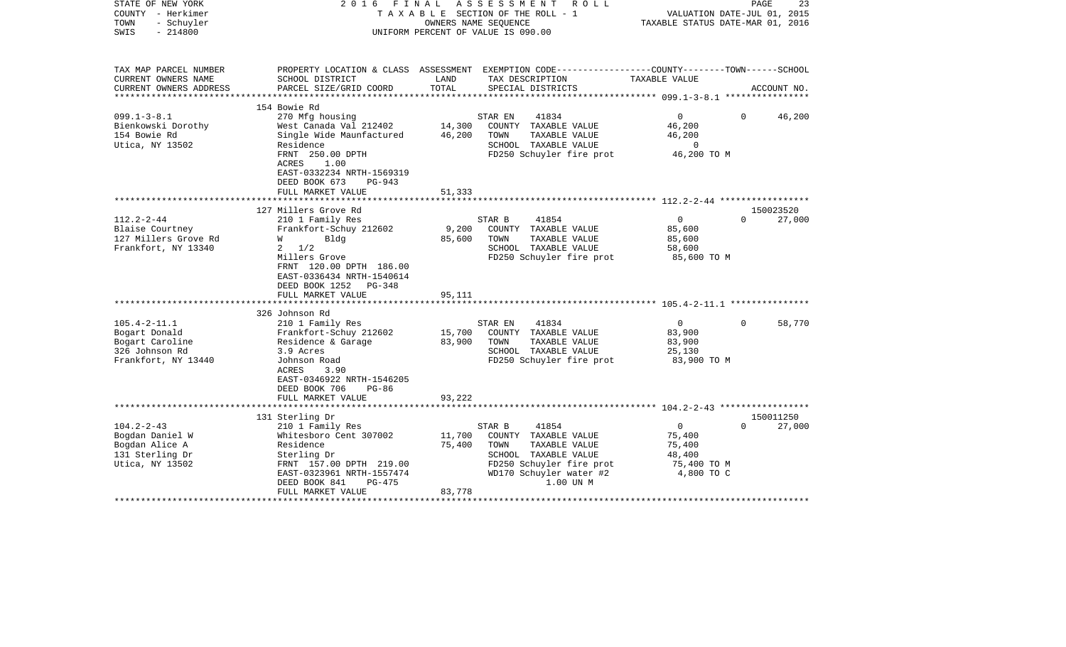STATE OF NEW YORK 2016 FINAL ASSESSMENT ROLL
COUNTY - Herkimer TAXABLE SECTION OF THE ROLL - 1 VALUATION DATE-JUL 01, 2015
TOWN - Schuyler OWNERS NAME SEQUENCE TAXABLE STATUS DATE-MAR 01, 2016
SWIS - 214800 UNIFORM PERCENT OF VALUE IS 090.00

| TAX MAP PARCEL NUMBER / CURRENT OWNERS NAME / CURRENT OWNERS ADDRESS | PROPERTY LOCATION & CLASS / SCHOOL DISTRICT / PARCEL SIZE/GRID COORD | ASSESSMENT LAND / TOTAL | EXEMPTION CODE / TAX DESCRIPTION / SPECIAL DISTRICTS | COUNTY / TOWN / SCHOOL TAXABLE VALUE | ACCOUNT NO. |
|---|---|---|---|---|---|
| 099.1-3-8.1 | 154 Bowie Rd | | | | |
| | 270 Mfg housing | | STAR EN 41834 | 0 0 | 46,200 |
| Bienkowski Dorothy | West Canada Val 212402 | 14,300 | COUNTY TAXABLE VALUE | 46,200 | |
| 154 Bowie Rd | Single Wide Maunfactured | 46,200 | TOWN TAXABLE VALUE | 46,200 | |
| Utica, NY 13502 | Residence | | SCHOOL TAXABLE VALUE | 0 | |
| | FRNT 250.00 DPTH | | FD250 Schuyler fire prot | 46,200 TO M | |
| | ACRES 1.00 | | | | |
| | EAST-0332234 NRTH-1569319 | | | | |
| | DEED BOOK 673 PG-943 | | | | |
| | FULL MARKET VALUE | 51,333 | | | |
| 112.2-2-44 | 127 Millers Grove Rd | | | | 150023520 |
| | 210 1 Family Res | | STAR B 41854 | 0 0 | 27,000 |
| Blaise Courtney | Frankfort-Schuy 212602 | 9,200 | COUNTY TAXABLE VALUE | 85,600 | |
| 127 Millers Grove Rd | W Bldg | 85,600 | TOWN TAXABLE VALUE | 85,600 | |
| Frankfort, NY 13340 | 2 1/2 | | SCHOOL TAXABLE VALUE | 58,600 | |
| | Millers Grove | | FD250 Schuyler fire prot | 85,600 TO M | |
| | FRNT 120.00 DPTH 186.00 | | | | |
| | EAST-0336434 NRTH-1540614 | | | | |
| | DEED BOOK 1252 PG-348 | | | | |
| | FULL MARKET VALUE | 95,111 | | | |
| 105.4-2-11.1 | 326 Johnson Rd | | | | |
| | 210 1 Family Res | | STAR EN 41834 | 0 0 | 58,770 |
| Bogart Donald | Frankfort-Schuy 212602 | 15,700 | COUNTY TAXABLE VALUE | 83,900 | |
| Bogart Caroline | Residence & Garage | 83,900 | TOWN TAXABLE VALUE | 83,900 | |
| 326 Johnson Rd | 3.9 Acres | | SCHOOL TAXABLE VALUE | 25,130 | |
| Frankfort, NY 13440 | Johnson Road | | FD250 Schuyler fire prot | 83,900 TO M | |
| | ACRES 3.90 | | | | |
| | EAST-0346922 NRTH-1546205 | | | | |
| | DEED BOOK 706 PG-86 | | | | |
| | FULL MARKET VALUE | 93,222 | | | |
| 104.2-2-43 | 131 Sterling Dr | | | | 150011250 |
| | 210 1 Family Res | | STAR B 41854 | 0 0 | 27,000 |
| Bogdan Daniel W | Whitesboro Cent 307002 | 11,700 | COUNTY TAXABLE VALUE | 75,400 | |
| Bogdan Alice A | Residence | 75,400 | TOWN TAXABLE VALUE | 75,400 | |
| 131 Sterling Dr | Sterling Dr | | SCHOOL TAXABLE VALUE | 48,400 | |
| Utica, NY 13502 | FRNT 157.00 DPTH 219.00 | | FD250 Schuyler fire prot | 75,400 TO M | |
| | EAST-0323961 NRTH-1557474 | | WD170 Schuyler water #2 | 4,800 TO C | |
| | DEED BOOK 841 PG-475 | | 1.00 UN M | | |
| | FULL MARKET VALUE | 83,778 | | | |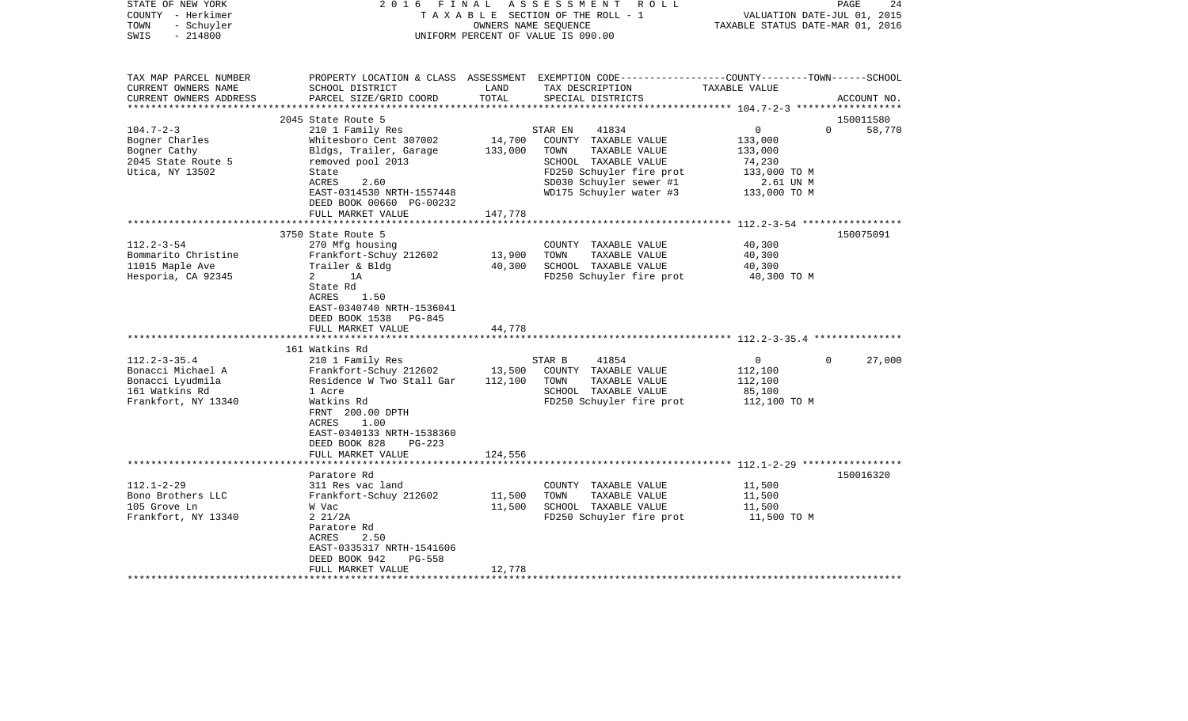STATE OF NEW YORK — 2016 FINAL ASSESSMENT ROLL
COUNTY - Herkimer — TAXABLE SECTION OF THE ROLL - 1 — VALUATION DATE-JUL 01, 2015
TOWN - Schuyler — OWNERS NAME SEQUENCE — TAXABLE STATUS DATE-MAR 01, 2016
SWIS - 214800 — UNIFORM PERCENT OF VALUE IS 090.00

| TAX MAP PARCEL NUMBER / CURRENT OWNERS NAME / CURRENT OWNERS ADDRESS | PROPERTY LOCATION & CLASS / SCHOOL DISTRICT / PARCEL SIZE/GRID COORD | ASSESSMENT LAND / TOTAL | EXEMPTION CODE / TAX DESCRIPTION / SPECIAL DISTRICTS | COUNTY / TOWN / SCHOOL TAXABLE VALUE | ACCOUNT NO. |
|---|---|---|---|---|---|
| **104.7-2-3** | 2045 State Route 5 | | | | 150011580 |
| 104.7-2-3 | 210 1 Family Res | | STAR EN 41834 | 0 0 58,770 | |
| Bogner Charles | Whitesboro Cent 307002 | 14,700 | COUNTY TAXABLE VALUE | 133,000 | |
| Bogner Cathy | Bldgs, Trailer, Garage | 133,000 | TOWN TAXABLE VALUE | 133,000 | |
| 2045 State Route 5 | removed pool 2013 | | SCHOOL TAXABLE VALUE | 74,230 | |
| Utica, NY 13502 | State | | FD250 Schuyler fire prot | 133,000 TO M | |
| | ACRES 2.60 | | SD030 Schuyler sewer #1 | 2.61 UN M | |
| | EAST-0314530 NRTH-1557448 | | WD175 Schuyler water #3 | 133,000 TO M | |
| | DEED BOOK 00660 PG-00232 | | | | |
| | FULL MARKET VALUE | 147,778 | | | |
| **112.2-3-54** | 3750 State Route 5 | | | | 150075091 |
| 112.2-3-54 | 270 Mfg housing | | COUNTY TAXABLE VALUE | 40,300 | |
| Bommarito Christine | Frankfort-Schuy 212602 | 13,900 | TOWN TAXABLE VALUE | 40,300 | |
| 11015 Maple Ave | Trailer & Bldg | 40,300 | SCHOOL TAXABLE VALUE | 40,300 | |
| Hesporia, CA 92345 | 2 1A | | FD250 Schuyler fire prot | 40,300 TO M | |
| | State Rd | | | | |
| | ACRES 1.50 | | | | |
| | EAST-0340740 NRTH-1536041 | | | | |
| | DEED BOOK 1538 PG-845 | | | | |
| | FULL MARKET VALUE | 44,778 | | | |
| **112.2-3-35.4** | 161 Watkins Rd | | | | |
| 112.2-3-35.4 | 210 1 Family Res | | STAR B 41854 | 0 0 27,000 | |
| Bonacci Michael A | Frankfort-Schuy 212602 | 13,500 | COUNTY TAXABLE VALUE | 112,100 | |
| Bonacci Lyudmila | Residence W Two Stall Gar | 112,100 | TOWN TAXABLE VALUE | 112,100 | |
| 161 Watkins Rd | 1 Acre | | SCHOOL TAXABLE VALUE | 85,100 | |
| Frankfort, NY 13340 | Watkins Rd | | FD250 Schuyler fire prot | 112,100 TO M | |
| | FRNT 200.00 DPTH | | | | |
| | ACRES 1.00 | | | | |
| | EAST-0340133 NRTH-1538360 | | | | |
| | DEED BOOK 828 PG-223 | | | | |
| | FULL MARKET VALUE | 124,556 | | | |
| **112.1-2-29** | Paratore Rd | | | | 150016320 |
| 112.1-2-29 | 311 Res vac land | | COUNTY TAXABLE VALUE | 11,500 | |
| Bono Brothers LLC | Frankfort-Schuy 212602 | 11,500 | TOWN TAXABLE VALUE | 11,500 | |
| 105 Grove Ln | W Vac | 11,500 | SCHOOL TAXABLE VALUE | 11,500 | |
| Frankfort, NY 13340 | 2 21/2A | | FD250 Schuyler fire prot | 11,500 TO M | |
| | Paratore Rd | | | | |
| | ACRES 2.50 | | | | |
| | EAST-0335317 NRTH-1541606 | | | | |
| | DEED BOOK 942 PG-558 | | | | |
| | FULL MARKET VALUE | 12,778 | | | |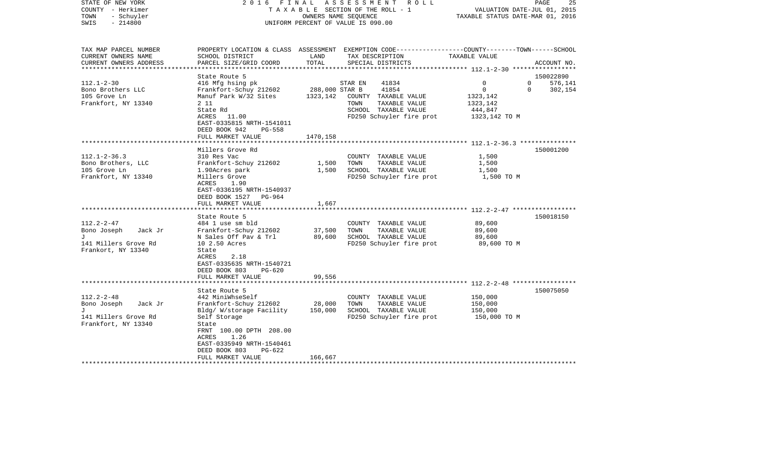STATE OF NEW YORK | COUNTY - Herkimer | TOWN - Schuyler | SWIS - 214800

2016 FINAL ASSESSMENT ROLL
TAXABLE SECTION OF THE ROLL - 1
OWNERS NAME SEQUENCE
UNIFORM PERCENT OF VALUE IS 090.00

VALUATION DATE-JUL 01, 2015
TAXABLE STATUS DATE-MAR 01, 2016

| TAX MAP PARCEL NUMBER / CURRENT OWNERS NAME / CURRENT OWNERS ADDRESS | PROPERTY LOCATION & CLASS / SCHOOL DISTRICT / PARCEL SIZE/GRID COORD | ASSESSMENT LAND / TOTAL | EXEMPTION CODE / TAX DESCRIPTION / SPECIAL DISTRICTS | COUNTY / TOWN / SCHOOL TAXABLE VALUE | ACCOUNT NO. |
|---|---|---|---|---|---|
| **112.1-2-30** | State Route 5 | | | | 150022890 |
| | 416 Mfg hsing pk | | STAR EN 41834 | 0 / 0 | 576,141 |
| Bono Brothers LLC | Frankfort-Schuy 212602 | 288,000 | STAR B 41854 | 0 / 0 | 302,154 |
| 105 Grove Ln | Manuf Park W/32 Sites | 1323,142 | COUNTY TAXABLE VALUE | 1323,142 | |
| Frankfort, NY 13340 | 2 11 | | TOWN TAXABLE VALUE | 1323,142 | |
| | State Rd | | SCHOOL TAXABLE VALUE | 444,847 | |
| | ACRES 11.00 | | FD250 Schuyler fire prot | 1323,142 TO M | |
| | EAST-0335815 NRTH-1541011 | | | | |
| | DEED BOOK 942 PG-558 | | | | |
| | FULL MARKET VALUE | 1470,158 | | | |
| **112.1-2-36.3** | Millers Grove Rd | | | | 150001200 |
| | 310 Res Vac | | COUNTY TAXABLE VALUE | 1,500 | |
| Bono Brothers, LLC | Frankfort-Schuy 212602 | 1,500 | TOWN TAXABLE VALUE | 1,500 | |
| 105 Grove Ln | 1.90Acres park | 1,500 | SCHOOL TAXABLE VALUE | 1,500 | |
| Frankfort, NY 13340 | Millers Grove | | FD250 Schuyler fire prot | 1,500 TO M | |
| | ACRES 1.90 | | | | |
| | EAST-0336195 NRTH-1540937 | | | | |
| | DEED BOOK 1527 PG-964 | | | | |
| | FULL MARKET VALUE | 1,667 | | | |
| **112.2-2-47** | State Route 5 | | | | 150018150 |
| | 484 1 use sm bld | | COUNTY TAXABLE VALUE | 89,600 | |
| Bono Joseph Jack Jr J | Frankfort-Schuy 212602 | 37,500 | TOWN TAXABLE VALUE | 89,600 | |
| 141 Millers Grove Rd | N Sales Off Pav & Trl | 89,600 | SCHOOL TAXABLE VALUE | 89,600 | |
| Frankort, NY 13340 | 10 2.50 Acres | | FD250 Schuyler fire prot | 89,600 TO M | |
| | State | | | | |
| | ACRES 2.18 | | | | |
| | EAST-0335635 NRTH-1540721 | | | | |
| | DEED BOOK 803 PG-620 | | | | |
| | FULL MARKET VALUE | 99,556 | | | |
| **112.2-2-48** | State Route 5 | | | | 150075050 |
| | 442 MiniWhseSelf | | COUNTY TAXABLE VALUE | 150,000 | |
| Bono Joseph Jack Jr J | Frankfort-Schuy 212602 | 28,000 | TOWN TAXABLE VALUE | 150,000 | |
| 141 Millers Grove Rd | Bldg/ W/storage Facility | 150,000 | SCHOOL TAXABLE VALUE | 150,000 | |
| Frankfort, NY 13340 | Self Storage | | FD250 Schuyler fire prot | 150,000 TO M | |
| | State | | | | |
| | FRNT 100.00 DPTH 208.00 | | | | |
| | ACRES 1.26 | | | | |
| | EAST-0335949 NRTH-1540461 | | | | |
| | DEED BOOK 803 PG-622 | | | | |
| | FULL MARKET VALUE | 166,667 | | | |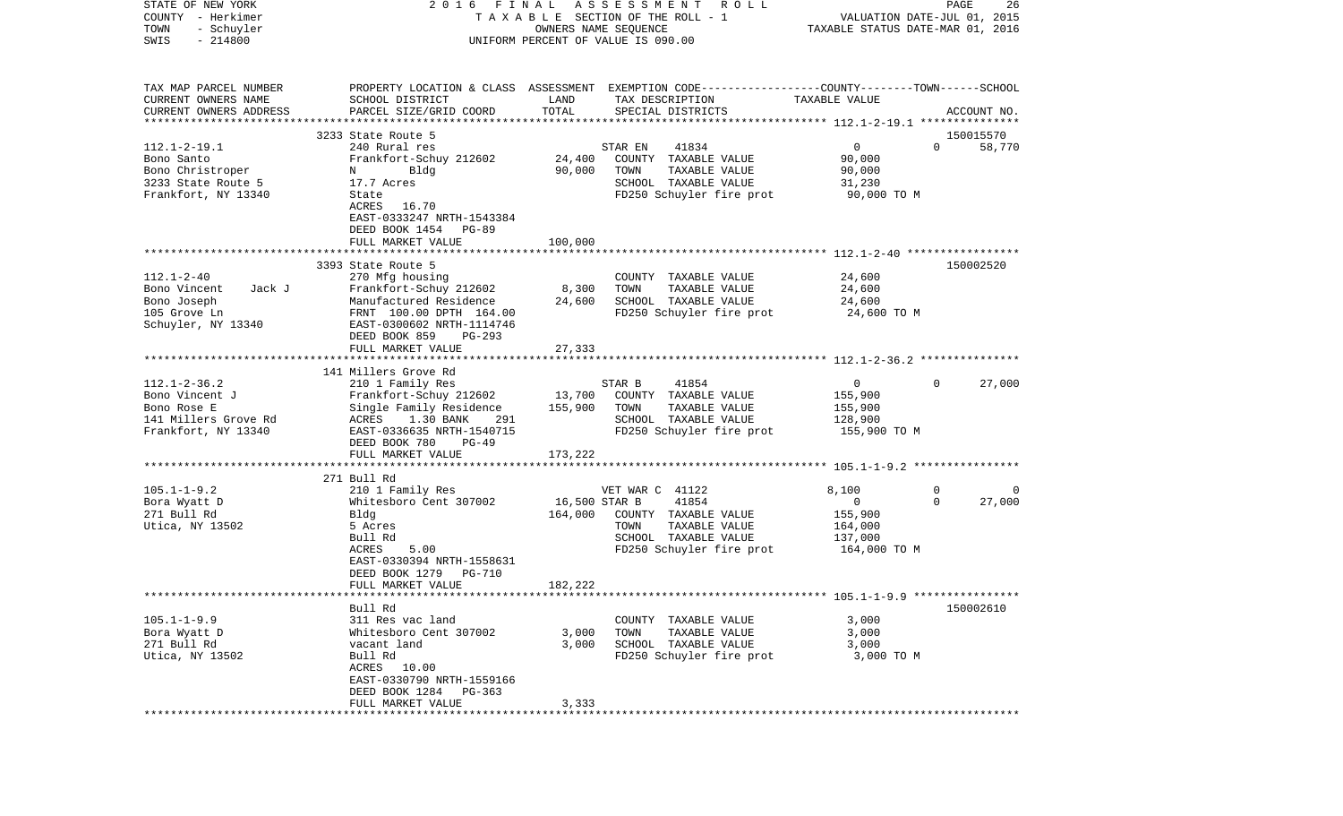STATE OF NEW YORK | COUNTY - Herkimer | TOWN - Schuyler | SWIS - 214800

2016 FINAL ASSESSMENT ROLL
TAXABLE SECTION OF THE ROLL - 1
OWNERS NAME SEQUENCE
UNIFORM PERCENT OF VALUE IS 090.00

VALUATION DATE-JUL 01, 2015
TAXABLE STATUS DATE-MAR 01, 2016

| TAX MAP PARCEL NUMBER / CURRENT OWNERS NAME / CURRENT OWNERS ADDRESS | PROPERTY LOCATION & CLASS / SCHOOL DISTRICT / PARCEL SIZE/GRID COORD | ASSESSMENT LAND / TOTAL | EXEMPTION CODE / TAX DESCRIPTION / SPECIAL DISTRICTS | COUNTY | TOWN | SCHOOL | ACCOUNT NO. |
|---|---|---|---|---|---|---|---|
| **112.1-2-19.1** | 3233 State Route 5 | | | | | | 150015570 |
| Bono Santo | 240 Rural res | | STAR EN 41834 | 0 | 0 | 58,770 | |
| Bono Christroper | Frankfort-Schuy 212602 | 24,400 | COUNTY TAXABLE VALUE | 90,000 | | | |
| 3233 State Route 5 | N Bldg | 90,000 | TOWN TAXABLE VALUE | | 90,000 | | |
| Frankfort, NY 13340 | 17.7 Acres | | SCHOOL TAXABLE VALUE | | | 31,230 | |
| | State | | FD250 Schuyler fire prot | 90,000 TO M | | | |
| | ACRES 16.70 | | | | | | |
| | EAST-0333247 NRTH-1543384 | | | | | | |
| | DEED BOOK 1454 PG-89 | | | | | | |
| | FULL MARKET VALUE | 100,000 | | | | | |
| **112.1-2-40** | 3393 State Route 5 | | | | | | 150002520 |
| Bono Vincent Jack J | 270 Mfg housing | | COUNTY TAXABLE VALUE | 24,600 | | | |
| Bono Joseph | Frankfort-Schuy 212602 | 8,300 | TOWN TAXABLE VALUE | | 24,600 | | |
| 105 Grove Ln | Manufactured Residence | 24,600 | SCHOOL TAXABLE VALUE | | | 24,600 | |
| Schuyler, NY 13340 | FRNT 100.00 DPTH 164.00 | | FD250 Schuyler fire prot | 24,600 TO M | | | |
| | EAST-0300602 NRTH-1114746 | | | | | | |
| | DEED BOOK 859 PG-293 | | | | | | |
| | FULL MARKET VALUE | 27,333 | | | | | |
| **112.1-2-36.2** | 141 Millers Grove Rd | | | | | | |
| Bono Vincent J | 210 1 Family Res | | STAR B 41854 | 0 | 0 | 27,000 | |
| Bono Rose E | Frankfort-Schuy 212602 | 13,700 | COUNTY TAXABLE VALUE | 155,900 | | | |
| 141 Millers Grove Rd | Single Family Residence | 155,900 | TOWN TAXABLE VALUE | | 155,900 | | |
| Frankfort, NY 13340 | ACRES 1.30 BANK 291 | | SCHOOL TAXABLE VALUE | | | 128,900 | |
| | EAST-0336635 NRTH-1540715 | | FD250 Schuyler fire prot | 155,900 TO M | | | |
| | DEED BOOK 780 PG-49 | | | | | | |
| | FULL MARKET VALUE | 173,222 | | | | | |
| **105.1-1-9.2** | 271 Bull Rd | | | | | | |
| Bora Wyatt D | 210 1 Family Res | | VET WAR C 41122 | 8,100 | 0 | 0 | |
| 271 Bull Rd | Whitesboro Cent 307002 | 16,500 | STAR B 41854 | 0 | 0 | 27,000 | |
| Utica, NY 13502 | Bldg | 164,000 | COUNTY TAXABLE VALUE | 155,900 | | | |
| | 5 Acres | | TOWN TAXABLE VALUE | | 164,000 | | |
| | Bull Rd | | SCHOOL TAXABLE VALUE | | | 137,000 | |
| | ACRES 5.00 | | FD250 Schuyler fire prot | 164,000 TO M | | | |
| | EAST-0330394 NRTH-1558631 | | | | | | |
| | DEED BOOK 1279 PG-710 | | | | | | |
| | FULL MARKET VALUE | 182,222 | | | | | |
| **105.1-1-9.9** | Bull Rd | | | | | | 150002610 |
| Bora Wyatt D | 311 Res vac land | | COUNTY TAXABLE VALUE | 3,000 | | | |
| 271 Bull Rd | Whitesboro Cent 307002 | 3,000 | TOWN TAXABLE VALUE | | 3,000 | | |
| Utica, NY 13502 | vacant land | 3,000 | SCHOOL TAXABLE VALUE | | | 3,000 | |
| | Bull Rd | | FD250 Schuyler fire prot | 3,000 TO M | | | |
| | ACRES 10.00 | | | | | | |
| | EAST-0330790 NRTH-1559166 | | | | | | |
| | DEED BOOK 1284 PG-363 | | | | | | |
| | FULL MARKET VALUE | 3,333 | | | | | |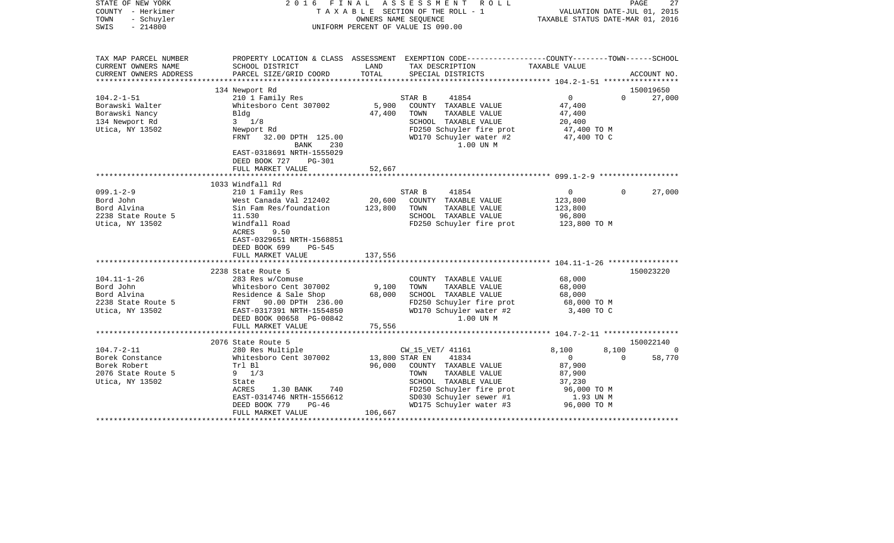STATE OF NEW YORK | COUNTY - Herkimer | TOWN - Schuyler | SWIS - 214800

**2016 FINAL ASSESSMENT ROLL**
TAXABLE SECTION OF THE ROLL - 1
OWNERS NAME SEQUENCE
UNIFORM PERCENT OF VALUE IS 090.00

VALUATION DATE-JUL 01, 2015
TAXABLE STATUS DATE-MAR 01, 2016

| TAX MAP PARCEL NUMBER / CURRENT OWNERS NAME / CURRENT OWNERS ADDRESS | PROPERTY LOCATION & CLASS / SCHOOL DISTRICT / PARCEL SIZE/GRID COORD | ASSESSMENT LAND / TOTAL | EXEMPTION CODE / TAX DESCRIPTION / SPECIAL DISTRICTS | COUNTY | TOWN | SCHOOL | ACCOUNT NO. |
|---|---|---|---|---|---|---|---|
| **104.2-1-51** | 134 Newport Rd | | | | | | 150019650 |
| Borawski Walter | 210 1 Family Res | | STAR B 41854 | 0 | 0 | 27,000 | |
| Borawski Nancy | Whitesboro Cent 307002 | 5,900 | COUNTY TAXABLE VALUE | 47,400 | | | |
| 134 Newport Rd | Bldg | 47,400 | TOWN TAXABLE VALUE | | 47,400 | | |
| Utica, NY 13502 | 3 1/8 | | SCHOOL TAXABLE VALUE | | | 20,400 | |
| | Newport Rd | | FD250 Schuyler fire prot | 47,400 TO M | | | |
| | FRNT 32.00 DPTH 125.00 | | WD170 Schuyler water #2 | 47,400 TO C | | | |
| | BANK 230 | | 1.00 UN M | | | | |
| | EAST-0318691 NRTH-1555029 | | | | | | |
| | DEED BOOK 727 PG-301 | | | | | | |
| | FULL MARKET VALUE | 52,667 | | | | | |
| **099.1-2-9** | 1033 Windfall Rd | | | | | | |
| Bord John | 210 1 Family Res | | STAR B 41854 | 0 | 0 | 27,000 | |
| Bord Alvina | West Canada Val 212402 | 20,600 | COUNTY TAXABLE VALUE | 123,800 | | | |
| 2238 State Route 5 | Sin Fam Res/foundation | 123,800 | TOWN TAXABLE VALUE | | 123,800 | | |
| Utica, NY 13502 | 11.530 | | SCHOOL TAXABLE VALUE | | | 96,800 | |
| | Windfall Road | | FD250 Schuyler fire prot | 123,800 TO M | | | |
| | ACRES 9.50 | | | | | | |
| | EAST-0329651 NRTH-1568851 | | | | | | |
| | DEED BOOK 699 PG-545 | | | | | | |
| | FULL MARKET VALUE | 137,556 | | | | | |
| **104.11-1-26** | 2238 State Route 5 | | | | | | 150023220 |
| Bord John | 283 Res w/Comuse | | COUNTY TAXABLE VALUE | 68,000 | | | |
| Bord Alvina | Whitesboro Cent 307002 | 9,100 | TOWN TAXABLE VALUE | | 68,000 | | |
| 2238 State Route 5 | Residence & Sale Shop | 68,000 | SCHOOL TAXABLE VALUE | | | 68,000 | |
| Utica, NY 13502 | FRNT 90.00 DPTH 236.00 | | FD250 Schuyler fire prot | 68,000 TO M | | | |
| | EAST-0317391 NRTH-1554850 | | WD170 Schuyler water #2 | 3,400 TO C | | | |
| | DEED BOOK 00658 PG-00842 | | 1.00 UN M | | | | |
| | FULL MARKET VALUE | 75,556 | | | | | |
| **104.7-2-11** | 2076 State Route 5 | | | | | | 150022140 |
| Borek Constance | 280 Res Multiple | | CW_15_VET/ 41161 | 8,100 | 8,100 | 0 | |
| Borek Robert | Whitesboro Cent 307002 | 13,800 | STAR EN 41834 | 0 | 0 | 58,770 | |
| 2076 State Route 5 | Trl Bl | 96,000 | COUNTY TAXABLE VALUE | 87,900 | | | |
| Utica, NY 13502 | 9 1/3 | | TOWN TAXABLE VALUE | | 87,900 | | |
| | State | | SCHOOL TAXABLE VALUE | | | 37,230 | |
| | ACRES 1.30 BANK 740 | | FD250 Schuyler fire prot | 96,000 TO M | | | |
| | EAST-0314746 NRTH-1556612 | | SD030 Schuyler sewer #1 | 1.93 UN M | | | |
| | DEED BOOK 779 PG-46 | | WD175 Schuyler water #3 | 96,000 TO M | | | |
| | FULL MARKET VALUE | 106,667 | | | | | |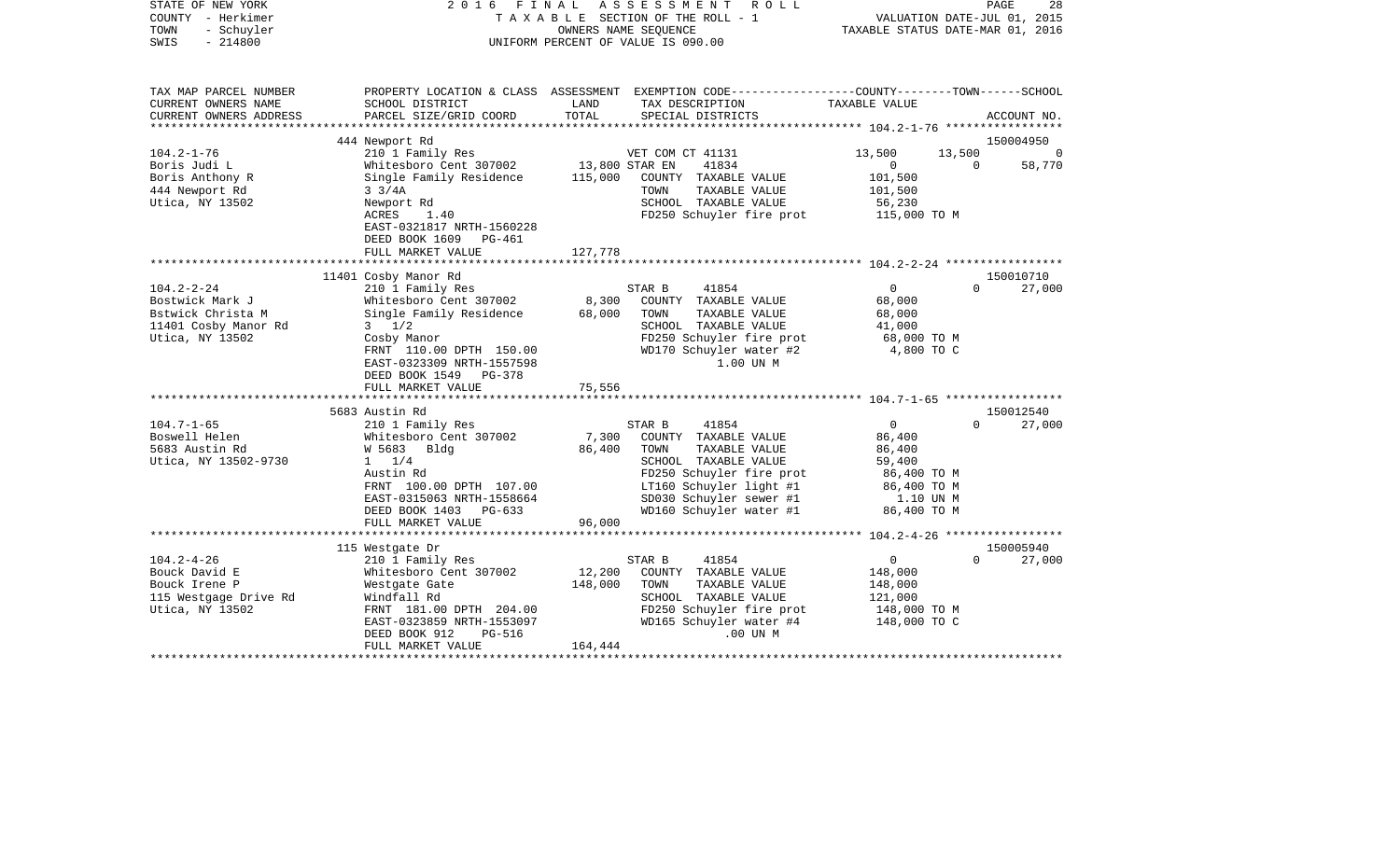STATE OF NEW YORK — 2016 FINAL ASSESSMENT ROLL
COUNTY - Herkimer — TAXABLE SECTION OF THE ROLL - 1 — VALUATION DATE-JUL 01, 2015
TOWN - Schuyler — OWNERS NAME SEQUENCE — TAXABLE STATUS DATE-MAR 01, 2016
SWIS - 214800 — UNIFORM PERCENT OF VALUE IS 090.00

| TAX MAP PARCEL NUMBER / CURRENT OWNERS NAME / CURRENT OWNERS ADDRESS | PROPERTY LOCATION & CLASS / SCHOOL DISTRICT / PARCEL SIZE/GRID COORD | ASSESSMENT LAND | TOTAL | EXEMPTION CODE / TAX DESCRIPTION / SPECIAL DISTRICTS | COUNTY TAXABLE VALUE | TOWN | SCHOOL | ACCOUNT NO. |
|---|---|---|---|---|---|---|---|---|
| | 444 Newport Rd | | | | | | | 150004950 |
| 104.2-1-76 | 210 1 Family Res | | | VET COM CT 41131 | 13,500 | 13,500 | 0 | |
| Boris Judi L | Whitesboro Cent 307002 | 13,800 | | STAR EN 41834 | 0 | 0 | 58,770 | |
| Boris Anthony R | Single Family Residence | | 115,000 | COUNTY TAXABLE VALUE | 101,500 | | | |
| 444 Newport Rd | 3 3/4A | | | TOWN TAXABLE VALUE | 101,500 | | | |
| Utica, NY 13502 | Newport Rd | | | SCHOOL TAXABLE VALUE | 56,230 | | | |
| | ACRES 1.40 | | | FD250 Schuyler fire prot | 115,000 TO M | | | |
| | EAST-0321817 NRTH-1560228 | | | | | | | |
| | DEED BOOK 1609 PG-461 | | | | | | | |
| | FULL MARKET VALUE | | 127,778 | | | | | |
| | 11401 Cosby Manor Rd | | | | | | | 150010710 |
| 104.2-2-24 | 210 1 Family Res | | | STAR B 41854 | 0 | 0 | 27,000 | |
| Bostwick Mark J | Whitesboro Cent 307002 | 8,300 | | COUNTY TAXABLE VALUE | 68,000 | | | |
| Bstwick Christa M | Single Family Residence | | 68,000 | TOWN TAXABLE VALUE | 68,000 | | | |
| 11401 Cosby Manor Rd | 3 1/2 | | | SCHOOL TAXABLE VALUE | 41,000 | | | |
| Utica, NY 13502 | Cosby Manor | | | FD250 Schuyler fire prot | 68,000 TO M | | | |
| | FRNT 110.00 DPTH 150.00 | | | WD170 Schuyler water #2 | 4,800 TO C | | | |
| | EAST-0323309 NRTH-1557598 | | | 1.00 UN M | | | | |
| | DEED BOOK 1549 PG-378 | | | | | | | |
| | FULL MARKET VALUE | | 75,556 | | | | | |
| | 5683 Austin Rd | | | | | | | 150012540 |
| 104.7-1-65 | 210 1 Family Res | | | STAR B 41854 | 0 | 0 | 27,000 | |
| Boswell Helen | Whitesboro Cent 307002 | 7,300 | | COUNTY TAXABLE VALUE | 86,400 | | | |
| 5683 Austin Rd | W 5683 Bldg | | 86,400 | TOWN TAXABLE VALUE | 86,400 | | | |
| Utica, NY 13502-9730 | 1 1/4 | | | SCHOOL TAXABLE VALUE | 59,400 | | | |
| | Austin Rd | | | FD250 Schuyler fire prot | 86,400 TO M | | | |
| | FRNT 100.00 DPTH 107.00 | | | LT160 Schuyler light #1 | 86,400 TO M | | | |
| | EAST-0315063 NRTH-1558664 | | | SD030 Schuyler sewer #1 | 1.10 UN M | | | |
| | DEED BOOK 1403 PG-633 | | | WD160 Schuyler water #1 | 86,400 TO M | | | |
| | FULL MARKET VALUE | | 96,000 | | | | | |
| | 115 Westgate Dr | | | | | | | 150005940 |
| 104.2-4-26 | 210 1 Family Res | | | STAR B 41854 | 0 | 0 | 27,000 | |
| Bouck David E | Whitesboro Cent 307002 | 12,200 | | COUNTY TAXABLE VALUE | 148,000 | | | |
| Bouck Irene P | Westgate Gate | | 148,000 | TOWN TAXABLE VALUE | 148,000 | | | |
| 115 Westgage Drive Rd | Windfall Rd | | | SCHOOL TAXABLE VALUE | 121,000 | | | |
| Utica, NY 13502 | FRNT 181.00 DPTH 204.00 | | | FD250 Schuyler fire prot | 148,000 TO M | | | |
| | EAST-0323859 NRTH-1553097 | | | WD165 Schuyler water #4 | 148,000 TO C | | | |
| | DEED BOOK 912 PG-516 | | | .00 UN M | | | | |
| | FULL MARKET VALUE | | 164,444 | | | | | |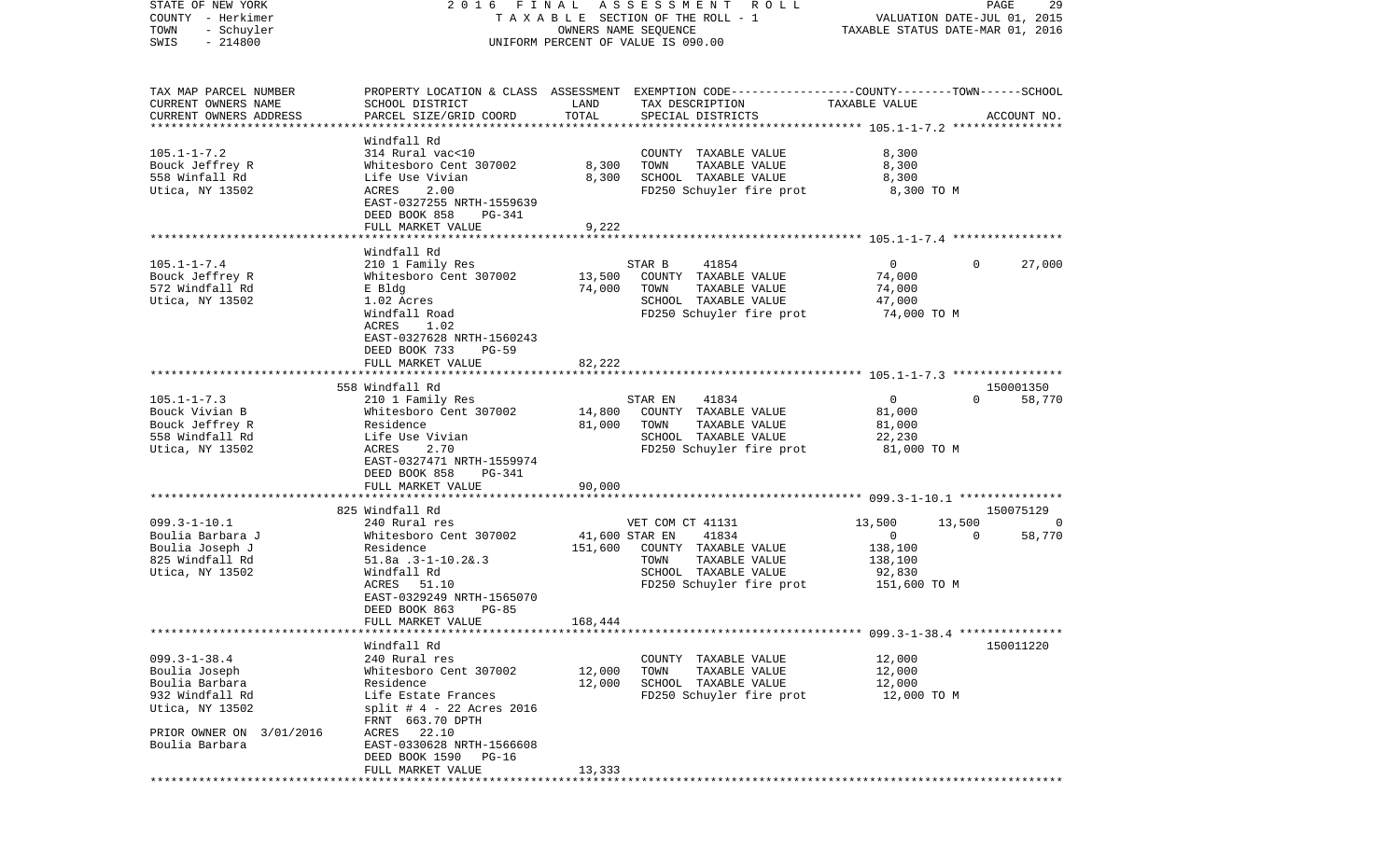STATE OF NEW YORK
COUNTY - Herkimer
TOWN - Schuyler
SWIS - 214800

2016 FINAL ASSESSMENT ROLL
TAXABLE SECTION OF THE ROLL - 1
OWNERS NAME SEQUENCE
UNIFORM PERCENT OF VALUE IS 090.00

VALUATION DATE-JUL 01, 2015
TAXABLE STATUS DATE-MAR 01, 2016

| TAX MAP PARCEL NUMBER / CURRENT OWNERS NAME / CURRENT OWNERS ADDRESS | PROPERTY LOCATION & CLASS / SCHOOL DISTRICT / PARCEL SIZE/GRID COORD | ASSESSMENT LAND | TOTAL | EXEMPTION CODE / TAX DESCRIPTION / SPECIAL DISTRICTS | COUNTY TAXABLE VALUE | TOWN | SCHOOL | ACCOUNT NO. |
|---|---|---|---|---|---|---|---|---|
| **105.1-1-7.2** | Windfall Rd | | | | | | | |
| 105.1-1-7.2 | 314 Rural vac<10 | | | COUNTY TAXABLE VALUE | 8,300 | | | |
| Bouck Jeffrey R | Whitesboro Cent 307002 | 8,300 | | TOWN TAXABLE VALUE | 8,300 | | | |
| 558 Winfall Rd | Life Use Vivian | | 8,300 | SCHOOL TAXABLE VALUE | 8,300 | | | |
| Utica, NY 13502 | ACRES 2.00 | | | FD250 Schuyler fire prot | 8,300 TO M | | | |
| | EAST-0327255 NRTH-1559639 | | | | | | | |
| | DEED BOOK 858 PG-341 | | | | | | | |
| | FULL MARKET VALUE | | 9,222 | | | | | |
| **105.1-1-7.4** | Windfall Rd | | | | | | | |
| 105.1-1-7.4 | 210 1 Family Res | | | STAR B 41854 | 0 | 0 | 27,000 | |
| Bouck Jeffrey R | Whitesboro Cent 307002 | 13,500 | | COUNTY TAXABLE VALUE | 74,000 | | | |
| 572 Windfall Rd | E Bldg | | 74,000 | TOWN TAXABLE VALUE | 74,000 | | | |
| Utica, NY 13502 | 1.02 Acres | | | SCHOOL TAXABLE VALUE | 47,000 | | | |
| | Windfall Road | | | FD250 Schuyler fire prot | 74,000 TO M | | | |
| | ACRES 1.02 | | | | | | | |
| | EAST-0327628 NRTH-1560243 | | | | | | | |
| | DEED BOOK 733 PG-59 | | | | | | | |
| | FULL MARKET VALUE | | 82,222 | | | | | |
| **105.1-1-7.3** | 558 Windfall Rd | | | | | | | 150001350 |
| 105.1-1-7.3 | 210 1 Family Res | | | STAR EN 41834 | 0 | 0 | 58,770 | |
| Bouck Vivian B | Whitesboro Cent 307002 | 14,800 | | COUNTY TAXABLE VALUE | 81,000 | | | |
| Bouck Jeffrey R | Residence | | 81,000 | TOWN TAXABLE VALUE | 81,000 | | | |
| 558 Windfall Rd | Life Use Vivian | | | SCHOOL TAXABLE VALUE | 22,230 | | | |
| Utica, NY 13502 | ACRES 2.70 | | | FD250 Schuyler fire prot | 81,000 TO M | | | |
| | EAST-0327471 NRTH-1559974 | | | | | | | |
| | DEED BOOK 858 PG-341 | | | | | | | |
| | FULL MARKET VALUE | | 90,000 | | | | | |
| **099.3-1-10.1** | 825 Windfall Rd | | | | | | | 150075129 |
| 099.3-1-10.1 | 240 Rural res | | | VET COM CT 41131 | 13,500 | 13,500 | 0 | |
| Boulia Barbara J | Whitesboro Cent 307002 | 41,600 | | STAR EN 41834 | 0 | 0 | 58,770 | |
| Boulia Joseph J | Residence | | 151,600 | COUNTY TAXABLE VALUE | 138,100 | | | |
| 825 Windfall Rd | 51.8a .3-1-10.2&.3 | | | TOWN TAXABLE VALUE | 138,100 | | | |
| Utica, NY 13502 | Windfall Rd | | | SCHOOL TAXABLE VALUE | 92,830 | | | |
| | ACRES 51.10 | | | FD250 Schuyler fire prot | 151,600 TO M | | | |
| | EAST-0329249 NRTH-1565070 | | | | | | | |
| | DEED BOOK 863 PG-85 | | | | | | | |
| | FULL MARKET VALUE | | 168,444 | | | | | |
| **099.3-1-38.4** | Windfall Rd | | | | | | | 150011220 |
| 099.3-1-38.4 | 240 Rural res | | | COUNTY TAXABLE VALUE | 12,000 | | | |
| Boulia Joseph | Whitesboro Cent 307002 | 12,000 | | TOWN TAXABLE VALUE | 12,000 | | | |
| Boulia Barbara | Residence | | 12,000 | SCHOOL TAXABLE VALUE | 12,000 | | | |
| 932 Windfall Rd | Life Estate Frances | | | FD250 Schuyler fire prot | 12,000 TO M | | | |
| Utica, NY 13502 | split # 4 - 22 Acres 2016 | | | | | | | |
| | FRNT 663.70 DPTH | | | | | | | |
| PRIOR OWNER ON 3/01/2016 | ACRES 22.10 | | | | | | | |
| Boulia Barbara | EAST-0330628 NRTH-1566608 | | | | | | | |
| | DEED BOOK 1590 PG-16 | | | | | | | |
| | FULL MARKET VALUE | | 13,333 | | | | | |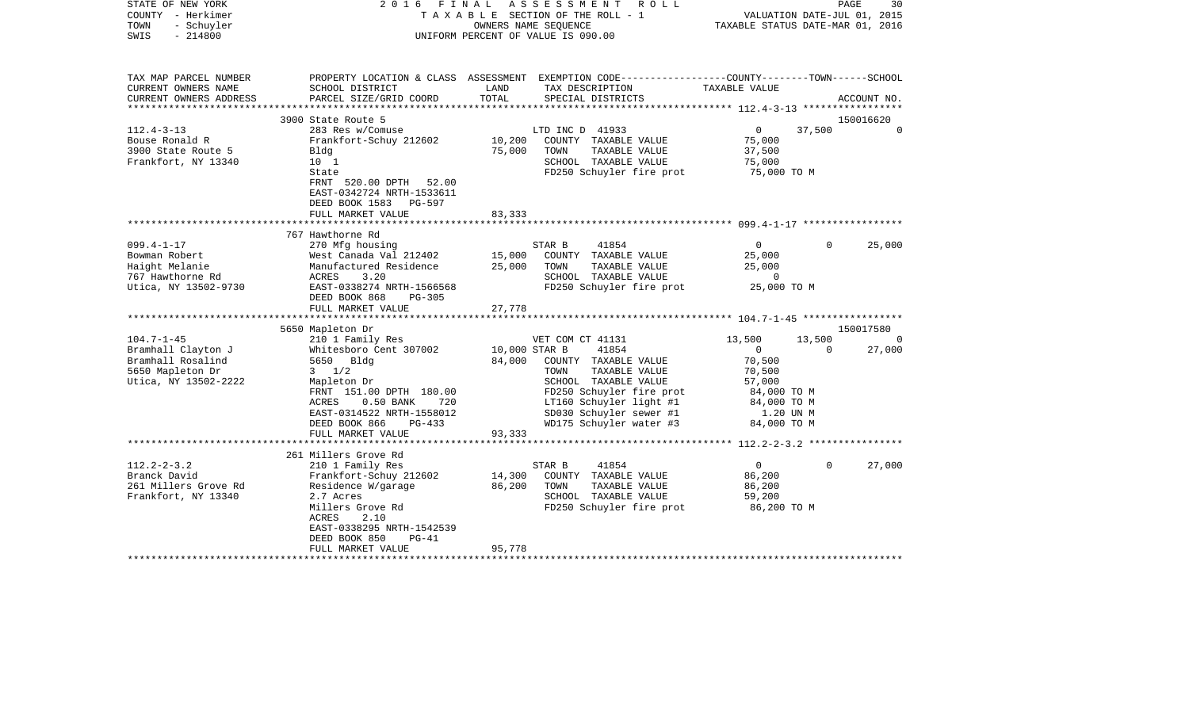STATE OF NEW YORK | COUNTY - Herkimer | TOWN - Schuyler | SWIS - 214800

2016 FINAL ASSESSMENT ROLL
TAXABLE SECTION OF THE ROLL - 1
OWNERS NAME SEQUENCE
UNIFORM PERCENT OF VALUE IS 090.00

VALUATION DATE-JUL 01, 2015
TAXABLE STATUS DATE-MAR 01, 2016

| TAX MAP PARCEL NUMBER / CURRENT OWNERS NAME / CURRENT OWNERS ADDRESS | PROPERTY LOCATION & CLASS / SCHOOL DISTRICT / PARCEL SIZE/GRID COORD | ASSESSMENT LAND | ASSESSMENT TOTAL | EXEMPTION CODE / TAX DESCRIPTION / SPECIAL DISTRICTS | COUNTY TAXABLE VALUE | TOWN | SCHOOL | ACCOUNT NO. |
|---|---|---|---|---|---|---|---|---|
| 112.4-3-13 | 3900 State Route 5 | | | | | | | 150016620 |
| Bouse Ronald R | 283 Res w/Comuse | | | LTD INC D 41933 | 0 | 37,500 | 0 | |
| 3900 State Route 5 | Frankfort-Schuy 212602 | 10,200 | | COUNTY TAXABLE VALUE | 75,000 | | | |
| Frankfort, NY 13340 | Bldg | | 75,000 | TOWN TAXABLE VALUE | 37,500 | | | |
| | 10 1 | | | SCHOOL TAXABLE VALUE | 75,000 | | | |
| | State | | | FD250 Schuyler fire prot | 75,000 TO M | | | |
| | FRNT 520.00 DPTH 52.00 | | | | | | | |
| | EAST-0342724 NRTH-1533611 | | | | | | | |
| | DEED BOOK 1583 PG-597 | | | | | | | |
| | FULL MARKET VALUE | | 83,333 | | | | | |
| 099.4-1-17 | 767 Hawthorne Rd | | | | | | | |
| Bowman Robert | 270 Mfg housing | | | STAR B 41854 | 0 | 0 | 25,000 | |
| Haight Melanie | West Canada Val 212402 | 15,000 | | COUNTY TAXABLE VALUE | 25,000 | | | |
| 767 Hawthorne Rd | Manufactured Residence | | 25,000 | TOWN TAXABLE VALUE | 25,000 | | | |
| Utica, NY 13502-9730 | ACRES 3.20 | | | SCHOOL TAXABLE VALUE | 0 | | | |
| | EAST-0338274 NRTH-1566568 | | | FD250 Schuyler fire prot | 25,000 TO M | | | |
| | DEED BOOK 868 PG-305 | | | | | | | |
| | FULL MARKET VALUE | | 27,778 | | | | | |
| 104.7-1-45 | 5650 Mapleton Dr | | | | | | | 150017580 |
| Bramhall Clayton J | 210 1 Family Res | | | VET COM CT 41131 | 13,500 | 13,500 | 0 | |
| Bramhall Rosalind | Whitesboro Cent 307002 | 10,000 | | STAR B 41854 | 0 | 0 | 27,000 | |
| 5650 Mapleton Dr | 5650 Bldg | | 84,000 | COUNTY TAXABLE VALUE | 70,500 | | | |
| Utica, NY 13502-2222 | 3 1/2 | | | TOWN TAXABLE VALUE | 70,500 | | | |
| | Mapleton Dr | | | SCHOOL TAXABLE VALUE | 57,000 | | | |
| | FRNT 151.00 DPTH 180.00 | | | FD250 Schuyler fire prot | 84,000 TO M | | | |
| | ACRES 0.50 BANK 720 | | | LT160 Schuyler light #1 | 84,000 TO M | | | |
| | EAST-0314522 NRTH-1558012 | | | SD030 Schuyler sewer #1 | 1.20 UN M | | | |
| | DEED BOOK 866 PG-433 | | | WD175 Schuyler water #3 | 84,000 TO M | | | |
| | FULL MARKET VALUE | | 93,333 | | | | | |
| 112.2-2-3.2 | 261 Millers Grove Rd | | | | | | | |
| Branck David | 210 1 Family Res | | | STAR B 41854 | 0 | 0 | 27,000 | |
| 261 Millers Grove Rd | Frankfort-Schuy 212602 | 14,300 | | COUNTY TAXABLE VALUE | 86,200 | | | |
| Frankfort, NY 13340 | Residence W/garage | | 86,200 | TOWN TAXABLE VALUE | 86,200 | | | |
| | 2.7 Acres | | | SCHOOL TAXABLE VALUE | 59,200 | | | |
| | Millers Grove Rd | | | FD250 Schuyler fire prot | 86,200 TO M | | | |
| | ACRES 2.10 | | | | | | | |
| | EAST-0338295 NRTH-1542539 | | | | | | | |
| | DEED BOOK 850 PG-41 | | | | | | | |
| | FULL MARKET VALUE | | 95,778 | | | | | |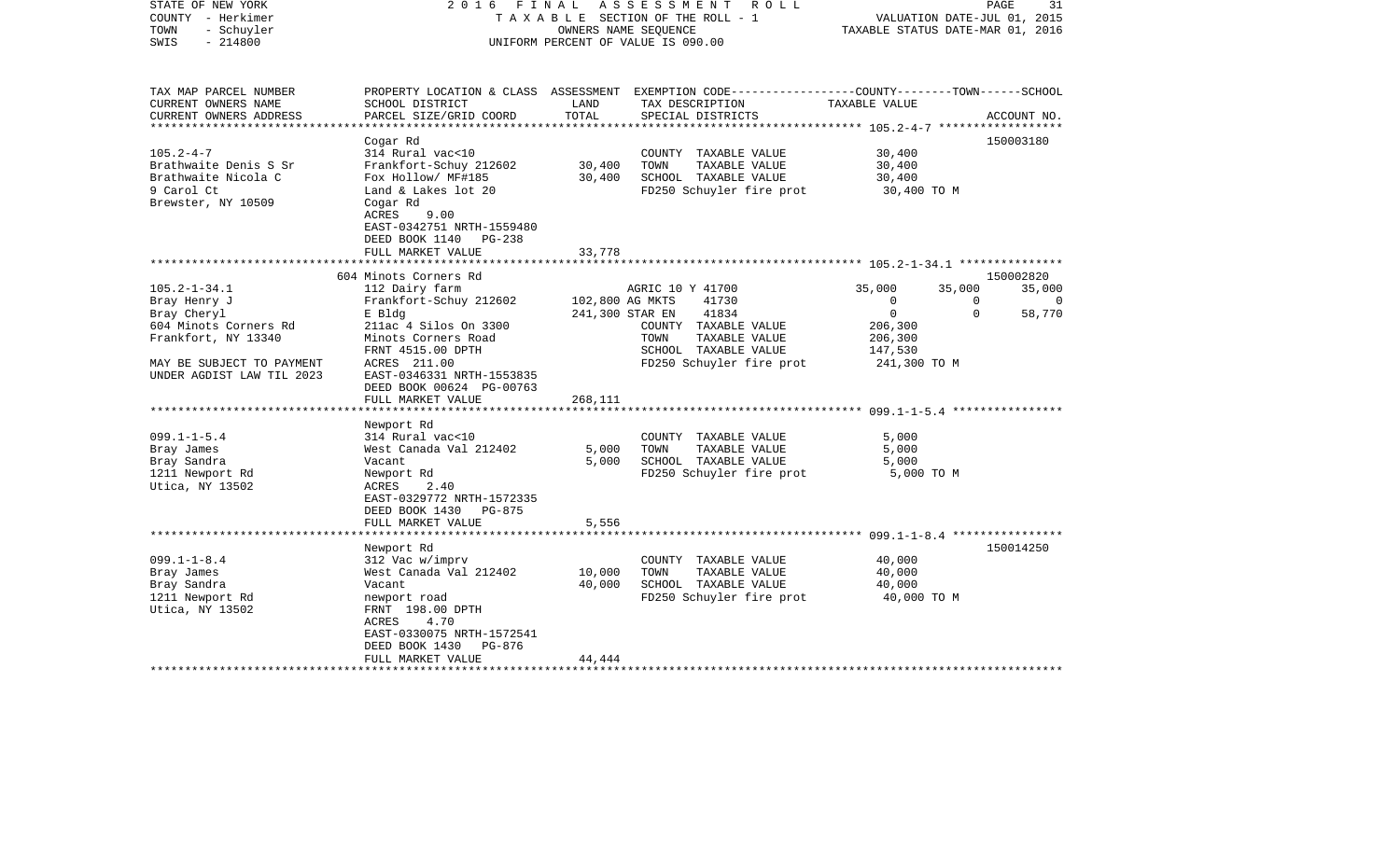STATE OF NEW YORK — 2016 FINAL ASSESSMENT ROLL
COUNTY - Herkimer — TAXABLE SECTION OF THE ROLL - 1 — VALUATION DATE-JUL 01, 2015
TOWN - Schuyler — OWNERS NAME SEQUENCE — TAXABLE STATUS DATE-MAR 01, 2016
SWIS - 214800 — UNIFORM PERCENT OF VALUE IS 090.00

| TAX MAP PARCEL NUMBER / CURRENT OWNERS NAME / CURRENT OWNERS ADDRESS | PROPERTY LOCATION & CLASS / SCHOOL DISTRICT / PARCEL SIZE/GRID COORD | ASSESSMENT LAND / TOTAL | EXEMPTION CODE / TAX DESCRIPTION / SPECIAL DISTRICTS | COUNTY | TOWN | SCHOOL | ACCOUNT NO. |
|---|---|---|---|---|---|---|---|
| **105.2-4-7** | Cogar Rd | | | | | | 150003180 |
| 105.2-4-7 | 314 Rural vac<10 | | COUNTY TAXABLE VALUE | 30,400 | | | |
| Brathwaite Denis S Sr | Frankfort-Schuy 212602 | 30,400 | TOWN TAXABLE VALUE | 30,400 | | | |
| Brathwaite Nicola C | Fox Hollow/ MF#185 | 30,400 | SCHOOL TAXABLE VALUE | 30,400 | | | |
| 9 Carol Ct | Land & Lakes lot 20 | | FD250 Schuyler fire prot | 30,400 TO M | | | |
| Brewster, NY 10509 | Cogar Rd | | | | | | |
| | ACRES 9.00 | | | | | | |
| | EAST-0342751 NRTH-1559480 | | | | | | |
| | DEED BOOK 1140 PG-238 | | | | | | |
| | FULL MARKET VALUE | 33,778 | | | | | |
| **105.2-1-34.1** | 604 Minots Corners Rd | | | | | | 150002820 |
| 105.2-1-34.1 | 112 Dairy farm | | AGRIC 10 Y 41700 | 35,000 | 35,000 | 35,000 | |
| Bray Henry J | Frankfort-Schuy 212602 | 102,800 | AG MKTS 41730 | 0 | 0 | 0 | |
| Bray Cheryl | E Bldg | 241,300 | STAR EN 41834 | 0 | 0 | 58,770 | |
| 604 Minots Corners Rd | 211ac 4 Silos On 3300 | | COUNTY TAXABLE VALUE | 206,300 | | | |
| Frankfort, NY 13340 | Minots Corners Road | | TOWN TAXABLE VALUE | 206,300 | | | |
| | FRNT 4515.00 DPTH | | SCHOOL TAXABLE VALUE | 147,530 | | | |
| MAY BE SUBJECT TO PAYMENT | ACRES 211.00 | | FD250 Schuyler fire prot | 241,300 TO M | | | |
| UNDER AGDIST LAW TIL 2023 | EAST-0346331 NRTH-1553835 | | | | | | |
| | DEED BOOK 00624 PG-00763 | | | | | | |
| | FULL MARKET VALUE | 268,111 | | | | | |
| **099.1-1-5.4** | Newport Rd | | | | | | |
| 099.1-1-5.4 | 314 Rural vac<10 | | COUNTY TAXABLE VALUE | 5,000 | | | |
| Bray James | West Canada Val 212402 | 5,000 | TOWN TAXABLE VALUE | 5,000 | | | |
| Bray Sandra | Vacant | 5,000 | SCHOOL TAXABLE VALUE | 5,000 | | | |
| 1211 Newport Rd | Newport Rd | | FD250 Schuyler fire prot | 5,000 TO M | | | |
| Utica, NY 13502 | ACRES 2.40 | | | | | | |
| | EAST-0329772 NRTH-1572335 | | | | | | |
| | DEED BOOK 1430 PG-875 | | | | | | |
| | FULL MARKET VALUE | 5,556 | | | | | |
| **099.1-1-8.4** | Newport Rd | | | | | | 150014250 |
| 099.1-1-8.4 | 312 Vac w/imprv | | COUNTY TAXABLE VALUE | 40,000 | | | |
| Bray James | West Canada Val 212402 | 10,000 | TOWN TAXABLE VALUE | 40,000 | | | |
| Bray Sandra | Vacant | 40,000 | SCHOOL TAXABLE VALUE | 40,000 | | | |
| 1211 Newport Rd | newport road | | FD250 Schuyler fire prot | 40,000 TO M | | | |
| Utica, NY 13502 | FRNT 198.00 DPTH | | | | | | |
| | ACRES 4.70 | | | | | | |
| | EAST-0330075 NRTH-1572541 | | | | | | |
| | DEED BOOK 1430 PG-876 | | | | | | |
| | FULL MARKET VALUE | 44,444 | | | | | |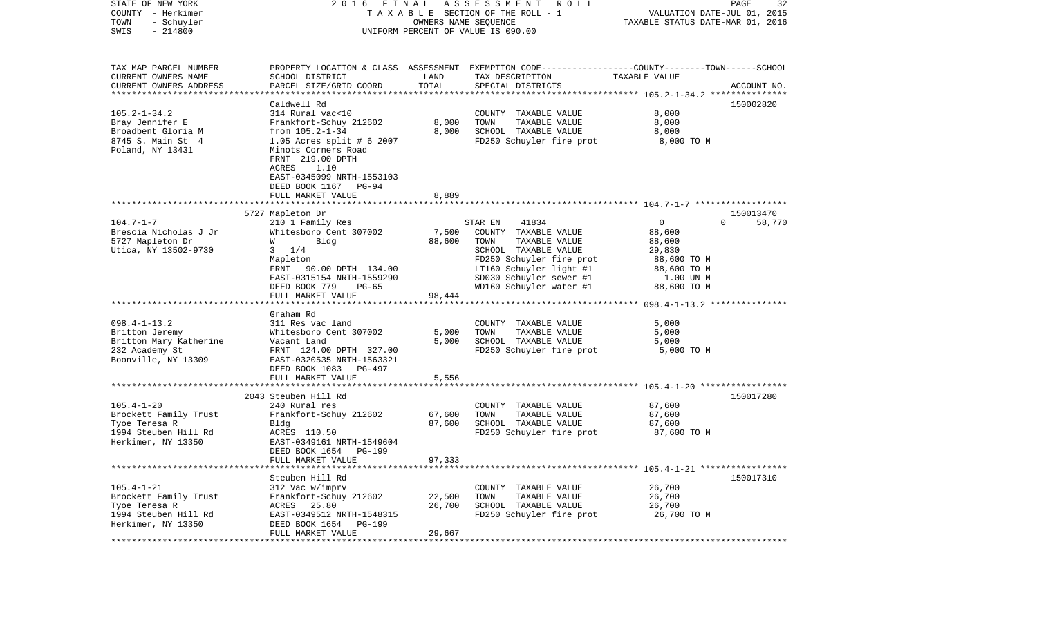STATE OF NEW YORK | 2 0 1 6 F I N A L A S S E S S M E N T R O L L
COUNTY - Herkimer | T A X A B L E SECTION OF THE ROLL - 1 | VALUATION DATE-JUL 01, 2015
TOWN - Schuyler | OWNERS NAME SEQUENCE | TAXABLE STATUS DATE-MAR 01, 2016
SWIS - 214800 | UNIFORM PERCENT OF VALUE IS 090.00

| TAX MAP PARCEL NUMBER<br>CURRENT OWNERS NAME<br>CURRENT OWNERS ADDRESS | PROPERTY LOCATION & CLASS<br>SCHOOL DISTRICT<br>PARCEL SIZE/GRID COORD | ASSESSMENT<br>LAND<br>TOTAL | EXEMPTION CODE-----COUNTY-----TOWN------SCHOOL<br>TAX DESCRIPTION<br>SPECIAL DISTRICTS | TAXABLE VALUE | ACCOUNT NO. |
|---|---|---|---|---|---|
| | Caldwell Rd | | | | 150002820 |
| 105.2-1-34.2 | 314 Rural vac<10 | | COUNTY TAXABLE VALUE | 8,000 | |
| Bray Jennifer E | Frankfort-Schuy 212602 | 8,000 | TOWN TAXABLE VALUE | 8,000 | |
| Broadbent Gloria M | from 105.2-1-34 | 8,000 | SCHOOL TAXABLE VALUE | 8,000 | |
| 8745 S. Main St 4 | 1.05 Acres split # 6 2007 | | FD250 Schuyler fire prot | 8,000 TO M | |
| Poland, NY 13431 | Minots Corners Road | | | | |
| | FRNT 219.00 DPTH | | | | |
| | ACRES 1.10 | | | | |
| | EAST-0345099 NRTH-1553103 | | | | |
| | DEED BOOK 1167 PG-94 | | | | |
| | FULL MARKET VALUE | 8,889 | | | |
| | 5727 Mapleton Dr | | | | 150013470 |
| 104.7-1-7 | 210 1 Family Res | | STAR EN 41834 | 0 0 | 58,770 |
| Brescia Nicholas J Jr | Whitesboro Cent 307002 | 7,500 | COUNTY TAXABLE VALUE | 88,600 | |
| 5727 Mapleton Dr | W Bldg | 88,600 | TOWN TAXABLE VALUE | 88,600 | |
| Utica, NY 13502-9730 | 3 1/4 | | SCHOOL TAXABLE VALUE | 29,830 | |
| | Mapleton | | FD250 Schuyler fire prot | 88,600 TO M | |
| | FRNT 90.00 DPTH 134.00 | | LT160 Schuyler light #1 | 88,600 TO M | |
| | EAST-0315154 NRTH-1559290 | | SD030 Schuyler sewer #1 | 1.00 UN M | |
| | DEED BOOK 779 PG-65 | | WD160 Schuyler water #1 | 88,600 TO M | |
| | FULL MARKET VALUE | 98,444 | | | |
| | Graham Rd | | | | |
| 098.4-1-13.2 | 311 Res vac land | | COUNTY TAXABLE VALUE | 5,000 | |
| Britton Jeremy | Whitesboro Cent 307002 | 5,000 | TOWN TAXABLE VALUE | 5,000 | |
| Britton Mary Katherine | Vacant Land | 5,000 | SCHOOL TAXABLE VALUE | 5,000 | |
| 232 Academy St | FRNT 124.00 DPTH 327.00 | | FD250 Schuyler fire prot | 5,000 TO M | |
| Boonville, NY 13309 | EAST-0320535 NRTH-1563321 | | | | |
| | DEED BOOK 1083 PG-497 | | | | |
| | FULL MARKET VALUE | 5,556 | | | |
| | 2043 Steuben Hill Rd | | | | 150017280 |
| 105.4-1-20 | 240 Rural res | | COUNTY TAXABLE VALUE | 87,600 | |
| Brockett Family Trust | Frankfort-Schuy 212602 | 67,600 | TOWN TAXABLE VALUE | 87,600 | |
| Tyoe Teresa R | Bldg | 87,600 | SCHOOL TAXABLE VALUE | 87,600 | |
| 1994 Steuben Hill Rd | ACRES 110.50 | | FD250 Schuyler fire prot | 87,600 TO M | |
| Herkimer, NY 13350 | EAST-0349161 NRTH-1549604 | | | | |
| | DEED BOOK 1654 PG-199 | | | | |
| | FULL MARKET VALUE | 97,333 | | | |
| | Steuben Hill Rd | | | | 150017310 |
| 105.4-1-21 | 312 Vac w/imprv | | COUNTY TAXABLE VALUE | 26,700 | |
| Brockett Family Trust | Frankfort-Schuy 212602 | 22,500 | TOWN TAXABLE VALUE | 26,700 | |
| Tyoe Teresa R | ACRES 25.80 | 26,700 | SCHOOL TAXABLE VALUE | 26,700 | |
| 1994 Steuben Hill Rd | EAST-0349512 NRTH-1548315 | | FD250 Schuyler fire prot | 26,700 TO M | |
| Herkimer, NY 13350 | DEED BOOK 1654 PG-199 | | | | |
| | FULL MARKET VALUE | 29,667 | | | |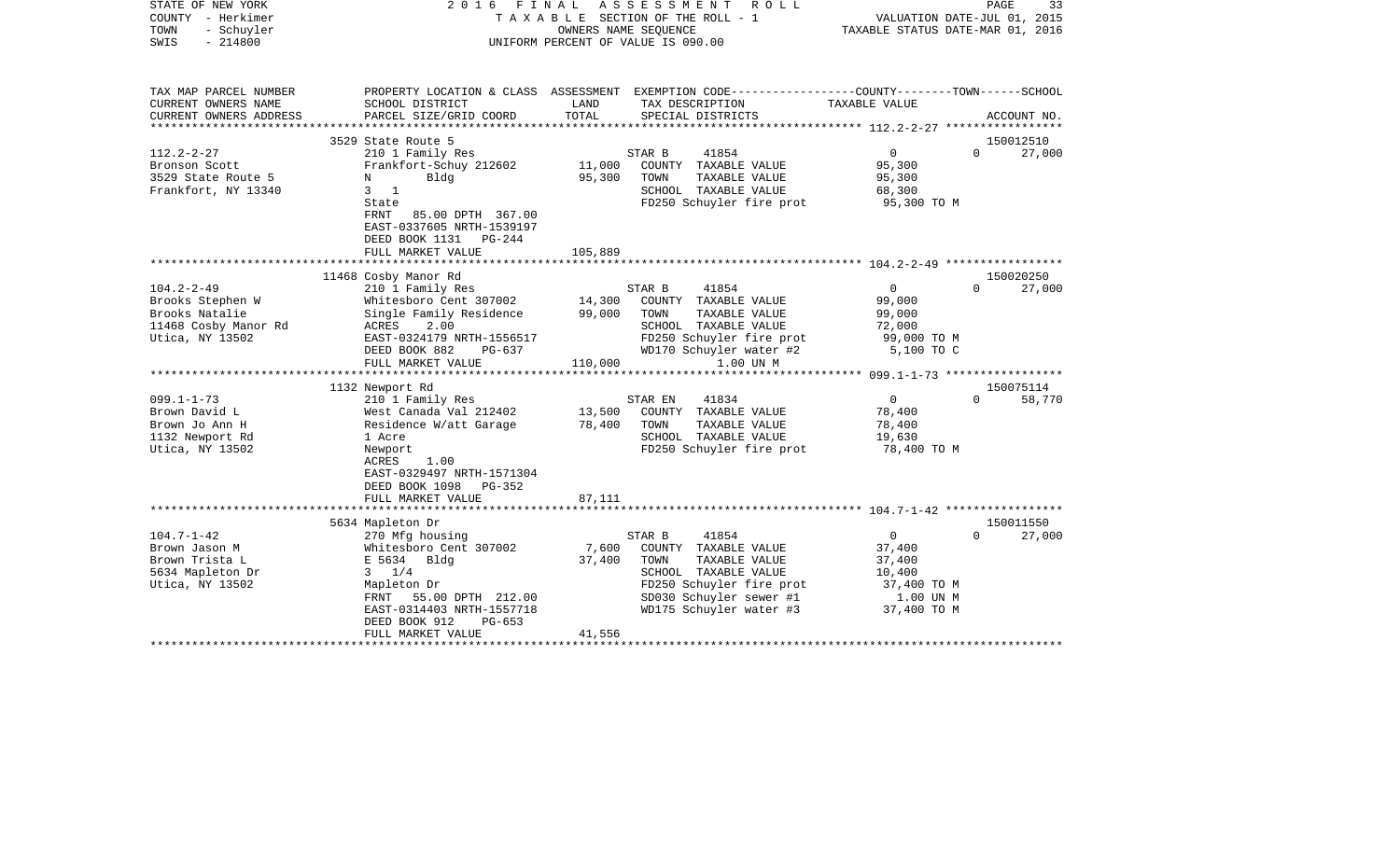```
STATE OF NEW YORK              2 0 1 6   F I N A L   A S S E S S M E N T   R O L L                                    PAGE     33
COUNTY  - Herkimer                   T A X A B L E  SECTION OF THE ROLL - 1                         VALUATION DATE-JUL 01, 2015
TOWN    - Schuyler                             OWNERS NAME SEQUENCE                                 TAXABLE STATUS DATE-MAR 01, 2016
SWIS    - 214800                       UNIFORM PERCENT OF VALUE IS 090.00

TAX MAP PARCEL NUMBER          PROPERTY LOCATION & CLASS  ASSESSMENT  EXEMPTION CODE-----------------COUNTY--------TOWN------SCHOOL
CURRENT OWNERS NAME            SCHOOL DISTRICT              LAND      TAX DESCRIPTION                TAXABLE VALUE
CURRENT OWNERS ADDRESS         PARCEL SIZE/GRID COORD       TOTAL     SPECIAL DISTRICTS                                    ACCOUNT NO.
******************************************************************************************************* 112.2-2-27 *****************
                               3529 State Route 5                                                                          150012510
112.2-2-27                     210 1 Family Res                       STAR B      41854                  0            0     27,000
Bronson Scott                  Frankfort-Schuy 212602       11,000    COUNTY  TAXABLE VALUE          95,300
3529 State Route 5             N        Bldg                95,300    TOWN    TAXABLE VALUE          95,300
Frankfort, NY 13340            3   1                                  SCHOOL  TAXABLE VALUE          68,300
                               State                                  FD250 Schuyler fire prot        95,300 TO M
                               FRNT   85.00 DPTH  367.00
                               EAST-0337605 NRTH-1539197
                               DEED BOOK 1131    PG-244
                               FULL MARKET VALUE           105,889
******************************************************************************************************* 104.2-2-49 *****************
                               11468 Cosby Manor Rd                                                                        150020250
104.2-2-49                     210 1 Family Res                       STAR B      41854                  0            0     27,000
Brooks Stephen W               Whitesboro Cent 307002       14,300    COUNTY  TAXABLE VALUE          99,000
Brooks Natalie                 Single Family Residence      99,000    TOWN    TAXABLE VALUE          99,000
11468 Cosby Manor Rd           ACRES     2.00                         SCHOOL  TAXABLE VALUE          72,000
Utica, NY 13502                EAST-0324179 NRTH-1556517              FD250 Schuyler fire prot        99,000 TO M
                               DEED BOOK 882     PG-637               WD170 Schuyler water #2          5,100 TO C
                               FULL MARKET VALUE           110,000             1.00 UN M
******************************************************************************************************* 099.1-1-73 *****************
                               1132 Newport Rd                                                                             150075114
099.1-1-73                     210 1 Family Res                       STAR EN     41834                  0            0     58,770
Brown David L                  West Canada Val 212402       13,500    COUNTY  TAXABLE VALUE          78,400
Brown Jo Ann H                 Residence W/att Garage       78,400    TOWN    TAXABLE VALUE          78,400
1132 Newport Rd                1 Acre                                 SCHOOL  TAXABLE VALUE          19,630
Utica, NY 13502                Newport                                FD250 Schuyler fire prot        78,400 TO M
                               ACRES     1.00
                               EAST-0329497 NRTH-1571304
                               DEED BOOK 1098    PG-352
                               FULL MARKET VALUE            87,111
******************************************************************************************************* 104.7-1-42 *****************
                               5634 Mapleton Dr                                                                            150011550
104.7-1-42                     270 Mfg housing                        STAR B      41854                  0            0     27,000
Brown Jason M                  Whitesboro Cent 307002        7,600    COUNTY  TAXABLE VALUE          37,400
Brown Trista L                 E 5634   Bldg                37,400    TOWN    TAXABLE VALUE          37,400
5634 Mapleton Dr               3   1/4                                SCHOOL  TAXABLE VALUE          10,400
Utica, NY 13502                Mapleton Dr                            FD250 Schuyler fire prot        37,400 TO M
                               FRNT   55.00 DPTH  212.00              SD030 Schuyler sewer #1           1.00 UN M
                               EAST-0314403 NRTH-1557718              WD175 Schuyler water #3         37,400 TO M
                               DEED BOOK 912     PG-653
                               FULL MARKET VALUE            41,556
************************************************************************************************************************************
```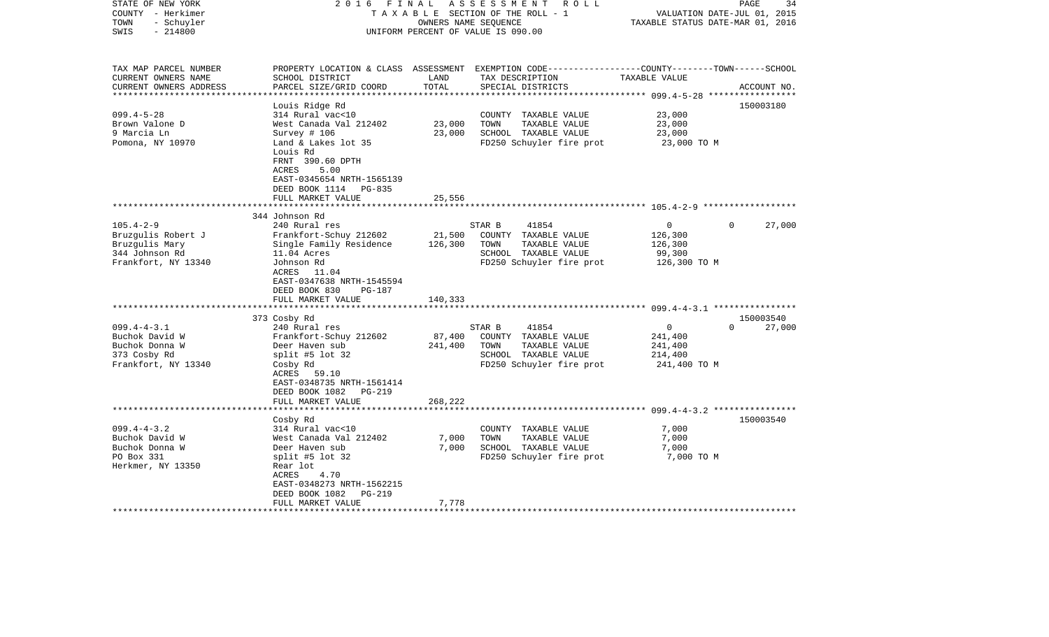STATE OF NEW YORK 2 0 1 6 F I N A L A S S E S S M E N T R O L L
COUNTY - Herkimer T A X A B L E SECTION OF THE ROLL - 1 VALUATION DATE-JUL 01, 2015
TOWN - Schuyler OWNERS NAME SEQUENCE TAXABLE STATUS DATE-MAR 01, 2016
SWIS - 214800 UNIFORM PERCENT OF VALUE IS 090.00

| TAX MAP PARCEL NUMBER / CURRENT OWNERS NAME / CURRENT OWNERS ADDRESS | PROPERTY LOCATION & CLASS / SCHOOL DISTRICT / PARCEL SIZE/GRID COORD | ASSESSMENT LAND / TOTAL | EXEMPTION CODE / TAX DESCRIPTION / SPECIAL DISTRICTS | COUNTY | TOWN | SCHOOL | ACCOUNT NO. |
|---|---|---|---|---|---|---|---|
| **099.4-5-28** | Louis Ridge Rd | | | | | | 150003180 |
| Brown Valone D | 314 Rural vac<10 | | COUNTY TAXABLE VALUE | 23,000 | | | |
| 9 Marcia Ln | West Canada Val 212402 | 23,000 | TOWN TAXABLE VALUE | | 23,000 | | |
| Pomona, NY 10970 | Survey # 106 | 23,000 | SCHOOL TAXABLE VALUE | | | 23,000 | |
| | Land & Lakes lot 35 | | FD250 Schuyler fire prot | 23,000 TO M | | | |
| | Louis Rd | | | | | | |
| | FRNT 390.60 DPTH | | | | | | |
| | ACRES 5.00 | | | | | | |
| | EAST-0345654 NRTH-1565139 | | | | | | |
| | DEED BOOK 1114 PG-835 | | | | | | |
| | FULL MARKET VALUE | 25,556 | | | | | |
| **105.4-2-9** | 344 Johnson Rd | | | | | | |
| Bruzgulis Robert J | 240 Rural res | | STAR B 41854 | 0 | 0 | 27,000 | |
| Bruzgulis Mary | Frankfort-Schuy 212602 | 21,500 | COUNTY TAXABLE VALUE | 126,300 | | | |
| 344 Johnson Rd | Single Family Residence | 126,300 | TOWN TAXABLE VALUE | | 126,300 | | |
| Frankfort, NY 13340 | 11.04 Acres | | SCHOOL TAXABLE VALUE | | | 99,300 | |
| | Johnson Rd | | FD250 Schuyler fire prot | 126,300 TO M | | | |
| | ACRES 11.04 | | | | | | |
| | EAST-0347638 NRTH-1545594 | | | | | | |
| | DEED BOOK 830 PG-187 | | | | | | |
| | FULL MARKET VALUE | 140,333 | | | | | |
| **099.4-4-3.1** | 373 Cosby Rd | | | | | | 150003540 |
| Buchok David W | 240 Rural res | | STAR B 41854 | 0 | 0 | 27,000 | |
| Buchok Donna W | Frankfort-Schuy 212602 | 87,400 | COUNTY TAXABLE VALUE | 241,400 | | | |
| 373 Cosby Rd | Deer Haven sub | 241,400 | TOWN TAXABLE VALUE | | 241,400 | | |
| Frankfort, NY 13340 | split #5 lot 32 | | SCHOOL TAXABLE VALUE | | | 214,400 | |
| | Cosby Rd | | FD250 Schuyler fire prot | 241,400 TO M | | | |
| | ACRES 59.10 | | | | | | |
| | EAST-0348735 NRTH-1561414 | | | | | | |
| | DEED BOOK 1082 PG-219 | | | | | | |
| | FULL MARKET VALUE | 268,222 | | | | | |
| **099.4-4-3.2** | Cosby Rd | | | | | | 150003540 |
| Buchok David W | 314 Rural vac<10 | | COUNTY TAXABLE VALUE | 7,000 | | | |
| Buchok Donna W | West Canada Val 212402 | 7,000 | TOWN TAXABLE VALUE | | 7,000 | | |
| PO Box 331 | Deer Haven sub | 7,000 | SCHOOL TAXABLE VALUE | | | 7,000 | |
| Herkmer, NY 13350 | split #5 lot 32 | | FD250 Schuyler fire prot | 7,000 TO M | | | |
| | Rear lot | | | | | | |
| | ACRES 4.70 | | | | | | |
| | EAST-0348273 NRTH-1562215 | | | | | | |
| | DEED BOOK 1082 PG-219 | | | | | | |
| | FULL MARKET VALUE | 7,778 | | | | | |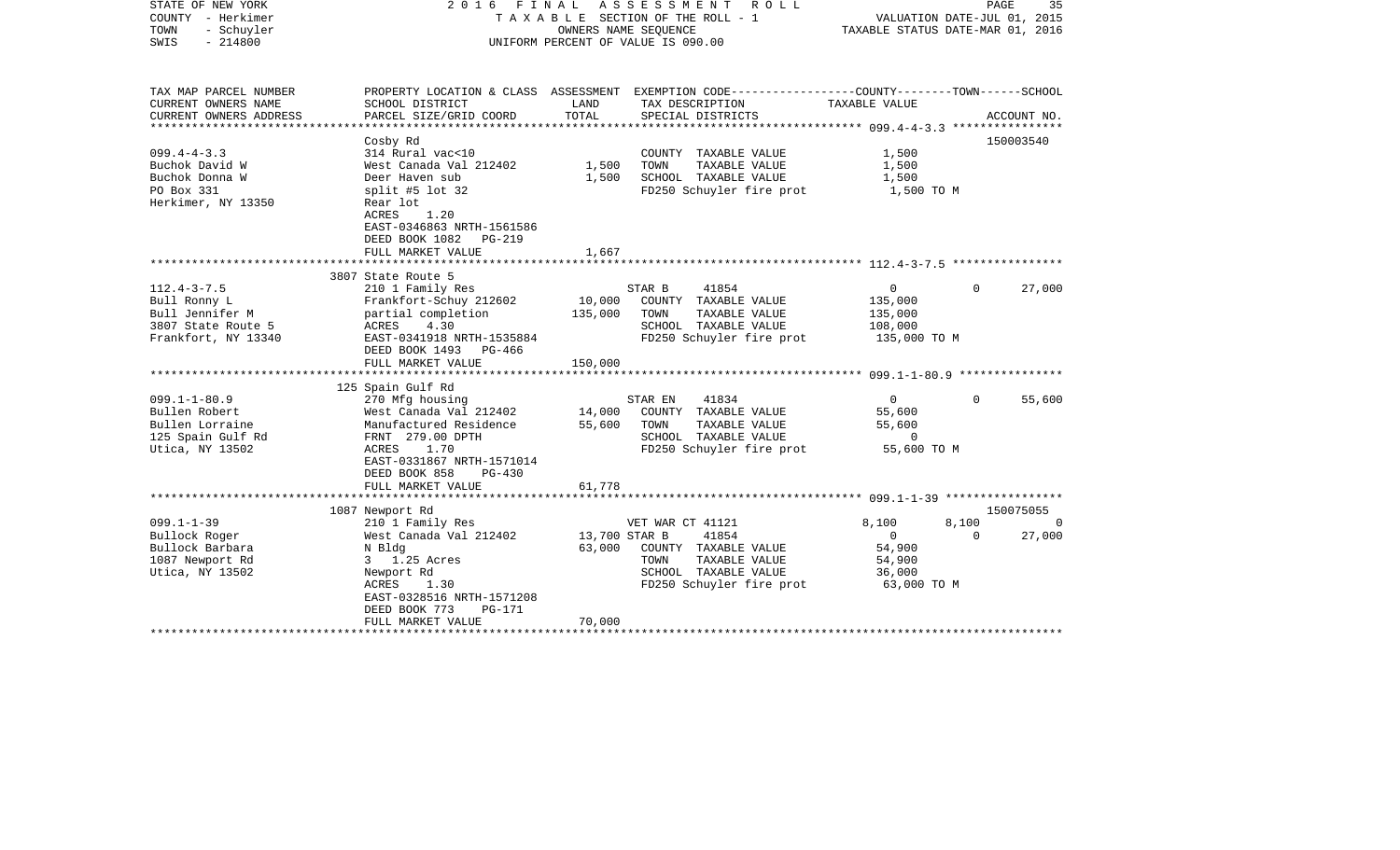STATE OF NEW YORK
COUNTY - Herkimer
TOWN - Schuyler
SWIS - 214800

2016 FINAL ASSESSMENT ROLL
TAXABLE SECTION OF THE ROLL - 1
OWNERS NAME SEQUENCE
UNIFORM PERCENT OF VALUE IS 090.00

VALUATION DATE-JUL 01, 2015
TAXABLE STATUS DATE-MAR 01, 2016

| TAX MAP PARCEL NUMBER<br>CURRENT OWNERS NAME<br>CURRENT OWNERS ADDRESS | PROPERTY LOCATION & CLASS<br>SCHOOL DISTRICT<br>PARCEL SIZE/GRID COORD | ASSESSMENT<br>LAND<br>TOTAL | EXEMPTION CODE<br>TAX DESCRIPTION<br>SPECIAL DISTRICTS | COUNTY<br>TAXABLE VALUE | TOWN | SCHOOL<br>ACCOUNT NO. |
|---|---|---|---|---|---|---|
| **099.4-4-3.3** | Cosby Rd | | | | | 150003540 |
| 099.4-4-3.3 | 314 Rural vac<10 | | COUNTY TAXABLE VALUE | 1,500 | | |
| Buchok David W | West Canada Val 212402 | 1,500 | TOWN TAXABLE VALUE | 1,500 | | |
| Buchok Donna W | Deer Haven sub | 1,500 | SCHOOL TAXABLE VALUE | 1,500 | | |
| PO Box 331 | split #5 lot 32 | | FD250 Schuyler fire prot | 1,500 TO M | | |
| Herkimer, NY 13350 | Rear lot | | | | | |
| | ACRES 1.20 | | | | | |
| | EAST-0346863 NRTH-1561586 | | | | | |
| | DEED BOOK 1082 PG-219 | | | | | |
| | FULL MARKET VALUE | 1,667 | | | | |
| **112.4-3-7.5** | 3807 State Route 5 | | | | | |
| 112.4-3-7.5 | 210 1 Family Res | | STAR B 41854 | 0 | 0 | 27,000 |
| Bull Ronny L | Frankfort-Schuy 212602 | 10,000 | COUNTY TAXABLE VALUE | 135,000 | | |
| Bull Jennifer M | partial completion | 135,000 | TOWN TAXABLE VALUE | 135,000 | | |
| 3807 State Route 5 | ACRES 4.30 | | SCHOOL TAXABLE VALUE | 108,000 | | |
| Frankfort, NY 13340 | EAST-0341918 NRTH-1535884 | | FD250 Schuyler fire prot | 135,000 TO M | | |
| | DEED BOOK 1493 PG-466 | | | | | |
| | FULL MARKET VALUE | 150,000 | | | | |
| **099.1-1-80.9** | 125 Spain Gulf Rd | | | | | |
| 099.1-1-80.9 | 270 Mfg housing | | STAR EN 41834 | 0 | 0 | 55,600 |
| Bullen Robert | West Canada Val 212402 | 14,000 | COUNTY TAXABLE VALUE | 55,600 | | |
| Bullen Lorraine | Manufactured Residence | 55,600 | TOWN TAXABLE VALUE | 55,600 | | |
| 125 Spain Gulf Rd | FRNT 279.00 DPTH | | SCHOOL TAXABLE VALUE | 0 | | |
| Utica, NY 13502 | ACRES 1.70 | | FD250 Schuyler fire prot | 55,600 TO M | | |
| | EAST-0331867 NRTH-1571014 | | | | | |
| | DEED BOOK 858 PG-430 | | | | | |
| | FULL MARKET VALUE | 61,778 | | | | |
| **099.1-1-39** | 1087 Newport Rd | | | | | 150075055 |
| 099.1-1-39 | 210 1 Family Res | | VET WAR CT 41121 | 8,100 | 8,100 | 0 |
| Bullock Roger | West Canada Val 212402 | 13,700 | STAR B 41854 | 0 | 0 | 27,000 |
| Bullock Barbara | N Bldg | 63,000 | COUNTY TAXABLE VALUE | 54,900 | | |
| 1087 Newport Rd | 3 1.25 Acres | | TOWN TAXABLE VALUE | 54,900 | | |
| Utica, NY 13502 | Newport Rd | | SCHOOL TAXABLE VALUE | 36,000 | | |
| | ACRES 1.30 | | FD250 Schuyler fire prot | 63,000 TO M | | |
| | EAST-0328516 NRTH-1571208 | | | | | |
| | DEED BOOK 773 PG-171 | | | | | |
| | FULL MARKET VALUE | 70,000 | | | | |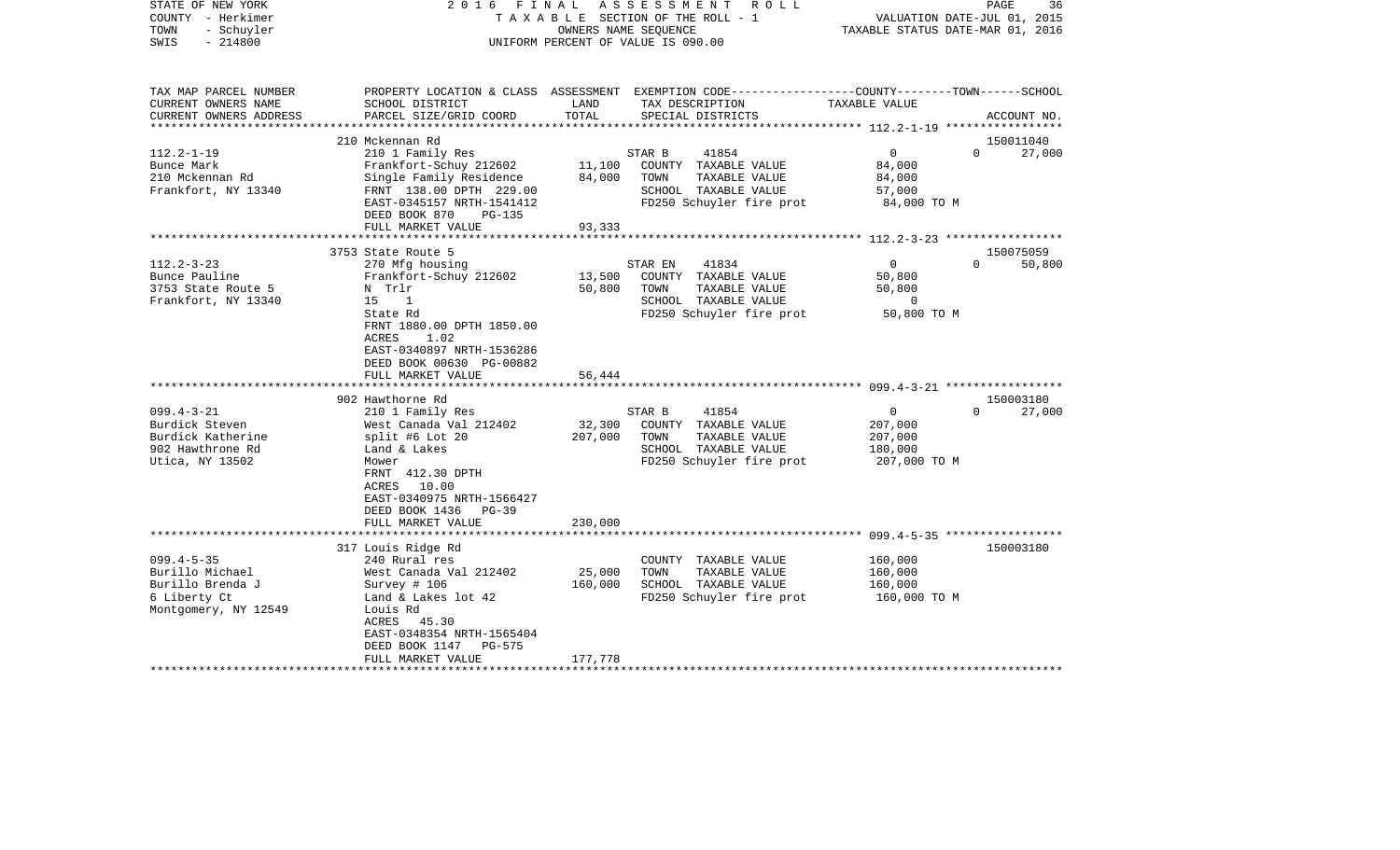STATE OF NEW YORK
COUNTY - Herkimer
TOWN - Schuyler
SWIS - 214800

2016 FINAL ASSESSMENT ROLL
TAXABLE SECTION OF THE ROLL - 1
OWNERS NAME SEQUENCE
UNIFORM PERCENT OF VALUE IS 090.00

VALUATION DATE-JUL 01, 2015
TAXABLE STATUS DATE-MAR 01, 2016

| TAX MAP PARCEL NUMBER / CURRENT OWNERS NAME / CURRENT OWNERS ADDRESS | PROPERTY LOCATION & CLASS / SCHOOL DISTRICT / PARCEL SIZE/GRID COORD | ASSESSMENT LAND | ASSESSMENT TOTAL | EXEMPTION CODE / TAX DESCRIPTION / SPECIAL DISTRICTS | COUNTY TAXABLE VALUE | TOWN | SCHOOL / ACCOUNT NO. |
|---|---|---|---|---|---|---|---|
| | 210 Mckennan Rd | | | | | | 150011040 |
| 112.2-1-19 | 210 1 Family Res | | | STAR B 41854 | 0 | 0 | 27,000 |
| Bunce Mark | Frankfort-Schuy 212602 | 11,100 | | COUNTY TAXABLE VALUE | 84,000 | | |
| 210 Mckennan Rd | Single Family Residence | | 84,000 | TOWN TAXABLE VALUE | 84,000 | | |
| Frankfort, NY 13340 | FRNT 138.00 DPTH 229.00 | | | SCHOOL TAXABLE VALUE | 57,000 | | |
| | EAST-0345157 NRTH-1541412 | | | FD250 Schuyler fire prot | 84,000 TO M | | |
| | DEED BOOK 870 PG-135 | | | | | | |
| | FULL MARKET VALUE | | 93,333 | | | | |
| | 3753 State Route 5 | | | | | | 150075059 |
| 112.2-3-23 | 270 Mfg housing | | | STAR EN 41834 | 0 | 0 | 50,800 |
| Bunce Pauline | Frankfort-Schuy 212602 | 13,500 | | COUNTY TAXABLE VALUE | 50,800 | | |
| 3753 State Route 5 | N Trlr | | 50,800 | TOWN TAXABLE VALUE | 50,800 | | |
| Frankfort, NY 13340 | 15 1 | | | SCHOOL TAXABLE VALUE | 0 | | |
| | State Rd | | | FD250 Schuyler fire prot | 50,800 TO M | | |
| | FRNT 1880.00 DPTH 1850.00 | | | | | | |
| | ACRES 1.02 | | | | | | |
| | EAST-0340897 NRTH-1536286 | | | | | | |
| | DEED BOOK 00630 PG-00882 | | | | | | |
| | FULL MARKET VALUE | | 56,444 | | | | |
| | 902 Hawthorne Rd | | | | | | 150003180 |
| 099.4-3-21 | 210 1 Family Res | | | STAR B 41854 | 0 | 0 | 27,000 |
| Burdick Steven | West Canada Val 212402 | 32,300 | | COUNTY TAXABLE VALUE | 207,000 | | |
| Burdick Katherine | split #6 Lot 20 | | 207,000 | TOWN TAXABLE VALUE | 207,000 | | |
| 902 Hawthrone Rd | Land & Lakes | | | SCHOOL TAXABLE VALUE | 180,000 | | |
| Utica, NY 13502 | Mower | | | FD250 Schuyler fire prot | 207,000 TO M | | |
| | FRNT 412.30 DPTH | | | | | | |
| | ACRES 10.00 | | | | | | |
| | EAST-0340975 NRTH-1566427 | | | | | | |
| | DEED BOOK 1436 PG-39 | | | | | | |
| | FULL MARKET VALUE | | 230,000 | | | | |
| | 317 Louis Ridge Rd | | | | | | 150003180 |
| 099.4-5-35 | 240 Rural res | | | COUNTY TAXABLE VALUE | 160,000 | | |
| Burillo Michael | West Canada Val 212402 | 25,000 | | TOWN TAXABLE VALUE | 160,000 | | |
| Burillo Brenda J | Survey # 106 | | 160,000 | SCHOOL TAXABLE VALUE | 160,000 | | |
| 6 Liberty Ct | Land & Lakes lot 42 | | | FD250 Schuyler fire prot | 160,000 TO M | | |
| Montgomery, NY 12549 | Louis Rd | | | | | | |
| | ACRES 45.30 | | | | | | |
| | EAST-0348354 NRTH-1565404 | | | | | | |
| | DEED BOOK 1147 PG-575 | | | | | | |
| | FULL MARKET VALUE | | 177,778 | | | | |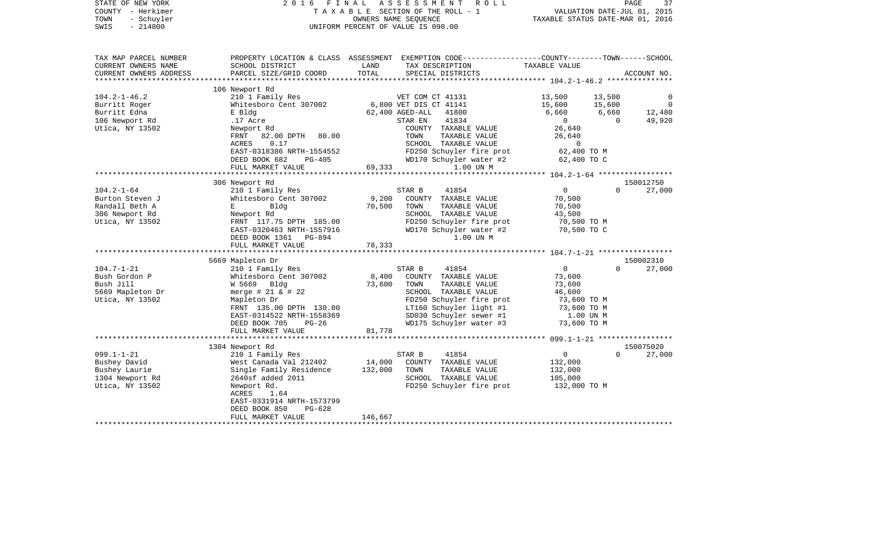STATE OF NEW YORK | 2016 FINAL ASSESSMENT ROLL | PAGE 37
COUNTY - Herkimer | TAXABLE SECTION OF THE ROLL - 1 | VALUATION DATE-JUL 01, 2015
TOWN - Schuyler | OWNERS NAME SEQUENCE | TAXABLE STATUS DATE-MAR 01, 2016
SWIS - 214800 | UNIFORM PERCENT OF VALUE IS 090.00

| TAX MAP PARCEL NUMBER / CURRENT OWNERS NAME / CURRENT OWNERS ADDRESS | PROPERTY LOCATION & CLASS / SCHOOL DISTRICT / PARCEL SIZE/GRID COORD | ASSESSMENT LAND / TOTAL | EXEMPTION CODE / TAX DESCRIPTION / SPECIAL DISTRICTS | COUNTY TAXABLE VALUE | TOWN | SCHOOL / ACCOUNT NO. |
|---|---|---|---|---|---|---|
| **104.2-1-46.2** | 106 Newport Rd | | | | | |
| 104.2-1-46.2 | 210 1 Family Res | | VET COM CT 41131 | 13,500 | 13,500 | 0 |
| Burritt Roger | Whitesboro Cent 307002 | 6,800 | VET DIS CT 41141 | 15,600 | 15,600 | 0 |
| Burritt Edna | E Bldg | 62,400 | AGED-ALL 41800 | 6,660 | 6,660 | 12,480 |
| 106 Newport Rd | .17 Acre | | STAR EN 41834 | 0 | 0 | 49,920 |
| Utica, NY 13502 | Newport Rd | | COUNTY TAXABLE VALUE | 26,640 | | |
| | FRNT 82.00 DPTH 80.00 | | TOWN TAXABLE VALUE | 26,640 | | |
| | ACRES 0.17 | | SCHOOL TAXABLE VALUE | 0 | | |
| | EAST-0318386 NRTH-1554552 | | FD250 Schuyler fire prot | 62,400 TO M | | |
| | DEED BOOK 682 PG-405 | | WD170 Schuyler water #2 | 62,400 TO C | | |
| | FULL MARKET VALUE | 69,333 | 1.00 UN M | | | |
| **104.2-1-64** | 306 Newport Rd | | | | | 150012750 |
| 104.2-1-64 | 210 1 Family Res | | STAR B 41854 | 0 | 0 | 27,000 |
| Burton Steven J | Whitesboro Cent 307002 | 9,200 | COUNTY TAXABLE VALUE | 70,500 | | |
| Randall Beth A | E Bldg | 70,500 | TOWN TAXABLE VALUE | 70,500 | | |
| 306 Newport Rd | Newport Rd | | SCHOOL TAXABLE VALUE | 43,500 | | |
| Utica, NY 13502 | FRNT 117.75 DPTH 185.00 | | FD250 Schuyler fire prot | 70,500 TO M | | |
| | EAST-0320463 NRTH-1557916 | | WD170 Schuyler water #2 | 70,500 TO C | | |
| | DEED BOOK 1361 PG-894 | | 1.00 UN M | | | |
| | FULL MARKET VALUE | 78,333 | | | | |
| **104.7-1-21** | 5669 Mapleton Dr | | | | | 150002310 |
| 104.7-1-21 | 210 1 Family Res | | STAR B 41854 | 0 | 0 | 27,000 |
| Bush Gordon P | Whitesboro Cent 307002 | 8,400 | COUNTY TAXABLE VALUE | 73,600 | | |
| Bush Jill | W 5669 Bldg | 73,600 | TOWN TAXABLE VALUE | 73,600 | | |
| 5669 Mapleton Dr | merge # 21 & # 22 | | SCHOOL TAXABLE VALUE | 46,600 | | |
| Utica, NY 13502 | Mapleton Dr | | FD250 Schuyler fire prot | 73,600 TO M | | |
| | FRNT 135.00 DPTH 130.00 | | LT160 Schuyler light #1 | 73,600 TO M | | |
| | EAST-0314522 NRTH-1558369 | | SD030 Schuyler sewer #1 | 1.00 UN M | | |
| | DEED BOOK 705 PG-26 | | WD175 Schuyler water #3 | 73,600 TO M | | |
| | FULL MARKET VALUE | 81,778 | | | | |
| **099.1-1-21** | 1304 Newport Rd | | | | | 150075020 |
| 099.1-1-21 | 210 1 Family Res | | STAR B 41854 | 0 | 0 | 27,000 |
| Bushey David | West Canada Val 212402 | 14,000 | COUNTY TAXABLE VALUE | 132,000 | | |
| Bushey Laurie | Single Family Residence | 132,000 | TOWN TAXABLE VALUE | 132,000 | | |
| 1304 Newport Rd | 2640sf added 2011 | | SCHOOL TAXABLE VALUE | 105,000 | | |
| Utica, NY 13502 | Newport Rd. | | FD250 Schuyler fire prot | 132,000 TO M | | |
| | ACRES 1.64 | | | | | |
| | EAST-0331914 NRTH-1573799 | | | | | |
| | DEED BOOK 850 PG-628 | | | | | |
| | FULL MARKET VALUE | 146,667 | | | | |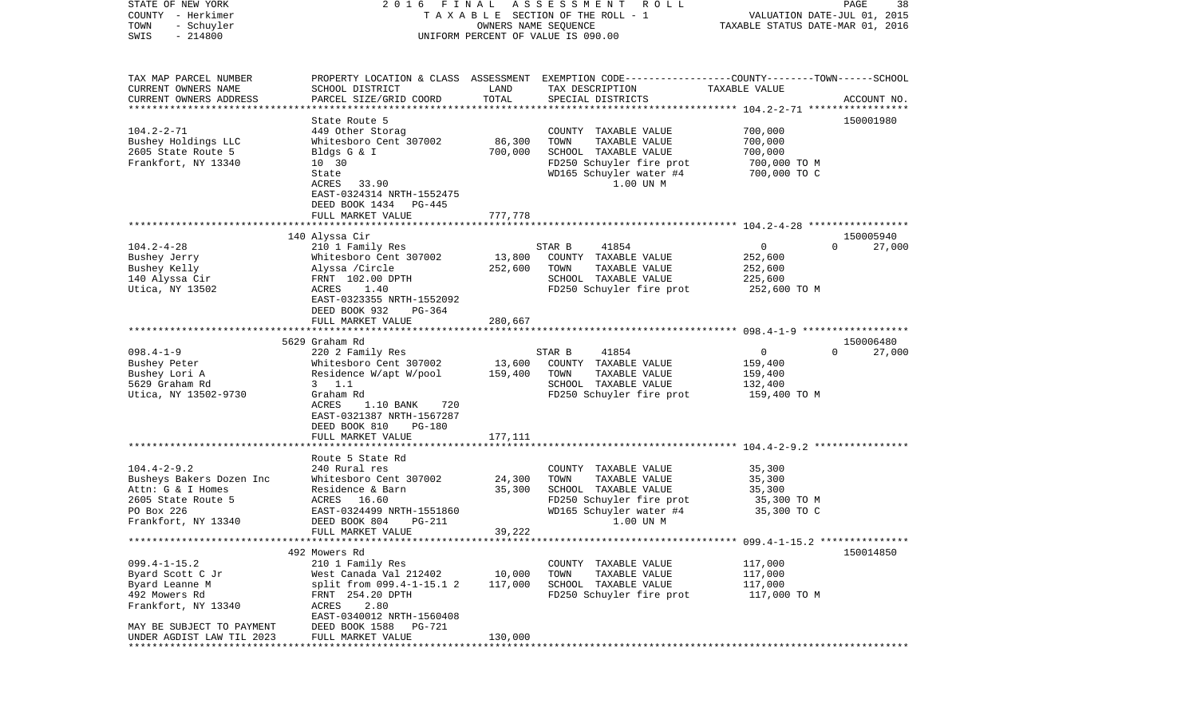STATE OF NEW YORK | COUNTY - Herkimer | TOWN - Schuyler | SWIS - 214800

2016 FINAL ASSESSMENT ROLL
TAXABLE SECTION OF THE ROLL - 1
OWNERS NAME SEQUENCE
UNIFORM PERCENT OF VALUE IS 090.00

VALUATION DATE-JUL 01, 2015
TAXABLE STATUS DATE-MAR 01, 2016

| TAX MAP PARCEL NUMBER / CURRENT OWNERS NAME / CURRENT OWNERS ADDRESS | PROPERTY LOCATION & CLASS / SCHOOL DISTRICT / PARCEL SIZE/GRID COORD | ASSESSMENT LAND | TOTAL | EXEMPTION CODE / TAX DESCRIPTION / SPECIAL DISTRICTS | COUNTY | TOWN | SCHOOL / TAXABLE VALUE | ACCOUNT NO. |
|---|---|---|---|---|---|---|---|---|
| 104.2-2-71 | State Route 5 | | | | | | | 150001980 |
| Bushey Holdings LLC | 449 Other Storag | | | COUNTY TAXABLE VALUE | 700,000 | | | |
| 2605 State Route 5 | Whitesboro Cent 307002 | 86,300 | | TOWN TAXABLE VALUE | | 700,000 | | |
| Frankfort, NY 13340 | Bldgs G & I | | 700,000 | SCHOOL TAXABLE VALUE | | | 700,000 | |
| | 10 30 | | | FD250 Schuyler fire prot | 700,000 TO M | | | |
| | State | | | WD165 Schuyler water #4 | 700,000 TO C | | | |
| | ACRES 33.90 | | | 1.00 UN M | | | | |
| | EAST-0324314 NRTH-1552475 | | | | | | | |
| | DEED BOOK 1434 PG-445 | | | | | | | |
| | FULL MARKET VALUE | | 777,778 | | | | | |
| 104.2-4-28 | 140 Alyssa Cir | | | | | | | 150005940 |
| Bushey Jerry | 210 1 Family Res | | | STAR B 41854 | 0 | 0 | 27,000 | |
| Bushey Kelly | Whitesboro Cent 307002 | 13,800 | | COUNTY TAXABLE VALUE | 252,600 | | | |
| 140 Alyssa Cir | Alyssa /Circle | | 252,600 | TOWN TAXABLE VALUE | | 252,600 | | |
| Utica, NY 13502 | FRNT 102.00 DPTH | | | SCHOOL TAXABLE VALUE | | | 225,600 | |
| | ACRES 1.40 | | | FD250 Schuyler fire prot | 252,600 TO M | | | |
| | EAST-0323355 NRTH-1552092 | | | | | | | |
| | DEED BOOK 932 PG-364 | | | | | | | |
| | FULL MARKET VALUE | | 280,667 | | | | | |
| 098.4-1-9 | 5629 Graham Rd | | | | | | | 150006480 |
| Bushey Peter | 220 2 Family Res | | | STAR B 41854 | 0 | 0 | 27,000 | |
| Bushey Lori A | Whitesboro Cent 307002 | 13,600 | | COUNTY TAXABLE VALUE | 159,400 | | | |
| 5629 Graham Rd | Residence W/apt W/pool | | 159,400 | TOWN TAXABLE VALUE | | 159,400 | | |
| Utica, NY 13502-9730 | 3 1.1 | | | SCHOOL TAXABLE VALUE | | | 132,400 | |
| | Graham Rd | | | FD250 Schuyler fire prot | 159,400 TO M | | | |
| | ACRES 1.10 BANK 720 | | | | | | | |
| | EAST-0321387 NRTH-1567287 | | | | | | | |
| | DEED BOOK 810 PG-180 | | | | | | | |
| | FULL MARKET VALUE | | 177,111 | | | | | |
| 104.4-2-9.2 | Route 5 State Rd | | | | | | | |
| Busheys Bakers Dozen Inc | 240 Rural res | | | COUNTY TAXABLE VALUE | 35,300 | | | |
| Attn: G & I Homes | Whitesboro Cent 307002 | 24,300 | | TOWN TAXABLE VALUE | | 35,300 | | |
| 2605 State Route 5 | Residence & Barn | | 35,300 | SCHOOL TAXABLE VALUE | | | 35,300 | |
| PO Box 226 | ACRES 16.60 | | | FD250 Schuyler fire prot | 35,300 TO M | | | |
| Frankfort, NY 13340 | EAST-0324499 NRTH-1551860 | | | WD165 Schuyler water #4 | 35,300 TO C | | | |
| | DEED BOOK 804 PG-211 | | | 1.00 UN M | | | | |
| | FULL MARKET VALUE | | 39,222 | | | | | |
| 099.4-1-15.2 | 492 Mowers Rd | | | | | | | 150014850 |
| Byard Scott C Jr | 210 1 Family Res | | | COUNTY TAXABLE VALUE | 117,000 | | | |
| Byard Leanne M | West Canada Val 212402 | 10,000 | | TOWN TAXABLE VALUE | | 117,000 | | |
| 492 Mowers Rd | split from 099.4-1-15.1 2 | | 117,000 | SCHOOL TAXABLE VALUE | | | 117,000 | |
| Frankfort, NY 13340 | FRNT 254.20 DPTH | | | FD250 Schuyler fire prot | 117,000 TO M | | | |
| | ACRES 2.80 | | | | | | | |
| | EAST-0340012 NRTH-1560408 | | | | | | | |
| MAY BE SUBJECT TO PAYMENT | DEED BOOK 1588 PG-721 | | | | | | | |
| UNDER AGDIST LAW TIL 2023 | FULL MARKET VALUE | | 130,000 | | | | | |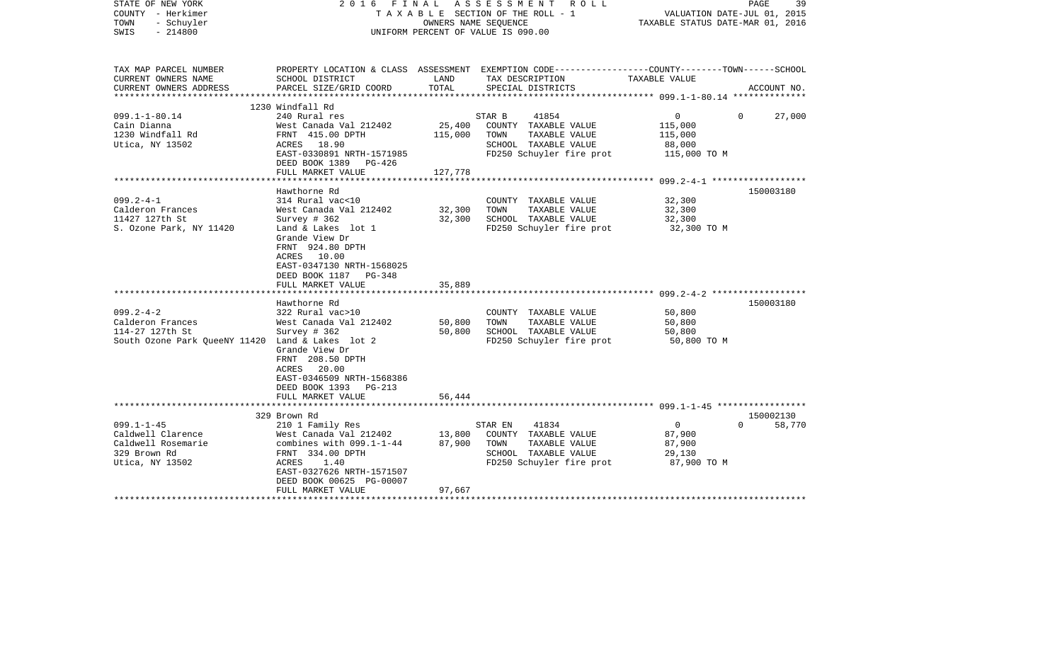STATE OF NEW YORK — 2016 FINAL ASSESSMENT ROLL — PAGE 39
COUNTY - Herkimer — TAXABLE SECTION OF THE ROLL - 1 — VALUATION DATE-JUL 01, 2015
TOWN - Schuyler — OWNERS NAME SEQUENCE — TAXABLE STATUS DATE-MAR 01, 2016
SWIS - 214800 — UNIFORM PERCENT OF VALUE IS 090.00

| TAX MAP PARCEL NUMBER / CURRENT OWNERS NAME / CURRENT OWNERS ADDRESS | PROPERTY LOCATION & CLASS / SCHOOL DISTRICT / PARCEL SIZE/GRID COORD | ASSESSMENT LAND | TOTAL | EXEMPTION CODE / TAX DESCRIPTION / SPECIAL DISTRICTS | COUNTY TAXABLE VALUE | TOWN | SCHOOL | ACCOUNT NO. |
|---|---|---|---|---|---|---|---|---|
| | 1230 Windfall Rd | | | | | | | |
| 099.1-1-80.14 | 240 Rural res | | | STAR B 41854 | 0 | 0 | 27,000 | |
| Cain Dianna | West Canada Val 212402 | 25,400 | | COUNTY TAXABLE VALUE | 115,000 | | | |
| 1230 Windfall Rd | FRNT 415.00 DPTH | | 115,000 | TOWN TAXABLE VALUE | 115,000 | | | |
| Utica, NY 13502 | ACRES 18.90 | | | SCHOOL TAXABLE VALUE | 88,000 | | | |
| | EAST-0330891 NRTH-1571985 | | | FD250 Schuyler fire prot | 115,000 TO M | | | |
| | DEED BOOK 1389 PG-426 | | | | | | | |
| | FULL MARKET VALUE | | 127,778 | | | | | |
| | Hawthorne Rd | | | | | | | 150003180 |
| 099.2-4-1 | 314 Rural vac<10 | | | COUNTY TAXABLE VALUE | 32,300 | | | |
| Calderon Frances | West Canada Val 212402 | 32,300 | | TOWN TAXABLE VALUE | 32,300 | | | |
| 11427 127th St | Survey # 362 | | 32,300 | SCHOOL TAXABLE VALUE | 32,300 | | | |
| S. Ozone Park, NY 11420 | Land & Lakes lot 1 | | | FD250 Schuyler fire prot | 32,300 TO M | | | |
| | Grande View Dr | | | | | | | |
| | FRNT 924.80 DPTH | | | | | | | |
| | ACRES 10.00 | | | | | | | |
| | EAST-0347130 NRTH-1568025 | | | | | | | |
| | DEED BOOK 1187 PG-348 | | | | | | | |
| | FULL MARKET VALUE | | 35,889 | | | | | |
| | Hawthorne Rd | | | | | | | 150003180 |
| 099.2-4-2 | 322 Rural vac>10 | | | COUNTY TAXABLE VALUE | 50,800 | | | |
| Calderon Frances | West Canada Val 212402 | 50,800 | | TOWN TAXABLE VALUE | 50,800 | | | |
| 114-27 127th St | Survey # 362 | | 50,800 | SCHOOL TAXABLE VALUE | 50,800 | | | |
| South Ozone Park QueeNY 11420 | Land & Lakes lot 2 | | | FD250 Schuyler fire prot | 50,800 TO M | | | |
| | Grande View Dr | | | | | | | |
| | FRNT 208.50 DPTH | | | | | | | |
| | ACRES 20.00 | | | | | | | |
| | EAST-0346509 NRTH-1568386 | | | | | | | |
| | DEED BOOK 1393 PG-213 | | | | | | | |
| | FULL MARKET VALUE | | 56,444 | | | | | |
| | 329 Brown Rd | | | | | | | 150002130 |
| 099.1-1-45 | 210 1 Family Res | | | STAR EN 41834 | 0 | 0 | 58,770 | |
| Caldwell Clarence | West Canada Val 212402 | 13,800 | | COUNTY TAXABLE VALUE | 87,900 | | | |
| Caldwell Rosemarie | combines with 099.1-1-44 | | 87,900 | TOWN TAXABLE VALUE | 87,900 | | | |
| 329 Brown Rd | FRNT 334.00 DPTH | | | SCHOOL TAXABLE VALUE | 29,130 | | | |
| Utica, NY 13502 | ACRES 1.40 | | | FD250 Schuyler fire prot | 87,900 TO M | | | |
| | EAST-0327626 NRTH-1571507 | | | | | | | |
| | DEED BOOK 00625 PG-00007 | | | | | | | |
| | FULL MARKET VALUE | | 97,667 | | | | | |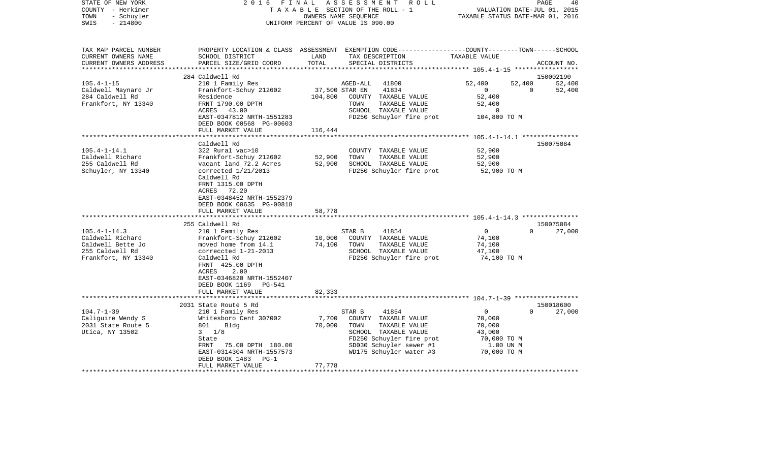STATE OF NEW YORK                    2 0 1 6   F I N A L   A S S E S S M E N T   R O L L
COUNTY - Herkimer                    T A X A B L E  SECTION OF THE ROLL - 1                    VALUATION DATE-JUL 01, 2015
TOWN - Schuyler                      OWNERS NAME SEQUENCE                                      TAXABLE STATUS DATE-MAR 01, 2016
SWIS - 214800                        UNIFORM PERCENT OF VALUE IS 090.00

| TAX MAP PARCEL NUMBER<br>CURRENT OWNERS NAME<br>CURRENT OWNERS ADDRESS | PROPERTY LOCATION & CLASS<br>SCHOOL DISTRICT<br>PARCEL SIZE/GRID COORD | ASSESSMENT<br>LAND<br>TOTAL | EXEMPTION CODE<br>TAX DESCRIPTION<br>SPECIAL DISTRICTS | COUNTY<br>TAXABLE VALUE | TOWN | SCHOOL<br>ACCOUNT NO. |
|---|---|---|---|---|---|---|
| 105.4-1-15<br>Caldwell Maynard Jr<br>284 Caldwell Rd<br>Frankfort, NY 13340 | 284 Caldwell Rd<br>210 1 Family Res<br>Frankfort-Schuy 212602<br>Residence<br>FRNT 1790.00 DPTH<br>ACRES 43.00<br>EAST-0347812 NRTH-1551283<br>DEED BOOK 00568 PG-00603<br>FULL MARKET VALUE | <br><br>37,500<br>104,800<br><br><br><br><br>116,444 | AGED-ALL 41800<br>STAR EN 41834<br>COUNTY TAXABLE VALUE<br>TOWN TAXABLE VALUE<br>SCHOOL TAXABLE VALUE<br>FD250 Schuyler fire prot | 52,400<br>0<br>52,400<br>52,400<br>0<br>104,800 TO M | 52,400<br>0 | 150002190<br>52,400<br>52,400 |
| 105.4-1-14.1<br>Caldwell Richard<br>255 Caldwell Rd<br>Schuyler, NY 13340 | Caldwell Rd<br>322 Rural vac>10<br>Frankfort-Schuy 212602<br>vacant land 72.2 Acres<br>corrected 1/21/2013<br>Caldwell Rd<br>FRNT 1315.00 DPTH<br>ACRES 72.20<br>EAST-0348452 NRTH-1552379<br>DEED BOOK 00635 PG-00818<br>FULL MARKET VALUE | <br><br>52,900<br>52,900<br><br><br><br><br><br><br>58,778 | COUNTY TAXABLE VALUE<br>TOWN TAXABLE VALUE<br>SCHOOL TAXABLE VALUE<br>FD250 Schuyler fire prot | 52,900<br>52,900<br>52,900<br>52,900 TO M | | 150075084 |
| 105.4-1-14.3<br>Caldwell Richard<br>Caldwell Bette Jo<br>255 Caldwell Rd<br>Frankfort, NY 13340 | 255 Caldwell Rd<br>210 1 Family Res<br>Frankfort-Schuy 212602<br>moved home from 14.1<br>correccted 1-21-2013<br>Caldwell Rd<br>FRNT 425.00 DPTH<br>ACRES 2.00<br>EAST-0346820 NRTH-1552407<br>DEED BOOK 1169 PG-541<br>FULL MARKET VALUE | <br><br>10,000<br>74,100<br><br><br><br><br><br><br>82,333 | STAR B 41854<br>COUNTY TAXABLE VALUE<br>TOWN TAXABLE VALUE<br>SCHOOL TAXABLE VALUE<br>FD250 Schuyler fire prot | 0<br>74,100<br>74,100<br>47,100<br>74,100 TO M | 0 | 150075084<br>27,000 |
| 104.7-1-39<br>Caliguire Wendy S<br>2031 State Route 5<br>Utica, NY 13502 | 2031 State Route 5<br>210 1 Family Res<br>Whitesboro Cent 307002<br>801 Bldg<br>3 1/8<br>State<br>FRNT 75.00 DPTH 180.00<br>EAST-0314304 NRTH-1557573<br>DEED BOOK 1483 PG-1<br>FULL MARKET VALUE | <br><br>7,700<br>70,000<br><br><br><br><br><br>77,778 | STAR B 41854<br>COUNTY TAXABLE VALUE<br>TOWN TAXABLE VALUE<br>SCHOOL TAXABLE VALUE<br>FD250 Schuyler fire prot<br>SD030 Schuyler sewer #1<br>WD175 Schuyler water #3 | 0<br>70,000<br>70,000<br>43,000<br>70,000 TO M<br>1.00 UN M<br>70,000 TO M | 0 | 150018600<br>27,000 |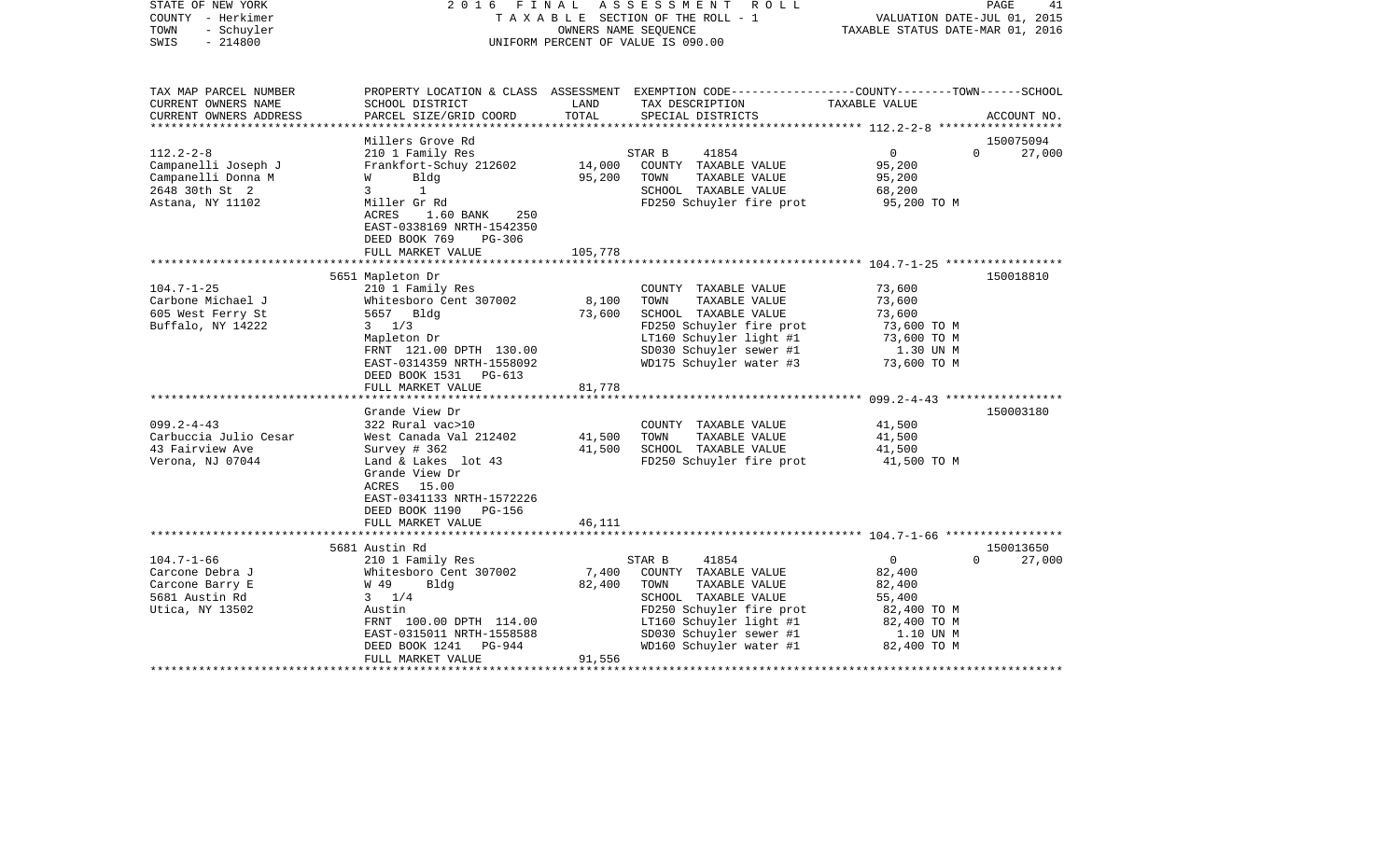STATE OF NEW YORK — 2016 FINAL ASSESSMENT ROLL
COUNTY - Herkimer — TAXABLE SECTION OF THE ROLL - 1 — VALUATION DATE-JUL 01, 2015
TOWN - Schuyler — OWNERS NAME SEQUENCE — TAXABLE STATUS DATE-MAR 01, 2016
SWIS - 214800 — UNIFORM PERCENT OF VALUE IS 090.00

| TAX MAP PARCEL NUMBER / CURRENT OWNERS NAME / CURRENT OWNERS ADDRESS | PROPERTY LOCATION & CLASS / SCHOOL DISTRICT / PARCEL SIZE/GRID COORD | ASSESSMENT LAND / TOTAL | EXEMPTION CODE / TAX DESCRIPTION / SPECIAL DISTRICTS | COUNTY / TOWN / SCHOOL TAXABLE VALUE | ACCOUNT NO. |
|---|---|---|---|---|---|
| 112.2-2-8 | Millers Grove Rd | | | | 150075094 |
| Campanelli Joseph J | 210 1 Family Res | | STAR B 41854 | 0 0 27,000 | |
| Campanelli Donna M | Frankfort-Schuy 212602 | 14,000 | COUNTY TAXABLE VALUE | 95,200 | |
| 2648 30th St 2 | W Bldg | 95,200 | TOWN TAXABLE VALUE | 95,200 | |
| Astana, NY 11102 | 3 1 | | SCHOOL TAXABLE VALUE | 68,200 | |
| | Miller Gr Rd | | FD250 Schuyler fire prot | 95,200 TO M | |
| | ACRES 1.60 BANK 250 | | | | |
| | EAST-0338169 NRTH-1542350 | | | | |
| | DEED BOOK 769 PG-306 | | | | |
| | FULL MARKET VALUE | 105,778 | | | |
| 104.7-1-25 | 5651 Mapleton Dr | | | | 150018810 |
| Carbone Michael J | 210 1 Family Res | | COUNTY TAXABLE VALUE | 73,600 | |
| 605 West Ferry St | Whitesboro Cent 307002 | 8,100 | TOWN TAXABLE VALUE | 73,600 | |
| Buffalo, NY 14222 | 5657 Bldg | 73,600 | SCHOOL TAXABLE VALUE | 73,600 | |
| | 3 1/3 | | FD250 Schuyler fire prot | 73,600 TO M | |
| | Mapleton Dr | | LT160 Schuyler light #1 | 73,600 TO M | |
| | FRNT 121.00 DPTH 130.00 | | SD030 Schuyler sewer #1 | 1.30 UN M | |
| | EAST-0314359 NRTH-1558092 | | WD175 Schuyler water #3 | 73,600 TO M | |
| | DEED BOOK 1531 PG-613 | | | | |
| | FULL MARKET VALUE | 81,778 | | | |
| 099.2-4-43 | Grande View Dr | | | | 150003180 |
| Carbuccia Julio Cesar | 322 Rural vac>10 | | COUNTY TAXABLE VALUE | 41,500 | |
| 43 Fairview Ave | West Canada Val 212402 | 41,500 | TOWN TAXABLE VALUE | 41,500 | |
| Verona, NJ 07044 | Survey # 362 | 41,500 | SCHOOL TAXABLE VALUE | 41,500 | |
| | Land & Lakes lot 43 | | FD250 Schuyler fire prot | 41,500 TO M | |
| | Grande View Dr | | | | |
| | ACRES 15.00 | | | | |
| | EAST-0341133 NRTH-1572226 | | | | |
| | DEED BOOK 1190 PG-156 | | | | |
| | FULL MARKET VALUE | 46,111 | | | |
| 104.7-1-66 | 5681 Austin Rd | | | | 150013650 |
| Carcone Debra J | 210 1 Family Res | | STAR B 41854 | 0 0 27,000 | |
| Carcone Barry E | Whitesboro Cent 307002 | 7,400 | COUNTY TAXABLE VALUE | 82,400 | |
| 5681 Austin Rd | W 49 Bldg | 82,400 | TOWN TAXABLE VALUE | 82,400 | |
| Utica, NY 13502 | 3 1/4 | | SCHOOL TAXABLE VALUE | 55,400 | |
| | Austin | | FD250 Schuyler fire prot | 82,400 TO M | |
| | FRNT 100.00 DPTH 114.00 | | LT160 Schuyler light #1 | 82,400 TO M | |
| | EAST-0315011 NRTH-1558588 | | SD030 Schuyler sewer #1 | 1.10 UN M | |
| | DEED BOOK 1241 PG-944 | | WD160 Schuyler water #1 | 82,400 TO M | |
| | FULL MARKET VALUE | 91,556 | | | |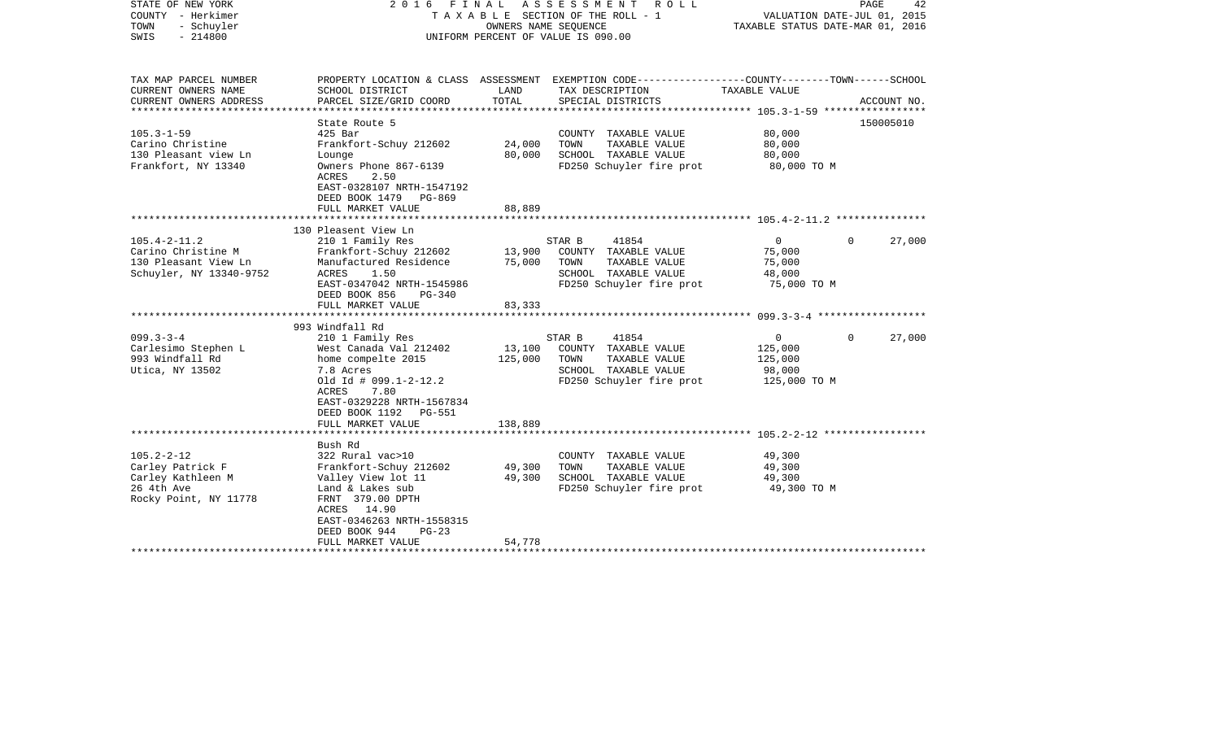STATE OF NEW YORK
COUNTY - Herkimer
TOWN - Schuyler
SWIS - 214800

2016 FINAL ASSESSMENT ROLL
TAXABLE SECTION OF THE ROLL - 1
OWNERS NAME SEQUENCE
UNIFORM PERCENT OF VALUE IS 090.00

VALUATION DATE-JUL 01, 2015
TAXABLE STATUS DATE-MAR 01, 2016

| TAX MAP PARCEL NUMBER / CURRENT OWNERS NAME / CURRENT OWNERS ADDRESS | PROPERTY LOCATION & CLASS / SCHOOL DISTRICT / PARCEL SIZE/GRID COORD | ASSESSMENT LAND / TOTAL | EXEMPTION CODE / TAX DESCRIPTION / SPECIAL DISTRICTS | COUNTY | TOWN | SCHOOL | ACCOUNT NO. |
|---|---|---|---|---|---|---|---|
| **105.3-1-59** | State Route 5 | | | | | | 150005010 |
| Carino Christine | 425 Bar | | COUNTY TAXABLE VALUE | 80,000 | | | |
| 130 Pleasant view Ln | Frankfort-Schuy 212602 | 24,000 | TOWN TAXABLE VALUE | 80,000 | | | |
| Frankfort, NY 13340 | Lounge | 80,000 | SCHOOL TAXABLE VALUE | 80,000 | | | |
| | Owners Phone 867-6139 | | FD250 Schuyler fire prot | 80,000 TO M | | | |
| | ACRES 2.50 | | | | | | |
| | EAST-0328107 NRTH-1547192 | | | | | | |
| | DEED BOOK 1479 PG-869 | | | | | | |
| | FULL MARKET VALUE | 88,889 | | | | | |
| **105.4-2-11.2** | 130 Pleasent View Ln | | | | | | |
| Carino Christine M | 210 1 Family Res | | STAR B 41854 | 0 | 0 | 27,000 | |
| 130 Pleasant View Ln | Frankfort-Schuy 212602 | 13,900 | COUNTY TAXABLE VALUE | 75,000 | | | |
| Schuyler, NY 13340-9752 | Manufactured Residence | 75,000 | TOWN TAXABLE VALUE | 75,000 | | | |
| | ACRES 1.50 | | SCHOOL TAXABLE VALUE | 48,000 | | | |
| | EAST-0347042 NRTH-1545986 | | FD250 Schuyler fire prot | 75,000 TO M | | | |
| | DEED BOOK 856 PG-340 | | | | | | |
| | FULL MARKET VALUE | 83,333 | | | | | |
| **099.3-3-4** | 993 Windfall Rd | | | | | | |
| Carlesimo Stephen L | 210 1 Family Res | | STAR B 41854 | 0 | 0 | 27,000 | |
| 993 Windfall Rd | West Canada Val 212402 | 13,100 | COUNTY TAXABLE VALUE | 125,000 | | | |
| Utica, NY 13502 | home compelte 2015 | 125,000 | TOWN TAXABLE VALUE | 125,000 | | | |
| | 7.8 Acres | | SCHOOL TAXABLE VALUE | 98,000 | | | |
| | Old Id # 099.1-2-12.2 | | FD250 Schuyler fire prot | 125,000 TO M | | | |
| | ACRES 7.80 | | | | | | |
| | EAST-0329228 NRTH-1567834 | | | | | | |
| | DEED BOOK 1192 PG-551 | | | | | | |
| | FULL MARKET VALUE | 138,889 | | | | | |
| **105.2-2-12** | Bush Rd | | | | | | |
| Carley Patrick F | 322 Rural vac>10 | | COUNTY TAXABLE VALUE | 49,300 | | | |
| Carley Kathleen M | Frankfort-Schuy 212602 | 49,300 | TOWN TAXABLE VALUE | 49,300 | | | |
| 26 4th Ave | Valley View lot 11 | 49,300 | SCHOOL TAXABLE VALUE | 49,300 | | | |
| Rocky Point, NY 11778 | Land & Lakes sub | | FD250 Schuyler fire prot | 49,300 TO M | | | |
| | FRNT 379.00 DPTH | | | | | | |
| | ACRES 14.90 | | | | | | |
| | EAST-0346263 NRTH-1558315 | | | | | | |
| | DEED BOOK 944 PG-23 | | | | | | |
| | FULL MARKET VALUE | 54,778 | | | | | |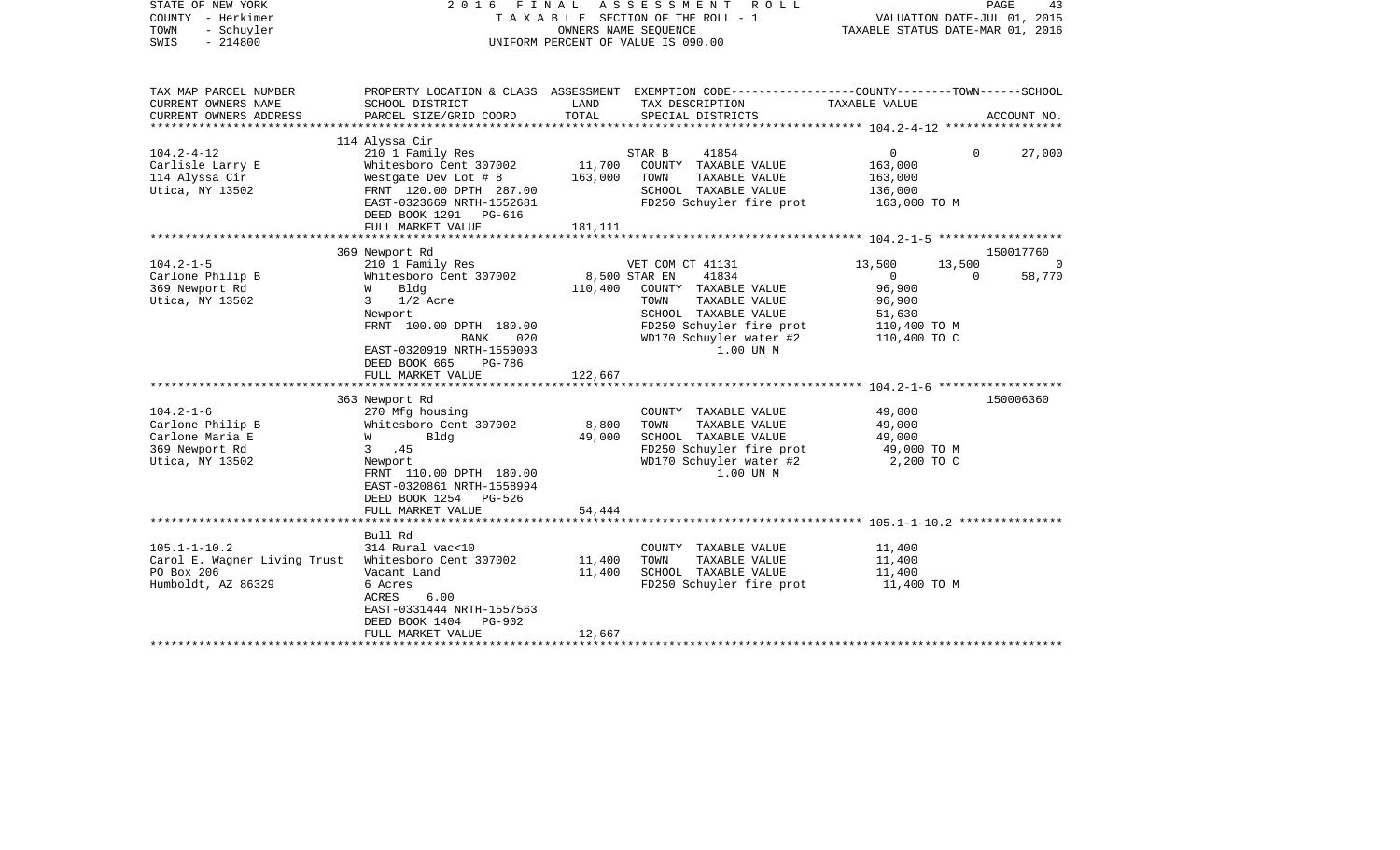STATE OF NEW YORK
COUNTY - Herkimer
TOWN - Schuyler
SWIS - 214800

2016 FINAL ASSESSMENT ROLL
TAXABLE SECTION OF THE ROLL - 1
OWNERS NAME SEQUENCE
UNIFORM PERCENT OF VALUE IS 090.00

VALUATION DATE-JUL 01, 2015
TAXABLE STATUS DATE-MAR 01, 2016

| TAX MAP PARCEL NUMBER / CURRENT OWNERS NAME / CURRENT OWNERS ADDRESS | PROPERTY LOCATION & CLASS / SCHOOL DISTRICT / PARCEL SIZE/GRID COORD | ASSESSMENT LAND | TOTAL | EXEMPTION CODE / TAX DESCRIPTION / SPECIAL DISTRICTS | COUNTY | TOWN | SCHOOL | ACCOUNT NO. |
|---|---|---|---|---|---|---|---|---|
| **104.2-4-12** | 114 Alyssa Cir | | | | | | | |
| | 210 1 Family Res | | | STAR B 41854 | 0 | 0 | 27,000 | |
| Carlisle Larry E | Whitesboro Cent 307002 | 11,700 | | COUNTY TAXABLE VALUE | 163,000 | | | |
| 114 Alyssa Cir | Westgate Dev Lot # 8 | | 163,000 | TOWN TAXABLE VALUE | | 163,000 | | |
| Utica, NY 13502 | FRNT 120.00 DPTH 287.00 | | | SCHOOL TAXABLE VALUE | | | 136,000 | |
| | EAST-0323669 NRTH-1552681 | | | FD250 Schuyler fire prot | 163,000 TO M | | | |
| | DEED BOOK 1291 PG-616 | | | | | | | |
| | FULL MARKET VALUE | 181,111 | | | | | | |
| **104.2-1-5** | 369 Newport Rd | | | | | | | 150017760 |
| | 210 1 Family Res | | | VET COM CT 41131 | 13,500 | 13,500 | 0 | |
| Carlone Philip B | Whitesboro Cent 307002 | 8,500 | | STAR EN 41834 | 0 | 0 | 58,770 | |
| 369 Newport Rd | W Bldg | | 110,400 | COUNTY TAXABLE VALUE | 96,900 | | | |
| Utica, NY 13502 | 3 1/2 Acre | | | TOWN TAXABLE VALUE | | 96,900 | | |
| | Newport | | | SCHOOL TAXABLE VALUE | | | 51,630 | |
| | FRNT 100.00 DPTH 180.00 | | | FD250 Schuyler fire prot | 110,400 TO M | | | |
| | BANK 020 | | | WD170 Schuyler water #2 | 110,400 TO C | | | |
| | EAST-0320919 NRTH-1559093 | | | 1.00 UN M | | | | |
| | DEED BOOK 665 PG-786 | | | | | | | |
| | FULL MARKET VALUE | 122,667 | | | | | | |
| **104.2-1-6** | 363 Newport Rd | | | | | | | 150006360 |
| | 270 Mfg housing | | | COUNTY TAXABLE VALUE | 49,000 | | | |
| Carlone Philip B | Whitesboro Cent 307002 | 8,800 | | TOWN TAXABLE VALUE | | 49,000 | | |
| Carlone Maria E | W Bldg | | 49,000 | SCHOOL TAXABLE VALUE | | | 49,000 | |
| 369 Newport Rd | 3 .45 | | | FD250 Schuyler fire prot | 49,000 TO M | | | |
| Utica, NY 13502 | Newport | | | WD170 Schuyler water #2 | 2,200 TO C | | | |
| | FRNT 110.00 DPTH 180.00 | | | 1.00 UN M | | | | |
| | EAST-0320861 NRTH-1558994 | | | | | | | |
| | DEED BOOK 1254 PG-526 | | | | | | | |
| | FULL MARKET VALUE | 54,444 | | | | | | |
| **105.1-1-10.2** | Bull Rd | | | | | | | |
| | 314 Rural vac<10 | | | COUNTY TAXABLE VALUE | 11,400 | | | |
| Carol E. Wagner Living Trust | Whitesboro Cent 307002 | 11,400 | | TOWN TAXABLE VALUE | | 11,400 | | |
| PO Box 206 | Vacant Land | | 11,400 | SCHOOL TAXABLE VALUE | | | 11,400 | |
| Humboldt, AZ 86329 | 6 Acres | | | FD250 Schuyler fire prot | 11,400 TO M | | | |
| | ACRES 6.00 | | | | | | | |
| | EAST-0331444 NRTH-1557563 | | | | | | | |
| | DEED BOOK 1404 PG-902 | | | | | | | |
| | FULL MARKET VALUE | 12,667 | | | | | | |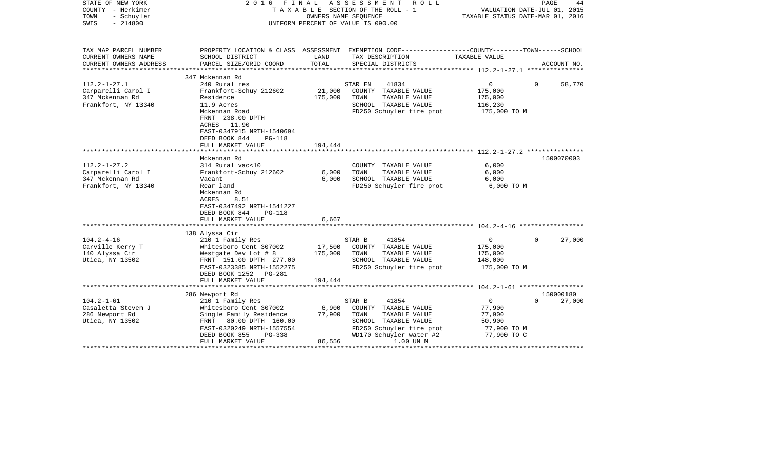STATE OF NEW YORK
COUNTY - Herkimer
TOWN - Schuyler
SWIS - 214800

2 0 1 6 F I N A L A S S E S S M E N T R O L L
T A X A B L E SECTION OF THE ROLL - 1
OWNERS NAME SEQUENCE
UNIFORM PERCENT OF VALUE IS 090.00

VALUATION DATE-JUL 01, 2015
TAXABLE STATUS DATE-MAR 01, 2016

| TAX MAP PARCEL NUMBER / CURRENT OWNERS NAME / CURRENT OWNERS ADDRESS | PROPERTY LOCATION & CLASS / SCHOOL DISTRICT / PARCEL SIZE/GRID COORD | ASSESSMENT LAND | TOTAL | EXEMPTION CODE / TAX DESCRIPTION / SPECIAL DISTRICTS | COUNTY / TOWN TAXABLE VALUE | SCHOOL / ACCOUNT NO. |
|---|---|---|---|---|---|---|
| | 347 Mckennan Rd | | | | | |
| 112.2-1-27.1 | 240 Rural res | | | STAR EN 41834 | 0 0 | 58,770 |
| Carparelli Carol I | Frankfort-Schuy 212602 | 21,000 | | COUNTY TAXABLE VALUE | 175,000 | |
| 347 Mckennan Rd | Residence | | 175,000 | TOWN TAXABLE VALUE | 175,000 | |
| Frankfort, NY 13340 | 11.9 Acres | | | SCHOOL TAXABLE VALUE | 116,230 | |
| | Mckennan Road | | | FD250 Schuyler fire prot | 175,000 TO M | |
| | FRNT 238.00 DPTH | | | | | |
| | ACRES 11.90 | | | | | |
| | EAST-0347915 NRTH-1540694 | | | | | |
| | DEED BOOK 844 PG-118 | | | | | |
| | FULL MARKET VALUE | | 194,444 | | | |
| | Mckennan Rd | | | | | 1500070003 |
| 112.2-1-27.2 | 314 Rural vac<10 | | | COUNTY TAXABLE VALUE | 6,000 | |
| Carparelli Carol I | Frankfort-Schuy 212602 | 6,000 | | TOWN TAXABLE VALUE | 6,000 | |
| 347 Mckennan Rd | Vacant | | 6,000 | SCHOOL TAXABLE VALUE | 6,000 | |
| Frankfort, NY 13340 | Rear land | | | FD250 Schuyler fire prot | 6,000 TO M | |
| | Mckennan Rd | | | | | |
| | ACRES 8.51 | | | | | |
| | EAST-0347492 NRTH-1541227 | | | | | |
| | DEED BOOK 844 PG-118 | | | | | |
| | FULL MARKET VALUE | | 6,667 | | | |
| | 138 Alyssa Cir | | | | | |
| 104.2-4-16 | 210 1 Family Res | | | STAR B 41854 | 0 0 | 27,000 |
| Carville Kerry T | Whitesboro Cent 307002 | 17,500 | | COUNTY TAXABLE VALUE | 175,000 | |
| 140 Alyssa Cir | Westgate Dev Lot # 8 | | 175,000 | TOWN TAXABLE VALUE | 175,000 | |
| Utica, NY 13502 | FRNT 151.00 DPTH 277.00 | | | SCHOOL TAXABLE VALUE | 148,000 | |
| | EAST-0323385 NRTH-1552275 | | | FD250 Schuyler fire prot | 175,000 TO M | |
| | DEED BOOK 1252 PG-281 | | | | | |
| | FULL MARKET VALUE | | 194,444 | | | |
| | 286 Newport Rd | | | | | 150000180 |
| 104.2-1-61 | 210 1 Family Res | | | STAR B 41854 | 0 0 | 27,000 |
| Casaletta Steven J | Whitesboro Cent 307002 | 6,900 | | COUNTY TAXABLE VALUE | 77,900 | |
| 286 Newport Rd | Single Family Residence | | 77,900 | TOWN TAXABLE VALUE | 77,900 | |
| Utica, NY 13502 | FRNT 80.00 DPTH 160.00 | | | SCHOOL TAXABLE VALUE | 50,900 | |
| | EAST-0320249 NRTH-1557554 | | | FD250 Schuyler fire prot | 77,900 TO M | |
| | DEED BOOK 855 PG-338 | | | WD170 Schuyler water #2 | 77,900 TO C | |
| | FULL MARKET VALUE | | 86,556 | 1.00 UN M | | |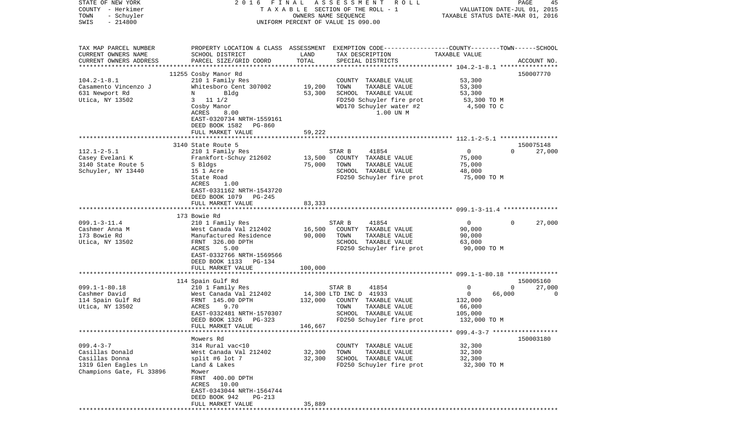STATE OF NEW YORK — 2016 FINAL ASSESSMENT ROLL
COUNTY - Herkimer — TAXABLE SECTION OF THE ROLL - 1 — VALUATION DATE-JUL 01, 2015
TOWN - Schuyler — OWNERS NAME SEQUENCE — TAXABLE STATUS DATE-MAR 01, 2016
SWIS - 214800 — UNIFORM PERCENT OF VALUE IS 090.00

| TAX MAP PARCEL NUMBER / CURRENT OWNERS NAME / CURRENT OWNERS ADDRESS | PROPERTY LOCATION & CLASS / SCHOOL DISTRICT / PARCEL SIZE/GRID COORD | ASSESSMENT LAND | ASSESSMENT TOTAL | EXEMPTION CODE / TAX DESCRIPTION / SPECIAL DISTRICTS | COUNTY | TOWN | SCHOOL / ACCOUNT NO. |
|---|---|---|---|---|---|---|---|
| | 11255 Cosby Manor Rd | | | | | | 150007770 |
| 104.2-1-8.1 | 210 1 Family Res | | | COUNTY TAXABLE VALUE | 53,300 | | |
| Casamento Vincenzo J | Whitesboro Cent 307002 | 19,200 | | TOWN TAXABLE VALUE | | 53,300 | |
| 631 Newport Rd | N Bldg | | 53,300 | SCHOOL TAXABLE VALUE | | | 53,300 |
| Utica, NY 13502 | 3 11 1/2 | | | FD250 Schuyler fire prot | 53,300 TO M | | |
| | Cosby Manor | | | WD170 Schuyler water #2 | 4,500 TO C | | |
| | ACRES 8.00 | | | 1.00 UN M | | | |
| | EAST-0320734 NRTH-1559161 | | | | | | |
| | DEED BOOK 1582 PG-860 | | | | | | |
| | FULL MARKET VALUE | | 59,222 | | | | |
| | 3140 State Route 5 | | | | | | 150075148 |
| 112.1-2-5.1 | 210 1 Family Res | | | STAR B 41854 | 0 | 0 | 27,000 |
| Casey Evelani K | Frankfort-Schuy 212602 | 13,500 | | COUNTY TAXABLE VALUE | 75,000 | | |
| 3140 State Route 5 | S Bldgs | | 75,000 | TOWN TAXABLE VALUE | | 75,000 | |
| Schuyler, NY 13440 | 15 1 Acre | | | SCHOOL TAXABLE VALUE | | | 48,000 |
| | State Road | | | FD250 Schuyler fire prot | 75,000 TO M | | |
| | ACRES 1.00 | | | | | | |
| | EAST-0331162 NRTH-1543720 | | | | | | |
| | DEED BOOK 1079 PG-245 | | | | | | |
| | FULL MARKET VALUE | | 83,333 | | | | |
| | 173 Bowie Rd | | | | | | |
| 099.1-3-11.4 | 210 1 Family Res | | | STAR B 41854 | 0 | 0 | 27,000 |
| Cashmer Anna M | West Canada Val 212402 | 16,500 | | COUNTY TAXABLE VALUE | 90,000 | | |
| 173 Bowie Rd | Manufactured Residence | | 90,000 | TOWN TAXABLE VALUE | | 90,000 | |
| Utica, NY 13502 | FRNT 326.00 DPTH | | | SCHOOL TAXABLE VALUE | | | 63,000 |
| | ACRES 5.00 | | | FD250 Schuyler fire prot | 90,000 TO M | | |
| | EAST-0332766 NRTH-1569566 | | | | | | |
| | DEED BOOK 1133 PG-134 | | | | | | |
| | FULL MARKET VALUE | | 100,000 | | | | |
| | 114 Spain Gulf Rd | | | | | | 150005160 |
| 099.1-1-80.18 | 210 1 Family Res | | | STAR B 41854 | 0 | 0 | 27,000 |
| Cashmer David | West Canada Val 212402 | 14,300 | | LTD INC D 41933 | 0 | 66,000 | 0 |
| 114 Spain Gulf Rd | FRNT 145.00 DPTH | | 132,000 | COUNTY TAXABLE VALUE | 132,000 | | |
| Utica, NY 13502 | ACRES 9.70 | | | TOWN TAXABLE VALUE | | 66,000 | |
| | EAST-0332481 NRTH-1570307 | | | SCHOOL TAXABLE VALUE | | | 105,000 |
| | DEED BOOK 1326 PG-323 | | | FD250 Schuyler fire prot | 132,000 TO M | | |
| | FULL MARKET VALUE | | 146,667 | | | | |
| | Mowers Rd | | | | | | 150003180 |
| 099.4-3-7 | 314 Rural vac<10 | | | COUNTY TAXABLE VALUE | 32,300 | | |
| Casillas Donald | West Canada Val 212402 | 32,300 | | TOWN TAXABLE VALUE | | 32,300 | |
| Casillas Donna | split #6 lot 7 | | 32,300 | SCHOOL TAXABLE VALUE | | | 32,300 |
| 1319 Glen Eagles Ln | Land & Lakes | | | FD250 Schuyler fire prot | 32,300 TO M | | |
| Champions Gate, FL 33896 | Mower | | | | | | |
| | FRNT 400.00 DPTH | | | | | | |
| | ACRES 10.00 | | | | | | |
| | EAST-0343044 NRTH-1564744 | | | | | | |
| | DEED BOOK 942 PG-213 | | | | | | |
| | FULL MARKET VALUE | | 35,889 | | | | |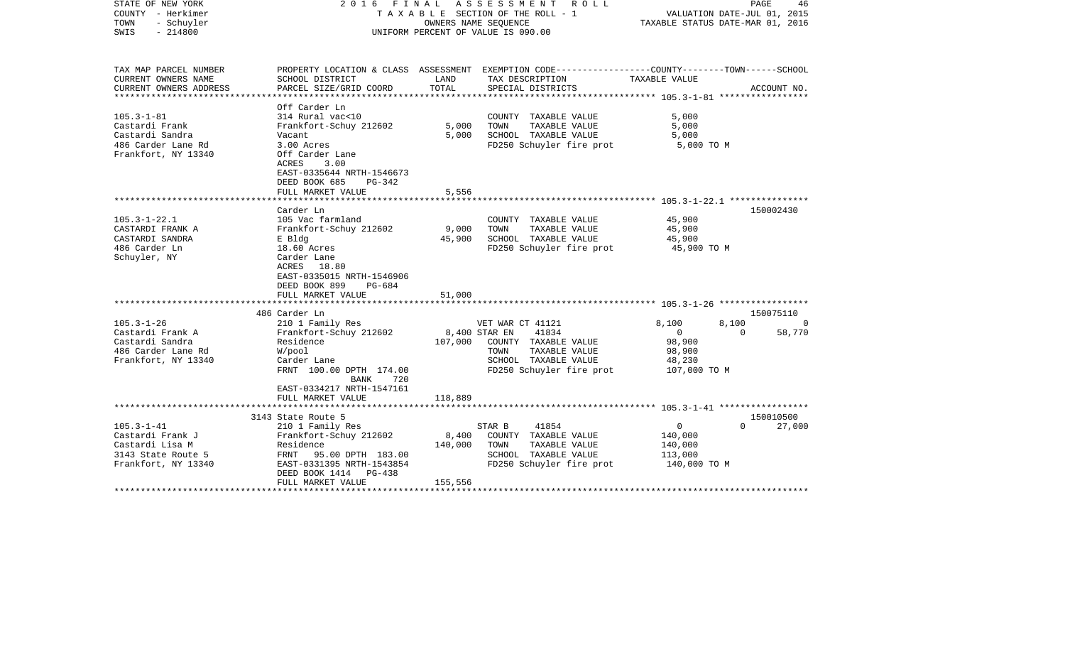STATE OF NEW YORK — 2016 FINAL ASSESSMENT ROLL
COUNTY - Herkimer — TAXABLE SECTION OF THE ROLL - 1 — VALUATION DATE-JUL 01, 2015
TOWN - Schuyler — OWNERS NAME SEQUENCE — TAXABLE STATUS DATE-MAR 01, 2016
SWIS - 214800 — UNIFORM PERCENT OF VALUE IS 090.00

| TAX MAP PARCEL NUMBER / CURRENT OWNERS NAME / CURRENT OWNERS ADDRESS | PROPERTY LOCATION & CLASS / SCHOOL DISTRICT / PARCEL SIZE/GRID COORD | ASSESSMENT LAND / TOTAL | EXEMPTION CODE / TAX DESCRIPTION / SPECIAL DISTRICTS | COUNTY | TOWN | SCHOOL | ACCOUNT NO. |
|---|---|---|---|---|---|---|---|
| **105.3-1-81** | Off Carder Ln | | | | | | |
| Castardi Frank | 314 Rural vac<10 | | COUNTY TAXABLE VALUE | 5,000 | | | |
| Castardi Sandra | Frankfort-Schuy 212602 | 5,000 | TOWN TAXABLE VALUE | 5,000 | | | |
| 486 Carder Lane Rd | Vacant | 5,000 | SCHOOL TAXABLE VALUE | 5,000 | | | |
| Frankfort, NY 13340 | 3.00 Acres | | FD250 Schuyler fire prot | 5,000 TO M | | | |
| | Off Carder Lane | | | | | | |
| | ACRES 3.00 | | | | | | |
| | EAST-0335644 NRTH-1546673 | | | | | | |
| | DEED BOOK 685 PG-342 | | | | | | |
| | FULL MARKET VALUE | 5,556 | | | | | |
| **105.3-1-22.1** | Carder Ln | | | | | | 150002430 |
| CASTARDI FRANK A | 105 Vac farmland | | COUNTY TAXABLE VALUE | 45,900 | | | |
| CASTARDI SANDRA | Frankfort-Schuy 212602 | 9,000 | TOWN TAXABLE VALUE | 45,900 | | | |
| 486 Carder Ln | E Bldg | 45,900 | SCHOOL TAXABLE VALUE | 45,900 | | | |
| Schuyler, NY | 18.60 Acres | | FD250 Schuyler fire prot | 45,900 TO M | | | |
| | Carder Lane | | | | | | |
| | ACRES 18.80 | | | | | | |
| | EAST-0335015 NRTH-1546906 | | | | | | |
| | DEED BOOK 899 PG-684 | | | | | | |
| | FULL MARKET VALUE | 51,000 | | | | | |
| **105.3-1-26** | 486 Carder Ln | | | | | | 150075110 |
| Castardi Frank A | 210 1 Family Res | | VET WAR CT 41121 | 8,100 | 8,100 | 0 | |
| Castardi Sandra | Frankfort-Schuy 212602 | 8,400 | STAR EN 41834 | 0 | 0 | 58,770 | |
| 486 Carder Lane Rd | Residence | 107,000 | COUNTY TAXABLE VALUE | 98,900 | | | |
| Frankfort, NY 13340 | W/pool | | TOWN TAXABLE VALUE | 98,900 | | | |
| | Carder Lane | | SCHOOL TAXABLE VALUE | 48,230 | | | |
| | FRNT 100.00 DPTH 174.00 | | FD250 Schuyler fire prot | 107,000 TO M | | | |
| | BANK 720 | | | | | | |
| | EAST-0334217 NRTH-1547161 | | | | | | |
| | FULL MARKET VALUE | 118,889 | | | | | |
| **105.3-1-41** | 3143 State Route 5 | | | | | | 150010500 |
| Castardi Frank J | 210 1 Family Res | | STAR B 41854 | 0 | 0 | 27,000 | |
| Castardi Lisa M | Frankfort-Schuy 212602 | 8,400 | COUNTY TAXABLE VALUE | 140,000 | | | |
| 3143 State Route 5 | Residence | 140,000 | TOWN TAXABLE VALUE | 140,000 | | | |
| Frankfort, NY 13340 | FRNT 95.00 DPTH 183.00 | | SCHOOL TAXABLE VALUE | 113,000 | | | |
| | EAST-0331395 NRTH-1543854 | | FD250 Schuyler fire prot | 140,000 TO M | | | |
| | DEED BOOK 1414 PG-438 | | | | | | |
| | FULL MARKET VALUE | 155,556 | | | | | |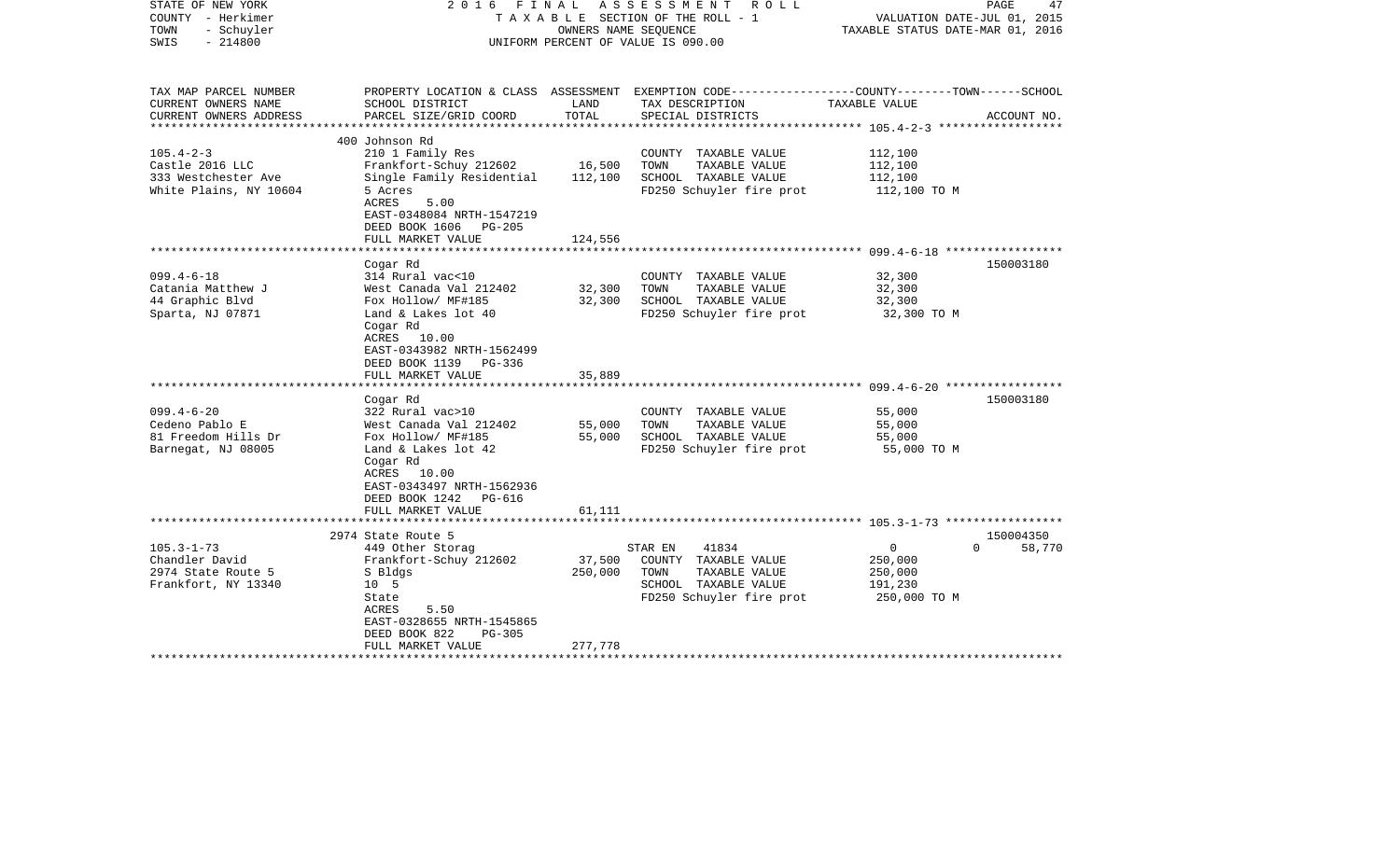STATE OF NEW YORK | 2016 FINAL ASSESSMENT ROLL
COUNTY - Herkimer | TAXABLE SECTION OF THE ROLL - 1 | VALUATION DATE-JUL 01, 2015
TOWN - Schuyler | OWNERS NAME SEQUENCE | TAXABLE STATUS DATE-MAR 01, 2016
SWIS - 214800 | UNIFORM PERCENT OF VALUE IS 090.00

| TAX MAP PARCEL NUMBER<br>CURRENT OWNERS NAME<br>CURRENT OWNERS ADDRESS | PROPERTY LOCATION & CLASS<br>SCHOOL DISTRICT<br>PARCEL SIZE/GRID COORD | ASSESSMENT<br>LAND<br>TOTAL | EXEMPTION CODE<br>TAX DESCRIPTION<br>SPECIAL DISTRICTS | COUNTY--------TOWN------SCHOOL<br>TAXABLE VALUE | ACCOUNT NO. |
|---|---|---|---|---|---|
| **105.4-2-3** | 400 Johnson Rd | | | | |
| 105.4-2-3 | 210 1 Family Res | | COUNTY TAXABLE VALUE | 112,100 | |
| Castle 2016 LLC | Frankfort-Schuy 212602 | 16,500 | TOWN TAXABLE VALUE | 112,100 | |
| 333 Westchester Ave | Single Family Residential | 112,100 | SCHOOL TAXABLE VALUE | 112,100 | |
| White Plains, NY 10604 | 5 Acres | | FD250 Schuyler fire prot | 112,100 TO M | |
| | ACRES 5.00 | | | | |
| | EAST-0348084 NRTH-1547219 | | | | |
| | DEED BOOK 1606 PG-205 | | | | |
| | FULL MARKET VALUE | 124,556 | | | |
| **099.4-6-18** | Cogar Rd | | | | 150003180 |
| 099.4-6-18 | 314 Rural vac<10 | | COUNTY TAXABLE VALUE | 32,300 | |
| Catania Matthew J | West Canada Val 212402 | 32,300 | TOWN TAXABLE VALUE | 32,300 | |
| 44 Graphic Blvd | Fox Hollow/ MF#185 | 32,300 | SCHOOL TAXABLE VALUE | 32,300 | |
| Sparta, NJ 07871 | Land & Lakes lot 40 | | FD250 Schuyler fire prot | 32,300 TO M | |
| | Cogar Rd | | | | |
| | ACRES 10.00 | | | | |
| | EAST-0343982 NRTH-1562499 | | | | |
| | DEED BOOK 1139 PG-336 | | | | |
| | FULL MARKET VALUE | 35,889 | | | |
| **099.4-6-20** | Cogar Rd | | | | 150003180 |
| 099.4-6-20 | 322 Rural vac>10 | | COUNTY TAXABLE VALUE | 55,000 | |
| Cedeno Pablo E | West Canada Val 212402 | 55,000 | TOWN TAXABLE VALUE | 55,000 | |
| 81 Freedom Hills Dr | Fox Hollow/ MF#185 | 55,000 | SCHOOL TAXABLE VALUE | 55,000 | |
| Barnegat, NJ 08005 | Land & Lakes lot 42 | | FD250 Schuyler fire prot | 55,000 TO M | |
| | Cogar Rd | | | | |
| | ACRES 10.00 | | | | |
| | EAST-0343497 NRTH-1562936 | | | | |
| | DEED BOOK 1242 PG-616 | | | | |
| | FULL MARKET VALUE | 61,111 | | | |
| **105.3-1-73** | 2974 State Route 5 | | | | 150004350 |
| 105.3-1-73 | 449 Other Storag | | STAR EN 41834 | 0 0 | 58,770 |
| Chandler David | Frankfort-Schuy 212602 | 37,500 | COUNTY TAXABLE VALUE | 250,000 | |
| 2974 State Route 5 | S Bldgs | 250,000 | TOWN TAXABLE VALUE | 250,000 | |
| Frankfort, NY 13340 | 10 5 | | SCHOOL TAXABLE VALUE | 191,230 | |
| | State | | FD250 Schuyler fire prot | 250,000 TO M | |
| | ACRES 5.50 | | | | |
| | EAST-0328655 NRTH-1545865 | | | | |
| | DEED BOOK 822 PG-305 | | | | |
| | FULL MARKET VALUE | 277,778 | | | |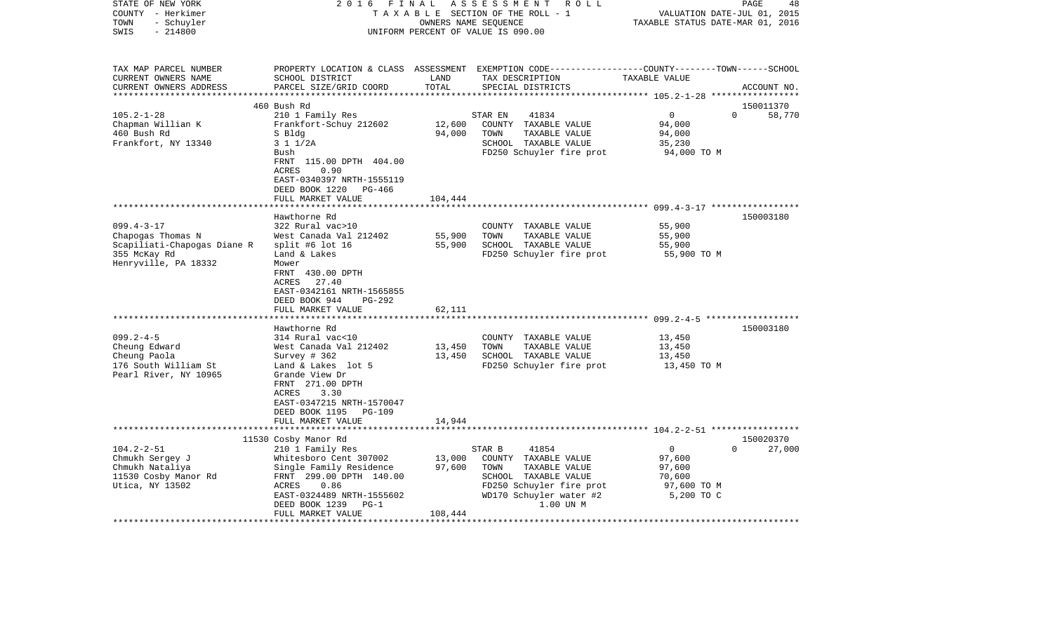STATE OF NEW YORK　　　　2016 FINAL ASSESSMENT ROLL
COUNTY - Herkimer　　　　TAXABLE SECTION OF THE ROLL - 1　　　　VALUATION DATE-JUL 01, 2015
TOWN - Schuyler　　　　OWNERS NAME SEQUENCE　　　　TAXABLE STATUS DATE-MAR 01, 2016
SWIS - 214800　　　　UNIFORM PERCENT OF VALUE IS 090.00

| TAX MAP PARCEL NUMBER / CURRENT OWNERS NAME / CURRENT OWNERS ADDRESS | PROPERTY LOCATION & CLASS / SCHOOL DISTRICT / PARCEL SIZE/GRID COORD | ASSESSMENT LAND / TOTAL | EXEMPTION CODE / TAX DESCRIPTION / SPECIAL DISTRICTS | COUNTY / TOWN / SCHOOL TAXABLE VALUE | ACCOUNT NO. |
|---|---|---|---|---|---|
| | 460 Bush Rd | | | | 150011370 |
| 105.2-1-28 | 210 1 Family Res | | STAR EN 41834 | 0 0 58,770 | |
| Chapman Willian K | Frankfort-Schuy 212602 | 12,600 | COUNTY TAXABLE VALUE | 94,000 | |
| 460 Bush Rd | S Bldg | 94,000 | TOWN TAXABLE VALUE | 94,000 | |
| Frankfort, NY 13340 | 3 1 1/2A | | SCHOOL TAXABLE VALUE | 35,230 | |
| | Bush | | FD250 Schuyler fire prot | 94,000 TO M | |
| | FRNT 115.00 DPTH 404.00 | | | | |
| | ACRES 0.90 | | | | |
| | EAST-0340397 NRTH-1555119 | | | | |
| | DEED BOOK 1220 PG-466 | | | | |
| | FULL MARKET VALUE | 104,444 | | | |
| | Hawthorne Rd | | | | 150003180 |
| 099.4-3-17 | 322 Rural vac>10 | | COUNTY TAXABLE VALUE | 55,900 | |
| Chapogas Thomas N | West Canada Val 212402 | 55,900 | TOWN TAXABLE VALUE | 55,900 | |
| Scapiliati-Chapogas Diane R | split #6 lot 16 | 55,900 | SCHOOL TAXABLE VALUE | 55,900 | |
| 355 McKay Rd | Land & Lakes | | FD250 Schuyler fire prot | 55,900 TO M | |
| Henryville, PA 18332 | Mower | | | | |
| | FRNT 430.00 DPTH | | | | |
| | ACRES 27.40 | | | | |
| | EAST-0342161 NRTH-1565855 | | | | |
| | DEED BOOK 944 PG-292 | | | | |
| | FULL MARKET VALUE | 62,111 | | | |
| | Hawthorne Rd | | | | 150003180 |
| 099.2-4-5 | 314 Rural vac<10 | | COUNTY TAXABLE VALUE | 13,450 | |
| Cheung Edward | West Canada Val 212402 | 13,450 | TOWN TAXABLE VALUE | 13,450 | |
| Cheung Paola | Survey # 362 | 13,450 | SCHOOL TAXABLE VALUE | 13,450 | |
| 176 South William St | Land & Lakes lot 5 | | FD250 Schuyler fire prot | 13,450 TO M | |
| Pearl River, NY 10965 | Grande View Dr | | | | |
| | FRNT 271.00 DPTH | | | | |
| | ACRES 3.30 | | | | |
| | EAST-0347215 NRTH-1570047 | | | | |
| | DEED BOOK 1195 PG-109 | | | | |
| | FULL MARKET VALUE | 14,944 | | | |
| | 11530 Cosby Manor Rd | | | | 150020370 |
| 104.2-2-51 | 210 1 Family Res | | STAR B 41854 | 0 0 27,000 | |
| Chmukh Sergey J | Whitesboro Cent 307002 | 13,000 | COUNTY TAXABLE VALUE | 97,600 | |
| Chmukh Nataliya | Single Family Residence | 97,600 | TOWN TAXABLE VALUE | 97,600 | |
| 11530 Cosby Manor Rd | FRNT 299.00 DPTH 140.00 | | SCHOOL TAXABLE VALUE | 70,600 | |
| Utica, NY 13502 | ACRES 0.86 | | FD250 Schuyler fire prot | 97,600 TO M | |
| | EAST-0324489 NRTH-1555602 | | WD170 Schuyler water #2 | 5,200 TO C | |
| | DEED BOOK 1239 PG-1 | | 1.00 UN M | | |
| | FULL MARKET VALUE | 108,444 | | | |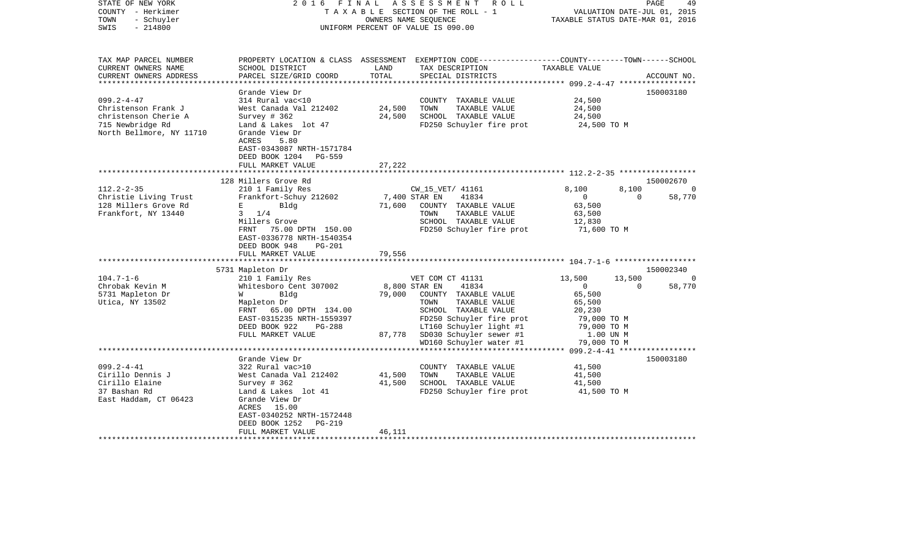STATE OF NEW YORK
COUNTY - Herkimer
TOWN - Schuyler
SWIS - 214800

# 2016 FINAL ASSESSMENT ROLL

TAXABLE SECTION OF THE ROLL - 1
OWNERS NAME SEQUENCE
UNIFORM PERCENT OF VALUE IS 090.00

VALUATION DATE-JUL 01, 2015
TAXABLE STATUS DATE-MAR 01, 2016

| TAX MAP PARCEL NUMBER<br>CURRENT OWNERS NAME<br>CURRENT OWNERS ADDRESS | PROPERTY LOCATION & CLASS<br>SCHOOL DISTRICT<br>PARCEL SIZE/GRID COORD | ASSESSMENT<br>LAND<br>TOTAL | EXEMPTION CODE<br>TAX DESCRIPTION<br>SPECIAL DISTRICTS | COUNTY | TOWN | SCHOOL<br>TAXABLE VALUE<br>ACCOUNT NO. |
|---|---|---|---|---|---|---|
| **099.2-4-47** | Grande View Dr | | | | | 150003180 |
| 099.2-4-47 | 314 Rural vac<10 | | COUNTY TAXABLE VALUE | 24,500 | | |
| Christenson Frank J | West Canada Val 212402 | 24,500 | TOWN TAXABLE VALUE | 24,500 | | |
| christenson Cherie A | Survey # 362 | 24,500 | SCHOOL TAXABLE VALUE | 24,500 | | |
| 715 Newbridge Rd | Land & Lakes lot 47 | | FD250 Schuyler fire prot | 24,500 TO M | | |
| North Bellmore, NY 11710 | Grande View Dr | | | | | |
| | ACRES 5.80 | | | | | |
| | EAST-0343087 NRTH-1571784 | | | | | |
| | DEED BOOK 1204 PG-559 | | | | | |
| | FULL MARKET VALUE | 27,222 | | | | |
| **112.2-2-35** | 128 Millers Grove Rd | | | | | 150002670 |
| 112.2-2-35 | 210 1 Family Res | | CW_15_VET/ 41161 | 8,100 | 8,100 | 0 |
| Christie Living Trust | Frankfort-Schuy 212602 | 7,400 | STAR EN 41834 | 0 | 0 | 58,770 |
| 128 Millers Grove Rd | E Bldg | 71,600 | COUNTY TAXABLE VALUE | 63,500 | | |
| Frankfort, NY 13440 | 3 1/4 | | TOWN TAXABLE VALUE | 63,500 | | |
| | Millers Grove | | SCHOOL TAXABLE VALUE | 12,830 | | |
| | FRNT 75.00 DPTH 150.00 | | FD250 Schuyler fire prot | 71,600 TO M | | |
| | EAST-0336778 NRTH-1540354 | | | | | |
| | DEED BOOK 948 PG-201 | | | | | |
| | FULL MARKET VALUE | 79,556 | | | | |
| **104.7-1-6** | 5731 Mapleton Dr | | | | | 150002340 |
| 104.7-1-6 | 210 1 Family Res | | VET COM CT 41131 | 13,500 | 13,500 | 0 |
| Chrobak Kevin M | Whitesboro Cent 307002 | 8,800 | STAR EN 41834 | 0 | 0 | 58,770 |
| 5731 Mapleton Dr | W Bldg | 79,000 | COUNTY TAXABLE VALUE | 65,500 | | |
| Utica, NY 13502 | Mapleton Dr | | TOWN TAXABLE VALUE | 65,500 | | |
| | FRNT 65.00 DPTH 134.00 | | SCHOOL TAXABLE VALUE | 20,230 | | |
| | EAST-0315235 NRTH-1559397 | | FD250 Schuyler fire prot | 79,000 TO M | | |
| | DEED BOOK 922 PG-288 | | LT160 Schuyler light #1 | 79,000 TO M | | |
| | FULL MARKET VALUE | 87,778 | SD030 Schuyler sewer #1 | 1.00 UN M | | |
| | | | WD160 Schuyler water #1 | 79,000 TO M | | |
| **099.2-4-41** | Grande View Dr | | | | | 150003180 |
| 099.2-4-41 | 322 Rural vac>10 | | COUNTY TAXABLE VALUE | 41,500 | | |
| Cirillo Dennis J | West Canada Val 212402 | 41,500 | TOWN TAXABLE VALUE | 41,500 | | |
| Cirillo Elaine | Survey # 362 | 41,500 | SCHOOL TAXABLE VALUE | 41,500 | | |
| 37 Bashan Rd | Land & Lakes lot 41 | | FD250 Schuyler fire prot | 41,500 TO M | | |
| East Haddam, CT 06423 | Grande View Dr | | | | | |
| | ACRES 15.00 | | | | | |
| | EAST-0340252 NRTH-1572448 | | | | | |
| | DEED BOOK 1252 PG-219 | | | | | |
| | FULL MARKET VALUE | 46,111 | | | | |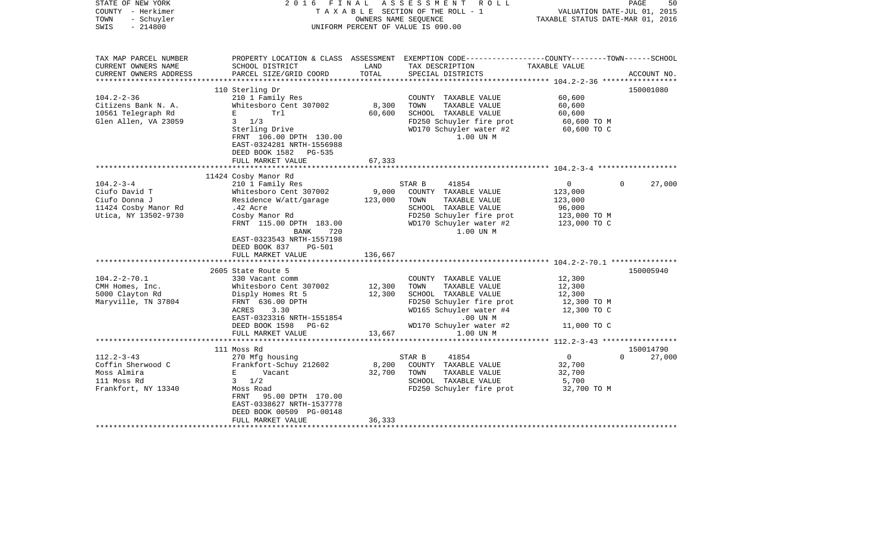STATE OF NEW YORK — 2016 FINAL ASSESSMENT ROLL
COUNTY - Herkimer — TAXABLE SECTION OF THE ROLL - 1 — VALUATION DATE-JUL 01, 2015
TOWN - Schuyler — OWNERS NAME SEQUENCE — TAXABLE STATUS DATE-MAR 01, 2016
SWIS - 214800 — UNIFORM PERCENT OF VALUE IS 090.00

| TAX MAP PARCEL NUMBER / CURRENT OWNERS NAME / CURRENT OWNERS ADDRESS | PROPERTY LOCATION & CLASS / SCHOOL DISTRICT / PARCEL SIZE/GRID COORD | ASSESSMENT LAND / TOTAL | EXEMPTION CODE / TAX DESCRIPTION / SPECIAL DISTRICTS | COUNTY / TOWN / TAXABLE VALUE | SCHOOL / ACCOUNT NO. |
|---|---|---|---|---|---|
| **104.2-2-36** | 110 Sterling Dr | | | | 150001080 |
| Citizens Bank N. A. | 210 1 Family Res | | COUNTY TAXABLE VALUE | 60,600 | |
| 10561 Telegraph Rd | Whitesboro Cent 307002 | 8,300 | TOWN TAXABLE VALUE | 60,600 | |
| Glen Allen, VA 23059 | E Trl | 60,600 | SCHOOL TAXABLE VALUE | 60,600 | |
| | 3 1/3 | | FD250 Schuyler fire prot | 60,600 TO M | |
| | Sterling Drive | | WD170 Schuyler water #2 | 60,600 TO C | |
| | FRNT 106.00 DPTH 130.00 | | 1.00 UN M | | |
| | EAST-0324281 NRTH-1556988 | | | | |
| | DEED BOOK 1582 PG-535 | | | | |
| | FULL MARKET VALUE | 67,333 | | | |
| **104.2-3-4** | 11424 Cosby Manor Rd | | | | |
| Ciufo David T | 210 1 Family Res | | STAR B 41854 | 0 0 | 27,000 |
| Ciufo Donna J | Whitesboro Cent 307002 | 9,000 | COUNTY TAXABLE VALUE | 123,000 | |
| 11424 Cosby Manor Rd | Residence W/att/garage | 123,000 | TOWN TAXABLE VALUE | 123,000 | |
| Utica, NY 13502-9730 | .42 Acre | | SCHOOL TAXABLE VALUE | 96,000 | |
| | Cosby Manor Rd | | FD250 Schuyler fire prot | 123,000 TO M | |
| | FRNT 115.00 DPTH 183.00 | | WD170 Schuyler water #2 | 123,000 TO C | |
| | BANK 720 | | 1.00 UN M | | |
| | EAST-0323543 NRTH-1557198 | | | | |
| | DEED BOOK 837 PG-501 | | | | |
| | FULL MARKET VALUE | 136,667 | | | |
| **104.2-2-70.1** | 2605 State Route 5 | | | | 150005940 |
| CMH Homes, Inc. | 330 Vacant comm | | COUNTY TAXABLE VALUE | 12,300 | |
| 5000 Clayton Rd | Whitesboro Cent 307002 | 12,300 | TOWN TAXABLE VALUE | 12,300 | |
| Maryville, TN 37804 | Disply Homes Rt 5 | 12,300 | SCHOOL TAXABLE VALUE | 12,300 | |
| | FRNT 636.00 DPTH | | FD250 Schuyler fire prot | 12,300 TO M | |
| | ACRES 3.30 | | WD165 Schuyler water #4 | 12,300 TO C | |
| | EAST-0323316 NRTH-1551854 | | .00 UN M | | |
| | DEED BOOK 1598 PG-62 | | WD170 Schuyler water #2 | 11,000 TO C | |
| | FULL MARKET VALUE | 13,667 | 1.00 UN M | | |
| **112.2-3-43** | 111 Moss Rd | | | | 150014790 |
| Coffin Sherwood C | 270 Mfg housing | | STAR B 41854 | 0 0 | 27,000 |
| Moss Almira | Frankfort-Schuy 212602 | 8,200 | COUNTY TAXABLE VALUE | 32,700 | |
| 111 Moss Rd | E Vacant | 32,700 | TOWN TAXABLE VALUE | 32,700 | |
| Frankfort, NY 13340 | 3 1/2 | | SCHOOL TAXABLE VALUE | 5,700 | |
| | Moss Road | | FD250 Schuyler fire prot | 32,700 TO M | |
| | FRNT 95.00 DPTH 170.00 | | | | |
| | EAST-0338627 NRTH-1537778 | | | | |
| | DEED BOOK 00509 PG-00148 | | | | |
| | FULL MARKET VALUE | 36,333 | | | |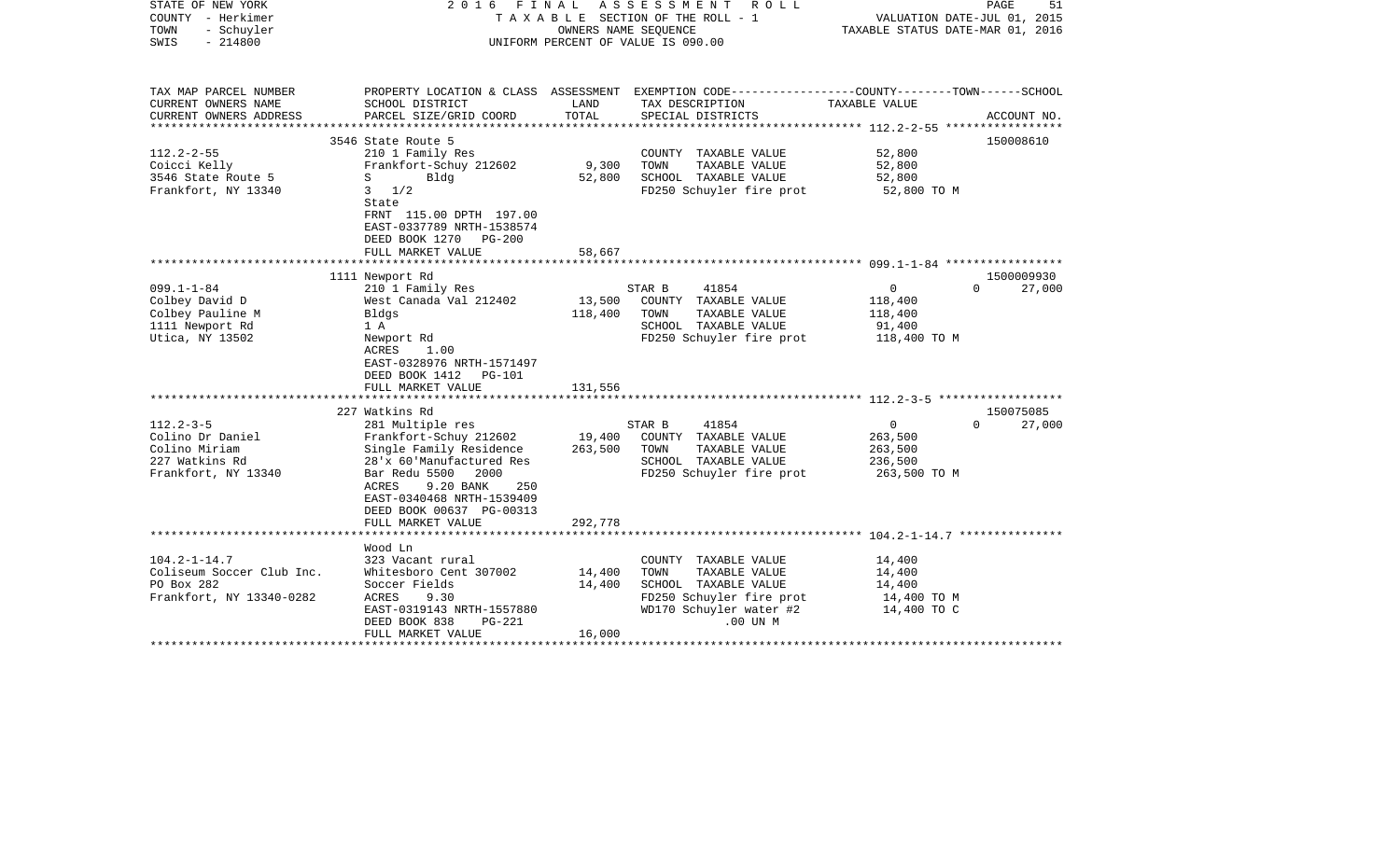STATE OF NEW YORK · COUNTY - Herkimer · TOWN - Schuyler · SWIS - 214800

# 2016 FINAL ASSESSMENT ROLL

TAXABLE SECTION OF THE ROLL - 1 · OWNERS NAME SEQUENCE · UNIFORM PERCENT OF VALUE IS 090.00

VALUATION DATE-JUL 01, 2015 · TAXABLE STATUS DATE-MAR 01, 2016

| TAX MAP PARCEL NUMBER / CURRENT OWNERS NAME / CURRENT OWNERS ADDRESS | PROPERTY LOCATION & CLASS / SCHOOL DISTRICT / PARCEL SIZE/GRID COORD | ASSESSMENT LAND / TOTAL | EXEMPTION CODE / TAX DESCRIPTION / SPECIAL DISTRICTS | COUNTY / TOWN / SCHOOL TAXABLE VALUE | ACCOUNT NO. |
|---|---|---|---|---|---|
| **112.2-2-55** | 3546 State Route 5 | | | | 150008610 |
| Coicci Kelly | 210 1 Family Res | | COUNTY TAXABLE VALUE | 52,800 | |
| 3546 State Route 5 | Frankfort-Schuy 212602 | 9,300 | TOWN TAXABLE VALUE | 52,800 | |
| Frankfort, NY 13340 | S Bldg | 52,800 | SCHOOL TAXABLE VALUE | 52,800 | |
| | 3 1/2 | | FD250 Schuyler fire prot | 52,800 TO M | |
| | State | | | | |
| | FRNT 115.00 DPTH 197.00 | | | | |
| | EAST-0337789 NRTH-1538574 | | | | |
| | DEED BOOK 1270 PG-200 | | | | |
| | FULL MARKET VALUE | 58,667 | | | |
| **099.1-1-84** | 1111 Newport Rd | | | | 1500009930 |
| Colbey David D | 210 1 Family Res | | STAR B 41854 | 0 0 27,000 | |
| Colbey Pauline M | West Canada Val 212402 | 13,500 | COUNTY TAXABLE VALUE | 118,400 | |
| 1111 Newport Rd | Bldgs | 118,400 | TOWN TAXABLE VALUE | 118,400 | |
| Utica, NY 13502 | 1 A | | SCHOOL TAXABLE VALUE | 91,400 | |
| | Newport Rd | | FD250 Schuyler fire prot | 118,400 TO M | |
| | ACRES 1.00 | | | | |
| | EAST-0328976 NRTH-1571497 | | | | |
| | DEED BOOK 1412 PG-101 | | | | |
| | FULL MARKET VALUE | 131,556 | | | |
| **112.2-3-5** | 227 Watkins Rd | | | | 150075085 |
| Colino Dr Daniel | 281 Multiple res | | STAR B 41854 | 0 0 27,000 | |
| Colino Miriam | Frankfort-Schuy 212602 | 19,400 | COUNTY TAXABLE VALUE | 263,500 | |
| 227 Watkins Rd | Single Family Residence | 263,500 | TOWN TAXABLE VALUE | 263,500 | |
| Frankfort, NY 13340 | 28'x 60'Manufactured Res | | SCHOOL TAXABLE VALUE | 236,500 | |
| | Bar Redu 5500 2000 | | FD250 Schuyler fire prot | 263,500 TO M | |
| | ACRES 9.20 BANK 250 | | | | |
| | EAST-0340468 NRTH-1539409 | | | | |
| | DEED BOOK 00637 PG-00313 | | | | |
| | FULL MARKET VALUE | 292,778 | | | |
| **104.2-1-14.7** | Wood Ln | | | | |
| Coliseum Soccer Club Inc. | 323 Vacant rural | | COUNTY TAXABLE VALUE | 14,400 | |
| PO Box 282 | Whitesboro Cent 307002 | 14,400 | TOWN TAXABLE VALUE | 14,400 | |
| Frankfort, NY 13340-0282 | Soccer Fields | 14,400 | SCHOOL TAXABLE VALUE | 14,400 | |
| | ACRES 9.30 | | FD250 Schuyler fire prot | 14,400 TO M | |
| | EAST-0319143 NRTH-1557880 | | WD170 Schuyler water #2 | 14,400 TO C | |
| | DEED BOOK 838 PG-221 | | .00 UN M | | |
| | FULL MARKET VALUE | 16,000 | | | |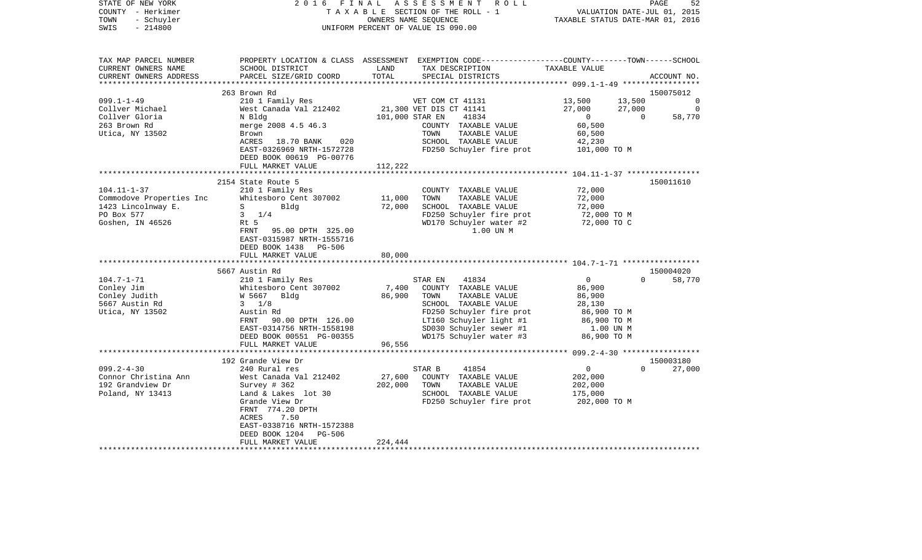STATE OF NEW YORK
COUNTY - Herkimer
TOWN - Schuyler
SWIS - 214800

2016 FINAL ASSESSMENT ROLL
TAXABLE SECTION OF THE ROLL - 1
OWNERS NAME SEQUENCE
UNIFORM PERCENT OF VALUE IS 090.00

VALUATION DATE-JUL 01, 2015
TAXABLE STATUS DATE-MAR 01, 2016

| TAX MAP PARCEL NUMBER / CURRENT OWNERS NAME / CURRENT OWNERS ADDRESS | PROPERTY LOCATION & CLASS / SCHOOL DISTRICT / PARCEL SIZE/GRID COORD | ASSESSMENT LAND / TOTAL | EXEMPTION CODE / TAX DESCRIPTION / SPECIAL DISTRICTS | COUNTY | TOWN | SCHOOL | ACCOUNT NO. |
|---|---|---|---|---|---|---|---|
| | 263 Brown Rd | | | | | | 150075012 |
| 099.1-1-49 | 210 1 Family Res | | VET COM CT 41131 | 13,500 | 13,500 | 0 | |
| Collver Michael | West Canada Val 212402 | 21,300 | VET DIS CT 41141 | 27,000 | 27,000 | 0 | |
| Collver Gloria | N Bldg | 101,000 | STAR EN 41834 | 0 | 0 | 58,770 | |
| 263 Brown Rd | merge 2008 4.5 46.3 | | COUNTY TAXABLE VALUE | 60,500 | | | |
| Utica, NY 13502 | Brown | | TOWN TAXABLE VALUE | 60,500 | | | |
| | ACRES 18.70 BANK 020 | | SCHOOL TAXABLE VALUE | 42,230 | | | |
| | EAST-0326969 NRTH-1572728 | | FD250 Schuyler fire prot | 101,000 TO M | | | |
| | DEED BOOK 00619 PG-00776 | | | | | | |
| | FULL MARKET VALUE | 112,222 | | | | | |
| | 2154 State Route 5 | | | | | | 150011610 |
| 104.11-1-37 | 210 1 Family Res | | COUNTY TAXABLE VALUE | 72,000 | | | |
| Commodove Properties Inc | Whitesboro Cent 307002 | 11,000 | TOWN TAXABLE VALUE | 72,000 | | | |
| 1423 Lincolnway E. | S Bldg | 72,000 | SCHOOL TAXABLE VALUE | 72,000 | | | |
| PO Box 577 | 3 1/4 | | FD250 Schuyler fire prot | 72,000 TO M | | | |
| Goshen, IN 46526 | Rt 5 | | WD170 Schuyler water #2 | 72,000 TO C | | | |
| | FRNT 95.00 DPTH 325.00 | | 1.00 UN M | | | | |
| | EAST-0315987 NRTH-1555716 | | | | | | |
| | DEED BOOK 1438 PG-506 | | | | | | |
| | FULL MARKET VALUE | 80,000 | | | | | |
| | 5667 Austin Rd | | | | | | 150004020 |
| 104.7-1-71 | 210 1 Family Res | | STAR EN 41834 | 0 | 0 | 58,770 | |
| Conley Jim | Whitesboro Cent 307002 | 7,400 | COUNTY TAXABLE VALUE | 86,900 | | | |
| Conley Judith | W 5667 Bldg | 86,900 | TOWN TAXABLE VALUE | 86,900 | | | |
| 5667 Austin Rd | 3 1/8 | | SCHOOL TAXABLE VALUE | 28,130 | | | |
| Utica, NY 13502 | Austin Rd | | FD250 Schuyler fire prot | 86,900 TO M | | | |
| | FRNT 90.00 DPTH 126.00 | | LT160 Schuyler light #1 | 86,900 TO M | | | |
| | EAST-0314756 NRTH-1558198 | | SD030 Schuyler sewer #1 | 1.00 UN M | | | |
| | DEED BOOK 00551 PG-00355 | | WD175 Schuyler water #3 | 86,900 TO M | | | |
| | FULL MARKET VALUE | 96,556 | | | | | |
| | 192 Grande View Dr | | | | | | 150003180 |
| 099.2-4-30 | 240 Rural res | | STAR B 41854 | 0 | 0 | 27,000 | |
| Connor Christina Ann | West Canada Val 212402 | 27,600 | COUNTY TAXABLE VALUE | 202,000 | | | |
| 192 Grandview Dr | Survey # 362 | 202,000 | TOWN TAXABLE VALUE | 202,000 | | | |
| Poland, NY 13413 | Land & Lakes lot 30 | | SCHOOL TAXABLE VALUE | 175,000 | | | |
| | Grande View Dr | | FD250 Schuyler fire prot | 202,000 TO M | | | |
| | FRNT 774.20 DPTH | | | | | | |
| | ACRES 7.50 | | | | | | |
| | EAST-0338716 NRTH-1572388 | | | | | | |
| | DEED BOOK 1204 PG-506 | | | | | | |
| | FULL MARKET VALUE | 224,444 | | | | | |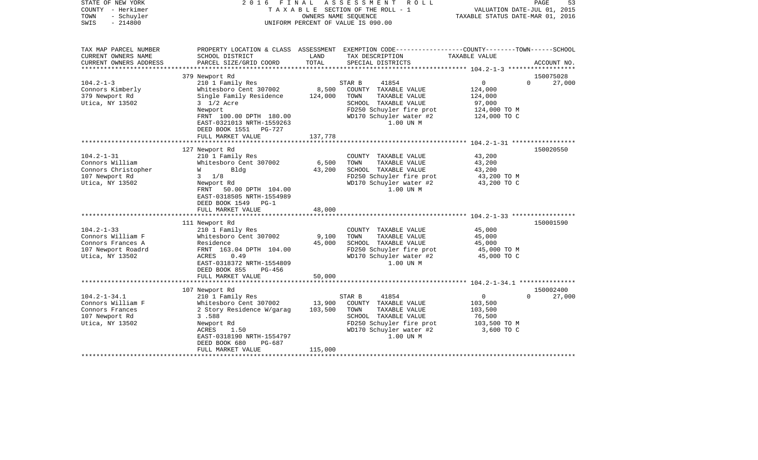STATE OF NEW YORK — 2016 FINAL ASSESSMENT ROLL — PAGE 53
COUNTY - Herkimer — TAXABLE SECTION OF THE ROLL - 1 — VALUATION DATE-JUL 01, 2015
TOWN - Schuyler — OWNERS NAME SEQUENCE — TAXABLE STATUS DATE-MAR 01, 2016
SWIS - 214800 — UNIFORM PERCENT OF VALUE IS 090.00

| TAX MAP PARCEL NUMBER / CURRENT OWNERS NAME / CURRENT OWNERS ADDRESS | PROPERTY LOCATION & CLASS / SCHOOL DISTRICT / PARCEL SIZE/GRID COORD | ASSESSMENT LAND / TOTAL | EXEMPTION CODE / TAX DESCRIPTION / SPECIAL DISTRICTS | COUNTY / TOWN / SCHOOL TAXABLE VALUE | ACCOUNT NO. |
|---|---|---|---|---|---|
| 104.2-1-3 | 379 Newport Rd | | | | 150075028 |
| Connors Kimberly | 210 1 Family Res | | STAR B 41854 | 0 0 27,000 | |
| 379 Newport Rd | Whitesboro Cent 307002 | 8,500 | COUNTY TAXABLE VALUE | 124,000 | |
| Utica, NY 13502 | Single Family Residence | 124,000 | TOWN TAXABLE VALUE | 124,000 | |
| | 3 1/2 Acre | | SCHOOL TAXABLE VALUE | 97,000 | |
| | Newport | | FD250 Schuyler fire prot | 124,000 TO M | |
| | FRNT 100.00 DPTH 180.00 | | WD170 Schuyler water #2 | 124,000 TO C | |
| | EAST-0321013 NRTH-1559263 | | 1.00 UN M | | |
| | DEED BOOK 1551 PG-727 | | | | |
| | FULL MARKET VALUE | 137,778 | | | |
| 104.2-1-31 | 127 Newport Rd | | | | 150020550 |
| Connors William | 210 1 Family Res | | COUNTY TAXABLE VALUE | 43,200 | |
| Connors Christopher | Whitesboro Cent 307002 | 6,500 | TOWN TAXABLE VALUE | 43,200 | |
| 107 Newport Rd | W Bldg | 43,200 | SCHOOL TAXABLE VALUE | 43,200 | |
| Utica, NY 13502 | 3 1/8 | | FD250 Schuyler fire prot | 43,200 TO M | |
| | Newport Rd | | WD170 Schuyler water #2 | 43,200 TO C | |
| | FRNT 50.00 DPTH 104.00 | | 1.00 UN M | | |
| | EAST-0318505 NRTH-1554989 | | | | |
| | DEED BOOK 1549 PG-1 | | | | |
| | FULL MARKET VALUE | 48,000 | | | |
| 104.2-1-33 | 111 Newport Rd | | | | 150001590 |
| Connors William F | 210 1 Family Res | | COUNTY TAXABLE VALUE | 45,000 | |
| Connors Frances A | Whitesboro Cent 307002 | 9,100 | TOWN TAXABLE VALUE | 45,000 | |
| 107 Newport Roadrd | Residence | 45,000 | SCHOOL TAXABLE VALUE | 45,000 | |
| Utica, NY 13502 | FRNT 163.04 DPTH 104.00 | | FD250 Schuyler fire prot | 45,000 TO M | |
| | ACRES 0.49 | | WD170 Schuyler water #2 | 45,000 TO C | |
| | EAST-0318372 NRTH-1554809 | | 1.00 UN M | | |
| | DEED BOOK 855 PG-456 | | | | |
| | FULL MARKET VALUE | 50,000 | | | |
| 104.2-1-34.1 | 107 Newport Rd | | | | 150002400 |
| Connors William F | 210 1 Family Res | | STAR B 41854 | 0 0 27,000 | |
| Connors Frances | Whitesboro Cent 307002 | 13,900 | COUNTY TAXABLE VALUE | 103,500 | |
| 107 Newport Rd | 2 Story Residence W/garag | 103,500 | TOWN TAXABLE VALUE | 103,500 | |
| Utica, NY 13502 | 3 .588 | | SCHOOL TAXABLE VALUE | 76,500 | |
| | Newport Rd | | FD250 Schuyler fire prot | 103,500 TO M | |
| | ACRES 1.50 | | WD170 Schuyler water #2 | 3,600 TO C | |
| | EAST-0318190 NRTH-1554797 | | 1.00 UN M | | |
| | DEED BOOK 680 PG-687 | | | | |
| | FULL MARKET VALUE | 115,000 | | | |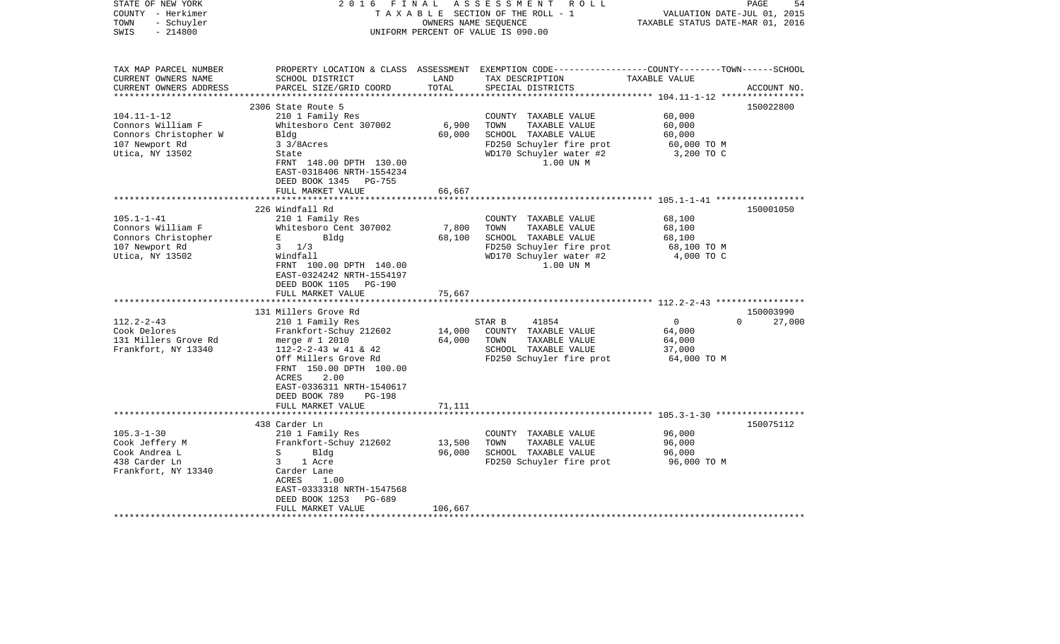STATE OF NEW YORK — 2016 FINAL ASSESSMENT ROLL
COUNTY - Herkimer — TAXABLE SECTION OF THE ROLL - 1 — VALUATION DATE-JUL 01, 2015
TOWN - Schuyler — OWNERS NAME SEQUENCE — TAXABLE STATUS DATE-MAR 01, 2016
SWIS - 214800 — UNIFORM PERCENT OF VALUE IS 090.00

| TAX MAP PARCEL NUMBER / CURRENT OWNERS NAME / CURRENT OWNERS ADDRESS | PROPERTY LOCATION & CLASS / SCHOOL DISTRICT / PARCEL SIZE/GRID COORD | ASSESSMENT LAND / TOTAL | EXEMPTION CODE / TAX DESCRIPTION / SPECIAL DISTRICTS | COUNTY / TOWN / SCHOOL TAXABLE VALUE | ACCOUNT NO. |
|---|---|---|---|---|---|
| 104.11-1-12 | 2306 State Route 5 | | | | 150022800 |
| | 210 1 Family Res | | COUNTY TAXABLE VALUE | 60,000 | |
| Connors William F | Whitesboro Cent 307002 | 6,900 | TOWN TAXABLE VALUE | 60,000 | |
| Connors Christopher W | Bldg | 60,000 | SCHOOL TAXABLE VALUE | 60,000 | |
| 107 Newport Rd | 3 3/8Acres | | FD250 Schuyler fire prot | 60,000 TO M | |
| Utica, NY 13502 | State | | WD170 Schuyler water #2 | 3,200 TO C | |
| | FRNT 148.00 DPTH 130.00 | | 1.00 UN M | | |
| | EAST-0318406 NRTH-1554234 | | | | |
| | DEED BOOK 1345 PG-755 | | | | |
| | FULL MARKET VALUE | 66,667 | | | |
| 105.1-1-41 | 226 Windfall Rd | | | | 150001050 |
| | 210 1 Family Res | | COUNTY TAXABLE VALUE | 68,100 | |
| Connors William F | Whitesboro Cent 307002 | 7,800 | TOWN TAXABLE VALUE | 68,100 | |
| Connors Christopher | E Bldg | 68,100 | SCHOOL TAXABLE VALUE | 68,100 | |
| 107 Newport Rd | 3 1/3 | | FD250 Schuyler fire prot | 68,100 TO M | |
| Utica, NY 13502 | Windfall | | WD170 Schuyler water #2 | 4,000 TO C | |
| | FRNT 100.00 DPTH 140.00 | | 1.00 UN M | | |
| | EAST-0324242 NRTH-1554197 | | | | |
| | DEED BOOK 1105 PG-190 | | | | |
| | FULL MARKET VALUE | 75,667 | | | |
| 112.2-2-43 | 131 Millers Grove Rd | | | | 150003990 |
| | 210 1 Family Res | | STAR B 41854 | 0 0 27,000 | |
| Cook Delores | Frankfort-Schuy 212602 | 14,000 | COUNTY TAXABLE VALUE | 64,000 | |
| 131 Millers Grove Rd | merge # 1 2010 | 64,000 | TOWN TAXABLE VALUE | 64,000 | |
| Frankfort, NY 13340 | 112-2-2-43 w 41 & 42 | | SCHOOL TAXABLE VALUE | 37,000 | |
| | Off Millers Grove Rd | | FD250 Schuyler fire prot | 64,000 TO M | |
| | FRNT 150.00 DPTH 100.00 | | | | |
| | ACRES 2.00 | | | | |
| | EAST-0336311 NRTH-1540617 | | | | |
| | DEED BOOK 789 PG-198 | | | | |
| | FULL MARKET VALUE | 71,111 | | | |
| 105.3-1-30 | 438 Carder Ln | | | | 150075112 |
| | 210 1 Family Res | | COUNTY TAXABLE VALUE | 96,000 | |
| Cook Jeffery M | Frankfort-Schuy 212602 | 13,500 | TOWN TAXABLE VALUE | 96,000 | |
| Cook Andrea L | S Bldg | 96,000 | SCHOOL TAXABLE VALUE | 96,000 | |
| 438 Carder Ln | 3 1 Acre | | FD250 Schuyler fire prot | 96,000 TO M | |
| Frankfort, NY 13340 | Carder Lane | | | | |
| | ACRES 1.00 | | | | |
| | EAST-0333318 NRTH-1547568 | | | | |
| | DEED BOOK 1253 PG-689 | | | | |
| | FULL MARKET VALUE | 106,667 | | | |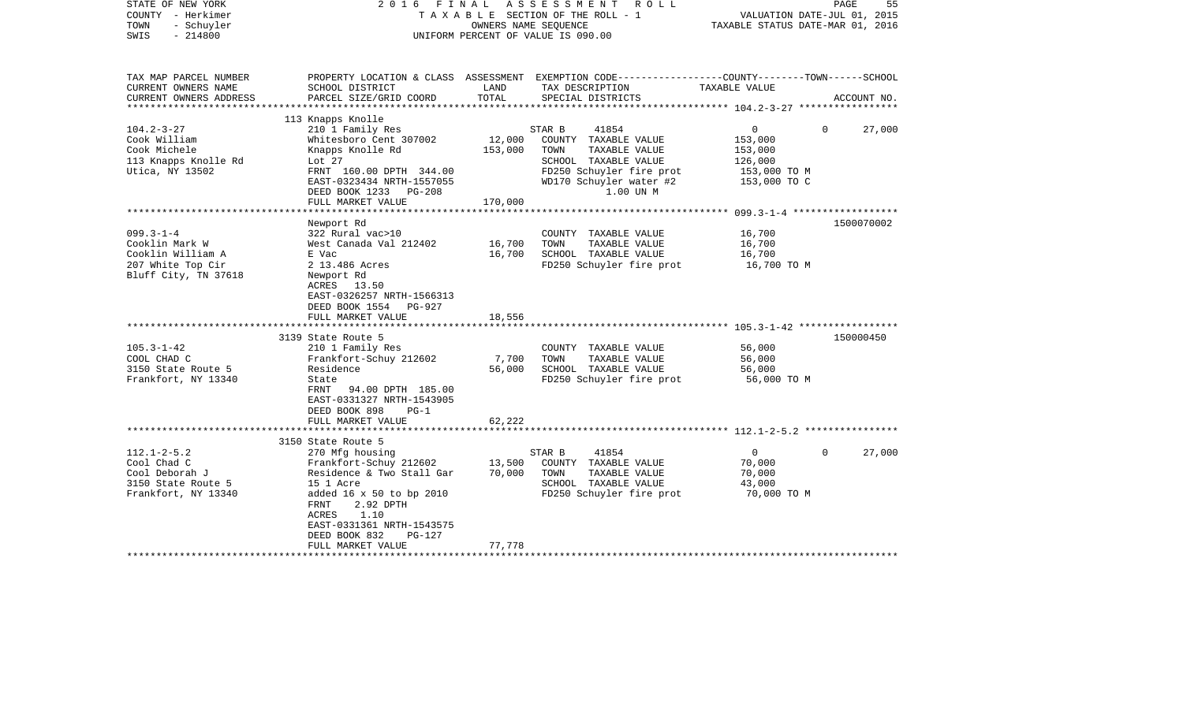STATE OF NEW YORK                                   2016 FINAL ASSESSMENT ROLL
COUNTY - Herkimer                                   TAXABLE SECTION OF THE ROLL - 1                    VALUATION DATE-JUL 01, 2015
TOWN - Schuyler                                     OWNERS NAME SEQUENCE                               TAXABLE STATUS DATE-MAR 01, 2016
SWIS - 214800                                       UNIFORM PERCENT OF VALUE IS 090.00

| TAX MAP PARCEL NUMBER<br>CURRENT OWNERS NAME<br>CURRENT OWNERS ADDRESS | PROPERTY LOCATION & CLASS<br>SCHOOL DISTRICT<br>PARCEL SIZE/GRID COORD | ASSESSMENT<br>LAND<br>TOTAL | EXEMPTION CODE<br>TAX DESCRIPTION<br>SPECIAL DISTRICTS | COUNTY | TOWN | SCHOOL<br>TAXABLE VALUE<br>ACCOUNT NO. |
|---|---|---|---|---|---|---|
| **104.2-3-27** | 113 Knapps Knolle | | | | | |
| 104.2-3-27 | 210 1 Family Res | | STAR B 41854 | 0 | 0 | 27,000 |
| Cook William | Whitesboro Cent 307002 | 12,000 | COUNTY TAXABLE VALUE | 153,000 | | |
| Cook Michele | Knapps Knolle Rd | 153,000 | TOWN TAXABLE VALUE | 153,000 | | |
| 113 Knapps Knolle Rd | Lot 27 | | SCHOOL TAXABLE VALUE | 126,000 | | |
| Utica, NY 13502 | FRNT 160.00 DPTH 344.00 | | FD250 Schuyler fire prot | 153,000 TO M | | |
| | EAST-0323434 NRTH-1557055 | | WD170 Schuyler water #2 | 153,000 TO C | | |
| | DEED BOOK 1233 PG-208 | | 1.00 UN M | | | |
| | FULL MARKET VALUE | 170,000 | | | | |
| **099.3-1-4** | Newport Rd | | | | | 1500070002 |
| 099.3-1-4 | 322 Rural vac>10 | | COUNTY TAXABLE VALUE | 16,700 | | |
| Cooklin Mark W | West Canada Val 212402 | 16,700 | TOWN TAXABLE VALUE | 16,700 | | |
| Cooklin William A | E Vac | 16,700 | SCHOOL TAXABLE VALUE | 16,700 | | |
| 207 White Top Cir | 2 13.486 Acres | | FD250 Schuyler fire prot | 16,700 TO M | | |
| Bluff City, TN 37618 | Newport Rd | | | | | |
| | ACRES 13.50 | | | | | |
| | EAST-0326257 NRTH-1566313 | | | | | |
| | DEED BOOK 1554 PG-927 | | | | | |
| | FULL MARKET VALUE | 18,556 | | | | |
| **105.3-1-42** | 3139 State Route 5 | | | | | 150000450 |
| 105.3-1-42 | 210 1 Family Res | | COUNTY TAXABLE VALUE | 56,000 | | |
| COOL CHAD C | Frankfort-Schuy 212602 | 7,700 | TOWN TAXABLE VALUE | 56,000 | | |
| 3150 State Route 5 | Residence | 56,000 | SCHOOL TAXABLE VALUE | 56,000 | | |
| Frankfort, NY 13340 | State | | FD250 Schuyler fire prot | 56,000 TO M | | |
| | FRNT 94.00 DPTH 185.00 | | | | | |
| | EAST-0331327 NRTH-1543905 | | | | | |
| | DEED BOOK 898 PG-1 | | | | | |
| | FULL MARKET VALUE | 62,222 | | | | |
| **112.1-2-5.2** | 3150 State Route 5 | | | | | |
| 112.1-2-5.2 | 270 Mfg housing | | STAR B 41854 | 0 | 0 | 27,000 |
| Cool Chad C | Frankfort-Schuy 212602 | 13,500 | COUNTY TAXABLE VALUE | 70,000 | | |
| Cool Deborah J | Residence & Two Stall Gar | 70,000 | TOWN TAXABLE VALUE | 70,000 | | |
| 3150 State Route 5 | 15 1 Acre | | SCHOOL TAXABLE VALUE | 43,000 | | |
| Frankfort, NY 13340 | added 16 x 50 to bp 2010 | | FD250 Schuyler fire prot | 70,000 TO M | | |
| | FRNT 2.92 DPTH | | | | | |
| | ACRES 1.10 | | | | | |
| | EAST-0331361 NRTH-1543575 | | | | | |
| | DEED BOOK 832 PG-127 | | | | | |
| | FULL MARKET VALUE | 77,778 | | | | |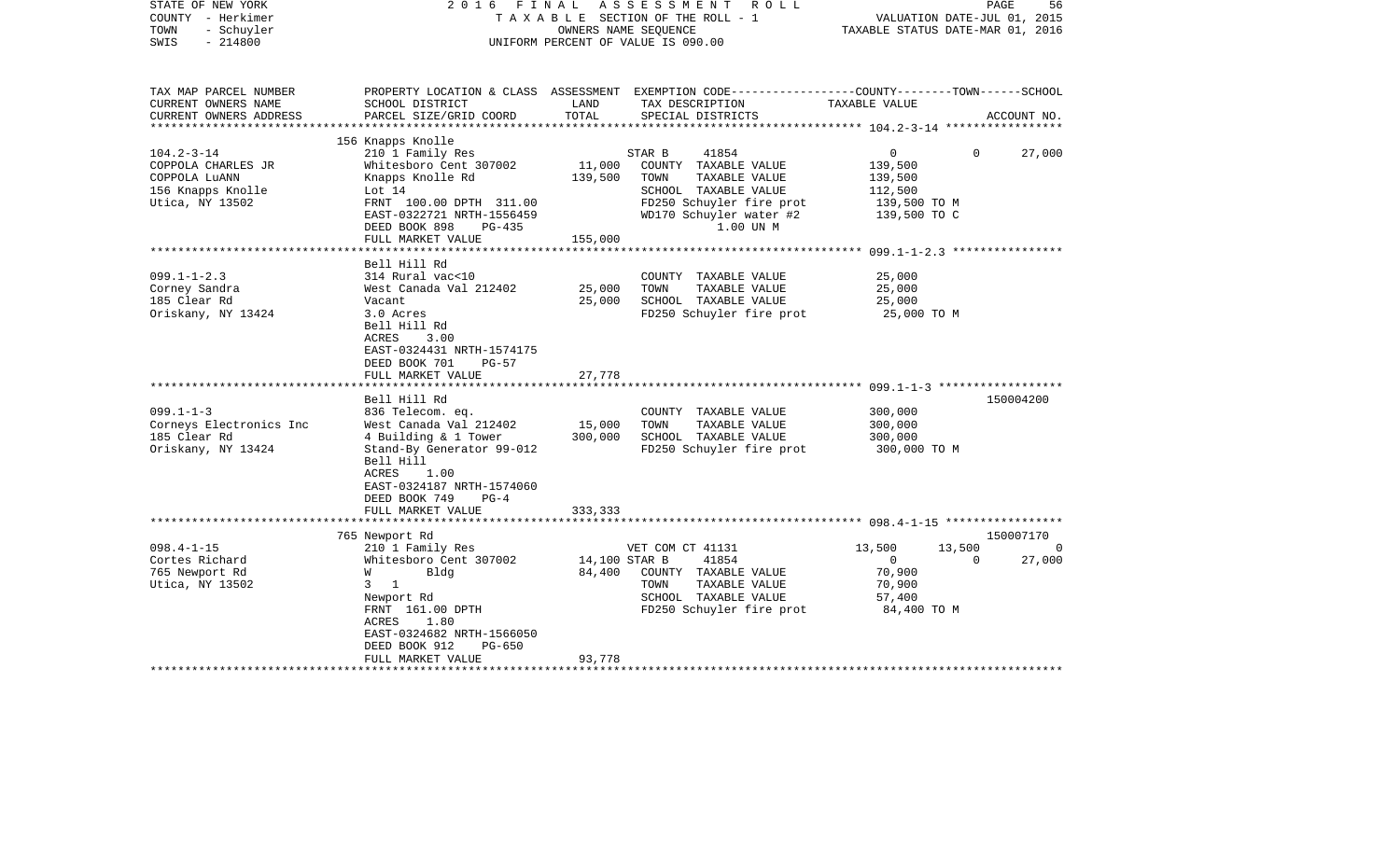| TAX MAP PARCEL NUMBER<br>CURRENT OWNERS NAME<br>CURRENT OWNERS ADDRESS | PROPERTY LOCATION & CLASS<br>SCHOOL DISTRICT<br>PARCEL SIZE/GRID COORD | ASSESSMENT<br>LAND<br>TOTAL | EXEMPTION CODE<br>TAX DESCRIPTION<br>SPECIAL DISTRICTS | COUNTY<br>TAXABLE VALUE | TOWN | SCHOOL<br>ACCOUNT NO. |
|---|---|---|---|---|---|---|
| **104.2-3-14** | 156 Knapps Knolle | | | | | |
| 104.2-3-14 | 210 1 Family Res | | STAR B 41854 | 0 | 0 | 27,000 |
| COPPOLA CHARLES JR | Whitesboro Cent 307002 | 11,000 | COUNTY TAXABLE VALUE | 139,500 | | |
| COPPOLA LuANN | Knapps Knolle Rd | 139,500 | TOWN TAXABLE VALUE | 139,500 | | |
| 156 Knapps Knolle | Lot 14 | | SCHOOL TAXABLE VALUE | 112,500 | | |
| Utica, NY 13502 | FRNT 100.00 DPTH 311.00 | | FD250 Schuyler fire prot | 139,500 TO M | | |
| | EAST-0322721 NRTH-1556459 | | WD170 Schuyler water #2 | 139,500 TO C | | |
| | DEED BOOK 898 PG-435 | | 1.00 UN M | | | |
| | FULL MARKET VALUE | 155,000 | | | | |
| **099.1-1-2.3** | Bell Hill Rd | | | | | |
| 099.1-1-2.3 | 314 Rural vac<10 | | COUNTY TAXABLE VALUE | 25,000 | | |
| Corney Sandra | West Canada Val 212402 | 25,000 | TOWN TAXABLE VALUE | 25,000 | | |
| 185 Clear Rd | Vacant | 25,000 | SCHOOL TAXABLE VALUE | 25,000 | | |
| Oriskany, NY 13424 | 3.0 Acres | | FD250 Schuyler fire prot | 25,000 TO M | | |
| | Bell Hill Rd | | | | | |
| | ACRES 3.00 | | | | | |
| | EAST-0324431 NRTH-1574175 | | | | | |
| | DEED BOOK 701 PG-57 | | | | | |
| | FULL MARKET VALUE | 27,778 | | | | |
| **099.1-1-3** | Bell Hill Rd | | | | | 150004200 |
| 099.1-1-3 | 836 Telecom. eq. | | COUNTY TAXABLE VALUE | 300,000 | | |
| Corneys Electronics Inc | West Canada Val 212402 | 15,000 | TOWN TAXABLE VALUE | 300,000 | | |
| 185 Clear Rd | 4 Building & 1 Tower | 300,000 | SCHOOL TAXABLE VALUE | 300,000 | | |
| Oriskany, NY 13424 | Stand-By Generator 99-012 | | FD250 Schuyler fire prot | 300,000 TO M | | |
| | Bell Hill | | | | | |
| | ACRES 1.00 | | | | | |
| | EAST-0324187 NRTH-1574060 | | | | | |
| | DEED BOOK 749 PG-4 | | | | | |
| | FULL MARKET VALUE | 333,333 | | | | |
| **098.4-1-15** | 765 Newport Rd | | | | | 150007170 |
| 098.4-1-15 | 210 1 Family Res | | VET COM CT 41131 | 13,500 | 13,500 | 0 |
| Cortes Richard | Whitesboro Cent 307002 | 14,100 | STAR B 41854 | 0 | 0 | 27,000 |
| 765 Newport Rd | W Bldg | 84,400 | COUNTY TAXABLE VALUE | 70,900 | | |
| Utica, NY 13502 | 3 1 | | TOWN TAXABLE VALUE | 70,900 | | |
| | Newport Rd | | SCHOOL TAXABLE VALUE | 57,400 | | |
| | FRNT 161.00 DPTH | | FD250 Schuyler fire prot | 84,400 TO M | | |
| | ACRES 1.80 | | | | | |
| | EAST-0324682 NRTH-1566050 | | | | | |
| | DEED BOOK 912 PG-650 | | | | | |
| | FULL MARKET VALUE | 93,778 | | | | |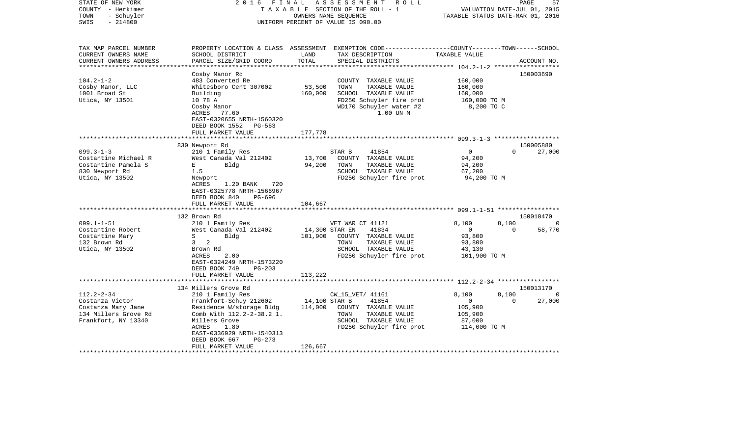STATE OF NEW YORK — 2016 FINAL ASSESSMENT ROLL
COUNTY - Herkimer — TAXABLE SECTION OF THE ROLL - 1 — VALUATION DATE-JUL 01, 2015
TOWN - Schuyler — OWNERS NAME SEQUENCE — TAXABLE STATUS DATE-MAR 01, 2016
SWIS - 214800 — UNIFORM PERCENT OF VALUE IS 090.00

| TAX MAP PARCEL NUMBER / CURRENT OWNERS NAME / CURRENT OWNERS ADDRESS | PROPERTY LOCATION & CLASS / SCHOOL DISTRICT / PARCEL SIZE/GRID COORD | ASSESSMENT LAND / TOTAL | EXEMPTION CODE / TAX DESCRIPTION / SPECIAL DISTRICTS | COUNTY | TOWN | SCHOOL / ACCOUNT NO. |
|---|---|---|---|---|---|---|
| **104.2-1-2** | Cosby Manor Rd | | | | | 150003690 |
| 104.2-1-2 | 483 Converted Re | | COUNTY TAXABLE VALUE | 160,000 | | |
| Cosby Manor, LLC | Whitesboro Cent 307002 | 53,500 | TOWN TAXABLE VALUE | | 160,000 | |
| 1001 Broad St | Building | 160,000 | SCHOOL TAXABLE VALUE | | | 160,000 |
| Utica, NY 13501 | 10 78 A | | FD250 Schuyler fire prot | 160,000 TO M | | |
| | Cosby Manor | | WD170 Schuyler water #2 | 8,200 TO C | | |
| | ACRES 77.60 | | 1.00 UN M | | | |
| | EAST-0320655 NRTH-1560320 | | | | | |
| | DEED BOOK 1552 PG-563 | | | | | |
| | FULL MARKET VALUE | 177,778 | | | | |
| **099.3-1-3** | 830 Newport Rd | | | | | 150005880 |
| 099.3-1-3 | 210 1 Family Res | | STAR B 41854 | 0 | 0 | 27,000 |
| Costantine Michael R | West Canada Val 212402 | 13,700 | COUNTY TAXABLE VALUE | 94,200 | | |
| Costantine Pamela S | E Bldg | 94,200 | TOWN TAXABLE VALUE | | 94,200 | |
| 830 Newport Rd | 1.5 | | SCHOOL TAXABLE VALUE | | | 67,200 |
| Utica, NY 13502 | Newport | | FD250 Schuyler fire prot | 94,200 TO M | | |
| | ACRES 1.20 BANK 720 | | | | | |
| | EAST-0325778 NRTH-1566967 | | | | | |
| | DEED BOOK 840 PG-696 | | | | | |
| | FULL MARKET VALUE | 104,667 | | | | |
| **099.1-1-51** | 132 Brown Rd | | | | | 150010470 |
| 099.1-1-51 | 210 1 Family Res | | VET WAR CT 41121 | 8,100 | 8,100 | 0 |
| Costantine Robert | West Canada Val 212402 | 14,300 | STAR EN 41834 | 0 | 0 | 58,770 |
| Costantine Mary | S Bldg | 101,900 | COUNTY TAXABLE VALUE | 93,800 | | |
| 132 Brown Rd | 3 2 | | TOWN TAXABLE VALUE | | 93,800 | |
| Utica, NY 13502 | Brown Rd | | SCHOOL TAXABLE VALUE | | | 43,130 |
| | ACRES 2.00 | | FD250 Schuyler fire prot | 101,900 TO M | | |
| | EAST-0324249 NRTH-1573220 | | | | | |
| | DEED BOOK 749 PG-203 | | | | | |
| | FULL MARKET VALUE | 113,222 | | | | |
| **112.2-2-34** | 134 Millers Grove Rd | | | | | 150013170 |
| 112.2-2-34 | 210 1 Family Res | | CW_15_VET/ 41161 | 8,100 | 8,100 | 0 |
| Costanza Victor | Frankfort-Schuy 212602 | 14,100 | STAR B 41854 | 0 | 0 | 27,000 |
| Costanza Mary Jane | Residence W/storage Bldg | 114,000 | COUNTY TAXABLE VALUE | 105,900 | | |
| 134 Millers Grove Rd | Comb With 112.2-2-38.2 1. | | TOWN TAXABLE VALUE | | 105,900 | |
| Frankfort, NY 13340 | Millers Grove | | SCHOOL TAXABLE VALUE | | | 87,000 |
| | ACRES 1.80 | | FD250 Schuyler fire prot | 114,000 TO M | | |
| | EAST-0336929 NRTH-1540313 | | | | | |
| | DEED BOOK 667 PG-273 | | | | | |
| | FULL MARKET VALUE | 126,667 | | | | |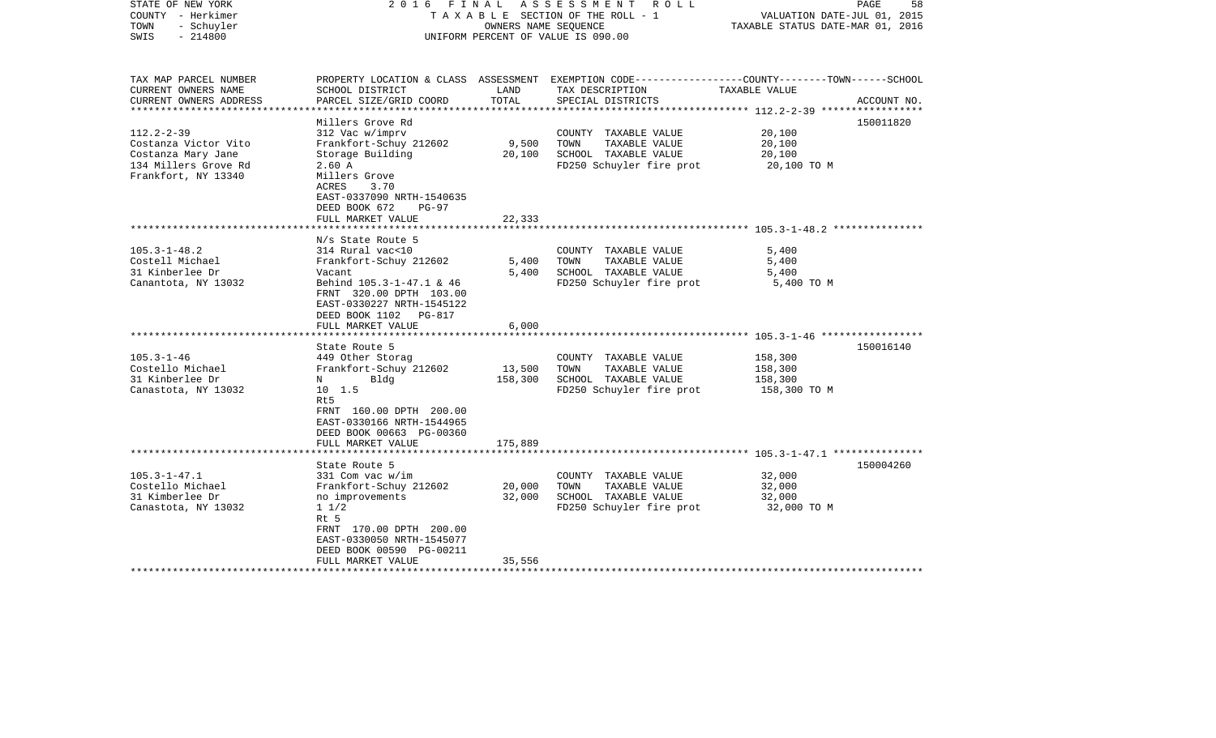STATE OF NEW YORK
COUNTY - Herkimer
TOWN - Schuyler
SWIS - 214800

2016 FINAL ASSESSMENT ROLL
TAXABLE SECTION OF THE ROLL - 1
OWNERS NAME SEQUENCE
UNIFORM PERCENT OF VALUE IS 090.00

VALUATION DATE-JUL 01, 2015
TAXABLE STATUS DATE-MAR 01, 2016

| TAX MAP PARCEL NUMBER / CURRENT OWNERS NAME / CURRENT OWNERS ADDRESS | PROPERTY LOCATION & CLASS / SCHOOL DISTRICT / PARCEL SIZE/GRID COORD | ASSESSMENT LAND | TOTAL | EXEMPTION CODE / TAX DESCRIPTION / SPECIAL DISTRICTS | TAXABLE VALUE (COUNTY--------TOWN------SCHOOL) | ACCOUNT NO. |
|---|---|---|---|---|---|---|
| | Millers Grove Rd | | | | | 150011820 |
| 112.2-2-39 | 312 Vac w/imprv | | | COUNTY TAXABLE VALUE | 20,100 | |
| Costanza Victor Vito | Frankfort-Schuy 212602 | 9,500 | | TOWN TAXABLE VALUE | 20,100 | |
| Costanza Mary Jane | Storage Building | | 20,100 | SCHOOL TAXABLE VALUE | 20,100 | |
| 134 Millers Grove Rd | 2.60 A | | | FD250 Schuyler fire prot | 20,100 TO M | |
| Frankfort, NY 13340 | Millers Grove | | | | | |
| | ACRES 3.70 | | | | | |
| | EAST-0337090 NRTH-1540635 | | | | | |
| | DEED BOOK 672 PG-97 | | | | | |
| | FULL MARKET VALUE | | 22,333 | | | |
| | N/s State Route 5 | | | | | |
| 105.3-1-48.2 | 314 Rural vac<10 | | | COUNTY TAXABLE VALUE | 5,400 | |
| Costell Michael | Frankfort-Schuy 212602 | 5,400 | | TOWN TAXABLE VALUE | 5,400 | |
| 31 Kinberlee Dr | Vacant | | 5,400 | SCHOOL TAXABLE VALUE | 5,400 | |
| Canantota, NY 13032 | Behind 105.3-1-47.1 & 46 | | | FD250 Schuyler fire prot | 5,400 TO M | |
| | FRNT 320.00 DPTH 103.00 | | | | | |
| | EAST-0330227 NRTH-1545122 | | | | | |
| | DEED BOOK 1102 PG-817 | | | | | |
| | FULL MARKET VALUE | | 6,000 | | | |
| | State Route 5 | | | | | 150016140 |
| 105.3-1-46 | 449 Other Storag | | | COUNTY TAXABLE VALUE | 158,300 | |
| Costello Michael | Frankfort-Schuy 212602 | 13,500 | | TOWN TAXABLE VALUE | 158,300 | |
| 31 Kinberlee Dr | N Bldg | | 158,300 | SCHOOL TAXABLE VALUE | 158,300 | |
| Canastota, NY 13032 | 10 1.5 | | | FD250 Schuyler fire prot | 158,300 TO M | |
| | Rt5 | | | | | |
| | FRNT 160.00 DPTH 200.00 | | | | | |
| | EAST-0330166 NRTH-1544965 | | | | | |
| | DEED BOOK 00663 PG-00360 | | | | | |
| | FULL MARKET VALUE | | 175,889 | | | |
| | State Route 5 | | | | | 150004260 |
| 105.3-1-47.1 | 331 Com vac w/im | | | COUNTY TAXABLE VALUE | 32,000 | |
| Costello Michael | Frankfort-Schuy 212602 | 20,000 | | TOWN TAXABLE VALUE | 32,000 | |
| 31 Kimberlee Dr | no improvements | | 32,000 | SCHOOL TAXABLE VALUE | 32,000 | |
| Canastota, NY 13032 | 1 1/2 | | | FD250 Schuyler fire prot | 32,000 TO M | |
| | Rt 5 | | | | | |
| | FRNT 170.00 DPTH 200.00 | | | | | |
| | EAST-0330050 NRTH-1545077 | | | | | |
| | DEED BOOK 00590 PG-00211 | | | | | |
| | FULL MARKET VALUE | | 35,556 | | | |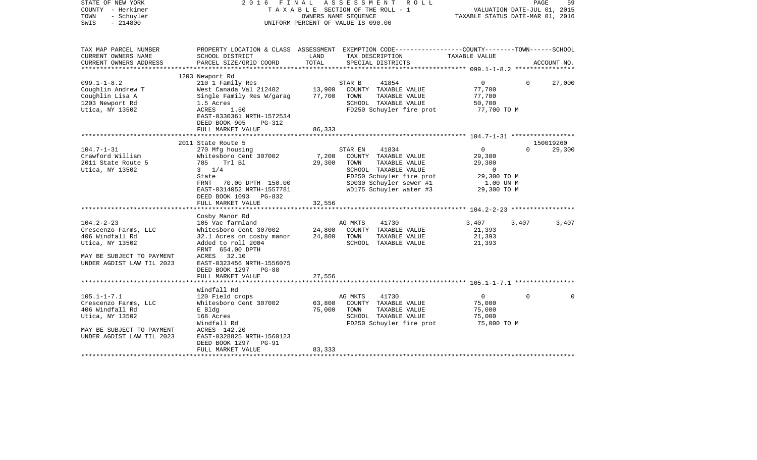STATE OF NEW YORK | COUNTY - Herkimer | TOWN - Schuyler | SWIS - 214800

2016 FINAL ASSESSMENT ROLL
TAXABLE SECTION OF THE ROLL - 1
OWNERS NAME SEQUENCE
UNIFORM PERCENT OF VALUE IS 090.00

VALUATION DATE-JUL 01, 2015
TAXABLE STATUS DATE-MAR 01, 2016

| TAX MAP PARCEL NUMBER / CURRENT OWNERS NAME / CURRENT OWNERS ADDRESS | PROPERTY LOCATION & CLASS / SCHOOL DISTRICT / PARCEL SIZE/GRID COORD | ASSESSMENT LAND / TOTAL | EXEMPTION CODE / TAX DESCRIPTION / SPECIAL DISTRICTS | COUNTY | TOWN | SCHOOL | ACCOUNT NO. |
|---|---|---|---|---|---|---|---|
| **099.1-1-8.2** | 1203 Newport Rd | | | | | | |
| 099.1-1-8.2 | 210 1 Family Res | | STAR B 41854 | 0 | 0 | 27,000 | |
| Coughlin Andrew T | West Canada Val 212402 | 13,900 | COUNTY TAXABLE VALUE | 77,700 | | | |
| Coughlin Lisa A | Single Family Res W/garag | 77,700 | TOWN TAXABLE VALUE | 77,700 | | | |
| 1203 Newport Rd | 1.5 Acres | | SCHOOL TAXABLE VALUE | 50,700 | | | |
| Utica, NY 13502 | ACRES 1.50 | | FD250 Schuyler fire prot | 77,700 TO M | | | |
| | EAST-0330361 NRTH-1572534 | | | | | | |
| | DEED BOOK 905 PG-312 | | | | | | |
| | FULL MARKET VALUE | 86,333 | | | | | |
| **104.7-1-31** | 2011 State Route 5 | | | | | | 150019260 |
| 104.7-1-31 | 270 Mfg housing | | STAR EN 41834 | 0 | 0 | 29,300 | |
| Crawford William | Whitesboro Cent 307002 | 7,200 | COUNTY TAXABLE VALUE | 29,300 | | | |
| 2011 State Route 5 | 785 Trl Bl | 29,300 | TOWN TAXABLE VALUE | 29,300 | | | |
| Utica, NY 13502 | 3 1/4 | | SCHOOL TAXABLE VALUE | 0 | | | |
| | State | | FD250 Schuyler fire prot | 29,300 TO M | | | |
| | FRNT 70.00 DPTH 150.00 | | SD030 Schuyler sewer #1 | 1.00 UN M | | | |
| | EAST-0314052 NRTH-1557781 | | WD175 Schuyler water #3 | 29,300 TO M | | | |
| | DEED BOOK 1093 PG-832 | | | | | | |
| | FULL MARKET VALUE | 32,556 | | | | | |
| **104.2-2-23** | Cosby Manor Rd | | | | | | |
| 104.2-2-23 | 105 Vac farmland | | AG MKTS 41730 | 3,407 | 3,407 | 3,407 | |
| Crescenzo Farms, LLC | Whitesboro Cent 307002 | 24,800 | COUNTY TAXABLE VALUE | 21,393 | | | |
| 406 Windfall Rd | 32.1 Acres on cosby manor | 24,800 | TOWN TAXABLE VALUE | 21,393 | | | |
| Utica, NY 13502 | Added to roll 2004 | | SCHOOL TAXABLE VALUE | 21,393 | | | |
| | FRNT 654.00 DPTH | | | | | | |
| MAY BE SUBJECT TO PAYMENT | ACRES 32.10 | | | | | | |
| UNDER AGDIST LAW TIL 2023 | EAST-0323456 NRTH-1556075 | | | | | | |
| | DEED BOOK 1297 PG-88 | | | | | | |
| | FULL MARKET VALUE | 27,556 | | | | | |
| **105.1-1-7.1** | Windfall Rd | | | | | | |
| 105.1-1-7.1 | 120 Field crops | | AG MKTS 41730 | 0 | 0 | 0 | |
| Crescenzo Farms, LLC | Whitesboro Cent 307002 | 63,800 | COUNTY TAXABLE VALUE | 75,000 | | | |
| 406 Windfall Rd | E Bldg | 75,000 | TOWN TAXABLE VALUE | 75,000 | | | |
| Utica, NY 13502 | 168 Acres | | SCHOOL TAXABLE VALUE | 75,000 | | | |
| | Windfall Rd | | FD250 Schuyler fire prot | 75,000 TO M | | | |
| MAY BE SUBJECT TO PAYMENT | ACRES 142.20 | | | | | | |
| UNDER AGDIST LAW TIL 2023 | EAST-0328825 NRTH-1560123 | | | | | | |
| | DEED BOOK 1297 PG-91 | | | | | | |
| | FULL MARKET VALUE | 83,333 | | | | | |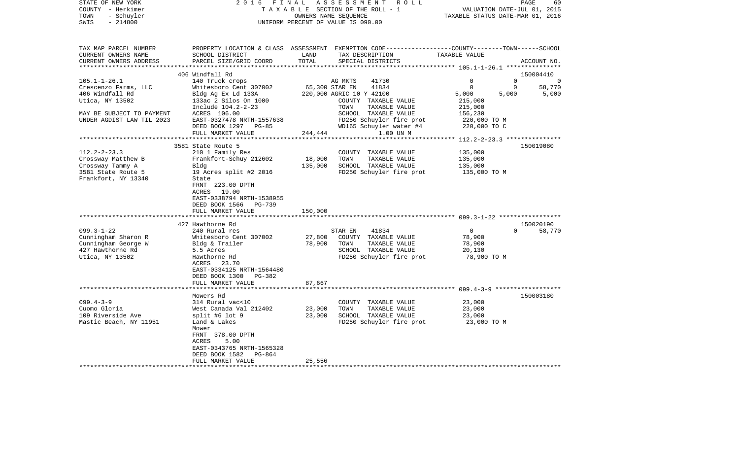STATE OF NEW YORK
COUNTY - Herkimer
TOWN - Schuyler
SWIS - 214800

2016 FINAL ASSESSMENT ROLL
TAXABLE SECTION OF THE ROLL - 1
OWNERS NAME SEQUENCE
UNIFORM PERCENT OF VALUE IS 090.00

VALUATION DATE-JUL 01, 2015
TAXABLE STATUS DATE-MAR 01, 2016

| TAX MAP PARCEL NUMBER / CURRENT OWNERS NAME / CURRENT OWNERS ADDRESS | PROPERTY LOCATION & CLASS / SCHOOL DISTRICT / PARCEL SIZE/GRID COORD | ASSESSMENT LAND | TOTAL | EXEMPTION CODE / TAX DESCRIPTION / SPECIAL DISTRICTS | COUNTY TAXABLE VALUE | TOWN | SCHOOL | ACCOUNT NO. |
|---|---|---|---|---|---|---|---|---|
| **105.1-1-26.1** | 406 Windfall Rd | | | | | | | 150004410 |
| Crescenzo Farms, LLC | 140 Truck crops | | | AG MKTS 41730 | 0 | 0 | 0 | |
| 406 Windfall Rd | Whitesboro Cent 307002 | 65,300 | | STAR EN 41834 | 0 | 0 | 58,770 | |
| Utica, NY 13502 | Bldg Ag Ex Ld 133A | | 220,000 | AGRIC 10 Y 42100 | 5,000 | 5,000 | 5,000 | |
| | 133ac 2 Silos On 1000 | | | COUNTY TAXABLE VALUE | 215,000 | | | |
| | Include 104.2-2-23 | | | TOWN TAXABLE VALUE | 215,000 | | | |
| MAY BE SUBJECT TO PAYMENT | ACRES 106.00 | | | SCHOOL TAXABLE VALUE | 156,230 | | | |
| UNDER AGDIST LAW TIL 2023 | EAST-0327478 NRTH-1557638 | | | FD250 Schuyler fire prot | 220,000 TO M | | | |
| | DEED BOOK 1297 PG-85 | | | WD165 Schuyler water #4 | 220,000 TO C | | | |
| | FULL MARKET VALUE | | 244,444 | 1.00 UN M | | | | |
| **112.2-2-23.3** | 3581 State Route 5 | | | | | | | 150019080 |
| Crossway Matthew B | 210 1 Family Res | | | COUNTY TAXABLE VALUE | 135,000 | | | |
| Crossway Tammy A | Frankfort-Schuy 212602 | 18,000 | | TOWN TAXABLE VALUE | 135,000 | | | |
| 3581 State Route 5 | Bldg | | 135,000 | SCHOOL TAXABLE VALUE | 135,000 | | | |
| Frankfort, NY 13340 | 19 Acres split #2 2016 | | | FD250 Schuyler fire prot | 135,000 TO M | | | |
| | State | | | | | | | |
| | FRNT 223.00 DPTH | | | | | | | |
| | ACRES 19.00 | | | | | | | |
| | EAST-0338794 NRTH-1538955 | | | | | | | |
| | DEED BOOK 1566 PG-739 | | | | | | | |
| | FULL MARKET VALUE | | 150,000 | | | | | |
| **099.3-1-22** | 427 Hawthorne Rd | | | | | | | 150020190 |
| Cunningham Sharon R | 240 Rural res | | | STAR EN 41834 | 0 | 0 | 58,770 | |
| Cunningham George W | Whitesboro Cent 307002 | 27,800 | | COUNTY TAXABLE VALUE | 78,900 | | | |
| 427 Hawthorne Rd | Bldg & Trailer | | 78,900 | TOWN TAXABLE VALUE | 78,900 | | | |
| Utica, NY 13502 | 5.5 Acres | | | SCHOOL TAXABLE VALUE | 20,130 | | | |
| | Hawthorne Rd | | | FD250 Schuyler fire prot | 78,900 TO M | | | |
| | ACRES 23.70 | | | | | | | |
| | EAST-0334125 NRTH-1564480 | | | | | | | |
| | DEED BOOK 1300 PG-382 | | | | | | | |
| | FULL MARKET VALUE | | 87,667 | | | | | |
| **099.4-3-9** | Mowers Rd | | | | | | | 150003180 |
| Cuomo Gloria | 314 Rural vac<10 | | | COUNTY TAXABLE VALUE | 23,000 | | | |
| 109 Riverside Ave | West Canada Val 212402 | 23,000 | | TOWN TAXABLE VALUE | 23,000 | | | |
| Mastic Beach, NY 11951 | split #6 lot 9 | | 23,000 | SCHOOL TAXABLE VALUE | 23,000 | | | |
| | Land & Lakes | | | FD250 Schuyler fire prot | 23,000 TO M | | | |
| | Mower | | | | | | | |
| | FRNT 378.00 DPTH | | | | | | | |
| | ACRES 5.00 | | | | | | | |
| | EAST-0343765 NRTH-1565328 | | | | | | | |
| | DEED BOOK 1582 PG-864 | | | | | | | |
| | FULL MARKET VALUE | | 25,556 | | | | | |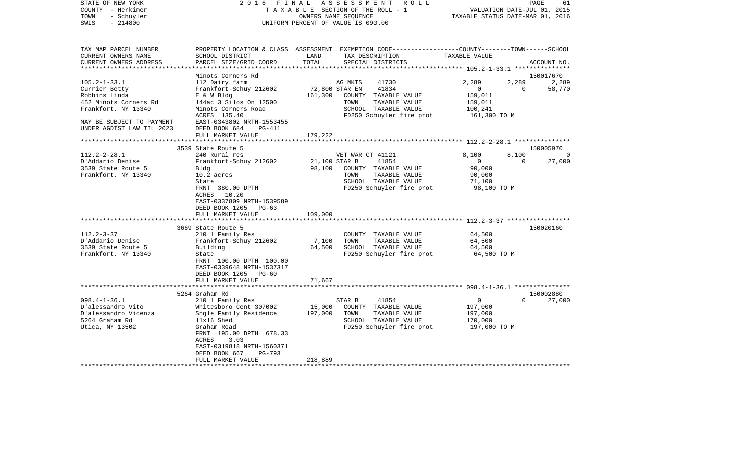STATE OF NEW YORK — 2016 FINAL ASSESSMENT ROLL — TAXABLE SECTION OF THE ROLL - 1 — VALUATION DATE-JUL 01, 2015
COUNTY - Herkimer — OWNERS NAME SEQUENCE — TAXABLE STATUS DATE-MAR 01, 2016
TOWN - Schuyler — UNIFORM PERCENT OF VALUE IS 090.00
SWIS - 214800

| TAX MAP PARCEL NUMBER / CURRENT OWNERS NAME / CURRENT OWNERS ADDRESS | PROPERTY LOCATION & CLASS / SCHOOL DISTRICT / PARCEL SIZE/GRID COORD | ASSESSMENT LAND / TOTAL | EXEMPTION CODE / TAX DESCRIPTION / SPECIAL DISTRICTS | COUNTY | TOWN | SCHOOL | ACCOUNT NO. |
|---|---|---|---|---|---|---|---|
| **105.2-1-33.1** | Minots Corners Rd | | | | | | 150017670 |
| 105.2-1-33.1 | 112 Dairy farm | | AG MKTS 41730 | 2,289 | 2,289 | 2,289 | |
| Currier Betty | Frankfort-Schuy 212602 | 72,800 | STAR EN 41834 | 0 | 0 | 58,770 | |
| Robbins Linda | E & W Bldg | 161,300 | COUNTY TAXABLE VALUE | 159,011 | | | |
| 452 Minots Corners Rd | 144ac 3 Silos On 12500 | | TOWN TAXABLE VALUE | 159,011 | | | |
| Frankfort, NY 13340 | Minots Corners Road | | SCHOOL TAXABLE VALUE | 100,241 | | | |
| | ACRES 135.40 | | FD250 Schuyler fire prot | 161,300 TO M | | | |
| MAY BE SUBJECT TO PAYMENT | EAST-0343802 NRTH-1553455 | | | | | | |
| UNDER AGDIST LAW TIL 2023 | DEED BOOK 684 PG-411 | | | | | | |
| | FULL MARKET VALUE | 179,222 | | | | | |
| **112.2-2-28.1** | 3539 State Route 5 | | | | | | 150005970 |
| 112.2-2-28.1 | 240 Rural res | | VET WAR CT 41121 | 8,100 | 8,100 | 0 | |
| D'Addario Denise | Frankfort-Schuy 212602 | 21,100 | STAR B 41854 | 0 | 0 | 27,000 | |
| 3539 State Route 5 | Bldg | 98,100 | COUNTY TAXABLE VALUE | 90,000 | | | |
| Frankfort, NY 13340 | 10.2 acres | | TOWN TAXABLE VALUE | 90,000 | | | |
| | State | | SCHOOL TAXABLE VALUE | 71,100 | | | |
| | FRNT 380.00 DPTH | | FD250 Schuyler fire prot | 98,100 TO M | | | |
| | ACRES 10.20 | | | | | | |
| | EAST-0337809 NRTH-1539589 | | | | | | |
| | DEED BOOK 1205 PG-63 | | | | | | |
| | FULL MARKET VALUE | 109,000 | | | | | |
| **112.2-3-37** | 3669 State Route 5 | | | | | | 150020160 |
| 112.2-3-37 | 210 1 Family Res | | COUNTY TAXABLE VALUE | 64,500 | | | |
| D'Addario Denise | Frankfort-Schuy 212602 | 7,100 | TOWN TAXABLE VALUE | 64,500 | | | |
| 3539 State Route 5 | Building | 64,500 | SCHOOL TAXABLE VALUE | 64,500 | | | |
| Frankfort, NY 13340 | State | | FD250 Schuyler fire prot | 64,500 TO M | | | |
| | FRNT 100.00 DPTH 100.00 | | | | | | |
| | EAST-0339648 NRTH-1537317 | | | | | | |
| | DEED BOOK 1205 PG-60 | | | | | | |
| | FULL MARKET VALUE | 71,667 | | | | | |
| **098.4-1-36.1** | 5264 Graham Rd | | | | | | 150002880 |
| 098.4-1-36.1 | 210 1 Family Res | | STAR B 41854 | 0 | 0 | 27,000 | |
| D'alessandro Vito | Whitesboro Cent 307002 | 15,000 | COUNTY TAXABLE VALUE | 197,000 | | | |
| D'alessandro Vicenza | Sngle Family Residence | 197,000 | TOWN TAXABLE VALUE | 197,000 | | | |
| 5264 Graham Rd | 11x16 Shed | | SCHOOL TAXABLE VALUE | 170,000 | | | |
| Utica, NY 13502 | Graham Road | | FD250 Schuyler fire prot | 197,000 TO M | | | |
| | FRNT 195.00 DPTH 678.33 | | | | | | |
| | ACRES 3.03 | | | | | | |
| | EAST-0319818 NRTH-1560371 | | | | | | |
| | DEED BOOK 667 PG-793 | | | | | | |
| | FULL MARKET VALUE | 218,889 | | | | | |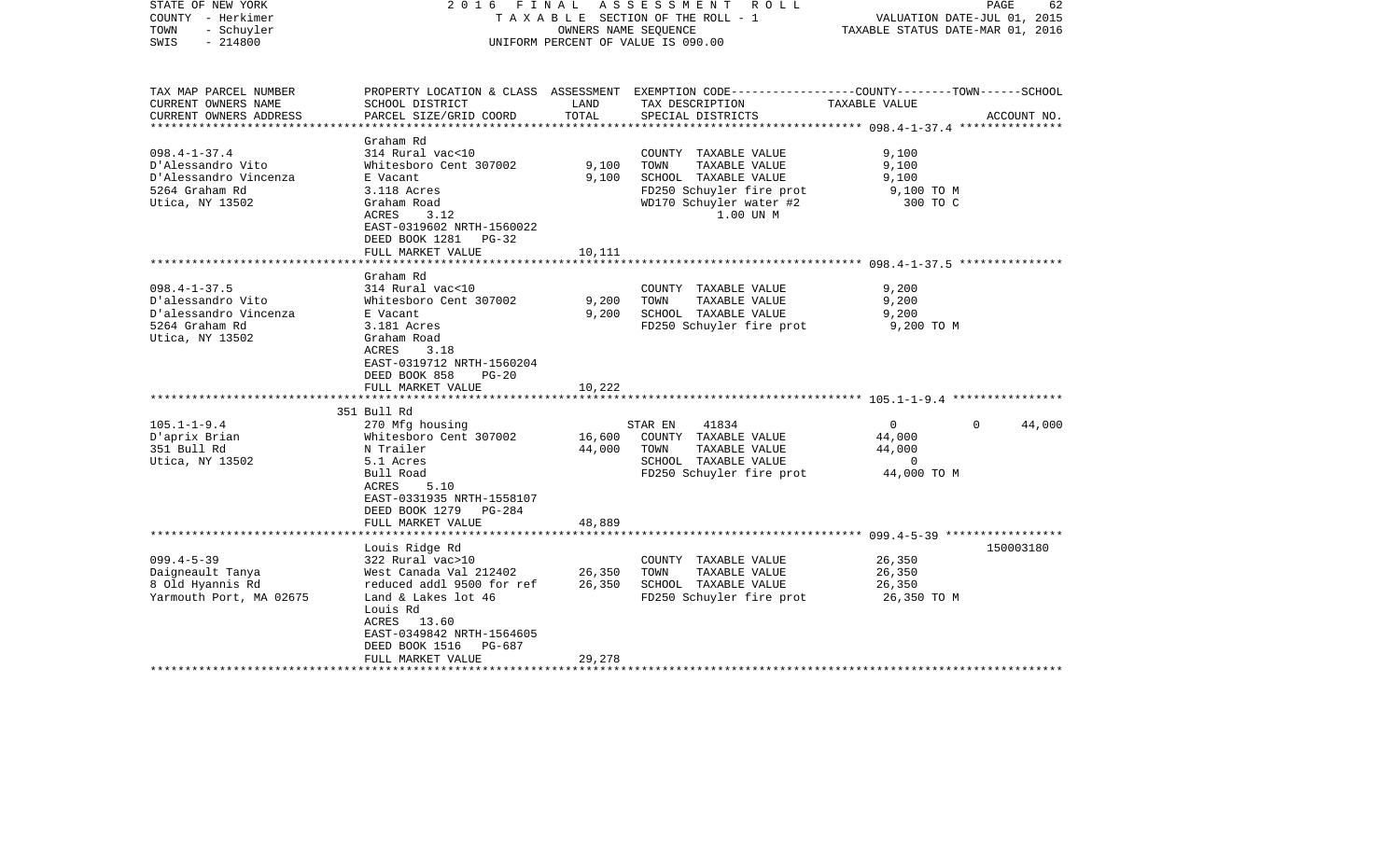STATE OF NEW YORK
COUNTY - Herkimer
TOWN - Schuyler
SWIS - 214800

2 0 1 6 F I N A L A S S E S S M E N T R O L L
T A X A B L E SECTION OF THE ROLL - 1
OWNERS NAME SEQUENCE
UNIFORM PERCENT OF VALUE IS 090.00

VALUATION DATE-JUL 01, 2015
TAXABLE STATUS DATE-MAR 01, 2016

| TAX MAP PARCEL NUMBER / CURRENT OWNERS NAME / CURRENT OWNERS ADDRESS | PROPERTY LOCATION & CLASS / SCHOOL DISTRICT / PARCEL SIZE/GRID COORD | ASSESSMENT LAND | TOTAL | EXEMPTION CODE / TAX DESCRIPTION / SPECIAL DISTRICTS | COUNTY--------TOWN------SCHOOL TAXABLE VALUE | ACCOUNT NO. |
|---|---|---|---|---|---|---|
| **098.4-1-37.4** | Graham Rd | | | | | |
| 098.4-1-37.4 | 314 Rural vac<10 | | | COUNTY TAXABLE VALUE | 9,100 | |
| D'Alessandro Vito | Whitesboro Cent 307002 | 9,100 | | TOWN TAXABLE VALUE | 9,100 | |
| D'Alessandro Vincenza | E Vacant | | 9,100 | SCHOOL TAXABLE VALUE | 9,100 | |
| 5264 Graham Rd | 3.118 Acres | | | FD250 Schuyler fire prot | 9,100 TO M | |
| Utica, NY 13502 | Graham Road | | | WD170 Schuyler water #2 | 300 TO C | |
| | ACRES 3.12 | | | 1.00 UN M | | |
| | EAST-0319602 NRTH-1560022 | | | | | |
| | DEED BOOK 1281 PG-32 | | | | | |
| | FULL MARKET VALUE | | 10,111 | | | |
| **098.4-1-37.5** | Graham Rd | | | | | |
| 098.4-1-37.5 | 314 Rural vac<10 | | | COUNTY TAXABLE VALUE | 9,200 | |
| D'alessandro Vito | Whitesboro Cent 307002 | 9,200 | | TOWN TAXABLE VALUE | 9,200 | |
| D'alessandro Vincenza | E Vacant | | 9,200 | SCHOOL TAXABLE VALUE | 9,200 | |
| 5264 Graham Rd | 3.181 Acres | | | FD250 Schuyler fire prot | 9,200 TO M | |
| Utica, NY 13502 | Graham Road | | | | | |
| | ACRES 3.18 | | | | | |
| | EAST-0319712 NRTH-1560204 | | | | | |
| | DEED BOOK 858 PG-20 | | | | | |
| | FULL MARKET VALUE | | 10,222 | | | |
| **105.1-1-9.4** | 351 Bull Rd | | | | | |
| 105.1-1-9.4 | 270 Mfg housing | | | STAR EN 41834 | 0 0 44,000 | |
| D'aprix Brian | Whitesboro Cent 307002 | 16,600 | | COUNTY TAXABLE VALUE | 44,000 | |
| 351 Bull Rd | N Trailer | | 44,000 | TOWN TAXABLE VALUE | 44,000 | |
| Utica, NY 13502 | 5.1 Acres | | | SCHOOL TAXABLE VALUE | 0 | |
| | Bull Road | | | FD250 Schuyler fire prot | 44,000 TO M | |
| | ACRES 5.10 | | | | | |
| | EAST-0331935 NRTH-1558107 | | | | | |
| | DEED BOOK 1279 PG-284 | | | | | |
| | FULL MARKET VALUE | | 48,889 | | | |
| **099.4-5-39** | Louis Ridge Rd | | | | | 150003180 |
| 099.4-5-39 | 322 Rural vac>10 | | | COUNTY TAXABLE VALUE | 26,350 | |
| Daigneault Tanya | West Canada Val 212402 | 26,350 | | TOWN TAXABLE VALUE | 26,350 | |
| 8 Old Hyannis Rd | reduced addl 9500 for ref | | 26,350 | SCHOOL TAXABLE VALUE | 26,350 | |
| Yarmouth Port, MA 02675 | Land & Lakes lot 46 | | | FD250 Schuyler fire prot | 26,350 TO M | |
| | Louis Rd | | | | | |
| | ACRES 13.60 | | | | | |
| | EAST-0349842 NRTH-1564605 | | | | | |
| | DEED BOOK 1516 PG-687 | | | | | |
| | FULL MARKET VALUE | | 29,278 | | | |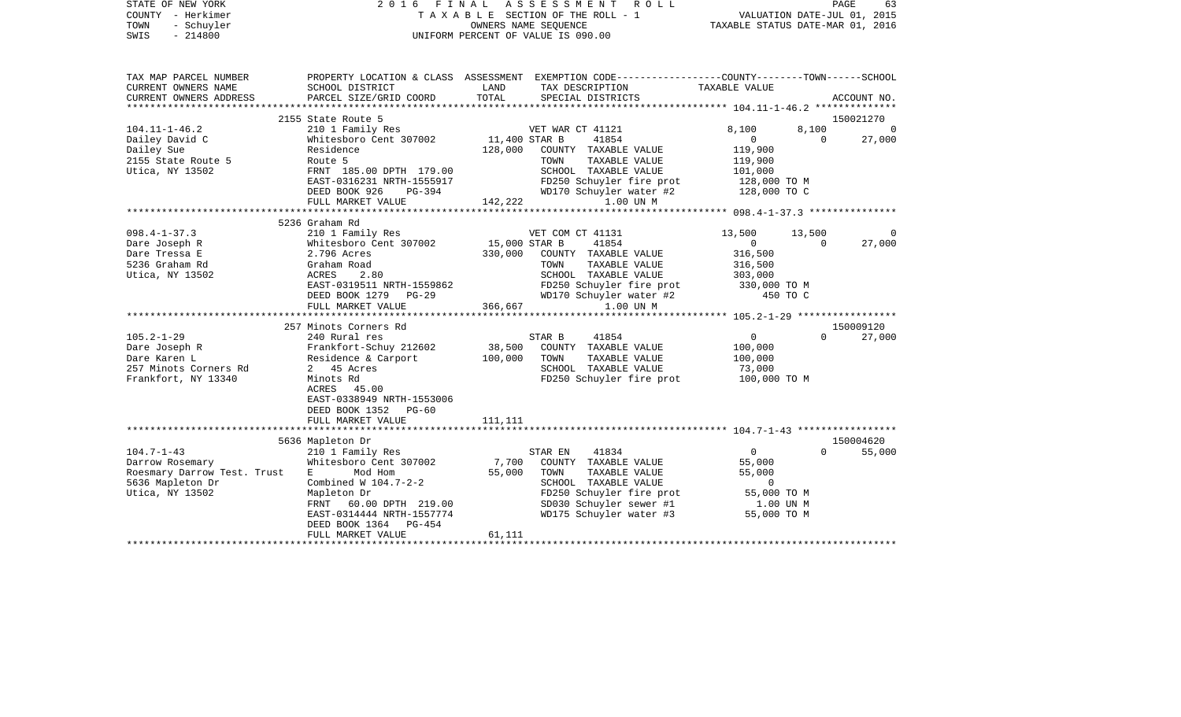STATE OF NEW YORK — 2016 FINAL ASSESSMENT ROLL
COUNTY - Herkimer — TAXABLE SECTION OF THE ROLL - 1 — VALUATION DATE-JUL 01, 2015
TOWN - Schuyler — OWNERS NAME SEQUENCE — TAXABLE STATUS DATE-MAR 01, 2016
SWIS - 214800 — UNIFORM PERCENT OF VALUE IS 090.00

```
TAX MAP PARCEL NUMBER          PROPERTY LOCATION & CLASS  ASSESSMENT  EXEMPTION CODE-----------------COUNTY--------TOWN------SCHOOL
CURRENT OWNERS NAME            SCHOOL DISTRICT            LAND        TAX DESCRIPTION              TAXABLE VALUE
CURRENT OWNERS ADDRESS         PARCEL SIZE/GRID COORD     TOTAL       SPECIAL DISTRICTS                                        ACCOUNT NO.
****************************************************************************************************** 104.11-1-46.2 **************
                               2155 State Route 5                                                                            150021270
104.11-1-46.2                  210 1 Family Res                       VET WAR CT 41121              8,100      8,100            0
Dailey David C                 Whitesboro Cent 307002     11,400 STAR B      41854                  0          0           27,000
Dailey Sue                     Residence                 128,000    COUNTY  TAXABLE VALUE        119,900
2155 State Route 5             Route 5                                TOWN    TAXABLE VALUE        119,900
Utica, NY 13502                FRNT 185.00 DPTH 179.00                SCHOOL  TAXABLE VALUE        101,000
                               EAST-0316231 NRTH-1555917              FD250 Schuyler fire prot      128,000 TO M
                               DEED BOOK 926    PG-394                WD170 Schuyler water #2       128,000 TO C
                               FULL MARKET VALUE         142,222           1.00 UN M
****************************************************************************************************** 098.4-1-37.3 ***************
                               5236 Graham Rd
098.4-1-37.3                   210 1 Family Res                       VET COM CT 41131             13,500     13,500            0
Dare Joseph R                  Whitesboro Cent 307002     15,000 STAR B      41854                  0          0           27,000
Dare Tressa E                  2.796 Acres               330,000    COUNTY  TAXABLE VALUE        316,500
5236 Graham Rd                 Graham Road                            TOWN    TAXABLE VALUE        316,500
Utica, NY 13502                ACRES     2.80                         SCHOOL  TAXABLE VALUE        303,000
                               EAST-0319511 NRTH-1559862              FD250 Schuyler fire prot      330,000 TO M
                               DEED BOOK 1279   PG-29                 WD170 Schuyler water #2           450 TO C
                               FULL MARKET VALUE         366,667           1.00 UN M
****************************************************************************************************** 105.2-1-29 *****************
                               257 Minots Corners Rd                                                                         150009120
105.2-1-29                     240 Rural res                          STAR B      41854                  0          0           27,000
Dare Joseph R                  Frankfort-Schuy 212602     38,500    COUNTY  TAXABLE VALUE        100,000
Dare Karen L                   Residence & Carport       100,000    TOWN    TAXABLE VALUE        100,000
257 Minots Corners Rd          2   45 Acres                           SCHOOL  TAXABLE VALUE         73,000
Frankfort, NY 13340            Minots Rd                              FD250 Schuyler fire prot      100,000 TO M
                               ACRES    45.00
                               EAST-0338949 NRTH-1553006
                               DEED BOOK 1352   PG-60
                               FULL MARKET VALUE         111,111
****************************************************************************************************** 104.7-1-43 *****************
                               5636 Mapleton Dr                                                                              150004620
104.7-1-43                     210 1 Family Res                       STAR EN     41834                  0          0           55,000
Darrow Rosemary                Whitesboro Cent 307002      7,700    COUNTY  TAXABLE VALUE         55,000
Roesmary Darrow Test. Trust    E       Mod Hom            55,000    TOWN    TAXABLE VALUE         55,000
5636 Mapleton Dr               Combined W 104.7-2-2                   SCHOOL  TAXABLE VALUE              0
Utica, NY 13502                Mapleton Dr                            FD250 Schuyler fire prot       55,000 TO M
                               FRNT  60.00 DPTH 219.00                SD030 Schuyler sewer #1          1.00 UN M
                               EAST-0314444 NRTH-1557774              WD175 Schuyler water #3        55,000 TO M
                               DEED BOOK 1364   PG-454
                               FULL MARKET VALUE          61,111
************************************************************************************************************************************
```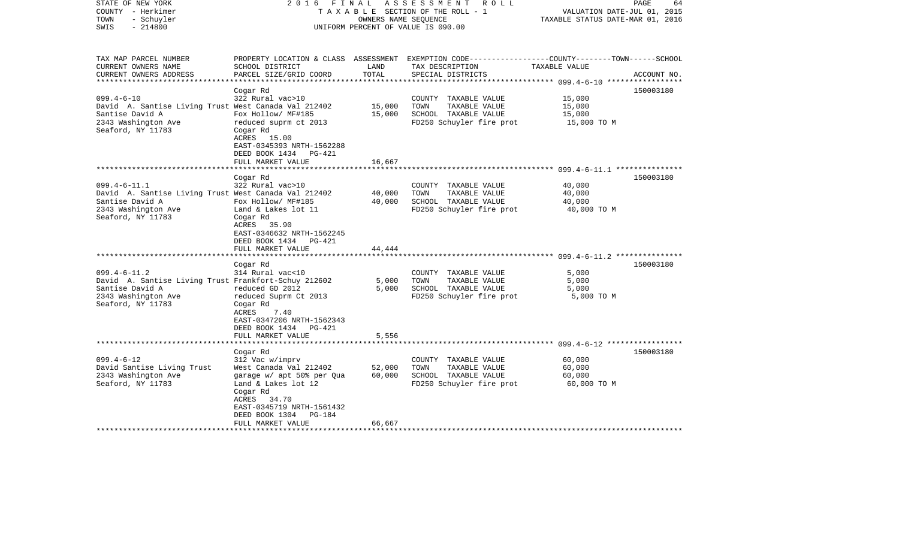STATE OF NEW YORK
COUNTY - Herkimer
TOWN - Schuyler
SWIS - 214800

2016 FINAL ASSESSMENT ROLL
TAXABLE SECTION OF THE ROLL - 1
OWNERS NAME SEQUENCE
UNIFORM PERCENT OF VALUE IS 090.00

VALUATION DATE-JUL 01, 2015
TAXABLE STATUS DATE-MAR 01, 2016

| TAX MAP PARCEL NUMBER / CURRENT OWNERS NAME / CURRENT OWNERS ADDRESS | PROPERTY LOCATION & CLASS / SCHOOL DISTRICT / PARCEL SIZE/GRID COORD | ASSESSMENT LAND / TOTAL | EXEMPTION CODE / TAX DESCRIPTION / SPECIAL DISTRICTS | COUNTY--TOWN--SCHOOL TAXABLE VALUE | ACCOUNT NO. |
|---|---|---|---|---|---|
| **099.4-6-10** | Cogar Rd | | | | 150003180 |
| 099.4-6-10 | 322 Rural vac>10 | | COUNTY TAXABLE VALUE | 15,000 | |
| David A. Santise Living Trust | West Canada Val 212402 | 15,000 | TOWN TAXABLE VALUE | 15,000 | |
| Santise David A | Fox Hollow/ MF#185 | 15,000 | SCHOOL TAXABLE VALUE | 15,000 | |
| 2343 Washington Ave | reduced suprm ct 2013 | | FD250 Schuyler fire prot | 15,000 TO M | |
| Seaford, NY 11783 | Cogar Rd | | | | |
| | ACRES 15.00 | | | | |
| | EAST-0345393 NRTH-1562288 | | | | |
| | DEED BOOK 1434 PG-421 | | | | |
| | FULL MARKET VALUE | 16,667 | | | |
| **099.4-6-11.1** | Cogar Rd | | | | 150003180 |
| 099.4-6-11.1 | 322 Rural vac>10 | | COUNTY TAXABLE VALUE | 40,000 | |
| David A. Santise Living Trust | West Canada Val 212402 | 40,000 | TOWN TAXABLE VALUE | 40,000 | |
| Santise David A | Fox Hollow/ MF#185 | 40,000 | SCHOOL TAXABLE VALUE | 40,000 | |
| 2343 Washington Ave | Land & Lakes lot 11 | | FD250 Schuyler fire prot | 40,000 TO M | |
| Seaford, NY 11783 | Cogar Rd | | | | |
| | ACRES 35.90 | | | | |
| | EAST-0346632 NRTH-1562245 | | | | |
| | DEED BOOK 1434 PG-421 | | | | |
| | FULL MARKET VALUE | 44,444 | | | |
| **099.4-6-11.2** | Cogar Rd | | | | 150003180 |
| 099.4-6-11.2 | 314 Rural vac<10 | | COUNTY TAXABLE VALUE | 5,000 | |
| David A. Santise Living Trust | Frankfort-Schuy 212602 | 5,000 | TOWN TAXABLE VALUE | 5,000 | |
| Santise David A | reduced GD 2012 | 5,000 | SCHOOL TAXABLE VALUE | 5,000 | |
| 2343 Washington Ave | reduced Suprm Ct 2013 | | FD250 Schuyler fire prot | 5,000 TO M | |
| Seaford, NY 11783 | Cogar Rd | | | | |
| | ACRES 7.40 | | | | |
| | EAST-0347206 NRTH-1562343 | | | | |
| | DEED BOOK 1434 PG-421 | | | | |
| | FULL MARKET VALUE | 5,556 | | | |
| **099.4-6-12** | Cogar Rd | | | | 150003180 |
| 099.4-6-12 | 312 Vac w/imprv | | COUNTY TAXABLE VALUE | 60,000 | |
| David Santise Living Trust | West Canada Val 212402 | 52,000 | TOWN TAXABLE VALUE | 60,000 | |
| 2343 Washington Ave | garage w/ apt 50% per Qua | 60,000 | SCHOOL TAXABLE VALUE | 60,000 | |
| Seaford, NY 11783 | Land & Lakes lot 12 | | FD250 Schuyler fire prot | 60,000 TO M | |
| | Cogar Rd | | | | |
| | ACRES 34.70 | | | | |
| | EAST-0345719 NRTH-1561432 | | | | |
| | DEED BOOK 1304 PG-184 | | | | |
| | FULL MARKET VALUE | 66,667 | | | |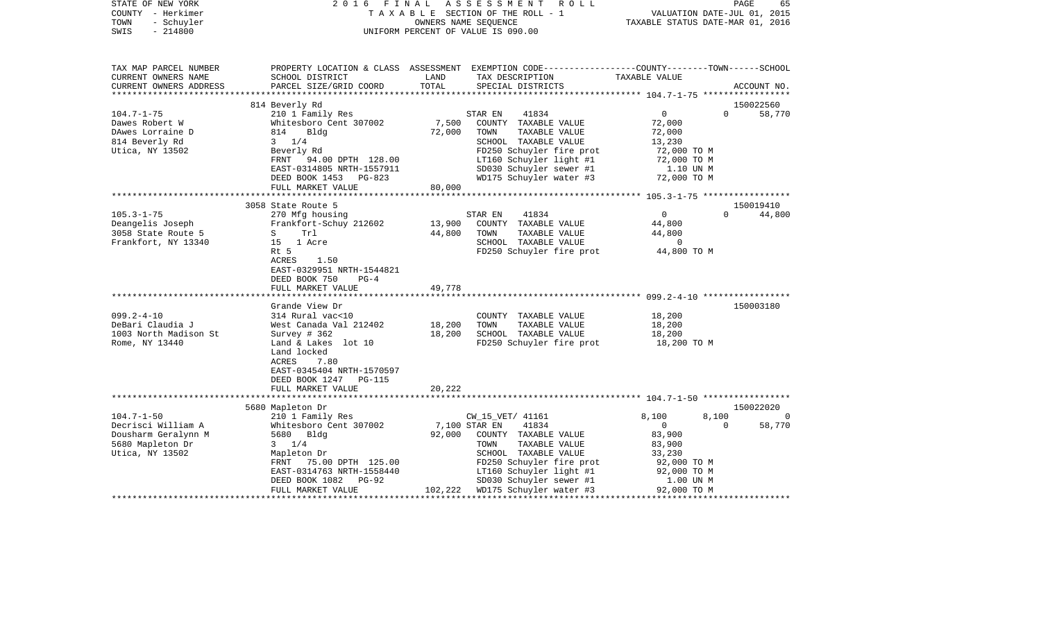STATE OF NEW YORK | COUNTY - Herkimer | TOWN - Schuyler | SWIS - 214800

2016 FINAL ASSESSMENT ROLL
TAXABLE SECTION OF THE ROLL - 1
OWNERS NAME SEQUENCE
UNIFORM PERCENT OF VALUE IS 090.00

VALUATION DATE-JUL 01, 2015
TAXABLE STATUS DATE-MAR 01, 2016

| TAX MAP PARCEL NUMBER / CURRENT OWNERS NAME / CURRENT OWNERS ADDRESS | PROPERTY LOCATION & CLASS / SCHOOL DISTRICT / PARCEL SIZE/GRID COORD | ASSESSMENT LAND / TOTAL | EXEMPTION CODE / TAX DESCRIPTION / SPECIAL DISTRICTS | COUNTY | TOWN | SCHOOL / TAXABLE VALUE | ACCOUNT NO. |
|---|---|---|---|---|---|---|---|
| | 814 Beverly Rd | | | | | | 150022560 |
| 104.7-1-75 | 210 1 Family Res | | STAR EN 41834 | 0 | 0 | 58,770 | |
| Dawes Robert W | Whitesboro Cent 307002 | 7,500 | COUNTY TAXABLE VALUE | 72,000 | | | |
| DAwes Lorraine D | 814 Bldg | 72,000 | TOWN TAXABLE VALUE | 72,000 | | | |
| 814 Beverly Rd | 3 1/4 | | SCHOOL TAXABLE VALUE | 13,230 | | | |
| Utica, NY 13502 | Beverly Rd | | FD250 Schuyler fire prot | 72,000 TO M | | | |
| | FRNT 94.00 DPTH 128.00 | | LT160 Schuyler light #1 | 72,000 TO M | | | |
| | EAST-0314805 NRTH-1557911 | | SD030 Schuyler sewer #1 | 1.10 UN M | | | |
| | DEED BOOK 1453 PG-823 | | WD175 Schuyler water #3 | 72,000 TO M | | | |
| | FULL MARKET VALUE | 80,000 | | | | | |
| | 3058 State Route 5 | | | | | | 150019410 |
| 105.3-1-75 | 270 Mfg housing | | STAR EN 41834 | 0 | 0 | 44,800 | |
| Deangelis Joseph | Frankfort-Schuy 212602 | 13,900 | COUNTY TAXABLE VALUE | 44,800 | | | |
| 3058 State Route 5 | S Trl | 44,800 | TOWN TAXABLE VALUE | 44,800 | | | |
| Frankfort, NY 13340 | 15 1 Acre | | SCHOOL TAXABLE VALUE | 0 | | | |
| | Rt 5 | | FD250 Schuyler fire prot | 44,800 TO M | | | |
| | ACRES 1.50 | | | | | | |
| | EAST-0329951 NRTH-1544821 | | | | | | |
| | DEED BOOK 750 PG-4 | | | | | | |
| | FULL MARKET VALUE | 49,778 | | | | | |
| | Grande View Dr | | | | | | 150003180 |
| 099.2-4-10 | 314 Rural vac<10 | | COUNTY TAXABLE VALUE | 18,200 | | | |
| DeBari Claudia J | West Canada Val 212402 | 18,200 | TOWN TAXABLE VALUE | 18,200 | | | |
| 1003 North Madison St | Survey # 362 | 18,200 | SCHOOL TAXABLE VALUE | 18,200 | | | |
| Rome, NY 13440 | Land & Lakes lot 10 | | FD250 Schuyler fire prot | 18,200 TO M | | | |
| | Land locked | | | | | | |
| | ACRES 7.80 | | | | | | |
| | EAST-0345404 NRTH-1570597 | | | | | | |
| | DEED BOOK 1247 PG-115 | | | | | | |
| | FULL MARKET VALUE | 20,222 | | | | | |
| | 5680 Mapleton Dr | | | | | | 150022020 |
| 104.7-1-50 | 210 1 Family Res | | CW_15_VET/ 41161 | 8,100 | 8,100 | 0 | |
| Decrisci William A | Whitesboro Cent 307002 | 7,100 | STAR EN 41834 | 0 | 0 | 58,770 | |
| Dousharm Geralynn M | 5680 Bldg | 92,000 | COUNTY TAXABLE VALUE | 83,900 | | | |
| 5680 Mapleton Dr | 3 1/4 | | TOWN TAXABLE VALUE | 83,900 | | | |
| Utica, NY 13502 | Mapleton Dr | | SCHOOL TAXABLE VALUE | 33,230 | | | |
| | FRNT 75.00 DPTH 125.00 | | FD250 Schuyler fire prot | 92,000 TO M | | | |
| | EAST-0314763 NRTH-1558440 | | LT160 Schuyler light #1 | 92,000 TO M | | | |
| | DEED BOOK 1082 PG-92 | | SD030 Schuyler sewer #1 | 1.00 UN M | | | |
| | FULL MARKET VALUE | 102,222 | WD175 Schuyler water #3 | 92,000 TO M | | | |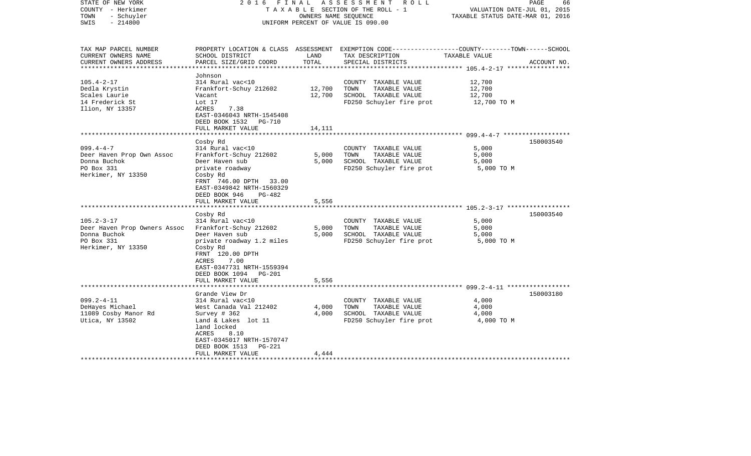STATE OF NEW YORK — 2016 FINAL ASSESSMENT ROLL
COUNTY - Herkimer — TAXABLE SECTION OF THE ROLL - 1 — VALUATION DATE-JUL 01, 2015
TOWN - Schuyler — OWNERS NAME SEQUENCE — TAXABLE STATUS DATE-MAR 01, 2016
SWIS - 214800 — UNIFORM PERCENT OF VALUE IS 090.00

| TAX MAP PARCEL NUMBER / CURRENT OWNERS NAME / CURRENT OWNERS ADDRESS | PROPERTY LOCATION & CLASS / SCHOOL DISTRICT / PARCEL SIZE/GRID COORD | ASSESSMENT LAND | TOTAL | EXEMPTION CODE / TAX DESCRIPTION / SPECIAL DISTRICTS | TAXABLE VALUE (COUNTY--TOWN--SCHOOL) | ACCOUNT NO. |
|---|---|---|---|---|---|---|
| **105.4-2-17** | Johnson | | | | | |
| 105.4-2-17 | 314 Rural vac<10 | | | COUNTY TAXABLE VALUE | 12,700 | |
| Dedla Krystin | Frankfort-Schuy 212602 | 12,700 | | TOWN TAXABLE VALUE | 12,700 | |
| Scales Laurie | Vacant | | 12,700 | SCHOOL TAXABLE VALUE | 12,700 | |
| 14 Frederick St | Lot 17 | | | FD250 Schuyler fire prot | 12,700 TO M | |
| Ilion, NY 13357 | ACRES 7.38 | | | | | |
| | EAST-0346043 NRTH-1545408 | | | | | |
| | DEED BOOK 1532 PG-710 | | | | | |
| | FULL MARKET VALUE | | 14,111 | | | |
| **099.4-4-7** | Cosby Rd | | | | | 150003540 |
| 099.4-4-7 | 314 Rural vac<10 | | | COUNTY TAXABLE VALUE | 5,000 | |
| Deer Haven Prop Own Assoc | Frankfort-Schuy 212602 | 5,000 | | TOWN TAXABLE VALUE | 5,000 | |
| Donna Buchok | Deer Haven sub | | 5,000 | SCHOOL TAXABLE VALUE | 5,000 | |
| PO Box 331 | private roadway | | | FD250 Schuyler fire prot | 5,000 TO M | |
| Herkimer, NY 13350 | Cosby Rd | | | | | |
| | FRNT 746.00 DPTH 33.00 | | | | | |
| | EAST-0349842 NRTH-1560329 | | | | | |
| | DEED BOOK 946 PG-482 | | | | | |
| | FULL MARKET VALUE | | 5,556 | | | |
| **105.2-3-17** | Cosby Rd | | | | | 150003540 |
| 105.2-3-17 | 314 Rural vac<10 | | | COUNTY TAXABLE VALUE | 5,000 | |
| Deer Haven Prop Owners Assoc | Frankfort-Schuy 212602 | 5,000 | | TOWN TAXABLE VALUE | 5,000 | |
| Donna Buchok | Deer Haven sub | | 5,000 | SCHOOL TAXABLE VALUE | 5,000 | |
| PO Box 331 | private roadway 1.2 miles | | | FD250 Schuyler fire prot | 5,000 TO M | |
| Herkimer, NY 13350 | Cosby Rd | | | | | |
| | FRNT 120.00 DPTH | | | | | |
| | ACRES 7.00 | | | | | |
| | EAST-0347731 NRTH-1559394 | | | | | |
| | DEED BOOK 1094 PG-201 | | | | | |
| | FULL MARKET VALUE | | 5,556 | | | |
| **099.2-4-11** | Grande View Dr | | | | | 150003180 |
| 099.2-4-11 | 314 Rural vac<10 | | | COUNTY TAXABLE VALUE | 4,000 | |
| DeHayes Michael | West Canada Val 212402 | 4,000 | | TOWN TAXABLE VALUE | 4,000 | |
| 11089 Cosby Manor Rd | Survey # 362 | | 4,000 | SCHOOL TAXABLE VALUE | 4,000 | |
| Utica, NY 13502 | Land & Lakes lot 11 | | | FD250 Schuyler fire prot | 4,000 TO M | |
| | land locked | | | | | |
| | ACRES 8.10 | | | | | |
| | EAST-0345017 NRTH-1570747 | | | | | |
| | DEED BOOK 1513 PG-221 | | | | | |
| | FULL MARKET VALUE | | 4,444 | | | |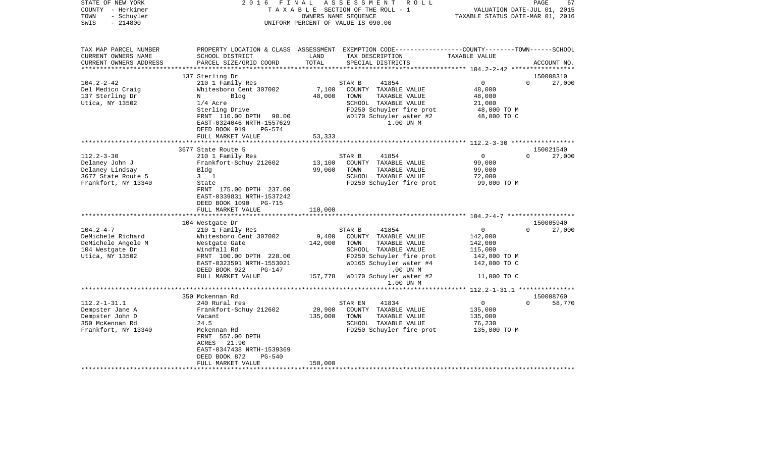STATE OF NEW YORK 2 0 1 6 F I N A L A S S E S S M E N T R O L L
COUNTY - Herkimer T A X A B L E SECTION OF THE ROLL - 1 VALUATION DATE-JUL 01, 2015
TOWN - Schuyler OWNERS NAME SEQUENCE TAXABLE STATUS DATE-MAR 01, 2016
SWIS - 214800 UNIFORM PERCENT OF VALUE IS 090.00

```
TAX MAP PARCEL NUMBER     PROPERTY LOCATION & CLASS  ASSESSMENT  EXEMPTION CODE-----------------COUNTY--------TOWN------SCHOOL
CURRENT OWNERS NAME       SCHOOL DISTRICT               LAND      TAX DESCRIPTION             TAXABLE VALUE
CURRENT OWNERS ADDRESS    PARCEL SIZE/GRID COORD        TOTAL     SPECIAL DISTRICTS                                  ACCOUNT NO.
******************************************************************************************************* 104.2-2-42 *****************
                          137 Sterling Dr                                                                             150008310
104.2-2-42                210 1 Family Res                         STAR B     41854              0              0        27,000
Del Medico Craig          Whitesboro Cent 307002        7,100     COUNTY  TAXABLE VALUE          48,000
137 Sterling Dr           N        Bldg                 48,000    TOWN    TAXABLE VALUE          48,000
Utica, NY 13502           1/4 Acre                                 SCHOOL  TAXABLE VALUE          21,000
                          Sterling Drive                           FD250 Schuyler fire prot        48,000 TO M
                          FRNT 110.00 DPTH  90.00                  WD170 Schuyler water #2         48,000 TO C
                          EAST-0324046 NRTH-1557629                      1.00 UN M
                          DEED BOOK 919     PG-574
                          FULL MARKET VALUE             53,333
******************************************************************************************************* 112.2-3-30 *****************
                          3677 State Route 5                                                                          150021540
112.2-3-30                210 1 Family Res                         STAR B     41854              0              0        27,000
Delaney John J            Frankfort-Schuy 212602        13,100    COUNTY  TAXABLE VALUE          99,000
Delaney Lindsay           Bldg                          99,000    TOWN    TAXABLE VALUE          99,000
3677 State Route 5        3   1                                    SCHOOL  TAXABLE VALUE          72,000
Frankfort, NY 13340       State                                    FD250 Schuyler fire prot        99,000 TO M
                          FRNT 175.00 DPTH 237.00
                          EAST-0339831 NRTH-1537242
                          DEED BOOK 1090    PG-715
                          FULL MARKET VALUE             110,000
******************************************************************************************************* 104.2-4-7 ******************
                          104 Westgate Dr                                                                             150005940
104.2-4-7                 210 1 Family Res                         STAR B     41854              0              0        27,000
DeMichele Richard         Whitesboro Cent 307002        9,400     COUNTY  TAXABLE VALUE          142,000
DeMichele Angele M        Westgate Gate                 142,000   TOWN    TAXABLE VALUE          142,000
104 Westgate Dr           Windfall Rd                              SCHOOL  TAXABLE VALUE          115,000
Utica, NY 13502           FRNT 100.00 DPTH 228.00                  FD250 Schuyler fire prot        142,000 TO M
                          EAST-0323591 NRTH-1553021                WD165 Schuyler water #4         142,000 TO C
                          DEED BOOK 922     PG-147                        .00 UN M
                          FULL MARKET VALUE             157,778   WD170 Schuyler water #2         11,000 TO C
                                                                         1.00 UN M
******************************************************************************************************* 112.2-1-31.1 ***************
                          350 Mckennan Rd                                                                             150008760
112.2-1-31.1              240 Rural res                            STAR EN    41834              0              0        58,770
Dempster Jane A           Frankfort-Schuy 212602        20,900    COUNTY  TAXABLE VALUE          135,000
Dempster John D           Vacant                        135,000   TOWN    TAXABLE VALUE          135,000
350 McKennan Rd           24.5                                     SCHOOL  TAXABLE VALUE          76,230
Frankfort, NY 13340       Mckennan Rd                              FD250 Schuyler fire prot        135,000 TO M
                          FRNT 557.00 DPTH
                          ACRES  21.90
                          EAST-0347438 NRTH-1539369
                          DEED BOOK 872     PG-540
                          FULL MARKET VALUE             150,000
************************************************************************************************************************************
```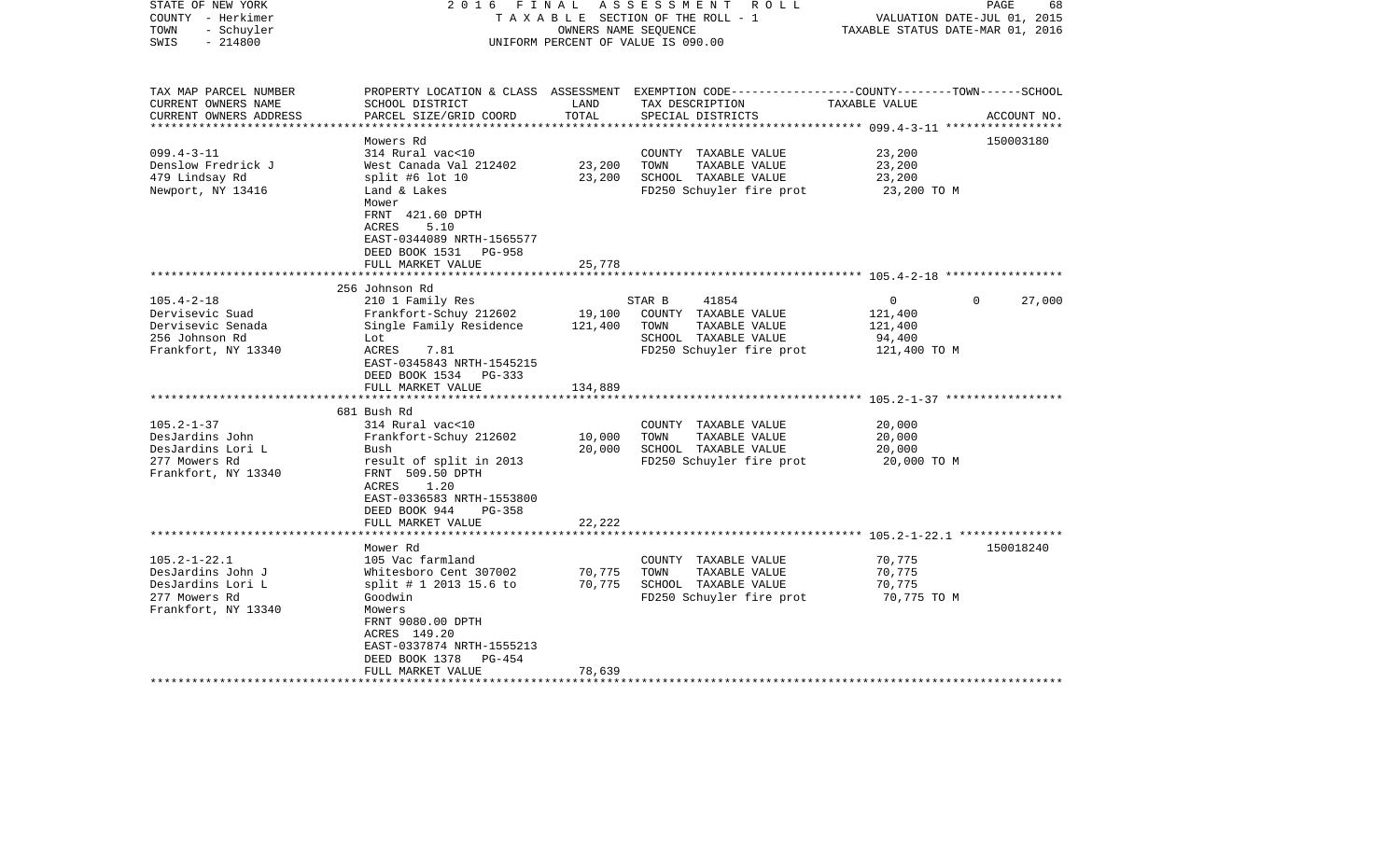STATE OF NEW YORK — 2016 FINAL ASSESSMENT ROLL
COUNTY - Herkimer — TAXABLE SECTION OF THE ROLL - 1 — VALUATION DATE-JUL 01, 2015
TOWN - Schuyler — OWNERS NAME SEQUENCE — TAXABLE STATUS DATE-MAR 01, 2016
SWIS - 214800 — UNIFORM PERCENT OF VALUE IS 090.00

| TAX MAP PARCEL NUMBER / CURRENT OWNERS NAME / CURRENT OWNERS ADDRESS | PROPERTY LOCATION & CLASS / SCHOOL DISTRICT / PARCEL SIZE/GRID COORD | ASSESSMENT LAND | TOTAL | EXEMPTION CODE / TAX DESCRIPTION / SPECIAL DISTRICTS | COUNTY-TOWN-SCHOOL TAXABLE VALUE | ACCOUNT NO. |
|---|---|---|---|---|---|---|
| 099.4-3-11 | Mowers Rd | | | | | 150003180 |
| Denslow Fredrick J | 314 Rural vac<10 | | | COUNTY TAXABLE VALUE | 23,200 | |
| 479 Lindsay Rd | West Canada Val 212402 | 23,200 | | TOWN TAXABLE VALUE | 23,200 | |
| Newport, NY 13416 | split #6 lot 10 | | 23,200 | SCHOOL TAXABLE VALUE | 23,200 | |
| | Land & Lakes | | | FD250 Schuyler fire prot | 23,200 TO M | |
| | Mower | | | | | |
| | FRNT 421.60 DPTH | | | | | |
| | ACRES 5.10 | | | | | |
| | EAST-0344089 NRTH-1565577 | | | | | |
| | DEED BOOK 1531 PG-958 | | | | | |
| | FULL MARKET VALUE | | 25,778 | | | |
| 105.4-2-18 | 256 Johnson Rd | | | | | |
| Dervisevic Suad | 210 1 Family Res | | | STAR B 41854 | 0 0 27,000 | |
| Dervisevic Senada | Frankfort-Schuy 212602 | 19,100 | | COUNTY TAXABLE VALUE | 121,400 | |
| 256 Johnson Rd | Single Family Residence | | 121,400 | TOWN TAXABLE VALUE | 121,400 | |
| Frankfort, NY 13340 | Lot | | | SCHOOL TAXABLE VALUE | 94,400 | |
| | ACRES 7.81 | | | FD250 Schuyler fire prot | 121,400 TO M | |
| | EAST-0345843 NRTH-1545215 | | | | | |
| | DEED BOOK 1534 PG-333 | | | | | |
| | FULL MARKET VALUE | | 134,889 | | | |
| 105.2-1-37 | 681 Bush Rd | | | | | |
| DesJardins John | 314 Rural vac<10 | | | COUNTY TAXABLE VALUE | 20,000 | |
| DesJardins Lori L | Frankfort-Schuy 212602 | 10,000 | | TOWN TAXABLE VALUE | 20,000 | |
| 277 Mowers Rd | Bush | | 20,000 | SCHOOL TAXABLE VALUE | 20,000 | |
| Frankfort, NY 13340 | result of split in 2013 | | | FD250 Schuyler fire prot | 20,000 TO M | |
| | FRNT 509.50 DPTH | | | | | |
| | ACRES 1.20 | | | | | |
| | EAST-0336583 NRTH-1553800 | | | | | |
| | DEED BOOK 944 PG-358 | | | | | |
| | FULL MARKET VALUE | | 22,222 | | | |
| 105.2-1-22.1 | Mower Rd | | | | | 150018240 |
| DesJardins John J | 105 Vac farmland | | | COUNTY TAXABLE VALUE | 70,775 | |
| DesJardins Lori L | Whitesboro Cent 307002 | 70,775 | | TOWN TAXABLE VALUE | 70,775 | |
| 277 Mowers Rd | split # 1 2013 15.6 to | | 70,775 | SCHOOL TAXABLE VALUE | 70,775 | |
| Frankfort, NY 13340 | Goodwin | | | FD250 Schuyler fire prot | 70,775 TO M | |
| | Mowers | | | | | |
| | FRNT 9080.00 DPTH | | | | | |
| | ACRES 149.20 | | | | | |
| | EAST-0337874 NRTH-1555213 | | | | | |
| | DEED BOOK 1378 PG-454 | | | | | |
| | FULL MARKET VALUE | | 78,639 | | | |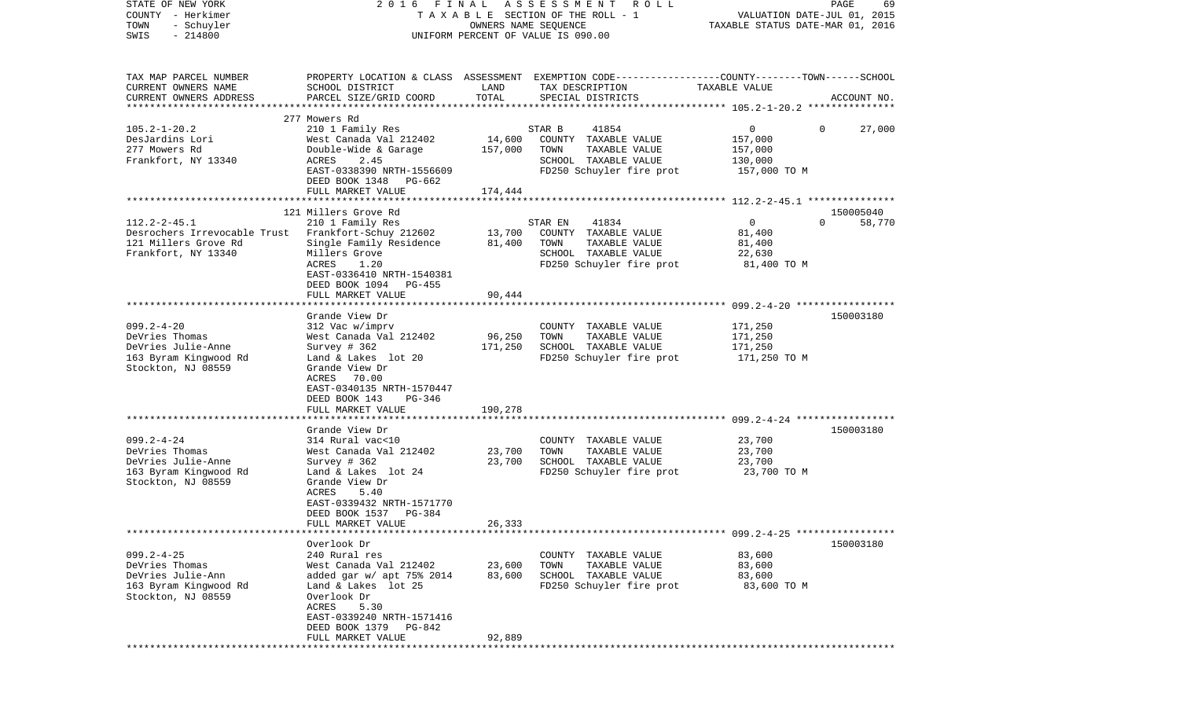STATE OF NEW YORK
COUNTY - Herkimer
TOWN - Schuyler
SWIS - 214800

2016 FINAL ASSESSMENT ROLL
TAXABLE SECTION OF THE ROLL - 1
OWNERS NAME SEQUENCE
UNIFORM PERCENT OF VALUE IS 090.00

VALUATION DATE-JUL 01, 2015
TAXABLE STATUS DATE-MAR 01, 2016

| TAX MAP PARCEL NUMBER / CURRENT OWNERS NAME / CURRENT OWNERS ADDRESS | PROPERTY LOCATION & CLASS / SCHOOL DISTRICT / PARCEL SIZE/GRID COORD | ASSESSMENT LAND | TOTAL | EXEMPTION CODE / TAX DESCRIPTION / SPECIAL DISTRICTS | COUNTY | TOWN | SCHOOL | ACCOUNT NO. |
|---|---|---|---|---|---|---|---|---|
| 105.2-1-20.2 | 277 Mowers Rd | | | | | | | |
| 105.2-1-20.2 | 210 1 Family Res | | | STAR B 41854 | 0 | 0 | 27,000 | |
| DesJardins Lori | West Canada Val 212402 | 14,600 | | COUNTY TAXABLE VALUE | 157,000 | | | |
| 277 Mowers Rd | Double-Wide & Garage | | 157,000 | TOWN TAXABLE VALUE | | 157,000 | | |
| Frankfort, NY 13340 | ACRES 2.45 | | | SCHOOL TAXABLE VALUE | | | 130,000 | |
| | EAST-0338390 NRTH-1556609 | | | FD250 Schuyler fire prot | 157,000 TO M | | | |
| | DEED BOOK 1348 PG-662 | | | | | | | |
| | FULL MARKET VALUE | | 174,444 | | | | | |
| 112.2-2-45.1 | 121 Millers Grove Rd | | | | | | | 150005040 |
| 112.2-2-45.1 | 210 1 Family Res | | | STAR EN 41834 | 0 | 0 | 58,770 | |
| Desrochers Irrevocable Trust | Frankfort-Schuy 212602 | 13,700 | | COUNTY TAXABLE VALUE | 81,400 | | | |
| 121 Millers Grove Rd | Single Family Residence | | 81,400 | TOWN TAXABLE VALUE | | 81,400 | | |
| Frankfort, NY 13340 | Millers Grove | | | SCHOOL TAXABLE VALUE | | | 22,630 | |
| | ACRES 1.20 | | | FD250 Schuyler fire prot | 81,400 TO M | | | |
| | EAST-0336410 NRTH-1540381 | | | | | | | |
| | DEED BOOK 1094 PG-455 | | | | | | | |
| | FULL MARKET VALUE | | 90,444 | | | | | |
| 099.2-4-20 | Grande View Dr | | | | | | | 150003180 |
| 099.2-4-20 | 312 Vac w/imprv | | | COUNTY TAXABLE VALUE | 171,250 | | | |
| DeVries Thomas | West Canada Val 212402 | 96,250 | | TOWN TAXABLE VALUE | | 171,250 | | |
| DeVries Julie-Anne | Survey # 362 | | 171,250 | SCHOOL TAXABLE VALUE | | | 171,250 | |
| 163 Byram Kingwood Rd | Land & Lakes lot 20 | | | FD250 Schuyler fire prot | 171,250 TO M | | | |
| Stockton, NJ 08559 | Grande View Dr | | | | | | | |
| | ACRES 70.00 | | | | | | | |
| | EAST-0340135 NRTH-1570447 | | | | | | | |
| | DEED BOOK 143 PG-346 | | | | | | | |
| | FULL MARKET VALUE | | 190,278 | | | | | |
| 099.2-4-24 | Grande View Dr | | | | | | | 150003180 |
| 099.2-4-24 | 314 Rural vac<10 | | | COUNTY TAXABLE VALUE | 23,700 | | | |
| DeVries Thomas | West Canada Val 212402 | 23,700 | | TOWN TAXABLE VALUE | | 23,700 | | |
| DeVries Julie-Anne | Survey # 362 | | 23,700 | SCHOOL TAXABLE VALUE | | | 23,700 | |
| 163 Byram Kingwood Rd | Land & Lakes lot 24 | | | FD250 Schuyler fire prot | 23,700 TO M | | | |
| Stockton, NJ 08559 | Grande View Dr | | | | | | | |
| | ACRES 5.40 | | | | | | | |
| | EAST-0339432 NRTH-1571770 | | | | | | | |
| | DEED BOOK 1537 PG-384 | | | | | | | |
| | FULL MARKET VALUE | | 26,333 | | | | | |
| 099.2-4-25 | Overlook Dr | | | | | | | 150003180 |
| 099.2-4-25 | 240 Rural res | | | COUNTY TAXABLE VALUE | 83,600 | | | |
| DeVries Thomas | West Canada Val 212402 | 23,600 | | TOWN TAXABLE VALUE | | 83,600 | | |
| DeVries Julie-Ann | added gar w/ apt 75% 2014 | | 83,600 | SCHOOL TAXABLE VALUE | | | 83,600 | |
| 163 Byram Kingwood Rd | Land & Lakes lot 25 | | | FD250 Schuyler fire prot | 83,600 TO M | | | |
| Stockton, NJ 08559 | Overlook Dr | | | | | | | |
| | ACRES 5.30 | | | | | | | |
| | EAST-0339240 NRTH-1571416 | | | | | | | |
| | DEED BOOK 1379 PG-842 | | | | | | | |
| | FULL MARKET VALUE | | 92,889 | | | | | |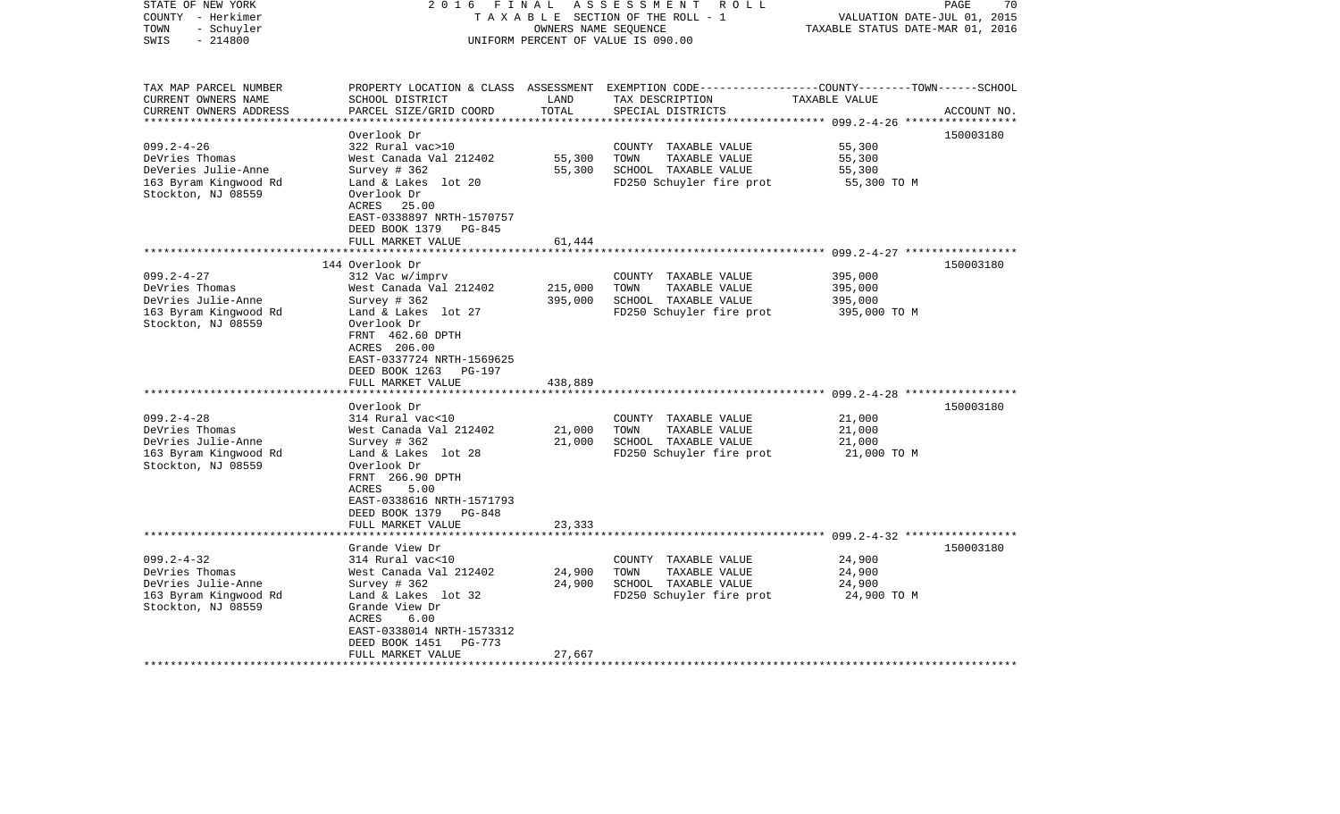STATE OF NEW YORK 2 0 1 6 F I N A L A S S E S S M E N T R O L L
COUNTY - Herkimer T A X A B L E SECTION OF THE ROLL - 1 VALUATION DATE-JUL 01, 2015
TOWN - Schuyler OWNERS NAME SEQUENCE TAXABLE STATUS DATE-MAR 01, 2016
SWIS - 214800 UNIFORM PERCENT OF VALUE IS 090.00

| TAX MAP PARCEL NUMBER<br>CURRENT OWNERS NAME<br>CURRENT OWNERS ADDRESS | PROPERTY LOCATION & CLASS<br>SCHOOL DISTRICT<br>PARCEL SIZE/GRID COORD | ASSESSMENT<br>LAND<br>TOTAL | EXEMPTION CODE-----COUNTY-----TOWN------SCHOOL<br>TAX DESCRIPTION<br>SPECIAL DISTRICTS | TAXABLE VALUE | ACCOUNT NO. |
|---|---|---|---|---|---|
| ********** 099.2-4-26 ********** | | | | | |
| | Overlook Dr | | | | 150003180 |
| 099.2-4-26 | 322 Rural vac>10 | | COUNTY TAXABLE VALUE | 55,300 | |
| DeVries Thomas | West Canada Val 212402 | 55,300 | TOWN TAXABLE VALUE | 55,300 | |
| DeVeries Julie-Anne | Survey # 362 | 55,300 | SCHOOL TAXABLE VALUE | 55,300 | |
| 163 Byram Kingwood Rd | Land & Lakes lot 20 | | FD250 Schuyler fire prot | 55,300 TO M | |
| Stockton, NJ 08559 | Overlook Dr | | | | |
| | ACRES 25.00 | | | | |
| | EAST-0338897 NRTH-1570757 | | | | |
| | DEED BOOK 1379 PG-845 | | | | |
| | FULL MARKET VALUE | 61,444 | | | |
| ********** 099.2-4-27 ********** | | | | | |
| | 144 Overlook Dr | | | | 150003180 |
| 099.2-4-27 | 312 Vac w/imprv | | COUNTY TAXABLE VALUE | 395,000 | |
| DeVries Thomas | West Canada Val 212402 | 215,000 | TOWN TAXABLE VALUE | 395,000 | |
| DeVries Julie-Anne | Survey # 362 | 395,000 | SCHOOL TAXABLE VALUE | 395,000 | |
| 163 Byram Kingwood Rd | Land & Lakes lot 27 | | FD250 Schuyler fire prot | 395,000 TO M | |
| Stockton, NJ 08559 | Overlook Dr | | | | |
| | FRNT 462.60 DPTH | | | | |
| | ACRES 206.00 | | | | |
| | EAST-0337724 NRTH-1569625 | | | | |
| | DEED BOOK 1263 PG-197 | | | | |
| | FULL MARKET VALUE | 438,889 | | | |
| ********** 099.2-4-28 ********** | | | | | |
| | Overlook Dr | | | | 150003180 |
| 099.2-4-28 | 314 Rural vac<10 | | COUNTY TAXABLE VALUE | 21,000 | |
| DeVries Thomas | West Canada Val 212402 | 21,000 | TOWN TAXABLE VALUE | 21,000 | |
| DeVries Julie-Anne | Survey # 362 | 21,000 | SCHOOL TAXABLE VALUE | 21,000 | |
| 163 Byram Kingwood Rd | Land & Lakes lot 28 | | FD250 Schuyler fire prot | 21,000 TO M | |
| Stockton, NJ 08559 | Overlook Dr | | | | |
| | FRNT 266.90 DPTH | | | | |
| | ACRES 5.00 | | | | |
| | EAST-0338616 NRTH-1571793 | | | | |
| | DEED BOOK 1379 PG-848 | | | | |
| | FULL MARKET VALUE | 23,333 | | | |
| ********** 099.2-4-32 ********** | | | | | |
| | Grande View Dr | | | | 150003180 |
| 099.2-4-32 | 314 Rural vac<10 | | COUNTY TAXABLE VALUE | 24,900 | |
| DeVries Thomas | West Canada Val 212402 | 24,900 | TOWN TAXABLE VALUE | 24,900 | |
| DeVries Julie-Anne | Survey # 362 | 24,900 | SCHOOL TAXABLE VALUE | 24,900 | |
| 163 Byram Kingwood Rd | Land & Lakes lot 32 | | FD250 Schuyler fire prot | 24,900 TO M | |
| Stockton, NJ 08559 | Grande View Dr | | | | |
| | ACRES 6.00 | | | | |
| | EAST-0338014 NRTH-1573312 | | | | |
| | DEED BOOK 1451 PG-773 | | | | |
| | FULL MARKET VALUE | 27,667 | | | |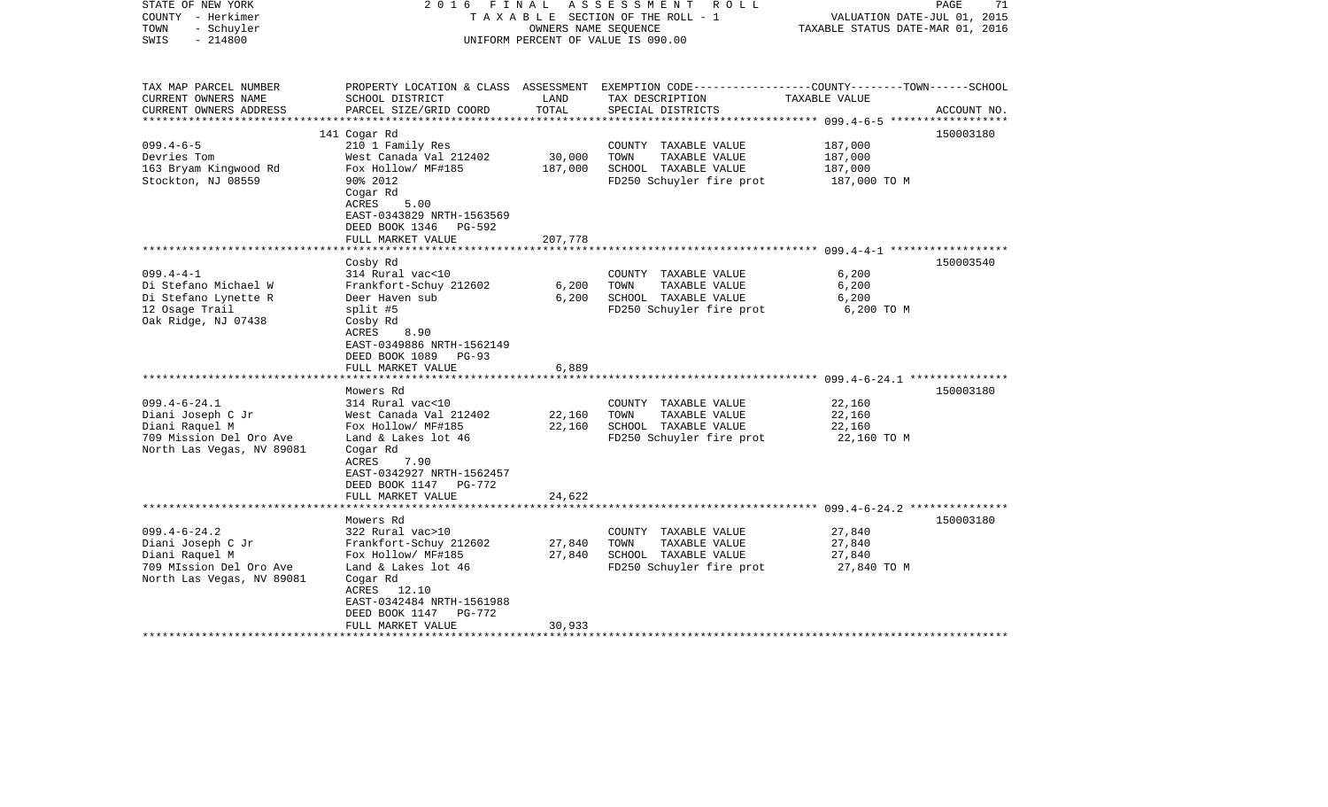STATE OF NEW YORK — 2016 FINAL ASSESSMENT ROLL
COUNTY - Herkimer — TAXABLE SECTION OF THE ROLL - 1 — VALUATION DATE-JUL 01, 2015
TOWN - Schuyler — OWNERS NAME SEQUENCE — TAXABLE STATUS DATE-MAR 01, 2016
SWIS - 214800 — UNIFORM PERCENT OF VALUE IS 090.00

| TAX MAP PARCEL NUMBER / CURRENT OWNERS NAME / CURRENT OWNERS ADDRESS | PROPERTY LOCATION & CLASS / SCHOOL DISTRICT / PARCEL SIZE/GRID COORD | ASSESSMENT LAND / TOTAL | EXEMPTION CODE / TAX DESCRIPTION / SPECIAL DISTRICTS | TAXABLE VALUE (COUNTY / TOWN / SCHOOL) | ACCOUNT NO. |
|---|---|---|---|---|---|
| **099.4-6-5** | 141 Cogar Rd | | | | 150003180 |
| 099.4-6-5 | 210 1 Family Res | | COUNTY TAXABLE VALUE | 187,000 | |
| Devries Tom | West Canada Val 212402 | 30,000 | TOWN TAXABLE VALUE | 187,000 | |
| 163 Bryam Kingwood Rd | Fox Hollow/ MF#185 | 187,000 | SCHOOL TAXABLE VALUE | 187,000 | |
| Stockton, NJ 08559 | 90% 2012 | | FD250 Schuyler fire prot | 187,000 TO M | |
| | Cogar Rd | | | | |
| | ACRES 5.00 | | | | |
| | EAST-0343829 NRTH-1563569 | | | | |
| | DEED BOOK 1346 PG-592 | | | | |
| | FULL MARKET VALUE | 207,778 | | | |
| **099.4-4-1** | Cosby Rd | | | | 150003540 |
| 099.4-4-1 | 314 Rural vac<10 | | COUNTY TAXABLE VALUE | 6,200 | |
| Di Stefano Michael W | Frankfort-Schuy 212602 | 6,200 | TOWN TAXABLE VALUE | 6,200 | |
| Di Stefano Lynette R | Deer Haven sub | 6,200 | SCHOOL TAXABLE VALUE | 6,200 | |
| 12 Osage Trail | split #5 | | FD250 Schuyler fire prot | 6,200 TO M | |
| Oak Ridge, NJ 07438 | Cosby Rd | | | | |
| | ACRES 8.90 | | | | |
| | EAST-0349886 NRTH-1562149 | | | | |
| | DEED BOOK 1089 PG-93 | | | | |
| | FULL MARKET VALUE | 6,889 | | | |
| **099.4-6-24.1** | Mowers Rd | | | | 150003180 |
| 099.4-6-24.1 | 314 Rural vac<10 | | COUNTY TAXABLE VALUE | 22,160 | |
| Diani Joseph C Jr | West Canada Val 212402 | 22,160 | TOWN TAXABLE VALUE | 22,160 | |
| Diani Raquel M | Fox Hollow/ MF#185 | 22,160 | SCHOOL TAXABLE VALUE | 22,160 | |
| 709 Mission Del Oro Ave | Land & Lakes lot 46 | | FD250 Schuyler fire prot | 22,160 TO M | |
| North Las Vegas, NV 89081 | Cogar Rd | | | | |
| | ACRES 7.90 | | | | |
| | EAST-0342927 NRTH-1562457 | | | | |
| | DEED BOOK 1147 PG-772 | | | | |
| | FULL MARKET VALUE | 24,622 | | | |
| **099.4-6-24.2** | Mowers Rd | | | | 150003180 |
| 099.4-6-24.2 | 322 Rural vac>10 | | COUNTY TAXABLE VALUE | 27,840 | |
| Diani Joseph C Jr | Frankfort-Schuy 212602 | 27,840 | TOWN TAXABLE VALUE | 27,840 | |
| Diani Raquel M | Fox Hollow/ MF#185 | 27,840 | SCHOOL TAXABLE VALUE | 27,840 | |
| 709 MIssion Del Oro Ave | Land & Lakes lot 46 | | FD250 Schuyler fire prot | 27,840 TO M | |
| North Las Vegas, NV 89081 | Cogar Rd | | | | |
| | ACRES 12.10 | | | | |
| | EAST-0342484 NRTH-1561988 | | | | |
| | DEED BOOK 1147 PG-772 | | | | |
| | FULL MARKET VALUE | 30,933 | | | |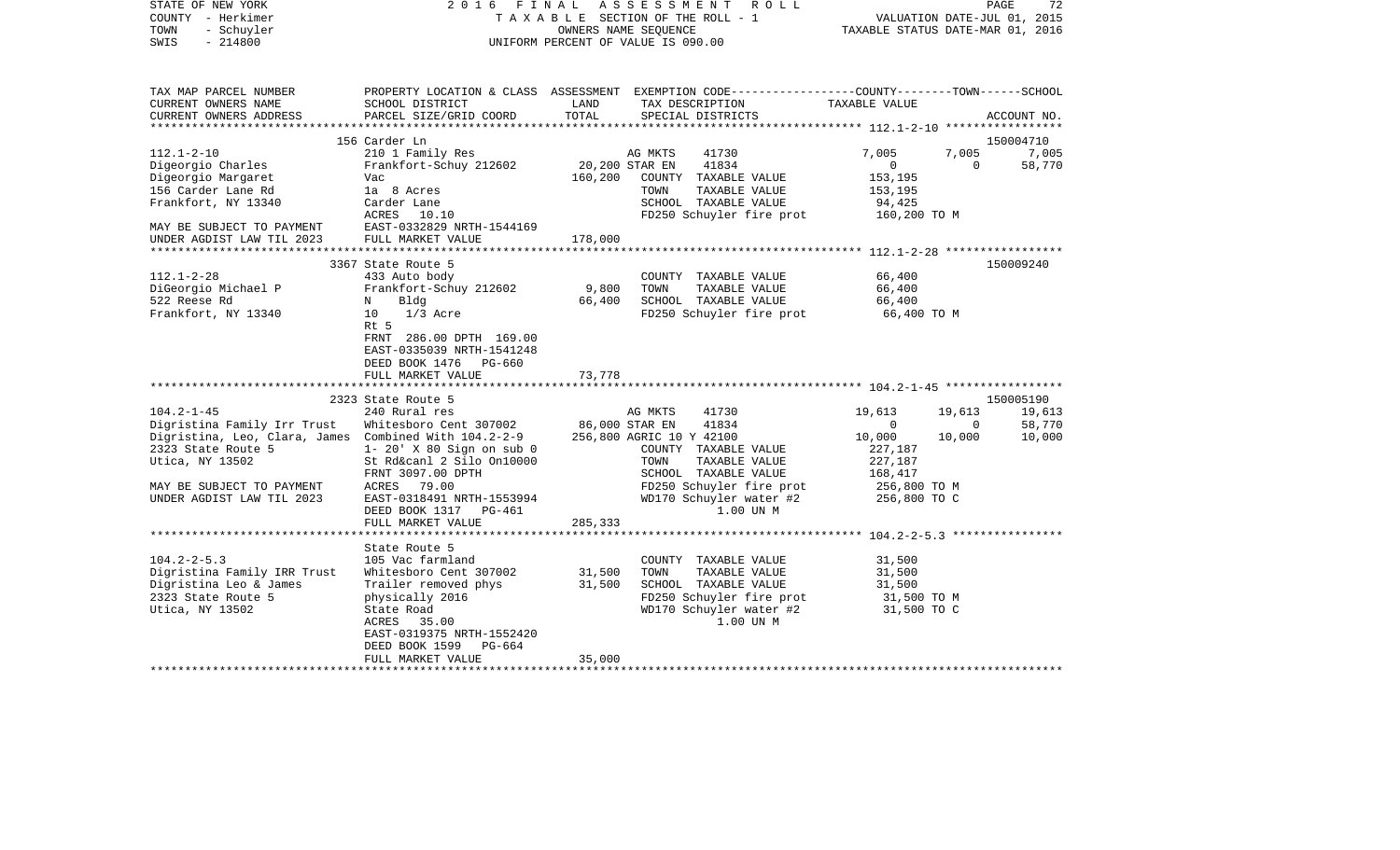STATE OF NEW YORK                    2 0 1 6   F I N A L   A S S E S S M E N T   R O L L
COUNTY - Herkimer                         T A X A B L E  SECTION OF THE ROLL - 1                VALUATION DATE-JUL 01, 2015
TOWN   - Schuyler                                 OWNERS NAME SEQUENCE                          TAXABLE STATUS DATE-MAR 01, 2016
SWIS   - 214800                          UNIFORM PERCENT OF VALUE IS 090.00

```
TAX MAP PARCEL NUMBER          PROPERTY LOCATION & CLASS  ASSESSMENT  EXEMPTION CODE-----------------COUNTY--------TOWN------SCHOOL
CURRENT OWNERS NAME            SCHOOL DISTRICT              LAND      TAX DESCRIPTION              TAXABLE VALUE
CURRENT OWNERS ADDRESS         PARCEL SIZE/GRID COORD       TOTAL     SPECIAL DISTRICTS                                    ACCOUNT NO.
****************************************************************************************************** 112.1-2-10 *****************
                               156 Carder Ln                                                                                150004710
112.1-2-10                     210 1 Family Res                  AG MKTS     41730              7,005       7,005      7,005
Digeorgio Charles              Frankfort-Schuy 212602    20,200 STAR EN     41834                  0           0     58,770
Digeorgio Margaret             Vac                      160,200   COUNTY  TAXABLE VALUE        153,195
156 Carder Lane Rd             1a  8 Acres                         TOWN    TAXABLE VALUE        153,195
Frankfort, NY 13340            Carder Lane                         SCHOOL  TAXABLE VALUE         94,425
                               ACRES   10.10                       FD250 Schuyler fire prot      160,200 TO M
MAY BE SUBJECT TO PAYMENT      EAST-0332829 NRTH-1544169
UNDER AGDIST LAW TIL 2023      FULL MARKET VALUE        178,000
****************************************************************************************************** 112.1-2-28 *****************
                               3367 State Route 5                                                                           150009240
112.1-2-28                     433 Auto body                       COUNTY  TAXABLE VALUE         66,400
DiGeorgio Michael P            Frankfort-Schuy 212602     9,800   TOWN    TAXABLE VALUE         66,400
522 Reese Rd                   N    Bldg                  66,400   SCHOOL  TAXABLE VALUE         66,400
Frankfort, NY 13340            10   1/3 Acre                       FD250 Schuyler fire prot       66,400 TO M
                               Rt 5
                               FRNT  286.00 DPTH  169.00
                               EAST-0335039 NRTH-1541248
                               DEED BOOK 1476   PG-660
                               FULL MARKET VALUE         73,778
****************************************************************************************************** 104.2-1-45 *****************
                               2323 State Route 5                                                                           150005190
104.2-1-45                     240 Rural res                     AG MKTS     41730             19,613      19,613     19,613
Digristina Family Irr Trust    Whitesboro Cent 307002    86,000 STAR EN     41834                  0           0     58,770
Digristina, Leo, Clara, James  Combined With 104.2-2-9  256,800 AGRIC 10 Y 42100             10,000      10,000     10,000
2323 State Route 5             1- 20' X 80 Sign on sub 0           COUNTY  TAXABLE VALUE        227,187
Utica, NY 13502                St Rd&canl 2 Silo On10000           TOWN    TAXABLE VALUE        227,187
                               FRNT 3097.00 DPTH                   SCHOOL  TAXABLE VALUE        168,417
MAY BE SUBJECT TO PAYMENT      ACRES   79.00                       FD250 Schuyler fire prot      256,800 TO M
UNDER AGDIST LAW TIL 2023      EAST-0318491 NRTH-1553994           WD170 Schuyler water #2       256,800 TO C
                               DEED BOOK 1317   PG-461                   1.00 UN M
                               FULL MARKET VALUE        285,333
****************************************************************************************************** 104.2-2-5.3 ****************
                               State Route 5
104.2-2-5.3                    105 Vac farmland                    COUNTY  TAXABLE VALUE         31,500
Digristina Family IRR Trust    Whitesboro Cent 307002    31,500   TOWN    TAXABLE VALUE         31,500
Digristina Leo & James         Trailer removed phys      31,500   SCHOOL  TAXABLE VALUE         31,500
2323 State Route 5             physically 2016                     FD250 Schuyler fire prot       31,500 TO M
Utica, NY 13502                State Road                          WD170 Schuyler water #2        31,500 TO C
                               ACRES   35.00                             1.00 UN M
                               EAST-0319375 NRTH-1552420
                               DEED BOOK 1599   PG-664
                               FULL MARKET VALUE         35,000
************************************************************************************************************************************
```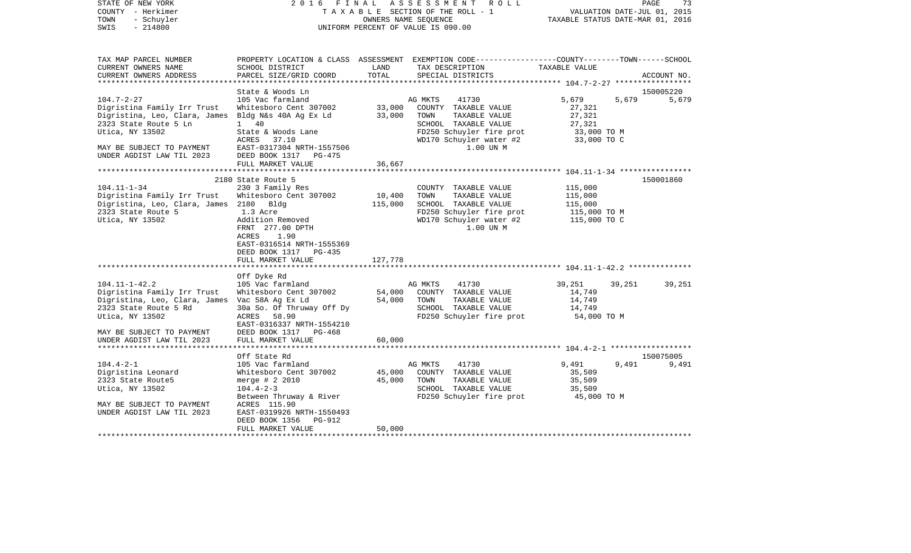STATE OF NEW YORK — 2016 FINAL ASSESSMENT ROLL
COUNTY - Herkimer — TAXABLE SECTION OF THE ROLL - 1 — VALUATION DATE-JUL 01, 2015
TOWN - Schuyler — OWNERS NAME SEQUENCE — TAXABLE STATUS DATE-MAR 01, 2016
SWIS - 214800 — UNIFORM PERCENT OF VALUE IS 090.00

| TAX MAP PARCEL NUMBER / CURRENT OWNERS NAME / CURRENT OWNERS ADDRESS | PROPERTY LOCATION & CLASS / SCHOOL DISTRICT / PARCEL SIZE/GRID COORD | ASSESSMENT LAND / TOTAL | EXEMPTION CODE / TAX DESCRIPTION / SPECIAL DISTRICTS | COUNTY TAXABLE VALUE | TOWN | SCHOOL / ACCOUNT NO. |
|---|---|---|---|---|---|---|
| | State & Woods Ln | | | | | 150005220 |
| 104.7-2-27 | 105 Vac farmland | | AG MKTS 41730 | 5,679 | 5,679 | 5,679 |
| Digristina Family Irr Trust | Whitesboro Cent 307002 | 33,000 | COUNTY TAXABLE VALUE | 27,321 | | |
| Digristina, Leo, Clara, James | Bldg N&s 40A Ag Ex Ld | 33,000 | TOWN TAXABLE VALUE | 27,321 | | |
| 2323 State Route 5 Ln | 1 40 | | SCHOOL TAXABLE VALUE | 27,321 | | |
| Utica, NY 13502 | State & Woods Lane | | FD250 Schuyler fire prot | 33,000 TO M | | |
| | ACRES 37.10 | | WD170 Schuyler water #2 | 33,000 TO C | | |
| MAY BE SUBJECT TO PAYMENT | EAST-0317304 NRTH-1557506 | | 1.00 UN M | | | |
| UNDER AGDIST LAW TIL 2023 | DEED BOOK 1317 PG-475 | | | | | |
| | FULL MARKET VALUE | 36,667 | | | | |
| | 2180 State Route 5 | | | | | 150001860 |
| 104.11-1-34 | 230 3 Family Res | | COUNTY TAXABLE VALUE | 115,000 | | |
| Digristina Family Irr Trust | Whitesboro Cent 307002 | 10,400 | TOWN TAXABLE VALUE | 115,000 | | |
| Digristina, Leo, Clara, James | 2180 Bldg | 115,000 | SCHOOL TAXABLE VALUE | 115,000 | | |
| 2323 State Route 5 | 1.3 Acre | | FD250 Schuyler fire prot | 115,000 TO M | | |
| Utica, NY 13502 | Addition Removed | | WD170 Schuyler water #2 | 115,000 TO C | | |
| | FRNT 277.00 DPTH | | 1.00 UN M | | | |
| | ACRES 1.90 | | | | | |
| | EAST-0316514 NRTH-1555369 | | | | | |
| | DEED BOOK 1317 PG-435 | | | | | |
| | FULL MARKET VALUE | 127,778 | | | | |
| | Off Dyke Rd | | | | | |
| 104.11-1-42.2 | 105 Vac farmland | | AG MKTS 41730 | 39,251 | 39,251 | 39,251 |
| Digristina Family Irr Trust | Whitesboro Cent 307002 | 54,000 | COUNTY TAXABLE VALUE | 14,749 | | |
| Digristina, Leo, Clara, James | Vac 58A Ag Ex Ld | 54,000 | TOWN TAXABLE VALUE | 14,749 | | |
| 2323 State Route 5 Rd | 30a So. Of Thruway Off Dy | | SCHOOL TAXABLE VALUE | 14,749 | | |
| Utica, NY 13502 | ACRES 58.90 | | FD250 Schuyler fire prot | 54,000 TO M | | |
| | EAST-0316337 NRTH-1554210 | | | | | |
| MAY BE SUBJECT TO PAYMENT | DEED BOOK 1317 PG-468 | | | | | |
| UNDER AGDIST LAW TIL 2023 | FULL MARKET VALUE | 60,000 | | | | |
| | Off State Rd | | | | | 150075005 |
| 104.4-2-1 | 105 Vac farmland | | AG MKTS 41730 | 9,491 | 9,491 | 9,491 |
| Digristina Leonard | Whitesboro Cent 307002 | 45,000 | COUNTY TAXABLE VALUE | 35,509 | | |
| 2323 State Route5 | merge # 2 2010 | 45,000 | TOWN TAXABLE VALUE | 35,509 | | |
| Utica, NY 13502 | 104.4-2-3 | | SCHOOL TAXABLE VALUE | 35,509 | | |
| | Between Thruway & River | | FD250 Schuyler fire prot | 45,000 TO M | | |
| MAY BE SUBJECT TO PAYMENT | ACRES 115.90 | | | | | |
| UNDER AGDIST LAW TIL 2023 | EAST-0319926 NRTH-1550493 | | | | | |
| | DEED BOOK 1356 PG-912 | | | | | |
| | FULL MARKET VALUE | 50,000 | | | | |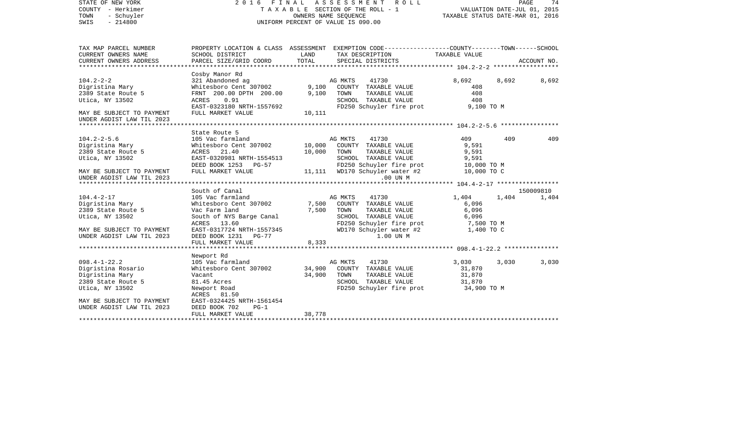STATE OF NEW YORK — 2016 FINAL ASSESSMENT ROLL
COUNTY - Herkimer — TAXABLE SECTION OF THE ROLL - 1 — VALUATION DATE-JUL 01, 2015
TOWN - Schuyler — OWNERS NAME SEQUENCE — TAXABLE STATUS DATE-MAR 01, 2016
SWIS - 214800 — UNIFORM PERCENT OF VALUE IS 090.00

```
TAX MAP PARCEL NUMBER          PROPERTY LOCATION & CLASS  ASSESSMENT  EXEMPTION CODE-----------------COUNTY--------TOWN------SCHOOL
CURRENT OWNERS NAME            SCHOOL DISTRICT               LAND       TAX DESCRIPTION                 TAXABLE VALUE
CURRENT OWNERS ADDRESS         PARCEL SIZE/GRID COORD        TOTAL      SPECIAL DISTRICTS                                   ACCOUNT NO.
******************************************************************************************************* 104.2-2-2 ******************
                               Cosby Manor Rd
104.2-2-2                      321 Abandoned ag                         AG MKTS     41730              8,692       8,692       8,692
Digristina Mary                Whitesboro Cent 307002         9,100     COUNTY  TAXABLE VALUE             408
2389 State Route 5             FRNT 200.00 DPTH 200.00        9,100     TOWN    TAXABLE VALUE             408
Utica, NY 13502                ACRES     0.91                           SCHOOL  TAXABLE VALUE             408
                               EAST-0323180 NRTH-1557692                FD250 Schuyler fire prot         9,100 TO M
MAY BE SUBJECT TO PAYMENT      FULL MARKET VALUE             10,111
UNDER AGDIST LAW TIL 2023
******************************************************************************************************* 104.2-2-5.6 ****************
                               State Route 5
104.2-2-5.6                    105 Vac farmland                         AG MKTS     41730                409         409         409
Digristina Mary                Whitesboro Cent 307002        10,000     COUNTY  TAXABLE VALUE           9,591
2389 State Route 5             ACRES    21.40                10,000     TOWN    TAXABLE VALUE           9,591
Utica, NY 13502                EAST-0320981 NRTH-1554513                SCHOOL  TAXABLE VALUE           9,591
                               DEED BOOK 1253   PG-57                   FD250 Schuyler fire prot        10,000 TO M
MAY BE SUBJECT TO PAYMENT      FULL MARKET VALUE             11,111     WD170 Schuyler water #2         10,000 TO C
UNDER AGDIST LAW TIL 2023                                                             .00 UN M
******************************************************************************************************* 104.4-2-17 *****************
                               South of Canal                                                                          150009810
104.4-2-17                     105 Vac farmland                         AG MKTS     41730              1,404       1,404       1,404
Digristina Mary                Whitesboro Cent 307002         7,500     COUNTY  TAXABLE VALUE           6,096
2389 State Route 5             Vac Farm land                  7,500     TOWN    TAXABLE VALUE           6,096
Utica, NY 13502                South of NYS Barge Canal                 SCHOOL  TAXABLE VALUE           6,096
                               ACRES    13.60                           FD250 Schuyler fire prot         7,500 TO M
MAY BE SUBJECT TO PAYMENT      EAST-0317724 NRTH-1557345                WD170 Schuyler water #2          1,400 TO C
UNDER AGDIST LAW TIL 2023      DEED BOOK 1231   PG-77                                1.00 UN M
                               FULL MARKET VALUE              8,333
******************************************************************************************************* 098.4-1-22.2 ***************
                               Newport Rd
098.4-1-22.2                   105 Vac farmland                         AG MKTS     41730              3,030       3,030       3,030
Digristina Rosario             Whitesboro Cent 307002        34,900     COUNTY  TAXABLE VALUE          31,870
Digristina Mary                Vacant                        34,900     TOWN    TAXABLE VALUE          31,870
2389 State Route 5             81.45 Acres                              SCHOOL  TAXABLE VALUE          31,870
Utica, NY 13502                Newport Road                             FD250 Schuyler fire prot        34,900 TO M
                               ACRES    81.50
MAY BE SUBJECT TO PAYMENT      EAST-0324425 NRTH-1561454
UNDER AGDIST LAW TIL 2023      DEED BOOK 702    PG-1
                               FULL MARKET VALUE             38,778
************************************************************************************************************************************
```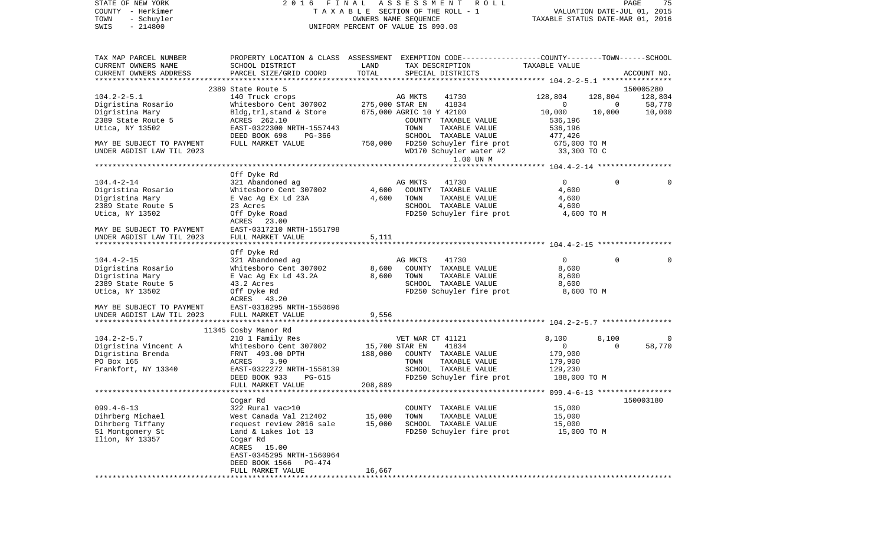STATE OF NEW YORK — 2016 FINAL ASSESSMENT ROLL
COUNTY - Herkimer — TAXABLE SECTION OF THE ROLL - 1 — VALUATION DATE-JUL 01, 2015
TOWN - Schuyler — OWNERS NAME SEQUENCE — TAXABLE STATUS DATE-MAR 01, 2016
SWIS - 214800 — UNIFORM PERCENT OF VALUE IS 090.00

```
TAX MAP PARCEL NUMBER       PROPERTY LOCATION & CLASS  ASSESSMENT  EXEMPTION CODE-----------------COUNTY--------TOWN------SCHOOL
CURRENT OWNERS NAME         SCHOOL DISTRICT             LAND       TAX DESCRIPTION                 TAXABLE VALUE
CURRENT OWNERS ADDRESS      PARCEL SIZE/GRID COORD      TOTAL      SPECIAL DISTRICTS                                       ACCOUNT NO.
******************************************************************************************** 104.2-2-5.1 ****************
                            2389 State Route 5                                                                        150005280
104.2-2-5.1                 140 Truck crops                        AG MKTS     41730            128,804    128,804    128,804
Digristina Rosario          Whitesboro Cent 307002     275,000 STAR EN     41834                  0          0      58,770
Digristina Mary             Bldg,trl,stand & Store     675,000 AGRIC 10 Y 42100              10,000     10,000      10,000
2389 State Route 5          ACRES  262.10                          COUNTY  TAXABLE VALUE        536,196
Utica, NY 13502             EAST-0322300 NRTH-1557443              TOWN    TAXABLE VALUE        536,196
                            DEED BOOK 698    PG-366                SCHOOL  TAXABLE VALUE        477,426
MAY BE SUBJECT TO PAYMENT   FULL MARKET VALUE          750,000    FD250 Schuyler fire prot       675,000 TO M
UNDER AGDIST LAW TIL 2023                                          WD170 Schuyler water #2         33,300 TO C
                                                                       1.00 UN M
******************************************************************************************** 104.4-2-14 *****************
                            Off Dyke Rd
104.4-2-14                  321 Abandoned ag                       AG MKTS     41730                  0          0           0
Digristina Rosario          Whitesboro Cent 307002       4,600    COUNTY  TAXABLE VALUE          4,600
Digristina Mary             E Vac Ag Ex Ld 23A           4,600    TOWN    TAXABLE VALUE          4,600
2389 State Route 5          23 Acres                               SCHOOL  TAXABLE VALUE          4,600
Utica, NY 13502             Off Dyke Road                          FD250 Schuyler fire prot         4,600 TO M
                            ACRES   23.00
MAY BE SUBJECT TO PAYMENT   EAST-0317210 NRTH-1551798
UNDER AGDIST LAW TIL 2023   FULL MARKET VALUE            5,111
******************************************************************************************** 104.4-2-15 *****************
                            Off Dyke Rd
104.4-2-15                  321 Abandoned ag                       AG MKTS     41730                  0          0           0
Digristina Rosario          Whitesboro Cent 307002       8,600    COUNTY  TAXABLE VALUE          8,600
Digristina Mary             E Vac Ag Ex Ld 43.2A         8,600    TOWN    TAXABLE VALUE          8,600
2389 State Route 5          43.2 Acres                             SCHOOL  TAXABLE VALUE          8,600
Utica, NY 13502             Off Dyke Rd                            FD250 Schuyler fire prot         8,600 TO M
                            ACRES   43.20
MAY BE SUBJECT TO PAYMENT   EAST-0318295 NRTH-1550696
UNDER AGDIST LAW TIL 2023   FULL MARKET VALUE            9,556
******************************************************************************************** 104.2-2-5.7 ****************
                            11345 Cosby Manor Rd
104.2-2-5.7                 210 1 Family Res                       VET WAR CT 41121               8,100      8,100           0
Digristina Vincent A        Whitesboro Cent 307002      15,700 STAR EN     41834                  0          0      58,770
Digristina Brenda           FRNT  493.00 DPTH          188,000    COUNTY  TAXABLE VALUE        179,900
PO Box 165                  ACRES    3.90                          TOWN    TAXABLE VALUE        179,900
Frankfort, NY 13340         EAST-0322272 NRTH-1558139              SCHOOL  TAXABLE VALUE        129,230
                            DEED BOOK 933    PG-615                FD250 Schuyler fire prot       188,000 TO M
                            FULL MARKET VALUE          208,889
******************************************************************************************** 099.4-6-13 *****************
                            Cogar Rd                                                                                  150003180
099.4-6-13                  322 Rural vac>10                       COUNTY  TAXABLE VALUE         15,000
Dihrberg Michael            West Canada Val 212402      15,000    TOWN    TAXABLE VALUE         15,000
Dihrberg Tiffany            request review 2016 sale    15,000    SCHOOL  TAXABLE VALUE         15,000
51 Montgomery St            Land & Lakes lot 13                    FD250 Schuyler fire prot        15,000 TO M
Ilion, NY 13357             Cogar Rd
                            ACRES   15.00
                            EAST-0345295 NRTH-1560964
                            DEED BOOK 1566   PG-474
                            FULL MARKET VALUE           16,667
****************************************************************************************************************************
```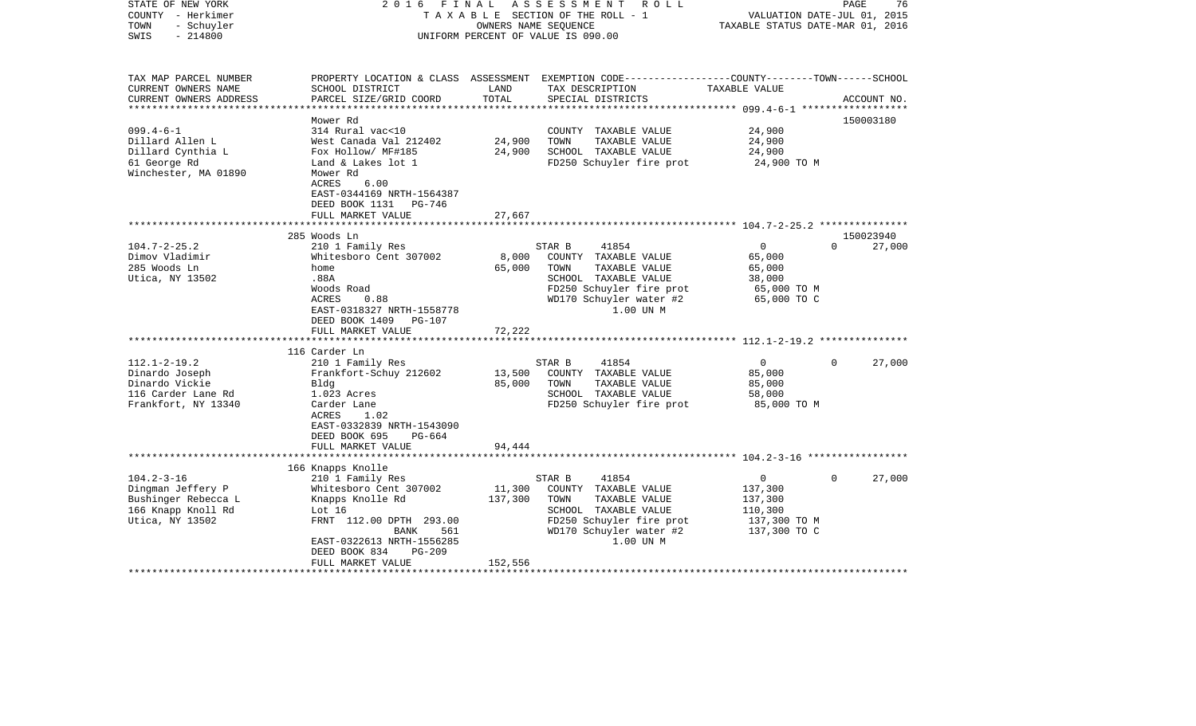STATE OF NEW YORK | 2 0 1 6 F I N A L A S S E S S M E N T R O L L | PAGE 76
COUNTY - Herkimer | T A X A B L E SECTION OF THE ROLL - 1 | VALUATION DATE-JUL 01, 2015
TOWN - Schuyler | OWNERS NAME SEQUENCE | TAXABLE STATUS DATE-MAR 01, 2016
SWIS - 214800 | UNIFORM PERCENT OF VALUE IS 090.00

| TAX MAP PARCEL NUMBER / CURRENT OWNERS NAME / CURRENT OWNERS ADDRESS | PROPERTY LOCATION & CLASS / SCHOOL DISTRICT / PARCEL SIZE/GRID COORD | ASSESSMENT LAND | TOTAL | EXEMPTION CODE / TAX DESCRIPTION / SPECIAL DISTRICTS | COUNTY | TOWN | SCHOOL / TAXABLE VALUE | ACCOUNT NO. |
|---|---|---|---|---|---|---|---|---|
| **099.4-6-1** | Mower Rd | | | | | | | 150003180 |
| 099.4-6-1 | 314 Rural vac<10 | | | COUNTY TAXABLE VALUE | 24,900 | | | |
| Dillard Allen L | West Canada Val 212402 | 24,900 | | TOWN TAXABLE VALUE | | 24,900 | | |
| Dillard Cynthia L | Fox Hollow/ MF#185 | | 24,900 | SCHOOL TAXABLE VALUE | | | 24,900 | |
| 61 George Rd | Land & Lakes lot 1 | | | FD250 Schuyler fire prot | 24,900 TO M | | | |
| Winchester, MA 01890 | Mower Rd | | | | | | | |
| | ACRES 6.00 | | | | | | | |
| | EAST-0344169 NRTH-1564387 | | | | | | | |
| | DEED BOOK 1131 PG-746 | | | | | | | |
| | FULL MARKET VALUE | | 27,667 | | | | | |
| **104.7-2-25.2** | 285 Woods Ln | | | | | | | 150023940 |
| 104.7-2-25.2 | 210 1 Family Res | | | STAR B 41854 | 0 | 0 | 27,000 | |
| Dimov Vladimir | Whitesboro Cent 307002 | 8,000 | | COUNTY TAXABLE VALUE | 65,000 | | | |
| 285 Woods Ln | home | | 65,000 | TOWN TAXABLE VALUE | | 65,000 | | |
| Utica, NY 13502 | .88A | | | SCHOOL TAXABLE VALUE | | | 38,000 | |
| | Woods Road | | | FD250 Schuyler fire prot | 65,000 TO M | | | |
| | ACRES 0.88 | | | WD170 Schuyler water #2 | 65,000 TO C | | | |
| | EAST-0318327 NRTH-1558778 | | | 1.00 UN M | | | | |
| | DEED BOOK 1409 PG-107 | | | | | | | |
| | FULL MARKET VALUE | | 72,222 | | | | | |
| **112.1-2-19.2** | 116 Carder Ln | | | | | | | |
| 112.1-2-19.2 | 210 1 Family Res | | | STAR B 41854 | 0 | 0 | 27,000 | |
| Dinardo Joseph | Frankfort-Schuy 212602 | 13,500 | | COUNTY TAXABLE VALUE | 85,000 | | | |
| Dinardo Vickie | Bldg | | 85,000 | TOWN TAXABLE VALUE | | 85,000 | | |
| 116 Carder Lane Rd | 1.023 Acres | | | SCHOOL TAXABLE VALUE | | | 58,000 | |
| Frankfort, NY 13340 | Carder Lane | | | FD250 Schuyler fire prot | 85,000 TO M | | | |
| | ACRES 1.02 | | | | | | | |
| | EAST-0332839 NRTH-1543090 | | | | | | | |
| | DEED BOOK 695 PG-664 | | | | | | | |
| | FULL MARKET VALUE | | 94,444 | | | | | |
| **104.2-3-16** | 166 Knapps Knolle | | | | | | | |
| 104.2-3-16 | 210 1 Family Res | | | STAR B 41854 | 0 | 0 | 27,000 | |
| Dingman Jeffery P | Whitesboro Cent 307002 | 11,300 | | COUNTY TAXABLE VALUE | 137,300 | | | |
| Bushinger Rebecca L | Knapps Knolle Rd | | 137,300 | TOWN TAXABLE VALUE | | 137,300 | | |
| 166 Knapp Knoll Rd | Lot 16 | | | SCHOOL TAXABLE VALUE | | | 110,300 | |
| Utica, NY 13502 | FRNT 112.00 DPTH 293.00 | | | FD250 Schuyler fire prot | 137,300 TO M | | | |
| | BANK 561 | | | WD170 Schuyler water #2 | 137,300 TO C | | | |
| | EAST-0322613 NRTH-1556285 | | | 1.00 UN M | | | | |
| | DEED BOOK 834 PG-209 | | | | | | | |
| | FULL MARKET VALUE | | 152,556 | | | | | |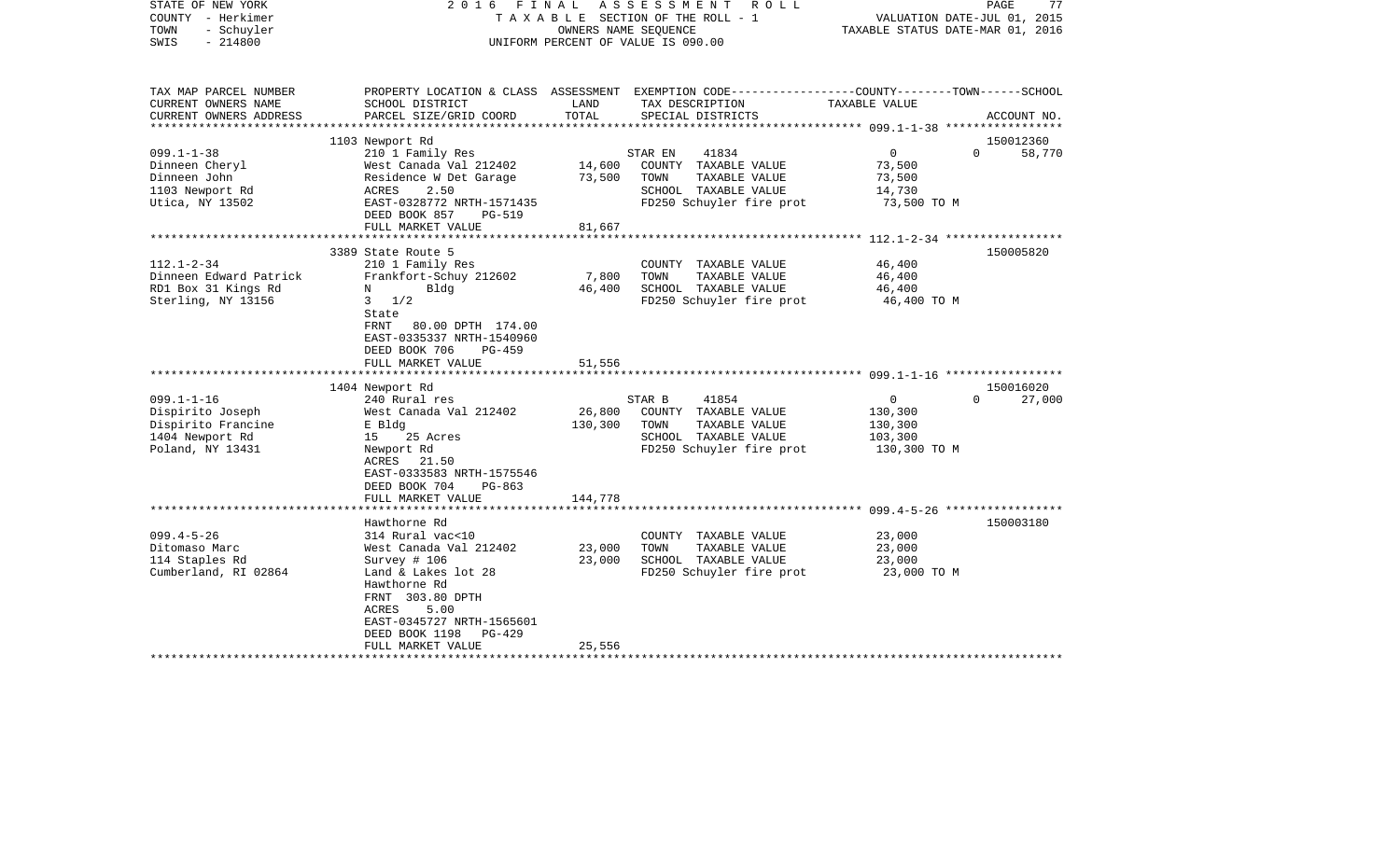STATE OF NEW YORK | 2 0 1 6 F I N A L A S S E S S M E N T R O L L
COUNTY - Herkimer | T A X A B L E SECTION OF THE ROLL - 1 | VALUATION DATE-JUL 01, 2015
TOWN - Schuyler | OWNERS NAME SEQUENCE | TAXABLE STATUS DATE-MAR 01, 2016
SWIS - 214800 | UNIFORM PERCENT OF VALUE IS 090.00

| TAX MAP PARCEL NUMBER<br>CURRENT OWNERS NAME<br>CURRENT OWNERS ADDRESS | PROPERTY LOCATION & CLASS<br>SCHOOL DISTRICT<br>PARCEL SIZE/GRID COORD | ASSESSMENT<br>LAND<br>TOTAL | EXEMPTION CODE<br>TAX DESCRIPTION<br>SPECIAL DISTRICTS | COUNTY<br>TAXABLE VALUE | TOWN | SCHOOL<br>ACCOUNT NO. |
|---|---|---|---|---|---|---|
| | 1103 Newport Rd | | | | | 150012360 |
| 099.1-1-38 | 210 1 Family Res | | STAR EN 41834 | 0 | 0 | 58,770 |
| Dinneen Cheryl | West Canada Val 212402 | 14,600 | COUNTY TAXABLE VALUE | 73,500 | | |
| Dinneen John | Residence W Det Garage | 73,500 | TOWN TAXABLE VALUE | 73,500 | | |
| 1103 Newport Rd | ACRES 2.50 | | SCHOOL TAXABLE VALUE | 14,730 | | |
| Utica, NY 13502 | EAST-0328772 NRTH-1571435 | | FD250 Schuyler fire prot | 73,500 TO M | | |
| | DEED BOOK 857 PG-519 | | | | | |
| | FULL MARKET VALUE | 81,667 | | | | |
| | 3389 State Route 5 | | | | | 150005820 |
| 112.1-2-34 | 210 1 Family Res | | COUNTY TAXABLE VALUE | 46,400 | | |
| Dinneen Edward Patrick | Frankfort-Schuy 212602 | 7,800 | TOWN TAXABLE VALUE | 46,400 | | |
| RD1 Box 31 Kings Rd | N Bldg | 46,400 | SCHOOL TAXABLE VALUE | 46,400 | | |
| Sterling, NY 13156 | 3 1/2 | | FD250 Schuyler fire prot | 46,400 TO M | | |
| | State | | | | | |
| | FRNT 80.00 DPTH 174.00 | | | | | |
| | EAST-0335337 NRTH-1540960 | | | | | |
| | DEED BOOK 706 PG-459 | | | | | |
| | FULL MARKET VALUE | 51,556 | | | | |
| | 1404 Newport Rd | | | | | 150016020 |
| 099.1-1-16 | 240 Rural res | | STAR B 41854 | 0 | 0 | 27,000 |
| Dispirito Joseph | West Canada Val 212402 | 26,800 | COUNTY TAXABLE VALUE | 130,300 | | |
| Dispirito Francine | E Bldg | 130,300 | TOWN TAXABLE VALUE | 130,300 | | |
| 1404 Newport Rd | 15 25 Acres | | SCHOOL TAXABLE VALUE | 103,300 | | |
| Poland, NY 13431 | Newport Rd | | FD250 Schuyler fire prot | 130,300 TO M | | |
| | ACRES 21.50 | | | | | |
| | EAST-0333583 NRTH-1575546 | | | | | |
| | DEED BOOK 704 PG-863 | | | | | |
| | FULL MARKET VALUE | 144,778 | | | | |
| | Hawthorne Rd | | | | | 150003180 |
| 099.4-5-26 | 314 Rural vac<10 | | COUNTY TAXABLE VALUE | 23,000 | | |
| Ditomaso Marc | West Canada Val 212402 | 23,000 | TOWN TAXABLE VALUE | 23,000 | | |
| 114 Staples Rd | Survey # 106 | 23,000 | SCHOOL TAXABLE VALUE | 23,000 | | |
| Cumberland, RI 02864 | Land & Lakes lot 28 | | FD250 Schuyler fire prot | 23,000 TO M | | |
| | Hawthorne Rd | | | | | |
| | FRNT 303.80 DPTH | | | | | |
| | ACRES 5.00 | | | | | |
| | EAST-0345727 NRTH-1565601 | | | | | |
| | DEED BOOK 1198 PG-429 | | | | | |
| | FULL MARKET VALUE | 25,556 | | | | |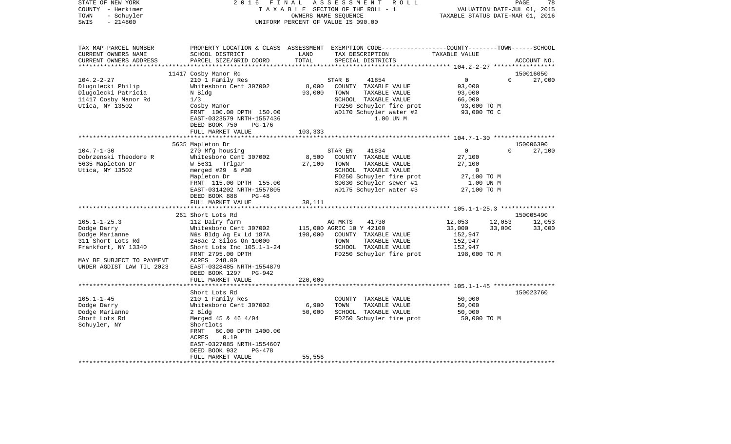STATE OF NEW YORK — 2016 FINAL ASSESSMENT ROLL
COUNTY - Herkimer — TAXABLE SECTION OF THE ROLL - 1 — VALUATION DATE-JUL 01, 2015
TOWN - Schuyler — OWNERS NAME SEQUENCE — TAXABLE STATUS DATE-MAR 01, 2016
SWIS - 214800 — UNIFORM PERCENT OF VALUE IS 090.00

| TAX MAP PARCEL NUMBER / CURRENT OWNERS NAME / CURRENT OWNERS ADDRESS | PROPERTY LOCATION & CLASS / SCHOOL DISTRICT / PARCEL SIZE/GRID COORD | ASSESSMENT LAND / TOTAL | EXEMPTION CODE / TAX DESCRIPTION / SPECIAL DISTRICTS | COUNTY | TOWN | SCHOOL / ACCOUNT NO. |
|---|---|---|---|---|---|---|
| **104.2-2-27** | 11417 Cosby Manor Rd | | | | | 150016050 |
| Dlugolecki Philip | 210 1 Family Res | | STAR B 41854 | 0 | 0 | 27,000 |
| Dlugolecki Patricia | Whitesboro Cent 307002 | 8,000 | COUNTY TAXABLE VALUE | 93,000 | | |
| 11417 Cosby Manor Rd | N Bldg | 93,000 | TOWN TAXABLE VALUE | | 93,000 | |
| Utica, NY 13502 | 1/3 | | SCHOOL TAXABLE VALUE | | | 66,000 |
| | Cosby Manor | | FD250 Schuyler fire prot | 93,000 TO M | | |
| | FRNT 100.00 DPTH 150.00 | | WD170 Schuyler water #2 | 93,000 TO C | | |
| | EAST-0323579 NRTH-1557436 | | 1.00 UN M | | | |
| | DEED BOOK 750 PG-176 | | | | | |
| | FULL MARKET VALUE | 103,333 | | | | |
| **104.7-1-30** | 5635 Mapleton Dr | | | | | 150006390 |
| Dobrzenski Theodore R | 270 Mfg housing | | STAR EN 41834 | 0 | 0 | 27,100 |
| 5635 Mapleton Dr | Whitesboro Cent 307002 | 8,500 | COUNTY TAXABLE VALUE | 27,100 | | |
| Utica, NY 13502 | W 5631 Trlgar | 27,100 | TOWN TAXABLE VALUE | | 27,100 | |
| | merged #29 & #30 | | SCHOOL TAXABLE VALUE | | | 0 |
| | Mapleton Dr | | FD250 Schuyler fire prot | 27,100 TO M | | |
| | FRNT 115.00 DPTH 155.00 | | SD030 Schuyler sewer #1 | 1.00 UN M | | |
| | EAST-0314202 NRTH-1557805 | | WD175 Schuyler water #3 | 27,100 TO M | | |
| | DEED BOOK 888 PG-48 | | | | | |
| | FULL MARKET VALUE | 30,111 | | | | |
| **105.1-1-25.3** | 261 Short Lots Rd | | | | | 150005490 |
| Dodge Darry | 112 Dairy farm | | AG MKTS 41730 | 12,053 | 12,053 | 12,053 |
| Dodge Marianne | Whitesboro Cent 307002 | 115,000 | AGRIC 10 Y 42100 | 33,000 | 33,000 | 33,000 |
| 311 Short Lots Rd | N&s Bldg Ag Ex Ld 187A | 198,000 | COUNTY TAXABLE VALUE | 152,947 | | |
| Frankfort, NY 13340 | 248ac 2 Silos On 10000 | | TOWN TAXABLE VALUE | | 152,947 | |
| | Short Lots Inc 105.1-1-24 | | SCHOOL TAXABLE VALUE | | | 152,947 |
| | FRNT 2795.00 DPTH | | FD250 Schuyler fire prot | 198,000 TO M | | |
| MAY BE SUBJECT TO PAYMENT | ACRES 248.00 | | | | | |
| UNDER AGDIST LAW TIL 2023 | EAST-0328485 NRTH-1554879 | | | | | |
| | DEED BOOK 1297 PG-942 | | | | | |
| | FULL MARKET VALUE | 220,000 | | | | |
| **105.1-1-45** | Short Lots Rd | | | | | 150023760 |
| Dodge Darry | 210 1 Family Res | | COUNTY TAXABLE VALUE | 50,000 | | |
| Dodge Marianne | Whitesboro Cent 307002 | 6,900 | TOWN TAXABLE VALUE | | 50,000 | |
| Short Lots Rd | 2 Bldg | 50,000 | SCHOOL TAXABLE VALUE | | | 50,000 |
| Schuyler, NY | Merged 45 & 46 4/04 | | FD250 Schuyler fire prot | 50,000 TO M | | |
| | Shortlots | | | | | |
| | FRNT 60.00 DPTH 1400.00 | | | | | |
| | ACRES 0.19 | | | | | |
| | EAST-0327085 NRTH-1554607 | | | | | |
| | DEED BOOK 932 PG-478 | | | | | |
| | FULL MARKET VALUE | 55,556 | | | | |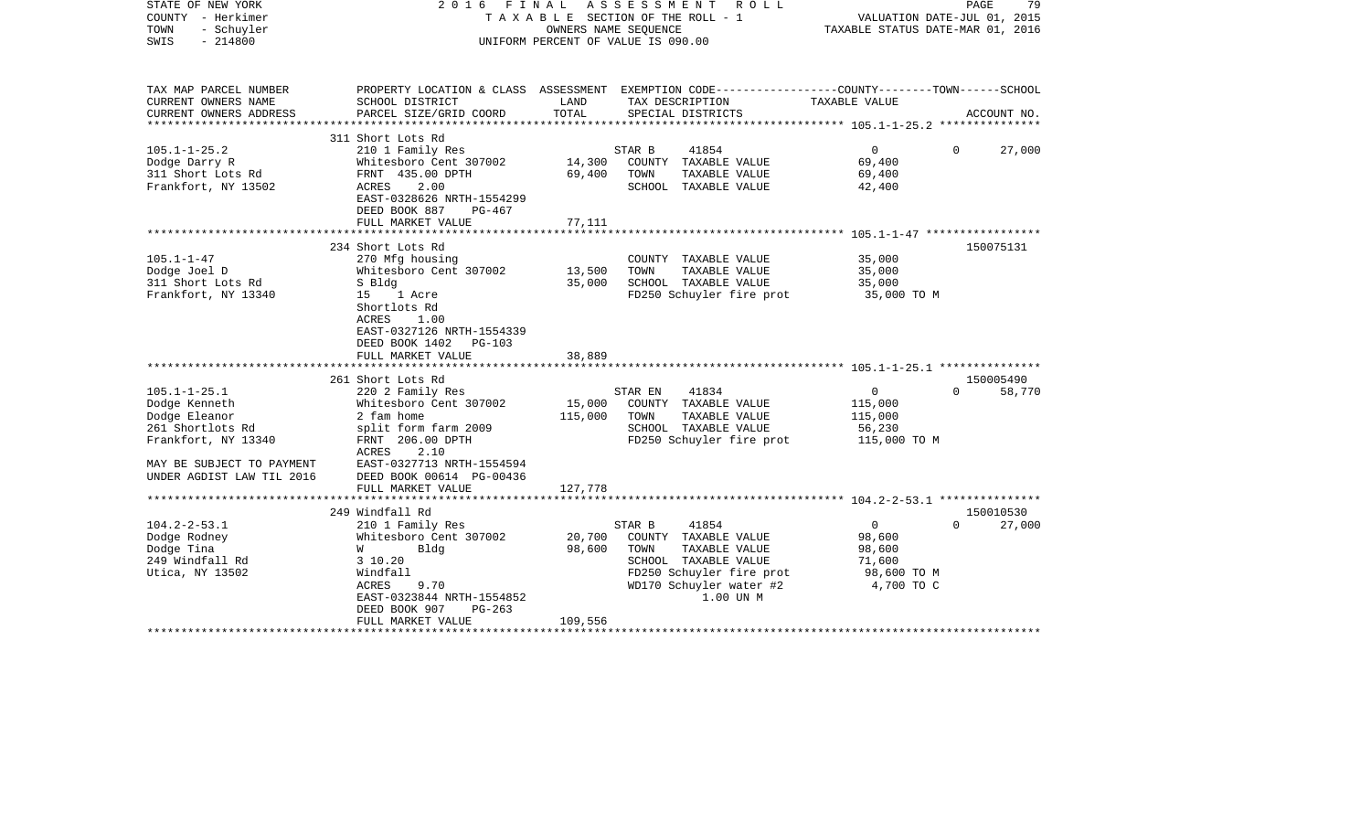STATE OF NEW YORK
COUNTY - Herkimer
TOWN - Schuyler
SWIS - 214800

2 0 1 6 F I N A L A S S E S S M E N T R O L L
T A X A B L E SECTION OF THE ROLL - 1
OWNERS NAME SEQUENCE
UNIFORM PERCENT OF VALUE IS 090.00

VALUATION DATE-JUL 01, 2015
TAXABLE STATUS DATE-MAR 01, 2016

| TAX MAP PARCEL NUMBER / CURRENT OWNERS NAME / CURRENT OWNERS ADDRESS | PROPERTY LOCATION & CLASS / SCHOOL DISTRICT / PARCEL SIZE/GRID COORD | ASSESSMENT LAND / TOTAL | EXEMPTION CODE / TAX DESCRIPTION / SPECIAL DISTRICTS | COUNTY TAXABLE VALUE | TOWN | SCHOOL / ACCOUNT NO. |
|---|---|---|---|---|---|---|
| | 311 Short Lots Rd | | | | | |
| 105.1-1-25.2 | 210 1 Family Res | | STAR B 41854 | 0 | 0 | 27,000 |
| Dodge Darry R | Whitesboro Cent 307002 | 14,300 | COUNTY TAXABLE VALUE | 69,400 | | |
| 311 Short Lots Rd | FRNT 435.00 DPTH | 69,400 | TOWN TAXABLE VALUE | 69,400 | | |
| Frankfort, NY 13502 | ACRES 2.00 | | SCHOOL TAXABLE VALUE | 42,400 | | |
| | EAST-0328626 NRTH-1554299 | | | | | |
| | DEED BOOK 887 PG-467 | | | | | |
| | FULL MARKET VALUE | 77,111 | | | | |
| | 234 Short Lots Rd | | | | | 150075131 |
| 105.1-1-47 | 270 Mfg housing | | COUNTY TAXABLE VALUE | 35,000 | | |
| Dodge Joel D | Whitesboro Cent 307002 | 13,500 | TOWN TAXABLE VALUE | 35,000 | | |
| 311 Short Lots Rd | S Bldg | 35,000 | SCHOOL TAXABLE VALUE | 35,000 | | |
| Frankfort, NY 13340 | 15 1 Acre | | FD250 Schuyler fire prot | 35,000 TO M | | |
| | Shortlots Rd | | | | | |
| | ACRES 1.00 | | | | | |
| | EAST-0327126 NRTH-1554339 | | | | | |
| | DEED BOOK 1402 PG-103 | | | | | |
| | FULL MARKET VALUE | 38,889 | | | | |
| | 261 Short Lots Rd | | | | | 150005490 |
| 105.1-1-25.1 | 220 2 Family Res | | STAR EN 41834 | 0 | 0 | 58,770 |
| Dodge Kenneth | Whitesboro Cent 307002 | 15,000 | COUNTY TAXABLE VALUE | 115,000 | | |
| Dodge Eleanor | 2 fam home | 115,000 | TOWN TAXABLE VALUE | 115,000 | | |
| 261 Shortlots Rd | split form farm 2009 | | SCHOOL TAXABLE VALUE | 56,230 | | |
| Frankfort, NY 13340 | FRNT 206.00 DPTH | | FD250 Schuyler fire prot | 115,000 TO M | | |
| | ACRES 2.10 | | | | | |
| MAY BE SUBJECT TO PAYMENT | EAST-0327713 NRTH-1554594 | | | | | |
| UNDER AGDIST LAW TIL 2016 | DEED BOOK 00614 PG-00436 | | | | | |
| | FULL MARKET VALUE | 127,778 | | | | |
| | 249 Windfall Rd | | | | | 150010530 |
| 104.2-2-53.1 | 210 1 Family Res | | STAR B 41854 | 0 | 0 | 27,000 |
| Dodge Rodney | Whitesboro Cent 307002 | 20,700 | COUNTY TAXABLE VALUE | 98,600 | | |
| Dodge Tina | W Bldg | 98,600 | TOWN TAXABLE VALUE | 98,600 | | |
| 249 Windfall Rd | 3 10.20 | | SCHOOL TAXABLE VALUE | 71,600 | | |
| Utica, NY 13502 | Windfall | | FD250 Schuyler fire prot | 98,600 TO M | | |
| | ACRES 9.70 | | WD170 Schuyler water #2 | 4,700 TO C | | |
| | EAST-0323844 NRTH-1554852 | | 1.00 UN M | | | |
| | DEED BOOK 907 PG-263 | | | | | |
| | FULL MARKET VALUE | 109,556 | | | | |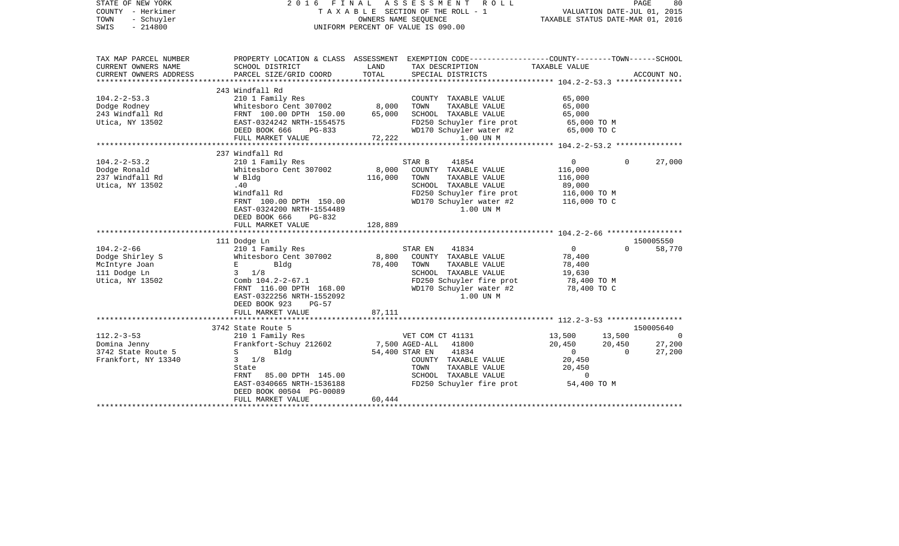STATE OF NEW YORK — 2016 FINAL ASSESSMENT ROLL
COUNTY - Herkimer — TAXABLE SECTION OF THE ROLL - 1 — VALUATION DATE-JUL 01, 2015
TOWN - Schuyler — OWNERS NAME SEQUENCE — TAXABLE STATUS DATE-MAR 01, 2016
SWIS - 214800 — UNIFORM PERCENT OF VALUE IS 090.00

| TAX MAP PARCEL NUMBER / CURRENT OWNERS NAME / CURRENT OWNERS ADDRESS | PROPERTY LOCATION & CLASS / SCHOOL DISTRICT / PARCEL SIZE/GRID COORD | ASSESSMENT LAND / TOTAL | EXEMPTION CODE / TAX DESCRIPTION / SPECIAL DISTRICTS | COUNTY TAXABLE VALUE | TOWN | SCHOOL / ACCOUNT NO. |
|---|---|---|---|---|---|---|
| **104.2-2-53.3** | 243 Windfall Rd | | | | | |
| 104.2-2-53.3 | 210 1 Family Res | | COUNTY TAXABLE VALUE | 65,000 | | |
| Dodge Rodney | Whitesboro Cent 307002 | 8,000 | TOWN TAXABLE VALUE | 65,000 | | |
| 243 Windfall Rd | FRNT 100.00 DPTH 150.00 | 65,000 | SCHOOL TAXABLE VALUE | 65,000 | | |
| Utica, NY 13502 | EAST-0324242 NRTH-1554575 | | FD250 Schuyler fire prot | 65,000 TO M | | |
| | DEED BOOK 666 PG-833 | | WD170 Schuyler water #2 | 65,000 TO C | | |
| | FULL MARKET VALUE | 72,222 | 1.00 UN M | | | |
| **104.2-2-53.2** | 237 Windfall Rd | | | | | |
| 104.2-2-53.2 | 210 1 Family Res | | STAR B 41854 | 0 | 0 | 27,000 |
| Dodge Ronald | Whitesboro Cent 307002 | 8,000 | COUNTY TAXABLE VALUE | 116,000 | | |
| 237 Windfall Rd | W Bldg | 116,000 | TOWN TAXABLE VALUE | 116,000 | | |
| Utica, NY 13502 | .40 | | SCHOOL TAXABLE VALUE | 89,000 | | |
| | Windfall Rd | | FD250 Schuyler fire prot | 116,000 TO M | | |
| | FRNT 100.00 DPTH 150.00 | | WD170 Schuyler water #2 | 116,000 TO C | | |
| | EAST-0324200 NRTH-1554489 | | 1.00 UN M | | | |
| | DEED BOOK 666 PG-832 | | | | | |
| | FULL MARKET VALUE | 128,889 | | | | |
| **104.2-2-66** | 111 Dodge Ln | | | | | 150005550 |
| 104.2-2-66 | 210 1 Family Res | | STAR EN 41834 | 0 | 0 | 58,770 |
| Dodge Shirley S | Whitesboro Cent 307002 | 8,800 | COUNTY TAXABLE VALUE | 78,400 | | |
| McIntyre Joan | E Bldg | 78,400 | TOWN TAXABLE VALUE | 78,400 | | |
| 111 Dodge Ln | 3 1/8 | | SCHOOL TAXABLE VALUE | 19,630 | | |
| Utica, NY 13502 | Comb 104.2-2-67.1 | | FD250 Schuyler fire prot | 78,400 TO M | | |
| | FRNT 116.00 DPTH 168.00 | | WD170 Schuyler water #2 | 78,400 TO C | | |
| | EAST-0322256 NRTH-1552092 | | 1.00 UN M | | | |
| | DEED BOOK 923 PG-57 | | | | | |
| | FULL MARKET VALUE | 87,111 | | | | |
| **112.2-3-53** | 3742 State Route 5 | | | | | 150005640 |
| 112.2-3-53 | 210 1 Family Res | | VET COM CT 41131 | 13,500 | 13,500 | 0 |
| Domina Jenny | Frankfort-Schuy 212602 | 7,500 | AGED-ALL 41800 | 20,450 | 20,450 | 27,200 |
| 3742 State Route 5 | S Bldg | 54,400 | STAR EN 41834 | 0 | 0 | 27,200 |
| Frankfort, NY 13340 | 3 1/8 | | COUNTY TAXABLE VALUE | 20,450 | | |
| | State | | TOWN TAXABLE VALUE | 20,450 | | |
| | FRNT 85.00 DPTH 145.00 | | SCHOOL TAXABLE VALUE | 0 | | |
| | EAST-0340665 NRTH-1536188 | | FD250 Schuyler fire prot | 54,400 TO M | | |
| | DEED BOOK 00504 PG-00089 | | | | | |
| | FULL MARKET VALUE | 60,444 | | | | |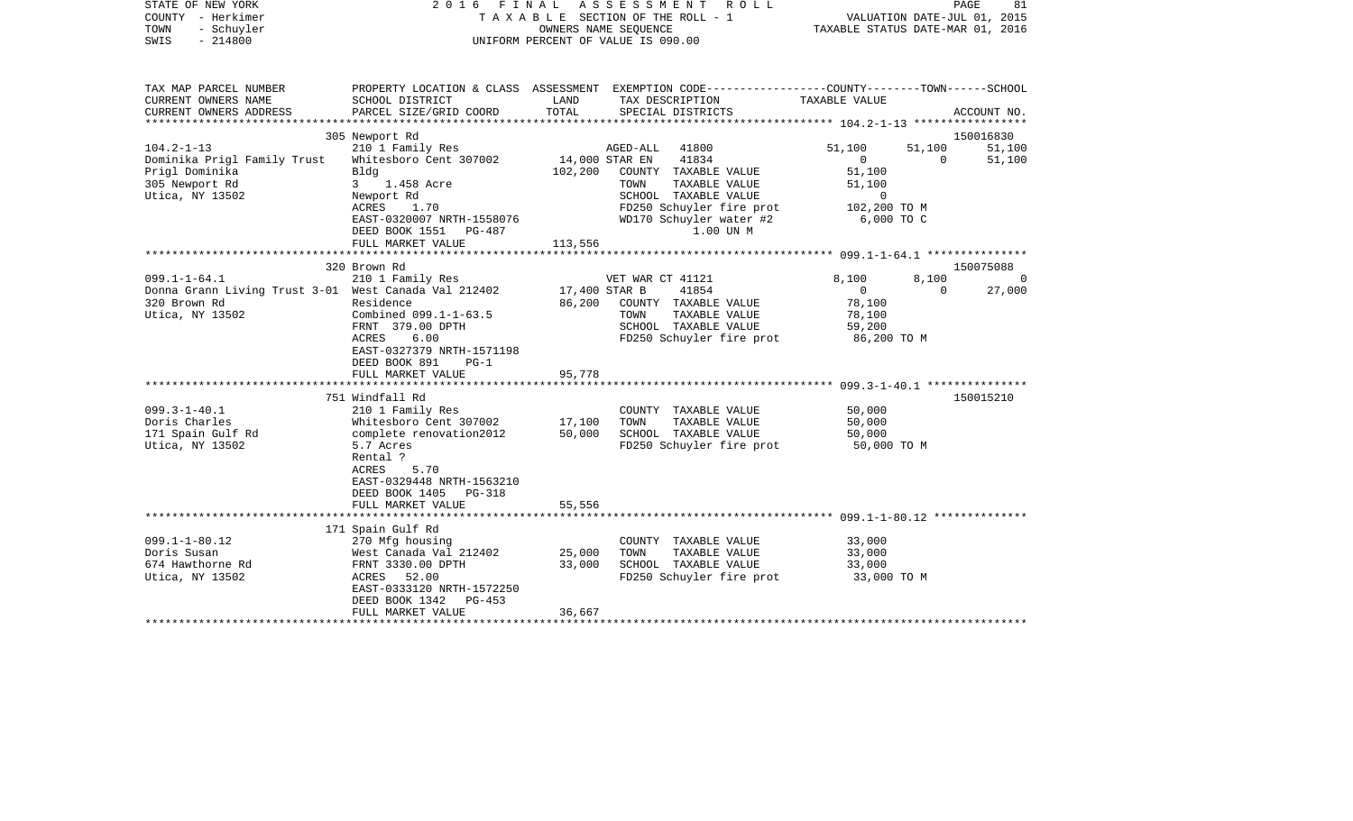STATE OF NEW YORK
COUNTY - Herkimer
TOWN - Schuyler
SWIS - 214800

2 0 1 6 F I N A L A S S E S S M E N T R O L L
T A X A B L E SECTION OF THE ROLL - 1
OWNERS NAME SEQUENCE
UNIFORM PERCENT OF VALUE IS 090.00

VALUATION DATE-JUL 01, 2015
TAXABLE STATUS DATE-MAR 01, 2016

```
TAX MAP PARCEL NUMBER          PROPERTY LOCATION & CLASS  ASSESSMENT  EXEMPTION CODE-----------------COUNTY--------TOWN------SCHOOL
CURRENT OWNERS NAME            SCHOOL DISTRICT             LAND       TAX DESCRIPTION                TAXABLE VALUE
CURRENT OWNERS ADDRESS         PARCEL SIZE/GRID COORD      TOTAL      SPECIAL DISTRICTS                                          ACCOUNT NO.
******************************************************************************************************* 104.2-1-13 *****************
                               305 Newport Rd                                                                             150016830
104.2-1-13                     210 1 Family Res                   AGED-ALL   41800           51,100       51,100        51,100
Dominika Prigl Family Trust    Whitesboro Cent 307002      14,000 STAR EN    41834                0            0        51,100
Prigl Dominika                 Bldg                       102,200   COUNTY  TAXABLE VALUE         51,100
305 Newport Rd                 3    1.458 Acre                      TOWN    TAXABLE VALUE         51,100
Utica, NY 13502                Newport Rd                           SCHOOL  TAXABLE VALUE              0
                               ACRES     1.70                       FD250 Schuyler fire prot      102,200 TO M
                               EAST-0320007 NRTH-1558076            WD170 Schuyler water #2         6,000 TO C
                               DEED BOOK 1551   PG-487                    1.00 UN M
                               FULL MARKET VALUE          113,556
******************************************************************************************************* 099.1-1-64.1 ***************
                               320 Brown Rd                                                                               150075088
099.1-1-64.1                   210 1 Family Res                   VET WAR CT 41121            8,100        8,100             0
Donna Grann Living Trust 3-01  West Canada Val 212402      17,400 STAR B     41854                0            0        27,000
320 Brown Rd                   Residence                   86,200   COUNTY  TAXABLE VALUE         78,100
Utica, NY 13502                Combined 099.1-1-63.5                TOWN    TAXABLE VALUE         78,100
                               FRNT 379.00 DPTH                     SCHOOL  TAXABLE VALUE         59,200
                               ACRES     6.00                       FD250 Schuyler fire prot       86,200 TO M
                               EAST-0327379 NRTH-1571198
                               DEED BOOK 891    PG-1
                               FULL MARKET VALUE           95,778
******************************************************************************************************* 099.3-1-40.1 ***************
                               751 Windfall Rd                                                                            150015210
099.3-1-40.1                   210 1 Family Res                     COUNTY  TAXABLE VALUE         50,000
Doris Charles                  Whitesboro Cent 307002      17,100   TOWN    TAXABLE VALUE         50,000
171 Spain Gulf Rd              complete renovation2012     50,000   SCHOOL  TAXABLE VALUE         50,000
Utica, NY 13502                5.7 Acres                            FD250 Schuyler fire prot       50,000 TO M
                               Rental ?
                               ACRES     5.70
                               EAST-0329448 NRTH-1563210
                               DEED BOOK 1405   PG-318
                               FULL MARKET VALUE           55,556
******************************************************************************************************* 099.1-1-80.12 **************
                               171 Spain Gulf Rd
099.1-1-80.12                  270 Mfg housing                      COUNTY  TAXABLE VALUE         33,000
Doris Susan                    West Canada Val 212402      25,000   TOWN    TAXABLE VALUE         33,000
674 Hawthorne Rd               FRNT 3330.00 DPTH           33,000   SCHOOL  TAXABLE VALUE         33,000
Utica, NY 13502                ACRES    52.00                       FD250 Schuyler fire prot       33,000 TO M
                               EAST-0333120 NRTH-1572250
                               DEED BOOK 1342   PG-453
                               FULL MARKET VALUE           36,667
************************************************************************************************************************************
```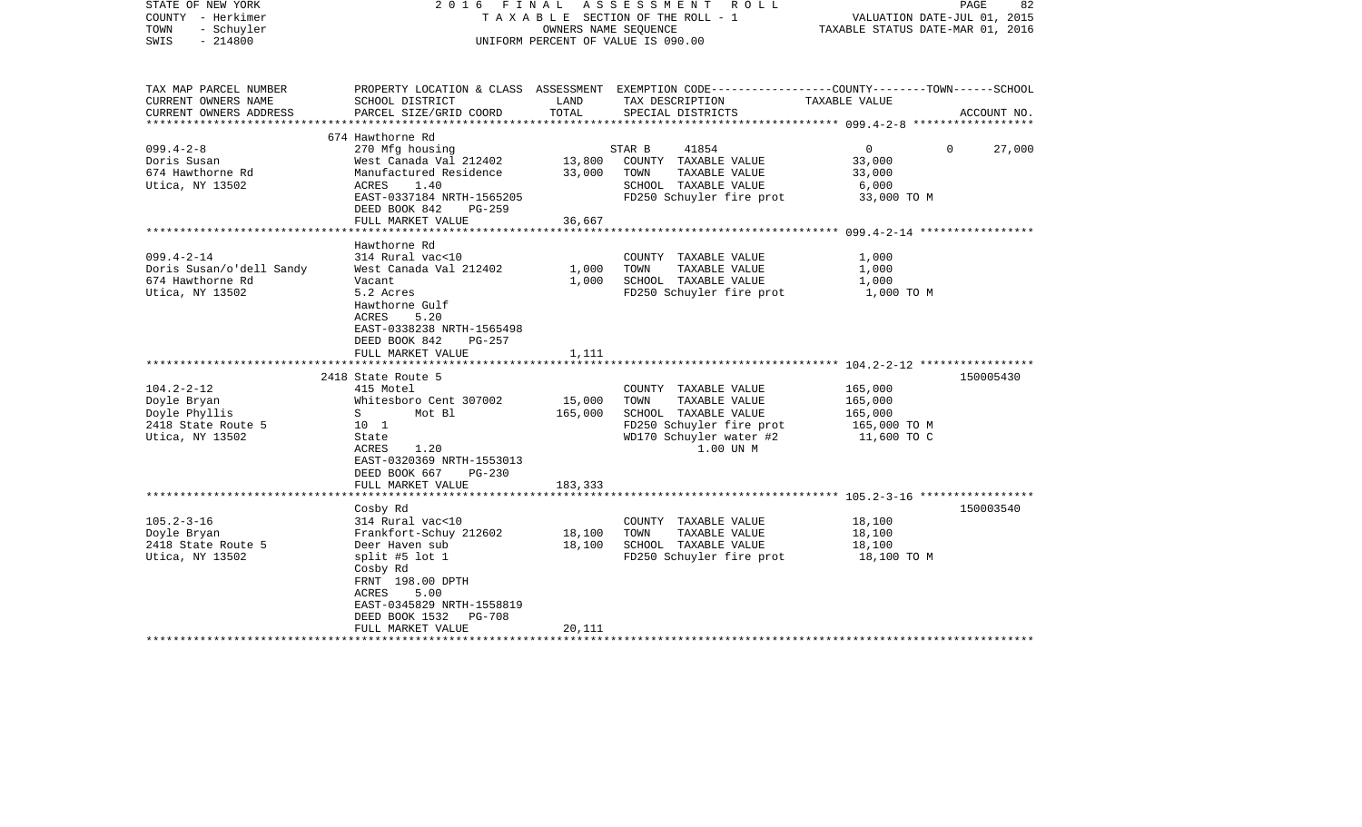STATE OF NEW YORK — COUNTY - Herkimer — TOWN - Schuyler — SWIS - 214800

2016 FINAL ASSESSMENT ROLL
TAXABLE SECTION OF THE ROLL - 1
OWNERS NAME SEQUENCE
UNIFORM PERCENT OF VALUE IS 090.00

VALUATION DATE-JUL 01, 2015
TAXABLE STATUS DATE-MAR 01, 2016

| TAX MAP PARCEL NUMBER / CURRENT OWNERS NAME / CURRENT OWNERS ADDRESS | PROPERTY LOCATION & CLASS / SCHOOL DISTRICT / PARCEL SIZE/GRID COORD | ASSESSMENT LAND | TOTAL | EXEMPTION CODE / TAX DESCRIPTION / SPECIAL DISTRICTS | COUNTY / TOWN TAXABLE VALUE | SCHOOL | ACCOUNT NO. |
|---|---|---|---|---|---|---|---|
| 099.4-2-8 | 674 Hawthorne Rd | | | | | | |
| | 270 Mfg housing | | | STAR B 41854 | 0 | 0 27,000 | |
| Doris Susan | West Canada Val 212402 | 13,800 | | COUNTY TAXABLE VALUE | 33,000 | | |
| 674 Hawthorne Rd | Manufactured Residence | | 33,000 | TOWN TAXABLE VALUE | 33,000 | | |
| Utica, NY 13502 | ACRES 1.40 | | | SCHOOL TAXABLE VALUE | 6,000 | | |
| | EAST-0337184 NRTH-1565205 | | | FD250 Schuyler fire prot | 33,000 TO M | | |
| | DEED BOOK 842 PG-259 | | | | | | |
| | FULL MARKET VALUE | | 36,667 | | | | |
| 099.4-2-14 | Hawthorne Rd | | | | | | |
| | 314 Rural vac<10 | | | COUNTY TAXABLE VALUE | 1,000 | | |
| Doris Susan/o'dell Sandy | West Canada Val 212402 | 1,000 | | TOWN TAXABLE VALUE | 1,000 | | |
| 674 Hawthorne Rd | Vacant | | 1,000 | SCHOOL TAXABLE VALUE | 1,000 | | |
| Utica, NY 13502 | 5.2 Acres | | | FD250 Schuyler fire prot | 1,000 TO M | | |
| | Hawthorne Gulf | | | | | | |
| | ACRES 5.20 | | | | | | |
| | EAST-0338238 NRTH-1565498 | | | | | | |
| | DEED BOOK 842 PG-257 | | | | | | |
| | FULL MARKET VALUE | | 1,111 | | | | |
| 104.2-2-12 | 2418 State Route 5 | | | | | | 150005430 |
| | 415 Motel | | | COUNTY TAXABLE VALUE | 165,000 | | |
| Doyle Bryan | Whitesboro Cent 307002 | 15,000 | | TOWN TAXABLE VALUE | 165,000 | | |
| Doyle Phyllis | S Mot Bl | | 165,000 | SCHOOL TAXABLE VALUE | 165,000 | | |
| 2418 State Route 5 | 10 1 | | | FD250 Schuyler fire prot | 165,000 TO M | | |
| Utica, NY 13502 | State | | | WD170 Schuyler water #2 | 11,600 TO C | | |
| | ACRES 1.20 | | | 1.00 UN M | | | |
| | EAST-0320369 NRTH-1553013 | | | | | | |
| | DEED BOOK 667 PG-230 | | | | | | |
| | FULL MARKET VALUE | | 183,333 | | | | |
| 105.2-3-16 | Cosby Rd | | | | | | 150003540 |
| | 314 Rural vac<10 | | | COUNTY TAXABLE VALUE | 18,100 | | |
| Doyle Bryan | Frankfort-Schuy 212602 | 18,100 | | TOWN TAXABLE VALUE | 18,100 | | |
| 2418 State Route 5 | Deer Haven sub | | 18,100 | SCHOOL TAXABLE VALUE | 18,100 | | |
| Utica, NY 13502 | split #5 lot 1 | | | FD250 Schuyler fire prot | 18,100 TO M | | |
| | Cosby Rd | | | | | | |
| | FRNT 198.00 DPTH | | | | | | |
| | ACRES 5.00 | | | | | | |
| | EAST-0345829 NRTH-1558819 | | | | | | |
| | DEED BOOK 1532 PG-708 | | | | | | |
| | FULL MARKET VALUE | | 20,111 | | | | |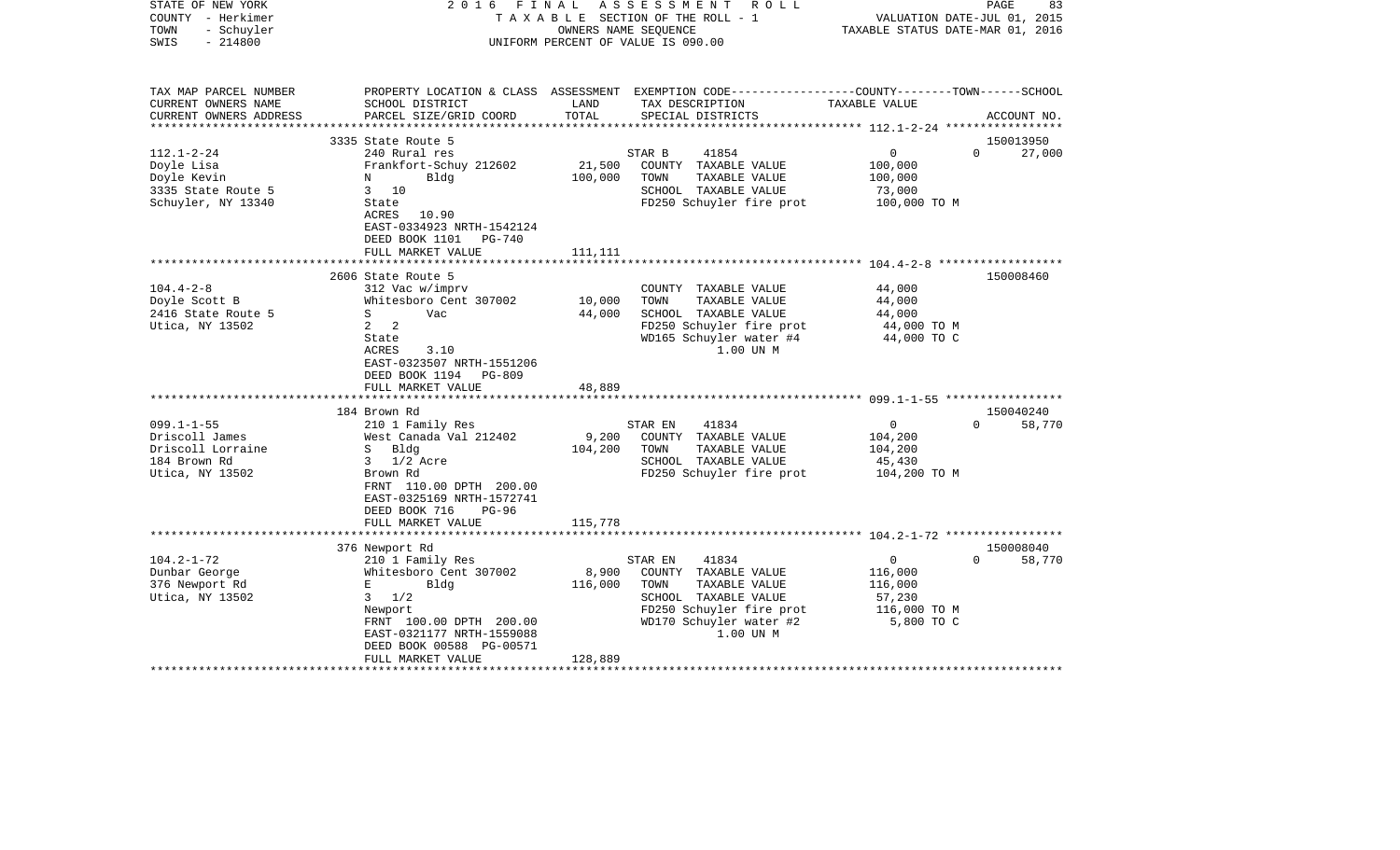STATE OF NEW YORK | COUNTY - Herkimer | TOWN - Schuyler | SWIS - 214800

**2016 FINAL ASSESSMENT ROLL**
TAXABLE SECTION OF THE ROLL - 1
OWNERS NAME SEQUENCE
UNIFORM PERCENT OF VALUE IS 090.00

VALUATION DATE-JUL 01, 2015
TAXABLE STATUS DATE-MAR 01, 2016

| TAX MAP PARCEL NUMBER / CURRENT OWNERS NAME / CURRENT OWNERS ADDRESS | PROPERTY LOCATION & CLASS / SCHOOL DISTRICT / PARCEL SIZE/GRID COORD | ASSESSMENT LAND / TOTAL | EXEMPTION CODE / TAX DESCRIPTION / SPECIAL DISTRICTS | COUNTY / TOWN / SCHOOL TAXABLE VALUE | ACCOUNT NO. |
|---|---|---|---|---|---|
| **112.1-2-24** | 3335 State Route 5 | | | | 150013950 |
| Doyle Lisa | 240 Rural res | | STAR B 41854 | 0 / 0 / 27,000 | |
| Doyle Kevin | Frankfort-Schuy 212602 | 21,500 | COUNTY TAXABLE VALUE | 100,000 | |
| 3335 State Route 5 | N Bldg | 100,000 | TOWN TAXABLE VALUE | 100,000 | |
| Schuyler, NY 13340 | 3 10 | | SCHOOL TAXABLE VALUE | 73,000 | |
| | State | | FD250 Schuyler fire prot | 100,000 TO M | |
| | ACRES 10.90 | | | | |
| | EAST-0334923 NRTH-1542124 | | | | |
| | DEED BOOK 1101 PG-740 | | | | |
| | FULL MARKET VALUE | 111,111 | | | |
| **104.4-2-8** | 2606 State Route 5 | | | | 150008460 |
| Doyle Scott B | 312 Vac w/imprv | | COUNTY TAXABLE VALUE | 44,000 | |
| 2416 State Route 5 | Whitesboro Cent 307002 | 10,000 | TOWN TAXABLE VALUE | 44,000 | |
| Utica, NY 13502 | S Vac | 44,000 | SCHOOL TAXABLE VALUE | 44,000 | |
| | 2 2 | | FD250 Schuyler fire prot | 44,000 TO M | |
| | State | | WD165 Schuyler water #4 | 44,000 TO C | |
| | ACRES 3.10 | | 1.00 UN M | | |
| | EAST-0323507 NRTH-1551206 | | | | |
| | DEED BOOK 1194 PG-809 | | | | |
| | FULL MARKET VALUE | 48,889 | | | |
| **099.1-1-55** | 184 Brown Rd | | | | 150040240 |
| Driscoll James | 210 1 Family Res | | STAR EN 41834 | 0 / 0 / 58,770 | |
| Driscoll Lorraine | West Canada Val 212402 | 9,200 | COUNTY TAXABLE VALUE | 104,200 | |
| 184 Brown Rd | S Bldg | 104,200 | TOWN TAXABLE VALUE | 104,200 | |
| Utica, NY 13502 | 3 1/2 Acre | | SCHOOL TAXABLE VALUE | 45,430 | |
| | Brown Rd | | FD250 Schuyler fire prot | 104,200 TO M | |
| | FRNT 110.00 DPTH 200.00 | | | | |
| | EAST-0325169 NRTH-1572741 | | | | |
| | DEED BOOK 716 PG-96 | | | | |
| | FULL MARKET VALUE | 115,778 | | | |
| **104.2-1-72** | 376 Newport Rd | | | | 150008040 |
| Dunbar George | 210 1 Family Res | | STAR EN 41834 | 0 / 0 / 58,770 | |
| 376 Newport Rd | Whitesboro Cent 307002 | 8,900 | COUNTY TAXABLE VALUE | 116,000 | |
| Utica, NY 13502 | E Bldg | 116,000 | TOWN TAXABLE VALUE | 116,000 | |
| | 3 1/2 | | SCHOOL TAXABLE VALUE | 57,230 | |
| | Newport | | FD250 Schuyler fire prot | 116,000 TO M | |
| | FRNT 100.00 DPTH 200.00 | | WD170 Schuyler water #2 | 5,800 TO C | |
| | EAST-0321177 NRTH-1559088 | | 1.00 UN M | | |
| | DEED BOOK 00588 PG-00571 | | | | |
| | FULL MARKET VALUE | 128,889 | | | |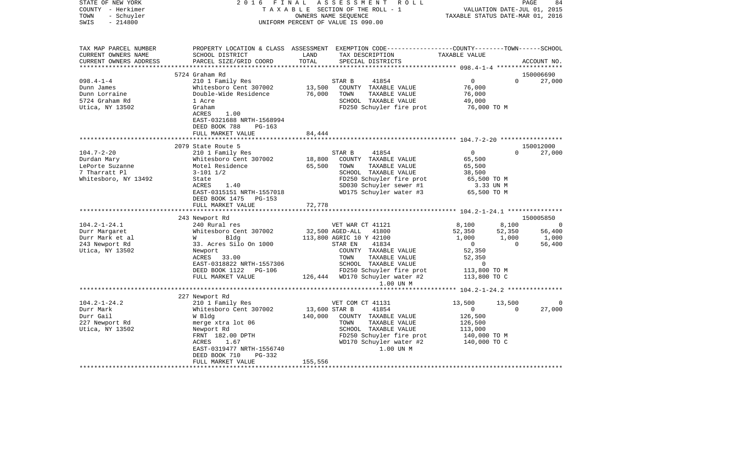STATE OF NEW YORK
COUNTY - Herkimer
TOWN - Schuyler
SWIS - 214800

2016 FINAL ASSESSMENT ROLL
TAXABLE SECTION OF THE ROLL - 1
OWNERS NAME SEQUENCE
UNIFORM PERCENT OF VALUE IS 090.00

VALUATION DATE-JUL 01, 2015
TAXABLE STATUS DATE-MAR 01, 2016

| TAX MAP PARCEL NUMBER / CURRENT OWNERS NAME / CURRENT OWNERS ADDRESS | PROPERTY LOCATION & CLASS / SCHOOL DISTRICT / PARCEL SIZE/GRID COORD | ASSESSMENT LAND / TOTAL | EXEMPTION CODE / TAX DESCRIPTION / SPECIAL DISTRICTS | COUNTY | TOWN | SCHOOL / ACCOUNT NO. |
|---|---|---|---|---|---|---|
| | 5724 Graham Rd | | | | | 150006690 |
| 098.4-1-4 | 210 1 Family Res | | STAR B 41854 | 0 | 0 | 27,000 |
| Dunn James | Whitesboro Cent 307002 | 13,500 | COUNTY TAXABLE VALUE | 76,000 | | |
| Dunn Lorraine | Double-Wide Residence | 76,000 | TOWN TAXABLE VALUE | | 76,000 | |
| 5724 Graham Rd | 1 Acre | | SCHOOL TAXABLE VALUE | | | 49,000 |
| Utica, NY 13502 | Graham | | FD250 Schuyler fire prot | 76,000 TO M | | |
| | ACRES 1.00 | | | | | |
| | EAST-0321688 NRTH-1568994 | | | | | |
| | DEED BOOK 788 PG-163 | | | | | |
| | FULL MARKET VALUE | 84,444 | | | | |
| | 2079 State Route 5 | | | | | 150012000 |
| 104.7-2-20 | 210 1 Family Res | | STAR B 41854 | 0 | 0 | 27,000 |
| Durdan Mary | Whitesboro Cent 307002 | 18,800 | COUNTY TAXABLE VALUE | 65,500 | | |
| LePorte Suzanne | Motel Residence | 65,500 | TOWN TAXABLE VALUE | | 65,500 | |
| 7 Tharratt Pl | 3-101 1/2 | | SCHOOL TAXABLE VALUE | | | 38,500 |
| Whitesboro, NY 13492 | State | | FD250 Schuyler fire prot | 65,500 TO M | | |
| | ACRES 1.40 | | SD030 Schuyler sewer #1 | 3.33 UN M | | |
| | EAST-0315151 NRTH-1557018 | | WD175 Schuyler water #3 | 65,500 TO M | | |
| | DEED BOOK 1475 PG-153 | | | | | |
| | FULL MARKET VALUE | 72,778 | | | | |
| | 243 Newport Rd | | | | | 150005850 |
| 104.2-1-24.1 | 240 Rural res | | VET WAR CT 41121 | 8,100 | 8,100 | 0 |
| Durr Margaret | Whitesboro Cent 307002 | 32,500 | AGED-ALL 41800 | 52,350 | 52,350 | 56,400 |
| Durr Mark et al | W Bldg | 113,800 | AGRIC 10 Y 42100 | 1,000 | 1,000 | 1,000 |
| 243 Newport Rd | 33. Acres Silo On 1000 | | STAR EN 41834 | 0 | 0 | 56,400 |
| Utica, NY 13502 | Newport | | COUNTY TAXABLE VALUE | 52,350 | | |
| | ACRES 33.00 | | TOWN TAXABLE VALUE | | 52,350 | |
| | EAST-0318822 NRTH-1557306 | | SCHOOL TAXABLE VALUE | | | 0 |
| | DEED BOOK 1122 PG-106 | | FD250 Schuyler fire prot | 113,800 TO M | | |
| | FULL MARKET VALUE | 126,444 | WD170 Schuyler water #2 | 113,800 TO C | | |
| | | | 1.00 UN M | | | |
| | 227 Newport Rd | | | | | |
| 104.2-1-24.2 | 210 1 Family Res | | VET COM CT 41131 | 13,500 | 13,500 | 0 |
| Durr Mark | Whitesboro Cent 307002 | 13,600 | STAR B 41854 | 0 | 0 | 27,000 |
| Durr Gail | W Bldg | 140,000 | COUNTY TAXABLE VALUE | 126,500 | | |
| 227 Newport Rd | merge xtra lot 06 | | TOWN TAXABLE VALUE | | 126,500 | |
| Utica, NY 13502 | Newport Rd | | SCHOOL TAXABLE VALUE | | | 113,000 |
| | FRNT 182.00 DPTH | | FD250 Schuyler fire prot | 140,000 TO M | | |
| | ACRES 1.67 | | WD170 Schuyler water #2 | 140,000 TO C | | |
| | EAST-0319477 NRTH-1556740 | | 1.00 UN M | | | |
| | DEED BOOK 710 PG-332 | | | | | |
| | FULL MARKET VALUE | 155,556 | | | | |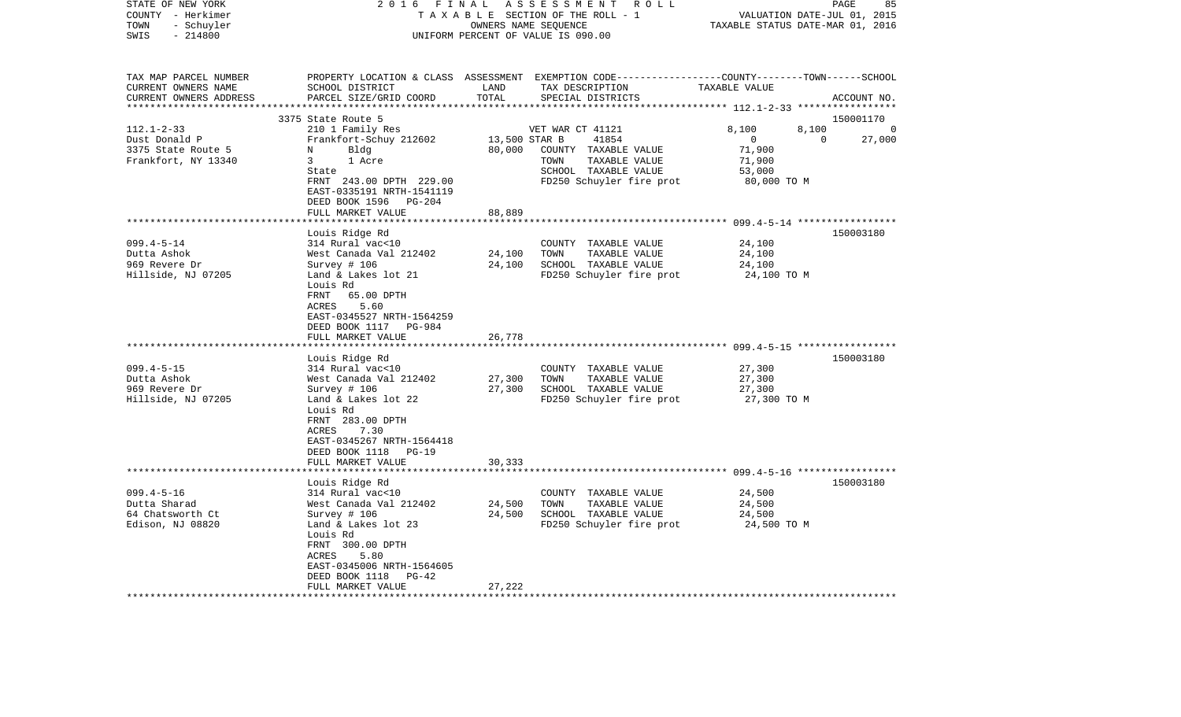STATE OF NEW YORK
COUNTY - Herkimer
TOWN - Schuyler
SWIS - 214800

2016 FINAL ASSESSMENT ROLL
TAXABLE SECTION OF THE ROLL - 1
OWNERS NAME SEQUENCE
UNIFORM PERCENT OF VALUE IS 090.00

VALUATION DATE-JUL 01, 2015
TAXABLE STATUS DATE-MAR 01, 2016

| TAX MAP PARCEL NUMBER / CURRENT OWNERS NAME / CURRENT OWNERS ADDRESS | PROPERTY LOCATION & CLASS / SCHOOL DISTRICT / PARCEL SIZE/GRID COORD | ASSESSMENT LAND / TOTAL | EXEMPTION CODE / TAX DESCRIPTION / SPECIAL DISTRICTS | COUNTY | TOWN | SCHOOL | ACCOUNT NO. |
|---|---|---|---|---|---|---|---|
| | 3375 State Route 5 | | | | | | 150001170 |
| 112.1-2-33 | 210 1 Family Res | | VET WAR CT 41121 | 8,100 | 8,100 | 0 | |
| Dust Donald P | Frankfort-Schuy 212602 | 13,500 | STAR B 41854 | 0 | 0 | 27,000 | |
| 3375 State Route 5 | N Bldg | 80,000 | COUNTY TAXABLE VALUE | 71,900 | | | |
| Frankfort, NY 13340 | 3 1 Acre | | TOWN TAXABLE VALUE | | 71,900 | | |
| | State | | SCHOOL TAXABLE VALUE | | | 53,000 | |
| | FRNT 243.00 DPTH 229.00 | | FD250 Schuyler fire prot | 80,000 TO M | | | |
| | EAST-0335191 NRTH-1541119 | | | | | | |
| | DEED BOOK 1596 PG-204 | | | | | | |
| | FULL MARKET VALUE | 88,889 | | | | | |
| | Louis Ridge Rd | | | | | | 150003180 |
| 099.4-5-14 | 314 Rural vac<10 | | COUNTY TAXABLE VALUE | 24,100 | | | |
| Dutta Ashok | West Canada Val 212402 | 24,100 | TOWN TAXABLE VALUE | | 24,100 | | |
| 969 Revere Dr | Survey # 106 | 24,100 | SCHOOL TAXABLE VALUE | | | 24,100 | |
| Hillside, NJ 07205 | Land & Lakes lot 21 | | FD250 Schuyler fire prot | 24,100 TO M | | | |
| | Louis Rd | | | | | | |
| | FRNT 65.00 DPTH | | | | | | |
| | ACRES 5.60 | | | | | | |
| | EAST-0345527 NRTH-1564259 | | | | | | |
| | DEED BOOK 1117 PG-984 | | | | | | |
| | FULL MARKET VALUE | 26,778 | | | | | |
| | Louis Ridge Rd | | | | | | 150003180 |
| 099.4-5-15 | 314 Rural vac<10 | | COUNTY TAXABLE VALUE | 27,300 | | | |
| Dutta Ashok | West Canada Val 212402 | 27,300 | TOWN TAXABLE VALUE | | 27,300 | | |
| 969 Revere Dr | Survey # 106 | 27,300 | SCHOOL TAXABLE VALUE | | | 27,300 | |
| Hillside, NJ 07205 | Land & Lakes lot 22 | | FD250 Schuyler fire prot | 27,300 TO M | | | |
| | Louis Rd | | | | | | |
| | FRNT 283.00 DPTH | | | | | | |
| | ACRES 7.30 | | | | | | |
| | EAST-0345267 NRTH-1564418 | | | | | | |
| | DEED BOOK 1118 PG-19 | | | | | | |
| | FULL MARKET VALUE | 30,333 | | | | | |
| | Louis Ridge Rd | | | | | | 150003180 |
| 099.4-5-16 | 314 Rural vac<10 | | COUNTY TAXABLE VALUE | 24,500 | | | |
| Dutta Sharad | West Canada Val 212402 | 24,500 | TOWN TAXABLE VALUE | | 24,500 | | |
| 64 Chatsworth Ct | Survey # 106 | 24,500 | SCHOOL TAXABLE VALUE | | | 24,500 | |
| Edison, NJ 08820 | Land & Lakes lot 23 | | FD250 Schuyler fire prot | 24,500 TO M | | | |
| | Louis Rd | | | | | | |
| | FRNT 300.00 DPTH | | | | | | |
| | ACRES 5.80 | | | | | | |
| | EAST-0345006 NRTH-1564605 | | | | | | |
| | DEED BOOK 1118 PG-42 | | | | | | |
| | FULL MARKET VALUE | 27,222 | | | | | |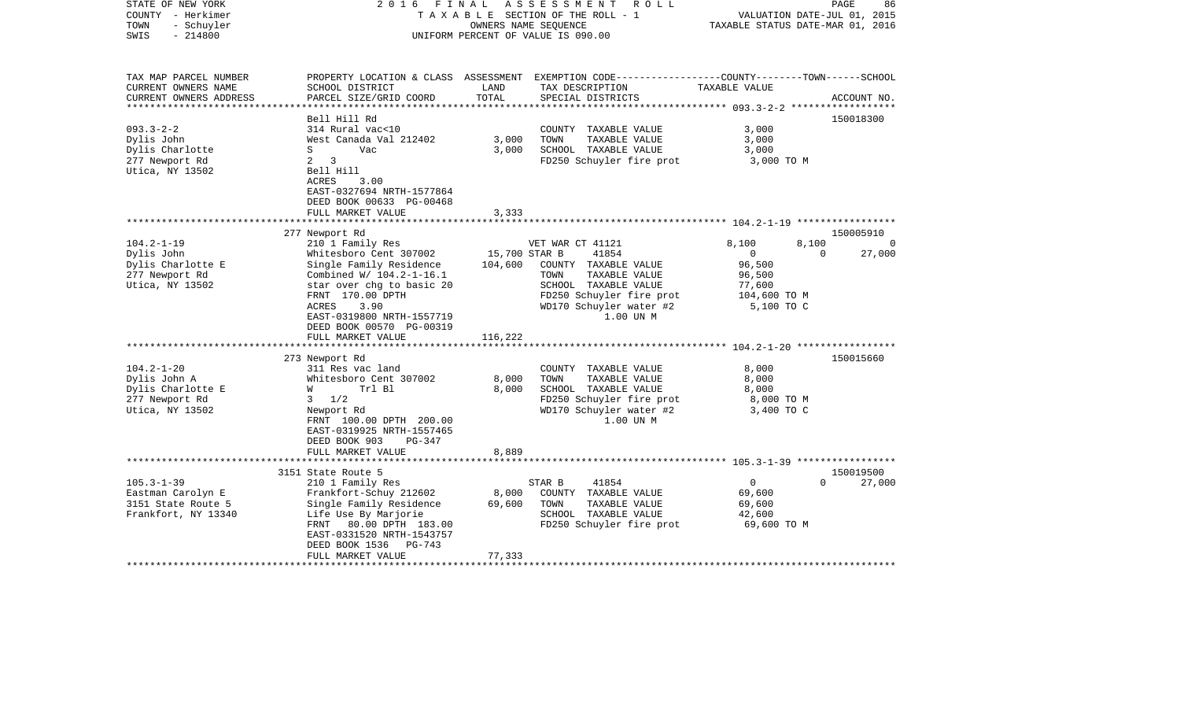STATE OF NEW YORK — 2016 FINAL ASSESSMENT ROLL

COUNTY - Herkimer — TAXABLE SECTION OF THE ROLL - 1 — VALUATION DATE-JUL 01, 2015

TOWN - Schuyler — OWNERS NAME SEQUENCE — TAXABLE STATUS DATE-MAR 01, 2016

SWIS - 214800 — UNIFORM PERCENT OF VALUE IS 090.00

| TAX MAP PARCEL NUMBER / CURRENT OWNERS NAME / CURRENT OWNERS ADDRESS | PROPERTY LOCATION & CLASS / SCHOOL DISTRICT / PARCEL SIZE/GRID COORD | ASSESSMENT LAND | TOTAL | EXEMPTION CODE / TAX DESCRIPTION / SPECIAL DISTRICTS | COUNTY TAXABLE VALUE | TOWN | SCHOOL | ACCOUNT NO. |
|---|---|---|---|---|---|---|---|---|
| **093.3-2-2** | Bell Hill Rd | | | | | | | 150018300 |
| Dylis John | 314 Rural vac<10 | | | COUNTY TAXABLE VALUE | 3,000 | | | |
| Dylis Charlotte | West Canada Val 212402 | 3,000 | | TOWN TAXABLE VALUE | 3,000 | | | |
| 277 Newport Rd | S Vac | | 3,000 | SCHOOL TAXABLE VALUE | 3,000 | | | |
| Utica, NY 13502 | 2 3 | | | FD250 Schuyler fire prot | 3,000 TO M | | | |
| | Bell Hill | | | | | | | |
| | ACRES 3.00 | | | | | | | |
| | EAST-0327694 NRTH-1577864 | | | | | | | |
| | DEED BOOK 00633 PG-00468 | | | | | | | |
| | FULL MARKET VALUE | | 3,333 | | | | | |
| **104.2-1-19** | 277 Newport Rd | | | | | | | 150005910 |
| Dylis John | 210 1 Family Res | | | VET WAR CT 41121 | 8,100 | 8,100 | 0 | |
| Dylis Charlotte E | Whitesboro Cent 307002 | 15,700 | | STAR B 41854 | 0 | 0 | 27,000 | |
| 277 Newport Rd | Single Family Residence | | 104,600 | COUNTY TAXABLE VALUE | 96,500 | | | |
| Utica, NY 13502 | Combined W/ 104.2-1-16.1 | | | TOWN TAXABLE VALUE | 96,500 | | | |
| | star over chg to basic 20 | | | SCHOOL TAXABLE VALUE | 77,600 | | | |
| | FRNT 170.00 DPTH | | | FD250 Schuyler fire prot | 104,600 TO M | | | |
| | ACRES 3.90 | | | WD170 Schuyler water #2 | 5,100 TO C | | | |
| | EAST-0319800 NRTH-1557719 | | | 1.00 UN M | | | | |
| | DEED BOOK 00570 PG-00319 | | | | | | | |
| | FULL MARKET VALUE | | 116,222 | | | | | |
| **104.2-1-20** | 273 Newport Rd | | | | | | | 150015660 |
| Dylis John A | 311 Res vac land | | | COUNTY TAXABLE VALUE | 8,000 | | | |
| Dylis Charlotte E | Whitesboro Cent 307002 | 8,000 | | TOWN TAXABLE VALUE | 8,000 | | | |
| 277 Newport Rd | W Trl Bl | | 8,000 | SCHOOL TAXABLE VALUE | 8,000 | | | |
| Utica, NY 13502 | 3 1/2 | | | FD250 Schuyler fire prot | 8,000 TO M | | | |
| | Newport Rd | | | WD170 Schuyler water #2 | 3,400 TO C | | | |
| | FRNT 100.00 DPTH 200.00 | | | 1.00 UN M | | | | |
| | EAST-0319925 NRTH-1557465 | | | | | | | |
| | DEED BOOK 903 PG-347 | | | | | | | |
| | FULL MARKET VALUE | | 8,889 | | | | | |
| **105.3-1-39** | 3151 State Route 5 | | | | | | | 150019500 |
| Eastman Carolyn E | 210 1 Family Res | | | STAR B 41854 | 0 | 0 | 27,000 | |
| 3151 State Route 5 | Frankfort-Schuy 212602 | 8,000 | | COUNTY TAXABLE VALUE | 69,600 | | | |
| Frankfort, NY 13340 | Single Family Residence | | 69,600 | TOWN TAXABLE VALUE | 69,600 | | | |
| | Life Use By Marjorie | | | SCHOOL TAXABLE VALUE | 42,600 | | | |
| | FRNT 80.00 DPTH 183.00 | | | FD250 Schuyler fire prot | 69,600 TO M | | | |
| | EAST-0331520 NRTH-1543757 | | | | | | | |
| | DEED BOOK 1536 PG-743 | | | | | | | |
| | FULL MARKET VALUE | | 77,333 | | | | | |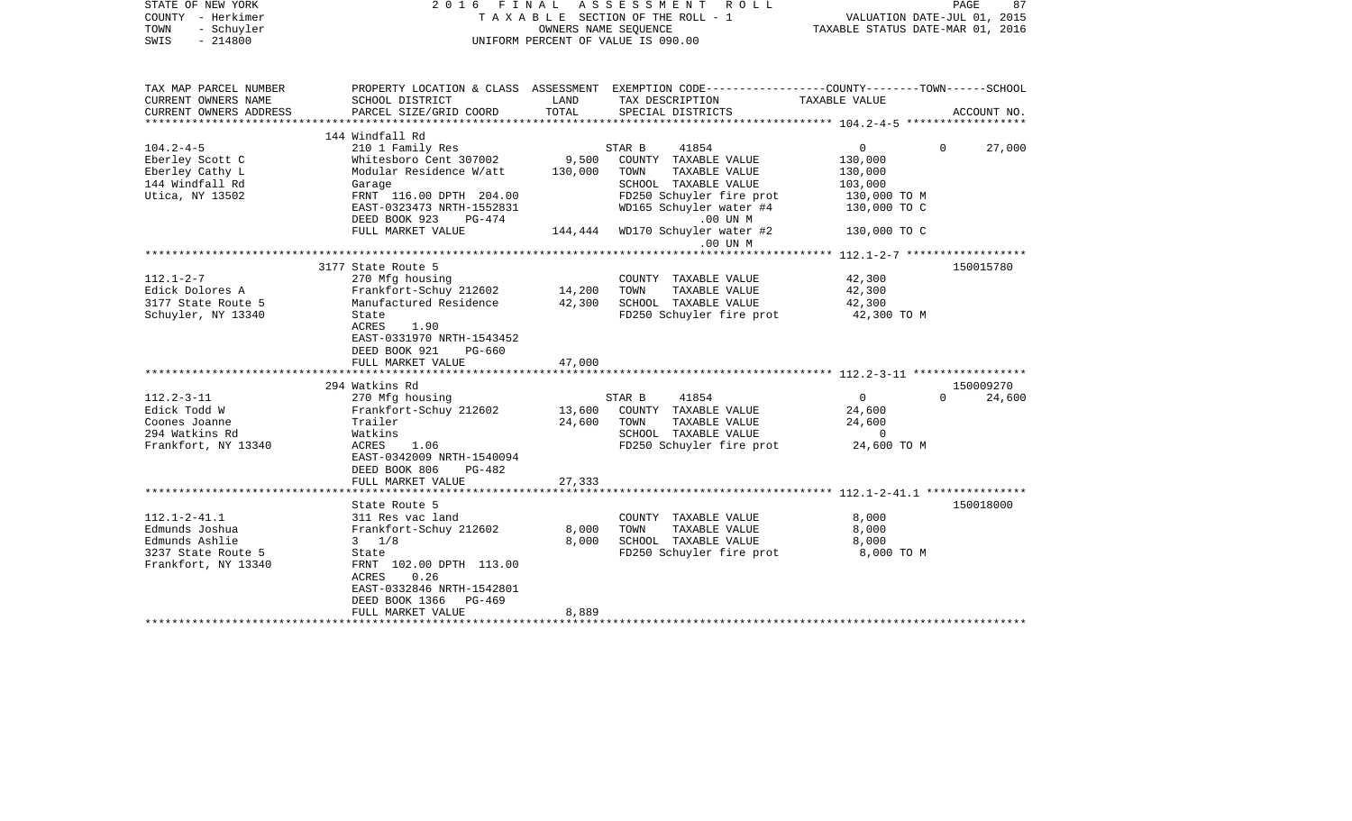STATE OF NEW YORK
COUNTY - Herkimer
TOWN - Schuyler
SWIS - 214800

2 0 1 6 F I N A L A S S E S S M E N T R O L L
T A X A B L E SECTION OF THE ROLL - 1
OWNERS NAME SEQUENCE
UNIFORM PERCENT OF VALUE IS 090.00

VALUATION DATE-JUL 01, 2015
TAXABLE STATUS DATE-MAR 01, 2016

| TAX MAP PARCEL NUMBER<br>CURRENT OWNERS NAME<br>CURRENT OWNERS ADDRESS | PROPERTY LOCATION & CLASS<br>SCHOOL DISTRICT<br>PARCEL SIZE/GRID COORD | ASSESSMENT<br>LAND<br>TOTAL | EXEMPTION CODE-----COUNTY-----TOWN-----SCHOOL<br>TAX DESCRIPTION<br>SPECIAL DISTRICTS | TAXABLE VALUE | ACCOUNT NO. |
|---|---|---|---|---|---|
| | 144 Windfall Rd | | | | |
| 104.2-4-5 | 210 1 Family Res | | STAR B 41854 | 0 0 | 27,000 |
| Eberley Scott C | Whitesboro Cent 307002 | 9,500 | COUNTY TAXABLE VALUE | 130,000 | |
| Eberley Cathy L | Modular Residence W/att | 130,000 | TOWN TAXABLE VALUE | 130,000 | |
| 144 Windfall Rd | Garage | | SCHOOL TAXABLE VALUE | 103,000 | |
| Utica, NY 13502 | FRNT 116.00 DPTH 204.00 | | FD250 Schuyler fire prot | 130,000 TO M | |
| | EAST-0323473 NRTH-1552831 | | WD165 Schuyler water #4 | 130,000 TO C | |
| | DEED BOOK 923 PG-474 | | .00 UN M | | |
| | FULL MARKET VALUE | 144,444 | WD170 Schuyler water #2 | 130,000 TO C | |
| | | | .00 UN M | | |
| | 3177 State Route 5 | | | | 150015780 |
| 112.1-2-7 | 270 Mfg housing | | COUNTY TAXABLE VALUE | 42,300 | |
| Edick Dolores A | Frankfort-Schuy 212602 | 14,200 | TOWN TAXABLE VALUE | 42,300 | |
| 3177 State Route 5 | Manufactured Residence | 42,300 | SCHOOL TAXABLE VALUE | 42,300 | |
| Schuyler, NY 13340 | State | | FD250 Schuyler fire prot | 42,300 TO M | |
| | ACRES 1.90 | | | | |
| | EAST-0331970 NRTH-1543452 | | | | |
| | DEED BOOK 921 PG-660 | | | | |
| | FULL MARKET VALUE | 47,000 | | | |
| | 294 Watkins Rd | | | | 150009270 |
| 112.2-3-11 | 270 Mfg housing | | STAR B 41854 | 0 0 | 24,600 |
| Edick Todd W | Frankfort-Schuy 212602 | 13,600 | COUNTY TAXABLE VALUE | 24,600 | |
| Coones Joanne | Trailer | 24,600 | TOWN TAXABLE VALUE | 24,600 | |
| 294 Watkins Rd | Watkins | | SCHOOL TAXABLE VALUE | 0 | |
| Frankfort, NY 13340 | ACRES 1.06 | | FD250 Schuyler fire prot | 24,600 TO M | |
| | EAST-0342009 NRTH-1540094 | | | | |
| | DEED BOOK 806 PG-482 | | | | |
| | FULL MARKET VALUE | 27,333 | | | |
| | State Route 5 | | | | 150018000 |
| 112.1-2-41.1 | 311 Res vac land | | COUNTY TAXABLE VALUE | 8,000 | |
| Edmunds Joshua | Frankfort-Schuy 212602 | 8,000 | TOWN TAXABLE VALUE | 8,000 | |
| Edmunds Ashlie | 3 1/8 | 8,000 | SCHOOL TAXABLE VALUE | 8,000 | |
| 3237 State Route 5 | State | | FD250 Schuyler fire prot | 8,000 TO M | |
| Frankfort, NY 13340 | FRNT 102.00 DPTH 113.00 | | | | |
| | ACRES 0.26 | | | | |
| | EAST-0332846 NRTH-1542801 | | | | |
| | DEED BOOK 1366 PG-469 | | | | |
| | FULL MARKET VALUE | 8,889 | | | |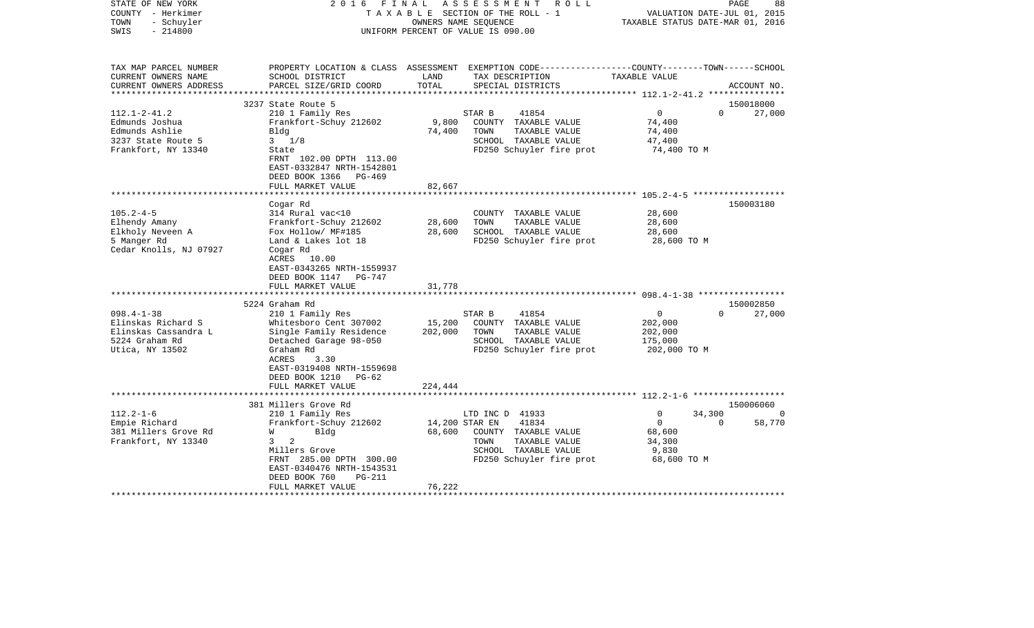STATE OF NEW YORK
COUNTY - Herkimer
TOWN - Schuyler
SWIS - 214800

2 0 1 6 F I N A L A S S E S S M E N T R O L L
T A X A B L E SECTION OF THE ROLL - 1
OWNERS NAME SEQUENCE
UNIFORM PERCENT OF VALUE IS 090.00

VALUATION DATE-JUL 01, 2015
TAXABLE STATUS DATE-MAR 01, 2016

| TAX MAP PARCEL NUMBER / CURRENT OWNERS NAME / CURRENT OWNERS ADDRESS | PROPERTY LOCATION & CLASS / SCHOOL DISTRICT / PARCEL SIZE/GRID COORD | ASSESSMENT LAND / TOTAL | EXEMPTION CODE / TAX DESCRIPTION / SPECIAL DISTRICTS | COUNTY | TOWN | SCHOOL | ACCOUNT NO. |
|---|---|---|---|---|---|---|---|
| | 3237 State Route 5 | | | | | | 150018000 |
| 112.1-2-41.2 | 210 1 Family Res | | STAR B 41854 | 0 | 0 | 27,000 | |
| Edmunds Joshua | Frankfort-Schuy 212602 | 9,800 | COUNTY TAXABLE VALUE | 74,400 | | | |
| Edmunds Ashlie | Bldg | 74,400 | TOWN TAXABLE VALUE | | 74,400 | | |
| 3237 State Route 5 | 3 1/8 | | SCHOOL TAXABLE VALUE | | | 47,400 | |
| Frankfort, NY 13340 | State | | FD250 Schuyler fire prot | 74,400 TO M | | | |
| | FRNT 102.00 DPTH 113.00 | | | | | | |
| | EAST-0332847 NRTH-1542801 | | | | | | |
| | DEED BOOK 1366 PG-469 | | | | | | |
| | FULL MARKET VALUE | 82,667 | | | | | |
| | Cogar Rd | | | | | | 150003180 |
| 105.2-4-5 | 314 Rural vac<10 | | COUNTY TAXABLE VALUE | 28,600 | | | |
| Elhendy Amany | Frankfort-Schuy 212602 | 28,600 | TOWN TAXABLE VALUE | | 28,600 | | |
| Elkholy Neveen A | Fox Hollow/ MF#185 | 28,600 | SCHOOL TAXABLE VALUE | | | 28,600 | |
| 5 Manger Rd | Land & Lakes lot 18 | | FD250 Schuyler fire prot | 28,600 TO M | | | |
| Cedar Knolls, NJ 07927 | Cogar Rd | | | | | | |
| | ACRES 10.00 | | | | | | |
| | EAST-0343265 NRTH-1559937 | | | | | | |
| | DEED BOOK 1147 PG-747 | | | | | | |
| | FULL MARKET VALUE | 31,778 | | | | | |
| | 5224 Graham Rd | | | | | | 150002850 |
| 098.4-1-38 | 210 1 Family Res | | STAR B 41854 | 0 | 0 | 27,000 | |
| Elinskas Richard S | Whitesboro Cent 307002 | 15,200 | COUNTY TAXABLE VALUE | 202,000 | | | |
| Elinskas Cassandra L | Single Family Residence | 202,000 | TOWN TAXABLE VALUE | | 202,000 | | |
| 5224 Graham Rd | Detached Garage 98-050 | | SCHOOL TAXABLE VALUE | | | 175,000 | |
| Utica, NY 13502 | Graham Rd | | FD250 Schuyler fire prot | 202,000 TO M | | | |
| | ACRES 3.30 | | | | | | |
| | EAST-0319408 NRTH-1559698 | | | | | | |
| | DEED BOOK 1210 PG-62 | | | | | | |
| | FULL MARKET VALUE | 224,444 | | | | | |
| | 381 Millers Grove Rd | | | | | | 150006060 |
| 112.2-1-6 | 210 1 Family Res | | LTD INC D 41933 | 0 | 34,300 | 0 | |
| Empie Richard | Frankfort-Schuy 212602 | 14,200 | STAR EN 41834 | 0 | 0 | 58,770 | |
| 381 Millers Grove Rd | W Bldg | 68,600 | COUNTY TAXABLE VALUE | 68,600 | | | |
| Frankfort, NY 13340 | 3 2 | | TOWN TAXABLE VALUE | | 34,300 | | |
| | Millers Grove | | SCHOOL TAXABLE VALUE | | | 9,830 | |
| | FRNT 285.00 DPTH 300.00 | | FD250 Schuyler fire prot | 68,600 TO M | | | |
| | EAST-0340476 NRTH-1543531 | | | | | | |
| | DEED BOOK 760 PG-211 | | | | | | |
| | FULL MARKET VALUE | 76,222 | | | | | |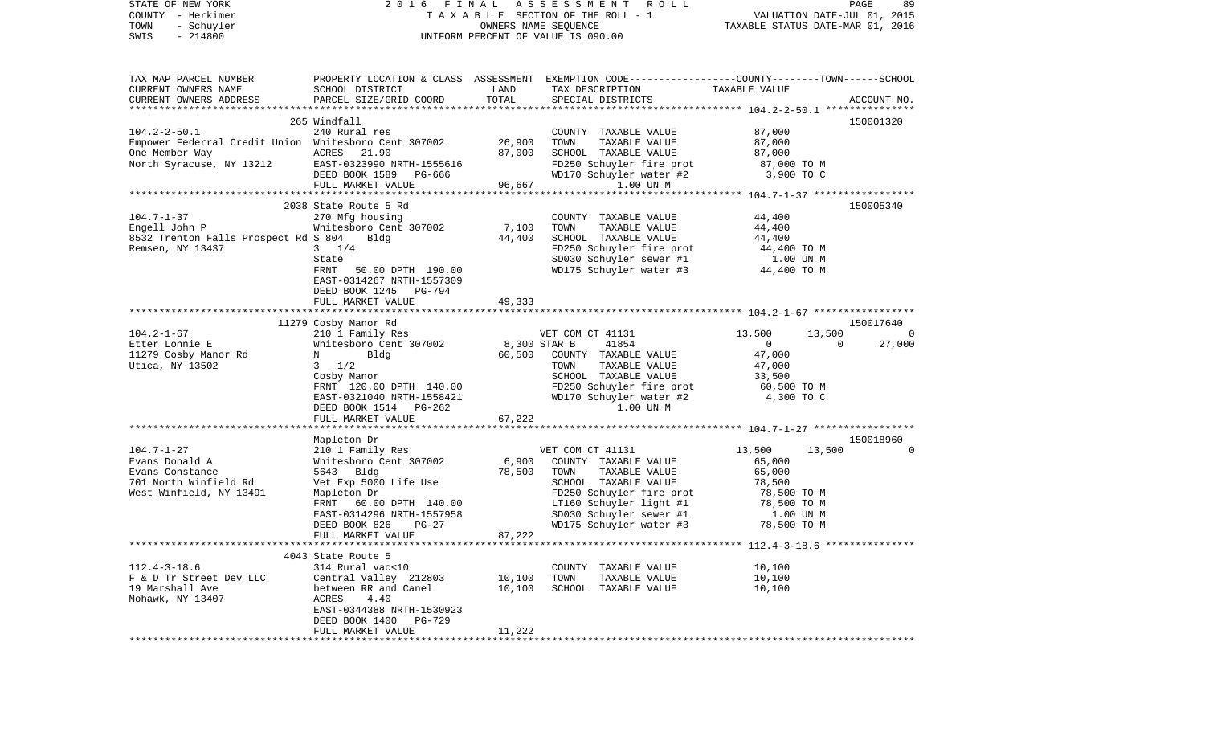STATE OF NEW YORK — COUNTY - Herkimer — TOWN - Schuyler — SWIS - 214800

2016 FINAL ASSESSMENT ROLL — TAXABLE SECTION OF THE ROLL - 1 — OWNERS NAME SEQUENCE — UNIFORM PERCENT OF VALUE IS 090.00

VALUATION DATE-JUL 01, 2015 — TAXABLE STATUS DATE-MAR 01, 2016

| TAX MAP PARCEL NUMBER / CURRENT OWNERS NAME / CURRENT OWNERS ADDRESS | PROPERTY LOCATION & CLASS / SCHOOL DISTRICT / PARCEL SIZE/GRID COORD | ASSESSMENT LAND / TOTAL | EXEMPTION CODE / TAX DESCRIPTION / SPECIAL DISTRICTS | COUNTY | TOWN | SCHOOL | ACCOUNT NO. |
|---|---|---|---|---|---|---|---|
| | 265 Windfall | | | | | | 150001320 |
| 104.2-2-50.1 | 240 Rural res | | COUNTY TAXABLE VALUE | 87,000 | | | |
| Empower Federral Credit Union | Whitesboro Cent 307002 | 26,900 | TOWN TAXABLE VALUE | 87,000 | | | |
| One Member Way | ACRES 21.90 | 87,000 | SCHOOL TAXABLE VALUE | 87,000 | | | |
| North Syracuse, NY 13212 | EAST-0323990 NRTH-1555616 | | FD250 Schuyler fire prot | 87,000 TO M | | | |
| | DEED BOOK 1589 PG-666 | | WD170 Schuyler water #2 | 3,900 TO C | | | |
| | FULL MARKET VALUE | 96,667 | 1.00 UN M | | | | |
| | 2038 State Route 5 Rd | | | | | | 150005340 |
| 104.7-1-37 | 270 Mfg housing | | COUNTY TAXABLE VALUE | 44,400 | | | |
| Engell John P | Whitesboro Cent 307002 | 7,100 | TOWN TAXABLE VALUE | 44,400 | | | |
| 8532 Trenton Falls Prospect Rd | S 804 Bldg | 44,400 | SCHOOL TAXABLE VALUE | 44,400 | | | |
| Remsen, NY 13437 | 3 1/4 | | FD250 Schuyler fire prot | 44,400 TO M | | | |
| | State | | SD030 Schuyler sewer #1 | 1.00 UN M | | | |
| | FRNT 50.00 DPTH 190.00 | | WD175 Schuyler water #3 | 44,400 TO M | | | |
| | EAST-0314267 NRTH-1557309 | | | | | | |
| | DEED BOOK 1245 PG-794 | | | | | | |
| | FULL MARKET VALUE | 49,333 | | | | | |
| | 11279 Cosby Manor Rd | | | | | | 150017640 |
| 104.2-1-67 | 210 1 Family Res | | VET COM CT 41131 | 13,500 | 13,500 | 0 | |
| Etter Lonnie E | Whitesboro Cent 307002 | 8,300 | STAR B 41854 | 0 | 0 | 27,000 | |
| 11279 Cosby Manor Rd | N Bldg | 60,500 | COUNTY TAXABLE VALUE | 47,000 | | | |
| Utica, NY 13502 | 3 1/2 | | TOWN TAXABLE VALUE | 47,000 | | | |
| | Cosby Manor | | SCHOOL TAXABLE VALUE | 33,500 | | | |
| | FRNT 120.00 DPTH 140.00 | | FD250 Schuyler fire prot | 60,500 TO M | | | |
| | EAST-0321040 NRTH-1558421 | | WD170 Schuyler water #2 | 4,300 TO C | | | |
| | DEED BOOK 1514 PG-262 | | 1.00 UN M | | | | |
| | FULL MARKET VALUE | 67,222 | | | | | |
| | Mapleton Dr | | | | | | 150018960 |
| 104.7-1-27 | 210 1 Family Res | | VET COM CT 41131 | 13,500 | 13,500 | 0 | |
| Evans Donald A | Whitesboro Cent 307002 | 6,900 | COUNTY TAXABLE VALUE | 65,000 | | | |
| Evans Constance | 5643 Bldg | 78,500 | TOWN TAXABLE VALUE | 65,000 | | | |
| 701 North Winfield Rd | Vet Exp 5000 Life Use | | SCHOOL TAXABLE VALUE | 78,500 | | | |
| West Winfield, NY 13491 | Mapleton Dr | | FD250 Schuyler fire prot | 78,500 TO M | | | |
| | FRNT 60.00 DPTH 140.00 | | LT160 Schuyler light #1 | 78,500 TO M | | | |
| | EAST-0314296 NRTH-1557958 | | SD030 Schuyler sewer #1 | 1.00 UN M | | | |
| | DEED BOOK 826 PG-27 | | WD175 Schuyler water #3 | 78,500 TO M | | | |
| | FULL MARKET VALUE | 87,222 | | | | | |
| | 4043 State Route 5 | | | | | | |
| 112.4-3-18.6 | 314 Rural vac<10 | | COUNTY TAXABLE VALUE | 10,100 | | | |
| F & D Tr Street Dev LLC | Central Valley 212803 | 10,100 | TOWN TAXABLE VALUE | 10,100 | | | |
| 19 Marshall Ave | between RR and Canel | 10,100 | SCHOOL TAXABLE VALUE | 10,100 | | | |
| Mohawk, NY 13407 | ACRES 4.40 | | | | | | |
| | EAST-0344388 NRTH-1530923 | | | | | | |
| | DEED BOOK 1400 PG-729 | | | | | | |
| | FULL MARKET VALUE | 11,222 | | | | | |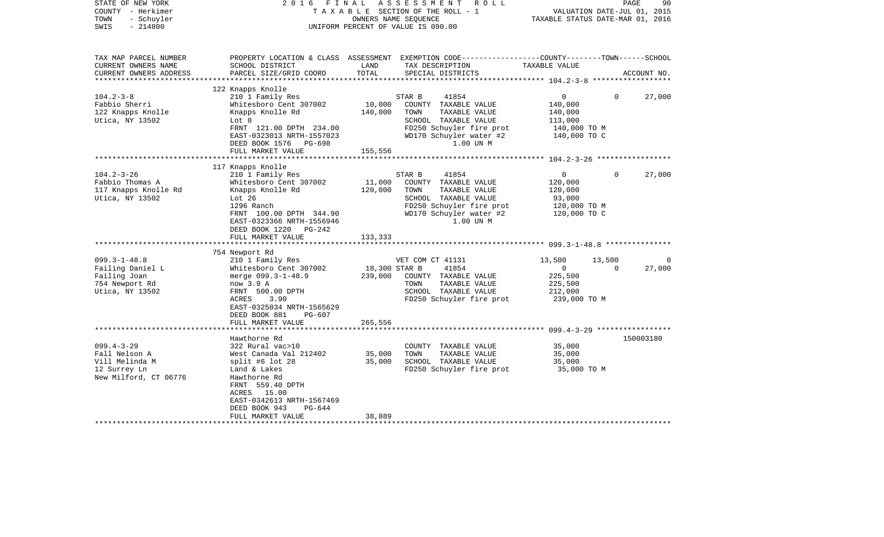STATE OF NEW YORK | 2016 FINAL ASSESSMENT ROLL
COUNTY - Herkimer | TAXABLE SECTION OF THE ROLL - 1 | VALUATION DATE-JUL 01, 2015
TOWN - Schuyler | OWNERS NAME SEQUENCE | TAXABLE STATUS DATE-MAR 01, 2016
SWIS - 214800 | UNIFORM PERCENT OF VALUE IS 090.00

| TAX MAP PARCEL NUMBER / CURRENT OWNERS NAME / CURRENT OWNERS ADDRESS | PROPERTY LOCATION & CLASS / SCHOOL DISTRICT / PARCEL SIZE/GRID COORD | ASSESSMENT LAND | TOTAL | EXEMPTION CODE / TAX DESCRIPTION / SPECIAL DISTRICTS | COUNTY | TOWN | SCHOOL / TAXABLE VALUE | ACCOUNT NO. |
|---|---|---|---|---|---|---|---|---|
| **104.2-3-8** | 122 Knapps Knolle | | | | | | | |
| 104.2-3-8 | 210 1 Family Res | | | STAR B 41854 | 0 | 0 | 27,000 | |
| Fabbio Sherri | Whitesboro Cent 307002 | 10,000 | | COUNTY TAXABLE VALUE | 140,000 | | | |
| 122 Knapps Knolle | Knapps Knolle Rd | | 140,000 | TOWN TAXABLE VALUE | 140,000 | | | |
| Utica, NY 13502 | Lot 8 | | | SCHOOL TAXABLE VALUE | 113,000 | | | |
| | FRNT 121.00 DPTH 234.00 | | | FD250 Schuyler fire prot | 140,000 TO M | | | |
| | EAST-0323013 NRTH-1557023 | | | WD170 Schuyler water #2 | 140,000 TO C | | | |
| | DEED BOOK 1576 PG-698 | | | 1.00 UN M | | | | |
| | FULL MARKET VALUE | | 155,556 | | | | | |
| **104.2-3-26** | 117 Knapps Knolle | | | | | | | |
| 104.2-3-26 | 210 1 Family Res | | | STAR B 41854 | 0 | 0 | 27,000 | |
| Fabbio Thomas A | Whitesboro Cent 307002 | 11,000 | | COUNTY TAXABLE VALUE | 120,000 | | | |
| 117 Knapps Knolle Rd | Knapps Knolle Rd | | 120,000 | TOWN TAXABLE VALUE | 120,000 | | | |
| Utica, NY 13502 | Lot 26 | | | SCHOOL TAXABLE VALUE | 93,000 | | | |
| | 1296 Ranch | | | FD250 Schuyler fire prot | 120,000 TO M | | | |
| | FRNT 100.00 DPTH 344.90 | | | WD170 Schuyler water #2 | 120,000 TO C | | | |
| | EAST-0323366 NRTH-1556946 | | | 1.00 UN M | | | | |
| | DEED BOOK 1220 PG-242 | | | | | | | |
| | FULL MARKET VALUE | | 133,333 | | | | | |
| **099.3-1-48.8** | 754 Newport Rd | | | | | | | |
| 099.3-1-48.8 | 210 1 Family Res | | | VET COM CT 41131 | 13,500 | 13,500 | 0 | |
| Failing Daniel L | Whitesboro Cent 307002 | 18,300 | | STAR B 41854 | 0 | 0 | 27,000 | |
| Failing Joan | merge 099.3-1-48.9 | | 239,000 | COUNTY TAXABLE VALUE | 225,500 | | | |
| 754 Newport Rd | now 3.9 A | | | TOWN TAXABLE VALUE | 225,500 | | | |
| Utica, NY 13502 | FRNT 500.00 DPTH | | | SCHOOL TAXABLE VALUE | 212,000 | | | |
| | ACRES 3.90 | | | FD250 Schuyler fire prot | 239,000 TO M | | | |
| | EAST-0325034 NRTH-1565629 | | | | | | | |
| | DEED BOOK 881 PG-607 | | | | | | | |
| | FULL MARKET VALUE | | 265,556 | | | | | |
| **099.4-3-29** | Hawthorne Rd | | | | | | | 150003180 |
| 099.4-3-29 | 322 Rural vac>10 | | | COUNTY TAXABLE VALUE | 35,000 | | | |
| Fall Nelson A | West Canada Val 212402 | 35,000 | | TOWN TAXABLE VALUE | 35,000 | | | |
| Vill Melinda M | split #6 lot 28 | | 35,000 | SCHOOL TAXABLE VALUE | 35,000 | | | |
| 12 Surrey Ln | Land & Lakes | | | FD250 Schuyler fire prot | 35,000 TO M | | | |
| New Milford, CT 06776 | Hawthorne Rd | | | | | | | |
| | FRNT 559.40 DPTH | | | | | | | |
| | ACRES 15.00 | | | | | | | |
| | EAST-0342613 NRTH-1567469 | | | | | | | |
| | DEED BOOK 943 PG-644 | | | | | | | |
| | FULL MARKET VALUE | | 38,889 | | | | | |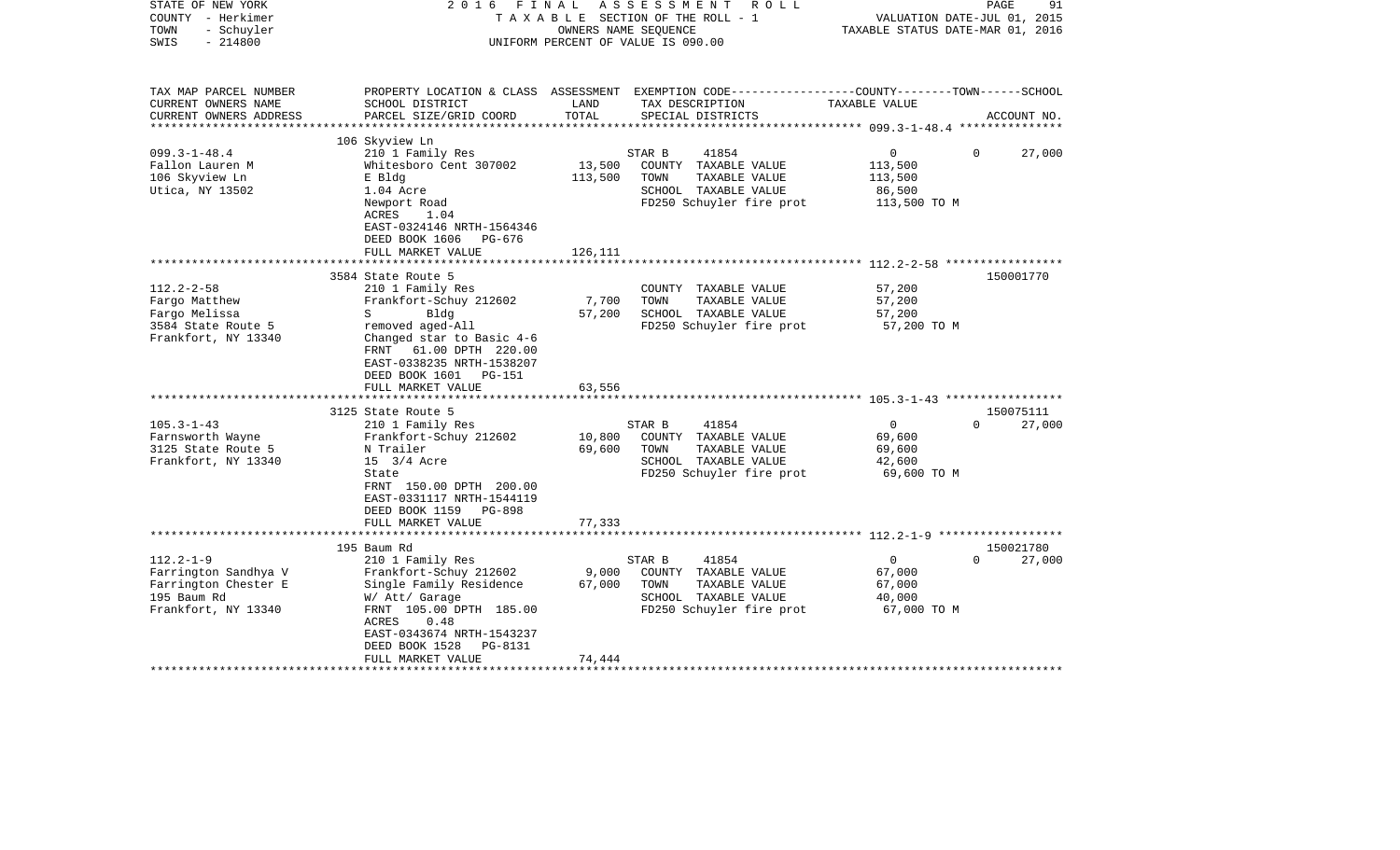STATE OF NEW YORK 2016 FINAL ASSESSMENT ROLL
COUNTY - Herkimer TAXABLE SECTION OF THE ROLL - 1 VALUATION DATE-JUL 01, 2015
TOWN - Schuyler OWNERS NAME SEQUENCE TAXABLE STATUS DATE-MAR 01, 2016
SWIS - 214800 UNIFORM PERCENT OF VALUE IS 090.00

| TAX MAP PARCEL NUMBER / CURRENT OWNERS NAME / CURRENT OWNERS ADDRESS | PROPERTY LOCATION & CLASS / SCHOOL DISTRICT / PARCEL SIZE/GRID COORD | ASSESSMENT LAND / TOTAL | EXEMPTION CODE / TAX DESCRIPTION / SPECIAL DISTRICTS | COUNTY / TOWN TAXABLE VALUE | SCHOOL / ACCOUNT NO. |
|---|---|---|---|---|---|
| | 106 Skyview Ln | | | | |
| 099.3-1-48.4 | 210 1 Family Res | | STAR B 41854 | 0 0 | 27,000 |
| Fallon Lauren M | Whitesboro Cent 307002 | 13,500 | COUNTY TAXABLE VALUE | 113,500 | |
| 106 Skyview Ln | E Bldg | 113,500 | TOWN TAXABLE VALUE | 113,500 | |
| Utica, NY 13502 | 1.04 Acre | | SCHOOL TAXABLE VALUE | 86,500 | |
| | Newport Road | | FD250 Schuyler fire prot | 113,500 TO M | |
| | ACRES 1.04 | | | | |
| | EAST-0324146 NRTH-1564346 | | | | |
| | DEED BOOK 1606 PG-676 | | | | |
| | FULL MARKET VALUE | 126,111 | | | |
| | 3584 State Route 5 | | | | 150001770 |
| 112.2-2-58 | 210 1 Family Res | | COUNTY TAXABLE VALUE | 57,200 | |
| Fargo Matthew | Frankfort-Schuy 212602 | 7,700 | TOWN TAXABLE VALUE | 57,200 | |
| Fargo Melissa | S Bldg | 57,200 | SCHOOL TAXABLE VALUE | 57,200 | |
| 3584 State Route 5 | removed aged-All | | FD250 Schuyler fire prot | 57,200 TO M | |
| Frankfort, NY 13340 | Changed star to Basic 4-6 | | | | |
| | FRNT 61.00 DPTH 220.00 | | | | |
| | EAST-0338235 NRTH-1538207 | | | | |
| | DEED BOOK 1601 PG-151 | | | | |
| | FULL MARKET VALUE | 63,556 | | | |
| | 3125 State Route 5 | | | | 150075111 |
| 105.3-1-43 | 210 1 Family Res | | STAR B 41854 | 0 0 | 27,000 |
| Farnsworth Wayne | Frankfort-Schuy 212602 | 10,800 | COUNTY TAXABLE VALUE | 69,600 | |
| 3125 State Route 5 | N Trailer | 69,600 | TOWN TAXABLE VALUE | 69,600 | |
| Frankfort, NY 13340 | 15 3/4 Acre | | SCHOOL TAXABLE VALUE | 42,600 | |
| | State | | FD250 Schuyler fire prot | 69,600 TO M | |
| | FRNT 150.00 DPTH 200.00 | | | | |
| | EAST-0331117 NRTH-1544119 | | | | |
| | DEED BOOK 1159 PG-898 | | | | |
| | FULL MARKET VALUE | 77,333 | | | |
| | 195 Baum Rd | | | | 150021780 |
| 112.2-1-9 | 210 1 Family Res | | STAR B 41854 | 0 0 | 27,000 |
| Farrington Sandhya V | Frankfort-Schuy 212602 | 9,000 | COUNTY TAXABLE VALUE | 67,000 | |
| Farrington Chester E | Single Family Residence | 67,000 | TOWN TAXABLE VALUE | 67,000 | |
| 195 Baum Rd | W/ Att/ Garage | | SCHOOL TAXABLE VALUE | 40,000 | |
| Frankfort, NY 13340 | FRNT 105.00 DPTH 185.00 | | FD250 Schuyler fire prot | 67,000 TO M | |
| | ACRES 0.48 | | | | |
| | EAST-0343674 NRTH-1543237 | | | | |
| | DEED BOOK 1528 PG-8131 | | | | |
| | FULL MARKET VALUE | 74,444 | | | |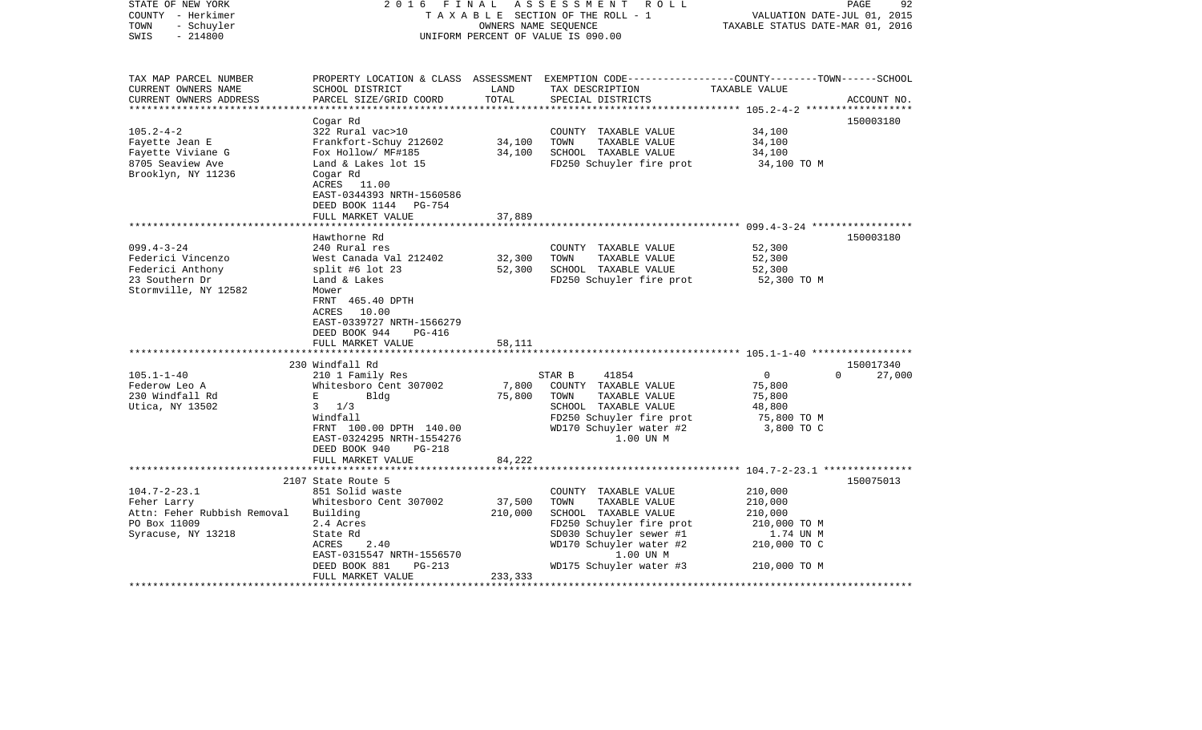STATE OF NEW YORK
COUNTY - Herkimer
TOWN - Schuyler
SWIS - 214800

2016 FINAL ASSESSMENT ROLL
TAXABLE SECTION OF THE ROLL - 1
OWNERS NAME SEQUENCE
UNIFORM PERCENT OF VALUE IS 090.00

VALUATION DATE-JUL 01, 2015
TAXABLE STATUS DATE-MAR 01, 2016

| TAX MAP PARCEL NUMBER / CURRENT OWNERS NAME / CURRENT OWNERS ADDRESS | PROPERTY LOCATION & CLASS / SCHOOL DISTRICT / PARCEL SIZE/GRID COORD | ASSESSMENT LAND / TOTAL | EXEMPTION CODE / TAX DESCRIPTION / SPECIAL DISTRICTS | COUNTY--------TOWN------SCHOOL TAXABLE VALUE | ACCOUNT NO. |
|---|---|---|---|---|---|
| 105.2-4-2 | Cogar Rd | | | | 150003180 |
| 105.2-4-2 | 322 Rural vac>10 | | COUNTY TAXABLE VALUE | 34,100 | |
| Fayette Jean E | Frankfort-Schuy 212602 | 34,100 | TOWN TAXABLE VALUE | 34,100 | |
| Fayette Viviane G | Fox Hollow/ MF#185 | 34,100 | SCHOOL TAXABLE VALUE | 34,100 | |
| 8705 Seaview Ave | Land & Lakes lot 15 | | FD250 Schuyler fire prot | 34,100 TO M | |
| Brooklyn, NY 11236 | Cogar Rd | | | | |
| | ACRES 11.00 | | | | |
| | EAST-0344393 NRTH-1560586 | | | | |
| | DEED BOOK 1144 PG-754 | | | | |
| | FULL MARKET VALUE | 37,889 | | | |
| 099.4-3-24 | Hawthorne Rd | | | | 150003180 |
| 099.4-3-24 | 240 Rural res | | COUNTY TAXABLE VALUE | 52,300 | |
| Federici Vincenzo | West Canada Val 212402 | 32,300 | TOWN TAXABLE VALUE | 52,300 | |
| Federici Anthony | split #6 lot 23 | 52,300 | SCHOOL TAXABLE VALUE | 52,300 | |
| 23 Southern Dr | Land & Lakes | | FD250 Schuyler fire prot | 52,300 TO M | |
| Stormville, NY 12582 | Mower | | | | |
| | FRNT 465.40 DPTH | | | | |
| | ACRES 10.00 | | | | |
| | EAST-0339727 NRTH-1566279 | | | | |
| | DEED BOOK 944 PG-416 | | | | |
| | FULL MARKET VALUE | 58,111 | | | |
| 105.1-1-40 | 230 Windfall Rd | | | | 150017340 |
| 105.1-1-40 | 210 1 Family Res | | STAR B 41854 | 0 0 27,000 | |
| Federow Leo A | Whitesboro Cent 307002 | 7,800 | COUNTY TAXABLE VALUE | 75,800 | |
| 230 Windfall Rd | E Bldg | 75,800 | TOWN TAXABLE VALUE | 75,800 | |
| Utica, NY 13502 | 3 1/3 | | SCHOOL TAXABLE VALUE | 48,800 | |
| | Windfall | | FD250 Schuyler fire prot | 75,800 TO M | |
| | FRNT 100.00 DPTH 140.00 | | WD170 Schuyler water #2 | 3,800 TO C | |
| | EAST-0324295 NRTH-1554276 | | 1.00 UN M | | |
| | DEED BOOK 940 PG-218 | | | | |
| | FULL MARKET VALUE | 84,222 | | | |
| 104.7-2-23.1 | 2107 State Route 5 | | | | 150075013 |
| 104.7-2-23.1 | 851 Solid waste | | COUNTY TAXABLE VALUE | 210,000 | |
| Feher Larry | Whitesboro Cent 307002 | 37,500 | TOWN TAXABLE VALUE | 210,000 | |
| Attn: Feher Rubbish Removal | Building | 210,000 | SCHOOL TAXABLE VALUE | 210,000 | |
| PO Box 11009 | 2.4 Acres | | FD250 Schuyler fire prot | 210,000 TO M | |
| Syracuse, NY 13218 | State Rd | | SD030 Schuyler sewer #1 | 1.74 UN M | |
| | ACRES 2.40 | | WD170 Schuyler water #2 | 210,000 TO C | |
| | EAST-0315547 NRTH-1556570 | | 1.00 UN M | | |
| | DEED BOOK 881 PG-213 | | WD175 Schuyler water #3 | 210,000 TO M | |
| | FULL MARKET VALUE | 233,333 | | | |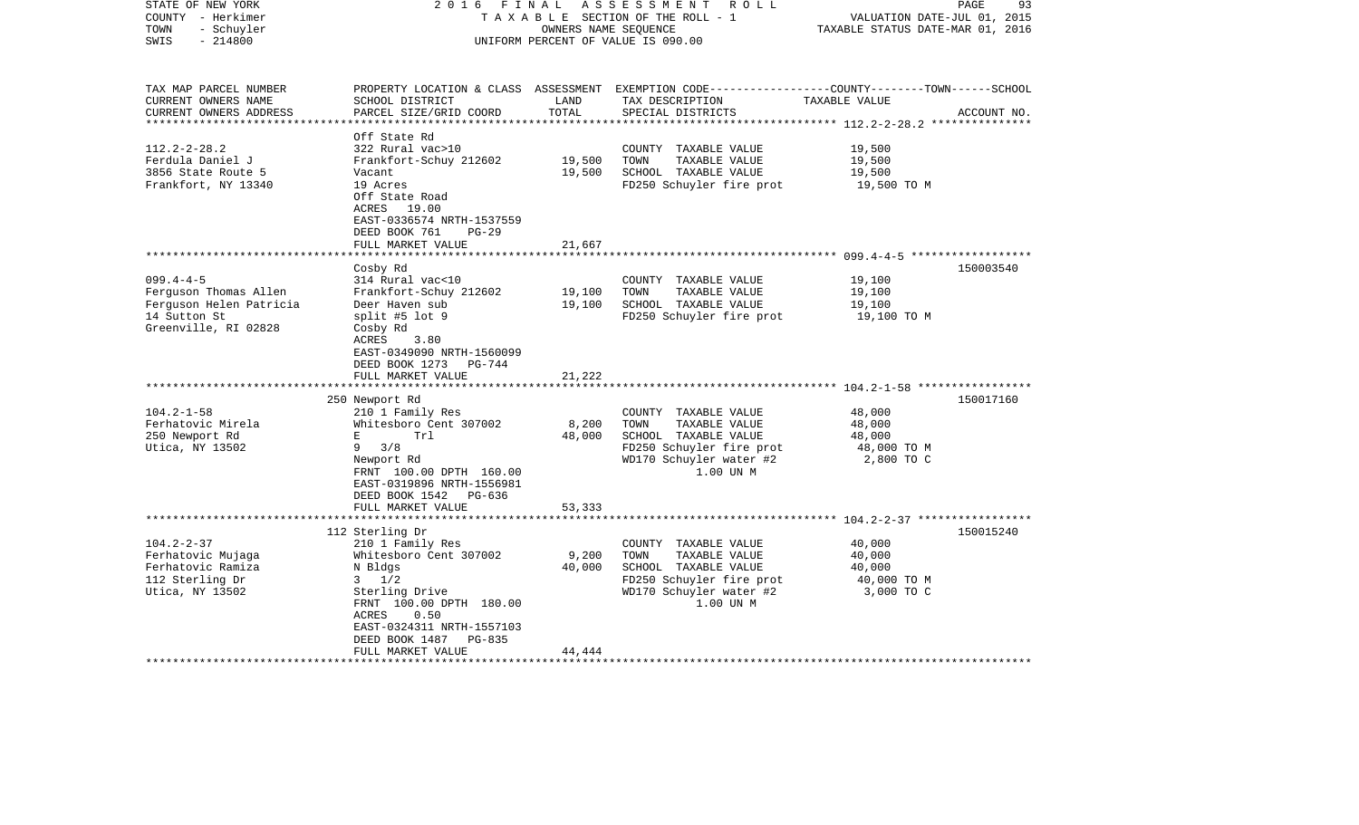STATE OF NEW YORK
COUNTY - Herkimer
TOWN - Schuyler
SWIS - 214800

2 0 1 6 F I N A L A S S E S S M E N T R O L L
T A X A B L E SECTION OF THE ROLL - 1
OWNERS NAME SEQUENCE
UNIFORM PERCENT OF VALUE IS 090.00

VALUATION DATE-JUL 01, 2015
TAXABLE STATUS DATE-MAR 01, 2016

| TAX MAP PARCEL NUMBER<br>CURRENT OWNERS NAME<br>CURRENT OWNERS ADDRESS | PROPERTY LOCATION & CLASS<br>SCHOOL DISTRICT<br>PARCEL SIZE/GRID COORD | ASSESSMENT<br>LAND<br>TOTAL | EXEMPTION CODE-----COUNTY-----TOWN-----SCHOOL<br>TAX DESCRIPTION<br>SPECIAL DISTRICTS | TAXABLE VALUE | ACCOUNT NO. |
|---|---|---|---|---|---|
| 112.2-2-28.2<br>Ferdula Daniel J<br>3856 State Route 5<br>Frankfort, NY 13340 | Off State Rd<br>322 Rural vac>10<br>Frankfort-Schuy 212602<br>Vacant<br>19 Acres<br>Off State Road<br>ACRES 19.00<br>EAST-0336574 NRTH-1537559<br>DEED BOOK 761 PG-29<br>FULL MARKET VALUE | <br><br>19,500<br>19,500<br><br><br><br><br><br>21,667 | COUNTY TAXABLE VALUE<br>TOWN TAXABLE VALUE<br>SCHOOL TAXABLE VALUE<br>FD250 Schuyler fire prot | 19,500<br>19,500<br>19,500<br>19,500 TO M | |
| 099.4-4-5<br>Ferguson Thomas Allen<br>Ferguson Helen Patricia<br>14 Sutton St<br>Greenville, RI 02828 | Cosby Rd<br>314 Rural vac<10<br>Frankfort-Schuy 212602<br>Deer Haven sub<br>split #5 lot 9<br>Cosby Rd<br>ACRES 3.80<br>EAST-0349090 NRTH-1560099<br>DEED BOOK 1273 PG-744<br>FULL MARKET VALUE | <br><br>19,100<br>19,100<br><br><br><br><br><br>21,222 | COUNTY TAXABLE VALUE<br>TOWN TAXABLE VALUE<br>SCHOOL TAXABLE VALUE<br>FD250 Schuyler fire prot | 19,100<br>19,100<br>19,100<br>19,100 TO M | 150003540 |
| 104.2-1-58<br>Ferhatovic Mirela<br>250 Newport Rd<br>Utica, NY 13502 | 250 Newport Rd<br>210 1 Family Res<br>Whitesboro Cent 307002<br>E Trl<br>9 3/8<br>Newport Rd<br>FRNT 100.00 DPTH 160.00<br>EAST-0319896 NRTH-1556981<br>DEED BOOK 1542 PG-636<br>FULL MARKET VALUE | <br><br>8,200<br>48,000<br><br><br><br><br><br>53,333 | COUNTY TAXABLE VALUE<br>TOWN TAXABLE VALUE<br>SCHOOL TAXABLE VALUE<br>FD250 Schuyler fire prot<br>WD170 Schuyler water #2<br>1.00 UN M | 48,000<br>48,000<br>48,000<br>48,000 TO M<br>2,800 TO C | 150017160 |
| 104.2-2-37<br>Ferhatovic Mujaga<br>Ferhatovic Ramiza<br>112 Sterling Dr<br>Utica, NY 13502 | 112 Sterling Dr<br>210 1 Family Res<br>Whitesboro Cent 307002<br>N Bldgs<br>3 1/2<br>Sterling Drive<br>FRNT 100.00 DPTH 180.00<br>ACRES 0.50<br>EAST-0324311 NRTH-1557103<br>DEED BOOK 1487 PG-835<br>FULL MARKET VALUE | <br><br>9,200<br>40,000<br><br><br><br><br><br><br>44,444 | COUNTY TAXABLE VALUE<br>TOWN TAXABLE VALUE<br>SCHOOL TAXABLE VALUE<br>FD250 Schuyler fire prot<br>WD170 Schuyler water #2<br>1.00 UN M | 40,000<br>40,000<br>40,000<br>40,000 TO M<br>3,000 TO C | 150015240 |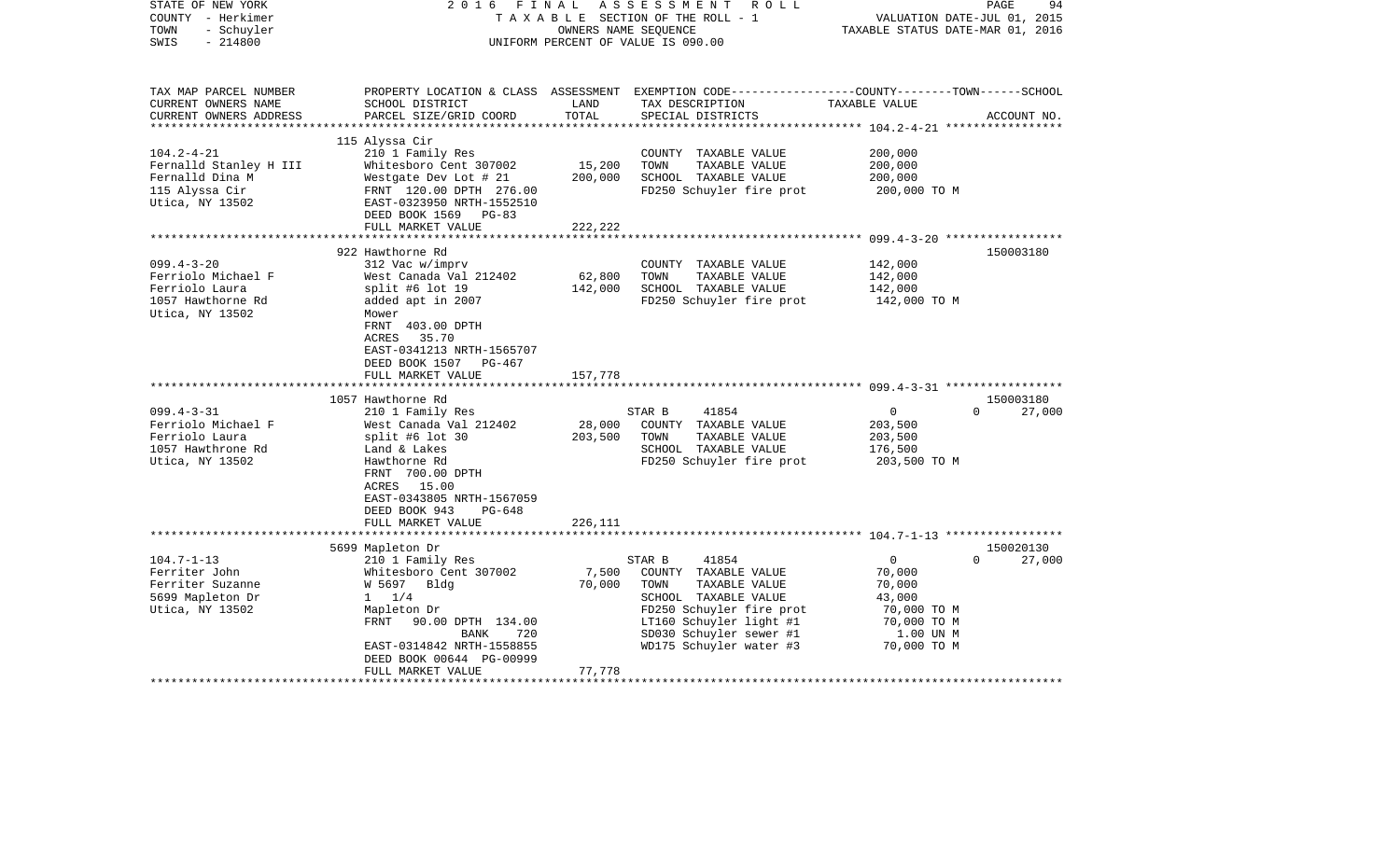STATE OF NEW YORK — COUNTY - Herkimer — TOWN - Schuyler — SWIS - 214800

2016 FINAL ASSESSMENT ROLL
TAXABLE SECTION OF THE ROLL - 1
OWNERS NAME SEQUENCE
UNIFORM PERCENT OF VALUE IS 090.00

VALUATION DATE-JUL 01, 2015
TAXABLE STATUS DATE-MAR 01, 2016

| TAX MAP PARCEL NUMBER / CURRENT OWNERS NAME / CURRENT OWNERS ADDRESS | PROPERTY LOCATION & CLASS / SCHOOL DISTRICT / PARCEL SIZE/GRID COORD | ASSESSMENT LAND | TOTAL | EXEMPTION CODE / TAX DESCRIPTION / SPECIAL DISTRICTS | COUNTY | TOWN | SCHOOL | TAXABLE VALUE | ACCOUNT NO. |
|---|---|---|---|---|---|---|---|---|---|
| **104.2-4-21** | 115 Alyssa Cir | | | | | | | | |
| | 210 1 Family Res | | | COUNTY TAXABLE VALUE | | | | 200,000 | |
| Fernalld Stanley H III | Whitesboro Cent 307002 | 15,200 | | TOWN TAXABLE VALUE | | | | 200,000 | |
| Fernalld Dina M | Westgate Dev Lot # 21 | | 200,000 | SCHOOL TAXABLE VALUE | | | | 200,000 | |
| 115 Alyssa Cir | FRNT 120.00 DPTH 276.00 | | | FD250 Schuyler fire prot | | | | 200,000 TO M | |
| Utica, NY 13502 | EAST-0323950 NRTH-1552510 | | | | | | | | |
| | DEED BOOK 1569 PG-83 | | | | | | | | |
| | FULL MARKET VALUE | | 222,222 | | | | | | |
| **099.4-3-20** | 922 Hawthorne Rd | | | | | | | | 150003180 |
| | 312 Vac w/imprv | | | COUNTY TAXABLE VALUE | | | | 142,000 | |
| Ferriolo Michael F | West Canada Val 212402 | 62,800 | | TOWN TAXABLE VALUE | | | | 142,000 | |
| Ferriolo Laura | split #6 lot 19 | | 142,000 | SCHOOL TAXABLE VALUE | | | | 142,000 | |
| 1057 Hawthorne Rd | added apt in 2007 | | | FD250 Schuyler fire prot | | | | 142,000 TO M | |
| Utica, NY 13502 | Mower | | | | | | | | |
| | FRNT 403.00 DPTH | | | | | | | | |
| | ACRES 35.70 | | | | | | | | |
| | EAST-0341213 NRTH-1565707 | | | | | | | | |
| | DEED BOOK 1507 PG-467 | | | | | | | | |
| | FULL MARKET VALUE | | 157,778 | | | | | | |
| **099.4-3-31** | 1057 Hawthorne Rd | | | | | | | | 150003180 |
| | 210 1 Family Res | | | STAR B 41854 | 0 | 0 | 27,000 | | |
| Ferriolo Michael F | West Canada Val 212402 | 28,000 | | COUNTY TAXABLE VALUE | | | | 203,500 | |
| Ferriolo Laura | split #6 lot 30 | | 203,500 | TOWN TAXABLE VALUE | | | | 203,500 | |
| 1057 Hawthrone Rd | Land & Lakes | | | SCHOOL TAXABLE VALUE | | | | 176,500 | |
| Utica, NY 13502 | Hawthorne Rd | | | FD250 Schuyler fire prot | | | | 203,500 TO M | |
| | FRNT 700.00 DPTH | | | | | | | | |
| | ACRES 15.00 | | | | | | | | |
| | EAST-0343805 NRTH-1567059 | | | | | | | | |
| | DEED BOOK 943 PG-648 | | | | | | | | |
| | FULL MARKET VALUE | | 226,111 | | | | | | |
| **104.7-1-13** | 5699 Mapleton Dr | | | | | | | | 150020130 |
| | 210 1 Family Res | | | STAR B 41854 | 0 | 0 | 27,000 | | |
| Ferriter John | Whitesboro Cent 307002 | 7,500 | | COUNTY TAXABLE VALUE | | | | 70,000 | |
| Ferriter Suzanne | W 5697 Bldg | | 70,000 | TOWN TAXABLE VALUE | | | | 70,000 | |
| 5699 Mapleton Dr | 1 1/4 | | | SCHOOL TAXABLE VALUE | | | | 43,000 | |
| Utica, NY 13502 | Mapleton Dr | | | FD250 Schuyler fire prot | | | | 70,000 TO M | |
| | FRNT 90.00 DPTH 134.00 | | | LT160 Schuyler light #1 | | | | 70,000 TO M | |
| | BANK 720 | | | SD030 Schuyler sewer #1 | | | | 1.00 UN M | |
| | EAST-0314842 NRTH-1558855 | | | WD175 Schuyler water #3 | | | | 70,000 TO M | |
| | DEED BOOK 00644 PG-00999 | | | | | | | | |
| | FULL MARKET VALUE | | 77,778 | | | | | | |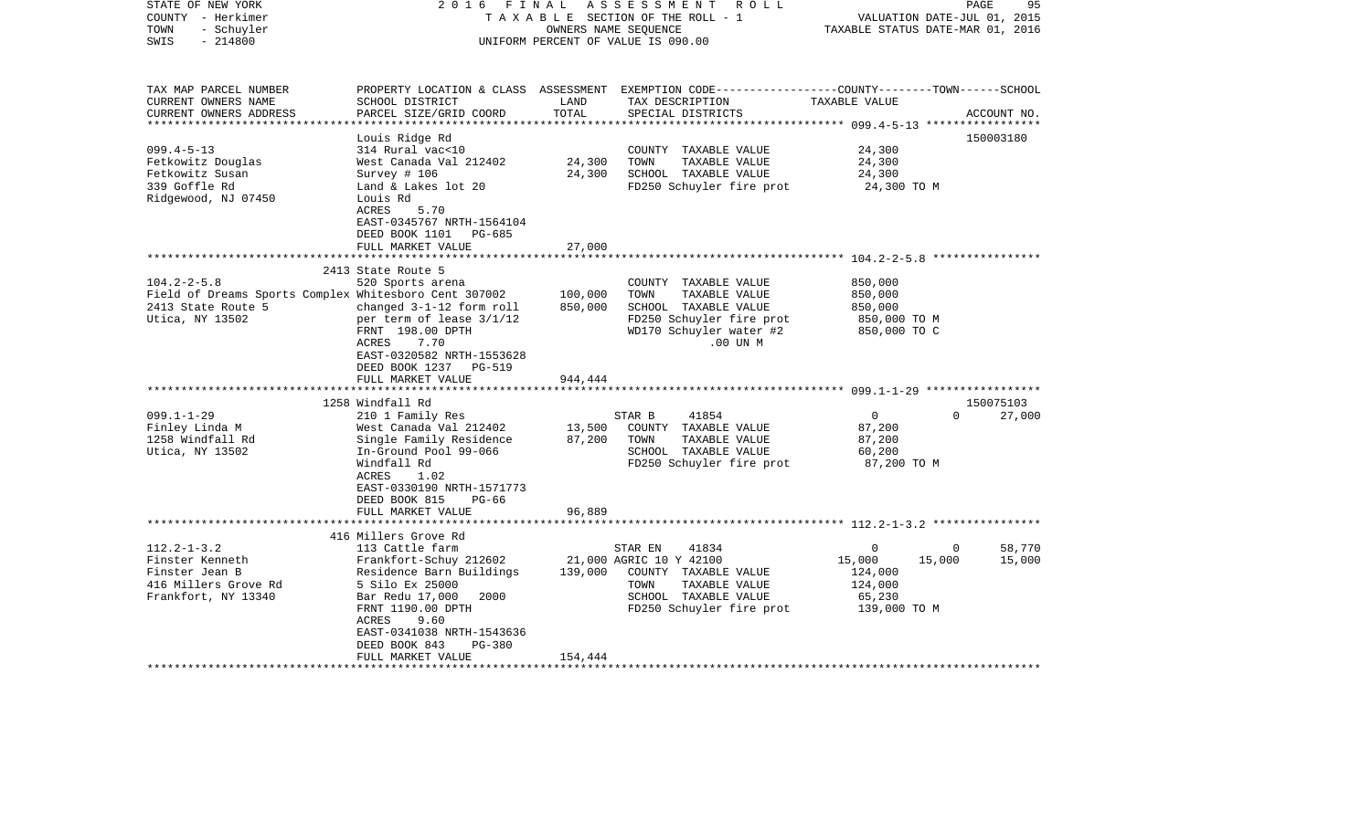STATE OF NEW YORK  
COUNTY - Herkimer  
TOWN - Schuyler  
SWIS - 214800

2 0 1 6 F I N A L A S S E S S M E N T R O L L  
T A X A B L E SECTION OF THE ROLL - 1  
OWNERS NAME SEQUENCE  
UNIFORM PERCENT OF VALUE IS 090.00

VALUATION DATE-JUL 01, 2015  
TAXABLE STATUS DATE-MAR 01, 2016

| TAX MAP PARCEL NUMBER / CURRENT OWNERS NAME / CURRENT OWNERS ADDRESS | PROPERTY LOCATION & CLASS / SCHOOL DISTRICT / PARCEL SIZE/GRID COORD | ASSESSMENT LAND / TOTAL | EXEMPTION CODE / TAX DESCRIPTION / SPECIAL DISTRICTS | COUNTY | TOWN | SCHOOL / ACCOUNT NO. |
|---|---|---|---|---|---|---|
| **099.4-5-13** | Louis Ridge Rd | | | | | 150003180 |
| Fetkowitz Douglas | 314 Rural vac<10 | | COUNTY TAXABLE VALUE | 24,300 | | |
| Fetkowitz Susan | West Canada Val 212402 | 24,300 | TOWN TAXABLE VALUE | | 24,300 | |
| 339 Goffle Rd | Survey # 106 | 24,300 | SCHOOL TAXABLE VALUE | | | 24,300 |
| Ridgewood, NJ 07450 | Land & Lakes lot 20 | | FD250 Schuyler fire prot | 24,300 TO M | | |
| | Louis Rd | | | | | |
| | ACRES 5.70 | | | | | |
| | EAST-0345767 NRTH-1564104 | | | | | |
| | DEED BOOK 1101 PG-685 | | | | | |
| | FULL MARKET VALUE | 27,000 | | | | |
| **104.2-2-5.8** | 2413 State Route 5 | | | | | |
| Field of Dreams Sports Complex | 520 Sports arena | | COUNTY TAXABLE VALUE | 850,000 | | |
| 2413 State Route 5 | Whitesboro Cent 307002 | 100,000 | TOWN TAXABLE VALUE | | 850,000 | |
| Utica, NY 13502 | changed 3-1-12 form roll | 850,000 | SCHOOL TAXABLE VALUE | | | 850,000 |
| | per term of lease 3/1/12 | | FD250 Schuyler fire prot | 850,000 TO M | | |
| | FRNT 198.00 DPTH | | WD170 Schuyler water #2 | 850,000 TO C | | |
| | ACRES 7.70 | | .00 UN M | | | |
| | EAST-0320582 NRTH-1553628 | | | | | |
| | DEED BOOK 1237 PG-519 | | | | | |
| | FULL MARKET VALUE | 944,444 | | | | |
| **099.1-1-29** | 1258 Windfall Rd | | | | | 150075103 |
| Finley Linda M | 210 1 Family Res | | STAR B 41854 | 0 | 0 | 27,000 |
| 1258 Windfall Rd | West Canada Val 212402 | 13,500 | COUNTY TAXABLE VALUE | 87,200 | | |
| Utica, NY 13502 | Single Family Residence | 87,200 | TOWN TAXABLE VALUE | | 87,200 | |
| | In-Ground Pool 99-066 | | SCHOOL TAXABLE VALUE | | | 60,200 |
| | Windfall Rd | | FD250 Schuyler fire prot | 87,200 TO M | | |
| | ACRES 1.02 | | | | | |
| | EAST-0330190 NRTH-1571773 | | | | | |
| | DEED BOOK 815 PG-66 | | | | | |
| | FULL MARKET VALUE | 96,889 | | | | |
| **112.2-1-3.2** | 416 Millers Grove Rd | | | | | |
| Finster Kenneth | 113 Cattle farm | | STAR EN 41834 | 0 | 0 | 58,770 |
| Finster Jean B | Frankfort-Schuy 212602 | 21,000 | AGRIC 10 Y 42100 | 15,000 | 15,000 | 15,000 |
| 416 Millers Grove Rd | Residence Barn Buildings | 139,000 | COUNTY TAXABLE VALUE | 124,000 | | |
| Frankfort, NY 13340 | 5 Silo Ex 25000 | | TOWN TAXABLE VALUE | | 124,000 | |
| | Bar Redu 17,000 2000 | | SCHOOL TAXABLE VALUE | | | 65,230 |
| | FRNT 1190.00 DPTH | | FD250 Schuyler fire prot | 139,000 TO M | | |
| | ACRES 9.60 | | | | | |
| | EAST-0341038 NRTH-1543636 | | | | | |
| | DEED BOOK 843 PG-380 | | | | | |
| | FULL MARKET VALUE | 154,444 | | | | |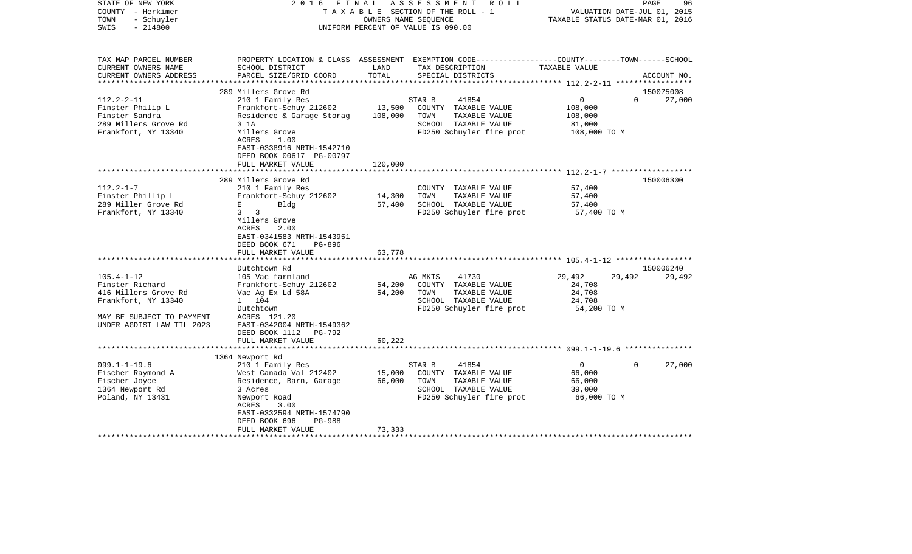STATE OF NEW YORK
COUNTY - Herkimer
TOWN - Schuyler
SWIS - 214800

2016 FINAL ASSESSMENT ROLL
TAXABLE SECTION OF THE ROLL - 1
OWNERS NAME SEQUENCE
UNIFORM PERCENT OF VALUE IS 090.00

VALUATION DATE-JUL 01, 2015
TAXABLE STATUS DATE-MAR 01, 2016

| TAX MAP PARCEL NUMBER<br>CURRENT OWNERS NAME<br>CURRENT OWNERS ADDRESS | PROPERTY LOCATION & CLASS<br>SCHOOL DISTRICT<br>PARCEL SIZE/GRID COORD | ASSESSMENT<br>LAND<br>TOTAL | EXEMPTION CODE<br>TAX DESCRIPTION<br>SPECIAL DISTRICTS | COUNTY TAXABLE VALUE | TOWN | SCHOOL<br>ACCOUNT NO. |
|---|---|---|---|---|---|---|
| | 289 Millers Grove Rd | | | | | 150075008 |
| 112.2-2-11 | 210 1 Family Res | | STAR B 41854 | 0 | 0 | 27,000 |
| Finster Philip L | Frankfort-Schuy 212602 | 13,500 | COUNTY TAXABLE VALUE | 108,000 | | |
| Finster Sandra | Residence & Garage Storag | 108,000 | TOWN TAXABLE VALUE | 108,000 | | |
| 289 Millers Grove Rd | 3 1A | | SCHOOL TAXABLE VALUE | 81,000 | | |
| Frankfort, NY 13340 | Millers Grove | | FD250 Schuyler fire prot | 108,000 TO M | | |
| | ACRES 1.00 | | | | | |
| | EAST-0338916 NRTH-1542710 | | | | | |
| | DEED BOOK 00617 PG-00797 | | | | | |
| | FULL MARKET VALUE | 120,000 | | | | |
| | 289 Millers Grove Rd | | | | | 150006300 |
| 112.2-1-7 | 210 1 Family Res | | COUNTY TAXABLE VALUE | 57,400 | | |
| Finster Phillip L | Frankfort-Schuy 212602 | 14,300 | TOWN TAXABLE VALUE | 57,400 | | |
| 289 Miller Grove Rd | E Bldg | 57,400 | SCHOOL TAXABLE VALUE | 57,400 | | |
| Frankfort, NY 13340 | 3 3 | | FD250 Schuyler fire prot | 57,400 TO M | | |
| | Millers Grove | | | | | |
| | ACRES 2.00 | | | | | |
| | EAST-0341583 NRTH-1543951 | | | | | |
| | DEED BOOK 671 PG-896 | | | | | |
| | FULL MARKET VALUE | 63,778 | | | | |
| | Dutchtown Rd | | | | | 150006240 |
| 105.4-1-12 | 105 Vac farmland | | AG MKTS 41730 | 29,492 | 29,492 | 29,492 |
| Finster Richard | Frankfort-Schuy 212602 | 54,200 | COUNTY TAXABLE VALUE | 24,708 | | |
| 416 Millers Grove Rd | Vac Ag Ex Ld 58A | 54,200 | TOWN TAXABLE VALUE | 24,708 | | |
| Frankfort, NY 13340 | 1 104 | | SCHOOL TAXABLE VALUE | 24,708 | | |
| | Dutchtown | | FD250 Schuyler fire prot | 54,200 TO M | | |
| MAY BE SUBJECT TO PAYMENT | ACRES 121.20 | | | | | |
| UNDER AGDIST LAW TIL 2023 | EAST-0342004 NRTH-1549362 | | | | | |
| | DEED BOOK 1112 PG-792 | | | | | |
| | FULL MARKET VALUE | 60,222 | | | | |
| | 1364 Newport Rd | | | | | |
| 099.1-1-19.6 | 210 1 Family Res | | STAR B 41854 | 0 | 0 | 27,000 |
| Fischer Raymond A | West Canada Val 212402 | 15,000 | COUNTY TAXABLE VALUE | 66,000 | | |
| Fischer Joyce | Residence, Barn, Garage | 66,000 | TOWN TAXABLE VALUE | 66,000 | | |
| 1364 Newport Rd | 3 Acres | | SCHOOL TAXABLE VALUE | 39,000 | | |
| Poland, NY 13431 | Newport Road | | FD250 Schuyler fire prot | 66,000 TO M | | |
| | ACRES 3.00 | | | | | |
| | EAST-0332594 NRTH-1574790 | | | | | |
| | DEED BOOK 696 PG-988 | | | | | |
| | FULL MARKET VALUE | 73,333 | | | | |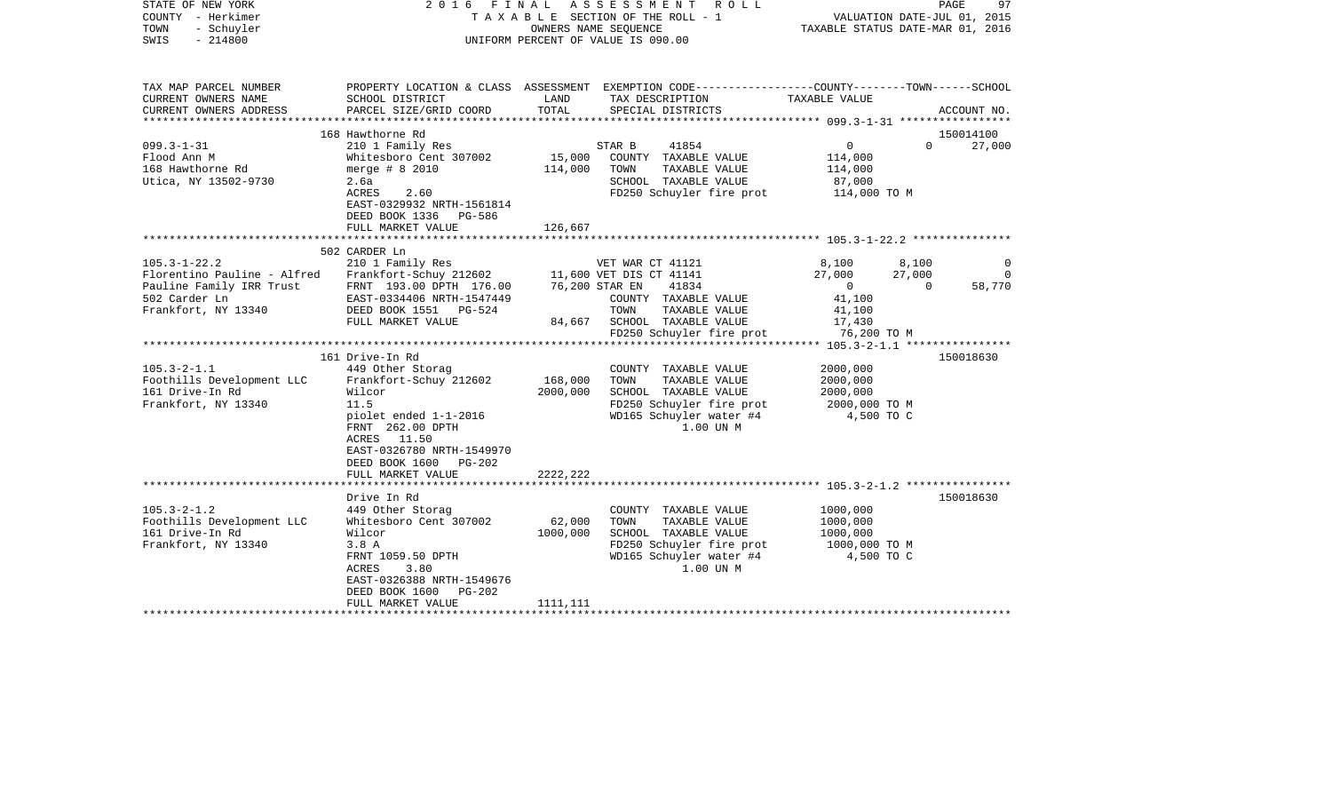STATE OF NEW YORK — 2016 FINAL ASSESSMENT ROLL
COUNTY - Herkimer — TAXABLE SECTION OF THE ROLL - 1 — VALUATION DATE-JUL 01, 2015
TOWN - Schuyler — OWNERS NAME SEQUENCE — TAXABLE STATUS DATE-MAR 01, 2016
SWIS - 214800 — UNIFORM PERCENT OF VALUE IS 090.00

| TAX MAP PARCEL NUMBER / CURRENT OWNERS NAME / CURRENT OWNERS ADDRESS | PROPERTY LOCATION & CLASS / SCHOOL DISTRICT / PARCEL SIZE/GRID COORD | ASSESSMENT LAND / TOTAL | EXEMPTION CODE / TAX DESCRIPTION / SPECIAL DISTRICTS | COUNTY TAXABLE VALUE | TOWN | SCHOOL / ACCOUNT NO. |
|---|---|---|---|---|---|---|
| | 168 Hawthorne Rd | | | | | 150014100 |
| 099.3-1-31 | 210 1 Family Res | | STAR B 41854 | 0 | 0 | 27,000 |
| Flood Ann M | Whitesboro Cent 307002 | 15,000 | COUNTY TAXABLE VALUE | 114,000 | | |
| 168 Hawthorne Rd | merge # 8 2010 | 114,000 | TOWN TAXABLE VALUE | 114,000 | | |
| Utica, NY 13502-9730 | 2.6a | | SCHOOL TAXABLE VALUE | 87,000 | | |
| | ACRES 2.60 | | FD250 Schuyler fire prot | 114,000 TO M | | |
| | EAST-0329932 NRTH-1561814 | | | | | |
| | DEED BOOK 1336 PG-586 | | | | | |
| | FULL MARKET VALUE | 126,667 | | | | |
| | 502 CARDER Ln | | | | | |
| 105.3-1-22.2 | 210 1 Family Res | | VET WAR CT 41121 | 8,100 | 8,100 | 0 |
| Florentino Pauline - Alfred | Frankfort-Schuy 212602 | 11,600 | VET DIS CT 41141 | 27,000 | 27,000 | 0 |
| Pauline Family IRR Trust | FRNT 193.00 DPTH 176.00 | 76,200 | STAR EN 41834 | 0 | 0 | 58,770 |
| 502 Carder Ln | EAST-0334406 NRTH-1547449 | | COUNTY TAXABLE VALUE | 41,100 | | |
| Frankfort, NY 13340 | DEED BOOK 1551 PG-524 | | TOWN TAXABLE VALUE | 41,100 | | |
| | FULL MARKET VALUE | 84,667 | SCHOOL TAXABLE VALUE | 17,430 | | |
| | | | FD250 Schuyler fire prot | 76,200 TO M | | |
| | 161 Drive-In Rd | | | | | 150018630 |
| 105.3-2-1.1 | 449 Other Storag | | COUNTY TAXABLE VALUE | 2000,000 | | |
| Foothills Development LLC | Frankfort-Schuy 212602 | 168,000 | TOWN TAXABLE VALUE | 2000,000 | | |
| 161 Drive-In Rd | Wilcor | 2000,000 | SCHOOL TAXABLE VALUE | 2000,000 | | |
| Frankfort, NY 13340 | 11.5 | | FD250 Schuyler fire prot | 2000,000 TO M | | |
| | piolet ended 1-1-2016 | | WD165 Schuyler water #4 | 4,500 TO C | | |
| | FRNT 262.00 DPTH | | 1.00 UN M | | | |
| | ACRES 11.50 | | | | | |
| | EAST-0326780 NRTH-1549970 | | | | | |
| | DEED BOOK 1600 PG-202 | | | | | |
| | FULL MARKET VALUE | 2222,222 | | | | |
| | Drive In Rd | | | | | 150018630 |
| 105.3-2-1.2 | 449 Other Storag | | COUNTY TAXABLE VALUE | 1000,000 | | |
| Foothills Development LLC | Whitesboro Cent 307002 | 62,000 | TOWN TAXABLE VALUE | 1000,000 | | |
| 161 Drive-In Rd | Wilcor | 1000,000 | SCHOOL TAXABLE VALUE | 1000,000 | | |
| Frankfort, NY 13340 | 3.8 A | | FD250 Schuyler fire prot | 1000,000 TO M | | |
| | FRNT 1059.50 DPTH | | WD165 Schuyler water #4 | 4,500 TO C | | |
| | ACRES 3.80 | | 1.00 UN M | | | |
| | EAST-0326388 NRTH-1549676 | | | | | |
| | DEED BOOK 1600 PG-202 | | | | | |
| | FULL MARKET VALUE | 1111,111 | | | | |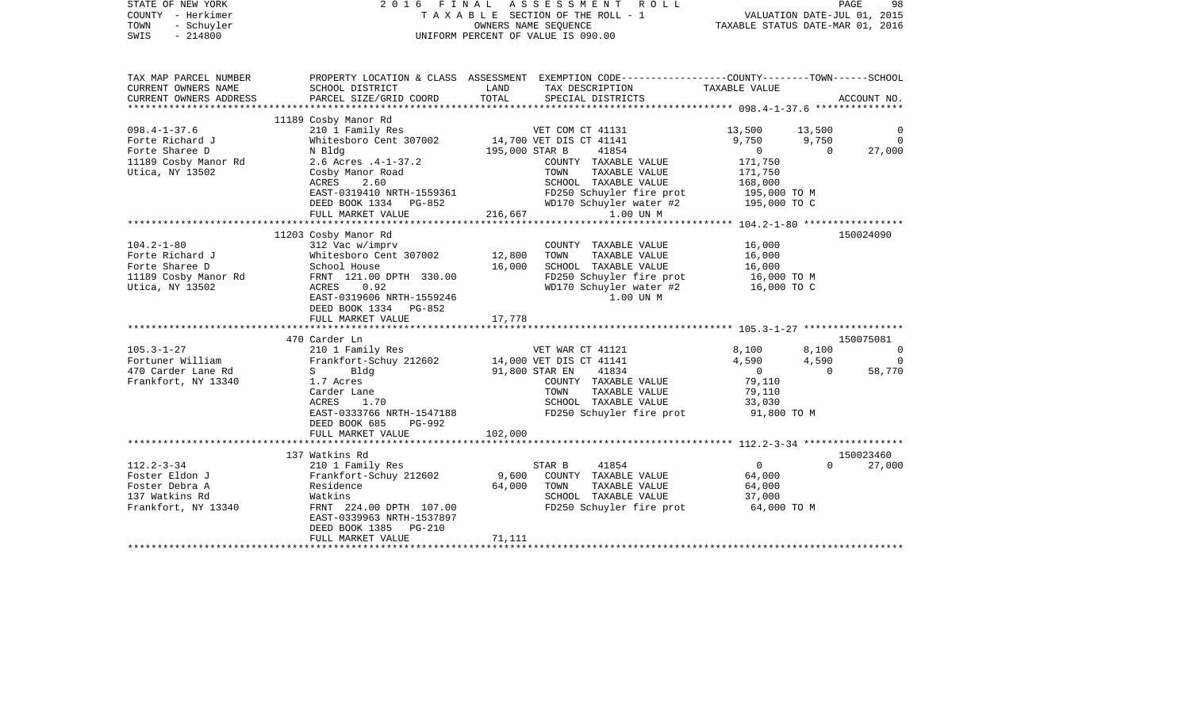STATE OF NEW YORK 2016 FINAL ASSESSMENT ROLL
COUNTY - Herkimer TAXABLE SECTION OF THE ROLL - 1 VALUATION DATE-JUL 01, 2015
TOWN - Schuyler OWNERS NAME SEQUENCE TAXABLE STATUS DATE-MAR 01, 2016
SWIS - 214800 UNIFORM PERCENT OF VALUE IS 090.00

```
TAX MAP PARCEL NUMBER     PROPERTY LOCATION & CLASS  ASSESSMENT  EXEMPTION CODE-----------------COUNTY--------TOWN------SCHOOL
CURRENT OWNERS NAME       SCHOOL DISTRICT               LAND      TAX DESCRIPTION              TAXABLE VALUE
CURRENT OWNERS ADDRESS    PARCEL SIZE/GRID COORD       TOTAL      SPECIAL DISTRICTS                                          ACCOUNT NO.
******************************************************************************************************* 098.4-1-37.6 ***************
                          11189 Cosby Manor Rd
098.4-1-37.6              210 1 Family Res                        VET COM CT 41131           13,500      13,500           0
Forte Richard J           Whitesboro Cent 307002     14,700 VET DIS CT 41141            9,750       9,750           0
Forte Sharee D            N Bldg                    195,000 STAR B      41854                0           0      27,000
11189 Cosby Manor Rd      2.6 Acres .4-1-37.2                     COUNTY  TAXABLE VALUE        171,750
Utica, NY 13502           Cosby Manor Road                        TOWN    TAXABLE VALUE        171,750
                          ACRES     2.60                          SCHOOL  TAXABLE VALUE        168,000
                          EAST-0319410 NRTH-1559361               FD250 Schuyler fire prot      195,000 TO M
                          DEED BOOK 1334   PG-852                 WD170 Schuyler water #2       195,000 TO C
                          FULL MARKET VALUE          216,667             1.00 UN M
******************************************************************************************************* 104.2-1-80 *****************
                          11203 Cosby Manor Rd                                                                   150024090
104.2-1-80                312 Vac w/imprv                         COUNTY  TAXABLE VALUE         16,000
Forte Richard J           Whitesboro Cent 307002     12,800       TOWN    TAXABLE VALUE         16,000
Forte Sharee D            School House                16,000      SCHOOL  TAXABLE VALUE         16,000
11189 Cosby Manor Rd      FRNT 121.00 DPTH 330.00                 FD250 Schuyler fire prot       16,000 TO M
Utica, NY 13502           ACRES     0.92                          WD170 Schuyler water #2        16,000 TO C
                          EAST-0319606 NRTH-1559246                      1.00 UN M
                          DEED BOOK 1334   PG-852
                          FULL MARKET VALUE           17,778
******************************************************************************************************* 105.3-1-27 *****************
                          470 Carder Ln                                                                          150075081
105.3-1-27                210 1 Family Res                        VET WAR CT 41121            8,100       8,100           0
Fortuner William          Frankfort-Schuy 212602     14,000 VET DIS CT 41141            4,590       4,590           0
470 Carder Lane Rd        S     Bldg                  91,800 STAR EN     41834                0           0      58,770
Frankfort, NY 13340       1.7 Acres                               COUNTY  TAXABLE VALUE         79,110
                          Carder Lane                             TOWN    TAXABLE VALUE         79,110
                          ACRES     1.70                          SCHOOL  TAXABLE VALUE         33,030
                          EAST-0333766 NRTH-1547188               FD250 Schuyler fire prot       91,800 TO M
                          DEED BOOK 685    PG-992
                          FULL MARKET VALUE          102,000
******************************************************************************************************* 112.2-3-34 *****************
                          137 Watkins Rd                                                                         150023460
112.2-3-34                210 1 Family Res                        STAR B      41854                0           0      27,000
Foster Eldon J            Frankfort-Schuy 212602      9,600       COUNTY  TAXABLE VALUE         64,000
Foster Debra A            Residence                   64,000      TOWN    TAXABLE VALUE         64,000
137 Watkins Rd            Watkins                                 SCHOOL  TAXABLE VALUE         37,000
Frankfort, NY 13340       FRNT 224.00 DPTH 107.00                 FD250 Schuyler fire prot       64,000 TO M
                          EAST-0339963 NRTH-1537897
                          DEED BOOK 1385   PG-210
                          FULL MARKET VALUE           71,111
************************************************************************************************************************************
```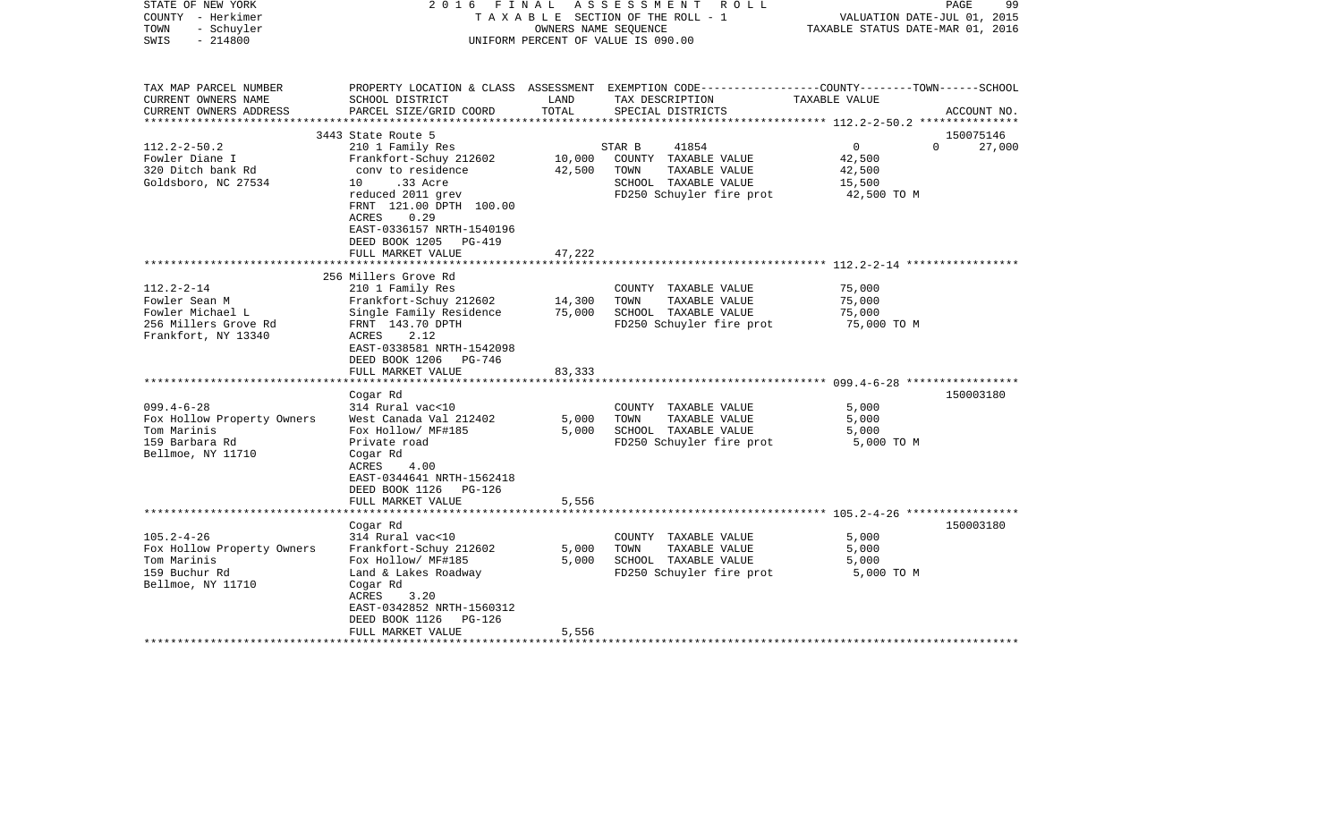STATE OF NEW YORK — 2016 FINAL ASSESSMENT ROLL
COUNTY - Herkimer — TAXABLE SECTION OF THE ROLL - 1 — VALUATION DATE-JUL 01, 2015
TOWN - Schuyler — OWNERS NAME SEQUENCE — TAXABLE STATUS DATE-MAR 01, 2016
SWIS - 214800 — UNIFORM PERCENT OF VALUE IS 090.00

| TAX MAP PARCEL NUMBER / CURRENT OWNERS NAME / CURRENT OWNERS ADDRESS | PROPERTY LOCATION & CLASS / SCHOOL DISTRICT / PARCEL SIZE/GRID COORD | ASSESSMENT LAND / TOTAL | EXEMPTION CODE / TAX DESCRIPTION / SPECIAL DISTRICTS | COUNTY / TOWN / SCHOOL TAXABLE VALUE | ACCOUNT NO. |
|---|---|---|---|---|---|
| | 3443 State Route 5 | | | | 150075146 |
| 112.2-2-50.2 | 210 1 Family Res | | STAR B 41854 | 0 0 | 27,000 |
| Fowler Diane I | Frankfort-Schuy 212602 | 10,000 | COUNTY TAXABLE VALUE | 42,500 | |
| 320 Ditch bank Rd | conv to residence | 42,500 | TOWN TAXABLE VALUE | 42,500 | |
| Goldsboro, NC 27534 | 10 .33 Acre | | SCHOOL TAXABLE VALUE | 15,500 | |
| | reduced 2011 grev | | FD250 Schuyler fire prot | 42,500 TO M | |
| | FRNT 121.00 DPTH 100.00 | | | | |
| | ACRES 0.29 | | | | |
| | EAST-0336157 NRTH-1540196 | | | | |
| | DEED BOOK 1205 PG-419 | | | | |
| | FULL MARKET VALUE | 47,222 | | | |
| | 256 Millers Grove Rd | | | | |
| 112.2-2-14 | 210 1 Family Res | | COUNTY TAXABLE VALUE | 75,000 | |
| Fowler Sean M | Frankfort-Schuy 212602 | 14,300 | TOWN TAXABLE VALUE | 75,000 | |
| Fowler Michael L | Single Family Residence | 75,000 | SCHOOL TAXABLE VALUE | 75,000 | |
| 256 Millers Grove Rd | FRNT 143.70 DPTH | | FD250 Schuyler fire prot | 75,000 TO M | |
| Frankfort, NY 13340 | ACRES 2.12 | | | | |
| | EAST-0338581 NRTH-1542098 | | | | |
| | DEED BOOK 1206 PG-746 | | | | |
| | FULL MARKET VALUE | 83,333 | | | |
| | Cogar Rd | | | | 150003180 |
| 099.4-6-28 | 314 Rural vac<10 | | COUNTY TAXABLE VALUE | 5,000 | |
| Fox Hollow Property Owners | West Canada Val 212402 | 5,000 | TOWN TAXABLE VALUE | 5,000 | |
| Tom Marinis | Fox Hollow/ MF#185 | 5,000 | SCHOOL TAXABLE VALUE | 5,000 | |
| 159 Barbara Rd | Private road | | FD250 Schuyler fire prot | 5,000 TO M | |
| Bellmoe, NY 11710 | Cogar Rd | | | | |
| | ACRES 4.00 | | | | |
| | EAST-0344641 NRTH-1562418 | | | | |
| | DEED BOOK 1126 PG-126 | | | | |
| | FULL MARKET VALUE | 5,556 | | | |
| | Cogar Rd | | | | 150003180 |
| 105.2-4-26 | 314 Rural vac<10 | | COUNTY TAXABLE VALUE | 5,000 | |
| Fox Hollow Property Owners | Frankfort-Schuy 212602 | 5,000 | TOWN TAXABLE VALUE | 5,000 | |
| Tom Marinis | Fox Hollow/ MF#185 | 5,000 | SCHOOL TAXABLE VALUE | 5,000 | |
| 159 Buchur Rd | Land & Lakes Roadway | | FD250 Schuyler fire prot | 5,000 TO M | |
| Bellmoe, NY 11710 | Cogar Rd | | | | |
| | ACRES 3.20 | | | | |
| | EAST-0342852 NRTH-1560312 | | | | |
| | DEED BOOK 1126 PG-126 | | | | |
| | FULL MARKET VALUE | 5,556 | | | |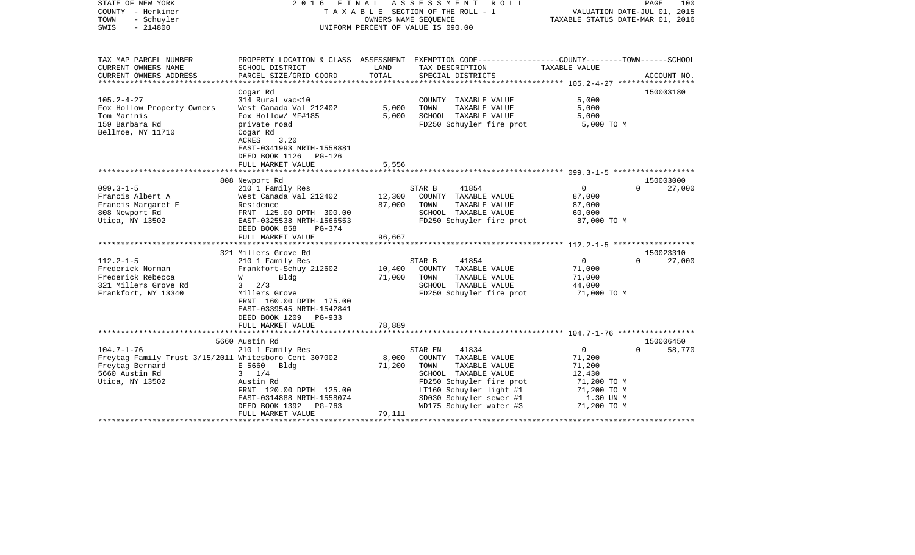STATE OF NEW YORK — 2016 FINAL ASSESSMENT ROLL
COUNTY - Herkimer — TAXABLE SECTION OF THE ROLL - 1 — VALUATION DATE-JUL 01, 2015
TOWN - Schuyler — OWNERS NAME SEQUENCE — TAXABLE STATUS DATE-MAR 01, 2016
SWIS - 214800 — UNIFORM PERCENT OF VALUE IS 090.00

| TAX MAP PARCEL NUMBER / CURRENT OWNERS NAME / CURRENT OWNERS ADDRESS | PROPERTY LOCATION & CLASS / SCHOOL DISTRICT / PARCEL SIZE/GRID COORD | ASSESSMENT LAND / TOTAL | EXEMPTION CODE / TAX DESCRIPTION / SPECIAL DISTRICTS | COUNTY / TOWN / SCHOOL TAXABLE VALUE | ACCOUNT NO. |
|---|---|---|---|---|---|
| **105.2-4-27** | Cogar Rd | | | | 150003180 |
| 105.2-4-27 | 314 Rural vac<10 | | COUNTY TAXABLE VALUE | 5,000 | |
| Fox Hollow Property Owners | West Canada Val 212402 | 5,000 | TOWN TAXABLE VALUE | 5,000 | |
| Tom Marinis | Fox Hollow/ MF#185 | 5,000 | SCHOOL TAXABLE VALUE | 5,000 | |
| 159 Barbara Rd | private road | | FD250 Schuyler fire prot | 5,000 TO M | |
| Bellmoe, NY 11710 | Cogar Rd | | | | |
| | ACRES 3.20 | | | | |
| | EAST-0341993 NRTH-1558881 | | | | |
| | DEED BOOK 1126 PG-126 | | | | |
| | FULL MARKET VALUE | 5,556 | | | |
| **099.3-1-5** | 808 Newport Rd | | | | 150003000 |
| 099.3-1-5 | 210 1 Family Res | | STAR B 41854 | 0 / 0 / 27,000 | |
| Francis Albert A | West Canada Val 212402 | 12,300 | COUNTY TAXABLE VALUE | 87,000 | |
| Francis Margaret E | Residence | 87,000 | TOWN TAXABLE VALUE | 87,000 | |
| 808 Newport Rd | FRNT 125.00 DPTH 300.00 | | SCHOOL TAXABLE VALUE | 60,000 | |
| Utica, NY 13502 | EAST-0325538 NRTH-1566553 | | FD250 Schuyler fire prot | 87,000 TO M | |
| | DEED BOOK 858 PG-374 | | | | |
| | FULL MARKET VALUE | 96,667 | | | |
| **112.2-1-5** | 321 Millers Grove Rd | | | | 150023310 |
| 112.2-1-5 | 210 1 Family Res | | STAR B 41854 | 0 / 0 / 27,000 | |
| Frederick Norman | Frankfort-Schuy 212602 | 10,400 | COUNTY TAXABLE VALUE | 71,000 | |
| Frederick Rebecca | W Bldg | 71,000 | TOWN TAXABLE VALUE | 71,000 | |
| 321 Millers Grove Rd | 3 2/3 | | SCHOOL TAXABLE VALUE | 44,000 | |
| Frankfort, NY 13340 | Millers Grove | | FD250 Schuyler fire prot | 71,000 TO M | |
| | FRNT 160.00 DPTH 175.00 | | | | |
| | EAST-0339545 NRTH-1542841 | | | | |
| | DEED BOOK 1209 PG-933 | | | | |
| | FULL MARKET VALUE | 78,889 | | | |
| **104.7-1-76** | 5660 Austin Rd | | | | 150006450 |
| 104.7-1-76 | 210 1 Family Res | | STAR EN 41834 | 0 / 0 / 58,770 | |
| Freytag Family Trust 3/15/2011 | Whitesboro Cent 307002 | 8,000 | COUNTY TAXABLE VALUE | 71,200 | |
| Freytag Bernard | E 5660 Bldg | 71,200 | TOWN TAXABLE VALUE | 71,200 | |
| 5660 Austin Rd | 3 1/4 | | SCHOOL TAXABLE VALUE | 12,430 | |
| Utica, NY 13502 | Austin Rd | | FD250 Schuyler fire prot | 71,200 TO M | |
| | FRNT 120.00 DPTH 125.00 | | LT160 Schuyler light #1 | 71,200 TO M | |
| | EAST-0314888 NRTH-1558074 | | SD030 Schuyler sewer #1 | 1.30 UN M | |
| | DEED BOOK 1392 PG-763 | | WD175 Schuyler water #3 | 71,200 TO M | |
| | FULL MARKET VALUE | 79,111 | | | |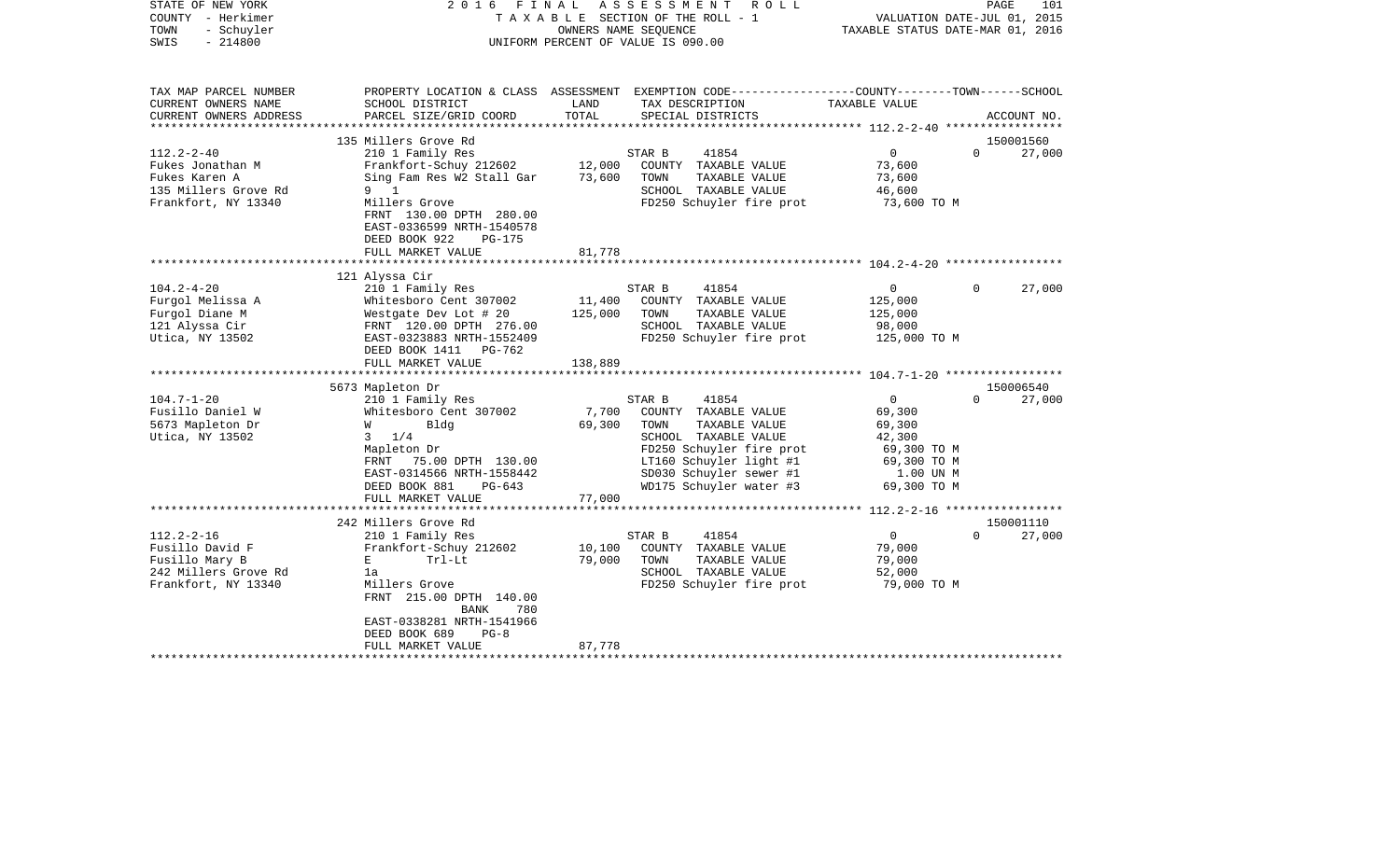STATE OF NEW YORK
COUNTY - Herkimer
TOWN - Schuyler
SWIS - 214800

2 0 1 6 F I N A L A S S E S S M E N T R O L L
T A X A B L E SECTION OF THE ROLL - 1
OWNERS NAME SEQUENCE
UNIFORM PERCENT OF VALUE IS 090.00

VALUATION DATE-JUL 01, 2015
TAXABLE STATUS DATE-MAR 01, 2016

```
TAX MAP PARCEL NUMBER          PROPERTY LOCATION & CLASS  ASSESSMENT  EXEMPTION CODE------------------COUNTY--------TOWN------SCHOOL
CURRENT OWNERS NAME            SCHOOL DISTRICT              LAND      TAX DESCRIPTION                  TAXABLE VALUE
CURRENT OWNERS ADDRESS         PARCEL SIZE/GRID COORD       TOTAL     SPECIAL DISTRICTS                                        ACCOUNT NO.
*********************************************************************************************** 112.2-2-40 *****************
                               135 Millers Grove Rd                                                                         150001560
112.2-2-40                     210 1 Family Res                        STAR B      41854              0             0        27,000
Fukes Jonathan M               Frankfort-Schuy 212602       12,000     COUNTY  TAXABLE VALUE           73,600
Fukes Karen A                  Sing Fam Res W2 Stall Gar    73,600     TOWN    TAXABLE VALUE           73,600
135 Millers Grove Rd           9  1                                    SCHOOL  TAXABLE VALUE           46,600
Frankfort, NY 13340            Millers Grove                           FD250 Schuyler fire prot        73,600 TO M
                               FRNT 130.00 DPTH 280.00
                               EAST-0336599 NRTH-1540578
                               DEED BOOK 922     PG-175
                               FULL MARKET VALUE            81,778
*********************************************************************************************** 104.2-4-20 *****************
                               121 Alyssa Cir
104.2-4-20                     210 1 Family Res                        STAR B      41854              0             0        27,000
Furgol Melissa A               Whitesboro Cent 307002       11,400     COUNTY  TAXABLE VALUE          125,000
Furgol Diane M                 Westgate Dev Lot # 20       125,000     TOWN    TAXABLE VALUE          125,000
121 Alyssa Cir                 FRNT 120.00 DPTH 276.00                 SCHOOL  TAXABLE VALUE           98,000
Utica, NY 13502                EAST-0323883 NRTH-1552409               FD250 Schuyler fire prot       125,000 TO M
                               DEED BOOK 1411    PG-762
                               FULL MARKET VALUE           138,889
*********************************************************************************************** 104.7-1-20 *****************
                               5673 Mapleton Dr                                                                             150006540
104.7-1-20                     210 1 Family Res                        STAR B      41854              0             0        27,000
Fusillo Daniel W               Whitesboro Cent 307002        7,700     COUNTY  TAXABLE VALUE           69,300
5673 Mapleton Dr               W        Bldg                69,300     TOWN    TAXABLE VALUE           69,300
Utica, NY 13502                3  1/4                                  SCHOOL  TAXABLE VALUE           42,300
                               Mapleton Dr                             FD250 Schuyler fire prot        69,300 TO M
                               FRNT  75.00 DPTH 130.00                 LT160 Schuyler light #1         69,300 TO M
                               EAST-0314566 NRTH-1558442               SD030 Schuyler sewer #1           1.00 UN M
                               DEED BOOK 881     PG-643                WD175 Schuyler water #3         69,300 TO M
                               FULL MARKET VALUE            77,000
*********************************************************************************************** 112.2-2-16 *****************
                               242 Millers Grove Rd                                                                         150001110
112.2-2-16                     210 1 Family Res                        STAR B      41854              0             0        27,000
Fusillo David F                Frankfort-Schuy 212602       10,100     COUNTY  TAXABLE VALUE           79,000
Fusillo Mary B                 E        Trl-Lt              79,000     TOWN    TAXABLE VALUE           79,000
242 Millers Grove Rd           1a                                      SCHOOL  TAXABLE VALUE           52,000
Frankfort, NY 13340            Millers Grove                           FD250 Schuyler fire prot        79,000 TO M
                               FRNT 215.00 DPTH 140.00
                                          BANK     780
                               EAST-0338281 NRTH-1541966
                               DEED BOOK 689     PG-8
                               FULL MARKET VALUE            87,778
********************************************************************************************************************************
```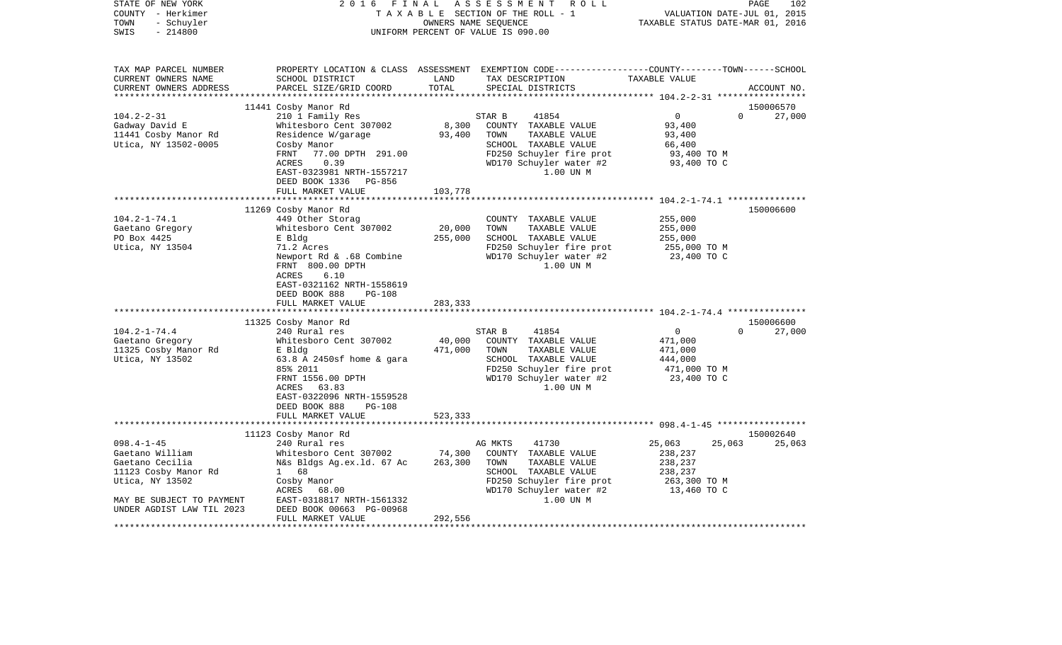STATE OF NEW YORK — 2016 FINAL ASSESSMENT ROLL — PAGE 102
COUNTY - Herkimer — TAXABLE SECTION OF THE ROLL - 1 — VALUATION DATE-JUL 01, 2015
TOWN - Schuyler — OWNERS NAME SEQUENCE — TAXABLE STATUS DATE-MAR 01, 2016
SWIS - 214800 — UNIFORM PERCENT OF VALUE IS 090.00

| TAX MAP PARCEL NUMBER / CURRENT OWNERS NAME / CURRENT OWNERS ADDRESS | PROPERTY LOCATION & CLASS / SCHOOL DISTRICT / PARCEL SIZE/GRID COORD | ASSESSMENT LAND / TOTAL | EXEMPTION CODE / TAX DESCRIPTION / SPECIAL DISTRICTS | COUNTY | TOWN | SCHOOL / ACCOUNT NO. |
|---|---|---|---|---|---|---|
| | 11441 Cosby Manor Rd | | | | | 150006570 |
| 104.2-2-31 | 210 1 Family Res | | STAR B 41854 | 0 | 0 | 27,000 |
| Gadway David E | Whitesboro Cent 307002 | 8,300 | COUNTY TAXABLE VALUE | 93,400 | | |
| 11441 Cosby Manor Rd | Residence W/garage | 93,400 | TOWN TAXABLE VALUE | | 93,400 | |
| Utica, NY 13502-0005 | Cosby Manor | | SCHOOL TAXABLE VALUE | | | 66,400 |
| | FRNT 77.00 DPTH 291.00 | | FD250 Schuyler fire prot | 93,400 TO M | | |
| | ACRES 0.39 | | WD170 Schuyler water #2 | 93,400 TO C | | |
| | EAST-0323981 NRTH-1557217 | | 1.00 UN M | | | |
| | DEED BOOK 1336 PG-856 | | | | | |
| | FULL MARKET VALUE | 103,778 | | | | |
| | 11269 Cosby Manor Rd | | | | | 150006600 |
| 104.2-1-74.1 | 449 Other Storag | | COUNTY TAXABLE VALUE | 255,000 | | |
| Gaetano Gregory | Whitesboro Cent 307002 | 20,000 | TOWN TAXABLE VALUE | | 255,000 | |
| PO Box 4425 | E Bldg | 255,000 | SCHOOL TAXABLE VALUE | | | 255,000 |
| Utica, NY 13504 | 71.2 Acres | | FD250 Schuyler fire prot | 255,000 TO M | | |
| | Newport Rd & .68 Combine | | WD170 Schuyler water #2 | 23,400 TO C | | |
| | FRNT 800.00 DPTH | | 1.00 UN M | | | |
| | ACRES 6.10 | | | | | |
| | EAST-0321162 NRTH-1558619 | | | | | |
| | DEED BOOK 888 PG-108 | | | | | |
| | FULL MARKET VALUE | 283,333 | | | | |
| | 11325 Cosby Manor Rd | | | | | 150006600 |
| 104.2-1-74.4 | 240 Rural res | | STAR B 41854 | 0 | 0 | 27,000 |
| Gaetano Gregory | Whitesboro Cent 307002 | 40,000 | COUNTY TAXABLE VALUE | 471,000 | | |
| 11325 Cosby Manor Rd | E Bldg | 471,000 | TOWN TAXABLE VALUE | | 471,000 | |
| Utica, NY 13502 | 63.8 A 2450sf home & gara | | SCHOOL TAXABLE VALUE | | | 444,000 |
| | 85% 2011 | | FD250 Schuyler fire prot | 471,000 TO M | | |
| | FRNT 1556.00 DPTH | | WD170 Schuyler water #2 | 23,400 TO C | | |
| | ACRES 63.83 | | 1.00 UN M | | | |
| | EAST-0322096 NRTH-1559528 | | | | | |
| | DEED BOOK 888 PG-108 | | | | | |
| | FULL MARKET VALUE | 523,333 | | | | |
| | 11123 Cosby Manor Rd | | | | | 150002640 |
| 098.4-1-45 | 240 Rural res | | AG MKTS 41730 | 25,063 | 25,063 | 25,063 |
| Gaetano William | Whitesboro Cent 307002 | 74,300 | COUNTY TAXABLE VALUE | 238,237 | | |
| Gaetano Cecilia | N&s Bldgs Ag.ex.ld. 67 Ac | 263,300 | TOWN TAXABLE VALUE | | 238,237 | |
| 11123 Cosby Manor Rd | 1 68 | | SCHOOL TAXABLE VALUE | | | 238,237 |
| Utica, NY 13502 | Cosby Manor | | FD250 Schuyler fire prot | 263,300 TO M | | |
| | ACRES 68.00 | | WD170 Schuyler water #2 | 13,460 TO C | | |
| MAY BE SUBJECT TO PAYMENT | EAST-0318817 NRTH-1561332 | | 1.00 UN M | | | |
| UNDER AGDIST LAW TIL 2023 | DEED BOOK 00663 PG-00968 | | | | | |
| | FULL MARKET VALUE | 292,556 | | | | |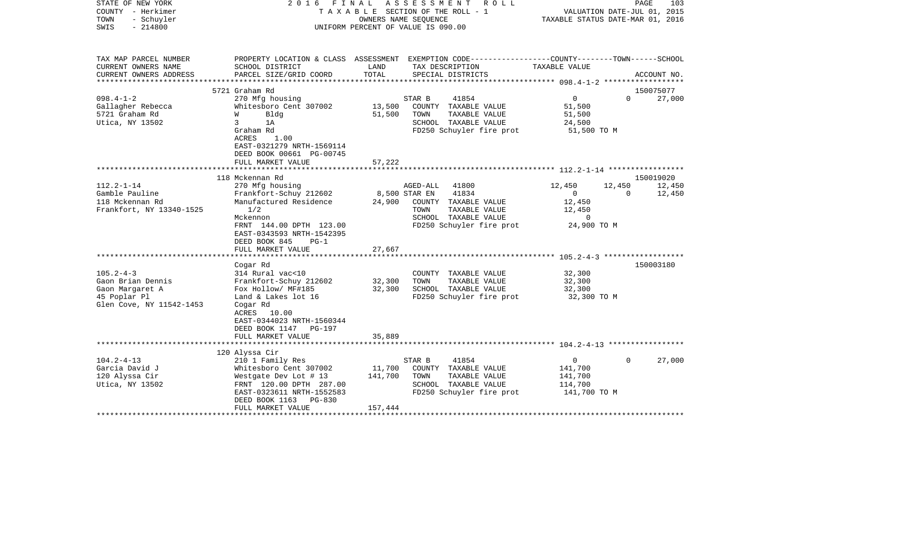STATE OF NEW YORK — 2016 FINAL ASSESSMENT ROLL
COUNTY - Herkimer — TAXABLE SECTION OF THE ROLL - 1 — VALUATION DATE-JUL 01, 2015
TOWN - Schuyler — OWNERS NAME SEQUENCE — TAXABLE STATUS DATE-MAR 01, 2016
SWIS - 214800 — UNIFORM PERCENT OF VALUE IS 090.00

| TAX MAP PARCEL NUMBER / CURRENT OWNERS NAME / CURRENT OWNERS ADDRESS | PROPERTY LOCATION & CLASS / SCHOOL DISTRICT / PARCEL SIZE/GRID COORD | ASSESSMENT LAND / TOTAL | EXEMPTION CODE / TAX DESCRIPTION / SPECIAL DISTRICTS | COUNTY | TOWN | SCHOOL / TAXABLE VALUE / ACCOUNT NO. |
|---|---|---|---|---|---|---|
| **098.4-1-2** | 5721 Graham Rd | | | | | 150075077 |
| 098.4-1-2 | 270 Mfg housing | | STAR B 41854 | 0 | 0 | 27,000 |
| Gallagher Rebecca | Whitesboro Cent 307002 | 13,500 | COUNTY TAXABLE VALUE | 51,500 | | |
| 5721 Graham Rd | W Bldg | 51,500 | TOWN TAXABLE VALUE | 51,500 | | |
| Utica, NY 13502 | 3 1A | | SCHOOL TAXABLE VALUE | 24,500 | | |
| | Graham Rd | | FD250 Schuyler fire prot | 51,500 TO M | | |
| | ACRES 1.00 | | | | | |
| | EAST-0321279 NRTH-1569114 | | | | | |
| | DEED BOOK 00661 PG-00745 | | | | | |
| | FULL MARKET VALUE | 57,222 | | | | |
| **112.2-1-14** | 118 Mckennan Rd | | | | | 150019020 |
| 112.2-1-14 | 270 Mfg housing | | AGED-ALL 41800 | 12,450 | 12,450 | 12,450 |
| Gamble Pauline | Frankfort-Schuy 212602 | 8,500 | STAR EN 41834 | 0 | 0 | 12,450 |
| 118 Mckennan Rd | Manufactured Residence | 24,900 | COUNTY TAXABLE VALUE | 12,450 | | |
| Frankfort, NY 13340-1525 | 1/2 | | TOWN TAXABLE VALUE | 12,450 | | |
| | Mckennon | | SCHOOL TAXABLE VALUE | 0 | | |
| | FRNT 144.00 DPTH 123.00 | | FD250 Schuyler fire prot | 24,900 TO M | | |
| | EAST-0343593 NRTH-1542395 | | | | | |
| | DEED BOOK 845 PG-1 | | | | | |
| | FULL MARKET VALUE | 27,667 | | | | |
| **105.2-4-3** | Cogar Rd | | | | | 150003180 |
| 105.2-4-3 | 314 Rural vac<10 | | COUNTY TAXABLE VALUE | 32,300 | | |
| Gaon Brian Dennis | Frankfort-Schuy 212602 | 32,300 | TOWN TAXABLE VALUE | 32,300 | | |
| Gaon Margaret A | Fox Hollow/ MF#185 | 32,300 | SCHOOL TAXABLE VALUE | 32,300 | | |
| 45 Poplar Pl | Land & Lakes lot 16 | | FD250 Schuyler fire prot | 32,300 TO M | | |
| Glen Cove, NY 11542-1453 | Cogar Rd | | | | | |
| | ACRES 10.00 | | | | | |
| | EAST-0344023 NRTH-1560344 | | | | | |
| | DEED BOOK 1147 PG-197 | | | | | |
| | FULL MARKET VALUE | 35,889 | | | | |
| **104.2-4-13** | 120 Alyssa Cir | | | | | |
| 104.2-4-13 | 210 1 Family Res | | STAR B 41854 | 0 | 0 | 27,000 |
| Garcia David J | Whitesboro Cent 307002 | 11,700 | COUNTY TAXABLE VALUE | 141,700 | | |
| 120 Alyssa Cir | Westgate Dev Lot # 13 | 141,700 | TOWN TAXABLE VALUE | 141,700 | | |
| Utica, NY 13502 | FRNT 120.00 DPTH 287.00 | | SCHOOL TAXABLE VALUE | 114,700 | | |
| | EAST-0323611 NRTH-1552583 | | FD250 Schuyler fire prot | 141,700 TO M | | |
| | DEED BOOK 1163 PG-830 | | | | | |
| | FULL MARKET VALUE | 157,444 | | | | |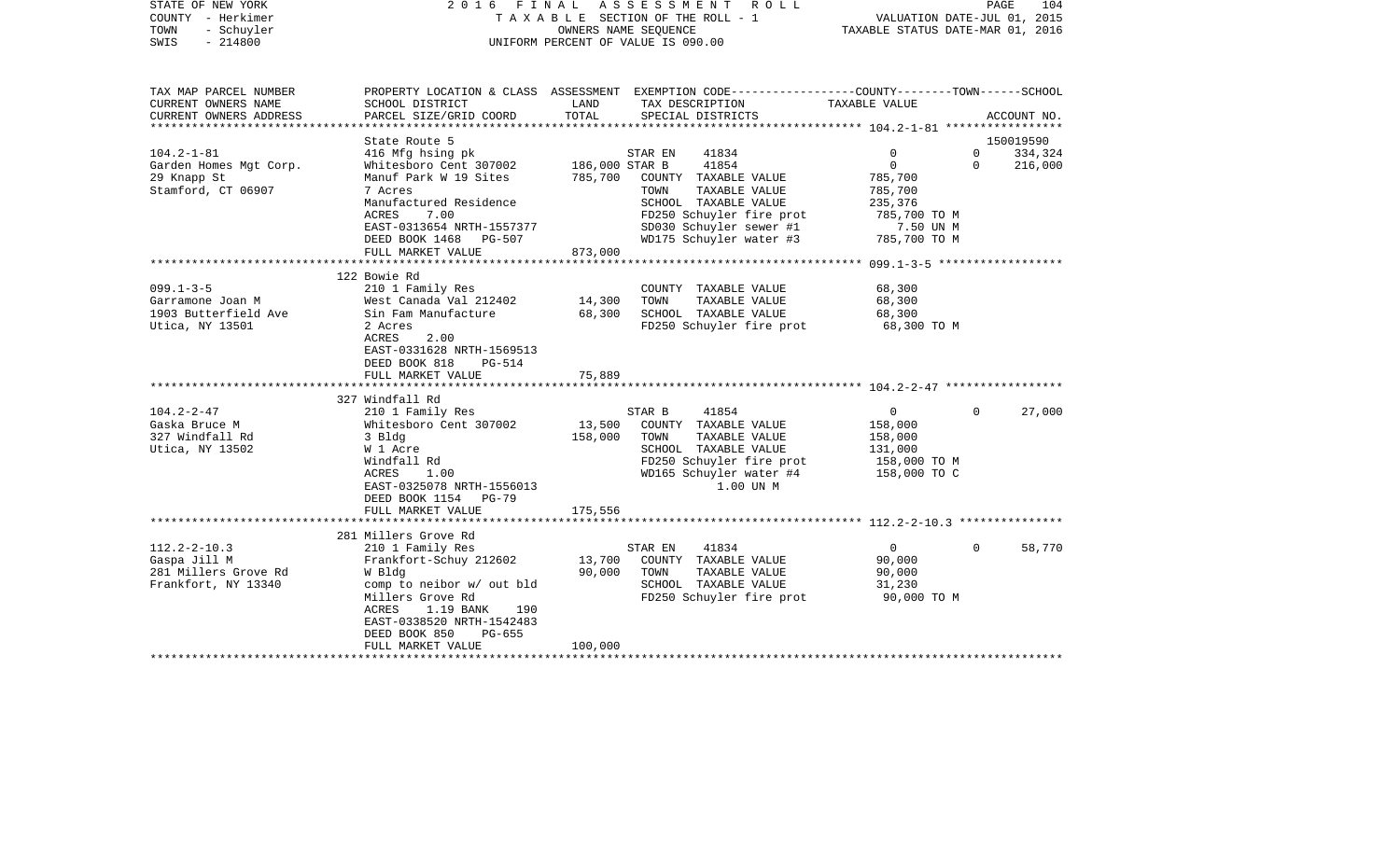STATE OF NEW YORK — 2016 FINAL ASSESSMENT ROLL — TAXABLE SECTION OF THE ROLL - 1
COUNTY - Herkimer — OWNERS NAME SEQUENCE — VALUATION DATE-JUL 01, 2015
TOWN - Schuyler — UNIFORM PERCENT OF VALUE IS 090.00 — TAXABLE STATUS DATE-MAR 01, 2016
SWIS - 214800

| TAX MAP PARCEL NUMBER / CURRENT OWNERS NAME / CURRENT OWNERS ADDRESS | PROPERTY LOCATION & CLASS / SCHOOL DISTRICT / PARCEL SIZE/GRID COORD | ASSESSMENT LAND | TOTAL | EXEMPTION CODE / TAX DESCRIPTION / SPECIAL DISTRICTS | COUNTY | TOWN | SCHOOL / ACCOUNT NO. |
|---|---|---|---|---|---|---|---|
| **104.2-1-81** | State Route 5 | | | | | | 150019590 |
| | 416 Mfg hsing pk | | | STAR EN 41834 | 0 | 0 | 334,324 |
| Garden Homes Mgt Corp. | Whitesboro Cent 307002 | 186,000 | | STAR B 41854 | 0 | 0 | 216,000 |
| 29 Knapp St | Manuf Park W 19 Sites | | 785,700 | COUNTY TAXABLE VALUE | 785,700 | | |
| Stamford, CT 06907 | 7 Acres | | | TOWN TAXABLE VALUE | 785,700 | | |
| | Manufactured Residence | | | SCHOOL TAXABLE VALUE | 235,376 | | |
| | ACRES 7.00 | | | FD250 Schuyler fire prot | 785,700 TO M | | |
| | EAST-0313654 NRTH-1557377 | | | SD030 Schuyler sewer #1 | 7.50 UN M | | |
| | DEED BOOK 1468 PG-507 | | | WD175 Schuyler water #3 | 785,700 TO M | | |
| | FULL MARKET VALUE | | 873,000 | | | | |
| **099.1-3-5** | 122 Bowie Rd | | | | | | |
| | 210 1 Family Res | | | COUNTY TAXABLE VALUE | 68,300 | | |
| Garramone Joan M | West Canada Val 212402 | 14,300 | | TOWN TAXABLE VALUE | 68,300 | | |
| 1903 Butterfield Ave | Sin Fam Manufacture | | 68,300 | SCHOOL TAXABLE VALUE | 68,300 | | |
| Utica, NY 13501 | 2 Acres | | | FD250 Schuyler fire prot | 68,300 TO M | | |
| | ACRES 2.00 | | | | | | |
| | EAST-0331628 NRTH-1569513 | | | | | | |
| | DEED BOOK 818 PG-514 | | | | | | |
| | FULL MARKET VALUE | | 75,889 | | | | |
| **104.2-2-47** | 327 Windfall Rd | | | | | | |
| | 210 1 Family Res | | | STAR B 41854 | 0 | 0 | 27,000 |
| Gaska Bruce M | Whitesboro Cent 307002 | 13,500 | | COUNTY TAXABLE VALUE | 158,000 | | |
| 327 Windfall Rd | 3 Bldg | | 158,000 | TOWN TAXABLE VALUE | 158,000 | | |
| Utica, NY 13502 | W 1 Acre | | | SCHOOL TAXABLE VALUE | 131,000 | | |
| | Windfall Rd | | | FD250 Schuyler fire prot | 158,000 TO M | | |
| | ACRES 1.00 | | | WD165 Schuyler water #4 | 158,000 TO C | | |
| | EAST-0325078 NRTH-1556013 | | | | 1.00 UN M | | |
| | DEED BOOK 1154 PG-79 | | | | | | |
| | FULL MARKET VALUE | | 175,556 | | | | |
| **112.2-2-10.3** | 281 Millers Grove Rd | | | | | | |
| | 210 1 Family Res | | | STAR EN 41834 | 0 | 0 | 58,770 |
| Gaspa Jill M | Frankfort-Schuy 212602 | 13,700 | | COUNTY TAXABLE VALUE | 90,000 | | |
| 281 Millers Grove Rd | W Bldg | | 90,000 | TOWN TAXABLE VALUE | 90,000 | | |
| Frankfort, NY 13340 | comp to neibor w/ out bld | | | SCHOOL TAXABLE VALUE | 31,230 | | |
| | Millers Grove Rd | | | FD250 Schuyler fire prot | 90,000 TO M | | |
| | ACRES 1.19 BANK 190 | | | | | | |
| | EAST-0338520 NRTH-1542483 | | | | | | |
| | DEED BOOK 850 PG-655 | | | | | | |
| | FULL MARKET VALUE | | 100,000 | | | | |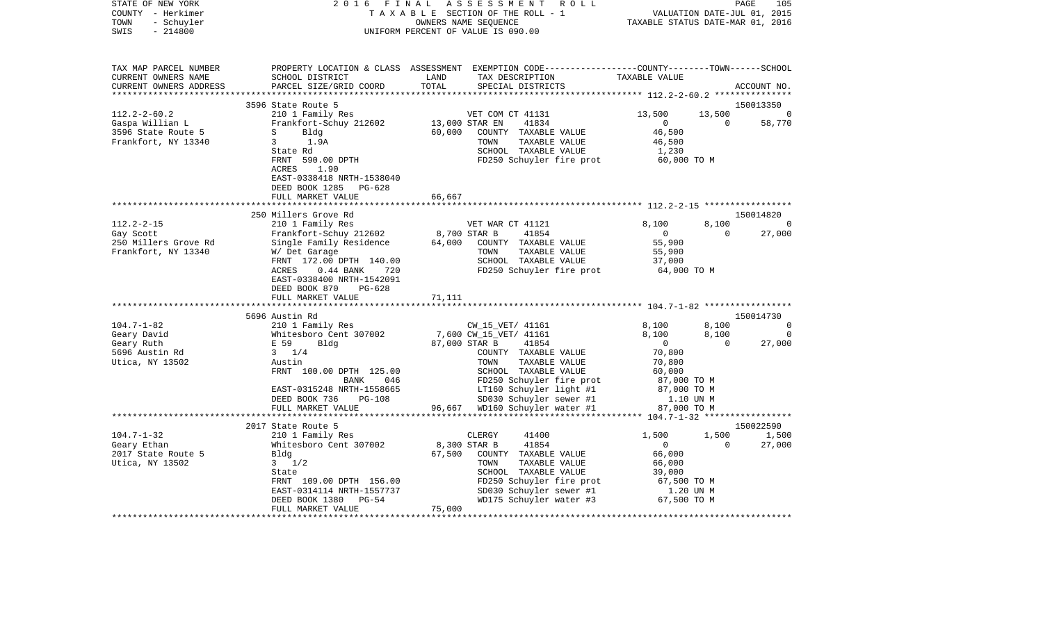STATE OF NEW YORK
COUNTY - Herkimer
TOWN - Schuyler
SWIS - 214800

2016 FINAL ASSESSMENT ROLL
TAXABLE SECTION OF THE ROLL - 1
OWNERS NAME SEQUENCE
UNIFORM PERCENT OF VALUE IS 090.00

VALUATION DATE-JUL 01, 2015
TAXABLE STATUS DATE-MAR 01, 2016

| TAX MAP PARCEL NUMBER / CURRENT OWNERS NAME / CURRENT OWNERS ADDRESS | PROPERTY LOCATION & CLASS / SCHOOL DISTRICT / PARCEL SIZE/GRID COORD | ASSESSMENT LAND / TOTAL | EXEMPTION CODE / TAX DESCRIPTION / SPECIAL DISTRICTS | COUNTY | TOWN | SCHOOL / ACCOUNT NO. |
|---|---|---|---|---|---|---|
| | 3596 State Route 5 | | | | | 150013350 |
| 112.2-2-60.2 | 210 1 Family Res | | VET COM CT 41131 | 13,500 | 13,500 | 0 |
| Gaspa Willian L | Frankfort-Schuy 212602 | 13,000 | STAR EN 41834 | 0 | 0 | 58,770 |
| 3596 State Route 5 | S Bldg | 60,000 | COUNTY TAXABLE VALUE | 46,500 | | |
| Frankfort, NY 13340 | 3 1.9A | | TOWN TAXABLE VALUE | | 46,500 | |
| | State Rd | | SCHOOL TAXABLE VALUE | | | 1,230 |
| | FRNT 590.00 DPTH | | FD250 Schuyler fire prot | 60,000 TO M | | |
| | ACRES 1.90 | | | | | |
| | EAST-0338418 NRTH-1538040 | | | | | |
| | DEED BOOK 1285 PG-628 | | | | | |
| | FULL MARKET VALUE | 66,667 | | | | |
| | 250 Millers Grove Rd | | | | | 150014820 |
| 112.2-2-15 | 210 1 Family Res | | VET WAR CT 41121 | 8,100 | 8,100 | 0 |
| Gay Scott | Frankfort-Schuy 212602 | 8,700 | STAR B 41854 | 0 | 0 | 27,000 |
| 250 Millers Grove Rd | Single Family Residence | 64,000 | COUNTY TAXABLE VALUE | 55,900 | | |
| Frankfort, NY 13340 | W/ Det Garage | | TOWN TAXABLE VALUE | | 55,900 | |
| | FRNT 172.00 DPTH 140.00 | | SCHOOL TAXABLE VALUE | | | 37,000 |
| | ACRES 0.44 BANK 720 | | FD250 Schuyler fire prot | 64,000 TO M | | |
| | EAST-0338400 NRTH-1542091 | | | | | |
| | DEED BOOK 870 PG-628 | | | | | |
| | FULL MARKET VALUE | 71,111 | | | | |
| | 5696 Austin Rd | | | | | 150014730 |
| 104.7-1-82 | 210 1 Family Res | | CW_15_VET/ 41161 | 8,100 | 8,100 | 0 |
| Geary David | Whitesboro Cent 307002 | 7,600 | CW_15_VET/ 41161 | 8,100 | 8,100 | 0 |
| Geary Ruth | E 59 Bldg | 87,000 | STAR B 41854 | 0 | 0 | 27,000 |
| 5696 Austin Rd | 3 1/4 | | COUNTY TAXABLE VALUE | 70,800 | | |
| Utica, NY 13502 | Austin | | TOWN TAXABLE VALUE | | 70,800 | |
| | FRNT 100.00 DPTH 125.00 | | SCHOOL TAXABLE VALUE | | | 60,000 |
| | BANK 046 | | FD250 Schuyler fire prot | 87,000 TO M | | |
| | EAST-0315248 NRTH-1558665 | | LT160 Schuyler light #1 | 87,000 TO M | | |
| | DEED BOOK 736 PG-108 | | SD030 Schuyler sewer #1 | 1.10 UN M | | |
| | FULL MARKET VALUE | 96,667 | WD160 Schuyler water #1 | 87,000 TO M | | |
| | 2017 State Route 5 | | | | | 150022590 |
| 104.7-1-32 | 210 1 Family Res | | CLERGY 41400 | 1,500 | 1,500 | 1,500 |
| Geary Ethan | Whitesboro Cent 307002 | 8,300 | STAR B 41854 | 0 | 0 | 27,000 |
| 2017 State Route 5 | Bldg | 67,500 | COUNTY TAXABLE VALUE | 66,000 | | |
| Utica, NY 13502 | 3 1/2 | | TOWN TAXABLE VALUE | | 66,000 | |
| | State | | SCHOOL TAXABLE VALUE | | | 39,000 |
| | FRNT 109.00 DPTH 156.00 | | FD250 Schuyler fire prot | 67,500 TO M | | |
| | EAST-0314114 NRTH-1557737 | | SD030 Schuyler sewer #1 | 1.20 UN M | | |
| | DEED BOOK 1380 PG-54 | | WD175 Schuyler water #3 | 67,500 TO M | | |
| | FULL MARKET VALUE | 75,000 | | | | |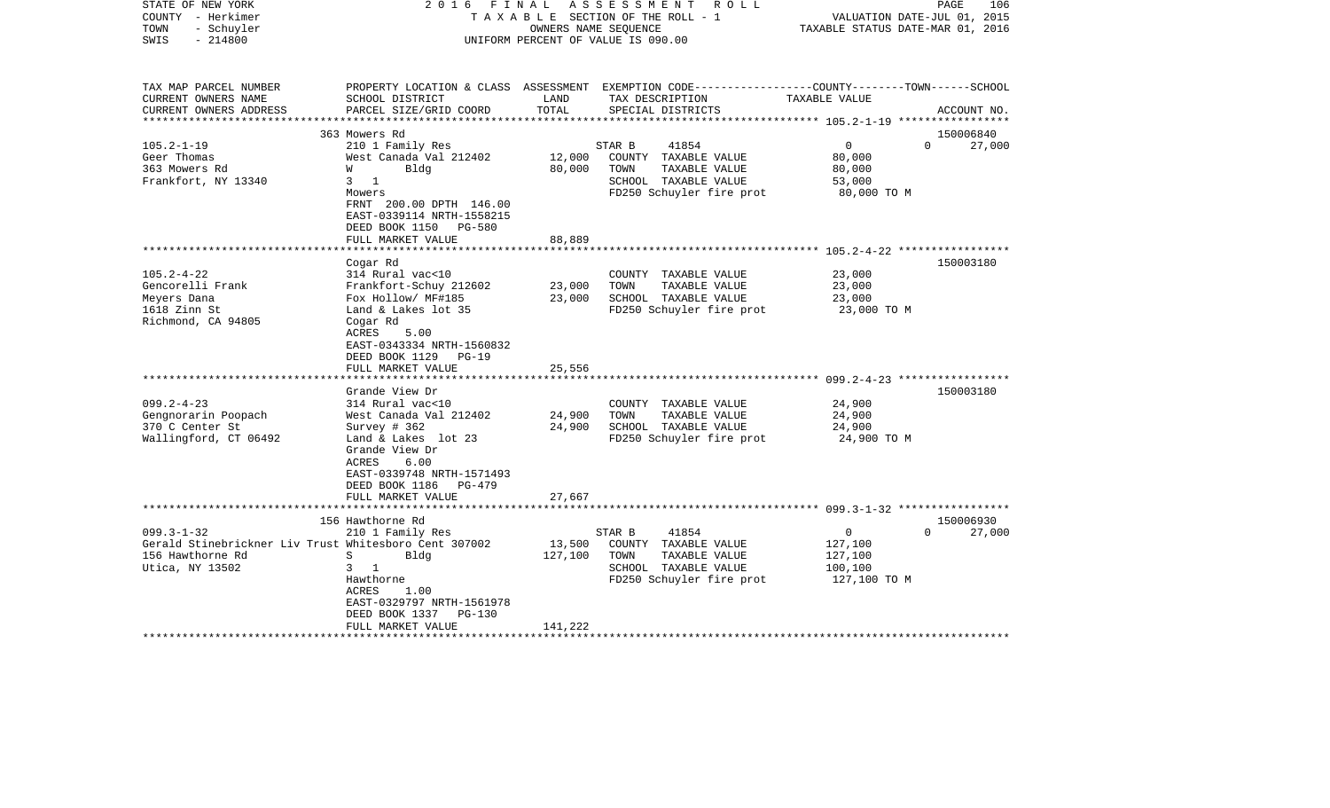STATE OF NEW YORK — 2016 FINAL ASSESSMENT ROLL
COUNTY - Herkimer — TAXABLE SECTION OF THE ROLL - 1 — VALUATION DATE-JUL 01, 2015
TOWN - Schuyler — OWNERS NAME SEQUENCE — TAXABLE STATUS DATE-MAR 01, 2016
SWIS - 214800 — UNIFORM PERCENT OF VALUE IS 090.00

| TAX MAP PARCEL NUMBER / CURRENT OWNERS NAME / CURRENT OWNERS ADDRESS | PROPERTY LOCATION & CLASS / SCHOOL DISTRICT / PARCEL SIZE/GRID COORD | ASSESSMENT LAND | TOTAL | EXEMPTION CODE / TAX DESCRIPTION / SPECIAL DISTRICTS | COUNTY / TOWN / SCHOOL TAXABLE VALUE | ACCOUNT NO. |
|---|---|---|---|---|---|---|
| **105.2-1-19** | 363 Mowers Rd | | | | | 150006840 |
| Geer Thomas | 210 1 Family Res | | | STAR B 41854 | 0 0 | 27,000 |
| 363 Mowers Rd | West Canada Val 212402 | 12,000 | | COUNTY TAXABLE VALUE | 80,000 | |
| Frankfort, NY 13340 | W Bldg | | 80,000 | TOWN TAXABLE VALUE | 80,000 | |
| | 3 1 | | | SCHOOL TAXABLE VALUE | 53,000 | |
| | Mowers | | | FD250 Schuyler fire prot | 80,000 TO M | |
| | FRNT 200.00 DPTH 146.00 | | | | | |
| | EAST-0339114 NRTH-1558215 | | | | | |
| | DEED BOOK 1150 PG-580 | | | | | |
| | FULL MARKET VALUE | | 88,889 | | | |
| **105.2-4-22** | Cogar Rd | | | | | 150003180 |
| Gencorelli Frank | 314 Rural vac<10 | | | COUNTY TAXABLE VALUE | 23,000 | |
| Meyers Dana | Frankfort-Schuy 212602 | 23,000 | | TOWN TAXABLE VALUE | 23,000 | |
| 1618 Zinn St | Fox Hollow/ MF#185 | | 23,000 | SCHOOL TAXABLE VALUE | 23,000 | |
| Richmond, CA 94805 | Land & Lakes lot 35 | | | FD250 Schuyler fire prot | 23,000 TO M | |
| | Cogar Rd | | | | | |
| | ACRES 5.00 | | | | | |
| | EAST-0343334 NRTH-1560832 | | | | | |
| | DEED BOOK 1129 PG-19 | | | | | |
| | FULL MARKET VALUE | | 25,556 | | | |
| **099.2-4-23** | Grande View Dr | | | | | 150003180 |
| Gengnorarin Poopach | 314 Rural vac<10 | | | COUNTY TAXABLE VALUE | 24,900 | |
| 370 C Center St | West Canada Val 212402 | 24,900 | | TOWN TAXABLE VALUE | 24,900 | |
| Wallingford, CT 06492 | Survey # 362 | | 24,900 | SCHOOL TAXABLE VALUE | 24,900 | |
| | Land & Lakes lot 23 | | | FD250 Schuyler fire prot | 24,900 TO M | |
| | Grande View Dr | | | | | |
| | ACRES 6.00 | | | | | |
| | EAST-0339748 NRTH-1571493 | | | | | |
| | DEED BOOK 1186 PG-479 | | | | | |
| | FULL MARKET VALUE | | 27,667 | | | |
| **099.3-1-32** | 156 Hawthorne Rd | | | | | 150006930 |
| Gerald Stinebrickner Liv Trust | 210 1 Family Res | | | STAR B 41854 | 0 0 | 27,000 |
| 156 Hawthorne Rd | Whitesboro Cent 307002 | 13,500 | | COUNTY TAXABLE VALUE | 127,100 | |
| Utica, NY 13502 | S Bldg | | 127,100 | TOWN TAXABLE VALUE | 127,100 | |
| | 3 1 | | | SCHOOL TAXABLE VALUE | 100,100 | |
| | Hawthorne | | | FD250 Schuyler fire prot | 127,100 TO M | |
| | ACRES 1.00 | | | | | |
| | EAST-0329797 NRTH-1561978 | | | | | |
| | DEED BOOK 1337 PG-130 | | | | | |
| | FULL MARKET VALUE | | 141,222 | | | |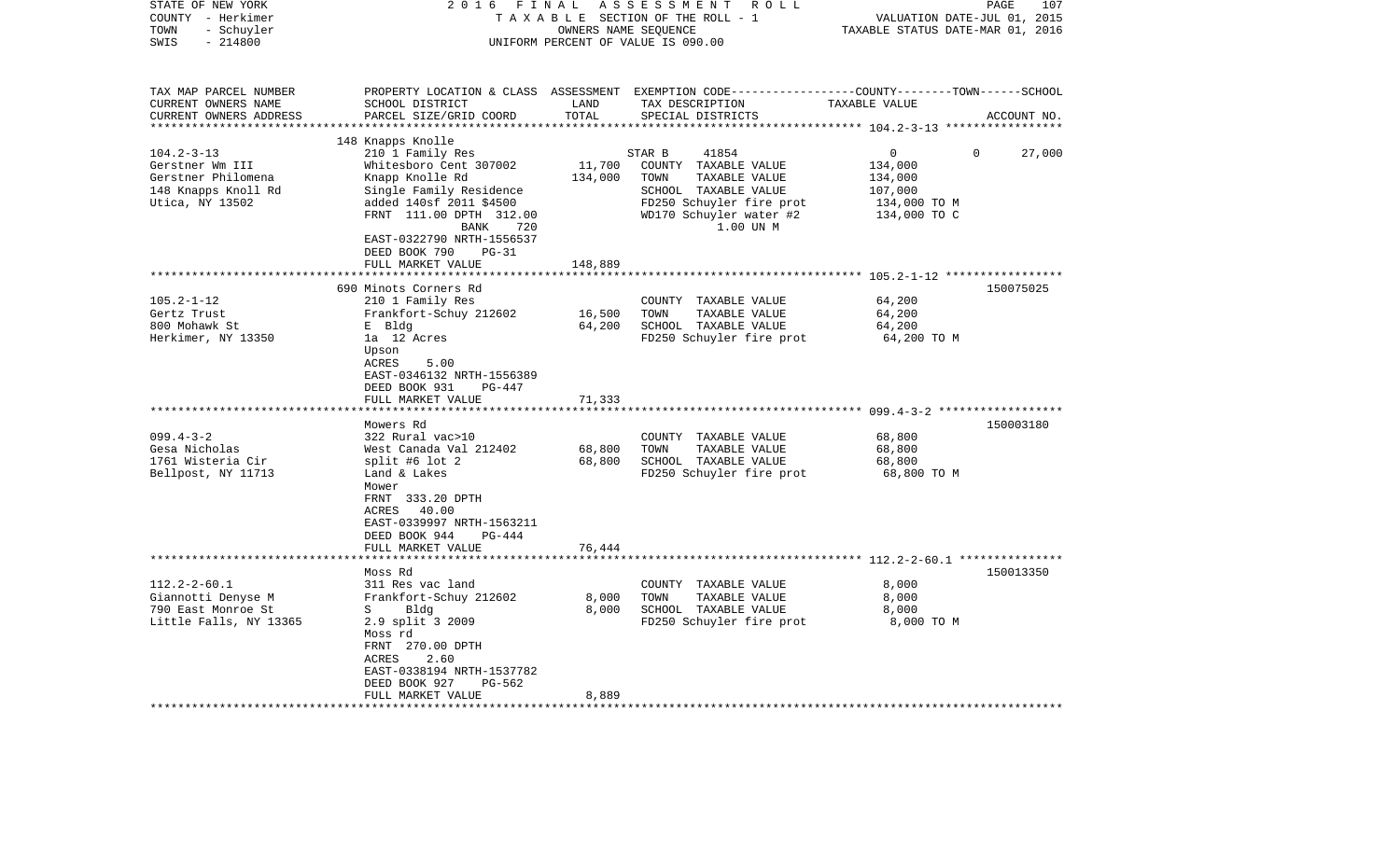STATE OF NEW YORK — 2016 FINAL ASSESSMENT ROLL
COUNTY - Herkimer — TAXABLE SECTION OF THE ROLL - 1 — VALUATION DATE-JUL 01, 2015
TOWN - Schuyler — OWNERS NAME SEQUENCE — TAXABLE STATUS DATE-MAR 01, 2016
SWIS - 214800 — UNIFORM PERCENT OF VALUE IS 090.00

| TAX MAP PARCEL NUMBER<br>CURRENT OWNERS NAME<br>CURRENT OWNERS ADDRESS | PROPERTY LOCATION & CLASS<br>SCHOOL DISTRICT<br>PARCEL SIZE/GRID COORD | ASSESSMENT<br>LAND<br>TOTAL | EXEMPTION CODE<br>TAX DESCRIPTION<br>SPECIAL DISTRICTS | COUNTY--------TOWN------SCHOOL<br>TAXABLE VALUE<br>ACCOUNT NO. |
|---|---|---|---|---|
| 104.2-3-13<br>Gerstner Wm III<br>Gerstner Philomena<br>148 Knapps Knoll Rd<br>Utica, NY 13502 | 148 Knapps Knolle<br>210 1 Family Res<br>Whitesboro Cent 307002<br>Knapp Knolle Rd<br>Single Family Residence<br>added 140sf 2011 $4500<br>FRNT 111.00 DPTH 312.00<br>BANK 720<br>EAST-0322790 NRTH-1556537<br>DEED BOOK 790 PG-31<br>FULL MARKET VALUE | <br><br>11,700<br>134,000<br><br><br><br><br><br><br>148,889 | STAR B 41854<br>COUNTY TAXABLE VALUE<br>TOWN TAXABLE VALUE<br>SCHOOL TAXABLE VALUE<br>FD250 Schuyler fire prot<br>WD170 Schuyler water #2<br>1.00 UN M | 0 0 27,000<br>134,000<br>134,000<br>107,000<br>134,000 TO M<br>134,000 TO C |
| 105.2-1-12<br>Gertz Trust<br>800 Mohawk St<br>Herkimer, NY 13350 | 690 Minots Corners Rd<br>210 1 Family Res<br>Frankfort-Schuy 212602<br>E Bldg<br>1a 12 Acres<br>Upson<br>ACRES 5.00<br>EAST-0346132 NRTH-1556389<br>DEED BOOK 931 PG-447<br>FULL MARKET VALUE | <br><br>16,500<br>64,200<br><br><br><br><br><br>71,333 | COUNTY TAXABLE VALUE<br>TOWN TAXABLE VALUE<br>SCHOOL TAXABLE VALUE<br>FD250 Schuyler fire prot | 150075025<br>64,200<br>64,200<br>64,200<br>64,200 TO M |
| 099.4-3-2<br>Gesa Nicholas<br>1761 Wisteria Cir<br>Bellpost, NY 11713 | Mowers Rd<br>322 Rural vac>10<br>West Canada Val 212402<br>split #6 lot 2<br>Land & Lakes<br>Mower<br>FRNT 333.20 DPTH<br>ACRES 40.00<br>EAST-0339997 NRTH-1563211<br>DEED BOOK 944 PG-444<br>FULL MARKET VALUE | <br><br>68,800<br>68,800<br><br><br><br><br><br><br>76,444 | COUNTY TAXABLE VALUE<br>TOWN TAXABLE VALUE<br>SCHOOL TAXABLE VALUE<br>FD250 Schuyler fire prot | 150003180<br>68,800<br>68,800<br>68,800<br>68,800 TO M |
| 112.2-2-60.1<br>Giannotti Denyse M<br>790 East Monroe St<br>Little Falls, NY 13365 | Moss Rd<br>311 Res vac land<br>Frankfort-Schuy 212602<br>S Bldg<br>2.9 split 3 2009<br>Moss rd<br>FRNT 270.00 DPTH<br>ACRES 2.60<br>EAST-0338194 NRTH-1537782<br>DEED BOOK 927 PG-562<br>FULL MARKET VALUE | <br><br>8,000<br>8,000<br><br><br><br><br><br><br>8,889 | COUNTY TAXABLE VALUE<br>TOWN TAXABLE VALUE<br>SCHOOL TAXABLE VALUE<br>FD250 Schuyler fire prot | 150013350<br>8,000<br>8,000<br>8,000<br>8,000 TO M |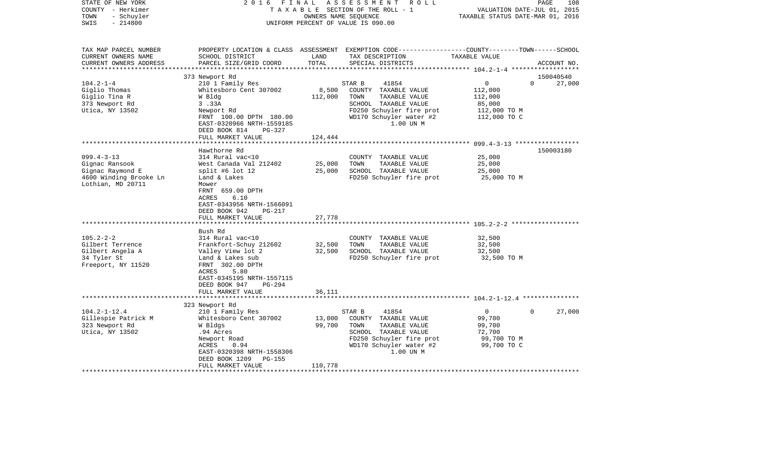STATE OF NEW YORK — 2016 FINAL ASSESSMENT ROLL
COUNTY - Herkimer — TAXABLE SECTION OF THE ROLL - 1 — VALUATION DATE-JUL 01, 2015
TOWN - Schuyler — OWNERS NAME SEQUENCE — TAXABLE STATUS DATE-MAR 01, 2016
SWIS - 214800 — UNIFORM PERCENT OF VALUE IS 090.00

| TAX MAP PARCEL NUMBER / CURRENT OWNERS NAME / CURRENT OWNERS ADDRESS | PROPERTY LOCATION & CLASS / SCHOOL DISTRICT / PARCEL SIZE/GRID COORD | ASSESSMENT LAND | TOTAL | EXEMPTION CODE / TAX DESCRIPTION / SPECIAL DISTRICTS | COUNTY TAXABLE VALUE | TOWN | SCHOOL / ACCOUNT NO. |
|---|---|---|---|---|---|---|---|
| **104.2-1-4** | 373 Newport Rd | | | | | | 150040540 |
| | 210 1 Family Res | | | STAR B 41854 | 0 | 0 | 27,000 |
| Giglio Thomas | Whitesboro Cent 307002 | 8,500 | | COUNTY TAXABLE VALUE | 112,000 | | |
| Giglio Tina R | W Bldg | | 112,000 | TOWN TAXABLE VALUE | 112,000 | | |
| 373 Newport Rd | 3 .33A | | | SCHOOL TAXABLE VALUE | 85,000 | | |
| Utica, NY 13502 | Newport Rd | | | FD250 Schuyler fire prot | 112,000 TO M | | |
| | FRNT 100.00 DPTH 180.00 | | | WD170 Schuyler water #2 | 112,000 TO C | | |
| | EAST-0320966 NRTH-1559185 | | | 1.00 UN M | | | |
| | DEED BOOK 814 PG-327 | | | | | | |
| | FULL MARKET VALUE | | 124,444 | | | | |
| **099.4-3-13** | Hawthorne Rd | | | | | | 150003180 |
| | 314 Rural vac<10 | | | COUNTY TAXABLE VALUE | 25,000 | | |
| Gignac Ransook | West Canada Val 212402 | 25,000 | | TOWN TAXABLE VALUE | 25,000 | | |
| Gignac Raymond E | split #6 lot 12 | | 25,000 | SCHOOL TAXABLE VALUE | 25,000 | | |
| 4600 Winding Brooke Ln | Land & Lakes | | | FD250 Schuyler fire prot | 25,000 TO M | | |
| Lothian, MD 20711 | Mower | | | | | | |
| | FRNT 659.00 DPTH | | | | | | |
| | ACRES 6.10 | | | | | | |
| | EAST-0343956 NRTH-1566091 | | | | | | |
| | DEED BOOK 942 PG-217 | | | | | | |
| | FULL MARKET VALUE | | 27,778 | | | | |
| **105.2-2-2** | Bush Rd | | | | | | |
| | 314 Rural vac<10 | | | COUNTY TAXABLE VALUE | 32,500 | | |
| Gilbert Terrence | Frankfort-Schuy 212602 | 32,500 | | TOWN TAXABLE VALUE | 32,500 | | |
| Gilbert Angela A | Valley View lot 2 | | 32,500 | SCHOOL TAXABLE VALUE | 32,500 | | |
| 34 Tyler St | Land & Lakes sub | | | FD250 Schuyler fire prot | 32,500 TO M | | |
| Freeport, NY 11520 | FRNT 302.00 DPTH | | | | | | |
| | ACRES 5.80 | | | | | | |
| | EAST-0345195 NRTH-1557115 | | | | | | |
| | DEED BOOK 947 PG-294 | | | | | | |
| | FULL MARKET VALUE | | 36,111 | | | | |
| **104.2-1-12.4** | 323 Newport Rd | | | | | | |
| | 210 1 Family Res | | | STAR B 41854 | 0 | 0 | 27,000 |
| Gillespie Patrick M | Whitesboro Cent 307002 | 13,000 | | COUNTY TAXABLE VALUE | 99,700 | | |
| 323 Newport Rd | W Bldgs | | 99,700 | TOWN TAXABLE VALUE | 99,700 | | |
| Utica, NY 13502 | .94 Acres | | | SCHOOL TAXABLE VALUE | 72,700 | | |
| | Newport Road | | | FD250 Schuyler fire prot | 99,700 TO M | | |
| | ACRES 0.94 | | | WD170 Schuyler water #2 | 99,700 TO C | | |
| | EAST-0320398 NRTH-1558306 | | | 1.00 UN M | | | |
| | DEED BOOK 1209 PG-155 | | | | | | |
| | FULL MARKET VALUE | | 110,778 | | | | |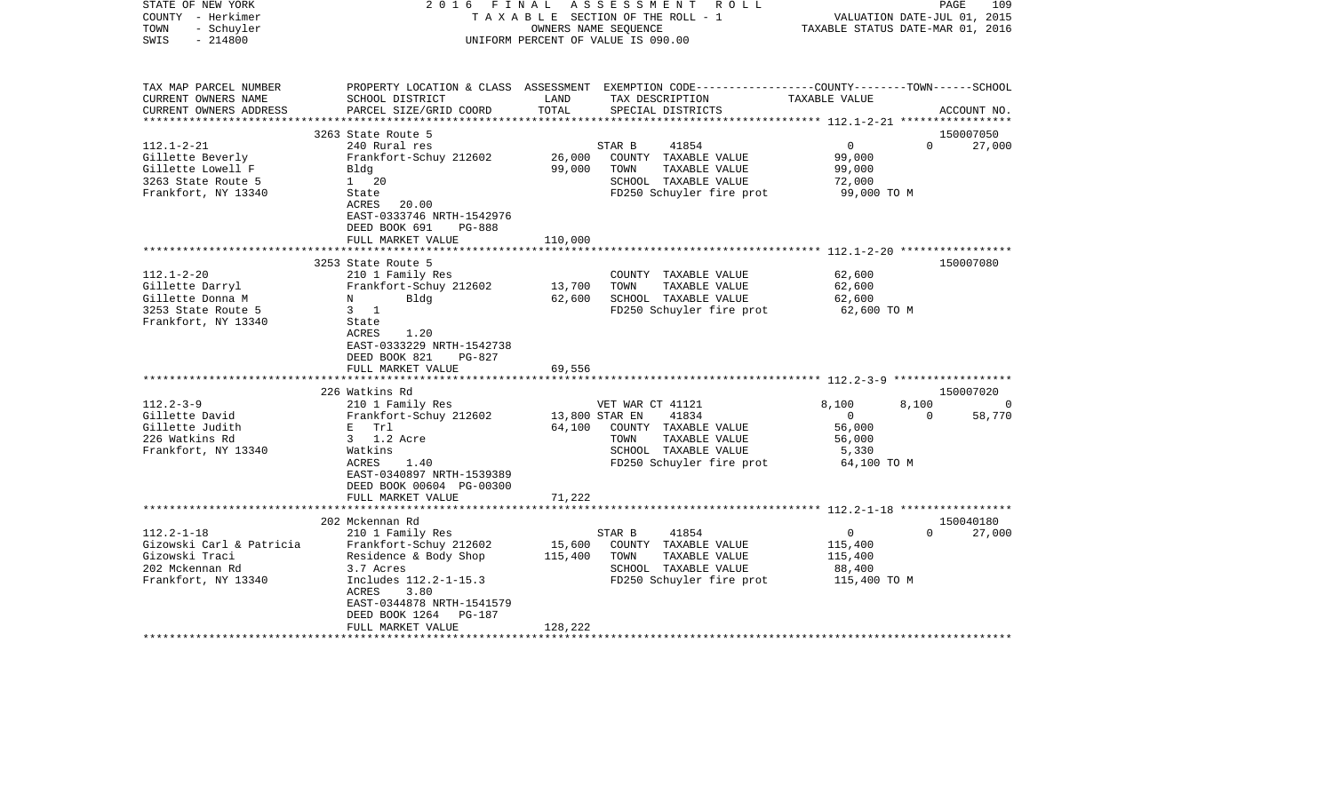STATE OF NEW YORK — 2016 FINAL ASSESSMENT ROLL
COUNTY - Herkimer — TAXABLE SECTION OF THE ROLL - 1 — VALUATION DATE-JUL 01, 2015
TOWN - Schuyler — OWNERS NAME SEQUENCE — TAXABLE STATUS DATE-MAR 01, 2016
SWIS - 214800 — UNIFORM PERCENT OF VALUE IS 090.00

| TAX MAP PARCEL NUMBER / CURRENT OWNERS NAME / CURRENT OWNERS ADDRESS | PROPERTY LOCATION & CLASS / SCHOOL DISTRICT / PARCEL SIZE/GRID COORD | ASSESSMENT LAND / TOTAL | EXEMPTION CODE / TAX DESCRIPTION / SPECIAL DISTRICTS | COUNTY TAXABLE VALUE | TOWN | SCHOOL | ACCOUNT NO. |
|---|---|---|---|---|---|---|---|
| **112.1-2-21** | 3263 State Route 5 | | | | | | 150007050 |
| Gillette Beverly | 240 Rural res | | STAR B 41854 | 0 | 0 | 27,000 | |
| Gillette Lowell F | Frankfort-Schuy 212602 | 26,000 | COUNTY TAXABLE VALUE | 99,000 | | | |
| 3263 State Route 5 | Bldg | 99,000 | TOWN TAXABLE VALUE | 99,000 | | | |
| Frankfort, NY 13340 | 1 20 | | SCHOOL TAXABLE VALUE | 72,000 | | | |
| | State | | FD250 Schuyler fire prot | 99,000 TO M | | | |
| | ACRES 20.00 | | | | | | |
| | EAST-0333746 NRTH-1542976 | | | | | | |
| | DEED BOOK 691 PG-888 | | | | | | |
| | FULL MARKET VALUE | 110,000 | | | | | |
| **112.1-2-20** | 3253 State Route 5 | | | | | | 150007080 |
| Gillette Darryl | 210 1 Family Res | | COUNTY TAXABLE VALUE | 62,600 | | | |
| Gillette Donna M | Frankfort-Schuy 212602 | 13,700 | TOWN TAXABLE VALUE | 62,600 | | | |
| 3253 State Route 5 | N Bldg | 62,600 | SCHOOL TAXABLE VALUE | 62,600 | | | |
| Frankfort, NY 13340 | 3 1 | | FD250 Schuyler fire prot | 62,600 TO M | | | |
| | State | | | | | | |
| | ACRES 1.20 | | | | | | |
| | EAST-0333229 NRTH-1542738 | | | | | | |
| | DEED BOOK 821 PG-827 | | | | | | |
| | FULL MARKET VALUE | 69,556 | | | | | |
| **112.2-3-9** | 226 Watkins Rd | | | | | | 150007020 |
| Gillette David | 210 1 Family Res | | VET WAR CT 41121 | 8,100 | 8,100 | 0 | |
| Gillette Judith | Frankfort-Schuy 212602 | 13,800 | STAR EN 41834 | 0 | 0 | 58,770 | |
| 226 Watkins Rd | E Trl | 64,100 | COUNTY TAXABLE VALUE | 56,000 | | | |
| Frankfort, NY 13340 | 3 1.2 Acre | | TOWN TAXABLE VALUE | 56,000 | | | |
| | Watkins | | SCHOOL TAXABLE VALUE | 5,330 | | | |
| | ACRES 1.40 | | FD250 Schuyler fire prot | 64,100 TO M | | | |
| | EAST-0340897 NRTH-1539389 | | | | | | |
| | DEED BOOK 00604 PG-00300 | | | | | | |
| | FULL MARKET VALUE | 71,222 | | | | | |
| **112.2-1-18** | 202 Mckennan Rd | | | | | | 150040180 |
| Gizowski Carl & Patricia | 210 1 Family Res | | STAR B 41854 | 0 | 0 | 27,000 | |
| Gizowski Traci | Frankfort-Schuy 212602 | 15,600 | COUNTY TAXABLE VALUE | 115,400 | | | |
| 202 Mckennan Rd | Residence & Body Shop | 115,400 | TOWN TAXABLE VALUE | 115,400 | | | |
| Frankfort, NY 13340 | 3.7 Acres | | SCHOOL TAXABLE VALUE | 88,400 | | | |
| | Includes 112.2-1-15.3 | | FD250 Schuyler fire prot | 115,400 TO M | | | |
| | ACRES 3.80 | | | | | | |
| | EAST-0344878 NRTH-1541579 | | | | | | |
| | DEED BOOK 1264 PG-187 | | | | | | |
| | FULL MARKET VALUE | 128,222 | | | | | |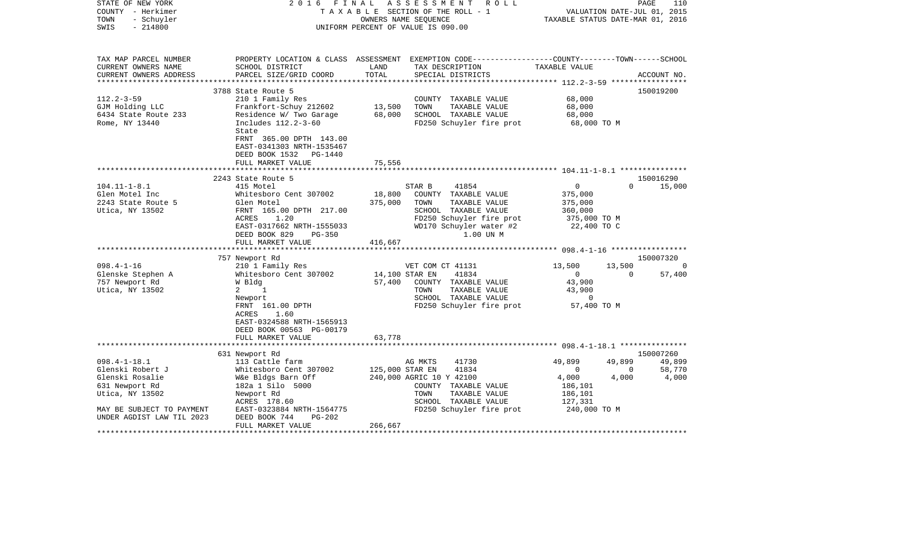STATE OF NEW YORK — 2016 FINAL ASSESSMENT ROLL
COUNTY - Herkimer — TAXABLE SECTION OF THE ROLL - 1 — VALUATION DATE-JUL 01, 2015
TOWN - Schuyler — OWNERS NAME SEQUENCE — TAXABLE STATUS DATE-MAR 01, 2016
SWIS - 214800 — UNIFORM PERCENT OF VALUE IS 090.00

| TAX MAP PARCEL NUMBER / CURRENT OWNERS NAME / CURRENT OWNERS ADDRESS | PROPERTY LOCATION & CLASS / SCHOOL DISTRICT / PARCEL SIZE/GRID COORD | ASSESSMENT LAND / TOTAL | EXEMPTION CODE / TAX DESCRIPTION / SPECIAL DISTRICTS | COUNTY | TOWN | SCHOOL | ACCOUNT NO. |
|---|---|---|---|---|---|---|---|
| **112.2-3-59** | 3788 State Route 5 | | | | | | 150019200 |
| GJM Holding LLC | 210 1 Family Res | | COUNTY TAXABLE VALUE | 68,000 | | | |
| 6434 State Route 233 | Frankfort-Schuy 212602 | 13,500 | TOWN TAXABLE VALUE | | 68,000 | | |
| Rome, NY 13440 | Residence W/ Two Garage | 68,000 | SCHOOL TAXABLE VALUE | | | 68,000 | |
| | Includes 112.2-3-60 | | FD250 Schuyler fire prot | 68,000 TO M | | | |
| | State | | | | | | |
| | FRNT 365.00 DPTH 143.00 | | | | | | |
| | EAST-0341303 NRTH-1535467 | | | | | | |
| | DEED BOOK 1532 PG-1440 | | | | | | |
| | FULL MARKET VALUE | 75,556 | | | | | |
| **104.11-1-8.1** | 2243 State Route 5 | | | | | | 150016290 |
| Glen Motel Inc | 415 Motel | | STAR B 41854 | 0 | 0 | 15,000 | |
| 2243 State Route 5 | Whitesboro Cent 307002 | 18,800 | COUNTY TAXABLE VALUE | 375,000 | | | |
| Utica, NY 13502 | Glen Motel | 375,000 | TOWN TAXABLE VALUE | | 375,000 | | |
| | FRNT 165.00 DPTH 217.00 | | SCHOOL TAXABLE VALUE | | | 360,000 | |
| | ACRES 1.20 | | FD250 Schuyler fire prot | 375,000 TO M | | | |
| | EAST-0317662 NRTH-1555033 | | WD170 Schuyler water #2 | 22,400 TO C | | | |
| | DEED BOOK 829 PG-350 | | 1.00 UN M | | | | |
| | FULL MARKET VALUE | 416,667 | | | | | |
| **098.4-1-16** | 757 Newport Rd | | | | | | 150007320 |
| Glenske Stephen A | 210 1 Family Res | | VET COM CT 41131 | 13,500 | 13,500 | 0 | |
| 757 Newport Rd | Whitesboro Cent 307002 | 14,100 | STAR EN 41834 | 0 | 0 | 57,400 | |
| Utica, NY 13502 | W Bldg | 57,400 | COUNTY TAXABLE VALUE | 43,900 | | | |
| | 2 1 | | TOWN TAXABLE VALUE | | 43,900 | | |
| | Newport | | SCHOOL TAXABLE VALUE | | | 0 | |
| | FRNT 161.00 DPTH | | FD250 Schuyler fire prot | 57,400 TO M | | | |
| | ACRES 1.60 | | | | | | |
| | EAST-0324588 NRTH-1565913 | | | | | | |
| | DEED BOOK 00563 PG-00179 | | | | | | |
| | FULL MARKET VALUE | 63,778 | | | | | |
| **098.4-1-18.1** | 631 Newport Rd | | | | | | 150007260 |
| Glenski Robert J | 113 Cattle farm | | AG MKTS 41730 | 49,899 | 49,899 | 49,899 | |
| Glenski Rosalie | Whitesboro Cent 307002 | 125,000 | STAR EN 41834 | 0 | 0 | 58,770 | |
| 631 Newport Rd | W&e Bldgs Barn Off | 240,000 | AGRIC 10 Y 42100 | 4,000 | 4,000 | 4,000 | |
| Utica, NY 13502 | 182a 1 Silo 5000 | | COUNTY TAXABLE VALUE | 186,101 | | | |
| | Newport Rd | | TOWN TAXABLE VALUE | | 186,101 | | |
| MAY BE SUBJECT TO PAYMENT | ACRES 178.60 | | SCHOOL TAXABLE VALUE | | | 127,331 | |
| UNDER AGDIST LAW TIL 2023 | EAST-0323884 NRTH-1564775 | | FD250 Schuyler fire prot | 240,000 TO M | | | |
| | DEED BOOK 744 PG-202 | | | | | | |
| | FULL MARKET VALUE | 266,667 | | | | | |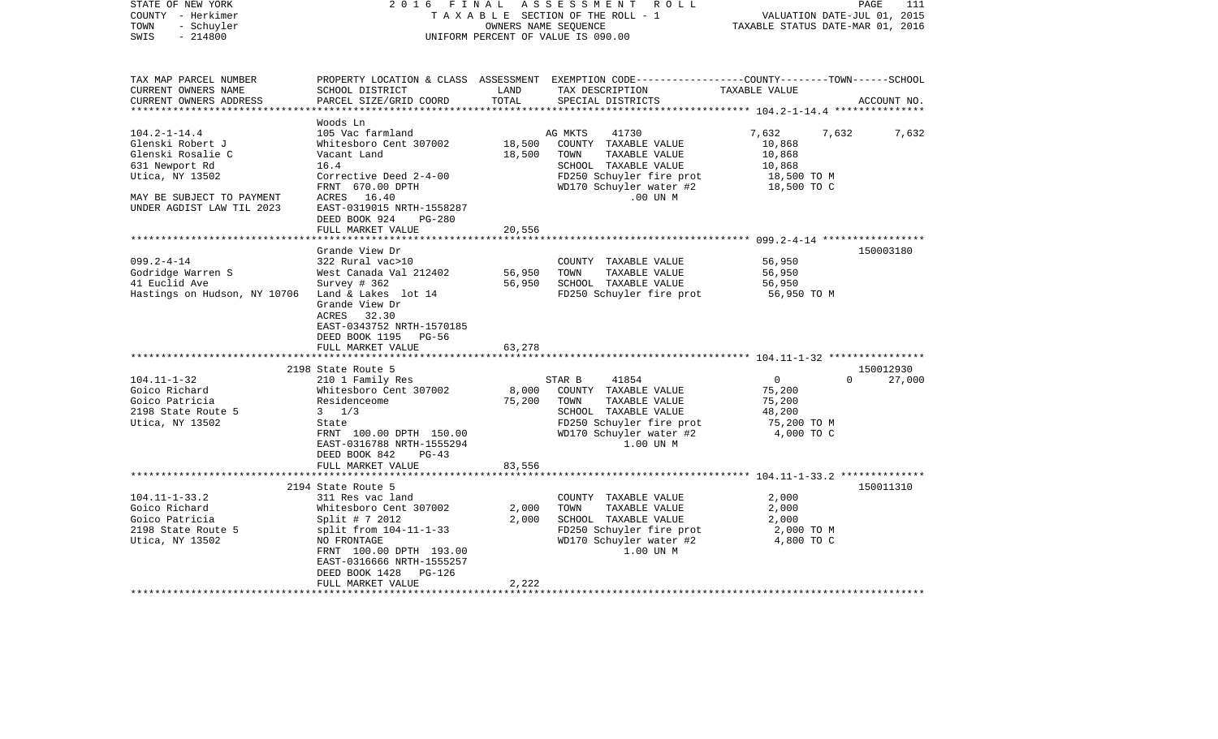STATE OF NEW YORK — 2016 FINAL ASSESSMENT ROLL
COUNTY - Herkimer — TAXABLE SECTION OF THE ROLL - 1 — VALUATION DATE-JUL 01, 2015
TOWN - Schuyler — OWNERS NAME SEQUENCE — TAXABLE STATUS DATE-MAR 01, 2016
SWIS - 214800 — UNIFORM PERCENT OF VALUE IS 090.00

| TAX MAP PARCEL NUMBER / CURRENT OWNERS NAME / CURRENT OWNERS ADDRESS | PROPERTY LOCATION & CLASS / SCHOOL DISTRICT / PARCEL SIZE/GRID COORD | ASSESSMENT LAND | TOTAL | EXEMPTION CODE / TAX DESCRIPTION / SPECIAL DISTRICTS | COUNTY | TOWN | SCHOOL / TAXABLE VALUE | ACCOUNT NO. |
|---|---|---|---|---|---|---|---|---|
| **104.2-1-14.4** | Woods Ln | | | | | | | |
| | 105 Vac farmland | | | AG MKTS 41730 | 7,632 | 7,632 | 7,632 | |
| Glenski Robert J | Whitesboro Cent 307002 | 18,500 | | COUNTY TAXABLE VALUE | | | 10,868 | |
| Glenski Rosalie C | Vacant Land | | 18,500 | TOWN TAXABLE VALUE | | | 10,868 | |
| 631 Newport Rd | 16.4 | | | SCHOOL TAXABLE VALUE | | | 10,868 | |
| Utica, NY 13502 | Corrective Deed 2-4-00 | | | FD250 Schuyler fire prot | | | 18,500 TO M | |
| | FRNT 670.00 DPTH | | | WD170 Schuyler water #2 | | | 18,500 TO C | |
| MAY BE SUBJECT TO PAYMENT | ACRES 16.40 | | | .00 UN M | | | | |
| UNDER AGDIST LAW TIL 2023 | EAST-0319015 NRTH-1558287 | | | | | | | |
| | DEED BOOK 924 PG-280 | | | | | | | |
| | FULL MARKET VALUE | | 20,556 | | | | | |
| **099.2-4-14** | Grande View Dr | | | | | | | 150003180 |
| | 322 Rural vac>10 | | | COUNTY TAXABLE VALUE | | | 56,950 | |
| Godridge Warren S | West Canada Val 212402 | 56,950 | | TOWN TAXABLE VALUE | | | 56,950 | |
| 41 Euclid Ave | Survey # 362 | | 56,950 | SCHOOL TAXABLE VALUE | | | 56,950 | |
| Hastings on Hudson, NY 10706 | Land & Lakes lot 14 | | | FD250 Schuyler fire prot | | | 56,950 TO M | |
| | Grande View Dr | | | | | | | |
| | ACRES 32.30 | | | | | | | |
| | EAST-0343752 NRTH-1570185 | | | | | | | |
| | DEED BOOK 1195 PG-56 | | | | | | | |
| | FULL MARKET VALUE | | 63,278 | | | | | |
| **104.11-1-32** | 2198 State Route 5 | | | | | | | 150012930 |
| | 210 1 Family Res | | | STAR B 41854 | 0 | 0 | 27,000 | |
| Goico Richard | Whitesboro Cent 307002 | 8,000 | | COUNTY TAXABLE VALUE | | | 75,200 | |
| Goico Patricia | Residenceome | | 75,200 | TOWN TAXABLE VALUE | | | 75,200 | |
| 2198 State Route 5 | 3 1/3 | | | SCHOOL TAXABLE VALUE | | | 48,200 | |
| Utica, NY 13502 | State | | | FD250 Schuyler fire prot | | | 75,200 TO M | |
| | FRNT 100.00 DPTH 150.00 | | | WD170 Schuyler water #2 | | | 4,000 TO C | |
| | EAST-0316788 NRTH-1555294 | | | 1.00 UN M | | | | |
| | DEED BOOK 842 PG-43 | | | | | | | |
| | FULL MARKET VALUE | | 83,556 | | | | | |
| **104.11-1-33.2** | 2194 State Route 5 | | | | | | | 150011310 |
| | 311 Res vac land | | | COUNTY TAXABLE VALUE | | | 2,000 | |
| Goico Richard | Whitesboro Cent 307002 | 2,000 | | TOWN TAXABLE VALUE | | | 2,000 | |
| Goico Patricia | Split # 7 2012 | | 2,000 | SCHOOL TAXABLE VALUE | | | 2,000 | |
| 2198 State Route 5 | split from 104-11-1-33 | | | FD250 Schuyler fire prot | | | 2,000 TO M | |
| Utica, NY 13502 | NO FRONTAGE | | | WD170 Schuyler water #2 | | | 4,800 TO C | |
| | FRNT 100.00 DPTH 193.00 | | | 1.00 UN M | | | | |
| | EAST-0316666 NRTH-1555257 | | | | | | | |
| | DEED BOOK 1428 PG-126 | | | | | | | |
| | FULL MARKET VALUE | | 2,222 | | | | | |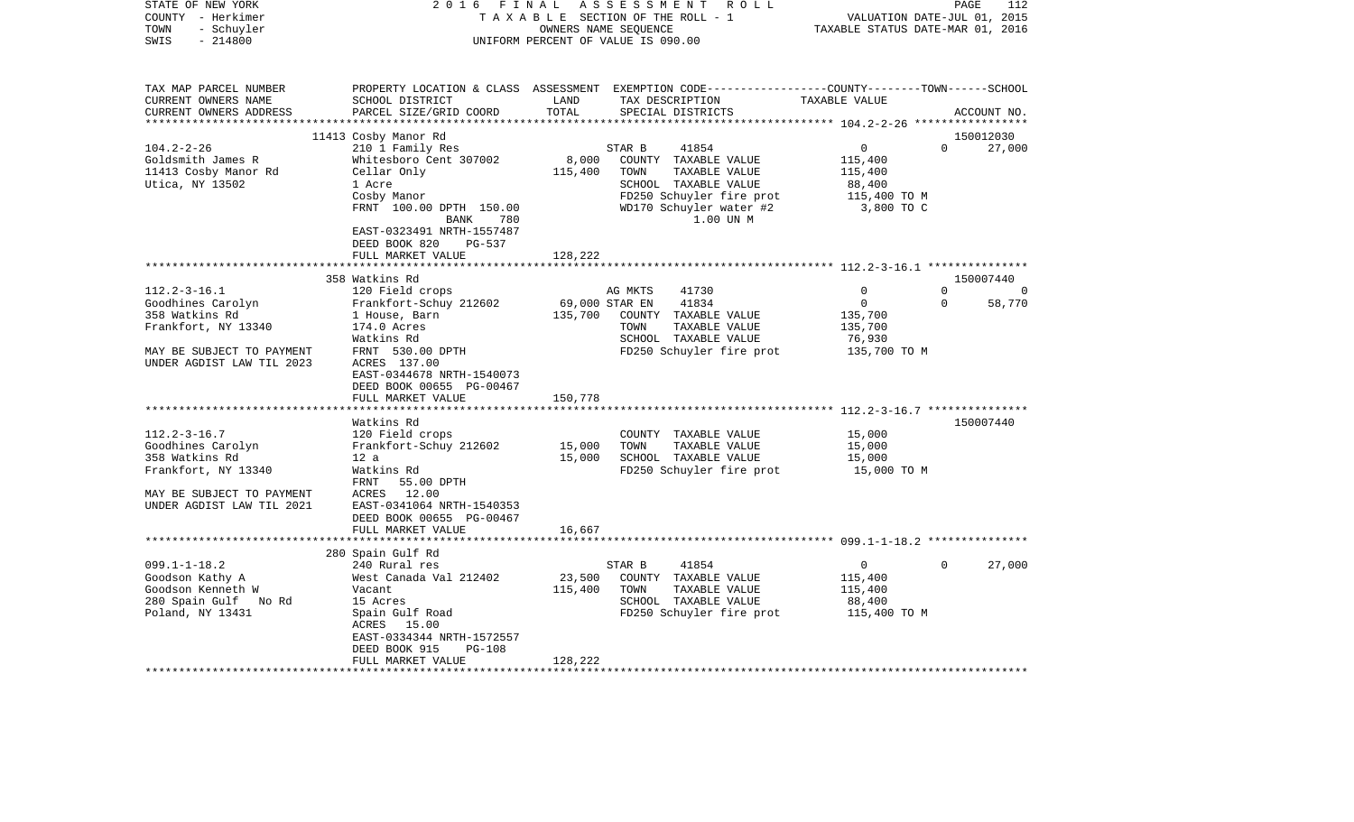STATE OF NEW YORK — 2016 FINAL ASSESSMENT ROLL
COUNTY - Herkimer — TAXABLE SECTION OF THE ROLL - 1 — VALUATION DATE-JUL 01, 2015
TOWN - Schuyler — OWNERS NAME SEQUENCE — TAXABLE STATUS DATE-MAR 01, 2016
SWIS - 214800 — UNIFORM PERCENT OF VALUE IS 090.00

```
TAX MAP PARCEL NUMBER      PROPERTY LOCATION & CLASS  ASSESSMENT  EXEMPTION CODE-----------------COUNTY--------TOWN------SCHOOL
CURRENT OWNERS NAME        SCHOOL DISTRICT            LAND        TAX DESCRIPTION                 TAXABLE VALUE
CURRENT OWNERS ADDRESS     PARCEL SIZE/GRID COORD     TOTAL       SPECIAL DISTRICTS                                   ACCOUNT NO.
******************************************************************************************* 104.2-2-26 *****************
                           11413 Cosby Manor Rd                                                                        150012030
104.2-2-26                 210 1 Family Res                       STAR B       41854                0          0      27,000
Goldsmith James R          Whitesboro Cent 307002       8,000     COUNTY  TAXABLE VALUE          115,400
11413 Cosby Manor Rd       Cellar Only                115,400     TOWN    TAXABLE VALUE          115,400
Utica, NY 13502            1 Acre                                 SCHOOL  TAXABLE VALUE           88,400
                           Cosby Manor                            FD250 Schuyler fire prot       115,400 TO M
                           FRNT 100.00 DPTH 150.00                WD170 Schuyler water #2          3,800 TO C
                                  BANK     780                           1.00 UN M
                           EAST-0323491 NRTH-1557487
                           DEED BOOK 820     PG-537
                           FULL MARKET VALUE          128,222
******************************************************************************************* 112.2-3-16.1 ***************
                           358 Watkins Rd                                                                              150007440
112.2-3-16.1               120 Field crops                        AG MKTS      41730                0          0           0
Goodhines Carolyn          Frankfort-Schuy 212602      69,000 STAR EN      41834                0          0      58,770
358 Watkins Rd             1 House, Barn              135,700     COUNTY  TAXABLE VALUE          135,700
Frankfort, NY 13340        174.0 Acres                            TOWN    TAXABLE VALUE          135,700
                           Watkins Rd                             SCHOOL  TAXABLE VALUE           76,930
MAY BE SUBJECT TO PAYMENT  FRNT 530.00 DPTH                       FD250 Schuyler fire prot       135,700 TO M
UNDER AGDIST LAW TIL 2023  ACRES 137.00
                           EAST-0344678 NRTH-1540073
                           DEED BOOK 00655 PG-00467
                           FULL MARKET VALUE          150,778
******************************************************************************************* 112.2-3-16.7 ***************
                           Watkins Rd                                                                                  150007440
112.2-3-16.7               120 Field crops                        COUNTY  TAXABLE VALUE           15,000
Goodhines Carolyn          Frankfort-Schuy 212602      15,000     TOWN    TAXABLE VALUE           15,000
358 Watkins Rd             12 a                        15,000     SCHOOL  TAXABLE VALUE           15,000
Frankfort, NY 13340        Watkins Rd                             FD250 Schuyler fire prot        15,000 TO M
                           FRNT  55.00 DPTH
MAY BE SUBJECT TO PAYMENT  ACRES  12.00
UNDER AGDIST LAW TIL 2021  EAST-0341064 NRTH-1540353
                           DEED BOOK 00655 PG-00467
                           FULL MARKET VALUE           16,667
******************************************************************************************* 099.1-1-18.2 ***************
                           280 Spain Gulf Rd
099.1-1-18.2               240 Rural res                          STAR B       41854                0          0      27,000
Goodson Kathy A            West Canada Val 212402      23,500     COUNTY  TAXABLE VALUE          115,400
Goodson Kenneth W          Vacant                     115,400     TOWN    TAXABLE VALUE          115,400
280 Spain Gulf   No Rd     15 Acres                               SCHOOL  TAXABLE VALUE           88,400
Poland, NY 13431           Spain Gulf Road                        FD250 Schuyler fire prot       115,400 TO M
                           ACRES  15.00
                           EAST-0334344 NRTH-1572557
                           DEED BOOK 915     PG-108
                           FULL MARKET VALUE          128,222
*************************************************************************************************************************
```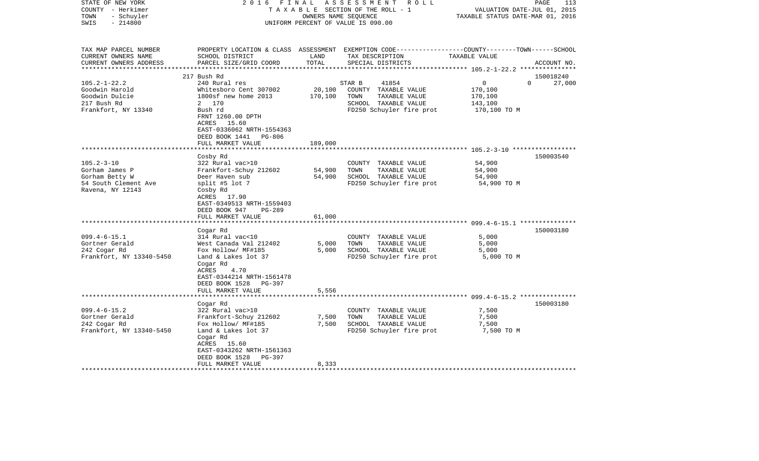STATE OF NEW YORK 2 0 1 6 F I N A L A S S E S S M E N T R O L L
COUNTY - Herkimer T A X A B L E SECTION OF THE ROLL - 1 VALUATION DATE-JUL 01, 2015
TOWN - Schuyler OWNERS NAME SEQUENCE TAXABLE STATUS DATE-MAR 01, 2016
SWIS - 214800 UNIFORM PERCENT OF VALUE IS 090.00

| TAX MAP PARCEL NUMBER / CURRENT OWNERS NAME / CURRENT OWNERS ADDRESS | PROPERTY LOCATION & CLASS / SCHOOL DISTRICT / PARCEL SIZE/GRID COORD | ASSESSMENT LAND | TOTAL | EXEMPTION CODE / TAX DESCRIPTION / SPECIAL DISTRICTS | COUNTY--------TOWN------SCHOOL TAXABLE VALUE | ACCOUNT NO. |
|---|---|---|---|---|---|---|
| 105.2-1-22.2 | 217 Bush Rd | | | | | 150018240 |
| 105.2-1-22.2 | 240 Rural res | | | STAR B 41854 | 0 0 | 27,000 |
| Goodwin Harold | Whitesboro Cent 307002 | 20,100 | | COUNTY TAXABLE VALUE | 170,100 | |
| Goodwin Dulcie | 1800sf new home 2013 | | 170,100 | TOWN TAXABLE VALUE | 170,100 | |
| 217 Bush Rd | 2 170 | | | SCHOOL TAXABLE VALUE | 143,100 | |
| Frankfort, NY 13340 | Bush rd | | | FD250 Schuyler fire prot | 170,100 TO M | |
| | FRNT 1260.00 DPTH | | | | | |
| | ACRES 15.60 | | | | | |
| | EAST-0336062 NRTH-1554363 | | | | | |
| | DEED BOOK 1441 PG-806 | | | | | |
| | FULL MARKET VALUE | | 189,000 | | | |
| 105.2-3-10 | Cosby Rd | | | | | 150003540 |
| 105.2-3-10 | 322 Rural vac>10 | | | COUNTY TAXABLE VALUE | 54,900 | |
| Gorham James P | Frankfort-Schuy 212602 | 54,900 | | TOWN TAXABLE VALUE | 54,900 | |
| Gorham Betty W | Deer Haven sub | | 54,900 | SCHOOL TAXABLE VALUE | 54,900 | |
| 54 South Clement Ave | split #5 lot 7 | | | FD250 Schuyler fire prot | 54,900 TO M | |
| Ravena, NY 12143 | Cosby Rd | | | | | |
| | ACRES 17.90 | | | | | |
| | EAST-0349513 NRTH-1559403 | | | | | |
| | DEED BOOK 947 PG-289 | | | | | |
| | FULL MARKET VALUE | | 61,000 | | | |
| 099.4-6-15.1 | Cogar Rd | | | | | 150003180 |
| 099.4-6-15.1 | 314 Rural vac<10 | | | COUNTY TAXABLE VALUE | 5,000 | |
| Gortner Gerald | West Canada Val 212402 | 5,000 | | TOWN TAXABLE VALUE | 5,000 | |
| 242 Cogar Rd | Fox Hollow/ MF#185 | | 5,000 | SCHOOL TAXABLE VALUE | 5,000 | |
| Frankfort, NY 13340-5450 | Land & Lakes lot 37 | | | FD250 Schuyler fire prot | 5,000 TO M | |
| | Cogar Rd | | | | | |
| | ACRES 4.70 | | | | | |
| | EAST-0344214 NRTH-1561478 | | | | | |
| | DEED BOOK 1528 PG-397 | | | | | |
| | FULL MARKET VALUE | | 5,556 | | | |
| 099.4-6-15.2 | Cogar Rd | | | | | 150003180 |
| 099.4-6-15.2 | 322 Rural vac>10 | | | COUNTY TAXABLE VALUE | 7,500 | |
| Gortner Gerald | Frankfort-Schuy 212602 | 7,500 | | TOWN TAXABLE VALUE | 7,500 | |
| 242 Cogar Rd | Fox Hollow/ MF#185 | | 7,500 | SCHOOL TAXABLE VALUE | 7,500 | |
| Frankfort, NY 13340-5450 | Land & Lakes lot 37 | | | FD250 Schuyler fire prot | 7,500 TO M | |
| | Cogar Rd | | | | | |
| | ACRES 15.60 | | | | | |
| | EAST-0343262 NRTH-1561363 | | | | | |
| | DEED BOOK 1528 PG-397 | | | | | |
| | FULL MARKET VALUE | | 8,333 | | | |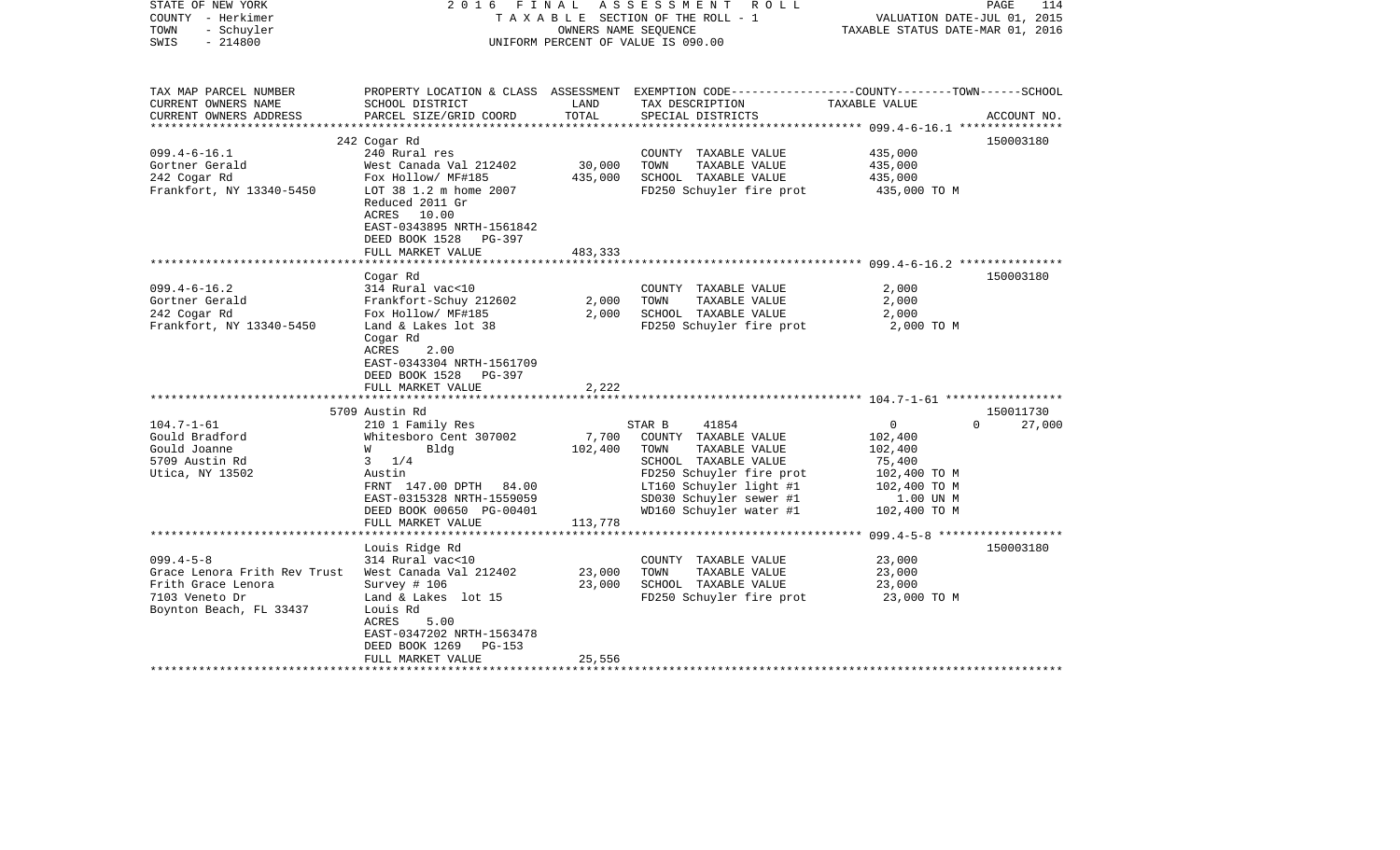STATE OF NEW YORK　　　　　　　　2016 FINAL ASSESSMENT ROLL
COUNTY - Herkimer　　　　　　　　TAXABLE SECTION OF THE ROLL - 1　　　　　　　　VALUATION DATE-JUL 01, 2015
TOWN - Schuyler　　　　　　　　　OWNERS NAME SEQUENCE　　　　　　　　　　　　TAXABLE STATUS DATE-MAR 01, 2016
SWIS - 214800　　　　　　　　　　UNIFORM PERCENT OF VALUE IS 090.00

| TAX MAP PARCEL NUMBER / CURRENT OWNERS NAME / CURRENT OWNERS ADDRESS | PROPERTY LOCATION & CLASS / SCHOOL DISTRICT / PARCEL SIZE/GRID COORD | ASSESSMENT LAND | TOTAL | EXEMPTION CODE / TAX DESCRIPTION / SPECIAL DISTRICTS | COUNTY / TOWN / SCHOOL TAXABLE VALUE | ACCOUNT NO. |
|---|---|---|---|---|---|---|
| | 242 Cogar Rd | | | | | 150003180 |
| 099.4-6-16.1 | 240 Rural res | | | COUNTY TAXABLE VALUE | 435,000 | |
| Gortner Gerald | West Canada Val 212402 | 30,000 | | TOWN TAXABLE VALUE | 435,000 | |
| 242 Cogar Rd | Fox Hollow/ MF#185 | | 435,000 | SCHOOL TAXABLE VALUE | 435,000 | |
| Frankfort, NY 13340-5450 | LOT 38 1.2 m home 2007 | | | FD250 Schuyler fire prot | 435,000 TO M | |
| | Reduced 2011 Gr | | | | | |
| | ACRES 10.00 | | | | | |
| | EAST-0343895 NRTH-1561842 | | | | | |
| | DEED BOOK 1528 PG-397 | | | | | |
| | FULL MARKET VALUE | | 483,333 | | | |
| | Cogar Rd | | | | | 150003180 |
| 099.4-6-16.2 | 314 Rural vac<10 | | | COUNTY TAXABLE VALUE | 2,000 | |
| Gortner Gerald | Frankfort-Schuy 212602 | 2,000 | | TOWN TAXABLE VALUE | 2,000 | |
| 242 Cogar Rd | Fox Hollow/ MF#185 | | 2,000 | SCHOOL TAXABLE VALUE | 2,000 | |
| Frankfort, NY 13340-5450 | Land & Lakes lot 38 | | | FD250 Schuyler fire prot | 2,000 TO M | |
| | Cogar Rd | | | | | |
| | ACRES 2.00 | | | | | |
| | EAST-0343304 NRTH-1561709 | | | | | |
| | DEED BOOK 1528 PG-397 | | | | | |
| | FULL MARKET VALUE | | 2,222 | | | |
| | 5709 Austin Rd | | | | | 150011730 |
| 104.7-1-61 | 210 1 Family Res | | | STAR B 41854 | 0 / 0 / 27,000 | |
| Gould Bradford | Whitesboro Cent 307002 | 7,700 | | COUNTY TAXABLE VALUE | 102,400 | |
| Gould Joanne | W Bldg | | 102,400 | TOWN TAXABLE VALUE | 102,400 | |
| 5709 Austin Rd | 3 1/4 | | | SCHOOL TAXABLE VALUE | 75,400 | |
| Utica, NY 13502 | Austin | | | FD250 Schuyler fire prot | 102,400 TO M | |
| | FRNT 147.00 DPTH 84.00 | | | LT160 Schuyler light #1 | 102,400 TO M | |
| | EAST-0315328 NRTH-1559059 | | | SD030 Schuyler sewer #1 | 1.00 UN M | |
| | DEED BOOK 00650 PG-00401 | | | WD160 Schuyler water #1 | 102,400 TO M | |
| | FULL MARKET VALUE | | 113,778 | | | |
| | Louis Ridge Rd | | | | | 150003180 |
| 099.4-5-8 | 314 Rural vac<10 | | | COUNTY TAXABLE VALUE | 23,000 | |
| Grace Lenora Frith Rev Trust | West Canada Val 212402 | 23,000 | | TOWN TAXABLE VALUE | 23,000 | |
| Frith Grace Lenora | Survey # 106 | | 23,000 | SCHOOL TAXABLE VALUE | 23,000 | |
| 7103 Veneto Dr | Land & Lakes lot 15 | | | FD250 Schuyler fire prot | 23,000 TO M | |
| Boynton Beach, FL 33437 | Louis Rd | | | | | |
| | ACRES 5.00 | | | | | |
| | EAST-0347202 NRTH-1563478 | | | | | |
| | DEED BOOK 1269 PG-153 | | | | | |
| | FULL MARKET VALUE | | 25,556 | | | |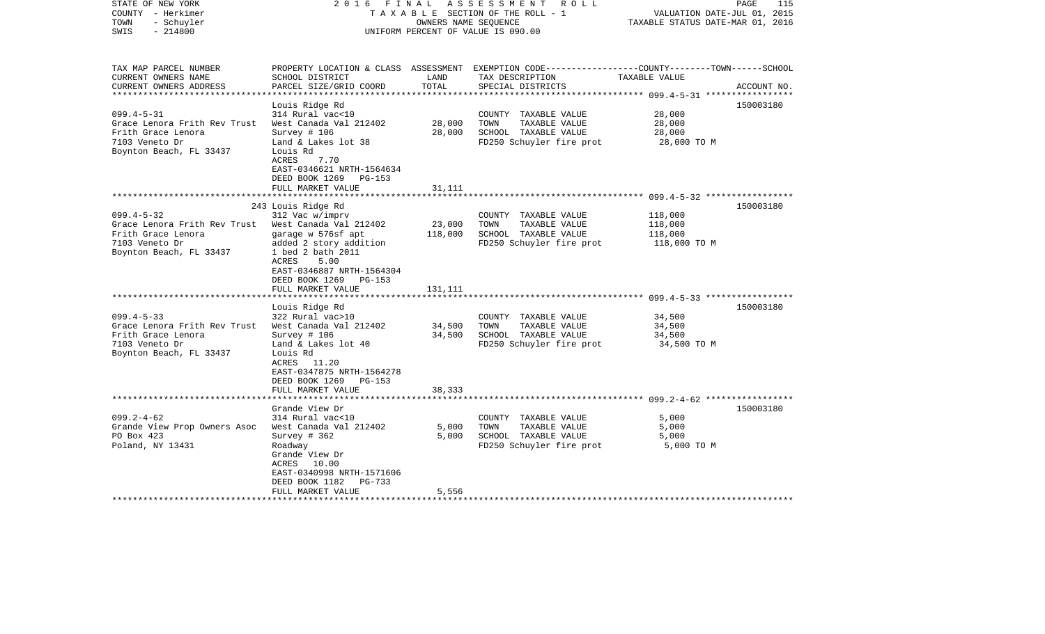STATE OF NEW YORK — 2016 FINAL ASSESSMENT ROLL
COUNTY - Herkimer — TAXABLE SECTION OF THE ROLL - 1 — VALUATION DATE-JUL 01, 2015
TOWN - Schuyler — OWNERS NAME SEQUENCE — TAXABLE STATUS DATE-MAR 01, 2016
SWIS - 214800 — UNIFORM PERCENT OF VALUE IS 090.00

| TAX MAP PARCEL NUMBER / CURRENT OWNERS NAME / CURRENT OWNERS ADDRESS | PROPERTY LOCATION & CLASS / SCHOOL DISTRICT / PARCEL SIZE/GRID COORD | ASSESSMENT LAND | TOTAL | EXEMPTION CODE / TAX DESCRIPTION / SPECIAL DISTRICTS | TAXABLE VALUE (COUNTY--TOWN--SCHOOL) | ACCOUNT NO. |
|---|---|---|---|---|---|---|
| **099.4-5-31** | Louis Ridge Rd | | | | | 150003180 |
| | 314 Rural vac<10 | | | COUNTY TAXABLE VALUE | 28,000 | |
| Grace Lenora Frith Rev Trust | West Canada Val 212402 | 28,000 | | TOWN TAXABLE VALUE | 28,000 | |
| Frith Grace Lenora | Survey # 106 | | 28,000 | SCHOOL TAXABLE VALUE | 28,000 | |
| 7103 Veneto Dr | Land & Lakes lot 38 | | | FD250 Schuyler fire prot | 28,000 TO M | |
| Boynton Beach, FL 33437 | Louis Rd | | | | | |
| | ACRES 7.70 | | | | | |
| | EAST-0346621 NRTH-1564634 | | | | | |
| | DEED BOOK 1269 PG-153 | | | | | |
| | FULL MARKET VALUE | | 31,111 | | | |
| **099.4-5-32** | 243 Louis Ridge Rd | | | | | 150003180 |
| | 312 Vac w/imprv | | | COUNTY TAXABLE VALUE | 118,000 | |
| Grace Lenora Frith Rev Trust | West Canada Val 212402 | 23,000 | | TOWN TAXABLE VALUE | 118,000 | |
| Frith Grace Lenora | garage w 576sf apt | | 118,000 | SCHOOL TAXABLE VALUE | 118,000 | |
| 7103 Veneto Dr | added 2 story addition | | | FD250 Schuyler fire prot | 118,000 TO M | |
| Boynton Beach, FL 33437 | 1 bed 2 bath 2011 | | | | | |
| | ACRES 5.00 | | | | | |
| | EAST-0346887 NRTH-1564304 | | | | | |
| | DEED BOOK 1269 PG-153 | | | | | |
| | FULL MARKET VALUE | | 131,111 | | | |
| **099.4-5-33** | Louis Ridge Rd | | | | | 150003180 |
| | 322 Rural vac>10 | | | COUNTY TAXABLE VALUE | 34,500 | |
| Grace Lenora Frith Rev Trust | West Canada Val 212402 | 34,500 | | TOWN TAXABLE VALUE | 34,500 | |
| Frith Grace Lenora | Survey # 106 | | 34,500 | SCHOOL TAXABLE VALUE | 34,500 | |
| 7103 Veneto Dr | Land & Lakes lot 40 | | | FD250 Schuyler fire prot | 34,500 TO M | |
| Boynton Beach, FL 33437 | Louis Rd | | | | | |
| | ACRES 11.20 | | | | | |
| | EAST-0347875 NRTH-1564278 | | | | | |
| | DEED BOOK 1269 PG-153 | | | | | |
| | FULL MARKET VALUE | | 38,333 | | | |
| **099.2-4-62** | Grande View Dr | | | | | 150003180 |
| | 314 Rural vac<10 | | | COUNTY TAXABLE VALUE | 5,000 | |
| Grande View Prop Owners Asoc | West Canada Val 212402 | 5,000 | | TOWN TAXABLE VALUE | 5,000 | |
| PO Box 423 | Survey # 362 | | 5,000 | SCHOOL TAXABLE VALUE | 5,000 | |
| Poland, NY 13431 | Roadway | | | FD250 Schuyler fire prot | 5,000 TO M | |
| | Grande View Dr | | | | | |
| | ACRES 10.00 | | | | | |
| | EAST-0340998 NRTH-1571606 | | | | | |
| | DEED BOOK 1182 PG-733 | | | | | |
| | FULL MARKET VALUE | | 5,556 | | | |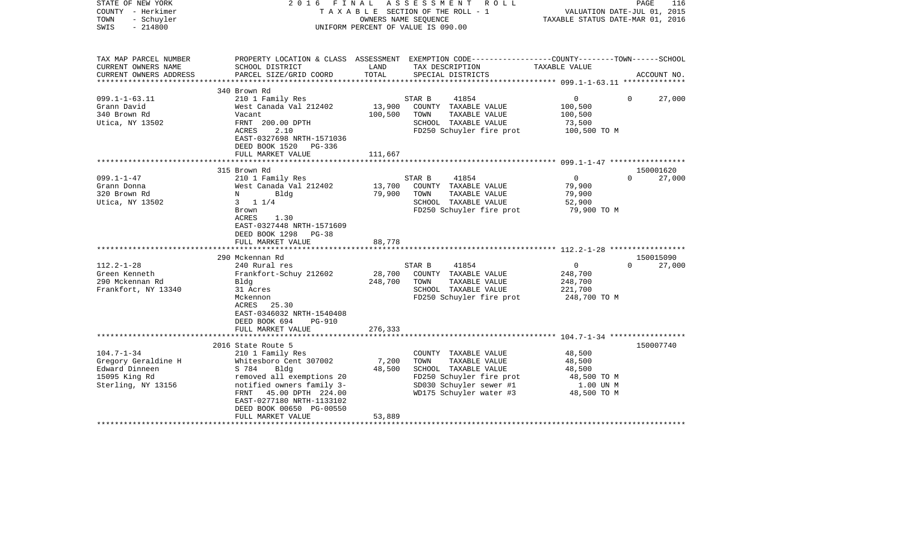STATE OF NEW YORK — 2016 FINAL ASSESSMENT ROLL
COUNTY - Herkimer — TAXABLE SECTION OF THE ROLL - 1 — VALUATION DATE-JUL 01, 2015
TOWN - Schuyler — OWNERS NAME SEQUENCE — TAXABLE STATUS DATE-MAR 01, 2016
SWIS - 214800 — UNIFORM PERCENT OF VALUE IS 090.00

| TAX MAP PARCEL NUMBER / CURRENT OWNERS NAME / CURRENT OWNERS ADDRESS | PROPERTY LOCATION & CLASS / SCHOOL DISTRICT / PARCEL SIZE/GRID COORD | ASSESSMENT LAND / TOTAL | EXEMPTION CODE / TAX DESCRIPTION / SPECIAL DISTRICTS | COUNTY--------TOWN------SCHOOL TAXABLE VALUE | ACCOUNT NO. |
|---|---|---|---|---|---|
| 099.1-1-63.11 | 340 Brown Rd | | | | |
| | 210 1 Family Res | | STAR B 41854 | 0 0 27,000 | |
| Grann David | West Canada Val 212402 | 13,900 | COUNTY TAXABLE VALUE | 100,500 | |
| 340 Brown Rd | Vacant | 100,500 | TOWN TAXABLE VALUE | 100,500 | |
| Utica, NY 13502 | FRNT 200.00 DPTH | | SCHOOL TAXABLE VALUE | 73,500 | |
| | ACRES 2.10 | | FD250 Schuyler fire prot | 100,500 TO M | |
| | EAST-0327698 NRTH-1571036 | | | | |
| | DEED BOOK 1520 PG-336 | | | | |
| | FULL MARKET VALUE | 111,667 | | | |
| 099.1-1-47 | 315 Brown Rd | | | | 150001620 |
| | 210 1 Family Res | | STAR B 41854 | 0 0 27,000 | |
| Grann Donna | West Canada Val 212402 | 13,700 | COUNTY TAXABLE VALUE | 79,900 | |
| 320 Brown Rd | N Bldg | 79,900 | TOWN TAXABLE VALUE | 79,900 | |
| Utica, NY 13502 | 3 1 1/4 | | SCHOOL TAXABLE VALUE | 52,900 | |
| | Brown | | FD250 Schuyler fire prot | 79,900 TO M | |
| | ACRES 1.30 | | | | |
| | EAST-0327448 NRTH-1571609 | | | | |
| | DEED BOOK 1298 PG-38 | | | | |
| | FULL MARKET VALUE | 88,778 | | | |
| 112.2-1-28 | 290 Mckennan Rd | | | | 150015090 |
| | 240 Rural res | | STAR B 41854 | 0 0 27,000 | |
| Green Kenneth | Frankfort-Schuy 212602 | 28,700 | COUNTY TAXABLE VALUE | 248,700 | |
| 290 Mckennan Rd | Bldg | 248,700 | TOWN TAXABLE VALUE | 248,700 | |
| Frankfort, NY 13340 | 31 Acres | | SCHOOL TAXABLE VALUE | 221,700 | |
| | Mckennon | | FD250 Schuyler fire prot | 248,700 TO M | |
| | ACRES 25.30 | | | | |
| | EAST-0346032 NRTH-1540408 | | | | |
| | DEED BOOK 694 PG-910 | | | | |
| | FULL MARKET VALUE | 276,333 | | | |
| 104.7-1-34 | 2016 State Route 5 | | | | 150007740 |
| Gregory Geraldine H | 210 1 Family Res | | COUNTY TAXABLE VALUE | 48,500 | |
| Edward Dinneen | Whitesboro Cent 307002 | 7,200 | TOWN TAXABLE VALUE | 48,500 | |
| 15095 King Rd | S 784 Bldg | 48,500 | SCHOOL TAXABLE VALUE | 48,500 | |
| Sterling, NY 13156 | removed all exemptions 20 | | FD250 Schuyler fire prot | 48,500 TO M | |
| | notified owners family 3- | | SD030 Schuyler sewer #1 | 1.00 UN M | |
| | FRNT 45.00 DPTH 224.00 | | WD175 Schuyler water #3 | 48,500 TO M | |
| | EAST-0277180 NRTH-1133102 | | | | |
| | DEED BOOK 00650 PG-00550 | | | | |
| | FULL MARKET VALUE | 53,889 | | | |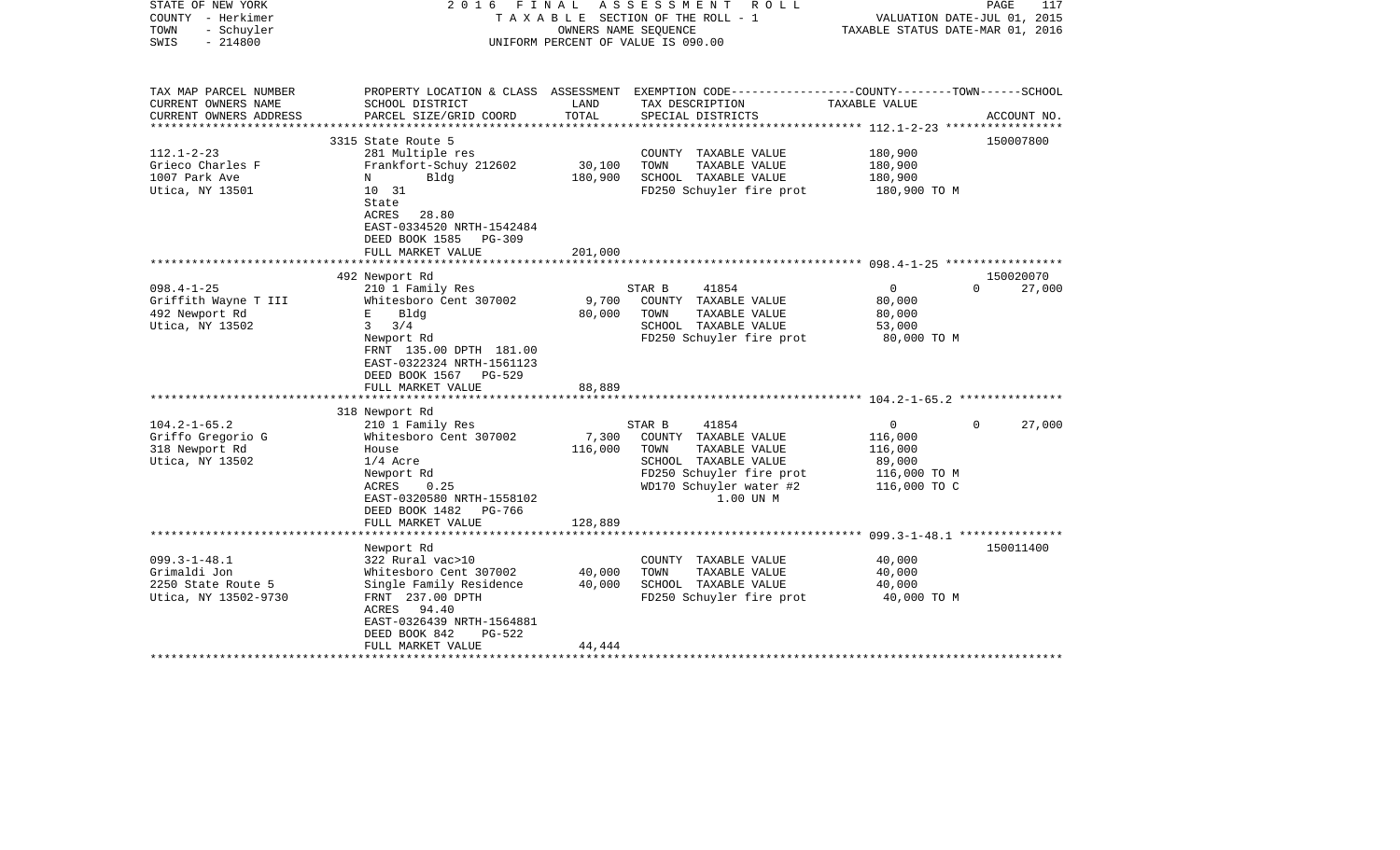STATE OF NEW YORK | COUNTY - Herkimer | TOWN - Schuyler | SWIS - 214800

# 2016 FINAL ASSESSMENT ROLL

TAXABLE SECTION OF THE ROLL - 1
OWNERS NAME SEQUENCE
UNIFORM PERCENT OF VALUE IS 090.00

VALUATION DATE-JUL 01, 2015
TAXABLE STATUS DATE-MAR 01, 2016

| TAX MAP PARCEL NUMBER / CURRENT OWNERS NAME / CURRENT OWNERS ADDRESS | PROPERTY LOCATION & CLASS / SCHOOL DISTRICT / PARCEL SIZE/GRID COORD | ASSESSMENT LAND / TOTAL | EXEMPTION CODE / TAX DESCRIPTION / SPECIAL DISTRICTS | COUNTY / TOWN / SCHOOL TAXABLE VALUE | ACCOUNT NO. |
|---|---|---|---|---|---|
| **112.1-2-23** | 3315 State Route 5 | | | | 150007800 |
| Grieco Charles F | 281 Multiple res | | COUNTY TAXABLE VALUE | 180,900 | |
| 1007 Park Ave | Frankfort-Schuy 212602 | 30,100 | TOWN TAXABLE VALUE | 180,900 | |
| Utica, NY 13501 | N Bldg | 180,900 | SCHOOL TAXABLE VALUE | 180,900 | |
| | 10 31 | | FD250 Schuyler fire prot | 180,900 TO M | |
| | State | | | | |
| | ACRES 28.80 | | | | |
| | EAST-0334520 NRTH-1542484 | | | | |
| | DEED BOOK 1585 PG-309 | | | | |
| | FULL MARKET VALUE | 201,000 | | | |
| **098.4-1-25** | 492 Newport Rd | | | | 150020070 |
| Griffith Wayne T III | 210 1 Family Res | | STAR B 41854 | 0 0 27,000 | |
| 492 Newport Rd | Whitesboro Cent 307002 | 9,700 | COUNTY TAXABLE VALUE | 80,000 | |
| Utica, NY 13502 | E Bldg | 80,000 | TOWN TAXABLE VALUE | 80,000 | |
| | 3 3/4 | | SCHOOL TAXABLE VALUE | 53,000 | |
| | Newport Rd | | FD250 Schuyler fire prot | 80,000 TO M | |
| | FRNT 135.00 DPTH 181.00 | | | | |
| | EAST-0322324 NRTH-1561123 | | | | |
| | DEED BOOK 1567 PG-529 | | | | |
| | FULL MARKET VALUE | 88,889 | | | |
| **104.2-1-65.2** | 318 Newport Rd | | | | |
| Griffo Gregorio G | 210 1 Family Res | | STAR B 41854 | 0 0 27,000 | |
| 318 Newport Rd | Whitesboro Cent 307002 | 7,300 | COUNTY TAXABLE VALUE | 116,000 | |
| Utica, NY 13502 | House | 116,000 | TOWN TAXABLE VALUE | 116,000 | |
| | 1/4 Acre | | SCHOOL TAXABLE VALUE | 89,000 | |
| | Newport Rd | | FD250 Schuyler fire prot | 116,000 TO M | |
| | ACRES 0.25 | | WD170 Schuyler water #2 | 116,000 TO C | |
| | EAST-0320580 NRTH-1558102 | | 1.00 UN M | | |
| | DEED BOOK 1482 PG-766 | | | | |
| | FULL MARKET VALUE | 128,889 | | | |
| **099.3-1-48.1** | Newport Rd | | | | 150011400 |
| Grimaldi Jon | 322 Rural vac>10 | | COUNTY TAXABLE VALUE | 40,000 | |
| 2250 State Route 5 | Whitesboro Cent 307002 | 40,000 | TOWN TAXABLE VALUE | 40,000 | |
| Utica, NY 13502-9730 | Single Family Residence | 40,000 | SCHOOL TAXABLE VALUE | 40,000 | |
| | FRNT 237.00 DPTH | | FD250 Schuyler fire prot | 40,000 TO M | |
| | ACRES 94.40 | | | | |
| | EAST-0326439 NRTH-1564881 | | | | |
| | DEED BOOK 842 PG-522 | | | | |
| | FULL MARKET VALUE | 44,444 | | | |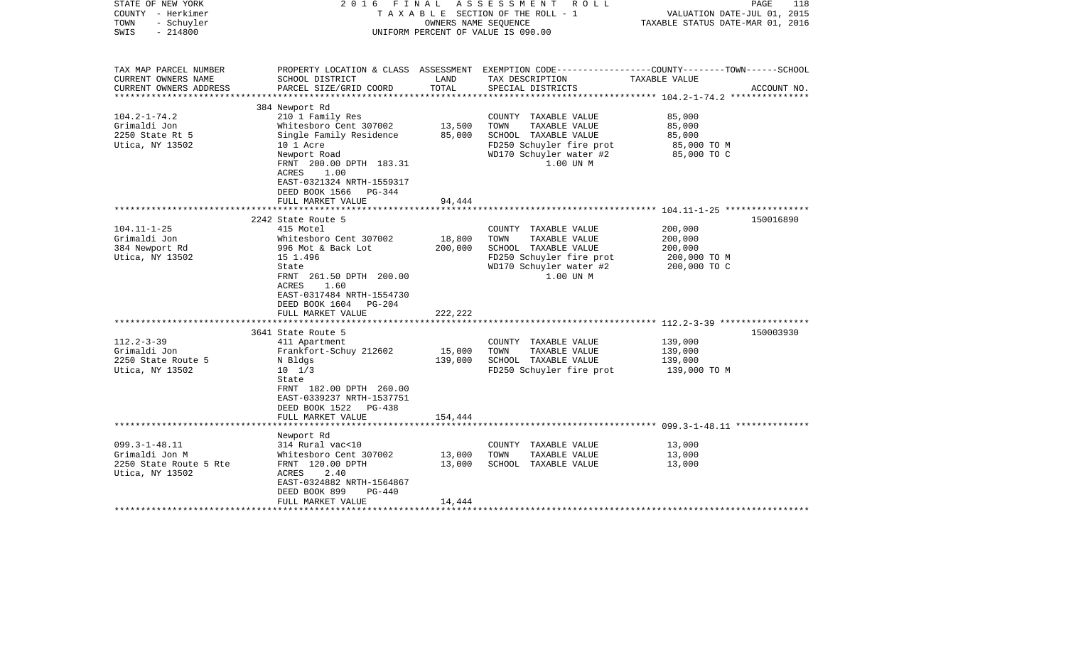STATE OF NEW YORK | COUNTY - Herkimer | TOWN - Schuyler | SWIS - 214800

2016 FINAL ASSESSMENT ROLL
TAXABLE SECTION OF THE ROLL - 1
OWNERS NAME SEQUENCE
UNIFORM PERCENT OF VALUE IS 090.00

VALUATION DATE-JUL 01, 2015
TAXABLE STATUS DATE-MAR 01, 2016

| TAX MAP PARCEL NUMBER / CURRENT OWNERS NAME / CURRENT OWNERS ADDRESS | PROPERTY LOCATION & CLASS / SCHOOL DISTRICT / PARCEL SIZE/GRID COORD | ASSESSMENT LAND / TOTAL | EXEMPTION CODE / TAX DESCRIPTION / SPECIAL DISTRICTS | COUNTY--------TOWN------SCHOOL TAXABLE VALUE | ACCOUNT NO. |
|---|---|---|---|---|---|
| | 384 Newport Rd | | | | |
| 104.2-1-74.2 | 210 1 Family Res | | COUNTY TAXABLE VALUE | 85,000 | |
| Grimaldi Jon | Whitesboro Cent 307002 | 13,500 | TOWN TAXABLE VALUE | 85,000 | |
| 2250 State Rt 5 | Single Family Residence | 85,000 | SCHOOL TAXABLE VALUE | 85,000 | |
| Utica, NY 13502 | 10 1 Acre | | FD250 Schuyler fire prot | 85,000 TO M | |
| | Newport Road | | WD170 Schuyler water #2 | 85,000 TO C | |
| | FRNT 200.00 DPTH 183.31 | | 1.00 UN M | | |
| | ACRES 1.00 | | | | |
| | EAST-0321324 NRTH-1559317 | | | | |
| | DEED BOOK 1566 PG-344 | | | | |
| | FULL MARKET VALUE | 94,444 | | | |
| | 2242 State Route 5 | | | | 150016890 |
| 104.11-1-25 | 415 Motel | | COUNTY TAXABLE VALUE | 200,000 | |
| Grimaldi Jon | Whitesboro Cent 307002 | 18,800 | TOWN TAXABLE VALUE | 200,000 | |
| 384 Newport Rd | 996 Mot & Back Lot | 200,000 | SCHOOL TAXABLE VALUE | 200,000 | |
| Utica, NY 13502 | 15 1.496 | | FD250 Schuyler fire prot | 200,000 TO M | |
| | State | | WD170 Schuyler water #2 | 200,000 TO C | |
| | FRNT 261.50 DPTH 200.00 | | 1.00 UN M | | |
| | ACRES 1.60 | | | | |
| | EAST-0317484 NRTH-1554730 | | | | |
| | DEED BOOK 1604 PG-204 | | | | |
| | FULL MARKET VALUE | 222,222 | | | |
| | 3641 State Route 5 | | | | 150003930 |
| 112.2-3-39 | 411 Apartment | | COUNTY TAXABLE VALUE | 139,000 | |
| Grimaldi Jon | Frankfort-Schuy 212602 | 15,000 | TOWN TAXABLE VALUE | 139,000 | |
| 2250 State Route 5 | N Bldgs | 139,000 | SCHOOL TAXABLE VALUE | 139,000 | |
| Utica, NY 13502 | 10 1/3 | | FD250 Schuyler fire prot | 139,000 TO M | |
| | State | | | | |
| | FRNT 182.00 DPTH 260.00 | | | | |
| | EAST-0339237 NRTH-1537751 | | | | |
| | DEED BOOK 1522 PG-438 | | | | |
| | FULL MARKET VALUE | 154,444 | | | |
| | Newport Rd | | | | |
| 099.3-1-48.11 | 314 Rural vac<10 | | COUNTY TAXABLE VALUE | 13,000 | |
| Grimaldi Jon M | Whitesboro Cent 307002 | 13,000 | TOWN TAXABLE VALUE | 13,000 | |
| 2250 State Route 5 Rte | FRNT 120.00 DPTH | 13,000 | SCHOOL TAXABLE VALUE | 13,000 | |
| Utica, NY 13502 | ACRES 2.40 | | | | |
| | EAST-0324882 NRTH-1564867 | | | | |
| | DEED BOOK 899 PG-440 | | | | |
| | FULL MARKET VALUE | 14,444 | | | |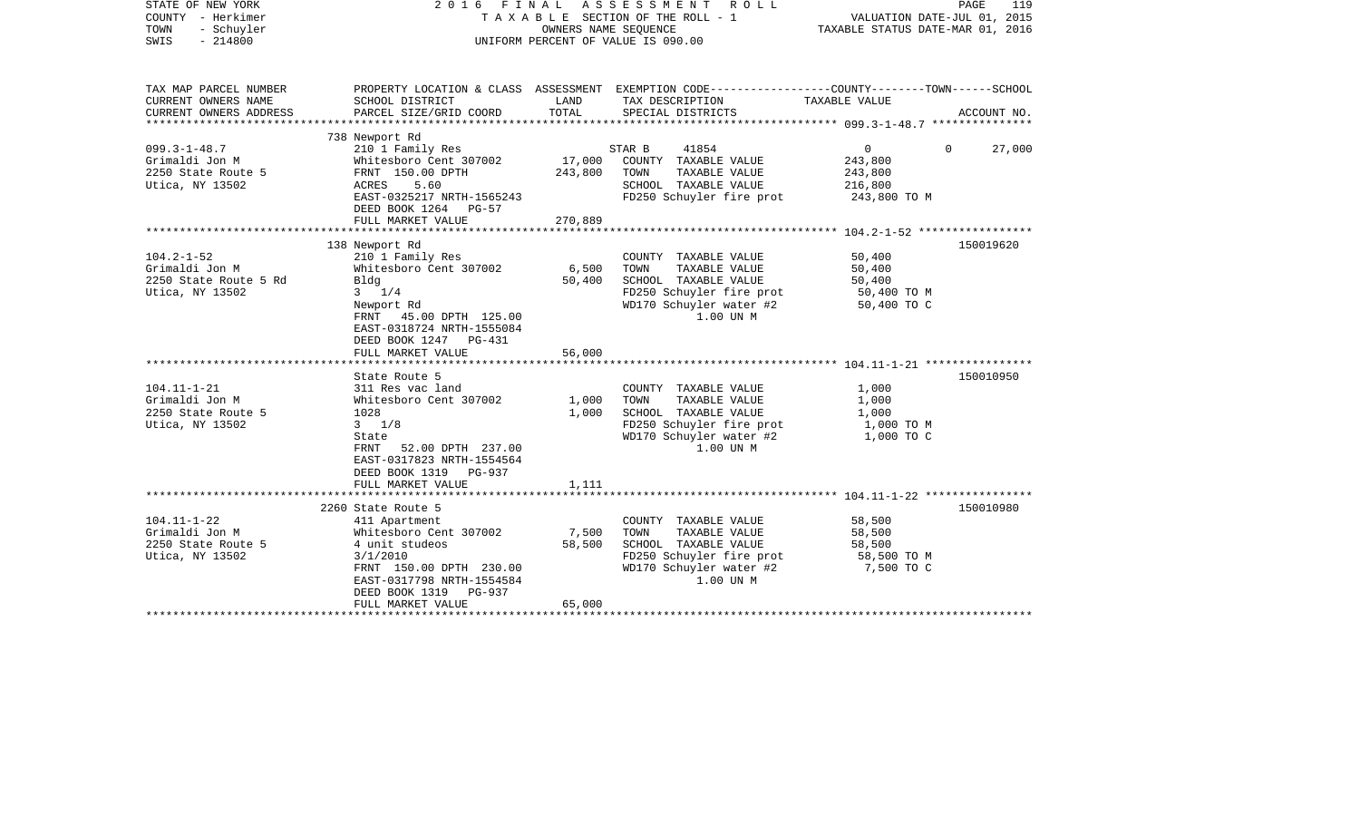STATE OF NEW YORK 2016 FINAL ASSESSMENT ROLL
COUNTY - Herkimer TAXABLE SECTION OF THE ROLL - 1 VALUATION DATE-JUL 01, 2015
TOWN - Schuyler OWNERS NAME SEQUENCE TAXABLE STATUS DATE-MAR 01, 2016
SWIS - 214800 UNIFORM PERCENT OF VALUE IS 090.00

```
TAX MAP PARCEL NUMBER     PROPERTY LOCATION & CLASS  ASSESSMENT  EXEMPTION CODE-----------------COUNTY--------TOWN------SCHOOL
CURRENT OWNERS NAME       SCHOOL DISTRICT             LAND       TAX DESCRIPTION            TAXABLE VALUE
CURRENT OWNERS ADDRESS    PARCEL SIZE/GRID COORD      TOTAL      SPECIAL DISTRICTS                                    ACCOUNT NO.
******************************************************************************************** 099.3-1-48.7 ***************
                          738 Newport Rd
099.3-1-48.7              210 1 Family Res                       STAR B     41854                 0          0      27,000
Grimaldi Jon M            Whitesboro Cent 307002     17,000      COUNTY  TAXABLE VALUE         243,800
2250 State Route 5        FRNT 150.00 DPTH          243,800      TOWN    TAXABLE VALUE         243,800
Utica, NY 13502           ACRES    5.60                          SCHOOL  TAXABLE VALUE         216,800
                          EAST-0325217 NRTH-1565243              FD250 Schuyler fire prot       243,800 TO M
                          DEED BOOK 1264   PG-57
                          FULL MARKET VALUE         270,889
******************************************************************************************** 104.2-1-52 *****************
                          138 Newport Rd                                                                    150019620
104.2-1-52                210 1 Family Res                       COUNTY  TAXABLE VALUE          50,400
Grimaldi Jon M            Whitesboro Cent 307002      6,500      TOWN    TAXABLE VALUE          50,400
2250 State Route 5 Rd     Bldg                       50,400      SCHOOL  TAXABLE VALUE          50,400
Utica, NY 13502           3  1/4                                 FD250 Schuyler fire prot        50,400 TO M
                          Newport Rd                             WD170 Schuyler water #2         50,400 TO C
                          FRNT  45.00 DPTH 125.00                      1.00 UN M
                          EAST-0318724 NRTH-1555084
                          DEED BOOK 1247   PG-431
                          FULL MARKET VALUE          56,000
******************************************************************************************** 104.11-1-21 ****************
                          State Route 5                                                                     150010950
104.11-1-21               311 Res vac land                       COUNTY  TAXABLE VALUE           1,000
Grimaldi Jon M            Whitesboro Cent 307002      1,000      TOWN    TAXABLE VALUE           1,000
2250 State Route 5        1028                        1,000      SCHOOL  TAXABLE VALUE           1,000
Utica, NY 13502           3  1/8                                 FD250 Schuyler fire prot         1,000 TO M
                          State                                  WD170 Schuyler water #2          1,000 TO C
                          FRNT  52.00 DPTH 237.00                      1.00 UN M
                          EAST-0317823 NRTH-1554564
                          DEED BOOK 1319   PG-937
                          FULL MARKET VALUE           1,111
******************************************************************************************** 104.11-1-22 ****************
                          2260 State Route 5                                                                150010980
104.11-1-22               411 Apartment                          COUNTY  TAXABLE VALUE          58,500
Grimaldi Jon M            Whitesboro Cent 307002      7,500      TOWN    TAXABLE VALUE          58,500
2250 State Route 5        4 unit studeos             58,500      SCHOOL  TAXABLE VALUE          58,500
Utica, NY 13502           3/1/2010                               FD250 Schuyler fire prot        58,500 TO M
                          FRNT 150.00 DPTH 230.00                WD170 Schuyler water #2          7,500 TO C
                          EAST-0317798 NRTH-1554584                    1.00 UN M
                          DEED BOOK 1319   PG-937
                          FULL MARKET VALUE          65,000
****************************************************************************************************************************
```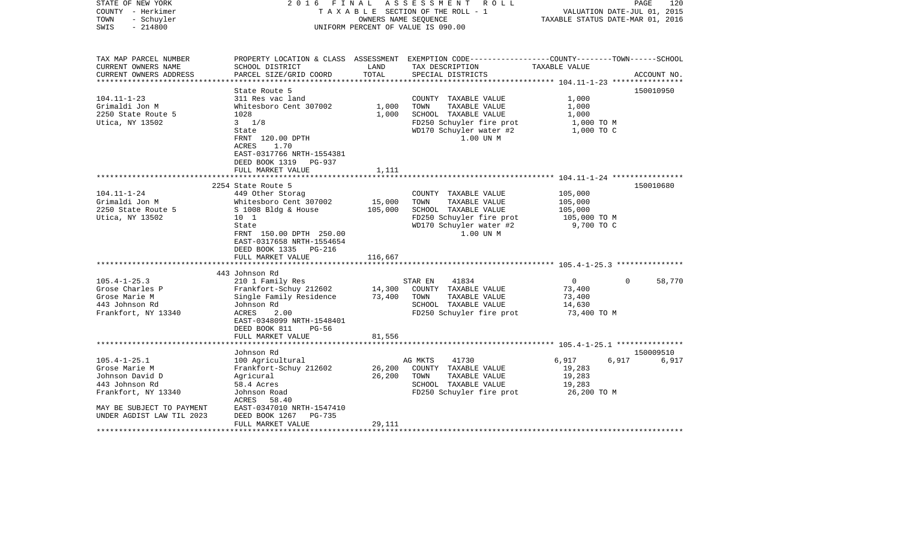STATE OF NEW YORK
COUNTY - Herkimer
TOWN - Schuyler
SWIS - 214800

2016 FINAL ASSESSMENT ROLL
TAXABLE SECTION OF THE ROLL - 1
OWNERS NAME SEQUENCE
UNIFORM PERCENT OF VALUE IS 090.00

VALUATION DATE-JUL 01, 2015
TAXABLE STATUS DATE-MAR 01, 2016

| TAX MAP PARCEL NUMBER<br>CURRENT OWNERS NAME<br>CURRENT OWNERS ADDRESS | PROPERTY LOCATION & CLASS<br>SCHOOL DISTRICT<br>PARCEL SIZE/GRID COORD | ASSESSMENT<br>LAND<br>TOTAL | EXEMPTION CODE<br>TAX DESCRIPTION<br>SPECIAL DISTRICTS | COUNTY | TOWN | SCHOOL<br>TAXABLE VALUE<br>ACCOUNT NO. |
|---|---|---|---|---|---|---|
| **104.11-1-23** | State Route 5 | | | | | 150010950 |
| 104.11-1-23 | 311 Res vac land | | COUNTY TAXABLE VALUE | 1,000 | | |
| Grimaldi Jon M | Whitesboro Cent 307002 | 1,000 | TOWN TAXABLE VALUE | 1,000 | | |
| 2250 State Route 5 | 1028 | 1,000 | SCHOOL TAXABLE VALUE | 1,000 | | |
| Utica, NY 13502 | 3 1/8 | | FD250 Schuyler fire prot | 1,000 TO M | | |
| | State | | WD170 Schuyler water #2 | 1,000 TO C | | |
| | FRNT 120.00 DPTH | | 1.00 UN M | | | |
| | ACRES 1.70 | | | | | |
| | EAST-0317766 NRTH-1554381 | | | | | |
| | DEED BOOK 1319 PG-937 | | | | | |
| | FULL MARKET VALUE | 1,111 | | | | |
| **104.11-1-24** | 2254 State Route 5 | | | | | 150010680 |
| 104.11-1-24 | 449 Other Storag | | COUNTY TAXABLE VALUE | 105,000 | | |
| Grimaldi Jon M | Whitesboro Cent 307002 | 15,000 | TOWN TAXABLE VALUE | 105,000 | | |
| 2250 State Route 5 | S 1008 Bldg & House | 105,000 | SCHOOL TAXABLE VALUE | 105,000 | | |
| Utica, NY 13502 | 10 1 | | FD250 Schuyler fire prot | 105,000 TO M | | |
| | State | | WD170 Schuyler water #2 | 9,700 TO C | | |
| | FRNT 150.00 DPTH 250.00 | | 1.00 UN M | | | |
| | EAST-0317658 NRTH-1554654 | | | | | |
| | DEED BOOK 1335 PG-216 | | | | | |
| | FULL MARKET VALUE | 116,667 | | | | |
| **105.4-1-25.3** | 443 Johnson Rd | | | | | |
| 105.4-1-25.3 | 210 1 Family Res | | STAR EN 41834 | 0 | 0 | 58,770 |
| Grose Charles P | Frankfort-Schuy 212602 | 14,300 | COUNTY TAXABLE VALUE | 73,400 | | |
| Grose Marie M | Single Family Residence | 73,400 | TOWN TAXABLE VALUE | 73,400 | | |
| 443 Johnson Rd | Johnson Rd | | SCHOOL TAXABLE VALUE | 14,630 | | |
| Frankfort, NY 13340 | ACRES 2.00 | | FD250 Schuyler fire prot | 73,400 TO M | | |
| | EAST-0348099 NRTH-1548401 | | | | | |
| | DEED BOOK 811 PG-56 | | | | | |
| | FULL MARKET VALUE | 81,556 | | | | |
| **105.4-1-25.1** | Johnson Rd | | | | | 150009510 |
| 105.4-1-25.1 | 100 Agricultural | | AG MKTS 41730 | 6,917 | 6,917 | 6,917 |
| Grose Marie M | Frankfort-Schuy 212602 | 26,200 | COUNTY TAXABLE VALUE | 19,283 | | |
| Johnson David D | Agricural | 26,200 | TOWN TAXABLE VALUE | 19,283 | | |
| 443 Johnson Rd | 58.4 Acres | | SCHOOL TAXABLE VALUE | 19,283 | | |
| Frankfort, NY 13340 | Johnson Road | | FD250 Schuyler fire prot | 26,200 TO M | | |
| | ACRES 58.40 | | | | | |
| MAY BE SUBJECT TO PAYMENT | EAST-0347010 NRTH-1547410 | | | | | |
| UNDER AGDIST LAW TIL 2023 | DEED BOOK 1267 PG-735 | | | | | |
| | FULL MARKET VALUE | 29,111 | | | | |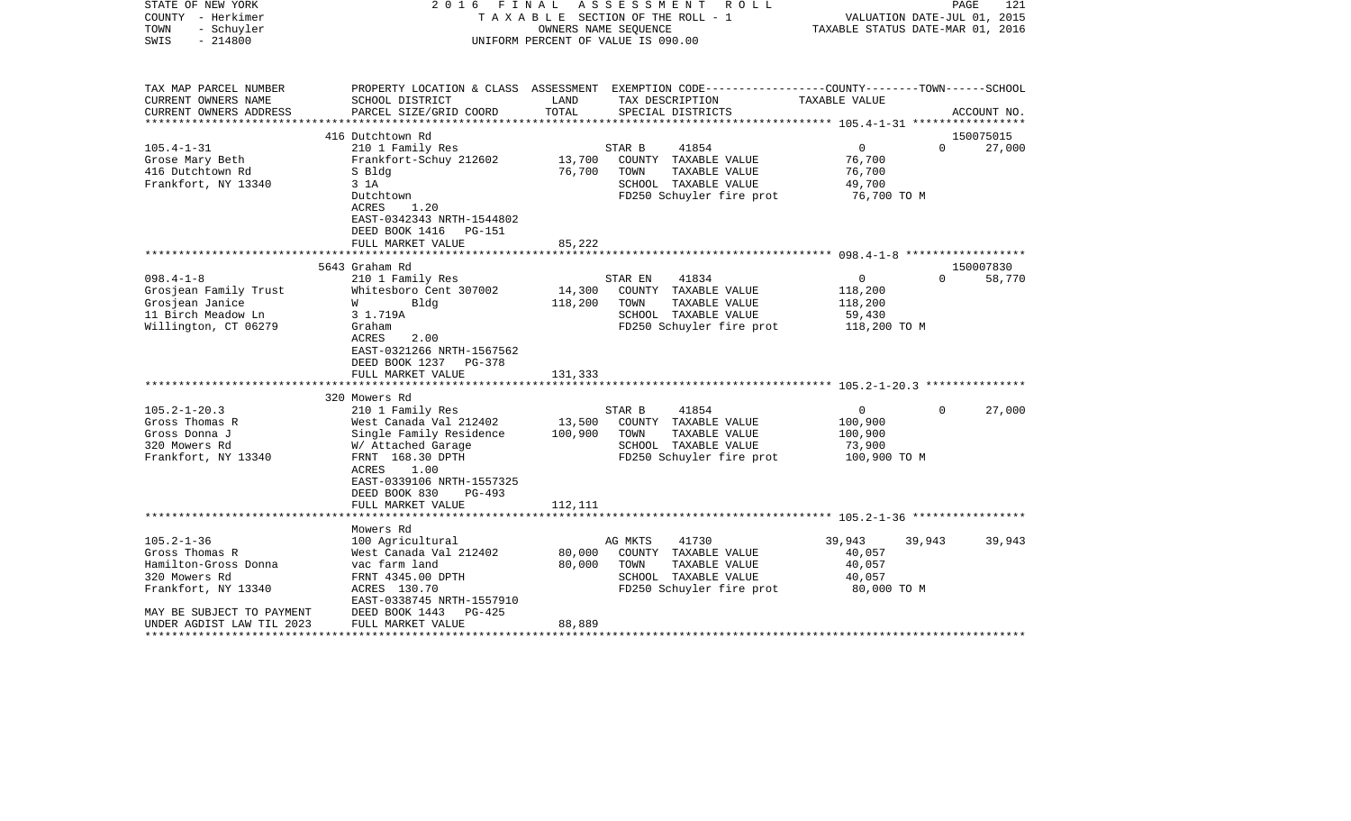STATE OF NEW YORK | 2016 FINAL ASSESSMENT ROLL | PAGE 121
COUNTY - Herkimer | TAXABLE SECTION OF THE ROLL - 1 | VALUATION DATE-JUL 01, 2015
TOWN - Schuyler | OWNERS NAME SEQUENCE | TAXABLE STATUS DATE-MAR 01, 2016
SWIS - 214800 | UNIFORM PERCENT OF VALUE IS 090.00

| TAX MAP PARCEL NUMBER<br>CURRENT OWNERS NAME<br>CURRENT OWNERS ADDRESS | PROPERTY LOCATION & CLASS<br>SCHOOL DISTRICT<br>PARCEL SIZE/GRID COORD | ASSESSMENT<br>LAND<br>TOTAL | EXEMPTION CODE<br>TAX DESCRIPTION<br>SPECIAL DISTRICTS | COUNTY | TOWN | SCHOOL<br>TAXABLE VALUE<br>ACCOUNT NO. |
|---|---|---|---|---|---|---|
| **105.4-1-31** | 416 Dutchtown Rd | | | | | 150075015 |
| 105.4-1-31 | 210 1 Family Res | | STAR B 41854 | 0 | 0 | 27,000 |
| Grose Mary Beth | Frankfort-Schuy 212602 | 13,700 | COUNTY TAXABLE VALUE | 76,700 | | |
| 416 Dutchtown Rd | S Bldg | 76,700 | TOWN TAXABLE VALUE | 76,700 | | |
| Frankfort, NY 13340 | 3 1A | | SCHOOL TAXABLE VALUE | 49,700 | | |
| | Dutchtown | | FD250 Schuyler fire prot | 76,700 TO M | | |
| | ACRES 1.20 | | | | | |
| | EAST-0342343 NRTH-1544802 | | | | | |
| | DEED BOOK 1416 PG-151 | | | | | |
| | FULL MARKET VALUE | 85,222 | | | | |
| **098.4-1-8** | 5643 Graham Rd | | | | | 150007830 |
| 098.4-1-8 | 210 1 Family Res | | STAR EN 41834 | 0 | 0 | 58,770 |
| Grosjean Family Trust | Whitesboro Cent 307002 | 14,300 | COUNTY TAXABLE VALUE | 118,200 | | |
| Grosjean Janice | W Bldg | 118,200 | TOWN TAXABLE VALUE | 118,200 | | |
| 11 Birch Meadow Ln | 3 1.719A | | SCHOOL TAXABLE VALUE | 59,430 | | |
| Willington, CT 06279 | Graham | | FD250 Schuyler fire prot | 118,200 TO M | | |
| | ACRES 2.00 | | | | | |
| | EAST-0321266 NRTH-1567562 | | | | | |
| | DEED BOOK 1237 PG-378 | | | | | |
| | FULL MARKET VALUE | 131,333 | | | | |
| **105.2-1-20.3** | 320 Mowers Rd | | | | | |
| 105.2-1-20.3 | 210 1 Family Res | | STAR B 41854 | 0 | 0 | 27,000 |
| Gross Thomas R | West Canada Val 212402 | 13,500 | COUNTY TAXABLE VALUE | 100,900 | | |
| Gross Donna J | Single Family Residence | 100,900 | TOWN TAXABLE VALUE | 100,900 | | |
| 320 Mowers Rd | W/ Attached Garage | | SCHOOL TAXABLE VALUE | 73,900 | | |
| Frankfort, NY 13340 | FRNT 168.30 DPTH | | FD250 Schuyler fire prot | 100,900 TO M | | |
| | ACRES 1.00 | | | | | |
| | EAST-0339106 NRTH-1557325 | | | | | |
| | DEED BOOK 830 PG-493 | | | | | |
| | FULL MARKET VALUE | 112,111 | | | | |
| **105.2-1-36** | Mowers Rd | | | | | |
| 105.2-1-36 | 100 Agricultural | | AG MKTS 41730 | 39,943 | 39,943 | 39,943 |
| Gross Thomas R | West Canada Val 212402 | 80,000 | COUNTY TAXABLE VALUE | 40,057 | | |
| Hamilton-Gross Donna | vac farm land | 80,000 | TOWN TAXABLE VALUE | 40,057 | | |
| 320 Mowers Rd | FRNT 4345.00 DPTH | | SCHOOL TAXABLE VALUE | 40,057 | | |
| Frankfort, NY 13340 | ACRES 130.70 | | FD250 Schuyler fire prot | 80,000 TO M | | |
| | EAST-0338745 NRTH-1557910 | | | | | |
| MAY BE SUBJECT TO PAYMENT | DEED BOOK 1443 PG-425 | | | | | |
| UNDER AGDIST LAW TIL 2023 | FULL MARKET VALUE | 88,889 | | | | |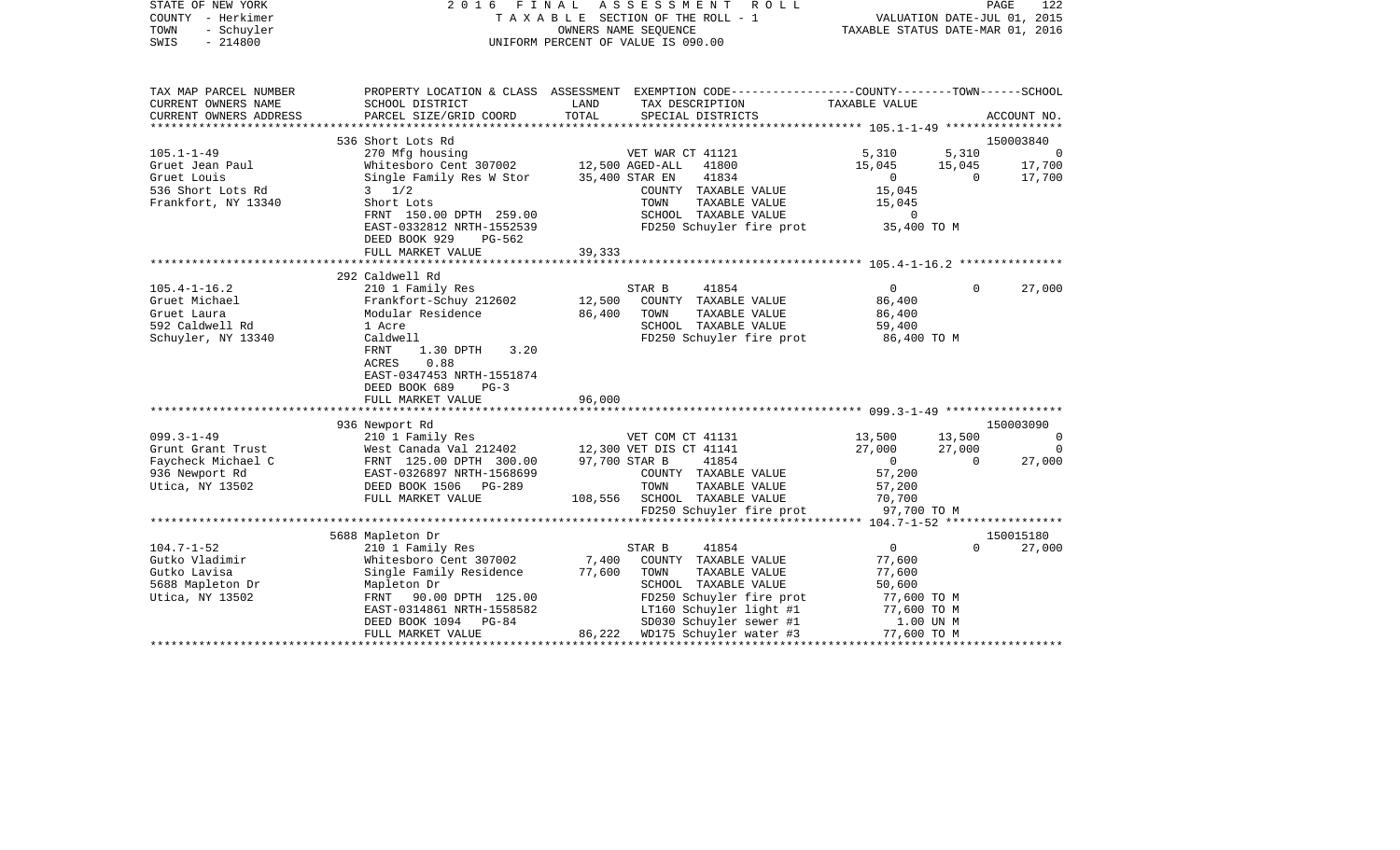STATE OF NEW YORK — COUNTY - Herkimer — TOWN - Schuyler — SWIS - 214800

2016 FINAL ASSESSMENT ROLL
TAXABLE SECTION OF THE ROLL - 1
OWNERS NAME SEQUENCE
UNIFORM PERCENT OF VALUE IS 090.00

VALUATION DATE-JUL 01, 2015
TAXABLE STATUS DATE-MAR 01, 2016

| TAX MAP PARCEL NUMBER / CURRENT OWNERS NAME / CURRENT OWNERS ADDRESS | PROPERTY LOCATION & CLASS / SCHOOL DISTRICT / PARCEL SIZE/GRID COORD | ASSESSMENT LAND | TOTAL | EXEMPTION CODE / TAX DESCRIPTION / SPECIAL DISTRICTS | COUNTY TAXABLE VALUE | TOWN | SCHOOL | ACCOUNT NO. |
|---|---|---|---|---|---|---|---|---|
| **105.1-1-49** | 536 Short Lots Rd | | | | | | | 150003840 |
| Gruet Jean Paul | 270 Mfg housing | | | VET WAR CT 41121 | 5,310 | 5,310 | 0 | |
| Gruet Louis | Whitesboro Cent 307002 | 12,500 | | AGED-ALL 41800 | 15,045 | 15,045 | 17,700 | |
| 536 Short Lots Rd | Single Family Res W Stor | | 35,400 | STAR EN 41834 | 0 | 0 | 17,700 | |
| Frankfort, NY 13340 | 3 1/2 | | | COUNTY TAXABLE VALUE | 15,045 | | | |
| | Short Lots | | | TOWN TAXABLE VALUE | 15,045 | | | |
| | FRNT 150.00 DPTH 259.00 | | | SCHOOL TAXABLE VALUE | 0 | | | |
| | EAST-0332812 NRTH-1552539 | | | FD250 Schuyler fire prot | 35,400 TO M | | | |
| | DEED BOOK 929 PG-562 | | | | | | | |
| | FULL MARKET VALUE | | 39,333 | | | | | |
| **105.4-1-16.2** | 292 Caldwell Rd | | | | | | | |
| Gruet Michael | 210 1 Family Res | | | STAR B 41854 | 0 | 0 | 27,000 | |
| Gruet Laura | Frankfort-Schuy 212602 | 12,500 | | COUNTY TAXABLE VALUE | 86,400 | | | |
| 592 Caldwell Rd | Modular Residence | | 86,400 | TOWN TAXABLE VALUE | 86,400 | | | |
| Schuyler, NY 13340 | 1 Acre | | | SCHOOL TAXABLE VALUE | 59,400 | | | |
| | Caldwell | | | FD250 Schuyler fire prot | 86,400 TO M | | | |
| | FRNT 1.30 DPTH 3.20 | | | | | | | |
| | ACRES 0.88 | | | | | | | |
| | EAST-0347453 NRTH-1551874 | | | | | | | |
| | DEED BOOK 689 PG-3 | | | | | | | |
| | FULL MARKET VALUE | | 96,000 | | | | | |
| **099.3-1-49** | 936 Newport Rd | | | | | | | 150003090 |
| Grunt Grant Trust | 210 1 Family Res | | | VET COM CT 41131 | 13,500 | 13,500 | 0 | |
| Faycheck Michael C | West Canada Val 212402 | 12,300 | | VET DIS CT 41141 | 27,000 | 27,000 | 0 | |
| 936 Newport Rd | FRNT 125.00 DPTH 300.00 | | 97,700 | STAR B 41854 | 0 | 0 | 27,000 | |
| Utica, NY 13502 | EAST-0326897 NRTH-1568699 | | | COUNTY TAXABLE VALUE | 57,200 | | | |
| | DEED BOOK 1506 PG-289 | | | TOWN TAXABLE VALUE | 57,200 | | | |
| | FULL MARKET VALUE | | 108,556 | SCHOOL TAXABLE VALUE | 70,700 | | | |
| | | | | FD250 Schuyler fire prot | 97,700 TO M | | | |
| **104.7-1-52** | 5688 Mapleton Dr | | | | | | | 150015180 |
| Gutko Vladimir | 210 1 Family Res | | | STAR B 41854 | 0 | 0 | 27,000 | |
| Gutko Lavisa | Whitesboro Cent 307002 | 7,400 | | COUNTY TAXABLE VALUE | 77,600 | | | |
| 5688 Mapleton Dr | Single Family Residence | | 77,600 | TOWN TAXABLE VALUE | 77,600 | | | |
| Utica, NY 13502 | Mapleton Dr | | | SCHOOL TAXABLE VALUE | 50,600 | | | |
| | FRNT 90.00 DPTH 125.00 | | | FD250 Schuyler fire prot | 77,600 TO M | | | |
| | EAST-0314861 NRTH-1558582 | | | LT160 Schuyler light #1 | 77,600 TO M | | | |
| | DEED BOOK 1094 PG-84 | | | SD030 Schuyler sewer #1 | 1.00 UN M | | | |
| | FULL MARKET VALUE | | 86,222 | WD175 Schuyler water #3 | 77,600 TO M | | | |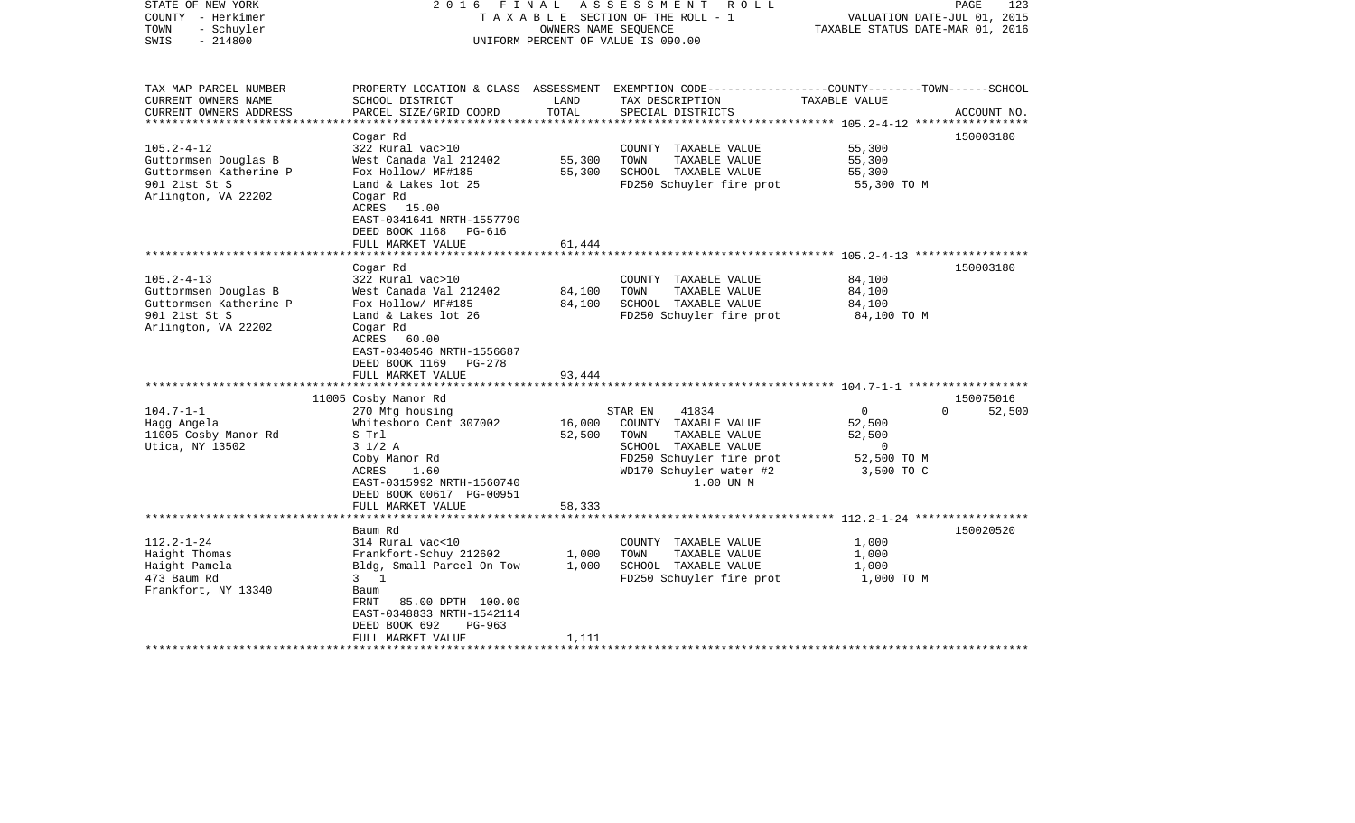STATE OF NEW YORK — 2016 FINAL ASSESSMENT ROLL — PAGE 123
COUNTY - Herkimer — TAXABLE SECTION OF THE ROLL - 1 — VALUATION DATE-JUL 01, 2015
TOWN - Schuyler — OWNERS NAME SEQUENCE — TAXABLE STATUS DATE-MAR 01, 2016
SWIS - 214800 — UNIFORM PERCENT OF VALUE IS 090.00

| TAX MAP PARCEL NUMBER / CURRENT OWNERS NAME / CURRENT OWNERS ADDRESS | PROPERTY LOCATION & CLASS / SCHOOL DISTRICT / PARCEL SIZE/GRID COORD | ASSESSMENT LAND | TOTAL | EXEMPTION CODE / TAX DESCRIPTION / SPECIAL DISTRICTS | TAXABLE VALUE (COUNTY / TOWN / SCHOOL) | ACCOUNT NO. |
|---|---|---|---|---|---|---|
| **105.2-4-12** | Cogar Rd | | | | | 150003180 |
| 105.2-4-12 | 322 Rural vac>10 | | | COUNTY TAXABLE VALUE | 55,300 | |
| Guttormsen Douglas B | West Canada Val 212402 | 55,300 | | TOWN TAXABLE VALUE | 55,300 | |
| Guttormsen Katherine P | Fox Hollow/ MF#185 | | 55,300 | SCHOOL TAXABLE VALUE | 55,300 | |
| 901 21st St S | Land & Lakes lot 25 | | | FD250 Schuyler fire prot | 55,300 TO M | |
| Arlington, VA 22202 | Cogar Rd | | | | | |
| | ACRES 15.00 | | | | | |
| | EAST-0341641 NRTH-1557790 | | | | | |
| | DEED BOOK 1168 PG-616 | | | | | |
| | FULL MARKET VALUE | | 61,444 | | | |
| **105.2-4-13** | Cogar Rd | | | | | 150003180 |
| 105.2-4-13 | 322 Rural vac>10 | | | COUNTY TAXABLE VALUE | 84,100 | |
| Guttormsen Douglas B | West Canada Val 212402 | 84,100 | | TOWN TAXABLE VALUE | 84,100 | |
| Guttormsen Katherine P | Fox Hollow/ MF#185 | | 84,100 | SCHOOL TAXABLE VALUE | 84,100 | |
| 901 21st St S | Land & Lakes lot 26 | | | FD250 Schuyler fire prot | 84,100 TO M | |
| Arlington, VA 22202 | Cogar Rd | | | | | |
| | ACRES 60.00 | | | | | |
| | EAST-0340546 NRTH-1556687 | | | | | |
| | DEED BOOK 1169 PG-278 | | | | | |
| | FULL MARKET VALUE | | 93,444 | | | |
| **104.7-1-1** | 11005 Cosby Manor Rd | | | | | 150075016 |
| 104.7-1-1 | 270 Mfg housing | | | STAR EN 41834 | 0 / 0 / 52,500 | |
| Hagg Angela | Whitesboro Cent 307002 | 16,000 | | COUNTY TAXABLE VALUE | 52,500 | |
| 11005 Cosby Manor Rd | S Trl | | 52,500 | TOWN TAXABLE VALUE | 52,500 | |
| Utica, NY 13502 | 3 1/2 A | | | SCHOOL TAXABLE VALUE | 0 | |
| | Coby Manor Rd | | | FD250 Schuyler fire prot | 52,500 TO M | |
| | ACRES 1.60 | | | WD170 Schuyler water #2 | 3,500 TO C | |
| | EAST-0315992 NRTH-1560740 | | | 1.00 UN M | | |
| | DEED BOOK 00617 PG-00951 | | | | | |
| | FULL MARKET VALUE | | 58,333 | | | |
| **112.2-1-24** | Baum Rd | | | | | 150020520 |
| 112.2-1-24 | 314 Rural vac<10 | | | COUNTY TAXABLE VALUE | 1,000 | |
| Haight Thomas | Frankfort-Schuy 212602 | 1,000 | | TOWN TAXABLE VALUE | 1,000 | |
| Haight Pamela | Bldg, Small Parcel On Tow | | 1,000 | SCHOOL TAXABLE VALUE | 1,000 | |
| 473 Baum Rd | 3 1 | | | FD250 Schuyler fire prot | 1,000 TO M | |
| Frankfort, NY 13340 | Baum | | | | | |
| | FRNT 85.00 DPTH 100.00 | | | | | |
| | EAST-0348833 NRTH-1542114 | | | | | |
| | DEED BOOK 692 PG-963 | | | | | |
| | FULL MARKET VALUE | | 1,111 | | | |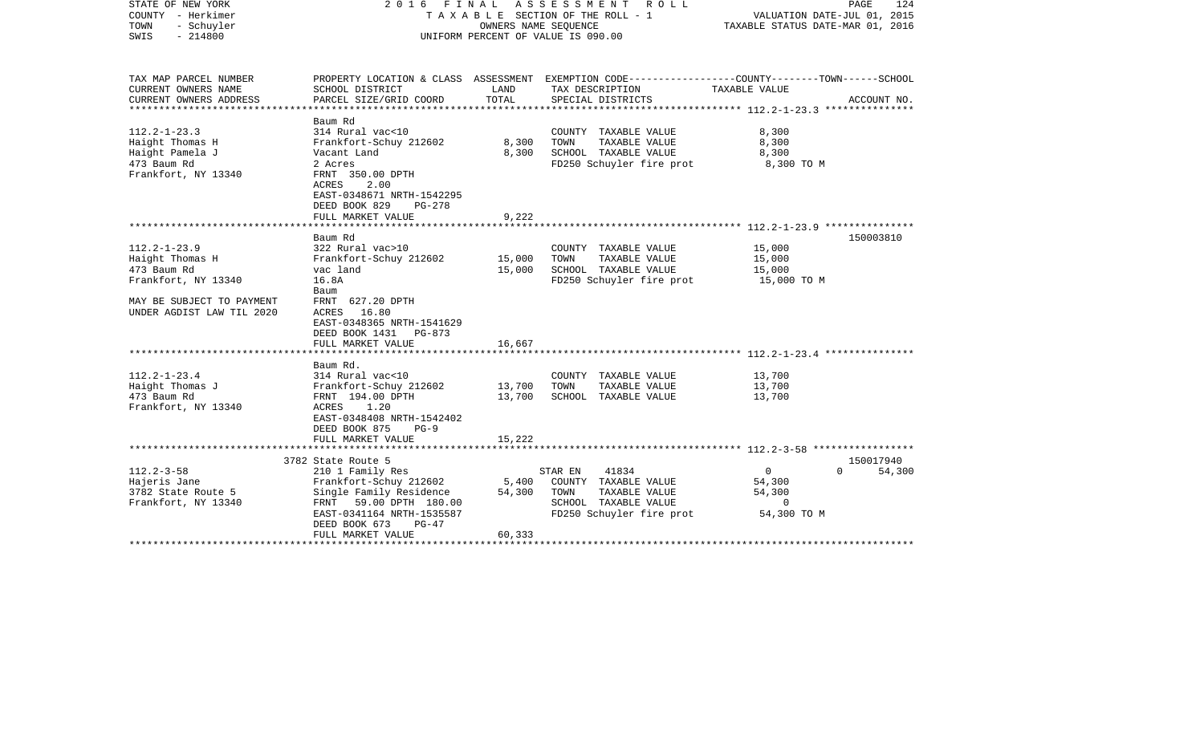STATE OF NEW YORK
COUNTY - Herkimer
TOWN - Schuyler
SWIS - 214800

2016 FINAL ASSESSMENT ROLL
TAXABLE SECTION OF THE ROLL - 1
OWNERS NAME SEQUENCE
UNIFORM PERCENT OF VALUE IS 090.00

VALUATION DATE-JUL 01, 2015
TAXABLE STATUS DATE-MAR 01, 2016

| TAX MAP PARCEL NUMBER / CURRENT OWNERS NAME / CURRENT OWNERS ADDRESS | PROPERTY LOCATION & CLASS / SCHOOL DISTRICT / PARCEL SIZE/GRID COORD | ASSESSMENT LAND | TOTAL | EXEMPTION CODE / TAX DESCRIPTION / SPECIAL DISTRICTS | COUNTY--------TOWN------SCHOOL TAXABLE VALUE | ACCOUNT NO. |
|---|---|---|---|---|---|---|
| **112.2-1-23.3** | Baum Rd | | | | | |
| 112.2-1-23.3 | 314 Rural vac<10 | | | COUNTY TAXABLE VALUE | 8,300 | |
| Haight Thomas H | Frankfort-Schuy 212602 | 8,300 | | TOWN TAXABLE VALUE | 8,300 | |
| Haight Pamela J | Vacant Land | | 8,300 | SCHOOL TAXABLE VALUE | 8,300 | |
| 473 Baum Rd | 2 Acres | | | FD250 Schuyler fire prot | 8,300 TO M | |
| Frankfort, NY 13340 | FRNT 350.00 DPTH | | | | | |
| | ACRES 2.00 | | | | | |
| | EAST-0348671 NRTH-1542295 | | | | | |
| | DEED BOOK 829 PG-278 | | | | | |
| | FULL MARKET VALUE | | 9,222 | | | |
| **112.2-1-23.9** | Baum Rd | | | | | 150003810 |
| 112.2-1-23.9 | 322 Rural vac>10 | | | COUNTY TAXABLE VALUE | 15,000 | |
| Haight Thomas H | Frankfort-Schuy 212602 | 15,000 | | TOWN TAXABLE VALUE | 15,000 | |
| 473 Baum Rd | vac land | | 15,000 | SCHOOL TAXABLE VALUE | 15,000 | |
| Frankfort, NY 13340 | 16.8A | | | FD250 Schuyler fire prot | 15,000 TO M | |
| | Baum | | | | | |
| MAY BE SUBJECT TO PAYMENT | FRNT 627.20 DPTH | | | | | |
| UNDER AGDIST LAW TIL 2020 | ACRES 16.80 | | | | | |
| | EAST-0348365 NRTH-1541629 | | | | | |
| | DEED BOOK 1431 PG-873 | | | | | |
| | FULL MARKET VALUE | | 16,667 | | | |
| **112.2-1-23.4** | Baum Rd. | | | | | |
| 112.2-1-23.4 | 314 Rural vac<10 | | | COUNTY TAXABLE VALUE | 13,700 | |
| Haight Thomas J | Frankfort-Schuy 212602 | 13,700 | | TOWN TAXABLE VALUE | 13,700 | |
| 473 Baum Rd | FRNT 194.00 DPTH | | 13,700 | SCHOOL TAXABLE VALUE | 13,700 | |
| Frankfort, NY 13340 | ACRES 1.20 | | | | | |
| | EAST-0348408 NRTH-1542402 | | | | | |
| | DEED BOOK 875 PG-9 | | | | | |
| | FULL MARKET VALUE | | 15,222 | | | |
| **112.2-3-58** | 3782 State Route 5 | | | | | 150017940 |
| 112.2-3-58 | 210 1 Family Res | | | STAR EN 41834 | 0 0 54,300 | |
| Hajeris Jane | Frankfort-Schuy 212602 | 5,400 | | COUNTY TAXABLE VALUE | 54,300 | |
| 3782 State Route 5 | Single Family Residence | | 54,300 | TOWN TAXABLE VALUE | 54,300 | |
| Frankfort, NY 13340 | FRNT 59.00 DPTH 180.00 | | | SCHOOL TAXABLE VALUE | 0 | |
| | EAST-0341164 NRTH-1535587 | | | FD250 Schuyler fire prot | 54,300 TO M | |
| | DEED BOOK 673 PG-47 | | | | | |
| | FULL MARKET VALUE | | 60,333 | | | |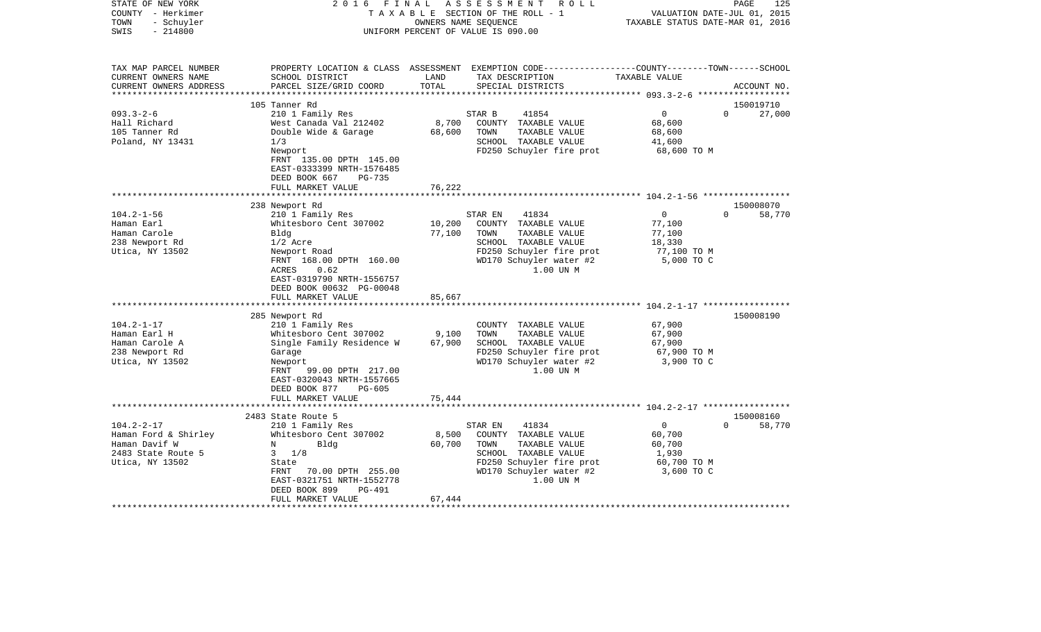STATE OF NEW YORK 2 0 1 6 F I N A L A S S E S S M E N T R O L L
COUNTY - Herkimer T A X A B L E SECTION OF THE ROLL - 1 VALUATION DATE-JUL 01, 2015
TOWN - Schuyler OWNERS NAME SEQUENCE TAXABLE STATUS DATE-MAR 01, 2016
SWIS - 214800 UNIFORM PERCENT OF VALUE IS 090.00

| TAX MAP PARCEL NUMBER<br>CURRENT OWNERS NAME<br>CURRENT OWNERS ADDRESS | PROPERTY LOCATION & CLASS<br>SCHOOL DISTRICT<br>PARCEL SIZE/GRID COORD | ASSESSMENT<br>LAND<br>TOTAL | EXEMPTION CODE<br>TAX DESCRIPTION<br>SPECIAL DISTRICTS | COUNTY--------TOWN------SCHOOL<br>TAXABLE VALUE | ACCOUNT NO. |
|---|---|---|---|---|---|
| 093.3-2-6 | 105 Tanner Rd | | | | 150019710 |
| Hall Richard | 210 1 Family Res | | STAR B 41854 | 0 0 | 27,000 |
| 105 Tanner Rd | West Canada Val 212402 | 8,700 | COUNTY TAXABLE VALUE | 68,600 | |
| Poland, NY 13431 | Double Wide & Garage | 68,600 | TOWN TAXABLE VALUE | 68,600 | |
| | 1/3 | | SCHOOL TAXABLE VALUE | 41,600 | |
| | Newport | | FD250 Schuyler fire prot | 68,600 TO M | |
| | FRNT 135.00 DPTH 145.00 | | | | |
| | EAST-0333399 NRTH-1576485 | | | | |
| | DEED BOOK 667 PG-735 | | | | |
| | FULL MARKET VALUE | 76,222 | | | |
| 104.2-1-56 | 238 Newport Rd | | | | 150008070 |
| Haman Earl | 210 1 Family Res | | STAR EN 41834 | 0 0 | 58,770 |
| Haman Carole | Whitesboro Cent 307002 | 10,200 | COUNTY TAXABLE VALUE | 77,100 | |
| 238 Newport Rd | Bldg | 77,100 | TOWN TAXABLE VALUE | 77,100 | |
| Utica, NY 13502 | 1/2 Acre | | SCHOOL TAXABLE VALUE | 18,330 | |
| | Newport Road | | FD250 Schuyler fire prot | 77,100 TO M | |
| | FRNT 168.00 DPTH 160.00 | | WD170 Schuyler water #2 | 5,000 TO C | |
| | ACRES 0.62 | | 1.00 UN M | | |
| | EAST-0319790 NRTH-1556757 | | | | |
| | DEED BOOK 00632 PG-00048 | | | | |
| | FULL MARKET VALUE | 85,667 | | | |
| 104.2-1-17 | 285 Newport Rd | | | | 150008190 |
| Haman Earl H | 210 1 Family Res | | COUNTY TAXABLE VALUE | 67,900 | |
| Haman Carole A | Whitesboro Cent 307002 | 9,100 | TOWN TAXABLE VALUE | 67,900 | |
| 238 Newport Rd | Single Family Residence W | 67,900 | SCHOOL TAXABLE VALUE | 67,900 | |
| Utica, NY 13502 | Garage | | FD250 Schuyler fire prot | 67,900 TO M | |
| | Newport | | WD170 Schuyler water #2 | 3,900 TO C | |
| | FRNT 99.00 DPTH 217.00 | | 1.00 UN M | | |
| | EAST-0320043 NRTH-1557665 | | | | |
| | DEED BOOK 877 PG-605 | | | | |
| | FULL MARKET VALUE | 75,444 | | | |
| 104.2-2-17 | 2483 State Route 5 | | | | 150008160 |
| Haman Ford & Shirley | 210 1 Family Res | | STAR EN 41834 | 0 0 | 58,770 |
| Haman Davif W | Whitesboro Cent 307002 | 8,500 | COUNTY TAXABLE VALUE | 60,700 | |
| 2483 State Route 5 | N Bldg | 60,700 | TOWN TAXABLE VALUE | 60,700 | |
| Utica, NY 13502 | 3 1/8 | | SCHOOL TAXABLE VALUE | 1,930 | |
| | State | | FD250 Schuyler fire prot | 60,700 TO M | |
| | FRNT 70.00 DPTH 255.00 | | WD170 Schuyler water #2 | 3,600 TO C | |
| | EAST-0321751 NRTH-1552778 | | 1.00 UN M | | |
| | DEED BOOK 899 PG-491 | | | | |
| | FULL MARKET VALUE | 67,444 | | | |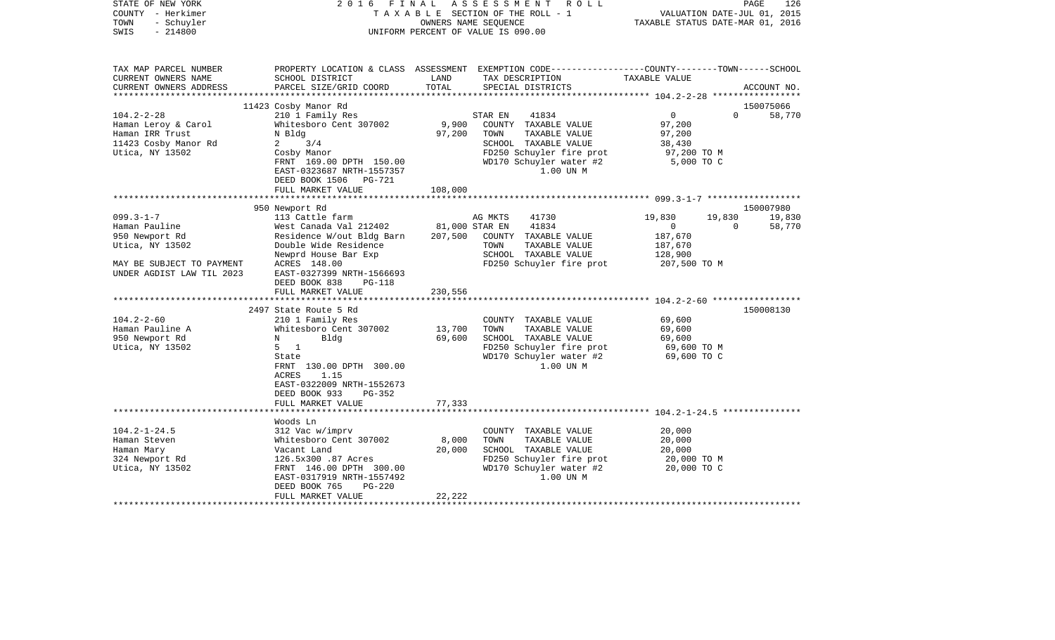STATE OF NEW YORK　　　2016 FINAL ASSESSMENT ROLL
COUNTY - Herkimer　　　TAXABLE SECTION OF THE ROLL - 1　　　VALUATION DATE-JUL 01, 2015
TOWN - Schuyler　　　OWNERS NAME SEQUENCE　　　TAXABLE STATUS DATE-MAR 01, 2016
SWIS - 214800　　　UNIFORM PERCENT OF VALUE IS 090.00

| TAX MAP PARCEL NUMBER / CURRENT OWNERS NAME / CURRENT OWNERS ADDRESS | PROPERTY LOCATION & CLASS / SCHOOL DISTRICT / PARCEL SIZE/GRID COORD | ASSESSMENT LAND / TOTAL | EXEMPTION CODE / TAX DESCRIPTION / SPECIAL DISTRICTS | COUNTY | TOWN | SCHOOL / ACCOUNT NO. |
|---|---|---|---|---|---|---|
| | 11423 Cosby Manor Rd | | | | | 150075066 |
| 104.2-2-28 | 210 1 Family Res | | STAR EN 41834 | 0 | 0 | 58,770 |
| Haman Leroy & Carol | Whitesboro Cent 307002 | 9,900 | COUNTY TAXABLE VALUE | 97,200 | | |
| Haman IRR Trust | N Bldg | 97,200 | TOWN TAXABLE VALUE | | 97,200 | |
| 11423 Cosby Manor Rd | 2 3/4 | | SCHOOL TAXABLE VALUE | | | 38,430 |
| Utica, NY 13502 | Cosby Manor | | FD250 Schuyler fire prot | 97,200 TO M | | |
| | FRNT 169.00 DPTH 150.00 | | WD170 Schuyler water #2 | 5,000 TO C | | |
| | EAST-0323687 NRTH-1557357 | | 1.00 UN M | | | |
| | DEED BOOK 1506 PG-721 | | | | | |
| | FULL MARKET VALUE | 108,000 | | | | |
| | 950 Newport Rd | | | | | 150007980 |
| 099.3-1-7 | 113 Cattle farm | | AG MKTS 41730 | 19,830 | 19,830 | 19,830 |
| Haman Pauline | West Canada Val 212402 | 81,000 | STAR EN 41834 | 0 | 0 | 58,770 |
| 950 Newport Rd | Residence W/out Bldg Barn | 207,500 | COUNTY TAXABLE VALUE | 187,670 | | |
| Utica, NY 13502 | Double Wide Residence | | TOWN TAXABLE VALUE | | 187,670 | |
| | Newprd House Bar Exp | | SCHOOL TAXABLE VALUE | | | 128,900 |
| MAY BE SUBJECT TO PAYMENT | ACRES 148.00 | | FD250 Schuyler fire prot | 207,500 TO M | | |
| UNDER AGDIST LAW TIL 2023 | EAST-0327399 NRTH-1566693 | | | | | |
| | DEED BOOK 838 PG-118 | | | | | |
| | FULL MARKET VALUE | 230,556 | | | | |
| | 2497 State Route 5 Rd | | | | | 150008130 |
| 104.2-2-60 | 210 1 Family Res | | COUNTY TAXABLE VALUE | 69,600 | | |
| Haman Pauline A | Whitesboro Cent 307002 | 13,700 | TOWN TAXABLE VALUE | | 69,600 | |
| 950 Newport Rd | N Bldg | 69,600 | SCHOOL TAXABLE VALUE | | | 69,600 |
| Utica, NY 13502 | 5 1 | | FD250 Schuyler fire prot | 69,600 TO M | | |
| | State | | WD170 Schuyler water #2 | 69,600 TO C | | |
| | FRNT 130.00 DPTH 300.00 | | 1.00 UN M | | | |
| | ACRES 1.15 | | | | | |
| | EAST-0322009 NRTH-1552673 | | | | | |
| | DEED BOOK 933 PG-352 | | | | | |
| | FULL MARKET VALUE | 77,333 | | | | |
| | Woods Ln | | | | | |
| 104.2-1-24.5 | 312 Vac w/imprv | | COUNTY TAXABLE VALUE | 20,000 | | |
| Haman Steven | Whitesboro Cent 307002 | 8,000 | TOWN TAXABLE VALUE | | 20,000 | |
| Haman Mary | Vacant Land | 20,000 | SCHOOL TAXABLE VALUE | | | 20,000 |
| 324 Newport Rd | 126.5x300 .87 Acres | | FD250 Schuyler fire prot | 20,000 TO M | | |
| Utica, NY 13502 | FRNT 146.00 DPTH 300.00 | | WD170 Schuyler water #2 | 20,000 TO C | | |
| | EAST-0317919 NRTH-1557492 | | 1.00 UN M | | | |
| | DEED BOOK 765 PG-220 | | | | | |
| | FULL MARKET VALUE | 22,222 | | | | |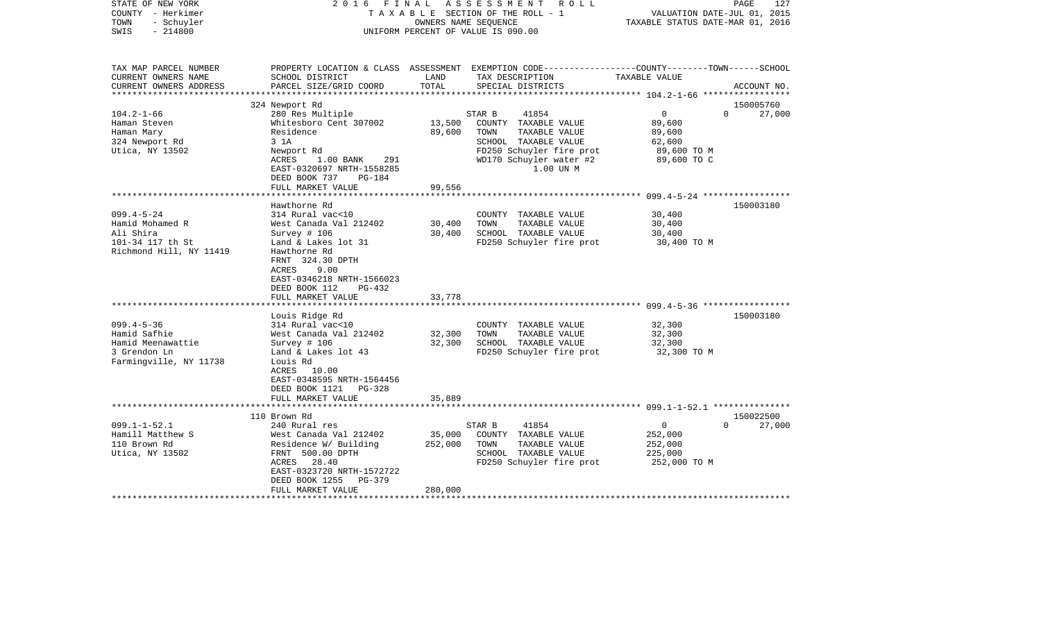STATE OF NEW YORK — COUNTY - Herkimer — TOWN - Schuyler — SWIS - 214800

2016 FINAL ASSESSMENT ROLL
TAXABLE SECTION OF THE ROLL - 1
OWNERS NAME SEQUENCE
UNIFORM PERCENT OF VALUE IS 090.00

VALUATION DATE-JUL 01, 2015
TAXABLE STATUS DATE-MAR 01, 2016

| TAX MAP PARCEL NUMBER / CURRENT OWNERS NAME / CURRENT OWNERS ADDRESS | PROPERTY LOCATION & CLASS / SCHOOL DISTRICT / PARCEL SIZE/GRID COORD | ASSESSMENT LAND / TOTAL | EXEMPTION CODE / TAX DESCRIPTION / SPECIAL DISTRICTS | COUNTY / TOWN / SCHOOL TAXABLE VALUE | ACCOUNT NO. |
|---|---|---|---|---|---|
| 104.2-1-66 | 324 Newport Rd | | | | 150005760 |
| Haman Steven | 280 Res Multiple | | STAR B 41854 | 0 0 27,000 | |
| Haman Mary | Whitesboro Cent 307002 | 13,500 | COUNTY TAXABLE VALUE | 89,600 | |
| 324 Newport Rd | Residence | 89,600 | TOWN TAXABLE VALUE | 89,600 | |
| Utica, NY 13502 | 3 1A | | SCHOOL TAXABLE VALUE | 62,600 | |
| | Newport Rd | | FD250 Schuyler fire prot | 89,600 TO M | |
| | ACRES 1.00 BANK 291 | | WD170 Schuyler water #2 | 89,600 TO C | |
| | EAST-0320697 NRTH-1558285 | | 1.00 UN M | | |
| | DEED BOOK 737 PG-184 | | | | |
| | FULL MARKET VALUE | 99,556 | | | |
| 099.4-5-24 | Hawthorne Rd | | | | 150003180 |
| Hamid Mohamed R | 314 Rural vac<10 | | COUNTY TAXABLE VALUE | 30,400 | |
| Ali Shira | West Canada Val 212402 | 30,400 | TOWN TAXABLE VALUE | 30,400 | |
| 101-34 117 th St | Survey # 106 | 30,400 | SCHOOL TAXABLE VALUE | 30,400 | |
| Richmond Hill, NY 11419 | Land & Lakes lot 31 | | FD250 Schuyler fire prot | 30,400 TO M | |
| | Hawthorne Rd | | | | |
| | FRNT 324.30 DPTH | | | | |
| | ACRES 9.00 | | | | |
| | EAST-0346218 NRTH-1566023 | | | | |
| | DEED BOOK 112 PG-432 | | | | |
| | FULL MARKET VALUE | 33,778 | | | |
| 099.4-5-36 | Louis Ridge Rd | | | | 150003180 |
| Hamid Safhie | 314 Rural vac<10 | | COUNTY TAXABLE VALUE | 32,300 | |
| Hamid Meenawattie | West Canada Val 212402 | 32,300 | TOWN TAXABLE VALUE | 32,300 | |
| 3 Grendon Ln | Survey # 106 | 32,300 | SCHOOL TAXABLE VALUE | 32,300 | |
| Farmingville, NY 11738 | Land & Lakes lot 43 | | FD250 Schuyler fire prot | 32,300 TO M | |
| | Louis Rd | | | | |
| | ACRES 10.00 | | | | |
| | EAST-0348595 NRTH-1564456 | | | | |
| | DEED BOOK 1121 PG-328 | | | | |
| | FULL MARKET VALUE | 35,889 | | | |
| 099.1-1-52.1 | 110 Brown Rd | | | | 150022500 |
| Hamill Matthew S | 240 Rural res | | STAR B 41854 | 0 0 27,000 | |
| 110 Brown Rd | West Canada Val 212402 | 35,000 | COUNTY TAXABLE VALUE | 252,000 | |
| Utica, NY 13502 | Residence W/ Building | 252,000 | TOWN TAXABLE VALUE | 252,000 | |
| | FRNT 500.00 DPTH | | SCHOOL TAXABLE VALUE | 225,000 | |
| | ACRES 28.40 | | FD250 Schuyler fire prot | 252,000 TO M | |
| | EAST-0323720 NRTH-1572722 | | | | |
| | DEED BOOK 1255 PG-379 | | | | |
| | FULL MARKET VALUE | 280,000 | | | |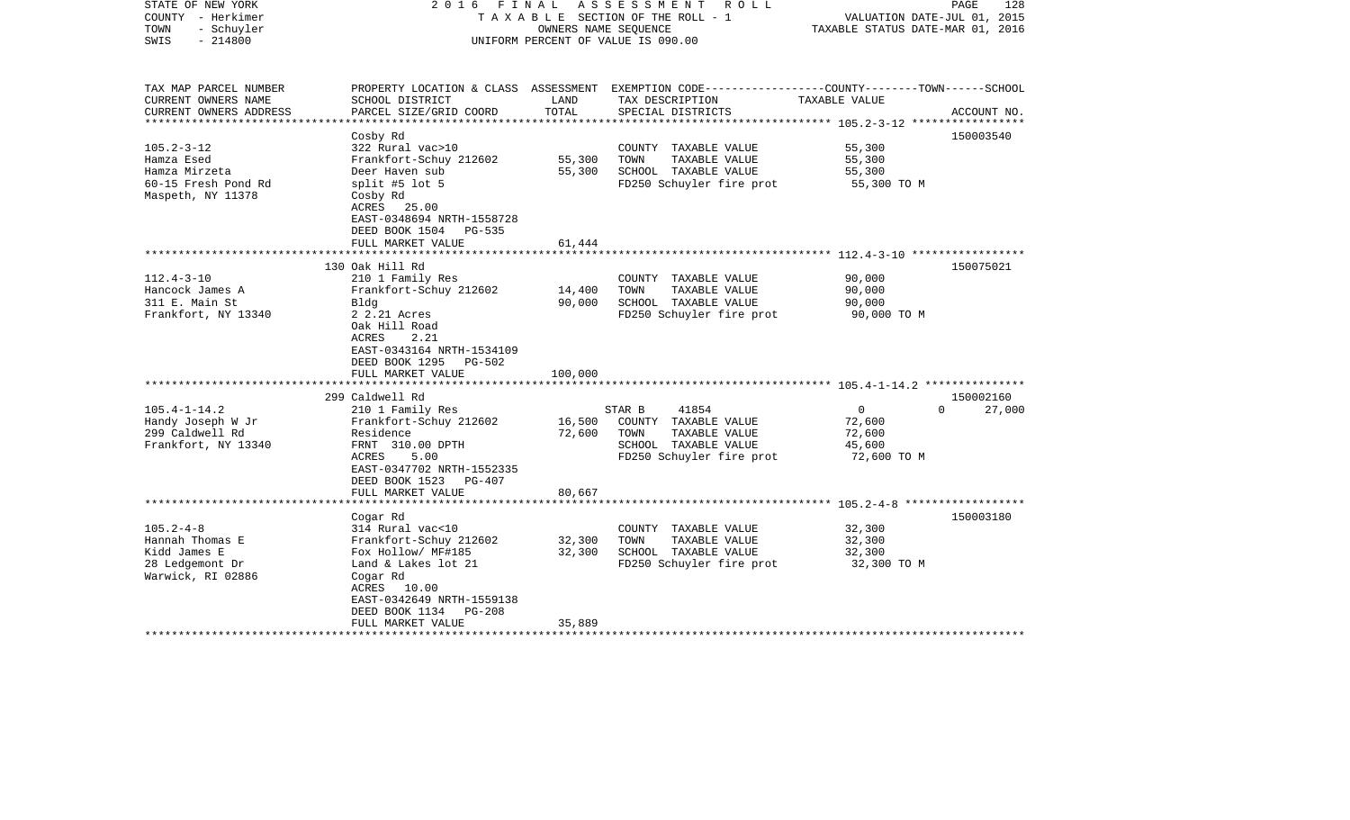STATE OF NEW YORK — 2016 FINAL ASSESSMENT ROLL
COUNTY - Herkimer — TAXABLE SECTION OF THE ROLL - 1 — VALUATION DATE-JUL 01, 2015
TOWN - Schuyler — OWNERS NAME SEQUENCE — TAXABLE STATUS DATE-MAR 01, 2016
SWIS - 214800 — UNIFORM PERCENT OF VALUE IS 090.00

| TAX MAP PARCEL NUMBER / CURRENT OWNERS NAME / CURRENT OWNERS ADDRESS | PROPERTY LOCATION & CLASS / SCHOOL DISTRICT / PARCEL SIZE/GRID COORD | ASSESSMENT LAND / TOTAL | EXEMPTION CODE / TAX DESCRIPTION / SPECIAL DISTRICTS | COUNTY--------TOWN------SCHOOL TAXABLE VALUE | ACCOUNT NO. |
|---|---|---|---|---|---|
| 105.2-3-12 | Cosby Rd | | | | 150003540 |
| Hamza Esed | 322 Rural vac>10 | | COUNTY TAXABLE VALUE | 55,300 | |
| Hamza Mirzeta | Frankfort-Schuy 212602 | 55,300 | TOWN TAXABLE VALUE | 55,300 | |
| 60-15 Fresh Pond Rd | Deer Haven sub | 55,300 | SCHOOL TAXABLE VALUE | 55,300 | |
| Maspeth, NY 11378 | split #5 lot 5 | | FD250 Schuyler fire prot | 55,300 TO M | |
| | Cosby Rd | | | | |
| | ACRES 25.00 | | | | |
| | EAST-0348694 NRTH-1558728 | | | | |
| | DEED BOOK 1504 PG-535 | | | | |
| | FULL MARKET VALUE | 61,444 | | | |
| 112.4-3-10 | 130 Oak Hill Rd | | | | 150075021 |
| Hancock James A | 210 1 Family Res | | COUNTY TAXABLE VALUE | 90,000 | |
| 311 E. Main St | Frankfort-Schuy 212602 | 14,400 | TOWN TAXABLE VALUE | 90,000 | |
| Frankfort, NY 13340 | Bldg | 90,000 | SCHOOL TAXABLE VALUE | 90,000 | |
| | 2 2.21 Acres | | FD250 Schuyler fire prot | 90,000 TO M | |
| | Oak Hill Road | | | | |
| | ACRES 2.21 | | | | |
| | EAST-0343164 NRTH-1534109 | | | | |
| | DEED BOOK 1295 PG-502 | | | | |
| | FULL MARKET VALUE | 100,000 | | | |
| 105.4-1-14.2 | 299 Caldwell Rd | | | | 150002160 |
| Handy Joseph W Jr | 210 1 Family Res | | STAR B 41854 | 0 0 | 27,000 |
| 299 Caldwell Rd | Frankfort-Schuy 212602 | 16,500 | COUNTY TAXABLE VALUE | 72,600 | |
| Frankfort, NY 13340 | Residence | 72,600 | TOWN TAXABLE VALUE | 72,600 | |
| | FRNT 310.00 DPTH | | SCHOOL TAXABLE VALUE | 45,600 | |
| | ACRES 5.00 | | FD250 Schuyler fire prot | 72,600 TO M | |
| | EAST-0347702 NRTH-1552335 | | | | |
| | DEED BOOK 1523 PG-407 | | | | |
| | FULL MARKET VALUE | 80,667 | | | |
| 105.2-4-8 | Cogar Rd | | | | 150003180 |
| Hannah Thomas E | 314 Rural vac<10 | | COUNTY TAXABLE VALUE | 32,300 | |
| Kidd James E | Frankfort-Schuy 212602 | 32,300 | TOWN TAXABLE VALUE | 32,300 | |
| 28 Ledgemont Dr | Fox Hollow/ MF#185 | 32,300 | SCHOOL TAXABLE VALUE | 32,300 | |
| Warwick, RI 02886 | Land & Lakes lot 21 | | FD250 Schuyler fire prot | 32,300 TO M | |
| | Cogar Rd | | | | |
| | ACRES 10.00 | | | | |
| | EAST-0342649 NRTH-1559138 | | | | |
| | DEED BOOK 1134 PG-208 | | | | |
| | FULL MARKET VALUE | 35,889 | | | |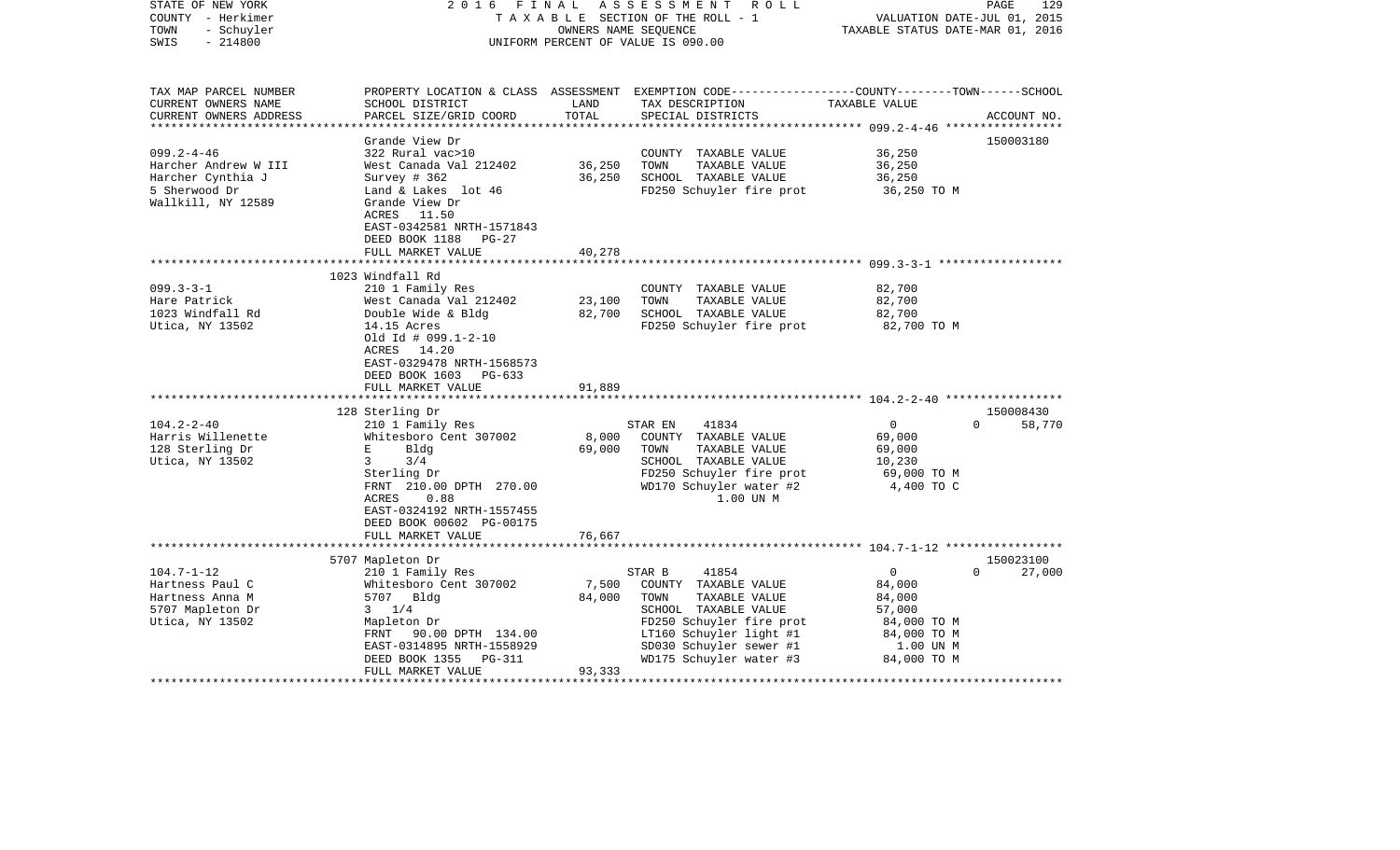STATE OF NEW YORK | 2016 FINAL ASSESSMENT ROLL | PAGE 129
COUNTY - Herkimer | TAXABLE SECTION OF THE ROLL - 1 | VALUATION DATE-JUL 01, 2015
TOWN - Schuyler | OWNERS NAME SEQUENCE | TAXABLE STATUS DATE-MAR 01, 2016
SWIS - 214800 | UNIFORM PERCENT OF VALUE IS 090.00

```
TAX MAP PARCEL NUMBER     PROPERTY LOCATION & CLASS  ASSESSMENT  EXEMPTION CODE-----------------COUNTY--------TOWN------SCHOOL
CURRENT OWNERS NAME       SCHOOL DISTRICT               LAND      TAX DESCRIPTION              TAXABLE VALUE
CURRENT OWNERS ADDRESS    PARCEL SIZE/GRID COORD        TOTAL     SPECIAL DISTRICTS                                    ACCOUNT NO.
******************************************************************************************** 099.2-4-46 *****************
                          Grande View Dr                                                                     150003180
099.2-4-46                322 Rural vac>10                        COUNTY  TAXABLE VALUE          36,250
Harcher Andrew W III      West Canada Val 212402     36,250       TOWN    TAXABLE VALUE          36,250
Harcher Cynthia J         Survey # 362               36,250       SCHOOL  TAXABLE VALUE          36,250
5 Sherwood Dr             Land & Lakes  lot 46                    FD250 Schuyler fire prot        36,250 TO M
Wallkill, NY 12589        Grande View Dr
                          ACRES   11.50
                          EAST-0342581 NRTH-1571843
                          DEED BOOK 1188   PG-27
                          FULL MARKET VALUE          40,278
******************************************************************************************** 099.3-3-1 ******************
                          1023 Windfall Rd
099.3-3-1                 210 1 Family Res                        COUNTY  TAXABLE VALUE          82,700
Hare Patrick              West Canada Val 212402     23,100       TOWN    TAXABLE VALUE          82,700
1023 Windfall Rd          Double Wide & Bldg         82,700       SCHOOL  TAXABLE VALUE          82,700
Utica, NY 13502           14.15 Acres                             FD250 Schuyler fire prot        82,700 TO M
                          Old Id # 099.1-2-10
                          ACRES   14.20
                          EAST-0329478 NRTH-1568573
                          DEED BOOK 1603   PG-633
                          FULL MARKET VALUE          91,889
******************************************************************************************** 104.2-2-40 *****************
                          128 Sterling Dr                                                                    150008430
104.2-2-40                210 1 Family Res                        STAR EN    41834           0            0       58,770
Harris Willenette         Whitesboro Cent 307002      8,000       COUNTY  TAXABLE VALUE          69,000
128 Sterling Dr           E      Bldg                69,000       TOWN    TAXABLE VALUE          69,000
Utica, NY 13502           3      3/4                              SCHOOL  TAXABLE VALUE          10,230
                          Sterling Dr                             FD250 Schuyler fire prot        69,000 TO M
                          FRNT  210.00 DPTH  270.00               WD170 Schuyler water #2          4,400 TO C
                          ACRES    0.88                                      1.00 UN M
                          EAST-0324192 NRTH-1557455
                          DEED BOOK 00602  PG-00175
                          FULL MARKET VALUE          76,667
******************************************************************************************** 104.7-1-12 *****************
                          5707 Mapleton Dr                                                                   150023100
104.7-1-12                210 1 Family Res                        STAR B     41854           0            0       27,000
Hartness Paul C           Whitesboro Cent 307002      7,500       COUNTY  TAXABLE VALUE          84,000
Hartness Anna M           5707  Bldg                 84,000       TOWN    TAXABLE VALUE          84,000
5707 Mapleton Dr          3  1/4                                  SCHOOL  TAXABLE VALUE          57,000
Utica, NY 13502           Mapleton Dr                             FD250 Schuyler fire prot        84,000 TO M
                          FRNT   90.00 DPTH  134.00               LT160 Schuyler light #1         84,000 TO M
                          EAST-0314895 NRTH-1558929               SD030 Schuyler sewer #1           1.00 UN M
                          DEED BOOK 1355   PG-311                 WD175 Schuyler water #3         84,000 TO M
                          FULL MARKET VALUE          93,333
*************************************************************************************************************************
```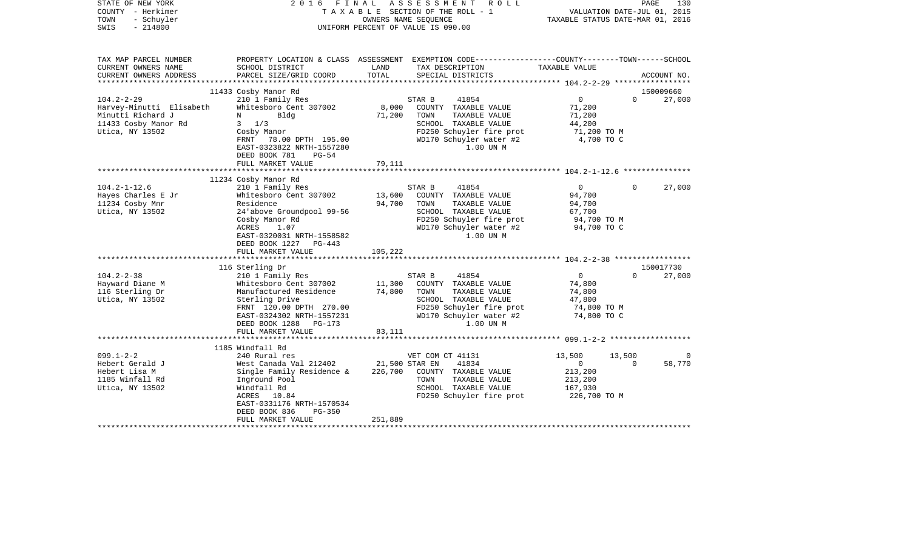STATE OF NEW YORK — 2016 FINAL ASSESSMENT ROLL — PAGE 130
COUNTY - Herkimer — TAXABLE SECTION OF THE ROLL - 1 — VALUATION DATE-JUL 01, 2015
TOWN - Schuyler — OWNERS NAME SEQUENCE — TAXABLE STATUS DATE-MAR 01, 2016
SWIS - 214800 — UNIFORM PERCENT OF VALUE IS 090.00

| TAX MAP PARCEL NUMBER / CURRENT OWNERS NAME / CURRENT OWNERS ADDRESS | PROPERTY LOCATION & CLASS / SCHOOL DISTRICT / PARCEL SIZE/GRID COORD | ASSESSMENT LAND | ASSESSMENT TOTAL | EXEMPTION CODE / TAX DESCRIPTION / SPECIAL DISTRICTS | COUNTY TAXABLE VALUE | TOWN | SCHOOL | ACCOUNT NO. |
|---|---|---|---|---|---|---|---|---|
| | 11433 Cosby Manor Rd | | | | | | | 150009660 |
| 104.2-2-29 | 210 1 Family Res | | | STAR B 41854 | 0 | 0 | 27,000 | |
| Harvey-Minutti Elisabeth | Whitesboro Cent 307002 | 8,000 | | COUNTY TAXABLE VALUE | 71,200 | | | |
| Minutti Richard J | N Bldg | | 71,200 | TOWN TAXABLE VALUE | 71,200 | | | |
| 11433 Cosby Manor Rd | 3 1/3 | | | SCHOOL TAXABLE VALUE | 44,200 | | | |
| Utica, NY 13502 | Cosby Manor | | | FD250 Schuyler fire prot | 71,200 TO M | | | |
| | FRNT 78.00 DPTH 195.00 | | | WD170 Schuyler water #2 | 4,700 TO C | | | |
| | EAST-0323822 NRTH-1557280 | | | 1.00 UN M | | | | |
| | DEED BOOK 781 PG-54 | | | | | | | |
| | FULL MARKET VALUE | | 79,111 | | | | | |
| | 11234 Cosby Manor Rd | | | | | | | |
| 104.2-1-12.6 | 210 1 Family Res | | | STAR B 41854 | 0 | 0 | 27,000 | |
| Hayes Charles E Jr | Whitesboro Cent 307002 | 13,600 | | COUNTY TAXABLE VALUE | 94,700 | | | |
| 11234 Cosby Mnr | Residence | | 94,700 | TOWN TAXABLE VALUE | 94,700 | | | |
| Utica, NY 13502 | 24'above Groundpool 99-56 | | | SCHOOL TAXABLE VALUE | 67,700 | | | |
| | Cosby Manor Rd | | | FD250 Schuyler fire prot | 94,700 TO M | | | |
| | ACRES 1.07 | | | WD170 Schuyler water #2 | 94,700 TO C | | | |
| | EAST-0320031 NRTH-1558582 | | | 1.00 UN M | | | | |
| | DEED BOOK 1227 PG-443 | | | | | | | |
| | FULL MARKET VALUE | | 105,222 | | | | | |
| | 116 Sterling Dr | | | | | | | 150017730 |
| 104.2-2-38 | 210 1 Family Res | | | STAR B 41854 | 0 | 0 | 27,000 | |
| Hayward Diane M | Whitesboro Cent 307002 | 11,300 | | COUNTY TAXABLE VALUE | 74,800 | | | |
| 116 Sterling Dr | Manufactured Residence | | 74,800 | TOWN TAXABLE VALUE | 74,800 | | | |
| Utica, NY 13502 | Sterling Drive | | | SCHOOL TAXABLE VALUE | 47,800 | | | |
| | FRNT 120.00 DPTH 270.00 | | | FD250 Schuyler fire prot | 74,800 TO M | | | |
| | EAST-0324302 NRTH-1557231 | | | WD170 Schuyler water #2 | 74,800 TO C | | | |
| | DEED BOOK 1288 PG-173 | | | 1.00 UN M | | | | |
| | FULL MARKET VALUE | | 83,111 | | | | | |
| | 1185 Windfall Rd | | | | | | | |
| 099.1-2-2 | 240 Rural res | | | VET COM CT 41131 | 13,500 | 13,500 | 0 | |
| Hebert Gerald J | West Canada Val 212402 | 21,500 | | STAR EN 41834 | 0 | 0 | 58,770 | |
| Hebert Lisa M | Single Family Residence & | | 226,700 | COUNTY TAXABLE VALUE | 213,200 | | | |
| 1185 Winfall Rd | Inground Pool | | | TOWN TAXABLE VALUE | 213,200 | | | |
| Utica, NY 13502 | Windfall Rd | | | SCHOOL TAXABLE VALUE | 167,930 | | | |
| | ACRES 10.84 | | | FD250 Schuyler fire prot | 226,700 TO M | | | |
| | EAST-0331176 NRTH-1570534 | | | | | | | |
| | DEED BOOK 836 PG-350 | | | | | | | |
| | FULL MARKET VALUE | | 251,889 | | | | | |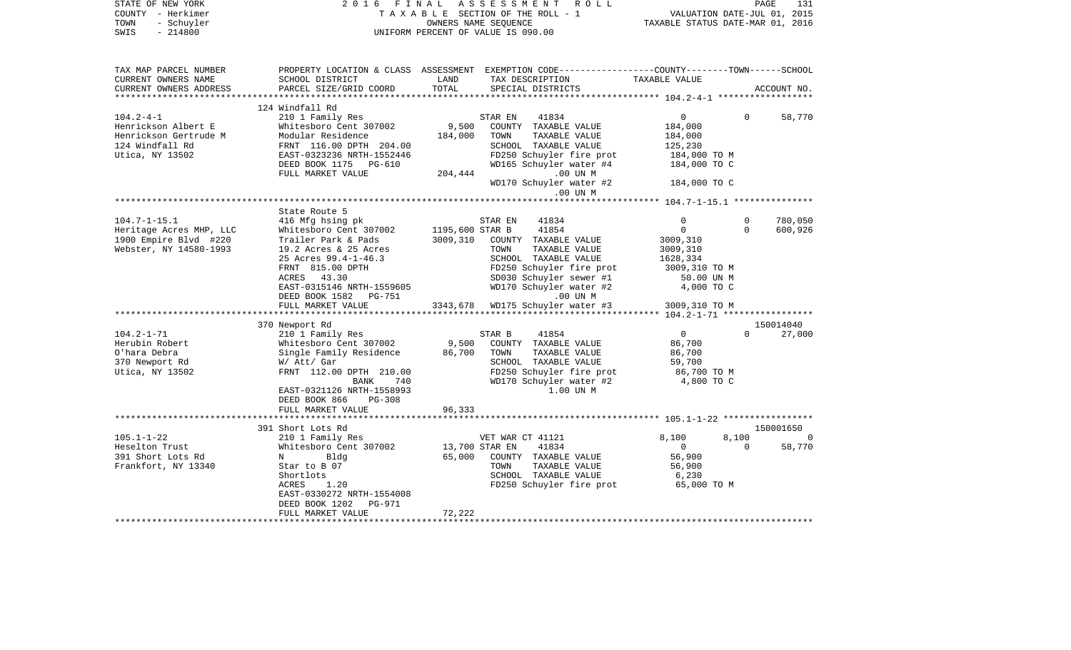STATE OF NEW YORK | 2016 FINAL ASSESSMENT ROLL | PAGE 131
COUNTY - Herkimer | TAXABLE SECTION OF THE ROLL - 1 | VALUATION DATE-JUL 01, 2015
TOWN - Schuyler | OWNERS NAME SEQUENCE | TAXABLE STATUS DATE-MAR 01, 2016
SWIS - 214800 | UNIFORM PERCENT OF VALUE IS 090.00

| TAX MAP PARCEL NUMBER / CURRENT OWNERS NAME / CURRENT OWNERS ADDRESS | PROPERTY LOCATION & CLASS / SCHOOL DISTRICT / PARCEL SIZE/GRID COORD | ASSESSMENT LAND / TOTAL | EXEMPTION CODE / TAX DESCRIPTION / SPECIAL DISTRICTS | COUNTY / TAXABLE VALUE | TOWN | SCHOOL / ACCOUNT NO. |
|---|---|---|---|---|---|---|
| | 124 Windfall Rd | | | | | |
| 104.2-4-1 | 210 1 Family Res | | STAR EN 41834 | 0 | 0 | 58,770 |
| Henrickson Albert E | Whitesboro Cent 307002 | 9,500 | COUNTY TAXABLE VALUE | 184,000 | | |
| Henrickson Gertrude M | Modular Residence | 184,000 | TOWN TAXABLE VALUE | 184,000 | | |
| 124 Windfall Rd | FRNT 116.00 DPTH 204.00 | | SCHOOL TAXABLE VALUE | 125,230 | | |
| Utica, NY 13502 | EAST-0323236 NRTH-1552446 | | FD250 Schuyler fire prot | 184,000 TO M | | |
| | DEED BOOK 1175 PG-610 | | WD165 Schuyler water #4 | 184,000 TO C | | |
| | FULL MARKET VALUE | 204,444 | .00 UN M | | | |
| | | | WD170 Schuyler water #2 | 184,000 TO C | | |
| | | | .00 UN M | | | |
| | State Route 5 | | | | | |
| 104.7-1-15.1 | 416 Mfg hsing pk | | STAR EN 41834 | 0 | 0 | 780,050 |
| Heritage Acres MHP, LLC | Whitesboro Cent 307002 | 1195,600 | STAR B 41854 | 0 | 0 | 600,926 |
| 1900 Empire Blvd #220 | Trailer Park & Pads | 3009,310 | COUNTY TAXABLE VALUE | 3009,310 | | |
| Webster, NY 14580-1993 | 19.2 Acres & 25 Acres | | TOWN TAXABLE VALUE | 3009,310 | | |
| | 25 Acres 99.4-1-46.3 | | SCHOOL TAXABLE VALUE | 1628,334 | | |
| | FRNT 815.00 DPTH | | FD250 Schuyler fire prot | 3009,310 TO M | | |
| | ACRES 43.30 | | SD030 Schuyler sewer #1 | 50.00 UN M | | |
| | EAST-0315146 NRTH-1559605 | | WD170 Schuyler water #2 | 4,000 TO C | | |
| | DEED BOOK 1582 PG-751 | | .00 UN M | | | |
| | FULL MARKET VALUE | 3343,678 | WD175 Schuyler water #3 | 3009,310 TO M | | |
| | 370 Newport Rd | | | | | 150014040 |
| 104.2-1-71 | 210 1 Family Res | | STAR B 41854 | 0 | 0 | 27,000 |
| Herubin Robert | Whitesboro Cent 307002 | 9,500 | COUNTY TAXABLE VALUE | 86,700 | | |
| O'hara Debra | Single Family Residence | 86,700 | TOWN TAXABLE VALUE | 86,700 | | |
| 370 Newport Rd | W/ Att/ Gar | | SCHOOL TAXABLE VALUE | 59,700 | | |
| Utica, NY 13502 | FRNT 112.00 DPTH 210.00 | | FD250 Schuyler fire prot | 86,700 TO M | | |
| | BANK 740 | | WD170 Schuyler water #2 | 4,800 TO C | | |
| | EAST-0321126 NRTH-1558993 | | 1.00 UN M | | | |
| | DEED BOOK 866 PG-308 | | | | | |
| | FULL MARKET VALUE | 96,333 | | | | |
| | 391 Short Lots Rd | | | | | 150001650 |
| 105.1-1-22 | 210 1 Family Res | | VET WAR CT 41121 | 8,100 | 8,100 | 0 |
| Heselton Trust | Whitesboro Cent 307002 | 13,700 | STAR EN 41834 | 0 | 0 | 58,770 |
| 391 Short Lots Rd | N Bldg | 65,000 | COUNTY TAXABLE VALUE | 56,900 | | |
| Frankfort, NY 13340 | Star to B 07 | | TOWN TAXABLE VALUE | 56,900 | | |
| | Shortlots | | SCHOOL TAXABLE VALUE | 6,230 | | |
| | ACRES 1.20 | | FD250 Schuyler fire prot | 65,000 TO M | | |
| | EAST-0330272 NRTH-1554008 | | | | | |
| | DEED BOOK 1202 PG-971 | | | | | |
| | FULL MARKET VALUE | 72,222 | | | | |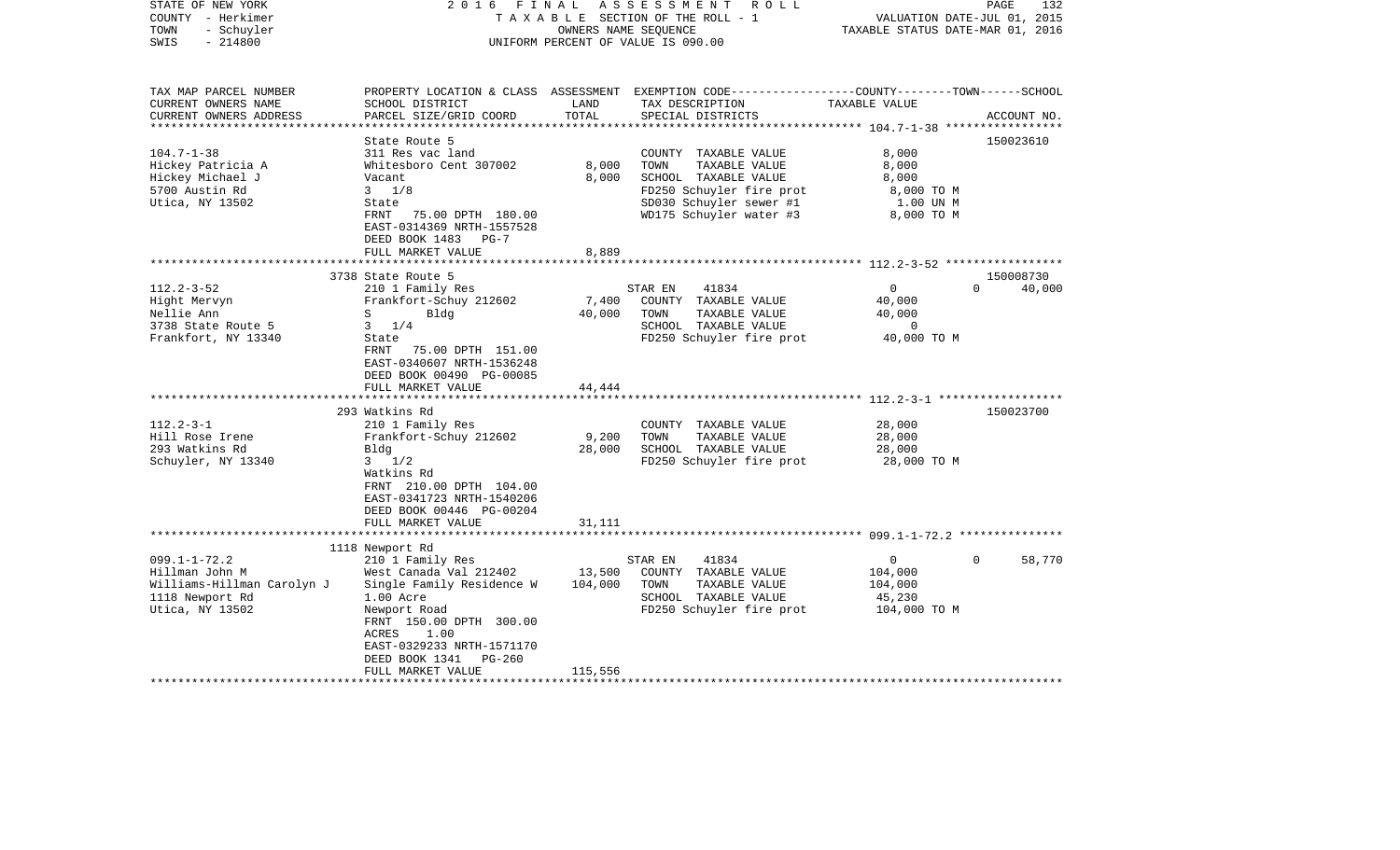STATE OF NEW YORK
COUNTY - Herkimer
TOWN - Schuyler
SWIS - 214800

2016 FINAL ASSESSMENT ROLL
TAXABLE SECTION OF THE ROLL - 1
OWNERS NAME SEQUENCE
UNIFORM PERCENT OF VALUE IS 090.00

VALUATION DATE-JUL 01, 2015
TAXABLE STATUS DATE-MAR 01, 2016

| TAX MAP PARCEL NUMBER / CURRENT OWNERS NAME / CURRENT OWNERS ADDRESS | PROPERTY LOCATION & CLASS / SCHOOL DISTRICT / PARCEL SIZE/GRID COORD | ASSESSMENT LAND | TOTAL | EXEMPTION CODE / TAX DESCRIPTION / SPECIAL DISTRICTS | COUNTY | TOWN | SCHOOL / TAXABLE VALUE | ACCOUNT NO. |
|---|---|---|---|---|---|---|---|---|
| 104.7-1-38 | State Route 5 | | | | | | | 150023610 |
| | 311 Res vac land | | | COUNTY TAXABLE VALUE | 8,000 | | | |
| Hickey Patricia A | Whitesboro Cent 307002 | 8,000 | | TOWN TAXABLE VALUE | | 8,000 | | |
| Hickey Michael J | Vacant | | 8,000 | SCHOOL TAXABLE VALUE | | | 8,000 | |
| 5700 Austin Rd | 3 1/8 | | | FD250 Schuyler fire prot | 8,000 TO M | | | |
| Utica, NY 13502 | State | | | SD030 Schuyler sewer #1 | 1.00 UN M | | | |
| | FRNT 75.00 DPTH 180.00 | | | WD175 Schuyler water #3 | 8,000 TO M | | | |
| | EAST-0314369 NRTH-1557528 | | | | | | | |
| | DEED BOOK 1483 PG-7 | | | | | | | |
| | FULL MARKET VALUE | | 8,889 | | | | | |
| 112.2-3-52 | 3738 State Route 5 | | | | | | | 150008730 |
| | 210 1 Family Res | | | STAR EN 41834 | 0 | 0 | 40,000 | |
| Hight Mervyn | Frankfort-Schuy 212602 | 7,400 | | COUNTY TAXABLE VALUE | 40,000 | | | |
| Nellie Ann | S Bldg | | 40,000 | TOWN TAXABLE VALUE | | 40,000 | | |
| 3738 State Route 5 | 3 1/4 | | | SCHOOL TAXABLE VALUE | | | 0 | |
| Frankfort, NY 13340 | State | | | FD250 Schuyler fire prot | 40,000 TO M | | | |
| | FRNT 75.00 DPTH 151.00 | | | | | | | |
| | EAST-0340607 NRTH-1536248 | | | | | | | |
| | DEED BOOK 00490 PG-00085 | | | | | | | |
| | FULL MARKET VALUE | | 44,444 | | | | | |
| 112.2-3-1 | 293 Watkins Rd | | | | | | | 150023700 |
| | 210 1 Family Res | | | COUNTY TAXABLE VALUE | 28,000 | | | |
| Hill Rose Irene | Frankfort-Schuy 212602 | 9,200 | | TOWN TAXABLE VALUE | | 28,000 | | |
| 293 Watkins Rd | Bldg | | 28,000 | SCHOOL TAXABLE VALUE | | | 28,000 | |
| Schuyler, NY 13340 | 3 1/2 | | | FD250 Schuyler fire prot | 28,000 TO M | | | |
| | Watkins Rd | | | | | | | |
| | FRNT 210.00 DPTH 104.00 | | | | | | | |
| | EAST-0341723 NRTH-1540206 | | | | | | | |
| | DEED BOOK 00446 PG-00204 | | | | | | | |
| | FULL MARKET VALUE | | 31,111 | | | | | |
| 099.1-1-72.2 | 1118 Newport Rd | | | | | | | |
| | 210 1 Family Res | | | STAR EN 41834 | 0 | 0 | 58,770 | |
| Hillman John M | West Canada Val 212402 | 13,500 | | COUNTY TAXABLE VALUE | 104,000 | | | |
| Williams-Hillman Carolyn J | Single Family Residence W | | 104,000 | TOWN TAXABLE VALUE | | 104,000 | | |
| 1118 Newport Rd | 1.00 Acre | | | SCHOOL TAXABLE VALUE | | | 45,230 | |
| Utica, NY 13502 | Newport Road | | | FD250 Schuyler fire prot | 104,000 TO M | | | |
| | FRNT 150.00 DPTH 300.00 | | | | | | | |
| | ACRES 1.00 | | | | | | | |
| | EAST-0329233 NRTH-1571170 | | | | | | | |
| | DEED BOOK 1341 PG-260 | | | | | | | |
| | FULL MARKET VALUE | | 115,556 | | | | | |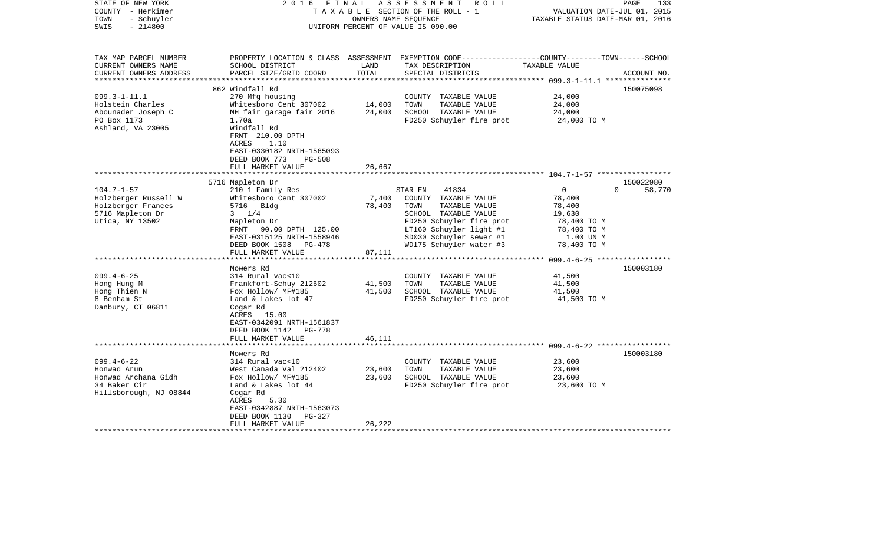STATE OF NEW YORK
COUNTY - Herkimer
TOWN - Schuyler
SWIS - 214800

2016 FINAL ASSESSMENT ROLL
TAXABLE SECTION OF THE ROLL - 1
OWNERS NAME SEQUENCE
UNIFORM PERCENT OF VALUE IS 090.00

VALUATION DATE-JUL 01, 2015
TAXABLE STATUS DATE-MAR 01, 2016

| TAX MAP PARCEL NUMBER / CURRENT OWNERS NAME / CURRENT OWNERS ADDRESS | PROPERTY LOCATION & CLASS / SCHOOL DISTRICT / PARCEL SIZE/GRID COORD | ASSESSMENT LAND | ASSESSMENT TOTAL | EXEMPTION CODE / TAX DESCRIPTION / SPECIAL DISTRICTS | COUNTY / TOWN / SCHOOL TAXABLE VALUE | ACCOUNT NO. |
|---|---|---|---|---|---|---|
| | 862 Windfall Rd | | | | | 150075098 |
| 099.3-1-11.1 | 270 Mfg housing | | | COUNTY TAXABLE VALUE | 24,000 | |
| Holstein Charles | Whitesboro Cent 307002 | 14,000 | | TOWN TAXABLE VALUE | 24,000 | |
| Abounader Joseph C | MH fair garage fair 2016 | | 24,000 | SCHOOL TAXABLE VALUE | 24,000 | |
| PO Box 1173 | 1.70a | | | FD250 Schuyler fire prot | 24,000 TO M | |
| Ashland, VA 23005 | Windfall Rd | | | | | |
| | FRNT 210.00 DPTH | | | | | |
| | ACRES 1.10 | | | | | |
| | EAST-0330182 NRTH-1565093 | | | | | |
| | DEED BOOK 773 PG-508 | | | | | |
| | FULL MARKET VALUE | | 26,667 | | | |
| | 5716 Mapleton Dr | | | | | 150022980 |
| 104.7-1-57 | 210 1 Family Res | | | STAR EN 41834 | 0 0 58,770 | |
| Holzberger Russell W | Whitesboro Cent 307002 | 7,400 | | COUNTY TAXABLE VALUE | 78,400 | |
| Holzberger Frances | 5716 Bldg | | 78,400 | TOWN TAXABLE VALUE | 78,400 | |
| 5716 Mapleton Dr | 3 1/4 | | | SCHOOL TAXABLE VALUE | 19,630 | |
| Utica, NY 13502 | Mapleton Dr | | | FD250 Schuyler fire prot | 78,400 TO M | |
| | FRNT 90.00 DPTH 125.00 | | | LT160 Schuyler light #1 | 78,400 TO M | |
| | EAST-0315125 NRTH-1558946 | | | SD030 Schuyler sewer #1 | 1.00 UN M | |
| | DEED BOOK 1508 PG-478 | | | WD175 Schuyler water #3 | 78,400 TO M | |
| | FULL MARKET VALUE | | 87,111 | | | |
| | Mowers Rd | | | | | 150003180 |
| 099.4-6-25 | 314 Rural vac<10 | | | COUNTY TAXABLE VALUE | 41,500 | |
| Hong Hung M | Frankfort-Schuy 212602 | 41,500 | | TOWN TAXABLE VALUE | 41,500 | |
| Hong Thien N | Fox Hollow/ MF#185 | | 41,500 | SCHOOL TAXABLE VALUE | 41,500 | |
| 8 Benham St | Land & Lakes lot 47 | | | FD250 Schuyler fire prot | 41,500 TO M | |
| Danbury, CT 06811 | Cogar Rd | | | | | |
| | ACRES 15.00 | | | | | |
| | EAST-0342091 NRTH-1561837 | | | | | |
| | DEED BOOK 1142 PG-778 | | | | | |
| | FULL MARKET VALUE | | 46,111 | | | |
| | Mowers Rd | | | | | 150003180 |
| 099.4-6-22 | 314 Rural vac<10 | | | COUNTY TAXABLE VALUE | 23,600 | |
| Honwad Arun | West Canada Val 212402 | 23,600 | | TOWN TAXABLE VALUE | 23,600 | |
| Honwad Archana Gidh | Fox Hollow/ MF#185 | | 23,600 | SCHOOL TAXABLE VALUE | 23,600 | |
| 34 Baker Cir | Land & Lakes lot 44 | | | FD250 Schuyler fire prot | 23,600 TO M | |
| Hillsborough, NJ 08844 | Cogar Rd | | | | | |
| | ACRES 5.30 | | | | | |
| | EAST-0342887 NRTH-1563073 | | | | | |
| | DEED BOOK 1130 PG-327 | | | | | |
| | FULL MARKET VALUE | | 26,222 | | | |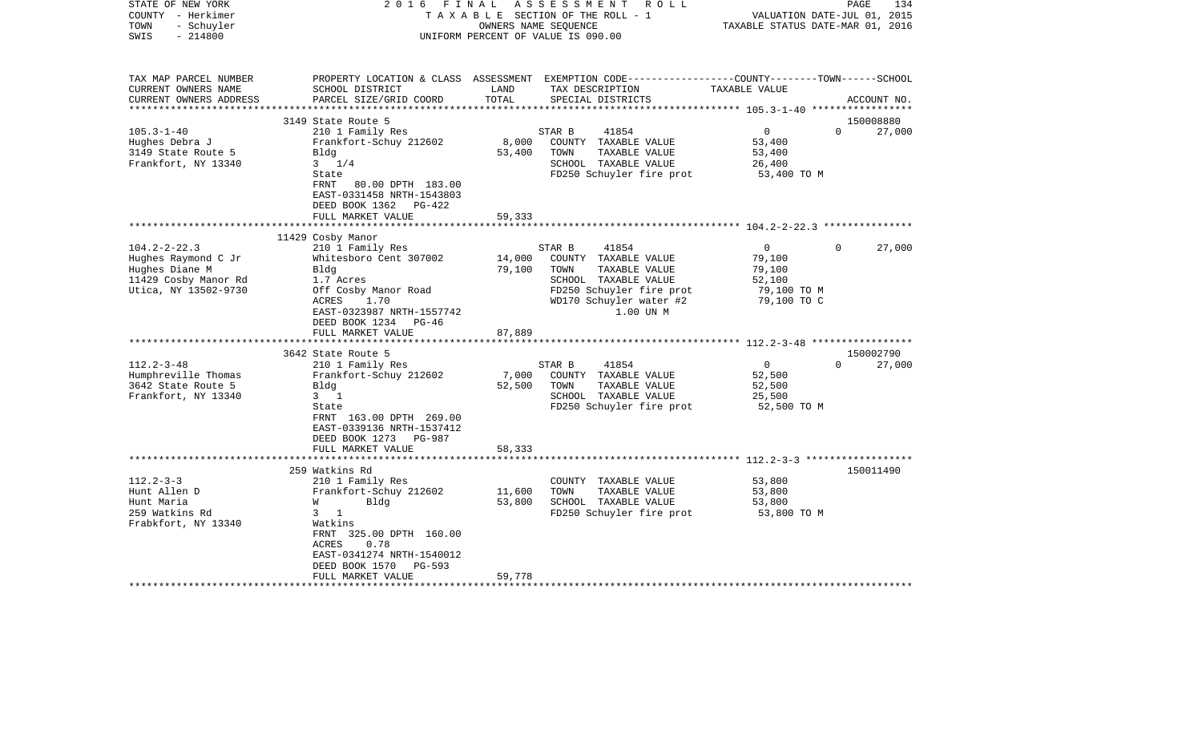STATE OF NEW YORK
COUNTY - Herkimer
TOWN - Schuyler
SWIS - 214800

2 0 1 6 F I N A L A S S E S S M E N T R O L L
T A X A B L E SECTION OF THE ROLL - 1
OWNERS NAME SEQUENCE
UNIFORM PERCENT OF VALUE IS 090.00

VALUATION DATE-JUL 01, 2015
TAXABLE STATUS DATE-MAR 01, 2016

| TAX MAP PARCEL NUMBER / CURRENT OWNERS NAME / CURRENT OWNERS ADDRESS | PROPERTY LOCATION & CLASS / SCHOOL DISTRICT / PARCEL SIZE/GRID COORD | ASSESSMENT LAND / TOTAL | EXEMPTION CODE / TAX DESCRIPTION / SPECIAL DISTRICTS | COUNTY / TOWN TAXABLE VALUE | SCHOOL / ACCOUNT NO. |
|---|---|---|---|---|---|
| 105.3-1-40 | 3149 State Route 5 | | | | 150008880 |
| 105.3-1-40 | 210 1 Family Res | | STAR B 41854 | 0 | 0 27,000 |
| Hughes Debra J | Frankfort-Schuy 212602 | 8,000 | COUNTY TAXABLE VALUE | 53,400 | |
| 3149 State Route 5 | Bldg | 53,400 | TOWN TAXABLE VALUE | 53,400 | |
| Frankfort, NY 13340 | 3 1/4 | | SCHOOL TAXABLE VALUE | 26,400 | |
| | State | | FD250 Schuyler fire prot | 53,400 TO M | |
| | FRNT 80.00 DPTH 183.00 | | | | |
| | EAST-0331458 NRTH-1543803 | | | | |
| | DEED BOOK 1362 PG-422 | | | | |
| | FULL MARKET VALUE | 59,333 | | | |
| 104.2-2-22.3 | 11429 Cosby Manor | | | | |
| 104.2-2-22.3 | 210 1 Family Res | | STAR B 41854 | 0 | 0 27,000 |
| Hughes Raymond C Jr | Whitesboro Cent 307002 | 14,000 | COUNTY TAXABLE VALUE | 79,100 | |
| Hughes Diane M | Bldg | 79,100 | TOWN TAXABLE VALUE | 79,100 | |
| 11429 Cosby Manor Rd | 1.7 Acres | | SCHOOL TAXABLE VALUE | 52,100 | |
| Utica, NY 13502-9730 | Off Cosby Manor Road | | FD250 Schuyler fire prot | 79,100 TO M | |
| | ACRES 1.70 | | WD170 Schuyler water #2 | 79,100 TO C | |
| | EAST-0323987 NRTH-1557742 | | 1.00 UN M | | |
| | DEED BOOK 1234 PG-46 | | | | |
| | FULL MARKET VALUE | 87,889 | | | |
| 112.2-3-48 | 3642 State Route 5 | | | | 150002790 |
| 112.2-3-48 | 210 1 Family Res | | STAR B 41854 | 0 | 0 27,000 |
| Humphreville Thomas | Frankfort-Schuy 212602 | 7,000 | COUNTY TAXABLE VALUE | 52,500 | |
| 3642 State Route 5 | Bldg | 52,500 | TOWN TAXABLE VALUE | 52,500 | |
| Frankfort, NY 13340 | 3 1 | | SCHOOL TAXABLE VALUE | 25,500 | |
| | State | | FD250 Schuyler fire prot | 52,500 TO M | |
| | FRNT 163.00 DPTH 269.00 | | | | |
| | EAST-0339136 NRTH-1537412 | | | | |
| | DEED BOOK 1273 PG-987 | | | | |
| | FULL MARKET VALUE | 58,333 | | | |
| 112.2-3-3 | 259 Watkins Rd | | | | 150011490 |
| 112.2-3-3 | 210 1 Family Res | | COUNTY TAXABLE VALUE | 53,800 | |
| Hunt Allen D | Frankfort-Schuy 212602 | 11,600 | TOWN TAXABLE VALUE | 53,800 | |
| Hunt Maria | W Bldg | 53,800 | SCHOOL TAXABLE VALUE | 53,800 | |
| 259 Watkins Rd | 3 1 | | FD250 Schuyler fire prot | 53,800 TO M | |
| Frabkfort, NY 13340 | Watkins | | | | |
| | FRNT 325.00 DPTH 160.00 | | | | |
| | ACRES 0.78 | | | | |
| | EAST-0341274 NRTH-1540012 | | | | |
| | DEED BOOK 1570 PG-593 | | | | |
| | FULL MARKET VALUE | 59,778 | | | |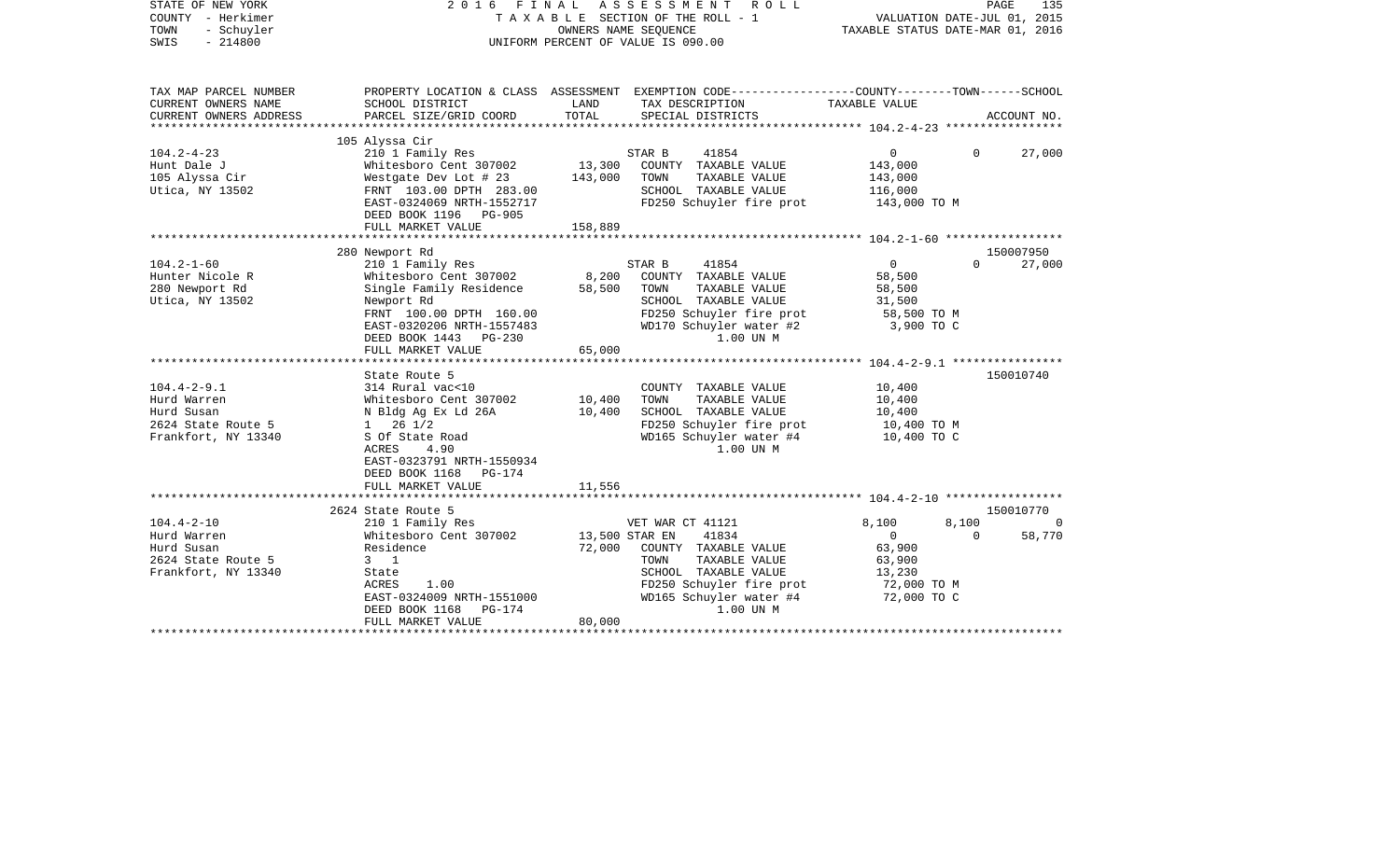STATE OF NEW YORK
COUNTY - Herkimer
TOWN - Schuyler
SWIS - 214800

2016 FINAL ASSESSMENT ROLL
TAXABLE SECTION OF THE ROLL - 1
OWNERS NAME SEQUENCE
UNIFORM PERCENT OF VALUE IS 090.00

VALUATION DATE-JUL 01, 2015
TAXABLE STATUS DATE-MAR 01, 2016

| TAX MAP PARCEL NUMBER / CURRENT OWNERS NAME / CURRENT OWNERS ADDRESS | PROPERTY LOCATION & CLASS / SCHOOL DISTRICT / PARCEL SIZE/GRID COORD | ASSESSMENT LAND / TOTAL | EXEMPTION CODE / TAX DESCRIPTION / SPECIAL DISTRICTS | COUNTY | TOWN | SCHOOL / ACCOUNT NO. |
|---|---|---|---|---|---|---|
| 104.2-4-23 | 105 Alyssa Cir | | | | | |
| | 210 1 Family Res | | STAR B 41854 | 0 | 0 | 27,000 |
| Hunt Dale J | Whitesboro Cent 307002 | 13,300 | COUNTY TAXABLE VALUE | 143,000 | | |
| 105 Alyssa Cir | Westgate Dev Lot # 23 | 143,000 | TOWN TAXABLE VALUE | | 143,000 | |
| Utica, NY 13502 | FRNT 103.00 DPTH 283.00 | | SCHOOL TAXABLE VALUE | | | 116,000 |
| | EAST-0324069 NRTH-1552717 | | FD250 Schuyler fire prot | 143,000 TO M | | |
| | DEED BOOK 1196 PG-905 | | | | | |
| | FULL MARKET VALUE | 158,889 | | | | |
| 104.2-1-60 | 280 Newport Rd | | | | | 150007950 |
| | 210 1 Family Res | | STAR B 41854 | 0 | 0 | 27,000 |
| Hunter Nicole R | Whitesboro Cent 307002 | 8,200 | COUNTY TAXABLE VALUE | 58,500 | | |
| 280 Newport Rd | Single Family Residence | 58,500 | TOWN TAXABLE VALUE | | 58,500 | |
| Utica, NY 13502 | Newport Rd | | SCHOOL TAXABLE VALUE | | | 31,500 |
| | FRNT 100.00 DPTH 160.00 | | FD250 Schuyler fire prot | 58,500 TO M | | |
| | EAST-0320206 NRTH-1557483 | | WD170 Schuyler water #2 | 3,900 TO C | | |
| | DEED BOOK 1443 PG-230 | | 1.00 UN M | | | |
| | FULL MARKET VALUE | 65,000 | | | | |
| 104.4-2-9.1 | State Route 5 | | | | | 150010740 |
| Hurd Warren | 314 Rural vac<10 | | COUNTY TAXABLE VALUE | 10,400 | | |
| Hurd Susan | Whitesboro Cent 307002 | 10,400 | TOWN TAXABLE VALUE | | 10,400 | |
| 2624 State Route 5 | N Bldg Ag Ex Ld 26A | 10,400 | SCHOOL TAXABLE VALUE | | | 10,400 |
| Frankfort, NY 13340 | 1 26 1/2 | | FD250 Schuyler fire prot | 10,400 TO M | | |
| | S Of State Road | | WD165 Schuyler water #4 | 10,400 TO C | | |
| | ACRES 4.90 | | 1.00 UN M | | | |
| | EAST-0323791 NRTH-1550934 | | | | | |
| | DEED BOOK 1168 PG-174 | | | | | |
| | FULL MARKET VALUE | 11,556 | | | | |
| 104.4-2-10 | 2624 State Route 5 | | | | | 150010770 |
| | 210 1 Family Res | | VET WAR CT 41121 | 8,100 | 8,100 | 0 |
| Hurd Warren | Whitesboro Cent 307002 | 13,500 | STAR EN 41834 | 0 | 0 | 58,770 |
| Hurd Susan | Residence | 72,000 | COUNTY TAXABLE VALUE | 63,900 | | |
| 2624 State Route 5 | 3 1 | | TOWN TAXABLE VALUE | | 63,900 | |
| Frankfort, NY 13340 | State | | SCHOOL TAXABLE VALUE | | | 13,230 |
| | ACRES 1.00 | | FD250 Schuyler fire prot | 72,000 TO M | | |
| | EAST-0324009 NRTH-1551000 | | WD165 Schuyler water #4 | 72,000 TO C | | |
| | DEED BOOK 1168 PG-174 | | 1.00 UN M | | | |
| | FULL MARKET VALUE | 80,000 | | | | |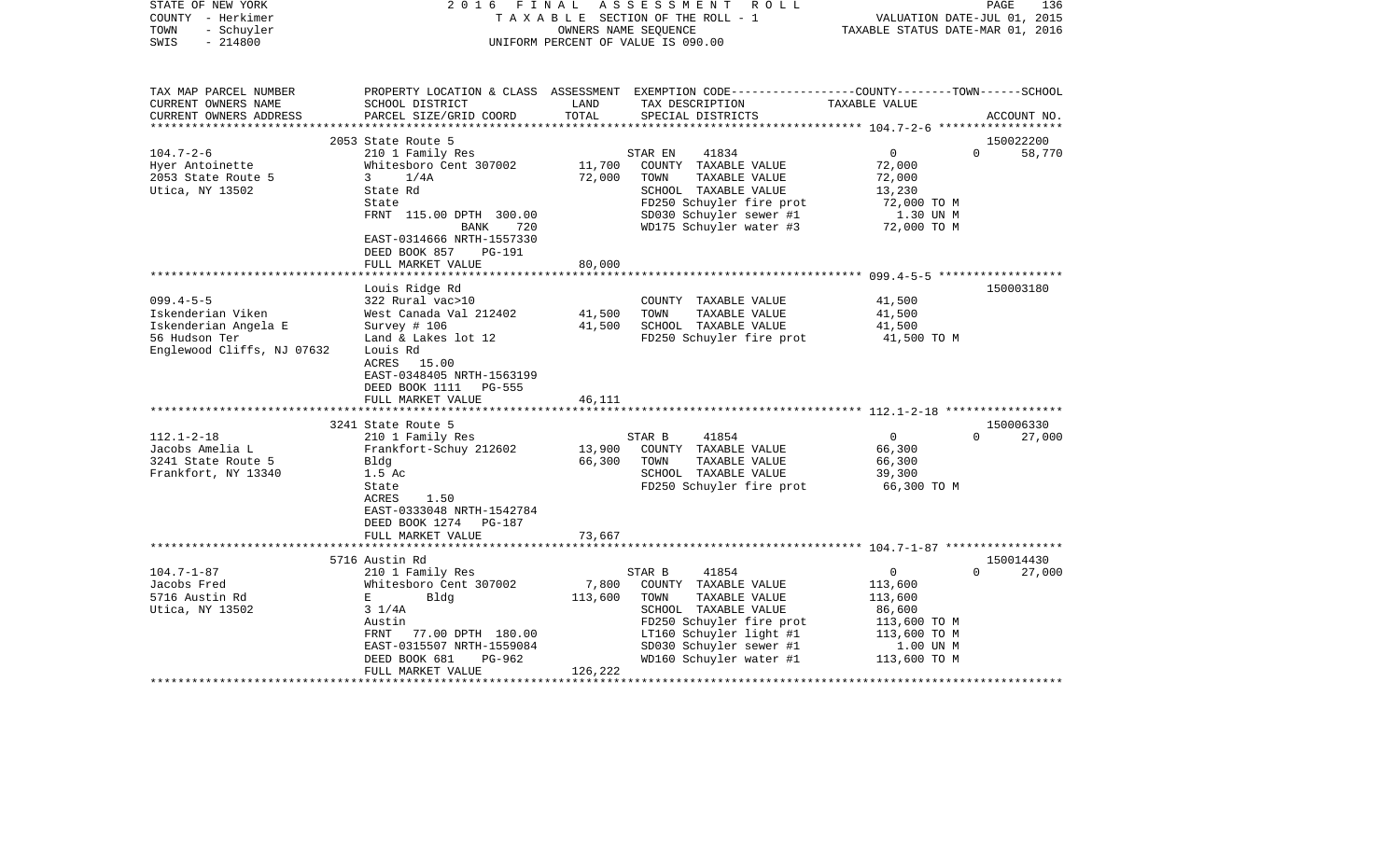STATE OF NEW YORK — 2016 FINAL ASSESSMENT ROLL
COUNTY - Herkimer — TAXABLE SECTION OF THE ROLL - 1 — VALUATION DATE-JUL 01, 2015
TOWN - Schuyler — OWNERS NAME SEQUENCE — TAXABLE STATUS DATE-MAR 01, 2016
SWIS - 214800 — UNIFORM PERCENT OF VALUE IS 090.00

| TAX MAP PARCEL NUMBER / CURRENT OWNERS NAME / CURRENT OWNERS ADDRESS | PROPERTY LOCATION & CLASS / SCHOOL DISTRICT / PARCEL SIZE/GRID COORD | ASSESSMENT LAND / TOTAL | EXEMPTION CODE / TAX DESCRIPTION / SPECIAL DISTRICTS | COUNTY / TOWN / SCHOOL TAXABLE VALUE | ACCOUNT NO. |
|---|---|---|---|---|---|
| 104.7-2-6 | 2053 State Route 5 | | | | 150022200 |
| 104.7-2-6 | 210 1 Family Res | | STAR EN 41834 | 0 0 | 58,770 |
| Hyer Antoinette | Whitesboro Cent 307002 | 11,700 | COUNTY TAXABLE VALUE | 72,000 | |
| 2053 State Route 5 | 3 1/4A | 72,000 | TOWN TAXABLE VALUE | 72,000 | |
| Utica, NY 13502 | State Rd | | SCHOOL TAXABLE VALUE | 13,230 | |
| | State | | FD250 Schuyler fire prot | 72,000 TO M | |
| | FRNT 115.00 DPTH 300.00 | | SD030 Schuyler sewer #1 | 1.30 UN M | |
| | BANK 720 | | WD175 Schuyler water #3 | 72,000 TO M | |
| | EAST-0314666 NRTH-1557330 | | | | |
| | DEED BOOK 857 PG-191 | | | | |
| | FULL MARKET VALUE | 80,000 | | | |
| 099.4-5-5 | Louis Ridge Rd | | | | 150003180 |
| 099.4-5-5 | 322 Rural vac>10 | | COUNTY TAXABLE VALUE | 41,500 | |
| Iskenderian Viken | West Canada Val 212402 | 41,500 | TOWN TAXABLE VALUE | 41,500 | |
| Iskenderian Angela E | Survey # 106 | 41,500 | SCHOOL TAXABLE VALUE | 41,500 | |
| 56 Hudson Ter | Land & Lakes lot 12 | | FD250 Schuyler fire prot | 41,500 TO M | |
| Englewood Cliffs, NJ 07632 | Louis Rd | | | | |
| | ACRES 15.00 | | | | |
| | EAST-0348405 NRTH-1563199 | | | | |
| | DEED BOOK 1111 PG-555 | | | | |
| | FULL MARKET VALUE | 46,111 | | | |
| 112.1-2-18 | 3241 State Route 5 | | | | 150006330 |
| 112.1-2-18 | 210 1 Family Res | | STAR B 41854 | 0 0 | 27,000 |
| Jacobs Amelia L | Frankfort-Schuy 212602 | 13,900 | COUNTY TAXABLE VALUE | 66,300 | |
| 3241 State Route 5 | Bldg | 66,300 | TOWN TAXABLE VALUE | 66,300 | |
| Frankfort, NY 13340 | 1.5 Ac | | SCHOOL TAXABLE VALUE | 39,300 | |
| | State | | FD250 Schuyler fire prot | 66,300 TO M | |
| | ACRES 1.50 | | | | |
| | EAST-0333048 NRTH-1542784 | | | | |
| | DEED BOOK 1274 PG-187 | | | | |
| | FULL MARKET VALUE | 73,667 | | | |
| 104.7-1-87 | 5716 Austin Rd | | | | 150014430 |
| 104.7-1-87 | 210 1 Family Res | | STAR B 41854 | 0 0 | 27,000 |
| Jacobs Fred | Whitesboro Cent 307002 | 7,800 | COUNTY TAXABLE VALUE | 113,600 | |
| 5716 Austin Rd | E Bldg | 113,600 | TOWN TAXABLE VALUE | 113,600 | |
| Utica, NY 13502 | 3 1/4A | | SCHOOL TAXABLE VALUE | 86,600 | |
| | Austin | | FD250 Schuyler fire prot | 113,600 TO M | |
| | FRNT 77.00 DPTH 180.00 | | LT160 Schuyler light #1 | 113,600 TO M | |
| | EAST-0315507 NRTH-1559084 | | SD030 Schuyler sewer #1 | 1.00 UN M | |
| | DEED BOOK 681 PG-962 | | WD160 Schuyler water #1 | 113,600 TO M | |
| | FULL MARKET VALUE | 126,222 | | | |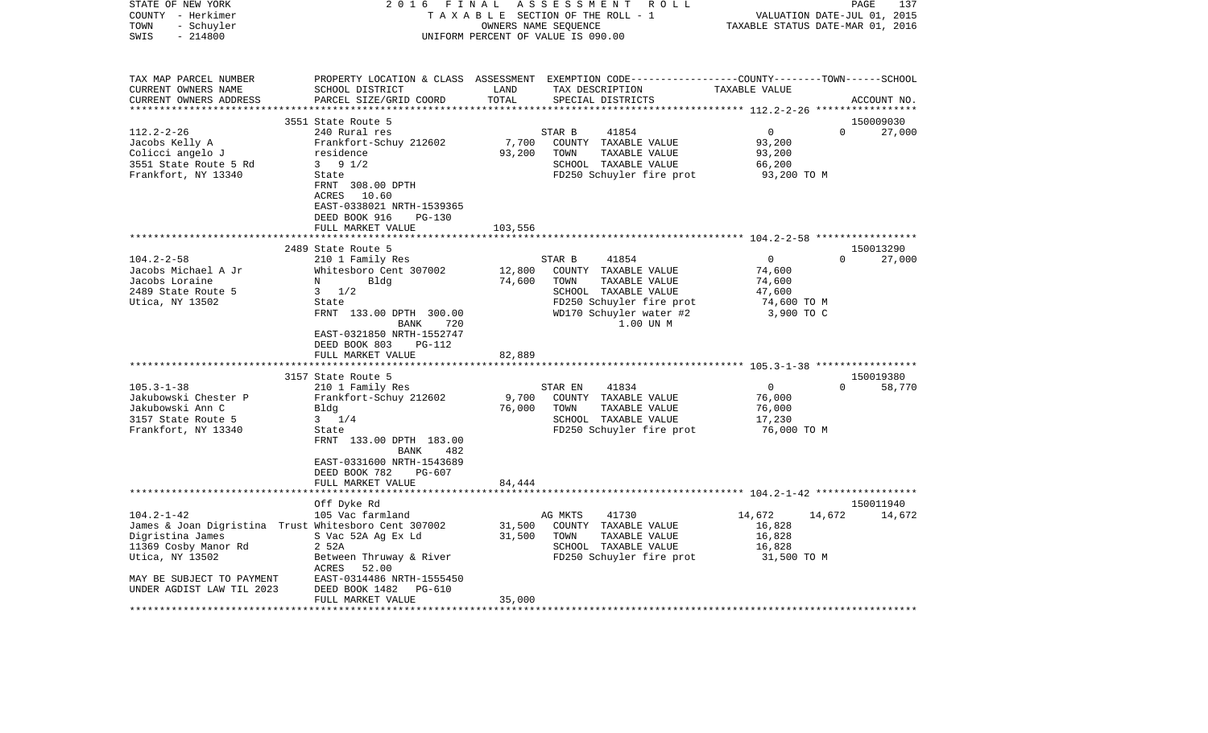STATE OF NEW YORK — 2016 FINAL ASSESSMENT ROLL
COUNTY - Herkimer — TAXABLE SECTION OF THE ROLL - 1 — VALUATION DATE-JUL 01, 2015
TOWN - Schuyler — OWNERS NAME SEQUENCE — TAXABLE STATUS DATE-MAR 01, 2016
SWIS - 214800 — UNIFORM PERCENT OF VALUE IS 090.00

| TAX MAP PARCEL NUMBER / CURRENT OWNERS NAME / CURRENT OWNERS ADDRESS | PROPERTY LOCATION & CLASS / SCHOOL DISTRICT / PARCEL SIZE/GRID COORD | ASSESSMENT LAND / TOTAL | EXEMPTION CODE / TAX DESCRIPTION / SPECIAL DISTRICTS | COUNTY | TOWN | SCHOOL / ACCOUNT NO. |
|---|---|---|---|---|---|---|
| | 3551 State Route 5 | | | | | 150009030 |
| 112.2-2-26 | 240 Rural res | | STAR B 41854 | 0 | 0 | 27,000 |
| Jacobs Kelly A | Frankfort-Schuy 212602 | 7,700 | COUNTY TAXABLE VALUE | 93,200 | | |
| Colicci angelo J | residence | 93,200 | TOWN TAXABLE VALUE | 93,200 | | |
| 3551 State Route 5 Rd | 3 9 1/2 | | SCHOOL TAXABLE VALUE | 66,200 | | |
| Frankfort, NY 13340 | State | | FD250 Schuyler fire prot | 93,200 TO M | | |
| | FRNT 308.00 DPTH | | | | | |
| | ACRES 10.60 | | | | | |
| | EAST-0338021 NRTH-1539365 | | | | | |
| | DEED BOOK 916 PG-130 | | | | | |
| | FULL MARKET VALUE | 103,556 | | | | |
| | 2489 State Route 5 | | | | | 150013290 |
| 104.2-2-58 | 210 1 Family Res | | STAR B 41854 | 0 | 0 | 27,000 |
| Jacobs Michael A Jr | Whitesboro Cent 307002 | 12,800 | COUNTY TAXABLE VALUE | 74,600 | | |
| Jacobs Loraine | N Bldg | 74,600 | TOWN TAXABLE VALUE | 74,600 | | |
| 2489 State Route 5 | 3 1/2 | | SCHOOL TAXABLE VALUE | 47,600 | | |
| Utica, NY 13502 | State | | FD250 Schuyler fire prot | 74,600 TO M | | |
| | FRNT 133.00 DPTH 300.00 | | WD170 Schuyler water #2 | 3,900 TO C | | |
| | BANK 720 | | 1.00 UN M | | | |
| | EAST-0321850 NRTH-1552747 | | | | | |
| | DEED BOOK 803 PG-112 | | | | | |
| | FULL MARKET VALUE | 82,889 | | | | |
| | 3157 State Route 5 | | | | | 150019380 |
| 105.3-1-38 | 210 1 Family Res | | STAR EN 41834 | 0 | 0 | 58,770 |
| Jakubowski Chester P | Frankfort-Schuy 212602 | 9,700 | COUNTY TAXABLE VALUE | 76,000 | | |
| Jakubowski Ann C | Bldg | 76,000 | TOWN TAXABLE VALUE | 76,000 | | |
| 3157 State Route 5 | 3 1/4 | | SCHOOL TAXABLE VALUE | 17,230 | | |
| Frankfort, NY 13340 | State | | FD250 Schuyler fire prot | 76,000 TO M | | |
| | FRNT 133.00 DPTH 183.00 | | | | | |
| | BANK 482 | | | | | |
| | EAST-0331600 NRTH-1543689 | | | | | |
| | DEED BOOK 782 PG-607 | | | | | |
| | FULL MARKET VALUE | 84,444 | | | | |
| | Off Dyke Rd | | | | | 150011940 |
| 104.2-1-42 | 105 Vac farmland | | AG MKTS 41730 | 14,672 | 14,672 | 14,672 |
| James & Joan Digristina Trust | Whitesboro Cent 307002 | 31,500 | COUNTY TAXABLE VALUE | 16,828 | | |
| Digristina James | S Vac 52A Ag Ex Ld | 31,500 | TOWN TAXABLE VALUE | 16,828 | | |
| 11369 Cosby Manor Rd | 2 52A | | SCHOOL TAXABLE VALUE | 16,828 | | |
| Utica, NY 13502 | Between Thruway & River | | FD250 Schuyler fire prot | 31,500 TO M | | |
| | ACRES 52.00 | | | | | |
| MAY BE SUBJECT TO PAYMENT | EAST-0314486 NRTH-1555450 | | | | | |
| UNDER AGDIST LAW TIL 2023 | DEED BOOK 1482 PG-610 | | | | | |
| | FULL MARKET VALUE | 35,000 | | | | |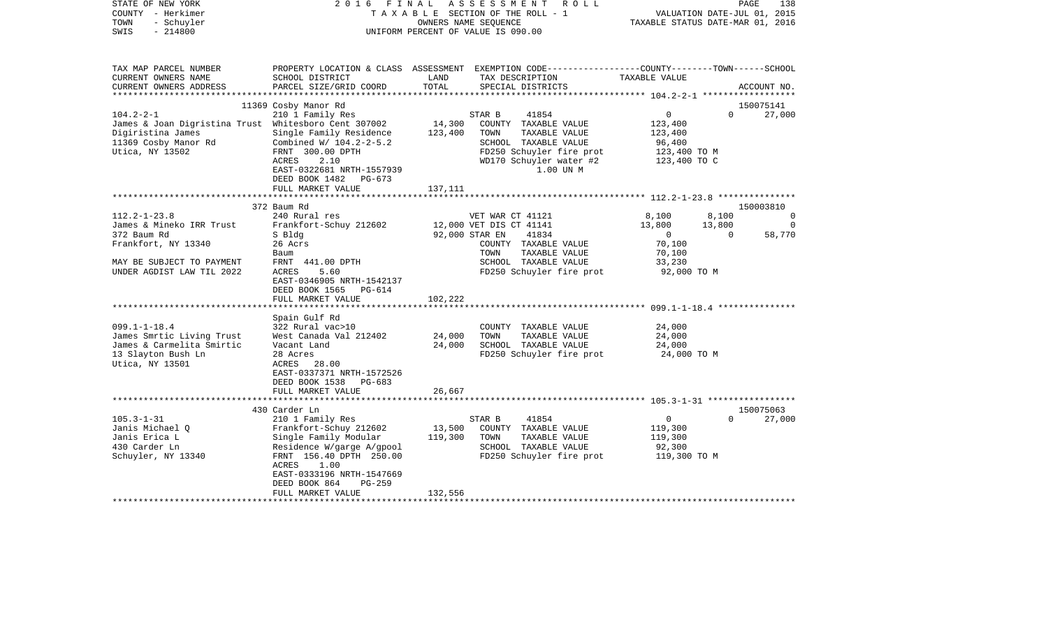STATE OF NEW YORK
COUNTY - Herkimer
TOWN - Schuyler
SWIS - 214800

2016 FINAL ASSESSMENT ROLL
TAXABLE SECTION OF THE ROLL - 1
OWNERS NAME SEQUENCE
UNIFORM PERCENT OF VALUE IS 090.00

VALUATION DATE-JUL 01, 2015
TAXABLE STATUS DATE-MAR 01, 2016

| TAX MAP PARCEL NUMBER / CURRENT OWNERS NAME / CURRENT OWNERS ADDRESS | PROPERTY LOCATION & CLASS / SCHOOL DISTRICT / PARCEL SIZE/GRID COORD | ASSESSMENT LAND / TOTAL | EXEMPTION CODE / TAX DESCRIPTION / SPECIAL DISTRICTS | COUNTY | TOWN | SCHOOL | ACCOUNT NO. |
|---|---|---|---|---|---|---|---|
| | 11369 Cosby Manor Rd | | | | | | 150075141 |
| 104.2-2-1 | 210 1 Family Res | | STAR B 41854 | 0 | 0 | 27,000 | |
| James & Joan Digristina Trust | Whitesboro Cent 307002 | 14,300 | COUNTY TAXABLE VALUE | 123,400 | | | |
| Digiristina James | Single Family Residence | 123,400 | TOWN TAXABLE VALUE | | 123,400 | | |
| 11369 Cosby Manor Rd | Combined W/ 104.2-2-5.2 | | SCHOOL TAXABLE VALUE | | | 96,400 | |
| Utica, NY 13502 | FRNT 300.00 DPTH | | FD250 Schuyler fire prot | 123,400 TO M | | | |
| | ACRES 2.10 | | WD170 Schuyler water #2 | 123,400 TO C | | | |
| | EAST-0322681 NRTH-1557939 | | 1.00 UN M | | | | |
| | DEED BOOK 1482 PG-673 | | | | | | |
| | FULL MARKET VALUE | 137,111 | | | | | |
| | 372 Baum Rd | | | | | | 150003810 |
| 112.2-1-23.8 | 240 Rural res | | VET WAR CT 41121 | 8,100 | 8,100 | 0 | |
| James & Mineko IRR Trust | Frankfort-Schuy 212602 | 12,000 | VET DIS CT 41141 | 13,800 | 13,800 | 0 | |
| 372 Baum Rd | S Bldg | 92,000 | STAR EN 41834 | 0 | 0 | 58,770 | |
| Frankfort, NY 13340 | 26 Acrs | | COUNTY TAXABLE VALUE | 70,100 | | | |
| | Baum | | TOWN TAXABLE VALUE | | 70,100 | | |
| MAY BE SUBJECT TO PAYMENT | FRNT 441.00 DPTH | | SCHOOL TAXABLE VALUE | | | 33,230 | |
| UNDER AGDIST LAW TIL 2022 | ACRES 5.60 | | FD250 Schuyler fire prot | 92,000 TO M | | | |
| | EAST-0346905 NRTH-1542137 | | | | | | |
| | DEED BOOK 1565 PG-614 | | | | | | |
| | FULL MARKET VALUE | 102,222 | | | | | |
| | Spain Gulf Rd | | | | | | |
| 099.1-1-18.4 | 322 Rural vac>10 | | COUNTY TAXABLE VALUE | 24,000 | | | |
| James Smrtic Living Trust | West Canada Val 212402 | 24,000 | TOWN TAXABLE VALUE | | 24,000 | | |
| James & Carmelita Smirtic | Vacant Land | 24,000 | SCHOOL TAXABLE VALUE | | | 24,000 | |
| 13 Slayton Bush Ln | 28 Acres | | FD250 Schuyler fire prot | 24,000 TO M | | | |
| Utica, NY 13501 | ACRES 28.00 | | | | | | |
| | EAST-0337371 NRTH-1572526 | | | | | | |
| | DEED BOOK 1538 PG-683 | | | | | | |
| | FULL MARKET VALUE | 26,667 | | | | | |
| | 430 Carder Ln | | | | | | 150075063 |
| 105.3-1-31 | 210 1 Family Res | | STAR B 41854 | 0 | 0 | 27,000 | |
| Janis Michael Q | Frankfort-Schuy 212602 | 13,500 | COUNTY TAXABLE VALUE | 119,300 | | | |
| Janis Erica L | Single Family Modular | 119,300 | TOWN TAXABLE VALUE | | 119,300 | | |
| 430 Carder Ln | Residence W/garge A/gpool | | SCHOOL TAXABLE VALUE | | | 92,300 | |
| Schuyler, NY 13340 | FRNT 156.40 DPTH 250.00 | | FD250 Schuyler fire prot | 119,300 TO M | | | |
| | ACRES 1.00 | | | | | | |
| | EAST-0333196 NRTH-1547669 | | | | | | |
| | DEED BOOK 864 PG-259 | | | | | | |
| | FULL MARKET VALUE | 132,556 | | | | | |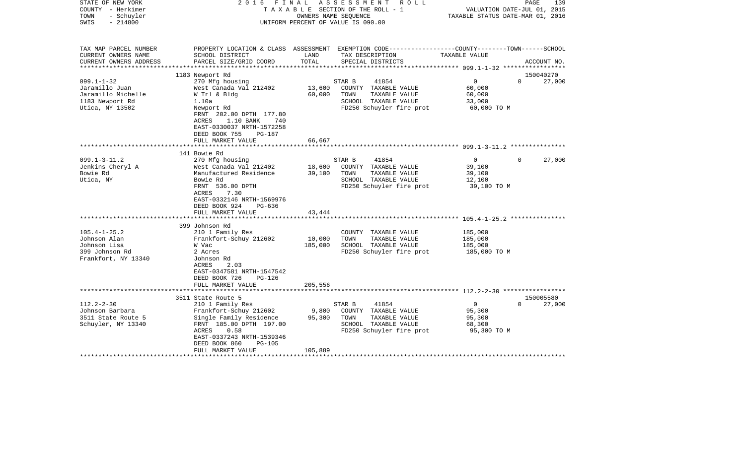STATE OF NEW YORK
COUNTY - Herkimer
TOWN - Schuyler
SWIS - 214800

2016 FINAL ASSESSMENT ROLL
TAXABLE SECTION OF THE ROLL - 1
OWNERS NAME SEQUENCE
UNIFORM PERCENT OF VALUE IS 090.00

VALUATION DATE-JUL 01, 2015
TAXABLE STATUS DATE-MAR 01, 2016

| TAX MAP PARCEL NUMBER / CURRENT OWNERS NAME / CURRENT OWNERS ADDRESS | PROPERTY LOCATION & CLASS / SCHOOL DISTRICT / PARCEL SIZE/GRID COORD | ASSESSMENT LAND / TOTAL | EXEMPTION CODE / TAX DESCRIPTION / SPECIAL DISTRICTS | COUNTY | TOWN | SCHOOL / ACCOUNT NO. |
|---|---|---|---|---|---|---|
| | 1183 Newport Rd | | | | | 150040270 |
| 099.1-1-32 | 270 Mfg housing | | STAR B 41854 | 0 | 0 | 27,000 |
| Jaramillo Juan | West Canada Val 212402 | 13,600 | COUNTY TAXABLE VALUE | 60,000 | | |
| Jaramillo Michelle | W Trl & Bldg | 60,000 | TOWN TAXABLE VALUE | | 60,000 | |
| 1183 Newport Rd | 1.10a | | SCHOOL TAXABLE VALUE | | | 33,000 |
| Utica, NY 13502 | Newport Rd | | FD250 Schuyler fire prot | 60,000 TO M | | |
| | FRNT 202.00 DPTH 177.80 | | | | | |
| | ACRES 1.10 BANK 740 | | | | | |
| | EAST-0330037 NRTH-1572258 | | | | | |
| | DEED BOOK 755 PG-187 | | | | | |
| | FULL MARKET VALUE | 66,667 | | | | |
| | 141 Bowie Rd | | | | | |
| 099.1-3-11.2 | 270 Mfg housing | | STAR B 41854 | 0 | 0 | 27,000 |
| Jenkins Cheryl A | West Canada Val 212402 | 18,600 | COUNTY TAXABLE VALUE | 39,100 | | |
| Bowie Rd | Manufactured Residence | 39,100 | TOWN TAXABLE VALUE | | 39,100 | |
| Utica, NY | Bowie Rd | | SCHOOL TAXABLE VALUE | | | 12,100 |
| | FRNT 536.00 DPTH | | FD250 Schuyler fire prot | 39,100 TO M | | |
| | ACRES 7.30 | | | | | |
| | EAST-0332146 NRTH-1569976 | | | | | |
| | DEED BOOK 924 PG-636 | | | | | |
| | FULL MARKET VALUE | 43,444 | | | | |
| | 399 Johnson Rd | | | | | |
| 105.4-1-25.2 | 210 1 Family Res | | COUNTY TAXABLE VALUE | 185,000 | | |
| Johnson Alan | Frankfort-Schuy 212602 | 10,000 | TOWN TAXABLE VALUE | | 185,000 | |
| Johnson Lisa | W Vac | 185,000 | SCHOOL TAXABLE VALUE | | | 185,000 |
| 399 Johnson Rd | 2 Acres | | FD250 Schuyler fire prot | 185,000 TO M | | |
| Frankfort, NY 13340 | Johnson Rd | | | | | |
| | ACRES 2.03 | | | | | |
| | EAST-0347581 NRTH-1547542 | | | | | |
| | DEED BOOK 726 PG-126 | | | | | |
| | FULL MARKET VALUE | 205,556 | | | | |
| | 3511 State Route 5 | | | | | 150005580 |
| 112.2-2-30 | 210 1 Family Res | | STAR B 41854 | 0 | 0 | 27,000 |
| Johnson Barbara | Frankfort-Schuy 212602 | 9,800 | COUNTY TAXABLE VALUE | 95,300 | | |
| 3511 State Route 5 | Single Family Residence | 95,300 | TOWN TAXABLE VALUE | | 95,300 | |
| Schuyler, NY 13340 | FRNT 185.00 DPTH 197.00 | | SCHOOL TAXABLE VALUE | | | 68,300 |
| | ACRES 0.58 | | FD250 Schuyler fire prot | 95,300 TO M | | |
| | EAST-0337243 NRTH-1539346 | | | | | |
| | DEED BOOK 860 PG-105 | | | | | |
| | FULL MARKET VALUE | 105,889 | | | | |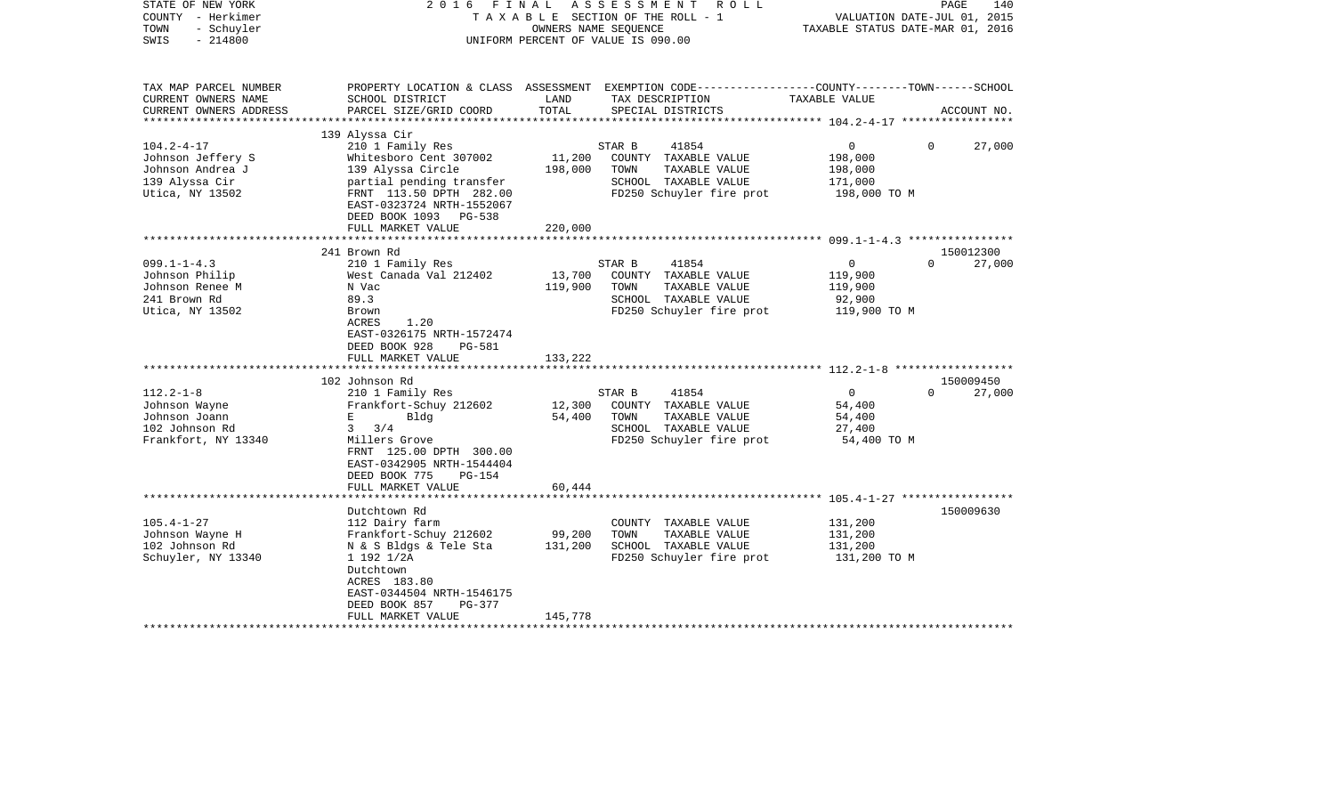STATE OF NEW YORK — 2016 FINAL ASSESSMENT ROLL
COUNTY - Herkimer — TAXABLE SECTION OF THE ROLL - 1 — VALUATION DATE-JUL 01, 2015
TOWN - Schuyler — OWNERS NAME SEQUENCE — TAXABLE STATUS DATE-MAR 01, 2016
SWIS - 214800 — UNIFORM PERCENT OF VALUE IS 090.00

| TAX MAP PARCEL NUMBER / CURRENT OWNERS NAME / CURRENT OWNERS ADDRESS | PROPERTY LOCATION & CLASS / SCHOOL DISTRICT / PARCEL SIZE/GRID COORD | ASSESSMENT LAND / TOTAL | EXEMPTION CODE / TAX DESCRIPTION / SPECIAL DISTRICTS | COUNTY | TOWN | SCHOOL / TAXABLE VALUE | ACCOUNT NO. |
|---|---|---|---|---|---|---|---|
| **104.2-4-17** | 139 Alyssa Cir | | | | | | |
| | 210 1 Family Res | | STAR B 41854 | 0 | 0 | 27,000 | |
| Johnson Jeffery S | Whitesboro Cent 307002 | 11,200 | COUNTY TAXABLE VALUE | 198,000 | | | |
| Johnson Andrea J | 139 Alyssa Circle | 198,000 | TOWN TAXABLE VALUE | | 198,000 | | |
| 139 Alyssa Cir | partial pending transfer | | SCHOOL TAXABLE VALUE | | | 171,000 | |
| Utica, NY 13502 | FRNT 113.50 DPTH 282.00 | | FD250 Schuyler fire prot | 198,000 TO M | | | |
| | EAST-0323724 NRTH-1552067 | | | | | | |
| | DEED BOOK 1093 PG-538 | | | | | | |
| | FULL MARKET VALUE | 220,000 | | | | | |
| **099.1-1-4.3** | 241 Brown Rd | | | | | | 150012300 |
| | 210 1 Family Res | | STAR B 41854 | 0 | 0 | 27,000 | |
| Johnson Philip | West Canada Val 212402 | 13,700 | COUNTY TAXABLE VALUE | 119,900 | | | |
| Johnson Renee M | N Vac | 119,900 | TOWN TAXABLE VALUE | | 119,900 | | |
| 241 Brown Rd | 89.3 | | SCHOOL TAXABLE VALUE | | | 92,900 | |
| Utica, NY 13502 | Brown | | FD250 Schuyler fire prot | 119,900 TO M | | | |
| | ACRES 1.20 | | | | | | |
| | EAST-0326175 NRTH-1572474 | | | | | | |
| | DEED BOOK 928 PG-581 | | | | | | |
| | FULL MARKET VALUE | 133,222 | | | | | |
| **112.2-1-8** | 102 Johnson Rd | | | | | | 150009450 |
| | 210 1 Family Res | | STAR B 41854 | 0 | 0 | 27,000 | |
| Johnson Wayne | Frankfort-Schuy 212602 | 12,300 | COUNTY TAXABLE VALUE | 54,400 | | | |
| Johnson Joann | E Bldg | 54,400 | TOWN TAXABLE VALUE | | 54,400 | | |
| 102 Johnson Rd | 3 3/4 | | SCHOOL TAXABLE VALUE | | | 27,400 | |
| Frankfort, NY 13340 | Millers Grove | | FD250 Schuyler fire prot | 54,400 TO M | | | |
| | FRNT 125.00 DPTH 300.00 | | | | | | |
| | EAST-0342905 NRTH-1544404 | | | | | | |
| | DEED BOOK 775 PG-154 | | | | | | |
| | FULL MARKET VALUE | 60,444 | | | | | |
| **105.4-1-27** | Dutchtown Rd | | | | | | 150009630 |
| | 112 Dairy farm | | COUNTY TAXABLE VALUE | 131,200 | | | |
| Johnson Wayne H | Frankfort-Schuy 212602 | 99,200 | TOWN TAXABLE VALUE | | 131,200 | | |
| 102 Johnson Rd | N & S Bldgs & Tele Sta | 131,200 | SCHOOL TAXABLE VALUE | | | 131,200 | |
| Schuyler, NY 13340 | 1 192 1/2A | | FD250 Schuyler fire prot | 131,200 TO M | | | |
| | Dutchtown | | | | | | |
| | ACRES 183.80 | | | | | | |
| | EAST-0344504 NRTH-1546175 | | | | | | |
| | DEED BOOK 857 PG-377 | | | | | | |
| | FULL MARKET VALUE | 145,778 | | | | | |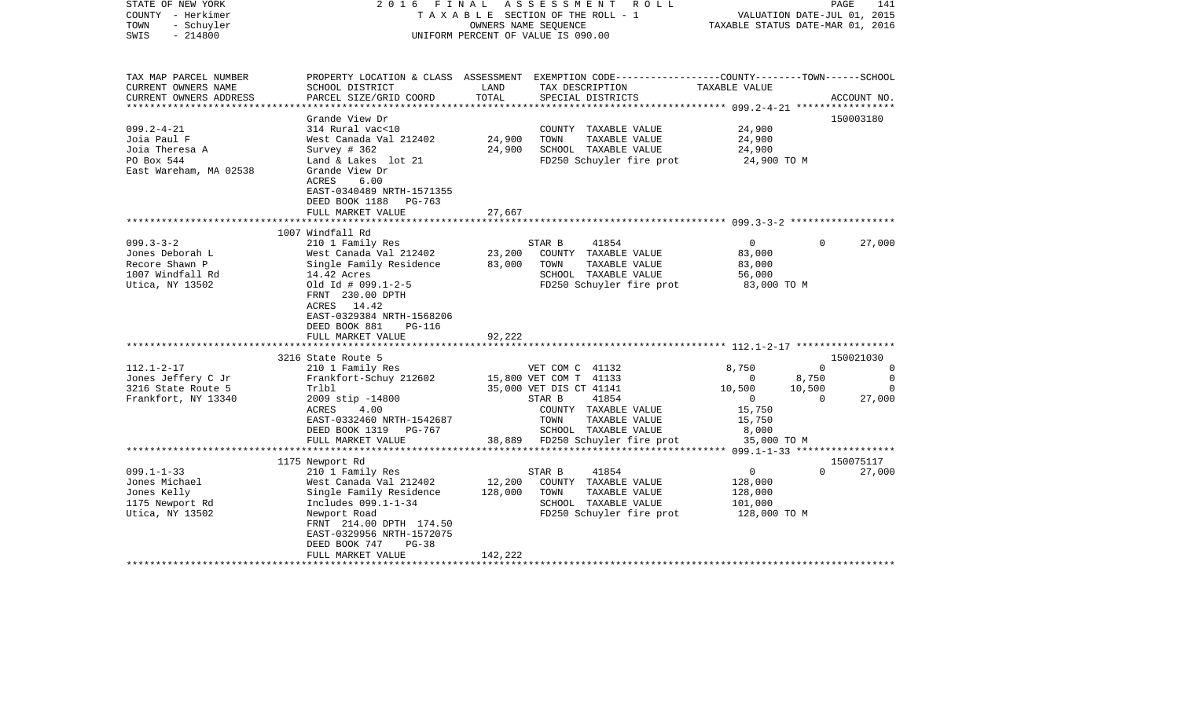STATE OF NEW YORK | COUNTY - Herkimer | TOWN - Schuyler | SWIS - 214800

**2016 FINAL ASSESSMENT ROLL**
TAXABLE SECTION OF THE ROLL - 1
OWNERS NAME SEQUENCE
UNIFORM PERCENT OF VALUE IS 090.00

VALUATION DATE-JUL 01, 2015
TAXABLE STATUS DATE-MAR 01, 2016

| TAX MAP PARCEL NUMBER / CURRENT OWNERS NAME / CURRENT OWNERS ADDRESS | PROPERTY LOCATION & CLASS / SCHOOL DISTRICT / PARCEL SIZE/GRID COORD | ASSESSMENT LAND / TOTAL | EXEMPTION CODE / TAX DESCRIPTION / SPECIAL DISTRICTS | COUNTY | TOWN | SCHOOL | ACCOUNT NO. |
|---|---|---|---|---|---|---|---|
| | Grande View Dr | | | | | | 150003180 |
| 099.2-4-21 | 314 Rural vac<10 | | COUNTY TAXABLE VALUE | 24,900 | | | |
| Joia Paul F | West Canada Val 212402 | 24,900 | TOWN TAXABLE VALUE | 24,900 | | | |
| Joia Theresa A | Survey # 362 | 24,900 | SCHOOL TAXABLE VALUE | 24,900 | | | |
| PO Box 544 | Land & Lakes lot 21 | | FD250 Schuyler fire prot | 24,900 TO M | | | |
| East Wareham, MA 02538 | Grande View Dr | | | | | | |
| | ACRES 6.00 | | | | | | |
| | EAST-0340489 NRTH-1571355 | | | | | | |
| | DEED BOOK 1188 PG-763 | | | | | | |
| | FULL MARKET VALUE | 27,667 | | | | | |
| | 1007 Windfall Rd | | | | | | |
| 099.3-3-2 | 210 1 Family Res | | STAR B 41854 | 0 | 0 | 27,000 | |
| Jones Deborah L | West Canada Val 212402 | 23,200 | COUNTY TAXABLE VALUE | 83,000 | | | |
| Recore Shawn P | Single Family Residence | 83,000 | TOWN TAXABLE VALUE | 83,000 | | | |
| 1007 Windfall Rd | 14.42 Acres | | SCHOOL TAXABLE VALUE | 56,000 | | | |
| Utica, NY 13502 | Old Id # 099.1-2-5 | | FD250 Schuyler fire prot | 83,000 TO M | | | |
| | FRNT 230.00 DPTH | | | | | | |
| | ACRES 14.42 | | | | | | |
| | EAST-0329384 NRTH-1568206 | | | | | | |
| | DEED BOOK 881 PG-116 | | | | | | |
| | FULL MARKET VALUE | 92,222 | | | | | |
| | 3216 State Route 5 | | | | | | 150021030 |
| 112.1-2-17 | 210 1 Family Res | | VET COM C 41132 | 8,750 | 0 | 0 | |
| Jones Jeffery C Jr | Frankfort-Schuy 212602 | 15,800 | VET COM T 41133 | 0 | 8,750 | 0 | |
| 3216 State Route 5 | Trlbl | 35,000 | VET DIS CT 41141 | 10,500 | 10,500 | 0 | |
| Frankfort, NY 13340 | 2009 stip -14800 | | STAR B 41854 | 0 | 0 | 27,000 | |
| | ACRES 4.00 | | COUNTY TAXABLE VALUE | 15,750 | | | |
| | EAST-0332460 NRTH-1542687 | | TOWN TAXABLE VALUE | 15,750 | | | |
| | DEED BOOK 1319 PG-767 | | SCHOOL TAXABLE VALUE | 8,000 | | | |
| | FULL MARKET VALUE | 38,889 | FD250 Schuyler fire prot | 35,000 TO M | | | |
| | 1175 Newport Rd | | | | | | 150075117 |
| 099.1-1-33 | 210 1 Family Res | | STAR B 41854 | 0 | 0 | 27,000 | |
| Jones Michael | West Canada Val 212402 | 12,200 | COUNTY TAXABLE VALUE | 128,000 | | | |
| Jones Kelly | Single Family Residence | 128,000 | TOWN TAXABLE VALUE | 128,000 | | | |
| 1175 Newport Rd | Includes 099.1-1-34 | | SCHOOL TAXABLE VALUE | 101,000 | | | |
| Utica, NY 13502 | Newport Road | | FD250 Schuyler fire prot | 128,000 TO M | | | |
| | FRNT 214.00 DPTH 174.50 | | | | | | |
| | EAST-0329956 NRTH-1572075 | | | | | | |
| | DEED BOOK 747 PG-38 | | | | | | |
| | FULL MARKET VALUE | 142,222 | | | | | |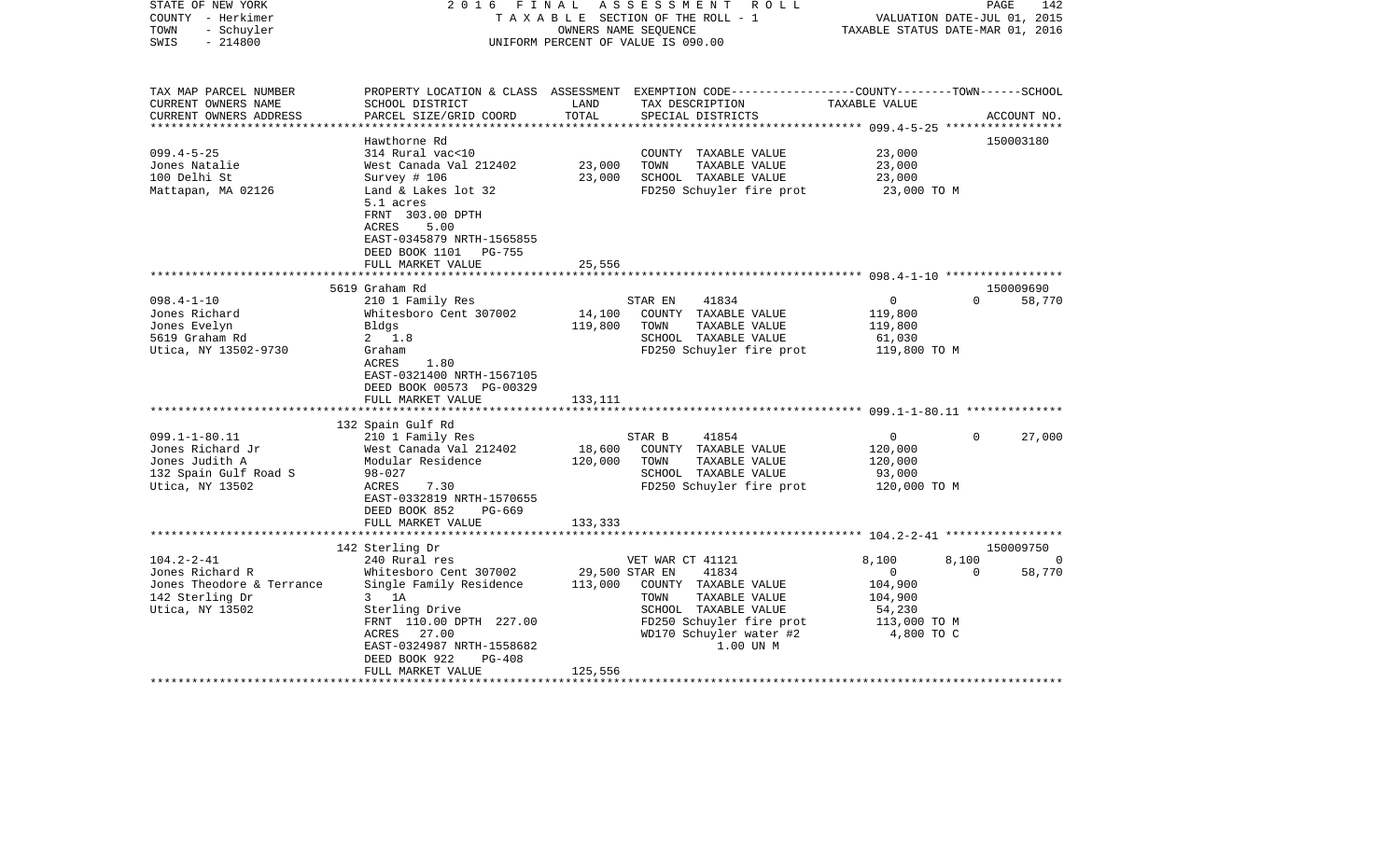STATE OF NEW YORK | COUNTY - Herkimer | TOWN - Schuyler | SWIS - 214800

2016 FINAL ASSESSMENT ROLL
TAXABLE SECTION OF THE ROLL - 1
OWNERS NAME SEQUENCE
UNIFORM PERCENT OF VALUE IS 090.00

VALUATION DATE-JUL 01, 2015
TAXABLE STATUS DATE-MAR 01, 2016

| TAX MAP PARCEL NUMBER / CURRENT OWNERS NAME / CURRENT OWNERS ADDRESS | PROPERTY LOCATION & CLASS / SCHOOL DISTRICT / PARCEL SIZE/GRID COORD | ASSESSMENT LAND / TOTAL | EXEMPTION CODE / TAX DESCRIPTION / SPECIAL DISTRICTS | COUNTY | TOWN | SCHOOL | ACCOUNT NO. |
|---|---|---|---|---|---|---|---|
| 099.4-5-25 | Hawthorne Rd | | | | | | 150003180 |
| Jones Natalie | 314 Rural vac<10 | | COUNTY TAXABLE VALUE | 23,000 | | | |
| 100 Delhi St | West Canada Val 212402 | 23,000 | TOWN TAXABLE VALUE | | 23,000 | | |
| Mattapan, MA 02126 | Survey # 106 | 23,000 | SCHOOL TAXABLE VALUE | | | 23,000 | |
| | Land & Lakes lot 32 | | FD250 Schuyler fire prot | 23,000 TO M | | | |
| | 5.1 acres | | | | | | |
| | FRNT 303.00 DPTH | | | | | | |
| | ACRES 5.00 | | | | | | |
| | EAST-0345879 NRTH-1565855 | | | | | | |
| | DEED BOOK 1101 PG-755 | | | | | | |
| | FULL MARKET VALUE | 25,556 | | | | | |
| 098.4-1-10 | 5619 Graham Rd | | | | | | 150009690 |
| Jones Richard | 210 1 Family Res | | STAR EN 41834 | 0 | 0 | 58,770 | |
| Jones Evelyn | Whitesboro Cent 307002 | 14,100 | COUNTY TAXABLE VALUE | 119,800 | | | |
| 5619 Graham Rd | Bldgs | 119,800 | TOWN TAXABLE VALUE | | 119,800 | | |
| Utica, NY 13502-9730 | 2 1.8 | | SCHOOL TAXABLE VALUE | | | 61,030 | |
| | Graham | | FD250 Schuyler fire prot | 119,800 TO M | | | |
| | ACRES 1.80 | | | | | | |
| | EAST-0321400 NRTH-1567105 | | | | | | |
| | DEED BOOK 00573 PG-00329 | | | | | | |
| | FULL MARKET VALUE | 133,111 | | | | | |
| 099.1-1-80.11 | 132 Spain Gulf Rd | | | | | | |
| Jones Richard Jr | 210 1 Family Res | | STAR B 41854 | 0 | 0 | 27,000 | |
| Jones Judith A | West Canada Val 212402 | 18,600 | COUNTY TAXABLE VALUE | 120,000 | | | |
| 132 Spain Gulf Road S | Modular Residence | 120,000 | TOWN TAXABLE VALUE | | 120,000 | | |
| Utica, NY 13502 | 98-027 | | SCHOOL TAXABLE VALUE | | | 93,000 | |
| | ACRES 7.30 | | FD250 Schuyler fire prot | 120,000 TO M | | | |
| | EAST-0332819 NRTH-1570655 | | | | | | |
| | DEED BOOK 852 PG-669 | | | | | | |
| | FULL MARKET VALUE | 133,333 | | | | | |
| 104.2-2-41 | 142 Sterling Dr | | | | | | 150009750 |
| Jones Richard R | 240 Rural res | | VET WAR CT 41121 | 8,100 | 8,100 | 0 | |
| Jones Theodore & Terrance | Whitesboro Cent 307002 | 29,500 | STAR EN 41834 | 0 | 0 | 58,770 | |
| 142 Sterling Dr | Single Family Residence | 113,000 | COUNTY TAXABLE VALUE | 104,900 | | | |
| Utica, NY 13502 | 3 1A | | TOWN TAXABLE VALUE | | 104,900 | | |
| | Sterling Drive | | SCHOOL TAXABLE VALUE | | | 54,230 | |
| | FRNT 110.00 DPTH 227.00 | | FD250 Schuyler fire prot | 113,000 TO M | | | |
| | ACRES 27.00 | | WD170 Schuyler water #2 | 4,800 TO C | | | |
| | EAST-0324987 NRTH-1558682 | | 1.00 UN M | | | | |
| | DEED BOOK 922 PG-408 | | | | | | |
| | FULL MARKET VALUE | 125,556 | | | | | |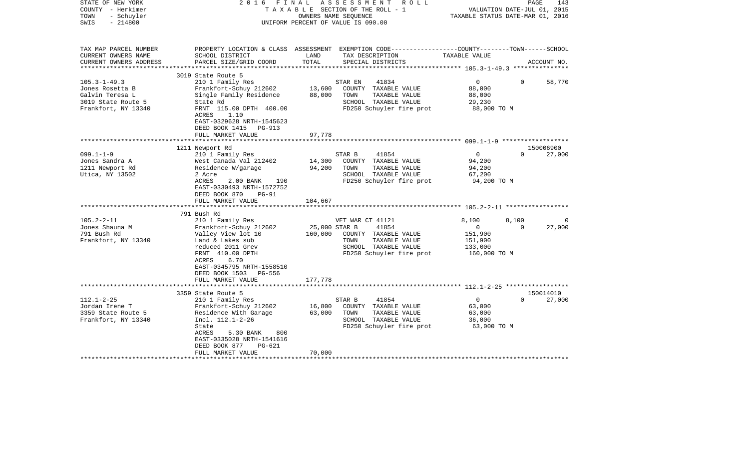STATE OF NEW YORK — 2016 FINAL ASSESSMENT ROLL
COUNTY - Herkimer — TAXABLE SECTION OF THE ROLL - 1 — VALUATION DATE-JUL 01, 2015
TOWN - Schuyler — OWNERS NAME SEQUENCE — TAXABLE STATUS DATE-MAR 01, 2016
SWIS - 214800 — UNIFORM PERCENT OF VALUE IS 090.00

| TAX MAP PARCEL NUMBER / CURRENT OWNERS NAME / CURRENT OWNERS ADDRESS | PROPERTY LOCATION & CLASS / SCHOOL DISTRICT / PARCEL SIZE/GRID COORD | ASSESSMENT LAND | TOTAL | EXEMPTION CODE / TAX DESCRIPTION / SPECIAL DISTRICTS | COUNTY TAXABLE VALUE | TOWN | SCHOOL / ACCOUNT NO. |
|---|---|---|---|---|---|---|---|
| 105.3-1-49.3 | 3019 State Route 5 | | | | | | |
| | 210 1 Family Res | | | STAR EN 41834 | 0 | 0 | 58,770 |
| Jones Rosetta B | Frankfort-Schuy 212602 | 13,600 | | COUNTY TAXABLE VALUE | 88,000 | | |
| Galvin Teresa L | Single Family Residence | | 88,000 | TOWN TAXABLE VALUE | 88,000 | | |
| 3019 State Route 5 | State Rd | | | SCHOOL TAXABLE VALUE | 29,230 | | |
| Frankfort, NY 13340 | FRNT 115.00 DPTH 400.00 | | | FD250 Schuyler fire prot | 88,000 TO M | | |
| | ACRES 1.10 | | | | | | |
| | EAST-0329628 NRTH-1545623 | | | | | | |
| | DEED BOOK 1415 PG-913 | | | | | | |
| | FULL MARKET VALUE | | 97,778 | | | | |
| 099.1-1-9 | 1211 Newport Rd | | | | | | 150006900 |
| | 210 1 Family Res | | | STAR B 41854 | 0 | 0 | 27,000 |
| Jones Sandra A | West Canada Val 212402 | 14,300 | | COUNTY TAXABLE VALUE | 94,200 | | |
| 1211 Newport Rd | Residence W/garage | | 94,200 | TOWN TAXABLE VALUE | 94,200 | | |
| Utica, NY 13502 | 2 Acre | | | SCHOOL TAXABLE VALUE | 67,200 | | |
| | ACRES 2.00 BANK 190 | | | FD250 Schuyler fire prot | 94,200 TO M | | |
| | EAST-0330493 NRTH-1572752 | | | | | | |
| | DEED BOOK 870 PG-91 | | | | | | |
| | FULL MARKET VALUE | | 104,667 | | | | |
| 105.2-2-11 | 791 Bush Rd | | | | | | |
| | 210 1 Family Res | | | VET WAR CT 41121 | 8,100 | 8,100 | 0 |
| Jones Shauna M | Frankfort-Schuy 212602 | 25,000 | | STAR B 41854 | 0 | 0 | 27,000 |
| 791 Bush Rd | Valley View lot 10 | | 160,000 | COUNTY TAXABLE VALUE | 151,900 | | |
| Frankfort, NY 13340 | Land & Lakes sub | | | TOWN TAXABLE VALUE | 151,900 | | |
| | reduced 2011 Grev | | | SCHOOL TAXABLE VALUE | 133,000 | | |
| | FRNT 410.00 DPTH | | | FD250 Schuyler fire prot | 160,000 TO M | | |
| | ACRES 6.70 | | | | | | |
| | EAST-0345795 NRTH-1558510 | | | | | | |
| | DEED BOOK 1503 PG-556 | | | | | | |
| | FULL MARKET VALUE | | 177,778 | | | | |
| 112.1-2-25 | 3359 State Route 5 | | | | | | 150014010 |
| | 210 1 Family Res | | | STAR B 41854 | 0 | 0 | 27,000 |
| Jordan Irene T | Frankfort-Schuy 212602 | 16,800 | | COUNTY TAXABLE VALUE | 63,000 | | |
| 3359 State Route 5 | Residence With Garage | | 63,000 | TOWN TAXABLE VALUE | 63,000 | | |
| Frankfort, NY 13340 | Incl. 112.1-2-26 | | | SCHOOL TAXABLE VALUE | 36,000 | | |
| | State | | | FD250 Schuyler fire prot | 63,000 TO M | | |
| | ACRES 5.30 BANK 800 | | | | | | |
| | EAST-0335028 NRTH-1541616 | | | | | | |
| | DEED BOOK 877 PG-621 | | | | | | |
| | FULL MARKET VALUE | | 70,000 | | | | |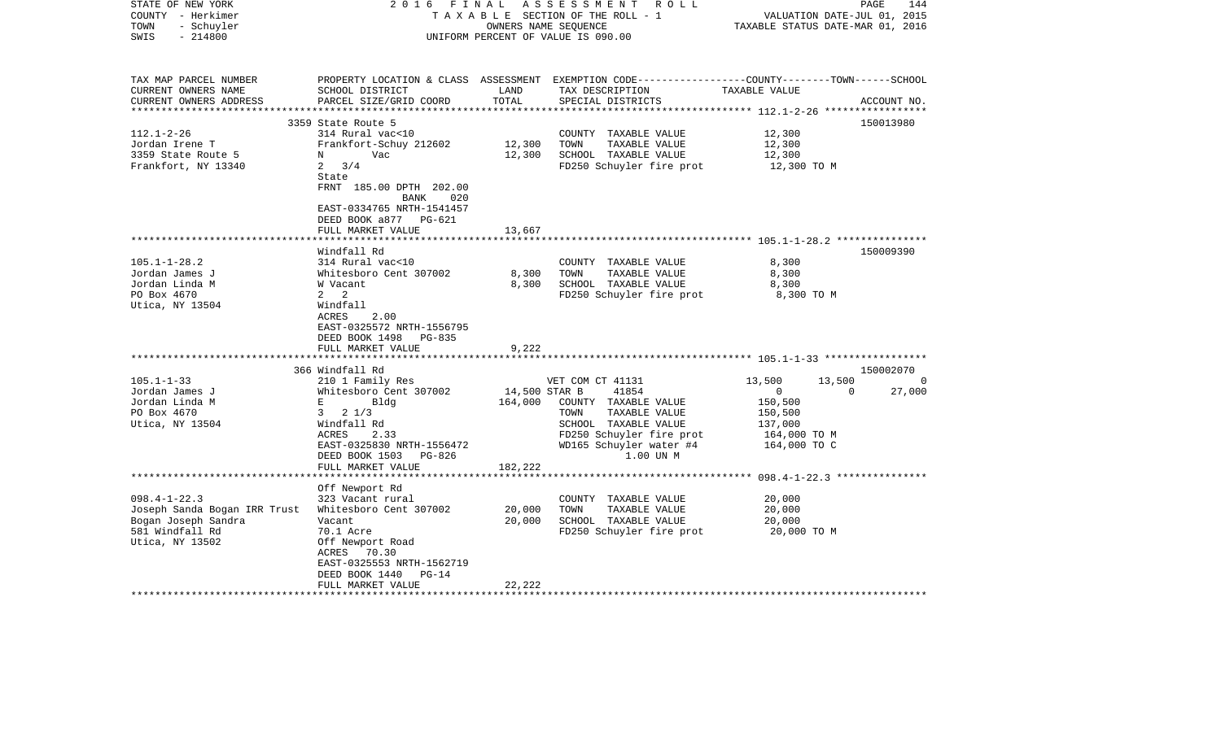STATE OF NEW YORK — 2016 FINAL ASSESSMENT ROLL
COUNTY - Herkimer — TAXABLE SECTION OF THE ROLL - 1 — VALUATION DATE-JUL 01, 2015
TOWN - Schuyler — OWNERS NAME SEQUENCE — TAXABLE STATUS DATE-MAR 01, 2016
SWIS - 214800 — UNIFORM PERCENT OF VALUE IS 090.00

| TAX MAP PARCEL NUMBER / CURRENT OWNERS NAME / CURRENT OWNERS ADDRESS | PROPERTY LOCATION & CLASS / SCHOOL DISTRICT / PARCEL SIZE/GRID COORD | ASSESSMENT LAND / TOTAL | EXEMPTION CODE / TAX DESCRIPTION / SPECIAL DISTRICTS | COUNTY | TOWN | SCHOOL (TAXABLE VALUE) / ACCOUNT NO. |
|---|---|---|---|---|---|---|
| **112.1-2-26** | 3359 State Route 5 | | | | | 150013980 |
| 112.1-2-26 | 314 Rural vac<10 | | COUNTY TAXABLE VALUE | 12,300 | | |
| Jordan Irene T | Frankfort-Schuy 212602 | 12,300 | TOWN TAXABLE VALUE | 12,300 | | |
| 3359 State Route 5 | N Vac | 12,300 | SCHOOL TAXABLE VALUE | 12,300 | | |
| Frankfort, NY 13340 | 2 3/4 | | FD250 Schuyler fire prot | 12,300 TO M | | |
| | State | | | | | |
| | FRNT 185.00 DPTH 202.00 | | | | | |
| | BANK 020 | | | | | |
| | EAST-0334765 NRTH-1541457 | | | | | |
| | DEED BOOK a877 PG-621 | | | | | |
| | FULL MARKET VALUE | 13,667 | | | | |
| **105.1-1-28.2** | Windfall Rd | | | | | 150009390 |
| 105.1-1-28.2 | 314 Rural vac<10 | | COUNTY TAXABLE VALUE | 8,300 | | |
| Jordan James J | Whitesboro Cent 307002 | 8,300 | TOWN TAXABLE VALUE | 8,300 | | |
| Jordan Linda M | W Vacant | 8,300 | SCHOOL TAXABLE VALUE | 8,300 | | |
| PO Box 4670 | 2 2 | | FD250 Schuyler fire prot | 8,300 TO M | | |
| Utica, NY 13504 | Windfall | | | | | |
| | ACRES 2.00 | | | | | |
| | EAST-0325572 NRTH-1556795 | | | | | |
| | DEED BOOK 1498 PG-835 | | | | | |
| | FULL MARKET VALUE | 9,222 | | | | |
| **105.1-1-33** | 366 Windfall Rd | | | | | 150002070 |
| 105.1-1-33 | 210 1 Family Res | | VET COM CT 41131 | 13,500 | 13,500 | 0 |
| Jordan James J | Whitesboro Cent 307002 | 14,500 | STAR B 41854 | 0 | 0 | 27,000 |
| Jordan Linda M | E Bldg | 164,000 | COUNTY TAXABLE VALUE | 150,500 | | |
| PO Box 4670 | 3 2 1/3 | | TOWN TAXABLE VALUE | 150,500 | | |
| Utica, NY 13504 | Windfall Rd | | SCHOOL TAXABLE VALUE | 137,000 | | |
| | ACRES 2.33 | | FD250 Schuyler fire prot | 164,000 TO M | | |
| | EAST-0325830 NRTH-1556472 | | WD165 Schuyler water #4 | 164,000 TO C | | |
| | DEED BOOK 1503 PG-826 | | 1.00 UN M | | | |
| | FULL MARKET VALUE | 182,222 | | | | |
| **098.4-1-22.3** | Off Newport Rd | | | | | |
| 098.4-1-22.3 | 323 Vacant rural | | COUNTY TAXABLE VALUE | 20,000 | | |
| Joseph Sanda Bogan IRR Trust | Whitesboro Cent 307002 | 20,000 | TOWN TAXABLE VALUE | 20,000 | | |
| Bogan Joseph Sandra | Vacant | 20,000 | SCHOOL TAXABLE VALUE | 20,000 | | |
| 581 Windfall Rd | 70.1 Acre | | FD250 Schuyler fire prot | 20,000 TO M | | |
| Utica, NY 13502 | Off Newport Road | | | | | |
| | ACRES 70.30 | | | | | |
| | EAST-0325553 NRTH-1562719 | | | | | |
| | DEED BOOK 1440 PG-14 | | | | | |
| | FULL MARKET VALUE | 22,222 | | | | |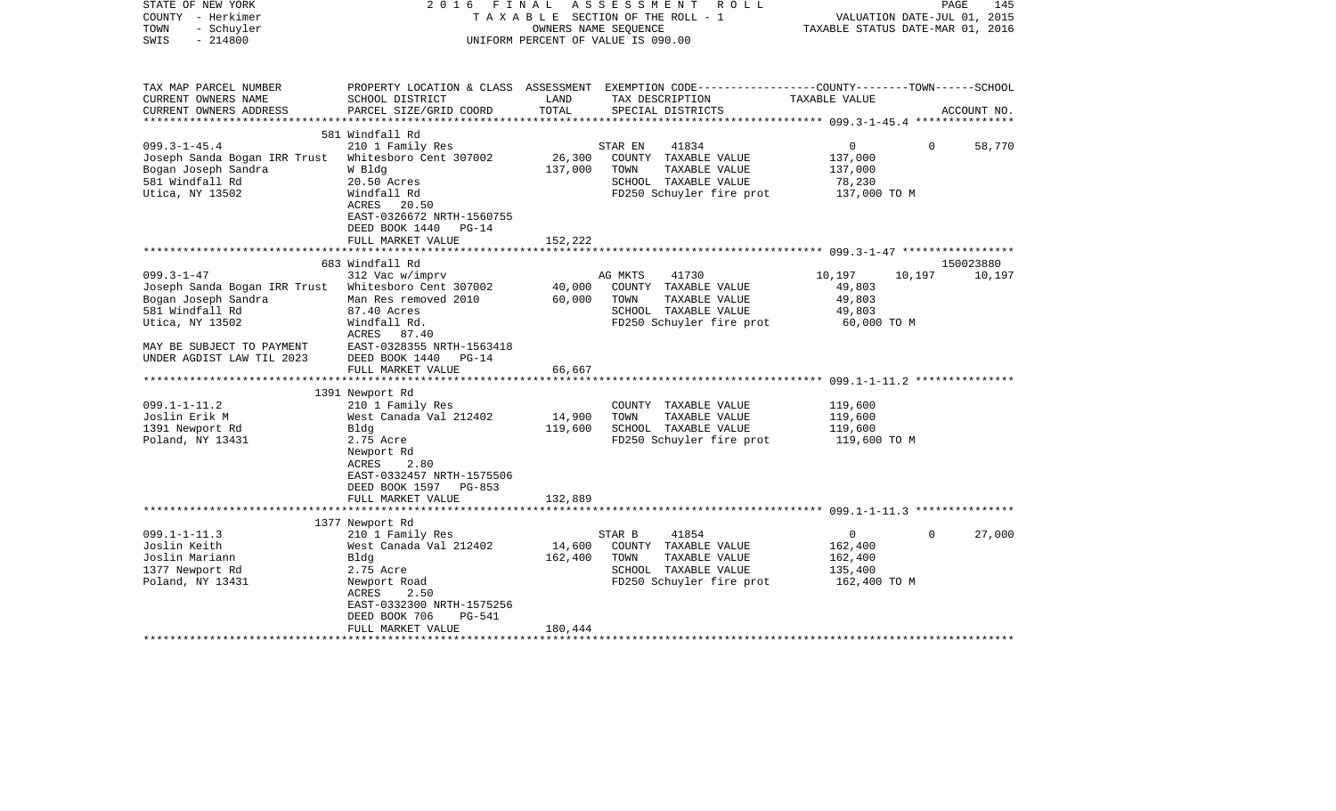STATE OF NEW YORK — 2016 FINAL ASSESSMENT ROLL
COUNTY - Herkimer — TAXABLE SECTION OF THE ROLL - 1 — VALUATION DATE-JUL 01, 2015
TOWN - Schuyler — OWNERS NAME SEQUENCE — TAXABLE STATUS DATE-MAR 01, 2016
SWIS - 214800 — UNIFORM PERCENT OF VALUE IS 090.00

| TAX MAP PARCEL NUMBER / CURRENT OWNERS NAME / CURRENT OWNERS ADDRESS | PROPERTY LOCATION & CLASS / SCHOOL DISTRICT / PARCEL SIZE/GRID COORD | ASSESSMENT LAND / TOTAL | EXEMPTION CODE / TAX DESCRIPTION / SPECIAL DISTRICTS | COUNTY | TOWN | SCHOOL / ACCOUNT NO. |
|---|---|---|---|---|---|---|
| | 581 Windfall Rd | | | | | |
| 099.3-1-45.4 | 210 1 Family Res | | STAR EN 41834 | 0 | 0 | 58,770 |
| Joseph Sanda Bogan IRR Trust | Whitesboro Cent 307002 | 26,300 | COUNTY TAXABLE VALUE | 137,000 | | |
| Bogan Joseph Sandra | W Bldg | 137,000 | TOWN TAXABLE VALUE | 137,000 | | |
| 581 Windfall Rd | 20.50 Acres | | SCHOOL TAXABLE VALUE | 78,230 | | |
| Utica, NY 13502 | Windfall Rd | | FD250 Schuyler fire prot | 137,000 TO M | | |
| | ACRES 20.50 | | | | | |
| | EAST-0326672 NRTH-1560755 | | | | | |
| | DEED BOOK 1440 PG-14 | | | | | |
| | FULL MARKET VALUE | 152,222 | | | | |
| | 683 Windfall Rd | | | | | 150023880 |
| 099.3-1-47 | 312 Vac w/imprv | | AG MKTS 41730 | 10,197 | 10,197 | 10,197 |
| Joseph Sanda Bogan IRR Trust | Whitesboro Cent 307002 | 40,000 | COUNTY TAXABLE VALUE | 49,803 | | |
| Bogan Joseph Sandra | Man Res removed 2010 | 60,000 | TOWN TAXABLE VALUE | 49,803 | | |
| 581 Windfall Rd | 87.40 Acres | | SCHOOL TAXABLE VALUE | 49,803 | | |
| Utica, NY 13502 | Windfall Rd. | | FD250 Schuyler fire prot | 60,000 TO M | | |
| | ACRES 87.40 | | | | | |
| MAY BE SUBJECT TO PAYMENT | EAST-0328355 NRTH-1563418 | | | | | |
| UNDER AGDIST LAW TIL 2023 | DEED BOOK 1440 PG-14 | | | | | |
| | FULL MARKET VALUE | 66,667 | | | | |
| | 1391 Newport Rd | | | | | |
| 099.1-1-11.2 | 210 1 Family Res | | COUNTY TAXABLE VALUE | 119,600 | | |
| Joslin Erik M | West Canada Val 212402 | 14,900 | TOWN TAXABLE VALUE | 119,600 | | |
| 1391 Newport Rd | Bldg | 119,600 | SCHOOL TAXABLE VALUE | 119,600 | | |
| Poland, NY 13431 | 2.75 Acre | | FD250 Schuyler fire prot | 119,600 TO M | | |
| | Newport Rd | | | | | |
| | ACRES 2.80 | | | | | |
| | EAST-0332457 NRTH-1575506 | | | | | |
| | DEED BOOK 1597 PG-853 | | | | | |
| | FULL MARKET VALUE | 132,889 | | | | |
| | 1377 Newport Rd | | | | | |
| 099.1-1-11.3 | 210 1 Family Res | | STAR B 41854 | 0 | 0 | 27,000 |
| Joslin Keith | West Canada Val 212402 | 14,600 | COUNTY TAXABLE VALUE | 162,400 | | |
| Joslin Mariann | Bldg | 162,400 | TOWN TAXABLE VALUE | 162,400 | | |
| 1377 Newport Rd | 2.75 Acre | | SCHOOL TAXABLE VALUE | 135,400 | | |
| Poland, NY 13431 | Newport Road | | FD250 Schuyler fire prot | 162,400 TO M | | |
| | ACRES 2.50 | | | | | |
| | EAST-0332300 NRTH-1575256 | | | | | |
| | DEED BOOK 706 PG-541 | | | | | |
| | FULL MARKET VALUE | 180,444 | | | | |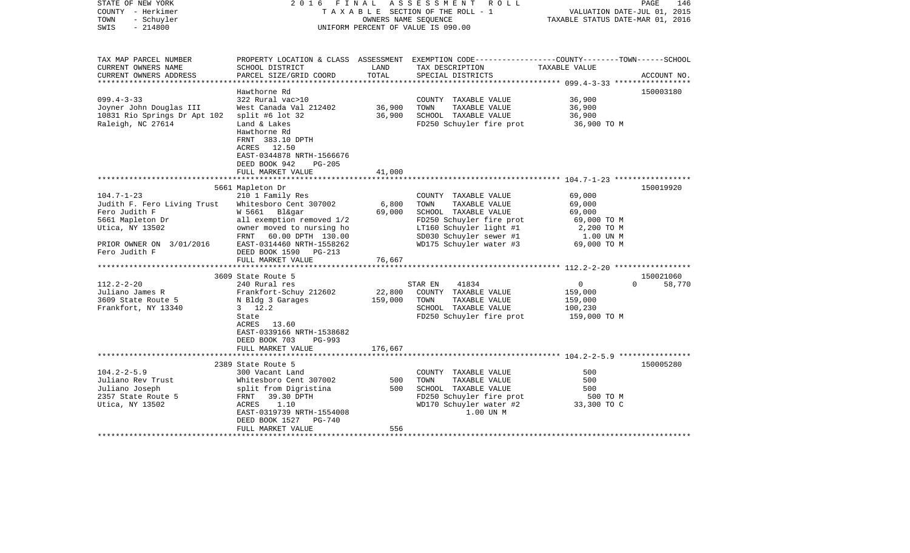STATE OF NEW YORK                    2 0 1 6   F I N A L   A S S E S S M E N T   R O L L
COUNTY - Herkimer                    T A X A B L E  SECTION OF THE ROLL - 1                    VALUATION DATE-JUL 01, 2015
TOWN   - Schuyler                    OWNERS NAME SEQUENCE                                      TAXABLE STATUS DATE-MAR 01, 2016
SWIS   - 214800                      UNIFORM PERCENT OF VALUE IS 090.00

```
TAX MAP PARCEL NUMBER          PROPERTY LOCATION & CLASS  ASSESSMENT  EXEMPTION CODE-----------------COUNTY--------TOWN------SCHOOL
CURRENT OWNERS NAME            SCHOOL DISTRICT              LAND      TAX DESCRIPTION               TAXABLE VALUE
CURRENT OWNERS ADDRESS         PARCEL SIZE/GRID COORD       TOTAL     SPECIAL DISTRICTS                                  ACCOUNT NO.
*********************************************************************************************** 099.4-3-33 *****************
                               Hawthorne Rd                                                                           150003180
099.4-3-33                     322 Rural vac>10                       COUNTY  TAXABLE VALUE           36,900
Joyner John Douglas III        West Canada Val 212402      36,900     TOWN    TAXABLE VALUE           36,900
10831 Rio Springs Dr Apt 102   split #6 lot 32             36,900     SCHOOL  TAXABLE VALUE           36,900
Raleigh, NC 27614              Land & Lakes                           FD250 Schuyler fire prot        36,900 TO M
                               Hawthorne Rd
                               FRNT  383.10 DPTH
                               ACRES   12.50
                               EAST-0344878 NRTH-1566676
                               DEED BOOK 942     PG-205
                               FULL MARKET VALUE           41,000
*********************************************************************************************** 104.7-1-23 *****************
                               5661 Mapleton Dr                                                                       150019920
104.7-1-23                     210 1 Family Res                       COUNTY  TAXABLE VALUE           69,000
Judith F. Fero Living Trust    Whitesboro Cent 307002       6,800     TOWN    TAXABLE VALUE           69,000
Fero Judith F                  W 5661   Bl&gar             69,000     SCHOOL  TAXABLE VALUE           69,000
5661 Mapleton Dr               all exemption removed 1/2              FD250 Schuyler fire prot        69,000 TO M
Utica, NY 13502                owner moved to nursing ho              LT160 Schuyler light #1          2,200 TO M
                               FRNT   60.00 DPTH  130.00              SD030 Schuyler sewer #1           1.00 UN M
PRIOR OWNER ON  3/01/2016      EAST-0314460 NRTH-1558262              WD175 Schuyler water #3         69,000 TO M
Fero Judith F                  DEED BOOK 1590    PG-213
                               FULL MARKET VALUE           76,667
*********************************************************************************************** 112.2-2-20 *****************
                               3609 State Route 5                                                                     150021060
112.2-2-20                     240 Rural res                          STAR EN     41834                0           0     58,770
Juliano James R                Frankfort-Schuy 212602      22,800     COUNTY  TAXABLE VALUE          159,000
3609 State Route 5             N Bldg 3 Garages           159,000     TOWN    TAXABLE VALUE          159,000
Frankfort, NY 13340            3   12.2                               SCHOOL  TAXABLE VALUE          100,230
                               State                                  FD250 Schuyler fire prot       159,000 TO M
                               ACRES   13.60
                               EAST-0339166 NRTH-1538682
                               DEED BOOK 703     PG-993
                               FULL MARKET VALUE          176,667
*********************************************************************************************** 104.2-2-5.9 ****************
                               2389 State Route 5                                                                     150005280
104.2-2-5.9                    300 Vacant Land                        COUNTY  TAXABLE VALUE              500
Juliano Rev Trust              Whitesboro Cent 307002         500     TOWN    TAXABLE VALUE              500
Juliano Joseph                 split from Digristina          500     SCHOOL  TAXABLE VALUE              500
2357 State Route 5             FRNT   39.30 DPTH                      FD250 Schuyler fire prot           500 TO M
Utica, NY 13502                ACRES    1.10                          WD170 Schuyler water #2         33,300 TO C
                               EAST-0319739 NRTH-1554008                    1.00 UN M
                               DEED BOOK 1527    PG-740
                               FULL MARKET VALUE              556
****************************************************************************************************************************
```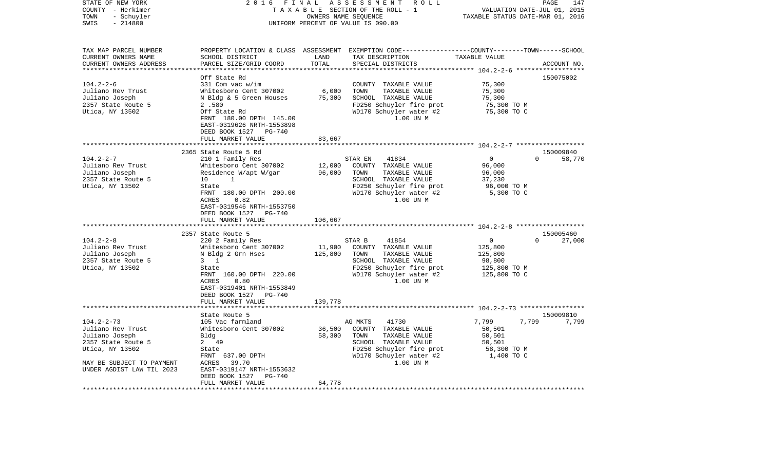STATE OF NEW YORK | COUNTY - Herkimer | TOWN - Schuyler | SWIS - 214800

**2016 FINAL ASSESSMENT ROLL**
TAXABLE SECTION OF THE ROLL - 1
OWNERS NAME SEQUENCE
UNIFORM PERCENT OF VALUE IS 090.00

VALUATION DATE-JUL 01, 2015
TAXABLE STATUS DATE-MAR 01, 2016

| TAX MAP PARCEL NUMBER / CURRENT OWNERS NAME / CURRENT OWNERS ADDRESS | PROPERTY LOCATION & CLASS / SCHOOL DISTRICT / PARCEL SIZE/GRID COORD | ASSESSMENT LAND | TOTAL | EXEMPTION CODE / TAX DESCRIPTION / SPECIAL DISTRICTS | COUNTY | TOWN | SCHOOL / TAXABLE VALUE | ACCOUNT NO. |
|---|---|---|---|---|---|---|---|---|
| **104.2-2-6** | Off State Rd | | | | | | | 150075002 |
| 104.2-2-6 | 331 Com vac w/im | | | COUNTY TAXABLE VALUE | 75,300 | | | |
| Juliano Rev Trust | Whitesboro Cent 307002 | 6,000 | | TOWN TAXABLE VALUE | | 75,300 | | |
| Juliano Joseph | N Bldg & 5 Green Houses | | 75,300 | SCHOOL TAXABLE VALUE | | | 75,300 | |
| 2357 State Route 5 | 2 .580 | | | FD250 Schuyler fire prot | 75,300 TO M | | | |
| Utica, NY 13502 | Off State Rd | | | WD170 Schuyler water #2 | 75,300 TO C | | | |
| | FRNT 180.00 DPTH 145.00 | | | 1.00 UN M | | | | |
| | EAST-0319626 NRTH-1553898 | | | | | | | |
| | DEED BOOK 1527 PG-740 | | | | | | | |
| | FULL MARKET VALUE | | 83,667 | | | | | |
| **104.2-2-7** | 2365 State Route 5 Rd | | | | | | | 150009840 |
| 104.2-2-7 | 210 1 Family Res | | | STAR EN 41834 | 0 | 0 | 58,770 | |
| Juliano Rev Trust | Whitesboro Cent 307002 | 12,000 | | COUNTY TAXABLE VALUE | 96,000 | | | |
| Juliano Joseph | Residence W/apt W/gar | | 96,000 | TOWN TAXABLE VALUE | | 96,000 | | |
| 2357 State Route 5 | 10 1 | | | SCHOOL TAXABLE VALUE | | | 37,230 | |
| Utica, NY 13502 | State | | | FD250 Schuyler fire prot | 96,000 TO M | | | |
| | FRNT 180.00 DPTH 200.00 | | | WD170 Schuyler water #2 | 5,300 TO C | | | |
| | ACRES 0.82 | | | 1.00 UN M | | | | |
| | EAST-0319546 NRTH-1553750 | | | | | | | |
| | DEED BOOK 1527 PG-740 | | | | | | | |
| | FULL MARKET VALUE | | 106,667 | | | | | |
| **104.2-2-8** | 2357 State Route 5 | | | | | | | 150005460 |
| 104.2-2-8 | 220 2 Family Res | | | STAR B 41854 | 0 | 0 | 27,000 | |
| Juliano Rev Trust | Whitesboro Cent 307002 | 11,900 | | COUNTY TAXABLE VALUE | 125,800 | | | |
| Juliano Joseph | N Bldg 2 Grn Hses | | 125,800 | TOWN TAXABLE VALUE | | 125,800 | | |
| 2357 State Route 5 | 3 1 | | | SCHOOL TAXABLE VALUE | | | 98,800 | |
| Utica, NY 13502 | State | | | FD250 Schuyler fire prot | 125,800 TO M | | | |
| | FRNT 160.00 DPTH 220.00 | | | WD170 Schuyler water #2 | 125,800 TO C | | | |
| | ACRES 0.80 | | | 1.00 UN M | | | | |
| | EAST-0319401 NRTH-1553849 | | | | | | | |
| | DEED BOOK 1527 PG-740 | | | | | | | |
| | FULL MARKET VALUE | | 139,778 | | | | | |
| **104.2-2-73** | State Route 5 | | | | | | | 150009810 |
| 104.2-2-73 | 105 Vac farmland | | | AG MKTS 41730 | 7,799 | 7,799 | 7,799 | |
| Juliano Rev Trust | Whitesboro Cent 307002 | 36,500 | | COUNTY TAXABLE VALUE | 50,501 | | | |
| Juliano Joseph | Bldg | | 58,300 | TOWN TAXABLE VALUE | | 50,501 | | |
| 2357 State Route 5 | 2 49 | | | SCHOOL TAXABLE VALUE | | | 50,501 | |
| Utica, NY 13502 | State | | | FD250 Schuyler fire prot | 58,300 TO M | | | |
| | FRNT 637.00 DPTH | | | WD170 Schuyler water #2 | 1,400 TO C | | | |
| MAY BE SUBJECT TO PAYMENT | ACRES 39.70 | | | 1.00 UN M | | | | |
| UNDER AGDIST LAW TIL 2023 | EAST-0319147 NRTH-1553632 | | | | | | | |
| | DEED BOOK 1527 PG-740 | | | | | | | |
| | FULL MARKET VALUE | | 64,778 | | | | | |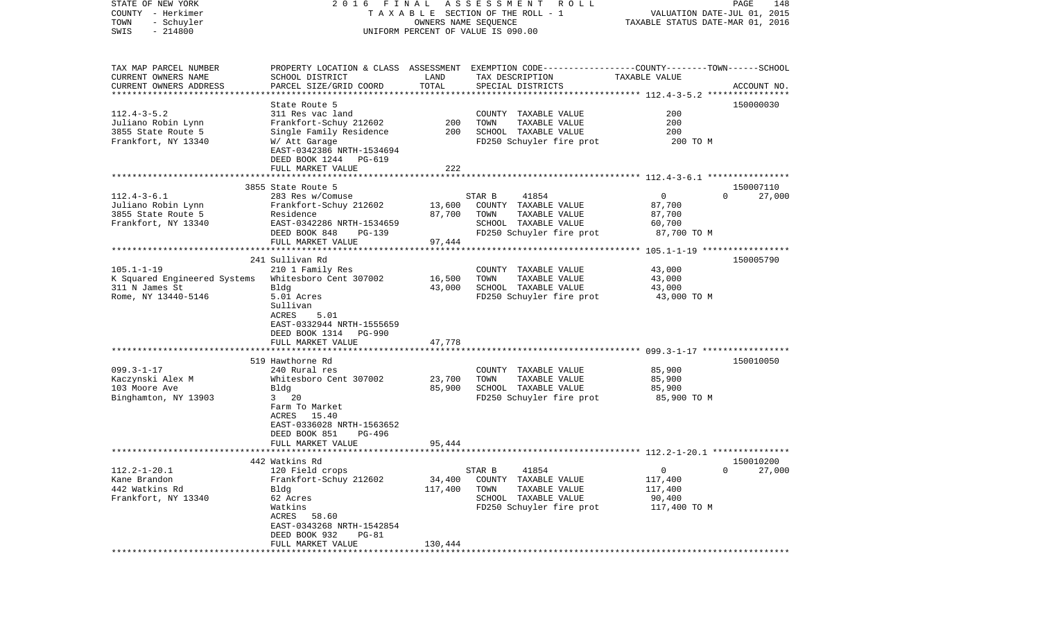STATE OF NEW YORK — 2016 FINAL ASSESSMENT ROLL
COUNTY - Herkimer — TAXABLE SECTION OF THE ROLL - 1 — VALUATION DATE-JUL 01, 2015
TOWN - Schuyler — OWNERS NAME SEQUENCE — TAXABLE STATUS DATE-MAR 01, 2016
SWIS - 214800 — UNIFORM PERCENT OF VALUE IS 090.00

| TAX MAP PARCEL NUMBER / CURRENT OWNERS NAME / CURRENT OWNERS ADDRESS | PROPERTY LOCATION & CLASS / SCHOOL DISTRICT / PARCEL SIZE/GRID COORD | ASSESSMENT LAND / TOTAL | EXEMPTION CODE / TAX DESCRIPTION / SPECIAL DISTRICTS | COUNTY / TOWN / SCHOOL TAXABLE VALUE | ACCOUNT NO. |
|---|---|---|---|---|---|
| **112.4-3-5.2** | State Route 5 | | | | 150000030 |
| 112.4-3-5.2 | 311 Res vac land | | COUNTY TAXABLE VALUE | 200 | |
| Juliano Robin Lynn | Frankfort-Schuy 212602 | 200 | TOWN TAXABLE VALUE | 200 | |
| 3855 State Route 5 | Single Family Residence | 200 | SCHOOL TAXABLE VALUE | 200 | |
| Frankfort, NY 13340 | W/ Att Garage | | FD250 Schuyler fire prot | 200 TO M | |
| | EAST-0342386 NRTH-1534694 | | | | |
| | DEED BOOK 1244 PG-619 | | | | |
| | FULL MARKET VALUE | 222 | | | |
| **112.4-3-6.1** | 3855 State Route 5 | | | | 150007110 |
| 112.4-3-6.1 | 283 Res w/Comuse | | STAR B 41854 | 0 / 0 / 27,000 | |
| Juliano Robin Lynn | Frankfort-Schuy 212602 | 13,600 | COUNTY TAXABLE VALUE | 87,700 | |
| 3855 State Route 5 | Residence | 87,700 | TOWN TAXABLE VALUE | 87,700 | |
| Frankfort, NY 13340 | EAST-0342286 NRTH-1534659 | | SCHOOL TAXABLE VALUE | 60,700 | |
| | DEED BOOK 848 PG-139 | | FD250 Schuyler fire prot | 87,700 TO M | |
| | FULL MARKET VALUE | 97,444 | | | |
| **105.1-1-19** | 241 Sullivan Rd | | | | 150005790 |
| 105.1-1-19 | 210 1 Family Res | | COUNTY TAXABLE VALUE | 43,000 | |
| K Squared Engineered Systems | Whitesboro Cent 307002 | 16,500 | TOWN TAXABLE VALUE | 43,000 | |
| 311 N James St | Bldg | 43,000 | SCHOOL TAXABLE VALUE | 43,000 | |
| Rome, NY 13440-5146 | 5.01 Acres | | FD250 Schuyler fire prot | 43,000 TO M | |
| | Sullivan | | | | |
| | ACRES 5.01 | | | | |
| | EAST-0332944 NRTH-1555659 | | | | |
| | DEED BOOK 1314 PG-990 | | | | |
| | FULL MARKET VALUE | 47,778 | | | |
| **099.3-1-17** | 519 Hawthorne Rd | | | | 150010050 |
| 099.3-1-17 | 240 Rural res | | COUNTY TAXABLE VALUE | 85,900 | |
| Kaczynski Alex M | Whitesboro Cent 307002 | 23,700 | TOWN TAXABLE VALUE | 85,900 | |
| 103 Moore Ave | Bldg | 85,900 | SCHOOL TAXABLE VALUE | 85,900 | |
| Binghamton, NY 13903 | 3 20 | | FD250 Schuyler fire prot | 85,900 TO M | |
| | Farm To Market | | | | |
| | ACRES 15.40 | | | | |
| | EAST-0336028 NRTH-1563652 | | | | |
| | DEED BOOK 851 PG-496 | | | | |
| | FULL MARKET VALUE | 95,444 | | | |
| **112.2-1-20.1** | 442 Watkins Rd | | | | 150010200 |
| 112.2-1-20.1 | 120 Field crops | | STAR B 41854 | 0 / 0 / 27,000 | |
| Kane Brandon | Frankfort-Schuy 212602 | 34,400 | COUNTY TAXABLE VALUE | 117,400 | |
| 442 Watkins Rd | Bldg | 117,400 | TOWN TAXABLE VALUE | 117,400 | |
| Frankfort, NY 13340 | 62 Acres | | SCHOOL TAXABLE VALUE | 90,400 | |
| | Watkins | | FD250 Schuyler fire prot | 117,400 TO M | |
| | ACRES 58.60 | | | | |
| | EAST-0343268 NRTH-1542854 | | | | |
| | DEED BOOK 932 PG-81 | | | | |
| | FULL MARKET VALUE | 130,444 | | | |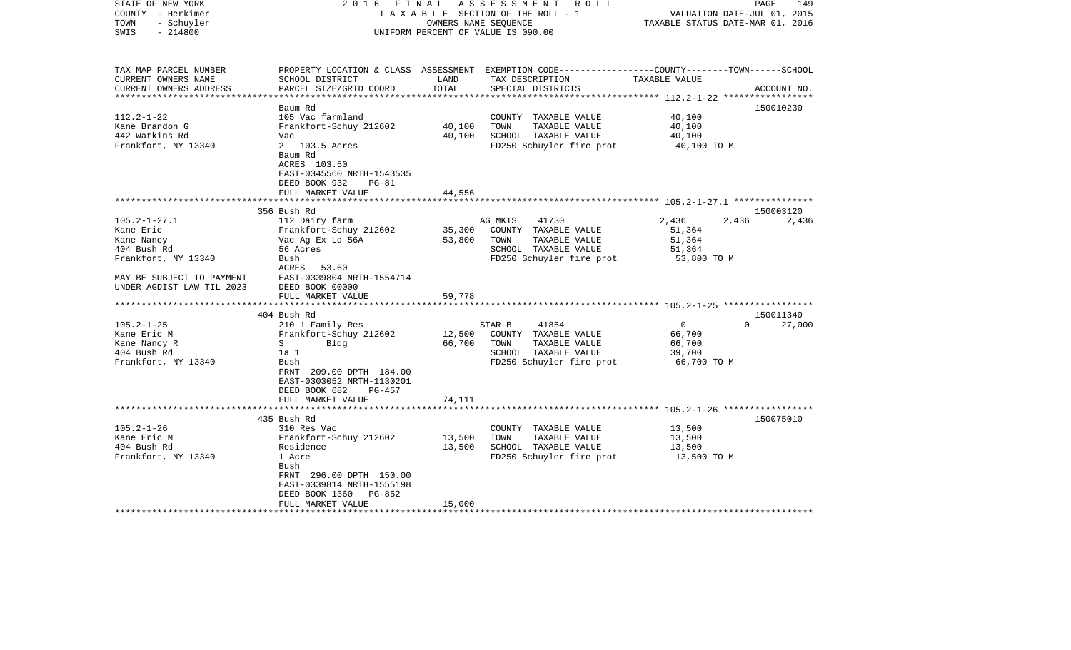STATE OF NEW YORK                2016 FINAL ASSESSMENT ROLL
COUNTY - Herkimer                T A X A B L E SECTION OF THE ROLL - 1                VALUATION DATE-JUL 01, 2015
TOWN - Schuyler                  OWNERS NAME SEQUENCE                                 TAXABLE STATUS DATE-MAR 01, 2016
SWIS - 214800                    UNIFORM PERCENT OF VALUE IS 090.00

| TAX MAP PARCEL NUMBER / CURRENT OWNERS NAME / CURRENT OWNERS ADDRESS | PROPERTY LOCATION & CLASS / SCHOOL DISTRICT / PARCEL SIZE/GRID COORD | ASSESSMENT LAND | TOTAL | EXEMPTION CODE / TAX DESCRIPTION / SPECIAL DISTRICTS | COUNTY | TOWN | SCHOOL | ACCOUNT NO. |
|---|---|---|---|---|---|---|---|---|
| **112.2-1-22** | Baum Rd | | | | | | | 150010230 |
| Kane Brandon G | 105 Vac farmland | | | COUNTY TAXABLE VALUE | 40,100 | | | |
| 442 Watkins Rd | Frankfort-Schuy 212602 | 40,100 | | TOWN TAXABLE VALUE | | 40,100 | | |
| Frankfort, NY 13340 | Vac | | 40,100 | SCHOOL TAXABLE VALUE | | | 40,100 | |
| | 2 103.5 Acres | | | FD250 Schuyler fire prot | 40,100 TO M | | | |
| | Baum Rd | | | | | | | |
| | ACRES 103.50 | | | | | | | |
| | EAST-0345560 NRTH-1543535 | | | | | | | |
| | DEED BOOK 932 PG-81 | | | | | | | |
| | FULL MARKET VALUE | | 44,556 | | | | | |
| **105.2-1-27.1** | 356 Bush Rd | | | | | | | 150003120 |
| Kane Eric | 112 Dairy farm | | | AG MKTS 41730 | 2,436 | 2,436 | 2,436 | |
| Kane Nancy | Frankfort-Schuy 212602 | 35,300 | | COUNTY TAXABLE VALUE | 51,364 | | | |
| 404 Bush Rd | Vac Ag Ex Ld 56A | | 53,800 | TOWN TAXABLE VALUE | | 51,364 | | |
| Frankfort, NY 13340 | 56 Acres | | | SCHOOL TAXABLE VALUE | | | 51,364 | |
| | Bush | | | FD250 Schuyler fire prot | 53,800 TO M | | | |
| | ACRES 53.60 | | | | | | | |
| MAY BE SUBJECT TO PAYMENT | EAST-0339804 NRTH-1554714 | | | | | | | |
| UNDER AGDIST LAW TIL 2023 | DEED BOOK 00000 | | | | | | | |
| | FULL MARKET VALUE | | 59,778 | | | | | |
| **105.2-1-25** | 404 Bush Rd | | | | | | | 150011340 |
| Kane Eric M | 210 1 Family Res | | | STAR B 41854 | 0 | 0 | 27,000 | |
| Kane Nancy R | Frankfort-Schuy 212602 | 12,500 | | COUNTY TAXABLE VALUE | 66,700 | | | |
| 404 Bush Rd | S Bldg | | 66,700 | TOWN TAXABLE VALUE | | 66,700 | | |
| Frankfort, NY 13340 | 1a 1 | | | SCHOOL TAXABLE VALUE | | | 39,700 | |
| | Bush | | | FD250 Schuyler fire prot | 66,700 TO M | | | |
| | FRNT 209.00 DPTH 184.00 | | | | | | | |
| | EAST-0303052 NRTH-1130201 | | | | | | | |
| | DEED BOOK 682 PG-457 | | | | | | | |
| | FULL MARKET VALUE | | 74,111 | | | | | |
| **105.2-1-26** | 435 Bush Rd | | | | | | | 150075010 |
| Kane Eric M | 310 Res Vac | | | COUNTY TAXABLE VALUE | 13,500 | | | |
| 404 Bush Rd | Frankfort-Schuy 212602 | 13,500 | | TOWN TAXABLE VALUE | | 13,500 | | |
| Frankfort, NY 13340 | Residence | | 13,500 | SCHOOL TAXABLE VALUE | | | 13,500 | |
| | 1 Acre | | | FD250 Schuyler fire prot | 13,500 TO M | | | |
| | Bush | | | | | | | |
| | FRNT 296.00 DPTH 150.00 | | | | | | | |
| | EAST-0339814 NRTH-1555198 | | | | | | | |
| | DEED BOOK 1360 PG-852 | | | | | | | |
| | FULL MARKET VALUE | | 15,000 | | | | | |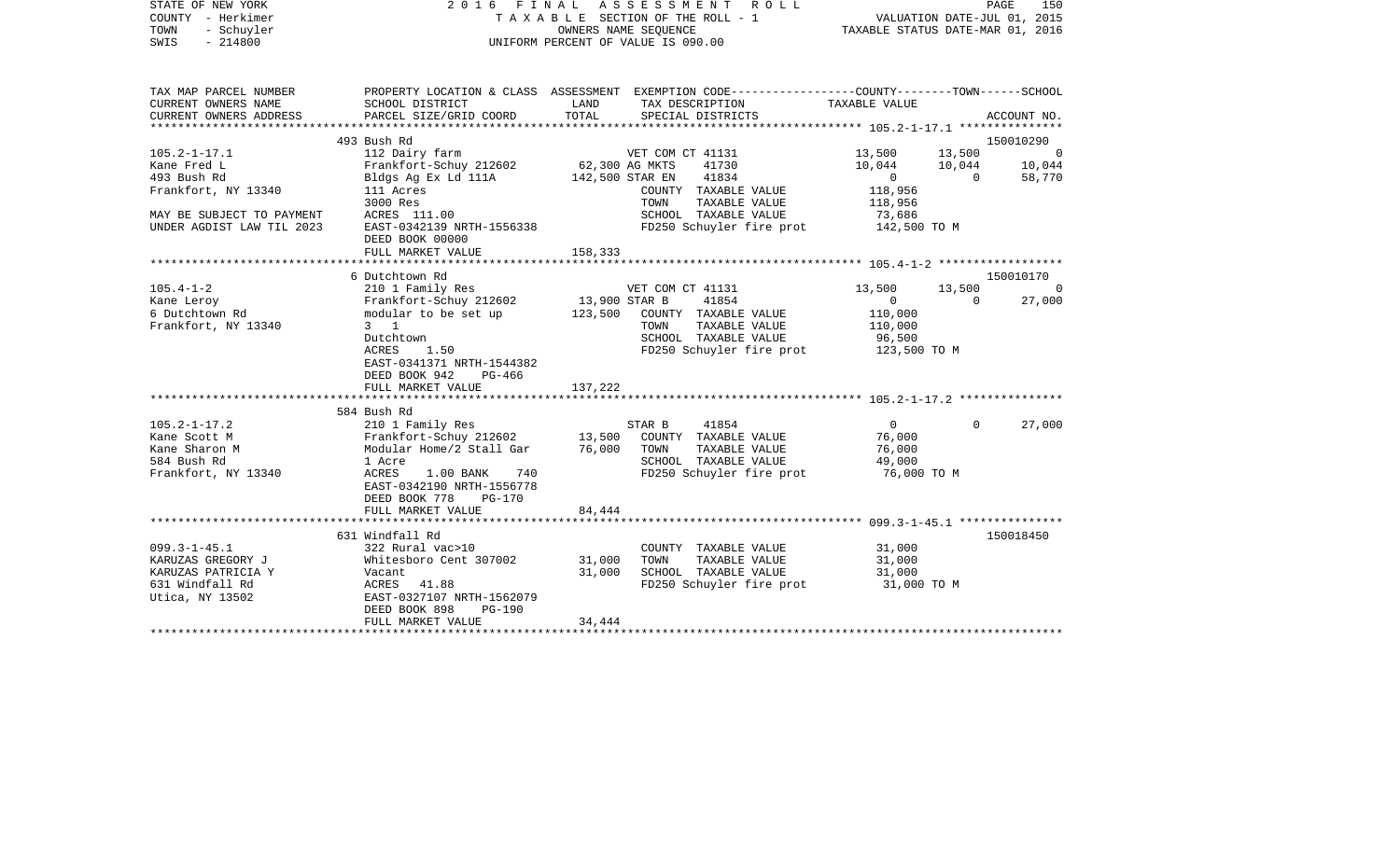STATE OF NEW YORK 2 0 1 6 F I N A L A S S E S S M E N T R O L L
COUNTY - Herkimer T A X A B L E SECTION OF THE ROLL - 1 VALUATION DATE-JUL 01, 2015
TOWN - Schuyler OWNERS NAME SEQUENCE TAXABLE STATUS DATE-MAR 01, 2016
SWIS - 214800 UNIFORM PERCENT OF VALUE IS 090.00

| TAX MAP PARCEL NUMBER<br>CURRENT OWNERS NAME<br>CURRENT OWNERS ADDRESS | PROPERTY LOCATION & CLASS<br>SCHOOL DISTRICT<br>PARCEL SIZE/GRID COORD | ASSESSMENT<br>LAND<br>TOTAL | EXEMPTION CODE<br>TAX DESCRIPTION<br>SPECIAL DISTRICTS | COUNTY<br>TAXABLE VALUE | TOWN | SCHOOL<br>ACCOUNT NO. |
|---|---|---|---|---|---|---|
| **105.2-1-17.1** | 493 Bush Rd | | | | | 150010290 |
| 105.2-1-17.1 | 112 Dairy farm | | VET COM CT 41131 | 13,500 | 13,500 | 0 |
| Kane Fred L | Frankfort-Schuy 212602 | 62,300 | AG MKTS 41730 | 10,044 | 10,044 | 10,044 |
| 493 Bush Rd | Bldgs Ag Ex Ld 111A | 142,500 | STAR EN 41834 | 0 | 0 | 58,770 |
| Frankfort, NY 13340 | 111 Acres | | COUNTY TAXABLE VALUE | 118,956 | | |
| | 3000 Res | | TOWN TAXABLE VALUE | 118,956 | | |
| MAY BE SUBJECT TO PAYMENT | ACRES 111.00 | | SCHOOL TAXABLE VALUE | 73,686 | | |
| UNDER AGDIST LAW TIL 2023 | EAST-0342139 NRTH-1556338 | | FD250 Schuyler fire prot | 142,500 TO M | | |
| | DEED BOOK 00000 | | | | | |
| | FULL MARKET VALUE | 158,333 | | | | |
| **105.4-1-2** | 6 Dutchtown Rd | | | | | 150010170 |
| 105.4-1-2 | 210 1 Family Res | | VET COM CT 41131 | 13,500 | 13,500 | 0 |
| Kane Leroy | Frankfort-Schuy 212602 | 13,900 | STAR B 41854 | 0 | 0 | 27,000 |
| 6 Dutchtown Rd | modular to be set up | 123,500 | COUNTY TAXABLE VALUE | 110,000 | | |
| Frankfort, NY 13340 | 3 1 | | TOWN TAXABLE VALUE | 110,000 | | |
| | Dutchtown | | SCHOOL TAXABLE VALUE | 96,500 | | |
| | ACRES 1.50 | | FD250 Schuyler fire prot | 123,500 TO M | | |
| | EAST-0341371 NRTH-1544382 | | | | | |
| | DEED BOOK 942 PG-466 | | | | | |
| | FULL MARKET VALUE | 137,222 | | | | |
| **105.2-1-17.2** | 584 Bush Rd | | | | | |
| 105.2-1-17.2 | 210 1 Family Res | | STAR B 41854 | 0 | 0 | 27,000 |
| Kane Scott M | Frankfort-Schuy 212602 | 13,500 | COUNTY TAXABLE VALUE | 76,000 | | |
| Kane Sharon M | Modular Home/2 Stall Gar | 76,000 | TOWN TAXABLE VALUE | 76,000 | | |
| 584 Bush Rd | 1 Acre | | SCHOOL TAXABLE VALUE | 49,000 | | |
| Frankfort, NY 13340 | ACRES 1.00 BANK 740 | | FD250 Schuyler fire prot | 76,000 TO M | | |
| | EAST-0342190 NRTH-1556778 | | | | | |
| | DEED BOOK 778 PG-170 | | | | | |
| | FULL MARKET VALUE | 84,444 | | | | |
| **099.3-1-45.1** | 631 Windfall Rd | | | | | 150018450 |
| 099.3-1-45.1 | 322 Rural vac>10 | | COUNTY TAXABLE VALUE | 31,000 | | |
| KARUZAS GREGORY J | Whitesboro Cent 307002 | 31,000 | TOWN TAXABLE VALUE | 31,000 | | |
| KARUZAS PATRICIA Y | Vacant | 31,000 | SCHOOL TAXABLE VALUE | 31,000 | | |
| 631 Windfall Rd | ACRES 41.88 | | FD250 Schuyler fire prot | 31,000 TO M | | |
| Utica, NY 13502 | EAST-0327107 NRTH-1562079 | | | | | |
| | DEED BOOK 898 PG-190 | | | | | |
| | FULL MARKET VALUE | 34,444 | | | | |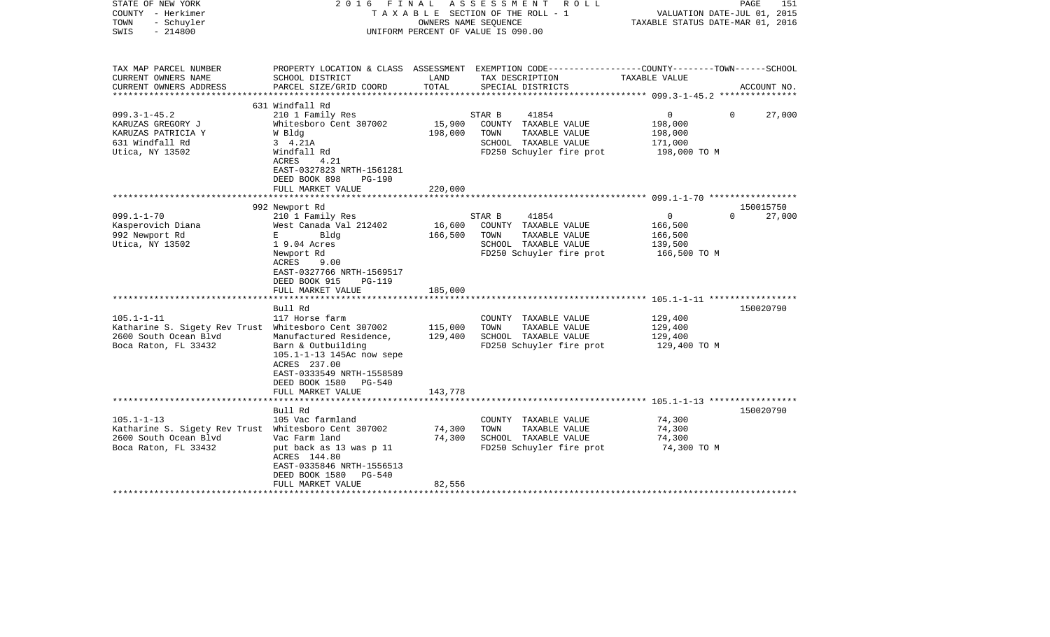STATE OF NEW YORK — 2016 FINAL ASSESSMENT ROLL
COUNTY - Herkimer — TAXABLE SECTION OF THE ROLL - 1 — VALUATION DATE-JUL 01, 2015
TOWN - Schuyler — OWNERS NAME SEQUENCE — TAXABLE STATUS DATE-MAR 01, 2016
SWIS - 214800 — UNIFORM PERCENT OF VALUE IS 090.00

| TAX MAP PARCEL NUMBER / CURRENT OWNERS NAME / CURRENT OWNERS ADDRESS | PROPERTY LOCATION & CLASS / SCHOOL DISTRICT / PARCEL SIZE/GRID COORD | ASSESSMENT LAND / TOTAL | EXEMPTION CODE / TAX DESCRIPTION / SPECIAL DISTRICTS | COUNTY | TOWN | SCHOOL / TAXABLE VALUE / ACCOUNT NO. |
|---|---|---|---|---|---|---|
| **099.3-1-45.2** | 631 Windfall Rd | | | | | |
| 099.3-1-45.2 | 210 1 Family Res | | STAR B 41854 | 0 | 0 | 27,000 |
| KARUZAS GREGORY J | Whitesboro Cent 307002 | 15,900 | COUNTY TAXABLE VALUE | 198,000 | | |
| KARUZAS PATRICIA Y | W Bldg | 198,000 | TOWN TAXABLE VALUE | 198,000 | | |
| 631 Windfall Rd | 3 4.21A | | SCHOOL TAXABLE VALUE | 171,000 | | |
| Utica, NY 13502 | Windfall Rd | | FD250 Schuyler fire prot | 198,000 TO M | | |
| | ACRES 4.21 | | | | | |
| | EAST-0327823 NRTH-1561281 | | | | | |
| | DEED BOOK 898 PG-190 | | | | | |
| | FULL MARKET VALUE | 220,000 | | | | |
| **099.1-1-70** | 992 Newport Rd | | | | | 150015750 |
| 099.1-1-70 | 210 1 Family Res | | STAR B 41854 | 0 | 0 | 27,000 |
| Kasperovich Diana | West Canada Val 212402 | 16,600 | COUNTY TAXABLE VALUE | 166,500 | | |
| 992 Newport Rd | E Bldg | 166,500 | TOWN TAXABLE VALUE | 166,500 | | |
| Utica, NY 13502 | 1 9.04 Acres | | SCHOOL TAXABLE VALUE | 139,500 | | |
| | Newport Rd | | FD250 Schuyler fire prot | 166,500 TO M | | |
| | ACRES 9.00 | | | | | |
| | EAST-0327766 NRTH-1569517 | | | | | |
| | DEED BOOK 915 PG-119 | | | | | |
| | FULL MARKET VALUE | 185,000 | | | | |
| **105.1-1-11** | Bull Rd | | | | | 150020790 |
| 105.1-1-11 | 117 Horse farm | | COUNTY TAXABLE VALUE | 129,400 | | |
| Katharine S. Sigety Rev Trust | Whitesboro Cent 307002 | 115,000 | TOWN TAXABLE VALUE | 129,400 | | |
| 2600 South Ocean Blvd | Manufactured Residence, | 129,400 | SCHOOL TAXABLE VALUE | 129,400 | | |
| Boca Raton, FL 33432 | Barn & Outbuilding | | FD250 Schuyler fire prot | 129,400 TO M | | |
| | 105.1-1-13 145Ac now sepe | | | | | |
| | ACRES 237.00 | | | | | |
| | EAST-0333549 NRTH-1558589 | | | | | |
| | DEED BOOK 1580 PG-540 | | | | | |
| | FULL MARKET VALUE | 143,778 | | | | |
| **105.1-1-13** | Bull Rd | | | | | 150020790 |
| 105.1-1-13 | 105 Vac farmland | | COUNTY TAXABLE VALUE | 74,300 | | |
| Katharine S. Sigety Rev Trust | Whitesboro Cent 307002 | 74,300 | TOWN TAXABLE VALUE | 74,300 | | |
| 2600 South Ocean Blvd | Vac Farm land | 74,300 | SCHOOL TAXABLE VALUE | 74,300 | | |
| Boca Raton, FL 33432 | put back as 13 was p 11 | | FD250 Schuyler fire prot | 74,300 TO M | | |
| | ACRES 144.80 | | | | | |
| | EAST-0335846 NRTH-1556513 | | | | | |
| | DEED BOOK 1580 PG-540 | | | | | |
| | FULL MARKET VALUE | 82,556 | | | | |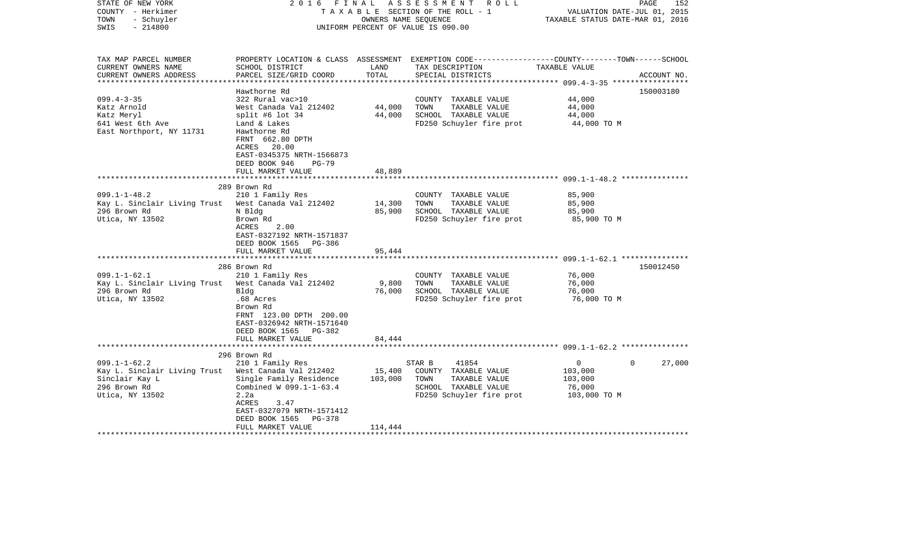STATE OF NEW YORK — 2016 FINAL ASSESSMENT ROLL — TAXABLE SECTION OF THE ROLL - 1 — OWNERS NAME SEQUENCE — UNIFORM PERCENT OF VALUE IS 090.00

COUNTY - Herkimer
TOWN - Schuyler
SWIS - 214800

VALUATION DATE-JUL 01, 2015
TAXABLE STATUS DATE-MAR 01, 2016

| TAX MAP PARCEL NUMBER / CURRENT OWNERS NAME / CURRENT OWNERS ADDRESS | PROPERTY LOCATION & CLASS / SCHOOL DISTRICT / PARCEL SIZE/GRID COORD | ASSESSMENT LAND | ASSESSMENT TOTAL | EXEMPTION CODE / TAX DESCRIPTION / SPECIAL DISTRICTS | COUNTY | TOWN | SCHOOL (TAXABLE VALUE) | ACCOUNT NO. |
|---|---|---|---|---|---|---|---|---|
| **099.4-3-35** | Hawthorne Rd | | | | | | | 150003180 |
| Katz Arnold | 322 Rural vac>10 | | | COUNTY TAXABLE VALUE | 44,000 | | | |
| Katz Meryl | West Canada Val 212402 | 44,000 | | TOWN TAXABLE VALUE | | 44,000 | | |
| 641 West 6th Ave | split #6 lot 34 | | 44,000 | SCHOOL TAXABLE VALUE | | | 44,000 | |
| East Northport, NY 11731 | Land & Lakes | | | FD250 Schuyler fire prot | 44,000 TO M | | | |
| | Hawthorne Rd | | | | | | | |
| | FRNT 662.80 DPTH | | | | | | | |
| | ACRES 20.00 | | | | | | | |
| | EAST-0345375 NRTH-1566873 | | | | | | | |
| | DEED BOOK 946 PG-79 | | | | | | | |
| | FULL MARKET VALUE | | 48,889 | | | | | |
| **099.1-1-48.2** | 289 Brown Rd | | | | | | | |
| Kay L. Sinclair Living Trust | 210 1 Family Res | | | COUNTY TAXABLE VALUE | 85,900 | | | |
| 296 Brown Rd | West Canada Val 212402 | 14,300 | | TOWN TAXABLE VALUE | | 85,900 | | |
| Utica, NY 13502 | N Bldg | | 85,900 | SCHOOL TAXABLE VALUE | | | 85,900 | |
| | Brown Rd | | | FD250 Schuyler fire prot | 85,900 TO M | | | |
| | ACRES 2.00 | | | | | | | |
| | EAST-0327192 NRTH-1571837 | | | | | | | |
| | DEED BOOK 1565 PG-386 | | | | | | | |
| | FULL MARKET VALUE | | 95,444 | | | | | |
| **099.1-1-62.1** | 286 Brown Rd | | | | | | | 150012450 |
| Kay L. Sinclair Living Trust | 210 1 Family Res | | | COUNTY TAXABLE VALUE | 76,000 | | | |
| 296 Brown Rd | West Canada Val 212402 | 9,800 | | TOWN TAXABLE VALUE | | 76,000 | | |
| Utica, NY 13502 | Bldg | | 76,000 | SCHOOL TAXABLE VALUE | | | 76,000 | |
| | .68 Acres | | | FD250 Schuyler fire prot | 76,000 TO M | | | |
| | Brown Rd | | | | | | | |
| | FRNT 123.00 DPTH 200.00 | | | | | | | |
| | EAST-0326942 NRTH-1571640 | | | | | | | |
| | DEED BOOK 1565 PG-382 | | | | | | | |
| | FULL MARKET VALUE | | 84,444 | | | | | |
| **099.1-1-62.2** | 296 Brown Rd | | | | | | | |
| Kay L. Sinclair Living Trust | 210 1 Family Res | | | STAR B 41854 | 0 | 0 | 27,000 | |
| Sinclair Kay L | West Canada Val 212402 | 15,400 | | COUNTY TAXABLE VALUE | 103,000 | | | |
| 296 Brown Rd | Single Family Residence | | 103,000 | TOWN TAXABLE VALUE | | 103,000 | | |
| Utica, NY 13502 | Combined W 099.1-1-63.4 | | | SCHOOL TAXABLE VALUE | | | 76,000 | |
| | 2.2a | | | FD250 Schuyler fire prot | 103,000 TO M | | | |
| | ACRES 3.47 | | | | | | | |
| | EAST-0327079 NRTH-1571412 | | | | | | | |
| | DEED BOOK 1565 PG-378 | | | | | | | |
| | FULL MARKET VALUE | | 114,444 | | | | | |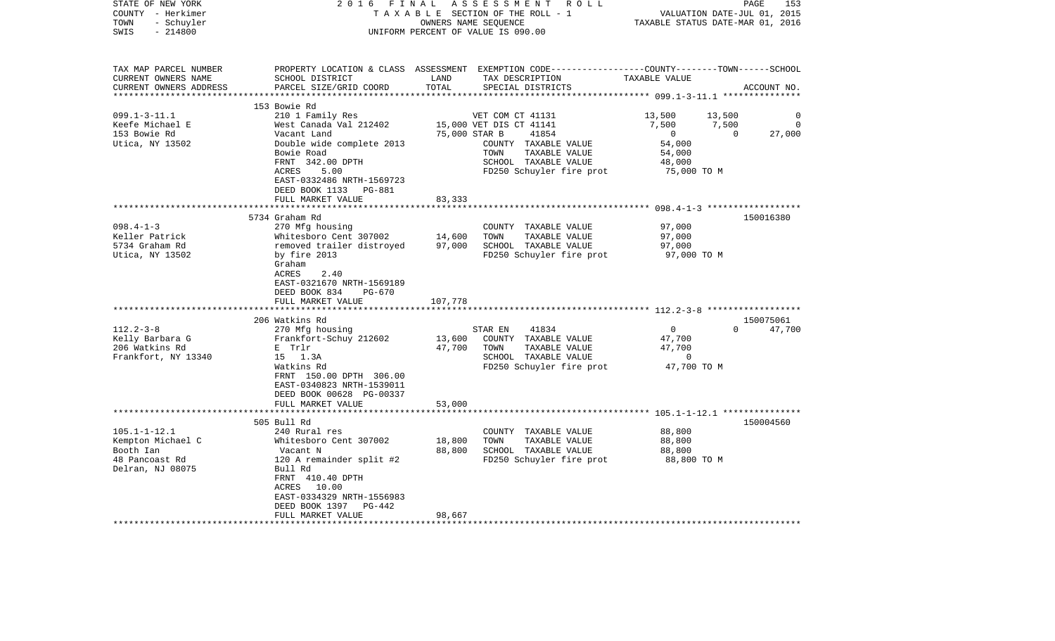STATE OF NEW YORK — 2016 FINAL ASSESSMENT ROLL
COUNTY - Herkimer — TAXABLE SECTION OF THE ROLL - 1 — VALUATION DATE-JUL 01, 2015
TOWN - Schuyler — OWNERS NAME SEQUENCE — TAXABLE STATUS DATE-MAR 01, 2016
SWIS - 214800 — UNIFORM PERCENT OF VALUE IS 090.00

| TAX MAP PARCEL NUMBER / CURRENT OWNERS NAME / CURRENT OWNERS ADDRESS | PROPERTY LOCATION & CLASS / SCHOOL DISTRICT / PARCEL SIZE/GRID COORD | ASSESSMENT LAND | ASSESSMENT TOTAL | EXEMPTION CODE / TAX DESCRIPTION / SPECIAL DISTRICTS | COUNTY TAXABLE VALUE | TOWN | SCHOOL | ACCOUNT NO. |
|---|---|---|---|---|---|---|---|---|
| **099.1-3-11.1** | 153 Bowie Rd | | | | | | | |
| | 210 1 Family Res | | | VET COM CT 41131 | 13,500 | 13,500 | 0 | |
| Keefe Michael E | West Canada Val 212402 | 15,000 | | VET DIS CT 41141 | 7,500 | 7,500 | 0 | |
| 153 Bowie Rd | Vacant Land | | 75,000 | STAR B 41854 | 0 | 0 | 27,000 | |
| Utica, NY 13502 | Double wide complete 2013 | | | COUNTY TAXABLE VALUE | 54,000 | | | |
| | Bowie Road | | | TOWN TAXABLE VALUE | 54,000 | | | |
| | FRNT 342.00 DPTH | | | SCHOOL TAXABLE VALUE | 48,000 | | | |
| | ACRES 5.00 | | | FD250 Schuyler fire prot | 75,000 TO M | | | |
| | EAST-0332486 NRTH-1569723 | | | | | | | |
| | DEED BOOK 1133 PG-881 | | | | | | | |
| | FULL MARKET VALUE | | 83,333 | | | | | |
| **098.4-1-3** | 5734 Graham Rd | | | | | | | 150016380 |
| | 270 Mfg housing | | | COUNTY TAXABLE VALUE | 97,000 | | | |
| Keller Patrick | Whitesboro Cent 307002 | 14,600 | | TOWN TAXABLE VALUE | 97,000 | | | |
| 5734 Graham Rd | removed trailer distroyed | | 97,000 | SCHOOL TAXABLE VALUE | 97,000 | | | |
| Utica, NY 13502 | by fire 2013 | | | FD250 Schuyler fire prot | 97,000 TO M | | | |
| | Graham | | | | | | | |
| | ACRES 2.40 | | | | | | | |
| | EAST-0321670 NRTH-1569189 | | | | | | | |
| | DEED BOOK 834 PG-670 | | | | | | | |
| | FULL MARKET VALUE | | 107,778 | | | | | |
| **112.2-3-8** | 206 Watkins Rd | | | | | | | 150075061 |
| | 270 Mfg housing | | | STAR EN 41834 | 0 | 0 | 47,700 | |
| Kelly Barbara G | Frankfort-Schuy 212602 | 13,600 | | COUNTY TAXABLE VALUE | 47,700 | | | |
| 206 Watkins Rd | E Trlr | | 47,700 | TOWN TAXABLE VALUE | 47,700 | | | |
| Frankfort, NY 13340 | 15 1.3A | | | SCHOOL TAXABLE VALUE | 0 | | | |
| | Watkins Rd | | | FD250 Schuyler fire prot | 47,700 TO M | | | |
| | FRNT 150.00 DPTH 306.00 | | | | | | | |
| | EAST-0340823 NRTH-1539011 | | | | | | | |
| | DEED BOOK 00628 PG-00337 | | | | | | | |
| | FULL MARKET VALUE | | 53,000 | | | | | |
| **105.1-1-12.1** | 505 Bull Rd | | | | | | | 150004560 |
| | 240 Rural res | | | COUNTY TAXABLE VALUE | 88,800 | | | |
| Kempton Michael C | Whitesboro Cent 307002 | 18,800 | | TOWN TAXABLE VALUE | 88,800 | | | |
| Booth Ian | Vacant N | | 88,800 | SCHOOL TAXABLE VALUE | 88,800 | | | |
| 48 Pancoast Rd | 120 A remainder split #2 | | | FD250 Schuyler fire prot | 88,800 TO M | | | |
| Delran, NJ 08075 | Bull Rd | | | | | | | |
| | FRNT 410.40 DPTH | | | | | | | |
| | ACRES 10.00 | | | | | | | |
| | EAST-0334329 NRTH-1556983 | | | | | | | |
| | DEED BOOK 1397 PG-442 | | | | | | | |
| | FULL MARKET VALUE | | 98,667 | | | | | |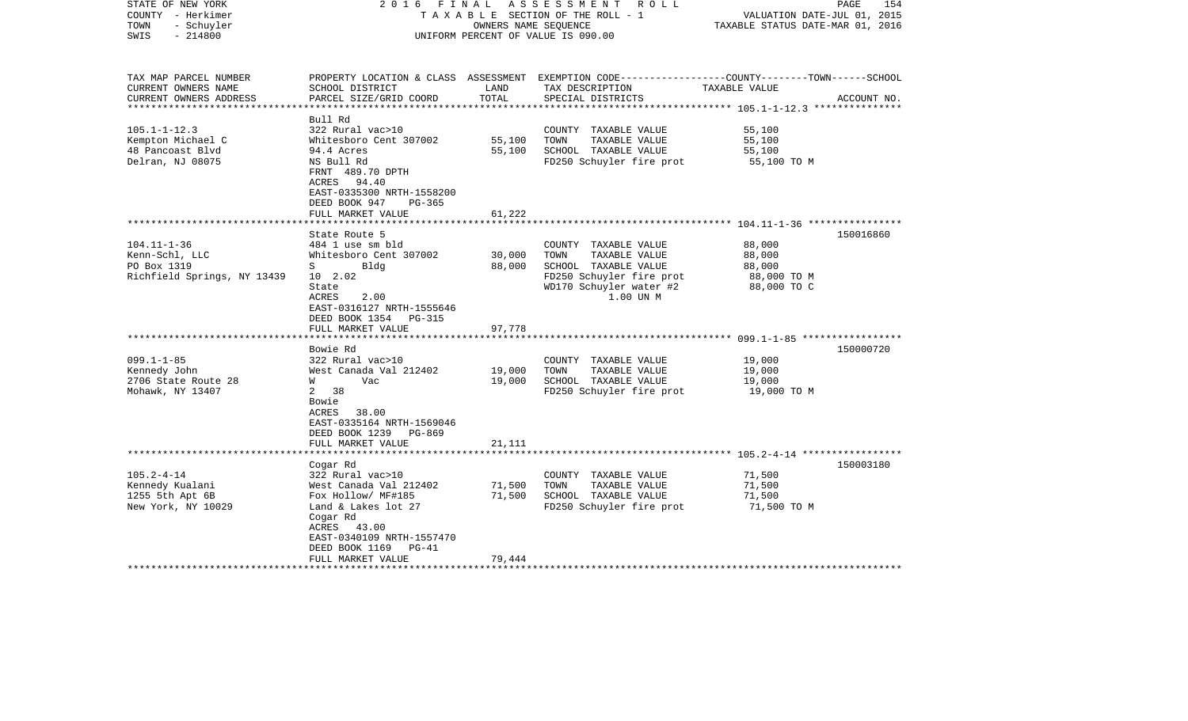STATE OF NEW YORK
COUNTY - Herkimer
TOWN - Schuyler
SWIS - 214800

2 0 1 6 F I N A L A S S E S S M E N T R O L L
T A X A B L E SECTION OF THE ROLL - 1
OWNERS NAME SEQUENCE
UNIFORM PERCENT OF VALUE IS 090.00

VALUATION DATE-JUL 01, 2015
TAXABLE STATUS DATE-MAR 01, 2016

| TAX MAP PARCEL NUMBER / CURRENT OWNERS NAME / CURRENT OWNERS ADDRESS | PROPERTY LOCATION & CLASS / SCHOOL DISTRICT / PARCEL SIZE/GRID COORD | ASSESSMENT LAND / TOTAL | EXEMPTION CODE / TAX DESCRIPTION / SPECIAL DISTRICTS | COUNTY--------TOWN------SCHOOL TAXABLE VALUE | ACCOUNT NO. |
|---|---|---|---|---|---|
| 105.1-1-12.3 | Bull Rd | | | | |
| 105.1-1-12.3 | 322 Rural vac>10 | | COUNTY TAXABLE VALUE | 55,100 | |
| Kempton Michael C | Whitesboro Cent 307002 | 55,100 | TOWN TAXABLE VALUE | 55,100 | |
| 48 Pancoast Blvd | 94.4 Acres | 55,100 | SCHOOL TAXABLE VALUE | 55,100 | |
| Delran, NJ 08075 | NS Bull Rd | | FD250 Schuyler fire prot | 55,100 TO M | |
| | FRNT 489.70 DPTH | | | | |
| | ACRES 94.40 | | | | |
| | EAST-0335300 NRTH-1558200 | | | | |
| | DEED BOOK 947 PG-365 | | | | |
| | FULL MARKET VALUE | 61,222 | | | |
| 104.11-1-36 | State Route 5 | | | | 150016860 |
| 104.11-1-36 | 484 1 use sm bld | | COUNTY TAXABLE VALUE | 88,000 | |
| Kenn-Schl, LLC | Whitesboro Cent 307002 | 30,000 | TOWN TAXABLE VALUE | 88,000 | |
| PO Box 1319 | S Bldg | 88,000 | SCHOOL TAXABLE VALUE | 88,000 | |
| Richfield Springs, NY 13439 | 10 2.02 | | FD250 Schuyler fire prot | 88,000 TO M | |
| | State | | WD170 Schuyler water #2 | 88,000 TO C | |
| | ACRES 2.00 | | 1.00 UN M | | |
| | EAST-0316127 NRTH-1555646 | | | | |
| | DEED BOOK 1354 PG-315 | | | | |
| | FULL MARKET VALUE | 97,778 | | | |
| 099.1-1-85 | Bowie Rd | | | | 150000720 |
| 099.1-1-85 | 322 Rural vac>10 | | COUNTY TAXABLE VALUE | 19,000 | |
| Kennedy John | West Canada Val 212402 | 19,000 | TOWN TAXABLE VALUE | 19,000 | |
| 2706 State Route 28 | W Vac | 19,000 | SCHOOL TAXABLE VALUE | 19,000 | |
| Mohawk, NY 13407 | 2 38 | | FD250 Schuyler fire prot | 19,000 TO M | |
| | Bowie | | | | |
| | ACRES 38.00 | | | | |
| | EAST-0335164 NRTH-1569046 | | | | |
| | DEED BOOK 1239 PG-869 | | | | |
| | FULL MARKET VALUE | 21,111 | | | |
| 105.2-4-14 | Cogar Rd | | | | 150003180 |
| 105.2-4-14 | 322 Rural vac>10 | | COUNTY TAXABLE VALUE | 71,500 | |
| Kennedy Kualani | West Canada Val 212402 | 71,500 | TOWN TAXABLE VALUE | 71,500 | |
| 1255 5th Apt 6B | Fox Hollow/ MF#185 | 71,500 | SCHOOL TAXABLE VALUE | 71,500 | |
| New York, NY 10029 | Land & Lakes lot 27 | | FD250 Schuyler fire prot | 71,500 TO M | |
| | Cogar Rd | | | | |
| | ACRES 43.00 | | | | |
| | EAST-0340109 NRTH-1557470 | | | | |
| | DEED BOOK 1169 PG-41 | | | | |
| | FULL MARKET VALUE | 79,444 | | | |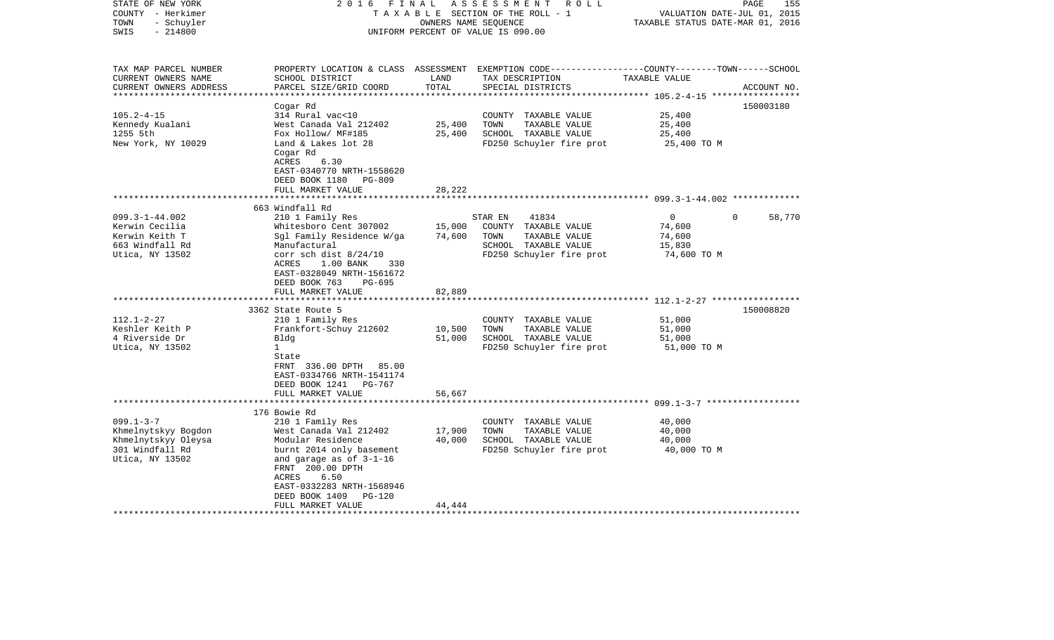STATE OF NEW YORK
COUNTY - Herkimer
TOWN - Schuyler
SWIS - 214800

2016 FINAL ASSESSMENT ROLL
TAXABLE SECTION OF THE ROLL - 1
OWNERS NAME SEQUENCE
UNIFORM PERCENT OF VALUE IS 090.00

VALUATION DATE-JUL 01, 2015
TAXABLE STATUS DATE-MAR 01, 2016

| TAX MAP PARCEL NUMBER / CURRENT OWNERS NAME / CURRENT OWNERS ADDRESS | PROPERTY LOCATION & CLASS / SCHOOL DISTRICT / PARCEL SIZE/GRID COORD | ASSESSMENT LAND | ASSESSMENT TOTAL | EXEMPTION CODE / TAX DESCRIPTION / SPECIAL DISTRICTS | COUNTY | TOWN | SCHOOL | ACCOUNT NO. |
|---|---|---|---|---|---|---|---|---|
| | Cogar Rd | | | | | | | 150003180 |
| 105.2-4-15 | 314 Rural vac<10 | | | COUNTY TAXABLE VALUE | 25,400 | | | |
| Kennedy Kualani | West Canada Val 212402 | 25,400 | | TOWN TAXABLE VALUE | | 25,400 | | |
| 1255 5th | Fox Hollow/ MF#185 | | 25,400 | SCHOOL TAXABLE VALUE | | | 25,400 | |
| New York, NY 10029 | Land & Lakes lot 28 | | | FD250 Schuyler fire prot | 25,400 TO M | | | |
| | Cogar Rd | | | | | | | |
| | ACRES 6.30 | | | | | | | |
| | EAST-0340770 NRTH-1558620 | | | | | | | |
| | DEED BOOK 1180 PG-809 | | | | | | | |
| | FULL MARKET VALUE | | 28,222 | | | | | |
| | 663 Windfall Rd | | | | | | | |
| 099.3-1-44.002 | 210 1 Family Res | | | STAR EN 41834 | 0 | 0 | 58,770 | |
| Kerwin Cecilia | Whitesboro Cent 307002 | 15,000 | | COUNTY TAXABLE VALUE | 74,600 | | | |
| Kerwin Keith T | Sgl Family Residence W/ga | | 74,600 | TOWN TAXABLE VALUE | | 74,600 | | |
| 663 Windfall Rd | Manufactural | | | SCHOOL TAXABLE VALUE | | | 15,830 | |
| Utica, NY 13502 | corr sch dist 8/24/10 | | | FD250 Schuyler fire prot | 74,600 TO M | | | |
| | ACRES 1.00 BANK 330 | | | | | | | |
| | EAST-0328049 NRTH-1561672 | | | | | | | |
| | DEED BOOK 763 PG-695 | | | | | | | |
| | FULL MARKET VALUE | | 82,889 | | | | | |
| | 3362 State Route 5 | | | | | | | 150008820 |
| 112.1-2-27 | 210 1 Family Res | | | COUNTY TAXABLE VALUE | 51,000 | | | |
| Keshler Keith P | Frankfort-Schuy 212602 | 10,500 | | TOWN TAXABLE VALUE | | 51,000 | | |
| 4 Riverside Dr | Bldg | | 51,000 | SCHOOL TAXABLE VALUE | | | 51,000 | |
| Utica, NY 13502 | 1 | | | FD250 Schuyler fire prot | 51,000 TO M | | | |
| | State | | | | | | | |
| | FRNT 336.00 DPTH 85.00 | | | | | | | |
| | EAST-0334766 NRTH-1541174 | | | | | | | |
| | DEED BOOK 1241 PG-767 | | | | | | | |
| | FULL MARKET VALUE | | 56,667 | | | | | |
| | 176 Bowie Rd | | | | | | | |
| 099.1-3-7 | 210 1 Family Res | | | COUNTY TAXABLE VALUE | 40,000 | | | |
| Khmelnytskyy Bogdon | West Canada Val 212402 | 17,900 | | TOWN TAXABLE VALUE | | 40,000 | | |
| Khmelnytskyy Oleysa | Modular Residence | | 40,000 | SCHOOL TAXABLE VALUE | | | 40,000 | |
| 301 Windfall Rd | burnt 2014 only basement | | | FD250 Schuyler fire prot | 40,000 TO M | | | |
| Utica, NY 13502 | and garage as of 3-1-16 | | | | | | | |
| | FRNT 200.00 DPTH | | | | | | | |
| | ACRES 6.50 | | | | | | | |
| | EAST-0332283 NRTH-1568946 | | | | | | | |
| | DEED BOOK 1409 PG-120 | | | | | | | |
| | FULL MARKET VALUE | | 44,444 | | | | | |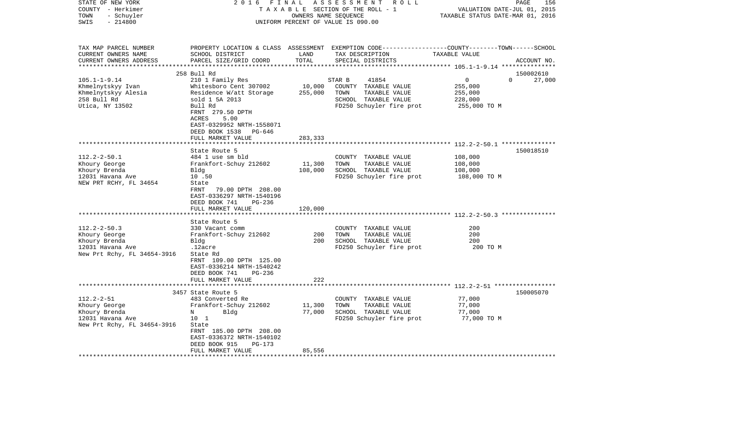STATE OF NEW YORK 2 0 1 6 F I N A L A S S E S S M E N T R O L L
COUNTY - Herkimer T A X A B L E SECTION OF THE ROLL - 1 VALUATION DATE-JUL 01, 2015
TOWN - Schuyler OWNERS NAME SEQUENCE TAXABLE STATUS DATE-MAR 01, 2016
SWIS - 214800 UNIFORM PERCENT OF VALUE IS 090.00

| TAX MAP PARCEL NUMBER<br>CURRENT OWNERS NAME<br>CURRENT OWNERS ADDRESS | PROPERTY LOCATION & CLASS<br>SCHOOL DISTRICT<br>PARCEL SIZE/GRID COORD | ASSESSMENT<br>LAND<br>TOTAL | EXEMPTION CODE-----COUNTY-----TOWN------SCHOOL<br>TAX DESCRIPTION<br>SPECIAL DISTRICTS | TAXABLE VALUE | ACCOUNT NO. |
|---|---|---|---|---|---|
| 105.1-1-9.14 | 258 Bull Rd |  |  |  | 150002610 |
| 105.1-1-9.14 | 210 1 Family Res |  | STAR B 41854 | 0 0 | 27,000 |
| Khmelnytskyy Ivan | Whitesboro Cent 307002 | 10,000 | COUNTY TAXABLE VALUE | 255,000 |  |
| Khmelnytskyy Alesia | Residence W/att Storage | 255,000 | TOWN TAXABLE VALUE | 255,000 |  |
| 258 Bull Rd | sold 1 5A 2013 |  | SCHOOL TAXABLE VALUE | 228,000 |  |
| Utica, NY 13502 | Bull Rd |  | FD250 Schuyler fire prot | 255,000 TO M |  |
|  | FRNT 279.50 DPTH |  |  |  |  |
|  | ACRES 5.00 |  |  |  |  |
|  | EAST-0329952 NRTH-1558071 |  |  |  |  |
|  | DEED BOOK 1538 PG-646 |  |  |  |  |
|  | FULL MARKET VALUE | 283,333 |  |  |  |
| 112.2-2-50.1 | State Route 5 |  |  |  | 150018510 |
| 112.2-2-50.1 | 484 1 use sm bld |  | COUNTY TAXABLE VALUE | 108,000 |  |
| Khoury George | Frankfort-Schuy 212602 | 11,300 | TOWN TAXABLE VALUE | 108,000 |  |
| Khoury Brenda | Bldg | 108,000 | SCHOOL TAXABLE VALUE | 108,000 |  |
| 12031 Havana Ave | 10 .50 |  | FD250 Schuyler fire prot | 108,000 TO M |  |
| NEW PRT RCHY, FL 34654 | State |  |  |  |  |
|  | FRNT 79.00 DPTH 208.00 |  |  |  |  |
|  | EAST-0336297 NRTH-1540196 |  |  |  |  |
|  | DEED BOOK 741 PG-236 |  |  |  |  |
|  | FULL MARKET VALUE | 120,000 |  |  |  |
| 112.2-2-50.3 | State Route 5 |  |  |  |  |
| 112.2-2-50.3 | 330 Vacant comm |  | COUNTY TAXABLE VALUE | 200 |  |
| Khoury George | Frankfort-Schuy 212602 | 200 | TOWN TAXABLE VALUE | 200 |  |
| Khoury Brenda | Bldg | 200 | SCHOOL TAXABLE VALUE | 200 |  |
| 12031 Havana Ave | .12acre |  | FD250 Schuyler fire prot | 200 TO M |  |
| New Prt Rchy, FL 34654-3916 | State Rd |  |  |  |  |
|  | FRNT 109.00 DPTH 125.00 |  |  |  |  |
|  | EAST-0336214 NRTH-1540242 |  |  |  |  |
|  | DEED BOOK 741 PG-236 |  |  |  |  |
|  | FULL MARKET VALUE | 222 |  |  |  |
| 112.2-2-51 | 3457 State Route 5 |  |  |  | 150005070 |
| 112.2-2-51 | 483 Converted Re |  | COUNTY TAXABLE VALUE | 77,000 |  |
| Khoury George | Frankfort-Schuy 212602 | 11,300 | TOWN TAXABLE VALUE | 77,000 |  |
| Khoury Brenda | N Bldg | 77,000 | SCHOOL TAXABLE VALUE | 77,000 |  |
| 12031 Havana Ave | 10 1 |  | FD250 Schuyler fire prot | 77,000 TO M |  |
| New Prt Rchy, FL 34654-3916 | State |  |  |  |  |
|  | FRNT 185.00 DPTH 208.00 |  |  |  |  |
|  | EAST-0336372 NRTH-1540102 |  |  |  |  |
|  | DEED BOOK 915 PG-173 |  |  |  |  |
|  | FULL MARKET VALUE | 85,556 |  |  |  |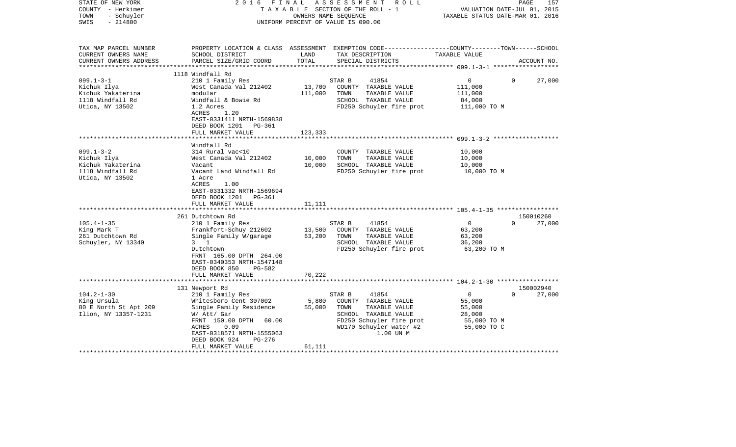STATE OF NEW YORK
COUNTY - Herkimer
TOWN - Schuyler
SWIS - 214800

2016 FINAL ASSESSMENT ROLL
TAXABLE SECTION OF THE ROLL - 1
OWNERS NAME SEQUENCE
UNIFORM PERCENT OF VALUE IS 090.00

VALUATION DATE-JUL 01, 2015
TAXABLE STATUS DATE-MAR 01, 2016

| TAX MAP PARCEL NUMBER / CURRENT OWNERS NAME / CURRENT OWNERS ADDRESS | PROPERTY LOCATION & CLASS / SCHOOL DISTRICT / PARCEL SIZE/GRID COORD | ASSESSMENT LAND | ASSESSMENT TOTAL | EXEMPTION CODE / TAX DESCRIPTION / SPECIAL DISTRICTS | COUNTY / TOWN / SCHOOL TAXABLE VALUE | ACCOUNT NO. |
|---|---|---|---|---|---|---|
| **099.1-3-1** | 1118 Windfall Rd | | | | | |
| Kichuk Ilya | 210 1 Family Res | | | STAR B 41854 | 0 0 27,000 | |
| Kichuk Yakaterina | West Canada Val 212402 | 13,700 | | COUNTY TAXABLE VALUE | 111,000 | |
| 1118 Windfall Rd | modular | | 111,000 | TOWN TAXABLE VALUE | 111,000 | |
| Utica, NY 13502 | Windfall & Bowie Rd | | | SCHOOL TAXABLE VALUE | 84,000 | |
| | 1.2 Acres | | | FD250 Schuyler fire prot | 111,000 TO M | |
| | ACRES 1.20 | | | | | |
| | EAST-0331411 NRTH-1569838 | | | | | |
| | DEED BOOK 1201 PG-361 | | | | | |
| | FULL MARKET VALUE | | 123,333 | | | |
| **099.1-3-2** | Windfall Rd | | | | | |
| Kichuk Ilya | 314 Rural vac<10 | | | COUNTY TAXABLE VALUE | 10,000 | |
| Kichuk Yakaterina | West Canada Val 212402 | 10,000 | | TOWN TAXABLE VALUE | 10,000 | |
| 1118 Windfall Rd | Vacant | | 10,000 | SCHOOL TAXABLE VALUE | 10,000 | |
| Utica, NY 13502 | Vacant Land Windfall Rd | | | FD250 Schuyler fire prot | 10,000 TO M | |
| | 1 Acre | | | | | |
| | ACRES 1.00 | | | | | |
| | EAST-0331332 NRTH-1569694 | | | | | |
| | DEED BOOK 1201 PG-361 | | | | | |
| | FULL MARKET VALUE | | 11,111 | | | |
| **105.4-1-35** | 261 Dutchtown Rd | | | | | 150010260 |
| King Mark T | 210 1 Family Res | | | STAR B 41854 | 0 0 27,000 | |
| 261 Dutchtown Rd | Frankfort-Schuy 212602 | 13,500 | | COUNTY TAXABLE VALUE | 63,200 | |
| Schuyler, NY 13340 | Single Family W/garage | | 63,200 | TOWN TAXABLE VALUE | 63,200 | |
| | 3 1 | | | SCHOOL TAXABLE VALUE | 36,200 | |
| | Dutchtown | | | FD250 Schuyler fire prot | 63,200 TO M | |
| | FRNT 165.00 DPTH 264.00 | | | | | |
| | EAST-0340353 NRTH-1547148 | | | | | |
| | DEED BOOK 850 PG-582 | | | | | |
| | FULL MARKET VALUE | | 70,222 | | | |
| **104.2-1-30** | 131 Newport Rd | | | | | 150002940 |
| King Ursula | 210 1 Family Res | | | STAR B 41854 | 0 0 27,000 | |
| 80 E North St Apt 209 | Whitesboro Cent 307002 | 5,800 | | COUNTY TAXABLE VALUE | 55,000 | |
| Ilion, NY 13357-1231 | Single Family Residence | | 55,000 | TOWN TAXABLE VALUE | 55,000 | |
| | W/ Att/ Gar | | | SCHOOL TAXABLE VALUE | 28,000 | |
| | FRNT 150.00 DPTH 60.00 | | | FD250 Schuyler fire prot | 55,000 TO M | |
| | ACRES 0.09 | | | WD170 Schuyler water #2 | 55,000 TO C | |
| | EAST-0318571 NRTH-1555063 | | | 1.00 UN M | | |
| | DEED BOOK 924 PG-276 | | | | | |
| | FULL MARKET VALUE | | 61,111 | | | |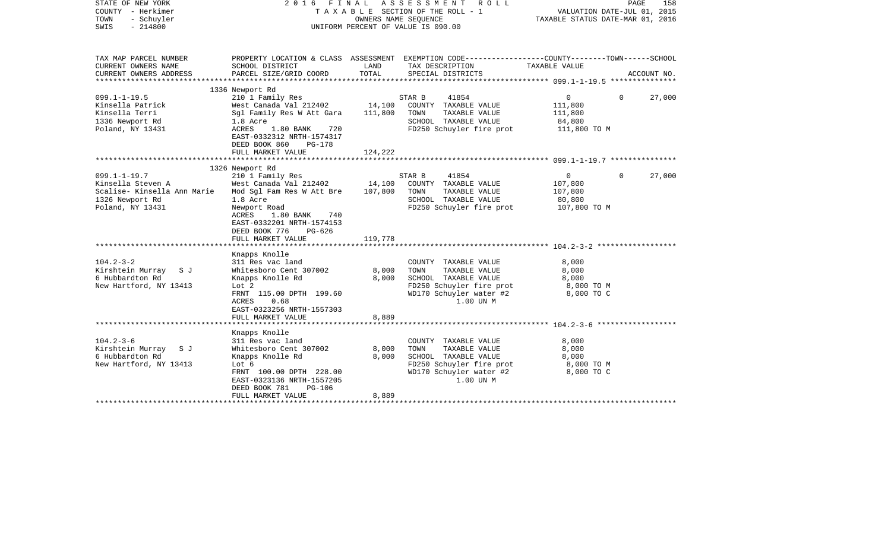STATE OF NEW YORK　　　　2016 FINAL ASSESSMENT ROLL
COUNTY - Herkimer　　　　TAXABLE SECTION OF THE ROLL - 1　　　　VALUATION DATE-JUL 01, 2015
TOWN - Schuyler　　　　OWNERS NAME SEQUENCE　　　　TAXABLE STATUS DATE-MAR 01, 2016
SWIS - 214800　　　　UNIFORM PERCENT OF VALUE IS 090.00

| TAX MAP PARCEL NUMBER<br>CURRENT OWNERS NAME<br>CURRENT OWNERS ADDRESS | PROPERTY LOCATION & CLASS<br>SCHOOL DISTRICT<br>PARCEL SIZE/GRID COORD | ASSESSMENT<br>LAND<br>TOTAL | EXEMPTION CODE<br>TAX DESCRIPTION<br>SPECIAL DISTRICTS | COUNTY--------TOWN------SCHOOL<br>TAXABLE VALUE<br>ACCOUNT NO. |
|---|---|---|---|---|
| | 1336 Newport Rd | | | |
| 099.1-1-19.5 | 210 1 Family Res | | STAR B 41854 | 0 0 27,000 |
| Kinsella Patrick | West Canada Val 212402 | 14,100 | COUNTY TAXABLE VALUE | 111,800 |
| Kinsella Terri | Sgl Family Res W Att Gara | 111,800 | TOWN TAXABLE VALUE | 111,800 |
| 1336 Newport Rd | 1.8 Acre | | SCHOOL TAXABLE VALUE | 84,800 |
| Poland, NY 13431 | ACRES 1.80 BANK 720 | | FD250 Schuyler fire prot | 111,800 TO M |
| | EAST-0332312 NRTH-1574317 | | | |
| | DEED BOOK 860 PG-178 | | | |
| | FULL MARKET VALUE | 124,222 | | |
| | 1326 Newport Rd | | | |
| 099.1-1-19.7 | 210 1 Family Res | | STAR B 41854 | 0 0 27,000 |
| Kinsella Steven A | West Canada Val 212402 | 14,100 | COUNTY TAXABLE VALUE | 107,800 |
| Scalise- Kinsella Ann Marie | Mod Sgl Fam Res W Att Bre | 107,800 | TOWN TAXABLE VALUE | 107,800 |
| 1326 Newport Rd | 1.8 Acre | | SCHOOL TAXABLE VALUE | 80,800 |
| Poland, NY 13431 | Newport Road | | FD250 Schuyler fire prot | 107,800 TO M |
| | ACRES 1.80 BANK 740 | | | |
| | EAST-0332201 NRTH-1574153 | | | |
| | DEED BOOK 776 PG-626 | | | |
| | FULL MARKET VALUE | 119,778 | | |
| | Knapps Knolle | | | |
| 104.2-3-2 | 311 Res vac land | | COUNTY TAXABLE VALUE | 8,000 |
| Kirshtein Murray S J | Whitesboro Cent 307002 | 8,000 | TOWN TAXABLE VALUE | 8,000 |
| 6 Hubbardton Rd | Knapps Knolle Rd | 8,000 | SCHOOL TAXABLE VALUE | 8,000 |
| New Hartford, NY 13413 | Lot 2 | | FD250 Schuyler fire prot | 8,000 TO M |
| | FRNT 115.00 DPTH 199.60 | | WD170 Schuyler water #2 | 8,000 TO C |
| | ACRES 0.68 | | 1.00 UN M | |
| | EAST-0323256 NRTH-1557303 | | | |
| | FULL MARKET VALUE | 8,889 | | |
| | Knapps Knolle | | | |
| 104.2-3-6 | 311 Res vac land | | COUNTY TAXABLE VALUE | 8,000 |
| Kirshtein Murray S J | Whitesboro Cent 307002 | 8,000 | TOWN TAXABLE VALUE | 8,000 |
| 6 Hubbardton Rd | Knapps Knolle Rd | 8,000 | SCHOOL TAXABLE VALUE | 8,000 |
| New Hartford, NY 13413 | Lot 6 | | FD250 Schuyler fire prot | 8,000 TO M |
| | FRNT 100.00 DPTH 228.00 | | WD170 Schuyler water #2 | 8,000 TO C |
| | EAST-0323136 NRTH-1557205 | | 1.00 UN M | |
| | DEED BOOK 781 PG-106 | | | |
| | FULL MARKET VALUE | 8,889 | | |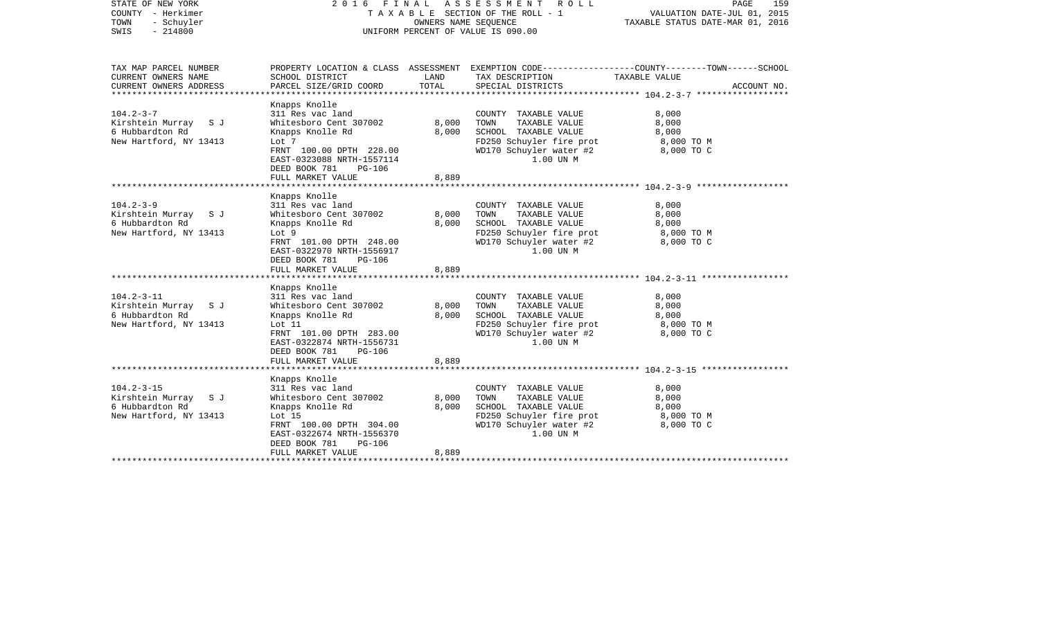STATE OF NEW YORK
COUNTY - Herkimer
TOWN - Schuyler
SWIS - 214800

2 0 1 6 F I N A L A S S E S S M E N T R O L L
T A X A B L E SECTION OF THE ROLL - 1
OWNERS NAME SEQUENCE
UNIFORM PERCENT OF VALUE IS 090.00

VALUATION DATE-JUL 01, 2015
TAXABLE STATUS DATE-MAR 01, 2016

| TAX MAP PARCEL NUMBER / CURRENT OWNERS NAME / CURRENT OWNERS ADDRESS | PROPERTY LOCATION & CLASS / SCHOOL DISTRICT / PARCEL SIZE/GRID COORD | ASSESSMENT LAND / TOTAL | EXEMPTION CODE / TAX DESCRIPTION / SPECIAL DISTRICTS | COUNTY--------TOWN------SCHOOL TAXABLE VALUE | ACCOUNT NO. |
|---|---|---|---|---|---|
| **104.2-3-7** | Knapps Knolle | | | | |
| 104.2-3-7 | 311 Res vac land | | COUNTY TAXABLE VALUE | 8,000 | |
| Kirshtein Murray S J | Whitesboro Cent 307002 | 8,000 | TOWN TAXABLE VALUE | 8,000 | |
| 6 Hubbardton Rd | Knapps Knolle Rd | 8,000 | SCHOOL TAXABLE VALUE | 8,000 | |
| New Hartford, NY 13413 | Lot 7 | | FD250 Schuyler fire prot | 8,000 TO M | |
| | FRNT 100.00 DPTH 228.00 | | WD170 Schuyler water #2 | 8,000 TO C | |
| | EAST-0323088 NRTH-1557114 | | 1.00 UN M | | |
| | DEED BOOK 781 PG-106 | | | | |
| | FULL MARKET VALUE | 8,889 | | | |
| **104.2-3-9** | Knapps Knolle | | | | |
| 104.2-3-9 | 311 Res vac land | | COUNTY TAXABLE VALUE | 8,000 | |
| Kirshtein Murray S J | Whitesboro Cent 307002 | 8,000 | TOWN TAXABLE VALUE | 8,000 | |
| 6 Hubbardton Rd | Knapps Knolle Rd | 8,000 | SCHOOL TAXABLE VALUE | 8,000 | |
| New Hartford, NY 13413 | Lot 9 | | FD250 Schuyler fire prot | 8,000 TO M | |
| | FRNT 101.00 DPTH 248.00 | | WD170 Schuyler water #2 | 8,000 TO C | |
| | EAST-0322970 NRTH-1556917 | | 1.00 UN M | | |
| | DEED BOOK 781 PG-106 | | | | |
| | FULL MARKET VALUE | 8,889 | | | |
| **104.2-3-11** | Knapps Knolle | | | | |
| 104.2-3-11 | 311 Res vac land | | COUNTY TAXABLE VALUE | 8,000 | |
| Kirshtein Murray S J | Whitesboro Cent 307002 | 8,000 | TOWN TAXABLE VALUE | 8,000 | |
| 6 Hubbardton Rd | Knapps Knolle Rd | 8,000 | SCHOOL TAXABLE VALUE | 8,000 | |
| New Hartford, NY 13413 | Lot 11 | | FD250 Schuyler fire prot | 8,000 TO M | |
| | FRNT 101.00 DPTH 283.00 | | WD170 Schuyler water #2 | 8,000 TO C | |
| | EAST-0322874 NRTH-1556731 | | 1.00 UN M | | |
| | DEED BOOK 781 PG-106 | | | | |
| | FULL MARKET VALUE | 8,889 | | | |
| **104.2-3-15** | Knapps Knolle | | | | |
| 104.2-3-15 | 311 Res vac land | | COUNTY TAXABLE VALUE | 8,000 | |
| Kirshtein Murray S J | Whitesboro Cent 307002 | 8,000 | TOWN TAXABLE VALUE | 8,000 | |
| 6 Hubbardton Rd | Knapps Knolle Rd | 8,000 | SCHOOL TAXABLE VALUE | 8,000 | |
| New Hartford, NY 13413 | Lot 15 | | FD250 Schuyler fire prot | 8,000 TO M | |
| | FRNT 100.00 DPTH 304.00 | | WD170 Schuyler water #2 | 8,000 TO C | |
| | EAST-0322674 NRTH-1556370 | | 1.00 UN M | | |
| | DEED BOOK 781 PG-106 | | | | |
| | FULL MARKET VALUE | 8,889 | | | |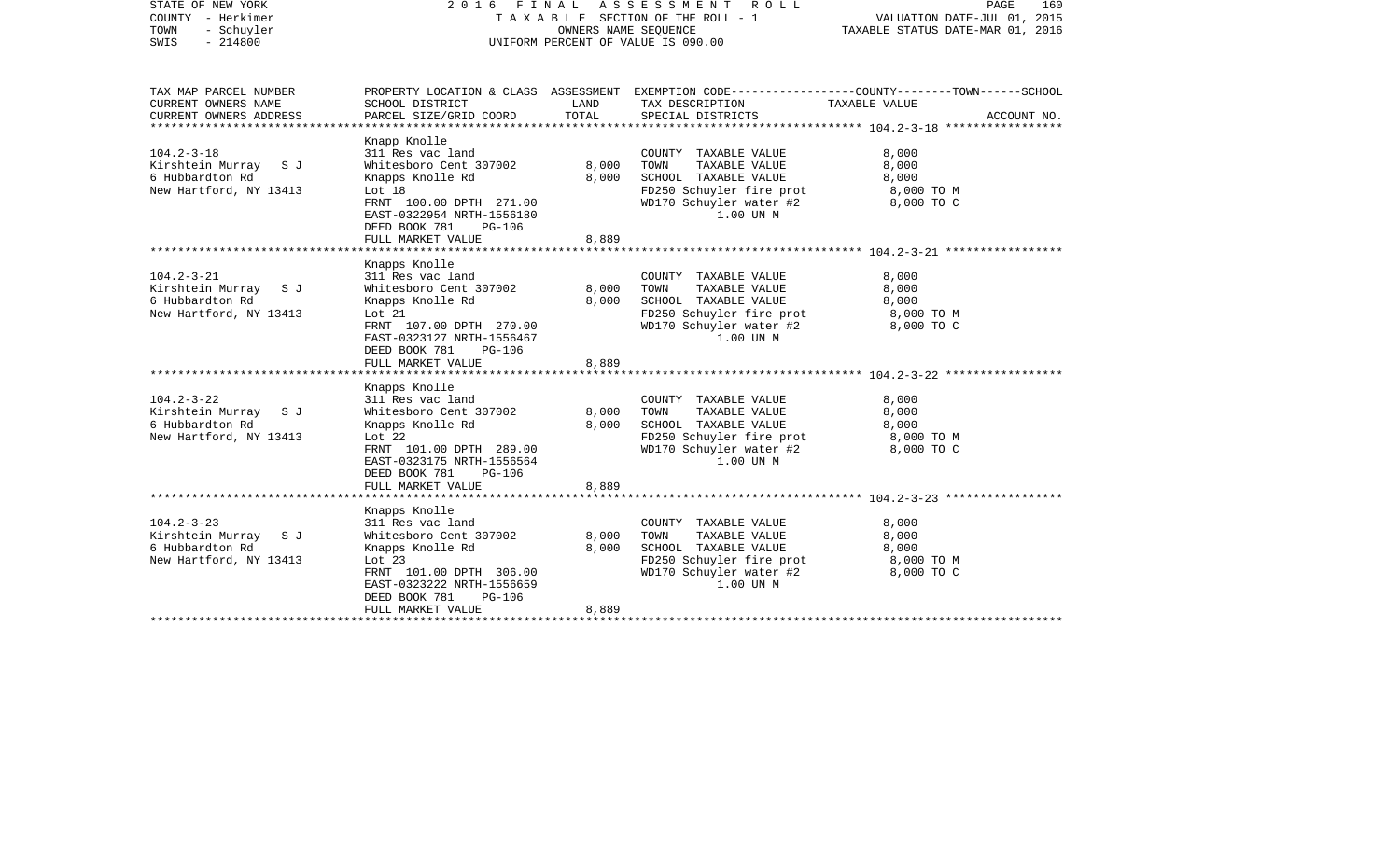STATE OF NEW YORK
COUNTY - Herkimer
TOWN - Schuyler
SWIS - 214800

2 0 1 6 F I N A L A S S E S S M E N T R O L L
T A X A B L E SECTION OF THE ROLL - 1
OWNERS NAME SEQUENCE
UNIFORM PERCENT OF VALUE IS 090.00

VALUATION DATE-JUL 01, 2015
TAXABLE STATUS DATE-MAR 01, 2016

| TAX MAP PARCEL NUMBER<br>CURRENT OWNERS NAME<br>CURRENT OWNERS ADDRESS | PROPERTY LOCATION & CLASS<br>SCHOOL DISTRICT<br>PARCEL SIZE/GRID COORD | ASSESSMENT<br>LAND<br>TOTAL | EXEMPTION CODE-----------------COUNTY--------TOWN------SCHOOL<br>TAX DESCRIPTION<br>SPECIAL DISTRICTS | TAXABLE VALUE | ACCOUNT NO. |
|---|---|---|---|---|---|
| 104.2-3-18 | Knapp Knolle | | | | |
| Kirshtein Murray S J | 311 Res vac land | | COUNTY TAXABLE VALUE | 8,000 | |
| 6 Hubbardton Rd | Whitesboro Cent 307002 | 8,000 | TOWN TAXABLE VALUE | 8,000 | |
| New Hartford, NY 13413 | Knapps Knolle Rd | 8,000 | SCHOOL TAXABLE VALUE | 8,000 | |
| | Lot 18 | | FD250 Schuyler fire prot | 8,000 TO M | |
| | FRNT 100.00 DPTH 271.00 | | WD170 Schuyler water #2 | 8,000 TO C | |
| | EAST-0322954 NRTH-1556180 | | 1.00 UN M | | |
| | DEED BOOK 781 PG-106 | | | | |
| | FULL MARKET VALUE | 8,889 | | | |
| 104.2-3-21 | Knapps Knolle | | | | |
| Kirshtein Murray S J | 311 Res vac land | | COUNTY TAXABLE VALUE | 8,000 | |
| 6 Hubbardton Rd | Whitesboro Cent 307002 | 8,000 | TOWN TAXABLE VALUE | 8,000 | |
| New Hartford, NY 13413 | Knapps Knolle Rd | 8,000 | SCHOOL TAXABLE VALUE | 8,000 | |
| | Lot 21 | | FD250 Schuyler fire prot | 8,000 TO M | |
| | FRNT 107.00 DPTH 270.00 | | WD170 Schuyler water #2 | 8,000 TO C | |
| | EAST-0323127 NRTH-1556467 | | 1.00 UN M | | |
| | DEED BOOK 781 PG-106 | | | | |
| | FULL MARKET VALUE | 8,889 | | | |
| 104.2-3-22 | Knapps Knolle | | | | |
| Kirshtein Murray S J | 311 Res vac land | | COUNTY TAXABLE VALUE | 8,000 | |
| 6 Hubbardton Rd | Whitesboro Cent 307002 | 8,000 | TOWN TAXABLE VALUE | 8,000 | |
| New Hartford, NY 13413 | Knapps Knolle Rd | 8,000 | SCHOOL TAXABLE VALUE | 8,000 | |
| | Lot 22 | | FD250 Schuyler fire prot | 8,000 TO M | |
| | FRNT 101.00 DPTH 289.00 | | WD170 Schuyler water #2 | 8,000 TO C | |
| | EAST-0323175 NRTH-1556564 | | 1.00 UN M | | |
| | DEED BOOK 781 PG-106 | | | | |
| | FULL MARKET VALUE | 8,889 | | | |
| 104.2-3-23 | Knapps Knolle | | | | |
| Kirshtein Murray S J | 311 Res vac land | | COUNTY TAXABLE VALUE | 8,000 | |
| 6 Hubbardton Rd | Whitesboro Cent 307002 | 8,000 | TOWN TAXABLE VALUE | 8,000 | |
| New Hartford, NY 13413 | Knapps Knolle Rd | 8,000 | SCHOOL TAXABLE VALUE | 8,000 | |
| | Lot 23 | | FD250 Schuyler fire prot | 8,000 TO M | |
| | FRNT 101.00 DPTH 306.00 | | WD170 Schuyler water #2 | 8,000 TO C | |
| | EAST-0323222 NRTH-1556659 | | 1.00 UN M | | |
| | DEED BOOK 781 PG-106 | | | | |
| | FULL MARKET VALUE | 8,889 | | | |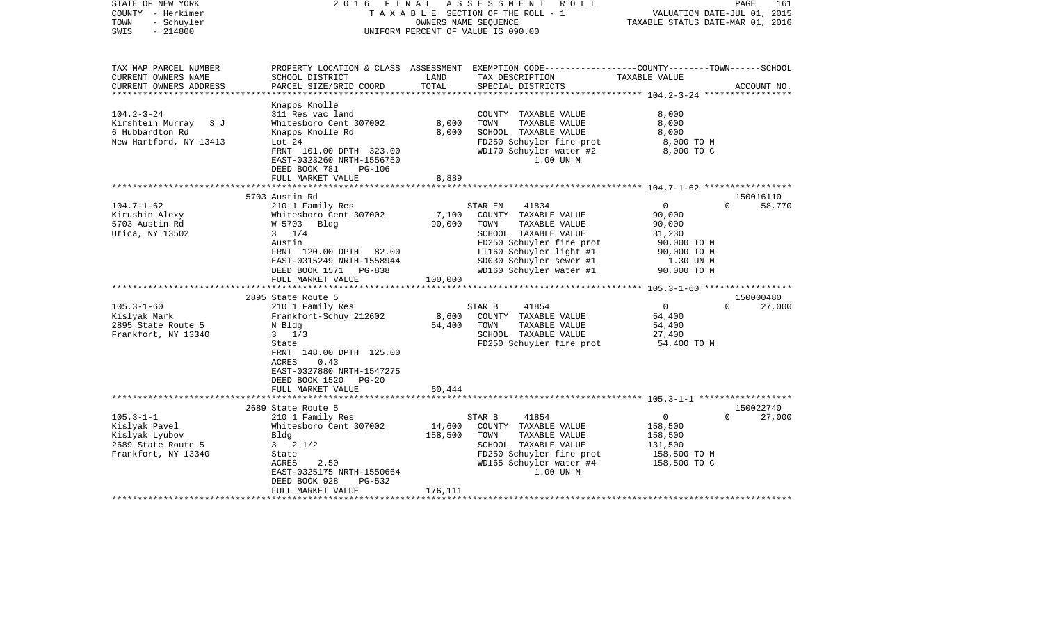STATE OF NEW YORK 2016 FINAL ASSESSMENT ROLL
COUNTY - Herkimer TAXABLE SECTION OF THE ROLL - 1 VALUATION DATE-JUL 01, 2015
TOWN - Schuyler OWNERS NAME SEQUENCE TAXABLE STATUS DATE-MAR 01, 2016
SWIS - 214800 UNIFORM PERCENT OF VALUE IS 090.00

| TAX MAP PARCEL NUMBER / CURRENT OWNERS NAME / CURRENT OWNERS ADDRESS | PROPERTY LOCATION & CLASS / SCHOOL DISTRICT / PARCEL SIZE/GRID COORD | ASSESSMENT LAND / TOTAL | EXEMPTION CODE / TAX DESCRIPTION / SPECIAL DISTRICTS | COUNTY / TOWN / SCHOOL TAXABLE VALUE | ACCOUNT NO. |
|---|---|---|---|---|---|
| **104.2-3-24** | Knapps Knolle | | | | |
| 104.2-3-24 | 311 Res vac land | | COUNTY TAXABLE VALUE | 8,000 | |
| Kirshtein Murray S J | Whitesboro Cent 307002 | 8,000 | TOWN TAXABLE VALUE | 8,000 | |
| 6 Hubbardton Rd | Knapps Knolle Rd | 8,000 | SCHOOL TAXABLE VALUE | 8,000 | |
| New Hartford, NY 13413 | Lot 24 | | FD250 Schuyler fire prot | 8,000 TO M | |
| | FRNT 101.00 DPTH 323.00 | | WD170 Schuyler water #2 | 8,000 TO C | |
| | EAST-0323260 NRTH-1556750 | | 1.00 UN M | | |
| | DEED BOOK 781 PG-106 | | | | |
| | FULL MARKET VALUE | 8,889 | | | |
| **104.7-1-62** | 5703 Austin Rd | | | | 150016110 |
| 104.7-1-62 | 210 1 Family Res | | STAR EN 41834 | 0 0 58,770 | |
| Kirushin Alexy | Whitesboro Cent 307002 | 7,100 | COUNTY TAXABLE VALUE | 90,000 | |
| 5703 Austin Rd | W 5703 Bldg | 90,000 | TOWN TAXABLE VALUE | 90,000 | |
| Utica, NY 13502 | 3 1/4 | | SCHOOL TAXABLE VALUE | 31,230 | |
| | Austin | | FD250 Schuyler fire prot | 90,000 TO M | |
| | FRNT 120.00 DPTH 82.00 | | LT160 Schuyler light #1 | 90,000 TO M | |
| | EAST-0315249 NRTH-1558944 | | SD030 Schuyler sewer #1 | 1.30 UN M | |
| | DEED BOOK 1571 PG-838 | | WD160 Schuyler water #1 | 90,000 TO M | |
| | FULL MARKET VALUE | 100,000 | | | |
| **105.3-1-60** | 2895 State Route 5 | | | | 150000480 |
| 105.3-1-60 | 210 1 Family Res | | STAR B 41854 | 0 0 27,000 | |
| Kislyak Mark | Frankfort-Schuy 212602 | 8,600 | COUNTY TAXABLE VALUE | 54,400 | |
| 2895 State Route 5 | N Bldg | 54,400 | TOWN TAXABLE VALUE | 54,400 | |
| Frankfort, NY 13340 | 3 1/3 | | SCHOOL TAXABLE VALUE | 27,400 | |
| | State | | FD250 Schuyler fire prot | 54,400 TO M | |
| | FRNT 148.00 DPTH 125.00 | | | | |
| | ACRES 0.43 | | | | |
| | EAST-0327880 NRTH-1547275 | | | | |
| | DEED BOOK 1520 PG-20 | | | | |
| | FULL MARKET VALUE | 60,444 | | | |
| **105.3-1-1** | 2689 State Route 5 | | | | 150022740 |
| 105.3-1-1 | 210 1 Family Res | | STAR B 41854 | 0 0 27,000 | |
| Kislyak Pavel | Whitesboro Cent 307002 | 14,600 | COUNTY TAXABLE VALUE | 158,500 | |
| Kislyak Lyubov | Bldg | 158,500 | TOWN TAXABLE VALUE | 158,500 | |
| 2689 State Route 5 | 3 2 1/2 | | SCHOOL TAXABLE VALUE | 131,500 | |
| Frankfort, NY 13340 | State | | FD250 Schuyler fire prot | 158,500 TO M | |
| | ACRES 2.50 | | WD165 Schuyler water #4 | 158,500 TO C | |
| | EAST-0325175 NRTH-1550664 | | 1.00 UN M | | |
| | DEED BOOK 928 PG-532 | | | | |
| | FULL MARKET VALUE | 176,111 | | | |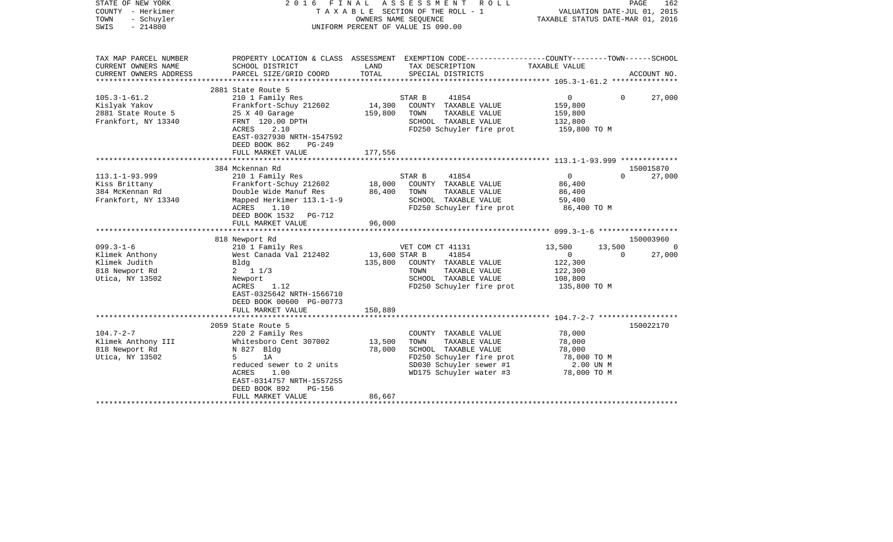STATE OF NEW YORK
COUNTY - Herkimer
TOWN - Schuyler
SWIS - 214800

2016 FINAL ASSESSMENT ROLL
TAXABLE SECTION OF THE ROLL - 1
OWNERS NAME SEQUENCE
UNIFORM PERCENT OF VALUE IS 090.00

VALUATION DATE-JUL 01, 2015
TAXABLE STATUS DATE-MAR 01, 2016

| TAX MAP PARCEL NUMBER / CURRENT OWNERS NAME / CURRENT OWNERS ADDRESS | PROPERTY LOCATION & CLASS / SCHOOL DISTRICT / PARCEL SIZE/GRID COORD | ASSESSMENT LAND / TOTAL | EXEMPTION CODE / TAX DESCRIPTION / SPECIAL DISTRICTS | COUNTY | TOWN | SCHOOL / ACCOUNT NO. |
|---|---|---|---|---|---|---|
| | 2881 State Route 5 | | | | | |
| 105.3-1-61.2 | 210 1 Family Res | | STAR B 41854 | 0 | 0 | 27,000 |
| Kislyak Yakov | Frankfort-Schuy 212602 | 14,300 | COUNTY TAXABLE VALUE | 159,800 | | |
| 2881 State Route 5 | 25 X 40 Garage | 159,800 | TOWN TAXABLE VALUE | 159,800 | | |
| Frankfort, NY 13340 | FRNT 120.00 DPTH | | SCHOOL TAXABLE VALUE | 132,800 | | |
| | ACRES 2.10 | | FD250 Schuyler fire prot | 159,800 TO M | | |
| | EAST-0327930 NRTH-1547592 | | | | | |
| | DEED BOOK 862 PG-249 | | | | | |
| | FULL MARKET VALUE | 177,556 | | | | |
| | 384 Mckennan Rd | | | | | 150015870 |
| 113.1-1-93.999 | 210 1 Family Res | | STAR B 41854 | 0 | 0 | 27,000 |
| Kiss Brittany | Frankfort-Schuy 212602 | 18,000 | COUNTY TAXABLE VALUE | 86,400 | | |
| 384 McKennan Rd | Double Wide Manuf Res | 86,400 | TOWN TAXABLE VALUE | 86,400 | | |
| Frankfort, NY 13340 | Mapped Herkimer 113.1-1-9 | | SCHOOL TAXABLE VALUE | 59,400 | | |
| | ACRES 1.10 | | FD250 Schuyler fire prot | 86,400 TO M | | |
| | DEED BOOK 1532 PG-712 | | | | | |
| | FULL MARKET VALUE | 96,000 | | | | |
| | 818 Newport Rd | | | | | 150003960 |
| 099.3-1-6 | 210 1 Family Res | | VET COM CT 41131 | 13,500 | 13,500 | 0 |
| Klimek Anthony | West Canada Val 212402 | 13,600 | STAR B 41854 | 0 | 0 | 27,000 |
| Klimek Judith | Bldg | 135,800 | COUNTY TAXABLE VALUE | 122,300 | | |
| 818 Newport Rd | 2 1 1/3 | | TOWN TAXABLE VALUE | 122,300 | | |
| Utica, NY 13502 | Newport | | SCHOOL TAXABLE VALUE | 108,800 | | |
| | ACRES 1.12 | | FD250 Schuyler fire prot | 135,800 TO M | | |
| | EAST-0325642 NRTH-1566710 | | | | | |
| | DEED BOOK 00600 PG-00773 | | | | | |
| | FULL MARKET VALUE | 150,889 | | | | |
| | 2059 State Route 5 | | | | | 150022170 |
| 104.7-2-7 | 220 2 Family Res | | COUNTY TAXABLE VALUE | 78,000 | | |
| Klimek Anthony III | Whitesboro Cent 307002 | 13,500 | TOWN TAXABLE VALUE | 78,000 | | |
| 818 Newport Rd | N 827 Bldg | 78,000 | SCHOOL TAXABLE VALUE | 78,000 | | |
| Utica, NY 13502 | 5 1A | | FD250 Schuyler fire prot | 78,000 TO M | | |
| | reduced sewer to 2 units | | SD030 Schuyler sewer #1 | 2.00 UN M | | |
| | ACRES 1.00 | | WD175 Schuyler water #3 | 78,000 TO M | | |
| | EAST-0314757 NRTH-1557255 | | | | | |
| | DEED BOOK 892 PG-156 | | | | | |
| | FULL MARKET VALUE | 86,667 | | | | |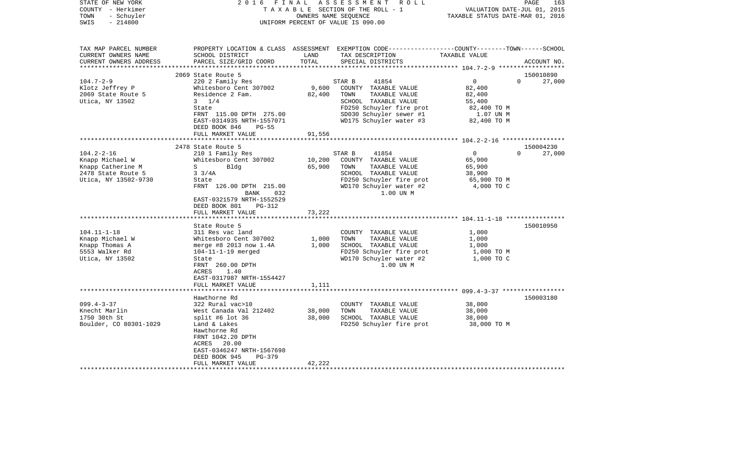STATE OF NEW YORK — 2016 FINAL ASSESSMENT ROLL
COUNTY - Herkimer — TAXABLE SECTION OF THE ROLL - 1 — VALUATION DATE-JUL 01, 2015
TOWN - Schuyler — OWNERS NAME SEQUENCE — TAXABLE STATUS DATE-MAR 01, 2016
SWIS - 214800 — UNIFORM PERCENT OF VALUE IS 090.00

| TAX MAP PARCEL NUMBER / CURRENT OWNERS NAME / CURRENT OWNERS ADDRESS | PROPERTY LOCATION & CLASS / SCHOOL DISTRICT / PARCEL SIZE/GRID COORD | ASSESSMENT LAND / TOTAL | EXEMPTION CODE / TAX DESCRIPTION / SPECIAL DISTRICTS | COUNTY | TOWN | SCHOOL / ACCOUNT NO. |
|---|---|---|---|---|---|---|
| **104.7-2-9** | 2069 State Route 5 | | | | | 150010890 |
| 104.7-2-9 | 220 2 Family Res | | STAR B 41854 | 0 | 0 | 27,000 |
| Klotz Jeffrey P | Whitesboro Cent 307002 | 9,600 | COUNTY TAXABLE VALUE | 82,400 | | |
| 2069 State Route 5 | Residence 2 Fam. | 82,400 | TOWN TAXABLE VALUE | | 82,400 | |
| Utica, NY 13502 | 3 1/4 | | SCHOOL TAXABLE VALUE | | | 55,400 |
| | State | | FD250 Schuyler fire prot | 82,400 TO M | | |
| | FRNT 115.00 DPTH 275.00 | | SD030 Schuyler sewer #1 | 1.07 UN M | | |
| | EAST-0314935 NRTH-1557071 | | WD175 Schuyler water #3 | 82,400 TO M | | |
| | DEED BOOK 846 PG-55 | | | | | |
| | FULL MARKET VALUE | 91,556 | | | | |
| **104.2-2-16** | 2478 State Route 5 | | | | | 150004230 |
| 104.2-2-16 | 210 1 Family Res | | STAR B 41854 | 0 | 0 | 27,000 |
| Knapp Michael W | Whitesboro Cent 307002 | 10,200 | COUNTY TAXABLE VALUE | 65,900 | | |
| Knapp Catherine M | S Bldg | 65,900 | TOWN TAXABLE VALUE | | 65,900 | |
| 2478 State Route 5 | 3 3/4A | | SCHOOL TAXABLE VALUE | | | 38,900 |
| Utica, NY 13502-9730 | State | | FD250 Schuyler fire prot | 65,900 TO M | | |
| | FRNT 126.00 DPTH 215.00 | | WD170 Schuyler water #2 | 4,000 TO C | | |
| | BANK 032 | | 1.00 UN M | | | |
| | EAST-0321579 NRTH-1552529 | | | | | |
| | DEED BOOK 801 PG-312 | | | | | |
| | FULL MARKET VALUE | 73,222 | | | | |
| **104.11-1-18** | State Route 5 | | | | | 150010950 |
| 104.11-1-18 | 311 Res vac land | | COUNTY TAXABLE VALUE | 1,000 | | |
| Knapp Michael W | Whitesboro Cent 307002 | 1,000 | TOWN TAXABLE VALUE | | 1,000 | |
| Knapp Thomas A | merge #8 2013 now 1.4A | 1,000 | SCHOOL TAXABLE VALUE | | | 1,000 |
| 5553 Walker Rd | 104-11-1-19 merged | | FD250 Schuyler fire prot | 1,000 TO M | | |
| Utica, NY 13502 | State | | WD170 Schuyler water #2 | 1,000 TO C | | |
| | FRNT 260.00 DPTH | | 1.00 UN M | | | |
| | ACRES 1.40 | | | | | |
| | EAST-0317987 NRTH-1554427 | | | | | |
| | FULL MARKET VALUE | 1,111 | | | | |
| **099.4-3-37** | Hawthorne Rd | | | | | 150003180 |
| 099.4-3-37 | 322 Rural vac>10 | | COUNTY TAXABLE VALUE | 38,000 | | |
| Knecht Marlin | West Canada Val 212402 | 38,000 | TOWN TAXABLE VALUE | | 38,000 | |
| 1750 30th St | split #6 lot 36 | 38,000 | SCHOOL TAXABLE VALUE | | | 38,000 |
| Boulder, CO 80301-1029 | Land & Lakes | | FD250 Schuyler fire prot | 38,000 TO M | | |
| | Hawthorne Rd | | | | | |
| | FRNT 1042.20 DPTH | | | | | |
| | ACRES 20.00 | | | | | |
| | EAST-0346247 NRTH-1567698 | | | | | |
| | DEED BOOK 945 PG-379 | | | | | |
| | FULL MARKET VALUE | 42,222 | | | | |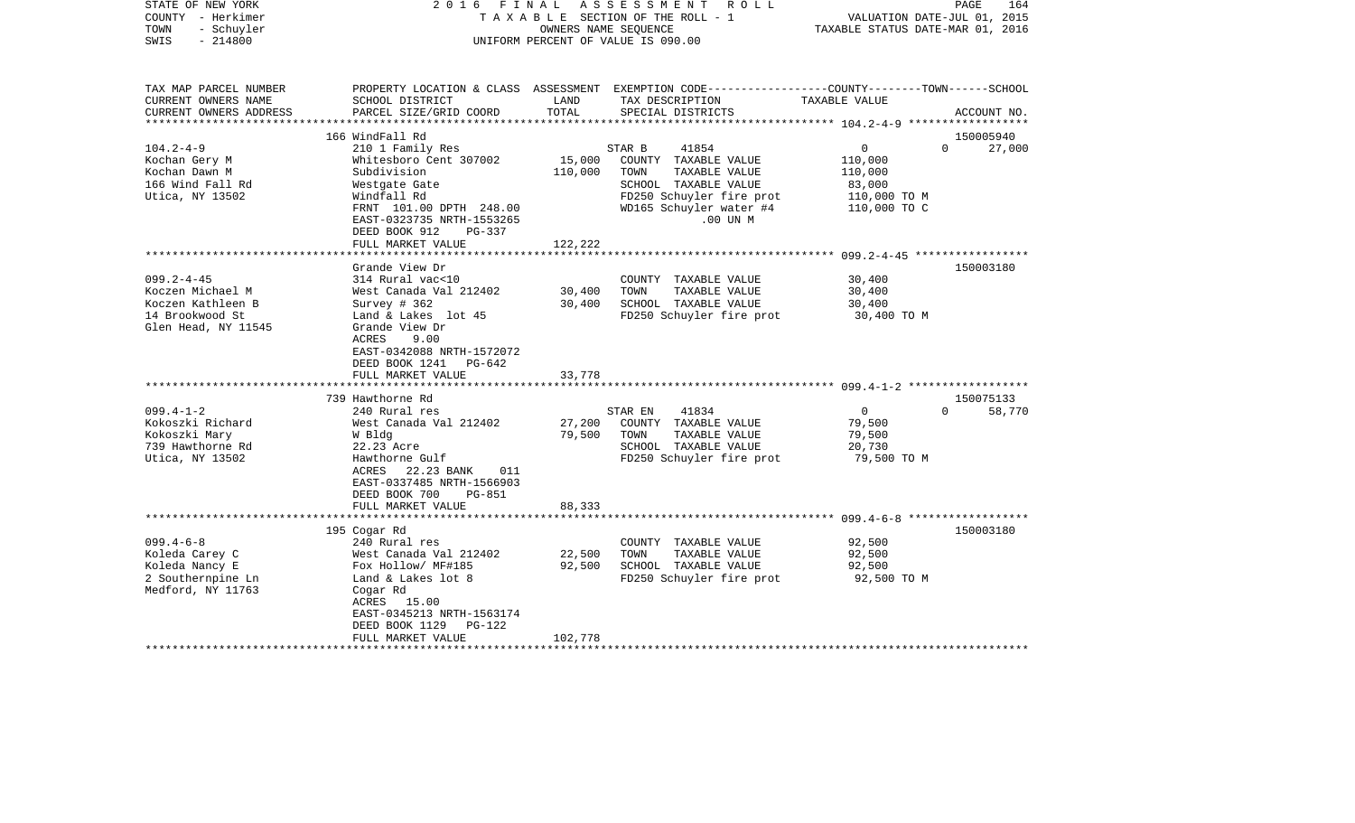STATE OF NEW YORK　　　　　2016 FINAL ASSESSMENT ROLL
COUNTY - Herkimer　　　　　T A X A B L E SECTION OF THE ROLL - 1　　　　　VALUATION DATE-JUL 01, 2015
TOWN - Schuyler　　　　　OWNERS NAME SEQUENCE　　　　　TAXABLE STATUS DATE-MAR 01, 2016
SWIS - 214800　　　　　UNIFORM PERCENT OF VALUE IS 090.00

| TAX MAP PARCEL NUMBER / CURRENT OWNERS NAME / CURRENT OWNERS ADDRESS | PROPERTY LOCATION & CLASS / SCHOOL DISTRICT / PARCEL SIZE/GRID COORD | ASSESSMENT LAND | TOTAL | EXEMPTION CODE / TAX DESCRIPTION / SPECIAL DISTRICTS | COUNTY TAXABLE VALUE | TOWN | SCHOOL / ACCOUNT NO. |
|---|---|---|---|---|---|---|---|
| | 166 WindFall Rd | | | | | | 150005940 |
| 104.2-4-9 | 210 1 Family Res | | | STAR B 41854 | 0 | 0 | 27,000 |
| Kochan Gery M | Whitesboro Cent 307002 | 15,000 | | COUNTY TAXABLE VALUE | 110,000 | | |
| Kochan Dawn M | Subdivision | | 110,000 | TOWN TAXABLE VALUE | 110,000 | | |
| 166 Wind Fall Rd | Westgate Gate | | | SCHOOL TAXABLE VALUE | 83,000 | | |
| Utica, NY 13502 | Windfall Rd | | | FD250 Schuyler fire prot | 110,000 TO M | | |
| | FRNT 101.00 DPTH 248.00 | | | WD165 Schuyler water #4 | 110,000 TO C | | |
| | EAST-0323735 NRTH-1553265 | | | .00 UN M | | | |
| | DEED BOOK 912 PG-337 | | | | | | |
| | FULL MARKET VALUE | | 122,222 | | | | |
| | Grande View Dr | | | | | | 150003180 |
| 099.2-4-45 | 314 Rural vac<10 | | | COUNTY TAXABLE VALUE | 30,400 | | |
| Koczen Michael M | West Canada Val 212402 | 30,400 | | TOWN TAXABLE VALUE | 30,400 | | |
| Koczen Kathleen B | Survey # 362 | | 30,400 | SCHOOL TAXABLE VALUE | 30,400 | | |
| 14 Brookwood St | Land & Lakes lot 45 | | | FD250 Schuyler fire prot | 30,400 TO M | | |
| Glen Head, NY 11545 | Grande View Dr | | | | | | |
| | ACRES 9.00 | | | | | | |
| | EAST-0342088 NRTH-1572072 | | | | | | |
| | DEED BOOK 1241 PG-642 | | | | | | |
| | FULL MARKET VALUE | | 33,778 | | | | |
| | 739 Hawthorne Rd | | | | | | 150075133 |
| 099.4-1-2 | 240 Rural res | | | STAR EN 41834 | 0 | 0 | 58,770 |
| Kokoszki Richard | West Canada Val 212402 | 27,200 | | COUNTY TAXABLE VALUE | 79,500 | | |
| Kokoszki Mary | W Bldg | | 79,500 | TOWN TAXABLE VALUE | 79,500 | | |
| 739 Hawthorne Rd | 22.23 Acre | | | SCHOOL TAXABLE VALUE | 20,730 | | |
| Utica, NY 13502 | Hawthorne Gulf | | | FD250 Schuyler fire prot | 79,500 TO M | | |
| | ACRES 22.23 BANK 011 | | | | | | |
| | EAST-0337485 NRTH-1566903 | | | | | | |
| | DEED BOOK 700 PG-851 | | | | | | |
| | FULL MARKET VALUE | | 88,333 | | | | |
| | 195 Cogar Rd | | | | | | 150003180 |
| 099.4-6-8 | 240 Rural res | | | COUNTY TAXABLE VALUE | 92,500 | | |
| Koleda Carey C | West Canada Val 212402 | 22,500 | | TOWN TAXABLE VALUE | 92,500 | | |
| Koleda Nancy E | Fox Hollow/ MF#185 | | 92,500 | SCHOOL TAXABLE VALUE | 92,500 | | |
| 2 Southernpine Ln | Land & Lakes lot 8 | | | FD250 Schuyler fire prot | 92,500 TO M | | |
| Medford, NY 11763 | Cogar Rd | | | | | | |
| | ACRES 15.00 | | | | | | |
| | EAST-0345213 NRTH-1563174 | | | | | | |
| | DEED BOOK 1129 PG-122 | | | | | | |
| | FULL MARKET VALUE | | 102,778 | | | | |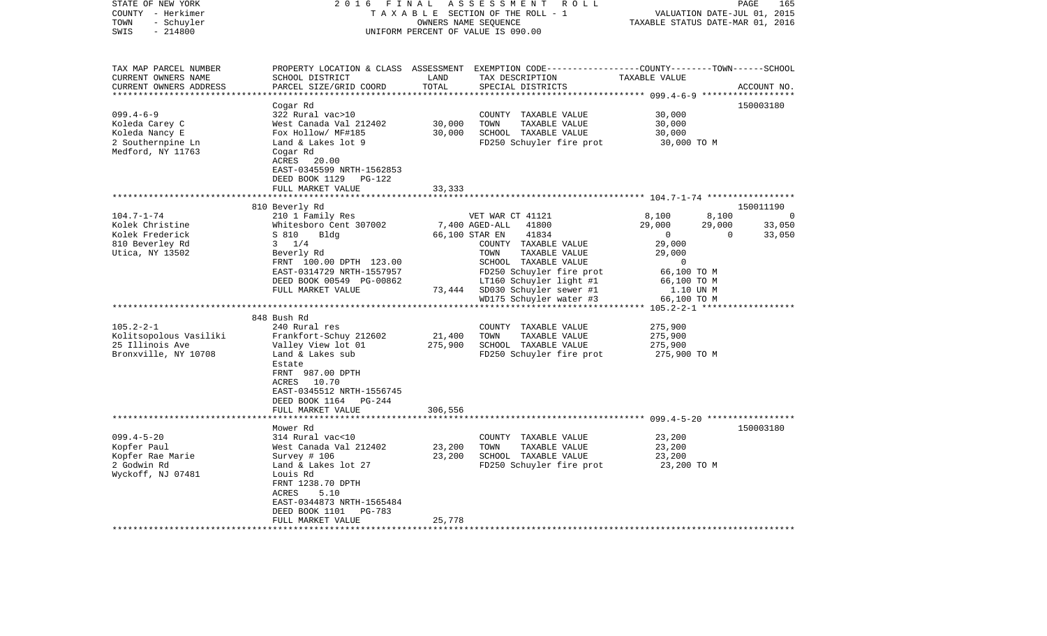STATE OF NEW YORK
COUNTY - Herkimer
TOWN - Schuyler
SWIS - 214800

2016 FINAL ASSESSMENT ROLL
TAXABLE SECTION OF THE ROLL - 1
OWNERS NAME SEQUENCE
UNIFORM PERCENT OF VALUE IS 090.00

VALUATION DATE-JUL 01, 2015
TAXABLE STATUS DATE-MAR 01, 2016

| TAX MAP PARCEL NUMBER<br>CURRENT OWNERS NAME<br>CURRENT OWNERS ADDRESS | PROPERTY LOCATION & CLASS<br>SCHOOL DISTRICT<br>PARCEL SIZE/GRID COORD | ASSESSMENT<br>LAND<br>TOTAL | EXEMPTION CODE<br>TAX DESCRIPTION<br>SPECIAL DISTRICTS | COUNTY<br>TAXABLE VALUE | TOWN | SCHOOL<br>ACCOUNT NO. |
|---|---|---|---|---|---|---|
| **099.4-6-9** | Cogar Rd | | | | | 150003180 |
| 099.4-6-9 | 322 Rural vac>10 | | COUNTY TAXABLE VALUE | 30,000 | | |
| Koleda Carey C | West Canada Val 212402 | 30,000 | TOWN TAXABLE VALUE | 30,000 | | |
| Koleda Nancy E | Fox Hollow/ MF#185 | 30,000 | SCHOOL TAXABLE VALUE | 30,000 | | |
| 2 Southernpine Ln | Land & Lakes lot 9 | | FD250 Schuyler fire prot | 30,000 TO M | | |
| Medford, NY 11763 | Cogar Rd | | | | | |
| | ACRES 20.00 | | | | | |
| | EAST-0345599 NRTH-1562853 | | | | | |
| | DEED BOOK 1129 PG-122 | | | | | |
| | FULL MARKET VALUE | 33,333 | | | | |
| **104.7-1-74** | 810 Beverly Rd | | | | | 150011190 |
| 104.7-1-74 | 210 1 Family Res | | VET WAR CT 41121 | 8,100 | 8,100 | 0 |
| Kolek Christine | Whitesboro Cent 307002 | 7,400 | AGED-ALL 41800 | 29,000 | 29,000 | 33,050 |
| Kolek Frederick | S 810 Bldg | 66,100 | STAR EN 41834 | 0 | 0 | 33,050 |
| 810 Beverley Rd | 3 1/4 | | COUNTY TAXABLE VALUE | 29,000 | | |
| Utica, NY 13502 | Beverly Rd | | TOWN TAXABLE VALUE | 29,000 | | |
| | FRNT 100.00 DPTH 123.00 | | SCHOOL TAXABLE VALUE | 0 | | |
| | EAST-0314729 NRTH-1557957 | | FD250 Schuyler fire prot | 66,100 TO M | | |
| | DEED BOOK 00549 PG-00862 | | LT160 Schuyler light #1 | 66,100 TO M | | |
| | FULL MARKET VALUE | 73,444 | SD030 Schuyler sewer #1 | 1.10 UN M | | |
| | | | WD175 Schuyler water #3 | 66,100 TO M | | |
| **105.2-2-1** | 848 Bush Rd | | | | | |
| 105.2-2-1 | 240 Rural res | | COUNTY TAXABLE VALUE | 275,900 | | |
| Kolitsopolous Vasiliki | Frankfort-Schuy 212602 | 21,400 | TOWN TAXABLE VALUE | 275,900 | | |
| 25 Illinois Ave | Valley View lot 01 | 275,900 | SCHOOL TAXABLE VALUE | 275,900 | | |
| Bronxville, NY 10708 | Land & Lakes sub | | FD250 Schuyler fire prot | 275,900 TO M | | |
| | Estate | | | | | |
| | FRNT 987.00 DPTH | | | | | |
| | ACRES 10.70 | | | | | |
| | EAST-0345512 NRTH-1556745 | | | | | |
| | DEED BOOK 1164 PG-244 | | | | | |
| | FULL MARKET VALUE | 306,556 | | | | |
| **099.4-5-20** | Mower Rd | | | | | 150003180 |
| 099.4-5-20 | 314 Rural vac<10 | | COUNTY TAXABLE VALUE | 23,200 | | |
| Kopfer Paul | West Canada Val 212402 | 23,200 | TOWN TAXABLE VALUE | 23,200 | | |
| Kopfer Rae Marie | Survey # 106 | 23,200 | SCHOOL TAXABLE VALUE | 23,200 | | |
| 2 Godwin Rd | Land & Lakes lot 27 | | FD250 Schuyler fire prot | 23,200 TO M | | |
| Wyckoff, NJ 07481 | Louis Rd | | | | | |
| | FRNT 1238.70 DPTH | | | | | |
| | ACRES 5.10 | | | | | |
| | EAST-0344873 NRTH-1565484 | | | | | |
| | DEED BOOK 1101 PG-783 | | | | | |
| | FULL MARKET VALUE | 25,778 | | | | |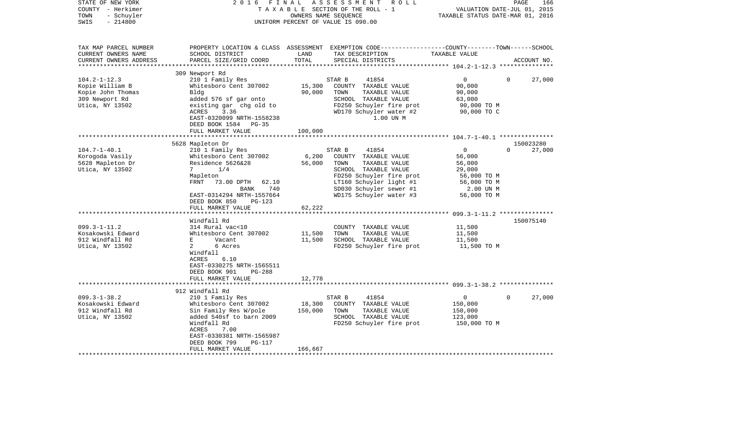STATE OF NEW YORK 2016 FINAL ASSESSMENT ROLL
COUNTY - Herkimer T A X A B L E SECTION OF THE ROLL - 1 VALUATION DATE-JUL 01, 2015
TOWN - Schuyler OWNERS NAME SEQUENCE TAXABLE STATUS DATE-MAR 01, 2016
SWIS - 214800 UNIFORM PERCENT OF VALUE IS 090.00

| TAX MAP PARCEL NUMBER<br>CURRENT OWNERS NAME<br>CURRENT OWNERS ADDRESS | PROPERTY LOCATION & CLASS<br>SCHOOL DISTRICT<br>PARCEL SIZE/GRID COORD | ASSESSMENT<br>LAND<br>TOTAL | EXEMPTION CODE-----COUNTY-----TOWN-----SCHOOL<br>TAX DESCRIPTION<br>SPECIAL DISTRICTS | TAXABLE VALUE | ACCOUNT NO. |
|---|---|---|---|---|---|
| **104.2-1-12.3** | 309 Newport Rd | | | | |
| 104.2-1-12.3 | 210 1 Family Res | | STAR B 41854 | 0 0 | 27,000 |
| Kopie William B | Whitesboro Cent 307002 | 15,300 | COUNTY TAXABLE VALUE | 90,000 | |
| Kopie John Thomas | Bldg | 90,000 | TOWN TAXABLE VALUE | 90,000 | |
| 309 Newport Rd | added 576 sf gar onto | | SCHOOL TAXABLE VALUE | 63,000 | |
| Utica, NY 13502 | existing gar chg old to | | FD250 Schuyler fire prot | 90,000 TO M | |
| | ACRES 3.36 | | WD170 Schuyler water #2 | 90,000 TO C | |
| | EAST-0320099 NRTH-1558238 | | 1.00 UN M | | |
| | DEED BOOK 1584 PG-35 | | | | |
| | FULL MARKET VALUE | 100,000 | | | |
| **104.7-1-40.1** | 5628 Mapleton Dr | | | | 150023280 |
| 104.7-1-40.1 | 210 1 Family Res | | STAR B 41854 | 0 0 | 27,000 |
| Korogoda Vasily | Whitesboro Cent 307002 | 6,200 | COUNTY TAXABLE VALUE | 56,000 | |
| 5628 Mapleton Dr | Residence 5626&28 | 56,000 | TOWN TAXABLE VALUE | 56,000 | |
| Utica, NY 13502 | 7 1/4 | | SCHOOL TAXABLE VALUE | 29,000 | |
| | Mapleton | | FD250 Schuyler fire prot | 56,000 TO M | |
| | FRNT 73.00 DPTH 62.10 | | LT160 Schuyler light #1 | 56,000 TO M | |
| | BANK 740 | | SD030 Schuyler sewer #1 | 2.00 UN M | |
| | EAST-0314294 NRTH-1557664 | | WD175 Schuyler water #3 | 56,000 TO M | |
| | DEED BOOK 850 PG-123 | | | | |
| | FULL MARKET VALUE | 62,222 | | | |
| **099.3-1-11.2** | Windfall Rd | | | | 150075140 |
| 099.3-1-11.2 | 314 Rural vac<10 | | COUNTY TAXABLE VALUE | 11,500 | |
| Kosakowski Edward | Whitesboro Cent 307002 | 11,500 | TOWN TAXABLE VALUE | 11,500 | |
| 912 Windfall Rd | E Vacant | 11,500 | SCHOOL TAXABLE VALUE | 11,500 | |
| Utica, NY 13502 | 2 6 Acres | | FD250 Schuyler fire prot | 11,500 TO M | |
| | Windfall | | | | |
| | ACRES 6.10 | | | | |
| | EAST-0330275 NRTH-1565511 | | | | |
| | DEED BOOK 901 PG-288 | | | | |
| | FULL MARKET VALUE | 12,778 | | | |
| **099.3-1-38.2** | 912 Windfall Rd | | | | |
| 099.3-1-38.2 | 210 1 Family Res | | STAR B 41854 | 0 0 | 27,000 |
| Kosakowski Edward | Whitesboro Cent 307002 | 18,300 | COUNTY TAXABLE VALUE | 150,000 | |
| 912 Windfall Rd | Sin Family Res W/pole | 150,000 | TOWN TAXABLE VALUE | 150,000 | |
| Utica, NY 13502 | added 540sf to barn 2009 | | SCHOOL TAXABLE VALUE | 123,000 | |
| | Windfall Rd | | FD250 Schuyler fire prot | 150,000 TO M | |
| | ACRES 7.00 | | | | |
| | EAST-0330381 NRTH-1565987 | | | | |
| | DEED BOOK 799 PG-117 | | | | |
| | FULL MARKET VALUE | 166,667 | | | |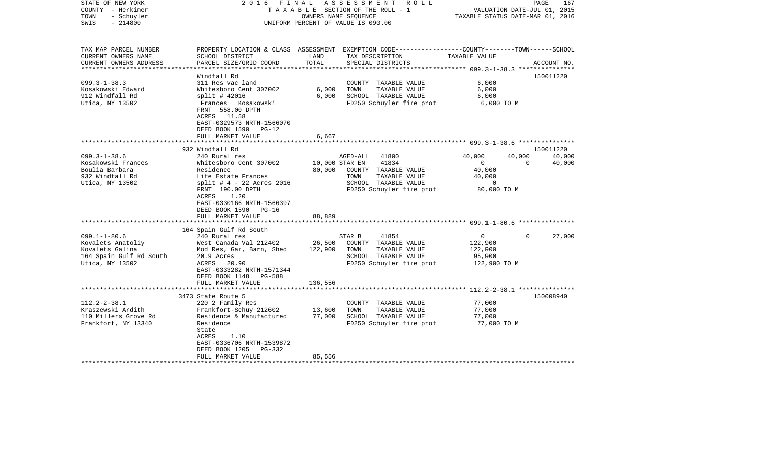STATE OF NEW YORK
COUNTY - Herkimer
TOWN - Schuyler
SWIS - 214800

2016 FINAL ASSESSMENT ROLL
TAXABLE SECTION OF THE ROLL - 1
OWNERS NAME SEQUENCE
UNIFORM PERCENT OF VALUE IS 090.00

VALUATION DATE-JUL 01, 2015
TAXABLE STATUS DATE-MAR 01, 2016

| TAX MAP PARCEL NUMBER<br>CURRENT OWNERS NAME<br>CURRENT OWNERS ADDRESS | PROPERTY LOCATION & CLASS<br>SCHOOL DISTRICT<br>PARCEL SIZE/GRID COORD | ASSESSMENT<br>LAND<br>TOTAL | EXEMPTION CODE<br>TAX DESCRIPTION<br>SPECIAL DISTRICTS | COUNTY | TOWN | SCHOOL<br>ACCOUNT NO. |
|---|---|---|---|---|---|---|
| **099.3-1-38.3** | Windfall Rd | | | | | 150011220 |
| 099.3-1-38.3 | 311 Res vac land | | COUNTY TAXABLE VALUE | 6,000 | | |
| Kosakowski Edward | Whitesboro Cent 307002 | 6,000 | TOWN TAXABLE VALUE | | 6,000 | |
| 912 Windfall Rd | split # 42016 | 6,000 | SCHOOL TAXABLE VALUE | | | 6,000 |
| Utica, NY 13502 | Frances Kosakowski | | FD250 Schuyler fire prot | 6,000 TO M | | |
| | FRNT 558.00 DPTH | | | | | |
| | ACRES 11.58 | | | | | |
| | EAST-0329573 NRTH-1566070 | | | | | |
| | DEED BOOK 1590 PG-12 | | | | | |
| | FULL MARKET VALUE | 6,667 | | | | |
| **099.3-1-38.6** | 932 Windfall Rd | | | | | 150011220 |
| 099.3-1-38.6 | 240 Rural res | | AGED-ALL 41800 | 40,000 | 40,000 | 40,000 |
| Kosakowski Frances | Whitesboro Cent 307002 | 10,000 | STAR EN 41834 | 0 | 0 | 40,000 |
| Boulia Barbara | Residence | 80,000 | COUNTY TAXABLE VALUE | 40,000 | | |
| 932 Windfall Rd | Life Estate Frances | | TOWN TAXABLE VALUE | | 40,000 | |
| Utica, NY 13502 | split # 4 - 22 Acres 2016 | | SCHOOL TAXABLE VALUE | | | 0 |
| | FRNT 190.00 DPTH | | FD250 Schuyler fire prot | 80,000 TO M | | |
| | ACRES 1.20 | | | | | |
| | EAST-0330166 NRTH-1566397 | | | | | |
| | DEED BOOK 1590 PG-16 | | | | | |
| | FULL MARKET VALUE | 88,889 | | | | |
| **099.1-1-80.6** | 164 Spain Gulf Rd South | | | | | |
| 099.1-1-80.6 | 240 Rural res | | STAR B 41854 | 0 | 0 | 27,000 |
| Kovalets Anatoliy | West Canada Val 212402 | 26,500 | COUNTY TAXABLE VALUE | 122,900 | | |
| Kovalets Galina | Mod Res, Gar, Barn, Shed | 122,900 | TOWN TAXABLE VALUE | | 122,900 | |
| 164 Spain Gulf Rd South | 20.9 Acres | | SCHOOL TAXABLE VALUE | | | 95,900 |
| Utica, NY 13502 | ACRES 20.90 | | FD250 Schuyler fire prot | 122,900 TO M | | |
| | EAST-0333282 NRTH-1571344 | | | | | |
| | DEED BOOK 1148 PG-588 | | | | | |
| | FULL MARKET VALUE | 136,556 | | | | |
| **112.2-2-38.1** | 3473 State Route 5 | | | | | 150008940 |
| 112.2-2-38.1 | 220 2 Family Res | | COUNTY TAXABLE VALUE | 77,000 | | |
| Kraszewski Ardith | Frankfort-Schuy 212602 | 13,600 | TOWN TAXABLE VALUE | | 77,000 | |
| 110 Millers Grove Rd | Residence & Manufactured | 77,000 | SCHOOL TAXABLE VALUE | | | 77,000 |
| Frankfort, NY 13340 | Residence | | FD250 Schuyler fire prot | 77,000 TO M | | |
| | State | | | | | |
| | ACRES 1.10 | | | | | |
| | EAST-0336706 NRTH-1539872 | | | | | |
| | DEED BOOK 1205 PG-332 | | | | | |
| | FULL MARKET VALUE | 85,556 | | | | |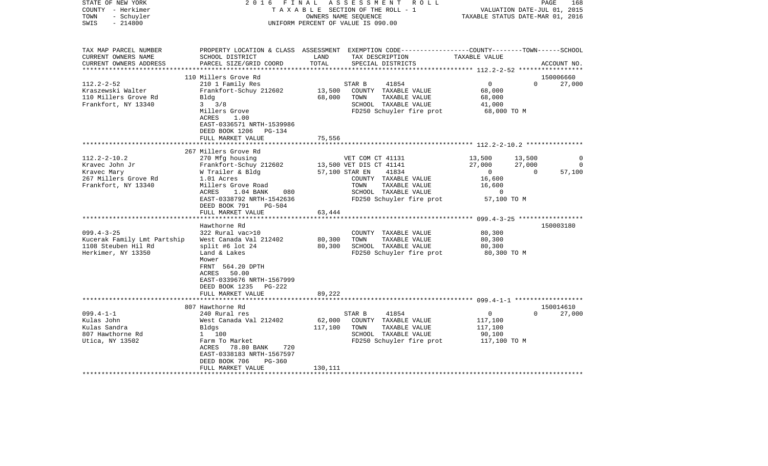STATE OF NEW YORK | 2016 FINAL ASSESSMENT ROLL | VALUATION DATE-JUL 01, 2015
COUNTY - Herkimer | TAXABLE SECTION OF THE ROLL - 1 | TAXABLE STATUS DATE-MAR 01, 2016
TOWN - Schuyler | OWNERS NAME SEQUENCE
SWIS - 214800 | UNIFORM PERCENT OF VALUE IS 090.00

| TAX MAP PARCEL NUMBER<br>CURRENT OWNERS NAME<br>CURRENT OWNERS ADDRESS | PROPERTY LOCATION & CLASS<br>SCHOOL DISTRICT<br>PARCEL SIZE/GRID COORD | ASSESSMENT<br>LAND<br>TOTAL | EXEMPTION CODE<br>TAX DESCRIPTION<br>SPECIAL DISTRICTS | COUNTY<br>TAXABLE VALUE | TOWN | SCHOOL<br>ACCOUNT NO. |
|---|---|---|---|---|---|---|
| | 110 Millers Grove Rd | | | | | 150006660 |
| 112.2-2-52 | 210 1 Family Res | | STAR B 41854 | 0 | 0 | 27,000 |
| Kraszewski Walter | Frankfort-Schuy 212602 | 13,500 | COUNTY TAXABLE VALUE | 68,000 | | |
| 110 Millers Grove Rd | Bldg | 68,000 | TOWN TAXABLE VALUE | 68,000 | | |
| Frankfort, NY 13340 | 3 3/8 | | SCHOOL TAXABLE VALUE | 41,000 | | |
| | Millers Grove | | FD250 Schuyler fire prot | 68,000 TO M | | |
| | ACRES 1.00 | | | | | |
| | EAST-0336571 NRTH-1539986 | | | | | |
| | DEED BOOK 1206 PG-134 | | | | | |
| | FULL MARKET VALUE | 75,556 | | | | |
| | 267 Millers Grove Rd | | | | | |
| 112.2-2-10.2 | 270 Mfg housing | | VET COM CT 41131 | 13,500 | 13,500 | 0 |
| Kravec John Jr | Frankfort-Schuy 212602 | 13,500 | VET DIS CT 41141 | 27,000 | 27,000 | 0 |
| Kravec Mary | W Trailer & Bldg | 57,100 | STAR EN 41834 | 0 | 0 | 57,100 |
| 267 Millers Grove Rd | 1.01 Acres | | COUNTY TAXABLE VALUE | 16,600 | | |
| Frankfort, NY 13340 | Millers Grove Road | | TOWN TAXABLE VALUE | 16,600 | | |
| | ACRES 1.04 BANK 080 | | SCHOOL TAXABLE VALUE | 0 | | |
| | EAST-0338792 NRTH-1542636 | | FD250 Schuyler fire prot | 57,100 TO M | | |
| | DEED BOOK 791 PG-504 | | | | | |
| | FULL MARKET VALUE | 63,444 | | | | |
| | Hawthorne Rd | | | | | 150003180 |
| 099.4-3-25 | 322 Rural vac>10 | | COUNTY TAXABLE VALUE | 80,300 | | |
| Kucerak Family Lmt Partship | West Canada Val 212402 | 80,300 | TOWN TAXABLE VALUE | 80,300 | | |
| 1108 Steuben Hil Rd | split #6 lot 24 | 80,300 | SCHOOL TAXABLE VALUE | 80,300 | | |
| Herkimer, NY 13350 | Land & Lakes | | FD250 Schuyler fire prot | 80,300 TO M | | |
| | Mower | | | | | |
| | FRNT 564.20 DPTH | | | | | |
| | ACRES 50.00 | | | | | |
| | EAST-0339676 NRTH-1567999 | | | | | |
| | DEED BOOK 1235 PG-222 | | | | | |
| | FULL MARKET VALUE | 89,222 | | | | |
| | 807 Hawthorne Rd | | | | | 150014610 |
| 099.4-1-1 | 240 Rural res | | STAR B 41854 | 0 | 0 | 27,000 |
| Kulas John | West Canada Val 212402 | 62,000 | COUNTY TAXABLE VALUE | 117,100 | | |
| Kulas Sandra | Bldgs | 117,100 | TOWN TAXABLE VALUE | 117,100 | | |
| 807 Hawthorne Rd | 1 100 | | SCHOOL TAXABLE VALUE | 90,100 | | |
| Utica, NY 13502 | Farm To Market | | FD250 Schuyler fire prot | 117,100 TO M | | |
| | ACRES 78.80 BANK 720 | | | | | |
| | EAST-0338183 NRTH-1567597 | | | | | |
| | DEED BOOK 706 PG-360 | | | | | |
| | FULL MARKET VALUE | 130,111 | | | | |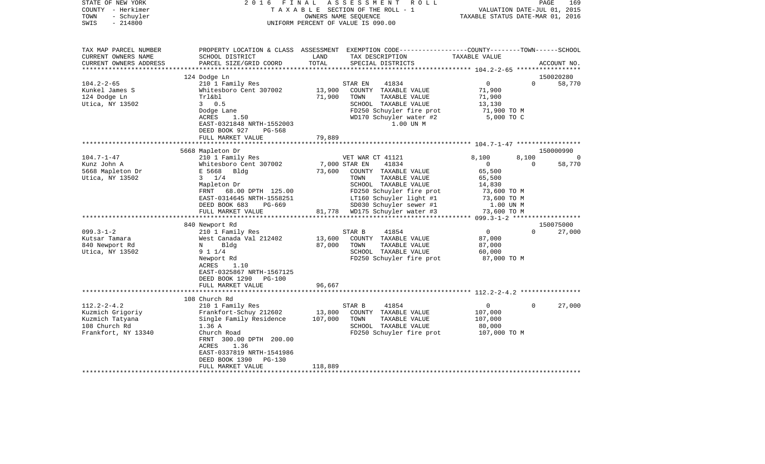STATE OF NEW YORK — COUNTY - Herkimer — TOWN - Schuyler — SWIS - 214800

2016 FINAL ASSESSMENT ROLL — TAXABLE SECTION OF THE ROLL - 1 — OWNERS NAME SEQUENCE — UNIFORM PERCENT OF VALUE IS 090.00

VALUATION DATE-JUL 01, 2015 — TAXABLE STATUS DATE-MAR 01, 2016

| TAX MAP PARCEL NUMBER / CURRENT OWNERS NAME / CURRENT OWNERS ADDRESS | PROPERTY LOCATION & CLASS / SCHOOL DISTRICT / PARCEL SIZE/GRID COORD | ASSESSMENT LAND | TOTAL | EXEMPTION CODE / TAX DESCRIPTION / SPECIAL DISTRICTS | COUNTY | TOWN | SCHOOL / ACCOUNT NO. |
|---|---|---|---|---|---|---|---|
| **104.2-2-65** | 124 Dodge Ln | | | | | | 150020280 |
| Kunkel James S | 210 1 Family Res | | | STAR EN 41834 | 0 | 0 | 58,770 |
| 124 Dodge Ln | Whitesboro Cent 307002 | 13,900 | | COUNTY TAXABLE VALUE | 71,900 | | |
| Utica, NY 13502 | Trl&bl | | 71,900 | TOWN TAXABLE VALUE | | 71,900 | |
| | 3 0.5 | | | SCHOOL TAXABLE VALUE | | | 13,130 |
| | Dodge Lane | | | FD250 Schuyler fire prot | 71,900 TO M | | |
| | ACRES 1.50 | | | WD170 Schuyler water #2 | 5,000 TO C | | |
| | EAST-0321848 NRTH-1552003 | | | 1.00 UN M | | | |
| | DEED BOOK 927 PG-568 | | | | | | |
| | FULL MARKET VALUE | 79,889 | | | | | |
| **104.7-1-47** | 5668 Mapleton Dr | | | | | | 150000990 |
| Kunz John A | 210 1 Family Res | | | VET WAR CT 41121 | 8,100 | 8,100 | 0 |
| 5668 Mapleton Dr | Whitesboro Cent 307002 | 7,000 | | STAR EN 41834 | 0 | 0 | 58,770 |
| Utica, NY 13502 | E 5668 Bldg | | 73,600 | COUNTY TAXABLE VALUE | 65,500 | | |
| | 3 1/4 | | | TOWN TAXABLE VALUE | | 65,500 | |
| | Mapleton Dr | | | SCHOOL TAXABLE VALUE | | | 14,830 |
| | FRNT 68.00 DPTH 125.00 | | | FD250 Schuyler fire prot | 73,600 TO M | | |
| | EAST-0314645 NRTH-1558251 | | | LT160 Schuyler light #1 | 73,600 TO M | | |
| | DEED BOOK 683 PG-669 | | | SD030 Schuyler sewer #1 | 1.00 UN M | | |
| | FULL MARKET VALUE | 81,778 | | WD175 Schuyler water #3 | 73,600 TO M | | |
| **099.3-1-2** | 840 Newport Rd | | | | | | 150075000 |
| Kutsar Tamara | 210 1 Family Res | | | STAR B 41854 | 0 | 0 | 27,000 |
| 840 Newport Rd | West Canada Val 212402 | 13,600 | | COUNTY TAXABLE VALUE | 87,000 | | |
| Utica, NY 13502 | N Bldg | | 87,000 | TOWN TAXABLE VALUE | | 87,000 | |
| | 9 1 1/4 | | | SCHOOL TAXABLE VALUE | | | 60,000 |
| | Newport Rd | | | FD250 Schuyler fire prot | 87,000 TO M | | |
| | ACRES 1.10 | | | | | | |
| | EAST-0325867 NRTH-1567125 | | | | | | |
| | DEED BOOK 1290 PG-100 | | | | | | |
| | FULL MARKET VALUE | 96,667 | | | | | |
| **112.2-2-4.2** | 108 Church Rd | | | | | | |
| Kuzmich Grigoriy | 210 1 Family Res | | | STAR B 41854 | 0 | 0 | 27,000 |
| Kuzmich Tatyana | Frankfort-Schuy 212602 | 13,800 | | COUNTY TAXABLE VALUE | 107,000 | | |
| 108 Church Rd | Single Family Residence | | 107,000 | TOWN TAXABLE VALUE | | 107,000 | |
| Frankfort, NY 13340 | 1.36 A | | | SCHOOL TAXABLE VALUE | | | 80,000 |
| | Church Road | | | FD250 Schuyler fire prot | 107,000 TO M | | |
| | FRNT 300.00 DPTH 200.00 | | | | | | |
| | ACRES 1.36 | | | | | | |
| | EAST-0337819 NRTH-1541986 | | | | | | |
| | DEED BOOK 1390 PG-130 | | | | | | |
| | FULL MARKET VALUE | 118,889 | | | | | |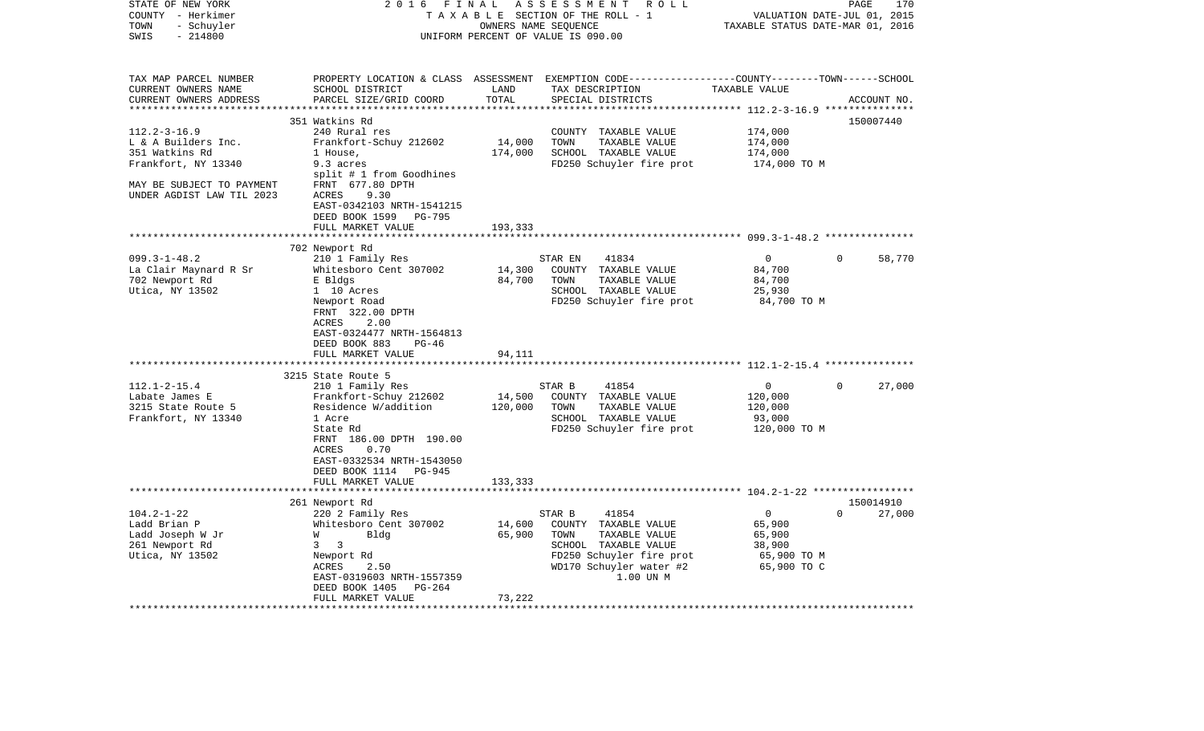STATE OF NEW YORK · 2016 FINAL ASSESSMENT ROLL
COUNTY - Herkimer · TAXABLE SECTION OF THE ROLL - 1 · VALUATION DATE-JUL 01, 2015
TOWN - Schuyler · OWNERS NAME SEQUENCE · TAXABLE STATUS DATE-MAR 01, 2016
SWIS - 214800 · UNIFORM PERCENT OF VALUE IS 090.00

| TAX MAP PARCEL NUMBER / CURRENT OWNERS NAME / CURRENT OWNERS ADDRESS | PROPERTY LOCATION & CLASS / SCHOOL DISTRICT / PARCEL SIZE/GRID COORD | ASSESSMENT LAND | TOTAL | EXEMPTION CODE / TAX DESCRIPTION / SPECIAL DISTRICTS | COUNTY | TOWN | SCHOOL | ACCOUNT NO. |
|---|---|---|---|---|---|---|---|---|
| **112.2-3-16.9** | 351 Watkins Rd | | | | | | | 150007440 |
| L & A Builders Inc. | 240 Rural res | | | COUNTY TAXABLE VALUE | 174,000 | | | |
| 351 Watkins Rd | Frankfort-Schuy 212602 | 14,000 | | TOWN TAXABLE VALUE | | 174,000 | | |
| Frankfort, NY 13340 | 1 House, | | 174,000 | SCHOOL TAXABLE VALUE | | | 174,000 | |
| | 9.3 acres | | | FD250 Schuyler fire prot | 174,000 TO M | | | |
| | split # 1 from Goodhines | | | | | | | |
| MAY BE SUBJECT TO PAYMENT | FRNT 677.80 DPTH | | | | | | | |
| UNDER AGDIST LAW TIL 2023 | ACRES 9.30 | | | | | | | |
| | EAST-0342103 NRTH-1541215 | | | | | | | |
| | DEED BOOK 1599 PG-795 | | | | | | | |
| | FULL MARKET VALUE | | 193,333 | | | | | |
| **099.3-1-48.2** | 702 Newport Rd | | | | | | | |
| La Clair Maynard R Sr | 210 1 Family Res | | | STAR EN 41834 | 0 | 0 | 58,770 | |
| 702 Newport Rd | Whitesboro Cent 307002 | 14,300 | | COUNTY TAXABLE VALUE | 84,700 | | | |
| Utica, NY 13502 | E Bldgs | | 84,700 | TOWN TAXABLE VALUE | | 84,700 | | |
| | 1 10 Acres | | | SCHOOL TAXABLE VALUE | | | 25,930 | |
| | Newport Road | | | FD250 Schuyler fire prot | 84,700 TO M | | | |
| | FRNT 322.00 DPTH | | | | | | | |
| | ACRES 2.00 | | | | | | | |
| | EAST-0324477 NRTH-1564813 | | | | | | | |
| | DEED BOOK 883 PG-46 | | | | | | | |
| | FULL MARKET VALUE | | 94,111 | | | | | |
| **112.1-2-15.4** | 3215 State Route 5 | | | | | | | |
| Labate James E | 210 1 Family Res | | | STAR B 41854 | 0 | 0 | 27,000 | |
| 3215 State Route 5 | Frankfort-Schuy 212602 | 14,500 | | COUNTY TAXABLE VALUE | 120,000 | | | |
| Frankfort, NY 13340 | Residence W/addition | | 120,000 | TOWN TAXABLE VALUE | | 120,000 | | |
| | 1 Acre | | | SCHOOL TAXABLE VALUE | | | 93,000 | |
| | State Rd | | | FD250 Schuyler fire prot | 120,000 TO M | | | |
| | FRNT 186.00 DPTH 190.00 | | | | | | | |
| | ACRES 0.70 | | | | | | | |
| | EAST-0332534 NRTH-1543050 | | | | | | | |
| | DEED BOOK 1114 PG-945 | | | | | | | |
| | FULL MARKET VALUE | | 133,333 | | | | | |
| **104.2-1-22** | 261 Newport Rd | | | | | | | 150014910 |
| Ladd Brian P | 220 2 Family Res | | | STAR B 41854 | 0 | 0 | 27,000 | |
| Ladd Joseph W Jr | Whitesboro Cent 307002 | 14,600 | | COUNTY TAXABLE VALUE | 65,900 | | | |
| 261 Newport Rd | W Bldg | | 65,900 | TOWN TAXABLE VALUE | | 65,900 | | |
| Utica, NY 13502 | 3 3 | | | SCHOOL TAXABLE VALUE | | | 38,900 | |
| | Newport Rd | | | FD250 Schuyler fire prot | 65,900 TO M | | | |
| | ACRES 2.50 | | | WD170 Schuyler water #2 | 65,900 TO C | | | |
| | EAST-0319603 NRTH-1557359 | | | 1.00 UN M | | | | |
| | DEED BOOK 1405 PG-264 | | | | | | | |
| | FULL MARKET VALUE | | 73,222 | | | | | |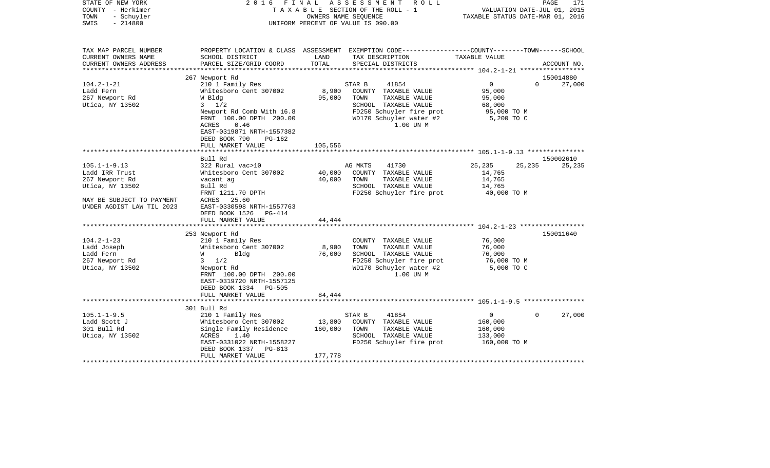STATE OF NEW YORK — 2016 FINAL ASSESSMENT ROLL
COUNTY - Herkimer — TAXABLE SECTION OF THE ROLL - 1 — VALUATION DATE-JUL 01, 2015
TOWN - Schuyler — OWNERS NAME SEQUENCE — TAXABLE STATUS DATE-MAR 01, 2016
SWIS - 214800 — UNIFORM PERCENT OF VALUE IS 090.00

| TAX MAP PARCEL NUMBER / CURRENT OWNERS NAME / CURRENT OWNERS ADDRESS | PROPERTY LOCATION & CLASS / SCHOOL DISTRICT / PARCEL SIZE/GRID COORD | ASSESSMENT LAND / TOTAL | EXEMPTION CODE / TAX DESCRIPTION / SPECIAL DISTRICTS | COUNTY | TOWN | SCHOOL | ACCOUNT NO. |
|---|---|---|---|---|---|---|---|
| **104.2-1-21** | 267 Newport Rd | | | | | | 150014880 |
| | 210 1 Family Res | | STAR B 41854 | 0 | 0 | 27,000 | |
| Ladd Fern | Whitesboro Cent 307002 | 8,900 | COUNTY TAXABLE VALUE | 95,000 | | | |
| 267 Newport Rd | W Bldg | 95,000 | TOWN TAXABLE VALUE | 95,000 | | | |
| Utica, NY 13502 | 3 1/2 | | SCHOOL TAXABLE VALUE | 68,000 | | | |
| | Newport Rd Comb With 16.8 | | FD250 Schuyler fire prot | 95,000 TO M | | | |
| | FRNT 100.00 DPTH 200.00 | | WD170 Schuyler water #2 | 5,200 TO C | | | |
| | ACRES 0.46 | | 1.00 UN M | | | | |
| | EAST-0319871 NRTH-1557382 | | | | | | |
| | DEED BOOK 790 PG-162 | | | | | | |
| | FULL MARKET VALUE | 105,556 | | | | | |
| **105.1-1-9.13** | Bull Rd | | | | | | 150002610 |
| | 322 Rural vac>10 | | AG MKTS 41730 | 25,235 | 25,235 | 25,235 | |
| Ladd IRR Trust | Whitesboro Cent 307002 | 40,000 | COUNTY TAXABLE VALUE | 14,765 | | | |
| 267 Newport Rd | vacant ag | 40,000 | TOWN TAXABLE VALUE | 14,765 | | | |
| Utica, NY 13502 | Bull Rd | | SCHOOL TAXABLE VALUE | 14,765 | | | |
| | FRNT 1211.70 DPTH | | FD250 Schuyler fire prot | 40,000 TO M | | | |
| MAY BE SUBJECT TO PAYMENT | ACRES 25.60 | | | | | | |
| UNDER AGDIST LAW TIL 2023 | EAST-0330598 NRTH-1557763 | | | | | | |
| | DEED BOOK 1526 PG-414 | | | | | | |
| | FULL MARKET VALUE | 44,444 | | | | | |
| **104.2-1-23** | 253 Newport Rd | | | | | | 150011640 |
| | 210 1 Family Res | | COUNTY TAXABLE VALUE | 76,000 | | | |
| Ladd Joseph | Whitesboro Cent 307002 | 8,900 | TOWN TAXABLE VALUE | 76,000 | | | |
| Ladd Fern | W Bldg | 76,000 | SCHOOL TAXABLE VALUE | 76,000 | | | |
| 267 Newport Rd | 3 1/2 | | FD250 Schuyler fire prot | 76,000 TO M | | | |
| Utica, NY 13502 | Newport Rd | | WD170 Schuyler water #2 | 5,000 TO C | | | |
| | FRNT 100.00 DPTH 200.00 | | 1.00 UN M | | | | |
| | EAST-0319720 NRTH-1557125 | | | | | | |
| | DEED BOOK 1334 PG-505 | | | | | | |
| | FULL MARKET VALUE | 84,444 | | | | | |
| **105.1-1-9.5** | 301 Bull Rd | | | | | | |
| | 210 1 Family Res | | STAR B 41854 | 0 | 0 | 27,000 | |
| Ladd Scott J | Whitesboro Cent 307002 | 13,800 | COUNTY TAXABLE VALUE | 160,000 | | | |
| 301 Bull Rd | Single Family Residence | 160,000 | TOWN TAXABLE VALUE | 160,000 | | | |
| Utica, NY 13502 | ACRES 1.40 | | SCHOOL TAXABLE VALUE | 133,000 | | | |
| | EAST-0331022 NRTH-1558227 | | FD250 Schuyler fire prot | 160,000 TO M | | | |
| | DEED BOOK 1337 PG-813 | | | | | | |
| | FULL MARKET VALUE | 177,778 | | | | | |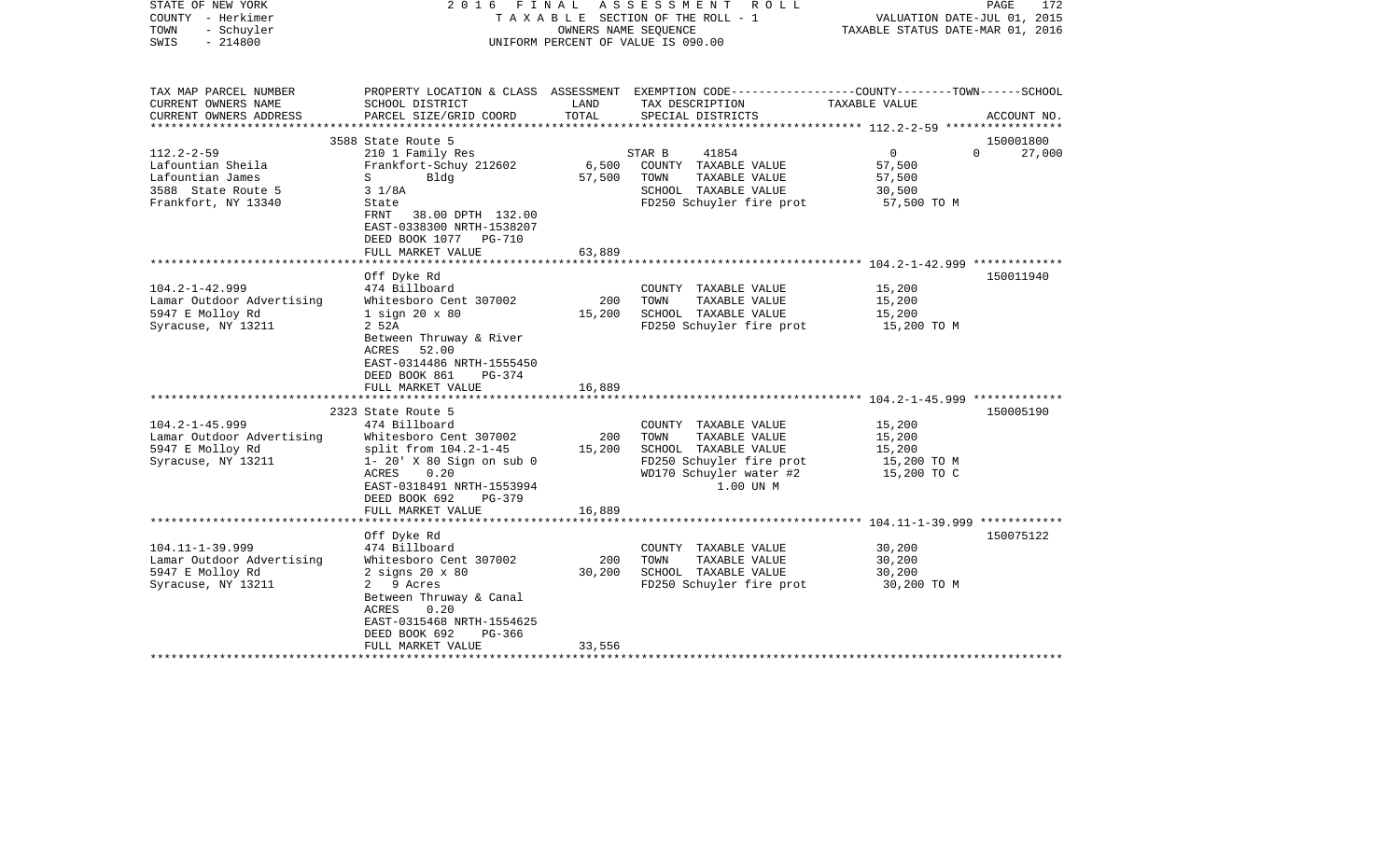STATE OF NEW YORK
COUNTY - Herkimer
TOWN - Schuyler
SWIS - 214800

2016 FINAL ASSESSMENT ROLL
TAXABLE SECTION OF THE ROLL - 1
OWNERS NAME SEQUENCE
UNIFORM PERCENT OF VALUE IS 090.00

VALUATION DATE-JUL 01, 2015
TAXABLE STATUS DATE-MAR 01, 2016

| TAX MAP PARCEL NUMBER<br>CURRENT OWNERS NAME<br>CURRENT OWNERS ADDRESS | PROPERTY LOCATION & CLASS<br>SCHOOL DISTRICT<br>PARCEL SIZE/GRID COORD | ASSESSMENT<br>LAND<br>TOTAL | EXEMPTION CODE-----COUNTY-----TOWN------SCHOOL<br>TAX DESCRIPTION<br>SPECIAL DISTRICTS | TAXABLE VALUE | ACCOUNT NO. |
|---|---|---|---|---|---|
| 112.2-2-59 | 3588 State Route 5 | | | | 150001800 |
| 112.2-2-59 | 210 1 Family Res | | STAR B 41854 | 0 0 | 27,000 |
| Lafountian Sheila | Frankfort-Schuy 212602 | 6,500 | COUNTY TAXABLE VALUE | 57,500 | |
| Lafountian James | S Bldg | 57,500 | TOWN TAXABLE VALUE | 57,500 | |
| 3588 State Route 5 | 3 1/8A | | SCHOOL TAXABLE VALUE | 30,500 | |
| Frankfort, NY 13340 | State | | FD250 Schuyler fire prot | 57,500 TO M | |
| | FRNT 38.00 DPTH 132.00 | | | | |
| | EAST-0338300 NRTH-1538207 | | | | |
| | DEED BOOK 1077 PG-710 | | | | |
| | FULL MARKET VALUE | 63,889 | | | |
| 104.2-1-42.999 | Off Dyke Rd | | | | 150011940 |
| 104.2-1-42.999 | 474 Billboard | | COUNTY TAXABLE VALUE | 15,200 | |
| Lamar Outdoor Advertising | Whitesboro Cent 307002 | 200 | TOWN TAXABLE VALUE | 15,200 | |
| 5947 E Molloy Rd | 1 sign 20 x 80 | 15,200 | SCHOOL TAXABLE VALUE | 15,200 | |
| Syracuse, NY 13211 | 2 52A | | FD250 Schuyler fire prot | 15,200 TO M | |
| | Between Thruway & River | | | | |
| | ACRES 52.00 | | | | |
| | EAST-0314486 NRTH-1555450 | | | | |
| | DEED BOOK 861 PG-374 | | | | |
| | FULL MARKET VALUE | 16,889 | | | |
| 104.2-1-45.999 | 2323 State Route 5 | | | | 150005190 |
| 104.2-1-45.999 | 474 Billboard | | COUNTY TAXABLE VALUE | 15,200 | |
| Lamar Outdoor Advertising | Whitesboro Cent 307002 | 200 | TOWN TAXABLE VALUE | 15,200 | |
| 5947 E Molloy Rd | split from 104.2-1-45 | 15,200 | SCHOOL TAXABLE VALUE | 15,200 | |
| Syracuse, NY 13211 | 1- 20' X 80 Sign on sub 0 | | FD250 Schuyler fire prot | 15,200 TO M | |
| | ACRES 0.20 | | WD170 Schuyler water #2 | 15,200 TO C | |
| | EAST-0318491 NRTH-1553994 | | 1.00 UN M | | |
| | DEED BOOK 692 PG-379 | | | | |
| | FULL MARKET VALUE | 16,889 | | | |
| 104.11-1-39.999 | Off Dyke Rd | | | | 150075122 |
| 104.11-1-39.999 | 474 Billboard | | COUNTY TAXABLE VALUE | 30,200 | |
| Lamar Outdoor Advertising | Whitesboro Cent 307002 | 200 | TOWN TAXABLE VALUE | 30,200 | |
| 5947 E Molloy Rd | 2 signs 20 x 80 | 30,200 | SCHOOL TAXABLE VALUE | 30,200 | |
| Syracuse, NY 13211 | 2 9 Acres | | FD250 Schuyler fire prot | 30,200 TO M | |
| | Between Thruway & Canal | | | | |
| | ACRES 0.20 | | | | |
| | EAST-0315468 NRTH-1554625 | | | | |
| | DEED BOOK 692 PG-366 | | | | |
| | FULL MARKET VALUE | 33,556 | | | |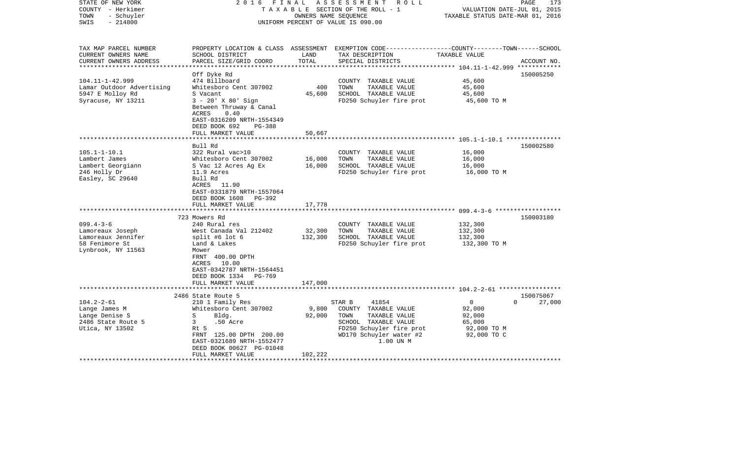STATE OF NEW YORK — 2016 FINAL ASSESSMENT ROLL
COUNTY - Herkimer — TAXABLE SECTION OF THE ROLL - 1 — VALUATION DATE-JUL 01, 2015
TOWN - Schuyler — OWNERS NAME SEQUENCE — TAXABLE STATUS DATE-MAR 01, 2016
SWIS - 214800 — UNIFORM PERCENT OF VALUE IS 090.00

| TAX MAP PARCEL NUMBER / CURRENT OWNERS NAME / CURRENT OWNERS ADDRESS | PROPERTY LOCATION & CLASS / SCHOOL DISTRICT / PARCEL SIZE/GRID COORD | ASSESSMENT LAND | TOTAL | EXEMPTION CODE / TAX DESCRIPTION / SPECIAL DISTRICTS | COUNTY--------TOWN------SCHOOL TAXABLE VALUE | ACCOUNT NO. |
|---|---|---|---|---|---|---|
| **104.11-1-42.999** | Off Dyke Rd | | | | | 150005250 |
| 104.11-1-42.999 | 474 Billboard | | | COUNTY TAXABLE VALUE | 45,600 | |
| Lamar Outdoor Advertising | Whitesboro Cent 307002 | 400 | | TOWN TAXABLE VALUE | 45,600 | |
| 5947 E Molloy Rd | S Vacant | | 45,600 | SCHOOL TAXABLE VALUE | 45,600 | |
| Syracuse, NY 13211 | 3 - 20' X 80' Sign | | | FD250 Schuyler fire prot | 45,600 TO M | |
| | Between Thruway & Canal | | | | | |
| | ACRES 0.40 | | | | | |
| | EAST-0316209 NRTH-1554349 | | | | | |
| | DEED BOOK 692 PG-388 | | | | | |
| | FULL MARKET VALUE | | 50,667 | | | |
| **105.1-1-10.1** | Bull Rd | | | | | 150002580 |
| 105.1-1-10.1 | 322 Rural vac>10 | | | COUNTY TAXABLE VALUE | 16,000 | |
| Lambert James | Whitesboro Cent 307002 | 16,000 | | TOWN TAXABLE VALUE | 16,000 | |
| Lambert Georgiann | S Vac 12 Acres Ag Ex | | 16,000 | SCHOOL TAXABLE VALUE | 16,000 | |
| 246 Holly Dr | 11.9 Acres | | | FD250 Schuyler fire prot | 16,000 TO M | |
| Easley, SC 29640 | Bull Rd | | | | | |
| | ACRES 11.90 | | | | | |
| | EAST-0331879 NRTH-1557064 | | | | | |
| | DEED BOOK 1608 PG-392 | | | | | |
| | FULL MARKET VALUE | | 17,778 | | | |
| **099.4-3-6** | 723 Mowers Rd | | | | | 150003180 |
| 099.4-3-6 | 240 Rural res | | | COUNTY TAXABLE VALUE | 132,300 | |
| Lamoreaux Joseph | West Canada Val 212402 | 32,300 | | TOWN TAXABLE VALUE | 132,300 | |
| Lamoreaux Jennifer | split #6 lot 6 | | 132,300 | SCHOOL TAXABLE VALUE | 132,300 | |
| 58 Fenimore St | Land & Lakes | | | FD250 Schuyler fire prot | 132,300 TO M | |
| Lynbrook, NY 11563 | Mower | | | | | |
| | FRNT 400.00 DPTH | | | | | |
| | ACRES 10.00 | | | | | |
| | EAST-0342787 NRTH-1564451 | | | | | |
| | DEED BOOK 1334 PG-769 | | | | | |
| | FULL MARKET VALUE | | 147,000 | | | |
| **104.2-2-61** | 2486 State Route 5 | | | | | 150075067 |
| 104.2-2-61 | 210 1 Family Res | | | STAR B 41854 | 0 0 27,000 | |
| Lange James M | Whitesboro Cent 307002 | 9,800 | | COUNTY TAXABLE VALUE | 92,000 | |
| Lange Denise S | S Bldg. | | 92,000 | TOWN TAXABLE VALUE | 92,000 | |
| 2486 State Route 5 | 3 .50 Acre | | | SCHOOL TAXABLE VALUE | 65,000 | |
| Utica, NY 13502 | Rt 5 | | | FD250 Schuyler fire prot | 92,000 TO M | |
| | FRNT 125.00 DPTH 200.00 | | | WD170 Schuyler water #2 | 92,000 TO C | |
| | EAST-0321689 NRTH-1552477 | | | 1.00 UN M | | |
| | DEED BOOK 00627 PG-01048 | | | | | |
| | FULL MARKET VALUE | | 102,222 | | | |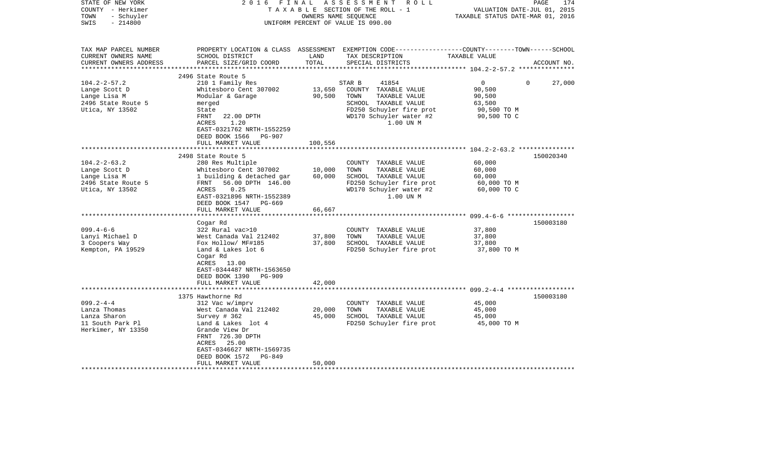STATE OF NEW YORK
COUNTY - Herkimer
TOWN - Schuyler
SWIS - 214800

2016 FINAL ASSESSMENT ROLL
TAXABLE SECTION OF THE ROLL - 1
OWNERS NAME SEQUENCE
UNIFORM PERCENT OF VALUE IS 090.00

VALUATION DATE-JUL 01, 2015
TAXABLE STATUS DATE-MAR 01, 2016

| TAX MAP PARCEL NUMBER / CURRENT OWNERS NAME / CURRENT OWNERS ADDRESS | PROPERTY LOCATION & CLASS / SCHOOL DISTRICT / PARCEL SIZE/GRID COORD | ASSESSMENT LAND | TOTAL | EXEMPTION CODE / TAX DESCRIPTION / SPECIAL DISTRICTS | COUNTY / TOWN / SCHOOL TAXABLE VALUE | ACCOUNT NO. |
|---|---|---|---|---|---|---|
| 104.2-2-57.2 | 2496 State Route 5 | | | | | |
| Lange Scott D | 210 1 Family Res | | | STAR B 41854 | 0 0 27,000 | |
| Lange Lisa M | Whitesboro Cent 307002 | 13,650 | | COUNTY TAXABLE VALUE | 90,500 | |
| 2496 State Route 5 | Modular & Garage | | 90,500 | TOWN TAXABLE VALUE | 90,500 | |
| Utica, NY 13502 | merged | | | SCHOOL TAXABLE VALUE | 63,500 | |
| | State | | | FD250 Schuyler fire prot | 90,500 TO M | |
| | FRNT 22.00 DPTH | | | WD170 Schuyler water #2 | 90,500 TO C | |
| | ACRES 1.20 | | | 1.00 UN M | | |
| | EAST-0321762 NRTH-1552259 | | | | | |
| | DEED BOOK 1566 PG-907 | | | | | |
| | FULL MARKET VALUE | | 100,556 | | | |
| 104.2-2-63.2 | 2498 State Route 5 | | | | | 150020340 |
| Lange Scott D | 280 Res Multiple | | | COUNTY TAXABLE VALUE | 60,000 | |
| Lange Lisa M | Whitesboro Cent 307002 | 10,000 | | TOWN TAXABLE VALUE | 60,000 | |
| 2496 State Route 5 | 1 building & detached gar | | 60,000 | SCHOOL TAXABLE VALUE | 60,000 | |
| Utica, NY 13502 | FRNT 56.00 DPTH 146.00 | | | FD250 Schuyler fire prot | 60,000 TO M | |
| | ACRES 0.25 | | | WD170 Schuyler water #2 | 60,000 TO C | |
| | EAST-0321896 NRTH-1552389 | | | 1.00 UN M | | |
| | DEED BOOK 1547 PG-669 | | | | | |
| | FULL MARKET VALUE | | 66,667 | | | |
| 099.4-6-6 | Cogar Rd | | | | | 150003180 |
| Lanyi Michael D | 322 Rural vac>10 | | | COUNTY TAXABLE VALUE | 37,800 | |
| 3 Coopers Way | West Canada Val 212402 | 37,800 | | TOWN TAXABLE VALUE | 37,800 | |
| Kempton, PA 19529 | Fox Hollow/ MF#185 | | 37,800 | SCHOOL TAXABLE VALUE | 37,800 | |
| | Land & Lakes lot 6 | | | FD250 Schuyler fire prot | 37,800 TO M | |
| | Cogar Rd | | | | | |
| | ACRES 13.00 | | | | | |
| | EAST-0344487 NRTH-1563650 | | | | | |
| | DEED BOOK 1390 PG-909 | | | | | |
| | FULL MARKET VALUE | | 42,000 | | | |
| 099.2-4-4 | 1375 Hawthorne Rd | | | | | 150003180 |
| Lanza Thomas | 312 Vac w/imprv | | | COUNTY TAXABLE VALUE | 45,000 | |
| Lanza Sharon | West Canada Val 212402 | 20,000 | | TOWN TAXABLE VALUE | 45,000 | |
| 11 South Park Pl | Survey # 362 | | 45,000 | SCHOOL TAXABLE VALUE | 45,000 | |
| Herkimer, NY 13350 | Land & Lakes lot 4 | | | FD250 Schuyler fire prot | 45,000 TO M | |
| | Grande View Dr | | | | | |
| | FRNT 726.30 DPTH | | | | | |
| | ACRES 25.00 | | | | | |
| | EAST-0346627 NRTH-1569735 | | | | | |
| | DEED BOOK 1572 PG-849 | | | | | |
| | FULL MARKET VALUE | | 50,000 | | | |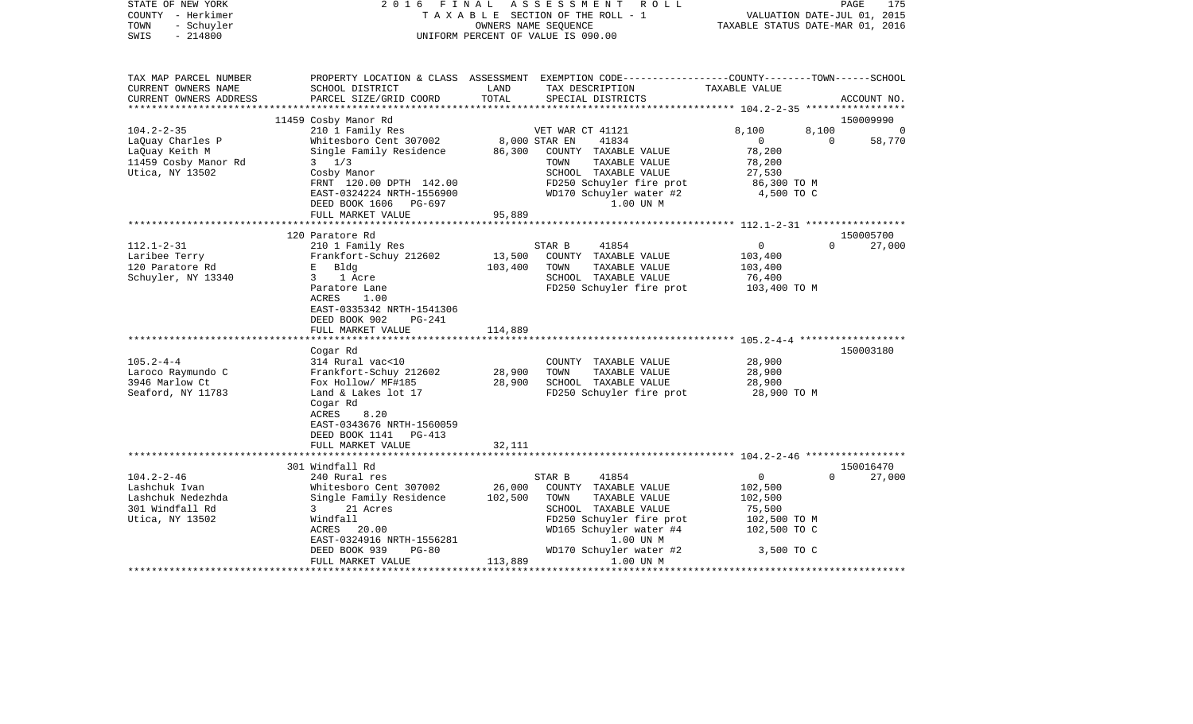STATE OF NEW YORK | 2016 FINAL ASSESSMENT ROLL | PAGE 175
COUNTY - Herkimer | TAXABLE SECTION OF THE ROLL - 1 | VALUATION DATE-JUL 01, 2015
TOWN - Schuyler | OWNERS NAME SEQUENCE | TAXABLE STATUS DATE-MAR 01, 2016
SWIS - 214800 | UNIFORM PERCENT OF VALUE IS 090.00

| TAX MAP PARCEL NUMBER<br>CURRENT OWNERS NAME<br>CURRENT OWNERS ADDRESS | PROPERTY LOCATION & CLASS<br>SCHOOL DISTRICT<br>PARCEL SIZE/GRID COORD | ASSESSMENT<br>LAND<br>TOTAL | EXEMPTION CODE<br>TAX DESCRIPTION<br>SPECIAL DISTRICTS | COUNTY | TOWN | SCHOOL<br>ACCOUNT NO. |
|---|---|---|---|---|---|---|
| | 11459 Cosby Manor Rd | | | | | 150009990 |
| 104.2-2-35 | 210 1 Family Res | | VET WAR CT 41121 | 8,100 | 8,100 | 0 |
| LaQuay Charles P | Whitesboro Cent 307002 | 8,000 | STAR EN 41834 | 0 | 0 | 58,770 |
| LaQuay Keith M | Single Family Residence | 86,300 | COUNTY TAXABLE VALUE | 78,200 | | |
| 11459 Cosby Manor Rd | 3 1/3 | | TOWN TAXABLE VALUE | 78,200 | | |
| Utica, NY 13502 | Cosby Manor | | SCHOOL TAXABLE VALUE | 27,530 | | |
| | FRNT 120.00 DPTH 142.00 | | FD250 Schuyler fire prot | 86,300 TO M | | |
| | EAST-0324224 NRTH-1556900 | | WD170 Schuyler water #2 | 4,500 TO C | | |
| | DEED BOOK 1606 PG-697 | | 1.00 UN M | | | |
| | FULL MARKET VALUE | 95,889 | | | | |
| | 120 Paratore Rd | | | | | 150005700 |
| 112.1-2-31 | 210 1 Family Res | | STAR B 41854 | 0 | 0 | 27,000 |
| Laribee Terry | Frankfort-Schuy 212602 | 13,500 | COUNTY TAXABLE VALUE | 103,400 | | |
| 120 Paratore Rd | E Bldg | 103,400 | TOWN TAXABLE VALUE | 103,400 | | |
| Schuyler, NY 13340 | 3 1 Acre | | SCHOOL TAXABLE VALUE | 76,400 | | |
| | Paratore Lane | | FD250 Schuyler fire prot | 103,400 TO M | | |
| | ACRES 1.00 | | | | | |
| | EAST-0335342 NRTH-1541306 | | | | | |
| | DEED BOOK 902 PG-241 | | | | | |
| | FULL MARKET VALUE | 114,889 | | | | |
| | Cogar Rd | | | | | 150003180 |
| 105.2-4-4 | 314 Rural vac<10 | | COUNTY TAXABLE VALUE | 28,900 | | |
| Laroco Raymundo C | Frankfort-Schuy 212602 | 28,900 | TOWN TAXABLE VALUE | 28,900 | | |
| 3946 Marlow Ct | Fox Hollow/ MF#185 | 28,900 | SCHOOL TAXABLE VALUE | 28,900 | | |
| Seaford, NY 11783 | Land & Lakes lot 17 | | FD250 Schuyler fire prot | 28,900 TO M | | |
| | Cogar Rd | | | | | |
| | ACRES 8.20 | | | | | |
| | EAST-0343676 NRTH-1560059 | | | | | |
| | DEED BOOK 1141 PG-413 | | | | | |
| | FULL MARKET VALUE | 32,111 | | | | |
| | 301 Windfall Rd | | | | | 150016470 |
| 104.2-2-46 | 240 Rural res | | STAR B 41854 | 0 | 0 | 27,000 |
| Lashchuk Ivan | Whitesboro Cent 307002 | 26,000 | COUNTY TAXABLE VALUE | 102,500 | | |
| Lashchuk Nedezhda | Single Family Residence | 102,500 | TOWN TAXABLE VALUE | 102,500 | | |
| 301 Windfall Rd | 3 21 Acres | | SCHOOL TAXABLE VALUE | 75,500 | | |
| Utica, NY 13502 | Windfall | | FD250 Schuyler fire prot | 102,500 TO M | | |
| | ACRES 20.00 | | WD165 Schuyler water #4 | 102,500 TO C | | |
| | EAST-0324916 NRTH-1556281 | | 1.00 UN M | | | |
| | DEED BOOK 939 PG-80 | | WD170 Schuyler water #2 | 3,500 TO C | | |
| | FULL MARKET VALUE | 113,889 | 1.00 UN M | | | |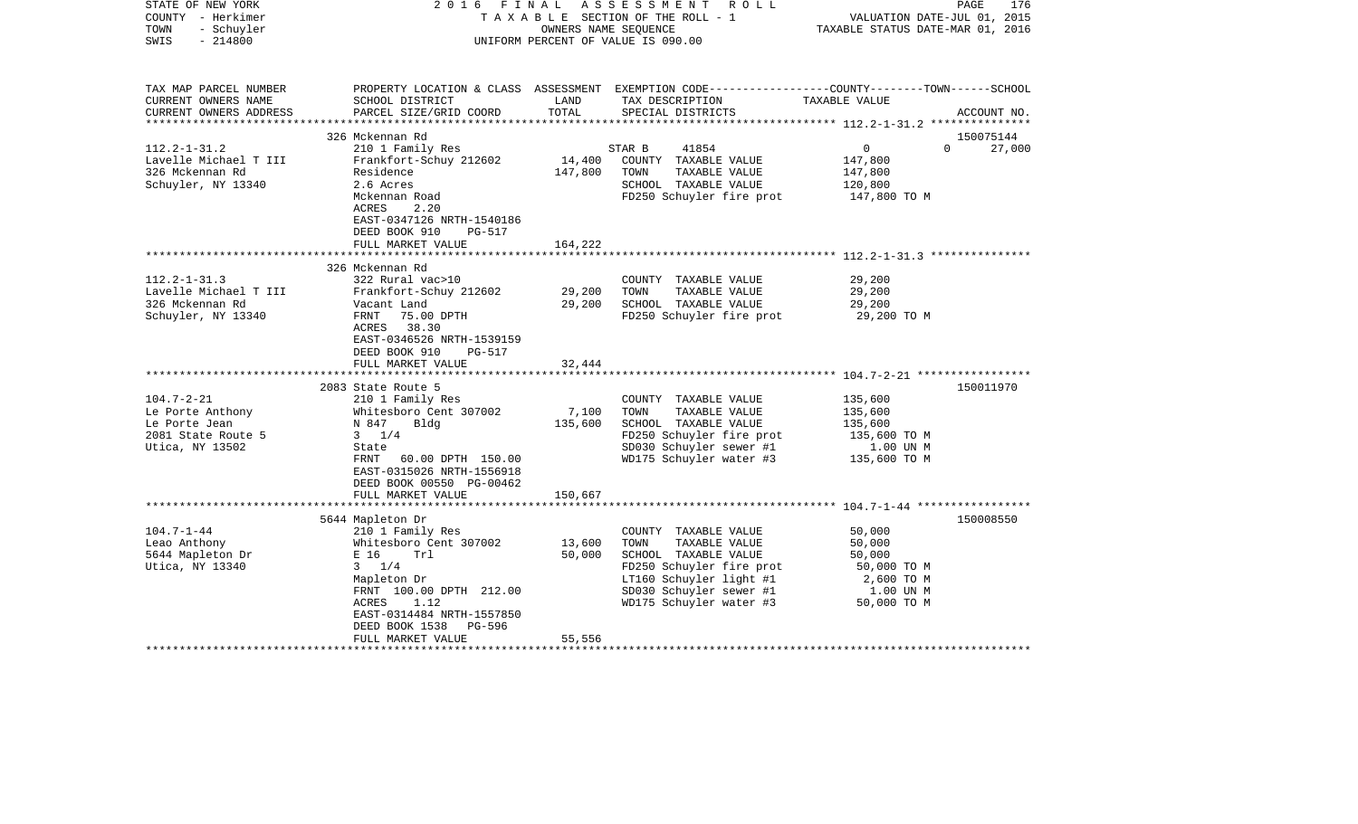STATE OF NEW YORK — 2016 FINAL ASSESSMENT ROLL
COUNTY - Herkimer — TAXABLE SECTION OF THE ROLL - 1 — VALUATION DATE-JUL 01, 2015
TOWN - Schuyler — OWNERS NAME SEQUENCE — TAXABLE STATUS DATE-MAR 01, 2016
SWIS - 214800 — UNIFORM PERCENT OF VALUE IS 090.00

| TAX MAP PARCEL NUMBER / CURRENT OWNERS NAME / CURRENT OWNERS ADDRESS | PROPERTY LOCATION & CLASS / SCHOOL DISTRICT / PARCEL SIZE/GRID COORD | ASSESSMENT LAND | TOTAL | EXEMPTION CODE / TAX DESCRIPTION / SPECIAL DISTRICTS | COUNTY | TOWN | SCHOOL TAXABLE VALUE | ACCOUNT NO. |
|---|---|---|---|---|---|---|---|---|
| **112.2-1-31.2** | 326 Mckennan Rd | | | | | | | 150075144 |
| Lavelle Michael T III | 210 1 Family Res | | | STAR B 41854 | 0 | 0 | 27,000 | |
| 326 Mckennan Rd | Frankfort-Schuy 212602 | 14,400 | | COUNTY TAXABLE VALUE | 147,800 | | | |
| Schuyler, NY 13340 | Residence | | 147,800 | TOWN TAXABLE VALUE | 147,800 | | | |
| | 2.6 Acres | | | SCHOOL TAXABLE VALUE | 120,800 | | | |
| | Mckennan Road | | | FD250 Schuyler fire prot | 147,800 TO M | | | |
| | ACRES 2.20 | | | | | | | |
| | EAST-0347126 NRTH-1540186 | | | | | | | |
| | DEED BOOK 910 PG-517 | | | | | | | |
| | FULL MARKET VALUE | | 164,222 | | | | | |
| **112.2-1-31.3** | 326 Mckennan Rd | | | | | | | |
| Lavelle Michael T III | 322 Rural vac>10 | | | COUNTY TAXABLE VALUE | 29,200 | | | |
| 326 Mckennan Rd | Frankfort-Schuy 212602 | 29,200 | | TOWN TAXABLE VALUE | 29,200 | | | |
| Schuyler, NY 13340 | Vacant Land | | 29,200 | SCHOOL TAXABLE VALUE | 29,200 | | | |
| | FRNT 75.00 DPTH | | | FD250 Schuyler fire prot | 29,200 TO M | | | |
| | ACRES 38.30 | | | | | | | |
| | EAST-0346526 NRTH-1539159 | | | | | | | |
| | DEED BOOK 910 PG-517 | | | | | | | |
| | FULL MARKET VALUE | | 32,444 | | | | | |
| **104.7-2-21** | 2083 State Route 5 | | | | | | | 150011970 |
| Le Porte Anthony | 210 1 Family Res | | | COUNTY TAXABLE VALUE | 135,600 | | | |
| Le Porte Jean | Whitesboro Cent 307002 | 7,100 | | TOWN TAXABLE VALUE | 135,600 | | | |
| 2081 State Route 5 | N 847 Bldg | | 135,600 | SCHOOL TAXABLE VALUE | 135,600 | | | |
| Utica, NY 13502 | 3 1/4 | | | FD250 Schuyler fire prot | 135,600 TO M | | | |
| | State | | | SD030 Schuyler sewer #1 | 1.00 UN M | | | |
| | FRNT 60.00 DPTH 150.00 | | | WD175 Schuyler water #3 | 135,600 TO M | | | |
| | EAST-0315026 NRTH-1556918 | | | | | | | |
| | DEED BOOK 00550 PG-00462 | | | | | | | |
| | FULL MARKET VALUE | | 150,667 | | | | | |
| **104.7-1-44** | 5644 Mapleton Dr | | | | | | | 150008550 |
| Leao Anthony | 210 1 Family Res | | | COUNTY TAXABLE VALUE | 50,000 | | | |
| 5644 Mapleton Dr | Whitesboro Cent 307002 | 13,600 | | TOWN TAXABLE VALUE | 50,000 | | | |
| Utica, NY 13340 | E 16 Trl | | 50,000 | SCHOOL TAXABLE VALUE | 50,000 | | | |
| | 3 1/4 | | | FD250 Schuyler fire prot | 50,000 TO M | | | |
| | Mapleton Dr | | | LT160 Schuyler light #1 | 2,600 TO M | | | |
| | FRNT 100.00 DPTH 212.00 | | | SD030 Schuyler sewer #1 | 1.00 UN M | | | |
| | ACRES 1.12 | | | WD175 Schuyler water #3 | 50,000 TO M | | | |
| | EAST-0314484 NRTH-1557850 | | | | | | | |
| | DEED BOOK 1538 PG-596 | | | | | | | |
| | FULL MARKET VALUE | | 55,556 | | | | | |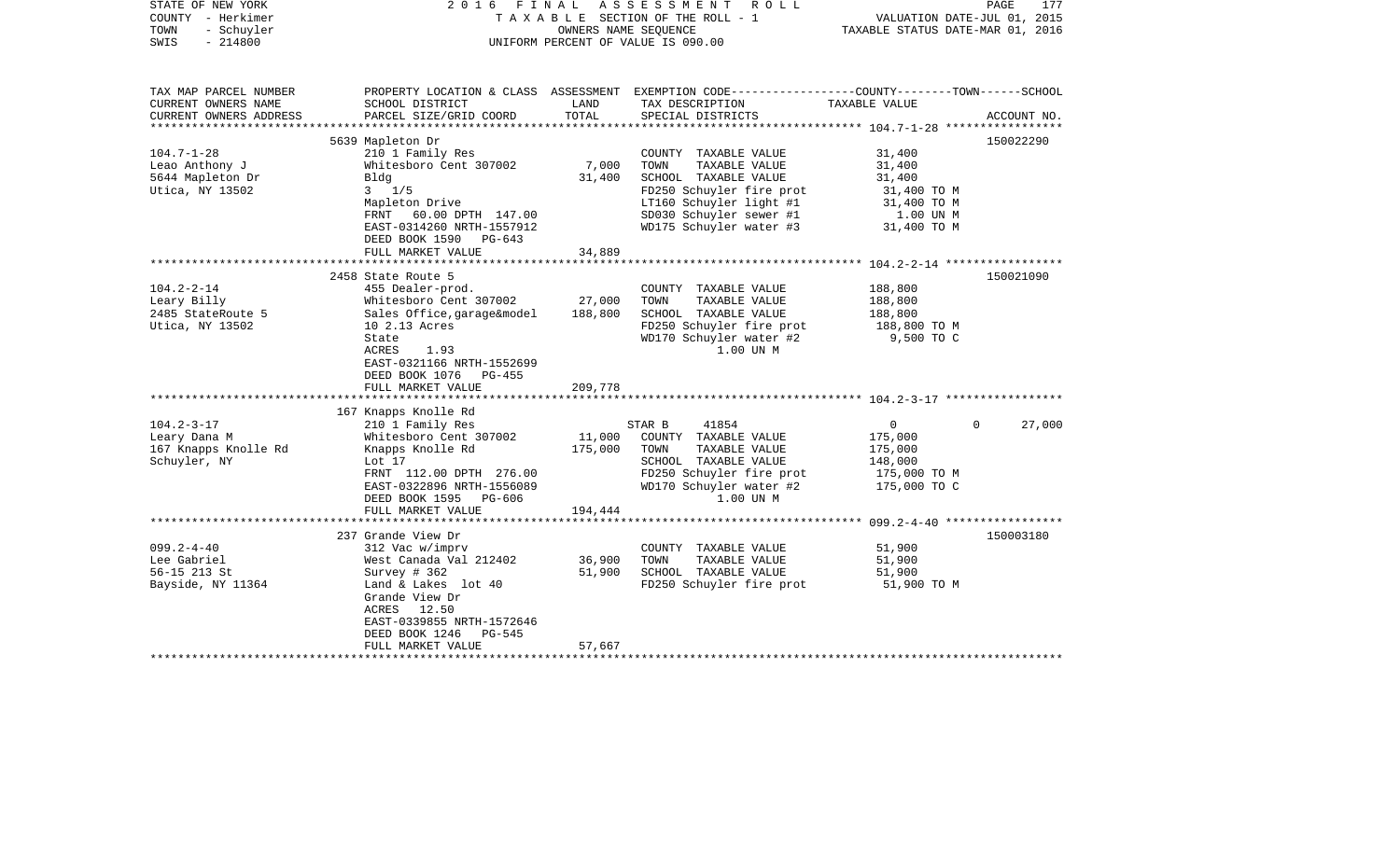STATE OF NEW YORK — 2016 FINAL ASSESSMENT ROLL
COUNTY - Herkimer — TAXABLE SECTION OF THE ROLL - 1 — VALUATION DATE-JUL 01, 2015
TOWN - Schuyler — OWNERS NAME SEQUENCE — TAXABLE STATUS DATE-MAR 01, 2016
SWIS - 214800 — UNIFORM PERCENT OF VALUE IS 090.00

| TAX MAP PARCEL NUMBER / CURRENT OWNERS NAME / CURRENT OWNERS ADDRESS | PROPERTY LOCATION & CLASS / SCHOOL DISTRICT / PARCEL SIZE/GRID COORD | ASSESSMENT LAND | TOTAL | EXEMPTION CODE / TAX DESCRIPTION / SPECIAL DISTRICTS | COUNTY | TOWN | SCHOOL | TAXABLE VALUE / ACCOUNT NO. |
|---|---|---|---|---|---|---|---|---|
| 104.7-1-28 | 5639 Mapleton Dr | | | | | | | 150022290 |
| | 210 1 Family Res | | | COUNTY TAXABLE VALUE | | | | 31,400 |
| Leao Anthony J | Whitesboro Cent 307002 | 7,000 | | TOWN TAXABLE VALUE | | | | 31,400 |
| 5644 Mapleton Dr | Bldg | | 31,400 | SCHOOL TAXABLE VALUE | | | | 31,400 |
| Utica, NY 13502 | 3 1/5 | | | FD250 Schuyler fire prot | | | | 31,400 TO M |
| | Mapleton Drive | | | LT160 Schuyler light #1 | | | | 31,400 TO M |
| | FRNT 60.00 DPTH 147.00 | | | SD030 Schuyler sewer #1 | | | | 1.00 UN M |
| | EAST-0314260 NRTH-1557912 | | | WD175 Schuyler water #3 | | | | 31,400 TO M |
| | DEED BOOK 1590 PG-643 | | | | | | | |
| | FULL MARKET VALUE | | 34,889 | | | | | |
| 104.2-2-14 | 2458 State Route 5 | | | | | | | 150021090 |
| | 455 Dealer-prod. | | | COUNTY TAXABLE VALUE | | | | 188,800 |
| Leary Billy | Whitesboro Cent 307002 | 27,000 | | TOWN TAXABLE VALUE | | | | 188,800 |
| 2485 StateRoute 5 | Sales Office,garage&model | | 188,800 | SCHOOL TAXABLE VALUE | | | | 188,800 |
| Utica, NY 13502 | 10 2.13 Acres | | | FD250 Schuyler fire prot | | | | 188,800 TO M |
| | State | | | WD170 Schuyler water #2 | | | | 9,500 TO C |
| | ACRES 1.93 | | | 1.00 UN M | | | | |
| | EAST-0321166 NRTH-1552699 | | | | | | | |
| | DEED BOOK 1076 PG-455 | | | | | | | |
| | FULL MARKET VALUE | | 209,778 | | | | | |
| 104.2-3-17 | 167 Knapps Knolle Rd | | | | | | | |
| | 210 1 Family Res | | | STAR B 41854 | 0 | 0 | 27,000 | |
| Leary Dana M | Whitesboro Cent 307002 | 11,000 | | COUNTY TAXABLE VALUE | | | | 175,000 |
| 167 Knapps Knolle Rd | Knapps Knolle Rd | | 175,000 | TOWN TAXABLE VALUE | | | | 175,000 |
| Schuyler, NY | Lot 17 | | | SCHOOL TAXABLE VALUE | | | | 148,000 |
| | FRNT 112.00 DPTH 276.00 | | | FD250 Schuyler fire prot | | | | 175,000 TO M |
| | EAST-0322896 NRTH-1556089 | | | WD170 Schuyler water #2 | | | | 175,000 TO C |
| | DEED BOOK 1595 PG-606 | | | 1.00 UN M | | | | |
| | FULL MARKET VALUE | | 194,444 | | | | | |
| 099.2-4-40 | 237 Grande View Dr | | | | | | | 150003180 |
| | 312 Vac w/imprv | | | COUNTY TAXABLE VALUE | | | | 51,900 |
| Lee Gabriel | West Canada Val 212402 | 36,900 | | TOWN TAXABLE VALUE | | | | 51,900 |
| 56-15 213 St | Survey # 362 | | 51,900 | SCHOOL TAXABLE VALUE | | | | 51,900 |
| Bayside, NY 11364 | Land & Lakes lot 40 | | | FD250 Schuyler fire prot | | | | 51,900 TO M |
| | Grande View Dr | | | | | | | |
| | ACRES 12.50 | | | | | | | |
| | EAST-0339855 NRTH-1572646 | | | | | | | |
| | DEED BOOK 1246 PG-545 | | | | | | | |
| | FULL MARKET VALUE | | 57,667 | | | | | |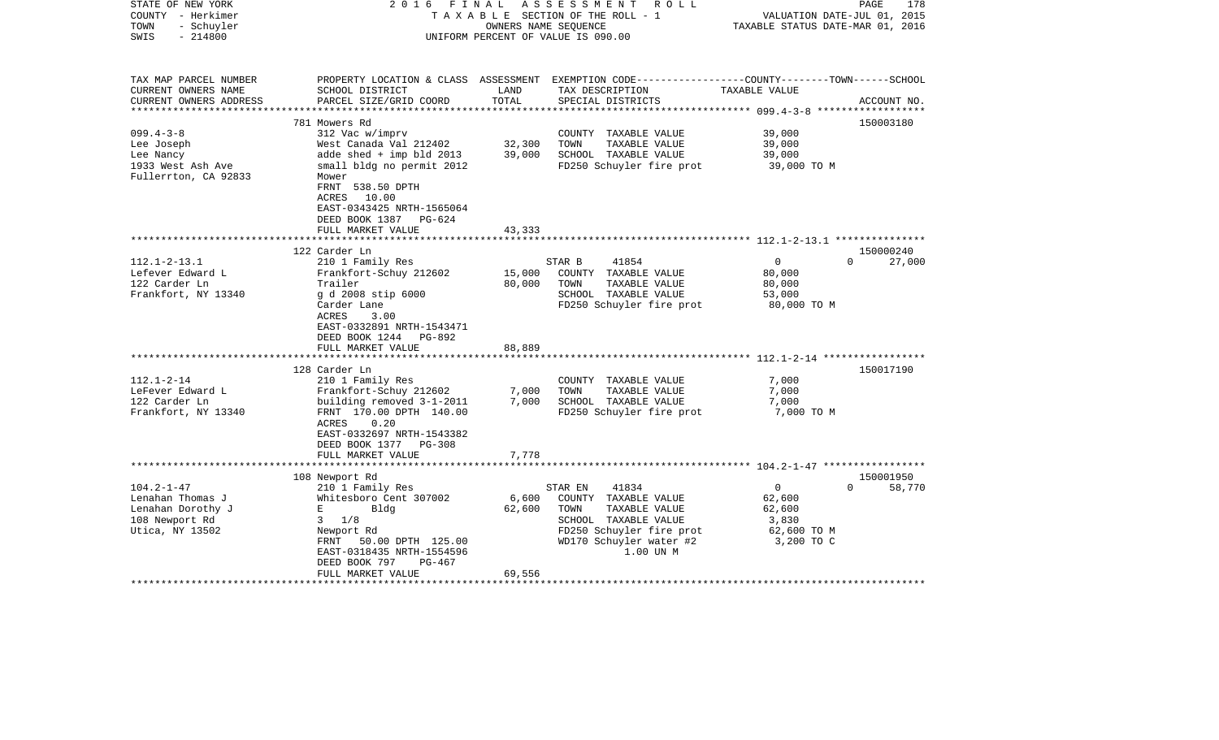STATE OF NEW YORK | 2016 FINAL ASSESSMENT ROLL
COUNTY - Herkimer | TAXABLE SECTION OF THE ROLL - 1 | VALUATION DATE-JUL 01, 2015
TOWN - Schuyler | OWNERS NAME SEQUENCE | TAXABLE STATUS DATE-MAR 01, 2016
SWIS - 214800 | UNIFORM PERCENT OF VALUE IS 090.00

| TAX MAP PARCEL NUMBER<br>CURRENT OWNERS NAME<br>CURRENT OWNERS ADDRESS | PROPERTY LOCATION & CLASS<br>SCHOOL DISTRICT<br>PARCEL SIZE/GRID COORD | ASSESSMENT<br>LAND<br>TOTAL | EXEMPTION CODE<br>TAX DESCRIPTION<br>SPECIAL DISTRICTS | COUNTY--------TOWN------SCHOOL<br>TAXABLE VALUE | ACCOUNT NO. |
|---|---|---|---|---|---|
| 099.4-3-8 | 781 Mowers Rd | | | | 150003180 |
| Lee Joseph | 312 Vac w/imprv | | COUNTY TAXABLE VALUE | 39,000 | |
| Lee Nancy | West Canada Val 212402 | 32,300 | TOWN TAXABLE VALUE | 39,000 | |
| 1933 West Ash Ave | adde shed + imp bld 2013 | 39,000 | SCHOOL TAXABLE VALUE | 39,000 | |
| Fullerrton, CA 92833 | small bldg no permit 2012 | | FD250 Schuyler fire prot | 39,000 TO M | |
| | Mower | | | | |
| | FRNT 538.50 DPTH | | | | |
| | ACRES 10.00 | | | | |
| | EAST-0343425 NRTH-1565064 | | | | |
| | DEED BOOK 1387 PG-624 | | | | |
| | FULL MARKET VALUE | 43,333 | | | |
| 112.1-2-13.1 | 122 Carder Ln | | | | 150000240 |
| Lefever Edward L | 210 1 Family Res | | STAR B 41854 | 0 0 | 27,000 |
| 122 Carder Ln | Frankfort-Schuy 212602 | 15,000 | COUNTY TAXABLE VALUE | 80,000 | |
| Frankfort, NY 13340 | Trailer | 80,000 | TOWN TAXABLE VALUE | 80,000 | |
| | g d 2008 stip 6000 | | SCHOOL TAXABLE VALUE | 53,000 | |
| | Carder Lane | | FD250 Schuyler fire prot | 80,000 TO M | |
| | ACRES 3.00 | | | | |
| | EAST-0332891 NRTH-1543471 | | | | |
| | DEED BOOK 1244 PG-892 | | | | |
| | FULL MARKET VALUE | 88,889 | | | |
| 112.1-2-14 | 128 Carder Ln | | | | 150017190 |
| LeFever Edward L | 210 1 Family Res | | COUNTY TAXABLE VALUE | 7,000 | |
| 122 Carder Ln | Frankfort-Schuy 212602 | 7,000 | TOWN TAXABLE VALUE | 7,000 | |
| Frankfort, NY 13340 | building removed 3-1-2011 | 7,000 | SCHOOL TAXABLE VALUE | 7,000 | |
| | FRNT 170.00 DPTH 140.00 | | FD250 Schuyler fire prot | 7,000 TO M | |
| | ACRES 0.20 | | | | |
| | EAST-0332697 NRTH-1543382 | | | | |
| | DEED BOOK 1377 PG-308 | | | | |
| | FULL MARKET VALUE | 7,778 | | | |
| 104.2-1-47 | 108 Newport Rd | | | | 150001950 |
| Lenahan Thomas J | 210 1 Family Res | | STAR EN 41834 | 0 0 | 58,770 |
| Lenahan Dorothy J | Whitesboro Cent 307002 | 6,600 | COUNTY TAXABLE VALUE | 62,600 | |
| 108 Newport Rd | E Bldg | 62,600 | TOWN TAXABLE VALUE | 62,600 | |
| Utica, NY 13502 | 3 1/8 | | SCHOOL TAXABLE VALUE | 3,830 | |
| | Newport Rd | | FD250 Schuyler fire prot | 62,600 TO M | |
| | FRNT 50.00 DPTH 125.00 | | WD170 Schuyler water #2 | 3,200 TO C | |
| | EAST-0318435 NRTH-1554596 | | 1.00 UN M | | |
| | DEED BOOK 797 PG-467 | | | | |
| | FULL MARKET VALUE | 69,556 | | | |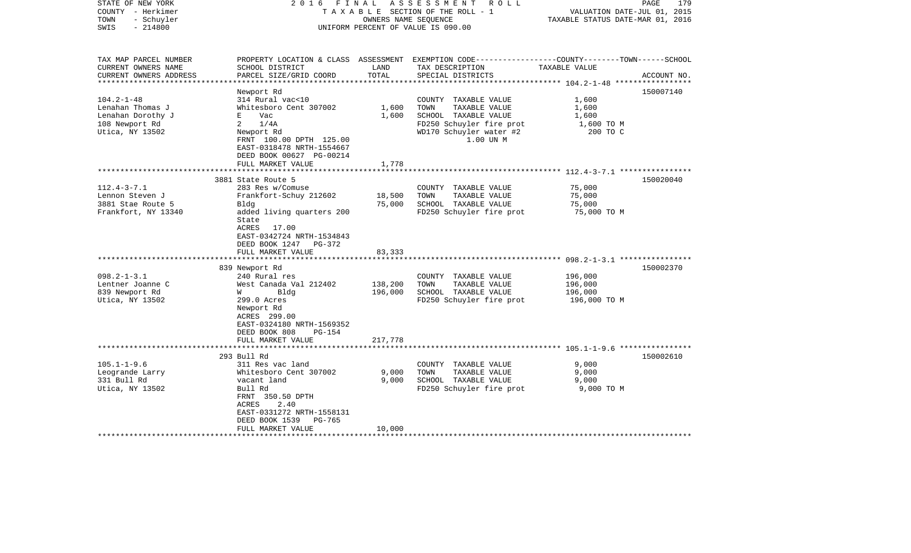STATE OF NEW YORK | 2016 FINAL ASSESSMENT ROLL
COUNTY - Herkimer | TAXABLE SECTION OF THE ROLL - 1 | VALUATION DATE-JUL 01, 2015
TOWN - Schuyler | OWNERS NAME SEQUENCE | TAXABLE STATUS DATE-MAR 01, 2016
SWIS - 214800 | UNIFORM PERCENT OF VALUE IS 090.00

| TAX MAP PARCEL NUMBER / CURRENT OWNERS NAME / CURRENT OWNERS ADDRESS | PROPERTY LOCATION & CLASS / SCHOOL DISTRICT / PARCEL SIZE/GRID COORD | ASSESSMENT LAND | TOTAL | EXEMPTION CODE / TAX DESCRIPTION / SPECIAL DISTRICTS | TAXABLE VALUE (COUNTY--------TOWN------SCHOOL) | ACCOUNT NO. |
|---|---|---|---|---|---|---|
| 104.2-1-48 | Newport Rd | | | | | 150007140 |
| Lenahan Thomas J | 314 Rural vac<10 | | | COUNTY TAXABLE VALUE | 1,600 | |
| Lenahan Dorothy J | Whitesboro Cent 307002 | 1,600 | | TOWN TAXABLE VALUE | 1,600 | |
| 108 Newport Rd | E Vac | | 1,600 | SCHOOL TAXABLE VALUE | 1,600 | |
| Utica, NY 13502 | 2 1/4A | | | FD250 Schuyler fire prot | 1,600 TO M | |
| | Newport Rd | | | WD170 Schuyler water #2 | 200 TO C | |
| | FRNT 100.00 DPTH 125.00 | | | 1.00 UN M | | |
| | EAST-0318478 NRTH-1554667 | | | | | |
| | DEED BOOK 00627 PG-00214 | | | | | |
| | FULL MARKET VALUE | | 1,778 | | | |
| 112.4-3-7.1 | 3881 State Route 5 | | | | | 150020040 |
| Lennon Steven J | 283 Res w/Comuse | | | COUNTY TAXABLE VALUE | 75,000 | |
| 3881 Stae Route 5 | Frankfort-Schuy 212602 | 18,500 | | TOWN TAXABLE VALUE | 75,000 | |
| Frankfort, NY 13340 | Bldg | | 75,000 | SCHOOL TAXABLE VALUE | 75,000 | |
| | added living quarters 200 | | | FD250 Schuyler fire prot | 75,000 TO M | |
| | State | | | | | |
| | ACRES 17.00 | | | | | |
| | EAST-0342724 NRTH-1534843 | | | | | |
| | DEED BOOK 1247 PG-372 | | | | | |
| | FULL MARKET VALUE | | 83,333 | | | |
| 098.2-1-3.1 | 839 Newport Rd | | | | | 150002370 |
| Lentner Joanne C | 240 Rural res | | | COUNTY TAXABLE VALUE | 196,000 | |
| 839 Newport Rd | West Canada Val 212402 | 138,200 | | TOWN TAXABLE VALUE | 196,000 | |
| Utica, NY 13502 | W Bldg | | 196,000 | SCHOOL TAXABLE VALUE | 196,000 | |
| | 299.0 Acres | | | FD250 Schuyler fire prot | 196,000 TO M | |
| | Newport Rd | | | | | |
| | ACRES 299.00 | | | | | |
| | EAST-0324180 NRTH-1569352 | | | | | |
| | DEED BOOK 808 PG-154 | | | | | |
| | FULL MARKET VALUE | | 217,778 | | | |
| 105.1-1-9.6 | 293 Bull Rd | | | | | 150002610 |
| Leogrande Larry | 311 Res vac land | | | COUNTY TAXABLE VALUE | 9,000 | |
| 331 Bull Rd | Whitesboro Cent 307002 | 9,000 | | TOWN TAXABLE VALUE | 9,000 | |
| Utica, NY 13502 | vacant land | | 9,000 | SCHOOL TAXABLE VALUE | 9,000 | |
| | Bull Rd | | | FD250 Schuyler fire prot | 9,000 TO M | |
| | FRNT 350.50 DPTH | | | | | |
| | ACRES 2.40 | | | | | |
| | EAST-0331272 NRTH-1558131 | | | | | |
| | DEED BOOK 1539 PG-765 | | | | | |
| | FULL MARKET VALUE | | 10,000 | | | |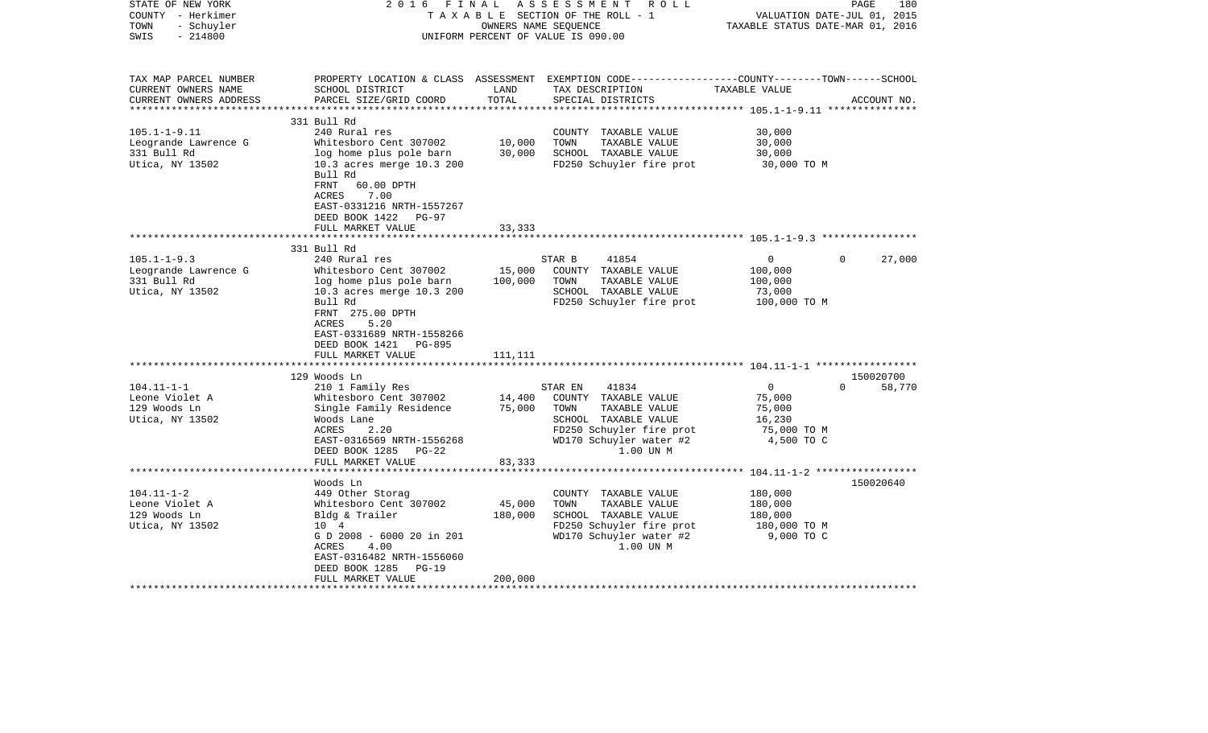STATE OF NEW YORK | COUNTY - Herkimer | TOWN - Schuyler | SWIS - 214800

2016 FINAL ASSESSMENT ROLL
TAXABLE SECTION OF THE ROLL - 1
OWNERS NAME SEQUENCE
UNIFORM PERCENT OF VALUE IS 090.00

VALUATION DATE-JUL 01, 2015
TAXABLE STATUS DATE-MAR 01, 2016

| TAX MAP PARCEL NUMBER / CURRENT OWNERS NAME / CURRENT OWNERS ADDRESS | PROPERTY LOCATION & CLASS / SCHOOL DISTRICT / PARCEL SIZE/GRID COORD | ASSESSMENT LAND / TOTAL | EXEMPTION CODE / TAX DESCRIPTION / SPECIAL DISTRICTS | COUNTY / TOWN / SCHOOL TAXABLE VALUE | ACCOUNT NO. |
|---|---|---|---|---|---|
| **105.1-1-9.11** | 331 Bull Rd | | | | |
| | 240 Rural res | | COUNTY TAXABLE VALUE | 30,000 | |
| Leogrande Lawrence G | Whitesboro Cent 307002 | 10,000 | TOWN TAXABLE VALUE | 30,000 | |
| 331 Bull Rd | log home plus pole barn | 30,000 | SCHOOL TAXABLE VALUE | 30,000 | |
| Utica, NY 13502 | 10.3 acres merge 10.3 200 | | FD250 Schuyler fire prot | 30,000 TO M | |
| | Bull Rd | | | | |
| | FRNT 60.00 DPTH | | | | |
| | ACRES 7.00 | | | | |
| | EAST-0331216 NRTH-1557267 | | | | |
| | DEED BOOK 1422 PG-97 | | | | |
| | FULL MARKET VALUE | 33,333 | | | |
| **105.1-1-9.3** | 331 Bull Rd | | | | |
| | 240 Rural res | | STAR B 41854 | 0 / 0 / 27,000 | |
| Leogrande Lawrence G | Whitesboro Cent 307002 | 15,000 | COUNTY TAXABLE VALUE | 100,000 | |
| 331 Bull Rd | log home plus pole barn | 100,000 | TOWN TAXABLE VALUE | 100,000 | |
| Utica, NY 13502 | 10.3 acres merge 10.3 200 | | SCHOOL TAXABLE VALUE | 73,000 | |
| | Bull Rd | | FD250 Schuyler fire prot | 100,000 TO M | |
| | FRNT 275.00 DPTH | | | | |
| | ACRES 5.20 | | | | |
| | EAST-0331689 NRTH-1558266 | | | | |
| | DEED BOOK 1421 PG-895 | | | | |
| | FULL MARKET VALUE | 111,111 | | | |
| **104.11-1-1** | 129 Woods Ln | | | | 150020700 |
| | 210 1 Family Res | | STAR EN 41834 | 0 / 0 / 58,770 | |
| Leone Violet A | Whitesboro Cent 307002 | 14,400 | COUNTY TAXABLE VALUE | 75,000 | |
| 129 Woods Ln | Single Family Residence | 75,000 | TOWN TAXABLE VALUE | 75,000 | |
| Utica, NY 13502 | Woods Lane | | SCHOOL TAXABLE VALUE | 16,230 | |
| | ACRES 2.20 | | FD250 Schuyler fire prot | 75,000 TO M | |
| | EAST-0316569 NRTH-1556268 | | WD170 Schuyler water #2 | 4,500 TO C | |
| | DEED BOOK 1285 PG-22 | | 1.00 UN M | | |
| | FULL MARKET VALUE | 83,333 | | | |
| **104.11-1-2** | Woods Ln | | | | 150020640 |
| | 449 Other Storag | | COUNTY TAXABLE VALUE | 180,000 | |
| Leone Violet A | Whitesboro Cent 307002 | 45,000 | TOWN TAXABLE VALUE | 180,000 | |
| 129 Woods Ln | Bldg & Trailer | 180,000 | SCHOOL TAXABLE VALUE | 180,000 | |
| Utica, NY 13502 | 10 4 | | FD250 Schuyler fire prot | 180,000 TO M | |
| | G D 2008 - 6000 20 in 201 | | WD170 Schuyler water #2 | 9,000 TO C | |
| | ACRES 4.00 | | 1.00 UN M | | |
| | EAST-0316482 NRTH-1556060 | | | | |
| | DEED BOOK 1285 PG-19 | | | | |
| | FULL MARKET VALUE | 200,000 | | | |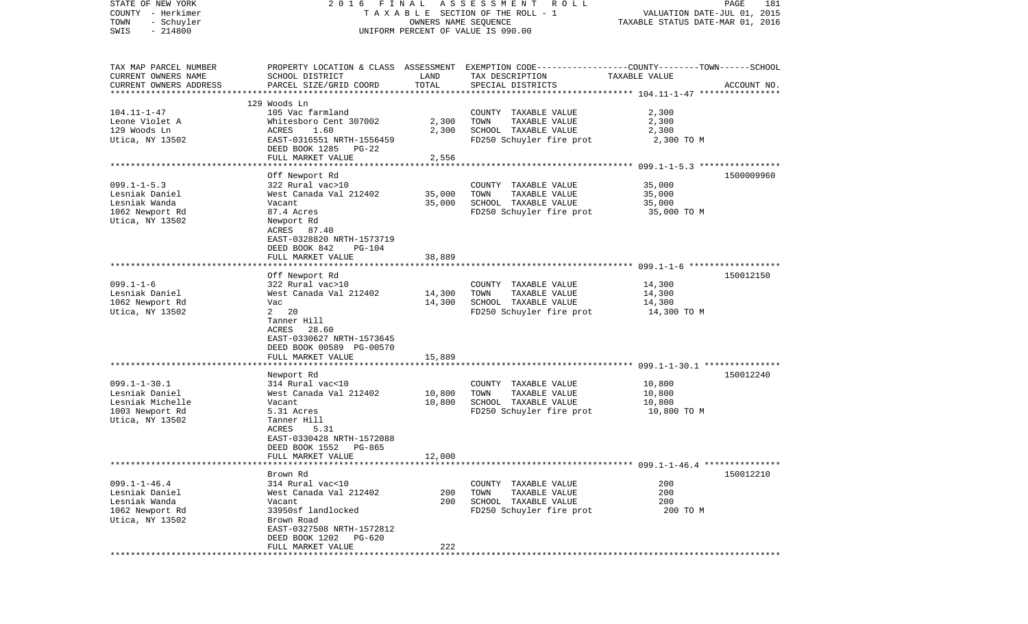STATE OF NEW YORK 2016 FINAL ASSESSMENT ROLL
COUNTY - Herkimer TAXABLE SECTION OF THE ROLL - 1 VALUATION DATE-JUL 01, 2015
TOWN - Schuyler OWNERS NAME SEQUENCE TAXABLE STATUS DATE-MAR 01, 2016
SWIS - 214800 UNIFORM PERCENT OF VALUE IS 090.00

| TAX MAP PARCEL NUMBER / CURRENT OWNERS NAME / CURRENT OWNERS ADDRESS | PROPERTY LOCATION & CLASS / SCHOOL DISTRICT / PARCEL SIZE/GRID COORD | ASSESSMENT LAND / TOTAL | EXEMPTION CODE / TAX DESCRIPTION / SPECIAL DISTRICTS | TAXABLE VALUE (COUNTY / TOWN / SCHOOL) | ACCOUNT NO. |
|---|---|---|---|---|---|
| 104.11-1-47 | 129 Woods Ln | | | | |
| 104.11-1-47 | 105 Vac farmland | | COUNTY TAXABLE VALUE | 2,300 | |
| Leone Violet A | Whitesboro Cent 307002 | 2,300 | TOWN TAXABLE VALUE | 2,300 | |
| 129 Woods Ln | ACRES 1.60 | 2,300 | SCHOOL TAXABLE VALUE | 2,300 | |
| Utica, NY 13502 | EAST-0316551 NRTH-1556459 | | FD250 Schuyler fire prot | 2,300 TO M | |
| | DEED BOOK 1285 PG-22 | | | | |
| | FULL MARKET VALUE | 2,556 | | | |
| 099.1-1-5.3 | Off Newport Rd | | | | 1500009960 |
| 099.1-1-5.3 | 322 Rural vac>10 | | COUNTY TAXABLE VALUE | 35,000 | |
| Lesniak Daniel | West Canada Val 212402 | 35,000 | TOWN TAXABLE VALUE | 35,000 | |
| Lesniak Wanda | Vacant | 35,000 | SCHOOL TAXABLE VALUE | 35,000 | |
| 1062 Newport Rd | 87.4 Acres | | FD250 Schuyler fire prot | 35,000 TO M | |
| Utica, NY 13502 | Newport Rd | | | | |
| | ACRES 87.40 | | | | |
| | EAST-0328820 NRTH-1573719 | | | | |
| | DEED BOOK 842 PG-104 | | | | |
| | FULL MARKET VALUE | 38,889 | | | |
| 099.1-1-6 | Off Newport Rd | | | | 150012150 |
| 099.1-1-6 | 322 Rural vac>10 | | COUNTY TAXABLE VALUE | 14,300 | |
| Lesniak Daniel | West Canada Val 212402 | 14,300 | TOWN TAXABLE VALUE | 14,300 | |
| 1062 Newport Rd | Vac | 14,300 | SCHOOL TAXABLE VALUE | 14,300 | |
| Utica, NY 13502 | 2 20 | | FD250 Schuyler fire prot | 14,300 TO M | |
| | Tanner Hill | | | | |
| | ACRES 28.60 | | | | |
| | EAST-0330627 NRTH-1573645 | | | | |
| | DEED BOOK 00589 PG-00570 | | | | |
| | FULL MARKET VALUE | 15,889 | | | |
| 099.1-1-30.1 | Newport Rd | | | | 150012240 |
| 099.1-1-30.1 | 314 Rural vac<10 | | COUNTY TAXABLE VALUE | 10,800 | |
| Lesniak Daniel | West Canada Val 212402 | 10,800 | TOWN TAXABLE VALUE | 10,800 | |
| Lesniak Michelle | Vacant | 10,800 | SCHOOL TAXABLE VALUE | 10,800 | |
| 1003 Newport Rd | 5.31 Acres | | FD250 Schuyler fire prot | 10,800 TO M | |
| Utica, NY 13502 | Tanner Hill | | | | |
| | ACRES 5.31 | | | | |
| | EAST-0330428 NRTH-1572088 | | | | |
| | DEED BOOK 1552 PG-865 | | | | |
| | FULL MARKET VALUE | 12,000 | | | |
| 099.1-1-46.4 | Brown Rd | | | | 150012210 |
| 099.1-1-46.4 | 314 Rural vac<10 | | COUNTY TAXABLE VALUE | 200 | |
| Lesniak Daniel | West Canada Val 212402 | 200 | TOWN TAXABLE VALUE | 200 | |
| Lesniak Wanda | Vacant | 200 | SCHOOL TAXABLE VALUE | 200 | |
| 1062 Newport Rd | 33950sf landlocked | | FD250 Schuyler fire prot | 200 TO M | |
| Utica, NY 13502 | Brown Road | | | | |
| | EAST-0327508 NRTH-1572812 | | | | |
| | DEED BOOK 1202 PG-620 | | | | |
| | FULL MARKET VALUE | 222 | | | |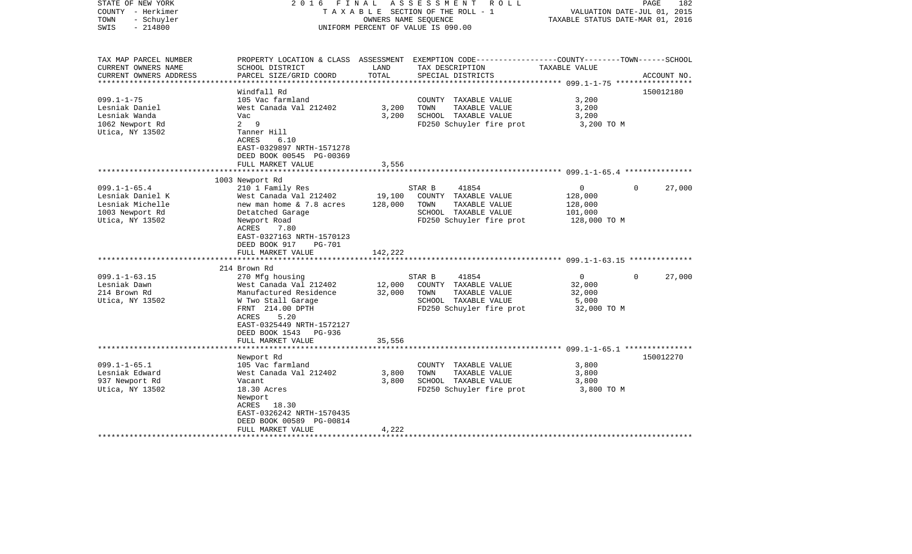STATE OF NEW YORK — 2016 FINAL ASSESSMENT ROLL
COUNTY - Herkimer — TAXABLE SECTION OF THE ROLL - 1 — VALUATION DATE-JUL 01, 2015
TOWN - Schuyler — OWNERS NAME SEQUENCE — TAXABLE STATUS DATE-MAR 01, 2016
SWIS - 214800 — UNIFORM PERCENT OF VALUE IS 090.00

| TAX MAP PARCEL NUMBER / CURRENT OWNERS NAME / CURRENT OWNERS ADDRESS | PROPERTY LOCATION & CLASS / SCHOOL DISTRICT / PARCEL SIZE/GRID COORD | ASSESSMENT LAND | TOTAL | EXEMPTION CODE / TAX DESCRIPTION / SPECIAL DISTRICTS | COUNTY | TOWN | SCHOOL / ACCOUNT NO. |
|---|---|---|---|---|---|---|---|
| **099.1-1-75** | Windfall Rd | | | | | | 150012180 |
| 099.1-1-75 | 105 Vac farmland | | | COUNTY TAXABLE VALUE | 3,200 | | |
| Lesniak Daniel | West Canada Val 212402 | 3,200 | | TOWN TAXABLE VALUE | | 3,200 | |
| Lesniak Wanda | Vac | | 3,200 | SCHOOL TAXABLE VALUE | | | 3,200 |
| 1062 Newport Rd | 2 9 | | | FD250 Schuyler fire prot | 3,200 TO M | | |
| Utica, NY 13502 | Tanner Hill | | | | | | |
| | ACRES 6.10 | | | | | | |
| | EAST-0329897 NRTH-1571278 | | | | | | |
| | DEED BOOK 00545 PG-00369 | | | | | | |
| | FULL MARKET VALUE | | 3,556 | | | | |
| **099.1-1-65.4** | 1003 Newport Rd | | | | | | |
| 099.1-1-65.4 | 210 1 Family Res | | | STAR B 41854 | 0 | 0 | 27,000 |
| Lesniak Daniel K | West Canada Val 212402 | 19,100 | | COUNTY TAXABLE VALUE | 128,000 | | |
| Lesniak Michelle | new man home & 7.8 acres | | 128,000 | TOWN TAXABLE VALUE | | 128,000 | |
| 1003 Newport Rd | Detatched Garage | | | SCHOOL TAXABLE VALUE | | | 101,000 |
| Utica, NY 13502 | Newport Road | | | FD250 Schuyler fire prot | 128,000 TO M | | |
| | ACRES 7.80 | | | | | | |
| | EAST-0327163 NRTH-1570123 | | | | | | |
| | DEED BOOK 917 PG-701 | | | | | | |
| | FULL MARKET VALUE | | 142,222 | | | | |
| **099.1-1-63.15** | 214 Brown Rd | | | | | | |
| 099.1-1-63.15 | 270 Mfg housing | | | STAR B 41854 | 0 | 0 | 27,000 |
| Lesniak Dawn | West Canada Val 212402 | 12,000 | | COUNTY TAXABLE VALUE | 32,000 | | |
| 214 Brown Rd | Manufactured Residence | | 32,000 | TOWN TAXABLE VALUE | | 32,000 | |
| Utica, NY 13502 | W Two Stall Garage | | | SCHOOL TAXABLE VALUE | | | 5,000 |
| | FRNT 214.00 DPTH | | | FD250 Schuyler fire prot | 32,000 TO M | | |
| | ACRES 5.20 | | | | | | |
| | EAST-0325449 NRTH-1572127 | | | | | | |
| | DEED BOOK 1543 PG-936 | | | | | | |
| | FULL MARKET VALUE | | 35,556 | | | | |
| **099.1-1-65.1** | Newport Rd | | | | | | 150012270 |
| 099.1-1-65.1 | 105 Vac farmland | | | COUNTY TAXABLE VALUE | 3,800 | | |
| Lesniak Edward | West Canada Val 212402 | 3,800 | | TOWN TAXABLE VALUE | | 3,800 | |
| 937 Newport Rd | Vacant | | 3,800 | SCHOOL TAXABLE VALUE | | | 3,800 |
| Utica, NY 13502 | 18.30 Acres | | | FD250 Schuyler fire prot | 3,800 TO M | | |
| | Newport | | | | | | |
| | ACRES 18.30 | | | | | | |
| | EAST-0326242 NRTH-1570435 | | | | | | |
| | DEED BOOK 00589 PG-00814 | | | | | | |
| | FULL MARKET VALUE | | 4,222 | | | | |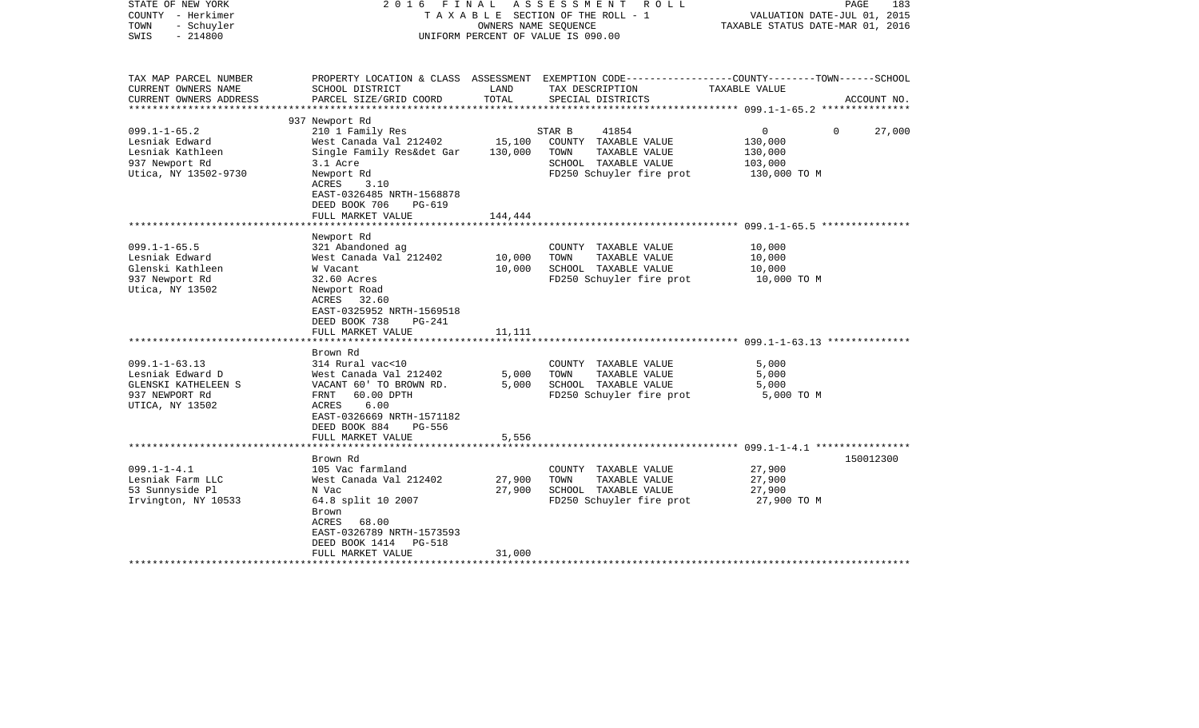STATE OF NEW YORK　　　　2 0 1 6　F I N A L　A S S E S S M E N T　R O L L
COUNTY - Herkimer　　　　T A X A B L E SECTION OF THE ROLL - 1　　　　VALUATION DATE-JUL 01, 2015
TOWN - Schuyler　　　　OWNERS NAME SEQUENCE　　　　TAXABLE STATUS DATE-MAR 01, 2016
SWIS - 214800　　　　UNIFORM PERCENT OF VALUE IS 090.00

| TAX MAP PARCEL NUMBER / CURRENT OWNERS NAME / CURRENT OWNERS ADDRESS | PROPERTY LOCATION & CLASS / SCHOOL DISTRICT / PARCEL SIZE/GRID COORD | ASSESSMENT LAND / TOTAL | EXEMPTION CODE / TAX DESCRIPTION / SPECIAL DISTRICTS | COUNTY | TOWN | SCHOOL / TAXABLE VALUE / ACCOUNT NO. |
|---|---|---|---|---|---|---|
| **099.1-1-65.2** | 937 Newport Rd | | | | | |
| 099.1-1-65.2 | 210 1 Family Res | | STAR B 41854 | 0 | 0 | 27,000 |
| Lesniak Edward | West Canada Val 212402 | 15,100 | COUNTY TAXABLE VALUE | 130,000 | | |
| Lesniak Kathleen | Single Family Res&det Gar | 130,000 | TOWN TAXABLE VALUE | 130,000 | | |
| 937 Newport Rd | 3.1 Acre | | SCHOOL TAXABLE VALUE | 103,000 | | |
| Utica, NY 13502-9730 | Newport Rd | | FD250 Schuyler fire prot | 130,000 TO M | | |
| | ACRES 3.10 | | | | | |
| | EAST-0326485 NRTH-1568878 | | | | | |
| | DEED BOOK 706 PG-619 | | | | | |
| | FULL MARKET VALUE | 144,444 | | | | |
| **099.1-1-65.5** | Newport Rd | | | | | |
| 099.1-1-65.5 | 321 Abandoned ag | | COUNTY TAXABLE VALUE | 10,000 | | |
| Lesniak Edward | West Canada Val 212402 | 10,000 | TOWN TAXABLE VALUE | 10,000 | | |
| Glenski Kathleen | W Vacant | 10,000 | SCHOOL TAXABLE VALUE | 10,000 | | |
| 937 Newport Rd | 32.60 Acres | | FD250 Schuyler fire prot | 10,000 TO M | | |
| Utica, NY 13502 | Newport Road | | | | | |
| | ACRES 32.60 | | | | | |
| | EAST-0325952 NRTH-1569518 | | | | | |
| | DEED BOOK 738 PG-241 | | | | | |
| | FULL MARKET VALUE | 11,111 | | | | |
| **099.1-1-63.13** | Brown Rd | | | | | |
| 099.1-1-63.13 | 314 Rural vac<10 | | COUNTY TAXABLE VALUE | 5,000 | | |
| Lesniak Edward D | West Canada Val 212402 | 5,000 | TOWN TAXABLE VALUE | 5,000 | | |
| GLENSKI KATHELEEN S | VACANT 60' TO BROWN RD. | 5,000 | SCHOOL TAXABLE VALUE | 5,000 | | |
| 937 NEWPORT Rd | FRNT 60.00 DPTH | | FD250 Schuyler fire prot | 5,000 TO M | | |
| UTICA, NY 13502 | ACRES 6.00 | | | | | |
| | EAST-0326669 NRTH-1571182 | | | | | |
| | DEED BOOK 884 PG-556 | | | | | |
| | FULL MARKET VALUE | 5,556 | | | | |
| **099.1-1-4.1** | Brown Rd | | | | | 150012300 |
| 099.1-1-4.1 | 105 Vac farmland | | COUNTY TAXABLE VALUE | 27,900 | | |
| Lesniak Farm LLC | West Canada Val 212402 | 27,900 | TOWN TAXABLE VALUE | 27,900 | | |
| 53 Sunnyside Pl | N Vac | 27,900 | SCHOOL TAXABLE VALUE | 27,900 | | |
| Irvington, NY 10533 | 64.8 split 10 2007 | | FD250 Schuyler fire prot | 27,900 TO M | | |
| | Brown | | | | | |
| | ACRES 68.00 | | | | | |
| | EAST-0326789 NRTH-1573593 | | | | | |
| | DEED BOOK 1414 PG-518 | | | | | |
| | FULL MARKET VALUE | 31,000 | | | | |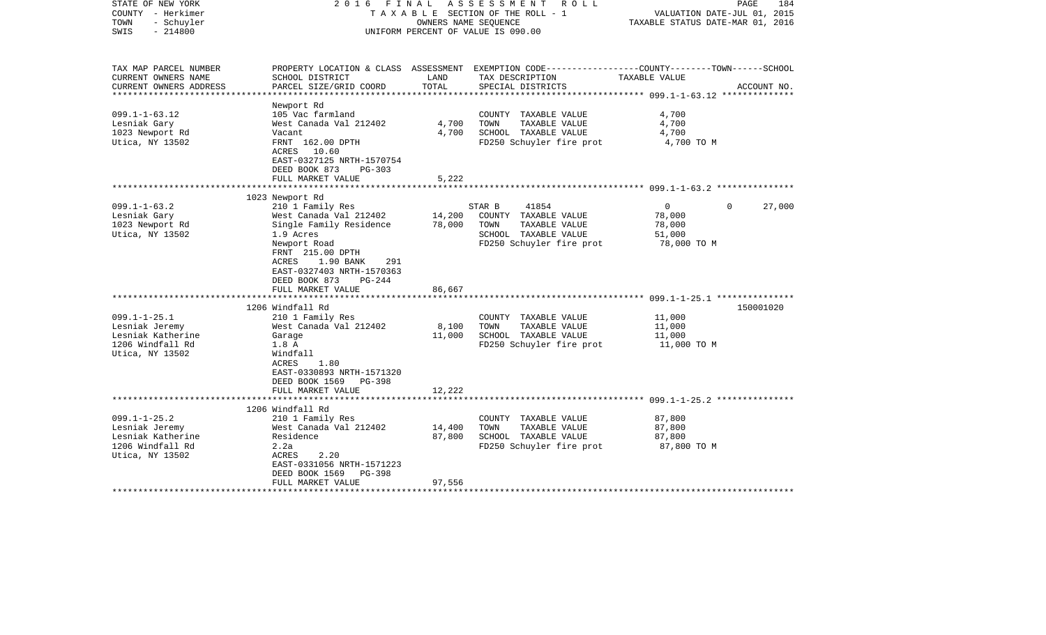STATE OF NEW YORK
COUNTY - Herkimer
TOWN - Schuyler
SWIS - 214800

2 0 1 6 F I N A L A S S E S S M E N T R O L L
T A X A B L E SECTION OF THE ROLL - 1
OWNERS NAME SEQUENCE
UNIFORM PERCENT OF VALUE IS 090.00

VALUATION DATE-JUL 01, 2015
TAXABLE STATUS DATE-MAR 01, 2016

| TAX MAP PARCEL NUMBER / CURRENT OWNERS NAME / CURRENT OWNERS ADDRESS | PROPERTY LOCATION & CLASS / SCHOOL DISTRICT / PARCEL SIZE/GRID COORD | ASSESSMENT LAND / TOTAL | EXEMPTION CODE / TAX DESCRIPTION / SPECIAL DISTRICTS | COUNTY | TOWN | SCHOOL / ACCOUNT NO. |
|---|---|---|---|---|---|---|
| **099.1-1-63.12** | Newport Rd | | | | | |
| 099.1-1-63.12 | 105 Vac farmland | | COUNTY TAXABLE VALUE | 4,700 | | |
| Lesniak Gary | West Canada Val 212402 | 4,700 | TOWN TAXABLE VALUE | | 4,700 | |
| 1023 Newport Rd | Vacant | 4,700 | SCHOOL TAXABLE VALUE | | | 4,700 |
| Utica, NY 13502 | FRNT 162.00 DPTH | | FD250 Schuyler fire prot | 4,700 TO M | | |
| | ACRES 10.60 | | | | | |
| | EAST-0327125 NRTH-1570754 | | | | | |
| | DEED BOOK 873 PG-303 | | | | | |
| | FULL MARKET VALUE | 5,222 | | | | |
| **099.1-1-63.2** | 1023 Newport Rd | | | | | |
| 099.1-1-63.2 | 210 1 Family Res | | STAR B 41854 | 0 | 0 | 27,000 |
| Lesniak Gary | West Canada Val 212402 | 14,200 | COUNTY TAXABLE VALUE | 78,000 | | |
| 1023 Newport Rd | Single Family Residence | 78,000 | TOWN TAXABLE VALUE | | 78,000 | |
| Utica, NY 13502 | 1.9 Acres | | SCHOOL TAXABLE VALUE | | | 51,000 |
| | Newport Road | | FD250 Schuyler fire prot | 78,000 TO M | | |
| | FRNT 215.00 DPTH | | | | | |
| | ACRES 1.90 BANK 291 | | | | | |
| | EAST-0327403 NRTH-1570363 | | | | | |
| | DEED BOOK 873 PG-244 | | | | | |
| | FULL MARKET VALUE | 86,667 | | | | |
| **099.1-1-25.1** | 1206 Windfall Rd | | | | | 150001020 |
| 099.1-1-25.1 | 210 1 Family Res | | COUNTY TAXABLE VALUE | 11,000 | | |
| Lesniak Jeremy | West Canada Val 212402 | 8,100 | TOWN TAXABLE VALUE | | 11,000 | |
| Lesniak Katherine | Garage | 11,000 | SCHOOL TAXABLE VALUE | | | 11,000 |
| 1206 Windfall Rd | 1.8 A | | FD250 Schuyler fire prot | 11,000 TO M | | |
| Utica, NY 13502 | Windfall | | | | | |
| | ACRES 1.80 | | | | | |
| | EAST-0330893 NRTH-1571320 | | | | | |
| | DEED BOOK 1569 PG-398 | | | | | |
| | FULL MARKET VALUE | 12,222 | | | | |
| **099.1-1-25.2** | 1206 Windfall Rd | | | | | |
| 099.1-1-25.2 | 210 1 Family Res | | COUNTY TAXABLE VALUE | 87,800 | | |
| Lesniak Jeremy | West Canada Val 212402 | 14,400 | TOWN TAXABLE VALUE | | 87,800 | |
| Lesniak Katherine | Residence | 87,800 | SCHOOL TAXABLE VALUE | | | 87,800 |
| 1206 Windfall Rd | 2.2a | | FD250 Schuyler fire prot | 87,800 TO M | | |
| Utica, NY 13502 | ACRES 2.20 | | | | | |
| | EAST-0331056 NRTH-1571223 | | | | | |
| | DEED BOOK 1569 PG-398 | | | | | |
| | FULL MARKET VALUE | 97,556 | | | | |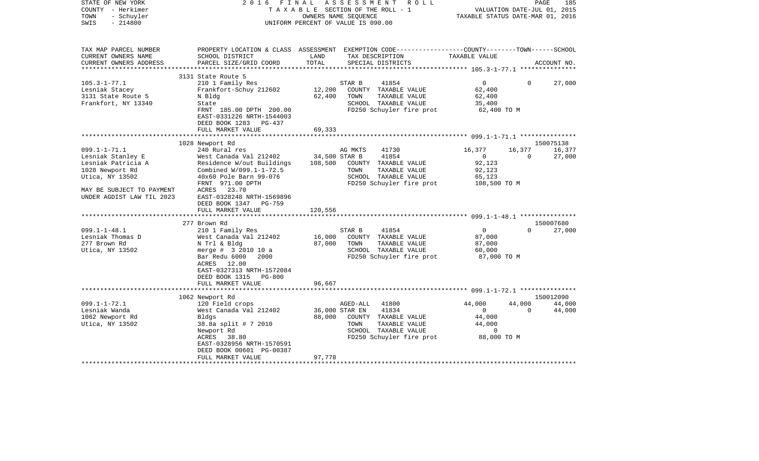STATE OF NEW YORK 2016 FINAL ASSESSMENT ROLL
COUNTY - Herkimer TAXABLE SECTION OF THE ROLL - 1 VALUATION DATE-JUL 01, 2015
TOWN - Schuyler OWNERS NAME SEQUENCE TAXABLE STATUS DATE-MAR 01, 2016
SWIS - 214800 UNIFORM PERCENT OF VALUE IS 090.00

```
TAX MAP PARCEL NUMBER          PROPERTY LOCATION & CLASS  ASSESSMENT  EXEMPTION CODE-----------------COUNTY--------TOWN------SCHOOL
CURRENT OWNERS NAME            SCHOOL DISTRICT               LAND      TAX DESCRIPTION                   TAXABLE VALUE
CURRENT OWNERS ADDRESS         PARCEL SIZE/GRID COORD        TOTAL     SPECIAL DISTRICTS                                            ACCOUNT NO.
******************************************************************************************************* 105.3-1-77.1 ***************
                               3131 State Route 5
105.3-1-77.1                   210 1 Family Res                        STAR B     41854                     0            0      27,000
Lesniak Stacey                 Frankfort-Schuy 212602         12,200   COUNTY  TAXABLE VALUE             62,400
3131 State Route 5             N Bldg                         62,400   TOWN    TAXABLE VALUE             62,400
Frankfort, NY 13340            State                                   SCHOOL  TAXABLE VALUE             35,400
                               FRNT 185.00 DPTH 200.00                 FD250 Schuyler fire prot           62,400 TO M
                               EAST-0331226 NRTH-1544003
                               DEED BOOK 1283   PG-437
                               FULL MARKET VALUE              69,333
******************************************************************************************************* 099.1-1-71.1 ***************
                               1028 Newport Rd                                                                             150075138
099.1-1-71.1                   240 Rural res                           AG MKTS    41730                16,377       16,377      16,377
Lesniak Stanley E              West Canada Val 212402       34,500 STAR B     41854                     0            0      27,000
Lesniak Patricia A             Residence W/out Buildings     108,500   COUNTY  TAXABLE VALUE             92,123
1028 Newport Rd                Combined W/099.1-1-72.5                 TOWN    TAXABLE VALUE             92,123
Utica, NY 13502                40x60 Pole Barn 99-076                  SCHOOL  TAXABLE VALUE             65,123
                               FRNT 971.00 DPTH                        FD250 Schuyler fire prot          108,500 TO M
MAY BE SUBJECT TO PAYMENT      ACRES  23.70
UNDER AGDIST LAW TIL 2023      EAST-0328248 NRTH-1569896
                               DEED BOOK 1347   PG-759
                               FULL MARKET VALUE             120,556
******************************************************************************************************* 099.1-1-48.1 ***************
                               277 Brown Rd                                                                                150007680
099.1-1-48.1                   210 1 Family Res                        STAR B     41854                     0            0      27,000
Lesniak Thomas D               West Canada Val 212402         16,000   COUNTY  TAXABLE VALUE             87,000
277 Brown Rd                   N Trl & Bldg                   87,000   TOWN    TAXABLE VALUE             87,000
Utica, NY 13502                merge # 3 2010 10 a                     SCHOOL  TAXABLE VALUE             60,000
                               Bar Redu 6000   2000                    FD250 Schuyler fire prot           87,000 TO M
                               ACRES  12.00
                               EAST-0327313 NRTH-1572084
                               DEED BOOK 1315   PG-800
                               FULL MARKET VALUE              96,667
******************************************************************************************************* 099.1-1-72.1 ***************
                               1062 Newport Rd                                                                             150012090
099.1-1-72.1                   120 Field crops                         AGED-ALL   41800                44,000       44,000      44,000
Lesniak Wanda                  West Canada Val 212402       36,000 STAR EN    41834                     0            0      44,000
1062 Newport Rd                Bldgs                          88,000   COUNTY  TAXABLE VALUE             44,000
Utica, NY 13502                38.8a split # 7 2010                    TOWN    TAXABLE VALUE             44,000
                               Newport Rd                              SCHOOL  TAXABLE VALUE                  0
                               ACRES  38.80                            FD250 Schuyler fire prot           88,000 TO M
                               EAST-0328956 NRTH-1570591
                               DEED BOOK 00601 PG-00387
                               FULL MARKET VALUE              97,778
************************************************************************************************************************************
```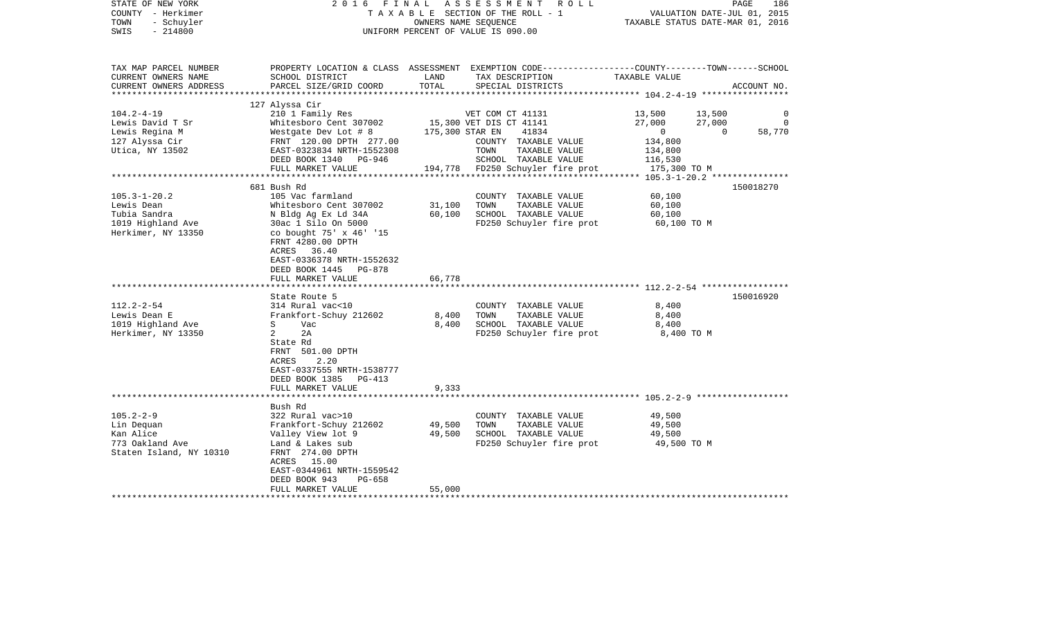STATE OF NEW YORK
COUNTY - Herkimer
TOWN - Schuyler
SWIS - 214800

2 0 1 6 F I N A L A S S E S S M E N T R O L L
T A X A B L E SECTION OF THE ROLL - 1
OWNERS NAME SEQUENCE
UNIFORM PERCENT OF VALUE IS 090.00

VALUATION DATE-JUL 01, 2015
TAXABLE STATUS DATE-MAR 01, 2016

| TAX MAP PARCEL NUMBER<br>CURRENT OWNERS NAME<br>CURRENT OWNERS ADDRESS | PROPERTY LOCATION & CLASS<br>SCHOOL DISTRICT<br>PARCEL SIZE/GRID COORD | ASSESSMENT<br>LAND<br>TOTAL | EXEMPTION CODE<br>TAX DESCRIPTION<br>SPECIAL DISTRICTS | COUNTY<br>TAXABLE VALUE | TOWN | SCHOOL<br>ACCOUNT NO. |
|---|---|---|---|---|---|---|
| 104.2-4-19 | 127 Alyssa Cir | | | | | |
| Lewis David T Sr | 210 1 Family Res | | VET COM CT 41131 | 13,500 | 13,500 | 0 |
| Lewis Regina M | Whitesboro Cent 307002 | 15,300 | VET DIS CT 41141 | 27,000 | 27,000 | 0 |
| 127 Alyssa Cir | Westgate Dev Lot # 8 | 175,300 | STAR EN 41834 | 0 | 0 | 58,770 |
| Utica, NY 13502 | FRNT 120.00 DPTH 277.00 | | COUNTY TAXABLE VALUE | 134,800 | | |
| | EAST-0323834 NRTH-1552308 | | TOWN TAXABLE VALUE | 134,800 | | |
| | DEED BOOK 1340 PG-946 | | SCHOOL TAXABLE VALUE | 116,530 | | |
| | FULL MARKET VALUE | 194,778 | FD250 Schuyler fire prot | 175,300 TO M | | |
| 105.3-1-20.2 | 681 Bush Rd | | | | | 150018270 |
| Lewis Dean | 105 Vac farmland | | COUNTY TAXABLE VALUE | 60,100 | | |
| Tubia Sandra | Whitesboro Cent 307002 | 31,100 | TOWN TAXABLE VALUE | 60,100 | | |
| 1019 Highland Ave | N Bldg Ag Ex Ld 34A | 60,100 | SCHOOL TAXABLE VALUE | 60,100 | | |
| Herkimer, NY 13350 | 30ac 1 Silo On 5000 | | FD250 Schuyler fire prot | 60,100 TO M | | |
| | co bought 75' x 46' '15 | | | | | |
| | FRNT 4280.00 DPTH | | | | | |
| | ACRES 36.40 | | | | | |
| | EAST-0336378 NRTH-1552632 | | | | | |
| | DEED BOOK 1445 PG-878 | | | | | |
| | FULL MARKET VALUE | 66,778 | | | | |
| 112.2-2-54 | State Route 5 | | | | | 150016920 |
| Lewis Dean E | 314 Rural vac<10 | | COUNTY TAXABLE VALUE | 8,400 | | |
| 1019 Highland Ave | Frankfort-Schuy 212602 | 8,400 | TOWN TAXABLE VALUE | 8,400 | | |
| Herkimer, NY 13350 | S Vac | 8,400 | SCHOOL TAXABLE VALUE | 8,400 | | |
| | 2 2A | | FD250 Schuyler fire prot | 8,400 TO M | | |
| | State Rd | | | | | |
| | FRNT 501.00 DPTH | | | | | |
| | ACRES 2.20 | | | | | |
| | EAST-0337555 NRTH-1538777 | | | | | |
| | DEED BOOK 1385 PG-413 | | | | | |
| | FULL MARKET VALUE | 9,333 | | | | |
| 105.2-2-9 | Bush Rd | | | | | |
| Lin Dequan | 322 Rural vac>10 | | COUNTY TAXABLE VALUE | 49,500 | | |
| Kan Alice | Frankfort-Schuy 212602 | 49,500 | TOWN TAXABLE VALUE | 49,500 | | |
| 773 Oakland Ave | Valley View lot 9 | 49,500 | SCHOOL TAXABLE VALUE | 49,500 | | |
| Staten Island, NY 10310 | Land & Lakes sub | | FD250 Schuyler fire prot | 49,500 TO M | | |
| | FRNT 274.00 DPTH | | | | | |
| | ACRES 15.00 | | | | | |
| | EAST-0344961 NRTH-1559542 | | | | | |
| | DEED BOOK 943 PG-658 | | | | | |
| | FULL MARKET VALUE | 55,000 | | | | |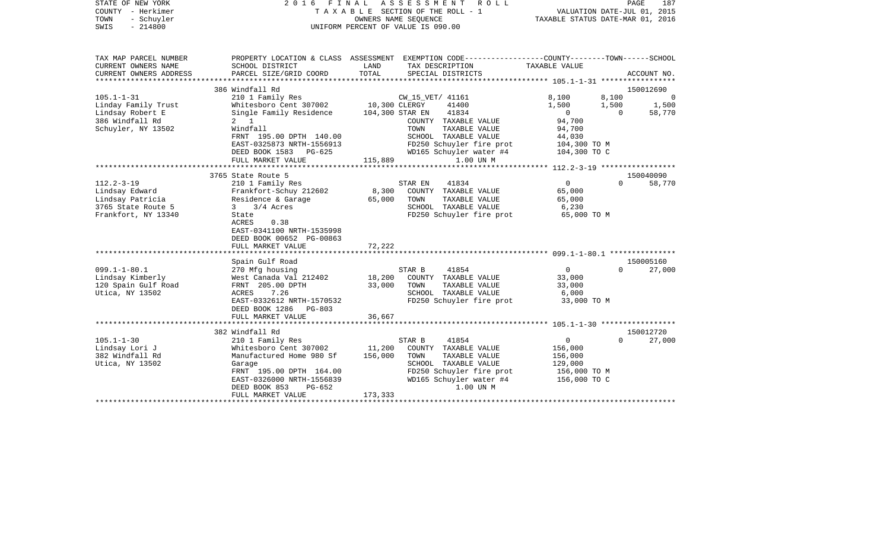STATE OF NEW YORK — 2016 FINAL ASSESSMENT ROLL

COUNTY - Herkimer — TAXABLE SECTION OF THE ROLL - 1 — VALUATION DATE-JUL 01, 2015

TOWN - Schuyler — OWNERS NAME SEQUENCE — TAXABLE STATUS DATE-MAR 01, 2016

SWIS - 214800 — UNIFORM PERCENT OF VALUE IS 090.00

| TAX MAP PARCEL NUMBER / CURRENT OWNERS NAME / CURRENT OWNERS ADDRESS | PROPERTY LOCATION & CLASS / SCHOOL DISTRICT / PARCEL SIZE/GRID COORD | ASSESSMENT LAND | ASSESSMENT TOTAL | EXEMPTION CODE / TAX DESCRIPTION / SPECIAL DISTRICTS | COUNTY TAXABLE VALUE | TOWN | SCHOOL | ACCOUNT NO. |
|---|---|---|---|---|---|---|---|---|
| | 386 Windfall Rd | | | | | | | 150012690 |
| 105.1-1-31 | 210 1 Family Res | | | CW_15_VET/ 41161 | 8,100 | 8,100 | 0 | |
| Linday Family Trust | Whitesboro Cent 307002 | 10,300 | | CLERGY 41400 | 1,500 | 1,500 | 1,500 | |
| Lindsay Robert E | Single Family Residence | | 104,300 | STAR EN 41834 | 0 | 0 | 58,770 | |
| 386 Windfall Rd | 2 1 | | | COUNTY TAXABLE VALUE | 94,700 | | | |
| Schuyler, NY 13502 | Windfall | | | TOWN TAXABLE VALUE | 94,700 | | | |
| | FRNT 195.00 DPTH 140.00 | | | SCHOOL TAXABLE VALUE | 44,030 | | | |
| | EAST-0325873 NRTH-1556913 | | | FD250 Schuyler fire prot | 104,300 TO M | | | |
| | DEED BOOK 1583 PG-625 | | | WD165 Schuyler water #4 | 104,300 TO C | | | |
| | FULL MARKET VALUE | | 115,889 | 1.00 UN M | | | | |
| | 3765 State Route 5 | | | | | | | 150040090 |
| 112.2-3-19 | 210 1 Family Res | | | STAR EN 41834 | 0 | 0 | 58,770 | |
| Lindsay Edward | Frankfort-Schuy 212602 | 8,300 | | COUNTY TAXABLE VALUE | 65,000 | | | |
| Lindsay Patricia | Residence & Garage | | 65,000 | TOWN TAXABLE VALUE | 65,000 | | | |
| 3765 State Route 5 | 3 3/4 Acres | | | SCHOOL TAXABLE VALUE | 6,230 | | | |
| Frankfort, NY 13340 | State | | | FD250 Schuyler fire prot | 65,000 TO M | | | |
| | ACRES 0.38 | | | | | | | |
| | EAST-0341100 NRTH-1535998 | | | | | | | |
| | DEED BOOK 00652 PG-00863 | | | | | | | |
| | FULL MARKET VALUE | | 72,222 | | | | | |
| | Spain Gulf Road | | | | | | | 150005160 |
| 099.1-1-80.1 | 270 Mfg housing | | | STAR B 41854 | 0 | 0 | 27,000 | |
| Lindsay Kimberly | West Canada Val 212402 | 18,200 | | COUNTY TAXABLE VALUE | 33,000 | | | |
| 120 Spain Gulf Road | FRNT 205.00 DPTH | | 33,000 | TOWN TAXABLE VALUE | 33,000 | | | |
| Utica, NY 13502 | ACRES 7.26 | | | SCHOOL TAXABLE VALUE | 6,000 | | | |
| | EAST-0332612 NRTH-1570532 | | | FD250 Schuyler fire prot | 33,000 TO M | | | |
| | DEED BOOK 1286 PG-803 | | | | | | | |
| | FULL MARKET VALUE | | 36,667 | | | | | |
| | 382 Windfall Rd | | | | | | | 150012720 |
| 105.1-1-30 | 210 1 Family Res | | | STAR B 41854 | 0 | 0 | 27,000 | |
| Lindsay Lori J | Whitesboro Cent 307002 | 11,200 | | COUNTY TAXABLE VALUE | 156,000 | | | |
| 382 Windfall Rd | Manufactured Home 980 Sf | | 156,000 | TOWN TAXABLE VALUE | 156,000 | | | |
| Utica, NY 13502 | Garage | | | SCHOOL TAXABLE VALUE | 129,000 | | | |
| | FRNT 195.00 DPTH 164.00 | | | FD250 Schuyler fire prot | 156,000 TO M | | | |
| | EAST-0326000 NRTH-1556839 | | | WD165 Schuyler water #4 | 156,000 TO C | | | |
| | DEED BOOK 853 PG-652 | | | 1.00 UN M | | | | |
| | FULL MARKET VALUE | | 173,333 | | | | | |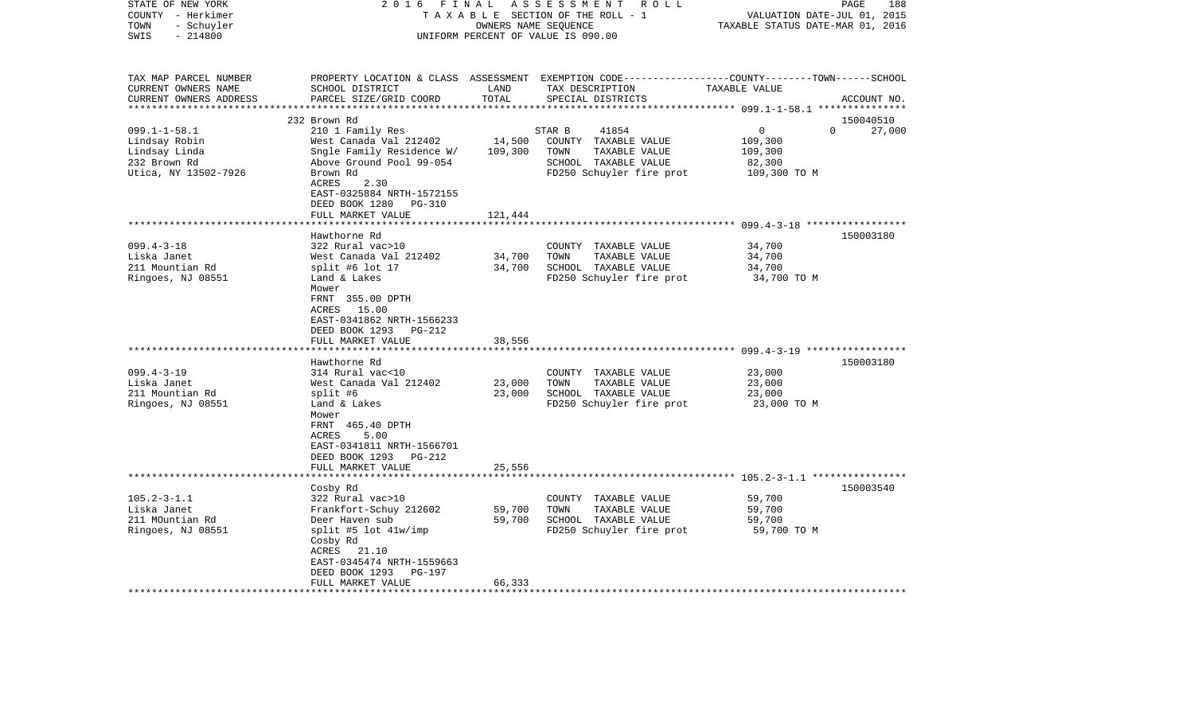STATE OF NEW YORK 2 0 1 6 F I N A L A S S E S S M E N T R O L L
COUNTY - Herkimer T A X A B L E SECTION OF THE ROLL - 1 VALUATION DATE-JUL 01, 2015
TOWN - Schuyler OWNERS NAME SEQUENCE TAXABLE STATUS DATE-MAR 01, 2016
SWIS - 214800 UNIFORM PERCENT OF VALUE IS 090.00

| TAX MAP PARCEL NUMBER<br>CURRENT OWNERS NAME<br>CURRENT OWNERS ADDRESS | PROPERTY LOCATION & CLASS<br>SCHOOL DISTRICT<br>PARCEL SIZE/GRID COORD | ASSESSMENT<br>LAND<br>TOTAL | EXEMPTION CODE<br>TAX DESCRIPTION<br>SPECIAL DISTRICTS | COUNTY / TOWN / SCHOOL<br>TAXABLE VALUE | ACCOUNT NO. |
|---|---|---|---|---|---|
| | 232 Brown Rd | | | | 150040510 |
| 099.1-1-58.1 | 210 1 Family Res | | STAR B 41854 | 0 0 | 27,000 |
| Lindsay Robin | West Canada Val 212402 | 14,500 | COUNTY TAXABLE VALUE | 109,300 | |
| Lindsay Linda | Sngle Family Residence W/ | 109,300 | TOWN TAXABLE VALUE | 109,300 | |
| 232 Brown Rd | Above Ground Pool 99-054 | | SCHOOL TAXABLE VALUE | 82,300 | |
| Utica, NY 13502-7926 | Brown Rd | | FD250 Schuyler fire prot | 109,300 TO M | |
| | ACRES 2.30 | | | | |
| | EAST-0325884 NRTH-1572155 | | | | |
| | DEED BOOK 1280 PG-310 | | | | |
| | FULL MARKET VALUE | 121,444 | | | |
| | Hawthorne Rd | | | | 150003180 |
| 099.4-3-18 | 322 Rural vac>10 | | COUNTY TAXABLE VALUE | 34,700 | |
| Liska Janet | West Canada Val 212402 | 34,700 | TOWN TAXABLE VALUE | 34,700 | |
| 211 Mountian Rd | split #6 lot 17 | 34,700 | SCHOOL TAXABLE VALUE | 34,700 | |
| Ringoes, NJ 08551 | Land & Lakes | | FD250 Schuyler fire prot | 34,700 TO M | |
| | Mower | | | | |
| | FRNT 355.00 DPTH | | | | |
| | ACRES 15.00 | | | | |
| | EAST-0341862 NRTH-1566233 | | | | |
| | DEED BOOK 1293 PG-212 | | | | |
| | FULL MARKET VALUE | 38,556 | | | |
| | Hawthorne Rd | | | | 150003180 |
| 099.4-3-19 | 314 Rural vac<10 | | COUNTY TAXABLE VALUE | 23,000 | |
| Liska Janet | West Canada Val 212402 | 23,000 | TOWN TAXABLE VALUE | 23,000 | |
| 211 Mountian Rd | split #6 | 23,000 | SCHOOL TAXABLE VALUE | 23,000 | |
| Ringoes, NJ 08551 | Land & Lakes | | FD250 Schuyler fire prot | 23,000 TO M | |
| | Mower | | | | |
| | FRNT 465.40 DPTH | | | | |
| | ACRES 5.00 | | | | |
| | EAST-0341811 NRTH-1566701 | | | | |
| | DEED BOOK 1293 PG-212 | | | | |
| | FULL MARKET VALUE | 25,556 | | | |
| | Cosby Rd | | | | 150003540 |
| 105.2-3-1.1 | 322 Rural vac>10 | | COUNTY TAXABLE VALUE | 59,700 | |
| Liska Janet | Frankfort-Schuy 212602 | 59,700 | TOWN TAXABLE VALUE | 59,700 | |
| 211 MOuntian Rd | Deer Haven sub | 59,700 | SCHOOL TAXABLE VALUE | 59,700 | |
| Ringoes, NJ 08551 | split #5 lot 41w/imp | | FD250 Schuyler fire prot | 59,700 TO M | |
| | Cosby Rd | | | | |
| | ACRES 21.10 | | | | |
| | EAST-0345474 NRTH-1559663 | | | | |
| | DEED BOOK 1293 PG-197 | | | | |
| | FULL MARKET VALUE | 66,333 | | | |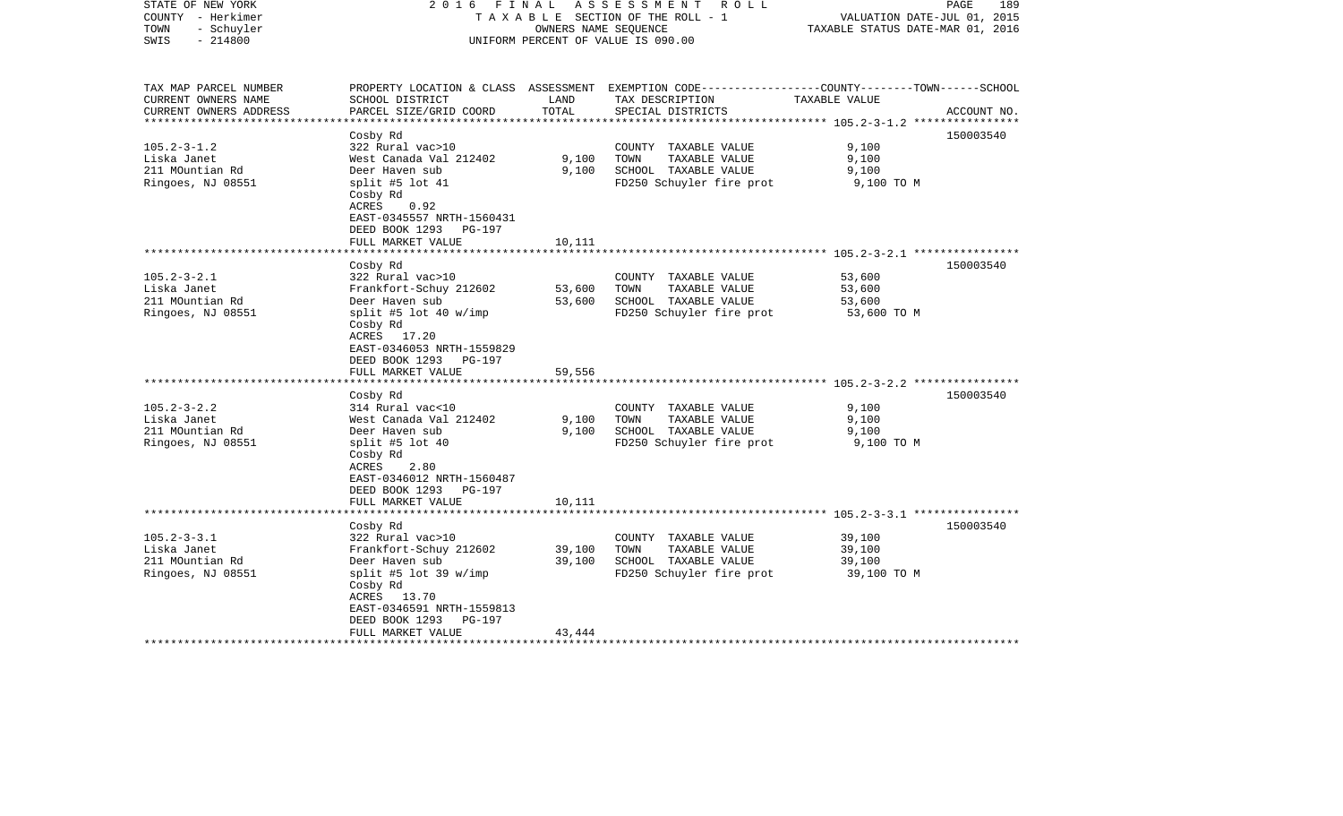STATE OF NEW YORK
COUNTY - Herkimer
TOWN - Schuyler
SWIS - 214800

2 0 1 6 F I N A L A S S E S S M E N T R O L L
T A X A B L E SECTION OF THE ROLL - 1
OWNERS NAME SEQUENCE
UNIFORM PERCENT OF VALUE IS 090.00

VALUATION DATE-JUL 01, 2015
TAXABLE STATUS DATE-MAR 01, 2016

| TAX MAP PARCEL NUMBER<br>CURRENT OWNERS NAME<br>CURRENT OWNERS ADDRESS | PROPERTY LOCATION & CLASS<br>SCHOOL DISTRICT<br>PARCEL SIZE/GRID COORD | ASSESSMENT<br>LAND<br>TOTAL | EXEMPTION CODE-----COUNTY-----TOWN-----SCHOOL<br>TAX DESCRIPTION<br>SPECIAL DISTRICTS | TAXABLE VALUE | ACCOUNT NO. |
|---|---|---|---|---|---|
| 105.2-3-1.2 | Cosby Rd | | | | 150003540 |
| 105.2-3-1.2<br>Liska Janet<br>211 MOuntian Rd<br>Ringoes, NJ 08551 | 322 Rural vac>10<br>West Canada Val 212402<br>Deer Haven sub<br>split #5 lot 41<br>Cosby Rd<br>ACRES 0.92<br>EAST-0345557 NRTH-1560431<br>DEED BOOK 1293 PG-197<br>FULL MARKET VALUE | 9,100<br>9,100<br><br><br><br><br><br><br>10,111 | COUNTY TAXABLE VALUE<br>TOWN TAXABLE VALUE<br>SCHOOL TAXABLE VALUE<br>FD250 Schuyler fire prot | 9,100<br>9,100<br>9,100<br>9,100 TO M | |
| 105.2-3-2.1 | Cosby Rd | | | | 150003540 |
| 105.2-3-2.1<br>Liska Janet<br>211 MOuntian Rd<br>Ringoes, NJ 08551 | 322 Rural vac>10<br>Frankfort-Schuy 212602<br>Deer Haven sub<br>split #5 lot 40 w/imp<br>Cosby Rd<br>ACRES 17.20<br>EAST-0346053 NRTH-1559829<br>DEED BOOK 1293 PG-197<br>FULL MARKET VALUE | 53,600<br>53,600<br><br><br><br><br><br><br>59,556 | COUNTY TAXABLE VALUE<br>TOWN TAXABLE VALUE<br>SCHOOL TAXABLE VALUE<br>FD250 Schuyler fire prot | 53,600<br>53,600<br>53,600<br>53,600 TO M | |
| 105.2-3-2.2 | Cosby Rd | | | | 150003540 |
| 105.2-3-2.2<br>Liska Janet<br>211 MOuntian Rd<br>Ringoes, NJ 08551 | 314 Rural vac<10<br>West Canada Val 212402<br>Deer Haven sub<br>split #5 lot 40<br>Cosby Rd<br>ACRES 2.80<br>EAST-0346012 NRTH-1560487<br>DEED BOOK 1293 PG-197<br>FULL MARKET VALUE | 9,100<br>9,100<br><br><br><br><br><br><br>10,111 | COUNTY TAXABLE VALUE<br>TOWN TAXABLE VALUE<br>SCHOOL TAXABLE VALUE<br>FD250 Schuyler fire prot | 9,100<br>9,100<br>9,100<br>9,100 TO M | |
| 105.2-3-3.1 | Cosby Rd | | | | 150003540 |
| 105.2-3-3.1<br>Liska Janet<br>211 MOuntian Rd<br>Ringoes, NJ 08551 | 322 Rural vac>10<br>Frankfort-Schuy 212602<br>Deer Haven sub<br>split #5 lot 39 w/imp<br>Cosby Rd<br>ACRES 13.70<br>EAST-0346591 NRTH-1559813<br>DEED BOOK 1293 PG-197<br>FULL MARKET VALUE | 39,100<br>39,100<br><br><br><br><br><br><br>43,444 | COUNTY TAXABLE VALUE<br>TOWN TAXABLE VALUE<br>SCHOOL TAXABLE VALUE<br>FD250 Schuyler fire prot | 39,100<br>39,100<br>39,100<br>39,100 TO M | |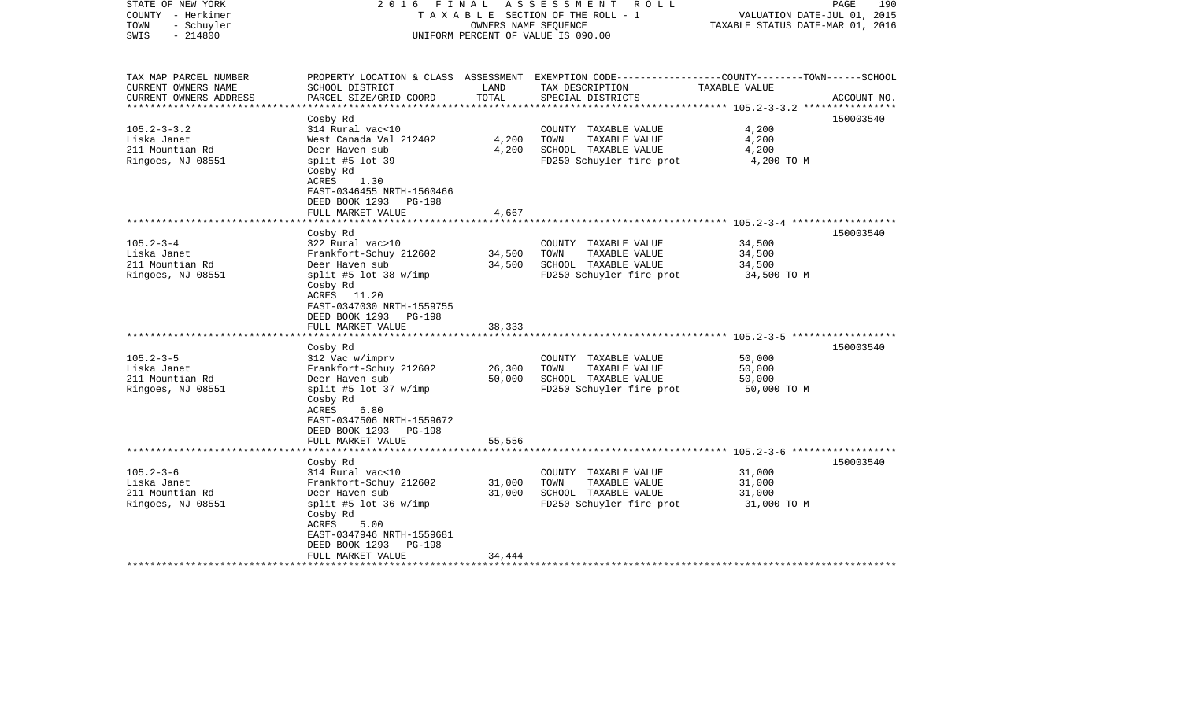STATE OF NEW YORK | COUNTY - Herkimer | TOWN - Schuyler | SWIS - 214800

2016 FINAL ASSESSMENT ROLL
TAXABLE SECTION OF THE ROLL - 1
OWNERS NAME SEQUENCE
UNIFORM PERCENT OF VALUE IS 090.00

VALUATION DATE-JUL 01, 2015
TAXABLE STATUS DATE-MAR 01, 2016

| TAX MAP PARCEL NUMBER / CURRENT OWNERS NAME / CURRENT OWNERS ADDRESS | PROPERTY LOCATION & CLASS / SCHOOL DISTRICT / PARCEL SIZE/GRID COORD | ASSESSMENT LAND | ASSESSMENT TOTAL | EXEMPTION CODE / TAX DESCRIPTION / SPECIAL DISTRICTS | TAXABLE VALUE (COUNTY / TOWN / SCHOOL) | ACCOUNT NO. |
|---|---|---|---|---|---|---|
| 105.2-3-3.2 | Cosby Rd | | | | | 150003540 |
| Liska Janet | 314 Rural vac<10 | | | COUNTY TAXABLE VALUE | 4,200 | |
| 211 Mountian Rd | West Canada Val 212402 | 4,200 | | TOWN TAXABLE VALUE | 4,200 | |
| Ringoes, NJ 08551 | Deer Haven sub | | 4,200 | SCHOOL TAXABLE VALUE | 4,200 | |
| | split #5 lot 39 | | | FD250 Schuyler fire prot | 4,200 TO M | |
| | Cosby Rd | | | | | |
| | ACRES 1.30 | | | | | |
| | EAST-0346455 NRTH-1560466 | | | | | |
| | DEED BOOK 1293 PG-198 | | | | | |
| | FULL MARKET VALUE | | 4,667 | | | |
| 105.2-3-4 | Cosby Rd | | | | | 150003540 |
| Liska Janet | 322 Rural vac>10 | | | COUNTY TAXABLE VALUE | 34,500 | |
| 211 Mountian Rd | Frankfort-Schuy 212602 | 34,500 | | TOWN TAXABLE VALUE | 34,500 | |
| Ringoes, NJ 08551 | Deer Haven sub | | 34,500 | SCHOOL TAXABLE VALUE | 34,500 | |
| | split #5 lot 38 w/imp | | | FD250 Schuyler fire prot | 34,500 TO M | |
| | Cosby Rd | | | | | |
| | ACRES 11.20 | | | | | |
| | EAST-0347030 NRTH-1559755 | | | | | |
| | DEED BOOK 1293 PG-198 | | | | | |
| | FULL MARKET VALUE | | 38,333 | | | |
| 105.2-3-5 | Cosby Rd | | | | | 150003540 |
| Liska Janet | 312 Vac w/imprv | | | COUNTY TAXABLE VALUE | 50,000 | |
| 211 Mountian Rd | Frankfort-Schuy 212602 | 26,300 | | TOWN TAXABLE VALUE | 50,000 | |
| Ringoes, NJ 08551 | Deer Haven sub | | 50,000 | SCHOOL TAXABLE VALUE | 50,000 | |
| | split #5 lot 37 w/imp | | | FD250 Schuyler fire prot | 50,000 TO M | |
| | Cosby Rd | | | | | |
| | ACRES 6.80 | | | | | |
| | EAST-0347506 NRTH-1559672 | | | | | |
| | DEED BOOK 1293 PG-198 | | | | | |
| | FULL MARKET VALUE | | 55,556 | | | |
| 105.2-3-6 | Cosby Rd | | | | | 150003540 |
| Liska Janet | 314 Rural vac<10 | | | COUNTY TAXABLE VALUE | 31,000 | |
| 211 Mountian Rd | Frankfort-Schuy 212602 | 31,000 | | TOWN TAXABLE VALUE | 31,000 | |
| Ringoes, NJ 08551 | Deer Haven sub | | 31,000 | SCHOOL TAXABLE VALUE | 31,000 | |
| | split #5 lot 36 w/imp | | | FD250 Schuyler fire prot | 31,000 TO M | |
| | Cosby Rd | | | | | |
| | ACRES 5.00 | | | | | |
| | EAST-0347946 NRTH-1559681 | | | | | |
| | DEED BOOK 1293 PG-198 | | | | | |
| | FULL MARKET VALUE | | 34,444 | | | |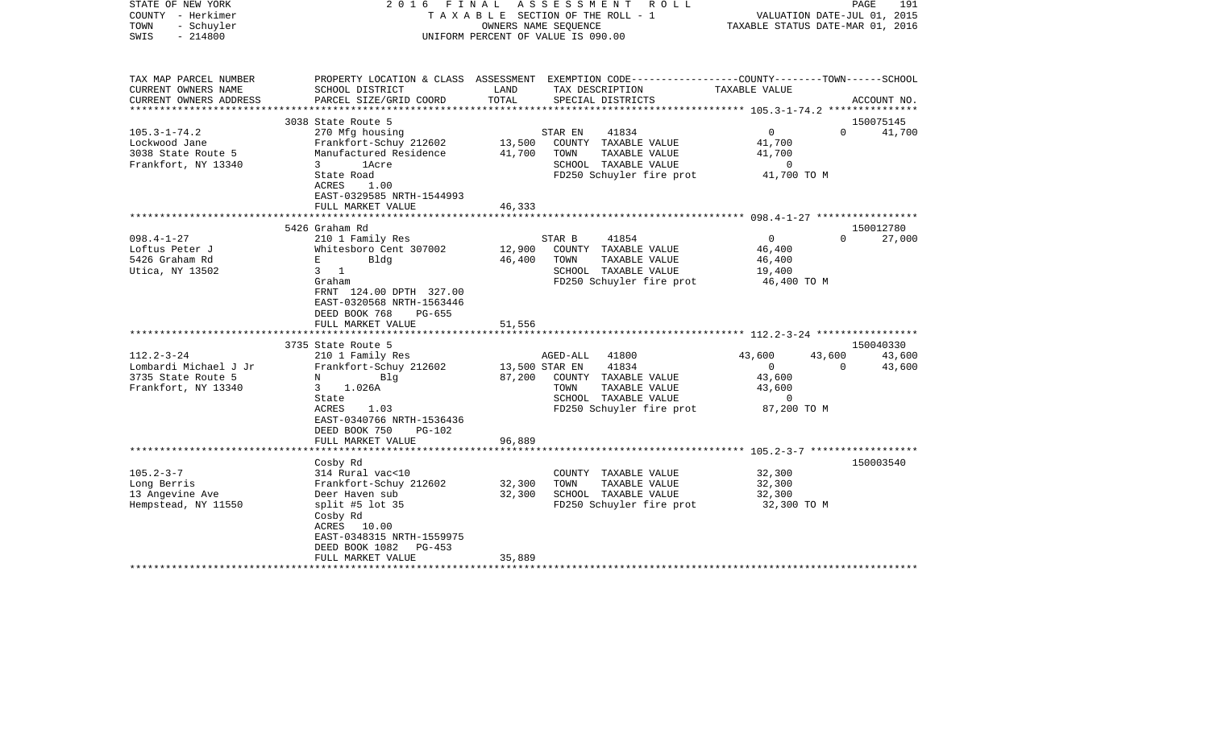STATE OF NEW YORK — 2016 FINAL ASSESSMENT ROLL — PAGE 191
COUNTY - Herkimer — TAXABLE SECTION OF THE ROLL - 1 — VALUATION DATE-JUL 01, 2015
TOWN - Schuyler — OWNERS NAME SEQUENCE — TAXABLE STATUS DATE-MAR 01, 2016
SWIS - 214800 — UNIFORM PERCENT OF VALUE IS 090.00

| TAX MAP PARCEL NUMBER / CURRENT OWNERS NAME / CURRENT OWNERS ADDRESS | PROPERTY LOCATION & CLASS / SCHOOL DISTRICT / PARCEL SIZE/GRID COORD | ASSESSMENT LAND | TOTAL | EXEMPTION CODE / TAX DESCRIPTION / SPECIAL DISTRICTS | COUNTY TAXABLE VALUE | TOWN | SCHOOL / ACCOUNT NO. |
|---|---|---|---|---|---|---|---|
| **105.3-1-74.2** | 3038 State Route 5 | | | | | | 150075145 |
| 105.3-1-74.2 | 270 Mfg housing | | | STAR EN 41834 | 0 | 0 | 41,700 |
| Lockwood Jane | Frankfort-Schuy 212602 | 13,500 | | COUNTY TAXABLE VALUE | 41,700 | | |
| 3038 State Route 5 | Manufactured Residence | | 41,700 | TOWN TAXABLE VALUE | 41,700 | | |
| Frankfort, NY 13340 | 3 1Acre | | | SCHOOL TAXABLE VALUE | 0 | | |
| | State Road | | | FD250 Schuyler fire prot | 41,700 TO M | | |
| | ACRES 1.00 | | | | | | |
| | EAST-0329585 NRTH-1544993 | | | | | | |
| | FULL MARKET VALUE | | 46,333 | | | | |
| **098.4-1-27** | 5426 Graham Rd | | | | | | 150012780 |
| 098.4-1-27 | 210 1 Family Res | | | STAR B 41854 | 0 | 0 | 27,000 |
| Loftus Peter J | Whitesboro Cent 307002 | 12,900 | | COUNTY TAXABLE VALUE | 46,400 | | |
| 5426 Graham Rd | E Bldg | | 46,400 | TOWN TAXABLE VALUE | 46,400 | | |
| Utica, NY 13502 | 3 1 | | | SCHOOL TAXABLE VALUE | 19,400 | | |
| | Graham | | | FD250 Schuyler fire prot | 46,400 TO M | | |
| | FRNT 124.00 DPTH 327.00 | | | | | | |
| | EAST-0320568 NRTH-1563446 | | | | | | |
| | DEED BOOK 768 PG-655 | | | | | | |
| | FULL MARKET VALUE | | 51,556 | | | | |
| **112.2-3-24** | 3735 State Route 5 | | | | | | 150040330 |
| 112.2-3-24 | 210 1 Family Res | | | AGED-ALL 41800 | 43,600 | 43,600 | 43,600 |
| Lombardi Michael J Jr | Frankfort-Schuy 212602 | 13,500 | | STAR EN 41834 | 0 | 0 | 43,600 |
| 3735 State Route 5 | N Blg | | 87,200 | COUNTY TAXABLE VALUE | 43,600 | | |
| Frankfort, NY 13340 | 3 1.026A | | | TOWN TAXABLE VALUE | 43,600 | | |
| | State | | | SCHOOL TAXABLE VALUE | 0 | | |
| | ACRES 1.03 | | | FD250 Schuyler fire prot | 87,200 TO M | | |
| | EAST-0340766 NRTH-1536436 | | | | | | |
| | DEED BOOK 750 PG-102 | | | | | | |
| | FULL MARKET VALUE | | 96,889 | | | | |
| **105.2-3-7** | Cosby Rd | | | | | | 150003540 |
| 105.2-3-7 | 314 Rural vac<10 | | | COUNTY TAXABLE VALUE | 32,300 | | |
| Long Berris | Frankfort-Schuy 212602 | 32,300 | | TOWN TAXABLE VALUE | 32,300 | | |
| 13 Angevine Ave | Deer Haven sub | | 32,300 | SCHOOL TAXABLE VALUE | 32,300 | | |
| Hempstead, NY 11550 | split #5 lot 35 | | | FD250 Schuyler fire prot | 32,300 TO M | | |
| | Cosby Rd | | | | | | |
| | ACRES 10.00 | | | | | | |
| | EAST-0348315 NRTH-1559975 | | | | | | |
| | DEED BOOK 1082 PG-453 | | | | | | |
| | FULL MARKET VALUE | | 35,889 | | | | |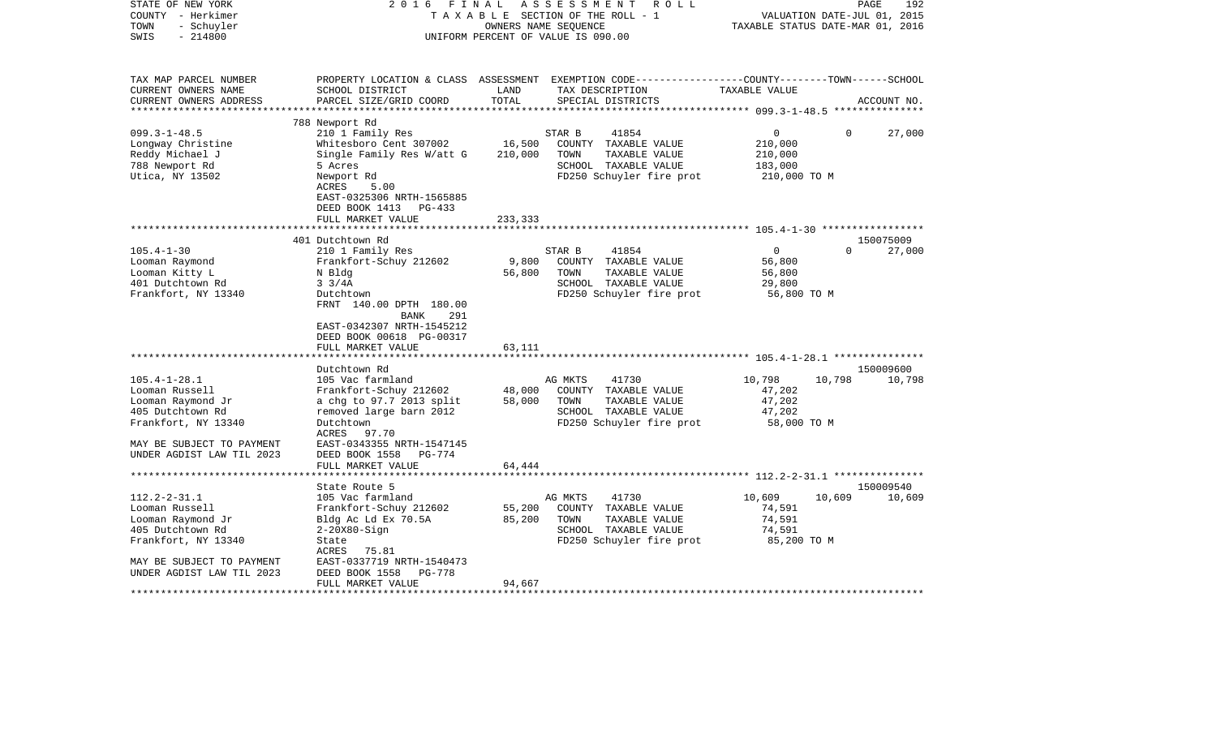STATE OF NEW YORK — 2016 FINAL ASSESSMENT ROLL — PAGE 192
COUNTY - Herkimer — TAXABLE SECTION OF THE ROLL - 1 — VALUATION DATE-JUL 01, 2015
TOWN - Schuyler — OWNERS NAME SEQUENCE — TAXABLE STATUS DATE-MAR 01, 2016
SWIS - 214800 — UNIFORM PERCENT OF VALUE IS 090.00

| TAX MAP PARCEL NUMBER / CURRENT OWNERS NAME / CURRENT OWNERS ADDRESS | PROPERTY LOCATION & CLASS / SCHOOL DISTRICT / PARCEL SIZE/GRID COORD | ASSESSMENT LAND / TOTAL | EXEMPTION CODE / TAX DESCRIPTION / SPECIAL DISTRICTS | COUNTY | TOWN | SCHOOL | ACCOUNT NO. |
|---|---|---|---|---|---|---|---|
| **099.3-1-48.5** | 788 Newport Rd | | | | | | |
| 099.3-1-48.5 | 210 1 Family Res | | STAR B 41854 | 0 | 0 | 27,000 | |
| Longway Christine | Whitesboro Cent 307002 | 16,500 | COUNTY TAXABLE VALUE | 210,000 | | | |
| Reddy Michael J | Single Family Res W/att G | 210,000 | TOWN TAXABLE VALUE | | 210,000 | | |
| 788 Newport Rd | 5 Acres | | SCHOOL TAXABLE VALUE | | | 183,000 | |
| Utica, NY 13502 | Newport Rd | | FD250 Schuyler fire prot | 210,000 TO M | | | |
| | ACRES 5.00 | | | | | | |
| | EAST-0325306 NRTH-1565885 | | | | | | |
| | DEED BOOK 1413 PG-433 | | | | | | |
| | FULL MARKET VALUE | 233,333 | | | | | |
| **105.4-1-30** | 401 Dutchtown Rd | | | | | | 150075009 |
| 105.4-1-30 | 210 1 Family Res | | STAR B 41854 | 0 | 0 | 27,000 | |
| Looman Raymond | Frankfort-Schuy 212602 | 9,800 | COUNTY TAXABLE VALUE | 56,800 | | | |
| Looman Kitty L | N Bldg | 56,800 | TOWN TAXABLE VALUE | | 56,800 | | |
| 401 Dutchtown Rd | 3 3/4A | | SCHOOL TAXABLE VALUE | | | 29,800 | |
| Frankfort, NY 13340 | Dutchtown | | FD250 Schuyler fire prot | 56,800 TO M | | | |
| | FRNT 140.00 DPTH 180.00 | | | | | | |
| | BANK 291 | | | | | | |
| | EAST-0342307 NRTH-1545212 | | | | | | |
| | DEED BOOK 00618 PG-00317 | | | | | | |
| | FULL MARKET VALUE | 63,111 | | | | | |
| **105.4-1-28.1** | Dutchtown Rd | | | | | | 150009600 |
| 105.4-1-28.1 | 105 Vac farmland | | AG MKTS 41730 | 10,798 | 10,798 | 10,798 | |
| Looman Russell | Frankfort-Schuy 212602 | 48,000 | COUNTY TAXABLE VALUE | 47,202 | | | |
| Looman Raymond Jr | a chg to 97.7 2013 split | 58,000 | TOWN TAXABLE VALUE | | 47,202 | | |
| 405 Dutchtown Rd | removed large barn 2012 | | SCHOOL TAXABLE VALUE | | | 47,202 | |
| Frankfort, NY 13340 | Dutchtown | | FD250 Schuyler fire prot | 58,000 TO M | | | |
| | ACRES 97.70 | | | | | | |
| MAY BE SUBJECT TO PAYMENT | EAST-0343355 NRTH-1547145 | | | | | | |
| UNDER AGDIST LAW TIL 2023 | DEED BOOK 1558 PG-774 | | | | | | |
| | FULL MARKET VALUE | 64,444 | | | | | |
| **112.2-2-31.1** | State Route 5 | | | | | | 150009540 |
| 112.2-2-31.1 | 105 Vac farmland | | AG MKTS 41730 | 10,609 | 10,609 | 10,609 | |
| Looman Russell | Frankfort-Schuy 212602 | 55,200 | COUNTY TAXABLE VALUE | 74,591 | | | |
| Looman Raymond Jr | Bldg Ac Ld Ex 70.5A | 85,200 | TOWN TAXABLE VALUE | | 74,591 | | |
| 405 Dutchtown Rd | 2-20X80-Sign | | SCHOOL TAXABLE VALUE | | | 74,591 | |
| Frankfort, NY 13340 | State | | FD250 Schuyler fire prot | 85,200 TO M | | | |
| | ACRES 75.81 | | | | | | |
| MAY BE SUBJECT TO PAYMENT | EAST-0337719 NRTH-1540473 | | | | | | |
| UNDER AGDIST LAW TIL 2023 | DEED BOOK 1558 PG-778 | | | | | | |
| | FULL MARKET VALUE | 94,667 | | | | | |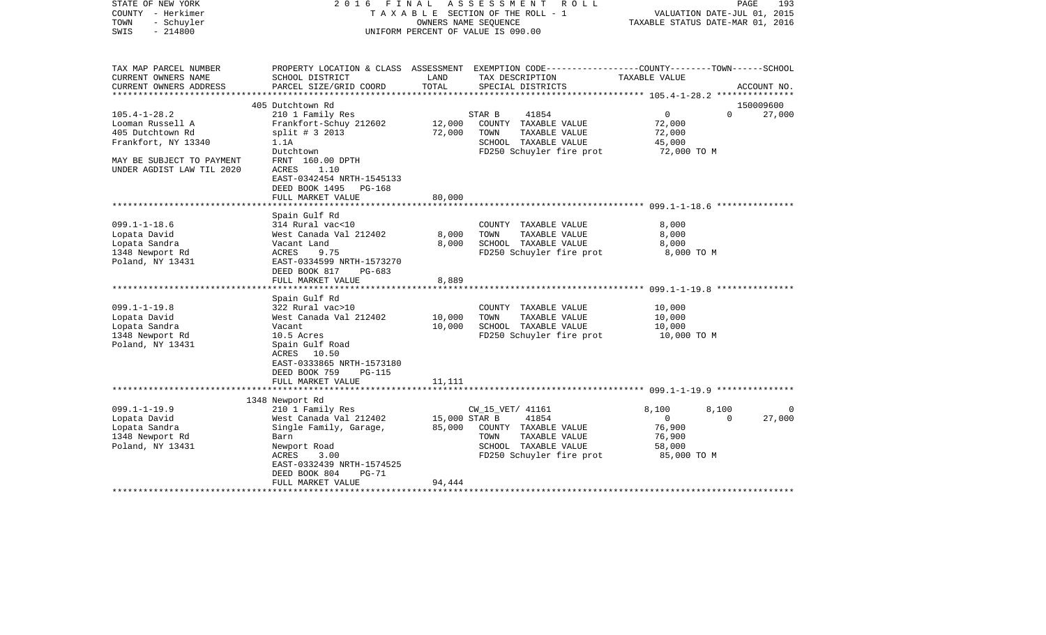STATE OF NEW YORK | 2016 FINAL ASSESSMENT ROLL | PAGE 193
COUNTY - Herkimer | TAXABLE SECTION OF THE ROLL - 1 | VALUATION DATE-JUL 01, 2015
TOWN - Schuyler | OWNERS NAME SEQUENCE | TAXABLE STATUS DATE-MAR 01, 2016
SWIS - 214800 | UNIFORM PERCENT OF VALUE IS 090.00

| TAX MAP PARCEL NUMBER / CURRENT OWNERS NAME / CURRENT OWNERS ADDRESS | PROPERTY LOCATION & CLASS / SCHOOL DISTRICT / PARCEL SIZE/GRID COORD | ASSESSMENT LAND | ASSESSMENT TOTAL | EXEMPTION CODE / TAX DESCRIPTION / SPECIAL DISTRICTS | COUNTY TAXABLE VALUE | TOWN | SCHOOL | ACCOUNT NO. |
|---|---|---|---|---|---|---|---|---|
| **105.4-1-28.2** | 405 Dutchtown Rd | | | | | | | 150009600 |
| 105.4-1-28.2 | 210 1 Family Res | | | STAR B 41854 | 0 | 0 | 27,000 | |
| Looman Russell A | Frankfort-Schuy 212602 | 12,000 | | COUNTY TAXABLE VALUE | 72,000 | | | |
| 405 Dutchtown Rd | split # 3 2013 | | 72,000 | TOWN TAXABLE VALUE | 72,000 | | | |
| Frankfort, NY 13340 | 1.1A | | | SCHOOL TAXABLE VALUE | 45,000 | | | |
| | Dutchtown | | | FD250 Schuyler fire prot | 72,000 TO M | | | |
| MAY BE SUBJECT TO PAYMENT | FRNT 160.00 DPTH | | | | | | | |
| UNDER AGDIST LAW TIL 2020 | ACRES 1.10 | | | | | | | |
| | EAST-0342454 NRTH-1545133 | | | | | | | |
| | DEED BOOK 1495 PG-168 | | | | | | | |
| | FULL MARKET VALUE | | 80,000 | | | | | |
| **099.1-1-18.6** | Spain Gulf Rd | | | | | | | |
| 099.1-1-18.6 | 314 Rural vac<10 | | | COUNTY TAXABLE VALUE | 8,000 | | | |
| Lopata David | West Canada Val 212402 | 8,000 | | TOWN TAXABLE VALUE | 8,000 | | | |
| Lopata Sandra | Vacant Land | | 8,000 | SCHOOL TAXABLE VALUE | 8,000 | | | |
| 1348 Newport Rd | ACRES 9.75 | | | FD250 Schuyler fire prot | 8,000 TO M | | | |
| Poland, NY 13431 | EAST-0334599 NRTH-1573270 | | | | | | | |
| | DEED BOOK 817 PG-683 | | | | | | | |
| | FULL MARKET VALUE | | 8,889 | | | | | |
| **099.1-1-19.8** | Spain Gulf Rd | | | | | | | |
| 099.1-1-19.8 | 322 Rural vac>10 | | | COUNTY TAXABLE VALUE | 10,000 | | | |
| Lopata David | West Canada Val 212402 | 10,000 | | TOWN TAXABLE VALUE | 10,000 | | | |
| Lopata Sandra | Vacant | | 10,000 | SCHOOL TAXABLE VALUE | 10,000 | | | |
| 1348 Newport Rd | 10.5 Acres | | | FD250 Schuyler fire prot | 10,000 TO M | | | |
| Poland, NY 13431 | Spain Gulf Road | | | | | | | |
| | ACRES 10.50 | | | | | | | |
| | EAST-0333865 NRTH-1573180 | | | | | | | |
| | DEED BOOK 759 PG-115 | | | | | | | |
| | FULL MARKET VALUE | | 11,111 | | | | | |
| **099.1-1-19.9** | 1348 Newport Rd | | | | | | | |
| 099.1-1-19.9 | 210 1 Family Res | | | CW_15_VET/ 41161 | 8,100 | 8,100 | 0 | |
| Lopata David | West Canada Val 212402 | 15,000 | | STAR B 41854 | 0 | 0 | 27,000 | |
| Lopata Sandra | Single Family, Garage, | | 85,000 | COUNTY TAXABLE VALUE | 76,900 | | | |
| 1348 Newport Rd | Barn | | | TOWN TAXABLE VALUE | 76,900 | | | |
| Poland, NY 13431 | Newport Road | | | SCHOOL TAXABLE VALUE | 58,000 | | | |
| | ACRES 3.00 | | | FD250 Schuyler fire prot | 85,000 TO M | | | |
| | EAST-0332439 NRTH-1574525 | | | | | | | |
| | DEED BOOK 804 PG-71 | | | | | | | |
| | FULL MARKET VALUE | | 94,444 | | | | | |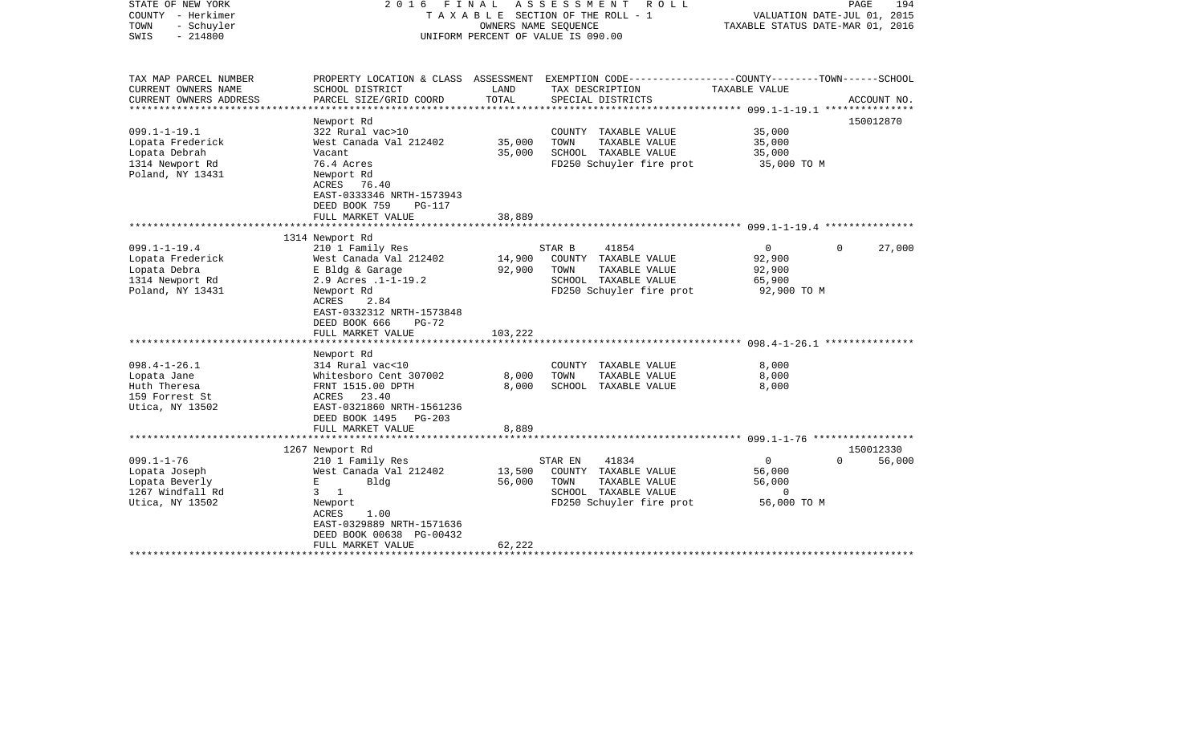STATE OF NEW YORK
COUNTY - Herkimer
TOWN - Schuyler
SWIS - 214800

2016 FINAL ASSESSMENT ROLL
TAXABLE SECTION OF THE ROLL - 1
OWNERS NAME SEQUENCE
UNIFORM PERCENT OF VALUE IS 090.00

VALUATION DATE-JUL 01, 2015
TAXABLE STATUS DATE-MAR 01, 2016

| TAX MAP PARCEL NUMBER / CURRENT OWNERS NAME / CURRENT OWNERS ADDRESS | PROPERTY LOCATION & CLASS / SCHOOL DISTRICT / PARCEL SIZE/GRID COORD | ASSESSMENT LAND | TOTAL | EXEMPTION CODE / TAX DESCRIPTION / SPECIAL DISTRICTS | COUNTY | TOWN | SCHOOL | ACCOUNT NO. |
|---|---|---|---|---|---|---|---|---|
| **099.1-1-19.1** | Newport Rd | | | | | | | 150012870 |
| Lopata Frederick | 322 Rural vac>10 | | | COUNTY TAXABLE VALUE | 35,000 | | | |
| Lopata Debrah | West Canada Val 212402 | 35,000 | | TOWN TAXABLE VALUE | | 35,000 | | |
| 1314 Newport Rd | Vacant | | 35,000 | SCHOOL TAXABLE VALUE | | | 35,000 | |
| Poland, NY 13431 | 76.4 Acres | | | FD250 Schuyler fire prot | 35,000 TO M | | | |
| | Newport Rd | | | | | | | |
| | ACRES 76.40 | | | | | | | |
| | EAST-0333346 NRTH-1573943 | | | | | | | |
| | DEED BOOK 759 PG-117 | | | | | | | |
| | FULL MARKET VALUE | | 38,889 | | | | | |
| **099.1-1-19.4** | 1314 Newport Rd | | | | | | | |
| Lopata Frederick | 210 1 Family Res | | | STAR B 41854 | 0 | 0 | 27,000 | |
| Lopata Debra | West Canada Val 212402 | 14,900 | | COUNTY TAXABLE VALUE | 92,900 | | | |
| 1314 Newport Rd | E Bldg & Garage | | 92,900 | TOWN TAXABLE VALUE | | 92,900 | | |
| Poland, NY 13431 | 2.9 Acres .1-1-19.2 | | | SCHOOL TAXABLE VALUE | | | 65,900 | |
| | Newport Rd | | | FD250 Schuyler fire prot | 92,900 TO M | | | |
| | ACRES 2.84 | | | | | | | |
| | EAST-0332312 NRTH-1573848 | | | | | | | |
| | DEED BOOK 666 PG-72 | | | | | | | |
| | FULL MARKET VALUE | | 103,222 | | | | | |
| **098.4-1-26.1** | Newport Rd | | | | | | | |
| Lopata Jane | 314 Rural vac<10 | | | COUNTY TAXABLE VALUE | 8,000 | | | |
| Huth Theresa | Whitesboro Cent 307002 | 8,000 | | TOWN TAXABLE VALUE | | 8,000 | | |
| 159 Forrest St | FRNT 1515.00 DPTH | | 8,000 | SCHOOL TAXABLE VALUE | | | 8,000 | |
| Utica, NY 13502 | ACRES 23.40 | | | | | | | |
| | EAST-0321860 NRTH-1561236 | | | | | | | |
| | DEED BOOK 1495 PG-203 | | | | | | | |
| | FULL MARKET VALUE | | 8,889 | | | | | |
| **099.1-1-76** | 1267 Newport Rd | | | | | | | 150012330 |
| Lopata Joseph | 210 1 Family Res | | | STAR EN 41834 | 0 | 0 | 56,000 | |
| Lopata Beverly | West Canada Val 212402 | 13,500 | | COUNTY TAXABLE VALUE | 56,000 | | | |
| 1267 Windfall Rd | E Bldg | | 56,000 | TOWN TAXABLE VALUE | | 56,000 | | |
| Utica, NY 13502 | 3 1 | | | SCHOOL TAXABLE VALUE | | | 0 | |
| | Newport | | | FD250 Schuyler fire prot | 56,000 TO M | | | |
| | ACRES 1.00 | | | | | | | |
| | EAST-0329889 NRTH-1571636 | | | | | | | |
| | DEED BOOK 00638 PG-00432 | | | | | | | |
| | FULL MARKET VALUE | | 62,222 | | | | | |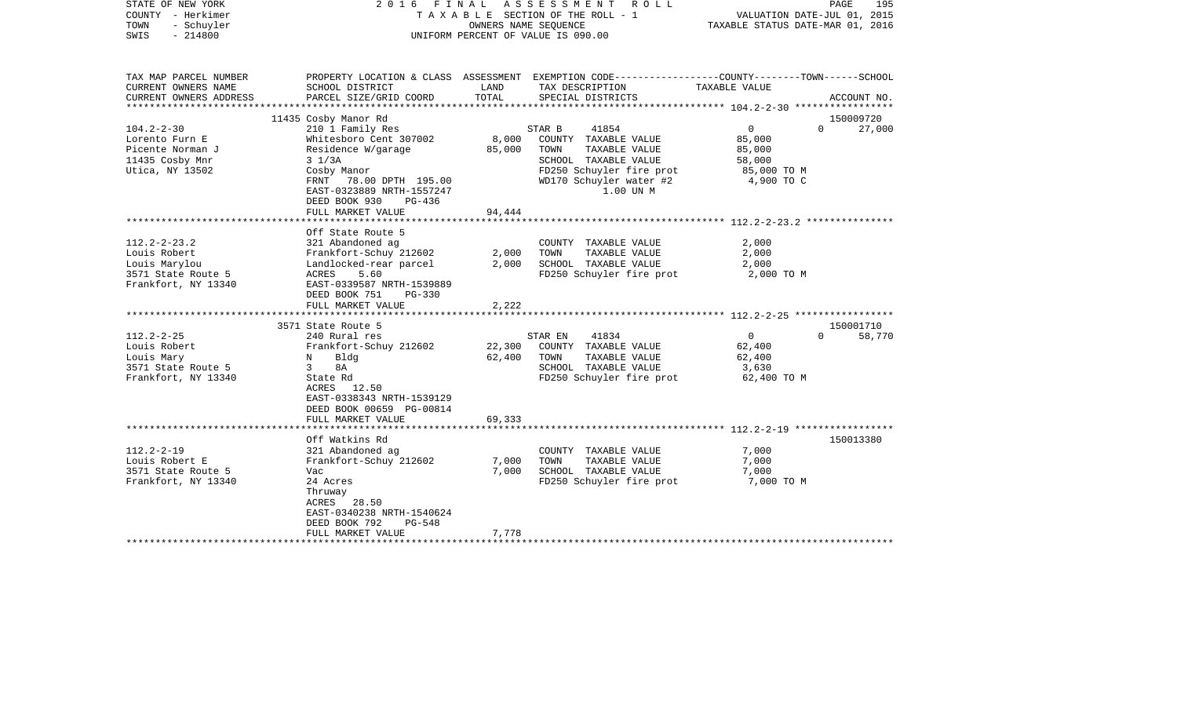STATE OF NEW YORK
COUNTY - Herkimer
TOWN - Schuyler
SWIS - 214800

2016 FINAL ASSESSMENT ROLL
TAXABLE SECTION OF THE ROLL - 1
OWNERS NAME SEQUENCE
UNIFORM PERCENT OF VALUE IS 090.00

VALUATION DATE-JUL 01, 2015
TAXABLE STATUS DATE-MAR 01, 2016

| TAX MAP PARCEL NUMBER / CURRENT OWNERS NAME / CURRENT OWNERS ADDRESS | PROPERTY LOCATION & CLASS / SCHOOL DISTRICT / PARCEL SIZE/GRID COORD | ASSESSMENT LAND / TOTAL | EXEMPTION CODE / TAX DESCRIPTION / SPECIAL DISTRICTS | COUNTY / TOWN / SCHOOL TAXABLE VALUE | ACCOUNT NO. |
|---|---|---|---|---|---|
| | 11435 Cosby Manor Rd | | | | 150009720 |
| 104.2-2-30 | 210 1 Family Res | | STAR B 41854 | 0 0 | 27,000 |
| Lorento Furn E | Whitesboro Cent 307002 | 8,000 | COUNTY TAXABLE VALUE | 85,000 | |
| Picente Norman J | Residence W/garage | 85,000 | TOWN TAXABLE VALUE | 85,000 | |
| 11435 Cosby Mnr | 3 1/3A | | SCHOOL TAXABLE VALUE | 58,000 | |
| Utica, NY 13502 | Cosby Manor | | FD250 Schuyler fire prot | 85,000 TO M | |
| | FRNT 78.00 DPTH 195.00 | | WD170 Schuyler water #2 | 4,900 TO C | |
| | EAST-0323889 NRTH-1557247 | | 1.00 UN M | | |
| | DEED BOOK 930 PG-436 | | | | |
| | FULL MARKET VALUE | 94,444 | | | |
| | Off State Route 5 | | | | |
| 112.2-2-23.2 | 321 Abandoned ag | | COUNTY TAXABLE VALUE | 2,000 | |
| Louis Robert | Frankfort-Schuy 212602 | 2,000 | TOWN TAXABLE VALUE | 2,000 | |
| Louis Marylou | Landlocked-rear parcel | 2,000 | SCHOOL TAXABLE VALUE | 2,000 | |
| 3571 State Route 5 | ACRES 5.60 | | FD250 Schuyler fire prot | 2,000 TO M | |
| Frankfort, NY 13340 | EAST-0339587 NRTH-1539889 | | | | |
| | DEED BOOK 751 PG-330 | | | | |
| | FULL MARKET VALUE | 2,222 | | | |
| | 3571 State Route 5 | | | | 150001710 |
| 112.2-2-25 | 240 Rural res | | STAR EN 41834 | 0 0 | 58,770 |
| Louis Robert | Frankfort-Schuy 212602 | 22,300 | COUNTY TAXABLE VALUE | 62,400 | |
| Louis Mary | N Bldg | 62,400 | TOWN TAXABLE VALUE | 62,400 | |
| 3571 State Route 5 | 3 8A | | SCHOOL TAXABLE VALUE | 3,630 | |
| Frankfort, NY 13340 | State Rd | | FD250 Schuyler fire prot | 62,400 TO M | |
| | ACRES 12.50 | | | | |
| | EAST-0338343 NRTH-1539129 | | | | |
| | DEED BOOK 00659 PG-00814 | | | | |
| | FULL MARKET VALUE | 69,333 | | | |
| | Off Watkins Rd | | | | 150013380 |
| 112.2-2-19 | 321 Abandoned ag | | COUNTY TAXABLE VALUE | 7,000 | |
| Louis Robert E | Frankfort-Schuy 212602 | 7,000 | TOWN TAXABLE VALUE | 7,000 | |
| 3571 State Route 5 | Vac | 7,000 | SCHOOL TAXABLE VALUE | 7,000 | |
| Frankfort, NY 13340 | 24 Acres | | FD250 Schuyler fire prot | 7,000 TO M | |
| | Thruway | | | | |
| | ACRES 28.50 | | | | |
| | EAST-0340238 NRTH-1540624 | | | | |
| | DEED BOOK 792 PG-548 | | | | |
| | FULL MARKET VALUE | 7,778 | | | |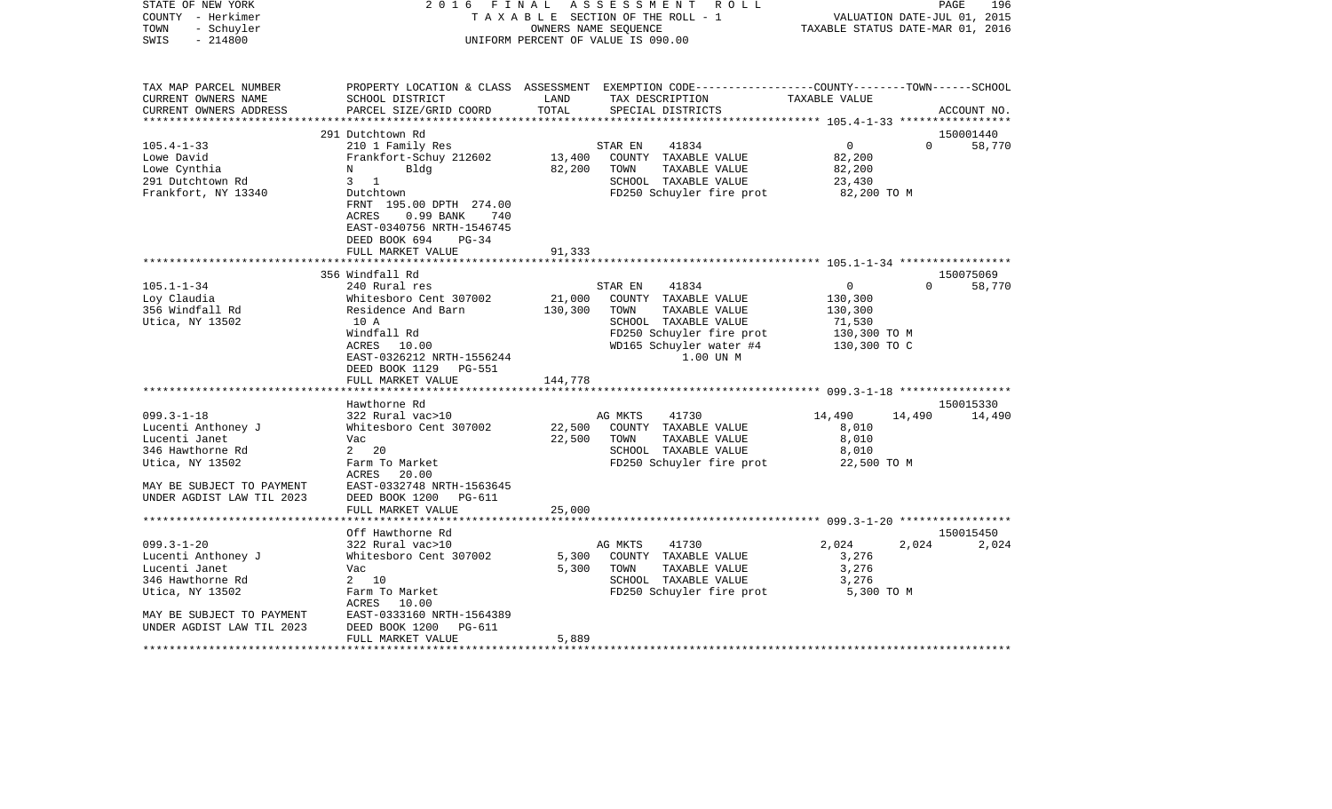STATE OF NEW YORK — COUNTY - Herkimer — TOWN - Schuyler — SWIS - 214800

2016 FINAL ASSESSMENT ROLL — TAXABLE SECTION OF THE ROLL - 1 — OWNERS NAME SEQUENCE — UNIFORM PERCENT OF VALUE IS 090.00

VALUATION DATE-JUL 01, 2015 — TAXABLE STATUS DATE-MAR 01, 2016

| TAX MAP PARCEL NUMBER / CURRENT OWNERS NAME / CURRENT OWNERS ADDRESS | PROPERTY LOCATION & CLASS / SCHOOL DISTRICT / PARCEL SIZE/GRID COORD | ASSESSMENT LAND / TOTAL | EXEMPTION CODE / TAX DESCRIPTION / SPECIAL DISTRICTS | COUNTY TAXABLE VALUE | TOWN | SCHOOL / ACCOUNT NO. |
|---|---|---|---|---|---|---|
| | 291 Dutchtown Rd | | | | | 150001440 |
| 105.4-1-33 | 210 1 Family Res | | STAR EN 41834 | 0 | 0 | 58,770 |
| Lowe David | Frankfort-Schuy 212602 | 13,400 | COUNTY TAXABLE VALUE | 82,200 | | |
| Lowe Cynthia | N Bldg | 82,200 | TOWN TAXABLE VALUE | 82,200 | | |
| 291 Dutchtown Rd | 3 1 | | SCHOOL TAXABLE VALUE | 23,430 | | |
| Frankfort, NY 13340 | Dutchtown | | FD250 Schuyler fire prot | 82,200 TO M | | |
| | FRNT 195.00 DPTH 274.00 | | | | | |
| | ACRES 0.99 BANK 740 | | | | | |
| | EAST-0340756 NRTH-1546745 | | | | | |
| | DEED BOOK 694 PG-34 | | | | | |
| | FULL MARKET VALUE | 91,333 | | | | |
| | 356 Windfall Rd | | | | | 150075069 |
| 105.1-1-34 | 240 Rural res | | STAR EN 41834 | 0 | 0 | 58,770 |
| Loy Claudia | Whitesboro Cent 307002 | 21,000 | COUNTY TAXABLE VALUE | 130,300 | | |
| 356 Windfall Rd | Residence And Barn | 130,300 | TOWN TAXABLE VALUE | 130,300 | | |
| Utica, NY 13502 | 10 A | | SCHOOL TAXABLE VALUE | 71,530 | | |
| | Windfall Rd | | FD250 Schuyler fire prot | 130,300 TO M | | |
| | ACRES 10.00 | | WD165 Schuyler water #4 | 130,300 TO C | | |
| | EAST-0326212 NRTH-1556244 | | 1.00 UN M | | | |
| | DEED BOOK 1129 PG-551 | | | | | |
| | FULL MARKET VALUE | 144,778 | | | | |
| | Hawthorne Rd | | | | | 150015330 |
| 099.3-1-18 | 322 Rural vac>10 | | AG MKTS 41730 | 14,490 | 14,490 | 14,490 |
| Lucenti Anthoney J | Whitesboro Cent 307002 | 22,500 | COUNTY TAXABLE VALUE | 8,010 | | |
| Lucenti Janet | Vac | 22,500 | TOWN TAXABLE VALUE | 8,010 | | |
| 346 Hawthorne Rd | 2 20 | | SCHOOL TAXABLE VALUE | 8,010 | | |
| Utica, NY 13502 | Farm To Market | | FD250 Schuyler fire prot | 22,500 TO M | | |
| | ACRES 20.00 | | | | | |
| MAY BE SUBJECT TO PAYMENT | EAST-0332748 NRTH-1563645 | | | | | |
| UNDER AGDIST LAW TIL 2023 | DEED BOOK 1200 PG-611 | | | | | |
| | FULL MARKET VALUE | 25,000 | | | | |
| | Off Hawthorne Rd | | | | | 150015450 |
| 099.3-1-20 | 322 Rural vac>10 | | AG MKTS 41730 | 2,024 | 2,024 | 2,024 |
| Lucenti Anthoney J | Whitesboro Cent 307002 | 5,300 | COUNTY TAXABLE VALUE | 3,276 | | |
| Lucenti Janet | Vac | 5,300 | TOWN TAXABLE VALUE | 3,276 | | |
| 346 Hawthorne Rd | 2 10 | | SCHOOL TAXABLE VALUE | 3,276 | | |
| Utica, NY 13502 | Farm To Market | | FD250 Schuyler fire prot | 5,300 TO M | | |
| | ACRES 10.00 | | | | | |
| MAY BE SUBJECT TO PAYMENT | EAST-0333160 NRTH-1564389 | | | | | |
| UNDER AGDIST LAW TIL 2023 | DEED BOOK 1200 PG-611 | | | | | |
| | FULL MARKET VALUE | 5,889 | | | | |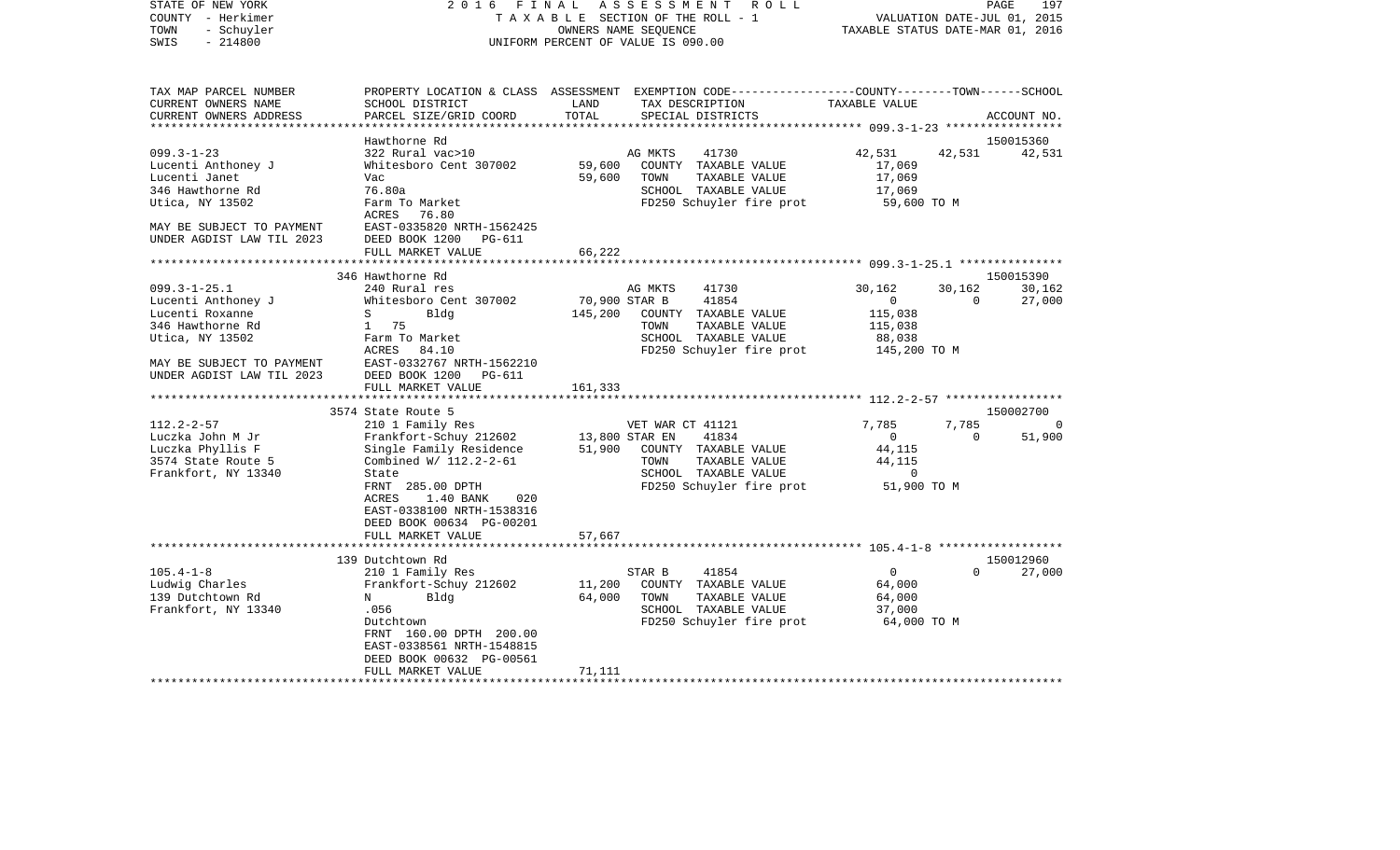STATE OF NEW YORK | 2016 FINAL ASSESSMENT ROLL | PAGE 197
COUNTY - Herkimer | TAXABLE SECTION OF THE ROLL - 1 | VALUATION DATE-JUL 01, 2015
TOWN - Schuyler | OWNERS NAME SEQUENCE | TAXABLE STATUS DATE-MAR 01, 2016
SWIS - 214800 | UNIFORM PERCENT OF VALUE IS 090.00

| TAX MAP PARCEL NUMBER / CURRENT OWNERS NAME / CURRENT OWNERS ADDRESS | PROPERTY LOCATION & CLASS / SCHOOL DISTRICT / PARCEL SIZE/GRID COORD | ASSESSMENT LAND / TOTAL | EXEMPTION CODE / TAX DESCRIPTION / SPECIAL DISTRICTS | COUNTY TAXABLE VALUE | TOWN | SCHOOL / ACCOUNT NO. |
|---|---|---|---|---|---|---|
| | Hawthorne Rd | | | | | 150015360 |
| 099.3-1-23 | 322 Rural vac>10 | | AG MKTS 41730 | 42,531 | 42,531 | 42,531 |
| Lucenti Anthoney J | Whitesboro Cent 307002 | 59,600 | COUNTY TAXABLE VALUE | 17,069 | | |
| Lucenti Janet | Vac | 59,600 | TOWN TAXABLE VALUE | 17,069 | | |
| 346 Hawthorne Rd | 76.80a | | SCHOOL TAXABLE VALUE | 17,069 | | |
| Utica, NY 13502 | Farm To Market | | FD250 Schuyler fire prot | 59,600 TO M | | |
| | ACRES 76.80 | | | | | |
| MAY BE SUBJECT TO PAYMENT | EAST-0335820 NRTH-1562425 | | | | | |
| UNDER AGDIST LAW TIL 2023 | DEED BOOK 1200 PG-611 | | | | | |
| | FULL MARKET VALUE | 66,222 | | | | |
| | 346 Hawthorne Rd | | | | | 150015390 |
| 099.3-1-25.1 | 240 Rural res | | AG MKTS 41730 | 30,162 | 30,162 | 30,162 |
| Lucenti Anthoney J | Whitesboro Cent 307002 | 70,900 | STAR B 41854 | 0 | 0 | 27,000 |
| Lucenti Roxanne | S Bldg | 145,200 | COUNTY TAXABLE VALUE | 115,038 | | |
| 346 Hawthorne Rd | 1 75 | | TOWN TAXABLE VALUE | 115,038 | | |
| Utica, NY 13502 | Farm To Market | | SCHOOL TAXABLE VALUE | 88,038 | | |
| | ACRES 84.10 | | FD250 Schuyler fire prot | 145,200 TO M | | |
| MAY BE SUBJECT TO PAYMENT | EAST-0332767 NRTH-1562210 | | | | | |
| UNDER AGDIST LAW TIL 2023 | DEED BOOK 1200 PG-611 | | | | | |
| | FULL MARKET VALUE | 161,333 | | | | |
| | 3574 State Route 5 | | | | | 150002700 |
| 112.2-2-57 | 210 1 Family Res | | VET WAR CT 41121 | 7,785 | 7,785 | 0 |
| Luczka John M Jr | Frankfort-Schuy 212602 | 13,800 | STAR EN 41834 | 0 | 0 | 51,900 |
| Luczka Phyllis F | Single Family Residence | 51,900 | COUNTY TAXABLE VALUE | 44,115 | | |
| 3574 State Route 5 | Combined W/ 112.2-2-61 | | TOWN TAXABLE VALUE | 44,115 | | |
| Frankfort, NY 13340 | State | | SCHOOL TAXABLE VALUE | 0 | | |
| | FRNT 285.00 DPTH | | FD250 Schuyler fire prot | 51,900 TO M | | |
| | ACRES 1.40 BANK 020 | | | | | |
| | EAST-0338100 NRTH-1538316 | | | | | |
| | DEED BOOK 00634 PG-00201 | | | | | |
| | FULL MARKET VALUE | 57,667 | | | | |
| | 139 Dutchtown Rd | | | | | 150012960 |
| 105.4-1-8 | 210 1 Family Res | | STAR B 41854 | 0 | 0 | 27,000 |
| Ludwig Charles | Frankfort-Schuy 212602 | 11,200 | COUNTY TAXABLE VALUE | 64,000 | | |
| 139 Dutchtown Rd | N Bldg | 64,000 | TOWN TAXABLE VALUE | 64,000 | | |
| Frankfort, NY 13340 | .056 | | SCHOOL TAXABLE VALUE | 37,000 | | |
| | Dutchtown | | FD250 Schuyler fire prot | 64,000 TO M | | |
| | FRNT 160.00 DPTH 200.00 | | | | | |
| | EAST-0338561 NRTH-1548815 | | | | | |
| | DEED BOOK 00632 PG-00561 | | | | | |
| | FULL MARKET VALUE | 71,111 | | | | |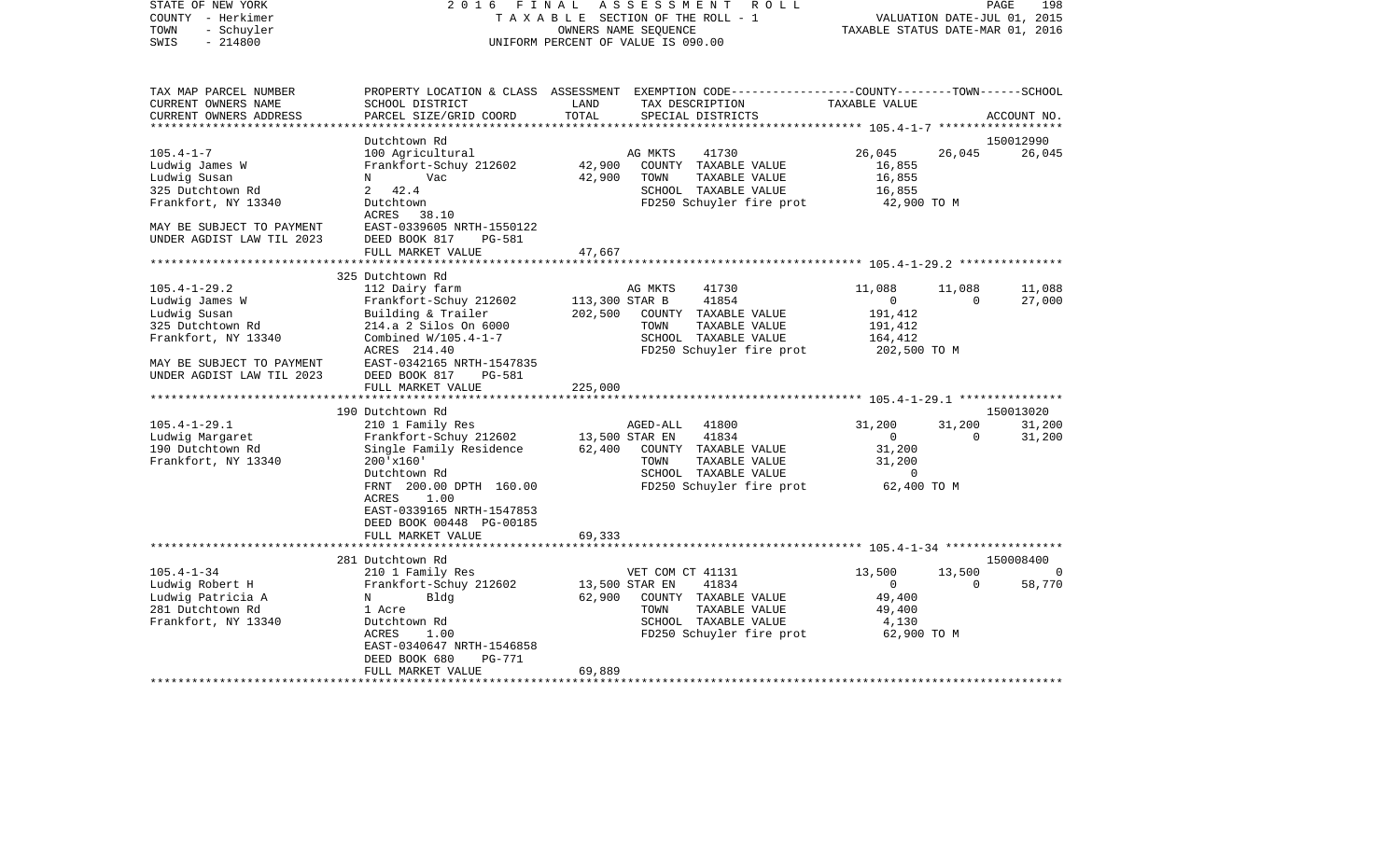STATE OF NEW YORK
COUNTY - Herkimer
TOWN - Schuyler
SWIS - 214800

2016 FINAL ASSESSMENT ROLL
TAXABLE SECTION OF THE ROLL - 1
OWNERS NAME SEQUENCE
UNIFORM PERCENT OF VALUE IS 090.00

VALUATION DATE-JUL 01, 2015
TAXABLE STATUS DATE-MAR 01, 2016

| TAX MAP PARCEL NUMBER / CURRENT OWNERS NAME / CURRENT OWNERS ADDRESS | PROPERTY LOCATION & CLASS / SCHOOL DISTRICT / PARCEL SIZE/GRID COORD | ASSESSMENT LAND / TOTAL | EXEMPTION CODE / TAX DESCRIPTION / SPECIAL DISTRICTS | COUNTY TAXABLE VALUE | TOWN | SCHOOL | ACCOUNT NO. |
|---|---|---|---|---|---|---|---|
| | Dutchtown Rd | | | | | | 150012990 |
| 105.4-1-7 | 100 Agricultural | | AG MKTS 41730 | 26,045 | 26,045 | 26,045 | |
| Ludwig James W | Frankfort-Schuy 212602 | 42,900 | COUNTY TAXABLE VALUE | 16,855 | | | |
| Ludwig Susan | N Vac | 42,900 | TOWN TAXABLE VALUE | 16,855 | | | |
| 325 Dutchtown Rd | 2 42.4 | | SCHOOL TAXABLE VALUE | 16,855 | | | |
| Frankfort, NY 13340 | Dutchtown | | FD250 Schuyler fire prot | 42,900 TO M | | | |
| | ACRES 38.10 | | | | | | |
| MAY BE SUBJECT TO PAYMENT | EAST-0339605 NRTH-1550122 | | | | | | |
| UNDER AGDIST LAW TIL 2023 | DEED BOOK 817 PG-581 | | | | | | |
| | FULL MARKET VALUE | 47,667 | | | | | |
| | 325 Dutchtown Rd | | | | | | |
| 105.4-1-29.2 | 112 Dairy farm | | AG MKTS 41730 | 11,088 | 11,088 | 11,088 | |
| Ludwig James W | Frankfort-Schuy 212602 | 113,300 | STAR B 41854 | 0 | 0 | 27,000 | |
| Ludwig Susan | Building & Trailer | 202,500 | COUNTY TAXABLE VALUE | 191,412 | | | |
| 325 Dutchtown Rd | 214.a 2 Silos On 6000 | | TOWN TAXABLE VALUE | 191,412 | | | |
| Frankfort, NY 13340 | Combined W/105.4-1-7 | | SCHOOL TAXABLE VALUE | 164,412 | | | |
| | ACRES 214.40 | | FD250 Schuyler fire prot | 202,500 TO M | | | |
| MAY BE SUBJECT TO PAYMENT | EAST-0342165 NRTH-1547835 | | | | | | |
| UNDER AGDIST LAW TIL 2023 | DEED BOOK 817 PG-581 | | | | | | |
| | FULL MARKET VALUE | 225,000 | | | | | |
| | 190 Dutchtown Rd | | | | | | 150013020 |
| 105.4-1-29.1 | 210 1 Family Res | | AGED-ALL 41800 | 31,200 | 31,200 | 31,200 | |
| Ludwig Margaret | Frankfort-Schuy 212602 | 13,500 | STAR EN 41834 | 0 | 0 | 31,200 | |
| 190 Dutchtown Rd | Single Family Residence | 62,400 | COUNTY TAXABLE VALUE | 31,200 | | | |
| Frankfort, NY 13340 | 200'x160' | | TOWN TAXABLE VALUE | 31,200 | | | |
| | Dutchtown Rd | | SCHOOL TAXABLE VALUE | 0 | | | |
| | FRNT 200.00 DPTH 160.00 | | FD250 Schuyler fire prot | 62,400 TO M | | | |
| | ACRES 1.00 | | | | | | |
| | EAST-0339165 NRTH-1547853 | | | | | | |
| | DEED BOOK 00448 PG-00185 | | | | | | |
| | FULL MARKET VALUE | 69,333 | | | | | |
| | 281 Dutchtown Rd | | | | | | 150008400 |
| 105.4-1-34 | 210 1 Family Res | | VET COM CT 41131 | 13,500 | 13,500 | 0 | |
| Ludwig Robert H | Frankfort-Schuy 212602 | 13,500 | STAR EN 41834 | 0 | 0 | 58,770 | |
| Ludwig Patricia A | N Bldg | 62,900 | COUNTY TAXABLE VALUE | 49,400 | | | |
| 281 Dutchtown Rd | 1 Acre | | TOWN TAXABLE VALUE | 49,400 | | | |
| Frankfort, NY 13340 | Dutchtown Rd | | SCHOOL TAXABLE VALUE | 4,130 | | | |
| | ACRES 1.00 | | FD250 Schuyler fire prot | 62,900 TO M | | | |
| | EAST-0340647 NRTH-1546858 | | | | | | |
| | DEED BOOK 680 PG-771 | | | | | | |
| | FULL MARKET VALUE | 69,889 | | | | | |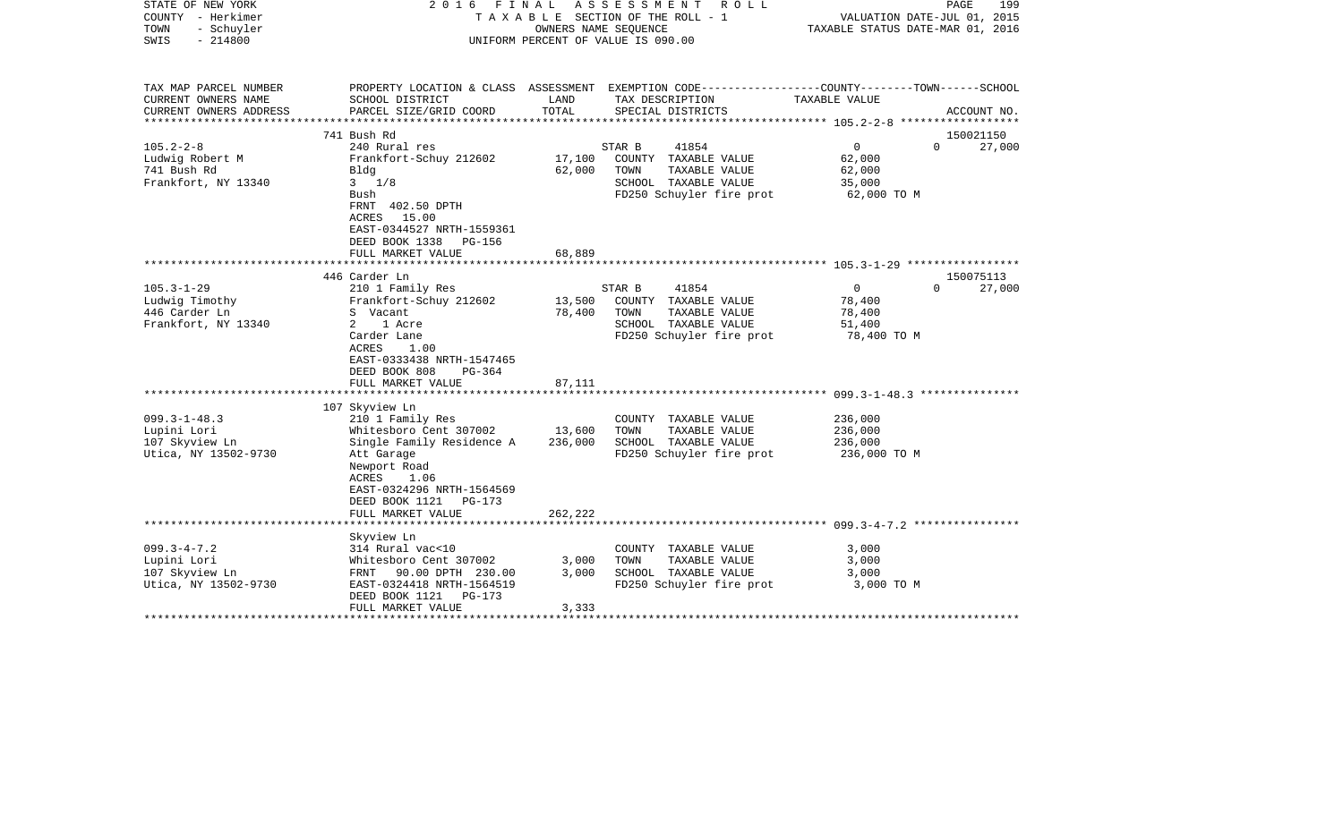STATE OF NEW YORK 2 0 1 6 F I N A L A S S E S S M E N T R O L L
COUNTY - Herkimer T A X A B L E SECTION OF THE ROLL - 1 VALUATION DATE-JUL 01, 2015
TOWN - Schuyler OWNERS NAME SEQUENCE TAXABLE STATUS DATE-MAR 01, 2016
SWIS - 214800 UNIFORM PERCENT OF VALUE IS 090.00

| TAX MAP PARCEL NUMBER<br>CURRENT OWNERS NAME<br>CURRENT OWNERS ADDRESS | PROPERTY LOCATION & CLASS<br>SCHOOL DISTRICT<br>PARCEL SIZE/GRID COORD | ASSESSMENT<br>LAND<br>TOTAL | EXEMPTION CODE<br>TAX DESCRIPTION<br>SPECIAL DISTRICTS | COUNTY<br>TAXABLE VALUE | TOWN | SCHOOL<br>ACCOUNT NO. |
|---|---|---|---|---|---|---|
| | 741 Bush Rd | | | | | 150021150 |
| 105.2-2-8 | 240 Rural res | | STAR B 41854 | 0 | 0 | 27,000 |
| Ludwig Robert M | Frankfort-Schuy 212602 | 17,100 | COUNTY TAXABLE VALUE | 62,000 | | |
| 741 Bush Rd | Bldg | 62,000 | TOWN TAXABLE VALUE | 62,000 | | |
| Frankfort, NY 13340 | 3 1/8 | | SCHOOL TAXABLE VALUE | 35,000 | | |
| | Bush | | FD250 Schuyler fire prot | 62,000 TO M | | |
| | FRNT 402.50 DPTH | | | | | |
| | ACRES 15.00 | | | | | |
| | EAST-0344527 NRTH-1559361 | | | | | |
| | DEED BOOK 1338 PG-156 | | | | | |
| | FULL MARKET VALUE | 68,889 | | | | |
| | 446 Carder Ln | | | | | 150075113 |
| 105.3-1-29 | 210 1 Family Res | | STAR B 41854 | 0 | 0 | 27,000 |
| Ludwig Timothy | Frankfort-Schuy 212602 | 13,500 | COUNTY TAXABLE VALUE | 78,400 | | |
| 446 Carder Ln | S Vacant | 78,400 | TOWN TAXABLE VALUE | 78,400 | | |
| Frankfort, NY 13340 | 2 1 Acre | | SCHOOL TAXABLE VALUE | 51,400 | | |
| | Carder Lane | | FD250 Schuyler fire prot | 78,400 TO M | | |
| | ACRES 1.00 | | | | | |
| | EAST-0333438 NRTH-1547465 | | | | | |
| | DEED BOOK 808 PG-364 | | | | | |
| | FULL MARKET VALUE | 87,111 | | | | |
| | 107 Skyview Ln | | | | | |
| 099.3-1-48.3 | 210 1 Family Res | | COUNTY TAXABLE VALUE | 236,000 | | |
| Lupini Lori | Whitesboro Cent 307002 | 13,600 | TOWN TAXABLE VALUE | 236,000 | | |
| 107 Skyview Ln | Single Family Residence A | 236,000 | SCHOOL TAXABLE VALUE | 236,000 | | |
| Utica, NY 13502-9730 | Att Garage | | FD250 Schuyler fire prot | 236,000 TO M | | |
| | Newport Road | | | | | |
| | ACRES 1.06 | | | | | |
| | EAST-0324296 NRTH-1564569 | | | | | |
| | DEED BOOK 1121 PG-173 | | | | | |
| | FULL MARKET VALUE | 262,222 | | | | |
| | Skyview Ln | | | | | |
| 099.3-4-7.2 | 314 Rural vac<10 | | COUNTY TAXABLE VALUE | 3,000 | | |
| Lupini Lori | Whitesboro Cent 307002 | 3,000 | TOWN TAXABLE VALUE | 3,000 | | |
| 107 Skyview Ln | FRNT 90.00 DPTH 230.00 | 3,000 | SCHOOL TAXABLE VALUE | 3,000 | | |
| Utica, NY 13502-9730 | EAST-0324418 NRTH-1564519 | | FD250 Schuyler fire prot | 3,000 TO M | | |
| | DEED BOOK 1121 PG-173 | | | | | |
| | FULL MARKET VALUE | 3,333 | | | | |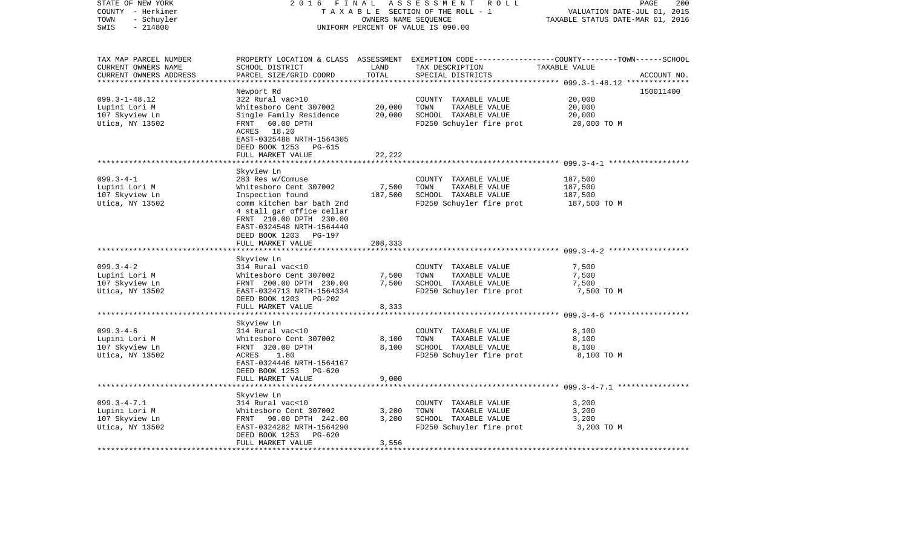STATE OF NEW YORK | COUNTY - Herkimer | TOWN - Schuyler | SWIS - 214800

2 0 1 6 F I N A L A S S E S S M E N T R O L L
T A X A B L E SECTION OF THE ROLL - 1
OWNERS NAME SEQUENCE
UNIFORM PERCENT OF VALUE IS 090.00

VALUATION DATE-JUL 01, 2015
TAXABLE STATUS DATE-MAR 01, 2016

| TAX MAP PARCEL NUMBER / CURRENT OWNERS NAME / CURRENT OWNERS ADDRESS | PROPERTY LOCATION & CLASS / SCHOOL DISTRICT / PARCEL SIZE/GRID COORD | ASSESSMENT LAND | TOTAL | EXEMPTION CODE / TAX DESCRIPTION / SPECIAL DISTRICTS | COUNTY--------TOWN------SCHOOL TAXABLE VALUE | ACCOUNT NO. |
|---|---|---|---|---|---|---|
| 099.3-1-48.12 | Newport Rd | | | | | 150011400 |
| | 322 Rural vac>10 | | | COUNTY TAXABLE VALUE | 20,000 | |
| Lupini Lori M | Whitesboro Cent 307002 | 20,000 | | TOWN TAXABLE VALUE | 20,000 | |
| 107 Skyview Ln | Single Family Residence | | 20,000 | SCHOOL TAXABLE VALUE | 20,000 | |
| Utica, NY 13502 | FRNT 60.00 DPTH | | | FD250 Schuyler fire prot | 20,000 TO M | |
| | ACRES 18.20 | | | | | |
| | EAST-0325488 NRTH-1564305 | | | | | |
| | DEED BOOK 1253 PG-615 | | | | | |
| | FULL MARKET VALUE | | 22,222 | | | |
| 099.3-4-1 | Skyview Ln | | | | | |
| | 283 Res w/Comuse | | | COUNTY TAXABLE VALUE | 187,500 | |
| Lupini Lori M | Whitesboro Cent 307002 | 7,500 | | TOWN TAXABLE VALUE | 187,500 | |
| 107 Skyview Ln | Inspection found | | 187,500 | SCHOOL TAXABLE VALUE | 187,500 | |
| Utica, NY 13502 | comm kitchen bar bath 2nd | | | FD250 Schuyler fire prot | 187,500 TO M | |
| | 4 stall gar office cellar | | | | | |
| | FRNT 210.00 DPTH 230.00 | | | | | |
| | EAST-0324548 NRTH-1564440 | | | | | |
| | DEED BOOK 1203 PG-197 | | | | | |
| | FULL MARKET VALUE | | 208,333 | | | |
| 099.3-4-2 | Skyview Ln | | | | | |
| | 314 Rural vac<10 | | | COUNTY TAXABLE VALUE | 7,500 | |
| Lupini Lori M | Whitesboro Cent 307002 | 7,500 | | TOWN TAXABLE VALUE | 7,500 | |
| 107 Skyview Ln | FRNT 200.00 DPTH 230.00 | | 7,500 | SCHOOL TAXABLE VALUE | 7,500 | |
| Utica, NY 13502 | EAST-0324713 NRTH-1564334 | | | FD250 Schuyler fire prot | 7,500 TO M | |
| | DEED BOOK 1203 PG-202 | | | | | |
| | FULL MARKET VALUE | | 8,333 | | | |
| 099.3-4-6 | Skyview Ln | | | | | |
| | 314 Rural vac<10 | | | COUNTY TAXABLE VALUE | 8,100 | |
| Lupini Lori M | Whitesboro Cent 307002 | 8,100 | | TOWN TAXABLE VALUE | 8,100 | |
| 107 Skyview Ln | FRNT 320.00 DPTH | | 8,100 | SCHOOL TAXABLE VALUE | 8,100 | |
| Utica, NY 13502 | ACRES 1.80 | | | FD250 Schuyler fire prot | 8,100 TO M | |
| | EAST-0324446 NRTH-1564167 | | | | | |
| | DEED BOOK 1253 PG-620 | | | | | |
| | FULL MARKET VALUE | | 9,000 | | | |
| 099.3-4-7.1 | Skyview Ln | | | | | |
| | 314 Rural vac<10 | | | COUNTY TAXABLE VALUE | 3,200 | |
| Lupini Lori M | Whitesboro Cent 307002 | 3,200 | | TOWN TAXABLE VALUE | 3,200 | |
| 107 Skyview Ln | FRNT 90.00 DPTH 242.00 | | 3,200 | SCHOOL TAXABLE VALUE | 3,200 | |
| Utica, NY 13502 | EAST-0324282 NRTH-1564290 | | | FD250 Schuyler fire prot | 3,200 TO M | |
| | DEED BOOK 1253 PG-620 | | | | | |
| | FULL MARKET VALUE | | 3,556 | | | |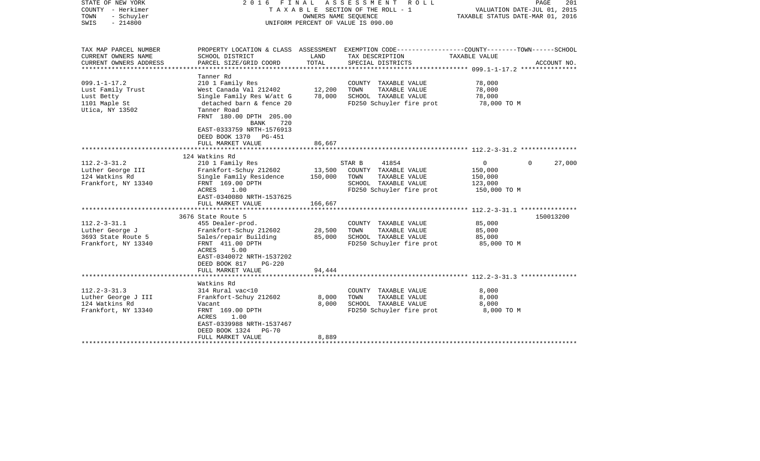STATE OF NEW YORK — 2016 FINAL ASSESSMENT ROLL
COUNTY - Herkimer — TAXABLE SECTION OF THE ROLL - 1 — VALUATION DATE-JUL 01, 2015
TOWN - Schuyler — OWNERS NAME SEQUENCE — TAXABLE STATUS DATE-MAR 01, 2016
SWIS - 214800 — UNIFORM PERCENT OF VALUE IS 090.00

| TAX MAP PARCEL NUMBER / CURRENT OWNERS NAME / CURRENT OWNERS ADDRESS | PROPERTY LOCATION & CLASS / SCHOOL DISTRICT / PARCEL SIZE/GRID COORD | ASSESSMENT LAND / TOTAL | EXEMPTION CODE / TAX DESCRIPTION / SPECIAL DISTRICTS | COUNTY | TOWN | SCHOOL / TAXABLE VALUE / ACCOUNT NO. |
|---|---|---|---|---|---|---|
| **099.1-1-17.2** | Tanner Rd | | | | | |
| 099.1-1-17.2 | 210 1 Family Res | | COUNTY TAXABLE VALUE | 78,000 | | |
| Lust Family Trust | West Canada Val 212402 | 12,200 | TOWN TAXABLE VALUE | 78,000 | | |
| Lust Betty | Single Family Res W/att G | 78,000 | SCHOOL TAXABLE VALUE | 78,000 | | |
| 1101 Maple St | detached barn & fence 20 | | FD250 Schuyler fire prot | 78,000 TO M | | |
| Utica, NY 13502 | Tanner Road | | | | | |
| | FRNT 180.00 DPTH 205.00 | | | | | |
| | BANK 720 | | | | | |
| | EAST-0333759 NRTH-1576913 | | | | | |
| | DEED BOOK 1370 PG-451 | | | | | |
| | FULL MARKET VALUE | 86,667 | | | | |
| **112.2-3-31.2** | 124 Watkins Rd | | | | | |
| 112.2-3-31.2 | 210 1 Family Res | | STAR B 41854 | 0 | 0 | 27,000 |
| Luther George III | Frankfort-Schuy 212602 | 13,500 | COUNTY TAXABLE VALUE | 150,000 | | |
| 124 Watkins Rd | Single Family Residence | 150,000 | TOWN TAXABLE VALUE | 150,000 | | |
| Frankfort, NY 13340 | FRNT 169.00 DPTH | | SCHOOL TAXABLE VALUE | 123,000 | | |
| | ACRES 1.00 | | FD250 Schuyler fire prot | 150,000 TO M | | |
| | EAST-0340080 NRTH-1537625 | | | | | |
| | FULL MARKET VALUE | 166,667 | | | | |
| **112.2-3-31.1** | 3676 State Route 5 | | | | | 150013200 |
| 112.2-3-31.1 | 455 Dealer-prod. | | COUNTY TAXABLE VALUE | 85,000 | | |
| Luther George J | Frankfort-Schuy 212602 | 28,500 | TOWN TAXABLE VALUE | 85,000 | | |
| 3693 State Route 5 | Sales/repair Building | 85,000 | SCHOOL TAXABLE VALUE | 85,000 | | |
| Frankfort, NY 13340 | FRNT 411.00 DPTH | | FD250 Schuyler fire prot | 85,000 TO M | | |
| | ACRES 5.00 | | | | | |
| | EAST-0340072 NRTH-1537202 | | | | | |
| | DEED BOOK 817 PG-220 | | | | | |
| | FULL MARKET VALUE | 94,444 | | | | |
| **112.2-3-31.3** | Watkins Rd | | | | | |
| 112.2-3-31.3 | 314 Rural vac<10 | | COUNTY TAXABLE VALUE | 8,000 | | |
| Luther George J III | Frankfort-Schuy 212602 | 8,000 | TOWN TAXABLE VALUE | 8,000 | | |
| 124 Watkins Rd | Vacant | 8,000 | SCHOOL TAXABLE VALUE | 8,000 | | |
| Frankfort, NY 13340 | FRNT 169.00 DPTH | | FD250 Schuyler fire prot | 8,000 TO M | | |
| | ACRES 1.00 | | | | | |
| | EAST-0339988 NRTH-1537467 | | | | | |
| | DEED BOOK 1324 PG-70 | | | | | |
| | FULL MARKET VALUE | 8,889 | | | | |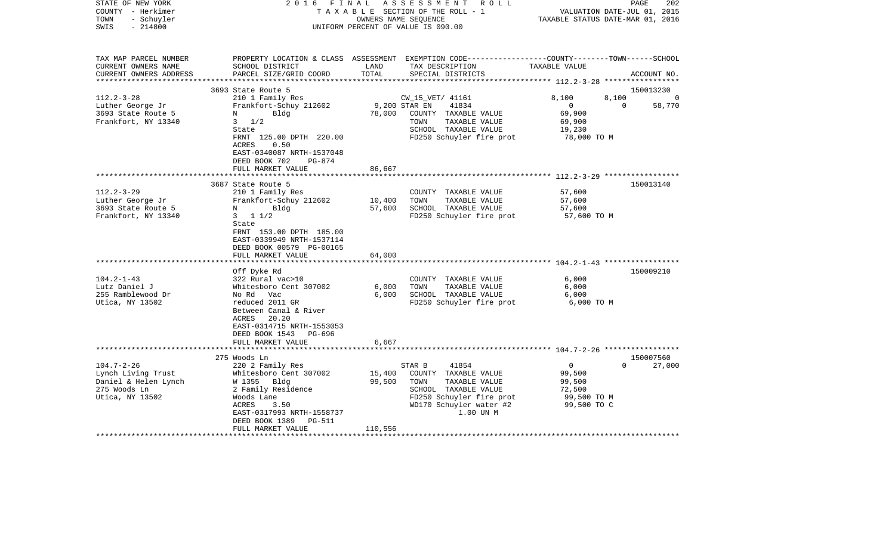STATE OF NEW YORK | COUNTY - Herkimer | TOWN - Schuyler | SWIS - 214800

**2016 FINAL ASSESSMENT ROLL**
TAXABLE SECTION OF THE ROLL - 1
OWNERS NAME SEQUENCE
UNIFORM PERCENT OF VALUE IS 090.00

VALUATION DATE-JUL 01, 2015
TAXABLE STATUS DATE-MAR 01, 2016

| TAX MAP PARCEL NUMBER / CURRENT OWNERS NAME / CURRENT OWNERS ADDRESS | PROPERTY LOCATION & CLASS / SCHOOL DISTRICT / PARCEL SIZE/GRID COORD | ASSESSMENT LAND | ASSESSMENT TOTAL | EXEMPTION CODE / TAX DESCRIPTION / SPECIAL DISTRICTS | COUNTY TAXABLE VALUE | TOWN | SCHOOL | ACCOUNT NO. |
|---|---|---|---|---|---|---|---|---|
| 112.2-3-28 | 3693 State Route 5 | | | | | | | 150013230 |
| Luther George Jr | 210 1 Family Res | | | CW_15_VET/ 41161 | 8,100 | 8,100 | 0 | |
| 3693 State Route 5 | Frankfort-Schuy 212602 | 9,200 | | STAR EN 41834 | 0 | 0 | 58,770 | |
| Frankfort, NY 13340 | N Bldg | | 78,000 | COUNTY TAXABLE VALUE | 69,900 | | | |
| | 3 1/2 | | | TOWN TAXABLE VALUE | 69,900 | | | |
| | State | | | SCHOOL TAXABLE VALUE | 19,230 | | | |
| | FRNT 125.00 DPTH 220.00 | | | FD250 Schuyler fire prot | 78,000 TO M | | | |
| | ACRES 0.50 | | | | | | | |
| | EAST-0340087 NRTH-1537048 | | | | | | | |
| | DEED BOOK 702 PG-874 | | | | | | | |
| | FULL MARKET VALUE | | 86,667 | | | | | |
| 112.2-3-29 | 3687 State Route 5 | | | | | | | 150013140 |
| Luther George Jr | 210 1 Family Res | | | COUNTY TAXABLE VALUE | 57,600 | | | |
| 3693 State Route 5 | Frankfort-Schuy 212602 | 10,400 | | TOWN TAXABLE VALUE | 57,600 | | | |
| Frankfort, NY 13340 | N Bldg | | 57,600 | SCHOOL TAXABLE VALUE | 57,600 | | | |
| | 3 1 1/2 | | | FD250 Schuyler fire prot | 57,600 TO M | | | |
| | State | | | | | | | |
| | FRNT 153.00 DPTH 185.00 | | | | | | | |
| | EAST-0339949 NRTH-1537114 | | | | | | | |
| | DEED BOOK 00579 PG-00165 | | | | | | | |
| | FULL MARKET VALUE | | 64,000 | | | | | |
| 104.2-1-43 | Off Dyke Rd | | | | | | | 150009210 |
| Lutz Daniel J | 322 Rural vac>10 | | | COUNTY TAXABLE VALUE | 6,000 | | | |
| 255 Ramblewood Dr | Whitesboro Cent 307002 | 6,000 | | TOWN TAXABLE VALUE | 6,000 | | | |
| Utica, NY 13502 | No Rd Vac | | 6,000 | SCHOOL TAXABLE VALUE | 6,000 | | | |
| | reduced 2011 GR | | | FD250 Schuyler fire prot | 6,000 TO M | | | |
| | Between Canal & River | | | | | | | |
| | ACRES 20.20 | | | | | | | |
| | EAST-0314715 NRTH-1553053 | | | | | | | |
| | DEED BOOK 1543 PG-696 | | | | | | | |
| | FULL MARKET VALUE | | 6,667 | | | | | |
| 104.7-2-26 | 275 Woods Ln | | | | | | | 150007560 |
| Lynch Living Trust | 220 2 Family Res | | | STAR B 41854 | 0 | 0 | 27,000 | |
| Daniel & Helen Lynch | Whitesboro Cent 307002 | 15,400 | | COUNTY TAXABLE VALUE | 99,500 | | | |
| 275 Woods Ln | W 1355 Bldg | | 99,500 | TOWN TAXABLE VALUE | 99,500 | | | |
| Utica, NY 13502 | 2 Family Residence | | | SCHOOL TAXABLE VALUE | 72,500 | | | |
| | Woods Lane | | | FD250 Schuyler fire prot | 99,500 TO M | | | |
| | ACRES 3.50 | | | WD170 Schuyler water #2 | 99,500 TO C | | | |
| | EAST-0317993 NRTH-1558737 | | | 1.00 UN M | | | | |
| | DEED BOOK 1389 PG-511 | | | | | | | |
| | FULL MARKET VALUE | | 110,556 | | | | | |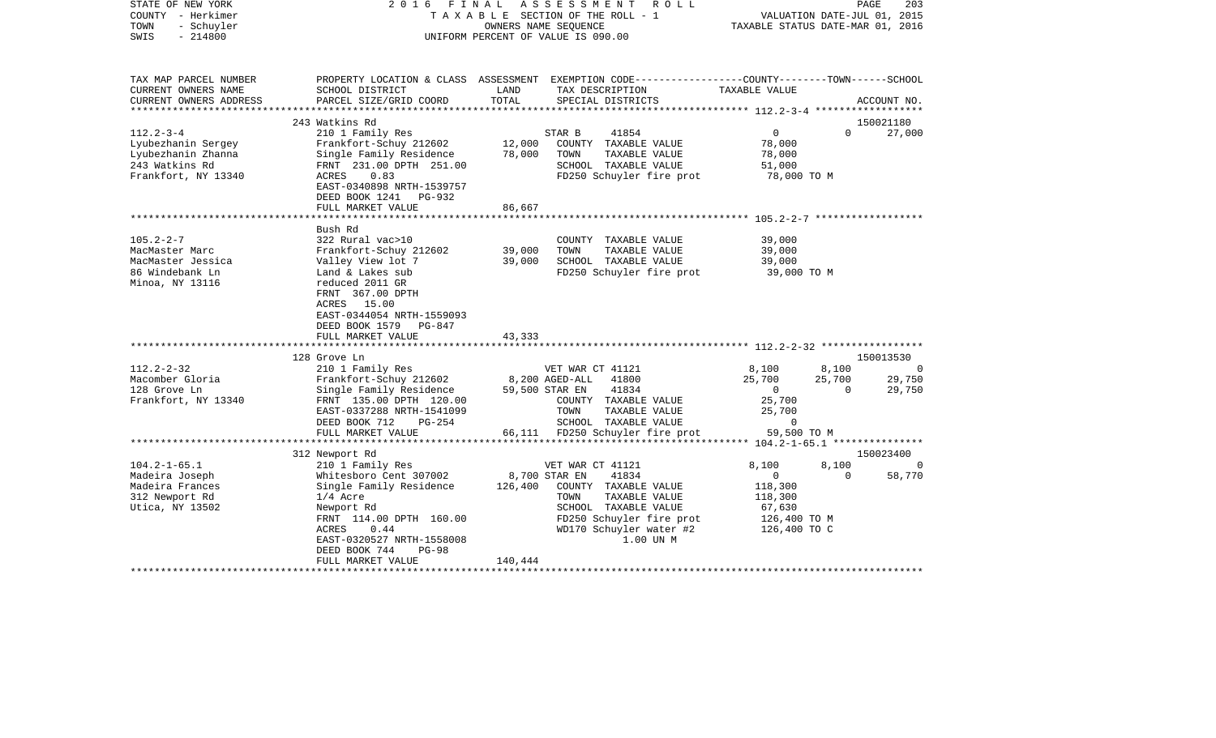STATE OF NEW YORK
COUNTY - Herkimer
TOWN - Schuyler
SWIS - 214800

2016 FINAL ASSESSMENT ROLL
TAXABLE SECTION OF THE ROLL - 1
OWNERS NAME SEQUENCE
UNIFORM PERCENT OF VALUE IS 090.00

VALUATION DATE-JUL 01, 2015
TAXABLE STATUS DATE-MAR 01, 2016

| TAX MAP PARCEL NUMBER / CURRENT OWNERS NAME / CURRENT OWNERS ADDRESS | PROPERTY LOCATION & CLASS / SCHOOL DISTRICT / PARCEL SIZE/GRID COORD | ASSESSMENT LAND | TOTAL | EXEMPTION CODE / TAX DESCRIPTION / SPECIAL DISTRICTS | COUNTY | TOWN | SCHOOL | ACCOUNT NO. |
|---|---|---|---|---|---|---|---|---|
| **112.2-3-4** | 243 Watkins Rd | | | | | | | 150021180 |
| Lyubezhanin Sergey | 210 1 Family Res | | | STAR B 41854 | 0 | 0 | 27,000 | |
| Lyubezhanin Zhanna | Frankfort-Schuy 212602 | 12,000 | | COUNTY TAXABLE VALUE | 78,000 | | | |
| 243 Watkins Rd | Single Family Residence | | 78,000 | TOWN TAXABLE VALUE | | 78,000 | | |
| Frankfort, NY 13340 | FRNT 231.00 DPTH 251.00 | | | SCHOOL TAXABLE VALUE | | | 51,000 | |
| | ACRES 0.83 | | | FD250 Schuyler fire prot | 78,000 TO M | | | |
| | EAST-0340898 NRTH-1539757 | | | | | | | |
| | DEED BOOK 1241 PG-932 | | | | | | | |
| | FULL MARKET VALUE | | 86,667 | | | | | |
| **105.2-2-7** | Bush Rd | | | | | | | |
| MacMaster Marc | 322 Rural vac>10 | | | COUNTY TAXABLE VALUE | 39,000 | | | |
| MacMaster Jessica | Frankfort-Schuy 212602 | 39,000 | | TOWN TAXABLE VALUE | | 39,000 | | |
| 86 Windebank Ln | Valley View lot 7 | | 39,000 | SCHOOL TAXABLE VALUE | | | 39,000 | |
| Minoa, NY 13116 | Land & Lakes sub | | | FD250 Schuyler fire prot | 39,000 TO M | | | |
| | reduced 2011 GR | | | | | | | |
| | FRNT 367.00 DPTH | | | | | | | |
| | ACRES 15.00 | | | | | | | |
| | EAST-0344054 NRTH-1559093 | | | | | | | |
| | DEED BOOK 1579 PG-847 | | | | | | | |
| | FULL MARKET VALUE | | 43,333 | | | | | |
| **112.2-2-32** | 128 Grove Ln | | | | | | | 150013530 |
| Macomber Gloria | 210 1 Family Res | | | VET WAR CT 41121 | 8,100 | 8,100 | 0 | |
| 128 Grove Ln | Frankfort-Schuy 212602 | 8,200 | | AGED-ALL 41800 | 25,700 | 25,700 | 29,750 | |
| Frankfort, NY 13340 | Single Family Residence | | 59,500 | STAR EN 41834 | 0 | 0 | 29,750 | |
| | FRNT 135.00 DPTH 120.00 | | | COUNTY TAXABLE VALUE | 25,700 | | | |
| | EAST-0337288 NRTH-1541099 | | | TOWN TAXABLE VALUE | | 25,700 | | |
| | DEED BOOK 712 PG-254 | | | SCHOOL TAXABLE VALUE | | | 0 | |
| | FULL MARKET VALUE | | 66,111 | FD250 Schuyler fire prot | 59,500 TO M | | | |
| **104.2-1-65.1** | 312 Newport Rd | | | | | | | 150023400 |
| Madeira Joseph | 210 1 Family Res | | | VET WAR CT 41121 | 8,100 | 8,100 | 0 | |
| Madeira Frances | Whitesboro Cent 307002 | 8,700 | | STAR EN 41834 | 0 | 0 | 58,770 | |
| 312 Newport Rd | Single Family Residence | | 126,400 | COUNTY TAXABLE VALUE | 118,300 | | | |
| Utica, NY 13502 | 1/4 Acre | | | TOWN TAXABLE VALUE | | 118,300 | | |
| | Newport Rd | | | SCHOOL TAXABLE VALUE | | | 67,630 | |
| | FRNT 114.00 DPTH 160.00 | | | FD250 Schuyler fire prot | 126,400 TO M | | | |
| | ACRES 0.44 | | | WD170 Schuyler water #2 | 126,400 TO C | | | |
| | EAST-0320527 NRTH-1558008 | | | 1.00 UN M | | | | |
| | DEED BOOK 744 PG-98 | | | | | | | |
| | FULL MARKET VALUE | | 140,444 | | | | | |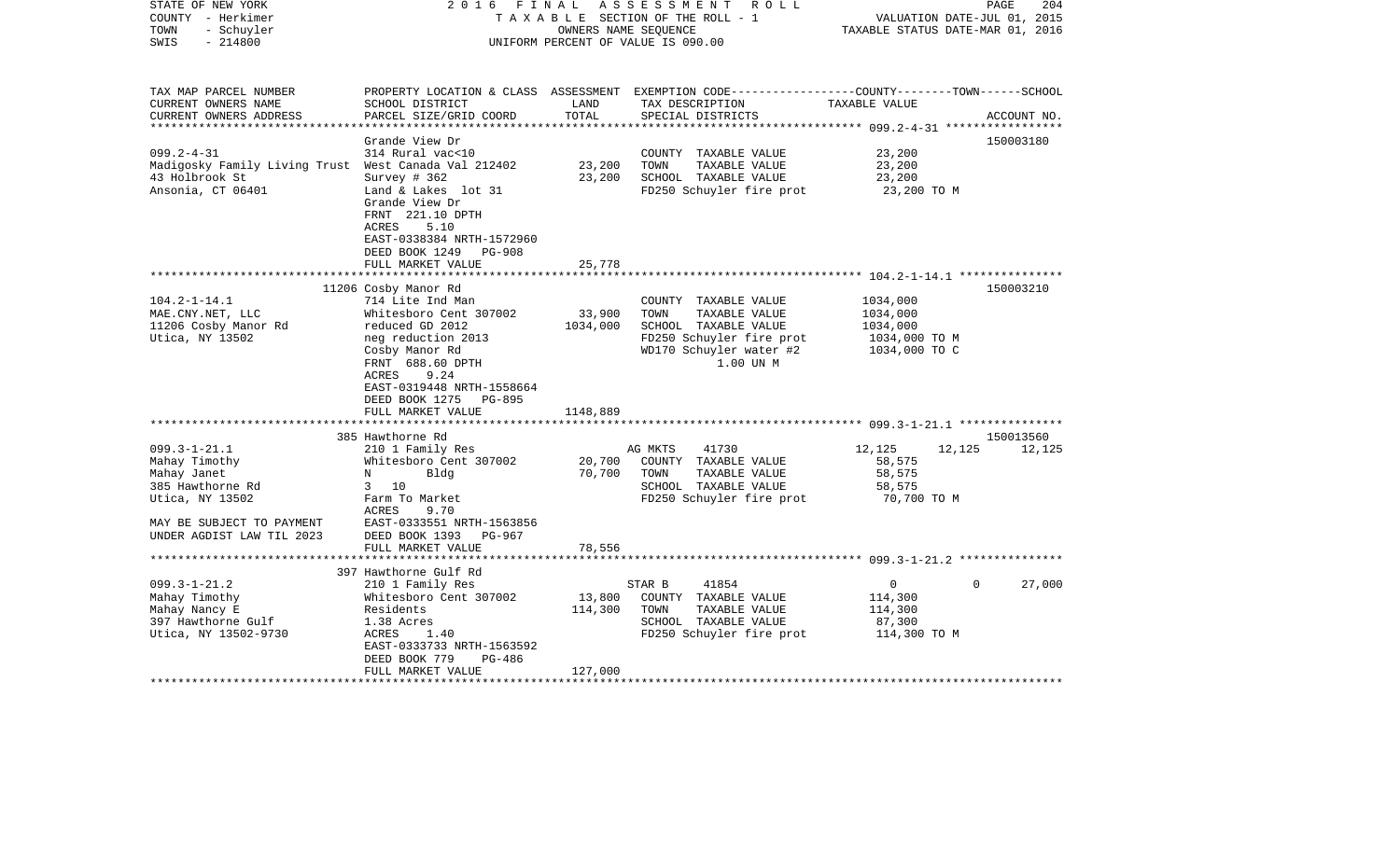STATE OF NEW YORK
COUNTY - Herkimer
TOWN - Schuyler
SWIS - 214800

2 0 1 6 F I N A L A S S E S S M E N T R O L L
T A X A B L E SECTION OF THE ROLL - 1
OWNERS NAME SEQUENCE
UNIFORM PERCENT OF VALUE IS 090.00

VALUATION DATE-JUL 01, 2015
TAXABLE STATUS DATE-MAR 01, 2016

| TAX MAP PARCEL NUMBER / CURRENT OWNERS NAME / CURRENT OWNERS ADDRESS | PROPERTY LOCATION & CLASS / SCHOOL DISTRICT / PARCEL SIZE/GRID COORD | ASSESSMENT LAND | TOTAL | EXEMPTION CODE / TAX DESCRIPTION / SPECIAL DISTRICTS | COUNTY | TOWN | SCHOOL | ACCOUNT NO. |
|---|---|---|---|---|---|---|---|---|
| 099.2-4-31 | Grande View Dr | | | | | | | 150003180 |
| | 314 Rural vac<10 | | | COUNTY TAXABLE VALUE | 23,200 | | | |
| Madigosky Family Living Trust | West Canada Val 212402 | 23,200 | | TOWN TAXABLE VALUE | | 23,200 | | |
| 43 Holbrook St | Survey # 362 | | 23,200 | SCHOOL TAXABLE VALUE | | | 23,200 | |
| Ansonia, CT 06401 | Land & Lakes lot 31 | | | FD250 Schuyler fire prot | 23,200 TO M | | | |
| | Grande View Dr | | | | | | | |
| | FRNT 221.10 DPTH | | | | | | | |
| | ACRES 5.10 | | | | | | | |
| | EAST-0338384 NRTH-1572960 | | | | | | | |
| | DEED BOOK 1249 PG-908 | | | | | | | |
| | FULL MARKET VALUE | | 25,778 | | | | | |
| 104.2-1-14.1 | 11206 Cosby Manor Rd | | | | | | | 150003210 |
| | 714 Lite Ind Man | | | COUNTY TAXABLE VALUE | 1034,000 | | | |
| MAE.CNY.NET, LLC | Whitesboro Cent 307002 | 33,900 | | TOWN TAXABLE VALUE | | 1034,000 | | |
| 11206 Cosby Manor Rd | reduced GD 2012 | | 1034,000 | SCHOOL TAXABLE VALUE | | | 1034,000 | |
| Utica, NY 13502 | neg reduction 2013 | | | FD250 Schuyler fire prot | 1034,000 TO M | | | |
| | Cosby Manor Rd | | | WD170 Schuyler water #2 | 1034,000 TO C | | | |
| | FRNT 688.60 DPTH | | | 1.00 UN M | | | | |
| | ACRES 9.24 | | | | | | | |
| | EAST-0319448 NRTH-1558664 | | | | | | | |
| | DEED BOOK 1275 PG-895 | | | | | | | |
| | FULL MARKET VALUE | | 1148,889 | | | | | |
| 099.3-1-21.1 | 385 Hawthorne Rd | | | | | | | 150013560 |
| | 210 1 Family Res | | | AG MKTS 41730 | 12,125 | 12,125 | 12,125 | |
| Mahay Timothy | Whitesboro Cent 307002 | 20,700 | | COUNTY TAXABLE VALUE | 58,575 | | | |
| Mahay Janet | N Bldg | | 70,700 | TOWN TAXABLE VALUE | | 58,575 | | |
| 385 Hawthorne Rd | 3 10 | | | SCHOOL TAXABLE VALUE | | | 58,575 | |
| Utica, NY 13502 | Farm To Market | | | FD250 Schuyler fire prot | 70,700 TO M | | | |
| | ACRES 9.70 | | | | | | | |
| MAY BE SUBJECT TO PAYMENT | EAST-0333551 NRTH-1563856 | | | | | | | |
| UNDER AGDIST LAW TIL 2023 | DEED BOOK 1393 PG-967 | | | | | | | |
| | FULL MARKET VALUE | | 78,556 | | | | | |
| 099.3-1-21.2 | 397 Hawthorne Gulf Rd | | | | | | | |
| | 210 1 Family Res | | | STAR B 41854 | 0 | 0 | 27,000 | |
| Mahay Timothy | Whitesboro Cent 307002 | 13,800 | | COUNTY TAXABLE VALUE | 114,300 | | | |
| Mahay Nancy E | Residents | | 114,300 | TOWN TAXABLE VALUE | | 114,300 | | |
| 397 Hawthorne Gulf | 1.38 Acres | | | SCHOOL TAXABLE VALUE | | | 87,300 | |
| Utica, NY 13502-9730 | ACRES 1.40 | | | FD250 Schuyler fire prot | 114,300 TO M | | | |
| | EAST-0333733 NRTH-1563592 | | | | | | | |
| | DEED BOOK 779 PG-486 | | | | | | | |
| | FULL MARKET VALUE | | 127,000 | | | | | |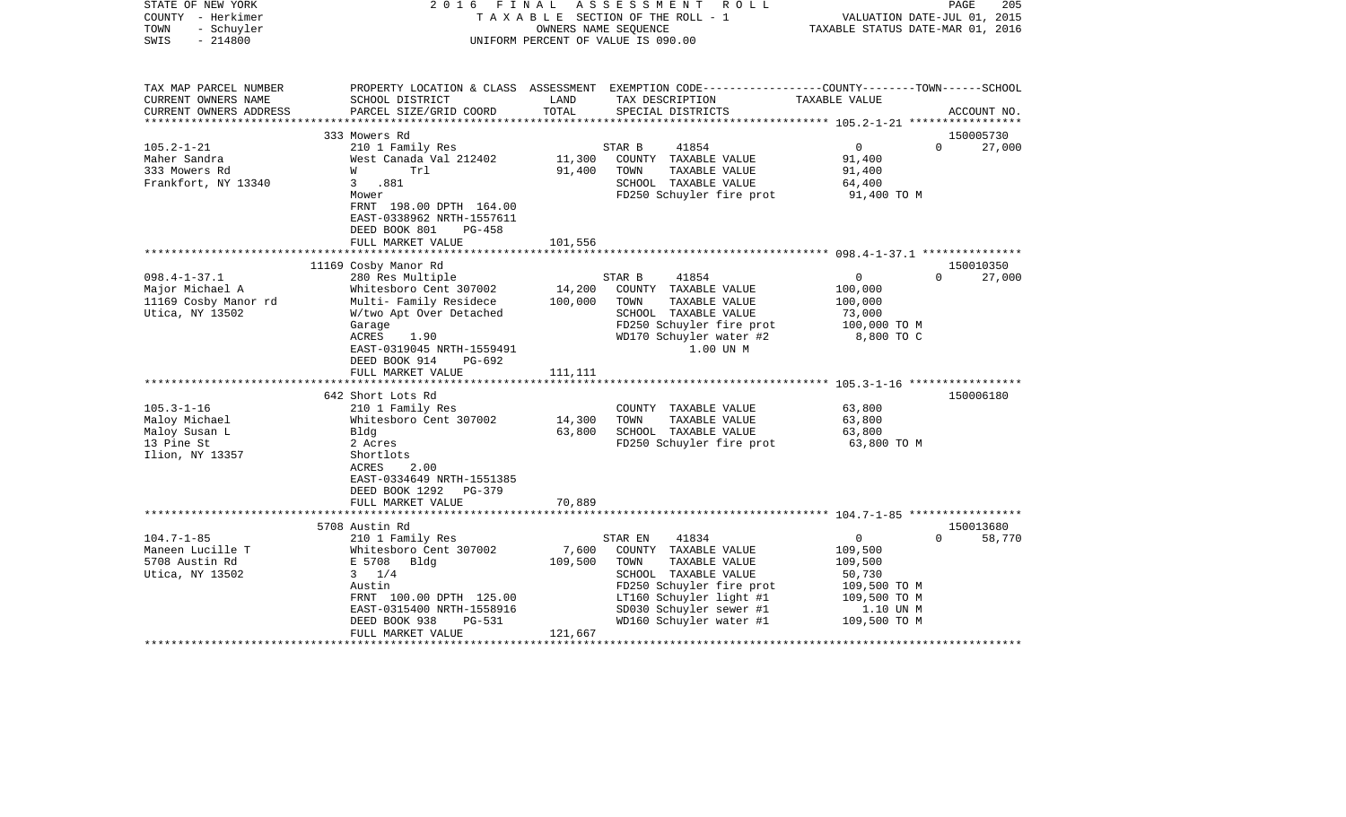STATE OF NEW YORK
COUNTY - Herkimer
TOWN - Schuyler
SWIS - 214800

# 2016 FINAL ASSESSMENT ROLL

TAXABLE SECTION OF THE ROLL - 1
OWNERS NAME SEQUENCE
UNIFORM PERCENT OF VALUE IS 090.00

VALUATION DATE-JUL 01, 2015
TAXABLE STATUS DATE-MAR 01, 2016

| TAX MAP PARCEL NUMBER / CURRENT OWNERS NAME / CURRENT OWNERS ADDRESS | PROPERTY LOCATION & CLASS / SCHOOL DISTRICT / PARCEL SIZE/GRID COORD | ASSESSMENT LAND | TOTAL | EXEMPTION CODE / TAX DESCRIPTION / SPECIAL DISTRICTS | COUNTY / TOWN / SCHOOL TAXABLE VALUE | ACCOUNT NO. |
|---|---|---|---|---|---|---|
| | 333 Mowers Rd | | | | | 150005730 |
| 105.2-1-21 | 210 1 Family Res | | | STAR B 41854 | 0 0 | 27,000 |
| Maher Sandra | West Canada Val 212402 | 11,300 | | COUNTY TAXABLE VALUE | 91,400 | |
| 333 Mowers Rd | W Trl | | 91,400 | TOWN TAXABLE VALUE | 91,400 | |
| Frankfort, NY 13340 | 3 .881 | | | SCHOOL TAXABLE VALUE | 64,400 | |
| | Mower | | | FD250 Schuyler fire prot | 91,400 TO M | |
| | FRNT 198.00 DPTH 164.00 | | | | | |
| | EAST-0338962 NRTH-1557611 | | | | | |
| | DEED BOOK 801 PG-458 | | | | | |
| | FULL MARKET VALUE | | 101,556 | | | |
| | 11169 Cosby Manor Rd | | | | | 150010350 |
| 098.4-1-37.1 | 280 Res Multiple | | | STAR B 41854 | 0 0 | 27,000 |
| Major Michael A | Whitesboro Cent 307002 | 14,200 | | COUNTY TAXABLE VALUE | 100,000 | |
| 11169 Cosby Manor rd | Multi- Family Residece | | 100,000 | TOWN TAXABLE VALUE | 100,000 | |
| Utica, NY 13502 | W/two Apt Over Detached | | | SCHOOL TAXABLE VALUE | 73,000 | |
| | Garage | | | FD250 Schuyler fire prot | 100,000 TO M | |
| | ACRES 1.90 | | | WD170 Schuyler water #2 | 8,800 TO C | |
| | EAST-0319045 NRTH-1559491 | | | 1.00 UN M | | |
| | DEED BOOK 914 PG-692 | | | | | |
| | FULL MARKET VALUE | | 111,111 | | | |
| | 642 Short Lots Rd | | | | | 150006180 |
| 105.3-1-16 | 210 1 Family Res | | | COUNTY TAXABLE VALUE | 63,800 | |
| Maloy Michael | Whitesboro Cent 307002 | 14,300 | | TOWN TAXABLE VALUE | 63,800 | |
| Maloy Susan L | Bldg | | 63,800 | SCHOOL TAXABLE VALUE | 63,800 | |
| 13 Pine St | 2 Acres | | | FD250 Schuyler fire prot | 63,800 TO M | |
| Ilion, NY 13357 | Shortlots | | | | | |
| | ACRES 2.00 | | | | | |
| | EAST-0334649 NRTH-1551385 | | | | | |
| | DEED BOOK 1292 PG-379 | | | | | |
| | FULL MARKET VALUE | | 70,889 | | | |
| | 5708 Austin Rd | | | | | 150013680 |
| 104.7-1-85 | 210 1 Family Res | | | STAR EN 41834 | 0 0 | 58,770 |
| Maneen Lucille T | Whitesboro Cent 307002 | 7,600 | | COUNTY TAXABLE VALUE | 109,500 | |
| 5708 Austin Rd | E 5708 Bldg | | 109,500 | TOWN TAXABLE VALUE | 109,500 | |
| Utica, NY 13502 | 3 1/4 | | | SCHOOL TAXABLE VALUE | 50,730 | |
| | Austin | | | FD250 Schuyler fire prot | 109,500 TO M | |
| | FRNT 100.00 DPTH 125.00 | | | LT160 Schuyler light #1 | 109,500 TO M | |
| | EAST-0315400 NRTH-1558916 | | | SD030 Schuyler sewer #1 | 1.10 UN M | |
| | DEED BOOK 938 PG-531 | | | WD160 Schuyler water #1 | 109,500 TO M | |
| | FULL MARKET VALUE | | 121,667 | | | |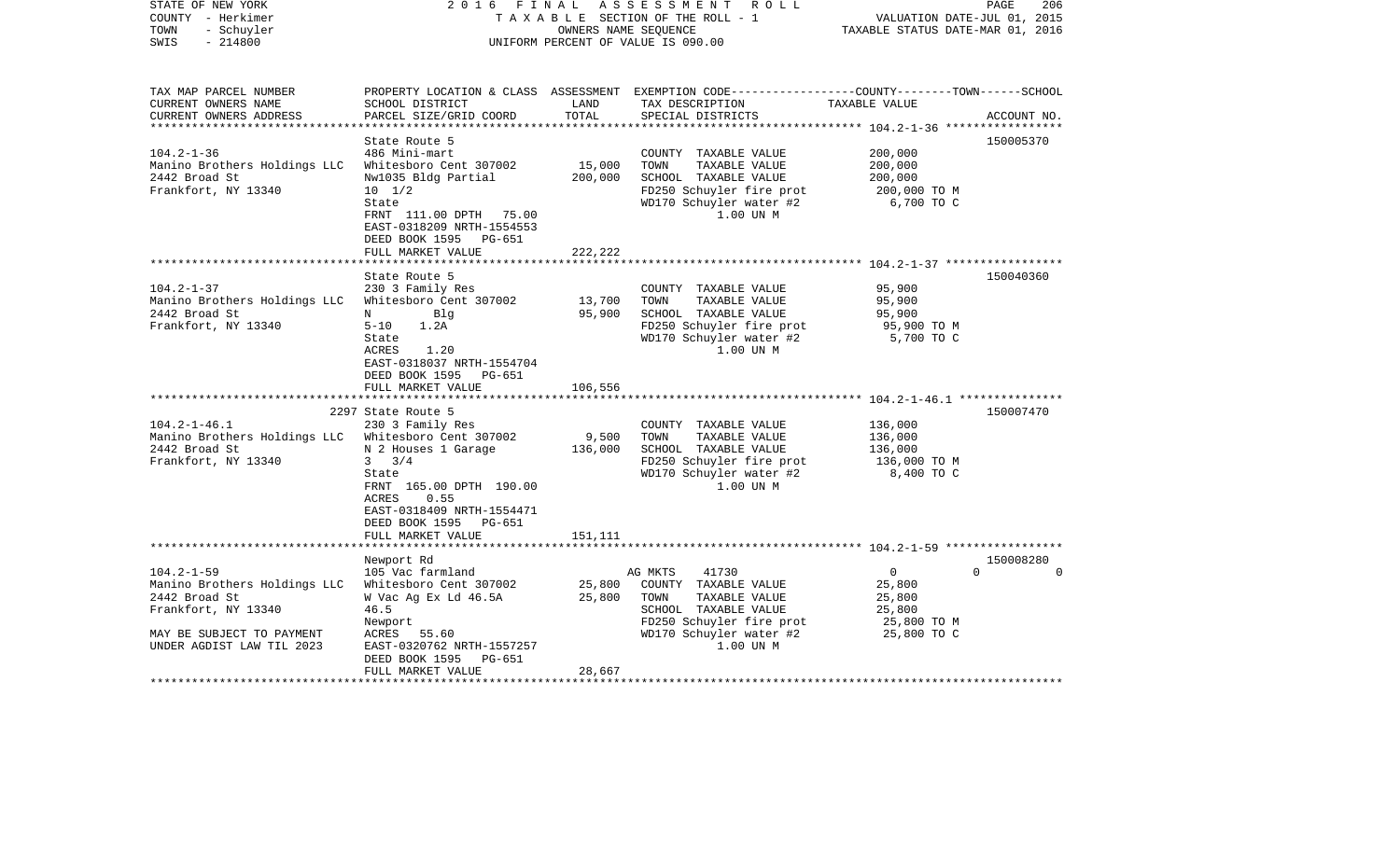STATE OF NEW YORK — 2016 FINAL ASSESSMENT ROLL
COUNTY - Herkimer — TAXABLE SECTION OF THE ROLL - 1 — VALUATION DATE-JUL 01, 2015
TOWN - Schuyler — OWNERS NAME SEQUENCE — TAXABLE STATUS DATE-MAR 01, 2016
SWIS - 214800 — UNIFORM PERCENT OF VALUE IS 090.00

| TAX MAP PARCEL NUMBER<br>CURRENT OWNERS NAME<br>CURRENT OWNERS ADDRESS | PROPERTY LOCATION & CLASS<br>SCHOOL DISTRICT<br>PARCEL SIZE/GRID COORD | ASSESSMENT<br>LAND<br>TOTAL | EXEMPTION CODE<br>TAX DESCRIPTION<br>SPECIAL DISTRICTS | COUNTY--------TOWN------SCHOOL<br>TAXABLE VALUE | ACCOUNT NO. |
|---|---|---|---|---|---|
| **104.2-1-36** | State Route 5 | | | | 150005370 |
| 104.2-1-36 | 486 Mini-mart | | COUNTY TAXABLE VALUE | 200,000 | |
| Manino Brothers Holdings LLC | Whitesboro Cent 307002 | 15,000 | TOWN TAXABLE VALUE | 200,000 | |
| 2442 Broad St | Nw1035 Bldg Partial | 200,000 | SCHOOL TAXABLE VALUE | 200,000 | |
| Frankfort, NY 13340 | 10 1/2 | | FD250 Schuyler fire prot | 200,000 TO M | |
| | State | | WD170 Schuyler water #2 | 6,700 TO C | |
| | FRNT 111.00 DPTH 75.00 | | 1.00 UN M | | |
| | EAST-0318209 NRTH-1554553 | | | | |
| | DEED BOOK 1595 PG-651 | | | | |
| | FULL MARKET VALUE | 222,222 | | | |
| **104.2-1-37** | State Route 5 | | | | 150040360 |
| 104.2-1-37 | 230 3 Family Res | | COUNTY TAXABLE VALUE | 95,900 | |
| Manino Brothers Holdings LLC | Whitesboro Cent 307002 | 13,700 | TOWN TAXABLE VALUE | 95,900 | |
| 2442 Broad St | N Blg | 95,900 | SCHOOL TAXABLE VALUE | 95,900 | |
| Frankfort, NY 13340 | 5-10 1.2A | | FD250 Schuyler fire prot | 95,900 TO M | |
| | State | | WD170 Schuyler water #2 | 5,700 TO C | |
| | ACRES 1.20 | | 1.00 UN M | | |
| | EAST-0318037 NRTH-1554704 | | | | |
| | DEED BOOK 1595 PG-651 | | | | |
| | FULL MARKET VALUE | 106,556 | | | |
| **104.2-1-46.1** | 2297 State Route 5 | | | | 150007470 |
| 104.2-1-46.1 | 230 3 Family Res | | COUNTY TAXABLE VALUE | 136,000 | |
| Manino Brothers Holdings LLC | Whitesboro Cent 307002 | 9,500 | TOWN TAXABLE VALUE | 136,000 | |
| 2442 Broad St | N 2 Houses 1 Garage | 136,000 | SCHOOL TAXABLE VALUE | 136,000 | |
| Frankfort, NY 13340 | 3 3/4 | | FD250 Schuyler fire prot | 136,000 TO M | |
| | State | | WD170 Schuyler water #2 | 8,400 TO C | |
| | FRNT 165.00 DPTH 190.00 | | 1.00 UN M | | |
| | ACRES 0.55 | | | | |
| | EAST-0318409 NRTH-1554471 | | | | |
| | DEED BOOK 1595 PG-651 | | | | |
| | FULL MARKET VALUE | 151,111 | | | |
| **104.2-1-59** | Newport Rd | | | | 150008280 |
| 104.2-1-59 | 105 Vac farmland | | AG MKTS 41730 | 0 0 0 | |
| Manino Brothers Holdings LLC | Whitesboro Cent 307002 | 25,800 | COUNTY TAXABLE VALUE | 25,800 | |
| 2442 Broad St | W Vac Ag Ex Ld 46.5A | 25,800 | TOWN TAXABLE VALUE | 25,800 | |
| Frankfort, NY 13340 | 46.5 | | SCHOOL TAXABLE VALUE | 25,800 | |
| | Newport | | FD250 Schuyler fire prot | 25,800 TO M | |
| MAY BE SUBJECT TO PAYMENT | ACRES 55.60 | | WD170 Schuyler water #2 | 25,800 TO C | |
| UNDER AGDIST LAW TIL 2023 | EAST-0320762 NRTH-1557257 | | 1.00 UN M | | |
| | DEED BOOK 1595 PG-651 | | | | |
| | FULL MARKET VALUE | 28,667 | | | |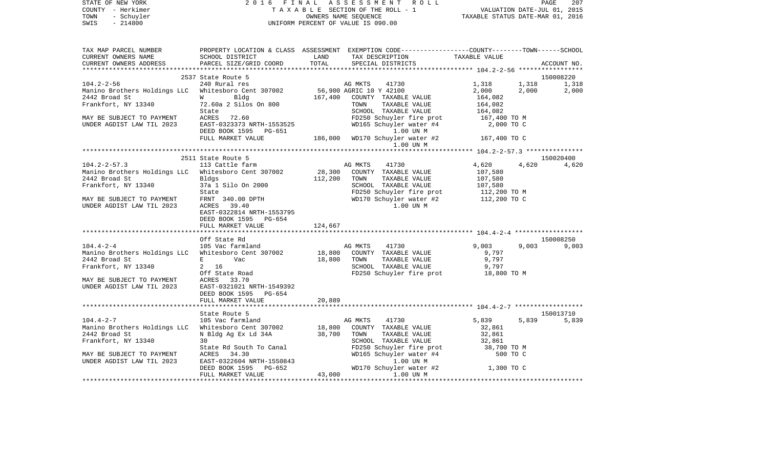STATE OF NEW YORK — 2 0 1 6 F I N A L A S S E S S M E N T R O L L — PAGE 207
COUNTY - Herkimer — T A X A B L E SECTION OF THE ROLL - 1 — VALUATION DATE-JUL 01, 2015
TOWN - Schuyler — OWNERS NAME SEQUENCE — TAXABLE STATUS DATE-MAR 01, 2016
SWIS - 214800 — UNIFORM PERCENT OF VALUE IS 090.00

```
TAX MAP PARCEL NUMBER          PROPERTY LOCATION & CLASS  ASSESSMENT  EXEMPTION CODE-----------------COUNTY--------TOWN------SCHOOL
CURRENT OWNERS NAME            SCHOOL DISTRICT               LAND      TAX DESCRIPTION                 TAXABLE VALUE
CURRENT OWNERS ADDRESS         PARCEL SIZE/GRID COORD        TOTAL     SPECIAL DISTRICTS                                         ACCOUNT NO.
******************************************************************************************************* 104.2-2-56 *****************
                              2537 State Route 5                                                                             150008220
104.2-2-56                     240 Rural res                        AG MKTS      41730               1,318       1,318       1,318
Manino Brothers Holdings LLC   Whitesboro Cent 307002       56,900 AGRIC 10 Y 42100                 2,000       2,000       2,000
2442 Broad St                  W        Bldg                167,400   COUNTY  TAXABLE VALUE          164,082
Frankfort, NY 13340            72.60a 2 Silos On 800                  TOWN    TAXABLE VALUE          164,082
                               State                                  SCHOOL  TAXABLE VALUE          164,082
MAY BE SUBJECT TO PAYMENT      ACRES   72.60                          FD250 Schuyler fire prot       167,400 TO M
UNDER AGDIST LAW TIL 2023      EAST-0323373 NRTH-1553525              WD165 Schuyler water #4          2,000 TO C
                               DEED BOOK 1595   PG-651                      1.00 UN M
                               FULL MARKET VALUE            186,000   WD170 Schuyler water #2        167,400 TO C
                                                                            1.00 UN M
******************************************************************************************************* 104.2-2-57.3 ***************
                              2511 State Route 5                                                                             150020400
104.2-2-57.3                   113 Cattle farm                      AG MKTS      41730               4,620       4,620       4,620
Manino Brothers Holdings LLC   Whitesboro Cent 307002       28,300   COUNTY  TAXABLE VALUE          107,580
2442 Broad St                  Bldgs                        112,200   TOWN    TAXABLE VALUE          107,580
Frankfort, NY 13340            37a 1 Silo On 2000                     SCHOOL  TAXABLE VALUE          107,580
                               State                                  FD250 Schuyler fire prot       112,200 TO M
MAY BE SUBJECT TO PAYMENT      FRNT  340.00 DPTH                      WD170 Schuyler water #2        112,200 TO C
UNDER AGDIST LAW TIL 2023      ACRES   39.40                                1.00 UN M
                               EAST-0322814 NRTH-1553795
                               DEED BOOK 1595   PG-654
                               FULL MARKET VALUE            124,667
******************************************************************************************************* 104.4-2-4 ******************
                               Off State Rd                                                                                  150008250
104.4-2-4                      105 Vac farmland                     AG MKTS      41730               9,003       9,003       9,003
Manino Brothers Holdings LLC   Whitesboro Cent 307002       18,800   COUNTY  TAXABLE VALUE            9,797
2442 Broad St                  E        Vac                  18,800   TOWN    TAXABLE VALUE            9,797
Frankfort, NY 13340            2  16                                  SCHOOL  TAXABLE VALUE            9,797
                               Off State Road                         FD250 Schuyler fire prot        18,800 TO M
MAY BE SUBJECT TO PAYMENT      ACRES   33.70
UNDER AGDIST LAW TIL 2023      EAST-0321021 NRTH-1549392
                               DEED BOOK 1595   PG-654
                               FULL MARKET VALUE             20,889
******************************************************************************************************* 104.4-2-7 ******************
                               State Route 5                                                                                 150013710
104.4-2-7                      105 Vac farmland                     AG MKTS      41730               5,839       5,839       5,839
Manino Brothers Holdings LLC   Whitesboro Cent 307002       18,800   COUNTY  TAXABLE VALUE           32,861
2442 Broad St                  N Bldg Ag Ex Ld 34A           38,700   TOWN    TAXABLE VALUE           32,861
Frankfort, NY 13340            30                                     SCHOOL  TAXABLE VALUE           32,861
                               State Rd South To Canal                FD250 Schuyler fire prot        38,700 TO M
MAY BE SUBJECT TO PAYMENT      ACRES   34.30                          WD165 Schuyler water #4            500 TO C
UNDER AGDIST LAW TIL 2023      EAST-0322604 NRTH-1550843                    1.00 UN M
                               DEED BOOK 1595   PG-652                WD170 Schuyler water #2          1,300 TO C
                               FULL MARKET VALUE             43,000         1.00 UN M
************************************************************************************************************************************
```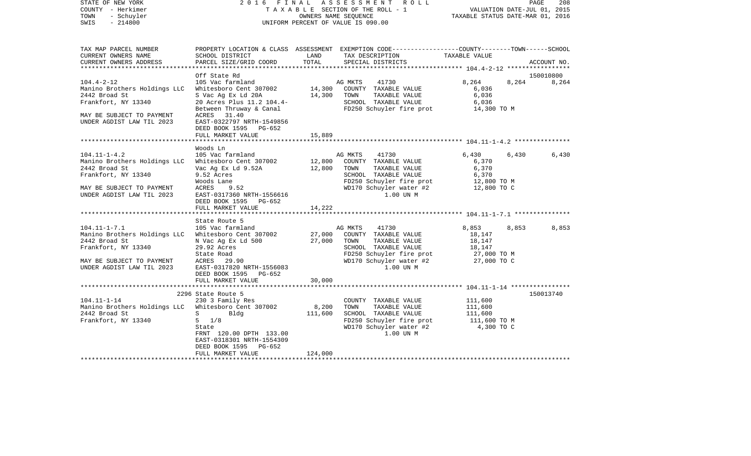STATE OF NEW YORK 2016 FINAL ASSESSMENT ROLL
COUNTY - Herkimer TAXABLE SECTION OF THE ROLL - 1 VALUATION DATE-JUL 01, 2015
TOWN - Schuyler OWNERS NAME SEQUENCE TAXABLE STATUS DATE-MAR 01, 2016
SWIS - 214800 UNIFORM PERCENT OF VALUE IS 090.00

```
TAX MAP PARCEL NUMBER          PROPERTY LOCATION & CLASS  ASSESSMENT  EXEMPTION CODE-----------------COUNTY--------TOWN------SCHOOL
CURRENT OWNERS NAME            SCHOOL DISTRICT               LAND      TAX DESCRIPTION                TAXABLE VALUE
CURRENT OWNERS ADDRESS         PARCEL SIZE/GRID COORD        TOTAL     SPECIAL DISTRICTS                                          ACCOUNT NO.
******************************************************************************************************* 104.4-2-12 *****************
                               Off State Rd                                                                                   150010800
104.4-2-12                     105 Vac farmland                        AG MKTS      41730                8,264      8,264       8,264
Manino Brothers Holdings LLC   Whitesboro Cent 307002        14,300    COUNTY  TAXABLE VALUE                6,036
2442 Broad St                  S Vac Ag Ex Ld 20A            14,300    TOWN    TAXABLE VALUE                6,036
Frankfort, NY 13340            20 Acres Plus 11.2 104.4-               SCHOOL  TAXABLE VALUE                6,036
                               Between Thruway & Canal                 FD250 Schuyler fire prot            14,300 TO M
MAY BE SUBJECT TO PAYMENT      ACRES    31.40
UNDER AGDIST LAW TIL 2023      EAST-0322797 NRTH-1549856
                               DEED BOOK 1595   PG-652
                               FULL MARKET VALUE             15,889
******************************************************************************************************* 104.11-1-4.2 ***************
                               Woods Ln
104.11-1-4.2                   105 Vac farmland                        AG MKTS      41730                6,430      6,430       6,430
Manino Brothers Holdings LLC   Whitesboro Cent 307002        12,800    COUNTY  TAXABLE VALUE                6,370
2442 Broad St                  Vac Ag Ex Ld 9.52A            12,800    TOWN    TAXABLE VALUE                6,370
Frankfort, NY 13340            9.52 Acres                              SCHOOL  TAXABLE VALUE                6,370
                               Woods Lane                              FD250 Schuyler fire prot            12,800 TO M
MAY BE SUBJECT TO PAYMENT      ACRES     9.52                          WD170 Schuyler water #2             12,800 TO C
UNDER AGDIST LAW TIL 2023      EAST-0317360 NRTH-1556616                     1.00 UN M
                               DEED BOOK 1595   PG-652
                               FULL MARKET VALUE             14,222
******************************************************************************************************* 104.11-1-7.1 ***************
                               State Route 5
104.11-1-7.1                   105 Vac farmland                        AG MKTS      41730                8,853      8,853       8,853
Manino Brothers Holdings LLC   Whitesboro Cent 307002        27,000    COUNTY  TAXABLE VALUE               18,147
2442 Broad St                  N Vac Ag Ex Ld 500            27,000    TOWN    TAXABLE VALUE               18,147
Frankfort, NY 13340            29.92 Acres                             SCHOOL  TAXABLE VALUE               18,147
                               State Road                              FD250 Schuyler fire prot            27,000 TO M
MAY BE SUBJECT TO PAYMENT      ACRES    29.90                          WD170 Schuyler water #2             27,000 TO C
UNDER AGDIST LAW TIL 2023      EAST-0317820 NRTH-1556083                     1.00 UN M
                               DEED BOOK 1595   PG-652
                               FULL MARKET VALUE             30,000
******************************************************************************************************* 104.11-1-14 ****************
                               2296 State Route 5                                                                             150013740
104.11-1-14                    230 3 Family Res                        COUNTY  TAXABLE VALUE              111,600
Manino Brothers Holdings LLC   Whitesboro Cent 307002         8,200    TOWN    TAXABLE VALUE              111,600
2442 Broad St                  S        Bldg                111,600    SCHOOL  TAXABLE VALUE              111,600
Frankfort, NY 13340            5   1/8                                 FD250 Schuyler fire prot           111,600 TO M
                               State                                   WD170 Schuyler water #2              4,300 TO C
                               FRNT 120.00 DPTH 133.00                       1.00 UN M
                               EAST-0318301 NRTH-1554309
                               DEED BOOK 1595   PG-652
                               FULL MARKET VALUE            124,000
************************************************************************************************************************************
```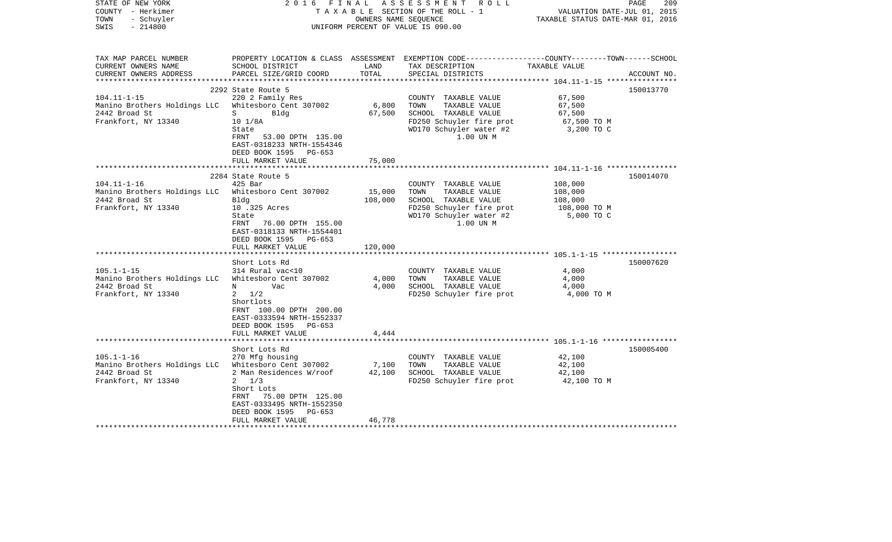STATE OF NEW YORK · 2016 FINAL ASSESSMENT ROLL
COUNTY - Herkimer · TAXABLE SECTION OF THE ROLL - 1 · VALUATION DATE-JUL 01, 2015
TOWN - Schuyler · OWNERS NAME SEQUENCE · TAXABLE STATUS DATE-MAR 01, 2016
SWIS - 214800 · UNIFORM PERCENT OF VALUE IS 090.00

| TAX MAP PARCEL NUMBER / CURRENT OWNERS NAME / CURRENT OWNERS ADDRESS | PROPERTY LOCATION & CLASS / SCHOOL DISTRICT / PARCEL SIZE/GRID COORD | ASSESSMENT LAND | ASSESSMENT TOTAL | EXEMPTION CODE / TAX DESCRIPTION / SPECIAL DISTRICTS | TAXABLE VALUE (COUNTY--TOWN--SCHOOL) | ACCOUNT NO. |
|---|---|---|---|---|---|---|
| 104.11-1-15 | 2292 State Route 5 | | | | | 150013770 |
| | 220 2 Family Res | | | COUNTY TAXABLE VALUE | 67,500 | |
| Manino Brothers Holdings LLC | Whitesboro Cent 307002 | 6,800 | | TOWN TAXABLE VALUE | 67,500 | |
| 2442 Broad St | S Bldg | | 67,500 | SCHOOL TAXABLE VALUE | 67,500 | |
| Frankfort, NY 13340 | 10 1/8A | | | FD250 Schuyler fire prot | 67,500 TO M | |
| | State | | | WD170 Schuyler water #2 | 3,200 TO C | |
| | FRNT 53.00 DPTH 135.00 | | | 1.00 UN M | | |
| | EAST-0318233 NRTH-1554346 | | | | | |
| | DEED BOOK 1595 PG-653 | | | | | |
| | FULL MARKET VALUE | | 75,000 | | | |
| 104.11-1-16 | 2284 State Route 5 | | | | | 150014070 |
| | 425 Bar | | | COUNTY TAXABLE VALUE | 108,000 | |
| Manino Brothers Holdings LLC | Whitesboro Cent 307002 | 15,000 | | TOWN TAXABLE VALUE | 108,000 | |
| 2442 Broad St | Bldg | | 108,000 | SCHOOL TAXABLE VALUE | 108,000 | |
| Frankfort, NY 13340 | 10 .325 Acres | | | FD250 Schuyler fire prot | 108,000 TO M | |
| | State | | | WD170 Schuyler water #2 | 5,000 TO C | |
| | FRNT 76.00 DPTH 155.00 | | | 1.00 UN M | | |
| | EAST-0318133 NRTH-1554401 | | | | | |
| | DEED BOOK 1595 PG-653 | | | | | |
| | FULL MARKET VALUE | | 120,000 | | | |
| 105.1-1-15 | Short Lots Rd | | | | | 150007620 |
| | 314 Rural vac<10 | | | COUNTY TAXABLE VALUE | 4,000 | |
| Manino Brothers Holdings LLC | Whitesboro Cent 307002 | 4,000 | | TOWN TAXABLE VALUE | 4,000 | |
| 2442 Broad St | N Vac | | 4,000 | SCHOOL TAXABLE VALUE | 4,000 | |
| Frankfort, NY 13340 | 2 1/2 | | | FD250 Schuyler fire prot | 4,000 TO M | |
| | Shortlots | | | | | |
| | FRNT 100.00 DPTH 200.00 | | | | | |
| | EAST-0333594 NRTH-1552337 | | | | | |
| | DEED BOOK 1595 PG-653 | | | | | |
| | FULL MARKET VALUE | | 4,444 | | | |
| 105.1-1-16 | Short Lots Rd | | | | | 150005400 |
| | 270 Mfg housing | | | COUNTY TAXABLE VALUE | 42,100 | |
| Manino Brothers Holdings LLC | Whitesboro Cent 307002 | 7,100 | | TOWN TAXABLE VALUE | 42,100 | |
| 2442 Broad St | 2 Man Residences W/roof | | 42,100 | SCHOOL TAXABLE VALUE | 42,100 | |
| Frankfort, NY 13340 | 2 1/3 | | | FD250 Schuyler fire prot | 42,100 TO M | |
| | Short Lots | | | | | |
| | FRNT 75.00 DPTH 125.00 | | | | | |
| | EAST-0333495 NRTH-1552350 | | | | | |
| | DEED BOOK 1595 PG-653 | | | | | |
| | FULL MARKET VALUE | | 46,778 | | | |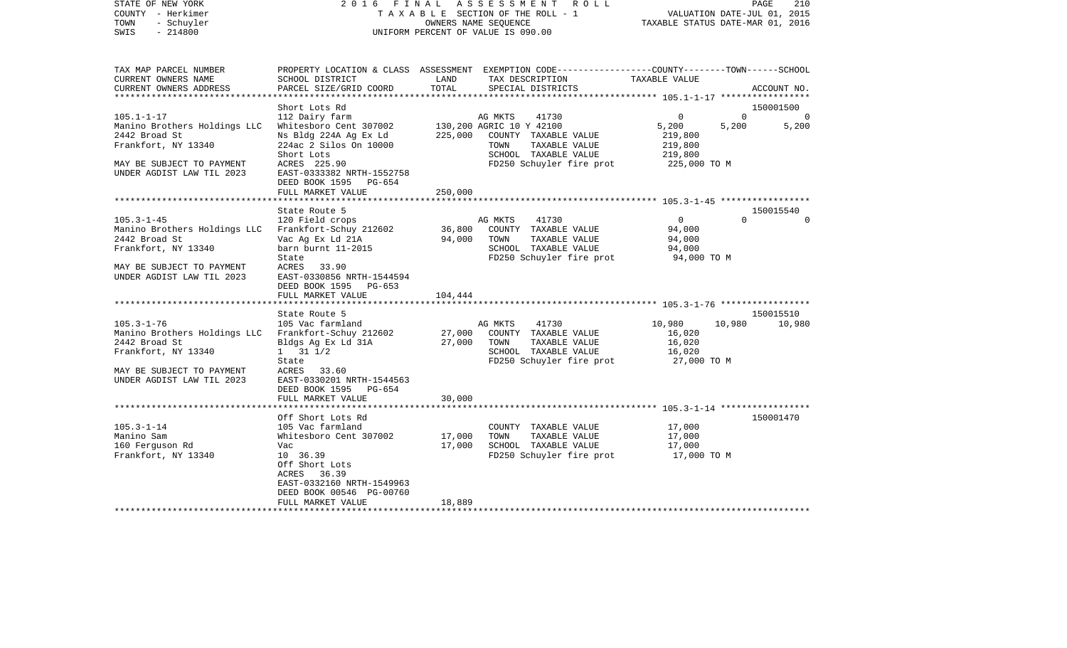STATE OF NEW YORK
COUNTY - Herkimer
TOWN - Schuyler
SWIS - 214800

2016 FINAL ASSESSMENT ROLL
TAXABLE SECTION OF THE ROLL - 1
OWNERS NAME SEQUENCE
UNIFORM PERCENT OF VALUE IS 090.00

VALUATION DATE-JUL 01, 2015
TAXABLE STATUS DATE-MAR 01, 2016

| TAX MAP PARCEL NUMBER / CURRENT OWNERS NAME / CURRENT OWNERS ADDRESS | PROPERTY LOCATION & CLASS / SCHOOL DISTRICT / PARCEL SIZE/GRID COORD | ASSESSMENT LAND | TOTAL | EXEMPTION CODE / TAX DESCRIPTION / SPECIAL DISTRICTS | COUNTY | TOWN | SCHOOL | ACCOUNT NO. |
|---|---|---|---|---|---|---|---|---|
| **105.1-1-17** | Short Lots Rd | | | | | | | 150001500 |
| | 112 Dairy farm | | | AG MKTS 41730 | 0 | 0 | 0 | |
| Manino Brothers Holdings LLC | Whitesboro Cent 307002 | 130,200 | | AGRIC 10 Y 42100 | 5,200 | 5,200 | 5,200 | |
| 2442 Broad St | Ns Bldg 224A Ag Ex Ld | | 225,000 | COUNTY TAXABLE VALUE | 219,800 | | | |
| Frankfort, NY 13340 | 224ac 2 Silos On 10000 | | | TOWN TAXABLE VALUE | | 219,800 | | |
| | Short Lots | | | SCHOOL TAXABLE VALUE | | | 219,800 | |
| MAY BE SUBJECT TO PAYMENT | ACRES 225.90 | | | FD250 Schuyler fire prot | 225,000 TO M | | | |
| UNDER AGDIST LAW TIL 2023 | EAST-0333382 NRTH-1552758 | | | | | | | |
| | DEED BOOK 1595 PG-654 | | | | | | | |
| | FULL MARKET VALUE | | 250,000 | | | | | |
| **105.3-1-45** | State Route 5 | | | | | | | 150015540 |
| | 120 Field crops | | | AG MKTS 41730 | 0 | 0 | 0 | |
| Manino Brothers Holdings LLC | Frankfort-Schuy 212602 | 36,800 | | COUNTY TAXABLE VALUE | 94,000 | | | |
| 2442 Broad St | Vac Ag Ex Ld 21A | | 94,000 | TOWN TAXABLE VALUE | | 94,000 | | |
| Frankfort, NY 13340 | barn burnt 11-2015 | | | SCHOOL TAXABLE VALUE | | | 94,000 | |
| | State | | | FD250 Schuyler fire prot | 94,000 TO M | | | |
| MAY BE SUBJECT TO PAYMENT | ACRES 33.90 | | | | | | | |
| UNDER AGDIST LAW TIL 2023 | EAST-0330856 NRTH-1544594 | | | | | | | |
| | DEED BOOK 1595 PG-653 | | | | | | | |
| | FULL MARKET VALUE | | 104,444 | | | | | |
| **105.3-1-76** | State Route 5 | | | | | | | 150015510 |
| | 105 Vac farmland | | | AG MKTS 41730 | 10,980 | 10,980 | 10,980 | |
| Manino Brothers Holdings LLC | Frankfort-Schuy 212602 | 27,000 | | COUNTY TAXABLE VALUE | 16,020 | | | |
| 2442 Broad St | Bldgs Ag Ex Ld 31A | | 27,000 | TOWN TAXABLE VALUE | | 16,020 | | |
| Frankfort, NY 13340 | 1 31 1/2 | | | SCHOOL TAXABLE VALUE | | | 16,020 | |
| | State | | | FD250 Schuyler fire prot | 27,000 TO M | | | |
| MAY BE SUBJECT TO PAYMENT | ACRES 33.60 | | | | | | | |
| UNDER AGDIST LAW TIL 2023 | EAST-0330201 NRTH-1544563 | | | | | | | |
| | DEED BOOK 1595 PG-654 | | | | | | | |
| | FULL MARKET VALUE | | 30,000 | | | | | |
| **105.3-1-14** | Off Short Lots Rd | | | | | | | 150001470 |
| | 105 Vac farmland | | | COUNTY TAXABLE VALUE | 17,000 | | | |
| Manino Sam | Whitesboro Cent 307002 | 17,000 | | TOWN TAXABLE VALUE | | 17,000 | | |
| 160 Ferguson Rd | Vac | | 17,000 | SCHOOL TAXABLE VALUE | | | 17,000 | |
| Frankfort, NY 13340 | 10 36.39 | | | FD250 Schuyler fire prot | 17,000 TO M | | | |
| | Off Short Lots | | | | | | | |
| | ACRES 36.39 | | | | | | | |
| | EAST-0332160 NRTH-1549963 | | | | | | | |
| | DEED BOOK 00546 PG-00760 | | | | | | | |
| | FULL MARKET VALUE | | 18,889 | | | | | |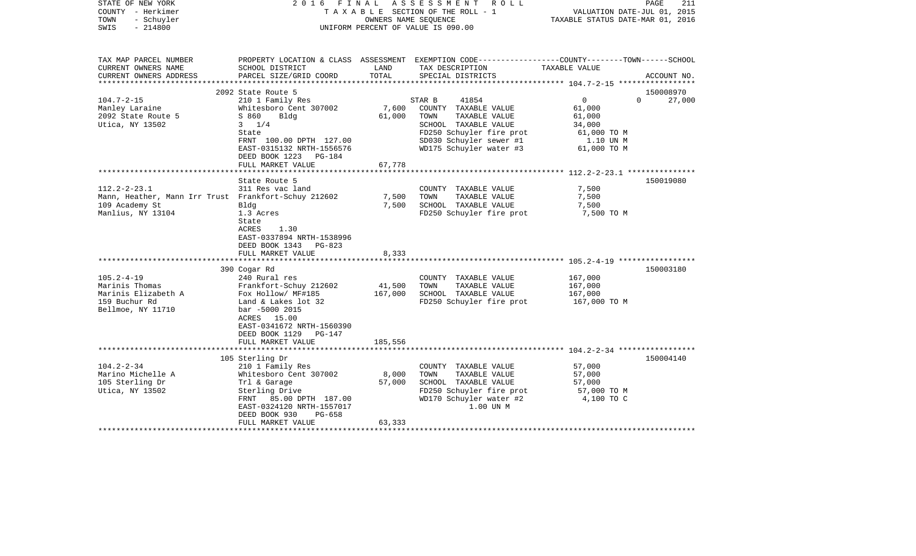STATE OF NEW YORK — 2016 FINAL ASSESSMENT ROLL — PAGE 211
COUNTY - Herkimer — TAXABLE SECTION OF THE ROLL - 1 — VALUATION DATE-JUL 01, 2015
TOWN - Schuyler — OWNERS NAME SEQUENCE — TAXABLE STATUS DATE-MAR 01, 2016
SWIS - 214800 — UNIFORM PERCENT OF VALUE IS 090.00

| TAX MAP PARCEL NUMBER / CURRENT OWNERS NAME / CURRENT OWNERS ADDRESS | PROPERTY LOCATION & CLASS / SCHOOL DISTRICT / PARCEL SIZE/GRID COORD | ASSESSMENT LAND / TOTAL | EXEMPTION CODE / TAX DESCRIPTION / SPECIAL DISTRICTS | COUNTY / TOWN / SCHOOL TAXABLE VALUE | ACCOUNT NO. |
|---|---|---|---|---|---|
| 104.7-2-15 | 2092 State Route 5 | | | | 150008970 |
| Manley Laraine | 210 1 Family Res | | STAR B 41854 | 0 0 27,000 | |
| 2092 State Route 5 | Whitesboro Cent 307002 | 7,600 | COUNTY TAXABLE VALUE | 61,000 | |
| Utica, NY 13502 | S 860 Bldg | 61,000 | TOWN TAXABLE VALUE | 61,000 | |
| | 3 1/4 | | SCHOOL TAXABLE VALUE | 34,000 | |
| | State | | FD250 Schuyler fire prot | 61,000 TO M | |
| | FRNT 100.00 DPTH 127.00 | | SD030 Schuyler sewer #1 | 1.10 UN M | |
| | EAST-0315132 NRTH-1556576 | | WD175 Schuyler water #3 | 61,000 TO M | |
| | DEED BOOK 1223 PG-184 | | | | |
| | FULL MARKET VALUE | 67,778 | | | |
| 112.2-2-23.1 | State Route 5 | | | | 150019080 |
| Mann, Heather, Mann Irr Trust | 311 Res vac land | | COUNTY TAXABLE VALUE | 7,500 | |
| 109 Academy St | Frankfort-Schuy 212602 | 7,500 | TOWN TAXABLE VALUE | 7,500 | |
| Manlius, NY 13104 | Bldg | 7,500 | SCHOOL TAXABLE VALUE | 7,500 | |
| | 1.3 Acres | | FD250 Schuyler fire prot | 7,500 TO M | |
| | State | | | | |
| | ACRES 1.30 | | | | |
| | EAST-0337894 NRTH-1538996 | | | | |
| | DEED BOOK 1343 PG-823 | | | | |
| | FULL MARKET VALUE | 8,333 | | | |
| 105.2-4-19 | 390 Cogar Rd | | | | 150003180 |
| Marinis Thomas | 240 Rural res | | COUNTY TAXABLE VALUE | 167,000 | |
| Marinis Elizabeth A | Frankfort-Schuy 212602 | 41,500 | TOWN TAXABLE VALUE | 167,000 | |
| 159 Buchur Rd | Fox Hollow/ MF#185 | 167,000 | SCHOOL TAXABLE VALUE | 167,000 | |
| Bellmoe, NY 11710 | Land & Lakes lot 32 | | FD250 Schuyler fire prot | 167,000 TO M | |
| | bar -5000 2015 | | | | |
| | ACRES 15.00 | | | | |
| | EAST-0341672 NRTH-1560390 | | | | |
| | DEED BOOK 1129 PG-147 | | | | |
| | FULL MARKET VALUE | 185,556 | | | |
| 104.2-2-34 | 105 Sterling Dr | | | | 150004140 |
| Marino Michelle A | 210 1 Family Res | | COUNTY TAXABLE VALUE | 57,000 | |
| 105 Sterling Dr | Whitesboro Cent 307002 | 8,000 | TOWN TAXABLE VALUE | 57,000 | |
| Utica, NY 13502 | Trl & Garage | 57,000 | SCHOOL TAXABLE VALUE | 57,000 | |
| | Sterling Drive | | FD250 Schuyler fire prot | 57,000 TO M | |
| | FRNT 85.00 DPTH 187.00 | | WD170 Schuyler water #2 | 4,100 TO C | |
| | EAST-0324120 NRTH-1557017 | | 1.00 UN M | | |
| | DEED BOOK 930 PG-658 | | | | |
| | FULL MARKET VALUE | 63,333 | | | |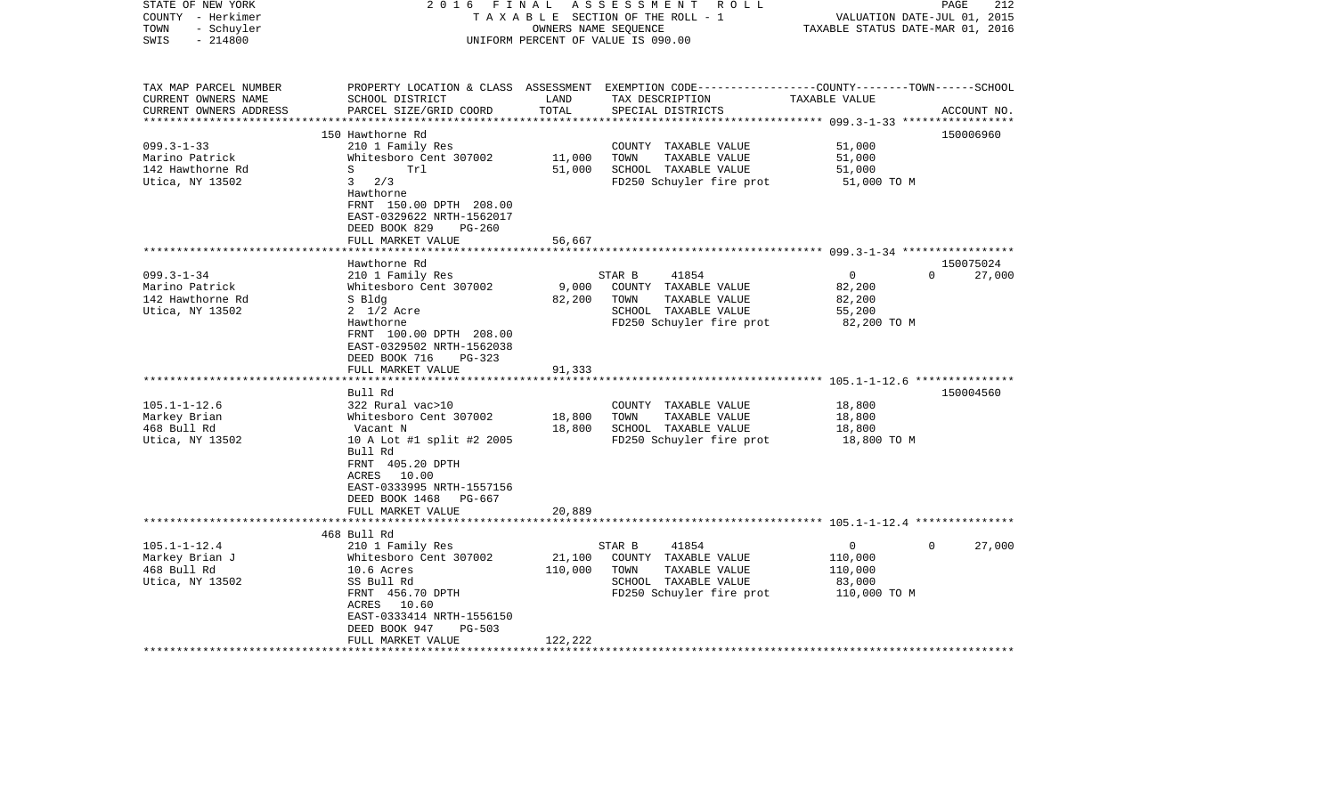STATE OF NEW YORK — 2016 FINAL ASSESSMENT ROLL
COUNTY - Herkimer — TAXABLE SECTION OF THE ROLL - 1 — VALUATION DATE-JUL 01, 2015
TOWN - Schuyler — OWNERS NAME SEQUENCE — TAXABLE STATUS DATE-MAR 01, 2016
SWIS - 214800 — UNIFORM PERCENT OF VALUE IS 090.00

| TAX MAP PARCEL NUMBER / CURRENT OWNERS NAME / CURRENT OWNERS ADDRESS | PROPERTY LOCATION & CLASS / SCHOOL DISTRICT / PARCEL SIZE/GRID COORD | ASSESSMENT LAND / TOTAL | EXEMPTION CODE / TAX DESCRIPTION / SPECIAL DISTRICTS | COUNTY--------TOWN------SCHOOL TAXABLE VALUE | ACCOUNT NO. |
|---|---|---|---|---|---|
| | 150 Hawthorne Rd | | | | 150006960 |
| 099.3-1-33 | 210 1 Family Res | | COUNTY TAXABLE VALUE | 51,000 | |
| Marino Patrick | Whitesboro Cent 307002 | 11,000 | TOWN TAXABLE VALUE | 51,000 | |
| 142 Hawthorne Rd | S Trl | 51,000 | SCHOOL TAXABLE VALUE | 51,000 | |
| Utica, NY 13502 | 3 2/3 | | FD250 Schuyler fire prot | 51,000 TO M | |
| | Hawthorne | | | | |
| | FRNT 150.00 DPTH 208.00 | | | | |
| | EAST-0329622 NRTH-1562017 | | | | |
| | DEED BOOK 829 PG-260 | | | | |
| | FULL MARKET VALUE | 56,667 | | | |
| | Hawthorne Rd | | | | 150075024 |
| 099.3-1-34 | 210 1 Family Res | | STAR B 41854 | 0 0 27,000 | |
| Marino Patrick | Whitesboro Cent 307002 | 9,000 | COUNTY TAXABLE VALUE | 82,200 | |
| 142 Hawthorne Rd | S Bldg | 82,200 | TOWN TAXABLE VALUE | 82,200 | |
| Utica, NY 13502 | 2 1/2 Acre | | SCHOOL TAXABLE VALUE | 55,200 | |
| | Hawthorne | | FD250 Schuyler fire prot | 82,200 TO M | |
| | FRNT 100.00 DPTH 208.00 | | | | |
| | EAST-0329502 NRTH-1562038 | | | | |
| | DEED BOOK 716 PG-323 | | | | |
| | FULL MARKET VALUE | 91,333 | | | |
| | Bull Rd | | | | 150004560 |
| 105.1-1-12.6 | 322 Rural vac>10 | | COUNTY TAXABLE VALUE | 18,800 | |
| Markey Brian | Whitesboro Cent 307002 | 18,800 | TOWN TAXABLE VALUE | 18,800 | |
| 468 Bull Rd | Vacant N | 18,800 | SCHOOL TAXABLE VALUE | 18,800 | |
| Utica, NY 13502 | 10 A Lot #1 split #2 2005 | | FD250 Schuyler fire prot | 18,800 TO M | |
| | Bull Rd | | | | |
| | FRNT 405.20 DPTH | | | | |
| | ACRES 10.00 | | | | |
| | EAST-0333995 NRTH-1557156 | | | | |
| | DEED BOOK 1468 PG-667 | | | | |
| | FULL MARKET VALUE | 20,889 | | | |
| | 468 Bull Rd | | | | |
| 105.1-1-12.4 | 210 1 Family Res | | STAR B 41854 | 0 0 27,000 | |
| Markey Brian J | Whitesboro Cent 307002 | 21,100 | COUNTY TAXABLE VALUE | 110,000 | |
| 468 Bull Rd | 10.6 Acres | 110,000 | TOWN TAXABLE VALUE | 110,000 | |
| Utica, NY 13502 | SS Bull Rd | | SCHOOL TAXABLE VALUE | 83,000 | |
| | FRNT 456.70 DPTH | | FD250 Schuyler fire prot | 110,000 TO M | |
| | ACRES 10.60 | | | | |
| | EAST-0333414 NRTH-1556150 | | | | |
| | DEED BOOK 947 PG-503 | | | | |
| | FULL MARKET VALUE | 122,222 | | | |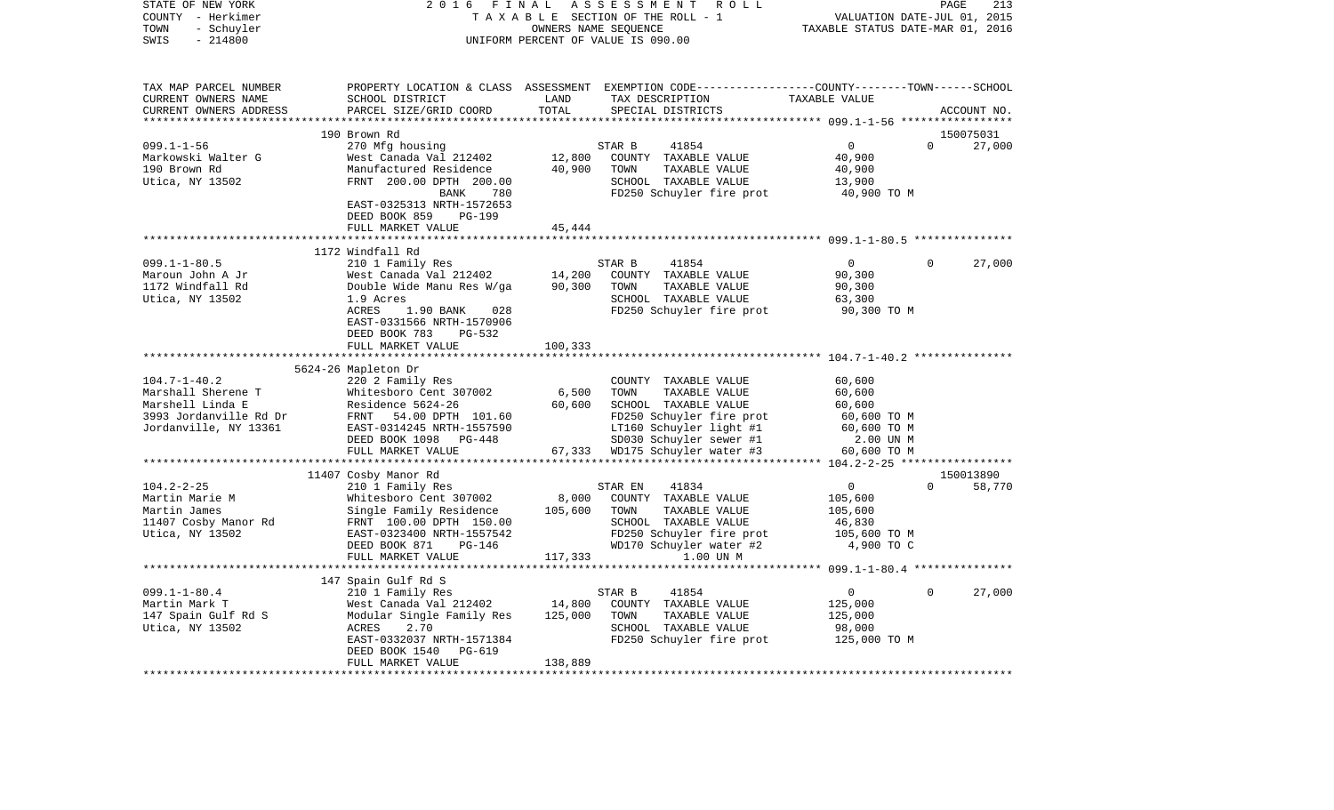STATE OF NEW YORK                2 0 1 6   F I N A L   A S S E S S M E N T   R O L L
COUNTY - Herkimer                T A X A B L E  SECTION OF THE ROLL - 1          VALUATION DATE-JUL 01, 2015
TOWN   - Schuyler                OWNERS NAME SEQUENCE                            TAXABLE STATUS DATE-MAR 01, 2016
SWIS   - 214800                  UNIFORM PERCENT OF VALUE IS 090.00

| TAX MAP PARCEL NUMBER / CURRENT OWNERS NAME / CURRENT OWNERS ADDRESS | PROPERTY LOCATION & CLASS / SCHOOL DISTRICT / PARCEL SIZE/GRID COORD | ASSESSMENT LAND | TOTAL | EXEMPTION CODE / TAX DESCRIPTION / SPECIAL DISTRICTS | COUNTY TAXABLE VALUE | TOWN | SCHOOL / ACCOUNT NO. |
|---|---|---|---|---|---|---|---|
| **099.1-1-56** | 190 Brown Rd | | | | | | 150075031 |
| | 270 Mfg housing | | | STAR B 41854 | 0 | 0 | 27,000 |
| Markowski Walter G | West Canada Val 212402 | 12,800 | | COUNTY TAXABLE VALUE | 40,900 | | |
| 190 Brown Rd | Manufactured Residence | | 40,900 | TOWN TAXABLE VALUE | 40,900 | | |
| Utica, NY 13502 | FRNT 200.00 DPTH 200.00 | | | SCHOOL TAXABLE VALUE | 13,900 | | |
| | BANK 780 | | | FD250 Schuyler fire prot | 40,900 TO M | | |
| | EAST-0325313 NRTH-1572653 | | | | | | |
| | DEED BOOK 859 PG-199 | | | | | | |
| | FULL MARKET VALUE | | 45,444 | | | | |
| **099.1-1-80.5** | 1172 Windfall Rd | | | | | | |
| | 210 1 Family Res | | | STAR B 41854 | 0 | 0 | 27,000 |
| Maroun John A Jr | West Canada Val 212402 | 14,200 | | COUNTY TAXABLE VALUE | 90,300 | | |
| 1172 Windfall Rd | Double Wide Manu Res W/ga | | 90,300 | TOWN TAXABLE VALUE | 90,300 | | |
| Utica, NY 13502 | 1.9 Acres | | | SCHOOL TAXABLE VALUE | 63,300 | | |
| | ACRES 1.90 BANK 028 | | | FD250 Schuyler fire prot | 90,300 TO M | | |
| | EAST-0331566 NRTH-1570906 | | | | | | |
| | DEED BOOK 783 PG-532 | | | | | | |
| | FULL MARKET VALUE | | 100,333 | | | | |
| **104.7-1-40.2** | 5624-26 Mapleton Dr | | | | | | |
| | 220 2 Family Res | | | COUNTY TAXABLE VALUE | 60,600 | | |
| Marshall Sherene T | Whitesboro Cent 307002 | 6,500 | | TOWN TAXABLE VALUE | 60,600 | | |
| Marshell Linda E | Residence 5624-26 | | 60,600 | SCHOOL TAXABLE VALUE | 60,600 | | |
| 3993 Jordanville Rd Dr | FRNT 54.00 DPTH 101.60 | | | FD250 Schuyler fire prot | 60,600 TO M | | |
| Jordanville, NY 13361 | EAST-0314245 NRTH-1557590 | | | LT160 Schuyler light #1 | 60,600 TO M | | |
| | DEED BOOK 1098 PG-448 | | | SD030 Schuyler sewer #1 | 2.00 UN M | | |
| | FULL MARKET VALUE | | 67,333 | WD175 Schuyler water #3 | 60,600 TO M | | |
| **104.2-2-25** | 11407 Cosby Manor Rd | | | | | | 150013890 |
| | 210 1 Family Res | | | STAR EN 41834 | 0 | 0 | 58,770 |
| Martin Marie M | Whitesboro Cent 307002 | 8,000 | | COUNTY TAXABLE VALUE | 105,600 | | |
| Martin James | Single Family Residence | | 105,600 | TOWN TAXABLE VALUE | 105,600 | | |
| 11407 Cosby Manor Rd | FRNT 100.00 DPTH 150.00 | | | SCHOOL TAXABLE VALUE | 46,830 | | |
| Utica, NY 13502 | EAST-0323400 NRTH-1557542 | | | FD250 Schuyler fire prot | 105,600 TO M | | |
| | DEED BOOK 871 PG-146 | | | WD170 Schuyler water #2 | 4,900 TO C | | |
| | FULL MARKET VALUE | | 117,333 | 1.00 UN M | | | |
| **099.1-1-80.4** | 147 Spain Gulf Rd S | | | | | | |
| | 210 1 Family Res | | | STAR B 41854 | 0 | 0 | 27,000 |
| Martin Mark T | West Canada Val 212402 | 14,800 | | COUNTY TAXABLE VALUE | 125,000 | | |
| 147 Spain Gulf Rd S | Modular Single Family Res | | 125,000 | TOWN TAXABLE VALUE | 125,000 | | |
| Utica, NY 13502 | ACRES 2.70 | | | SCHOOL TAXABLE VALUE | 98,000 | | |
| | EAST-0332037 NRTH-1571384 | | | FD250 Schuyler fire prot | 125,000 TO M | | |
| | DEED BOOK 1540 PG-619 | | | | | | |
| | FULL MARKET VALUE | | 138,889 | | | | |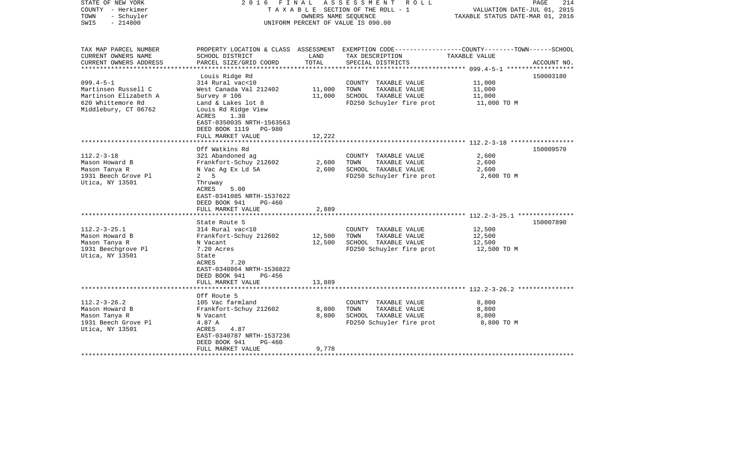STATE OF NEW YORK — 2016 FINAL ASSESSMENT ROLL
COUNTY - Herkimer — TAXABLE SECTION OF THE ROLL - 1 — VALUATION DATE-JUL 01, 2015
TOWN - Schuyler — OWNERS NAME SEQUENCE — TAXABLE STATUS DATE-MAR 01, 2016
SWIS - 214800 — UNIFORM PERCENT OF VALUE IS 090.00

| TAX MAP PARCEL NUMBER / CURRENT OWNERS NAME / CURRENT OWNERS ADDRESS | PROPERTY LOCATION & CLASS / SCHOOL DISTRICT / PARCEL SIZE/GRID COORD | ASSESSMENT LAND / TOTAL | EXEMPTION CODE / TAX DESCRIPTION / SPECIAL DISTRICTS | COUNTY--------TOWN------SCHOOL TAXABLE VALUE | ACCOUNT NO. |
|---|---|---|---|---|---|
| **099.4-5-1** | Louis Ridge Rd | | | | 150003180 |
| 099.4-5-1 | 314 Rural vac<10 | | COUNTY TAXABLE VALUE | 11,000 | |
| Martinsen Russell C | West Canada Val 212402 | 11,000 | TOWN TAXABLE VALUE | 11,000 | |
| Martinson Elizabeth A | Survey # 106 | 11,000 | SCHOOL TAXABLE VALUE | 11,000 | |
| 620 Whittemore Rd | Land & Lakes lot 8 | | FD250 Schuyler fire prot | 11,000 TO M | |
| Middlebury, CT 06762 | Louis Rd Ridge View | | | | |
| | ACRES 1.30 | | | | |
| | EAST-0350035 NRTH-1563563 | | | | |
| | DEED BOOK 1119 PG-980 | | | | |
| | FULL MARKET VALUE | 12,222 | | | |
| **112.2-3-18** | Off Watkins Rd | | | | 150009570 |
| 112.2-3-18 | 321 Abandoned ag | | COUNTY TAXABLE VALUE | 2,600 | |
| Mason Howard B | Frankfort-Schuy 212602 | 2,600 | TOWN TAXABLE VALUE | 2,600 | |
| Mason Tanya R | N Vac Ag Ex Ld 5A | 2,600 | SCHOOL TAXABLE VALUE | 2,600 | |
| 1931 Beech Grove Pl | 2 5 | | FD250 Schuyler fire prot | 2,600 TO M | |
| Utica, NY 13501 | Thruway | | | | |
| | ACRES 5.00 | | | | |
| | EAST-0341085 NRTH-1537622 | | | | |
| | DEED BOOK 941 PG-460 | | | | |
| | FULL MARKET VALUE | 2,889 | | | |
| **112.2-3-25.1** | State Route 5 | | | | 150007890 |
| 112.2-3-25.1 | 314 Rural vac<10 | | COUNTY TAXABLE VALUE | 12,500 | |
| Mason Howard B | Frankfort-Schuy 212602 | 12,500 | TOWN TAXABLE VALUE | 12,500 | |
| Mason Tanya R | N Vacant | 12,500 | SCHOOL TAXABLE VALUE | 12,500 | |
| 1931 Beechgrove Pl | 7.20 Acres | | FD250 Schuyler fire prot | 12,500 TO M | |
| Utica, NY 13501 | State | | | | |
| | ACRES 7.20 | | | | |
| | EAST-0340864 NRTH-1536822 | | | | |
| | DEED BOOK 941 PG-456 | | | | |
| | FULL MARKET VALUE | 13,889 | | | |
| **112.2-3-26.2** | Off Route 5 | | | | |
| 112.2-3-26.2 | 105 Vac farmland | | COUNTY TAXABLE VALUE | 8,800 | |
| Mason Howard B | Frankfort-Schuy 212602 | 8,800 | TOWN TAXABLE VALUE | 8,800 | |
| Mason Tanya R | N Vacant | 8,800 | SCHOOL TAXABLE VALUE | 8,800 | |
| 1931 Beech Grove Pl | 4.87 A | | FD250 Schuyler fire prot | 8,800 TO M | |
| Utica, NY 13501 | ACRES 4.87 | | | | |
| | EAST-0340787 NRTH-1537236 | | | | |
| | DEED BOOK 941 PG-460 | | | | |
| | FULL MARKET VALUE | 9,778 | | | |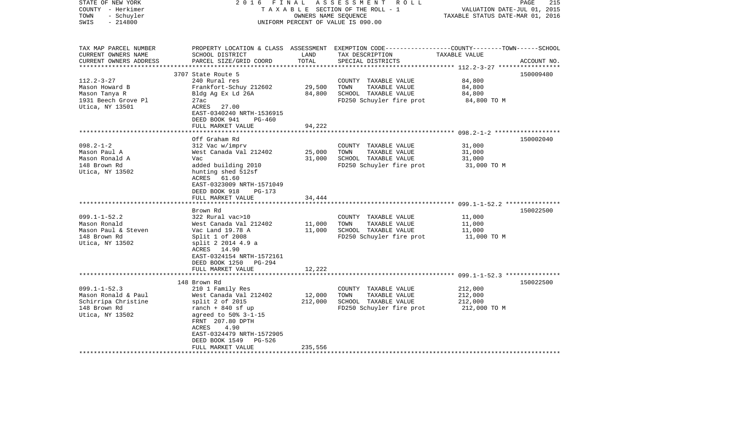STATE OF NEW YORK  
COUNTY - Herkimer  
TOWN - Schuyler  
SWIS - 214800

2 0 1 6 F I N A L A S S E S S M E N T R O L L  
T A X A B L E SECTION OF THE ROLL - 1  
OWNERS NAME SEQUENCE  
UNIFORM PERCENT OF VALUE IS 090.00

VALUATION DATE-JUL 01, 2015  
TAXABLE STATUS DATE-MAR 01, 2016

| TAX MAP PARCEL NUMBER<br>CURRENT OWNERS NAME<br>CURRENT OWNERS ADDRESS | PROPERTY LOCATION & CLASS<br>SCHOOL DISTRICT<br>PARCEL SIZE/GRID COORD | ASSESSMENT<br>LAND<br>TOTAL | EXEMPTION CODE<br>TAX DESCRIPTION<br>SPECIAL DISTRICTS | COUNTY--------TOWN------SCHOOL<br>TAXABLE VALUE | ACCOUNT NO. |
|---|---|---|---|---|---|
| **112.2-3-27** | 3707 State Route 5 | | | | 150009480 |
| 112.2-3-27 | 240 Rural res | | COUNTY TAXABLE VALUE | 84,800 | |
| Mason Howard B | Frankfort-Schuy 212602 | 29,500 | TOWN TAXABLE VALUE | 84,800 | |
| Mason Tanya R | Bldg Ag Ex Ld 26A | 84,800 | SCHOOL TAXABLE VALUE | 84,800 | |
| 1931 Beech Grove Pl | 27ac | | FD250 Schuyler fire prot | 84,800 TO M | |
| Utica, NY 13501 | ACRES 27.00 | | | | |
| | EAST-0340240 NRTH-1536915 | | | | |
| | DEED BOOK 941 PG-460 | | | | |
| | FULL MARKET VALUE | 94,222 | | | |
| **098.2-1-2** | Off Graham Rd | | | | 150002040 |
| 098.2-1-2 | 312 Vac w/imprv | | COUNTY TAXABLE VALUE | 31,000 | |
| Mason Paul A | West Canada Val 212402 | 25,000 | TOWN TAXABLE VALUE | 31,000 | |
| Mason Ronald A | Vac | 31,000 | SCHOOL TAXABLE VALUE | 31,000 | |
| 148 Brown Rd | added building 2010 | | FD250 Schuyler fire prot | 31,000 TO M | |
| Utica, NY 13502 | hunting shed 512sf | | | | |
| | ACRES 61.60 | | | | |
| | EAST-0323009 NRTH-1571049 | | | | |
| | DEED BOOK 918 PG-173 | | | | |
| | FULL MARKET VALUE | 34,444 | | | |
| **099.1-1-52.2** | Brown Rd | | | | 150022500 |
| 099.1-1-52.2 | 322 Rural vac>10 | | COUNTY TAXABLE VALUE | 11,000 | |
| Mason Ronald | West Canada Val 212402 | 11,000 | TOWN TAXABLE VALUE | 11,000 | |
| Mason Paul & Steven | Vac Land 19.78 A | 11,000 | SCHOOL TAXABLE VALUE | 11,000 | |
| 148 Brown Rd | Split 1 of 2008 | | FD250 Schuyler fire prot | 11,000 TO M | |
| Utica, NY 13502 | split 2 2014 4.9 a | | | | |
| | ACRES 14.90 | | | | |
| | EAST-0324154 NRTH-1572161 | | | | |
| | DEED BOOK 1250 PG-294 | | | | |
| | FULL MARKET VALUE | 12,222 | | | |
| **099.1-1-52.3** | 148 Brown Rd | | | | 150022500 |
| 099.1-1-52.3 | 210 1 Family Res | | COUNTY TAXABLE VALUE | 212,000 | |
| Mason Ronald & Paul | West Canada Val 212402 | 12,000 | TOWN TAXABLE VALUE | 212,000 | |
| Schirripa Christine | split 2 of 2015 | 212,000 | SCHOOL TAXABLE VALUE | 212,000 | |
| 148 Brown Rd | ranch + 840 sf up | | FD250 Schuyler fire prot | 212,000 TO M | |
| Utica, NY 13502 | agreed to 50% 3-1-15 | | | | |
| | FRNT 207.80 DPTH | | | | |
| | ACRES 4.90 | | | | |
| | EAST-0324479 NRTH-1572905 | | | | |
| | DEED BOOK 1549 PG-526 | | | | |
| | FULL MARKET VALUE | 235,556 | | | |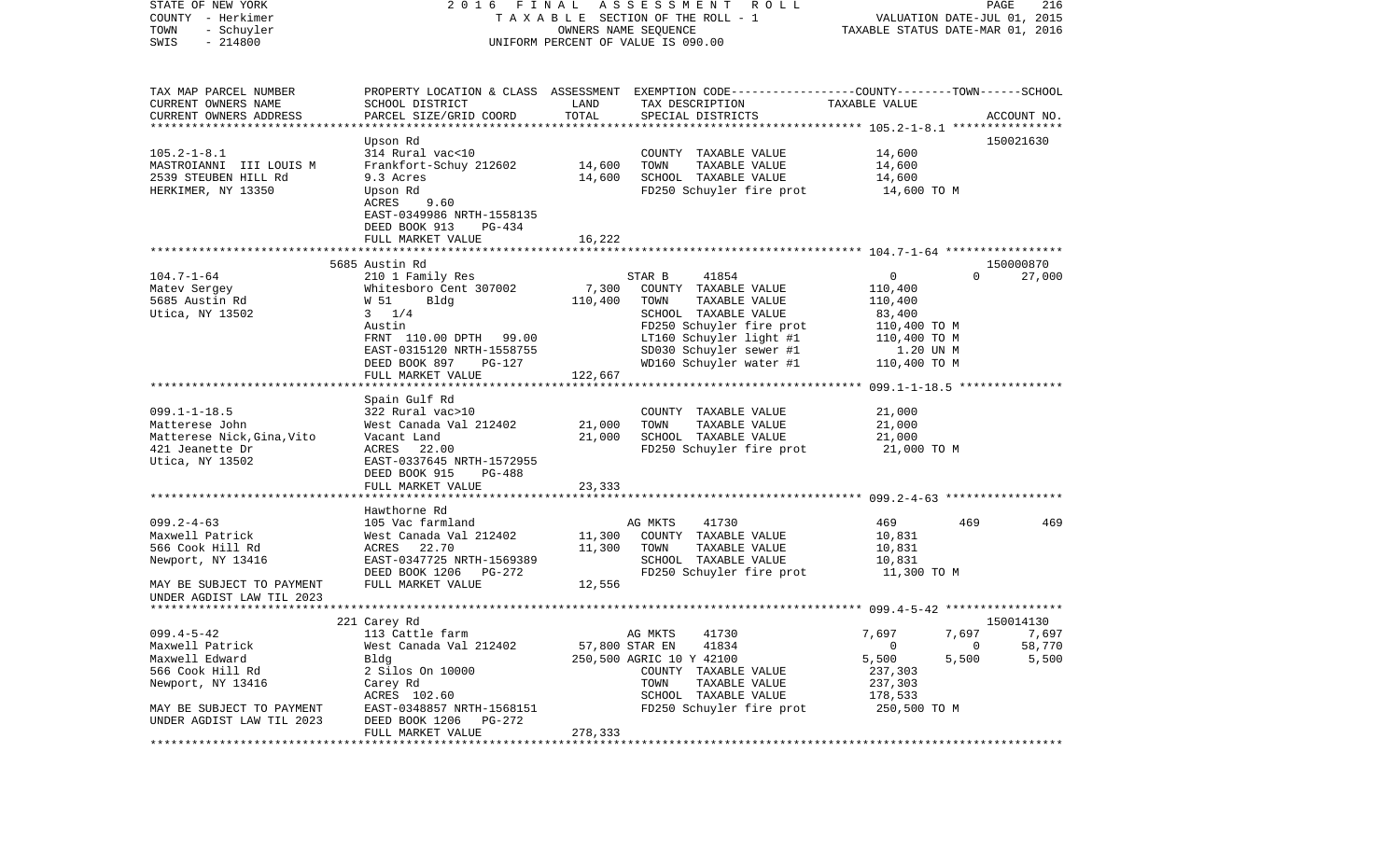STATE OF NEW YORK | COUNTY - Herkimer | TOWN - Schuyler | SWIS - 214800

2016 FINAL ASSESSMENT ROLL
TAXABLE SECTION OF THE ROLL - 1
OWNERS NAME SEQUENCE
UNIFORM PERCENT OF VALUE IS 090.00

VALUATION DATE-JUL 01, 2015
TAXABLE STATUS DATE-MAR 01, 2016

| TAX MAP PARCEL NUMBER / CURRENT OWNERS NAME / CURRENT OWNERS ADDRESS | PROPERTY LOCATION & CLASS / SCHOOL DISTRICT / PARCEL SIZE/GRID COORD | ASSESSMENT LAND / TOTAL | EXEMPTION CODE / TAX DESCRIPTION / SPECIAL DISTRICTS | COUNTY | TOWN | SCHOOL | ACCOUNT NO. |
|---|---|---|---|---|---|---|---|
| 105.2-1-8.1 | Upson Rd | | | | | | 150021630 |
| MASTROIANNI III LOUIS M | 314 Rural vac<10 | | COUNTY TAXABLE VALUE | 14,600 | | | |
| 2539 STEUBEN HILL Rd | Frankfort-Schuy 212602 | 14,600 | TOWN TAXABLE VALUE | | 14,600 | | |
| HERKIMER, NY 13350 | 9.3 Acres | 14,600 | SCHOOL TAXABLE VALUE | | | 14,600 | |
| | Upson Rd | | FD250 Schuyler fire prot | 14,600 TO M | | | |
| | ACRES 9.60 | | | | | | |
| | EAST-0349986 NRTH-1558135 | | | | | | |
| | DEED BOOK 913 PG-434 | | | | | | |
| | FULL MARKET VALUE | 16,222 | | | | | |
| 104.7-1-64 | 5685 Austin Rd | | | | | | 150000870 |
| Matev Sergey | 210 1 Family Res | | STAR B 41854 | 0 | 0 | 27,000 | |
| 5685 Austin Rd | Whitesboro Cent 307002 | 7,300 | COUNTY TAXABLE VALUE | 110,400 | | | |
| Utica, NY 13502 | W 51 Bldg | 110,400 | TOWN TAXABLE VALUE | | 110,400 | | |
| | 3 1/4 | | SCHOOL TAXABLE VALUE | | | 83,400 | |
| | Austin | | FD250 Schuyler fire prot | 110,400 TO M | | | |
| | FRNT 110.00 DPTH 99.00 | | LT160 Schuyler light #1 | 110,400 TO M | | | |
| | EAST-0315120 NRTH-1558755 | | SD030 Schuyler sewer #1 | 1.20 UN M | | | |
| | DEED BOOK 897 PG-127 | | WD160 Schuyler water #1 | 110,400 TO M | | | |
| | FULL MARKET VALUE | 122,667 | | | | | |
| 099.1-1-18.5 | Spain Gulf Rd | | | | | | |
| Matterese John | 322 Rural vac>10 | | COUNTY TAXABLE VALUE | 21,000 | | | |
| Matterese Nick,Gina,Vito | West Canada Val 212402 | 21,000 | TOWN TAXABLE VALUE | | 21,000 | | |
| 421 Jeanette Dr | Vacant Land | 21,000 | SCHOOL TAXABLE VALUE | | | 21,000 | |
| Utica, NY 13502 | ACRES 22.00 | | FD250 Schuyler fire prot | 21,000 TO M | | | |
| | EAST-0337645 NRTH-1572955 | | | | | | |
| | DEED BOOK 915 PG-488 | | | | | | |
| | FULL MARKET VALUE | 23,333 | | | | | |
| 099.2-4-63 | Hawthorne Rd | | | | | | |
| Maxwell Patrick | 105 Vac farmland | | AG MKTS 41730 | 469 | 469 | 469 | |
| 566 Cook Hill Rd | West Canada Val 212402 | 11,300 | COUNTY TAXABLE VALUE | 10,831 | | | |
| Newport, NY 13416 | ACRES 22.70 | 11,300 | TOWN TAXABLE VALUE | | 10,831 | | |
| | EAST-0347725 NRTH-1569389 | | SCHOOL TAXABLE VALUE | | | 10,831 | |
| MAY BE SUBJECT TO PAYMENT | DEED BOOK 1206 PG-272 | | FD250 Schuyler fire prot | 11,300 TO M | | | |
| UNDER AGDIST LAW TIL 2023 | FULL MARKET VALUE | 12,556 | | | | | |
| 099.4-5-42 | 221 Carey Rd | | | | | | 150014130 |
| Maxwell Patrick | 113 Cattle farm | | AG MKTS 41730 | 7,697 | 7,697 | 7,697 | |
| Maxwell Edward | West Canada Val 212402 | 57,800 | STAR EN 41834 | 0 | 0 | 58,770 | |
| 566 Cook Hill Rd | Bldg | 250,500 | AGRIC 10 Y 42100 | 5,500 | 5,500 | 5,500 | |
| Newport, NY 13416 | 2 Silos On 10000 | | COUNTY TAXABLE VALUE | 237,303 | | | |
| | Carey Rd | | TOWN TAXABLE VALUE | | 237,303 | | |
| | ACRES 102.60 | | SCHOOL TAXABLE VALUE | | | 178,533 | |
| MAY BE SUBJECT TO PAYMENT | EAST-0348857 NRTH-1568151 | | FD250 Schuyler fire prot | 250,500 TO M | | | |
| UNDER AGDIST LAW TIL 2023 | DEED BOOK 1206 PG-272 | | | | | | |
| | FULL MARKET VALUE | 278,333 | | | | | |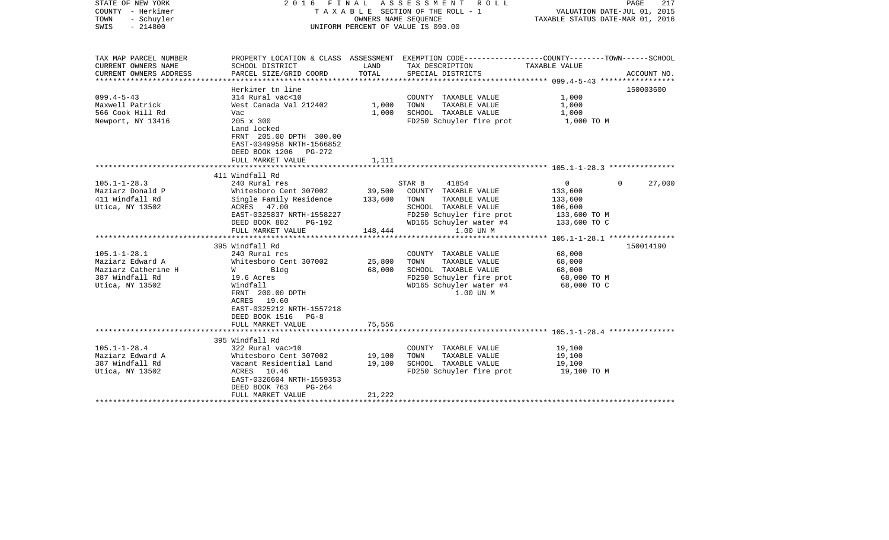STATE OF NEW YORK
COUNTY - Herkimer
TOWN - Schuyler
SWIS - 214800

2 0 1 6 F I N A L A S S E S S M E N T R O L L
T A X A B L E SECTION OF THE ROLL - 1
OWNERS NAME SEQUENCE
UNIFORM PERCENT OF VALUE IS 090.00

VALUATION DATE-JUL 01, 2015
TAXABLE STATUS DATE-MAR 01, 2016

| TAX MAP PARCEL NUMBER / CURRENT OWNERS NAME / CURRENT OWNERS ADDRESS | PROPERTY LOCATION & CLASS / SCHOOL DISTRICT / PARCEL SIZE/GRID COORD | ASSESSMENT LAND / TOTAL | EXEMPTION CODE / TAX DESCRIPTION / SPECIAL DISTRICTS | COUNTY / TOWN / SCHOOL TAXABLE VALUE | ACCOUNT NO. |
|---|---|---|---|---|---|
| **099.4-5-43** | Herkimer tn line | | | | 150003600 |
| 099.4-5-43 | 314 Rural vac<10 | | COUNTY TAXABLE VALUE | 1,000 | |
| Maxwell Patrick | West Canada Val 212402 | 1,000 | TOWN TAXABLE VALUE | 1,000 | |
| 566 Cook Hill Rd | Vac | 1,000 | SCHOOL TAXABLE VALUE | 1,000 | |
| Newport, NY 13416 | 205 x 300 | | FD250 Schuyler fire prot | 1,000 TO M | |
| | Land locked | | | | |
| | FRNT 205.00 DPTH 300.00 | | | | |
| | EAST-0349958 NRTH-1566852 | | | | |
| | DEED BOOK 1206 PG-272 | | | | |
| | FULL MARKET VALUE | 1,111 | | | |
| **105.1-1-28.3** | 411 Windfall Rd | | | | |
| 105.1-1-28.3 | 240 Rural res | | STAR B 41854 | 0 / 0 / 27,000 | |
| Maziarz Donald P | Whitesboro Cent 307002 | 39,500 | COUNTY TAXABLE VALUE | 133,600 | |
| 411 Windfall Rd | Single Family Residence | 133,600 | TOWN TAXABLE VALUE | 133,600 | |
| Utica, NY 13502 | ACRES 47.00 | | SCHOOL TAXABLE VALUE | 106,600 | |
| | EAST-0325837 NRTH-1558227 | | FD250 Schuyler fire prot | 133,600 TO M | |
| | DEED BOOK 802 PG-192 | | WD165 Schuyler water #4 | 133,600 TO C | |
| | FULL MARKET VALUE | 148,444 | 1.00 UN M | | |
| **105.1-1-28.1** | 395 Windfall Rd | | | | 150014190 |
| 105.1-1-28.1 | 240 Rural res | | COUNTY TAXABLE VALUE | 68,000 | |
| Maziarz Edward A | Whitesboro Cent 307002 | 25,800 | TOWN TAXABLE VALUE | 68,000 | |
| Maziarz Catherine H | W Bldg | 68,000 | SCHOOL TAXABLE VALUE | 68,000 | |
| 387 Windfall Rd | 19.6 Acres | | FD250 Schuyler fire prot | 68,000 TO M | |
| Utica, NY 13502 | Windfall | | WD165 Schuyler water #4 | 68,000 TO C | |
| | FRNT 200.00 DPTH | | 1.00 UN M | | |
| | ACRES 19.60 | | | | |
| | EAST-0325212 NRTH-1557218 | | | | |
| | DEED BOOK 1516 PG-8 | | | | |
| | FULL MARKET VALUE | 75,556 | | | |
| **105.1-1-28.4** | 395 Windfall Rd | | | | |
| 105.1-1-28.4 | 322 Rural vac>10 | | COUNTY TAXABLE VALUE | 19,100 | |
| Maziarz Edward A | Whitesboro Cent 307002 | 19,100 | TOWN TAXABLE VALUE | 19,100 | |
| 387 Windfall Rd | Vacant Residential Land | 19,100 | SCHOOL TAXABLE VALUE | 19,100 | |
| Utica, NY 13502 | ACRES 10.46 | | FD250 Schuyler fire prot | 19,100 TO M | |
| | EAST-0326604 NRTH-1559353 | | | | |
| | DEED BOOK 763 PG-264 | | | | |
| | FULL MARKET VALUE | 21,222 | | | |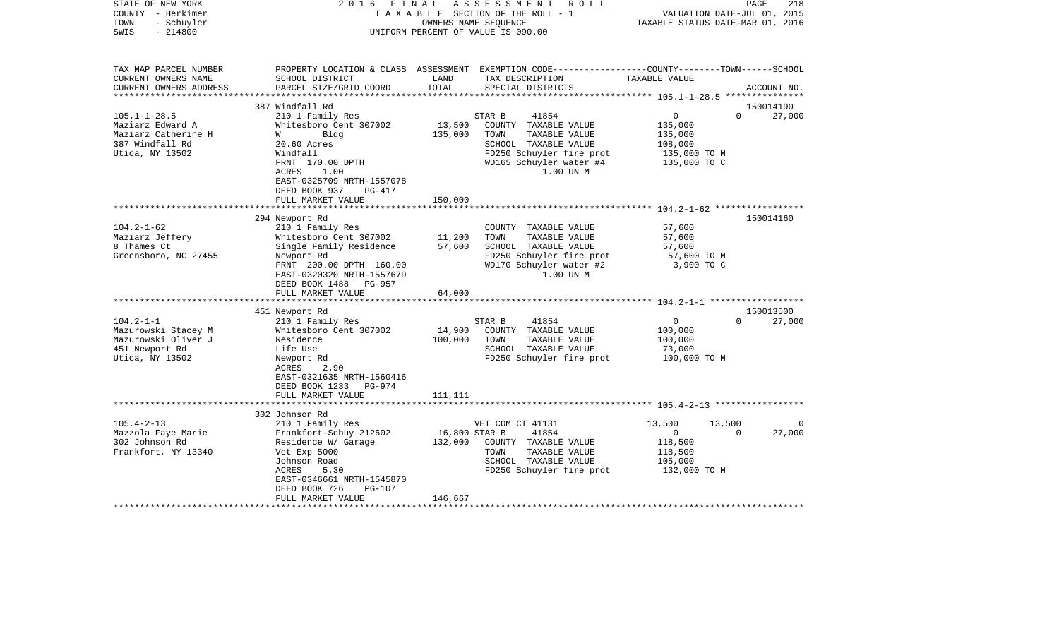STATE OF NEW YORK — 2016 FINAL ASSESSMENT ROLL
COUNTY - Herkimer — TAXABLE SECTION OF THE ROLL - 1 — VALUATION DATE-JUL 01, 2015
TOWN - Schuyler — OWNERS NAME SEQUENCE — TAXABLE STATUS DATE-MAR 01, 2016
SWIS - 214800 — UNIFORM PERCENT OF VALUE IS 090.00

| TAX MAP PARCEL NUMBER / CURRENT OWNERS NAME / CURRENT OWNERS ADDRESS | PROPERTY LOCATION & CLASS / SCHOOL DISTRICT / PARCEL SIZE/GRID COORD | ASSESSMENT LAND | TOTAL | EXEMPTION CODE / TAX DESCRIPTION / SPECIAL DISTRICTS | COUNTY | TOWN | SCHOOL / ACCOUNT NO. |
|---|---|---|---|---|---|---|---|
| 105.1-1-28.5 | 387 Windfall Rd | | | | | | 150014190 |
| Maziarz Edward A | 210 1 Family Res | | | STAR B 41854 | 0 | 0 | 27,000 |
| Maziarz Catherine H | Whitesboro Cent 307002 | 13,500 | | COUNTY TAXABLE VALUE | 135,000 | | |
| 387 Windfall Rd | W Bldg | | 135,000 | TOWN TAXABLE VALUE | | 135,000 | |
| Utica, NY 13502 | 20.60 Acres | | | SCHOOL TAXABLE VALUE | | | 108,000 |
| | Windfall | | | FD250 Schuyler fire prot | 135,000 TO M | | |
| | FRNT 170.00 DPTH | | | WD165 Schuyler water #4 | 135,000 TO C | | |
| | ACRES 1.00 | | | 1.00 UN M | | | |
| | EAST-0325709 NRTH-1557078 | | | | | | |
| | DEED BOOK 937 PG-417 | | | | | | |
| | FULL MARKET VALUE | | 150,000 | | | | |
| 104.2-1-62 | 294 Newport Rd | | | | | | 150014160 |
| Maziarz Jeffery | 210 1 Family Res | | | COUNTY TAXABLE VALUE | 57,600 | | |
| 8 Thames Ct | Whitesboro Cent 307002 | 11,200 | | TOWN TAXABLE VALUE | | 57,600 | |
| Greensboro, NC 27455 | Single Family Residence | | 57,600 | SCHOOL TAXABLE VALUE | | | 57,600 |
| | Newport Rd | | | FD250 Schuyler fire prot | 57,600 TO M | | |
| | FRNT 200.00 DPTH 160.00 | | | WD170 Schuyler water #2 | 3,900 TO C | | |
| | EAST-0320320 NRTH-1557679 | | | 1.00 UN M | | | |
| | DEED BOOK 1488 PG-957 | | | | | | |
| | FULL MARKET VALUE | | 64,000 | | | | |
| 104.2-1-1 | 451 Newport Rd | | | | | | 150013500 |
| Mazurowski Stacey M | 210 1 Family Res | | | STAR B 41854 | 0 | 0 | 27,000 |
| Mazurowski Oliver J | Whitesboro Cent 307002 | 14,900 | | COUNTY TAXABLE VALUE | 100,000 | | |
| 451 Newport Rd | Residence | | 100,000 | TOWN TAXABLE VALUE | | 100,000 | |
| Utica, NY 13502 | Life Use | | | SCHOOL TAXABLE VALUE | | | 73,000 |
| | Newport Rd | | | FD250 Schuyler fire prot | 100,000 TO M | | |
| | ACRES 2.90 | | | | | | |
| | EAST-0321635 NRTH-1560416 | | | | | | |
| | DEED BOOK 1233 PG-974 | | | | | | |
| | FULL MARKET VALUE | | 111,111 | | | | |
| 105.4-2-13 | 302 Johnson Rd | | | | | | |
| Mazzola Faye Marie | 210 1 Family Res | | | VET COM CT 41131 | 13,500 | 13,500 | 0 |
| 302 Johnson Rd | Frankfort-Schuy 212602 | 16,800 | | STAR B 41854 | 0 | 0 | 27,000 |
| Frankfort, NY 13340 | Residence W/ Garage | | 132,000 | COUNTY TAXABLE VALUE | 118,500 | | |
| | Vet Exp 5000 | | | TOWN TAXABLE VALUE | | 118,500 | |
| | Johnson Road | | | SCHOOL TAXABLE VALUE | | | 105,000 |
| | ACRES 5.30 | | | FD250 Schuyler fire prot | 132,000 TO M | | |
| | EAST-0346661 NRTH-1545870 | | | | | | |
| | DEED BOOK 726 PG-107 | | | | | | |
| | FULL MARKET VALUE | | 146,667 | | | | |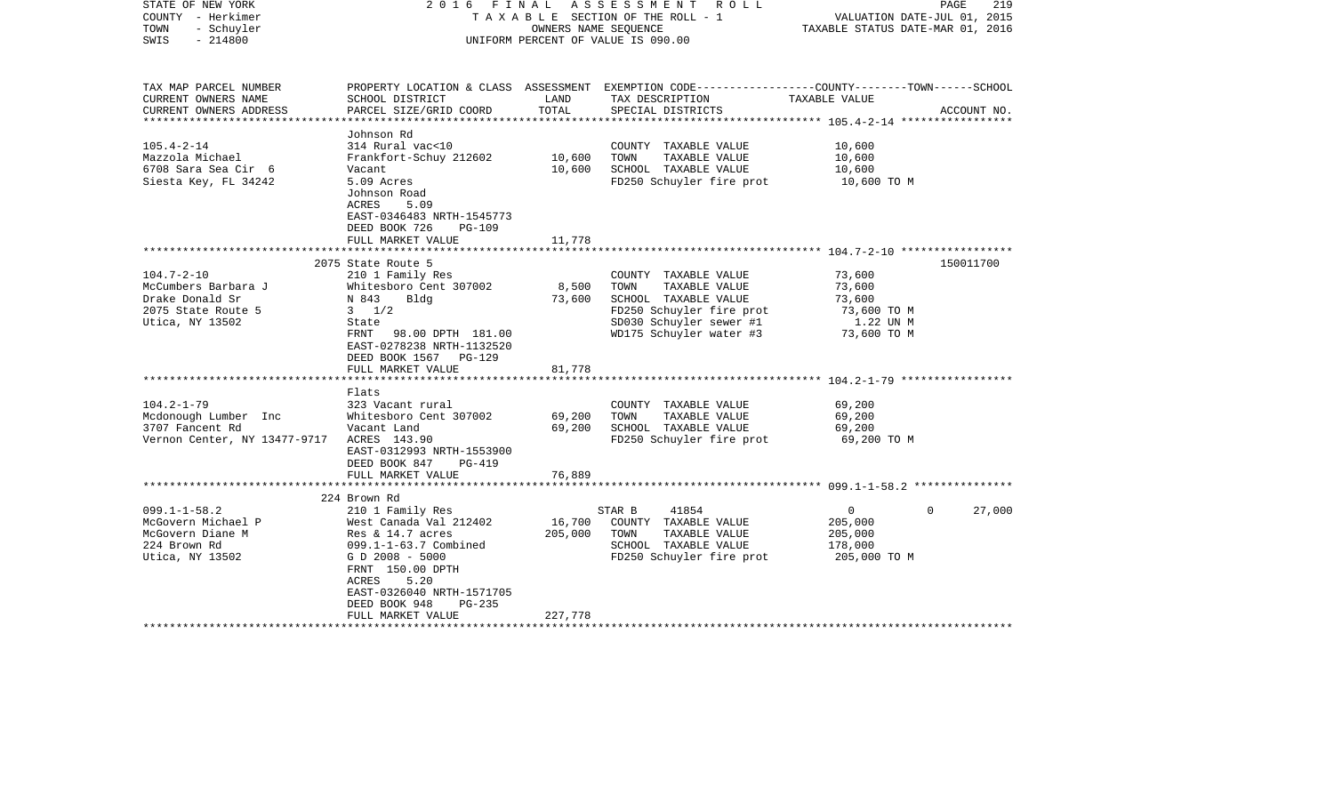STATE OF NEW YORK
COUNTY - Herkimer
TOWN - Schuyler
SWIS - 214800

2016 FINAL ASSESSMENT ROLL
TAXABLE SECTION OF THE ROLL - 1
OWNERS NAME SEQUENCE
UNIFORM PERCENT OF VALUE IS 090.00

VALUATION DATE-JUL 01, 2015
TAXABLE STATUS DATE-MAR 01, 2016

| TAX MAP PARCEL NUMBER / CURRENT OWNERS NAME / CURRENT OWNERS ADDRESS | PROPERTY LOCATION & CLASS / SCHOOL DISTRICT / PARCEL SIZE/GRID COORD | ASSESSMENT LAND / TOTAL | EXEMPTION CODE / TAX DESCRIPTION / SPECIAL DISTRICTS | COUNTY / TOWN / SCHOOL TAXABLE VALUE | ACCOUNT NO. |
|---|---|---|---|---|---|
| **105.4-2-14** | Johnson Rd | | | | |
| 105.4-2-14 | 314 Rural vac<10 | | COUNTY TAXABLE VALUE | 10,600 | |
| Mazzola Michael | Frankfort-Schuy 212602 | 10,600 | TOWN TAXABLE VALUE | 10,600 | |
| 6708 Sara Sea Cir 6 | Vacant | 10,600 | SCHOOL TAXABLE VALUE | 10,600 | |
| Siesta Key, FL 34242 | 5.09 Acres | | FD250 Schuyler fire prot | 10,600 TO M | |
| | Johnson Road | | | | |
| | ACRES 5.09 | | | | |
| | EAST-0346483 NRTH-1545773 | | | | |
| | DEED BOOK 726 PG-109 | | | | |
| | FULL MARKET VALUE | 11,778 | | | |
| **104.7-2-10** | 2075 State Route 5 | | | | 150011700 |
| 104.7-2-10 | 210 1 Family Res | | COUNTY TAXABLE VALUE | 73,600 | |
| McCumbers Barbara J | Whitesboro Cent 307002 | 8,500 | TOWN TAXABLE VALUE | 73,600 | |
| Drake Donald Sr | N 843 Bldg | 73,600 | SCHOOL TAXABLE VALUE | 73,600 | |
| 2075 State Route 5 | 3 1/2 | | FD250 Schuyler fire prot | 73,600 TO M | |
| Utica, NY 13502 | State | | SD030 Schuyler sewer #1 | 1.22 UN M | |
| | FRNT 98.00 DPTH 181.00 | | WD175 Schuyler water #3 | 73,600 TO M | |
| | EAST-0278238 NRTH-1132520 | | | | |
| | DEED BOOK 1567 PG-129 | | | | |
| | FULL MARKET VALUE | 81,778 | | | |
| **104.2-1-79** | Flats | | | | |
| 104.2-1-79 | 323 Vacant rural | | COUNTY TAXABLE VALUE | 69,200 | |
| Mcdonough Lumber Inc | Whitesboro Cent 307002 | 69,200 | TOWN TAXABLE VALUE | 69,200 | |
| 3707 Fancent Rd | Vacant Land | 69,200 | SCHOOL TAXABLE VALUE | 69,200 | |
| Vernon Center, NY 13477-9717 | ACRES 143.90 | | FD250 Schuyler fire prot | 69,200 TO M | |
| | EAST-0312993 NRTH-1553900 | | | | |
| | DEED BOOK 847 PG-419 | | | | |
| | FULL MARKET VALUE | 76,889 | | | |
| **099.1-1-58.2** | 224 Brown Rd | | | | |
| 099.1-1-58.2 | 210 1 Family Res | | STAR B 41854 | 0 / 0 / 27,000 | |
| McGovern Michael P | West Canada Val 212402 | 16,700 | COUNTY TAXABLE VALUE | 205,000 | |
| McGovern Diane M | Res & 14.7 acres | 205,000 | TOWN TAXABLE VALUE | 205,000 | |
| 224 Brown Rd | 099.1-1-63.7 Combined | | SCHOOL TAXABLE VALUE | 178,000 | |
| Utica, NY 13502 | G D 2008 - 5000 | | FD250 Schuyler fire prot | 205,000 TO M | |
| | FRNT 150.00 DPTH | | | | |
| | ACRES 5.20 | | | | |
| | EAST-0326040 NRTH-1571705 | | | | |
| | DEED BOOK 948 PG-235 | | | | |
| | FULL MARKET VALUE | 227,778 | | | |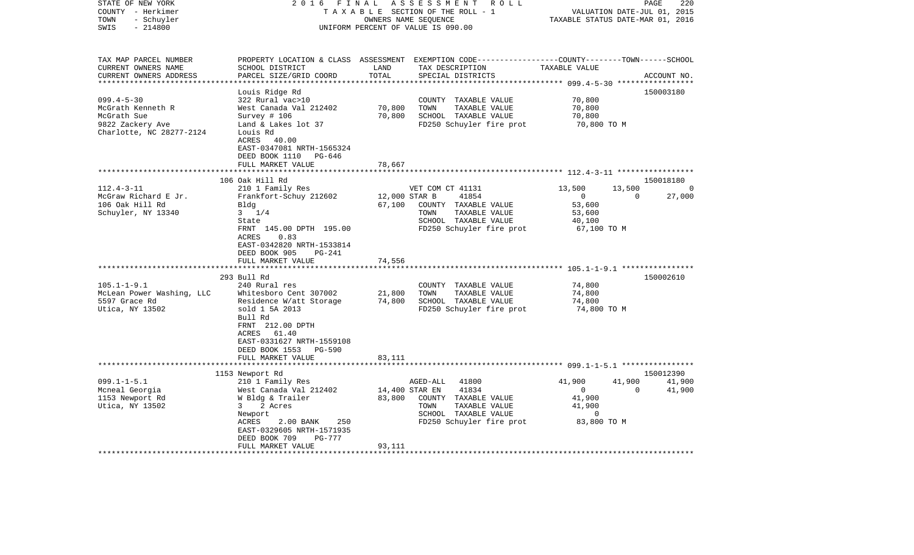STATE OF NEW YORK
COUNTY - Herkimer
TOWN - Schuyler
SWIS - 214800

2016 FINAL ASSESSMENT ROLL
TAXABLE SECTION OF THE ROLL - 1
OWNERS NAME SEQUENCE
UNIFORM PERCENT OF VALUE IS 090.00

VALUATION DATE-JUL 01, 2015
TAXABLE STATUS DATE-MAR 01, 2016

| TAX MAP PARCEL NUMBER / CURRENT OWNERS NAME / CURRENT OWNERS ADDRESS | PROPERTY LOCATION & CLASS / SCHOOL DISTRICT / PARCEL SIZE/GRID COORD | ASSESSMENT LAND / TOTAL | EXEMPTION CODE / TAX DESCRIPTION / SPECIAL DISTRICTS | COUNTY | TOWN | SCHOOL | ACCOUNT NO. |
|---|---|---|---|---|---|---|---|
| 099.4-5-30 | Louis Ridge Rd | | | | | | 150003180 |
| McGrath Kenneth R | 322 Rural vac>10 | | COUNTY TAXABLE VALUE | 70,800 | | | |
| McGrath Sue | West Canada Val 212402 | 70,800 | TOWN TAXABLE VALUE | | 70,800 | | |
| 9822 Zackery Ave | Survey # 106 | 70,800 | SCHOOL TAXABLE VALUE | | | 70,800 | |
| Charlotte, NC 28277-2124 | Land & Lakes lot 37 | | FD250 Schuyler fire prot | 70,800 TO M | | | |
| | Louis Rd | | | | | | |
| | ACRES 40.00 | | | | | | |
| | EAST-0347081 NRTH-1565324 | | | | | | |
| | DEED BOOK 1110 PG-646 | | | | | | |
| | FULL MARKET VALUE | 78,667 | | | | | |
| 112.4-3-11 | 106 Oak Hill Rd | | | | | | 150018180 |
| McGraw Richard E Jr. | 210 1 Family Res | | VET COM CT 41131 | 13,500 | 13,500 | 0 | |
| 106 Oak Hill Rd | Frankfort-Schuy 212602 | 12,000 | STAR B 41854 | 0 | 0 | 27,000 | |
| Schuyler, NY 13340 | Bldg | 67,100 | COUNTY TAXABLE VALUE | 53,600 | | | |
| | 3 1/4 | | TOWN TAXABLE VALUE | | 53,600 | | |
| | State | | SCHOOL TAXABLE VALUE | | | 40,100 | |
| | FRNT 145.00 DPTH 195.00 | | FD250 Schuyler fire prot | 67,100 TO M | | | |
| | ACRES 0.83 | | | | | | |
| | EAST-0342820 NRTH-1533814 | | | | | | |
| | DEED BOOK 905 PG-241 | | | | | | |
| | FULL MARKET VALUE | 74,556 | | | | | |
| 105.1-1-9.1 | 293 Bull Rd | | | | | | 150002610 |
| McLean Power Washing, LLC | 240 Rural res | | COUNTY TAXABLE VALUE | 74,800 | | | |
| 5597 Grace Rd | Whitesboro Cent 307002 | 21,800 | TOWN TAXABLE VALUE | | 74,800 | | |
| Utica, NY 13502 | Residence W/att Storage | 74,800 | SCHOOL TAXABLE VALUE | | | 74,800 | |
| | sold 1 5A 2013 | | FD250 Schuyler fire prot | 74,800 TO M | | | |
| | Bull Rd | | | | | | |
| | FRNT 212.00 DPTH | | | | | | |
| | ACRES 61.40 | | | | | | |
| | EAST-0331627 NRTH-1559108 | | | | | | |
| | DEED BOOK 1553 PG-590 | | | | | | |
| | FULL MARKET VALUE | 83,111 | | | | | |
| 099.1-1-5.1 | 1153 Newport Rd | | | | | | 150012390 |
| Mcneal Georgia | 210 1 Family Res | | AGED-ALL 41800 | 41,900 | 41,900 | 41,900 | |
| 1153 Newport Rd | West Canada Val 212402 | 14,400 | STAR EN 41834 | 0 | 0 | 41,900 | |
| Utica, NY 13502 | W Bldg & Trailer | 83,800 | COUNTY TAXABLE VALUE | 41,900 | | | |
| | 3 2 Acres | | TOWN TAXABLE VALUE | | 41,900 | | |
| | Newport | | SCHOOL TAXABLE VALUE | | | 0 | |
| | ACRES 2.00 BANK 250 | | FD250 Schuyler fire prot | 83,800 TO M | | | |
| | EAST-0329605 NRTH-1571935 | | | | | | |
| | DEED BOOK 709 PG-777 | | | | | | |
| | FULL MARKET VALUE | 93,111 | | | | | |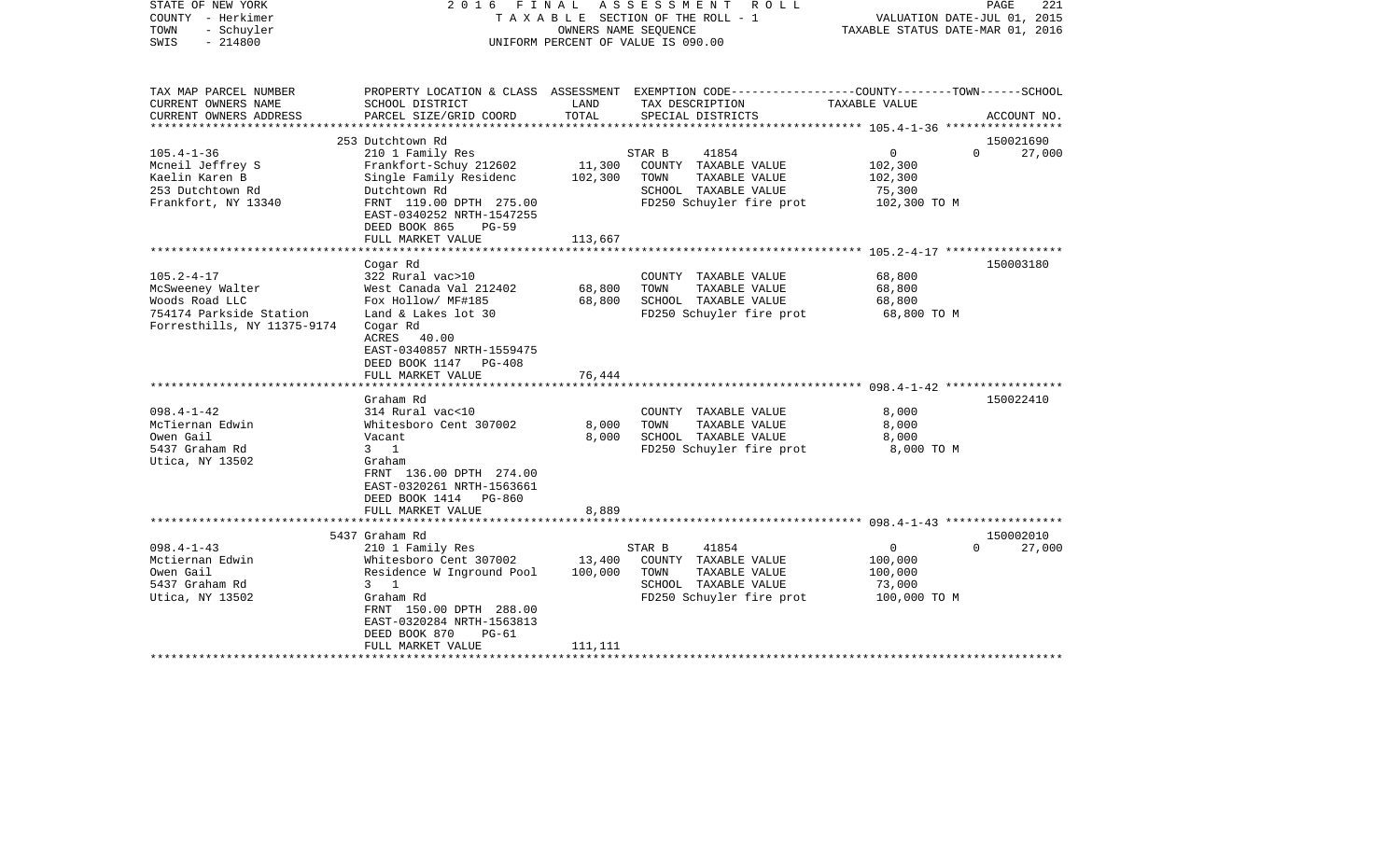STATE OF NEW YORK | COUNTY - Herkimer | TOWN - Schuyler | SWIS - 214800

2016 FINAL ASSESSMENT ROLL
TAXABLE SECTION OF THE ROLL - 1
OWNERS NAME SEQUENCE
UNIFORM PERCENT OF VALUE IS 090.00

VALUATION DATE-JUL 01, 2015
TAXABLE STATUS DATE-MAR 01, 2016

| TAX MAP PARCEL NUMBER / CURRENT OWNERS NAME / CURRENT OWNERS ADDRESS | PROPERTY LOCATION & CLASS / SCHOOL DISTRICT / PARCEL SIZE/GRID COORD | ASSESSMENT LAND / TOTAL | EXEMPTION CODE / TAX DESCRIPTION / SPECIAL DISTRICTS | COUNTY / TOWN / SCHOOL TAXABLE VALUE | ACCOUNT NO. |
|---|---|---|---|---|---|
| 105.4-1-36 | 253 Dutchtown Rd | | | | 150021690 |
| | 210 1 Family Res | | STAR B 41854 | 0 0 | 27,000 |
| Mcneil Jeffrey S | Frankfort-Schuy 212602 | 11,300 | COUNTY TAXABLE VALUE | 102,300 | |
| Kaelin Karen B | Single Family Residenc | 102,300 | TOWN TAXABLE VALUE | 102,300 | |
| 253 Dutchtown Rd | Dutchtown Rd | | SCHOOL TAXABLE VALUE | 75,300 | |
| Frankfort, NY 13340 | FRNT 119.00 DPTH 275.00 | | FD250 Schuyler fire prot | 102,300 TO M | |
| | EAST-0340252 NRTH-1547255 | | | | |
| | DEED BOOK 865 PG-59 | | | | |
| | FULL MARKET VALUE | 113,667 | | | |
| 105.2-4-17 | Cogar Rd | | | | 150003180 |
| | 322 Rural vac>10 | | COUNTY TAXABLE VALUE | 68,800 | |
| McSweeney Walter | West Canada Val 212402 | 68,800 | TOWN TAXABLE VALUE | 68,800 | |
| Woods Road LLC | Fox Hollow/ MF#185 | 68,800 | SCHOOL TAXABLE VALUE | 68,800 | |
| 754174 Parkside Station | Land & Lakes lot 30 | | FD250 Schuyler fire prot | 68,800 TO M | |
| Forresthills, NY 11375-9174 | Cogar Rd | | | | |
| | ACRES 40.00 | | | | |
| | EAST-0340857 NRTH-1559475 | | | | |
| | DEED BOOK 1147 PG-408 | | | | |
| | FULL MARKET VALUE | 76,444 | | | |
| 098.4-1-42 | Graham Rd | | | | 150022410 |
| | 314 Rural vac<10 | | COUNTY TAXABLE VALUE | 8,000 | |
| McTiernan Edwin | Whitesboro Cent 307002 | 8,000 | TOWN TAXABLE VALUE | 8,000 | |
| Owen Gail | Vacant | 8,000 | SCHOOL TAXABLE VALUE | 8,000 | |
| 5437 Graham Rd | 3 1 | | FD250 Schuyler fire prot | 8,000 TO M | |
| Utica, NY 13502 | Graham | | | | |
| | FRNT 136.00 DPTH 274.00 | | | | |
| | EAST-0320261 NRTH-1563661 | | | | |
| | DEED BOOK 1414 PG-860 | | | | |
| | FULL MARKET VALUE | 8,889 | | | |
| 098.4-1-43 | 5437 Graham Rd | | | | 150002010 |
| | 210 1 Family Res | | STAR B 41854 | 0 0 | 27,000 |
| Mctiernan Edwin | Whitesboro Cent 307002 | 13,400 | COUNTY TAXABLE VALUE | 100,000 | |
| Owen Gail | Residence W Inground Pool | 100,000 | TOWN TAXABLE VALUE | 100,000 | |
| 5437 Graham Rd | 3 1 | | SCHOOL TAXABLE VALUE | 73,000 | |
| Utica, NY 13502 | Graham Rd | | FD250 Schuyler fire prot | 100,000 TO M | |
| | FRNT 150.00 DPTH 288.00 | | | | |
| | EAST-0320284 NRTH-1563813 | | | | |
| | DEED BOOK 870 PG-61 | | | | |
| | FULL MARKET VALUE | 111,111 | | | |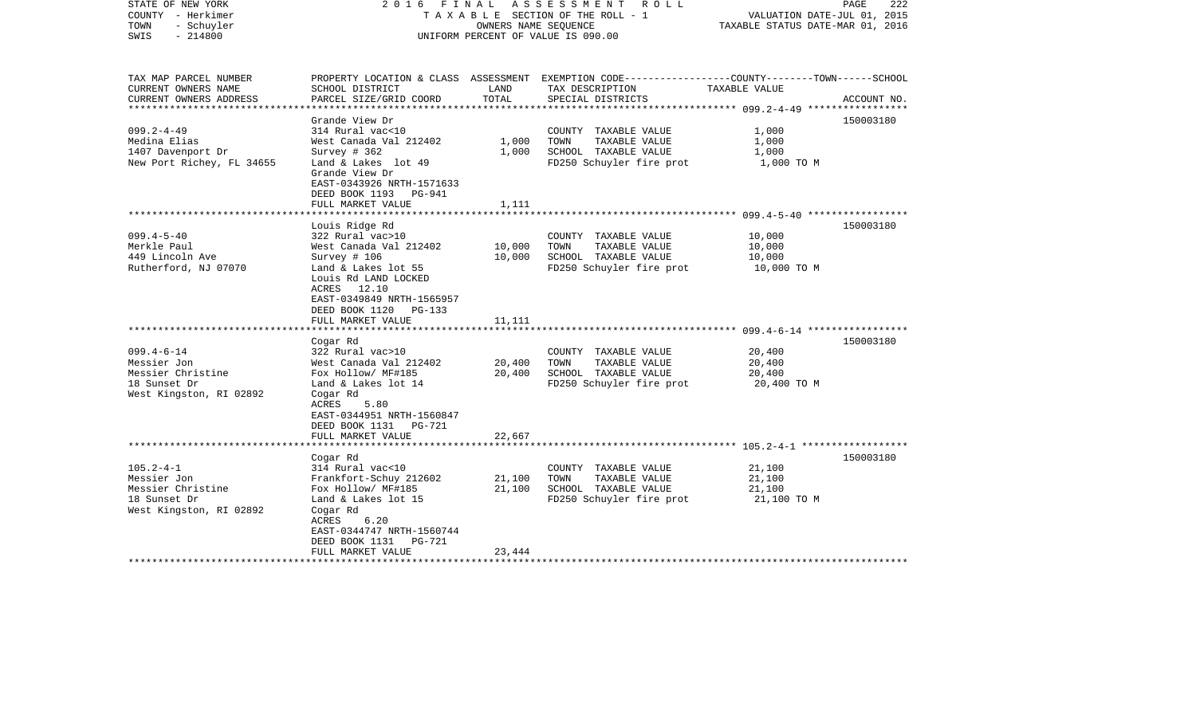STATE OF NEW YORK | COUNTY - Herkimer | TOWN - Schuyler | SWIS - 214800

2 0 1 6 F I N A L A S S E S S M E N T R O L L
T A X A B L E SECTION OF THE ROLL - 1
OWNERS NAME SEQUENCE
UNIFORM PERCENT OF VALUE IS 090.00

VALUATION DATE-JUL 01, 2015
TAXABLE STATUS DATE-MAR 01, 2016

| TAX MAP PARCEL NUMBER / CURRENT OWNERS NAME / CURRENT OWNERS ADDRESS | PROPERTY LOCATION & CLASS / SCHOOL DISTRICT / PARCEL SIZE/GRID COORD | ASSESSMENT LAND / TOTAL | EXEMPTION CODE / TAX DESCRIPTION / SPECIAL DISTRICTS | COUNTY--------TOWN------SCHOOL TAXABLE VALUE | ACCOUNT NO. |
|---|---|---|---|---|---|
| 099.2-4-49 | Grande View Dr | | | | 150003180 |
| Medina Elias | 314 Rural vac<10 | | COUNTY TAXABLE VALUE | 1,000 | |
| 1407 Davenport Dr | West Canada Val 212402 | 1,000 | TOWN TAXABLE VALUE | 1,000 | |
| New Port Richey, FL 34655 | Survey # 362 | 1,000 | SCHOOL TAXABLE VALUE | 1,000 | |
| | Land & Lakes lot 49 | | FD250 Schuyler fire prot | 1,000 TO M | |
| | Grande View Dr | | | | |
| | EAST-0343926 NRTH-1571633 | | | | |
| | DEED BOOK 1193 PG-941 | | | | |
| | FULL MARKET VALUE | 1,111 | | | |
| 099.4-5-40 | Louis Ridge Rd | | | | 150003180 |
| Merkle Paul | 322 Rural vac>10 | | COUNTY TAXABLE VALUE | 10,000 | |
| 449 Lincoln Ave | West Canada Val 212402 | 10,000 | TOWN TAXABLE VALUE | 10,000 | |
| Rutherford, NJ 07070 | Survey # 106 | 10,000 | SCHOOL TAXABLE VALUE | 10,000 | |
| | Land & Lakes lot 55 | | FD250 Schuyler fire prot | 10,000 TO M | |
| | Louis Rd LAND LOCKED | | | | |
| | ACRES 12.10 | | | | |
| | EAST-0349849 NRTH-1565957 | | | | |
| | DEED BOOK 1120 PG-133 | | | | |
| | FULL MARKET VALUE | 11,111 | | | |
| 099.4-6-14 | Cogar Rd | | | | 150003180 |
| Messier Jon | 322 Rural vac>10 | | COUNTY TAXABLE VALUE | 20,400 | |
| Messier Christine | West Canada Val 212402 | 20,400 | TOWN TAXABLE VALUE | 20,400 | |
| 18 Sunset Dr | Fox Hollow/ MF#185 | 20,400 | SCHOOL TAXABLE VALUE | 20,400 | |
| West Kingston, RI 02892 | Land & Lakes lot 14 | | FD250 Schuyler fire prot | 20,400 TO M | |
| | Cogar Rd | | | | |
| | ACRES 5.80 | | | | |
| | EAST-0344951 NRTH-1560847 | | | | |
| | DEED BOOK 1131 PG-721 | | | | |
| | FULL MARKET VALUE | 22,667 | | | |
| 105.2-4-1 | Cogar Rd | | | | 150003180 |
| Messier Jon | 314 Rural vac<10 | | COUNTY TAXABLE VALUE | 21,100 | |
| Messier Christine | Frankfort-Schuy 212602 | 21,100 | TOWN TAXABLE VALUE | 21,100 | |
| 18 Sunset Dr | Fox Hollow/ MF#185 | 21,100 | SCHOOL TAXABLE VALUE | 21,100 | |
| West Kingston, RI 02892 | Land & Lakes lot 15 | | FD250 Schuyler fire prot | 21,100 TO M | |
| | Cogar Rd | | | | |
| | ACRES 6.20 | | | | |
| | EAST-0344747 NRTH-1560744 | | | | |
| | DEED BOOK 1131 PG-721 | | | | |
| | FULL MARKET VALUE | 23,444 | | | |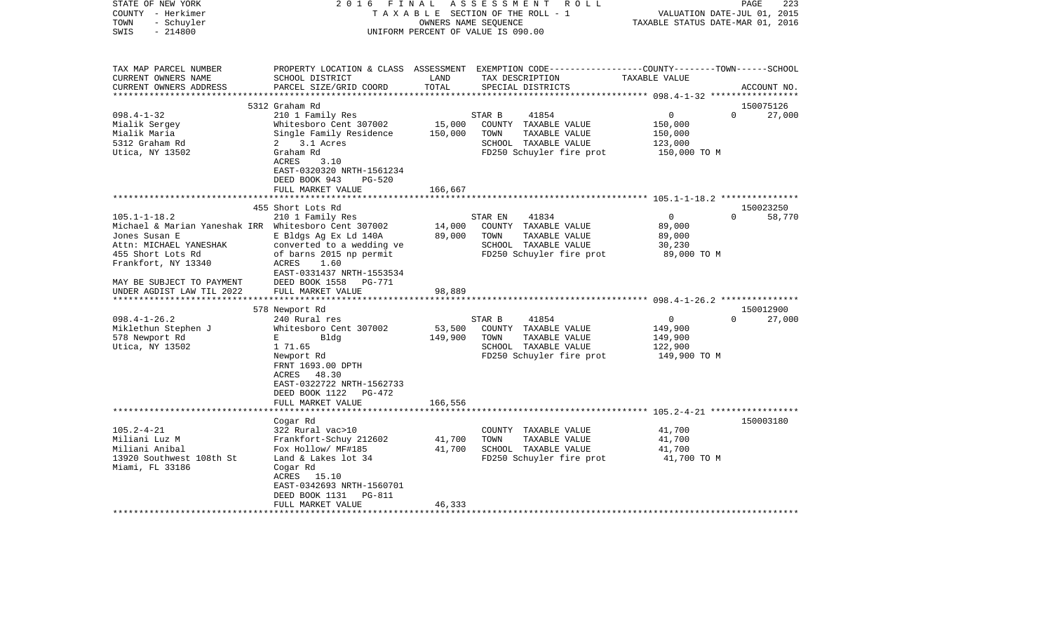STATE OF NEW YORK — 2016 FINAL ASSESSMENT ROLL
COUNTY - Herkimer — TAXABLE SECTION OF THE ROLL - 1 — VALUATION DATE-JUL 01, 2015
TOWN - Schuyler — OWNERS NAME SEQUENCE — TAXABLE STATUS DATE-MAR 01, 2016
SWIS - 214800 — UNIFORM PERCENT OF VALUE IS 090.00

| TAX MAP PARCEL NUMBER / CURRENT OWNERS NAME / CURRENT OWNERS ADDRESS | PROPERTY LOCATION & CLASS / SCHOOL DISTRICT / PARCEL SIZE/GRID COORD | ASSESSMENT LAND / TOTAL | EXEMPTION CODE / TAX DESCRIPTION / SPECIAL DISTRICTS | COUNTY / TOWN TAXABLE VALUE | SCHOOL / ACCOUNT NO. |
|---|---|---|---|---|---|
| **098.4-1-32** | 5312 Graham Rd | | | | 150075126 |
| | 210 1 Family Res | | STAR B 41854 | 0 | 0 27,000 |
| Mialik Sergey | Whitesboro Cent 307002 | 15,000 | COUNTY TAXABLE VALUE | 150,000 | |
| Mialik Maria | Single Family Residence | 150,000 | TOWN TAXABLE VALUE | 150,000 | |
| 5312 Graham Rd | 2 3.1 Acres | | SCHOOL TAXABLE VALUE | 123,000 | |
| Utica, NY 13502 | Graham Rd | | FD250 Schuyler fire prot | 150,000 TO M | |
| | ACRES 3.10 | | | | |
| | EAST-0320320 NRTH-1561234 | | | | |
| | DEED BOOK 943 PG-520 | | | | |
| | FULL MARKET VALUE | 166,667 | | | |
| **105.1-1-18.2** | 455 Short Lots Rd | | | | 150023250 |
| | 210 1 Family Res | | STAR EN 41834 | 0 | 0 58,770 |
| Michael & Marian Yaneshak IRR | Whitesboro Cent 307002 | 14,000 | COUNTY TAXABLE VALUE | 89,000 | |
| Jones Susan E | E Bldgs Ag Ex Ld 140A | 89,000 | TOWN TAXABLE VALUE | 89,000 | |
| Attn: MICHAEL YANESHAK | converted to a wedding ve | | SCHOOL TAXABLE VALUE | 30,230 | |
| 455 Short Lots Rd | of barns 2015 np permit | | FD250 Schuyler fire prot | 89,000 TO M | |
| Frankfort, NY 13340 | ACRES 1.60 | | | | |
| | EAST-0331437 NRTH-1553534 | | | | |
| MAY BE SUBJECT TO PAYMENT | DEED BOOK 1558 PG-771 | | | | |
| UNDER AGDIST LAW TIL 2022 | FULL MARKET VALUE | 98,889 | | | |
| **098.4-1-26.2** | 578 Newport Rd | | | | 150012900 |
| | 240 Rural res | | STAR B 41854 | 0 | 0 27,000 |
| Miklethun Stephen J | Whitesboro Cent 307002 | 53,500 | COUNTY TAXABLE VALUE | 149,900 | |
| 578 Newport Rd | E Bldg | 149,900 | TOWN TAXABLE VALUE | 149,900 | |
| Utica, NY 13502 | 1 71.65 | | SCHOOL TAXABLE VALUE | 122,900 | |
| | Newport Rd | | FD250 Schuyler fire prot | 149,900 TO M | |
| | FRNT 1693.00 DPTH | | | | |
| | ACRES 48.30 | | | | |
| | EAST-0322722 NRTH-1562733 | | | | |
| | DEED BOOK 1122 PG-472 | | | | |
| | FULL MARKET VALUE | 166,556 | | | |
| **105.2-4-21** | Cogar Rd | | | | 150003180 |
| | 322 Rural vac>10 | | COUNTY TAXABLE VALUE | 41,700 | |
| Miliani Luz M | Frankfort-Schuy 212602 | 41,700 | TOWN TAXABLE VALUE | 41,700 | |
| Miliani Anibal | Fox Hollow/ MF#185 | 41,700 | SCHOOL TAXABLE VALUE | 41,700 | |
| 13920 Southwest 108th St | Land & Lakes lot 34 | | FD250 Schuyler fire prot | 41,700 TO M | |
| Miami, FL 33186 | Cogar Rd | | | | |
| | ACRES 15.10 | | | | |
| | EAST-0342693 NRTH-1560701 | | | | |
| | DEED BOOK 1131 PG-811 | | | | |
| | FULL MARKET VALUE | 46,333 | | | |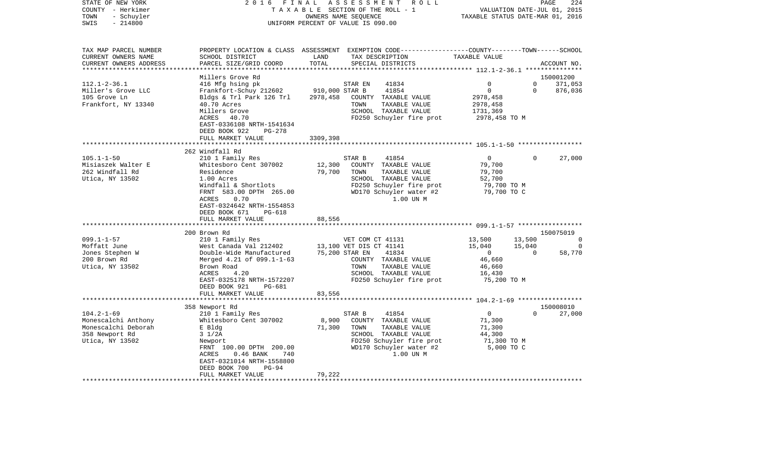STATE OF NEW YORK 2016 FINAL ASSESSMENT ROLL
COUNTY - Herkimer TAXABLE SECTION OF THE ROLL - 1 VALUATION DATE-JUL 01, 2015
TOWN - Schuyler OWNERS NAME SEQUENCE TAXABLE STATUS DATE-MAR 01, 2016
SWIS - 214800 UNIFORM PERCENT OF VALUE IS 090.00

```
TAX MAP PARCEL NUMBER     PROPERTY LOCATION & CLASS  ASSESSMENT  EXEMPTION CODE-----------------COUNTY--------TOWN------SCHOOL
CURRENT OWNERS NAME       SCHOOL DISTRICT              LAND      TAX DESCRIPTION              TAXABLE VALUE
CURRENT OWNERS ADDRESS    PARCEL SIZE/GRID COORD       TOTAL     SPECIAL DISTRICTS                                    ACCOUNT NO.
******************************************************************************************** 112.1-2-36.1 ***************
                          Millers Grove Rd                                                                          150001200
112.1-2-36.1              416 Mfg hsing pk                       STAR EN      41834              0             0     371,053
Miller's Grove LLC        Frankfort-Schuy 212602     910,000 STAR B       41854              0             0     876,036
105 Grove Ln              Bldgs & Trl Park 126 Trl   2978,458    COUNTY  TAXABLE VALUE       2978,458
Frankfort, NY 13340       40.70 Acres                            TOWN    TAXABLE VALUE       2978,458
                          Millers Grove                          SCHOOL  TAXABLE VALUE       1731,369
                          ACRES   40.70                          FD250 Schuyler fire prot      2978,458 TO M
                          EAST-0336108 NRTH-1541634
                          DEED BOOK 922    PG-278
                          FULL MARKET VALUE          3309,398
******************************************************************************************** 105.1-1-50 *****************
                          262 Windfall Rd
105.1-1-50                210 1 Family Res                       STAR B       41854              0             0      27,000
Misiaszek Walter E        Whitesboro Cent 307002      12,300     COUNTY  TAXABLE VALUE         79,700
262 Windfall Rd           Residence                   79,700     TOWN    TAXABLE VALUE         79,700
Utica, NY 13502           1.00 Acres                             SCHOOL  TAXABLE VALUE         52,700
                          Windfall & Shortlots                   FD250 Schuyler fire prot        79,700 TO M
                          FRNT  583.00 DPTH  265.00              WD170 Schuyler water #2         79,700 TO C
                          ACRES    0.70                                   1.00 UN M
                          EAST-0324642 NRTH-1554853
                          DEED BOOK 671    PG-618
                          FULL MARKET VALUE            88,556
******************************************************************************************** 099.1-1-57 *****************
                          200 Brown Rd                                                                              150075019
099.1-1-57                210 1 Family Res                       VET COM CT 41131           13,500        13,500           0
Moffatt June              West Canada Val 212402      13,100 VET DIS CT 41141            15,040        15,040           0
Jones Stephen W           Double-Wide Manufactured    75,200 STAR EN      41834              0             0      58,770
200 Brown Rd              Merged 4.21 of 099.1-1-63              COUNTY  TAXABLE VALUE         46,660
Utica, NY 13502           Brown Road                             TOWN    TAXABLE VALUE         46,660
                          ACRES    4.20                          SCHOOL  TAXABLE VALUE         16,430
                          EAST-0325178 NRTH-1572207              FD250 Schuyler fire prot        75,200 TO M
                          DEED BOOK 921    PG-681
                          FULL MARKET VALUE            83,556
******************************************************************************************** 104.2-1-69 *****************
                          358 Newport Rd                                                                            150008010
104.2-1-69                210 1 Family Res                       STAR B       41854              0             0      27,000
Monescalchi Anthony       Whitesboro Cent 307002       8,900     COUNTY  TAXABLE VALUE         71,300
Monescalchi Deborah       E Bldg                      71,300     TOWN    TAXABLE VALUE         71,300
358 Newport Rd            3 1/2A                                 SCHOOL  TAXABLE VALUE         44,300
Utica, NY 13502           Newport                                FD250 Schuyler fire prot        71,300 TO M
                          FRNT  100.00 DPTH  200.00              WD170 Schuyler water #2          5,000 TO C
                          ACRES    0.46 BANK     740                      1.00 UN M
                          EAST-0321014 NRTH-1558800
                          DEED BOOK 700    PG-94
                          FULL MARKET VALUE            79,222
****************************************************************************************************************************
```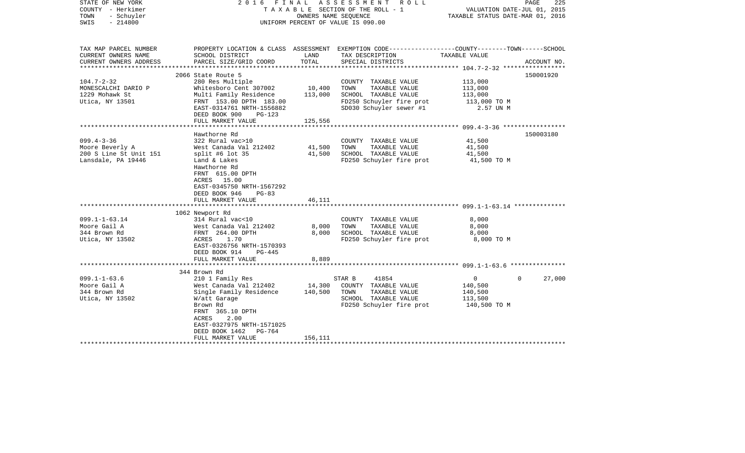STATE OF NEW YORK
COUNTY - Herkimer
TOWN - Schuyler
SWIS - 214800

2016 FINAL ASSESSMENT ROLL
TAXABLE SECTION OF THE ROLL - 1
OWNERS NAME SEQUENCE
UNIFORM PERCENT OF VALUE IS 090.00

VALUATION DATE-JUL 01, 2015
TAXABLE STATUS DATE-MAR 01, 2016

| TAX MAP PARCEL NUMBER<br>CURRENT OWNERS NAME<br>CURRENT OWNERS ADDRESS | PROPERTY LOCATION & CLASS<br>SCHOOL DISTRICT<br>PARCEL SIZE/GRID COORD | ASSESSMENT<br>LAND<br>TOTAL | EXEMPTION CODE-----COUNTY-----TOWN------SCHOOL<br>TAX DESCRIPTION<br>SPECIAL DISTRICTS | TAXABLE VALUE | ACCOUNT NO. |
|---|---|---|---|---|---|
| | 2066 State Route 5 | | | | 150001920 |
| 104.7-2-32 | 280 Res Multiple | | COUNTY TAXABLE VALUE | 113,000 | |
| MONESCALCHI DARIO P | Whitesboro Cent 307002 | 10,400 | TOWN TAXABLE VALUE | 113,000 | |
| 1229 Mohawk St | Multi Family Residence | 113,000 | SCHOOL TAXABLE VALUE | 113,000 | |
| Utica, NY 13501 | FRNT 153.00 DPTH 183.00 | | FD250 Schuyler fire prot | 113,000 TO M | |
| | EAST-0314761 NRTH-1556882 | | SD030 Schuyler sewer #1 | 2.57 UN M | |
| | DEED BOOK 900 PG-123 | | | | |
| | FULL MARKET VALUE | 125,556 | | | |
| | Hawthorne Rd | | | | 150003180 |
| 099.4-3-36 | 322 Rural vac>10 | | COUNTY TAXABLE VALUE | 41,500 | |
| Moore Beverly A | West Canada Val 212402 | 41,500 | TOWN TAXABLE VALUE | 41,500 | |
| 200 S Line St Unit 151 | split #6 lot 35 | 41,500 | SCHOOL TAXABLE VALUE | 41,500 | |
| Lansdale, PA 19446 | Land & Lakes | | FD250 Schuyler fire prot | 41,500 TO M | |
| | Hawthorne Rd | | | | |
| | FRNT 615.00 DPTH | | | | |
| | ACRES 15.00 | | | | |
| | EAST-0345750 NRTH-1567292 | | | | |
| | DEED BOOK 946 PG-83 | | | | |
| | FULL MARKET VALUE | 46,111 | | | |
| | 1062 Newport Rd | | | | |
| 099.1-1-63.14 | 314 Rural vac<10 | | COUNTY TAXABLE VALUE | 8,000 | |
| Moore Gail A | West Canada Val 212402 | 8,000 | TOWN TAXABLE VALUE | 8,000 | |
| 344 Brown Rd | FRNT 264.00 DPTH | 8,000 | SCHOOL TAXABLE VALUE | 8,000 | |
| Utica, NY 13502 | ACRES 1.70 | | FD250 Schuyler fire prot | 8,000 TO M | |
| | EAST-0326756 NRTH-1570393 | | | | |
| | DEED BOOK 914 PG-445 | | | | |
| | FULL MARKET VALUE | 8,889 | | | |
| | 344 Brown Rd | | | | |
| 099.1-1-63.6 | 210 1 Family Res | | STAR B 41854 | 0 0 | 27,000 |
| Moore Gail A | West Canada Val 212402 | 14,300 | COUNTY TAXABLE VALUE | 140,500 | |
| 344 Brown Rd | Single Family Residence | 140,500 | TOWN TAXABLE VALUE | 140,500 | |
| Utica, NY 13502 | W/att Garage | | SCHOOL TAXABLE VALUE | 113,500 | |
| | Brown Rd | | FD250 Schuyler fire prot | 140,500 TO M | |
| | FRNT 365.10 DPTH | | | | |
| | ACRES 2.00 | | | | |
| | EAST-0327975 NRTH-1571025 | | | | |
| | DEED BOOK 1462 PG-764 | | | | |
| | FULL MARKET VALUE | 156,111 | | | |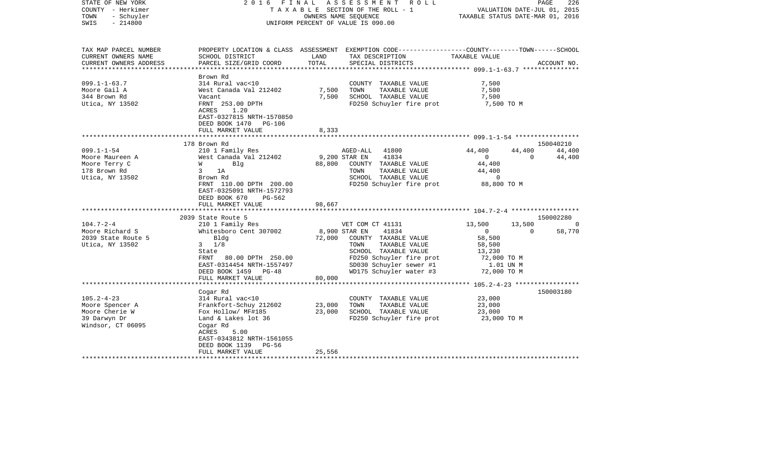STATE OF NEW YORK
COUNTY - Herkimer
TOWN - Schuyler
SWIS - 214800

2 0 1 6 F I N A L A S S E S S M E N T R O L L
T A X A B L E SECTION OF THE ROLL - 1
OWNERS NAME SEQUENCE
UNIFORM PERCENT OF VALUE IS 090.00

VALUATION DATE-JUL 01, 2015
TAXABLE STATUS DATE-MAR 01, 2016

| TAX MAP PARCEL NUMBER / CURRENT OWNERS NAME / CURRENT OWNERS ADDRESS | PROPERTY LOCATION & CLASS / SCHOOL DISTRICT / PARCEL SIZE/GRID COORD | ASSESSMENT LAND | ASSESSMENT TOTAL | EXEMPTION CODE / TAX DESCRIPTION / SPECIAL DISTRICTS | COUNTY TAXABLE VALUE | TOWN | SCHOOL | ACCOUNT NO. |
|---|---|---|---|---|---|---|---|---|
| 099.1-1-63.7 | Brown Rd | | | | | | | |
| Moore Gail A | 314 Rural vac<10 | | | COUNTY TAXABLE VALUE | 7,500 | | | |
| 344 Brown Rd | West Canada Val 212402 | 7,500 | | TOWN TAXABLE VALUE | 7,500 | | | |
| Utica, NY 13502 | Vacant | | 7,500 | SCHOOL TAXABLE VALUE | 7,500 | | | |
| | FRNT 253.00 DPTH | | | FD250 Schuyler fire prot | 7,500 TO M | | | |
| | ACRES 1.20 | | | | | | | |
| | EAST-0327815 NRTH-1570850 | | | | | | | |
| | DEED BOOK 1470 PG-106 | | | | | | | |
| | FULL MARKET VALUE | | 8,333 | | | | | |
| 099.1-1-54 | 178 Brown Rd | | | | | | | 150040210 |
| Moore Maureen A | 210 1 Family Res | | | AGED-ALL 41800 | 44,400 | 44,400 | 44,400 | |
| Moore Terry C | West Canada Val 212402 | 9,200 | | STAR EN 41834 | 0 | 0 | 44,400 | |
| 178 Brown Rd | W Blg | | 88,800 | COUNTY TAXABLE VALUE | 44,400 | | | |
| Utica, NY 13502 | 3 1A | | | TOWN TAXABLE VALUE | 44,400 | | | |
| | Brown Rd | | | SCHOOL TAXABLE VALUE | 0 | | | |
| | FRNT 110.00 DPTH 200.00 | | | FD250 Schuyler fire prot | 88,800 TO M | | | |
| | EAST-0325091 NRTH-1572793 | | | | | | | |
| | DEED BOOK 670 PG-562 | | | | | | | |
| | FULL MARKET VALUE | | 98,667 | | | | | |
| 104.7-2-4 | 2039 State Route 5 | | | | | | | 150002280 |
| Moore Richard S | 210 1 Family Res | | | VET COM CT 41131 | 13,500 | 13,500 | 0 | |
| 2039 State Route 5 | Whitesboro Cent 307002 | 8,900 | | STAR EN 41834 | 0 | 0 | 58,770 | |
| Utica, NY 13502 | Bldg | | 72,000 | COUNTY TAXABLE VALUE | 58,500 | | | |
| | 3 1/8 | | | TOWN TAXABLE VALUE | 58,500 | | | |
| | State | | | SCHOOL TAXABLE VALUE | 13,230 | | | |
| | FRNT 80.00 DPTH 250.00 | | | FD250 Schuyler fire prot | 72,000 TO M | | | |
| | EAST-0314454 NRTH-1557497 | | | SD030 Schuyler sewer #1 | 1.01 UN M | | | |
| | DEED BOOK 1459 PG-48 | | | WD175 Schuyler water #3 | 72,000 TO M | | | |
| | FULL MARKET VALUE | | 80,000 | | | | | |
| 105.2-4-23 | Cogar Rd | | | | | | | 150003180 |
| Moore Spencer A | 314 Rural vac<10 | | | COUNTY TAXABLE VALUE | 23,000 | | | |
| Moore Cherie W | Frankfort-Schuy 212602 | 23,000 | | TOWN TAXABLE VALUE | 23,000 | | | |
| 39 Darwyn Dr | Fox Hollow/ MF#185 | | 23,000 | SCHOOL TAXABLE VALUE | 23,000 | | | |
| Windsor, CT 06095 | Land & Lakes lot 36 | | | FD250 Schuyler fire prot | 23,000 TO M | | | |
| | Cogar Rd | | | | | | | |
| | ACRES 5.00 | | | | | | | |
| | EAST-0343812 NRTH-1561055 | | | | | | | |
| | DEED BOOK 1139 PG-56 | | | | | | | |
| | FULL MARKET VALUE | | 25,556 | | | | | |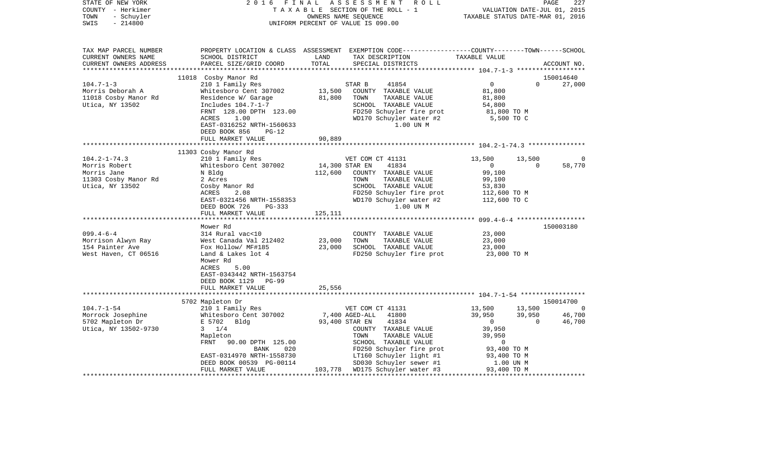STATE OF NEW YORK | 2016 FINAL ASSESSMENT ROLL | VALUATION DATE-JUL 01, 2015
COUNTY - Herkimer | TAXABLE SECTION OF THE ROLL - 1 | TAXABLE STATUS DATE-MAR 01, 2016
TOWN - Schuyler | OWNERS NAME SEQUENCE
SWIS - 214800 | UNIFORM PERCENT OF VALUE IS 090.00

```
TAX MAP PARCEL NUMBER      PROPERTY LOCATION & CLASS  ASSESSMENT  EXEMPTION CODE-----------------COUNTY--------TOWN------SCHOOL
CURRENT OWNERS NAME        SCHOOL DISTRICT              LAND      TAX DESCRIPTION                TAXABLE VALUE
CURRENT OWNERS ADDRESS     PARCEL SIZE/GRID COORD       TOTAL     SPECIAL DISTRICTS                                    ACCOUNT NO.
******************************************************************************************************* 104.7-1-3 ******************
                        11018 Cosby Manor Rd                                                                       150014640
104.7-1-3                  210 1 Family Res                     STAR B      41854             0            0        27,000
Morris Deborah A           Whitesboro Cent 307002      13,500     COUNTY  TAXABLE VALUE          81,800
11018 Cosby Manor Rd       Residence W/ Garage         81,800     TOWN    TAXABLE VALUE          81,800
Utica, NY 13502            Includes 104.7-1-7                     SCHOOL  TAXABLE VALUE          54,800
                           FRNT 128.00 DPTH 123.00                FD250 Schuyler fire prot        81,800 TO M
                           ACRES    1.00                          WD170 Schuyler water #2          5,500 TO C
                           EAST-0316252 NRTH-1560633                    1.00 UN M
                           DEED BOOK 856    PG-12
                           FULL MARKET VALUE           90,889
******************************************************************************************************* 104.2-1-74.3 ***************
                        11303 Cosby Manor Rd
104.2-1-74.3               210 1 Family Res                     VET COM CT 41131         13,500       13,500             0
Morris Robert              Whitesboro Cent 307002      14,300 STAR EN     41834              0            0        58,770
Morris Jane                N Bldg                     112,600     COUNTY  TAXABLE VALUE          99,100
11303 Cosby Manor Rd       2 Acres                                TOWN    TAXABLE VALUE          99,100
Utica, NY 13502            Cosby Manor Rd                         SCHOOL  TAXABLE VALUE          53,830
                           ACRES    2.08                          FD250 Schuyler fire prot       112,600 TO M
                           EAST-0321456 NRTH-1558353              WD170 Schuyler water #2        112,600 TO C
                           DEED BOOK 726    PG-333                      1.00 UN M
                           FULL MARKET VALUE          125,111
******************************************************************************************************* 099.4-6-4 ******************
                           Mower Rd                                                                                150003180
099.4-6-4                  314 Rural vac<10                       COUNTY  TAXABLE VALUE          23,000
Morrison Alwyn Ray         West Canada Val 212402      23,000     TOWN    TAXABLE VALUE          23,000
154 Painter Ave            Fox Hollow/ MF#185          23,000     SCHOOL  TAXABLE VALUE          23,000
West Haven, CT 06516       Land & Lakes lot 4                     FD250 Schuyler fire prot        23,000 TO M
                           Mower Rd
                           ACRES    5.00
                           EAST-0343442 NRTH-1563754
                           DEED BOOK 1129   PG-99
                           FULL MARKET VALUE           25,556
******************************************************************************************************* 104.7-1-54 *****************
                        5702 Mapleton Dr                                                                           150014700
104.7-1-54                 210 1 Family Res                     VET COM CT 41131         13,500       13,500             0
Morrock Josephine          Whitesboro Cent 307002       7,400 AGED-ALL    41800          39,950       39,950        46,700
5702 Mapleton Dr           E 5702  Bldg                93,400 STAR EN     41834              0            0        46,700
Utica, NY 13502-9730       3  1/4                                 COUNTY  TAXABLE VALUE          39,950
                           Mapleton                               TOWN    TAXABLE VALUE          39,950
                           FRNT  90.00 DPTH 125.00                SCHOOL  TAXABLE VALUE               0
                                      BANK     020                FD250 Schuyler fire prot        93,400 TO M
                           EAST-0314970 NRTH-1558730              LT160 Schuyler light #1         93,400 TO M
                           DEED BOOK 00539  PG-00114              SD030 Schuyler sewer #1           1.00 UN M
                           FULL MARKET VALUE          103,778     WD175 Schuyler water #3         93,400 TO M
************************************************************************************************************************************
```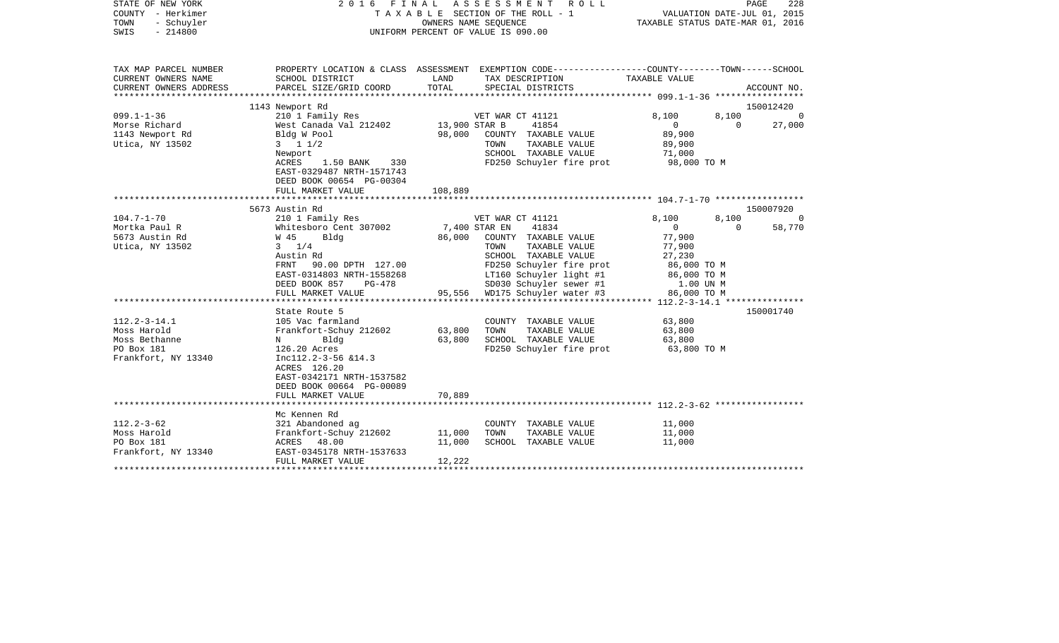STATE OF NEW YORK — 2016 FINAL ASSESSMENT ROLL
COUNTY - Herkimer — TAXABLE SECTION OF THE ROLL - 1 — VALUATION DATE-JUL 01, 2015
TOWN - Schuyler — OWNERS NAME SEQUENCE — TAXABLE STATUS DATE-MAR 01, 2016
SWIS - 214800 — UNIFORM PERCENT OF VALUE IS 090.00

| TAX MAP PARCEL NUMBER / CURRENT OWNERS NAME / CURRENT OWNERS ADDRESS | PROPERTY LOCATION & CLASS / SCHOOL DISTRICT / PARCEL SIZE/GRID COORD | ASSESSMENT LAND | TOTAL | EXEMPTION CODE / TAX DESCRIPTION / SPECIAL DISTRICTS | COUNTY TAXABLE VALUE | TOWN | SCHOOL / ACCOUNT NO. |
|---|---|---|---|---|---|---|---|
| | 1143 Newport Rd | | | | | | 150012420 |
| 099.1-1-36 | 210 1 Family Res | | | VET WAR CT 41121 | 8,100 | 8,100 | 0 |
| Morse Richard | West Canada Val 212402 | 13,900 | | STAR B 41854 | 0 | 0 | 27,000 |
| 1143 Newport Rd | Bldg W Pool | | 98,000 | COUNTY TAXABLE VALUE | 89,900 | | |
| Utica, NY 13502 | 3 1 1/2 | | | TOWN TAXABLE VALUE | 89,900 | | |
| | Newport | | | SCHOOL TAXABLE VALUE | 71,000 | | |
| | ACRES 1.50 BANK 330 | | | FD250 Schuyler fire prot | 98,000 TO M | | |
| | EAST-0329487 NRTH-1571743 | | | | | | |
| | DEED BOOK 00654 PG-00304 | | | | | | |
| | FULL MARKET VALUE | | 108,889 | | | | |
| | 5673 Austin Rd | | | | | | 150007920 |
| 104.7-1-70 | 210 1 Family Res | | | VET WAR CT 41121 | 8,100 | 8,100 | 0 |
| Mortka Paul R | Whitesboro Cent 307002 | 7,400 | | STAR EN 41834 | 0 | 0 | 58,770 |
| 5673 Austin Rd | W 45 Bldg | | 86,000 | COUNTY TAXABLE VALUE | 77,900 | | |
| Utica, NY 13502 | 3 1/4 | | | TOWN TAXABLE VALUE | 77,900 | | |
| | Austin Rd | | | SCHOOL TAXABLE VALUE | 27,230 | | |
| | FRNT 90.00 DPTH 127.00 | | | FD250 Schuyler fire prot | 86,000 TO M | | |
| | EAST-0314803 NRTH-1558268 | | | LT160 Schuyler light #1 | 86,000 TO M | | |
| | DEED BOOK 857 PG-478 | | | SD030 Schuyler sewer #1 | 1.00 UN M | | |
| | FULL MARKET VALUE | | 95,556 | WD175 Schuyler water #3 | 86,000 TO M | | |
| | State Route 5 | | | | | | 150001740 |
| 112.2-3-14.1 | 105 Vac farmland | | | COUNTY TAXABLE VALUE | 63,800 | | |
| Moss Harold | Frankfort-Schuy 212602 | 63,800 | | TOWN TAXABLE VALUE | 63,800 | | |
| Moss Bethanne | N Bldg | | 63,800 | SCHOOL TAXABLE VALUE | 63,800 | | |
| PO Box 181 | 126.20 Acres | | | FD250 Schuyler fire prot | 63,800 TO M | | |
| Frankfort, NY 13340 | Inc112.2-3-56 &14.3 | | | | | | |
| | ACRES 126.20 | | | | | | |
| | EAST-0342171 NRTH-1537582 | | | | | | |
| | DEED BOOK 00664 PG-00089 | | | | | | |
| | FULL MARKET VALUE | | 70,889 | | | | |
| | Mc Kennen Rd | | | | | | |
| 112.2-3-62 | 321 Abandoned ag | | | COUNTY TAXABLE VALUE | 11,000 | | |
| Moss Harold | Frankfort-Schuy 212602 | 11,000 | | TOWN TAXABLE VALUE | 11,000 | | |
| PO Box 181 | ACRES 48.00 | | 11,000 | SCHOOL TAXABLE VALUE | 11,000 | | |
| Frankfort, NY 13340 | EAST-0345178 NRTH-1537633 | | | | | | |
| | FULL MARKET VALUE | | 12,222 | | | | |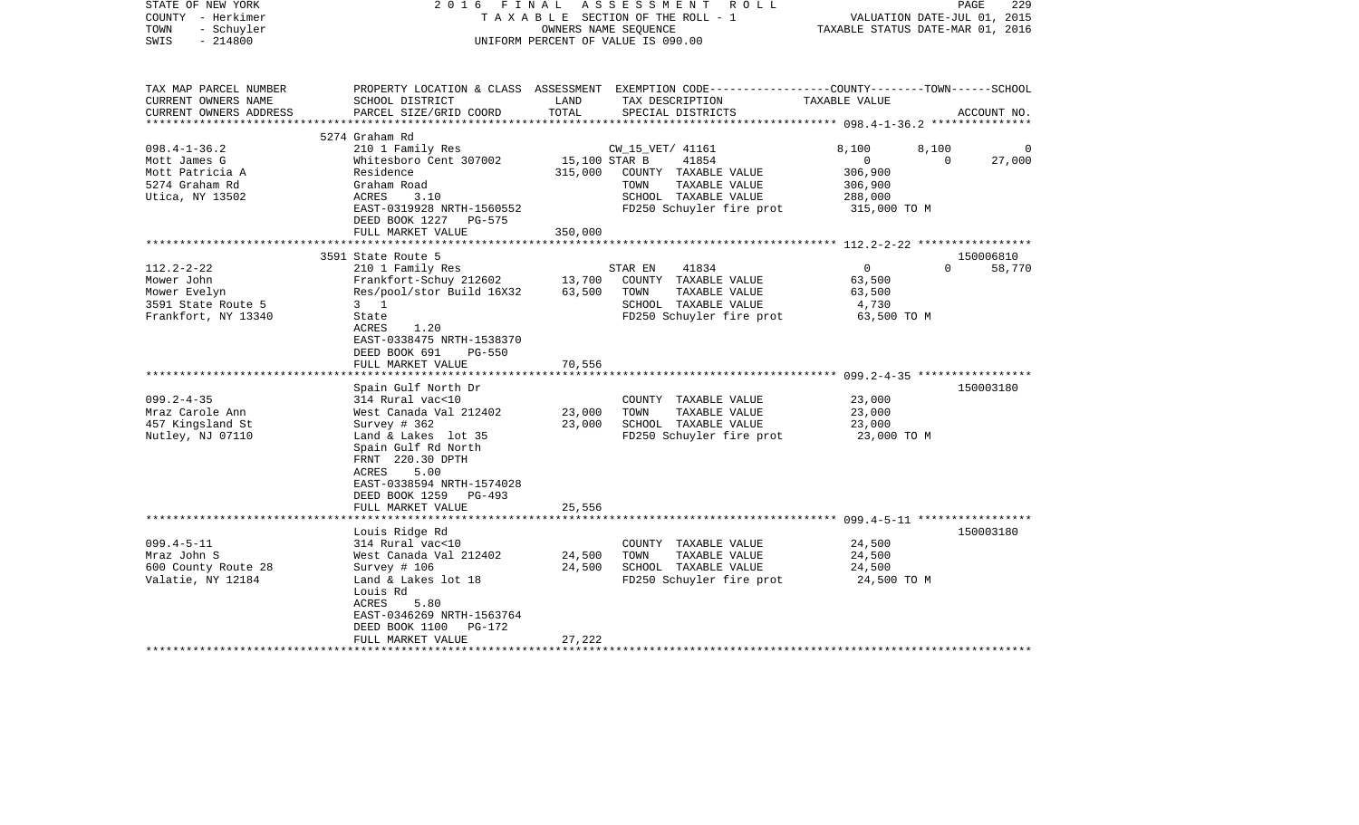STATE OF NEW YORK
COUNTY - Herkimer
TOWN - Schuyler
SWIS - 214800

2016 FINAL ASSESSMENT ROLL
TAXABLE SECTION OF THE ROLL - 1
OWNERS NAME SEQUENCE
UNIFORM PERCENT OF VALUE IS 090.00

VALUATION DATE-JUL 01, 2015
TAXABLE STATUS DATE-MAR 01, 2016

| TAX MAP PARCEL NUMBER<br>CURRENT OWNERS NAME<br>CURRENT OWNERS ADDRESS | PROPERTY LOCATION & CLASS<br>SCHOOL DISTRICT<br>PARCEL SIZE/GRID COORD | ASSESSMENT<br>LAND<br>TOTAL | EXEMPTION CODE<br>TAX DESCRIPTION<br>SPECIAL DISTRICTS | COUNTY<br>TAXABLE VALUE | TOWN | SCHOOL<br>ACCOUNT NO. |
|---|---|---|---|---|---|---|
| 098.4-1-36.2 | 5274 Graham Rd | | | | | |
| 098.4-1-36.2<br>Mott James G<br>Mott Patricia A<br>5274 Graham Rd<br>Utica, NY 13502 | 210 1 Family Res<br>Whitesboro Cent 307002<br>Residence<br>Graham Road<br>ACRES 3.10<br>EAST-0319928 NRTH-1560552<br>DEED BOOK 1227 PG-575<br>FULL MARKET VALUE | <br>15,100<br>315,000<br><br><br><br><br>350,000 | CW_15_VET/ 41161<br>STAR B 41854<br>COUNTY TAXABLE VALUE<br>TOWN TAXABLE VALUE<br>SCHOOL TAXABLE VALUE<br>FD250 Schuyler fire prot | 8,100<br>0<br>306,900<br>306,900<br>288,000<br>315,000 TO M | 8,100<br>0 | 0<br>27,000 |
| 112.2-2-22 | 3591 State Route 5 | | | | | 150006810 |
| 112.2-2-22<br>Mower John<br>Mower Evelyn<br>3591 State Route 5<br>Frankfort, NY 13340 | 210 1 Family Res<br>Frankfort-Schuy 212602<br>Res/pool/stor Build 16X32<br>3 1<br>State<br>ACRES 1.20<br>EAST-0338475 NRTH-1538370<br>DEED BOOK 691 PG-550<br>FULL MARKET VALUE | 13,700<br>63,500<br><br><br><br><br><br><br>70,556 | STAR EN 41834<br>COUNTY TAXABLE VALUE<br>TOWN TAXABLE VALUE<br>SCHOOL TAXABLE VALUE<br>FD250 Schuyler fire prot | 0<br>63,500<br>63,500<br>4,730<br>63,500 TO M | 0 | 58,770 |
| 099.2-4-35 | Spain Gulf North Dr | | | | | 150003180 |
| 099.2-4-35<br>Mraz Carole Ann<br>457 Kingsland St<br>Nutley, NJ 07110 | 314 Rural vac<10<br>West Canada Val 212402<br>Survey # 362<br>Land & Lakes lot 35<br>Spain Gulf Rd North<br>FRNT 220.30 DPTH<br>ACRES 5.00<br>EAST-0338594 NRTH-1574028<br>DEED BOOK 1259 PG-493<br>FULL MARKET VALUE | 23,000<br>23,000<br><br><br><br><br><br><br><br>25,556 | COUNTY TAXABLE VALUE<br>TOWN TAXABLE VALUE<br>SCHOOL TAXABLE VALUE<br>FD250 Schuyler fire prot | 23,000<br>23,000<br>23,000<br>23,000 TO M | | |
| 099.4-5-11 | Louis Ridge Rd | | | | | 150003180 |
| 099.4-5-11<br>Mraz John S<br>600 County Route 28<br>Valatie, NY 12184 | 314 Rural vac<10<br>West Canada Val 212402<br>Survey # 106<br>Land & Lakes lot 18<br>Louis Rd<br>ACRES 5.80<br>EAST-0346269 NRTH-1563764<br>DEED BOOK 1100 PG-172<br>FULL MARKET VALUE | 24,500<br>24,500<br><br><br><br><br><br><br>27,222 | COUNTY TAXABLE VALUE<br>TOWN TAXABLE VALUE<br>SCHOOL TAXABLE VALUE<br>FD250 Schuyler fire prot | 24,500<br>24,500<br>24,500<br>24,500 TO M | | |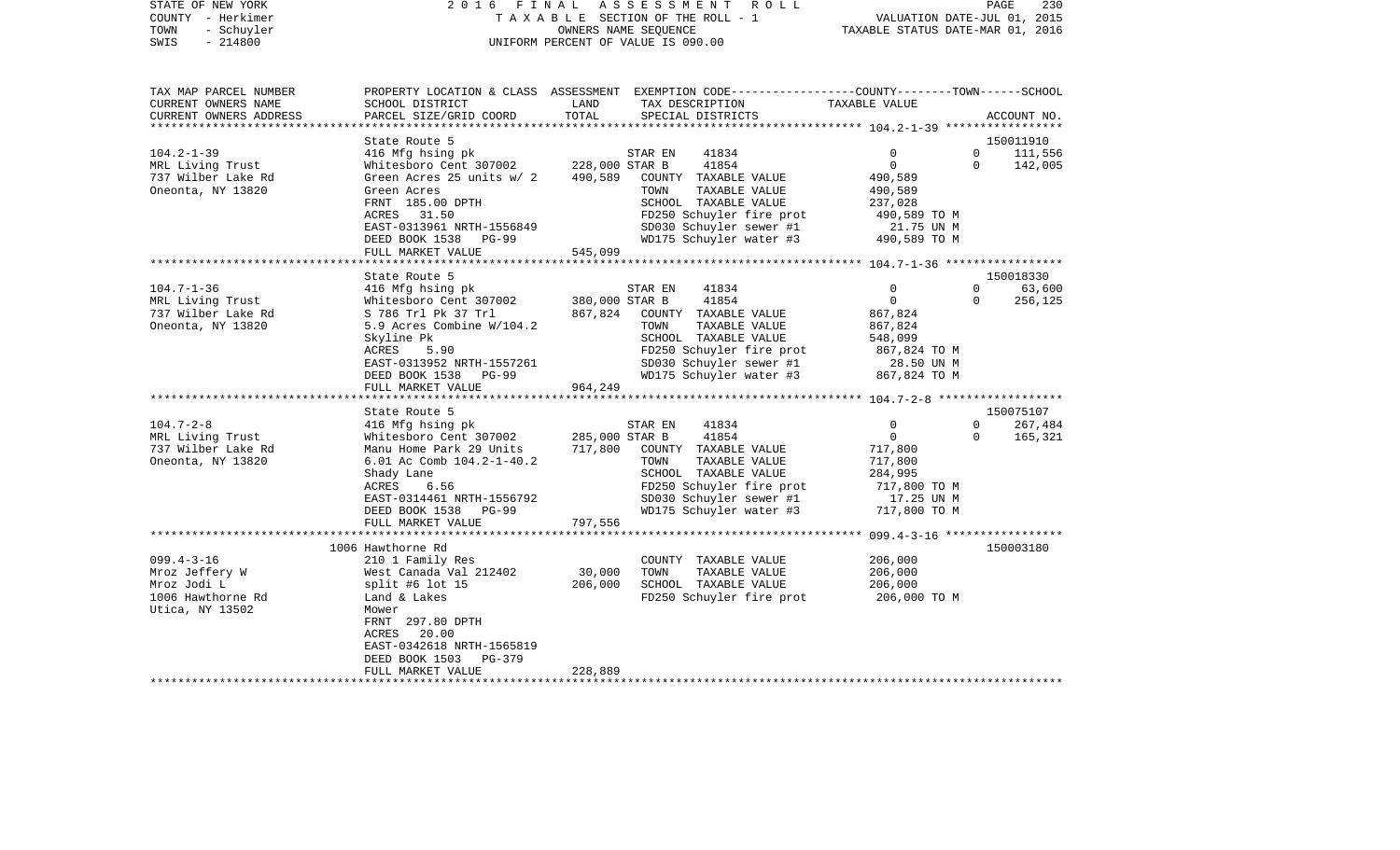STATE OF NEW YORK — 2016 FINAL ASSESSMENT ROLL — PAGE 230
COUNTY - Herkimer — TAXABLE SECTION OF THE ROLL - 1 — VALUATION DATE-JUL 01, 2015
TOWN - Schuyler — OWNERS NAME SEQUENCE — TAXABLE STATUS DATE-MAR 01, 2016
SWIS - 214800 — UNIFORM PERCENT OF VALUE IS 090.00

| TAX MAP PARCEL NUMBER / CURRENT OWNERS NAME / CURRENT OWNERS ADDRESS | PROPERTY LOCATION & CLASS / SCHOOL DISTRICT / PARCEL SIZE/GRID COORD | ASSESSMENT LAND / TOTAL | EXEMPTION CODE / TAX DESCRIPTION / SPECIAL DISTRICTS | COUNTY TAXABLE VALUE | TOWN | SCHOOL / ACCOUNT NO. |
|---|---|---|---|---|---|---|
| | State Route 5 | | | | | 150011910 |
| 104.2-1-39 | 416 Mfg hsing pk | | STAR EN 41834 | 0 | 0 | 111,556 |
| MRL Living Trust | Whitesboro Cent 307002 | 228,000 | STAR B 41854 | 0 | 0 | 142,005 |
| 737 Wilber Lake Rd | Green Acres 25 units w/ 2 | 490,589 | COUNTY TAXABLE VALUE | 490,589 | | |
| Oneonta, NY 13820 | Green Acres | | TOWN TAXABLE VALUE | 490,589 | | |
| | FRNT 185.00 DPTH | | SCHOOL TAXABLE VALUE | 237,028 | | |
| | ACRES 31.50 | | FD250 Schuyler fire prot | 490,589 TO M | | |
| | EAST-0313961 NRTH-1556849 | | SD030 Schuyler sewer #1 | 21.75 UN M | | |
| | DEED BOOK 1538 PG-99 | | WD175 Schuyler water #3 | 490,589 TO M | | |
| | FULL MARKET VALUE | 545,099 | | | | |
| | State Route 5 | | | | | 150018330 |
| 104.7-1-36 | 416 Mfg hsing pk | | STAR EN 41834 | 0 | 0 | 63,600 |
| MRL Living Trust | Whitesboro Cent 307002 | 380,000 | STAR B 41854 | 0 | 0 | 256,125 |
| 737 Wilber Lake Rd | S 786 Trl Pk 37 Trl | 867,824 | COUNTY TAXABLE VALUE | 867,824 | | |
| Oneonta, NY 13820 | 5.9 Acres Combine W/104.2 | | TOWN TAXABLE VALUE | 867,824 | | |
| | Skyline Pk | | SCHOOL TAXABLE VALUE | 548,099 | | |
| | ACRES 5.90 | | FD250 Schuyler fire prot | 867,824 TO M | | |
| | EAST-0313952 NRTH-1557261 | | SD030 Schuyler sewer #1 | 28.50 UN M | | |
| | DEED BOOK 1538 PG-99 | | WD175 Schuyler water #3 | 867,824 TO M | | |
| | FULL MARKET VALUE | 964,249 | | | | |
| | State Route 5 | | | | | 150075107 |
| 104.7-2-8 | 416 Mfg hsing pk | | STAR EN 41834 | 0 | 0 | 267,484 |
| MRL Living Trust | Whitesboro Cent 307002 | 285,000 | STAR B 41854 | 0 | 0 | 165,321 |
| 737 Wilber Lake Rd | Manu Home Park 29 Units | 717,800 | COUNTY TAXABLE VALUE | 717,800 | | |
| Oneonta, NY 13820 | 6.01 Ac Comb 104.2-1-40.2 | | TOWN TAXABLE VALUE | 717,800 | | |
| | Shady Lane | | SCHOOL TAXABLE VALUE | 284,995 | | |
| | ACRES 6.56 | | FD250 Schuyler fire prot | 717,800 TO M | | |
| | EAST-0314461 NRTH-1556792 | | SD030 Schuyler sewer #1 | 17.25 UN M | | |
| | DEED BOOK 1538 PG-99 | | WD175 Schuyler water #3 | 717,800 TO M | | |
| | FULL MARKET VALUE | 797,556 | | | | |
| | 1006 Hawthorne Rd | | | | | 150003180 |
| 099.4-3-16 | 210 1 Family Res | | COUNTY TAXABLE VALUE | 206,000 | | |
| Mroz Jeffery W | West Canada Val 212402 | 30,000 | TOWN TAXABLE VALUE | 206,000 | | |
| Mroz Jodi L | split #6 lot 15 | 206,000 | SCHOOL TAXABLE VALUE | 206,000 | | |
| 1006 Hawthorne Rd | Land & Lakes | | FD250 Schuyler fire prot | 206,000 TO M | | |
| Utica, NY 13502 | Mower | | | | | |
| | FRNT 297.80 DPTH | | | | | |
| | ACRES 20.00 | | | | | |
| | EAST-0342618 NRTH-1565819 | | | | | |
| | DEED BOOK 1503 PG-379 | | | | | |
| | FULL MARKET VALUE | 228,889 | | | | |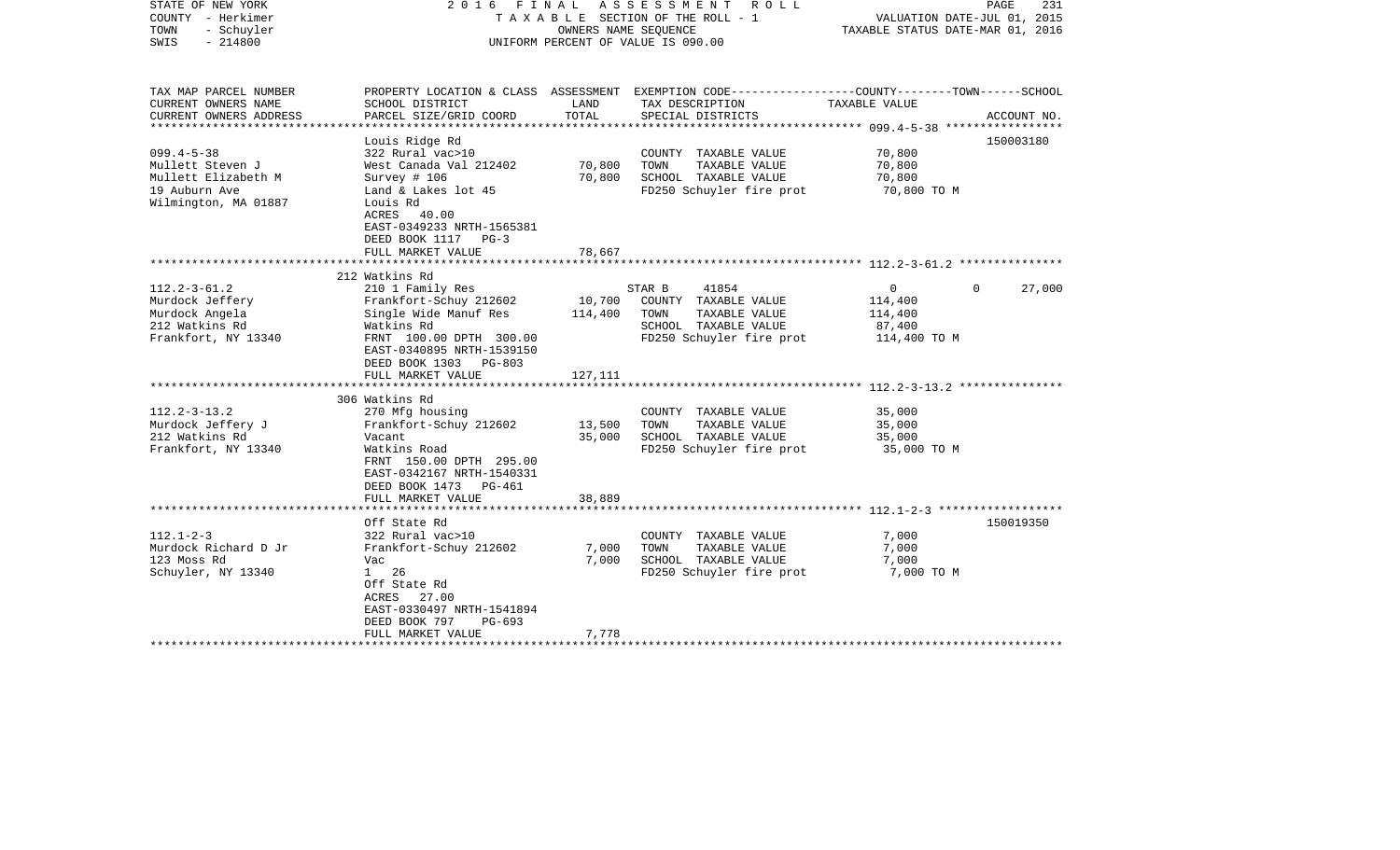STATE OF NEW YORK  
COUNTY - Herkimer  
TOWN - Schuyler  
SWIS - 214800

2016 FINAL ASSESSMENT ROLL  
TAXABLE SECTION OF THE ROLL - 1  
OWNERS NAME SEQUENCE  
UNIFORM PERCENT OF VALUE IS 090.00

VALUATION DATE-JUL 01, 2015  
TAXABLE STATUS DATE-MAR 01, 2016

| TAX MAP PARCEL NUMBER / CURRENT OWNERS NAME / CURRENT OWNERS ADDRESS | PROPERTY LOCATION & CLASS / SCHOOL DISTRICT / PARCEL SIZE/GRID COORD | ASSESSMENT LAND | TOTAL | EXEMPTION CODE / TAX DESCRIPTION / SPECIAL DISTRICTS | COUNTY / TOWN / SCHOOL TAXABLE VALUE | ACCOUNT NO. |
|---|---|---|---|---|---|---|
| | Louis Ridge Rd | | | | | 150003180 |
| 099.4-5-38 | 322 Rural vac>10 | | | COUNTY TAXABLE VALUE | 70,800 | |
| Mullett Steven J | West Canada Val 212402 | 70,800 | | TOWN TAXABLE VALUE | 70,800 | |
| Mullett Elizabeth M | Survey # 106 | | 70,800 | SCHOOL TAXABLE VALUE | 70,800 | |
| 19 Auburn Ave | Land & Lakes lot 45 | | | FD250 Schuyler fire prot | 70,800 TO M | |
| Wilmington, MA 01887 | Louis Rd | | | | | |
| | ACRES 40.00 | | | | | |
| | EAST-0349233 NRTH-1565381 | | | | | |
| | DEED BOOK 1117 PG-3 | | | | | |
| | FULL MARKET VALUE | | 78,667 | | | |
| | 212 Watkins Rd | | | | | |
| 112.2-3-61.2 | 210 1 Family Res | | | STAR B 41854 | 0 / 0 / 27,000 | |
| Murdock Jeffery | Frankfort-Schuy 212602 | 10,700 | | COUNTY TAXABLE VALUE | 114,400 | |
| Murdock Angela | Single Wide Manuf Res | | 114,400 | TOWN TAXABLE VALUE | 114,400 | |
| 212 Watkins Rd | Watkins Rd | | | SCHOOL TAXABLE VALUE | 87,400 | |
| Frankfort, NY 13340 | FRNT 100.00 DPTH 300.00 | | | FD250 Schuyler fire prot | 114,400 TO M | |
| | EAST-0340895 NRTH-1539150 | | | | | |
| | DEED BOOK 1303 PG-803 | | | | | |
| | FULL MARKET VALUE | | 127,111 | | | |
| | 306 Watkins Rd | | | | | |
| 112.2-3-13.2 | 270 Mfg housing | | | COUNTY TAXABLE VALUE | 35,000 | |
| Murdock Jeffery J | Frankfort-Schuy 212602 | 13,500 | | TOWN TAXABLE VALUE | 35,000 | |
| 212 Watkins Rd | Vacant | | 35,000 | SCHOOL TAXABLE VALUE | 35,000 | |
| Frankfort, NY 13340 | Watkins Road | | | FD250 Schuyler fire prot | 35,000 TO M | |
| | FRNT 150.00 DPTH 295.00 | | | | | |
| | EAST-0342167 NRTH-1540331 | | | | | |
| | DEED BOOK 1473 PG-461 | | | | | |
| | FULL MARKET VALUE | | 38,889 | | | |
| | Off State Rd | | | | | 150019350 |
| 112.1-2-3 | 322 Rural vac>10 | | | COUNTY TAXABLE VALUE | 7,000 | |
| Murdock Richard D Jr | Frankfort-Schuy 212602 | 7,000 | | TOWN TAXABLE VALUE | 7,000 | |
| 123 Moss Rd | Vac | | 7,000 | SCHOOL TAXABLE VALUE | 7,000 | |
| Schuyler, NY 13340 | 1 26 | | | FD250 Schuyler fire prot | 7,000 TO M | |
| | Off State Rd | | | | | |
| | ACRES 27.00 | | | | | |
| | EAST-0330497 NRTH-1541894 | | | | | |
| | DEED BOOK 797 PG-693 | | | | | |
| | FULL MARKET VALUE | | 7,778 | | | |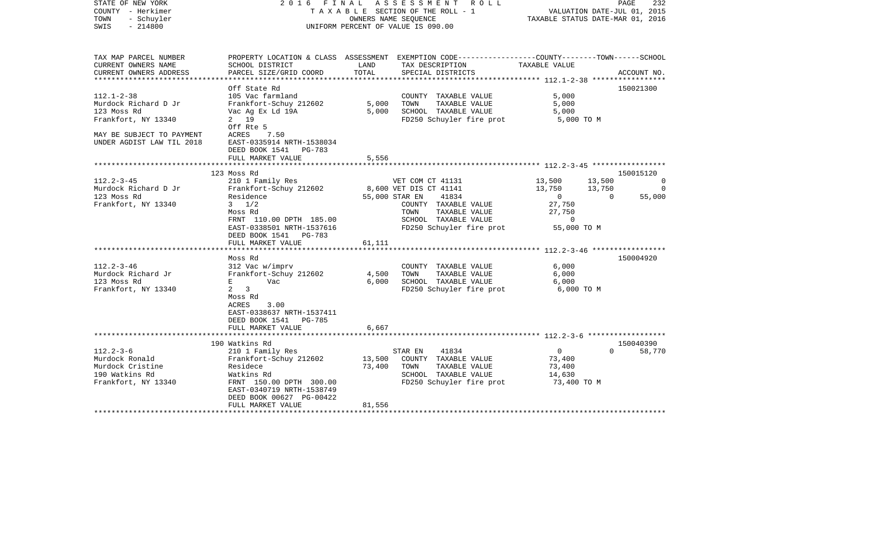STATE OF NEW YORK　　　　2 0 1 6　F I N A L　A S S E S S M E N T　R O L L　　　　PAGE 232
COUNTY - Herkimer　　　　T A X A B L E SECTION OF THE ROLL - 1　　　　VALUATION DATE-JUL 01, 2015
TOWN - Schuyler　　　　OWNERS NAME SEQUENCE　　　　TAXABLE STATUS DATE-MAR 01, 2016
SWIS - 214800　　　　UNIFORM PERCENT OF VALUE IS 090.00

```
TAX MAP PARCEL NUMBER          PROPERTY LOCATION & CLASS  ASSESSMENT  EXEMPTION CODE-----------------COUNTY--------TOWN------SCHOOL
CURRENT OWNERS NAME            SCHOOL DISTRICT              LAND      TAX DESCRIPTION              TAXABLE VALUE
CURRENT OWNERS ADDRESS         PARCEL SIZE/GRID COORD       TOTAL     SPECIAL DISTRICTS                                    ACCOUNT NO.
******************************************************************************************************* 112.1-2-38 *****************
                               Off State Rd                                                                                150021300
112.1-2-38                     105 Vac farmland                        COUNTY  TAXABLE VALUE            5,000
Murdock Richard D Jr           Frankfort-Schuy 212602        5,000     TOWN    TAXABLE VALUE            5,000
123 Moss Rd                    Vac Ag Ex Ld 19A              5,000     SCHOOL  TAXABLE VALUE            5,000
Frankfort, NY 13340            2  19                                   FD250 Schuyler fire prot          5,000 TO M
                               Off Rte 5
MAY BE SUBJECT TO PAYMENT      ACRES     7.50
UNDER AGDIST LAW TIL 2018      EAST-0335914 NRTH-1538034
                               DEED BOOK 1541   PG-783
                               FULL MARKET VALUE             5,556
******************************************************************************************************* 112.2-3-45 *****************
                               123 Moss Rd                                                                                 150015120
112.2-3-45                     210 1 Family Res                  VET COM CT 41131              13,500       13,500            0
Murdock Richard D Jr           Frankfort-Schuy 212602        8,600 VET DIS CT 41141              13,750       13,750            0
123 Moss Rd                    Residence                    55,000 STAR EN     41834                  0            0       55,000
Frankfort, NY 13340            3  1/2                                  COUNTY  TAXABLE VALUE           27,750
                               Moss Rd                                 TOWN    TAXABLE VALUE           27,750
                               FRNT 110.00 DPTH 185.00                 SCHOOL  TAXABLE VALUE                0
                               EAST-0338501 NRTH-1537616               FD250 Schuyler fire prot         55,000 TO M
                               DEED BOOK 1541   PG-783
                               FULL MARKET VALUE            61,111
******************************************************************************************************* 112.2-3-46 *****************
                               Moss Rd                                                                                     150004920
112.2-3-46                     312 Vac w/imprv                         COUNTY  TAXABLE VALUE            6,000
Murdock Richard Jr             Frankfort-Schuy 212602        4,500     TOWN    TAXABLE VALUE            6,000
123 Moss Rd                    E        Vac                  6,000     SCHOOL  TAXABLE VALUE            6,000
Frankfort, NY 13340            2   3                                   FD250 Schuyler fire prot          6,000 TO M
                               Moss Rd
                               ACRES     3.00
                               EAST-0338637 NRTH-1537411
                               DEED BOOK 1541   PG-785
                               FULL MARKET VALUE             6,667
******************************************************************************************************* 112.2-3-6 ******************
                               190 Watkins Rd                                                                              150040390
112.2-3-6                      210 1 Family Res                  STAR EN     41834                  0            0       58,770
Murdock Ronald                 Frankfort-Schuy 212602       13,500     COUNTY  TAXABLE VALUE           73,400
Murdock Cristine               Residece                     73,400     TOWN    TAXABLE VALUE           73,400
190 Watkins Rd                 Watkins Rd                              SCHOOL  TAXABLE VALUE           14,630
Frankfort, NY 13340            FRNT 150.00 DPTH 300.00                 FD250 Schuyler fire prot         73,400 TO M
                               EAST-0340719 NRTH-1538749
                               DEED BOOK 00627 PG-00422
                               FULL MARKET VALUE            81,556
************************************************************************************************************************************
```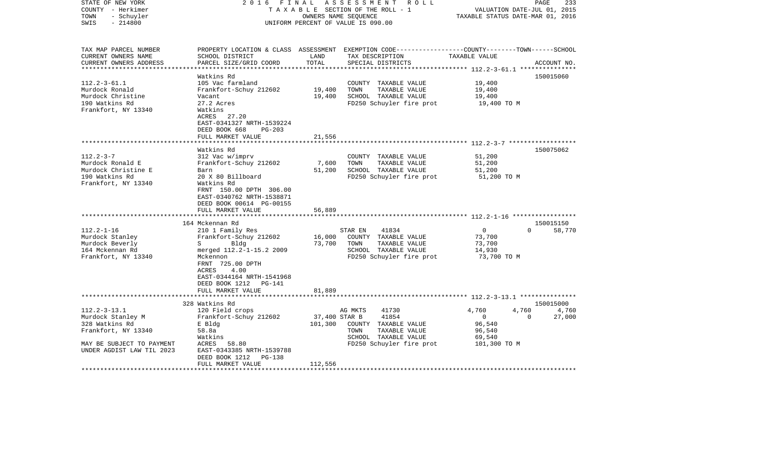STATE OF NEW YORK
COUNTY - Herkimer
TOWN - Schuyler
SWIS - 214800

2016 FINAL ASSESSMENT ROLL
TAXABLE SECTION OF THE ROLL - 1
OWNERS NAME SEQUENCE
UNIFORM PERCENT OF VALUE IS 090.00

VALUATION DATE-JUL 01, 2015
TAXABLE STATUS DATE-MAR 01, 2016

| TAX MAP PARCEL NUMBER / CURRENT OWNERS NAME / CURRENT OWNERS ADDRESS | PROPERTY LOCATION & CLASS / SCHOOL DISTRICT / PARCEL SIZE/GRID COORD | ASSESSMENT LAND / TOTAL | EXEMPTION CODE / TAX DESCRIPTION / SPECIAL DISTRICTS | COUNTY | TOWN | SCHOOL / TAXABLE VALUE | ACCOUNT NO. |
|---|---|---|---|---|---|---|---|
| **112.2-3-61.1** | Watkins Rd | | | | | | 150015060 |
| 112.2-3-61.1 | 105 Vac farmland | | COUNTY TAXABLE VALUE | 19,400 | | | |
| Murdock Ronald | Frankfort-Schuy 212602 | 19,400 | TOWN TAXABLE VALUE | | 19,400 | | |
| Murdock Christine | Vacant | 19,400 | SCHOOL TAXABLE VALUE | | | 19,400 | |
| 190 Watkins Rd | 27.2 Acres | | FD250 Schuyler fire prot | 19,400 TO M | | | |
| Frankfort, NY 13340 | Watkins | | | | | | |
| | ACRES 27.20 | | | | | | |
| | EAST-0341327 NRTH-1539224 | | | | | | |
| | DEED BOOK 668 PG-203 | | | | | | |
| | FULL MARKET VALUE | 21,556 | | | | | |
| **112.2-3-7** | Watkins Rd | | | | | | 150075062 |
| 112.2-3-7 | 312 Vac w/imprv | | COUNTY TAXABLE VALUE | 51,200 | | | |
| Murdock Ronald E | Frankfort-Schuy 212602 | 7,600 | TOWN TAXABLE VALUE | | 51,200 | | |
| Murdock Christine E | Barn | 51,200 | SCHOOL TAXABLE VALUE | | | 51,200 | |
| 190 Watkins Rd | 20 X 80 Billboard | | FD250 Schuyler fire prot | 51,200 TO M | | | |
| Frankfort, NY 13340 | Watkins Rd | | | | | | |
| | FRNT 150.00 DPTH 306.00 | | | | | | |
| | EAST-0340762 NRTH-1538871 | | | | | | |
| | DEED BOOK 00614 PG-00155 | | | | | | |
| | FULL MARKET VALUE | 56,889 | | | | | |
| **112.2-1-16** | 164 Mckennan Rd | | | | | | 150015150 |
| 112.2-1-16 | 210 1 Family Res | | STAR EN 41834 | 0 | 0 | 58,770 | |
| Murdock Stanley | Frankfort-Schuy 212602 | 16,000 | COUNTY TAXABLE VALUE | 73,700 | | | |
| Murdock Beverly | S Bldg | 73,700 | TOWN TAXABLE VALUE | | 73,700 | | |
| 164 Mckennan Rd | merged 112.2-1-15.2 2009 | | SCHOOL TAXABLE VALUE | | | 14,930 | |
| Frankfort, NY 13340 | Mckennon | | FD250 Schuyler fire prot | 73,700 TO M | | | |
| | FRNT 725.00 DPTH | | | | | | |
| | ACRES 4.00 | | | | | | |
| | EAST-0344164 NRTH-1541968 | | | | | | |
| | DEED BOOK 1212 PG-141 | | | | | | |
| | FULL MARKET VALUE | 81,889 | | | | | |
| **112.2-3-13.1** | 328 Watkins Rd | | | | | | 150015000 |
| 112.2-3-13.1 | 120 Field crops | | AG MKTS 41730 | 4,760 | 4,760 | 4,760 | |
| Murdock Stanley M | Frankfort-Schuy 212602 | 37,400 | STAR B 41854 | 0 | 0 | 27,000 | |
| 328 Watkins Rd | E Bldg | 101,300 | COUNTY TAXABLE VALUE | 96,540 | | | |
| Frankfort, NY 13340 | 58.8a | | TOWN TAXABLE VALUE | | 96,540 | | |
| | Watkins | | SCHOOL TAXABLE VALUE | | | 69,540 | |
| MAY BE SUBJECT TO PAYMENT | ACRES 58.80 | | FD250 Schuyler fire prot | 101,300 TO M | | | |
| UNDER AGDIST LAW TIL 2023 | EAST-0343385 NRTH-1539788 | | | | | | |
| | DEED BOOK 1212 PG-138 | | | | | | |
| | FULL MARKET VALUE | 112,556 | | | | | |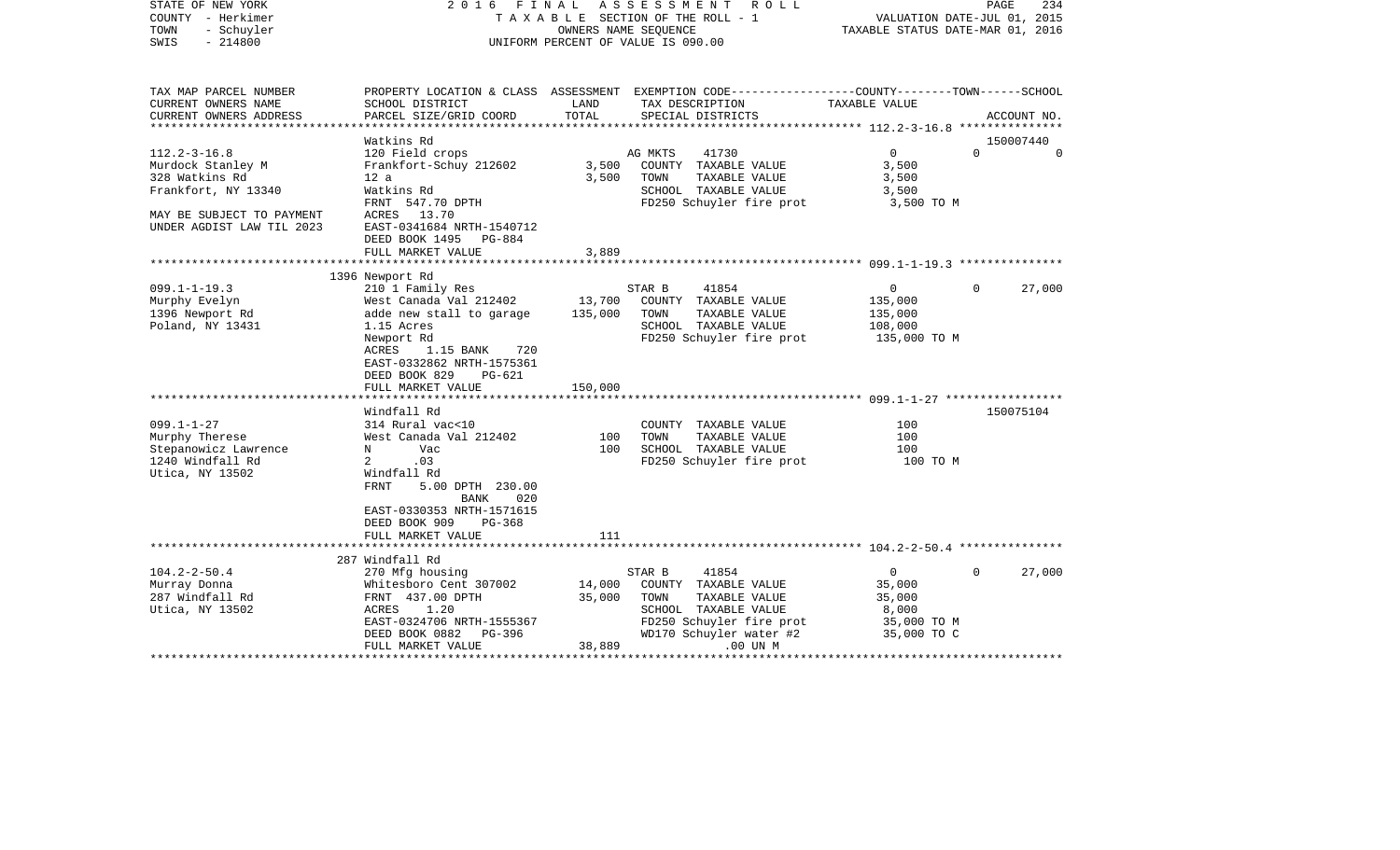STATE OF NEW YORK
COUNTY - Herkimer
TOWN - Schuyler
SWIS - 214800

2016 FINAL ASSESSMENT ROLL
TAXABLE SECTION OF THE ROLL - 1
OWNERS NAME SEQUENCE
UNIFORM PERCENT OF VALUE IS 090.00

VALUATION DATE-JUL 01, 2015
TAXABLE STATUS DATE-MAR 01, 2016

```
TAX MAP PARCEL NUMBER      PROPERTY LOCATION & CLASS  ASSESSMENT  EXEMPTION CODE-----------------COUNTY--------TOWN------SCHOOL
CURRENT OWNERS NAME        SCHOOL DISTRICT              LAND      TAX DESCRIPTION             TAXABLE VALUE
CURRENT OWNERS ADDRESS     PARCEL SIZE/GRID COORD      TOTAL      SPECIAL DISTRICTS                                     ACCOUNT NO.
******************************************************************************************************* 112.2-3-16.8 ***************
                           Watkins Rd                                                                                150007440
112.2-3-16.8               120 Field crops                      AG MKTS     41730                  0             0           0
Murdock Stanley M          Frankfort-Schuy 212602      3,500     COUNTY  TAXABLE VALUE           3,500
328 Watkins Rd             12 a                        3,500     TOWN    TAXABLE VALUE           3,500
Frankfort, NY 13340        Watkins Rd                            SCHOOL  TAXABLE VALUE           3,500
                           FRNT 547.70 DPTH                      FD250 Schuyler fire prot          3,500 TO M
MAY BE SUBJECT TO PAYMENT  ACRES  13.70
UNDER AGDIST LAW TIL 2023  EAST-0341684 NRTH-1540712
                           DEED BOOK 1495   PG-884
                           FULL MARKET VALUE           3,889
******************************************************************************************************* 099.1-1-19.3 ***************
                           1396 Newport Rd
099.1-1-19.3               210 1 Family Res                     STAR B      41854                  0             0      27,000
Murphy Evelyn              West Canada Val 212402     13,700     COUNTY  TAXABLE VALUE         135,000
1396 Newport Rd            adde new stall to garage  135,000     TOWN    TAXABLE VALUE         135,000
Poland, NY 13431           1.15 Acres                            SCHOOL  TAXABLE VALUE         108,000
                           Newport Rd                            FD250 Schuyler fire prot        135,000 TO M
                           ACRES    1.15 BANK    720
                           EAST-0332862 NRTH-1575361
                           DEED BOOK 829    PG-621
                           FULL MARKET VALUE         150,000
******************************************************************************************************* 099.1-1-27 *****************
                           Windfall Rd                                                                               150075104
099.1-1-27                 314 Rural vac<10                      COUNTY  TAXABLE VALUE             100
Murphy Therese             West Canada Val 212402        100     TOWN    TAXABLE VALUE             100
Stepanowicz Lawrence       N       Vac                   100     SCHOOL  TAXABLE VALUE             100
1240 Windfall Rd           2      .03                            FD250 Schuyler fire prot            100 TO M
Utica, NY 13502            Windfall Rd
                           FRNT      5.00 DPTH  230.00
                                         BANK     020
                           EAST-0330353 NRTH-1571615
                           DEED BOOK 909    PG-368
                           FULL MARKET VALUE             111
******************************************************************************************************* 104.2-2-50.4 ***************
                           287 Windfall Rd
104.2-2-50.4               270 Mfg housing                      STAR B      41854                  0             0      27,000
Murray Donna               Whitesboro Cent 307002     14,000     COUNTY  TAXABLE VALUE          35,000
287 Windfall Rd            FRNT 437.00 DPTH           35,000     TOWN    TAXABLE VALUE          35,000
Utica, NY 13502            ACRES    1.20                         SCHOOL  TAXABLE VALUE           8,000
                           EAST-0324706 NRTH-1555367             FD250 Schuyler fire prot         35,000 TO M
                           DEED BOOK 0882   PG-396               WD170 Schuyler water #2          35,000 TO C
                           FULL MARKET VALUE          38,889                 .00 UN M
************************************************************************************************************************************
```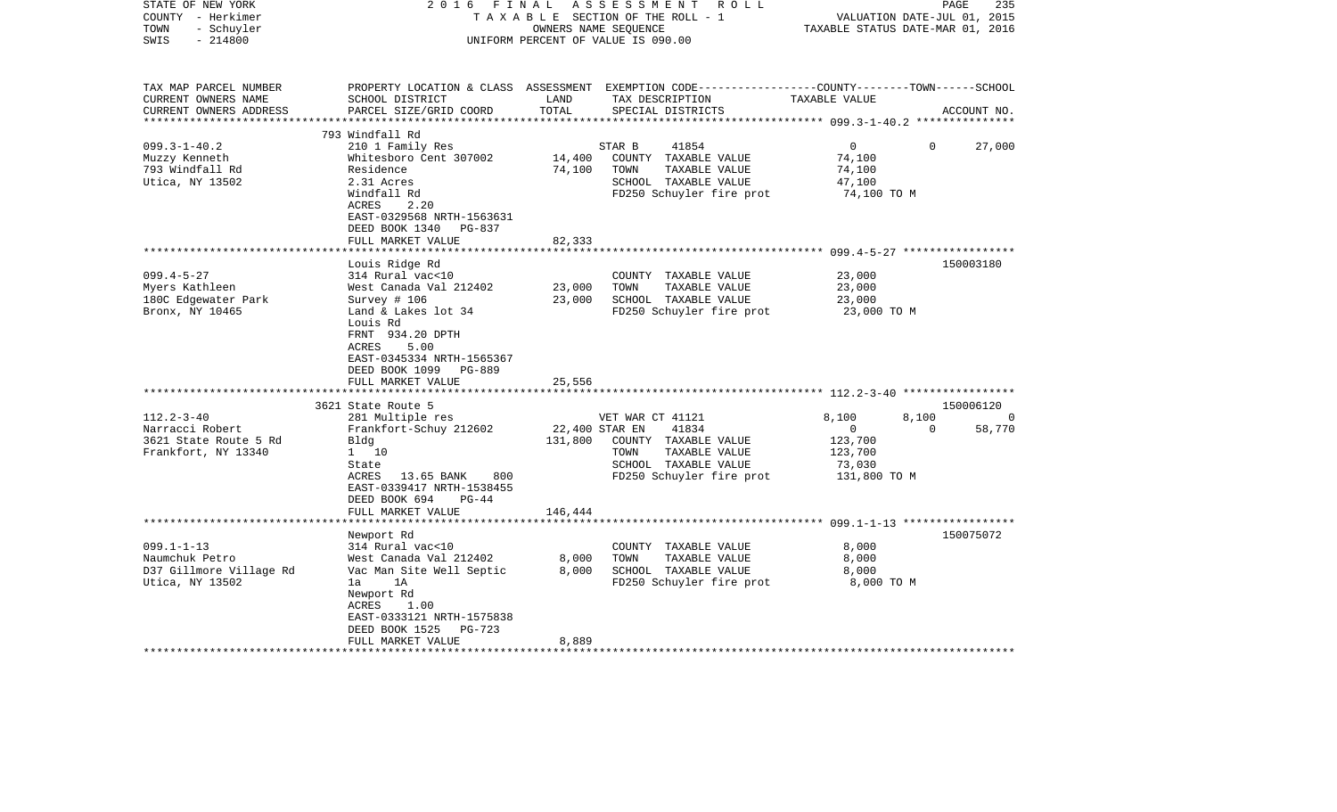STATE OF NEW YORK — 2016 FINAL ASSESSMENT ROLL
COUNTY - Herkimer — TAXABLE SECTION OF THE ROLL - 1 — VALUATION DATE-JUL 01, 2015
TOWN - Schuyler — OWNERS NAME SEQUENCE — TAXABLE STATUS DATE-MAR 01, 2016
SWIS - 214800 — UNIFORM PERCENT OF VALUE IS 090.00

| TAX MAP PARCEL NUMBER / CURRENT OWNERS NAME / CURRENT OWNERS ADDRESS | PROPERTY LOCATION & CLASS / SCHOOL DISTRICT / PARCEL SIZE/GRID COORD | ASSESSMENT LAND | TOTAL | EXEMPTION CODE / TAX DESCRIPTION / SPECIAL DISTRICTS | COUNTY TAXABLE VALUE | TOWN | SCHOOL / ACCOUNT NO. |
|---|---|---|---|---|---|---|---|
| 099.3-1-40.2 | 793 Windfall Rd | | | | | | |
| | 210 1 Family Res | | | STAR B 41854 | 0 | 0 | 27,000 |
| Muzzy Kenneth | Whitesboro Cent 307002 | 14,400 | | COUNTY TAXABLE VALUE | 74,100 | | |
| 793 Windfall Rd | Residence | | 74,100 | TOWN TAXABLE VALUE | 74,100 | | |
| Utica, NY 13502 | 2.31 Acres | | | SCHOOL TAXABLE VALUE | 47,100 | | |
| | Windfall Rd | | | FD250 Schuyler fire prot | 74,100 TO M | | |
| | ACRES 2.20 | | | | | | |
| | EAST-0329568 NRTH-1563631 | | | | | | |
| | DEED BOOK 1340 PG-837 | | | | | | |
| | FULL MARKET VALUE | | 82,333 | | | | |
| 099.4-5-27 | Louis Ridge Rd | | | | | | 150003180 |
| | 314 Rural vac<10 | | | COUNTY TAXABLE VALUE | 23,000 | | |
| Myers Kathleen | West Canada Val 212402 | 23,000 | | TOWN TAXABLE VALUE | 23,000 | | |
| 180C Edgewater Park | Survey # 106 | | 23,000 | SCHOOL TAXABLE VALUE | 23,000 | | |
| Bronx, NY 10465 | Land & Lakes lot 34 | | | FD250 Schuyler fire prot | 23,000 TO M | | |
| | Louis Rd | | | | | | |
| | FRNT 934.20 DPTH | | | | | | |
| | ACRES 5.00 | | | | | | |
| | EAST-0345334 NRTH-1565367 | | | | | | |
| | DEED BOOK 1099 PG-889 | | | | | | |
| | FULL MARKET VALUE | | 25,556 | | | | |
| 112.2-3-40 | 3621 State Route 5 | | | | | | 150006120 |
| | 281 Multiple res | | | VET WAR CT 41121 | 8,100 | 8,100 | 0 |
| Narracci Robert | Frankfort-Schuy 212602 | 22,400 | | STAR EN 41834 | 0 | 0 | 58,770 |
| 3621 State Route 5 Rd | Bldg | | 131,800 | COUNTY TAXABLE VALUE | 123,700 | | |
| Frankfort, NY 13340 | 1 10 | | | TOWN TAXABLE VALUE | 123,700 | | |
| | State | | | SCHOOL TAXABLE VALUE | 73,030 | | |
| | ACRES 13.65 BANK 800 | | | FD250 Schuyler fire prot | 131,800 TO M | | |
| | EAST-0339417 NRTH-1538455 | | | | | | |
| | DEED BOOK 694 PG-44 | | | | | | |
| | FULL MARKET VALUE | | 146,444 | | | | |
| 099.1-1-13 | Newport Rd | | | | | | 150075072 |
| | 314 Rural vac<10 | | | COUNTY TAXABLE VALUE | 8,000 | | |
| Naumchuk Petro | West Canada Val 212402 | 8,000 | | TOWN TAXABLE VALUE | 8,000 | | |
| D37 Gillmore Village Rd | Vac Man Site Well Septic | | 8,000 | SCHOOL TAXABLE VALUE | 8,000 | | |
| Utica, NY 13502 | 1a 1A | | | FD250 Schuyler fire prot | 8,000 TO M | | |
| | Newport Rd | | | | | | |
| | ACRES 1.00 | | | | | | |
| | EAST-0333121 NRTH-1575838 | | | | | | |
| | DEED BOOK 1525 PG-723 | | | | | | |
| | FULL MARKET VALUE | | 8,889 | | | | |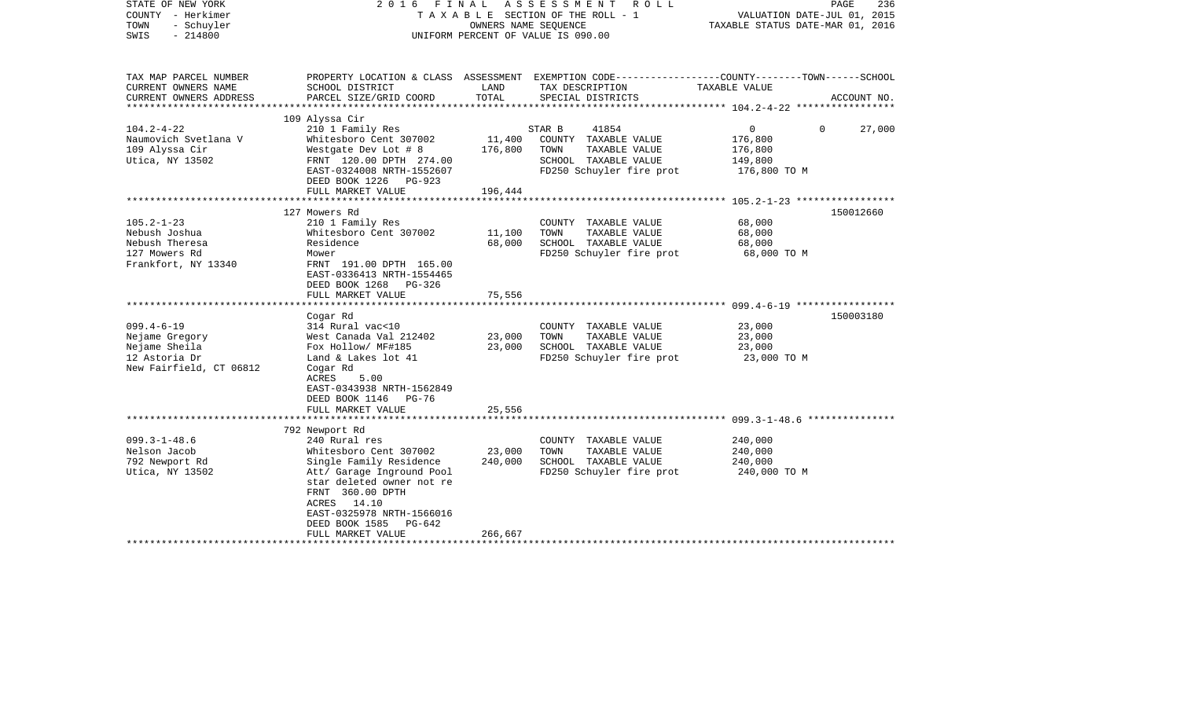STATE OF NEW YORK
COUNTY - Herkimer
TOWN - Schuyler
SWIS - 214800

2 0 1 6 F I N A L A S S E S S M E N T R O L L
T A X A B L E SECTION OF THE ROLL - 1
OWNERS NAME SEQUENCE
UNIFORM PERCENT OF VALUE IS 090.00

VALUATION DATE-JUL 01, 2015
TAXABLE STATUS DATE-MAR 01, 2016

| TAX MAP PARCEL NUMBER / CURRENT OWNERS NAME / CURRENT OWNERS ADDRESS | PROPERTY LOCATION & CLASS / SCHOOL DISTRICT / PARCEL SIZE/GRID COORD | ASSESSMENT LAND | TOTAL | EXEMPTION CODE / TAX DESCRIPTION / SPECIAL DISTRICTS | COUNTY / TOWN / SCHOOL TAXABLE VALUE | ACCOUNT NO. |
|---|---|---|---|---|---|---|
| 104.2-4-22 | 109 Alyssa Cir | | | | | |
| | 210 1 Family Res | | | STAR B 41854 | 0 0 27,000 | |
| Naumovich Svetlana V | Whitesboro Cent 307002 | 11,400 | | COUNTY TAXABLE VALUE | 176,800 | |
| 109 Alyssa Cir | Westgate Dev Lot # 8 | | 176,800 | TOWN TAXABLE VALUE | 176,800 | |
| Utica, NY 13502 | FRNT 120.00 DPTH 274.00 | | | SCHOOL TAXABLE VALUE | 149,800 | |
| | EAST-0324008 NRTH-1552607 | | | FD250 Schuyler fire prot | 176,800 TO M | |
| | DEED BOOK 1226 PG-923 | | | | | |
| | FULL MARKET VALUE | | 196,444 | | | |
| 105.2-1-23 | 127 Mowers Rd | | | | | 150012660 |
| | 210 1 Family Res | | | COUNTY TAXABLE VALUE | 68,000 | |
| Nebush Joshua | Whitesboro Cent 307002 | 11,100 | | TOWN TAXABLE VALUE | 68,000 | |
| Nebush Theresa | Residence | | 68,000 | SCHOOL TAXABLE VALUE | 68,000 | |
| 127 Mowers Rd | Mower | | | FD250 Schuyler fire prot | 68,000 TO M | |
| Frankfort, NY 13340 | FRNT 191.00 DPTH 165.00 | | | | | |
| | EAST-0336413 NRTH-1554465 | | | | | |
| | DEED BOOK 1268 PG-326 | | | | | |
| | FULL MARKET VALUE | | 75,556 | | | |
| 099.4-6-19 | Cogar Rd | | | | | 150003180 |
| | 314 Rural vac<10 | | | COUNTY TAXABLE VALUE | 23,000 | |
| Nejame Gregory | West Canada Val 212402 | 23,000 | | TOWN TAXABLE VALUE | 23,000 | |
| Nejame Sheila | Fox Hollow/ MF#185 | | 23,000 | SCHOOL TAXABLE VALUE | 23,000 | |
| 12 Astoria Dr | Land & Lakes lot 41 | | | FD250 Schuyler fire prot | 23,000 TO M | |
| New Fairfield, CT 06812 | Cogar Rd | | | | | |
| | ACRES 5.00 | | | | | |
| | EAST-0343938 NRTH-1562849 | | | | | |
| | DEED BOOK 1146 PG-76 | | | | | |
| | FULL MARKET VALUE | | 25,556 | | | |
| 099.3-1-48.6 | 792 Newport Rd | | | | | |
| | 240 Rural res | | | COUNTY TAXABLE VALUE | 240,000 | |
| Nelson Jacob | Whitesboro Cent 307002 | 23,000 | | TOWN TAXABLE VALUE | 240,000 | |
| 792 Newport Rd | Single Family Residence | | 240,000 | SCHOOL TAXABLE VALUE | 240,000 | |
| Utica, NY 13502 | Att/ Garage Inground Pool | | | FD250 Schuyler fire prot | 240,000 TO M | |
| | star deleted owner not re | | | | | |
| | FRNT 360.00 DPTH | | | | | |
| | ACRES 14.10 | | | | | |
| | EAST-0325978 NRTH-1566016 | | | | | |
| | DEED BOOK 1585 PG-642 | | | | | |
| | FULL MARKET VALUE | | 266,667 | | | |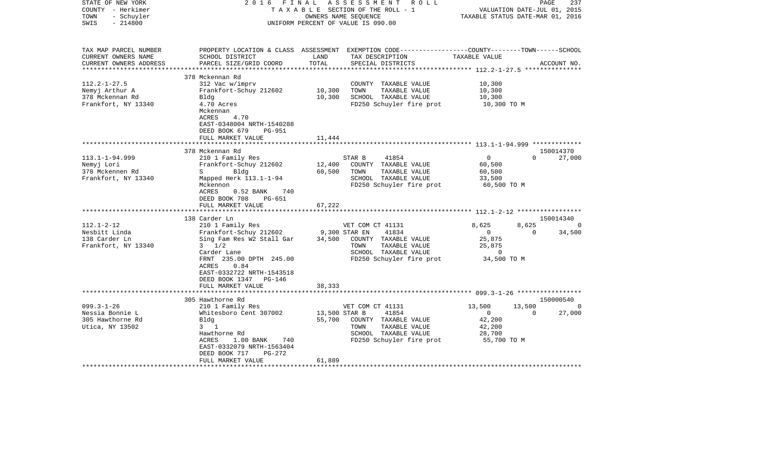STATE OF NEW YORK — 2016 FINAL ASSESSMENT ROLL
COUNTY - Herkimer — TAXABLE SECTION OF THE ROLL - 1 — VALUATION DATE-JUL 01, 2015
TOWN - Schuyler — OWNERS NAME SEQUENCE — TAXABLE STATUS DATE-MAR 01, 2016
SWIS - 214800 — UNIFORM PERCENT OF VALUE IS 090.00

| TAX MAP PARCEL NUMBER / CURRENT OWNERS NAME / CURRENT OWNERS ADDRESS | PROPERTY LOCATION & CLASS / SCHOOL DISTRICT / PARCEL SIZE/GRID COORD | ASSESSMENT LAND / TOTAL | EXEMPTION CODE / TAX DESCRIPTION / SPECIAL DISTRICTS | COUNTY | TOWN | SCHOOL / ACCOUNT NO. |
|---|---|---|---|---|---|---|
| 112.2-1-27.5 | 378 Mckennan Rd | | | | | |
| Nemyj Arthur A | 312 Vac w/imprv | | COUNTY TAXABLE VALUE | 10,300 | | |
| 378 Mckennan Rd | Frankfort-Schuy 212602 | 10,300 | TOWN TAXABLE VALUE | | 10,300 | |
| Frankfort, NY 13340 | Bldg | 10,300 | SCHOOL TAXABLE VALUE | | | 10,300 |
| | 4.70 Acres | | FD250 Schuyler fire prot | 10,300 TO M | | |
| | Mckennan | | | | | |
| | ACRES 4.70 | | | | | |
| | EAST-0348004 NRTH-1540288 | | | | | |
| | DEED BOOK 679 PG-951 | | | | | |
| | FULL MARKET VALUE | 11,444 | | | | |
| 113.1-1-94.999 | 378 Mckennan Rd | | | | | 150014370 |
| Nemyj Lori | 210 1 Family Res | | STAR B 41854 | 0 | 0 | 27,000 |
| 378 Mckennen Rd | Frankfort-Schuy 212602 | 12,400 | COUNTY TAXABLE VALUE | 60,500 | | |
| Frankfort, NY 13340 | S Bldg | 60,500 | TOWN TAXABLE VALUE | | 60,500 | |
| | Mapped Herk 113.1-1-94 | | SCHOOL TAXABLE VALUE | | | 33,500 |
| | Mckennon | | FD250 Schuyler fire prot | 60,500 TO M | | |
| | ACRES 0.52 BANK 740 | | | | | |
| | DEED BOOK 708 PG-651 | | | | | |
| | FULL MARKET VALUE | 67,222 | | | | |
| 112.1-2-12 | 138 Carder Ln | | | | | 150014340 |
| Nesbitt Linda | 210 1 Family Res | | VET COM CT 41131 | 8,625 | 8,625 | 0 |
| 138 Carder Ln | Frankfort-Schuy 212602 | 9,300 | STAR EN 41834 | 0 | 0 | 34,500 |
| Frankfort, NY 13340 | Sing Fam Res W2 Stall Gar | 34,500 | COUNTY TAXABLE VALUE | 25,875 | | |
| | 3 1/2 | | TOWN TAXABLE VALUE | | 25,875 | |
| | Carder Lane | | SCHOOL TAXABLE VALUE | | | 0 |
| | FRNT 235.00 DPTH 245.00 | | FD250 Schuyler fire prot | 34,500 TO M | | |
| | ACRES 0.84 | | | | | |
| | EAST-0332722 NRTH-1543518 | | | | | |
| | DEED BOOK 1347 PG-146 | | | | | |
| | FULL MARKET VALUE | 38,333 | | | | |
| 099.3-1-26 | 305 Hawthorne Rd | | | | | 150000540 |
| Nessia Bonnie L | 210 1 Family Res | | VET COM CT 41131 | 13,500 | 13,500 | 0 |
| 305 Hawthorne Rd | Whitesboro Cent 307002 | 13,500 | STAR B 41854 | 0 | 0 | 27,000 |
| Utica, NY 13502 | Bldg | 55,700 | COUNTY TAXABLE VALUE | 42,200 | | |
| | 3 1 | | TOWN TAXABLE VALUE | | 42,200 | |
| | Hawthorne Rd | | SCHOOL TAXABLE VALUE | | | 28,700 |
| | ACRES 1.00 BANK 740 | | FD250 Schuyler fire prot | 55,700 TO M | | |
| | EAST-0332079 NRTH-1563404 | | | | | |
| | DEED BOOK 717 PG-272 | | | | | |
| | FULL MARKET VALUE | 61,889 | | | | |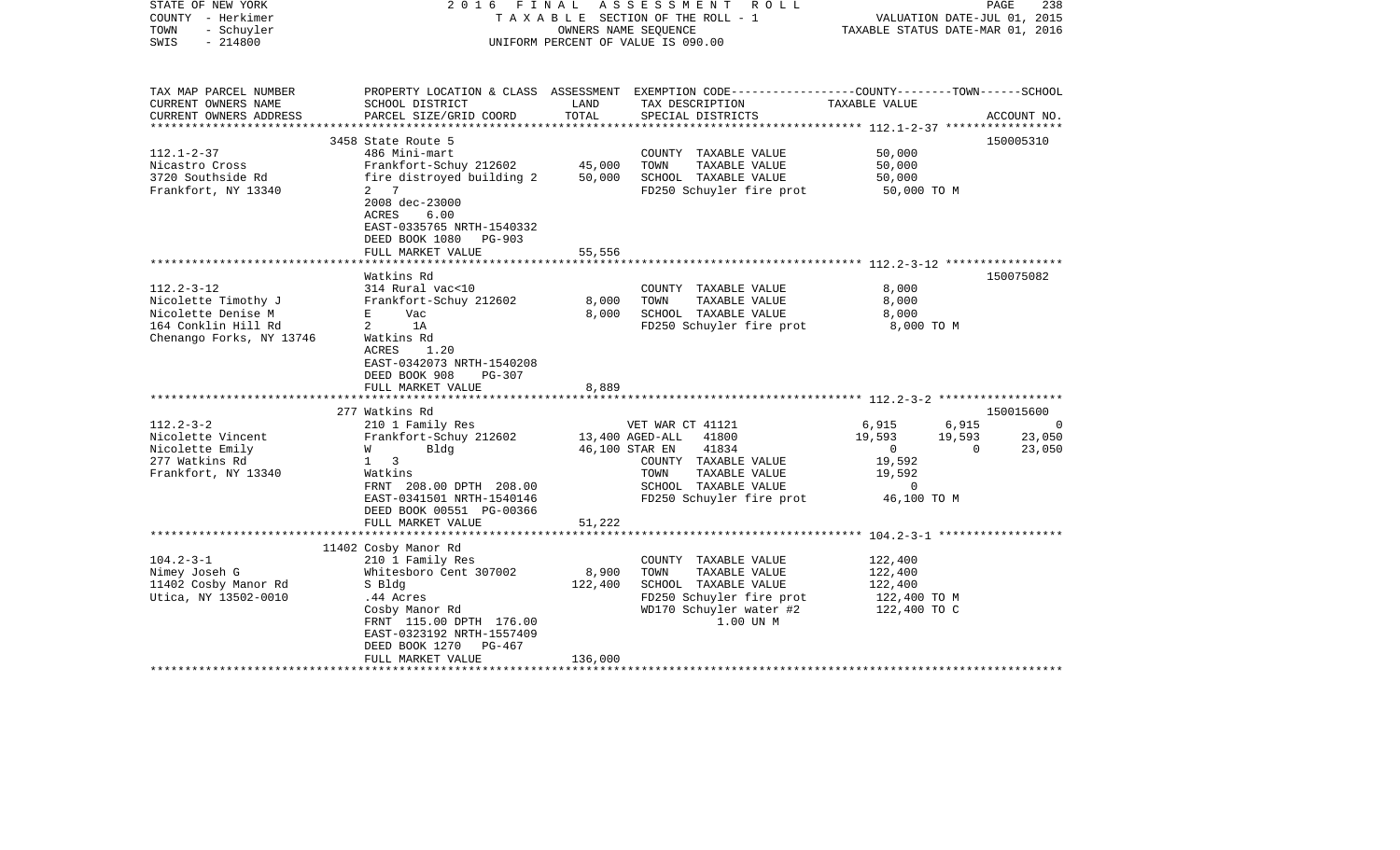STATE OF NEW YORK
COUNTY - Herkimer
TOWN - Schuyler
SWIS - 214800

2016 FINAL ASSESSMENT ROLL
TAXABLE SECTION OF THE ROLL - 1
OWNERS NAME SEQUENCE
UNIFORM PERCENT OF VALUE IS 090.00

VALUATION DATE-JUL 01, 2015
TAXABLE STATUS DATE-MAR 01, 2016

| TAX MAP PARCEL NUMBER / CURRENT OWNERS NAME / CURRENT OWNERS ADDRESS | PROPERTY LOCATION & CLASS / SCHOOL DISTRICT / PARCEL SIZE/GRID COORD | ASSESSMENT LAND | TOTAL | EXEMPTION CODE / TAX DESCRIPTION / SPECIAL DISTRICTS | COUNTY TAXABLE VALUE | TOWN | SCHOOL | ACCOUNT NO. |
|---|---|---|---|---|---|---|---|---|
| **112.1-2-37** | 3458 State Route 5 | | | | | | | 150005310 |
| Nicastro Cross | 486 Mini-mart | | | COUNTY TAXABLE VALUE | 50,000 | | | |
| 3720 Southside Rd | Frankfort-Schuy 212602 | 45,000 | | TOWN TAXABLE VALUE | 50,000 | | | |
| Frankfort, NY 13340 | fire distroyed building 2 | | 50,000 | SCHOOL TAXABLE VALUE | 50,000 | | | |
| | 2 7 | | | FD250 Schuyler fire prot | 50,000 TO M | | | |
| | 2008 dec-23000 | | | | | | | |
| | ACRES 6.00 | | | | | | | |
| | EAST-0335765 NRTH-1540332 | | | | | | | |
| | DEED BOOK 1080 PG-903 | | | | | | | |
| | FULL MARKET VALUE | | 55,556 | | | | | |
| **112.2-3-12** | Watkins Rd | | | | | | | 150075082 |
| Nicolette Timothy J | 314 Rural vac<10 | | | COUNTY TAXABLE VALUE | 8,000 | | | |
| Nicolette Denise M | Frankfort-Schuy 212602 | 8,000 | | TOWN TAXABLE VALUE | 8,000 | | | |
| 164 Conklin Hill Rd | E Vac | | 8,000 | SCHOOL TAXABLE VALUE | 8,000 | | | |
| Chenango Forks, NY 13746 | 2 1A | | | FD250 Schuyler fire prot | 8,000 TO M | | | |
| | Watkins Rd | | | | | | | |
| | ACRES 1.20 | | | | | | | |
| | EAST-0342073 NRTH-1540208 | | | | | | | |
| | DEED BOOK 908 PG-307 | | | | | | | |
| | FULL MARKET VALUE | | 8,889 | | | | | |
| **112.2-3-2** | 277 Watkins Rd | | | | | | | 150015600 |
| Nicolette Vincent | 210 1 Family Res | | | VET WAR CT 41121 | 6,915 | 6,915 | 0 | |
| Nicolette Emily | Frankfort-Schuy 212602 | 13,400 | | AGED-ALL 41800 | 19,593 | 19,593 | 23,050 | |
| 277 Watkins Rd | W Bldg | | 46,100 | STAR EN 41834 | 0 | 0 | 23,050 | |
| Frankfort, NY 13340 | 1 3 | | | COUNTY TAXABLE VALUE | 19,592 | | | |
| | Watkins | | | TOWN TAXABLE VALUE | 19,592 | | | |
| | FRNT 208.00 DPTH 208.00 | | | SCHOOL TAXABLE VALUE | 0 | | | |
| | EAST-0341501 NRTH-1540146 | | | FD250 Schuyler fire prot | 46,100 TO M | | | |
| | DEED BOOK 00551 PG-00366 | | | | | | | |
| | FULL MARKET VALUE | | 51,222 | | | | | |
| **104.2-3-1** | 11402 Cosby Manor Rd | | | | | | | |
| Nimey Joseh G | 210 1 Family Res | | | COUNTY TAXABLE VALUE | 122,400 | | | |
| 11402 Cosby Manor Rd | Whitesboro Cent 307002 | 8,900 | | TOWN TAXABLE VALUE | 122,400 | | | |
| Utica, NY 13502-0010 | S Bldg | | 122,400 | SCHOOL TAXABLE VALUE | 122,400 | | | |
| | .44 Acres | | | FD250 Schuyler fire prot | 122,400 TO M | | | |
| | Cosby Manor Rd | | | WD170 Schuyler water #2 | 122,400 TO C | | | |
| | FRNT 115.00 DPTH 176.00 | | | 1.00 UN M | | | | |
| | EAST-0323192 NRTH-1557409 | | | | | | | |
| | DEED BOOK 1270 PG-467 | | | | | | | |
| | FULL MARKET VALUE | | 136,000 | | | | | |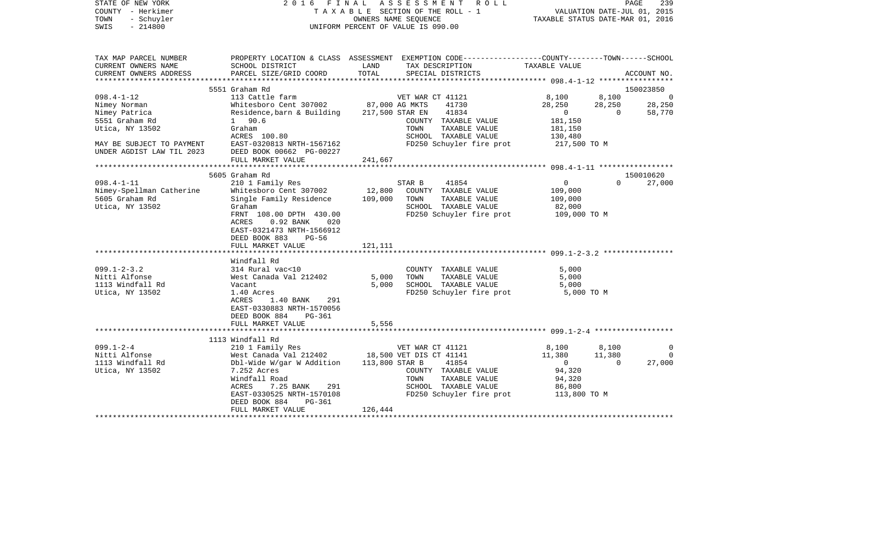STATE OF NEW YORK　　2 0 1 6　F I N A L　A S S E S S M E N T　R O L L
COUNTY - Herkimer　　T A X A B L E SECTION OF THE ROLL - 1　　VALUATION DATE-JUL 01, 2015
TOWN - Schuyler　　OWNERS NAME SEQUENCE　　TAXABLE STATUS DATE-MAR 01, 2016
SWIS - 214800　　UNIFORM PERCENT OF VALUE IS 090.00

| TAX MAP PARCEL NUMBER<br>CURRENT OWNERS NAME<br>CURRENT OWNERS ADDRESS | PROPERTY LOCATION & CLASS<br>SCHOOL DISTRICT<br>PARCEL SIZE/GRID COORD | ASSESSMENT<br>LAND<br>TOTAL | EXEMPTION CODE<br>TAX DESCRIPTION<br>SPECIAL DISTRICTS | COUNTY<br>TAXABLE VALUE | TOWN | SCHOOL<br>ACCOUNT NO. |
|---|---|---|---|---|---|---|
| | 5551 Graham Rd | | | | | 150023850 |
| 098.4-1-12 | 113 Cattle farm | | VET WAR CT 41121 | 8,100 | 8,100 | 0 |
| Nimey Norman | Whitesboro Cent 307002 | 87,000 | AG MKTS 41730 | 28,250 | 28,250 | 28,250 |
| Nimey Patrica | Residence,barn & Building | 217,500 | STAR EN 41834 | 0 | 0 | 58,770 |
| 5551 Graham Rd | 1 90.6 | | COUNTY TAXABLE VALUE | 181,150 | | |
| Utica, NY 13502 | Graham | | TOWN TAXABLE VALUE | 181,150 | | |
| | ACRES 100.80 | | SCHOOL TAXABLE VALUE | 130,480 | | |
| MAY BE SUBJECT TO PAYMENT | EAST-0320813 NRTH-1567162 | | FD250 Schuyler fire prot | 217,500 TO M | | |
| UNDER AGDIST LAW TIL 2023 | DEED BOOK 00662 PG-00227 | | | | | |
| | FULL MARKET VALUE | 241,667 | | | | |
| | 5605 Graham Rd | | | | | 150010620 |
| 098.4-1-11 | 210 1 Family Res | | STAR B 41854 | 0 | 0 | 27,000 |
| Nimey-Spellman Catherine | Whitesboro Cent 307002 | 12,800 | COUNTY TAXABLE VALUE | 109,000 | | |
| 5605 Graham Rd | Single Family Residence | 109,000 | TOWN TAXABLE VALUE | 109,000 | | |
| Utica, NY 13502 | Graham | | SCHOOL TAXABLE VALUE | 82,000 | | |
| | FRNT 108.00 DPTH 430.00 | | FD250 Schuyler fire prot | 109,000 TO M | | |
| | ACRES 0.92 BANK 020 | | | | | |
| | EAST-0321473 NRTH-1566912 | | | | | |
| | DEED BOOK 883 PG-56 | | | | | |
| | FULL MARKET VALUE | 121,111 | | | | |
| | Windfall Rd | | | | | |
| 099.1-2-3.2 | 314 Rural vac<10 | | COUNTY TAXABLE VALUE | 5,000 | | |
| Nitti Alfonse | West Canada Val 212402 | 5,000 | TOWN TAXABLE VALUE | 5,000 | | |
| 1113 Windfall Rd | Vacant | 5,000 | SCHOOL TAXABLE VALUE | 5,000 | | |
| Utica, NY 13502 | 1.40 Acres | | FD250 Schuyler fire prot | 5,000 TO M | | |
| | ACRES 1.40 BANK 291 | | | | | |
| | EAST-0330883 NRTH-1570056 | | | | | |
| | DEED BOOK 884 PG-361 | | | | | |
| | FULL MARKET VALUE | 5,556 | | | | |
| | 1113 Windfall Rd | | | | | |
| 099.1-2-4 | 210 1 Family Res | | VET WAR CT 41121 | 8,100 | 8,100 | 0 |
| Nitti Alfonse | West Canada Val 212402 | 18,500 | VET DIS CT 41141 | 11,380 | 11,380 | 0 |
| 1113 Windfall Rd | Dbl-Wide W/gar W Addition | 113,800 | STAR B 41854 | 0 | 0 | 27,000 |
| Utica, NY 13502 | 7.252 Acres | | COUNTY TAXABLE VALUE | 94,320 | | |
| | Windfall Road | | TOWN TAXABLE VALUE | 94,320 | | |
| | ACRES 7.25 BANK 291 | | SCHOOL TAXABLE VALUE | 86,800 | | |
| | EAST-0330525 NRTH-1570108 | | FD250 Schuyler fire prot | 113,800 TO M | | |
| | DEED BOOK 884 PG-361 | | | | | |
| | FULL MARKET VALUE | 126,444 | | | | |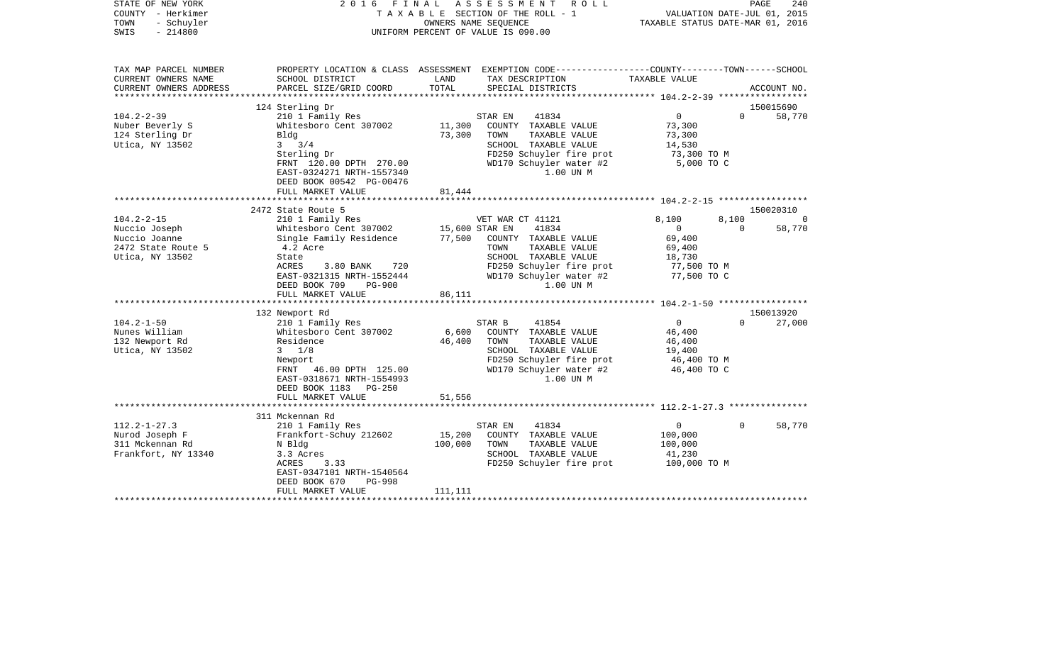STATE OF NEW YORK
COUNTY - Herkimer
TOWN - Schuyler
SWIS - 214800

2 0 1 6 F I N A L A S S E S S M E N T R O L L
T A X A B L E SECTION OF THE ROLL - 1
OWNERS NAME SEQUENCE
UNIFORM PERCENT OF VALUE IS 090.00

VALUATION DATE-JUL 01, 2015
TAXABLE STATUS DATE-MAR 01, 2016

| TAX MAP PARCEL NUMBER<br>CURRENT OWNERS NAME<br>CURRENT OWNERS ADDRESS | PROPERTY LOCATION & CLASS<br>SCHOOL DISTRICT<br>PARCEL SIZE/GRID COORD | ASSESSMENT<br>LAND<br>TOTAL | EXEMPTION CODE<br>TAX DESCRIPTION<br>SPECIAL DISTRICTS | COUNTY | TOWN | SCHOOL<br>ACCOUNT NO. |
|---|---|---|---|---|---|---|
| | 124 Sterling Dr | | | | | 150015690 |
| 104.2-2-39 | 210 1 Family Res | | STAR EN 41834 | 0 | 0 | 58,770 |
| Nuber Beverly S | Whitesboro Cent 307002 | 11,300 | COUNTY TAXABLE VALUE | 73,300 | | |
| 124 Sterling Dr | Bldg | 73,300 | TOWN TAXABLE VALUE | 73,300 | | |
| Utica, NY 13502 | 3 3/4 | | SCHOOL TAXABLE VALUE | 14,530 | | |
| | Sterling Dr | | FD250 Schuyler fire prot | 73,300 TO M | | |
| | FRNT 120.00 DPTH 270.00 | | WD170 Schuyler water #2 | 5,000 TO C | | |
| | EAST-0324271 NRTH-1557340 | | 1.00 UN M | | | |
| | DEED BOOK 00542 PG-00476 | | | | | |
| | FULL MARKET VALUE | 81,444 | | | | |
| | 2472 State Route 5 | | | | | 150020310 |
| 104.2-2-15 | 210 1 Family Res | | VET WAR CT 41121 | 8,100 | 8,100 | 0 |
| Nuccio Joseph | Whitesboro Cent 307002 | 15,600 | STAR EN 41834 | 0 | 0 | 58,770 |
| Nuccio Joanne | Single Family Residence | 77,500 | COUNTY TAXABLE VALUE | 69,400 | | |
| 2472 State Route 5 | 4.2 Acre | | TOWN TAXABLE VALUE | 69,400 | | |
| Utica, NY 13502 | State | | SCHOOL TAXABLE VALUE | 18,730 | | |
| | ACRES 3.80 BANK 720 | | FD250 Schuyler fire prot | 77,500 TO M | | |
| | EAST-0321315 NRTH-1552444 | | WD170 Schuyler water #2 | 77,500 TO C | | |
| | DEED BOOK 709 PG-900 | | 1.00 UN M | | | |
| | FULL MARKET VALUE | 86,111 | | | | |
| | 132 Newport Rd | | | | | 150013920 |
| 104.2-1-50 | 210 1 Family Res | | STAR B 41854 | 0 | 0 | 27,000 |
| Nunes William | Whitesboro Cent 307002 | 6,600 | COUNTY TAXABLE VALUE | 46,400 | | |
| 132 Newport Rd | Residence | 46,400 | TOWN TAXABLE VALUE | 46,400 | | |
| Utica, NY 13502 | 3 1/8 | | SCHOOL TAXABLE VALUE | 19,400 | | |
| | Newport | | FD250 Schuyler fire prot | 46,400 TO M | | |
| | FRNT 46.00 DPTH 125.00 | | WD170 Schuyler water #2 | 46,400 TO C | | |
| | EAST-0318671 NRTH-1554993 | | 1.00 UN M | | | |
| | DEED BOOK 1183 PG-250 | | | | | |
| | FULL MARKET VALUE | 51,556 | | | | |
| | 311 Mckennan Rd | | | | | |
| 112.2-1-27.3 | 210 1 Family Res | | STAR EN 41834 | 0 | 0 | 58,770 |
| Nurod Joseph F | Frankfort-Schuy 212602 | 15,200 | COUNTY TAXABLE VALUE | 100,000 | | |
| 311 Mckennan Rd | N Bldg | 100,000 | TOWN TAXABLE VALUE | 100,000 | | |
| Frankfort, NY 13340 | 3.3 Acres | | SCHOOL TAXABLE VALUE | 41,230 | | |
| | ACRES 3.33 | | FD250 Schuyler fire prot | 100,000 TO M | | |
| | EAST-0347101 NRTH-1540564 | | | | | |
| | DEED BOOK 670 PG-998 | | | | | |
| | FULL MARKET VALUE | 111,111 | | | | |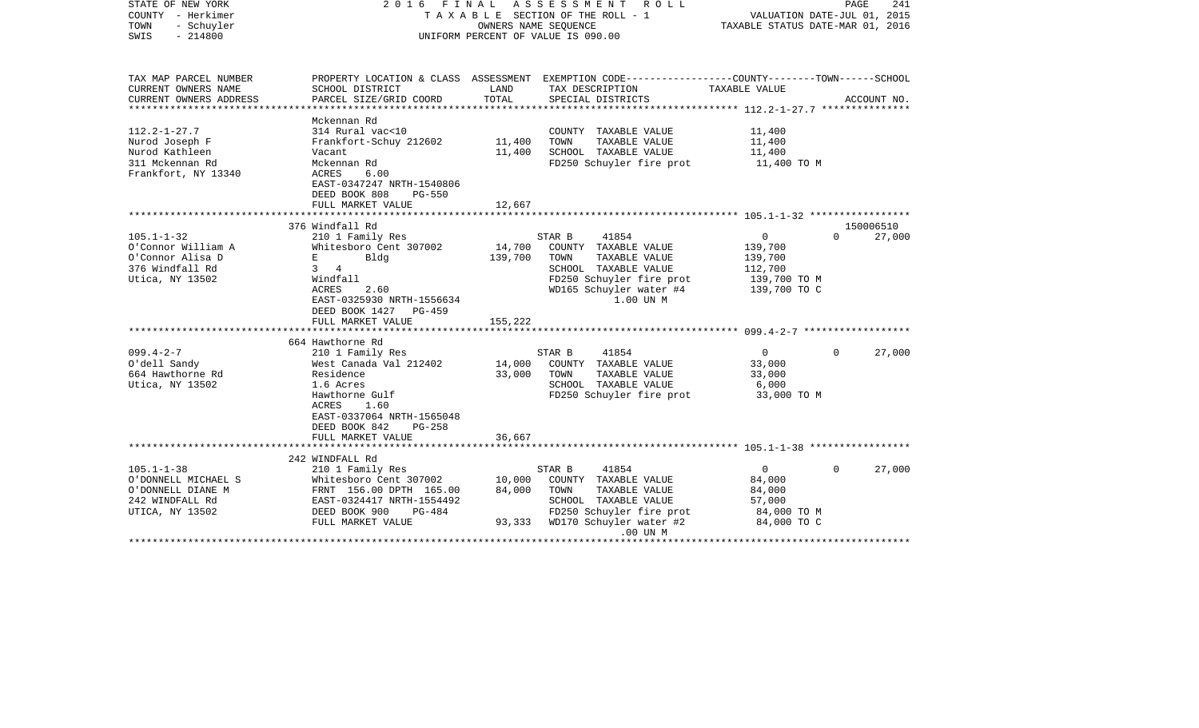STATE OF NEW YORK — 2016 FINAL ASSESSMENT ROLL — PAGE 241
COUNTY - Herkimer — TAXABLE SECTION OF THE ROLL - 1 — VALUATION DATE-JUL 01, 2015
TOWN - Schuyler — OWNERS NAME SEQUENCE — TAXABLE STATUS DATE-MAR 01, 2016
SWIS - 214800 — UNIFORM PERCENT OF VALUE IS 090.00

| TAX MAP PARCEL NUMBER / CURRENT OWNERS NAME / CURRENT OWNERS ADDRESS | PROPERTY LOCATION & CLASS / SCHOOL DISTRICT / PARCEL SIZE/GRID COORD | ASSESSMENT LAND / TOTAL | EXEMPTION CODE / TAX DESCRIPTION / SPECIAL DISTRICTS | COUNTY | TOWN | SCHOOL / ACCOUNT NO. |
|---|---|---|---|---|---|---|
| 112.2-1-27.7 | Mckennan Rd | | | | | |
| Nurod Joseph F | 314 Rural vac<10 | | COUNTY TAXABLE VALUE | 11,400 | | |
| Nurod Kathleen | Frankfort-Schuy 212602 | 11,400 | TOWN TAXABLE VALUE | 11,400 | | |
| 311 Mckennan Rd | Vacant | 11,400 | SCHOOL TAXABLE VALUE | 11,400 | | |
| Frankfort, NY 13340 | Mckennan Rd | | FD250 Schuyler fire prot | 11,400 TO M | | |
| | ACRES 6.00 | | | | | |
| | EAST-0347247 NRTH-1540806 | | | | | |
| | DEED BOOK 808 PG-550 | | | | | |
| | FULL MARKET VALUE | 12,667 | | | | |
| 105.1-1-32 | 376 Windfall Rd | | | | | 150006510 |
| O'Connor William A | 210 1 Family Res | | STAR B 41854 | 0 | 0 | 27,000 |
| O'Connor Alisa D | Whitesboro Cent 307002 | 14,700 | COUNTY TAXABLE VALUE | 139,700 | | |
| 376 Windfall Rd | E Bldg | 139,700 | TOWN TAXABLE VALUE | 139,700 | | |
| Utica, NY 13502 | 3 4 | | SCHOOL TAXABLE VALUE | 112,700 | | |
| | Windfall | | FD250 Schuyler fire prot | 139,700 TO M | | |
| | ACRES 2.60 | | WD165 Schuyler water #4 | 139,700 TO C | | |
| | EAST-0325930 NRTH-1556634 | | 1.00 UN M | | | |
| | DEED BOOK 1427 PG-459 | | | | | |
| | FULL MARKET VALUE | 155,222 | | | | |
| 099.4-2-7 | 664 Hawthorne Rd | | | | | |
| O'dell Sandy | 210 1 Family Res | | STAR B 41854 | 0 | 0 | 27,000 |
| 664 Hawthorne Rd | West Canada Val 212402 | 14,000 | COUNTY TAXABLE VALUE | 33,000 | | |
| Utica, NY 13502 | Residence | 33,000 | TOWN TAXABLE VALUE | 33,000 | | |
| | 1.6 Acres | | SCHOOL TAXABLE VALUE | 6,000 | | |
| | Hawthorne Gulf | | FD250 Schuyler fire prot | 33,000 TO M | | |
| | ACRES 1.60 | | | | | |
| | EAST-0337064 NRTH-1565048 | | | | | |
| | DEED BOOK 842 PG-258 | | | | | |
| | FULL MARKET VALUE | 36,667 | | | | |
| 105.1-1-38 | 242 WINDFALL Rd | | | | | |
| O'DONNELL MICHAEL S | 210 1 Family Res | | STAR B 41854 | 0 | 0 | 27,000 |
| O'DONNELL DIANE M | Whitesboro Cent 307002 | 10,000 | COUNTY TAXABLE VALUE | 84,000 | | |
| 242 WINDFALL Rd | FRNT 156.00 DPTH 165.00 | 84,000 | TOWN TAXABLE VALUE | 84,000 | | |
| UTICA, NY 13502 | EAST-0324417 NRTH-1554492 | | SCHOOL TAXABLE VALUE | 57,000 | | |
| | DEED BOOK 900 PG-484 | | FD250 Schuyler fire prot | 84,000 TO M | | |
| | FULL MARKET VALUE | 93,333 | WD170 Schuyler water #2 | 84,000 TO C | | |
| | | | .00 UN M | | | |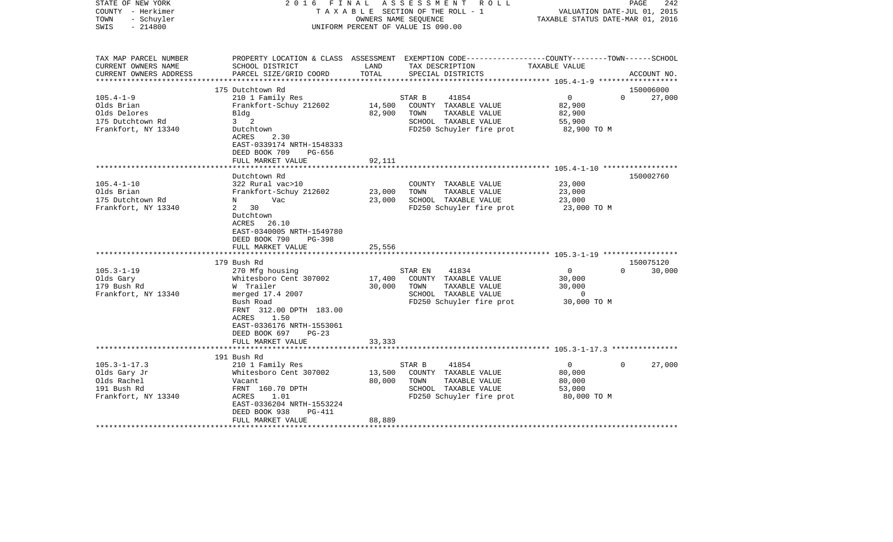STATE OF NEW YORK
COUNTY - Herkimer
TOWN - Schuyler
SWIS - 214800

2016 FINAL ASSESSMENT ROLL
TAXABLE SECTION OF THE ROLL - 1
OWNERS NAME SEQUENCE
UNIFORM PERCENT OF VALUE IS 090.00

VALUATION DATE-JUL 01, 2015
TAXABLE STATUS DATE-MAR 01, 2016

| TAX MAP PARCEL NUMBER<br>CURRENT OWNERS NAME<br>CURRENT OWNERS ADDRESS | PROPERTY LOCATION & CLASS<br>SCHOOL DISTRICT<br>PARCEL SIZE/GRID COORD | ASSESSMENT<br>LAND<br>TOTAL | EXEMPTION CODE-----COUNTY-----TOWN------SCHOOL<br>TAX DESCRIPTION<br>SPECIAL DISTRICTS | TAXABLE VALUE | ACCOUNT NO. |
|---|---|---|---|---|---|
| ******** 105.4-1-9 ******** | | | | | |
| | 175 Dutchtown Rd | | | | 150006000 |
| 105.4-1-9 | 210 1 Family Res | | STAR B 41854 | 0 0 | 27,000 |
| Olds Brian | Frankfort-Schuy 212602 | 14,500 | COUNTY TAXABLE VALUE | 82,900 | |
| Olds Delores | Bldg | 82,900 | TOWN TAXABLE VALUE | 82,900 | |
| 175 Dutchtown Rd | 3 2 | | SCHOOL TAXABLE VALUE | 55,900 | |
| Frankfort, NY 13340 | Dutchtown | | FD250 Schuyler fire prot | 82,900 TO M | |
| | ACRES 2.30 | | | | |
| | EAST-0339174 NRTH-1548333 | | | | |
| | DEED BOOK 709 PG-656 | | | | |
| | FULL MARKET VALUE | 92,111 | | | |
| ******** 105.4-1-10 ******** | | | | | |
| | Dutchtown Rd | | | | 150002760 |
| 105.4-1-10 | 322 Rural vac>10 | | COUNTY TAXABLE VALUE | 23,000 | |
| Olds Brian | Frankfort-Schuy 212602 | 23,000 | TOWN TAXABLE VALUE | 23,000 | |
| 175 Dutchtown Rd | N Vac | 23,000 | SCHOOL TAXABLE VALUE | 23,000 | |
| Frankfort, NY 13340 | 2 30 | | FD250 Schuyler fire prot | 23,000 TO M | |
| | Dutchtown | | | | |
| | ACRES 26.10 | | | | |
| | EAST-0340005 NRTH-1549780 | | | | |
| | DEED BOOK 790 PG-398 | | | | |
| | FULL MARKET VALUE | 25,556 | | | |
| ******** 105.3-1-19 ******** | | | | | |
| | 179 Bush Rd | | | | 150075120 |
| 105.3-1-19 | 270 Mfg housing | | STAR EN 41834 | 0 0 | 30,000 |
| Olds Gary | Whitesboro Cent 307002 | 17,400 | COUNTY TAXABLE VALUE | 30,000 | |
| 179 Bush Rd | W Trailer | 30,000 | TOWN TAXABLE VALUE | 30,000 | |
| Frankfort, NY 13340 | merged 17.4 2007 | | SCHOOL TAXABLE VALUE | 0 | |
| | Bush Road | | FD250 Schuyler fire prot | 30,000 TO M | |
| | FRNT 312.00 DPTH 183.00 | | | | |
| | ACRES 1.50 | | | | |
| | EAST-0336176 NRTH-1553061 | | | | |
| | DEED BOOK 697 PG-23 | | | | |
| | FULL MARKET VALUE | 33,333 | | | |
| ******** 105.3-1-17.3 ******** | | | | | |
| | 191 Bush Rd | | | | |
| 105.3-1-17.3 | 210 1 Family Res | | STAR B 41854 | 0 0 | 27,000 |
| Olds Gary Jr | Whitesboro Cent 307002 | 13,500 | COUNTY TAXABLE VALUE | 80,000 | |
| Olds Rachel | Vacant | 80,000 | TOWN TAXABLE VALUE | 80,000 | |
| 191 Bush Rd | FRNT 160.70 DPTH | | SCHOOL TAXABLE VALUE | 53,000 | |
| Frankfort, NY 13340 | ACRES 1.01 | | FD250 Schuyler fire prot | 80,000 TO M | |
| | EAST-0336204 NRTH-1553224 | | | | |
| | DEED BOOK 938 PG-411 | | | | |
| | FULL MARKET VALUE | 88,889 | | | |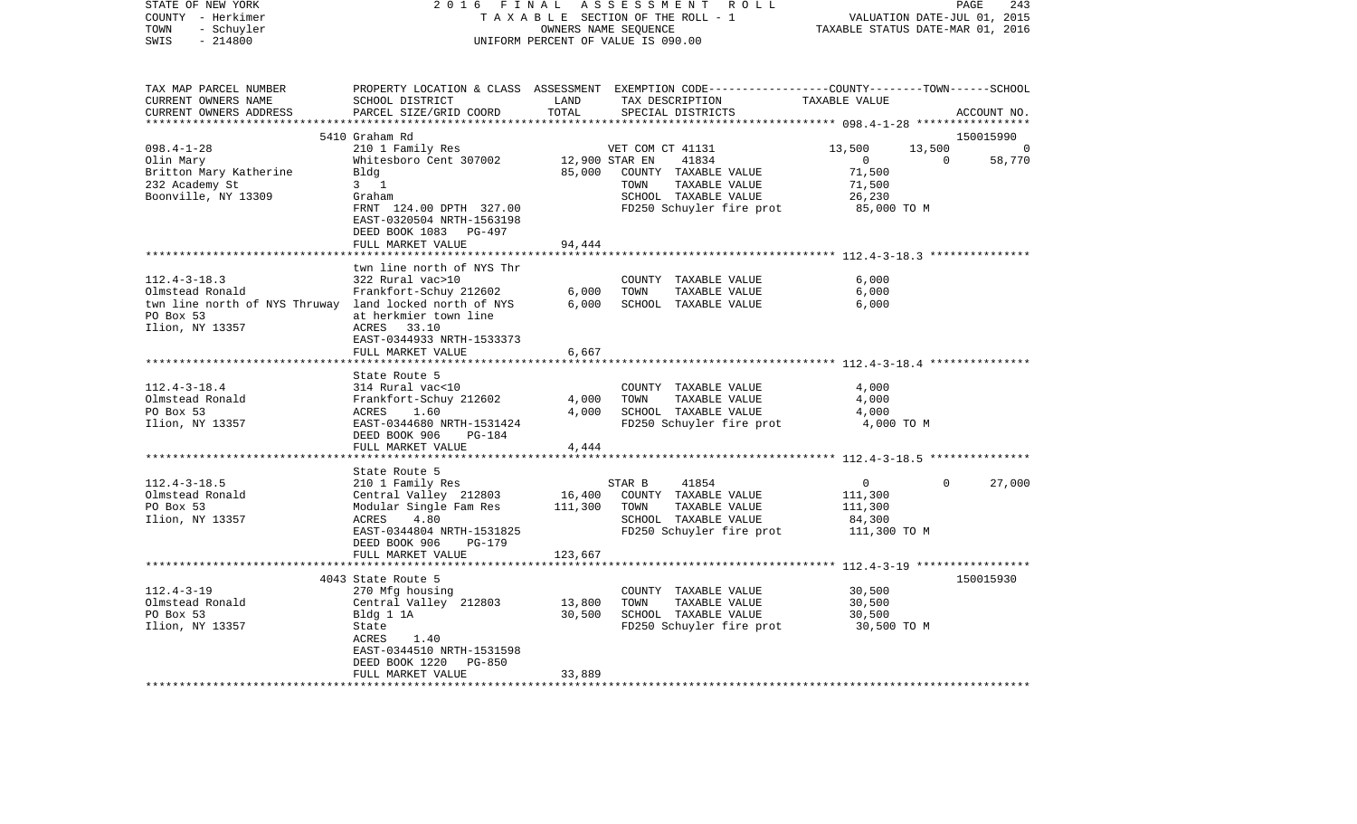STATE OF NEW YORK | COUNTY - Herkimer | TOWN - Schuyler | SWIS - 214800

2016 FINAL ASSESSMENT ROLL
TAXABLE SECTION OF THE ROLL - 1
OWNERS NAME SEQUENCE
UNIFORM PERCENT OF VALUE IS 090.00

VALUATION DATE-JUL 01, 2015
TAXABLE STATUS DATE-MAR 01, 2016

| TAX MAP PARCEL NUMBER / CURRENT OWNERS NAME / CURRENT OWNERS ADDRESS | PROPERTY LOCATION & CLASS / SCHOOL DISTRICT / PARCEL SIZE/GRID COORD | ASSESSMENT LAND | TOTAL | EXEMPTION CODE / TAX DESCRIPTION / SPECIAL DISTRICTS | COUNTY TAXABLE VALUE | TOWN | SCHOOL | ACCOUNT NO. |
|---|---|---|---|---|---|---|---|---|
| **098.4-1-28** | 5410 Graham Rd | | | | | | | 150015990 |
| Olin Mary | 210 1 Family Res | | | VET COM CT 41131 | 13,500 | 13,500 | 0 | |
| Britton Mary Katherine | Whitesboro Cent 307002 | 12,900 | | STAR EN 41834 | 0 | 0 | 58,770 | |
| 232 Academy St | Bldg | | 85,000 | COUNTY TAXABLE VALUE | 71,500 | | | |
| Boonville, NY 13309 | 3 1 | | | TOWN TAXABLE VALUE | 71,500 | | | |
| | Graham | | | SCHOOL TAXABLE VALUE | 26,230 | | | |
| | FRNT 124.00 DPTH 327.00 | | | FD250 Schuyler fire prot | 85,000 TO M | | | |
| | EAST-0320504 NRTH-1563198 | | | | | | | |
| | DEED BOOK 1083 PG-497 | | | | | | | |
| | FULL MARKET VALUE | | 94,444 | | | | | |
| **112.4-3-18.3** | twn line north of NYS Thr | | | | | | | |
| Olmstead Ronald | 322 Rural vac>10 | | | COUNTY TAXABLE VALUE | 6,000 | | | |
| twn line north of NYS Thruway | Frankfort-Schuy 212602 | 6,000 | | TOWN TAXABLE VALUE | 6,000 | | | |
| PO Box 53 | land locked north of NYS | | 6,000 | SCHOOL TAXABLE VALUE | 6,000 | | | |
| Ilion, NY 13357 | at herkmier town line | | | | | | | |
| | ACRES 33.10 | | | | | | | |
| | EAST-0344933 NRTH-1533373 | | | | | | | |
| | FULL MARKET VALUE | | 6,667 | | | | | |
| **112.4-3-18.4** | State Route 5 | | | | | | | |
| Olmstead Ronald | 314 Rural vac<10 | | | COUNTY TAXABLE VALUE | 4,000 | | | |
| PO Box 53 | Frankfort-Schuy 212602 | 4,000 | | TOWN TAXABLE VALUE | 4,000 | | | |
| Ilion, NY 13357 | ACRES 1.60 | | 4,000 | SCHOOL TAXABLE VALUE | 4,000 | | | |
| | EAST-0344680 NRTH-1531424 | | | FD250 Schuyler fire prot | 4,000 TO M | | | |
| | DEED BOOK 906 PG-184 | | | | | | | |
| | FULL MARKET VALUE | | 4,444 | | | | | |
| **112.4-3-18.5** | State Route 5 | | | | | | | |
| Olmstead Ronald | 210 1 Family Res | | | STAR B 41854 | 0 | 0 | 27,000 | |
| PO Box 53 | Central Valley 212803 | 16,400 | | COUNTY TAXABLE VALUE | 111,300 | | | |
| Ilion, NY 13357 | Modular Single Fam Res | | 111,300 | TOWN TAXABLE VALUE | 111,300 | | | |
| | ACRES 4.80 | | | SCHOOL TAXABLE VALUE | 84,300 | | | |
| | EAST-0344804 NRTH-1531825 | | | FD250 Schuyler fire prot | 111,300 TO M | | | |
| | DEED BOOK 906 PG-179 | | | | | | | |
| | FULL MARKET VALUE | | 123,667 | | | | | |
| **112.4-3-19** | 4043 State Route 5 | | | | | | | 150015930 |
| Olmstead Ronald | 270 Mfg housing | | | COUNTY TAXABLE VALUE | 30,500 | | | |
| PO Box 53 | Central Valley 212803 | 13,800 | | TOWN TAXABLE VALUE | 30,500 | | | |
| Ilion, NY 13357 | Bldg 1 1A | | 30,500 | SCHOOL TAXABLE VALUE | 30,500 | | | |
| | State | | | FD250 Schuyler fire prot | 30,500 TO M | | | |
| | ACRES 1.40 | | | | | | | |
| | EAST-0344510 NRTH-1531598 | | | | | | | |
| | DEED BOOK 1220 PG-850 | | | | | | | |
| | FULL MARKET VALUE | | 33,889 | | | | | |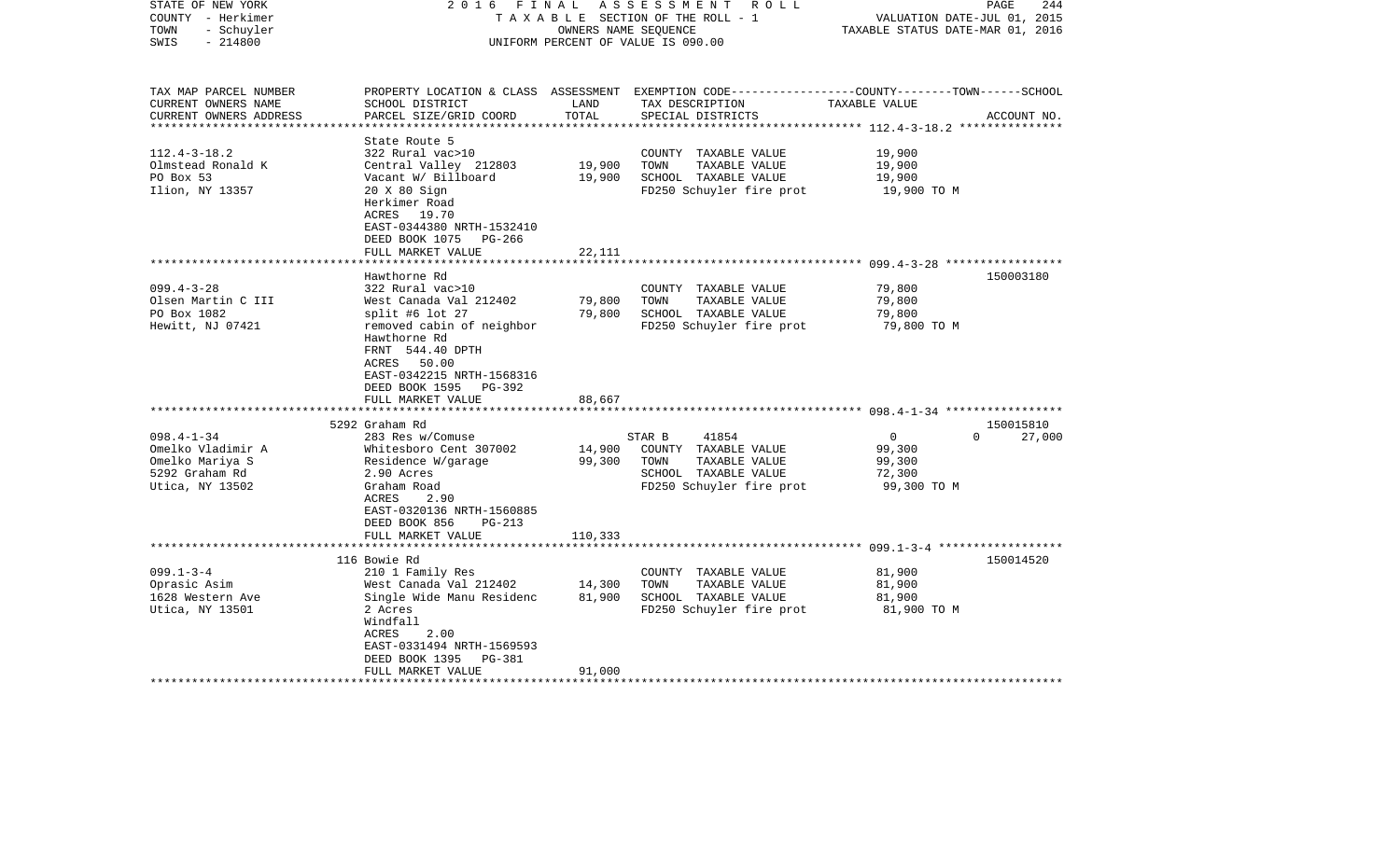STATE OF NEW YORK
COUNTY - Herkimer
TOWN - Schuyler
SWIS - 214800

2016 FINAL ASSESSMENT ROLL
TAXABLE SECTION OF THE ROLL - 1
OWNERS NAME SEQUENCE
UNIFORM PERCENT OF VALUE IS 090.00

VALUATION DATE-JUL 01, 2015
TAXABLE STATUS DATE-MAR 01, 2016

| TAX MAP PARCEL NUMBER / CURRENT OWNERS NAME / CURRENT OWNERS ADDRESS | PROPERTY LOCATION & CLASS / SCHOOL DISTRICT / PARCEL SIZE/GRID COORD | ASSESSMENT LAND / TOTAL | EXEMPTION CODE / TAX DESCRIPTION / SPECIAL DISTRICTS | COUNTY--------TOWN------SCHOOL TAXABLE VALUE | ACCOUNT NO. |
|---|---|---|---|---|---|
| **112.4-3-18.2** | State Route 5 | | | | |
| 112.4-3-18.2 | 322 Rural vac>10 | | COUNTY TAXABLE VALUE | 19,900 | |
| Olmstead Ronald K | Central Valley 212803 | 19,900 | TOWN TAXABLE VALUE | 19,900 | |
| PO Box 53 | Vacant W/ Billboard | 19,900 | SCHOOL TAXABLE VALUE | 19,900 | |
| Ilion, NY 13357 | 20 X 80 Sign | | FD250 Schuyler fire prot | 19,900 TO M | |
| | Herkimer Road | | | | |
| | ACRES 19.70 | | | | |
| | EAST-0344380 NRTH-1532410 | | | | |
| | DEED BOOK 1075 PG-266 | | | | |
| | FULL MARKET VALUE | 22,111 | | | |
| **099.4-3-28** | Hawthorne Rd | | | | 150003180 |
| 099.4-3-28 | 322 Rural vac>10 | | COUNTY TAXABLE VALUE | 79,800 | |
| Olsen Martin C III | West Canada Val 212402 | 79,800 | TOWN TAXABLE VALUE | 79,800 | |
| PO Box 1082 | split #6 lot 27 | 79,800 | SCHOOL TAXABLE VALUE | 79,800 | |
| Hewitt, NJ 07421 | removed cabin of neighbor | | FD250 Schuyler fire prot | 79,800 TO M | |
| | Hawthorne Rd | | | | |
| | FRNT 544.40 DPTH | | | | |
| | ACRES 50.00 | | | | |
| | EAST-0342215 NRTH-1568316 | | | | |
| | DEED BOOK 1595 PG-392 | | | | |
| | FULL MARKET VALUE | 88,667 | | | |
| **098.4-1-34** | 5292 Graham Rd | | | | 150015810 |
| 098.4-1-34 | 283 Res w/Comuse | | STAR B 41854 | 0 0 27,000 | |
| Omelko Vladimir A | Whitesboro Cent 307002 | 14,900 | COUNTY TAXABLE VALUE | 99,300 | |
| Omelko Mariya S | Residence W/garage | 99,300 | TOWN TAXABLE VALUE | 99,300 | |
| 5292 Graham Rd | 2.90 Acres | | SCHOOL TAXABLE VALUE | 72,300 | |
| Utica, NY 13502 | Graham Road | | FD250 Schuyler fire prot | 99,300 TO M | |
| | ACRES 2.90 | | | | |
| | EAST-0320136 NRTH-1560885 | | | | |
| | DEED BOOK 856 PG-213 | | | | |
| | FULL MARKET VALUE | 110,333 | | | |
| **099.1-3-4** | 116 Bowie Rd | | | | 150014520 |
| 099.1-3-4 | 210 1 Family Res | | COUNTY TAXABLE VALUE | 81,900 | |
| Oprasic Asim | West Canada Val 212402 | 14,300 | TOWN TAXABLE VALUE | 81,900 | |
| 1628 Western Ave | Single Wide Manu Residenc | 81,900 | SCHOOL TAXABLE VALUE | 81,900 | |
| Utica, NY 13501 | 2 Acres | | FD250 Schuyler fire prot | 81,900 TO M | |
| | Windfall | | | | |
| | ACRES 2.00 | | | | |
| | EAST-0331494 NRTH-1569593 | | | | |
| | DEED BOOK 1395 PG-381 | | | | |
| | FULL MARKET VALUE | 91,000 | | | |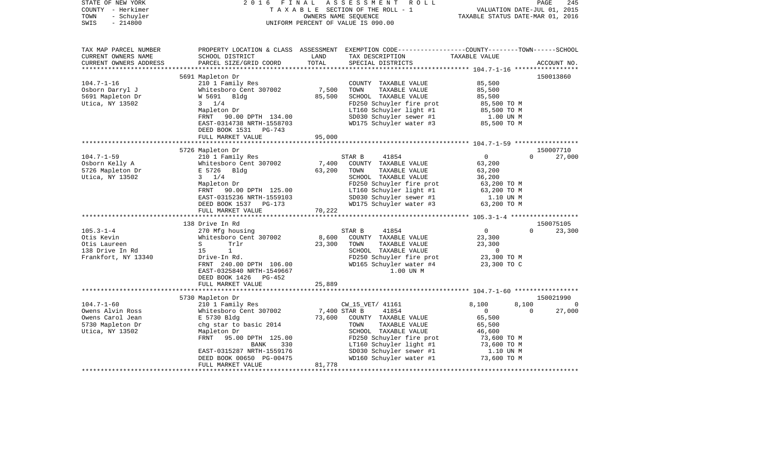STATE OF NEW YORK | 2016 FINAL ASSESSMENT ROLL
COUNTY - Herkimer | TAXABLE SECTION OF THE ROLL - 1 | VALUATION DATE-JUL 01, 2015
TOWN - Schuyler | OWNERS NAME SEQUENCE | TAXABLE STATUS DATE-MAR 01, 2016
SWIS - 214800 | UNIFORM PERCENT OF VALUE IS 090.00

| TAX MAP PARCEL NUMBER / CURRENT OWNERS NAME / CURRENT OWNERS ADDRESS | PROPERTY LOCATION & CLASS / SCHOOL DISTRICT / PARCEL SIZE/GRID COORD | ASSESSMENT LAND | ASSESSMENT TOTAL | EXEMPTION CODE / TAX DESCRIPTION / SPECIAL DISTRICTS | COUNTY TAXABLE VALUE | TOWN | SCHOOL | ACCOUNT NO. |
|---|---|---|---|---|---|---|---|---|
| **104.7-1-16** | 5691 Mapleton Dr | | | | | | | 150013860 |
| 104.7-1-16 | 210 1 Family Res | | | COUNTY TAXABLE VALUE | 85,500 | | | |
| Osborn Darryl J | Whitesboro Cent 307002 | 7,500 | | TOWN TAXABLE VALUE | 85,500 | | | |
| 5691 Mapleton Dr | W 5691 Bldg | | 85,500 | SCHOOL TAXABLE VALUE | 85,500 | | | |
| Utica, NY 13502 | 3 1/4 | | | FD250 Schuyler fire prot | 85,500 TO M | | | |
| | Mapleton Dr | | | LT160 Schuyler light #1 | 85,500 TO M | | | |
| | FRNT 90.00 DPTH 134.00 | | | SD030 Schuyler sewer #1 | 1.00 UN M | | | |
| | EAST-0314738 NRTH-1558703 | | | WD175 Schuyler water #3 | 85,500 TO M | | | |
| | DEED BOOK 1531 PG-743 | | | | | | | |
| | FULL MARKET VALUE | | 95,000 | | | | | |
| **104.7-1-59** | 5726 Mapleton Dr | | | | | | | 150007710 |
| 104.7-1-59 | 210 1 Family Res | | | STAR B 41854 | 0 | 0 | 27,000 | |
| Osborn Kelly A | Whitesboro Cent 307002 | 7,400 | | COUNTY TAXABLE VALUE | 63,200 | | | |
| 5726 Mapleton Dr | E 5726 Bldg | | 63,200 | TOWN TAXABLE VALUE | 63,200 | | | |
| Utica, NY 13502 | 3 1/4 | | | SCHOOL TAXABLE VALUE | 36,200 | | | |
| | Mapleton Dr | | | FD250 Schuyler fire prot | 63,200 TO M | | | |
| | FRNT 90.00 DPTH 125.00 | | | LT160 Schuyler light #1 | 63,200 TO M | | | |
| | EAST-0315236 NRTH-1559103 | | | SD030 Schuyler sewer #1 | 1.10 UN M | | | |
| | DEED BOOK 1537 PG-173 | | | WD175 Schuyler water #3 | 63,200 TO M | | | |
| | FULL MARKET VALUE | | 70,222 | | | | | |
| **105.3-1-4** | 138 Drive In Rd | | | | | | | 150075105 |
| 105.3-1-4 | 270 Mfg housing | | | STAR B 41854 | 0 | 0 | 23,300 | |
| Otis Kevin | Whitesboro Cent 307002 | 8,600 | | COUNTY TAXABLE VALUE | 23,300 | | | |
| Otis Laureen | S Trlr | | 23,300 | TOWN TAXABLE VALUE | 23,300 | | | |
| 138 Drive In Rd | 15 1 | | | SCHOOL TAXABLE VALUE | 0 | | | |
| Frankfort, NY 13340 | Drive-In Rd. | | | FD250 Schuyler fire prot | 23,300 TO M | | | |
| | FRNT 240.00 DPTH 106.00 | | | WD165 Schuyler water #4 | 23,300 TO C | | | |
| | EAST-0325840 NRTH-1549667 | | | 1.00 UN M | | | | |
| | DEED BOOK 1426 PG-452 | | | | | | | |
| | FULL MARKET VALUE | | 25,889 | | | | | |
| **104.7-1-60** | 5730 Mapleton Dr | | | | | | | 150021990 |
| 104.7-1-60 | 210 1 Family Res | | | CW_15_VET/ 41161 | 8,100 | 8,100 | 0 | |
| Owens Alvin Ross | Whitesboro Cent 307002 | 7,400 | | STAR B 41854 | 0 | 0 | 27,000 | |
| Owens Carol Jean | E 5730 Bldg | | 73,600 | COUNTY TAXABLE VALUE | 65,500 | | | |
| 5730 Mapleton Dr | chg star to basic 2014 | | | TOWN TAXABLE VALUE | 65,500 | | | |
| Utica, NY 13502 | Mapleton Dr | | | SCHOOL TAXABLE VALUE | 46,600 | | | |
| | FRNT 95.00 DPTH 125.00 | | | FD250 Schuyler fire prot | 73,600 TO M | | | |
| | BANK 330 | | | LT160 Schuyler light #1 | 73,600 TO M | | | |
| | EAST-0315287 NRTH-1559176 | | | SD030 Schuyler sewer #1 | 1.10 UN M | | | |
| | DEED BOOK 00650 PG-00475 | | | WD160 Schuyler water #1 | 73,600 TO M | | | |
| | FULL MARKET VALUE | | 81,778 | | | | | |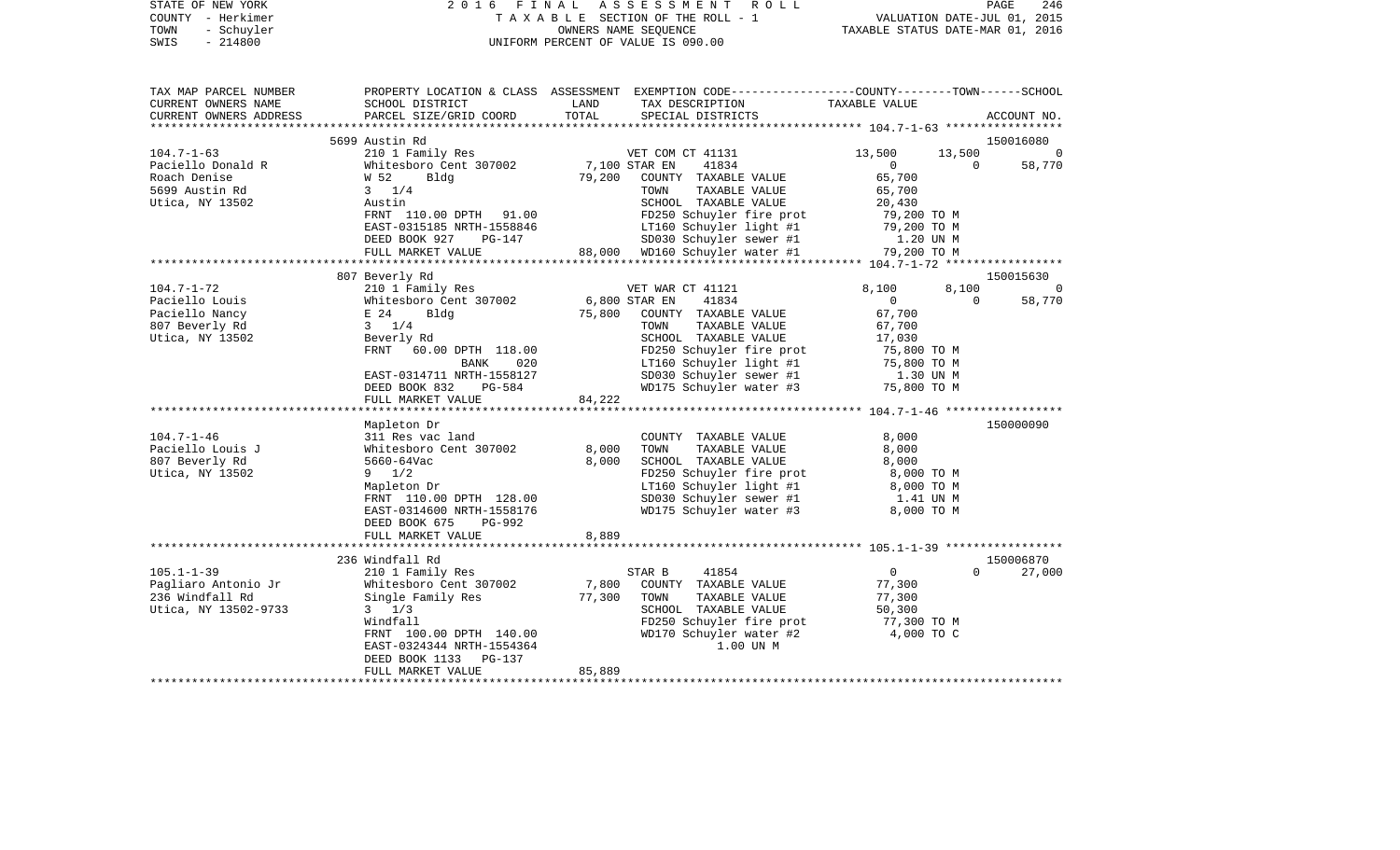STATE OF NEW YORK
COUNTY - Herkimer
TOWN - Schuyler
SWIS - 214800

2016 FINAL ASSESSMENT ROLL
TAXABLE SECTION OF THE ROLL - 1
OWNERS NAME SEQUENCE
UNIFORM PERCENT OF VALUE IS 090.00

VALUATION DATE-JUL 01, 2015
TAXABLE STATUS DATE-MAR 01, 2016

| TAX MAP PARCEL NUMBER / CURRENT OWNERS NAME / CURRENT OWNERS ADDRESS | PROPERTY LOCATION & CLASS / SCHOOL DISTRICT / PARCEL SIZE/GRID COORD | ASSESSMENT LAND | TOTAL | EXEMPTION CODE / TAX DESCRIPTION / SPECIAL DISTRICTS | COUNTY | TOWN | SCHOOL | ACCOUNT NO. |
|---|---|---|---|---|---|---|---|---|
| | 5699 Austin Rd | | | | | | | 150016080 |
| 104.7-1-63 | 210 1 Family Res | | | VET COM CT 41131 | 13,500 | 13,500 | 0 | |
| Paciello Donald R | Whitesboro Cent 307002 | 7,100 | | STAR EN 41834 | 0 | 0 | 58,770 | |
| Roach Denise | W 52 Bldg | | 79,200 | COUNTY TAXABLE VALUE | 65,700 | | | |
| 5699 Austin Rd | 3 1/4 | | | TOWN TAXABLE VALUE | | 65,700 | | |
| Utica, NY 13502 | Austin | | | SCHOOL TAXABLE VALUE | | | 20,430 | |
| | FRNT 110.00 DPTH 91.00 | | | FD250 Schuyler fire prot | 79,200 TO M | | | |
| | EAST-0315185 NRTH-1558846 | | | LT160 Schuyler light #1 | 79,200 TO M | | | |
| | DEED BOOK 927 PG-147 | | | SD030 Schuyler sewer #1 | 1.20 UN M | | | |
| | FULL MARKET VALUE | | 88,000 | WD160 Schuyler water #1 | 79,200 TO M | | | |
| | 807 Beverly Rd | | | | | | | 150015630 |
| 104.7-1-72 | 210 1 Family Res | | | VET WAR CT 41121 | 8,100 | 8,100 | 0 | |
| Paciello Louis | Whitesboro Cent 307002 | 6,800 | | STAR EN 41834 | 0 | 0 | 58,770 | |
| Paciello Nancy | E 24 Bldg | | 75,800 | COUNTY TAXABLE VALUE | 67,700 | | | |
| 807 Beverly Rd | 3 1/4 | | | TOWN TAXABLE VALUE | | 67,700 | | |
| Utica, NY 13502 | Beverly Rd | | | SCHOOL TAXABLE VALUE | | | 17,030 | |
| | FRNT 60.00 DPTH 118.00 | | | FD250 Schuyler fire prot | 75,800 TO M | | | |
| | BANK 020 | | | LT160 Schuyler light #1 | 75,800 TO M | | | |
| | EAST-0314711 NRTH-1558127 | | | SD030 Schuyler sewer #1 | 1.30 UN M | | | |
| | DEED BOOK 832 PG-584 | | | WD175 Schuyler water #3 | 75,800 TO M | | | |
| | FULL MARKET VALUE | | 84,222 | | | | | |
| | Mapleton Dr | | | | | | | 150000090 |
| 104.7-1-46 | 311 Res vac land | | | COUNTY TAXABLE VALUE | 8,000 | | | |
| Paciello Louis J | Whitesboro Cent 307002 | 8,000 | | TOWN TAXABLE VALUE | | 8,000 | | |
| 807 Beverly Rd | 5660-64Vac | | 8,000 | SCHOOL TAXABLE VALUE | | | 8,000 | |
| Utica, NY 13502 | 9 1/2 | | | FD250 Schuyler fire prot | 8,000 TO M | | | |
| | Mapleton Dr | | | LT160 Schuyler light #1 | 8,000 TO M | | | |
| | FRNT 110.00 DPTH 128.00 | | | SD030 Schuyler sewer #1 | 1.41 UN M | | | |
| | EAST-0314600 NRTH-1558176 | | | WD175 Schuyler water #3 | 8,000 TO M | | | |
| | DEED BOOK 675 PG-992 | | | | | | | |
| | FULL MARKET VALUE | | 8,889 | | | | | |
| | 236 Windfall Rd | | | | | | | 150006870 |
| 105.1-1-39 | 210 1 Family Res | | | STAR B 41854 | 0 | 0 | 27,000 | |
| Pagliaro Antonio Jr | Whitesboro Cent 307002 | 7,800 | | COUNTY TAXABLE VALUE | 77,300 | | | |
| 236 Windfall Rd | Single Family Res | | 77,300 | TOWN TAXABLE VALUE | | 77,300 | | |
| Utica, NY 13502-9733 | 3 1/3 | | | SCHOOL TAXABLE VALUE | | | 50,300 | |
| | Windfall | | | FD250 Schuyler fire prot | 77,300 TO M | | | |
| | FRNT 100.00 DPTH 140.00 | | | WD170 Schuyler water #2 | 4,000 TO C | | | |
| | EAST-0324344 NRTH-1554364 | | | 1.00 UN M | | | | |
| | DEED BOOK 1133 PG-137 | | | | | | | |
| | FULL MARKET VALUE | | 85,889 | | | | | |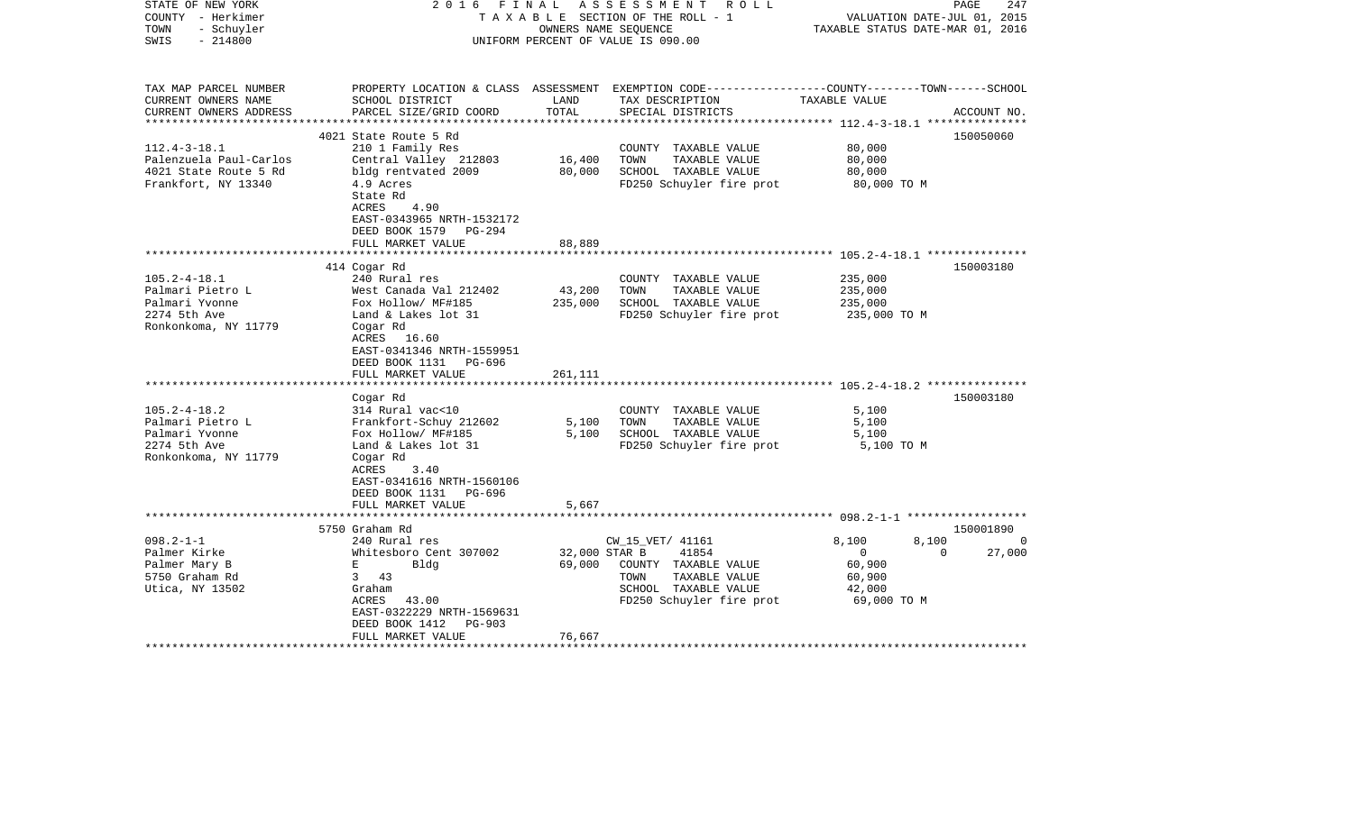STATE OF NEW YORK
COUNTY - Herkimer
TOWN - Schuyler
SWIS - 214800

2016 FINAL ASSESSMENT ROLL
TAXABLE SECTION OF THE ROLL - 1
OWNERS NAME SEQUENCE
UNIFORM PERCENT OF VALUE IS 090.00

VALUATION DATE-JUL 01, 2015
TAXABLE STATUS DATE-MAR 01, 2016

| TAX MAP PARCEL NUMBER / CURRENT OWNERS NAME / CURRENT OWNERS ADDRESS | PROPERTY LOCATION & CLASS / SCHOOL DISTRICT / PARCEL SIZE/GRID COORD | ASSESSMENT LAND / TOTAL | EXEMPTION CODE / TAX DESCRIPTION / SPECIAL DISTRICTS | COUNTY | TOWN | SCHOOL | ACCOUNT NO. |
|---|---|---|---|---|---|---|---|
| 112.4-3-18.1 | 4021 State Route 5 Rd | | | | | | 150050060 |
| Palenzuela Paul-Carlos | 210 1 Family Res | | COUNTY TAXABLE VALUE | 80,000 | | | |
| 4021 State Route 5 Rd | Central Valley 212803 | 16,400 | TOWN TAXABLE VALUE | | 80,000 | | |
| Frankfort, NY 13340 | bldg rentvated 2009 | 80,000 | SCHOOL TAXABLE VALUE | | | 80,000 | |
| | 4.9 Acres | | FD250 Schuyler fire prot | 80,000 TO M | | | |
| | State Rd | | | | | | |
| | ACRES 4.90 | | | | | | |
| | EAST-0343965 NRTH-1532172 | | | | | | |
| | DEED BOOK 1579 PG-294 | | | | | | |
| | FULL MARKET VALUE | 88,889 | | | | | |
| 105.2-4-18.1 | 414 Cogar Rd | | | | | | 150003180 |
| Palmari Pietro L | 240 Rural res | | COUNTY TAXABLE VALUE | 235,000 | | | |
| Palmari Yvonne | West Canada Val 212402 | 43,200 | TOWN TAXABLE VALUE | | 235,000 | | |
| 2274 5th Ave | Fox Hollow/ MF#185 | 235,000 | SCHOOL TAXABLE VALUE | | | 235,000 | |
| Ronkonkoma, NY 11779 | Land & Lakes lot 31 | | FD250 Schuyler fire prot | 235,000 TO M | | | |
| | Cogar Rd | | | | | | |
| | ACRES 16.60 | | | | | | |
| | EAST-0341346 NRTH-1559951 | | | | | | |
| | DEED BOOK 1131 PG-696 | | | | | | |
| | FULL MARKET VALUE | 261,111 | | | | | |
| 105.2-4-18.2 | Cogar Rd | | | | | | 150003180 |
| Palmari Pietro L | 314 Rural vac<10 | | COUNTY TAXABLE VALUE | 5,100 | | | |
| Palmari Yvonne | Frankfort-Schuy 212602 | 5,100 | TOWN TAXABLE VALUE | | 5,100 | | |
| 2274 5th Ave | Fox Hollow/ MF#185 | 5,100 | SCHOOL TAXABLE VALUE | | | 5,100 | |
| Ronkonkoma, NY 11779 | Land & Lakes lot 31 | | FD250 Schuyler fire prot | 5,100 TO M | | | |
| | Cogar Rd | | | | | | |
| | ACRES 3.40 | | | | | | |
| | EAST-0341616 NRTH-1560106 | | | | | | |
| | DEED BOOK 1131 PG-696 | | | | | | |
| | FULL MARKET VALUE | 5,667 | | | | | |
| 098.2-1-1 | 5750 Graham Rd | | | | | | 150001890 |
| Palmer Kirke | 240 Rural res | | CW_15_VET/ 41161 | 8,100 | 8,100 | 0 | |
| Palmer Mary B | Whitesboro Cent 307002 | 32,000 | STAR B 41854 | 0 | 0 | 27,000 | |
| 5750 Graham Rd | E Bldg | 69,000 | COUNTY TAXABLE VALUE | 60,900 | | | |
| Utica, NY 13502 | 3 43 | | TOWN TAXABLE VALUE | | 60,900 | | |
| | Graham | | SCHOOL TAXABLE VALUE | | | 42,000 | |
| | ACRES 43.00 | | FD250 Schuyler fire prot | 69,000 TO M | | | |
| | EAST-0322229 NRTH-1569631 | | | | | | |
| | DEED BOOK 1412 PG-903 | | | | | | |
| | FULL MARKET VALUE | 76,667 | | | | | |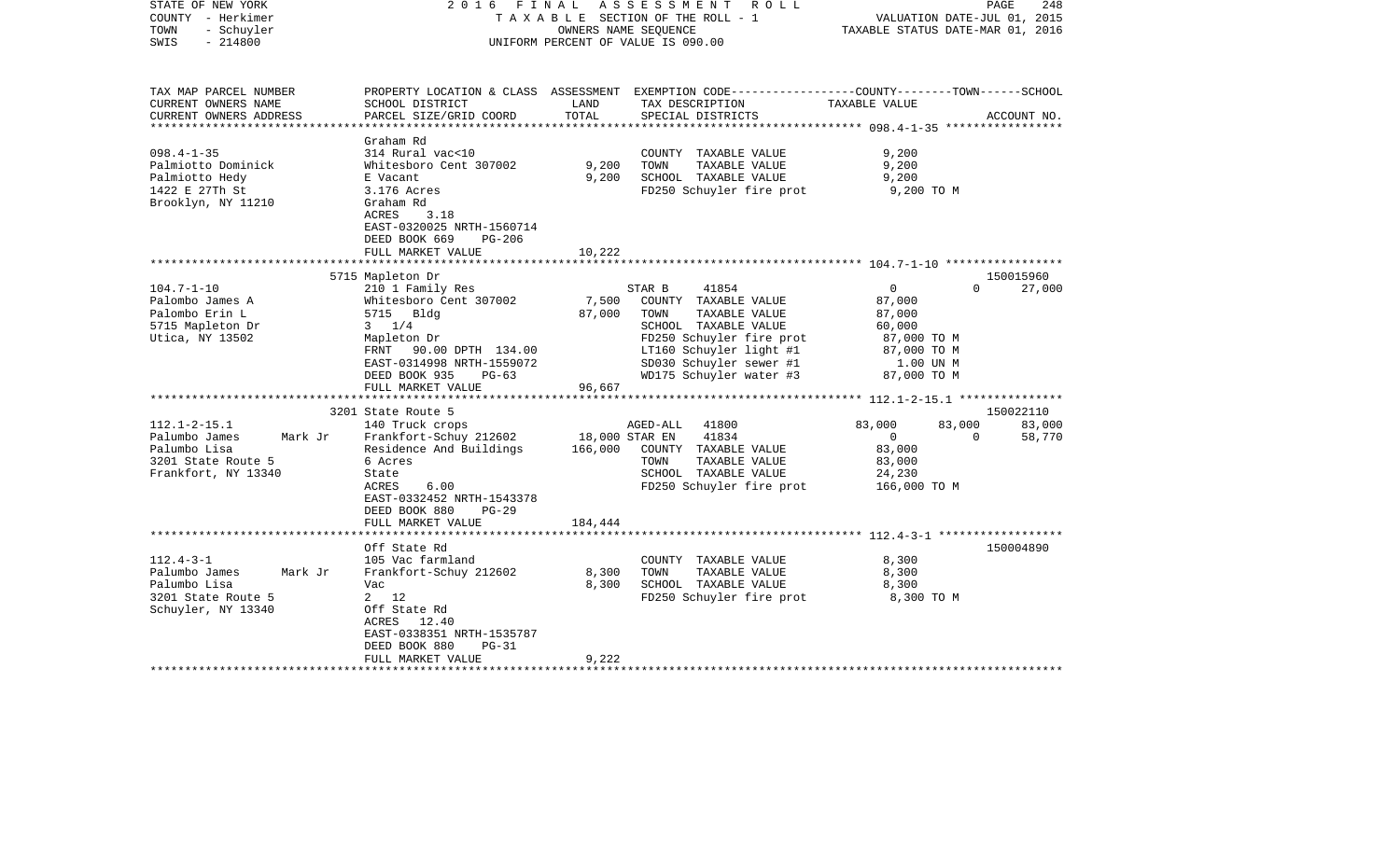STATE OF NEW YORK
COUNTY - Herkimer
TOWN - Schuyler
SWIS - 214800

2016 FINAL ASSESSMENT ROLL
TAXABLE SECTION OF THE ROLL - 1
OWNERS NAME SEQUENCE
UNIFORM PERCENT OF VALUE IS 090.00

VALUATION DATE-JUL 01, 2015
TAXABLE STATUS DATE-MAR 01, 2016

| TAX MAP PARCEL NUMBER / CURRENT OWNERS NAME / CURRENT OWNERS ADDRESS | PROPERTY LOCATION & CLASS / SCHOOL DISTRICT / PARCEL SIZE/GRID COORD | ASSESSMENT LAND / TOTAL | EXEMPTION CODE / TAX DESCRIPTION / SPECIAL DISTRICTS | COUNTY | TOWN | SCHOOL / ACCOUNT NO. |
|---|---|---|---|---|---|---|
| **098.4-1-35** | Graham Rd | | | | | |
| 098.4-1-35 | 314 Rural vac<10 | | COUNTY TAXABLE VALUE | 9,200 | | |
| Palmiotto Dominick | Whitesboro Cent 307002 | 9,200 | TOWN TAXABLE VALUE | | 9,200 | |
| Palmiotto Hedy | E Vacant | 9,200 | SCHOOL TAXABLE VALUE | | | 9,200 |
| 1422 E 27Th St | 3.176 Acres | | FD250 Schuyler fire prot | 9,200 TO M | | |
| Brooklyn, NY 11210 | Graham Rd | | | | | |
| | ACRES 3.18 | | | | | |
| | EAST-0320025 NRTH-1560714 | | | | | |
| | DEED BOOK 669 PG-206 | | | | | |
| | FULL MARKET VALUE | 10,222 | | | | |
| **104.7-1-10** | 5715 Mapleton Dr | | | | | 150015960 |
| 104.7-1-10 | 210 1 Family Res | | STAR B 41854 | 0 | 0 | 27,000 |
| Palombo James A | Whitesboro Cent 307002 | 7,500 | COUNTY TAXABLE VALUE | 87,000 | | |
| Palombo Erin L | 5715 Bldg | 87,000 | TOWN TAXABLE VALUE | | 87,000 | |
| 5715 Mapleton Dr | 3 1/4 | | SCHOOL TAXABLE VALUE | | | 60,000 |
| Utica, NY 13502 | Mapleton Dr | | FD250 Schuyler fire prot | 87,000 TO M | | |
| | FRNT 90.00 DPTH 134.00 | | LT160 Schuyler light #1 | 87,000 TO M | | |
| | EAST-0314998 NRTH-1559072 | | SD030 Schuyler sewer #1 | 1.00 UN M | | |
| | DEED BOOK 935 PG-63 | | WD175 Schuyler water #3 | 87,000 TO M | | |
| | FULL MARKET VALUE | 96,667 | | | | |
| **112.1-2-15.1** | 3201 State Route 5 | | | | | 150022110 |
| 112.1-2-15.1 | 140 Truck crops | | AGED-ALL 41800 | 83,000 | 83,000 | 83,000 |
| Palumbo James Mark Jr | Frankfort-Schuy 212602 | 18,000 | STAR EN 41834 | 0 | 0 | 58,770 |
| Palumbo Lisa | Residence And Buildings | 166,000 | COUNTY TAXABLE VALUE | 83,000 | | |
| 3201 State Route 5 | 6 Acres | | TOWN TAXABLE VALUE | | 83,000 | |
| Frankfort, NY 13340 | State | | SCHOOL TAXABLE VALUE | | | 24,230 |
| | ACRES 6.00 | | FD250 Schuyler fire prot | 166,000 TO M | | |
| | EAST-0332452 NRTH-1543378 | | | | | |
| | DEED BOOK 880 PG-29 | | | | | |
| | FULL MARKET VALUE | 184,444 | | | | |
| **112.4-3-1** | Off State Rd | | | | | 150004890 |
| 112.4-3-1 | 105 Vac farmland | | COUNTY TAXABLE VALUE | 8,300 | | |
| Palumbo James Mark Jr | Frankfort-Schuy 212602 | 8,300 | TOWN TAXABLE VALUE | | 8,300 | |
| Palumbo Lisa | Vac | 8,300 | SCHOOL TAXABLE VALUE | | | 8,300 |
| 3201 State Route 5 | 2 12 | | FD250 Schuyler fire prot | 8,300 TO M | | |
| Schuyler, NY 13340 | Off State Rd | | | | | |
| | ACRES 12.40 | | | | | |
| | EAST-0338351 NRTH-1535787 | | | | | |
| | DEED BOOK 880 PG-31 | | | | | |
| | FULL MARKET VALUE | 9,222 | | | | |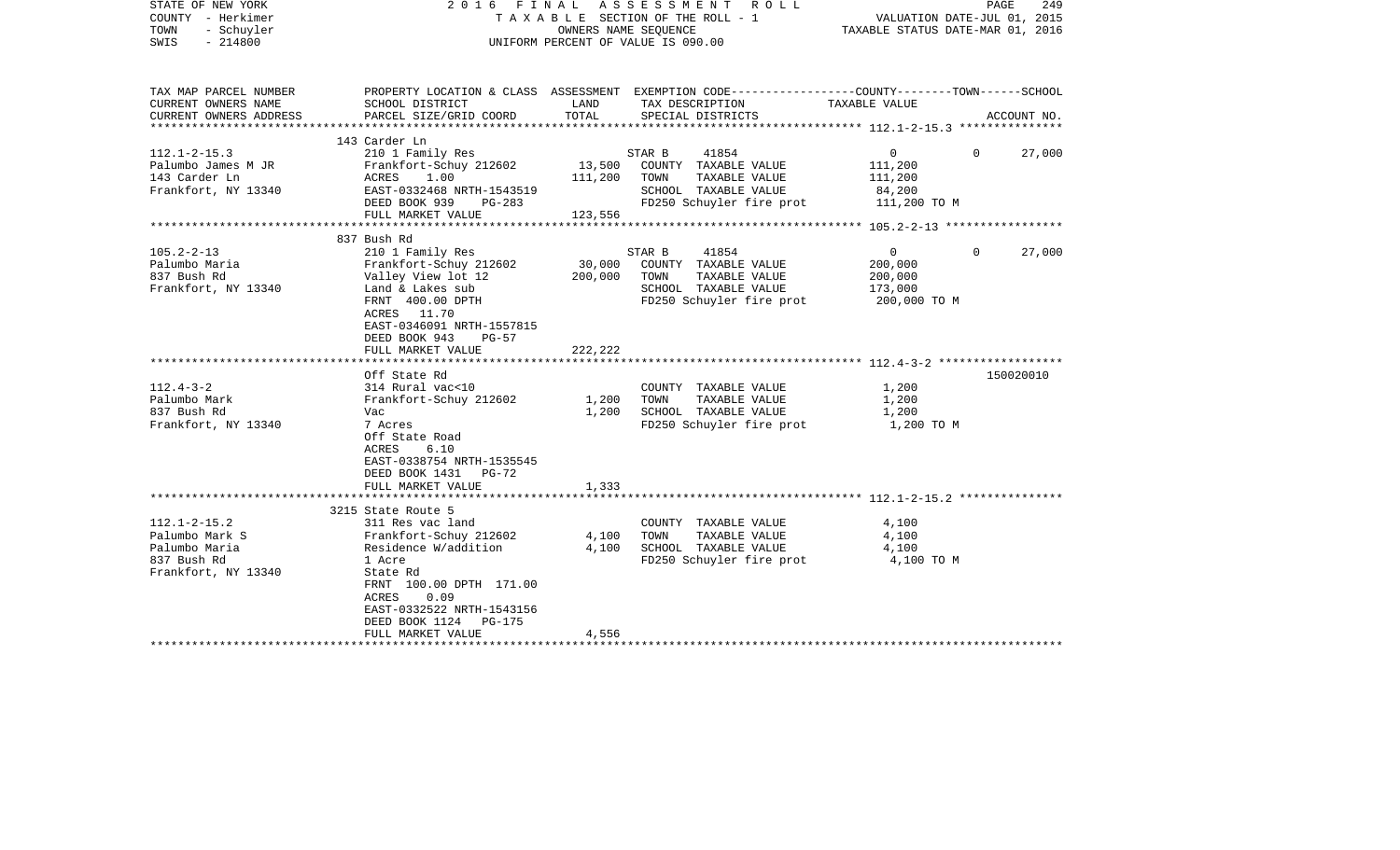STATE OF NEW YORK
COUNTY - Herkimer
TOWN - Schuyler
SWIS - 214800

2016 FINAL ASSESSMENT ROLL
TAXABLE SECTION OF THE ROLL - 1
OWNERS NAME SEQUENCE
UNIFORM PERCENT OF VALUE IS 090.00

VALUATION DATE-JUL 01, 2015
TAXABLE STATUS DATE-MAR 01, 2016

| TAX MAP PARCEL NUMBER / CURRENT OWNERS NAME / CURRENT OWNERS ADDRESS | PROPERTY LOCATION & CLASS / SCHOOL DISTRICT / PARCEL SIZE/GRID COORD | ASSESSMENT LAND | TOTAL | EXEMPTION CODE / TAX DESCRIPTION / SPECIAL DISTRICTS | COUNTY | TOWN | SCHOOL / TAXABLE VALUE | ACCOUNT NO. |
|---|---|---|---|---|---|---|---|---|
| 112.1-2-15.3 | 143 Carder Ln | | | | | | | |
| 112.1-2-15.3 | 210 1 Family Res | | | STAR B 41854 | 0 | 0 | 27,000 | |
| Palumbo James M JR | Frankfort-Schuy 212602 | 13,500 | | COUNTY TAXABLE VALUE | 111,200 | | | |
| 143 Carder Ln | ACRES 1.00 | | 111,200 | TOWN TAXABLE VALUE | | 111,200 | | |
| Frankfort, NY 13340 | EAST-0332468 NRTH-1543519 | | | SCHOOL TAXABLE VALUE | | | 84,200 | |
| | DEED BOOK 939 PG-283 | | | FD250 Schuyler fire prot | 111,200 TO M | | | |
| | FULL MARKET VALUE | | 123,556 | | | | | |
| 105.2-2-13 | 837 Bush Rd | | | | | | | |
| 105.2-2-13 | 210 1 Family Res | | | STAR B 41854 | 0 | 0 | 27,000 | |
| Palumbo Maria | Frankfort-Schuy 212602 | 30,000 | | COUNTY TAXABLE VALUE | 200,000 | | | |
| 837 Bush Rd | Valley View lot 12 | | 200,000 | TOWN TAXABLE VALUE | | 200,000 | | |
| Frankfort, NY 13340 | Land & Lakes sub | | | SCHOOL TAXABLE VALUE | | | 173,000 | |
| | FRNT 400.00 DPTH | | | FD250 Schuyler fire prot | 200,000 TO M | | | |
| | ACRES 11.70 | | | | | | | |
| | EAST-0346091 NRTH-1557815 | | | | | | | |
| | DEED BOOK 943 PG-57 | | | | | | | |
| | FULL MARKET VALUE | | 222,222 | | | | | |
| 112.4-3-2 | Off State Rd | | | | | | | 150020010 |
| 112.4-3-2 | 314 Rural vac<10 | | | COUNTY TAXABLE VALUE | 1,200 | | | |
| Palumbo Mark | Frankfort-Schuy 212602 | 1,200 | | TOWN TAXABLE VALUE | | 1,200 | | |
| 837 Bush Rd | Vac | | 1,200 | SCHOOL TAXABLE VALUE | | | 1,200 | |
| Frankfort, NY 13340 | 7 Acres | | | FD250 Schuyler fire prot | 1,200 TO M | | | |
| | Off State Road | | | | | | | |
| | ACRES 6.10 | | | | | | | |
| | EAST-0338754 NRTH-1535545 | | | | | | | |
| | DEED BOOK 1431 PG-72 | | | | | | | |
| | FULL MARKET VALUE | | 1,333 | | | | | |
| 112.1-2-15.2 | 3215 State Route 5 | | | | | | | |
| 112.1-2-15.2 | 311 Res vac land | | | COUNTY TAXABLE VALUE | 4,100 | | | |
| Palumbo Mark S | Frankfort-Schuy 212602 | 4,100 | | TOWN TAXABLE VALUE | | 4,100 | | |
| Palumbo Maria | Residence W/addition | | 4,100 | SCHOOL TAXABLE VALUE | | | 4,100 | |
| 837 Bush Rd | 1 Acre | | | FD250 Schuyler fire prot | 4,100 TO M | | | |
| Frankfort, NY 13340 | State Rd | | | | | | | |
| | FRNT 100.00 DPTH 171.00 | | | | | | | |
| | ACRES 0.09 | | | | | | | |
| | EAST-0332522 NRTH-1543156 | | | | | | | |
| | DEED BOOK 1124 PG-175 | | | | | | | |
| | FULL MARKET VALUE | | 4,556 | | | | | |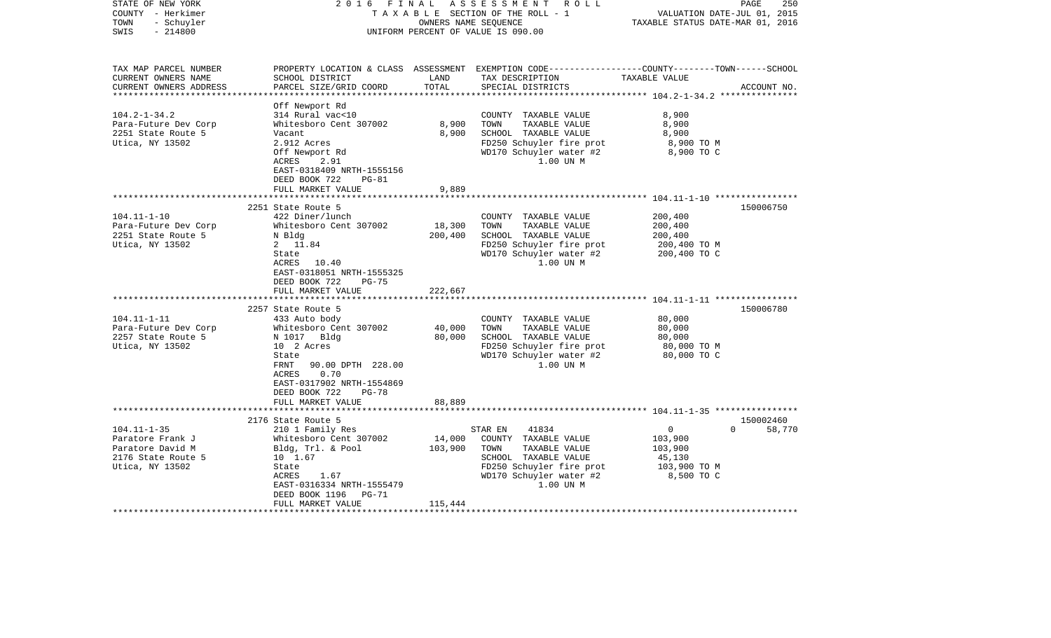STATE OF NEW YORK
COUNTY - Herkimer
TOWN - Schuyler
SWIS - 214800

2016 FINAL ASSESSMENT ROLL
TAXABLE SECTION OF THE ROLL - 1
OWNERS NAME SEQUENCE
UNIFORM PERCENT OF VALUE IS 090.00

VALUATION DATE-JUL 01, 2015
TAXABLE STATUS DATE-MAR 01, 2016

| TAX MAP PARCEL NUMBER / CURRENT OWNERS NAME / CURRENT OWNERS ADDRESS | PROPERTY LOCATION & CLASS / SCHOOL DISTRICT / PARCEL SIZE/GRID COORD | ASSESSMENT LAND | ASSESSMENT TOTAL | EXEMPTION CODE / TAX DESCRIPTION / SPECIAL DISTRICTS | COUNTY TAXABLE VALUE | TOWN | SCHOOL | ACCOUNT NO. |
|---|---|---|---|---|---|---|---|---|
| **104.2-1-34.2** | Off Newport Rd | | | | | | | |
| | 314 Rural vac<10 | | | COUNTY TAXABLE VALUE | 8,900 | | | |
| Para-Future Dev Corp | Whitesboro Cent 307002 | 8,900 | | TOWN TAXABLE VALUE | 8,900 | | | |
| 2251 State Route 5 | Vacant | | 8,900 | SCHOOL TAXABLE VALUE | 8,900 | | | |
| Utica, NY 13502 | 2.912 Acres | | | FD250 Schuyler fire prot | 8,900 TO M | | | |
| | Off Newport Rd | | | WD170 Schuyler water #2 | 8,900 TO C | | | |
| | ACRES 2.91 | | | 1.00 UN M | | | | |
| | EAST-0318409 NRTH-1555156 | | | | | | | |
| | DEED BOOK 722 PG-81 | | | | | | | |
| | FULL MARKET VALUE | | 9,889 | | | | | |
| **104.11-1-10** | 2251 State Route 5 | | | | | | | 150006750 |
| | 422 Diner/lunch | | | COUNTY TAXABLE VALUE | 200,400 | | | |
| Para-Future Dev Corp | Whitesboro Cent 307002 | 18,300 | | TOWN TAXABLE VALUE | 200,400 | | | |
| 2251 State Route 5 | N Bldg | | 200,400 | SCHOOL TAXABLE VALUE | 200,400 | | | |
| Utica, NY 13502 | 2 11.84 | | | FD250 Schuyler fire prot | 200,400 TO M | | | |
| | State | | | WD170 Schuyler water #2 | 200,400 TO C | | | |
| | ACRES 10.40 | | | 1.00 UN M | | | | |
| | EAST-0318051 NRTH-1555325 | | | | | | | |
| | DEED BOOK 722 PG-75 | | | | | | | |
| | FULL MARKET VALUE | | 222,667 | | | | | |
| **104.11-1-11** | 2257 State Route 5 | | | | | | | 150006780 |
| | 433 Auto body | | | COUNTY TAXABLE VALUE | 80,000 | | | |
| Para-Future Dev Corp | Whitesboro Cent 307002 | 40,000 | | TOWN TAXABLE VALUE | 80,000 | | | |
| 2257 State Route 5 | N 1017 Bldg | | 80,000 | SCHOOL TAXABLE VALUE | 80,000 | | | |
| Utica, NY 13502 | 10 2 Acres | | | FD250 Schuyler fire prot | 80,000 TO M | | | |
| | State | | | WD170 Schuyler water #2 | 80,000 TO C | | | |
| | FRNT 90.00 DPTH 228.00 | | | 1.00 UN M | | | | |
| | ACRES 0.70 | | | | | | | |
| | EAST-0317902 NRTH-1554869 | | | | | | | |
| | DEED BOOK 722 PG-78 | | | | | | | |
| | FULL MARKET VALUE | | 88,889 | | | | | |
| **104.11-1-35** | 2176 State Route 5 | | | | | | | 150002460 |
| | 210 1 Family Res | | | STAR EN 41834 | 0 | 0 | 58,770 | |
| Paratore Frank J | Whitesboro Cent 307002 | 14,000 | | COUNTY TAXABLE VALUE | 103,900 | | | |
| Paratore David M | Bldg, Trl. & Pool | | 103,900 | TOWN TAXABLE VALUE | 103,900 | | | |
| 2176 State Route 5 | 10 1.67 | | | SCHOOL TAXABLE VALUE | 45,130 | | | |
| Utica, NY 13502 | State | | | FD250 Schuyler fire prot | 103,900 TO M | | | |
| | ACRES 1.67 | | | WD170 Schuyler water #2 | 8,500 TO C | | | |
| | EAST-0316334 NRTH-1555479 | | | 1.00 UN M | | | | |
| | DEED BOOK 1196 PG-71 | | | | | | | |
| | FULL MARKET VALUE | | 115,444 | | | | | |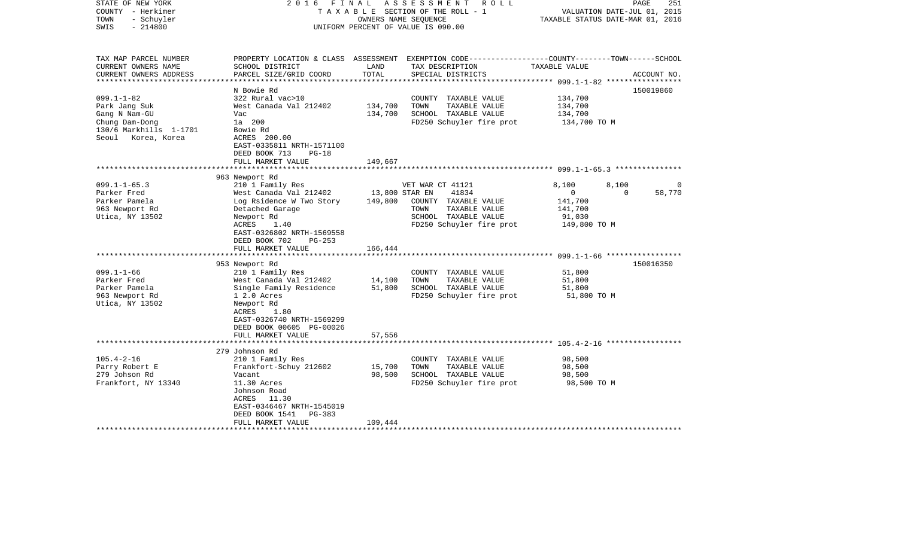STATE OF NEW YORK
COUNTY - Herkimer
TOWN - Schuyler
SWIS - 214800

2016 FINAL ASSESSMENT ROLL
TAXABLE SECTION OF THE ROLL - 1
OWNERS NAME SEQUENCE
UNIFORM PERCENT OF VALUE IS 090.00

VALUATION DATE-JUL 01, 2015
TAXABLE STATUS DATE-MAR 01, 2016

| TAX MAP PARCEL NUMBER / CURRENT OWNERS NAME / CURRENT OWNERS ADDRESS | PROPERTY LOCATION & CLASS / SCHOOL DISTRICT / PARCEL SIZE/GRID COORD | ASSESSMENT LAND / TOTAL | EXEMPTION CODE / TAX DESCRIPTION / SPECIAL DISTRICTS | COUNTY | TOWN | SCHOOL / ACCOUNT NO. |
|---|---|---|---|---|---|---|
| **099.1-1-82** | N Bowie Rd | | | | | 150019860 |
| Park Jang Suk | 322 Rural vac>10 | | COUNTY TAXABLE VALUE | 134,700 | | |
| Gang N Nam-GU | West Canada Val 212402 | 134,700 | TOWN TAXABLE VALUE | | 134,700 | |
| Chung Dam-Dong | Vac | 134,700 | SCHOOL TAXABLE VALUE | | | 134,700 |
| 130/6 Markhills 1-1701 | 1a 200 | | FD250 Schuyler fire prot | 134,700 TO M | | |
| Seoul Korea, Korea | Bowie Rd | | | | | |
| | ACRES 200.00 | | | | | |
| | EAST-0335811 NRTH-1571100 | | | | | |
| | DEED BOOK 713 PG-18 | | | | | |
| | FULL MARKET VALUE | 149,667 | | | | |
| **099.1-1-65.3** | 963 Newport Rd | | | | | |
| Parker Fred | 210 1 Family Res | | VET WAR CT 41121 | 8,100 | 8,100 | 0 |
| Parker Pamela | West Canada Val 212402 | 13,800 | STAR EN 41834 | 0 | 0 | 58,770 |
| 963 Newport Rd | Log Rsidence W Two Story | 149,800 | COUNTY TAXABLE VALUE | 141,700 | | |
| Utica, NY 13502 | Detached Garage | | TOWN TAXABLE VALUE | | 141,700 | |
| | Newport Rd | | SCHOOL TAXABLE VALUE | | | 91,030 |
| | ACRES 1.40 | | FD250 Schuyler fire prot | 149,800 TO M | | |
| | EAST-0326802 NRTH-1569558 | | | | | |
| | DEED BOOK 702 PG-253 | | | | | |
| | FULL MARKET VALUE | 166,444 | | | | |
| **099.1-1-66** | 953 Newport Rd | | | | | 150016350 |
| Parker Fred | 210 1 Family Res | | COUNTY TAXABLE VALUE | 51,800 | | |
| Parker Pamela | West Canada Val 212402 | 14,100 | TOWN TAXABLE VALUE | | 51,800 | |
| 963 Newport Rd | Single Family Residence | 51,800 | SCHOOL TAXABLE VALUE | | | 51,800 |
| Utica, NY 13502 | 1 2.0 Acres | | FD250 Schuyler fire prot | 51,800 TO M | | |
| | Newport Rd | | | | | |
| | ACRES 1.80 | | | | | |
| | EAST-0326740 NRTH-1569299 | | | | | |
| | DEED BOOK 00605 PG-00026 | | | | | |
| | FULL MARKET VALUE | 57,556 | | | | |
| **105.4-2-16** | 279 Johnson Rd | | | | | |
| Parry Robert E | 210 1 Family Res | | COUNTY TAXABLE VALUE | 98,500 | | |
| 279 Johson Rd | Frankfort-Schuy 212602 | 15,700 | TOWN TAXABLE VALUE | | 98,500 | |
| Frankfort, NY 13340 | Vacant | 98,500 | SCHOOL TAXABLE VALUE | | | 98,500 |
| | 11.30 Acres | | FD250 Schuyler fire prot | 98,500 TO M | | |
| | Johnson Road | | | | | |
| | ACRES 11.30 | | | | | |
| | EAST-0346467 NRTH-1545019 | | | | | |
| | DEED BOOK 1541 PG-383 | | | | | |
| | FULL MARKET VALUE | 109,444 | | | | |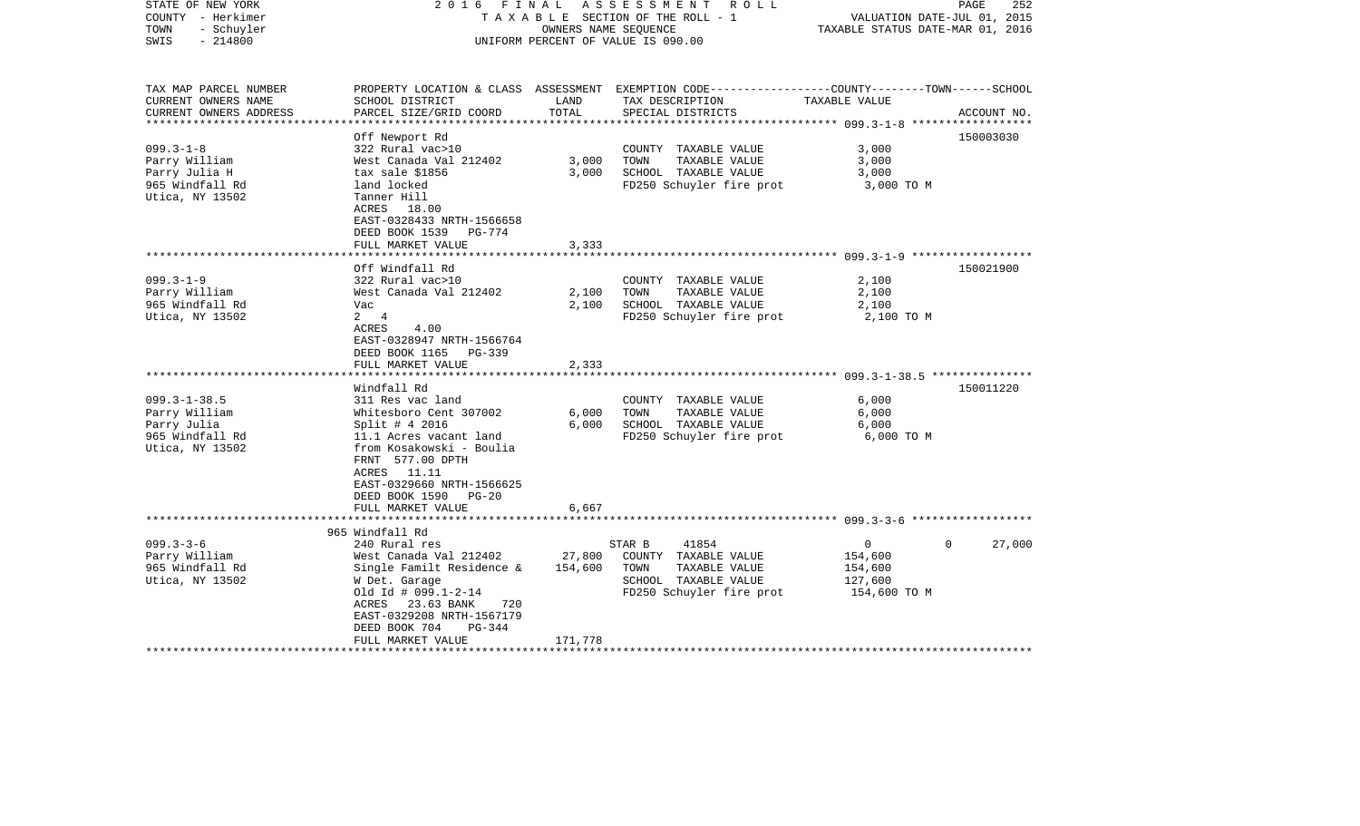STATE OF NEW YORK
COUNTY - Herkimer
TOWN - Schuyler
SWIS - 214800

2016 FINAL ASSESSMENT ROLL
TAXABLE SECTION OF THE ROLL - 1
OWNERS NAME SEQUENCE
UNIFORM PERCENT OF VALUE IS 090.00

VALUATION DATE-JUL 01, 2015
TAXABLE STATUS DATE-MAR 01, 2016

| TAX MAP PARCEL NUMBER / CURRENT OWNERS NAME / CURRENT OWNERS ADDRESS | PROPERTY LOCATION & CLASS / SCHOOL DISTRICT / PARCEL SIZE/GRID COORD | ASSESSMENT LAND / TOTAL | EXEMPTION CODE / TAX DESCRIPTION / SPECIAL DISTRICTS | TAXABLE VALUE (COUNTY / TOWN / SCHOOL) | ACCOUNT NO. |
|---|---|---|---|---|---|
| **099.3-1-8** | Off Newport Rd | | | | 150003030 |
| 099.3-1-8 | 322 Rural vac>10 | | COUNTY TAXABLE VALUE | 3,000 | |
| Parry William | West Canada Val 212402 | 3,000 | TOWN TAXABLE VALUE | 3,000 | |
| Parry Julia H | tax sale $1856 | 3,000 | SCHOOL TAXABLE VALUE | 3,000 | |
| 965 Windfall Rd | land locked | | FD250 Schuyler fire prot | 3,000 TO M | |
| Utica, NY 13502 | Tanner Hill | | | | |
| | ACRES 18.00 | | | | |
| | EAST-0328433 NRTH-1566658 | | | | |
| | DEED BOOK 1539 PG-774 | | | | |
| | FULL MARKET VALUE | 3,333 | | | |
| **099.3-1-9** | Off Windfall Rd | | | | 150021900 |
| 099.3-1-9 | 322 Rural vac>10 | | COUNTY TAXABLE VALUE | 2,100 | |
| Parry William | West Canada Val 212402 | 2,100 | TOWN TAXABLE VALUE | 2,100 | |
| 965 Windfall Rd | Vac | 2,100 | SCHOOL TAXABLE VALUE | 2,100 | |
| Utica, NY 13502 | 2 4 | | FD250 Schuyler fire prot | 2,100 TO M | |
| | ACRES 4.00 | | | | |
| | EAST-0328947 NRTH-1566764 | | | | |
| | DEED BOOK 1165 PG-339 | | | | |
| | FULL MARKET VALUE | 2,333 | | | |
| **099.3-1-38.5** | Windfall Rd | | | | 150011220 |
| 099.3-1-38.5 | 311 Res vac land | | COUNTY TAXABLE VALUE | 6,000 | |
| Parry William | Whitesboro Cent 307002 | 6,000 | TOWN TAXABLE VALUE | 6,000 | |
| Parry Julia | Split # 4 2016 | 6,000 | SCHOOL TAXABLE VALUE | 6,000 | |
| 965 Windfall Rd | 11.1 Acres vacant land | | FD250 Schuyler fire prot | 6,000 TO M | |
| Utica, NY 13502 | from Kosakowski - Boulia | | | | |
| | FRNT 577.00 DPTH | | | | |
| | ACRES 11.11 | | | | |
| | EAST-0329660 NRTH-1566625 | | | | |
| | DEED BOOK 1590 PG-20 | | | | |
| | FULL MARKET VALUE | 6,667 | | | |
| **099.3-3-6** | 965 Windfall Rd | | | | |
| 099.3-3-6 | 240 Rural res | | STAR B 41854 | 0 / 0 / 27,000 | |
| Parry William | West Canada Val 212402 | 27,800 | COUNTY TAXABLE VALUE | 154,600 | |
| 965 Windfall Rd | Single Familt Residence & | 154,600 | TOWN TAXABLE VALUE | 154,600 | |
| Utica, NY 13502 | W Det. Garage | | SCHOOL TAXABLE VALUE | 127,600 | |
| | Old Id # 099.1-2-14 | | FD250 Schuyler fire prot | 154,600 TO M | |
| | ACRES 23.63 BANK 720 | | | | |
| | EAST-0329208 NRTH-1567179 | | | | |
| | DEED BOOK 704 PG-344 | | | | |
| | FULL MARKET VALUE | 171,778 | | | |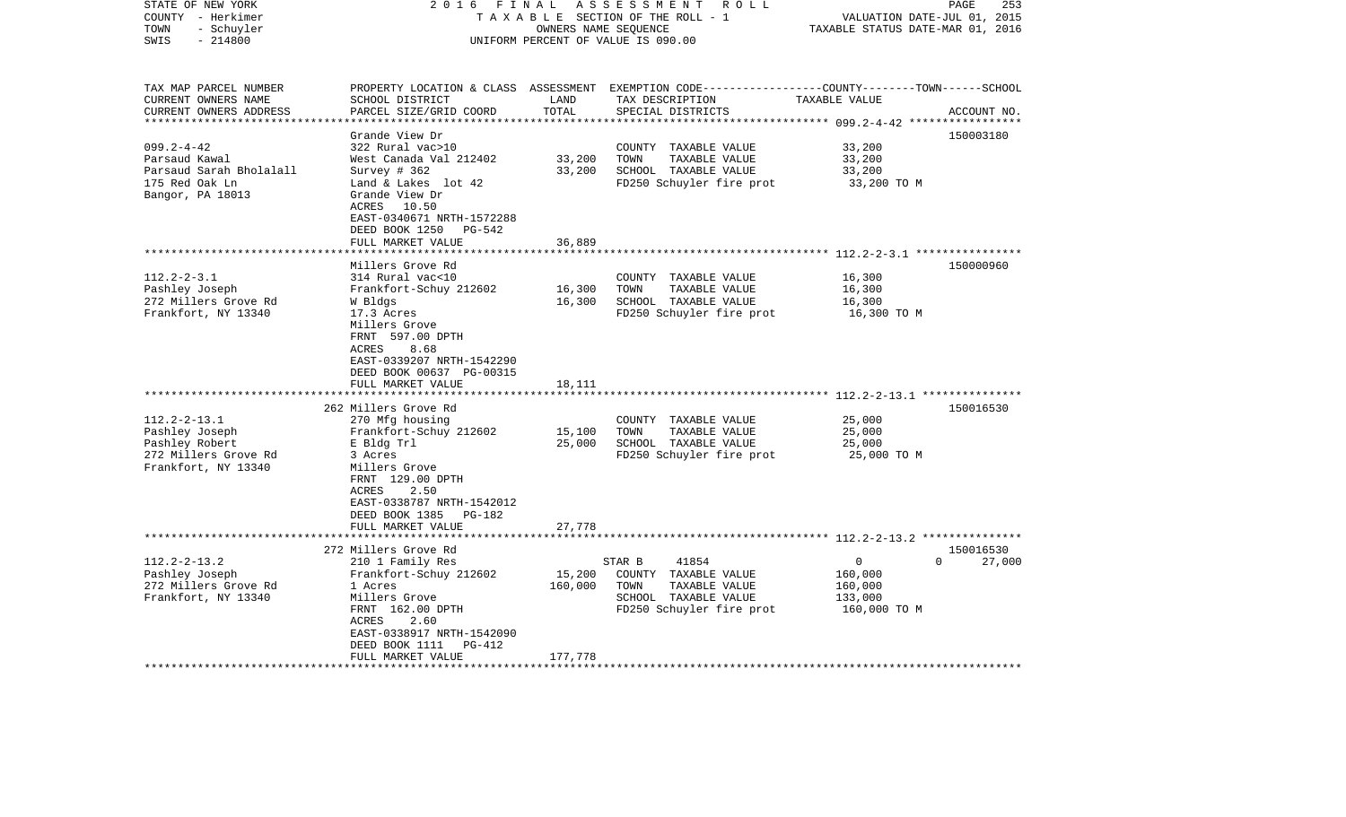STATE OF NEW YORK                    2 0 1 6   F I N A L   A S S E S S M E N T   R O L L
COUNTY - Herkimer                    T A X A B L E  SECTION OF THE ROLL - 1                    VALUATION DATE-JUL 01, 2015
TOWN   - Schuyler                    OWNERS NAME SEQUENCE                                      TAXABLE STATUS DATE-MAR 01, 2016
SWIS   - 214800                      UNIFORM PERCENT OF VALUE IS 090.00

| TAX MAP PARCEL NUMBER / CURRENT OWNERS NAME / CURRENT OWNERS ADDRESS | PROPERTY LOCATION & CLASS / SCHOOL DISTRICT / PARCEL SIZE/GRID COORD | ASSESSMENT LAND | TOTAL | EXEMPTION CODE / TAX DESCRIPTION / SPECIAL DISTRICTS | TAXABLE VALUE (COUNTY--TOWN--SCHOOL) | ACCOUNT NO. |
|---|---|---|---|---|---|---|
| **099.2-4-42** | Grande View Dr | | | | | 150003180 |
| 099.2-4-42 | 322 Rural vac>10 | | | COUNTY TAXABLE VALUE | 33,200 | |
| Parsaud Kawal | West Canada Val 212402 | 33,200 | | TOWN TAXABLE VALUE | 33,200 | |
| Parsaud Sarah Bholalall | Survey # 362 | | 33,200 | SCHOOL TAXABLE VALUE | 33,200 | |
| 175 Red Oak Ln | Land & Lakes lot 42 | | | FD250 Schuyler fire prot | 33,200 TO M | |
| Bangor, PA 18013 | Grande View Dr | | | | | |
| | ACRES 10.50 | | | | | |
| | EAST-0340671 NRTH-1572288 | | | | | |
| | DEED BOOK 1250 PG-542 | | | | | |
| | FULL MARKET VALUE | | 36,889 | | | |
| **112.2-2-3.1** | Millers Grove Rd | | | | | 150000960 |
| 112.2-2-3.1 | 314 Rural vac<10 | | | COUNTY TAXABLE VALUE | 16,300 | |
| Pashley Joseph | Frankfort-Schuy 212602 | 16,300 | | TOWN TAXABLE VALUE | 16,300 | |
| 272 Millers Grove Rd | W Bldgs | | 16,300 | SCHOOL TAXABLE VALUE | 16,300 | |
| Frankfort, NY 13340 | 17.3 Acres | | | FD250 Schuyler fire prot | 16,300 TO M | |
| | Millers Grove | | | | | |
| | FRNT 597.00 DPTH | | | | | |
| | ACRES 8.68 | | | | | |
| | EAST-0339207 NRTH-1542290 | | | | | |
| | DEED BOOK 00637 PG-00315 | | | | | |
| | FULL MARKET VALUE | | 18,111 | | | |
| **112.2-2-13.1** | 262 Millers Grove Rd | | | | | 150016530 |
| 112.2-2-13.1 | 270 Mfg housing | | | COUNTY TAXABLE VALUE | 25,000 | |
| Pashley Joseph | Frankfort-Schuy 212602 | 15,100 | | TOWN TAXABLE VALUE | 25,000 | |
| Pashley Robert | E Bldg Trl | | 25,000 | SCHOOL TAXABLE VALUE | 25,000 | |
| 272 Millers Grove Rd | 3 Acres | | | FD250 Schuyler fire prot | 25,000 TO M | |
| Frankfort, NY 13340 | Millers Grove | | | | | |
| | FRNT 129.00 DPTH | | | | | |
| | ACRES 2.50 | | | | | |
| | EAST-0338787 NRTH-1542012 | | | | | |
| | DEED BOOK 1385 PG-182 | | | | | |
| | FULL MARKET VALUE | | 27,778 | | | |
| **112.2-2-13.2** | 272 Millers Grove Rd | | | | | 150016530 |
| 112.2-2-13.2 | 210 1 Family Res | | | STAR B 41854 | 0 0 | 27,000 |
| Pashley Joseph | Frankfort-Schuy 212602 | 15,200 | | COUNTY TAXABLE VALUE | 160,000 | |
| 272 Millers Grove Rd | 1 Acres | | 160,000 | TOWN TAXABLE VALUE | 160,000 | |
| Frankfort, NY 13340 | Millers Grove | | | SCHOOL TAXABLE VALUE | 133,000 | |
| | FRNT 162.00 DPTH | | | FD250 Schuyler fire prot | 160,000 TO M | |
| | ACRES 2.60 | | | | | |
| | EAST-0338917 NRTH-1542090 | | | | | |
| | DEED BOOK 1111 PG-412 | | | | | |
| | FULL MARKET VALUE | | 177,778 | | | |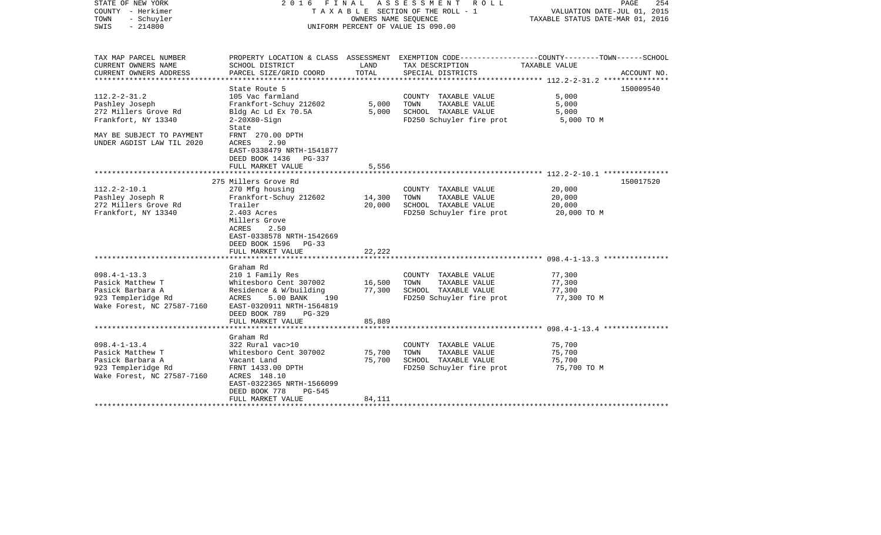STATE OF NEW YORK | COUNTY - Herkimer | TOWN - Schuyler | SWIS - 214800

2016 FINAL ASSESSMENT ROLL
TAXABLE SECTION OF THE ROLL - 1
OWNERS NAME SEQUENCE
UNIFORM PERCENT OF VALUE IS 090.00

VALUATION DATE-JUL 01, 2015
TAXABLE STATUS DATE-MAR 01, 2016

| TAX MAP PARCEL NUMBER / CURRENT OWNERS NAME / CURRENT OWNERS ADDRESS | PROPERTY LOCATION & CLASS / SCHOOL DISTRICT / PARCEL SIZE/GRID COORD | ASSESSMENT LAND | ASSESSMENT TOTAL | EXEMPTION CODE / TAX DESCRIPTION / SPECIAL DISTRICTS | TAXABLE VALUE (COUNTY--TOWN--SCHOOL) | ACCOUNT NO. |
|---|---|---|---|---|---|---|
| 112.2-2-31.2 | State Route 5 | | | | | 150009540 |
| | 105 Vac farmland | | | COUNTY TAXABLE VALUE | 5,000 | |
| Pashley Joseph | Frankfort-Schuy 212602 | 5,000 | | TOWN TAXABLE VALUE | 5,000 | |
| 272 Millers Grove Rd | Bldg Ac Ld Ex 70.5A | | 5,000 | SCHOOL TAXABLE VALUE | 5,000 | |
| Frankfort, NY 13340 | 2-20X80-Sign | | | FD250 Schuyler fire prot | 5,000 TO M | |
| | State | | | | | |
| MAY BE SUBJECT TO PAYMENT | FRNT 270.00 DPTH | | | | | |
| UNDER AGDIST LAW TIL 2020 | ACRES 2.90 | | | | | |
| | EAST-0338479 NRTH-1541877 | | | | | |
| | DEED BOOK 1436 PG-337 | | | | | |
| | FULL MARKET VALUE | | 5,556 | | | |
| 112.2-2-10.1 | 275 Millers Grove Rd | | | | | 150017520 |
| | 270 Mfg housing | | | COUNTY TAXABLE VALUE | 20,000 | |
| Pashley Joseph R | Frankfort-Schuy 212602 | 14,300 | | TOWN TAXABLE VALUE | 20,000 | |
| 272 Millers Grove Rd | Trailer | | 20,000 | SCHOOL TAXABLE VALUE | 20,000 | |
| Frankfort, NY 13340 | 2.403 Acres | | | FD250 Schuyler fire prot | 20,000 TO M | |
| | Millers Grove | | | | | |
| | ACRES 2.50 | | | | | |
| | EAST-0338578 NRTH-1542669 | | | | | |
| | DEED BOOK 1596 PG-33 | | | | | |
| | FULL MARKET VALUE | | 22,222 | | | |
| 098.4-1-13.3 | Graham Rd | | | | | |
| | 210 1 Family Res | | | COUNTY TAXABLE VALUE | 77,300 | |
| Pasick Matthew T | Whitesboro Cent 307002 | 16,500 | | TOWN TAXABLE VALUE | 77,300 | |
| Pasick Barbara A | Residence & W/building | | 77,300 | SCHOOL TAXABLE VALUE | 77,300 | |
| 923 Templeridge Rd | ACRES 5.00 BANK 190 | | | FD250 Schuyler fire prot | 77,300 TO M | |
| Wake Forest, NC 27587-7160 | EAST-0320911 NRTH-1564819 | | | | | |
| | DEED BOOK 789 PG-329 | | | | | |
| | FULL MARKET VALUE | | 85,889 | | | |
| 098.4-1-13.4 | Graham Rd | | | | | |
| | 322 Rural vac>10 | | | COUNTY TAXABLE VALUE | 75,700 | |
| Pasick Matthew T | Whitesboro Cent 307002 | 75,700 | | TOWN TAXABLE VALUE | 75,700 | |
| Pasick Barbara A | Vacant Land | | 75,700 | SCHOOL TAXABLE VALUE | 75,700 | |
| 923 Templeridge Rd | FRNT 1433.00 DPTH | | | FD250 Schuyler fire prot | 75,700 TO M | |
| Wake Forest, NC 27587-7160 | ACRES 148.10 | | | | | |
| | EAST-0322365 NRTH-1566099 | | | | | |
| | DEED BOOK 778 PG-545 | | | | | |
| | FULL MARKET VALUE | | 84,111 | | | |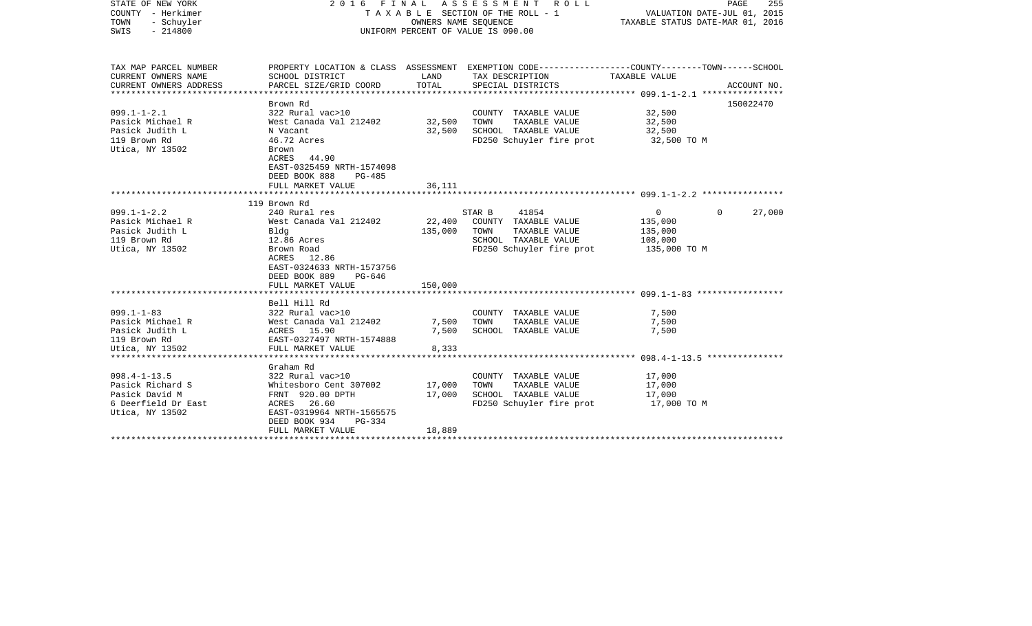STATE OF NEW YORK 2016 FINAL ASSESSMENT ROLL
COUNTY - Herkimer TAXABLE SECTION OF THE ROLL - 1 VALUATION DATE-JUL 01, 2015
TOWN - Schuyler OWNERS NAME SEQUENCE TAXABLE STATUS DATE-MAR 01, 2016
SWIS - 214800 UNIFORM PERCENT OF VALUE IS 090.00

| TAX MAP PARCEL NUMBER / CURRENT OWNERS NAME / CURRENT OWNERS ADDRESS | PROPERTY LOCATION & CLASS / SCHOOL DISTRICT / PARCEL SIZE/GRID COORD | ASSESSMENT LAND | TOTAL | EXEMPTION CODE / TAX DESCRIPTION / SPECIAL DISTRICTS | COUNTY--------TOWN------SCHOOL TAXABLE VALUE | ACCOUNT NO. |
|---|---|---|---|---|---|---|
| **099.1-1-2.1** | Brown Rd | | | | | 150022470 |
| 099.1-1-2.1 | 322 Rural vac>10 | | | COUNTY TAXABLE VALUE | 32,500 | |
| Pasick Michael R | West Canada Val 212402 | 32,500 | | TOWN TAXABLE VALUE | 32,500 | |
| Pasick Judith L | N Vacant | | 32,500 | SCHOOL TAXABLE VALUE | 32,500 | |
| 119 Brown Rd | 46.72 Acres | | | FD250 Schuyler fire prot | 32,500 TO M | |
| Utica, NY 13502 | Brown | | | | | |
| | ACRES 44.90 | | | | | |
| | EAST-0325459 NRTH-1574098 | | | | | |
| | DEED BOOK 888 PG-485 | | | | | |
| | FULL MARKET VALUE | | 36,111 | | | |
| **099.1-1-2.2** | 119 Brown Rd | | | | | |
| 099.1-1-2.2 | 240 Rural res | | | STAR B 41854 | 0 0 27,000 | |
| Pasick Michael R | West Canada Val 212402 | 22,400 | | COUNTY TAXABLE VALUE | 135,000 | |
| Pasick Judith L | Bldg | | 135,000 | TOWN TAXABLE VALUE | 135,000 | |
| 119 Brown Rd | 12.86 Acres | | | SCHOOL TAXABLE VALUE | 108,000 | |
| Utica, NY 13502 | Brown Road | | | FD250 Schuyler fire prot | 135,000 TO M | |
| | ACRES 12.86 | | | | | |
| | EAST-0324633 NRTH-1573756 | | | | | |
| | DEED BOOK 889 PG-646 | | | | | |
| | FULL MARKET VALUE | | 150,000 | | | |
| **099.1-1-83** | Bell Hill Rd | | | | | |
| 099.1-1-83 | 322 Rural vac>10 | | | COUNTY TAXABLE VALUE | 7,500 | |
| Pasick Michael R | West Canada Val 212402 | 7,500 | | TOWN TAXABLE VALUE | 7,500 | |
| Pasick Judith L | ACRES 15.90 | | 7,500 | SCHOOL TAXABLE VALUE | 7,500 | |
| 119 Brown Rd | EAST-0327497 NRTH-1574888 | | | | | |
| Utica, NY 13502 | FULL MARKET VALUE | | 8,333 | | | |
| **098.4-1-13.5** | Graham Rd | | | | | |
| 098.4-1-13.5 | 322 Rural vac>10 | | | COUNTY TAXABLE VALUE | 17,000 | |
| Pasick Richard S | Whitesboro Cent 307002 | 17,000 | | TOWN TAXABLE VALUE | 17,000 | |
| Pasick David M | FRNT 920.00 DPTH | | 17,000 | SCHOOL TAXABLE VALUE | 17,000 | |
| 6 Deerfield Dr East | ACRES 26.60 | | | FD250 Schuyler fire prot | 17,000 TO M | |
| Utica, NY 13502 | EAST-0319964 NRTH-1565575 | | | | | |
| | DEED BOOK 934 PG-334 | | | | | |
| | FULL MARKET VALUE | | 18,889 | | | |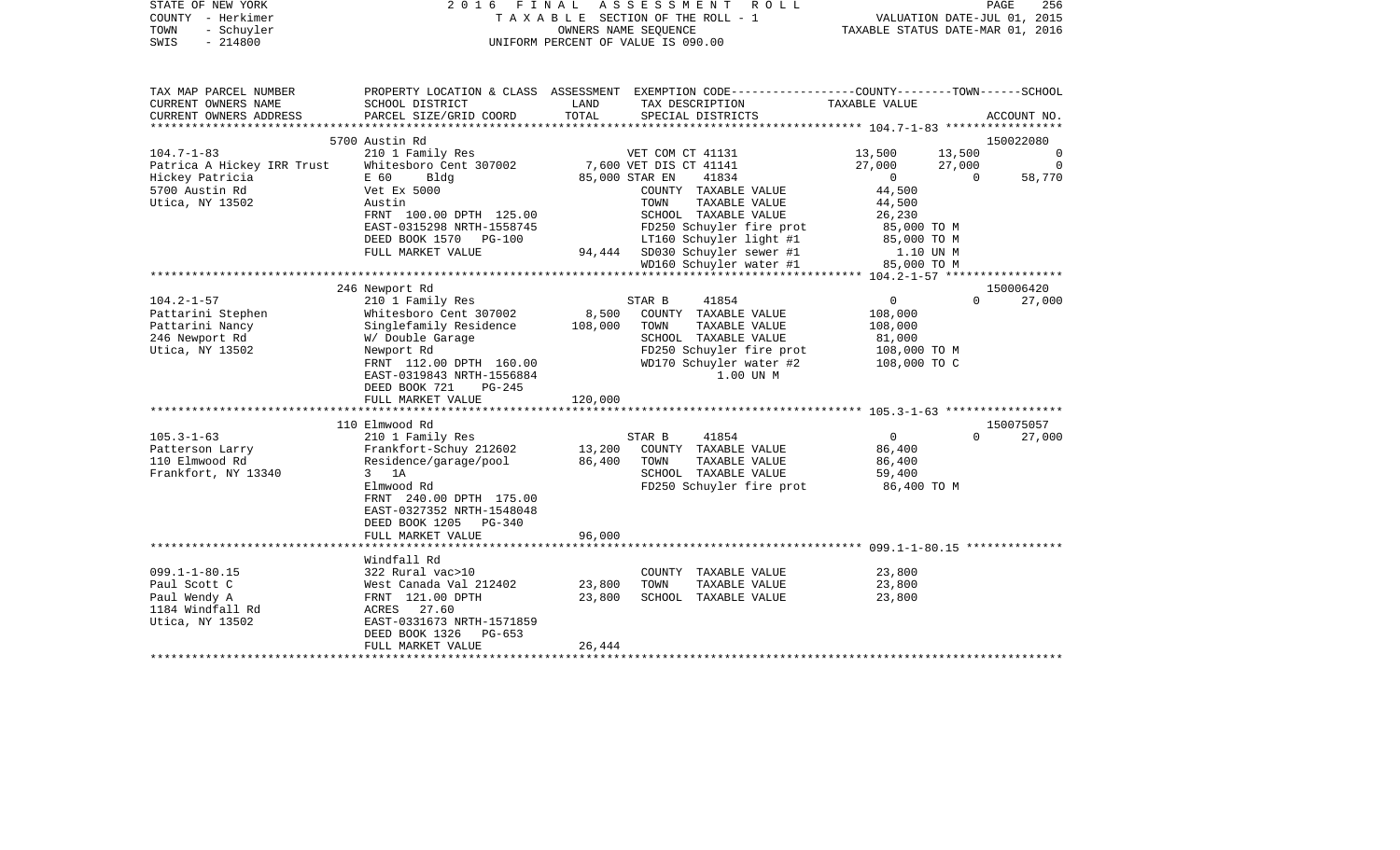STATE OF NEW YORK | COUNTY - Herkimer | TOWN - Schuyler | SWIS - 214800

2016 FINAL ASSESSMENT ROLL
TAXABLE SECTION OF THE ROLL - 1
OWNERS NAME SEQUENCE
UNIFORM PERCENT OF VALUE IS 090.00

VALUATION DATE-JUL 01, 2015
TAXABLE STATUS DATE-MAR 01, 2016

| TAX MAP PARCEL NUMBER / CURRENT OWNERS NAME / CURRENT OWNERS ADDRESS | PROPERTY LOCATION & CLASS / SCHOOL DISTRICT / PARCEL SIZE/GRID COORD | ASSESSMENT LAND / TOTAL | EXEMPTION CODE / TAX DESCRIPTION / SPECIAL DISTRICTS | COUNTY | TOWN | SCHOOL | ACCOUNT NO. |
|---|---|---|---|---|---|---|---|
| | 5700 Austin Rd | | | | | | 150022080 |
| 104.7-1-83 | 210 1 Family Res | | VET COM CT 41131 | 13,500 | 13,500 | 0 | |
| Patrica A Hickey IRR Trust | Whitesboro Cent 307002 | 7,600 | VET DIS CT 41141 | 27,000 | 27,000 | 0 | |
| Hickey Patricia | E 60 Bldg | 85,000 | STAR EN 41834 | 0 | 0 | 58,770 | |
| 5700 Austin Rd | Vet Ex 5000 | | COUNTY TAXABLE VALUE | 44,500 | | | |
| Utica, NY 13502 | Austin | | TOWN TAXABLE VALUE | | 44,500 | | |
| | FRNT 100.00 DPTH 125.00 | | SCHOOL TAXABLE VALUE | | | 26,230 | |
| | EAST-0315298 NRTH-1558745 | | FD250 Schuyler fire prot | 85,000 TO M | | | |
| | DEED BOOK 1570 PG-100 | | LT160 Schuyler light #1 | 85,000 TO M | | | |
| | FULL MARKET VALUE | 94,444 | SD030 Schuyler sewer #1 | 1.10 UN M | | | |
| | | | WD160 Schuyler water #1 | 85,000 TO M | | | |
| | 246 Newport Rd | | | | | | 150006420 |
| 104.2-1-57 | 210 1 Family Res | | STAR B 41854 | 0 | 0 | 27,000 | |
| Pattarini Stephen | Whitesboro Cent 307002 | 8,500 | COUNTY TAXABLE VALUE | 108,000 | | | |
| Pattarini Nancy | Singlefamily Residence | 108,000 | TOWN TAXABLE VALUE | | 108,000 | | |
| 246 Newport Rd | W/ Double Garage | | SCHOOL TAXABLE VALUE | | | 81,000 | |
| Utica, NY 13502 | Newport Rd | | FD250 Schuyler fire prot | 108,000 TO M | | | |
| | FRNT 112.00 DPTH 160.00 | | WD170 Schuyler water #2 | 108,000 TO C | | | |
| | EAST-0319843 NRTH-1556884 | | 1.00 UN M | | | | |
| | DEED BOOK 721 PG-245 | | | | | | |
| | FULL MARKET VALUE | 120,000 | | | | | |
| | 110 Elmwood Rd | | | | | | 150075057 |
| 105.3-1-63 | 210 1 Family Res | | STAR B 41854 | 0 | 0 | 27,000 | |
| Patterson Larry | Frankfort-Schuy 212602 | 13,200 | COUNTY TAXABLE VALUE | 86,400 | | | |
| 110 Elmwood Rd | Residence/garage/pool | 86,400 | TOWN TAXABLE VALUE | | 86,400 | | |
| Frankfort, NY 13340 | 3 1A | | SCHOOL TAXABLE VALUE | | | 59,400 | |
| | Elmwood Rd | | FD250 Schuyler fire prot | 86,400 TO M | | | |
| | FRNT 240.00 DPTH 175.00 | | | | | | |
| | EAST-0327352 NRTH-1548048 | | | | | | |
| | DEED BOOK 1205 PG-340 | | | | | | |
| | FULL MARKET VALUE | 96,000 | | | | | |
| | Windfall Rd | | | | | | |
| 099.1-1-80.15 | 322 Rural vac>10 | | COUNTY TAXABLE VALUE | 23,800 | | | |
| Paul Scott C | West Canada Val 212402 | 23,800 | TOWN TAXABLE VALUE | | 23,800 | | |
| Paul Wendy A | FRNT 121.00 DPTH | 23,800 | SCHOOL TAXABLE VALUE | | | 23,800 | |
| 1184 Windfall Rd | ACRES 27.60 | | | | | | |
| Utica, NY 13502 | EAST-0331673 NRTH-1571859 | | | | | | |
| | DEED BOOK 1326 PG-653 | | | | | | |
| | FULL MARKET VALUE | 26,444 | | | | | |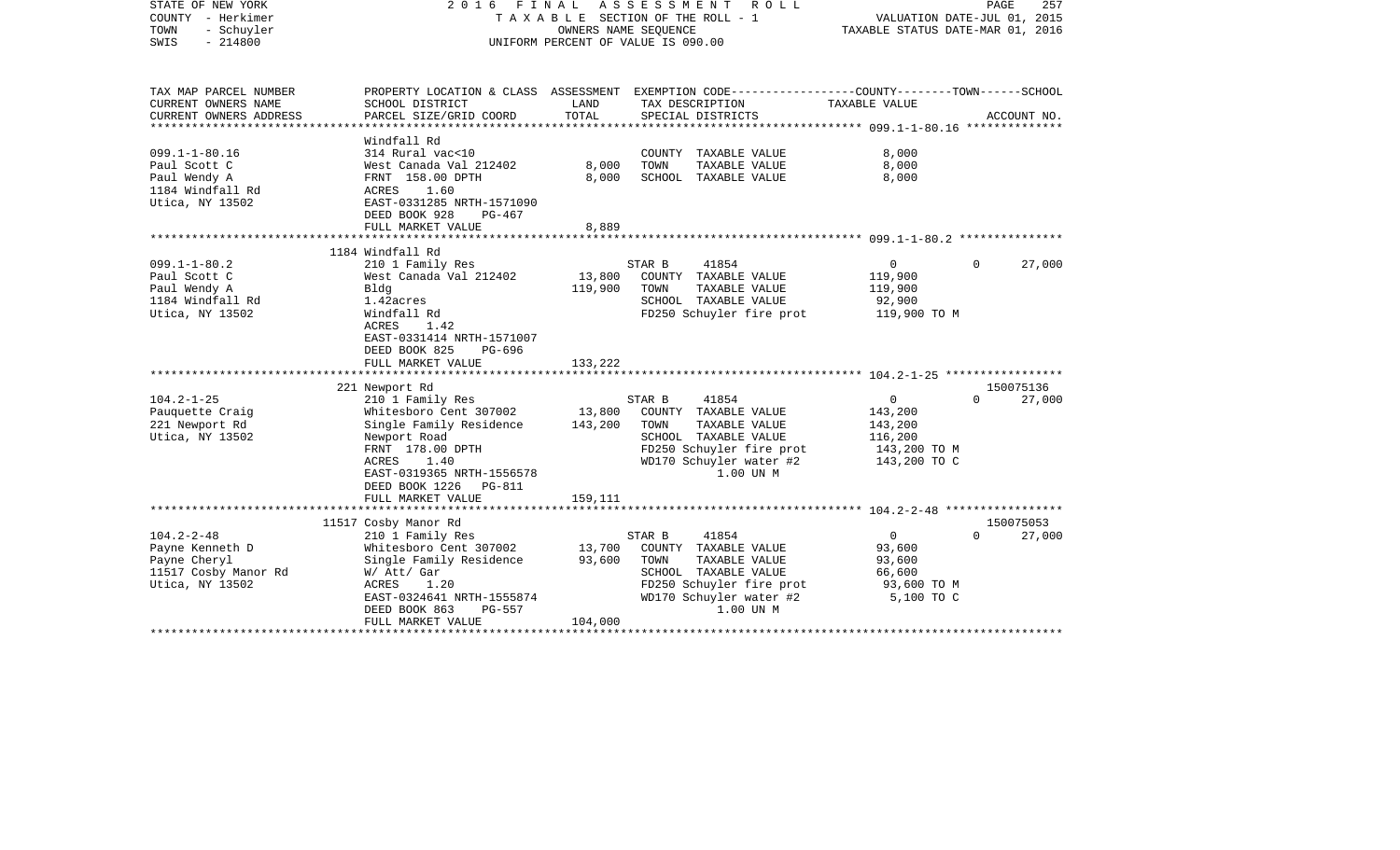STATE OF NEW YORK
COUNTY - Herkimer
TOWN - Schuyler
SWIS - 214800

2016 FINAL ASSESSMENT ROLL
TAXABLE SECTION OF THE ROLL - 1
OWNERS NAME SEQUENCE
UNIFORM PERCENT OF VALUE IS 090.00

VALUATION DATE-JUL 01, 2015
TAXABLE STATUS DATE-MAR 01, 2016

| TAX MAP PARCEL NUMBER / CURRENT OWNERS NAME / CURRENT OWNERS ADDRESS | PROPERTY LOCATION & CLASS / SCHOOL DISTRICT / PARCEL SIZE/GRID COORD | ASSESSMENT LAND | TOTAL | EXEMPTION CODE / TAX DESCRIPTION / SPECIAL DISTRICTS | COUNTY TAXABLE VALUE | TOWN | SCHOOL / ACCOUNT NO. |
|---|---|---|---|---|---|---|---|
| 099.1-1-80.16 | Windfall Rd | | | | | | |
| | 314 Rural vac<10 | | | COUNTY TAXABLE VALUE | 8,000 | | |
| Paul Scott C | West Canada Val 212402 | 8,000 | | TOWN TAXABLE VALUE | 8,000 | | |
| Paul Wendy A | FRNT 158.00 DPTH | | 8,000 | SCHOOL TAXABLE VALUE | 8,000 | | |
| 1184 Windfall Rd | ACRES 1.60 | | | | | | |
| Utica, NY 13502 | EAST-0331285 NRTH-1571090 | | | | | | |
| | DEED BOOK 928 PG-467 | | | | | | |
| | FULL MARKET VALUE | | 8,889 | | | | |
| 099.1-1-80.2 | 1184 Windfall Rd | | | | | | |
| | 210 1 Family Res | | | STAR B 41854 | 0 | 0 | 27,000 |
| Paul Scott C | West Canada Val 212402 | 13,800 | | COUNTY TAXABLE VALUE | 119,900 | | |
| Paul Wendy A | Bldg | | 119,900 | TOWN TAXABLE VALUE | 119,900 | | |
| 1184 Windfall Rd | 1.42acres | | | SCHOOL TAXABLE VALUE | 92,900 | | |
| Utica, NY 13502 | Windfall Rd | | | FD250 Schuyler fire prot | 119,900 TO M | | |
| | ACRES 1.42 | | | | | | |
| | EAST-0331414 NRTH-1571007 | | | | | | |
| | DEED BOOK 825 PG-696 | | | | | | |
| | FULL MARKET VALUE | | 133,222 | | | | |
| 104.2-1-25 | 221 Newport Rd | | | | | | 150075136 |
| | 210 1 Family Res | | | STAR B 41854 | 0 | 0 | 27,000 |
| Pauquette Craig | Whitesboro Cent 307002 | 13,800 | | COUNTY TAXABLE VALUE | 143,200 | | |
| 221 Newport Rd | Single Family Residence | | 143,200 | TOWN TAXABLE VALUE | 143,200 | | |
| Utica, NY 13502 | Newport Road | | | SCHOOL TAXABLE VALUE | 116,200 | | |
| | FRNT 178.00 DPTH | | | FD250 Schuyler fire prot | 143,200 TO M | | |
| | ACRES 1.40 | | | WD170 Schuyler water #2 | 143,200 TO C | | |
| | EAST-0319365 NRTH-1556578 | | | 1.00 UN M | | | |
| | DEED BOOK 1226 PG-811 | | | | | | |
| | FULL MARKET VALUE | | 159,111 | | | | |
| 104.2-2-48 | 11517 Cosby Manor Rd | | | | | | 150075053 |
| | 210 1 Family Res | | | STAR B 41854 | 0 | 0 | 27,000 |
| Payne Kenneth D | Whitesboro Cent 307002 | 13,700 | | COUNTY TAXABLE VALUE | 93,600 | | |
| Payne Cheryl | Single Family Residence | | 93,600 | TOWN TAXABLE VALUE | 93,600 | | |
| 11517 Cosby Manor Rd | W/ Att/ Gar | | | SCHOOL TAXABLE VALUE | 66,600 | | |
| Utica, NY 13502 | ACRES 1.20 | | | FD250 Schuyler fire prot | 93,600 TO M | | |
| | EAST-0324641 NRTH-1555874 | | | WD170 Schuyler water #2 | 5,100 TO C | | |
| | DEED BOOK 863 PG-557 | | | 1.00 UN M | | | |
| | FULL MARKET VALUE | | 104,000 | | | | |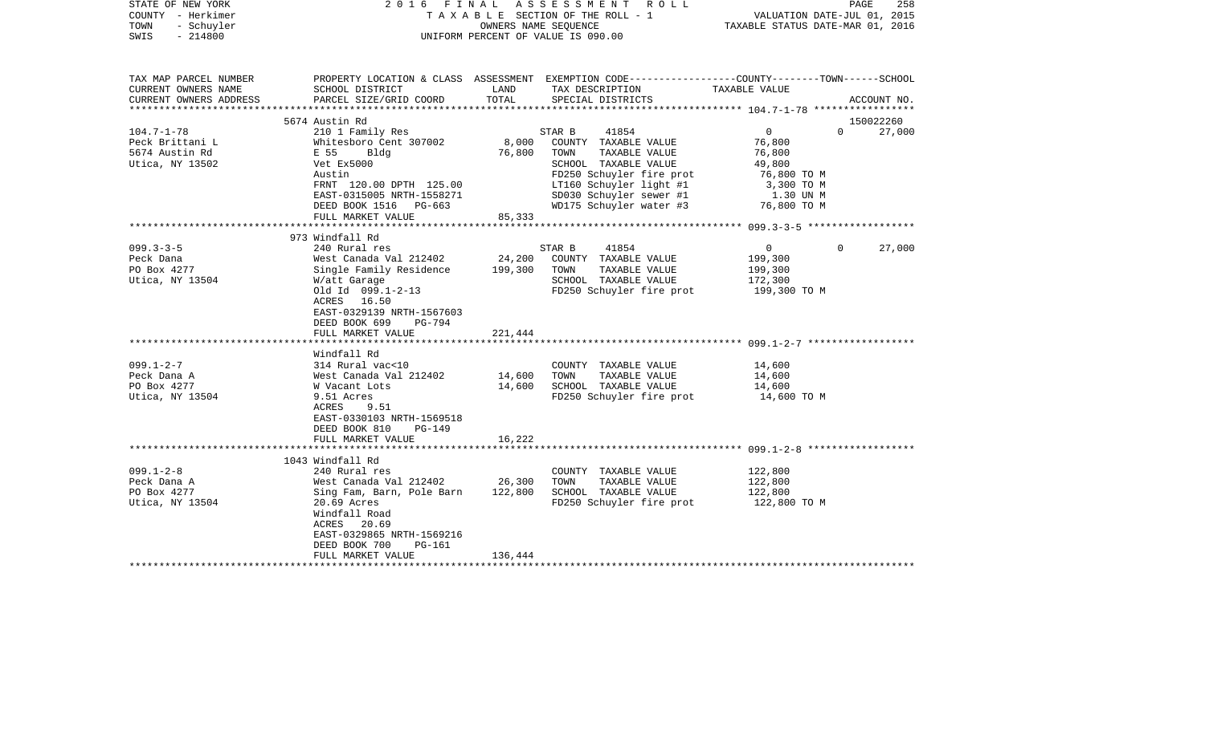STATE OF NEW YORK | COUNTY - Herkimer | TOWN - Schuyler | SWIS - 214800

2016 FINAL ASSESSMENT ROLL
TAXABLE SECTION OF THE ROLL - 1
OWNERS NAME SEQUENCE
UNIFORM PERCENT OF VALUE IS 090.00

VALUATION DATE-JUL 01, 2015
TAXABLE STATUS DATE-MAR 01, 2016

| TAX MAP PARCEL NUMBER / CURRENT OWNERS NAME / CURRENT OWNERS ADDRESS | PROPERTY LOCATION & CLASS / SCHOOL DISTRICT / PARCEL SIZE/GRID COORD | ASSESSMENT LAND | TOTAL | EXEMPTION CODE / TAX DESCRIPTION / SPECIAL DISTRICTS | COUNTY | TOWN | SCHOOL / ACCOUNT NO. |
|---|---|---|---|---|---|---|---|
| 104.7-1-78 | 5674 Austin Rd | | | | | | 150022260 |
| Peck Brittani L | 210 1 Family Res | | | STAR B 41854 | 0 | 0 | 27,000 |
| 5674 Austin Rd | Whitesboro Cent 307002 | 8,000 | | COUNTY TAXABLE VALUE | 76,800 | | |
| Utica, NY 13502 | E 55 Bldg | | 76,800 | TOWN TAXABLE VALUE | 76,800 | | |
| | Vet Ex5000 | | | SCHOOL TAXABLE VALUE | 49,800 | | |
| | Austin | | | FD250 Schuyler fire prot | 76,800 TO M | | |
| | FRNT 120.00 DPTH 125.00 | | | LT160 Schuyler light #1 | 3,300 TO M | | |
| | EAST-0315005 NRTH-1558271 | | | SD030 Schuyler sewer #1 | 1.30 UN M | | |
| | DEED BOOK 1516 PG-663 | | | WD175 Schuyler water #3 | 76,800 TO M | | |
| | FULL MARKET VALUE | | 85,333 | | | | |
| 099.3-3-5 | 973 Windfall Rd | | | | | | |
| Peck Dana | 240 Rural res | | | STAR B 41854 | 0 | 0 | 27,000 |
| PO Box 4277 | West Canada Val 212402 | 24,200 | | COUNTY TAXABLE VALUE | 199,300 | | |
| Utica, NY 13504 | Single Family Residence | | 199,300 | TOWN TAXABLE VALUE | 199,300 | | |
| | W/att Garage | | | SCHOOL TAXABLE VALUE | 172,300 | | |
| | Old Id 099.1-2-13 | | | FD250 Schuyler fire prot | 199,300 TO M | | |
| | ACRES 16.50 | | | | | | |
| | EAST-0329139 NRTH-1567603 | | | | | | |
| | DEED BOOK 699 PG-794 | | | | | | |
| | FULL MARKET VALUE | | 221,444 | | | | |
| 099.1-2-7 | Windfall Rd | | | | | | |
| Peck Dana A | 314 Rural vac<10 | | | COUNTY TAXABLE VALUE | 14,600 | | |
| PO Box 4277 | West Canada Val 212402 | 14,600 | | TOWN TAXABLE VALUE | 14,600 | | |
| Utica, NY 13504 | W Vacant Lots | | 14,600 | SCHOOL TAXABLE VALUE | 14,600 | | |
| | 9.51 Acres | | | FD250 Schuyler fire prot | 14,600 TO M | | |
| | ACRES 9.51 | | | | | | |
| | EAST-0330103 NRTH-1569518 | | | | | | |
| | DEED BOOK 810 PG-149 | | | | | | |
| | FULL MARKET VALUE | | 16,222 | | | | |
| 099.1-2-8 | 1043 Windfall Rd | | | | | | |
| Peck Dana A | 240 Rural res | | | COUNTY TAXABLE VALUE | 122,800 | | |
| PO Box 4277 | West Canada Val 212402 | 26,300 | | TOWN TAXABLE VALUE | 122,800 | | |
| Utica, NY 13504 | Sing Fam, Barn, Pole Barn | | 122,800 | SCHOOL TAXABLE VALUE | 122,800 | | |
| | 20.69 Acres | | | FD250 Schuyler fire prot | 122,800 TO M | | |
| | Windfall Road | | | | | | |
| | ACRES 20.69 | | | | | | |
| | EAST-0329865 NRTH-1569216 | | | | | | |
| | DEED BOOK 700 PG-161 | | | | | | |
| | FULL MARKET VALUE | | 136,444 | | | | |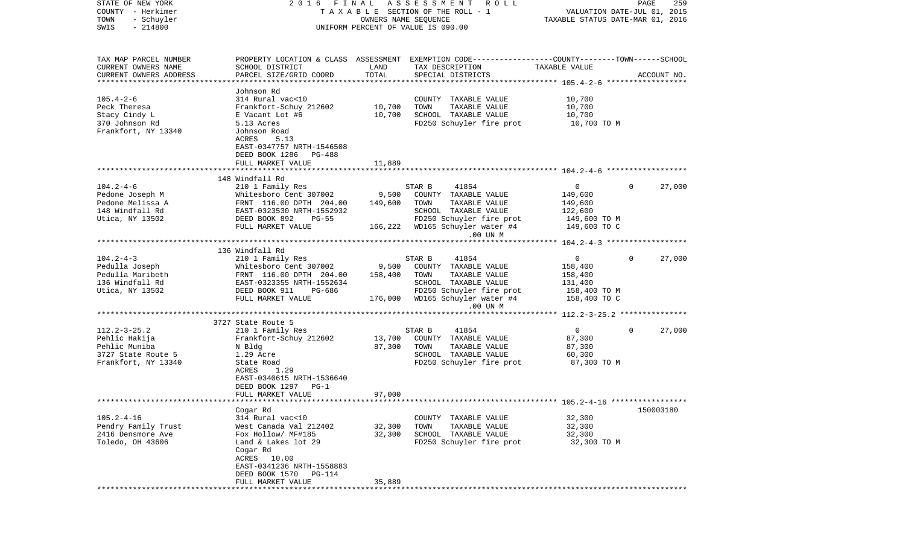STATE OF NEW YORK — COUNTY - Herkimer — TOWN - Schuyler — SWIS - 214800

2016 FINAL ASSESSMENT ROLL
TAXABLE SECTION OF THE ROLL - 1
OWNERS NAME SEQUENCE
UNIFORM PERCENT OF VALUE IS 090.00

VALUATION DATE-JUL 01, 2015
TAXABLE STATUS DATE-MAR 01, 2016

| TAX MAP PARCEL NUMBER / CURRENT OWNERS NAME / CURRENT OWNERS ADDRESS | PROPERTY LOCATION & CLASS / SCHOOL DISTRICT / PARCEL SIZE/GRID COORD | ASSESSMENT LAND / TOTAL | EXEMPTION CODE / TAX DESCRIPTION / SPECIAL DISTRICTS | COUNTY / TOWN / SCHOOL TAXABLE VALUE | ACCOUNT NO. |
|---|---|---|---|---|---|
| **105.4-2-6** | Johnson Rd | | | | |
| Peck Theresa | 314 Rural vac<10 | | COUNTY TAXABLE VALUE | 10,700 | |
| Stacy Cindy L | Frankfort-Schuy 212602 | 10,700 | TOWN TAXABLE VALUE | 10,700 | |
| 370 Johnson Rd | E Vacant Lot #6 | 10,700 | SCHOOL TAXABLE VALUE | 10,700 | |
| Frankfort, NY 13340 | 5.13 Acres | | FD250 Schuyler fire prot | 10,700 TO M | |
| | Johnson Road | | | | |
| | ACRES 5.13 | | | | |
| | EAST-0347757 NRTH-1546508 | | | | |
| | DEED BOOK 1286 PG-488 | | | | |
| | FULL MARKET VALUE | 11,889 | | | |
| **104.2-4-6** | 148 Windfall Rd | | | | |
| Pedone Joseph M | 210 1 Family Res | | STAR B 41854 | 0 / 0 / 27,000 | |
| Pedone Melissa A | Whitesboro Cent 307002 | 9,500 | COUNTY TAXABLE VALUE | 149,600 | |
| 148 Windfall Rd | FRNT 116.00 DPTH 204.00 | 149,600 | TOWN TAXABLE VALUE | 149,600 | |
| Utica, NY 13502 | EAST-0323530 NRTH-1552932 | | SCHOOL TAXABLE VALUE | 122,600 | |
| | DEED BOOK 892 PG-55 | | FD250 Schuyler fire prot | 149,600 TO M | |
| | FULL MARKET VALUE | 166,222 | WD165 Schuyler water #4 | 149,600 TO C | |
| | | | .00 UN M | | |
| **104.2-4-3** | 136 Windfall Rd | | | | |
| Pedulla Joseph | 210 1 Family Res | | STAR B 41854 | 0 / 0 / 27,000 | |
| Pedulla Maribeth | Whitesboro Cent 307002 | 9,500 | COUNTY TAXABLE VALUE | 158,400 | |
| 136 Windfall Rd | FRNT 116.00 DPTH 204.00 | 158,400 | TOWN TAXABLE VALUE | 158,400 | |
| Utica, NY 13502 | EAST-0323355 NRTH-1552634 | | SCHOOL TAXABLE VALUE | 131,400 | |
| | DEED BOOK 911 PG-686 | | FD250 Schuyler fire prot | 158,400 TO M | |
| | FULL MARKET VALUE | 176,000 | WD165 Schuyler water #4 | 158,400 TO C | |
| | | | .00 UN M | | |
| **112.2-3-25.2** | 3727 State Route 5 | | | | |
| Pehlic Hakija | 210 1 Family Res | | STAR B 41854 | 0 / 0 / 27,000 | |
| Pehlic Muniba | Frankfort-Schuy 212602 | 13,700 | COUNTY TAXABLE VALUE | 87,300 | |
| 3727 State Route 5 | N Bldg | 87,300 | TOWN TAXABLE VALUE | 87,300 | |
| Frankfort, NY 13340 | 1.29 Acre | | SCHOOL TAXABLE VALUE | 60,300 | |
| | State Road | | FD250 Schuyler fire prot | 87,300 TO M | |
| | ACRES 1.29 | | | | |
| | EAST-0340615 NRTH-1536640 | | | | |
| | DEED BOOK 1297 PG-1 | | | | |
| | FULL MARKET VALUE | 97,000 | | | |
| **105.2-4-16** | Cogar Rd | | | | 150003180 |
| Pendry Family Trust | 314 Rural vac<10 | | COUNTY TAXABLE VALUE | 32,300 | |
| 2416 Densmore Ave | West Canada Val 212402 | 32,300 | TOWN TAXABLE VALUE | 32,300 | |
| Toledo, OH 43606 | Fox Hollow/ MF#185 | 32,300 | SCHOOL TAXABLE VALUE | 32,300 | |
| | Land & Lakes lot 29 | | FD250 Schuyler fire prot | 32,300 TO M | |
| | Cogar Rd | | | | |
| | ACRES 10.00 | | | | |
| | EAST-0341236 NRTH-1558883 | | | | |
| | DEED BOOK 1570 PG-114 | | | | |
| | FULL MARKET VALUE | 35,889 | | | |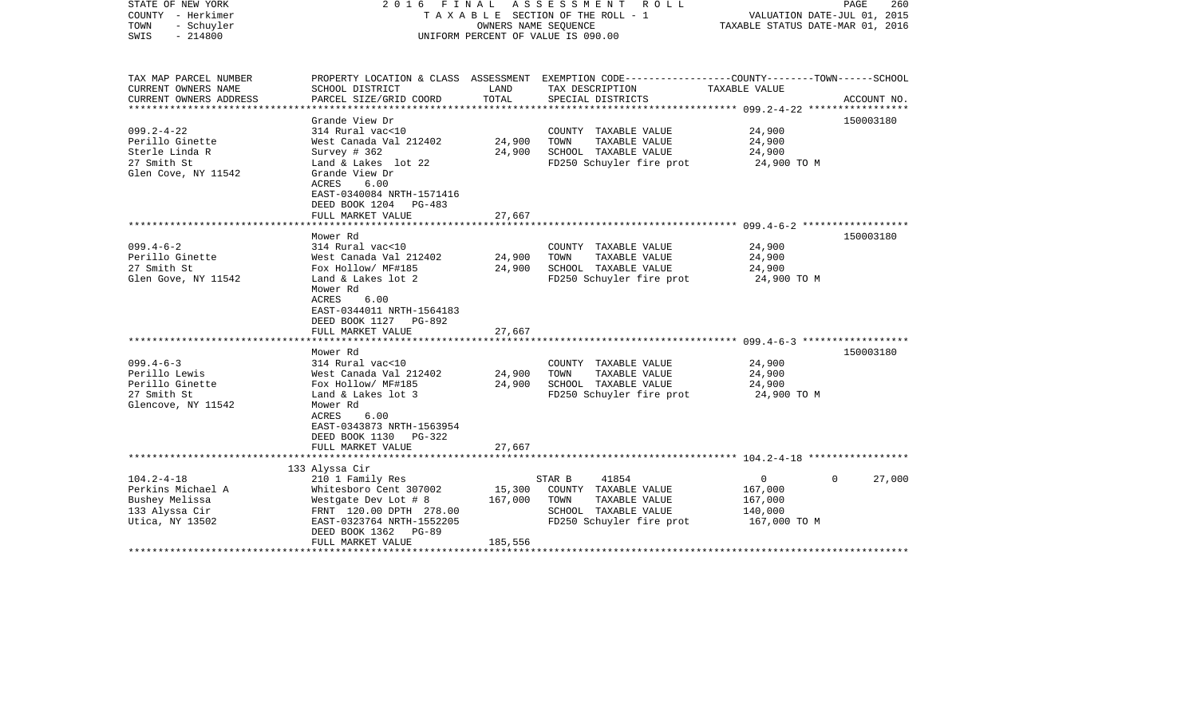STATE OF NEW YORK
COUNTY - Herkimer
TOWN - Schuyler
SWIS - 214800

2 0 1 6 F I N A L A S S E S S M E N T R O L L
T A X A B L E SECTION OF THE ROLL - 1
OWNERS NAME SEQUENCE
UNIFORM PERCENT OF VALUE IS 090.00

VALUATION DATE-JUL 01, 2015
TAXABLE STATUS DATE-MAR 01, 2016

```
TAX MAP PARCEL NUMBER     PROPERTY LOCATION & CLASS  ASSESSMENT  EXEMPTION CODE------------------COUNTY--------TOWN------SCHOOL
CURRENT OWNERS NAME       SCHOOL DISTRICT               LAND      TAX DESCRIPTION            TAXABLE VALUE
CURRENT OWNERS ADDRESS    PARCEL SIZE/GRID COORD        TOTAL     SPECIAL DISTRICTS                                   ACCOUNT NO.
******************************************************************************************************* 099.2-4-22 *****************
                          Grande View Dr                                                                               150003180
099.2-4-22                314 Rural vac<10                        COUNTY  TAXABLE VALUE            24,900
Perillo Ginette           West Canada Val 212402       24,900     TOWN    TAXABLE VALUE            24,900
Sterle Linda R            Survey # 362                 24,900     SCHOOL  TAXABLE VALUE            24,900
27 Smith St               Land & Lakes  lot 22                    FD250 Schuyler fire prot          24,900 TO M
Glen Cove, NY 11542       Grande View Dr
                          ACRES     6.00
                          EAST-0340084 NRTH-1571416
                          DEED BOOK 1204   PG-483
                          FULL MARKET VALUE            27,667
******************************************************************************************************* 099.4-6-2 ******************
                          Mower Rd                                                                                     150003180
099.4-6-2                 314 Rural vac<10                        COUNTY  TAXABLE VALUE            24,900
Perillo Ginette           West Canada Val 212402       24,900     TOWN    TAXABLE VALUE            24,900
27 Smith St               Fox Hollow/ MF#185           24,900     SCHOOL  TAXABLE VALUE            24,900
Glen Gove, NY 11542       Land & Lakes lot 2                      FD250 Schuyler fire prot          24,900 TO M
                          Mower Rd
                          ACRES     6.00
                          EAST-0344011 NRTH-1564183
                          DEED BOOK 1127   PG-892
                          FULL MARKET VALUE            27,667
******************************************************************************************************* 099.4-6-3 ******************
                          Mower Rd                                                                                     150003180
099.4-6-3                 314 Rural vac<10                        COUNTY  TAXABLE VALUE            24,900
Perillo Lewis             West Canada Val 212402       24,900     TOWN    TAXABLE VALUE            24,900
Perillo Ginette           Fox Hollow/ MF#185           24,900     SCHOOL  TAXABLE VALUE            24,900
27 Smith St               Land & Lakes lot 3                      FD250 Schuyler fire prot          24,900 TO M
Glencove, NY 11542        Mower Rd
                          ACRES     6.00
                          EAST-0343873 NRTH-1563954
                          DEED BOOK 1130   PG-322
                          FULL MARKET VALUE            27,667
******************************************************************************************************* 104.2-4-18 *****************
                          133 Alyssa Cir
104.2-4-18                210 1 Family Res                        STAR B     41854                  0            0      27,000
Perkins Michael A         Whitesboro Cent 307002       15,300     COUNTY  TAXABLE VALUE           167,000
Bushey Melissa            Westgate Dev Lot # 8        167,000     TOWN    TAXABLE VALUE           167,000
133 Alyssa Cir            FRNT 120.00 DPTH 278.00                 SCHOOL  TAXABLE VALUE           140,000
Utica, NY 13502           EAST-0323764 NRTH-1552205               FD250 Schuyler fire prot         167,000 TO M
                          DEED BOOK 1362   PG-89
                          FULL MARKET VALUE           185,556
************************************************************************************************************************************
```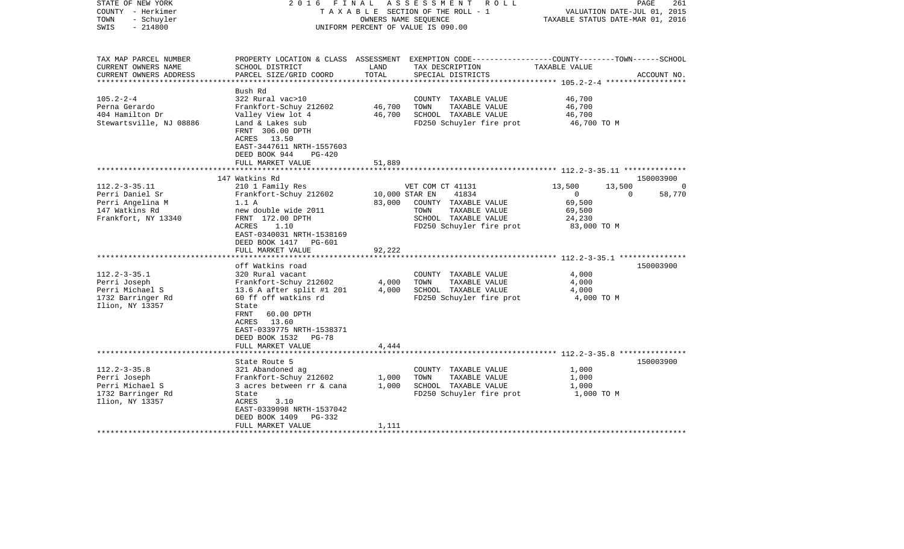STATE OF NEW YORK
COUNTY - Herkimer
TOWN - Schuyler
SWIS - 214800

2016 FINAL ASSESSMENT ROLL
TAXABLE SECTION OF THE ROLL - 1
OWNERS NAME SEQUENCE
UNIFORM PERCENT OF VALUE IS 090.00

VALUATION DATE-JUL 01, 2015
TAXABLE STATUS DATE-MAR 01, 2016

| TAX MAP PARCEL NUMBER / CURRENT OWNERS NAME / CURRENT OWNERS ADDRESS | PROPERTY LOCATION & CLASS / SCHOOL DISTRICT / PARCEL SIZE/GRID COORD | ASSESSMENT LAND / TOTAL | EXEMPTION CODE / TAX DESCRIPTION / SPECIAL DISTRICTS | COUNTY | TOWN | SCHOOL | ACCOUNT NO. |
|---|---|---|---|---|---|---|---|
| **105.2-2-4** | Bush Rd | | | | | | |
| 105.2-2-4 | 322 Rural vac>10 | | COUNTY TAXABLE VALUE | 46,700 | | | |
| Perna Gerardo | Frankfort-Schuy 212602 | 46,700 | TOWN TAXABLE VALUE | | 46,700 | | |
| 404 Hamilton Dr | Valley View lot 4 | 46,700 | SCHOOL TAXABLE VALUE | | | 46,700 | |
| Stewartsville, NJ 08886 | Land & Lakes sub | | FD250 Schuyler fire prot | 46,700 TO M | | | |
| | FRNT 306.00 DPTH | | | | | | |
| | ACRES 13.50 | | | | | | |
| | EAST-3447611 NRTH-1557603 | | | | | | |
| | DEED BOOK 944 PG-420 | | | | | | |
| | FULL MARKET VALUE | 51,889 | | | | | |
| **112.2-3-35.11** | 147 Watkins Rd | | | | | | 150003900 |
| 112.2-3-35.11 | 210 1 Family Res | | VET COM CT 41131 | 13,500 | 13,500 | 0 | |
| Perri Daniel Sr | Frankfort-Schuy 212602 | 10,000 | STAR EN 41834 | 0 | 0 | 58,770 | |
| Perri Angelina M | 1.1 A | 83,000 | COUNTY TAXABLE VALUE | 69,500 | | | |
| 147 Watkins Rd | new double wide 2011 | | TOWN TAXABLE VALUE | | 69,500 | | |
| Frankfort, NY 13340 | FRNT 172.00 DPTH | | SCHOOL TAXABLE VALUE | | | 24,230 | |
| | ACRES 1.10 | | FD250 Schuyler fire prot | 83,000 TO M | | | |
| | EAST-0340031 NRTH-1538169 | | | | | | |
| | DEED BOOK 1417 PG-601 | | | | | | |
| | FULL MARKET VALUE | 92,222 | | | | | |
| **112.2-3-35.1** | off Watkins road | | | | | | 150003900 |
| 112.2-3-35.1 | 320 Rural vacant | | COUNTY TAXABLE VALUE | 4,000 | | | |
| Perri Joseph | Frankfort-Schuy 212602 | 4,000 | TOWN TAXABLE VALUE | | 4,000 | | |
| Perri Michael S | 13.6 A after split #1 201 | 4,000 | SCHOOL TAXABLE VALUE | | | 4,000 | |
| 1732 Barringer Rd | 60 ff off watkins rd | | FD250 Schuyler fire prot | 4,000 TO M | | | |
| Ilion, NY 13357 | State | | | | | | |
| | FRNT 60.00 DPTH | | | | | | |
| | ACRES 13.60 | | | | | | |
| | EAST-0339775 NRTH-1538371 | | | | | | |
| | DEED BOOK 1532 PG-78 | | | | | | |
| | FULL MARKET VALUE | 4,444 | | | | | |
| **112.2-3-35.8** | State Route 5 | | | | | | 150003900 |
| 112.2-3-35.8 | 321 Abandoned ag | | COUNTY TAXABLE VALUE | 1,000 | | | |
| Perri Joseph | Frankfort-Schuy 212602 | 1,000 | TOWN TAXABLE VALUE | | 1,000 | | |
| Perri Michael S | 3 acres between rr & cana | 1,000 | SCHOOL TAXABLE VALUE | | | 1,000 | |
| 1732 Barringer Rd | State | | FD250 Schuyler fire prot | 1,000 TO M | | | |
| Ilion, NY 13357 | ACRES 3.10 | | | | | | |
| | EAST-0339098 NRTH-1537042 | | | | | | |
| | DEED BOOK 1409 PG-332 | | | | | | |
| | FULL MARKET VALUE | 1,111 | | | | | |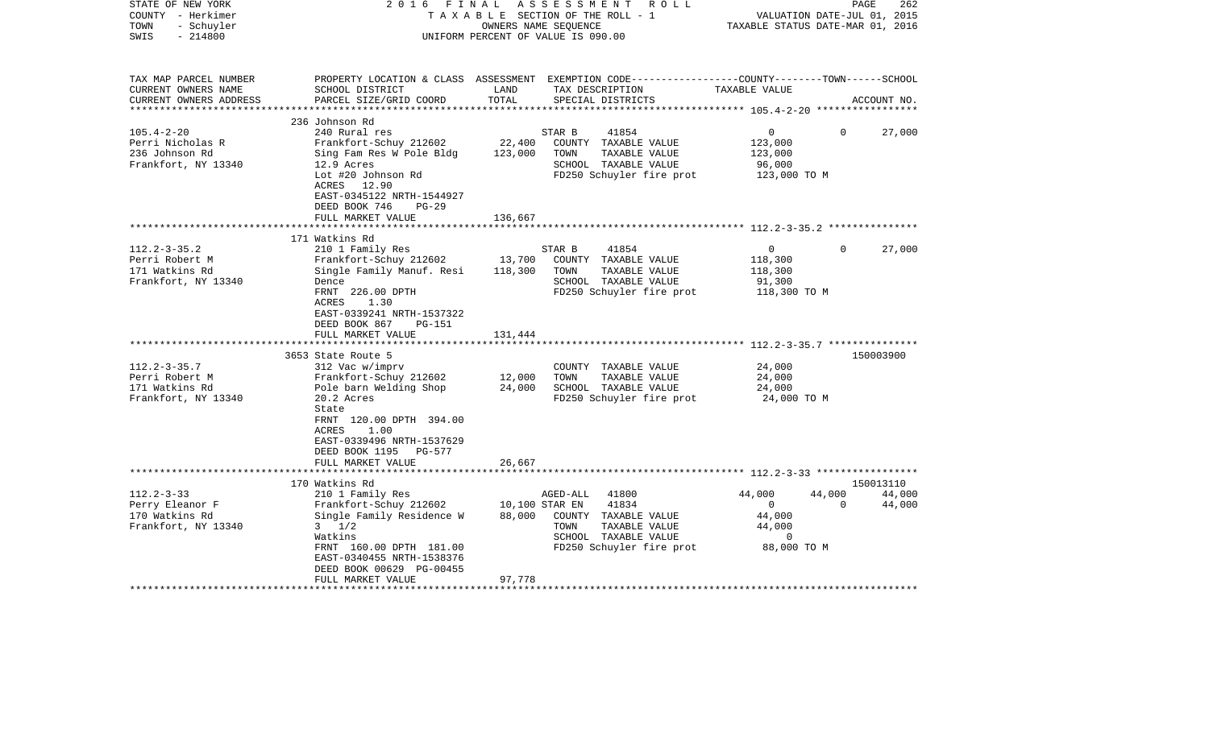STATE OF NEW YORK — 2016 FINAL ASSESSMENT ROLL — PAGE 262
COUNTY - Herkimer — TAXABLE SECTION OF THE ROLL - 1 — VALUATION DATE-JUL 01, 2015
TOWN - Schuyler — OWNERS NAME SEQUENCE — TAXABLE STATUS DATE-MAR 01, 2016
SWIS - 214800 — UNIFORM PERCENT OF VALUE IS 090.00

| TAX MAP PARCEL NUMBER / CURRENT OWNERS NAME / CURRENT OWNERS ADDRESS | PROPERTY LOCATION & CLASS / SCHOOL DISTRICT / PARCEL SIZE/GRID COORD | ASSESSMENT LAND | ASSESSMENT TOTAL | EXEMPTION CODE / TAX DESCRIPTION / SPECIAL DISTRICTS | COUNTY TAXABLE VALUE | TOWN | SCHOOL | ACCOUNT NO. |
|---|---|---|---|---|---|---|---|---|
| 105.4-2-20 | 236 Johnson Rd | | | | | | | |
| 105.4-2-20 | 240 Rural res | | | STAR B 41854 | 0 | 0 | 27,000 | |
| Perri Nicholas R | Frankfort-Schuy 212602 | 22,400 | | COUNTY TAXABLE VALUE | 123,000 | | | |
| 236 Johnson Rd | Sing Fam Res W Pole Bldg | | 123,000 | TOWN TAXABLE VALUE | 123,000 | | | |
| Frankfort, NY 13340 | 12.9 Acres | | | SCHOOL TAXABLE VALUE | 96,000 | | | |
| | Lot #20 Johnson Rd | | | FD250 Schuyler fire prot | 123,000 TO M | | | |
| | ACRES 12.90 | | | | | | | |
| | EAST-0345122 NRTH-1544927 | | | | | | | |
| | DEED BOOK 746 PG-29 | | | | | | | |
| | FULL MARKET VALUE | | 136,667 | | | | | |
| 112.2-3-35.2 | 171 Watkins Rd | | | | | | | |
| 112.2-3-35.2 | 210 1 Family Res | | | STAR B 41854 | 0 | 0 | 27,000 | |
| Perri Robert M | Frankfort-Schuy 212602 | 13,700 | | COUNTY TAXABLE VALUE | 118,300 | | | |
| 171 Watkins Rd | Single Family Manuf. Resi | | 118,300 | TOWN TAXABLE VALUE | 118,300 | | | |
| Frankfort, NY 13340 | Dence | | | SCHOOL TAXABLE VALUE | 91,300 | | | |
| | FRNT 226.00 DPTH | | | FD250 Schuyler fire prot | 118,300 TO M | | | |
| | ACRES 1.30 | | | | | | | |
| | EAST-0339241 NRTH-1537322 | | | | | | | |
| | DEED BOOK 867 PG-151 | | | | | | | |
| | FULL MARKET VALUE | | 131,444 | | | | | |
| 112.2-3-35.7 | 3653 State Route 5 | | | | | | | 150003900 |
| 112.2-3-35.7 | 312 Vac w/imprv | | | COUNTY TAXABLE VALUE | 24,000 | | | |
| Perri Robert M | Frankfort-Schuy 212602 | 12,000 | | TOWN TAXABLE VALUE | 24,000 | | | |
| 171 Watkins Rd | Pole barn Welding Shop | | 24,000 | SCHOOL TAXABLE VALUE | 24,000 | | | |
| Frankfort, NY 13340 | 20.2 Acres | | | FD250 Schuyler fire prot | 24,000 TO M | | | |
| | State | | | | | | | |
| | FRNT 120.00 DPTH 394.00 | | | | | | | |
| | ACRES 1.00 | | | | | | | |
| | EAST-0339496 NRTH-1537629 | | | | | | | |
| | DEED BOOK 1195 PG-577 | | | | | | | |
| | FULL MARKET VALUE | | 26,667 | | | | | |
| 112.2-3-33 | 170 Watkins Rd | | | | | | | 150013110 |
| 112.2-3-33 | 210 1 Family Res | | | AGED-ALL 41800 | 44,000 | 44,000 | 44,000 | |
| Perry Eleanor F | Frankfort-Schuy 212602 | 10,100 | | STAR EN 41834 | 0 | 0 | 44,000 | |
| 170 Watkins Rd | Single Family Residence W | | 88,000 | COUNTY TAXABLE VALUE | 44,000 | | | |
| Frankfort, NY 13340 | 3 1/2 | | | TOWN TAXABLE VALUE | 44,000 | | | |
| | Watkins | | | SCHOOL TAXABLE VALUE | 0 | | | |
| | FRNT 160.00 DPTH 181.00 | | | FD250 Schuyler fire prot | 88,000 TO M | | | |
| | EAST-0340455 NRTH-1538376 | | | | | | | |
| | DEED BOOK 00629 PG-00455 | | | | | | | |
| | FULL MARKET VALUE | | 97,778 | | | | | |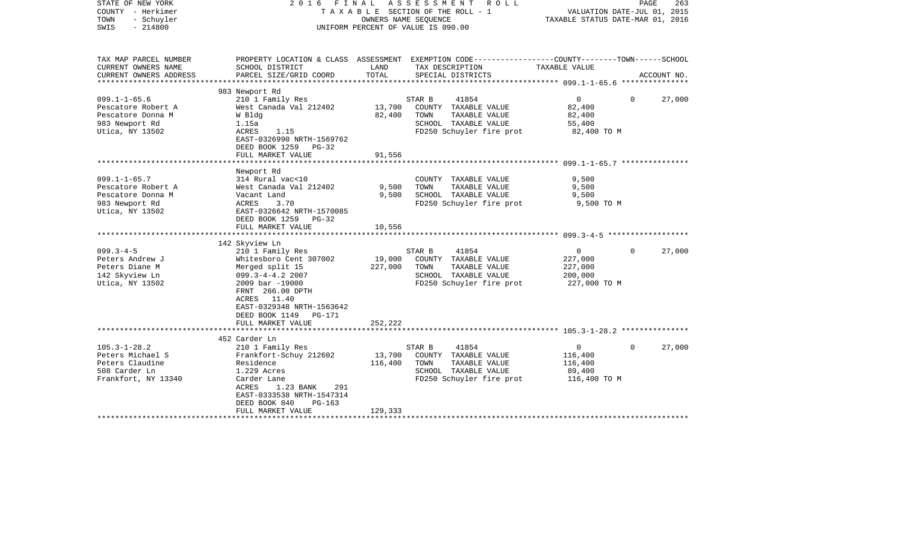STATE OF NEW YORK — 2016 FINAL ASSESSMENT ROLL
COUNTY - Herkimer — TAXABLE SECTION OF THE ROLL - 1 — VALUATION DATE-JUL 01, 2015
TOWN - Schuyler — OWNERS NAME SEQUENCE — TAXABLE STATUS DATE-MAR 01, 2016
SWIS - 214800 — UNIFORM PERCENT OF VALUE IS 090.00

| TAX MAP PARCEL NUMBER / CURRENT OWNERS NAME / CURRENT OWNERS ADDRESS | PROPERTY LOCATION & CLASS / SCHOOL DISTRICT / PARCEL SIZE/GRID COORD | ASSESSMENT LAND / TOTAL | EXEMPTION CODE / TAX DESCRIPTION / SPECIAL DISTRICTS | COUNTY TAXABLE VALUE | TOWN | SCHOOL / ACCOUNT NO. |
|---|---|---|---|---|---|---|
| **099.1-1-65.6** | 983 Newport Rd | | | | | |
| 099.1-1-65.6 | 210 1 Family Res | | STAR B 41854 | 0 | 0 | 27,000 |
| Pescatore Robert A | West Canada Val 212402 | 13,700 | COUNTY TAXABLE VALUE | 82,400 | | |
| Pescatore Donna M | W Bldg | 82,400 | TOWN TAXABLE VALUE | 82,400 | | |
| 983 Newport Rd | 1.15a | | SCHOOL TAXABLE VALUE | 55,400 | | |
| Utica, NY 13502 | ACRES 1.15 | | FD250 Schuyler fire prot | 82,400 TO M | | |
| | EAST-0326990 NRTH-1569762 | | | | | |
| | DEED BOOK 1259 PG-32 | | | | | |
| | FULL MARKET VALUE | 91,556 | | | | |
| **099.1-1-65.7** | Newport Rd | | | | | |
| 099.1-1-65.7 | 314 Rural vac<10 | | COUNTY TAXABLE VALUE | 9,500 | | |
| Pescatore Robert A | West Canada Val 212402 | 9,500 | TOWN TAXABLE VALUE | 9,500 | | |
| Pescatore Donna M | Vacant Land | 9,500 | SCHOOL TAXABLE VALUE | 9,500 | | |
| 983 Newport Rd | ACRES 3.70 | | FD250 Schuyler fire prot | 9,500 TO M | | |
| Utica, NY 13502 | EAST-0326642 NRTH-1570085 | | | | | |
| | DEED BOOK 1259 PG-32 | | | | | |
| | FULL MARKET VALUE | 10,556 | | | | |
| **099.3-4-5** | 142 Skyview Ln | | | | | |
| 099.3-4-5 | 210 1 Family Res | | STAR B 41854 | 0 | 0 | 27,000 |
| Peters Andrew J | Whitesboro Cent 307002 | 19,000 | COUNTY TAXABLE VALUE | 227,000 | | |
| Peters Diane M | Merged split 15 | 227,000 | TOWN TAXABLE VALUE | 227,000 | | |
| 142 Skyview Ln | 099.3-4-4.2 2007 | | SCHOOL TAXABLE VALUE | 200,000 | | |
| Utica, NY 13502 | 2009 bar -19000 | | FD250 Schuyler fire prot | 227,000 TO M | | |
| | FRNT 266.00 DPTH | | | | | |
| | ACRES 11.40 | | | | | |
| | EAST-0329348 NRTH-1563642 | | | | | |
| | DEED BOOK 1149 PG-171 | | | | | |
| | FULL MARKET VALUE | 252,222 | | | | |
| **105.3-1-28.2** | 452 Carder Ln | | | | | |
| 105.3-1-28.2 | 210 1 Family Res | | STAR B 41854 | 0 | 0 | 27,000 |
| Peters Michael S | Frankfort-Schuy 212602 | 13,700 | COUNTY TAXABLE VALUE | 116,400 | | |
| Peters Claudine | Residence | 116,400 | TOWN TAXABLE VALUE | 116,400 | | |
| 508 Carder Ln | 1.229 Acres | | SCHOOL TAXABLE VALUE | 89,400 | | |
| Frankfort, NY 13340 | Carder Lane | | FD250 Schuyler fire prot | 116,400 TO M | | |
| | ACRES 1.23 BANK 291 | | | | | |
| | EAST-0333538 NRTH-1547314 | | | | | |
| | DEED BOOK 840 PG-163 | | | | | |
| | FULL MARKET VALUE | 129,333 | | | | |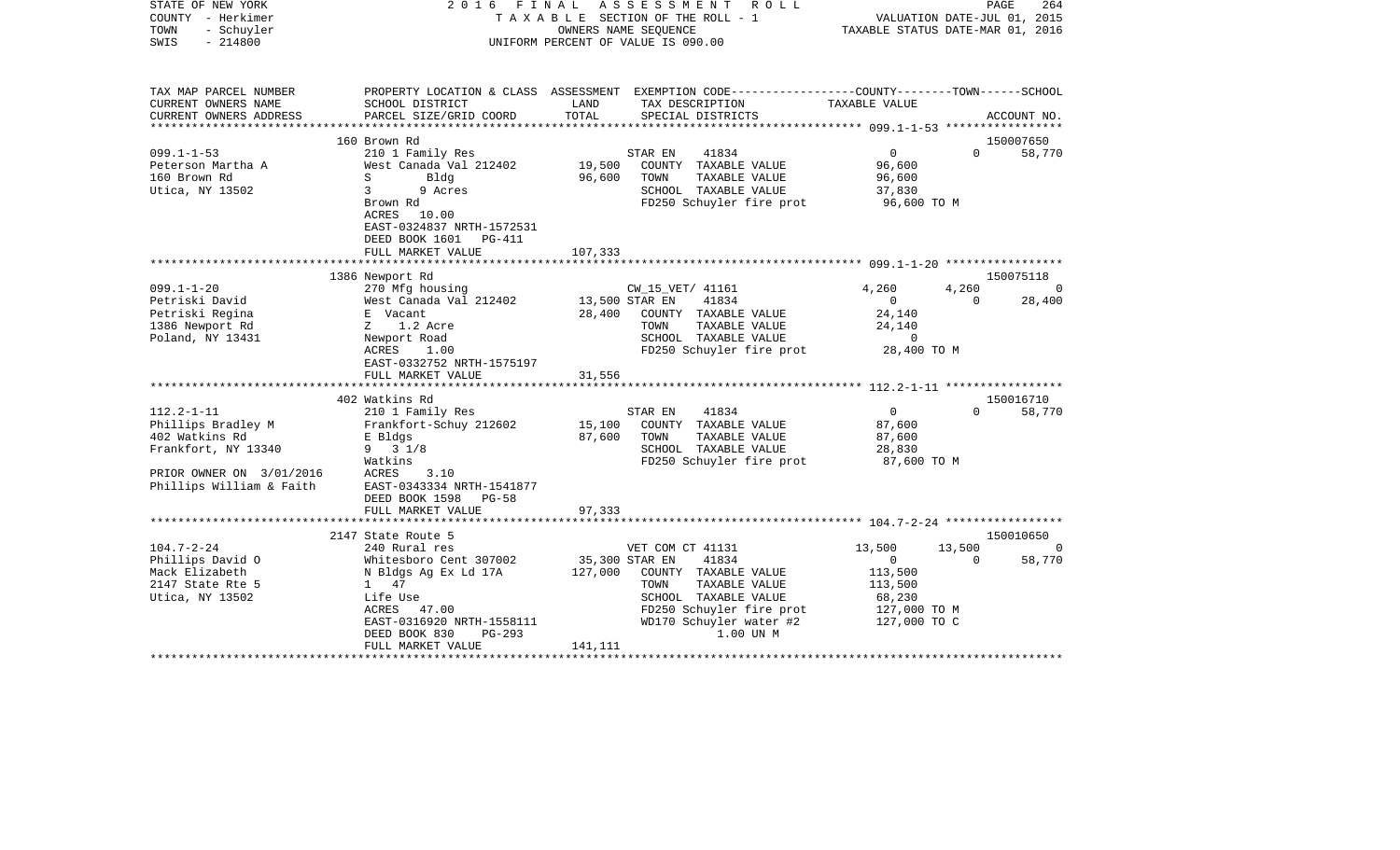STATE OF NEW YORK | 2 0 1 6 F I N A L A S S E S S M E N T R O L L
COUNTY - Herkimer | T A X A B L E SECTION OF THE ROLL - 1 | VALUATION DATE-JUL 01, 2015
TOWN - Schuyler | OWNERS NAME SEQUENCE | TAXABLE STATUS DATE-MAR 01, 2016
SWIS - 214800 | UNIFORM PERCENT OF VALUE IS 090.00

| TAX MAP PARCEL NUMBER / CURRENT OWNERS NAME / CURRENT OWNERS ADDRESS | PROPERTY LOCATION & CLASS / SCHOOL DISTRICT / PARCEL SIZE/GRID COORD | ASSESSMENT LAND / TOTAL | EXEMPTION CODE / TAX DESCRIPTION / SPECIAL DISTRICTS | COUNTY TAXABLE VALUE | TOWN | SCHOOL / ACCOUNT NO. |
|---|---|---|---|---|---|---|
| | 160 Brown Rd | | | | | 150007650 |
| 099.1-1-53 | 210 1 Family Res | | STAR EN 41834 | 0 | 0 | 58,770 |
| Peterson Martha A | West Canada Val 212402 | 19,500 | COUNTY TAXABLE VALUE | 96,600 | | |
| 160 Brown Rd | S Bldg | 96,600 | TOWN TAXABLE VALUE | 96,600 | | |
| Utica, NY 13502 | 3 9 Acres | | SCHOOL TAXABLE VALUE | 37,830 | | |
| | Brown Rd | | FD250 Schuyler fire prot | 96,600 TO M | | |
| | ACRES 10.00 | | | | | |
| | EAST-0324837 NRTH-1572531 | | | | | |
| | DEED BOOK 1601 PG-411 | | | | | |
| | FULL MARKET VALUE | 107,333 | | | | |
| | 1386 Newport Rd | | | | | 150075118 |
| 099.1-1-20 | 270 Mfg housing | | CW_15_VET/ 41161 | 4,260 | 4,260 | 0 |
| Petriski David | West Canada Val 212402 | 13,500 | STAR EN 41834 | 0 | 0 | 28,400 |
| Petriski Regina | E Vacant | 28,400 | COUNTY TAXABLE VALUE | 24,140 | | |
| 1386 Newport Rd | Z 1.2 Acre | | TOWN TAXABLE VALUE | 24,140 | | |
| Poland, NY 13431 | Newport Road | | SCHOOL TAXABLE VALUE | 0 | | |
| | ACRES 1.00 | | FD250 Schuyler fire prot | 28,400 TO M | | |
| | EAST-0332752 NRTH-1575197 | | | | | |
| | FULL MARKET VALUE | 31,556 | | | | |
| | 402 Watkins Rd | | | | | 150016710 |
| 112.2-1-11 | 210 1 Family Res | | STAR EN 41834 | 0 | 0 | 58,770 |
| Phillips Bradley M | Frankfort-Schuy 212602 | 15,100 | COUNTY TAXABLE VALUE | 87,600 | | |
| 402 Watkins Rd | E Bldgs | 87,600 | TOWN TAXABLE VALUE | 87,600 | | |
| Frankfort, NY 13340 | 9 3 1/8 | | SCHOOL TAXABLE VALUE | 28,830 | | |
| | Watkins | | FD250 Schuyler fire prot | 87,600 TO M | | |
| PRIOR OWNER ON 3/01/2016 | ACRES 3.10 | | | | | |
| Phillips William & Faith | EAST-0343334 NRTH-1541877 | | | | | |
| | DEED BOOK 1598 PG-58 | | | | | |
| | FULL MARKET VALUE | 97,333 | | | | |
| | 2147 State Route 5 | | | | | 150010650 |
| 104.7-2-24 | 240 Rural res | | VET COM CT 41131 | 13,500 | 13,500 | 0 |
| Phillips David O | Whitesboro Cent 307002 | 35,300 | STAR EN 41834 | 0 | 0 | 58,770 |
| Mack Elizabeth | N Bldgs Ag Ex Ld 17A | 127,000 | COUNTY TAXABLE VALUE | 113,500 | | |
| 2147 State Rte 5 | 1 47 | | TOWN TAXABLE VALUE | 113,500 | | |
| Utica, NY 13502 | Life Use | | SCHOOL TAXABLE VALUE | 68,230 | | |
| | ACRES 47.00 | | FD250 Schuyler fire prot | 127,000 TO M | | |
| | EAST-0316920 NRTH-1558111 | | WD170 Schuyler water #2 | 127,000 TO C | | |
| | DEED BOOK 830 PG-293 | | 1.00 UN M | | | |
| | FULL MARKET VALUE | 141,111 | | | | |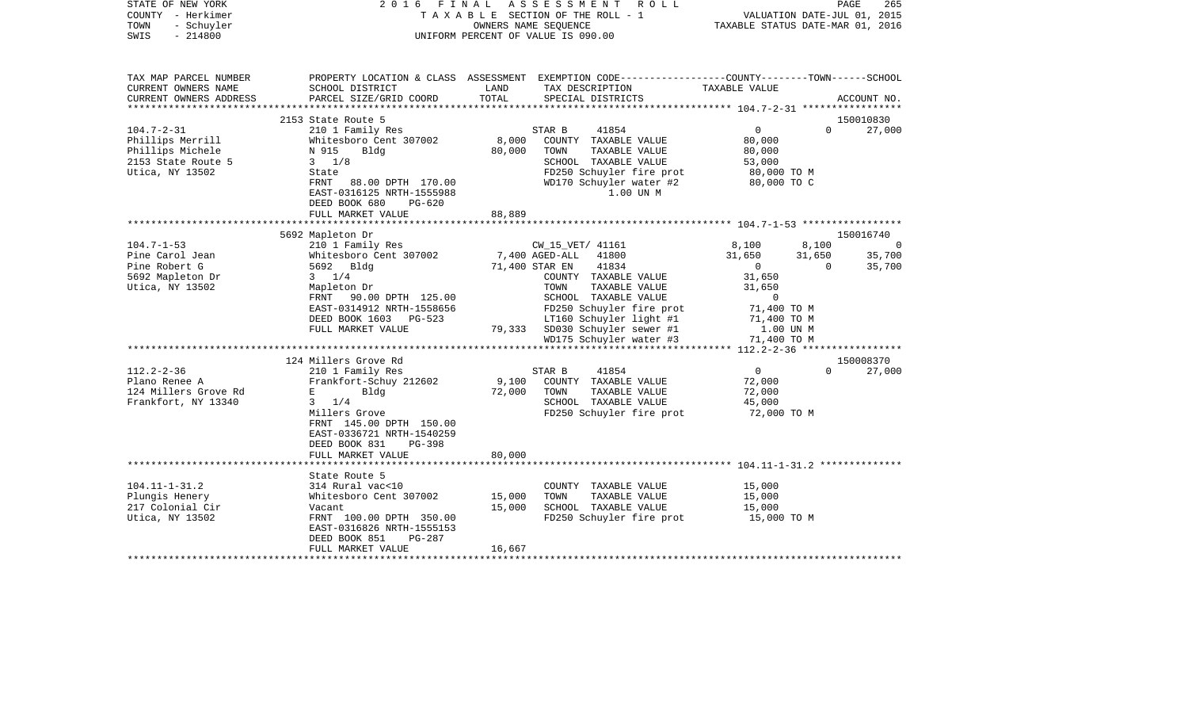STATE OF NEW YORK
COUNTY - Herkimer
TOWN - Schuyler
SWIS - 214800

2016 FINAL ASSESSMENT ROLL
TAXABLE SECTION OF THE ROLL - 1
OWNERS NAME SEQUENCE
UNIFORM PERCENT OF VALUE IS 090.00

VALUATION DATE-JUL 01, 2015
TAXABLE STATUS DATE-MAR 01, 2016

| TAX MAP PARCEL NUMBER<br>CURRENT OWNERS NAME<br>CURRENT OWNERS ADDRESS | PROPERTY LOCATION & CLASS<br>SCHOOL DISTRICT<br>PARCEL SIZE/GRID COORD | ASSESSMENT<br>LAND<br>TOTAL | EXEMPTION CODE<br>TAX DESCRIPTION<br>SPECIAL DISTRICTS | COUNTY | TOWN | SCHOOL<br>ACCOUNT NO. |
|---|---|---|---|---|---|---|
| **104.7-2-31** | 2153 State Route 5 | | | | | 150010830 |
| 104.7-2-31 | 210 1 Family Res | | STAR B 41854 | 0 | 0 | 27,000 |
| Phillips Merrill | Whitesboro Cent 307002 | 8,000 | COUNTY TAXABLE VALUE | 80,000 | | |
| Phillips Michele | N 915 Bldg | 80,000 | TOWN TAXABLE VALUE | 80,000 | | |
| 2153 State Route 5 | 3 1/8 | | SCHOOL TAXABLE VALUE | 53,000 | | |
| Utica, NY 13502 | State | | FD250 Schuyler fire prot | 80,000 TO M | | |
| | FRNT 88.00 DPTH 170.00 | | WD170 Schuyler water #2 | 80,000 TO C | | |
| | EAST-0316125 NRTH-1555988 | | 1.00 UN M | | | |
| | DEED BOOK 680 PG-620 | | | | | |
| | FULL MARKET VALUE | 88,889 | | | | |
| **104.7-1-53** | 5692 Mapleton Dr | | | | | 150016740 |
| 104.7-1-53 | 210 1 Family Res | | CW_15_VET/ 41161 | 8,100 | 8,100 | 0 |
| Pine Carol Jean | Whitesboro Cent 307002 | 7,400 | AGED-ALL 41800 | 31,650 | 31,650 | 35,700 |
| Pine Robert G | 5692 Bldg | 71,400 | STAR EN 41834 | 0 | 0 | 35,700 |
| 5692 Mapleton Dr | 3 1/4 | | COUNTY TAXABLE VALUE | 31,650 | | |
| Utica, NY 13502 | Mapleton Dr | | TOWN TAXABLE VALUE | 31,650 | | |
| | FRNT 90.00 DPTH 125.00 | | SCHOOL TAXABLE VALUE | 0 | | |
| | EAST-0314912 NRTH-1558656 | | FD250 Schuyler fire prot | 71,400 TO M | | |
| | DEED BOOK 1603 PG-523 | | LT160 Schuyler light #1 | 71,400 TO M | | |
| | FULL MARKET VALUE | 79,333 | SD030 Schuyler sewer #1 | 1.00 UN M | | |
| | | | WD175 Schuyler water #3 | 71,400 TO M | | |
| **112.2-2-36** | 124 Millers Grove Rd | | | | | 150008370 |
| 112.2-2-36 | 210 1 Family Res | | STAR B 41854 | 0 | 0 | 27,000 |
| Plano Renee A | Frankfort-Schuy 212602 | 9,100 | COUNTY TAXABLE VALUE | 72,000 | | |
| 124 Millers Grove Rd | E Bldg | 72,000 | TOWN TAXABLE VALUE | 72,000 | | |
| Frankfort, NY 13340 | 3 1/4 | | SCHOOL TAXABLE VALUE | 45,000 | | |
| | Millers Grove | | FD250 Schuyler fire prot | 72,000 TO M | | |
| | FRNT 145.00 DPTH 150.00 | | | | | |
| | EAST-0336721 NRTH-1540259 | | | | | |
| | DEED BOOK 831 PG-398 | | | | | |
| | FULL MARKET VALUE | 80,000 | | | | |
| **104.11-1-31.2** | State Route 5 | | | | | |
| 104.11-1-31.2 | 314 Rural vac<10 | | COUNTY TAXABLE VALUE | 15,000 | | |
| Plungis Henery | Whitesboro Cent 307002 | 15,000 | TOWN TAXABLE VALUE | 15,000 | | |
| 217 Colonial Cir | Vacant | 15,000 | SCHOOL TAXABLE VALUE | 15,000 | | |
| Utica, NY 13502 | FRNT 100.00 DPTH 350.00 | | FD250 Schuyler fire prot | 15,000 TO M | | |
| | EAST-0316826 NRTH-1555153 | | | | | |
| | DEED BOOK 851 PG-287 | | | | | |
| | FULL MARKET VALUE | 16,667 | | | | |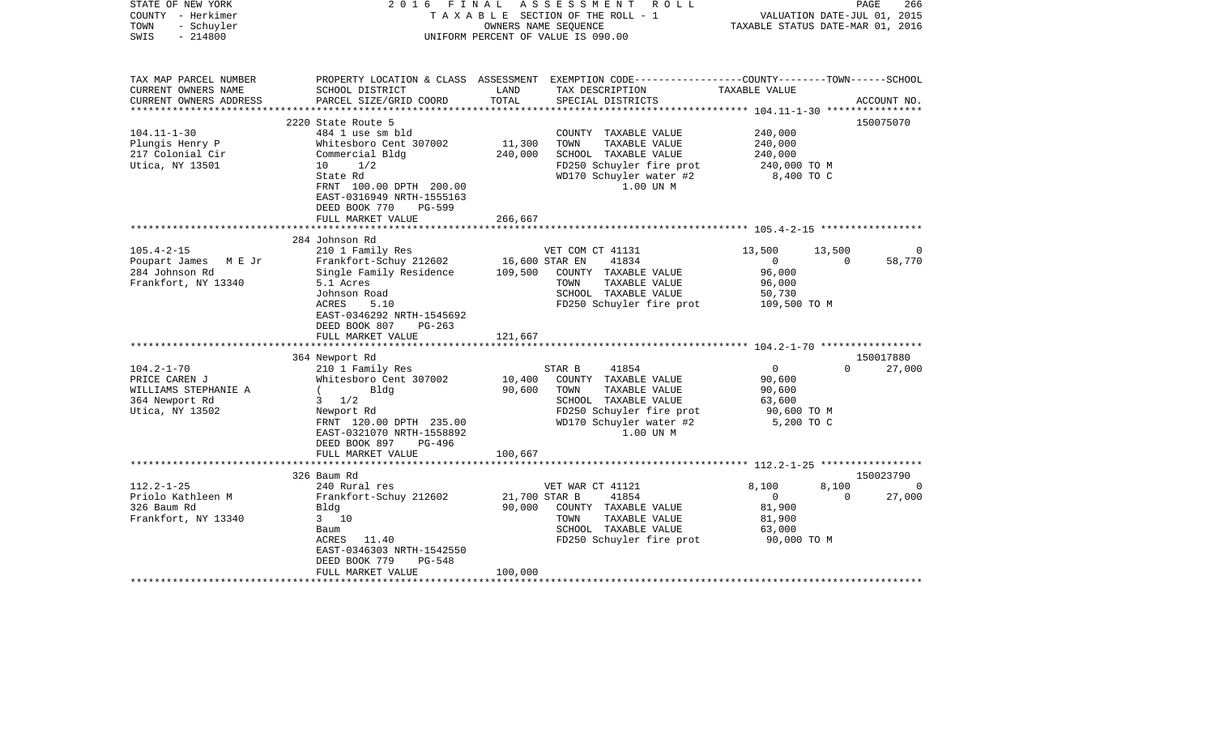STATE OF NEW YORK
COUNTY - Herkimer
TOWN - Schuyler
SWIS - 214800

2 0 1 6 F I N A L A S S E S S M E N T R O L L
T A X A B L E SECTION OF THE ROLL - 1
OWNERS NAME SEQUENCE
UNIFORM PERCENT OF VALUE IS 090.00

VALUATION DATE-JUL 01, 2015
TAXABLE STATUS DATE-MAR 01, 2016

| TAX MAP PARCEL NUMBER / CURRENT OWNERS NAME / CURRENT OWNERS ADDRESS | PROPERTY LOCATION & CLASS / SCHOOL DISTRICT / PARCEL SIZE/GRID COORD | ASSESSMENT LAND / TOTAL | EXEMPTION CODE / TAX DESCRIPTION / SPECIAL DISTRICTS | COUNTY | TOWN | SCHOOL / ACCOUNT NO. |
|---|---|---|---|---|---|---|
| | 2220 State Route 5 | | | | | 150075070 |
| 104.11-1-30 | 484 1 use sm bld | | COUNTY TAXABLE VALUE | 240,000 | | |
| Plungis Henry P | Whitesboro Cent 307002 | 11,300 | TOWN TAXABLE VALUE | 240,000 | | |
| 217 Colonial Cir | Commercial Bldg | 240,000 | SCHOOL TAXABLE VALUE | 240,000 | | |
| Utica, NY 13501 | 10 1/2 | | FD250 Schuyler fire prot | 240,000 TO M | | |
| | State Rd | | WD170 Schuyler water #2 | 8,400 TO C | | |
| | FRNT 100.00 DPTH 200.00 | | 1.00 UN M | | | |
| | EAST-0316949 NRTH-1555163 | | | | | |
| | DEED BOOK 770 PG-599 | | | | | |
| | FULL MARKET VALUE | 266,667 | | | | |
| | 284 Johnson Rd | | | | | |
| 105.4-2-15 | 210 1 Family Res | | VET COM CT 41131 | 13,500 | 13,500 | 0 |
| Poupart James M E Jr | Frankfort-Schuy 212602 | 16,600 | STAR EN 41834 | 0 | 0 | 58,770 |
| 284 Johnson Rd | Single Family Residence | 109,500 | COUNTY TAXABLE VALUE | 96,000 | | |
| Frankfort, NY 13340 | 5.1 Acres | | TOWN TAXABLE VALUE | 96,000 | | |
| | Johnson Road | | SCHOOL TAXABLE VALUE | 50,730 | | |
| | ACRES 5.10 | | FD250 Schuyler fire prot | 109,500 TO M | | |
| | EAST-0346292 NRTH-1545692 | | | | | |
| | DEED BOOK 807 PG-263 | | | | | |
| | FULL MARKET VALUE | 121,667 | | | | |
| | 364 Newport Rd | | | | | 150017880 |
| 104.2-1-70 | 210 1 Family Res | | STAR B 41854 | 0 | 0 | 27,000 |
| PRICE CAREN J | Whitesboro Cent 307002 | 10,400 | COUNTY TAXABLE VALUE | 90,600 | | |
| WILLIAMS STEPHANIE A | ( Bldg | 90,600 | TOWN TAXABLE VALUE | 90,600 | | |
| 364 Newport Rd | 3 1/2 | | SCHOOL TAXABLE VALUE | 63,600 | | |
| Utica, NY 13502 | Newport Rd | | FD250 Schuyler fire prot | 90,600 TO M | | |
| | FRNT 120.00 DPTH 235.00 | | WD170 Schuyler water #2 | 5,200 TO C | | |
| | EAST-0321070 NRTH-1558892 | | 1.00 UN M | | | |
| | DEED BOOK 897 PG-496 | | | | | |
| | FULL MARKET VALUE | 100,667 | | | | |
| | 326 Baum Rd | | | | | 150023790 |
| 112.2-1-25 | 240 Rural res | | VET WAR CT 41121 | 8,100 | 8,100 | 0 |
| Priolo Kathleen M | Frankfort-Schuy 212602 | 21,700 | STAR B 41854 | 0 | 0 | 27,000 |
| 326 Baum Rd | Bldg | 90,000 | COUNTY TAXABLE VALUE | 81,900 | | |
| Frankfort, NY 13340 | 3 10 | | TOWN TAXABLE VALUE | 81,900 | | |
| | Baum | | SCHOOL TAXABLE VALUE | 63,000 | | |
| | ACRES 11.40 | | FD250 Schuyler fire prot | 90,000 TO M | | |
| | EAST-0346303 NRTH-1542550 | | | | | |
| | DEED BOOK 779 PG-548 | | | | | |
| | FULL MARKET VALUE | 100,000 | | | | |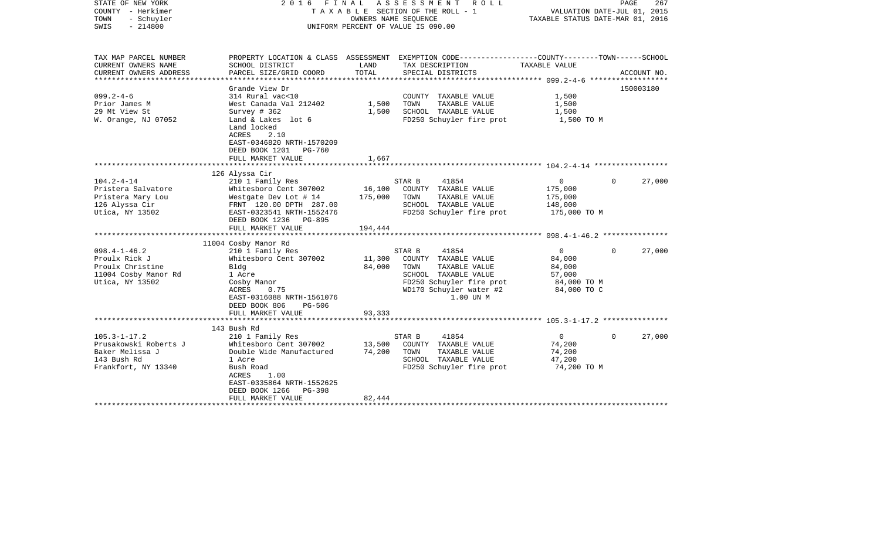STATE OF NEW YORK  
COUNTY - Herkimer  
TOWN - Schuyler  
SWIS - 214800

2016 FINAL ASSESSMENT ROLL  
TAXABLE SECTION OF THE ROLL - 1  
OWNERS NAME SEQUENCE  
UNIFORM PERCENT OF VALUE IS 090.00

VALUATION DATE-JUL 01, 2015  
TAXABLE STATUS DATE-MAR 01, 2016

| TAX MAP PARCEL NUMBER / CURRENT OWNERS NAME / CURRENT OWNERS ADDRESS | PROPERTY LOCATION & CLASS / SCHOOL DISTRICT / PARCEL SIZE/GRID COORD | ASSESSMENT LAND | TOTAL | EXEMPTION CODE / TAX DESCRIPTION / SPECIAL DISTRICTS | COUNTY / TOWN / SCHOOL TAXABLE VALUE | ACCOUNT NO. |
|---|---|---|---|---|---|---|
| **099.2-4-6** | Grande View Dr | | | | | 150003180 |
| 099.2-4-6 | 314 Rural vac<10 | | | COUNTY TAXABLE VALUE | 1,500 | |
| Prior James M | West Canada Val 212402 | 1,500 | | TOWN TAXABLE VALUE | 1,500 | |
| 29 Mt View St | Survey # 362 | | 1,500 | SCHOOL TAXABLE VALUE | 1,500 | |
| W. Orange, NJ 07052 | Land & Lakes lot 6 | | | FD250 Schuyler fire prot | 1,500 TO M | |
| | Land locked | | | | | |
| | ACRES 2.10 | | | | | |
| | EAST-0346820 NRTH-1570209 | | | | | |
| | DEED BOOK 1201 PG-760 | | | | | |
| | FULL MARKET VALUE | | 1,667 | | | |
| **104.2-4-14** | 126 Alyssa Cir | | | | | |
| 104.2-4-14 | 210 1 Family Res | | | STAR B 41854 | 0 / 0 / 27,000 | |
| Pristera Salvatore | Whitesboro Cent 307002 | 16,100 | | COUNTY TAXABLE VALUE | 175,000 | |
| Pristera Mary Lou | Westgate Dev Lot # 14 | | 175,000 | TOWN TAXABLE VALUE | 175,000 | |
| 126 Alyssa Cir | FRNT 120.00 DPTH 287.00 | | | SCHOOL TAXABLE VALUE | 148,000 | |
| Utica, NY 13502 | EAST-0323541 NRTH-1552476 | | | FD250 Schuyler fire prot | 175,000 TO M | |
| | DEED BOOK 1236 PG-895 | | | | | |
| | FULL MARKET VALUE | | 194,444 | | | |
| **098.4-1-46.2** | 11004 Cosby Manor Rd | | | | | |
| 098.4-1-46.2 | 210 1 Family Res | | | STAR B 41854 | 0 / 0 / 27,000 | |
| Proulx Rick J | Whitesboro Cent 307002 | 11,300 | | COUNTY TAXABLE VALUE | 84,000 | |
| Proulx Christine | Bldg | | 84,000 | TOWN TAXABLE VALUE | 84,000 | |
| 11004 Cosby Manor Rd | 1 Acre | | | SCHOOL TAXABLE VALUE | 57,000 | |
| Utica, NY 13502 | Cosby Manor | | | FD250 Schuyler fire prot | 84,000 TO M | |
| | ACRES 0.75 | | | WD170 Schuyler water #2 | 84,000 TO C | |
| | EAST-0316088 NRTH-1561076 | | | 1.00 UN M | | |
| | DEED BOOK 806 PG-506 | | | | | |
| | FULL MARKET VALUE | | 93,333 | | | |
| **105.3-1-17.2** | 143 Bush Rd | | | | | |
| 105.3-1-17.2 | 210 1 Family Res | | | STAR B 41854 | 0 / 0 / 27,000 | |
| Prusakowski Roberts J | Whitesboro Cent 307002 | 13,500 | | COUNTY TAXABLE VALUE | 74,200 | |
| Baker Melissa J | Double Wide Manufactured | | 74,200 | TOWN TAXABLE VALUE | 74,200 | |
| 143 Bush Rd | 1 Acre | | | SCHOOL TAXABLE VALUE | 47,200 | |
| Frankfort, NY 13340 | Bush Road | | | FD250 Schuyler fire prot | 74,200 TO M | |
| | ACRES 1.00 | | | | | |
| | EAST-0335864 NRTH-1552625 | | | | | |
| | DEED BOOK 1266 PG-398 | | | | | |
| | FULL MARKET VALUE | | 82,444 | | | |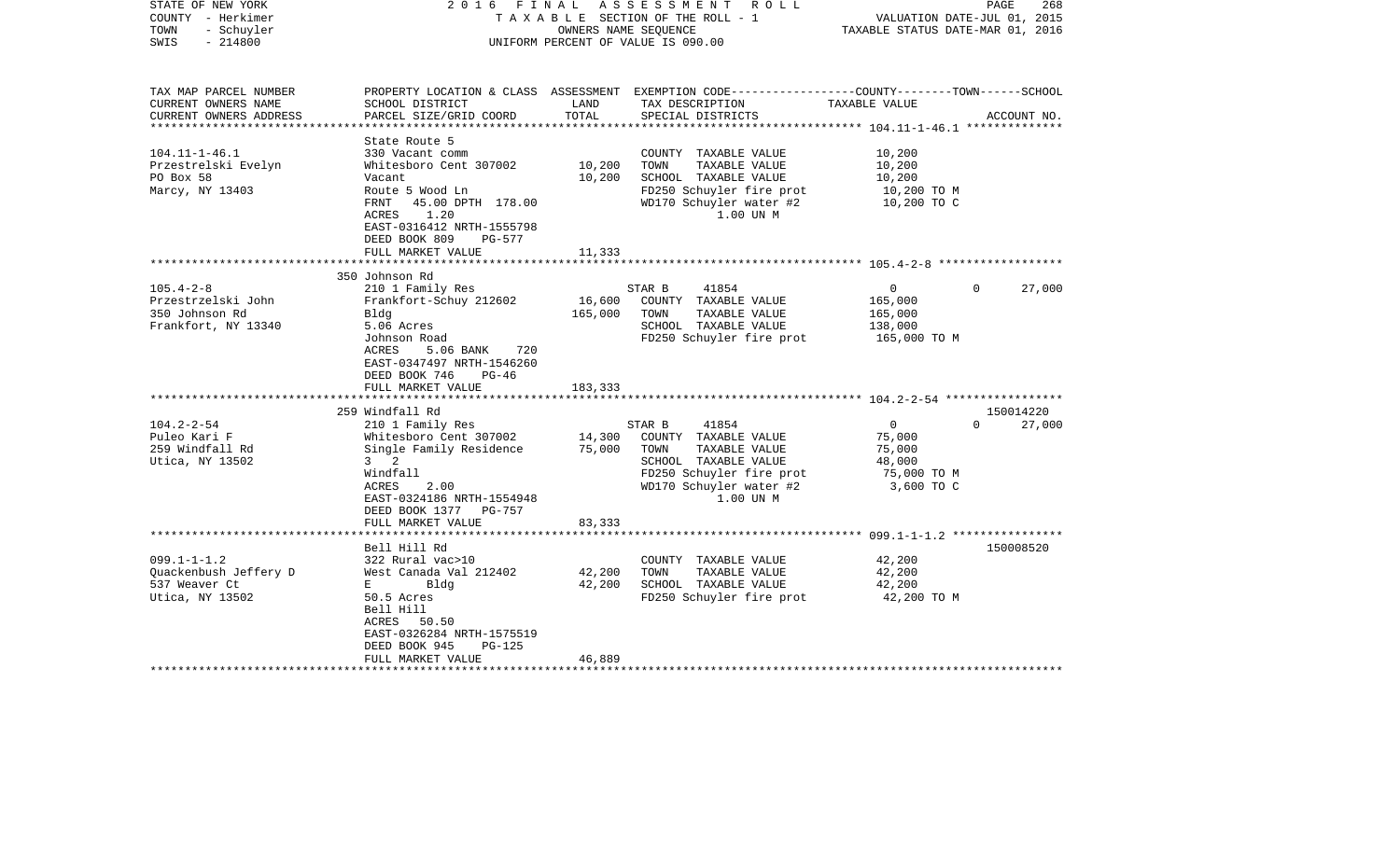STATE OF NEW YORK — 2016 FINAL ASSESSMENT ROLL — TAXABLE SECTION OF THE ROLL - 1 — VALUATION DATE-JUL 01, 2015
COUNTY - Herkimer — OWNERS NAME SEQUENCE — TAXABLE STATUS DATE-MAR 01, 2016
TOWN - Schuyler — UNIFORM PERCENT OF VALUE IS 090.00
SWIS - 214800

| TAX MAP PARCEL NUMBER / CURRENT OWNERS NAME / CURRENT OWNERS ADDRESS | PROPERTY LOCATION & CLASS / SCHOOL DISTRICT / PARCEL SIZE/GRID COORD | ASSESSMENT LAND / TOTAL | EXEMPTION CODE / TAX DESCRIPTION / SPECIAL DISTRICTS | COUNTY / TOWN / SCHOOL TAXABLE VALUE | ACCOUNT NO. |
|---|---|---|---|---|---|
| **104.11-1-46.1** | State Route 5 | | | | |
| 104.11-1-46.1 | 330 Vacant comm | | COUNTY TAXABLE VALUE | 10,200 | |
| Przestrelski Evelyn | Whitesboro Cent 307002 | 10,200 | TOWN TAXABLE VALUE | 10,200 | |
| PO Box 58 | Vacant | 10,200 | SCHOOL TAXABLE VALUE | 10,200 | |
| Marcy, NY 13403 | Route 5 Wood Ln | | FD250 Schuyler fire prot | 10,200 TO M | |
| | FRNT 45.00 DPTH 178.00 | | WD170 Schuyler water #2 | 10,200 TO C | |
| | ACRES 1.20 | | 1.00 UN M | | |
| | EAST-0316412 NRTH-1555798 | | | | |
| | DEED BOOK 809 PG-577 | | | | |
| | FULL MARKET VALUE | 11,333 | | | |
| **105.4-2-8** | 350 Johnson Rd | | | | |
| 105.4-2-8 | 210 1 Family Res | | STAR B 41854 | 0 / 0 / 27,000 | |
| Przestrzelski John | Frankfort-Schuy 212602 | 16,600 | COUNTY TAXABLE VALUE | 165,000 | |
| 350 Johnson Rd | Bldg | 165,000 | TOWN TAXABLE VALUE | 165,000 | |
| Frankfort, NY 13340 | 5.06 Acres | | SCHOOL TAXABLE VALUE | 138,000 | |
| | Johnson Road | | FD250 Schuyler fire prot | 165,000 TO M | |
| | ACRES 5.06 BANK 720 | | | | |
| | EAST-0347497 NRTH-1546260 | | | | |
| | DEED BOOK 746 PG-46 | | | | |
| | FULL MARKET VALUE | 183,333 | | | |
| **104.2-2-54** | 259 Windfall Rd | | | | 150014220 |
| 104.2-2-54 | 210 1 Family Res | | STAR B 41854 | 0 / 0 / 27,000 | |
| Puleo Kari F | Whitesboro Cent 307002 | 14,300 | COUNTY TAXABLE VALUE | 75,000 | |
| 259 Windfall Rd | Single Family Residence | 75,000 | TOWN TAXABLE VALUE | 75,000 | |
| Utica, NY 13502 | 3 2 | | SCHOOL TAXABLE VALUE | 48,000 | |
| | Windfall | | FD250 Schuyler fire prot | 75,000 TO M | |
| | ACRES 2.00 | | WD170 Schuyler water #2 | 3,600 TO C | |
| | EAST-0324186 NRTH-1554948 | | 1.00 UN M | | |
| | DEED BOOK 1377 PG-757 | | | | |
| | FULL MARKET VALUE | 83,333 | | | |
| **099.1-1-1.2** | Bell Hill Rd | | | | 150008520 |
| 099.1-1-1.2 | 322 Rural vac>10 | | COUNTY TAXABLE VALUE | 42,200 | |
| Quackenbush Jeffery D | West Canada Val 212402 | 42,200 | TOWN TAXABLE VALUE | 42,200 | |
| 537 Weaver Ct | E Bldg | 42,200 | SCHOOL TAXABLE VALUE | 42,200 | |
| Utica, NY 13502 | 50.5 Acres | | FD250 Schuyler fire prot | 42,200 TO M | |
| | Bell Hill | | | | |
| | ACRES 50.50 | | | | |
| | EAST-0326284 NRTH-1575519 | | | | |
| | DEED BOOK 945 PG-125 | | | | |
| | FULL MARKET VALUE | 46,889 | | | |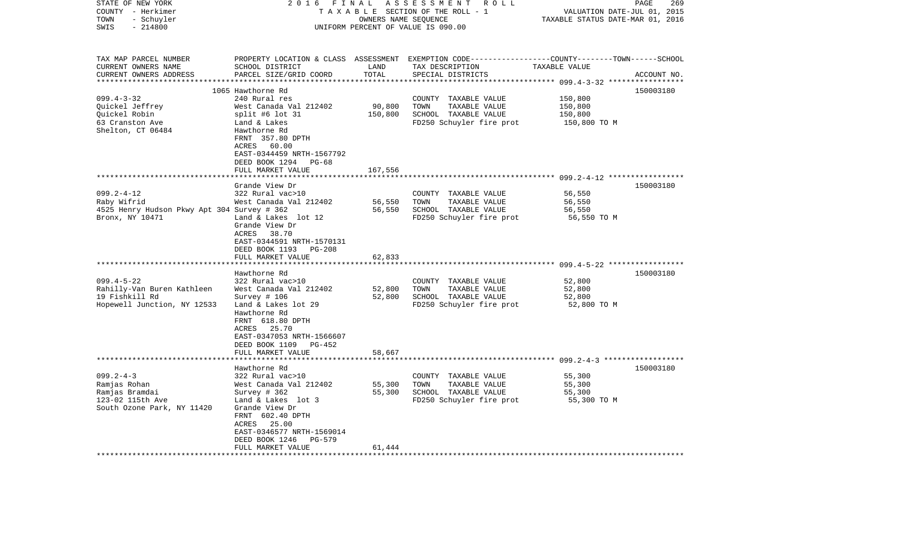STATE OF NEW YORK
COUNTY - Herkimer
TOWN - Schuyler
SWIS - 214800

2016 FINAL ASSESSMENT ROLL
TAXABLE SECTION OF THE ROLL - 1
OWNERS NAME SEQUENCE
UNIFORM PERCENT OF VALUE IS 090.00

VALUATION DATE-JUL 01, 2015
TAXABLE STATUS DATE-MAR 01, 2016

| TAX MAP PARCEL NUMBER / CURRENT OWNERS NAME / CURRENT OWNERS ADDRESS | PROPERTY LOCATION & CLASS / SCHOOL DISTRICT / PARCEL SIZE/GRID COORD | ASSESSMENT LAND | TOTAL | EXEMPTION CODE / TAX DESCRIPTION / SPECIAL DISTRICTS | COUNTY--------TOWN------SCHOOL TAXABLE VALUE | ACCOUNT NO. |
|---|---|---|---|---|---|---|
| 099.4-3-32 | 1065 Hawthorne Rd | | | | | 150003180 |
| Quickel Jeffrey | 240 Rural res | | | COUNTY TAXABLE VALUE | 150,800 | |
| Quickel Robin | West Canada Val 212402 | 90,800 | | TOWN TAXABLE VALUE | 150,800 | |
| 63 Cranston Ave | split #6 lot 31 | | 150,800 | SCHOOL TAXABLE VALUE | 150,800 | |
| Shelton, CT 06484 | Land & Lakes | | | FD250 Schuyler fire prot | 150,800 TO M | |
| | Hawthorne Rd | | | | | |
| | FRNT 357.80 DPTH | | | | | |
| | ACRES 60.00 | | | | | |
| | EAST-0344459 NRTH-1567792 | | | | | |
| | DEED BOOK 1294 PG-68 | | | | | |
| | FULL MARKET VALUE | | 167,556 | | | |
| 099.2-4-12 | Grande View Dr | | | | | 150003180 |
| Raby Wifrid | 322 Rural vac>10 | | | COUNTY TAXABLE VALUE | 56,550 | |
| 4525 Henry Hudson Pkwy Apt 304 | West Canada Val 212402 | 56,550 | | TOWN TAXABLE VALUE | 56,550 | |
| Bronx, NY 10471 | Survey # 362 | | 56,550 | SCHOOL TAXABLE VALUE | 56,550 | |
| | Land & Lakes lot 12 | | | FD250 Schuyler fire prot | 56,550 TO M | |
| | Grande View Dr | | | | | |
| | ACRES 38.70 | | | | | |
| | EAST-0344591 NRTH-1570131 | | | | | |
| | DEED BOOK 1193 PG-208 | | | | | |
| | FULL MARKET VALUE | | 62,833 | | | |
| 099.4-5-22 | Hawthorne Rd | | | | | 150003180 |
| Rahilly-Van Buren Kathleen | 322 Rural vac>10 | | | COUNTY TAXABLE VALUE | 52,800 | |
| 19 Fishkill Rd | West Canada Val 212402 | 52,800 | | TOWN TAXABLE VALUE | 52,800 | |
| Hopewell Junction, NY 12533 | Survey # 106 | | 52,800 | SCHOOL TAXABLE VALUE | 52,800 | |
| | Land & Lakes lot 29 | | | FD250 Schuyler fire prot | 52,800 TO M | |
| | Hawthorne Rd | | | | | |
| | FRNT 618.80 DPTH | | | | | |
| | ACRES 25.70 | | | | | |
| | EAST-0347053 NRTH-1566607 | | | | | |
| | DEED BOOK 1109 PG-452 | | | | | |
| | FULL MARKET VALUE | | 58,667 | | | |
| 099.2-4-3 | Hawthorne Rd | | | | | 150003180 |
| Ramjas Rohan | 322 Rural vac>10 | | | COUNTY TAXABLE VALUE | 55,300 | |
| Ramjas Bramdai | West Canada Val 212402 | 55,300 | | TOWN TAXABLE VALUE | 55,300 | |
| 123-02 115th Ave | Survey # 362 | | 55,300 | SCHOOL TAXABLE VALUE | 55,300 | |
| South Ozone Park, NY 11420 | Land & Lakes lot 3 | | | FD250 Schuyler fire prot | 55,300 TO M | |
| | Grande View Dr | | | | | |
| | FRNT 602.40 DPTH | | | | | |
| | ACRES 25.00 | | | | | |
| | EAST-0346577 NRTH-1569014 | | | | | |
| | DEED BOOK 1246 PG-579 | | | | | |
| | FULL MARKET VALUE | | 61,444 | | | |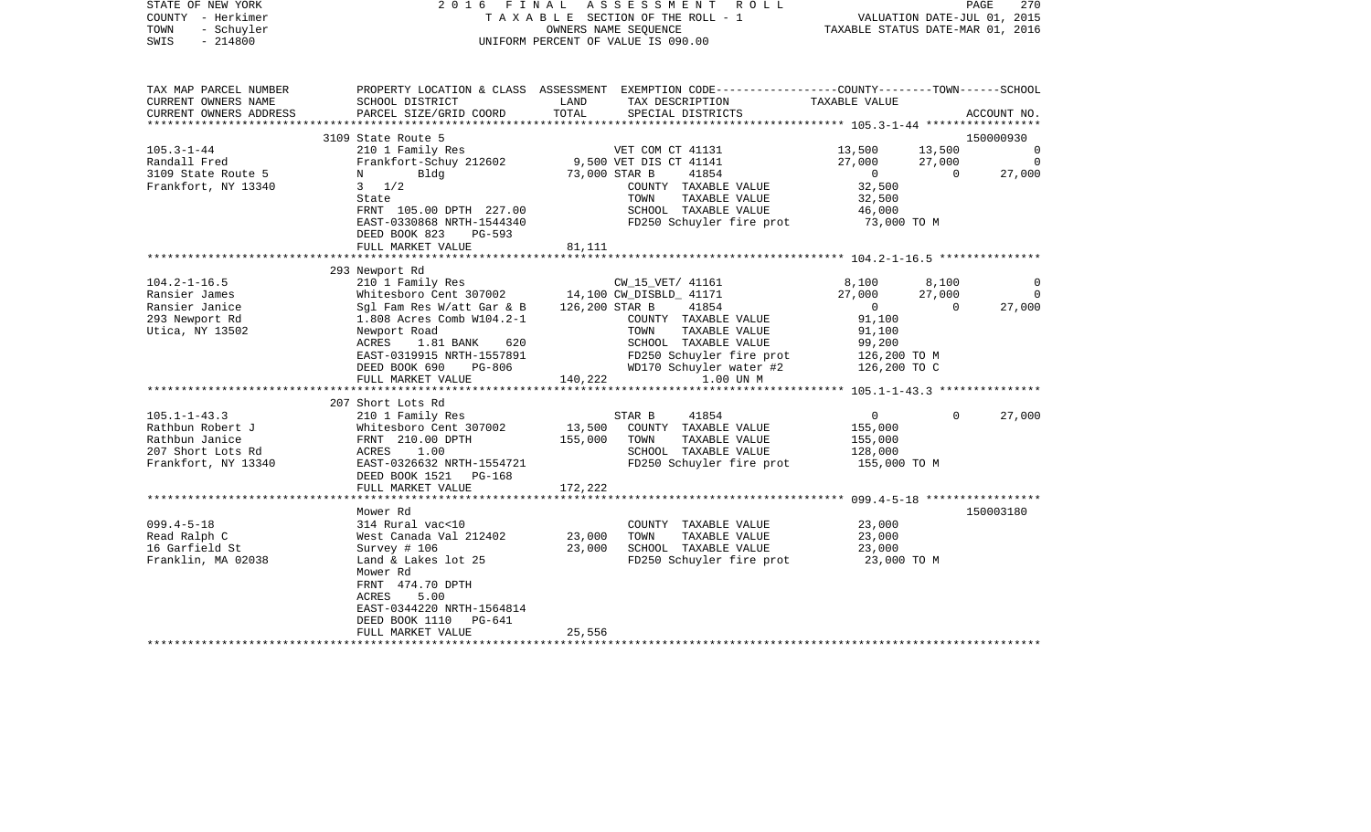STATE OF NEW YORK | COUNTY - Herkimer | TOWN - Schuyler | SWIS - 214800

2016 FINAL ASSESSMENT ROLL
TAXABLE SECTION OF THE ROLL - 1
OWNERS NAME SEQUENCE
UNIFORM PERCENT OF VALUE IS 090.00

VALUATION DATE-JUL 01, 2015
TAXABLE STATUS DATE-MAR 01, 2016

```
TAX MAP PARCEL NUMBER     PROPERTY LOCATION & CLASS  ASSESSMENT  EXEMPTION CODE-----------------COUNTY--------TOWN------SCHOOL
CURRENT OWNERS NAME       SCHOOL DISTRICT            LAND        TAX DESCRIPTION                 TAXABLE VALUE
CURRENT OWNERS ADDRESS    PARCEL SIZE/GRID COORD     TOTAL       SPECIAL DISTRICTS                                       ACCOUNT NO.
******************************************************************************************** 105.3-1-44 *****************
                          3109 State Route 5                                                                          150000930
105.3-1-44                210 1 Family Res                    VET COM CT 41131               13,500     13,500            0
Randall Fred              Frankfort-Schuy 212602     9,500 VET DIS CT 41141                 27,000     27,000            0
3109 State Route 5        N       Bldg              73,000 STAR B      41854                    0          0         27,000
Frankfort, NY 13340       3  1/2                              COUNTY  TAXABLE VALUE          32,500
                          State                               TOWN    TAXABLE VALUE          32,500
                          FRNT 105.00 DPTH 227.00             SCHOOL  TAXABLE VALUE          46,000
                          EAST-0330868 NRTH-1544340           FD250 Schuyler fire prot       73,000 TO M
                          DEED BOOK 823    PG-593
                          FULL MARKET VALUE          81,111
******************************************************************************************** 104.2-1-16.5 ***************
                          293 Newport Rd
104.2-1-16.5              210 1 Family Res                    CW_15_VET/ 41161                8,100      8,100            0
Ransier James             Whitesboro Cent 307002    14,100 CW_DISBLD_ 41171                27,000     27,000            0
Ransier Janice            Sgl Fam Res W/att Gar & B 126,200 STAR B      41854                    0          0         27,000
293 Newport Rd            1.808 Acres Comb W104.2-1           COUNTY  TAXABLE VALUE          91,100
Utica, NY 13502           Newport Road                        TOWN    TAXABLE VALUE          91,100
                          ACRES     1.81 BANK     620         SCHOOL  TAXABLE VALUE          99,200
                          EAST-0319915 NRTH-1557891           FD250 Schuyler fire prot      126,200 TO M
                          DEED BOOK 690    PG-806             WD170 Schuyler water #2       126,200 TO C
                          FULL MARKET VALUE         140,222         1.00 UN M
******************************************************************************************** 105.1-1-43.3 ***************
                          207 Short Lots Rd
105.1-1-43.3              210 1 Family Res                    STAR B      41854                    0          0         27,000
Rathbun Robert J          Whitesboro Cent 307002    13,500    COUNTY  TAXABLE VALUE         155,000
Rathbun Janice            FRNT 210.00 DPTH         155,000    TOWN    TAXABLE VALUE         155,000
207 Short Lots Rd         ACRES     1.00                      SCHOOL  TAXABLE VALUE         128,000
Frankfort, NY 13340       EAST-0326632 NRTH-1554721           FD250 Schuyler fire prot      155,000 TO M
                          DEED BOOK 1521   PG-168
                          FULL MARKET VALUE         172,222
******************************************************************************************** 099.4-5-18 *****************
                          Mower Rd                                                                                    150003180
099.4-5-18                314 Rural vac<10                    COUNTY  TAXABLE VALUE          23,000
Read Ralph C              West Canada Val 212402    23,000    TOWN    TAXABLE VALUE          23,000
16 Garfield St            Survey # 106              23,000    SCHOOL  TAXABLE VALUE          23,000
Franklin, MA 02038        Land & Lakes lot 25                 FD250 Schuyler fire prot       23,000 TO M
                          Mower Rd
                          FRNT 474.70 DPTH
                          ACRES     5.00
                          EAST-0344220 NRTH-1564814
                          DEED BOOK 1110   PG-641
                          FULL MARKET VALUE          25,556
****************************************************************************************************************************
```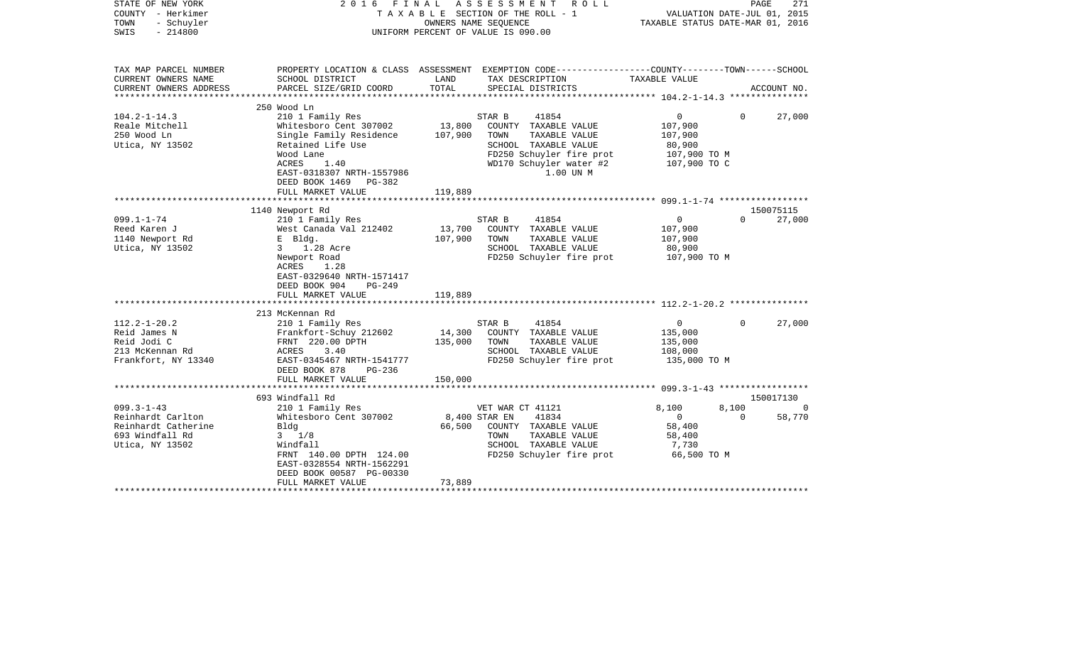STATE OF NEW YORK — 2016 FINAL ASSESSMENT ROLL
COUNTY - Herkimer — TAXABLE SECTION OF THE ROLL - 1 — VALUATION DATE-JUL 01, 2015
TOWN - Schuyler — OWNERS NAME SEQUENCE — TAXABLE STATUS DATE-MAR 01, 2016
SWIS - 214800 — UNIFORM PERCENT OF VALUE IS 090.00

| TAX MAP PARCEL NUMBER / CURRENT OWNERS NAME / CURRENT OWNERS ADDRESS | PROPERTY LOCATION & CLASS / SCHOOL DISTRICT / PARCEL SIZE/GRID COORD | ASSESSMENT LAND / TOTAL | EXEMPTION CODE / TAX DESCRIPTION / SPECIAL DISTRICTS | COUNTY | TOWN | SCHOOL / ACCOUNT NO. |
|---|---|---|---|---|---|---|
| **104.2-1-14.3** | 250 Wood Ln | | | | | |
| 104.2-1-14.3 | 210 1 Family Res | | STAR B 41854 | 0 | 0 | 27,000 |
| Reale Mitchell | Whitesboro Cent 307002 | 13,800 | COUNTY TAXABLE VALUE | 107,900 | | |
| 250 Wood Ln | Single Family Residence | 107,900 | TOWN TAXABLE VALUE | | 107,900 | |
| Utica, NY 13502 | Retained Life Use | | SCHOOL TAXABLE VALUE | | | 80,900 |
| | Wood Lane | | FD250 Schuyler fire prot | 107,900 TO M | | |
| | ACRES 1.40 | | WD170 Schuyler water #2 | 107,900 TO C | | |
| | EAST-0318307 NRTH-1557986 | | 1.00 UN M | | | |
| | DEED BOOK 1469 PG-382 | | | | | |
| | FULL MARKET VALUE | 119,889 | | | | |
| **099.1-1-74** | 1140 Newport Rd | | | | | 150075115 |
| 099.1-1-74 | 210 1 Family Res | | STAR B 41854 | 0 | 0 | 27,000 |
| Reed Karen J | West Canada Val 212402 | 13,700 | COUNTY TAXABLE VALUE | 107,900 | | |
| 1140 Newport Rd | E Bldg. | 107,900 | TOWN TAXABLE VALUE | | 107,900 | |
| Utica, NY 13502 | 3 1.28 Acre | | SCHOOL TAXABLE VALUE | | | 80,900 |
| | Newport Road | | FD250 Schuyler fire prot | 107,900 TO M | | |
| | ACRES 1.28 | | | | | |
| | EAST-0329640 NRTH-1571417 | | | | | |
| | DEED BOOK 904 PG-249 | | | | | |
| | FULL MARKET VALUE | 119,889 | | | | |
| **112.2-1-20.2** | 213 McKennan Rd | | | | | |
| 112.2-1-20.2 | 210 1 Family Res | | STAR B 41854 | 0 | 0 | 27,000 |
| Reid James N | Frankfort-Schuy 212602 | 14,300 | COUNTY TAXABLE VALUE | 135,000 | | |
| Reid Jodi C | FRNT 220.00 DPTH | 135,000 | TOWN TAXABLE VALUE | | 135,000 | |
| 213 McKennan Rd | ACRES 3.40 | | SCHOOL TAXABLE VALUE | | | 108,000 |
| Frankfort, NY 13340 | EAST-0345467 NRTH-1541777 | | FD250 Schuyler fire prot | 135,000 TO M | | |
| | DEED BOOK 878 PG-236 | | | | | |
| | FULL MARKET VALUE | 150,000 | | | | |
| **099.3-1-43** | 693 Windfall Rd | | | | | 150017130 |
| 099.3-1-43 | 210 1 Family Res | | VET WAR CT 41121 | 8,100 | 8,100 | 0 |
| Reinhardt Carlton | Whitesboro Cent 307002 | 8,400 | STAR EN 41834 | 0 | 0 | 58,770 |
| Reinhardt Catherine | Bldg | 66,500 | COUNTY TAXABLE VALUE | 58,400 | | |
| 693 Windfall Rd | 3 1/8 | | TOWN TAXABLE VALUE | | 58,400 | |
| Utica, NY 13502 | Windfall | | SCHOOL TAXABLE VALUE | | | 7,730 |
| | FRNT 140.00 DPTH 124.00 | | FD250 Schuyler fire prot | 66,500 TO M | | |
| | EAST-0328554 NRTH-1562291 | | | | | |
| | DEED BOOK 00587 PG-00330 | | | | | |
| | FULL MARKET VALUE | 73,889 | | | | |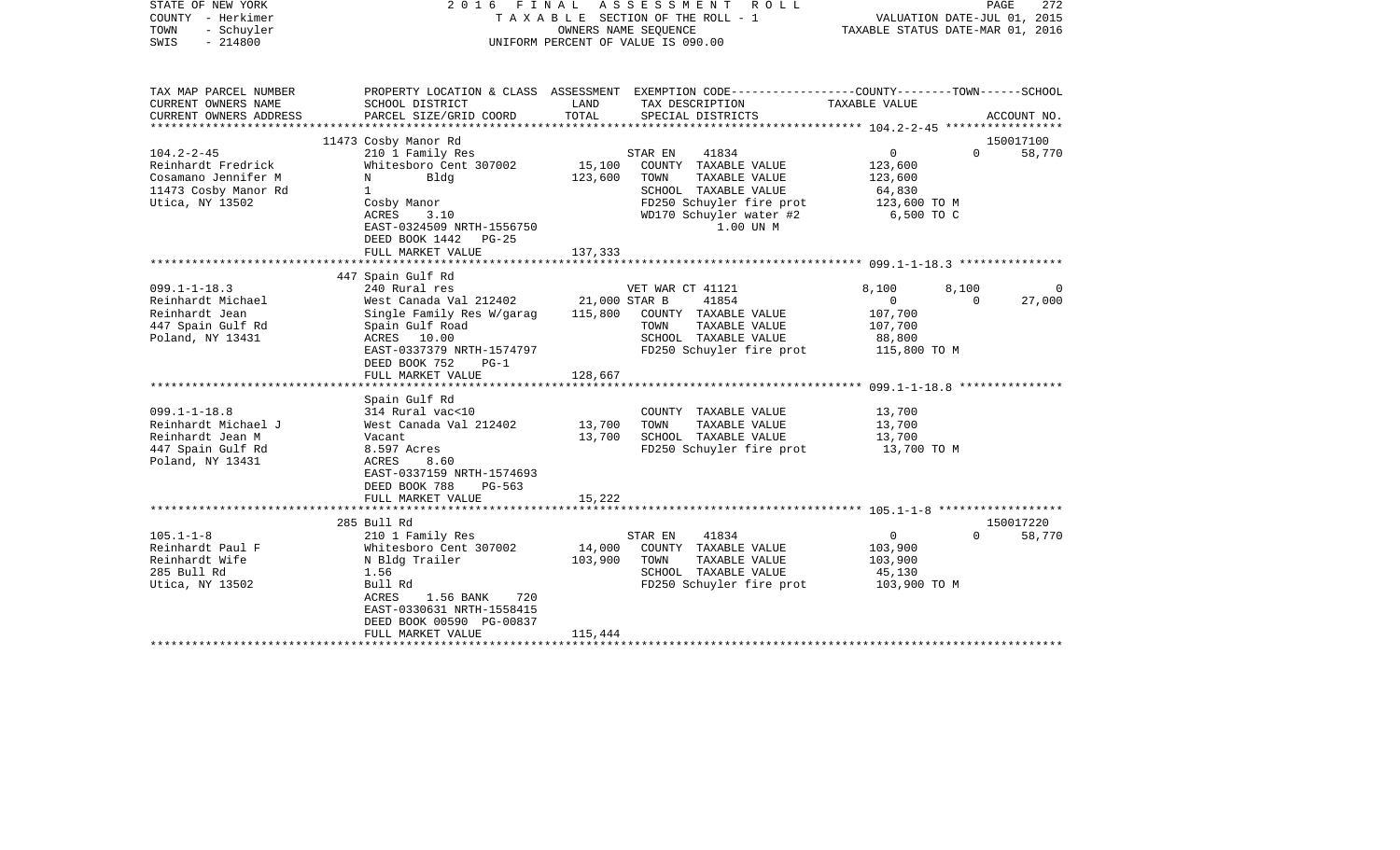STATE OF NEW YORK — 2016 FINAL ASSESSMENT ROLL
COUNTY - Herkimer — TAXABLE SECTION OF THE ROLL - 1 — VALUATION DATE-JUL 01, 2015
TOWN - Schuyler — OWNERS NAME SEQUENCE — TAXABLE STATUS DATE-MAR 01, 2016
SWIS - 214800 — UNIFORM PERCENT OF VALUE IS 090.00

| TAX MAP PARCEL NUMBER / CURRENT OWNERS NAME / CURRENT OWNERS ADDRESS | PROPERTY LOCATION & CLASS / SCHOOL DISTRICT / PARCEL SIZE/GRID COORD | ASSESSMENT LAND | TOTAL | EXEMPTION CODE / TAX DESCRIPTION / SPECIAL DISTRICTS | COUNTY | TOWN | SCHOOL | ACCOUNT NO. |
|---|---|---|---|---|---|---|---|---|
| | 11473 Cosby Manor Rd | | | | | | | 150017100 |
| 104.2-2-45 | 210 1 Family Res | | | STAR EN 41834 | 0 | 0 | 58,770 | |
| Reinhardt Fredrick | Whitesboro Cent 307002 | 15,100 | | COUNTY TAXABLE VALUE | 123,600 | | | |
| Cosamano Jennifer M | N Bldg | | 123,600 | TOWN TAXABLE VALUE | 123,600 | | | |
| 11473 Cosby Manor Rd | 1 | | | SCHOOL TAXABLE VALUE | 64,830 | | | |
| Utica, NY 13502 | Cosby Manor | | | FD250 Schuyler fire prot | 123,600 TO M | | | |
| | ACRES 3.10 | | | WD170 Schuyler water #2 | 6,500 TO C | | | |
| | EAST-0324509 NRTH-1556750 | | | 1.00 UN M | | | | |
| | DEED BOOK 1442 PG-25 | | | | | | | |
| | FULL MARKET VALUE | | 137,333 | | | | | |
| | 447 Spain Gulf Rd | | | | | | | |
| 099.1-1-18.3 | 240 Rural res | | | VET WAR CT 41121 | 8,100 | 8,100 | 0 | |
| Reinhardt Michael | West Canada Val 212402 | 21,000 | | STAR B 41854 | 0 | 0 | 27,000 | |
| Reinhardt Jean | Single Family Res W/garag | | 115,800 | COUNTY TAXABLE VALUE | 107,700 | | | |
| 447 Spain Gulf Rd | Spain Gulf Road | | | TOWN TAXABLE VALUE | 107,700 | | | |
| Poland, NY 13431 | ACRES 10.00 | | | SCHOOL TAXABLE VALUE | 88,800 | | | |
| | EAST-0337379 NRTH-1574797 | | | FD250 Schuyler fire prot | 115,800 TO M | | | |
| | DEED BOOK 752 PG-1 | | | | | | | |
| | FULL MARKET VALUE | | 128,667 | | | | | |
| | Spain Gulf Rd | | | | | | | |
| 099.1-1-18.8 | 314 Rural vac<10 | | | COUNTY TAXABLE VALUE | 13,700 | | | |
| Reinhardt Michael J | West Canada Val 212402 | 13,700 | | TOWN TAXABLE VALUE | 13,700 | | | |
| Reinhardt Jean M | Vacant | | 13,700 | SCHOOL TAXABLE VALUE | 13,700 | | | |
| 447 Spain Gulf Rd | 8.597 Acres | | | FD250 Schuyler fire prot | 13,700 TO M | | | |
| Poland, NY 13431 | ACRES 8.60 | | | | | | | |
| | EAST-0337159 NRTH-1574693 | | | | | | | |
| | DEED BOOK 788 PG-563 | | | | | | | |
| | FULL MARKET VALUE | | 15,222 | | | | | |
| | 285 Bull Rd | | | | | | | 150017220 |
| 105.1-1-8 | 210 1 Family Res | | | STAR EN 41834 | 0 | 0 | 58,770 | |
| Reinhardt Paul F | Whitesboro Cent 307002 | 14,000 | | COUNTY TAXABLE VALUE | 103,900 | | | |
| Reinhardt Wife | N Bldg Trailer | | 103,900 | TOWN TAXABLE VALUE | 103,900 | | | |
| 285 Bull Rd | 1.56 | | | SCHOOL TAXABLE VALUE | 45,130 | | | |
| Utica, NY 13502 | Bull Rd | | | FD250 Schuyler fire prot | 103,900 TO M | | | |
| | ACRES 1.56 BANK 720 | | | | | | | |
| | EAST-0330631 NRTH-1558415 | | | | | | | |
| | DEED BOOK 00590 PG-00837 | | | | | | | |
| | FULL MARKET VALUE | | 115,444 | | | | | |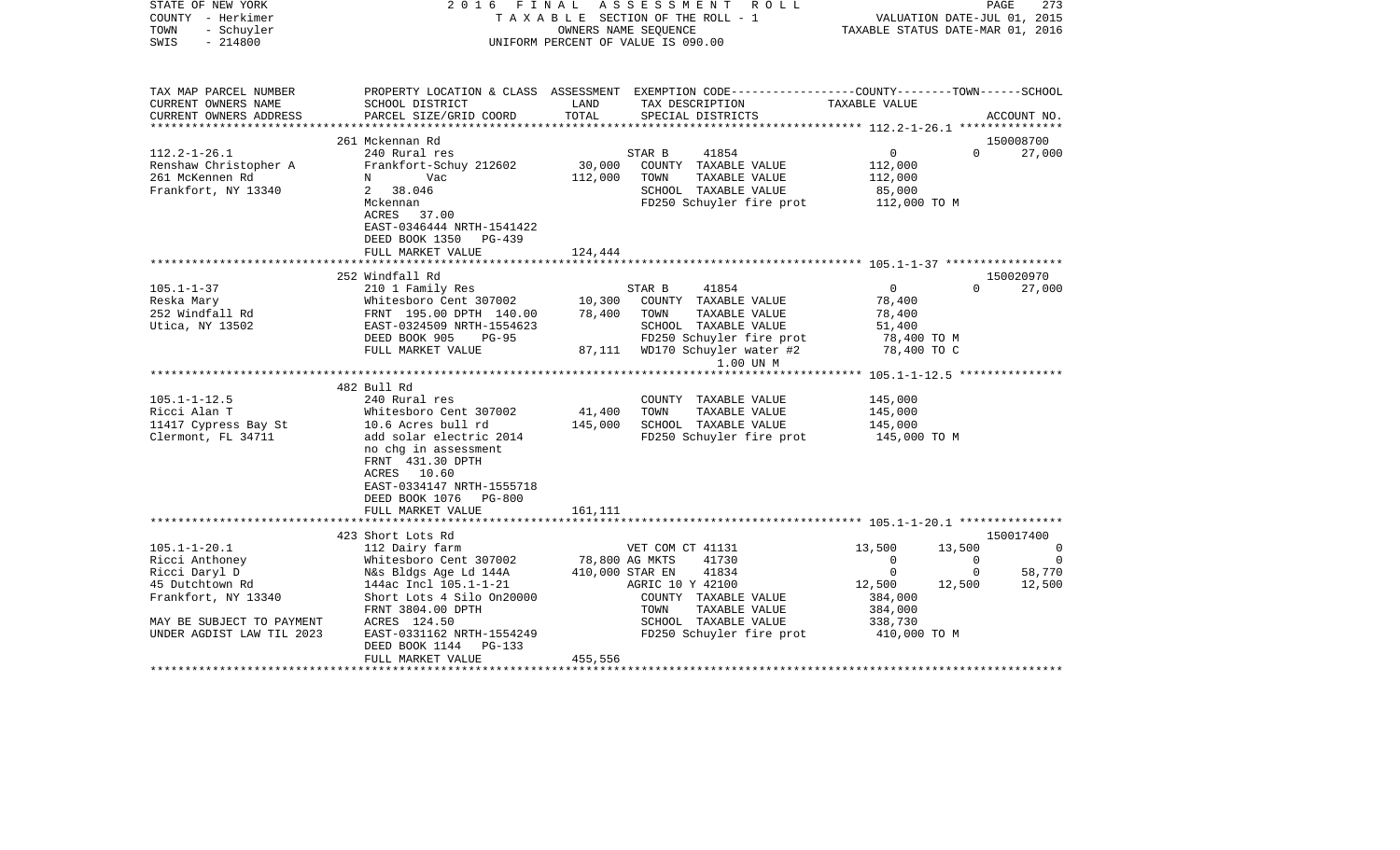STATE OF NEW YORK 2016 FINAL ASSESSMENT ROLL
COUNTY - Herkimer TAXABLE SECTION OF THE ROLL - 1 VALUATION DATE-JUL 01, 2015
TOWN - Schuyler OWNERS NAME SEQUENCE TAXABLE STATUS DATE-MAR 01, 2016
SWIS - 214800 UNIFORM PERCENT OF VALUE IS 090.00

```
TAX MAP PARCEL NUMBER     PROPERTY LOCATION & CLASS  ASSESSMENT  EXEMPTION CODE-----------------COUNTY--------TOWN------SCHOOL
CURRENT OWNERS NAME       SCHOOL DISTRICT               LAND      TAX DESCRIPTION                TAXABLE VALUE
CURRENT OWNERS ADDRESS    PARCEL SIZE/GRID COORD       TOTAL      SPECIAL DISTRICTS                                          ACCOUNT NO.
******************************************************************************************************* 112.2-1-26.1 ***************
                          261 Mckennan Rd                                                                                150008700
112.2-1-26.1              240 Rural res                         STAR B      41854                 0             0       27,000
Renshaw Christopher A     Frankfort-Schuy 212602       30,000    COUNTY  TAXABLE VALUE           112,000
261 McKennen Rd           N        Vac                112,000    TOWN    TAXABLE VALUE           112,000
Frankfort, NY 13340       2   38.046                             SCHOOL  TAXABLE VALUE            85,000
                          Mckennan                               FD250 Schuyler fire prot        112,000 TO M
                          ACRES   37.00
                          EAST-0346444 NRTH-1541422
                          DEED BOOK 1350   PG-439
                          FULL MARKET VALUE           124,444
******************************************************************************************************* 105.1-1-37 *****************
                          252 Windfall Rd                                                                                150020970
105.1-1-37                210 1 Family Res                      STAR B      41854                 0             0       27,000
Reska Mary                Whitesboro Cent 307002       10,300    COUNTY  TAXABLE VALUE            78,400
252 Windfall Rd           FRNT 195.00 DPTH 140.00      78,400    TOWN    TAXABLE VALUE            78,400
Utica, NY 13502           EAST-0324509 NRTH-1554623              SCHOOL  TAXABLE VALUE            51,400
                          DEED BOOK 905    PG-95                 FD250 Schuyler fire prot         78,400 TO M
                          FULL MARKET VALUE            87,111    WD170 Schuyler water #2          78,400 TO C
                                                                       1.00 UN M
******************************************************************************************************* 105.1-1-12.5 ***************
                          482 Bull Rd
105.1-1-12.5              240 Rural res                          COUNTY  TAXABLE VALUE           145,000
Ricci Alan T              Whitesboro Cent 307002       41,400    TOWN    TAXABLE VALUE           145,000
11417 Cypress Bay St      10.6 Acres bull rd          145,000    SCHOOL  TAXABLE VALUE           145,000
Clermont, FL 34711        add solar electric 2014                FD250 Schuyler fire prot        145,000 TO M
                          no chg in assessment
                          FRNT  431.30 DPTH
                          ACRES   10.60
                          EAST-0334147 NRTH-1555718
                          DEED BOOK 1076   PG-800
                          FULL MARKET VALUE           161,111
******************************************************************************************************* 105.1-1-20.1 ***************
                          423 Short Lots Rd                                                                              150017400
105.1-1-20.1              112 Dairy farm                        VET COM CT 41131             13,500        13,500            0
Ricci Anthoney            Whitesboro Cent 307002       78,800 AG MKTS     41730                   0             0            0
Ricci Daryl D             N&s Bldgs Age Ld 144A       410,000 STAR EN     41834                   0             0       58,770
45 Dutchtown Rd           144Ac Incl 105.1-1-21                 AGRIC 10 Y 42100             12,500        12,500       12,500
Frankfort, NY 13340       Short Lots 4 Silo On20000              COUNTY  TAXABLE VALUE           384,000
                          FRNT 3804.00 DPTH                      TOWN    TAXABLE VALUE           384,000
MAY BE SUBJECT TO PAYMENT ACRES  124.50                          SCHOOL  TAXABLE VALUE           338,730
UNDER AGDIST LAW TIL 2023 EAST-0331162 NRTH-1554249              FD250 Schuyler fire prot        410,000 TO M
                          DEED BOOK 1144   PG-133
                          FULL MARKET VALUE           455,556
************************************************************************************************************************************
```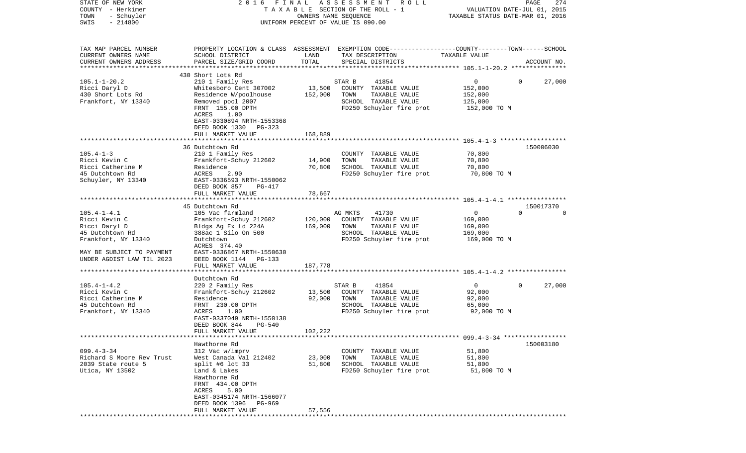STATE OF NEW YORK — COUNTY - Herkimer — TOWN - Schuyler — SWIS - 214800

2016 FINAL ASSESSMENT ROLL
TAXABLE SECTION OF THE ROLL - 1
OWNERS NAME SEQUENCE
UNIFORM PERCENT OF VALUE IS 090.00

VALUATION DATE-JUL 01, 2015
TAXABLE STATUS DATE-MAR 01, 2016

| TAX MAP PARCEL NUMBER / CURRENT OWNERS NAME / CURRENT OWNERS ADDRESS | PROPERTY LOCATION & CLASS / SCHOOL DISTRICT / PARCEL SIZE/GRID COORD | ASSESSMENT LAND / TOTAL | EXEMPTION CODE / TAX DESCRIPTION / SPECIAL DISTRICTS | COUNTY / TOWN / SCHOOL TAXABLE VALUE | ACCOUNT NO. |
|---|---|---|---|---|---|
| 105.1-1-20.2<br>Ricci Daryl D<br>430 Short Lots Rd<br>Frankfort, NY 13340 | 430 Short Lots Rd<br>210 1 Family Res<br>Whitesboro Cent 307002<br>Residence W/poolhouse<br>Removed pool 2007<br>FRNT 155.00 DPTH<br>ACRES 1.00<br>EAST-0330894 NRTH-1553368<br>DEED BOOK 1330 PG-323<br>FULL MARKET VALUE | 13,500<br>152,000<br><br><br><br><br><br><br><br>168,889 | STAR B 41854<br>COUNTY TAXABLE VALUE<br>TOWN TAXABLE VALUE<br>SCHOOL TAXABLE VALUE<br>FD250 Schuyler fire prot | 0 0 27,000<br>152,000<br>152,000<br>125,000<br>152,000 TO M | |
| 105.4-1-3<br>Ricci Kevin C<br>Ricci Catherine M<br>45 Dutchtown Rd<br>Schuyler, NY 13340 | 36 Dutchtown Rd<br>210 1 Family Res<br>Frankfort-Schuy 212602<br>Residence<br>ACRES 2.90<br>EAST-0336593 NRTH-1550062<br>DEED BOOK 857 PG-417<br>FULL MARKET VALUE | 14,900<br>70,800<br><br><br><br><br>78,667 | COUNTY TAXABLE VALUE<br>TOWN TAXABLE VALUE<br>SCHOOL TAXABLE VALUE<br>FD250 Schuyler fire prot | 70,800<br>70,800<br>70,800<br>70,800 TO M | 150006030 |
| 105.4-1-4.1<br>Ricci Kevin C<br>Ricci Daryl D<br>45 Dutchtown Rd<br>Frankfort, NY 13340<br><br>MAY BE SUBJECT TO PAYMENT<br>UNDER AGDIST LAW TIL 2023 | 45 Dutchtown Rd<br>105 Vac farmland<br>Frankfort-Schuy 212602<br>Bldgs Ag Ex Ld 224A<br>388ac 1 Silo On 500<br>Dutchtown<br>ACRES 374.40<br>EAST-0336867 NRTH-1550630<br>DEED BOOK 1144 PG-133<br>FULL MARKET VALUE | 120,000<br>169,000<br><br><br><br><br><br><br>187,778 | AG MKTS 41730<br>COUNTY TAXABLE VALUE<br>TOWN TAXABLE VALUE<br>SCHOOL TAXABLE VALUE<br>FD250 Schuyler fire prot | 0 0 0<br>169,000<br>169,000<br>169,000<br>169,000 TO M | 150017370 |
| 105.4-1-4.2<br>Ricci Kevin C<br>Ricci Catherine M<br>45 Dutchtown Rd<br>Frankfort, NY 13340 | Dutchtown Rd<br>220 2 Family Res<br>Frankfort-Schuy 212602<br>Residence<br>FRNT 230.00 DPTH<br>ACRES 1.00<br>EAST-0337049 NRTH-1550138<br>DEED BOOK 844 PG-540<br>FULL MARKET VALUE | 13,500<br>92,000<br><br><br><br><br><br>102,222 | STAR B 41854<br>COUNTY TAXABLE VALUE<br>TOWN TAXABLE VALUE<br>SCHOOL TAXABLE VALUE<br>FD250 Schuyler fire prot | 0 0 27,000<br>92,000<br>92,000<br>65,000<br>92,000 TO M | |
| 099.4-3-34<br>Richard S Moore Rev Trust<br>2039 State route 5<br>Utica, NY 13502 | Hawthorne Rd<br>312 Vac w/imprv<br>West Canada Val 212402<br>split #6 lot 33<br>Land & Lakes<br>Hawthorne Rd<br>FRNT 434.00 DPTH<br>ACRES 5.00<br>EAST-0345174 NRTH-1566077<br>DEED BOOK 1396 PG-969<br>FULL MARKET VALUE | 23,000<br>51,800<br><br><br><br><br><br><br><br>57,556 | COUNTY TAXABLE VALUE<br>TOWN TAXABLE VALUE<br>SCHOOL TAXABLE VALUE<br>FD250 Schuyler fire prot | 51,800<br>51,800<br>51,800<br>51,800 TO M | 150003180 |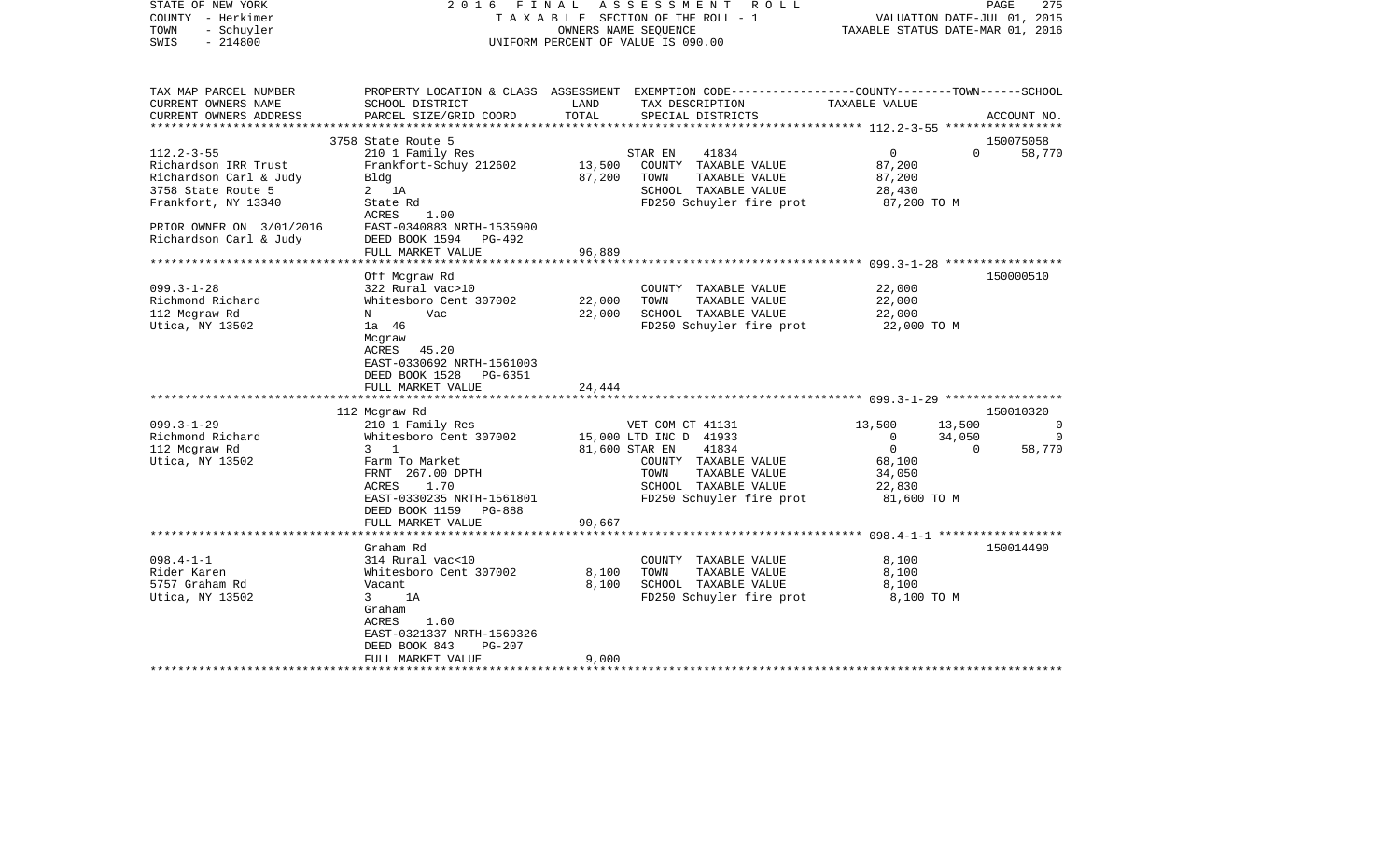STATE OF NEW YORK
COUNTY - Herkimer
TOWN - Schuyler
SWIS - 214800

2016 FINAL ASSESSMENT ROLL
TAXABLE SECTION OF THE ROLL - 1
OWNERS NAME SEQUENCE
UNIFORM PERCENT OF VALUE IS 090.00

VALUATION DATE-JUL 01, 2015
TAXABLE STATUS DATE-MAR 01, 2016

| TAX MAP PARCEL NUMBER / CURRENT OWNERS NAME / CURRENT OWNERS ADDRESS | PROPERTY LOCATION & CLASS / SCHOOL DISTRICT / PARCEL SIZE/GRID COORD | ASSESSMENT LAND / TOTAL | EXEMPTION CODE / TAX DESCRIPTION / SPECIAL DISTRICTS | COUNTY TAXABLE VALUE | TOWN | SCHOOL / ACCOUNT NO. |
|---|---|---|---|---|---|---|
| | 3758 State Route 5 | | | | | 150075058 |
| 112.2-3-55 | 210 1 Family Res | | STAR EN 41834 | 0 | 0 | 58,770 |
| Richardson IRR Trust | Frankfort-Schuy 212602 | 13,500 | COUNTY TAXABLE VALUE | 87,200 | | |
| Richardson Carl & Judy | Bldg | 87,200 | TOWN TAXABLE VALUE | 87,200 | | |
| 3758 State Route 5 | 2 1A | | SCHOOL TAXABLE VALUE | 28,430 | | |
| Frankfort, NY 13340 | State Rd | | FD250 Schuyler fire prot | 87,200 TO M | | |
| | ACRES 1.00 | | | | | |
| PRIOR OWNER ON 3/01/2016 | EAST-0340883 NRTH-1535900 | | | | | |
| Richardson Carl & Judy | DEED BOOK 1594 PG-492 | | | | | |
| | FULL MARKET VALUE | 96,889 | | | | |
| | Off Mcgraw Rd | | | | | 150000510 |
| 099.3-1-28 | 322 Rural vac>10 | | COUNTY TAXABLE VALUE | 22,000 | | |
| Richmond Richard | Whitesboro Cent 307002 | 22,000 | TOWN TAXABLE VALUE | 22,000 | | |
| 112 Mcgraw Rd | N Vac | 22,000 | SCHOOL TAXABLE VALUE | 22,000 | | |
| Utica, NY 13502 | 1a 46 | | FD250 Schuyler fire prot | 22,000 TO M | | |
| | Mcgraw | | | | | |
| | ACRES 45.20 | | | | | |
| | EAST-0330692 NRTH-1561003 | | | | | |
| | DEED BOOK 1528 PG-6351 | | | | | |
| | FULL MARKET VALUE | 24,444 | | | | |
| | 112 Mcgraw Rd | | | | | 150010320 |
| 099.3-1-29 | 210 1 Family Res | | VET COM CT 41131 | 13,500 | 13,500 | 0 |
| Richmond Richard | Whitesboro Cent 307002 | 15,000 | LTD INC D 41933 | 0 | 34,050 | 0 |
| 112 Mcgraw Rd | 3 1 | 81,600 | STAR EN 41834 | 0 | 0 | 58,770 |
| Utica, NY 13502 | Farm To Market | | COUNTY TAXABLE VALUE | 68,100 | | |
| | FRNT 267.00 DPTH | | TOWN TAXABLE VALUE | 34,050 | | |
| | ACRES 1.70 | | SCHOOL TAXABLE VALUE | 22,830 | | |
| | EAST-0330235 NRTH-1561801 | | FD250 Schuyler fire prot | 81,600 TO M | | |
| | DEED BOOK 1159 PG-888 | | | | | |
| | FULL MARKET VALUE | 90,667 | | | | |
| | Graham Rd | | | | | 150014490 |
| 098.4-1-1 | 314 Rural vac<10 | | COUNTY TAXABLE VALUE | 8,100 | | |
| Rider Karen | Whitesboro Cent 307002 | 8,100 | TOWN TAXABLE VALUE | 8,100 | | |
| 5757 Graham Rd | Vacant | 8,100 | SCHOOL TAXABLE VALUE | 8,100 | | |
| Utica, NY 13502 | 3 1A | | FD250 Schuyler fire prot | 8,100 TO M | | |
| | Graham | | | | | |
| | ACRES 1.60 | | | | | |
| | EAST-0321337 NRTH-1569326 | | | | | |
| | DEED BOOK 843 PG-207 | | | | | |
| | FULL MARKET VALUE | 9,000 | | | | |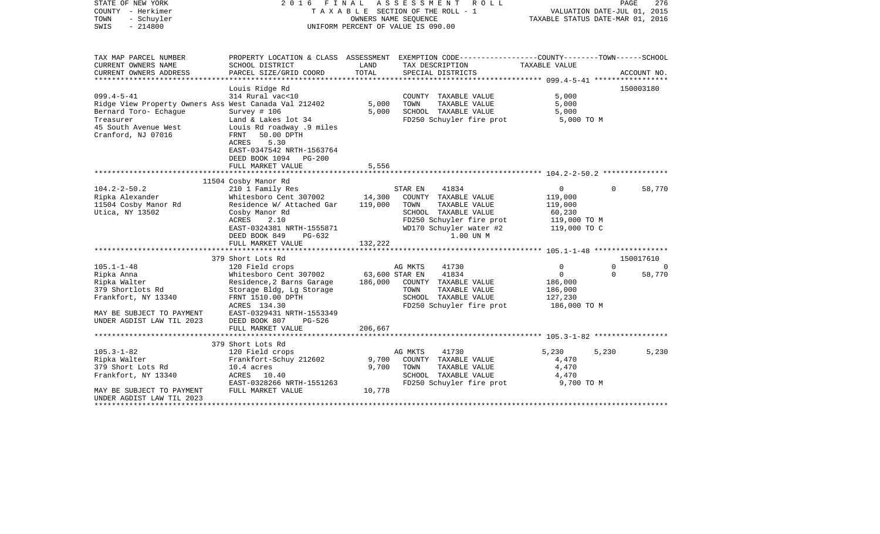STATE OF NEW YORK
COUNTY - Herkimer
TOWN - Schuyler
SWIS - 214800

2 0 1 6 F I N A L A S S E S S M E N T R O L L
T A X A B L E SECTION OF THE ROLL - 1
OWNERS NAME SEQUENCE
UNIFORM PERCENT OF VALUE IS 090.00

VALUATION DATE-JUL 01, 2015
TAXABLE STATUS DATE-MAR 01, 2016

```
TAX MAP PARCEL NUMBER     PROPERTY LOCATION & CLASS  ASSESSMENT  EXEMPTION CODE-----------------COUNTY--------TOWN------SCHOOL
CURRENT OWNERS NAME       SCHOOL DISTRICT              LAND      TAX DESCRIPTION                  TAXABLE VALUE
CURRENT OWNERS ADDRESS    PARCEL SIZE/GRID COORD       TOTAL     SPECIAL DISTRICTS                                        ACCOUNT NO.
******************************************************************************************************* 099.4-5-41 *****************
                          Louis Ridge Rd                                                                                  150003180
099.4-5-41                314 Rural vac<10                        COUNTY  TAXABLE VALUE             5,000
Ridge View Property Owners Ass West Canada Val 212402    5,000    TOWN    TAXABLE VALUE             5,000
Bernard Toro- Echague     Survey # 106                   5,000    SCHOOL  TAXABLE VALUE             5,000
Treasurer                 Land & Lakes lot 34                     FD250 Schuyler fire prot          5,000 TO M
45 South Avenue West      Louis Rd roadway .9 miles
Cranford, NJ 07016        FRNT   50.00 DPTH
                          ACRES    5.30
                          EAST-0347542 NRTH-1563764
                          DEED BOOK 1094   PG-200
                          FULL MARKET VALUE              5,556
******************************************************************************************************* 104.2-2-50.2 ***************
                          11504 Cosby Manor Rd
104.2-2-50.2              210 1 Family Res                        STAR EN     41834                  0             0      58,770
Ripka Alexander           Whitesboro Cent 307002        14,300    COUNTY  TAXABLE VALUE           119,000
11504 Cosby Manor Rd      Residence W/ Attached Gar    119,000    TOWN    TAXABLE VALUE           119,000
Utica, NY 13502           Cosby Manor Rd                          SCHOOL  TAXABLE VALUE            60,230
                          ACRES    2.10                           FD250 Schuyler fire prot        119,000 TO M
                          EAST-0324381 NRTH-1555871               WD170 Schuyler water #2         119,000 TO C
                          DEED BOOK 849    PG-632                        1.00 UN M
                          FULL MARKET VALUE            132,222
******************************************************************************************************* 105.1-1-48 *****************
                          379 Short Lots Rd                                                                               150017610
105.1-1-48                120 Field crops                         AG MKTS     41730                  0             0           0
Ripka Anna                Whitesboro Cent 307002       63,600 STAR EN     41834                      0             0      58,770
Ripka Walter              Residence,2 Barns Garage     186,000    COUNTY  TAXABLE VALUE           186,000
379 Shortlots Rd          Storage Bldg, Lg Storage                TOWN    TAXABLE VALUE           186,000
Frankfort, NY 13340       FRNT 1510.00 DPTH                       SCHOOL  TAXABLE VALUE           127,230
                          ACRES  134.30                           FD250 Schuyler fire prot        186,000 TO M
MAY BE SUBJECT TO PAYMENT EAST-0329431 NRTH-1553349
UNDER AGDIST LAW TIL 2023 DEED BOOK 807    PG-526
                          FULL MARKET VALUE            206,667
******************************************************************************************************* 105.3-1-82 *****************
                          379 Short Lots Rd
105.3-1-82                120 Field crops                         AG MKTS     41730              5,230         5,230       5,230
Ripka Walter              Frankfort-Schuy 212602         9,700    COUNTY  TAXABLE VALUE             4,470
379 Short Lots Rd         10.4 acres                     9,700    TOWN    TAXABLE VALUE             4,470
Frankfort, NY 13340       ACRES   10.40                           SCHOOL  TAXABLE VALUE             4,470
                          EAST-0328266 NRTH-1551263               FD250 Schuyler fire prot          9,700 TO M
MAY BE SUBJECT TO PAYMENT FULL MARKET VALUE             10,778
UNDER AGDIST LAW TIL 2023
************************************************************************************************************************************
```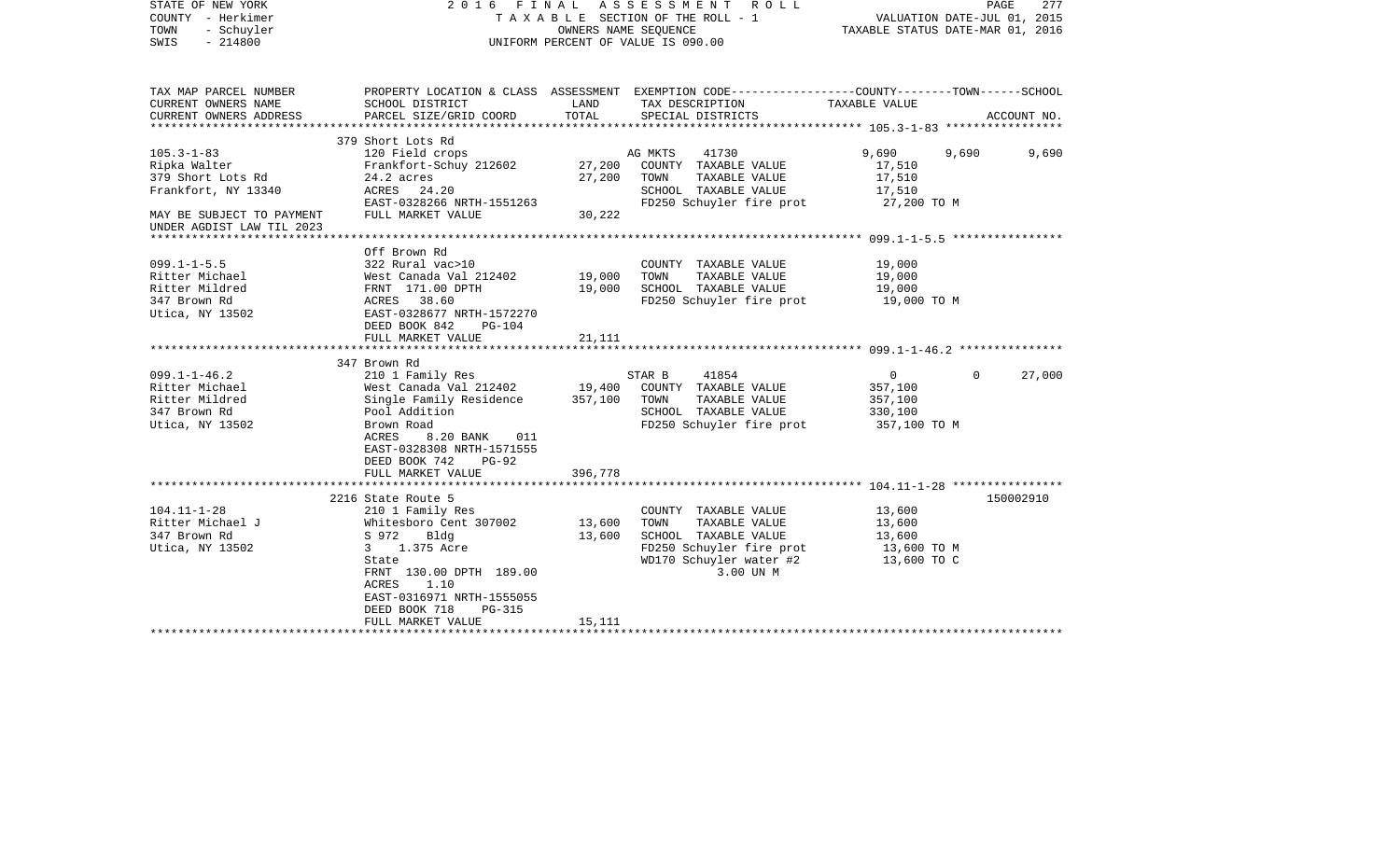STATE OF NEW YORK | 2016 FINAL ASSESSMENT ROLL | PAGE 277
COUNTY - Herkimer | TAXABLE SECTION OF THE ROLL - 1 | VALUATION DATE-JUL 01, 2015
TOWN - Schuyler | OWNERS NAME SEQUENCE | TAXABLE STATUS DATE-MAR 01, 2016
SWIS - 214800 | UNIFORM PERCENT OF VALUE IS 090.00

| TAX MAP PARCEL NUMBER<br>CURRENT OWNERS NAME<br>CURRENT OWNERS ADDRESS | PROPERTY LOCATION & CLASS<br>SCHOOL DISTRICT<br>PARCEL SIZE/GRID COORD | ASSESSMENT<br>LAND<br>TOTAL | EXEMPTION CODE<br>TAX DESCRIPTION<br>SPECIAL DISTRICTS | COUNTY<br>TAXABLE VALUE | TOWN | SCHOOL<br><br>ACCOUNT NO. |
|---|---|---|---|---|---|---|
| 105.3-1-83 | 379 Short Lots Rd | | | | | |
| | 120 Field crops | | AG MKTS 41730 | 9,690 | 9,690 | 9,690 |
| Ripka Walter | Frankfort-Schuy 212602 | 27,200 | COUNTY TAXABLE VALUE | 17,510 | | |
| 379 Short Lots Rd | 24.2 acres | 27,200 | TOWN TAXABLE VALUE | 17,510 | | |
| Frankfort, NY 13340 | ACRES 24.20 | | SCHOOL TAXABLE VALUE | 17,510 | | |
| | EAST-0328266 NRTH-1551263 | | FD250 Schuyler fire prot | 27,200 TO M | | |
| MAY BE SUBJECT TO PAYMENT<br>UNDER AGDIST LAW TIL 2023 | FULL MARKET VALUE | 30,222 | | | | |
| 099.1-1-5.5 | Off Brown Rd | | | | | |
| | 322 Rural vac>10 | | COUNTY TAXABLE VALUE | 19,000 | | |
| Ritter Michael | West Canada Val 212402 | 19,000 | TOWN TAXABLE VALUE | 19,000 | | |
| Ritter Mildred | FRNT 171.00 DPTH | 19,000 | SCHOOL TAXABLE VALUE | 19,000 | | |
| 347 Brown Rd | ACRES 38.60 | | FD250 Schuyler fire prot | 19,000 TO M | | |
| Utica, NY 13502 | EAST-0328677 NRTH-1572270 | | | | | |
| | DEED BOOK 842 PG-104 | | | | | |
| | FULL MARKET VALUE | 21,111 | | | | |
| 099.1-1-46.2 | 347 Brown Rd | | | | | |
| | 210 1 Family Res | | STAR B 41854 | 0 | 0 | 27,000 |
| Ritter Michael | West Canada Val 212402 | 19,400 | COUNTY TAXABLE VALUE | 357,100 | | |
| Ritter Mildred | Single Family Residence | 357,100 | TOWN TAXABLE VALUE | 357,100 | | |
| 347 Brown Rd | Pool Addition | | SCHOOL TAXABLE VALUE | 330,100 | | |
| Utica, NY 13502 | Brown Road | | FD250 Schuyler fire prot | 357,100 TO M | | |
| | ACRES 8.20 BANK 011 | | | | | |
| | EAST-0328308 NRTH-1571555 | | | | | |
| | DEED BOOK 742 PG-92 | | | | | |
| | FULL MARKET VALUE | 396,778 | | | | |
| 104.11-1-28 | 2216 State Route 5 | | | | | 150002910 |
| | 210 1 Family Res | | COUNTY TAXABLE VALUE | 13,600 | | |
| Ritter Michael J | Whitesboro Cent 307002 | 13,600 | TOWN TAXABLE VALUE | 13,600 | | |
| 347 Brown Rd | S 972 Bldg | 13,600 | SCHOOL TAXABLE VALUE | 13,600 | | |
| Utica, NY 13502 | 3 1.375 Acre | | FD250 Schuyler fire prot | 13,600 TO M | | |
| | State | | WD170 Schuyler water #2 | 13,600 TO C | | |
| | FRNT 130.00 DPTH 189.00 | | 3.00 UN M | | | |
| | ACRES 1.10 | | | | | |
| | EAST-0316971 NRTH-1555055 | | | | | |
| | DEED BOOK 718 PG-315 | | | | | |
| | FULL MARKET VALUE | 15,111 | | | | |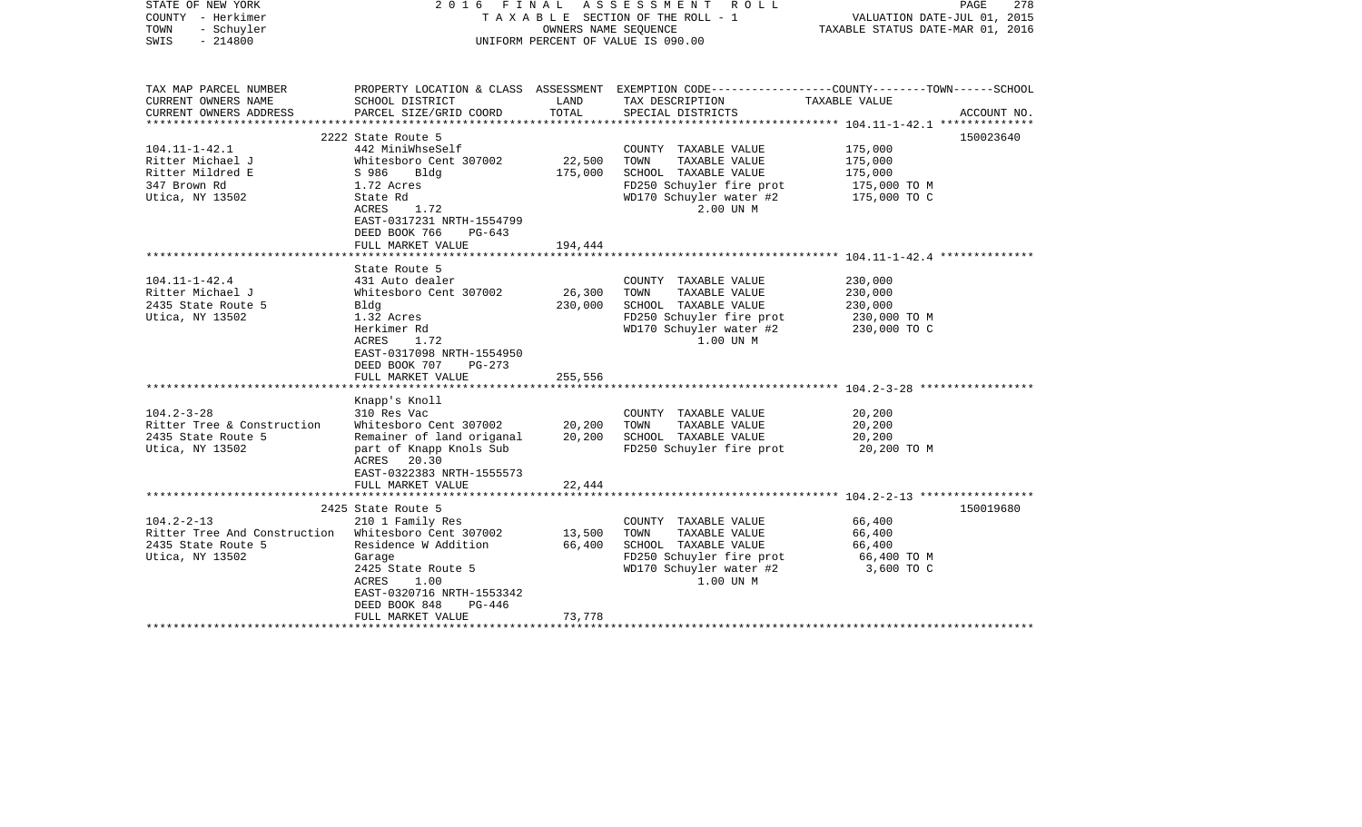STATE OF NEW YORK — 2016 FINAL ASSESSMENT ROLL — PAGE 278
COUNTY - Herkimer — TAXABLE SECTION OF THE ROLL - 1 — VALUATION DATE-JUL 01, 2015
TOWN - Schuyler — OWNERS NAME SEQUENCE — TAXABLE STATUS DATE-MAR 01, 2016
SWIS - 214800 — UNIFORM PERCENT OF VALUE IS 090.00

| TAX MAP PARCEL NUMBER / CURRENT OWNERS NAME / CURRENT OWNERS ADDRESS | PROPERTY LOCATION & CLASS / SCHOOL DISTRICT / PARCEL SIZE/GRID COORD | ASSESSMENT LAND / TOTAL | EXEMPTION CODE / TAX DESCRIPTION / SPECIAL DISTRICTS | COUNTY--TOWN--SCHOOL TAXABLE VALUE | ACCOUNT NO. |
|---|---|---|---|---|---|
| 104.11-1-42.1 | 2222 State Route 5 | | | | 150023640 |
| Ritter Michael J | 442 MiniWhseSelf | | COUNTY TAXABLE VALUE | 175,000 | |
| Ritter Mildred E | Whitesboro Cent 307002 | 22,500 | TOWN TAXABLE VALUE | 175,000 | |
| 347 Brown Rd | S 986 Bldg | 175,000 | SCHOOL TAXABLE VALUE | 175,000 | |
| Utica, NY 13502 | 1.72 Acres | | FD250 Schuyler fire prot | 175,000 TO M | |
| | State Rd | | WD170 Schuyler water #2 | 175,000 TO C | |
| | ACRES 1.72 | | 2.00 UN M | | |
| | EAST-0317231 NRTH-1554799 | | | | |
| | DEED BOOK 766 PG-643 | | | | |
| | FULL MARKET VALUE | 194,444 | | | |
| 104.11-1-42.4 | State Route 5 | | | | |
| Ritter Michael J | 431 Auto dealer | | COUNTY TAXABLE VALUE | 230,000 | |
| 2435 State Route 5 | Whitesboro Cent 307002 | 26,300 | TOWN TAXABLE VALUE | 230,000 | |
| Utica, NY 13502 | Bldg | 230,000 | SCHOOL TAXABLE VALUE | 230,000 | |
| | 1.32 Acres | | FD250 Schuyler fire prot | 230,000 TO M | |
| | Herkimer Rd | | WD170 Schuyler water #2 | 230,000 TO C | |
| | ACRES 1.72 | | 1.00 UN M | | |
| | EAST-0317098 NRTH-1554950 | | | | |
| | DEED BOOK 707 PG-273 | | | | |
| | FULL MARKET VALUE | 255,556 | | | |
| 104.2-3-28 | Knapp's Knoll | | | | |
| Ritter Tree & Construction | 310 Res Vac | | COUNTY TAXABLE VALUE | 20,200 | |
| 2435 State Route 5 | Whitesboro Cent 307002 | 20,200 | TOWN TAXABLE VALUE | 20,200 | |
| Utica, NY 13502 | Remainer of land origanal | 20,200 | SCHOOL TAXABLE VALUE | 20,200 | |
| | part of Knapp Knols Sub | | FD250 Schuyler fire prot | 20,200 TO M | |
| | ACRES 20.30 | | | | |
| | EAST-0322383 NRTH-1555573 | | | | |
| | FULL MARKET VALUE | 22,444 | | | |
| 104.2-2-13 | 2425 State Route 5 | | | | 150019680 |
| Ritter Tree And Construction | 210 1 Family Res | | COUNTY TAXABLE VALUE | 66,400 | |
| 2435 State Route 5 | Whitesboro Cent 307002 | 13,500 | TOWN TAXABLE VALUE | 66,400 | |
| Utica, NY 13502 | Residence W Addition | 66,400 | SCHOOL TAXABLE VALUE | 66,400 | |
| | Garage | | FD250 Schuyler fire prot | 66,400 TO M | |
| | 2425 State Route 5 | | WD170 Schuyler water #2 | 3,600 TO C | |
| | ACRES 1.00 | | 1.00 UN M | | |
| | EAST-0320716 NRTH-1553342 | | | | |
| | DEED BOOK 848 PG-446 | | | | |
| | FULL MARKET VALUE | 73,778 | | | |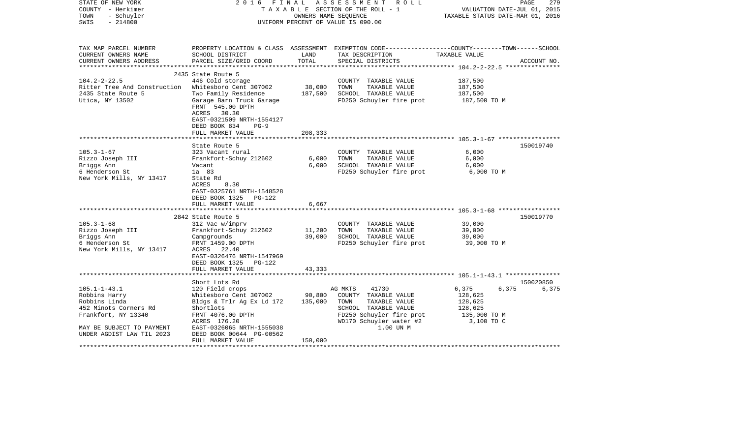STATE OF NEW YORK | 2 0 1 6 F I N A L A S S E S S M E N T R O L L | VALUATION DATE-JUL 01, 2015
COUNTY - Herkimer | T A X A B L E SECTION OF THE ROLL - 1 | TAXABLE STATUS DATE-MAR 01, 2016
TOWN - Schuyler | OWNERS NAME SEQUENCE
SWIS - 214800 | UNIFORM PERCENT OF VALUE IS 090.00

| TAX MAP PARCEL NUMBER / CURRENT OWNERS NAME / CURRENT OWNERS ADDRESS | PROPERTY LOCATION & CLASS / SCHOOL DISTRICT / PARCEL SIZE/GRID COORD | ASSESSMENT LAND / TOTAL | EXEMPTION CODE / TAX DESCRIPTION / SPECIAL DISTRICTS | COUNTY / TAXABLE VALUE | TOWN | SCHOOL / ACCOUNT NO. |
|---|---|---|---|---|---|---|
| | 2435 State Route 5 | | | | | |
| 104.2-2-22.5 | 446 Cold storage | | COUNTY TAXABLE VALUE | 187,500 | | |
| Ritter Tree And Construction | Whitesboro Cent 307002 | 38,000 | TOWN TAXABLE VALUE | 187,500 | | |
| 2435 State Route 5 | Two Family Residence | 187,500 | SCHOOL TAXABLE VALUE | 187,500 | | |
| Utica, NY 13502 | Garage Barn Truck Garage | | FD250 Schuyler fire prot | 187,500 TO M | | |
| | FRNT 545.00 DPTH | | | | | |
| | ACRES 30.30 | | | | | |
| | EAST-0321509 NRTH-1554127 | | | | | |
| | DEED BOOK 834 PG-9 | | | | | |
| | FULL MARKET VALUE | 208,333 | | | | |
| | State Route 5 | | | | | 150019740 |
| 105.3-1-67 | 323 Vacant rural | | COUNTY TAXABLE VALUE | 6,000 | | |
| Rizzo Joseph III | Frankfort-Schuy 212602 | 6,000 | TOWN TAXABLE VALUE | 6,000 | | |
| Briggs Ann | Vacant | 6,000 | SCHOOL TAXABLE VALUE | 6,000 | | |
| 6 Henderson St | 1a 83 | | FD250 Schuyler fire prot | 6,000 TO M | | |
| New York Mills, NY 13417 | State Rd | | | | | |
| | ACRES 8.30 | | | | | |
| | EAST-0325761 NRTH-1548528 | | | | | |
| | DEED BOOK 1325 PG-122 | | | | | |
| | FULL MARKET VALUE | 6,667 | | | | |
| | 2842 State Route 5 | | | | | 150019770 |
| 105.3-1-68 | 312 Vac w/imprv | | COUNTY TAXABLE VALUE | 39,000 | | |
| Rizzo Joseph III | Frankfort-Schuy 212602 | 11,200 | TOWN TAXABLE VALUE | 39,000 | | |
| Briggs Ann | Campgrounds | 39,000 | SCHOOL TAXABLE VALUE | 39,000 | | |
| 6 Henderson St | FRNT 1459.00 DPTH | | FD250 Schuyler fire prot | 39,000 TO M | | |
| New York Mills, NY 13417 | ACRES 22.40 | | | | | |
| | EAST-0326476 NRTH-1547969 | | | | | |
| | DEED BOOK 1325 PG-122 | | | | | |
| | FULL MARKET VALUE | 43,333 | | | | |
| | Short Lots Rd | | | | | 150020850 |
| 105.1-1-43.1 | 120 Field crops | | AG MKTS 41730 | 6,375 | 6,375 | 6,375 |
| Robbins Harry | Whitesboro Cent 307002 | 90,800 | COUNTY TAXABLE VALUE | 128,625 | | |
| Robbins Linda | Bldgs & Trlr Ag Ex Ld 172 | 135,000 | TOWN TAXABLE VALUE | 128,625 | | |
| 452 Minots Corners Rd | Shortlots | | SCHOOL TAXABLE VALUE | 128,625 | | |
| Frankfort, NY 13340 | FRNT 4076.00 DPTH | | FD250 Schuyler fire prot | 135,000 TO M | | |
| | ACRES 176.20 | | WD170 Schuyler water #2 | 3,100 TO C | | |
| MAY BE SUBJECT TO PAYMENT | EAST-0326065 NRTH-1555038 | | 1.00 UN M | | | |
| UNDER AGDIST LAW TIL 2023 | DEED BOOK 00644 PG-00562 | | | | | |
| | FULL MARKET VALUE | 150,000 | | | | |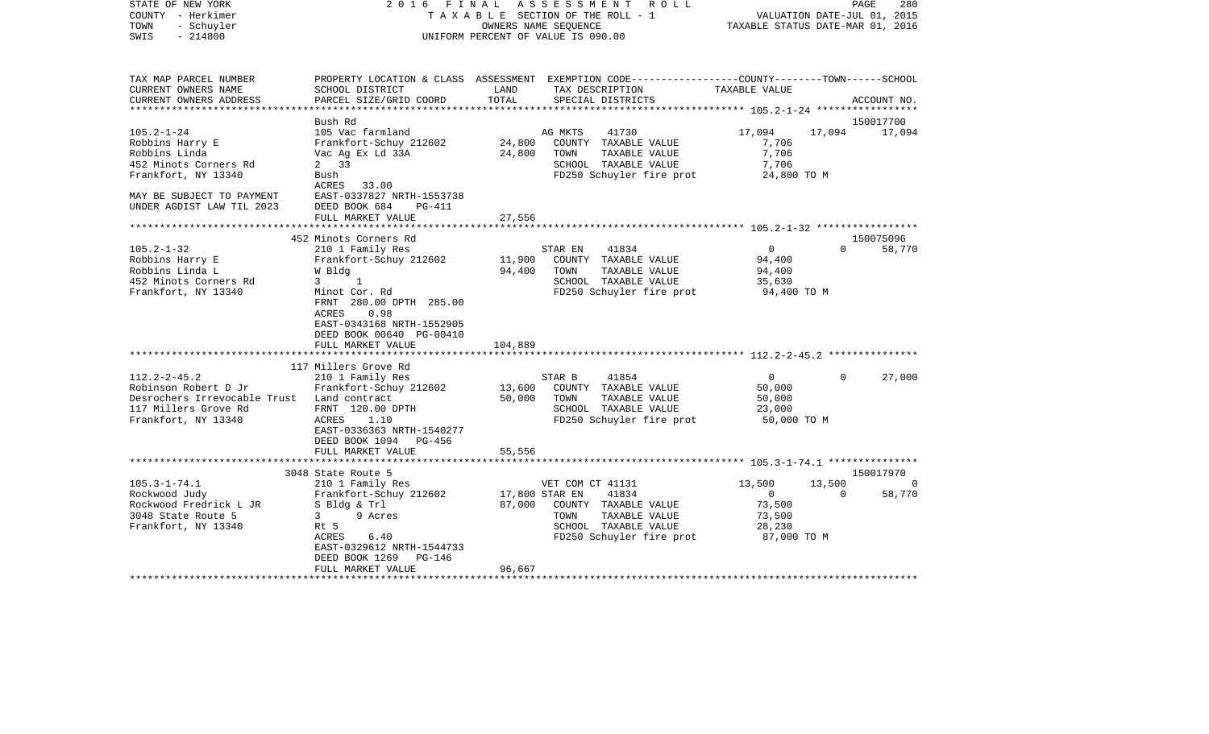STATE OF NEW YORK — 2016 FINAL ASSESSMENT ROLL
COUNTY - Herkimer — TAXABLE SECTION OF THE ROLL - 1 — VALUATION DATE-JUL 01, 2015
TOWN - Schuyler — OWNERS NAME SEQUENCE — TAXABLE STATUS DATE-MAR 01, 2016
SWIS - 214800 — UNIFORM PERCENT OF VALUE IS 090.00

| TAX MAP PARCEL NUMBER / CURRENT OWNERS NAME / CURRENT OWNERS ADDRESS | PROPERTY LOCATION & CLASS / SCHOOL DISTRICT / PARCEL SIZE/GRID COORD | ASSESSMENT LAND / TOTAL | EXEMPTION CODE / TAX DESCRIPTION / SPECIAL DISTRICTS | COUNTY | TOWN | SCHOOL / ACCOUNT NO. |
|---|---|---|---|---|---|---|
| **105.2-1-24** | Bush Rd | | | | | 150017700 |
| 105.2-1-24 | 105 Vac farmland | | AG MKTS 41730 | 17,094 | 17,094 | 17,094 |
| Robbins Harry E | Frankfort-Schuy 212602 | 24,800 | COUNTY TAXABLE VALUE | 7,706 | | |
| Robbins Linda | Vac Ag Ex Ld 33A | 24,800 | TOWN TAXABLE VALUE | 7,706 | | |
| 452 Minots Corners Rd | 2 33 | | SCHOOL TAXABLE VALUE | 7,706 | | |
| Frankfort, NY 13340 | Bush | | FD250 Schuyler fire prot | 24,800 TO M | | |
| | ACRES 33.00 | | | | | |
| MAY BE SUBJECT TO PAYMENT | EAST-0337827 NRTH-1553738 | | | | | |
| UNDER AGDIST LAW TIL 2023 | DEED BOOK 684 PG-411 | | | | | |
| | FULL MARKET VALUE | 27,556 | | | | |
| **105.2-1-32** | 452 Minots Corners Rd | | | | | 150075096 |
| 105.2-1-32 | 210 1 Family Res | | STAR EN 41834 | 0 | 0 | 58,770 |
| Robbins Harry E | Frankfort-Schuy 212602 | 11,900 | COUNTY TAXABLE VALUE | 94,400 | | |
| Robbins Linda L | W Bldg | 94,400 | TOWN TAXABLE VALUE | 94,400 | | |
| 452 Minots Corners Rd | 3 1 | | SCHOOL TAXABLE VALUE | 35,630 | | |
| Frankfort, NY 13340 | Minot Cor. Rd | | FD250 Schuyler fire prot | 94,400 TO M | | |
| | FRNT 280.00 DPTH 285.00 | | | | | |
| | ACRES 0.98 | | | | | |
| | EAST-0343168 NRTH-1552905 | | | | | |
| | DEED BOOK 00640 PG-00410 | | | | | |
| | FULL MARKET VALUE | 104,889 | | | | |
| **112.2-2-45.2** | 117 Millers Grove Rd | | | | | |
| 112.2-2-45.2 | 210 1 Family Res | | STAR B 41854 | 0 | 0 | 27,000 |
| Robinson Robert D Jr | Frankfort-Schuy 212602 | 13,600 | COUNTY TAXABLE VALUE | 50,000 | | |
| Desrochers Irrevocable Trust | Land contract | 50,000 | TOWN TAXABLE VALUE | 50,000 | | |
| 117 Millers Grove Rd | FRNT 120.00 DPTH | | SCHOOL TAXABLE VALUE | 23,000 | | |
| Frankfort, NY 13340 | ACRES 1.10 | | FD250 Schuyler fire prot | 50,000 TO M | | |
| | EAST-0336363 NRTH-1540277 | | | | | |
| | DEED BOOK 1094 PG-456 | | | | | |
| | FULL MARKET VALUE | 55,556 | | | | |
| **105.3-1-74.1** | 3048 State Route 5 | | | | | 150017970 |
| 105.3-1-74.1 | 210 1 Family Res | | VET COM CT 41131 | 13,500 | 13,500 | 0 |
| Rockwood Judy | Frankfort-Schuy 212602 | 17,800 | STAR EN 41834 | 0 | 0 | 58,770 |
| Rockwood Fredrick L JR | S Bldg & Trl | 87,000 | COUNTY TAXABLE VALUE | 73,500 | | |
| 3048 State Route 5 | 3 9 Acres | | TOWN TAXABLE VALUE | 73,500 | | |
| Frankfort, NY 13340 | Rt 5 | | SCHOOL TAXABLE VALUE | 28,230 | | |
| | ACRES 6.40 | | FD250 Schuyler fire prot | 87,000 TO M | | |
| | EAST-0329612 NRTH-1544733 | | | | | |
| | DEED BOOK 1269 PG-146 | | | | | |
| | FULL MARKET VALUE | 96,667 | | | | |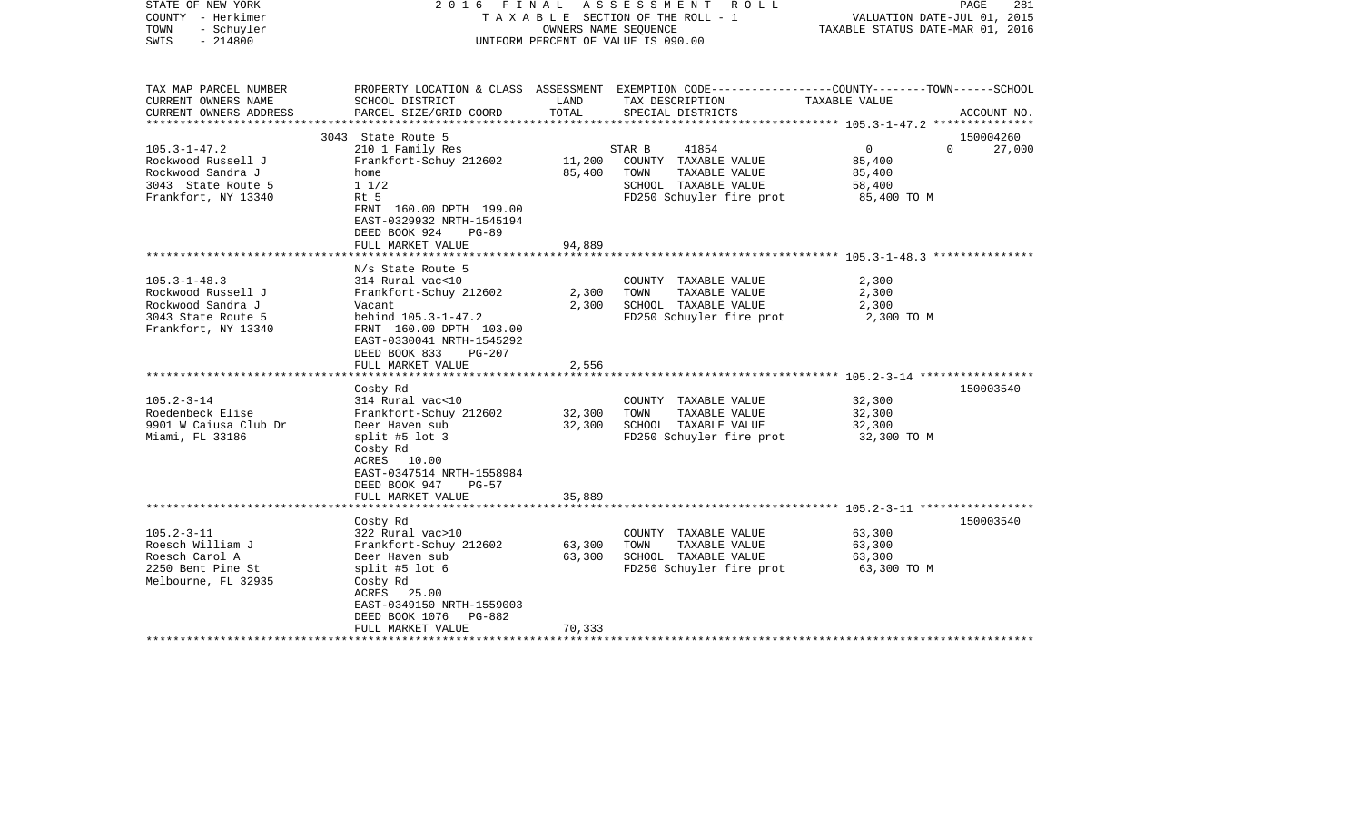STATE OF NEW YORK
COUNTY - Herkimer
TOWN - Schuyler
SWIS - 214800

2 0 1 6 F I N A L A S S E S S M E N T R O L L
T A X A B L E SECTION OF THE ROLL - 1
OWNERS NAME SEQUENCE
UNIFORM PERCENT OF VALUE IS 090.00

VALUATION DATE-JUL 01, 2015
TAXABLE STATUS DATE-MAR 01, 2016

| TAX MAP PARCEL NUMBER / CURRENT OWNERS NAME / CURRENT OWNERS ADDRESS | PROPERTY LOCATION & CLASS / SCHOOL DISTRICT / PARCEL SIZE/GRID COORD | ASSESSMENT LAND | TOTAL | EXEMPTION CODE / TAX DESCRIPTION / SPECIAL DISTRICTS | COUNTY TAXABLE VALUE | TOWN | SCHOOL / ACCOUNT NO. |
|---|---|---|---|---|---|---|---|
| | 3043 State Route 5 | | | | | | 150004260 |
| 105.3-1-47.2 | 210 1 Family Res | | | STAR B 41854 | 0 | 0 | 27,000 |
| Rockwood Russell J | Frankfort-Schuy 212602 | 11,200 | | COUNTY TAXABLE VALUE | 85,400 | | |
| Rockwood Sandra J | home | | 85,400 | TOWN TAXABLE VALUE | 85,400 | | |
| 3043 State Route 5 | 1 1/2 | | | SCHOOL TAXABLE VALUE | 58,400 | | |
| Frankfort, NY 13340 | Rt 5 | | | FD250 Schuyler fire prot | 85,400 TO M | | |
| | FRNT 160.00 DPTH 199.00 | | | | | | |
| | EAST-0329932 NRTH-1545194 | | | | | | |
| | DEED BOOK 924 PG-89 | | | | | | |
| | FULL MARKET VALUE | | 94,889 | | | | |
| | N/s State Route 5 | | | | | | |
| 105.3-1-48.3 | 314 Rural vac<10 | | | COUNTY TAXABLE VALUE | 2,300 | | |
| Rockwood Russell J | Frankfort-Schuy 212602 | 2,300 | | TOWN TAXABLE VALUE | 2,300 | | |
| Rockwood Sandra J | Vacant | | 2,300 | SCHOOL TAXABLE VALUE | 2,300 | | |
| 3043 State Route 5 | behind 105.3-1-47.2 | | | FD250 Schuyler fire prot | 2,300 TO M | | |
| Frankfort, NY 13340 | FRNT 160.00 DPTH 103.00 | | | | | | |
| | EAST-0330041 NRTH-1545292 | | | | | | |
| | DEED BOOK 833 PG-207 | | | | | | |
| | FULL MARKET VALUE | | 2,556 | | | | |
| | Cosby Rd | | | | | | 150003540 |
| 105.2-3-14 | 314 Rural vac<10 | | | COUNTY TAXABLE VALUE | 32,300 | | |
| Roedenbeck Elise | Frankfort-Schuy 212602 | 32,300 | | TOWN TAXABLE VALUE | 32,300 | | |
| 9901 W Caiusa Club Dr | Deer Haven sub | | 32,300 | SCHOOL TAXABLE VALUE | 32,300 | | |
| Miami, FL 33186 | split #5 lot 3 | | | FD250 Schuyler fire prot | 32,300 TO M | | |
| | Cosby Rd | | | | | | |
| | ACRES 10.00 | | | | | | |
| | EAST-0347514 NRTH-1558984 | | | | | | |
| | DEED BOOK 947 PG-57 | | | | | | |
| | FULL MARKET VALUE | | 35,889 | | | | |
| | Cosby Rd | | | | | | 150003540 |
| 105.2-3-11 | 322 Rural vac>10 | | | COUNTY TAXABLE VALUE | 63,300 | | |
| Roesch William J | Frankfort-Schuy 212602 | 63,300 | | TOWN TAXABLE VALUE | 63,300 | | |
| Roesch Carol A | Deer Haven sub | | 63,300 | SCHOOL TAXABLE VALUE | 63,300 | | |
| 2250 Bent Pine St | split #5 lot 6 | | | FD250 Schuyler fire prot | 63,300 TO M | | |
| Melbourne, FL 32935 | Cosby Rd | | | | | | |
| | ACRES 25.00 | | | | | | |
| | EAST-0349150 NRTH-1559003 | | | | | | |
| | DEED BOOK 1076 PG-882 | | | | | | |
| | FULL MARKET VALUE | | 70,333 | | | | |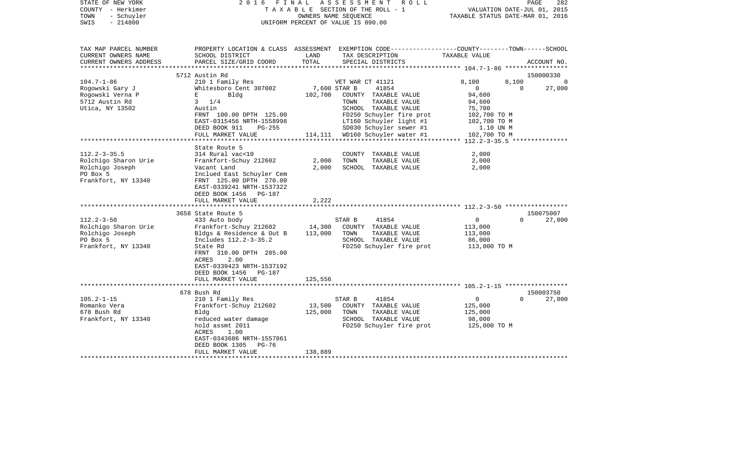STATE OF NEW YORK
COUNTY - Herkimer
TOWN - Schuyler
SWIS - 214800

2016 FINAL ASSESSMENT ROLL
TAXABLE SECTION OF THE ROLL - 1
OWNERS NAME SEQUENCE
UNIFORM PERCENT OF VALUE IS 090.00

VALUATION DATE-JUL 01, 2015
TAXABLE STATUS DATE-MAR 01, 2016

| TAX MAP PARCEL NUMBER / CURRENT OWNERS NAME / CURRENT OWNERS ADDRESS | PROPERTY LOCATION & CLASS / SCHOOL DISTRICT / PARCEL SIZE/GRID COORD | ASSESSMENT LAND / TOTAL | EXEMPTION CODE / TAX DESCRIPTION / SPECIAL DISTRICTS | COUNTY | TOWN | SCHOOL / ACCOUNT NO. |
|---|---|---|---|---|---|---|
| | 5712 Austin Rd | | | | | 150000330 |
| 104.7-1-86 | 210 1 Family Res | | VET WAR CT 41121 | 8,100 | 8,100 | 0 |
| Rogowski Gary J | Whitesboro Cent 307002 | 7,600 | STAR B 41854 | 0 | 0 | 27,000 |
| Rogowski Verna P | E Bldg | 102,700 | COUNTY TAXABLE VALUE | 94,600 | | |
| 5712 Austin Rd | 3 1/4 | | TOWN TAXABLE VALUE | | 94,600 | |
| Utica, NY 13502 | Austin | | SCHOOL TAXABLE VALUE | | | 75,700 |
| | FRNT 100.00 DPTH 125.00 | | FD250 Schuyler fire prot | 102,700 TO M | | |
| | EAST-0315456 NRTH-1558998 | | LT160 Schuyler light #1 | 102,700 TO M | | |
| | DEED BOOK 911 PG-255 | | SD030 Schuyler sewer #1 | 1.10 UN M | | |
| | FULL MARKET VALUE | 114,111 | WD160 Schuyler water #1 | 102,700 TO M | | |
| | State Route 5 | | | | | |
| 112.2-3-35.5 | 314 Rural vac<10 | | COUNTY TAXABLE VALUE | 2,000 | | |
| Rolchigo Sharon Urie | Frankfort-Schuy 212602 | 2,000 | TOWN TAXABLE VALUE | | 2,000 | |
| Rolchigo Joseph | Vacant Land | 2,000 | SCHOOL TAXABLE VALUE | | | 2,000 |
| PO Box 5 | Inclued East Schuyler Cem | | | | | |
| Frankfort, NY 13340 | FRNT 125.00 DPTH 270.00 | | | | | |
| | EAST-0339241 NRTH-1537322 | | | | | |
| | DEED BOOK 1456 PG-187 | | | | | |
| | FULL MARKET VALUE | 2,222 | | | | |
| | 3658 State Route 5 | | | | | 150075007 |
| 112.2-3-50 | 433 Auto body | | STAR B 41854 | 0 | 0 | 27,000 |
| Rolchigo Sharon Urie | Frankfort-Schuy 212602 | 14,300 | COUNTY TAXABLE VALUE | 113,000 | | |
| Rolchigo Joseph | Bldgs & Residence & Out B | 113,000 | TOWN TAXABLE VALUE | | 113,000 | |
| PO Box 5 | Includes 112.2-3-35.2 | | SCHOOL TAXABLE VALUE | | | 86,000 |
| Frankfort, NY 13340 | State Rd | | FD250 Schuyler fire prot | 113,000 TO M | | |
| | FRNT 310.00 DPTH 285.00 | | | | | |
| | ACRES 2.00 | | | | | |
| | EAST-0339423 NRTH-1537192 | | | | | |
| | DEED BOOK 1456 PG-187 | | | | | |
| | FULL MARKET VALUE | 125,556 | | | | |
| | 678 Bush Rd | | | | | 150003750 |
| 105.2-1-15 | 210 1 Family Res | | STAR B 41854 | 0 | 0 | 27,000 |
| Romanko Vera | Frankfort-Schuy 212602 | 13,500 | COUNTY TAXABLE VALUE | 125,000 | | |
| 678 Bush Rd | Bldg | 125,000 | TOWN TAXABLE VALUE | | 125,000 | |
| Frankfort, NY 13340 | reduced water damage | | SCHOOL TAXABLE VALUE | | | 98,000 |
| | hold assmt 2011 | | FD250 Schuyler fire prot | 125,000 TO M | | |
| | ACRES 1.00 | | | | | |
| | EAST-0343686 NRTH-1557861 | | | | | |
| | DEED BOOK 1305 PG-76 | | | | | |
| | FULL MARKET VALUE | 138,889 | | | | |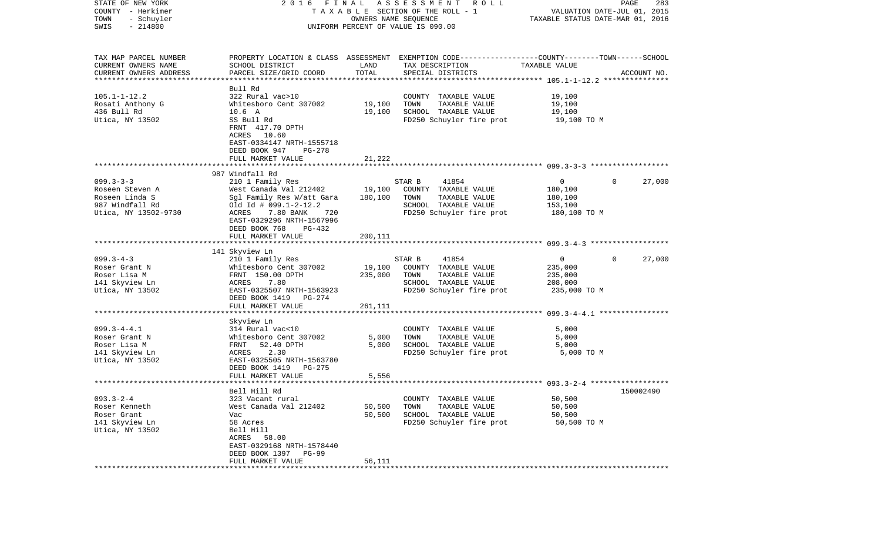STATE OF NEW YORK — 2016 FINAL ASSESSMENT ROLL — PAGE 283
COUNTY - Herkimer — TAXABLE SECTION OF THE ROLL - 1 — VALUATION DATE-JUL 01, 2015
TOWN - Schuyler — OWNERS NAME SEQUENCE — TAXABLE STATUS DATE-MAR 01, 2016
SWIS - 214800 — UNIFORM PERCENT OF VALUE IS 090.00

| TAX MAP PARCEL NUMBER / CURRENT OWNERS NAME / CURRENT OWNERS ADDRESS | PROPERTY LOCATION & CLASS / SCHOOL DISTRICT / PARCEL SIZE/GRID COORD | ASSESSMENT LAND | TOTAL | EXEMPTION CODE / TAX DESCRIPTION / SPECIAL DISTRICTS | COUNTY | TOWN | SCHOOL | ACCOUNT NO. |
|---|---|---|---|---|---|---|---|---|
| **105.1-1-12.2** | Bull Rd | | | | | | | |
| 105.1-1-12.2 | 322 Rural vac>10 | | | COUNTY TAXABLE VALUE | 19,100 | | | |
| Rosati Anthony G | Whitesboro Cent 307002 | 19,100 | | TOWN TAXABLE VALUE | 19,100 | | | |
| 436 Bull Rd | 10.6 A | | 19,100 | SCHOOL TAXABLE VALUE | 19,100 | | | |
| Utica, NY 13502 | SS Bull Rd | | | FD250 Schuyler fire prot | 19,100 TO M | | | |
| | FRNT 417.70 DPTH | | | | | | | |
| | ACRES 10.60 | | | | | | | |
| | EAST-0334147 NRTH-1555718 | | | | | | | |
| | DEED BOOK 947 PG-278 | | | | | | | |
| | FULL MARKET VALUE | | 21,222 | | | | | |
| **099.3-3-3** | 987 Windfall Rd | | | | | | | |
| 099.3-3-3 | 210 1 Family Res | | | STAR B 41854 | 0 | 0 | 27,000 | |
| Roseen Steven A | West Canada Val 212402 | 19,100 | | COUNTY TAXABLE VALUE | 180,100 | | | |
| Roseen Linda S | Sgl Family Res W/att Gara | | 180,100 | TOWN TAXABLE VALUE | 180,100 | | | |
| 987 Windfall Rd | Old Id # 099.1-2-12.2 | | | SCHOOL TAXABLE VALUE | 153,100 | | | |
| Utica, NY 13502-9730 | ACRES 7.80 BANK 720 | | | FD250 Schuyler fire prot | 180,100 TO M | | | |
| | EAST-0329296 NRTH-1567996 | | | | | | | |
| | DEED BOOK 768 PG-432 | | | | | | | |
| | FULL MARKET VALUE | | 200,111 | | | | | |
| **099.3-4-3** | 141 Skyview Ln | | | | | | | |
| 099.3-4-3 | 210 1 Family Res | | | STAR B 41854 | 0 | 0 | 27,000 | |
| Roser Grant N | Whitesboro Cent 307002 | 19,100 | | COUNTY TAXABLE VALUE | 235,000 | | | |
| Roser Lisa M | FRNT 150.00 DPTH | | 235,000 | TOWN TAXABLE VALUE | 235,000 | | | |
| 141 Skyview Ln | ACRES 7.80 | | | SCHOOL TAXABLE VALUE | 208,000 | | | |
| Utica, NY 13502 | EAST-0325507 NRTH-1563923 | | | FD250 Schuyler fire prot | 235,000 TO M | | | |
| | DEED BOOK 1419 PG-274 | | | | | | | |
| | FULL MARKET VALUE | | 261,111 | | | | | |
| **099.3-4-4.1** | Skyview Ln | | | | | | | |
| 099.3-4-4.1 | 314 Rural vac<10 | | | COUNTY TAXABLE VALUE | 5,000 | | | |
| Roser Grant N | Whitesboro Cent 307002 | 5,000 | | TOWN TAXABLE VALUE | 5,000 | | | |
| Roser Lisa M | FRNT 52.40 DPTH | | 5,000 | SCHOOL TAXABLE VALUE | 5,000 | | | |
| 141 Skyview Ln | ACRES 2.30 | | | FD250 Schuyler fire prot | 5,000 TO M | | | |
| Utica, NY 13502 | EAST-0325505 NRTH-1563780 | | | | | | | |
| | DEED BOOK 1419 PG-275 | | | | | | | |
| | FULL MARKET VALUE | | 5,556 | | | | | |
| **093.3-2-4** | Bell Hill Rd | | | | | | | 150002490 |
| 093.3-2-4 | 323 Vacant rural | | | COUNTY TAXABLE VALUE | 50,500 | | | |
| Roser Kenneth | West Canada Val 212402 | 50,500 | | TOWN TAXABLE VALUE | 50,500 | | | |
| Roser Grant | Vac | | 50,500 | SCHOOL TAXABLE VALUE | 50,500 | | | |
| 141 Skyview Ln | 58 Acres | | | FD250 Schuyler fire prot | 50,500 TO M | | | |
| Utica, NY 13502 | Bell Hill | | | | | | | |
| | ACRES 58.00 | | | | | | | |
| | EAST-0329168 NRTH-1578440 | | | | | | | |
| | DEED BOOK 1397 PG-99 | | | | | | | |
| | FULL MARKET VALUE | | 56,111 | | | | | |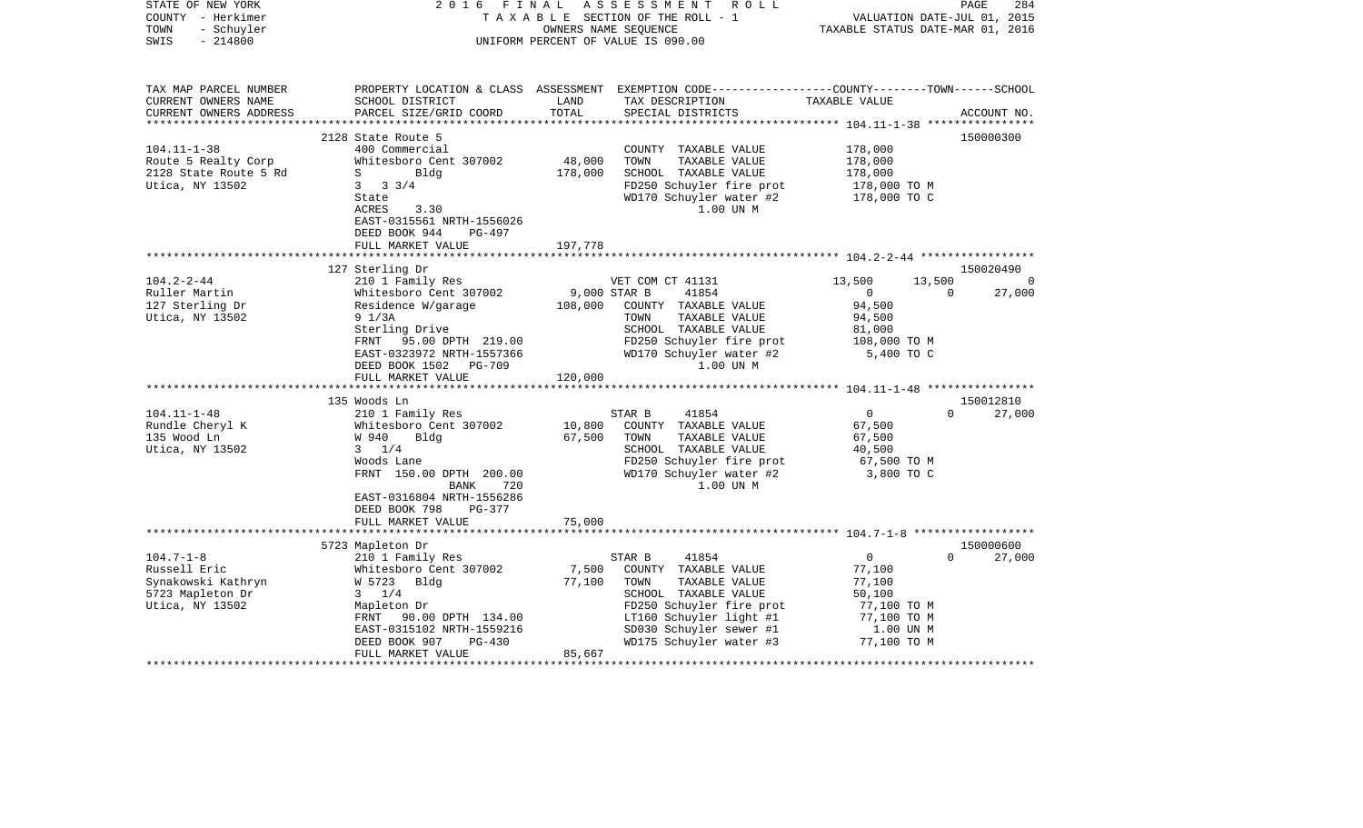STATE OF NEW YORK — 2016 FINAL ASSESSMENT ROLL
COUNTY - Herkimer — TAXABLE SECTION OF THE ROLL - 1 — VALUATION DATE-JUL 01, 2015
TOWN - Schuyler — OWNERS NAME SEQUENCE — TAXABLE STATUS DATE-MAR 01, 2016
SWIS - 214800 — UNIFORM PERCENT OF VALUE IS 090.00

| TAX MAP PARCEL NUMBER / CURRENT OWNERS NAME / CURRENT OWNERS ADDRESS | PROPERTY LOCATION & CLASS / SCHOOL DISTRICT / PARCEL SIZE/GRID COORD | ASSESSMENT LAND / TOTAL | EXEMPTION CODE / TAX DESCRIPTION / SPECIAL DISTRICTS | COUNTY | TOWN | SCHOOL / ACCOUNT NO. |
|---|---|---|---|---|---|---|
| | 2128 State Route 5 | | | | | 150000300 |
| 104.11-1-38 | 400 Commercial | | COUNTY TAXABLE VALUE | 178,000 | | |
| Route 5 Realty Corp | Whitesboro Cent 307002 | 48,000 | TOWN TAXABLE VALUE | 178,000 | | |
| 2128 State Route 5 Rd | S Bldg | 178,000 | SCHOOL TAXABLE VALUE | 178,000 | | |
| Utica, NY 13502 | 3 3 3/4 | | FD250 Schuyler fire prot | 178,000 TO M | | |
| | State | | WD170 Schuyler water #2 | 178,000 TO C | | |
| | ACRES 3.30 | | 1.00 UN M | | | |
| | EAST-0315561 NRTH-1556026 | | | | | |
| | DEED BOOK 944 PG-497 | | | | | |
| | FULL MARKET VALUE | 197,778 | | | | |
| | 127 Sterling Dr | | | | | 150020490 |
| 104.2-2-44 | 210 1 Family Res | | VET COM CT 41131 | 13,500 | 13,500 | 0 |
| Ruller Martin | Whitesboro Cent 307002 | 9,000 | STAR B 41854 | 0 | 0 | 27,000 |
| 127 Sterling Dr | Residence W/garage | 108,000 | COUNTY TAXABLE VALUE | 94,500 | | |
| Utica, NY 13502 | 9 1/3A | | TOWN TAXABLE VALUE | 94,500 | | |
| | Sterling Drive | | SCHOOL TAXABLE VALUE | 81,000 | | |
| | FRNT 95.00 DPTH 219.00 | | FD250 Schuyler fire prot | 108,000 TO M | | |
| | EAST-0323972 NRTH-1557366 | | WD170 Schuyler water #2 | 5,400 TO C | | |
| | DEED BOOK 1502 PG-709 | | 1.00 UN M | | | |
| | FULL MARKET VALUE | 120,000 | | | | |
| | 135 Woods Ln | | | | | 150012810 |
| 104.11-1-48 | 210 1 Family Res | | STAR B 41854 | 0 | 0 | 27,000 |
| Rundle Cheryl K | Whitesboro Cent 307002 | 10,800 | COUNTY TAXABLE VALUE | 67,500 | | |
| 135 Wood Ln | W 940 Bldg | 67,500 | TOWN TAXABLE VALUE | 67,500 | | |
| Utica, NY 13502 | 3 1/4 | | SCHOOL TAXABLE VALUE | 40,500 | | |
| | Woods Lane | | FD250 Schuyler fire prot | 67,500 TO M | | |
| | FRNT 150.00 DPTH 200.00 | | WD170 Schuyler water #2 | 3,800 TO C | | |
| | BANK 720 | | 1.00 UN M | | | |
| | EAST-0316804 NRTH-1556286 | | | | | |
| | DEED BOOK 798 PG-377 | | | | | |
| | FULL MARKET VALUE | 75,000 | | | | |
| | 5723 Mapleton Dr | | | | | 150000600 |
| 104.7-1-8 | 210 1 Family Res | | STAR B 41854 | 0 | 0 | 27,000 |
| Russell Eric | Whitesboro Cent 307002 | 7,500 | COUNTY TAXABLE VALUE | 77,100 | | |
| Synakowski Kathryn | W 5723 Bldg | 77,100 | TOWN TAXABLE VALUE | 77,100 | | |
| 5723 Mapleton Dr | 3 1/4 | | SCHOOL TAXABLE VALUE | 50,100 | | |
| Utica, NY 13502 | Mapleton Dr | | FD250 Schuyler fire prot | 77,100 TO M | | |
| | FRNT 90.00 DPTH 134.00 | | LT160 Schuyler light #1 | 77,100 TO M | | |
| | EAST-0315102 NRTH-1559216 | | SD030 Schuyler sewer #1 | 1.00 UN M | | |
| | DEED BOOK 907 PG-430 | | WD175 Schuyler water #3 | 77,100 TO M | | |
| | FULL MARKET VALUE | 85,667 | | | | |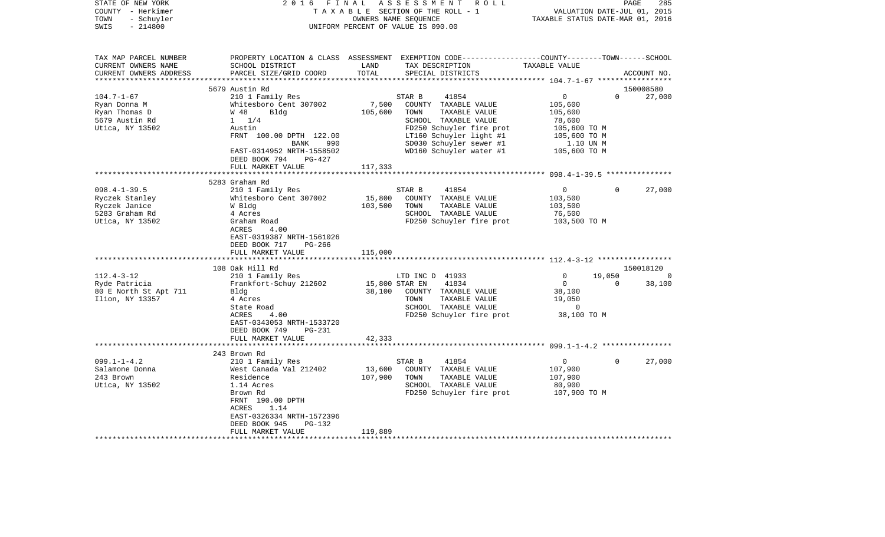STATE OF NEW YORK | 2 0 1 6 F I N A L A S S E S S M E N T R O L L | PAGE 285
COUNTY - Herkimer | T A X A B L E SECTION OF THE ROLL - 1 | VALUATION DATE-JUL 01, 2015
TOWN - Schuyler | OWNERS NAME SEQUENCE | TAXABLE STATUS DATE-MAR 01, 2016
SWIS - 214800 | UNIFORM PERCENT OF VALUE IS 090.00

| TAX MAP PARCEL NUMBER / CURRENT OWNERS NAME / CURRENT OWNERS ADDRESS | PROPERTY LOCATION & CLASS / SCHOOL DISTRICT / PARCEL SIZE/GRID COORD | ASSESSMENT LAND / TOTAL | EXEMPTION CODE / TAX DESCRIPTION / SPECIAL DISTRICTS | COUNTY | TOWN | SCHOOL / TAXABLE VALUE / ACCOUNT NO. |
|---|---|---|---|---|---|---|
| | 5679 Austin Rd | | | | | 150008580 |
| 104.7-1-67 | 210 1 Family Res | | STAR B 41854 | 0 | 0 | 27,000 |
| Ryan Donna M | Whitesboro Cent 307002 | 7,500 | COUNTY TAXABLE VALUE | 105,600 | | |
| Ryan Thomas D | W 48 Bldg | 105,600 | TOWN TAXABLE VALUE | 105,600 | | |
| 5679 Austin Rd | 1 1/4 | | SCHOOL TAXABLE VALUE | 78,600 | | |
| Utica, NY 13502 | Austin | | FD250 Schuyler fire prot | 105,600 TO M | | |
| | FRNT 100.00 DPTH 122.00 | | LT160 Schuyler light #1 | 105,600 TO M | | |
| | BANK 990 | | SD030 Schuyler sewer #1 | 1.10 UN M | | |
| | EAST-0314952 NRTH-1558502 | | WD160 Schuyler water #1 | 105,600 TO M | | |
| | DEED BOOK 794 PG-427 | | | | | |
| | FULL MARKET VALUE | 117,333 | | | | |
| | 5283 Graham Rd | | | | | |
| 098.4-1-39.5 | 210 1 Family Res | | STAR B 41854 | 0 | 0 | 27,000 |
| Ryczek Stanley | Whitesboro Cent 307002 | 15,800 | COUNTY TAXABLE VALUE | 103,500 | | |
| Ryczek Janice | W Bldg | 103,500 | TOWN TAXABLE VALUE | 103,500 | | |
| 5283 Graham Rd | 4 Acres | | SCHOOL TAXABLE VALUE | 76,500 | | |
| Utica, NY 13502 | Graham Road | | FD250 Schuyler fire prot | 103,500 TO M | | |
| | ACRES 4.00 | | | | | |
| | EAST-0319387 NRTH-1561026 | | | | | |
| | DEED BOOK 717 PG-266 | | | | | |
| | FULL MARKET VALUE | 115,000 | | | | |
| | 108 Oak Hill Rd | | | | | 150018120 |
| 112.4-3-12 | 210 1 Family Res | | LTD INC D 41933 | 0 | 19,050 | 0 |
| Ryde Patricia | Frankfort-Schuy 212602 | 15,800 | STAR EN 41834 | 0 | 0 | 38,100 |
| 80 E North St Apt 711 | Bldg | 38,100 | COUNTY TAXABLE VALUE | 38,100 | | |
| Ilion, NY 13357 | 4 Acres | | TOWN TAXABLE VALUE | 19,050 | | |
| | State Road | | SCHOOL TAXABLE VALUE | 0 | | |
| | ACRES 4.00 | | FD250 Schuyler fire prot | 38,100 TO M | | |
| | EAST-0343053 NRTH-1533720 | | | | | |
| | DEED BOOK 749 PG-231 | | | | | |
| | FULL MARKET VALUE | 42,333 | | | | |
| | 243 Brown Rd | | | | | |
| 099.1-1-4.2 | 210 1 Family Res | | STAR B 41854 | 0 | 0 | 27,000 |
| Salamone Donna | West Canada Val 212402 | 13,600 | COUNTY TAXABLE VALUE | 107,900 | | |
| 243 Brown | Residence | 107,900 | TOWN TAXABLE VALUE | 107,900 | | |
| Utica, NY 13502 | 1.14 Acres | | SCHOOL TAXABLE VALUE | 80,900 | | |
| | Brown Rd | | FD250 Schuyler fire prot | 107,900 TO M | | |
| | FRNT 190.00 DPTH | | | | | |
| | ACRES 1.14 | | | | | |
| | EAST-0326334 NRTH-1572396 | | | | | |
| | DEED BOOK 945 PG-132 | | | | | |
| | FULL MARKET VALUE | 119,889 | | | | |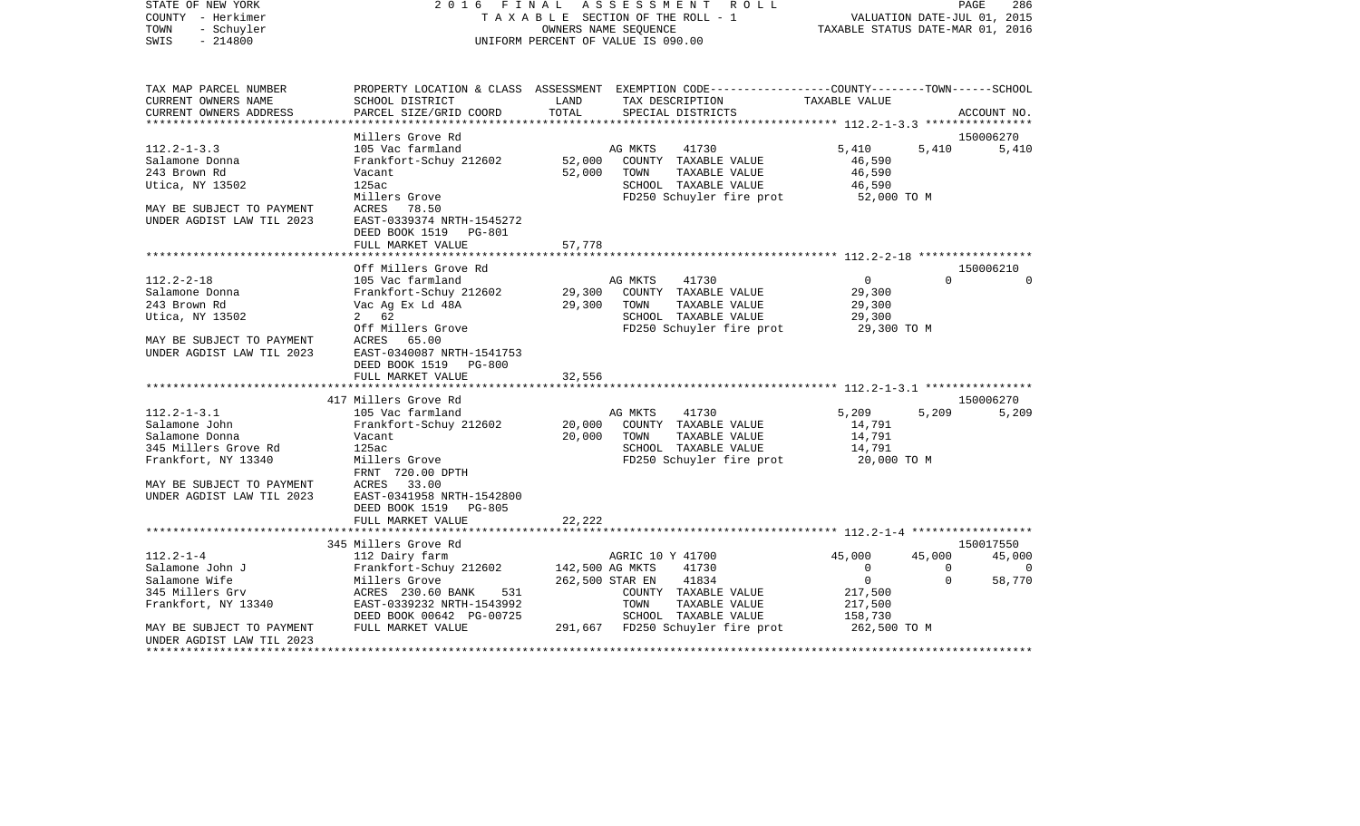STATE OF NEW YORK — COUNTY - Herkimer — TOWN - Schuyler — SWIS - 214800

2016 FINAL ASSESSMENT ROLL
TAXABLE SECTION OF THE ROLL - 1
OWNERS NAME SEQUENCE
UNIFORM PERCENT OF VALUE IS 090.00

VALUATION DATE-JUL 01, 2015
TAXABLE STATUS DATE-MAR 01, 2016

| TAX MAP PARCEL NUMBER / CURRENT OWNERS NAME / CURRENT OWNERS ADDRESS | PROPERTY LOCATION & CLASS / SCHOOL DISTRICT / PARCEL SIZE/GRID COORD | ASSESSMENT LAND / TOTAL | EXEMPTION CODE / TAX DESCRIPTION / SPECIAL DISTRICTS | COUNTY | TOWN | SCHOOL | ACCOUNT NO. |
|---|---|---|---|---|---|---|---|
| 112.2-1-3.3 | Millers Grove Rd | | | | | | 150006270 |
| Salamone Donna | 105 Vac farmland | | AG MKTS 41730 | 5,410 | 5,410 | 5,410 | |
| 243 Brown Rd | Frankfort-Schuy 212602 | 52,000 | COUNTY TAXABLE VALUE | 46,590 | | | |
| Utica, NY 13502 | Vacant | 52,000 | TOWN TAXABLE VALUE | | 46,590 | | |
| | 125ac | | SCHOOL TAXABLE VALUE | | | 46,590 | |
| MAY BE SUBJECT TO PAYMENT | Millers Grove | | FD250 Schuyler fire prot | 52,000 TO M | | | |
| UNDER AGDIST LAW TIL 2023 | ACRES 78.50 | | | | | | |
| | EAST-0339374 NRTH-1545272 | | | | | | |
| | DEED BOOK 1519 PG-801 | | | | | | |
| | FULL MARKET VALUE | 57,778 | | | | | |
| 112.2-2-18 | Off Millers Grove Rd | | | | | | 150006210 |
| Salamone Donna | 105 Vac farmland | | AG MKTS 41730 | 0 | 0 | 0 | |
| 243 Brown Rd | Frankfort-Schuy 212602 | 29,300 | COUNTY TAXABLE VALUE | 29,300 | | | |
| Utica, NY 13502 | Vac Ag Ex Ld 48A | 29,300 | TOWN TAXABLE VALUE | | 29,300 | | |
| | 2 62 | | SCHOOL TAXABLE VALUE | | | 29,300 | |
| MAY BE SUBJECT TO PAYMENT | Off Millers Grove | | FD250 Schuyler fire prot | 29,300 TO M | | | |
| UNDER AGDIST LAW TIL 2023 | ACRES 65.00 | | | | | | |
| | EAST-0340087 NRTH-1541753 | | | | | | |
| | DEED BOOK 1519 PG-800 | | | | | | |
| | FULL MARKET VALUE | 32,556 | | | | | |
| 112.2-1-3.1 | 417 Millers Grove Rd | | | | | | 150006270 |
| Salamone John | 105 Vac farmland | | AG MKTS 41730 | 5,209 | 5,209 | 5,209 | |
| Salamone Donna | Frankfort-Schuy 212602 | 20,000 | COUNTY TAXABLE VALUE | 14,791 | | | |
| 345 Millers Grove Rd | Vacant | 20,000 | TOWN TAXABLE VALUE | | 14,791 | | |
| Frankfort, NY 13340 | 125ac | | SCHOOL TAXABLE VALUE | | | 14,791 | |
| | Millers Grove | | FD250 Schuyler fire prot | 20,000 TO M | | | |
| | FRNT 720.00 DPTH | | | | | | |
| MAY BE SUBJECT TO PAYMENT | ACRES 33.00 | | | | | | |
| UNDER AGDIST LAW TIL 2023 | EAST-0341958 NRTH-1542800 | | | | | | |
| | DEED BOOK 1519 PG-805 | | | | | | |
| | FULL MARKET VALUE | 22,222 | | | | | |
| 112.2-1-4 | 345 Millers Grove Rd | | | | | | 150017550 |
| Salamone John J | 112 Dairy farm | | AGRIC 10 Y 41700 | 45,000 | 45,000 | 45,000 | |
| Salamone Wife | Frankfort-Schuy 212602 | 142,500 | AG MKTS 41730 | 0 | 0 | 0 | |
| 345 Millers Grv | Millers Grove | 262,500 | STAR EN 41834 | 0 | 0 | 58,770 | |
| Frankfort, NY 13340 | ACRES 230.60 BANK 531 | | COUNTY TAXABLE VALUE | 217,500 | | | |
| | EAST-0339232 NRTH-1543992 | | TOWN TAXABLE VALUE | | 217,500 | | |
| | DEED BOOK 00642 PG-00725 | | SCHOOL TAXABLE VALUE | | | 158,730 | |
| MAY BE SUBJECT TO PAYMENT | FULL MARKET VALUE | 291,667 | FD250 Schuyler fire prot | 262,500 TO M | | | |
| UNDER AGDIST LAW TIL 2023 | | | | | | | |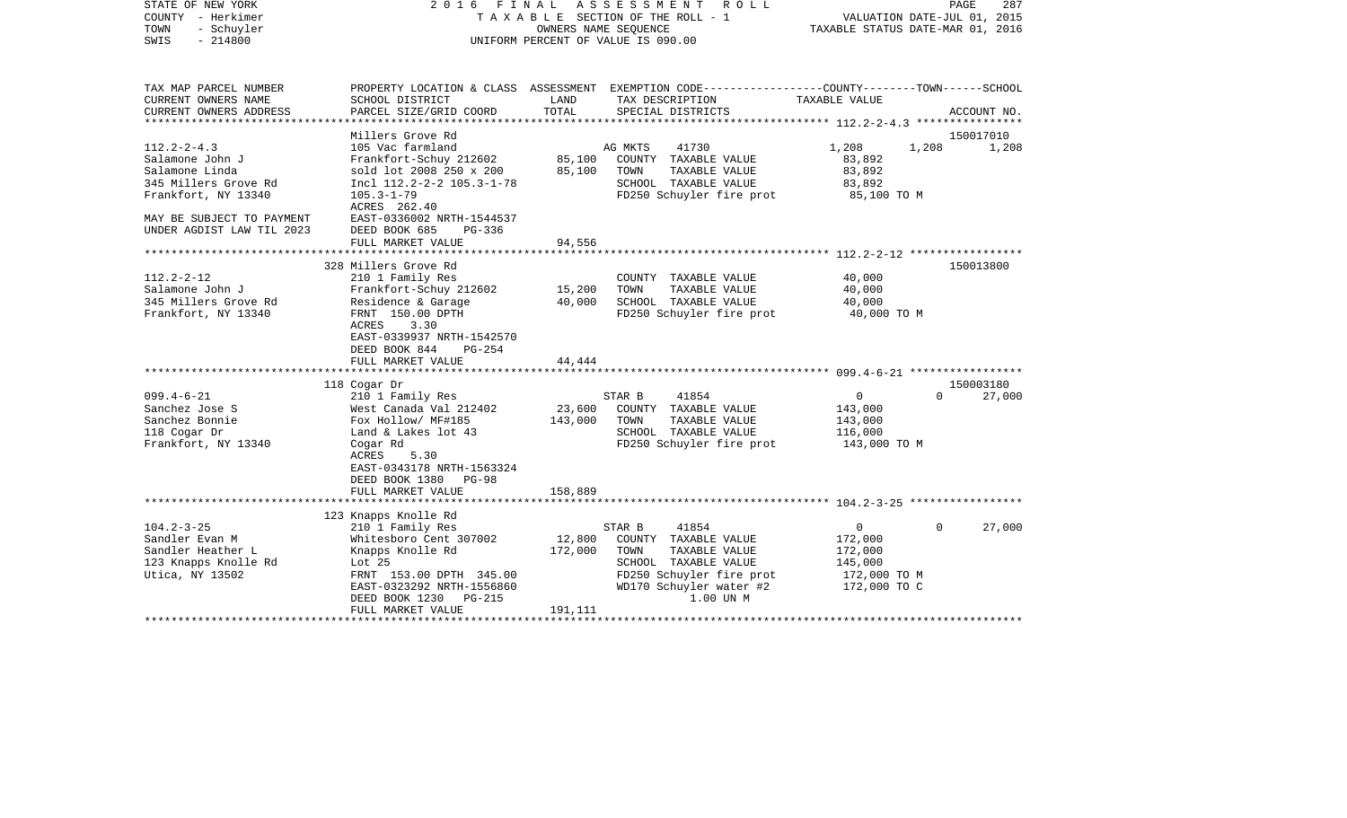STATE OF NEW YORK
COUNTY - Herkimer
TOWN - Schuyler
SWIS - 214800

2016 FINAL ASSESSMENT ROLL
TAXABLE SECTION OF THE ROLL - 1
OWNERS NAME SEQUENCE
UNIFORM PERCENT OF VALUE IS 090.00

VALUATION DATE-JUL 01, 2015
TAXABLE STATUS DATE-MAR 01, 2016

| TAX MAP PARCEL NUMBER / CURRENT OWNERS NAME / CURRENT OWNERS ADDRESS | PROPERTY LOCATION & CLASS / SCHOOL DISTRICT / PARCEL SIZE/GRID COORD | ASSESSMENT LAND | TOTAL | EXEMPTION CODE / TAX DESCRIPTION / SPECIAL DISTRICTS | COUNTY | TOWN | SCHOOL | ACCOUNT NO. |
|---|---|---|---|---|---|---|---|---|
| 112.2-2-4.3 | Millers Grove Rd | | | | | | | 150017010 |
| 112.2-2-4.3 | 105 Vac farmland | | | AG MKTS 41730 | 1,208 | 1,208 | 1,208 | |
| Salamone John J | Frankfort-Schuy 212602 | 85,100 | | COUNTY TAXABLE VALUE | 83,892 | | | |
| Salamone Linda | sold lot 2008 250 x 200 | | 85,100 | TOWN TAXABLE VALUE | 83,892 | | | |
| 345 Millers Grove Rd | Incl 112.2-2-2 105.3-1-78 | | | SCHOOL TAXABLE VALUE | 83,892 | | | |
| Frankfort, NY 13340 | 105.3-1-79 | | | FD250 Schuyler fire prot | 85,100 TO M | | | |
| | ACRES 262.40 | | | | | | | |
| MAY BE SUBJECT TO PAYMENT | EAST-0336002 NRTH-1544537 | | | | | | | |
| UNDER AGDIST LAW TIL 2023 | DEED BOOK 685 PG-336 | | | | | | | |
| | FULL MARKET VALUE | | 94,556 | | | | | |
| 112.2-2-12 | 328 Millers Grove Rd | | | | | | | 150013800 |
| 112.2-2-12 | 210 1 Family Res | | | COUNTY TAXABLE VALUE | 40,000 | | | |
| Salamone John J | Frankfort-Schuy 212602 | 15,200 | | TOWN TAXABLE VALUE | 40,000 | | | |
| 345 Millers Grove Rd | Residence & Garage | | 40,000 | SCHOOL TAXABLE VALUE | 40,000 | | | |
| Frankfort, NY 13340 | FRNT 150.00 DPTH | | | FD250 Schuyler fire prot | 40,000 TO M | | | |
| | ACRES 3.30 | | | | | | | |
| | EAST-0339937 NRTH-1542570 | | | | | | | |
| | DEED BOOK 844 PG-254 | | | | | | | |
| | FULL MARKET VALUE | | 44,444 | | | | | |
| 099.4-6-21 | 118 Cogar Dr | | | | | | | 150003180 |
| 099.4-6-21 | 210 1 Family Res | | | STAR B 41854 | 0 | 0 | 27,000 | |
| Sanchez Jose S | West Canada Val 212402 | 23,600 | | COUNTY TAXABLE VALUE | 143,000 | | | |
| Sanchez Bonnie | Fox Hollow/ MF#185 | | 143,000 | TOWN TAXABLE VALUE | 143,000 | | | |
| 118 Cogar Dr | Land & Lakes lot 43 | | | SCHOOL TAXABLE VALUE | 116,000 | | | |
| Frankfort, NY 13340 | Cogar Rd | | | FD250 Schuyler fire prot | 143,000 TO M | | | |
| | ACRES 5.30 | | | | | | | |
| | EAST-0343178 NRTH-1563324 | | | | | | | |
| | DEED BOOK 1380 PG-98 | | | | | | | |
| | FULL MARKET VALUE | | 158,889 | | | | | |
| 104.2-3-25 | 123 Knapps Knolle Rd | | | | | | | |
| 104.2-3-25 | 210 1 Family Res | | | STAR B 41854 | 0 | 0 | 27,000 | |
| Sandler Evan M | Whitesboro Cent 307002 | 12,800 | | COUNTY TAXABLE VALUE | 172,000 | | | |
| Sandler Heather L | Knapps Knolle Rd | | 172,000 | TOWN TAXABLE VALUE | 172,000 | | | |
| 123 Knapps Knolle Rd | Lot 25 | | | SCHOOL TAXABLE VALUE | 145,000 | | | |
| Utica, NY 13502 | FRNT 153.00 DPTH 345.00 | | | FD250 Schuyler fire prot | 172,000 TO M | | | |
| | EAST-0323292 NRTH-1556860 | | | WD170 Schuyler water #2 | 172,000 TO C | | | |
| | DEED BOOK 1230 PG-215 | | | 1.00 UN M | | | | |
| | FULL MARKET VALUE | | 191,111 | | | | | |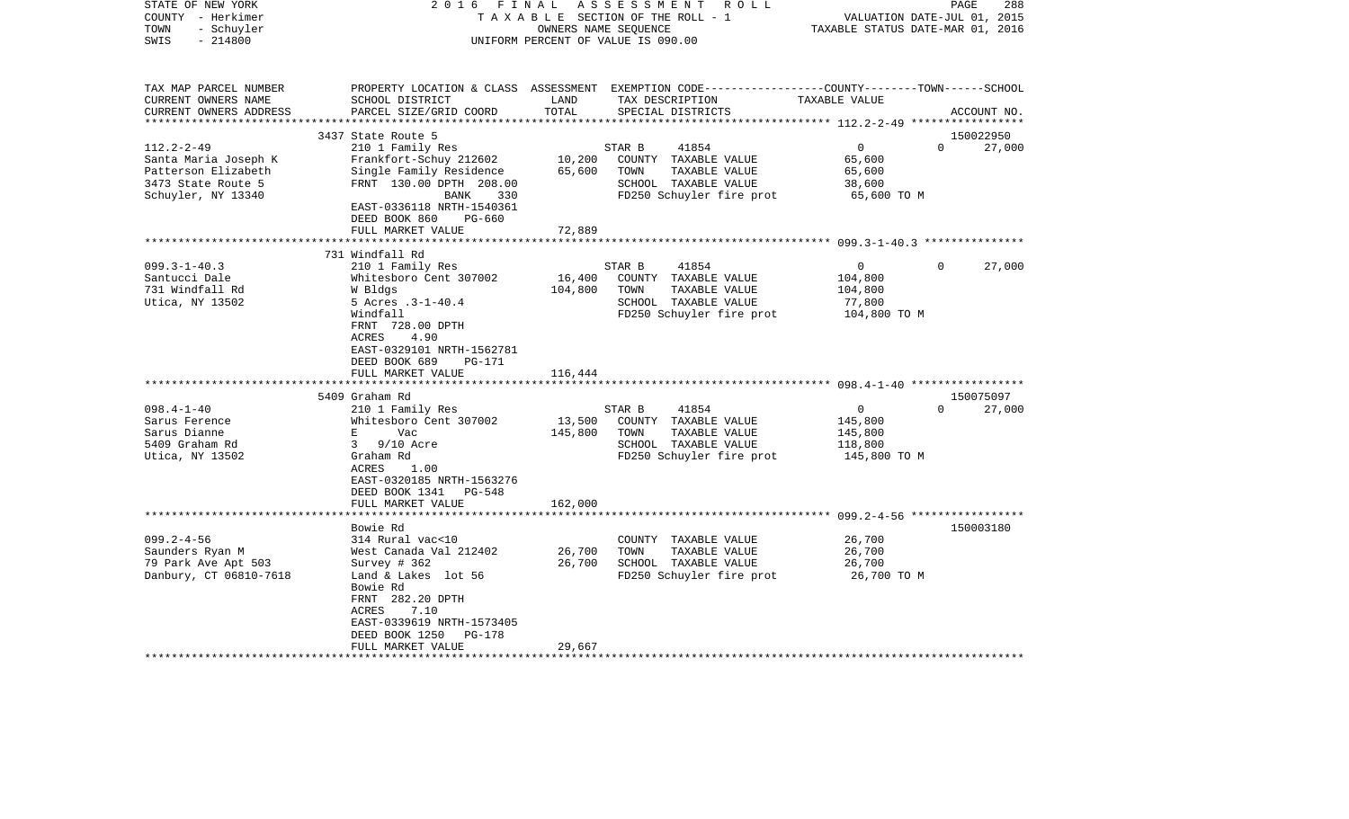STATE OF NEW YORK 2 0 1 6 F I N A L A S S E S S M E N T R O L L
COUNTY - Herkimer T A X A B L E SECTION OF THE ROLL - 1 VALUATION DATE-JUL 01, 2015
TOWN - Schuyler OWNERS NAME SEQUENCE TAXABLE STATUS DATE-MAR 01, 2016
SWIS - 214800 UNIFORM PERCENT OF VALUE IS 090.00

| TAX MAP PARCEL NUMBER<br>CURRENT OWNERS NAME<br>CURRENT OWNERS ADDRESS | PROPERTY LOCATION & CLASS<br>SCHOOL DISTRICT<br>PARCEL SIZE/GRID COORD | ASSESSMENT<br>LAND<br>TOTAL | EXEMPTION CODE<br>TAX DESCRIPTION<br>SPECIAL DISTRICTS | COUNTY TAXABLE VALUE | TOWN | SCHOOL<br>ACCOUNT NO. |
|---|---|---|---|---|---|---|
| | 3437 State Route 5 | | | | | 150022950 |
| 112.2-2-49 | 210 1 Family Res | | STAR B 41854 | 0 | 0 | 27,000 |
| Santa Maria Joseph K | Frankfort-Schuy 212602 | 10,200 | COUNTY TAXABLE VALUE | 65,600 | | |
| Patterson Elizabeth | Single Family Residence | 65,600 | TOWN TAXABLE VALUE | 65,600 | | |
| 3473 State Route 5 | FRNT 130.00 DPTH 208.00 | | SCHOOL TAXABLE VALUE | 38,600 | | |
| Schuyler, NY 13340 | BANK 330 | | FD250 Schuyler fire prot | 65,600 TO M | | |
| | EAST-0336118 NRTH-1540361 | | | | | |
| | DEED BOOK 860 PG-660 | | | | | |
| | FULL MARKET VALUE | 72,889 | | | | |
| | 731 Windfall Rd | | | | | |
| 099.3-1-40.3 | 210 1 Family Res | | STAR B 41854 | 0 | 0 | 27,000 |
| Santucci Dale | Whitesboro Cent 307002 | 16,400 | COUNTY TAXABLE VALUE | 104,800 | | |
| 731 Windfall Rd | W Bldgs | 104,800 | TOWN TAXABLE VALUE | 104,800 | | |
| Utica, NY 13502 | 5 Acres .3-1-40.4 | | SCHOOL TAXABLE VALUE | 77,800 | | |
| | Windfall | | FD250 Schuyler fire prot | 104,800 TO M | | |
| | FRNT 728.00 DPTH | | | | | |
| | ACRES 4.90 | | | | | |
| | EAST-0329101 NRTH-1562781 | | | | | |
| | DEED BOOK 689 PG-171 | | | | | |
| | FULL MARKET VALUE | 116,444 | | | | |
| | 5409 Graham Rd | | | | | 150075097 |
| 098.4-1-40 | 210 1 Family Res | | STAR B 41854 | 0 | 0 | 27,000 |
| Sarus Ference | Whitesboro Cent 307002 | 13,500 | COUNTY TAXABLE VALUE | 145,800 | | |
| Sarus Dianne | E Vac | 145,800 | TOWN TAXABLE VALUE | 145,800 | | |
| 5409 Graham Rd | 3 9/10 Acre | | SCHOOL TAXABLE VALUE | 118,800 | | |
| Utica, NY 13502 | Graham Rd | | FD250 Schuyler fire prot | 145,800 TO M | | |
| | ACRES 1.00 | | | | | |
| | EAST-0320185 NRTH-1563276 | | | | | |
| | DEED BOOK 1341 PG-548 | | | | | |
| | FULL MARKET VALUE | 162,000 | | | | |
| | Bowie Rd | | | | | 150003180 |
| 099.2-4-56 | 314 Rural vac<10 | | COUNTY TAXABLE VALUE | 26,700 | | |
| Saunders Ryan M | West Canada Val 212402 | 26,700 | TOWN TAXABLE VALUE | 26,700 | | |
| 79 Park Ave Apt 503 | Survey # 362 | 26,700 | SCHOOL TAXABLE VALUE | 26,700 | | |
| Danbury, CT 06810-7618 | Land & Lakes lot 56 | | FD250 Schuyler fire prot | 26,700 TO M | | |
| | Bowie Rd | | | | | |
| | FRNT 282.20 DPTH | | | | | |
| | ACRES 7.10 | | | | | |
| | EAST-0339619 NRTH-1573405 | | | | | |
| | DEED BOOK 1250 PG-178 | | | | | |
| | FULL MARKET VALUE | 29,667 | | | | |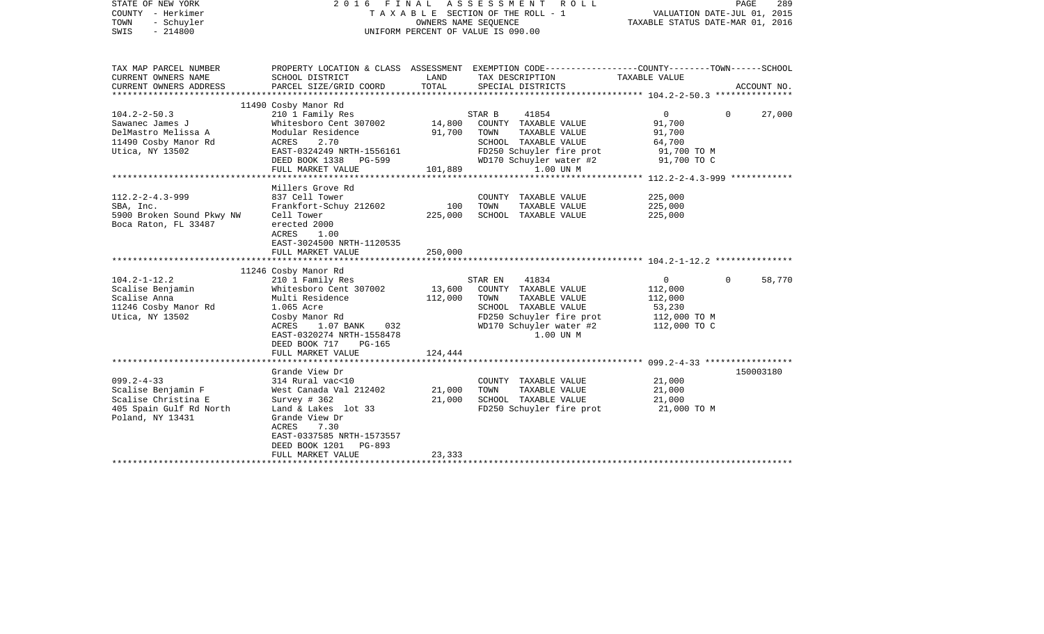STATE OF NEW YORK | 2016 FINAL ASSESSMENT ROLL | PAGE 289
COUNTY - Herkimer | TAXABLE SECTION OF THE ROLL - 1 | VALUATION DATE-JUL 01, 2015
TOWN - Schuyler | OWNERS NAME SEQUENCE | TAXABLE STATUS DATE-MAR 01, 2016
SWIS - 214800 | UNIFORM PERCENT OF VALUE IS 090.00

| TAX MAP PARCEL NUMBER<br>CURRENT OWNERS NAME<br>CURRENT OWNERS ADDRESS | PROPERTY LOCATION & CLASS<br>SCHOOL DISTRICT<br>PARCEL SIZE/GRID COORD | ASSESSMENT<br>LAND<br>TOTAL | EXEMPTION CODE-----COUNTY-----TOWN-----SCHOOL<br>TAX DESCRIPTION<br>SPECIAL DISTRICTS | TAXABLE VALUE | ACCOUNT NO. |
|---|---|---|---|---|---|
| 104.2-2-50.3 | 11490 Cosby Manor Rd | | | | |
| 104.2-2-50.3 | 210 1 Family Res | | STAR B 41854 | 0 0 | 27,000 |
| Sawanec James J | Whitesboro Cent 307002 | 14,800 | COUNTY TAXABLE VALUE | 91,700 | |
| DelMastro Melissa A | Modular Residence | 91,700 | TOWN TAXABLE VALUE | 91,700 | |
| 11490 Cosby Manor Rd | ACRES 2.70 | | SCHOOL TAXABLE VALUE | 64,700 | |
| Utica, NY 13502 | EAST-0324249 NRTH-1556161 | | FD250 Schuyler fire prot | 91,700 TO M | |
| | DEED BOOK 1338 PG-599 | | WD170 Schuyler water #2 | 91,700 TO C | |
| | FULL MARKET VALUE | 101,889 | 1.00 UN M | | |
| 112.2-2-4.3-999 | Millers Grove Rd | | | | |
| 112.2-2-4.3-999 | 837 Cell Tower | | COUNTY TAXABLE VALUE | 225,000 | |
| SBA, Inc. | Frankfort-Schuy 212602 | 100 | TOWN TAXABLE VALUE | 225,000 | |
| 5900 Broken Sound Pkwy NW | Cell Tower | 225,000 | SCHOOL TAXABLE VALUE | 225,000 | |
| Boca Raton, FL 33487 | erected 2000 | | | | |
| | ACRES 1.00 | | | | |
| | EAST-3024500 NRTH-1120535 | | | | |
| | FULL MARKET VALUE | 250,000 | | | |
| 104.2-1-12.2 | 11246 Cosby Manor Rd | | | | |
| 104.2-1-12.2 | 210 1 Family Res | | STAR EN 41834 | 0 0 | 58,770 |
| Scalise Benjamin | Whitesboro Cent 307002 | 13,600 | COUNTY TAXABLE VALUE | 112,000 | |
| Scalise Anna | Multi Residence | 112,000 | TOWN TAXABLE VALUE | 112,000 | |
| 11246 Cosby Manor Rd | 1.065 Acre | | SCHOOL TAXABLE VALUE | 53,230 | |
| Utica, NY 13502 | Cosby Manor Rd | | FD250 Schuyler fire prot | 112,000 TO M | |
| | ACRES 1.07 BANK 032 | | WD170 Schuyler water #2 | 112,000 TO C | |
| | EAST-0320274 NRTH-1558478 | | 1.00 UN M | | |
| | DEED BOOK 717 PG-165 | | | | |
| | FULL MARKET VALUE | 124,444 | | | |
| 099.2-4-33 | Grande View Dr | | | | 150003180 |
| 099.2-4-33 | 314 Rural vac<10 | | COUNTY TAXABLE VALUE | 21,000 | |
| Scalise Benjamin F | West Canada Val 212402 | 21,000 | TOWN TAXABLE VALUE | 21,000 | |
| Scalise Christina E | Survey # 362 | 21,000 | SCHOOL TAXABLE VALUE | 21,000 | |
| 405 Spain Gulf Rd North | Land & Lakes lot 33 | | FD250 Schuyler fire prot | 21,000 TO M | |
| Poland, NY 13431 | Grande View Dr | | | | |
| | ACRES 7.30 | | | | |
| | EAST-0337585 NRTH-1573557 | | | | |
| | DEED BOOK 1201 PG-893 | | | | |
| | FULL MARKET VALUE | 23,333 | | | |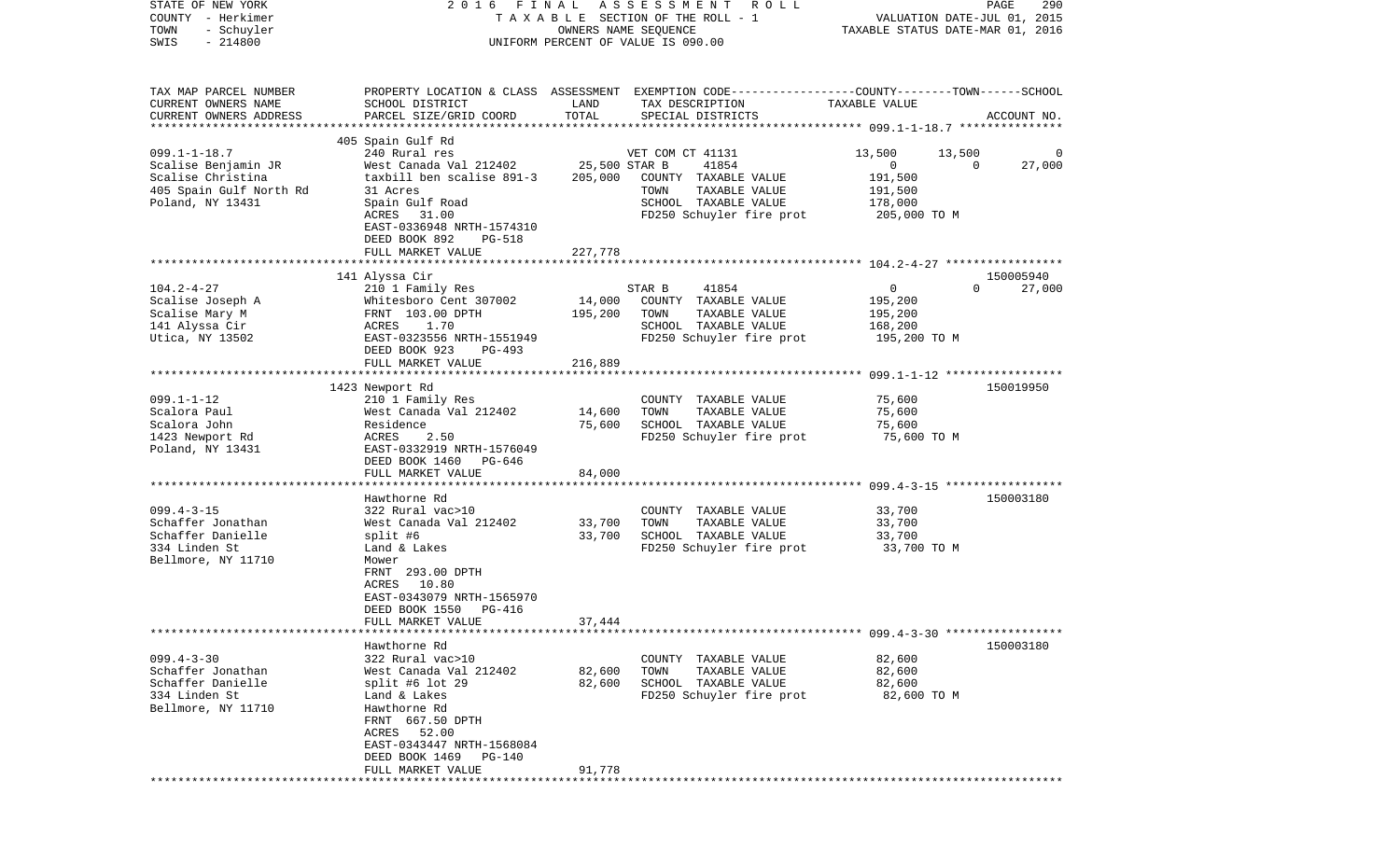STATE OF NEW YORK — COUNTY - Herkimer — TOWN - Schuyler — SWIS - 214800

2016 FINAL ASSESSMENT ROLL
TAXABLE SECTION OF THE ROLL - 1
OWNERS NAME SEQUENCE
UNIFORM PERCENT OF VALUE IS 090.00

VALUATION DATE-JUL 01, 2015
TAXABLE STATUS DATE-MAR 01, 2016

| TAX MAP PARCEL NUMBER / CURRENT OWNERS NAME / CURRENT OWNERS ADDRESS | PROPERTY LOCATION & CLASS / SCHOOL DISTRICT / PARCEL SIZE/GRID COORD | ASSESSMENT LAND / TOTAL | EXEMPTION CODE / TAX DESCRIPTION / SPECIAL DISTRICTS | COUNTY | TOWN | SCHOOL / ACCOUNT NO. |
|---|---|---|---|---|---|---|
| 099.1-1-18.7 | 405 Spain Gulf Rd | | | | | |
| Scalise Benjamin JR | 240 Rural res | | VET COM CT 41131 | 13,500 | 13,500 | 0 |
| Scalise Christina | West Canada Val 212402 | 25,500 | STAR B 41854 | 0 | 0 | 27,000 |
| 405 Spain Gulf North Rd | taxbill ben scalise 891-3 | 205,000 | COUNTY TAXABLE VALUE | 191,500 | | |
| Poland, NY 13431 | 31 Acres | | TOWN TAXABLE VALUE | | 191,500 | |
| | Spain Gulf Road | | SCHOOL TAXABLE VALUE | | | 178,000 |
| | ACRES 31.00 | | FD250 Schuyler fire prot | 205,000 TO M | | |
| | EAST-0336948 NRTH-1574310 | | | | | |
| | DEED BOOK 892 PG-518 | | | | | |
| | FULL MARKET VALUE | 227,778 | | | | |
| 104.2-4-27 | 141 Alyssa Cir | | | | | 150005940 |
| Scalise Joseph A | 210 1 Family Res | | STAR B 41854 | 0 | 0 | 27,000 |
| Scalise Mary M | Whitesboro Cent 307002 | 14,000 | COUNTY TAXABLE VALUE | 195,200 | | |
| 141 Alyssa Cir | FRNT 103.00 DPTH | 195,200 | TOWN TAXABLE VALUE | | 195,200 | |
| Utica, NY 13502 | ACRES 1.70 | | SCHOOL TAXABLE VALUE | | | 168,200 |
| | EAST-0323556 NRTH-1551949 | | FD250 Schuyler fire prot | 195,200 TO M | | |
| | DEED BOOK 923 PG-493 | | | | | |
| | FULL MARKET VALUE | 216,889 | | | | |
| 099.1-1-12 | 1423 Newport Rd | | | | | 150019950 |
| Scalora Paul | 210 1 Family Res | | COUNTY TAXABLE VALUE | 75,600 | | |
| Scalora John | West Canada Val 212402 | 14,600 | TOWN TAXABLE VALUE | | 75,600 | |
| 1423 Newport Rd | Residence | 75,600 | SCHOOL TAXABLE VALUE | | | 75,600 |
| Poland, NY 13431 | ACRES 2.50 | | FD250 Schuyler fire prot | 75,600 TO M | | |
| | EAST-0332919 NRTH-1576049 | | | | | |
| | DEED BOOK 1460 PG-646 | | | | | |
| | FULL MARKET VALUE | 84,000 | | | | |
| 099.4-3-15 | Hawthorne Rd | | | | | 150003180 |
| Schaffer Jonathan | 322 Rural vac>10 | | COUNTY TAXABLE VALUE | 33,700 | | |
| Schaffer Danielle | West Canada Val 212402 | 33,700 | TOWN TAXABLE VALUE | | 33,700 | |
| 334 Linden St | split #6 | 33,700 | SCHOOL TAXABLE VALUE | | | 33,700 |
| Bellmore, NY 11710 | Land & Lakes | | FD250 Schuyler fire prot | 33,700 TO M | | |
| | Mower | | | | | |
| | FRNT 293.00 DPTH | | | | | |
| | ACRES 10.80 | | | | | |
| | EAST-0343079 NRTH-1565970 | | | | | |
| | DEED BOOK 1550 PG-416 | | | | | |
| | FULL MARKET VALUE | 37,444 | | | | |
| 099.4-3-30 | Hawthorne Rd | | | | | 150003180 |
| Schaffer Jonathan | 322 Rural vac>10 | | COUNTY TAXABLE VALUE | 82,600 | | |
| Schaffer Danielle | West Canada Val 212402 | 82,600 | TOWN TAXABLE VALUE | | 82,600 | |
| 334 Linden St | split #6 lot 29 | 82,600 | SCHOOL TAXABLE VALUE | | | 82,600 |
| Bellmore, NY 11710 | Land & Lakes | | FD250 Schuyler fire prot | 82,600 TO M | | |
| | Hawthorne Rd | | | | | |
| | FRNT 667.50 DPTH | | | | | |
| | ACRES 52.00 | | | | | |
| | EAST-0343447 NRTH-1568084 | | | | | |
| | DEED BOOK 1469 PG-140 | | | | | |
| | FULL MARKET VALUE | 91,778 | | | | |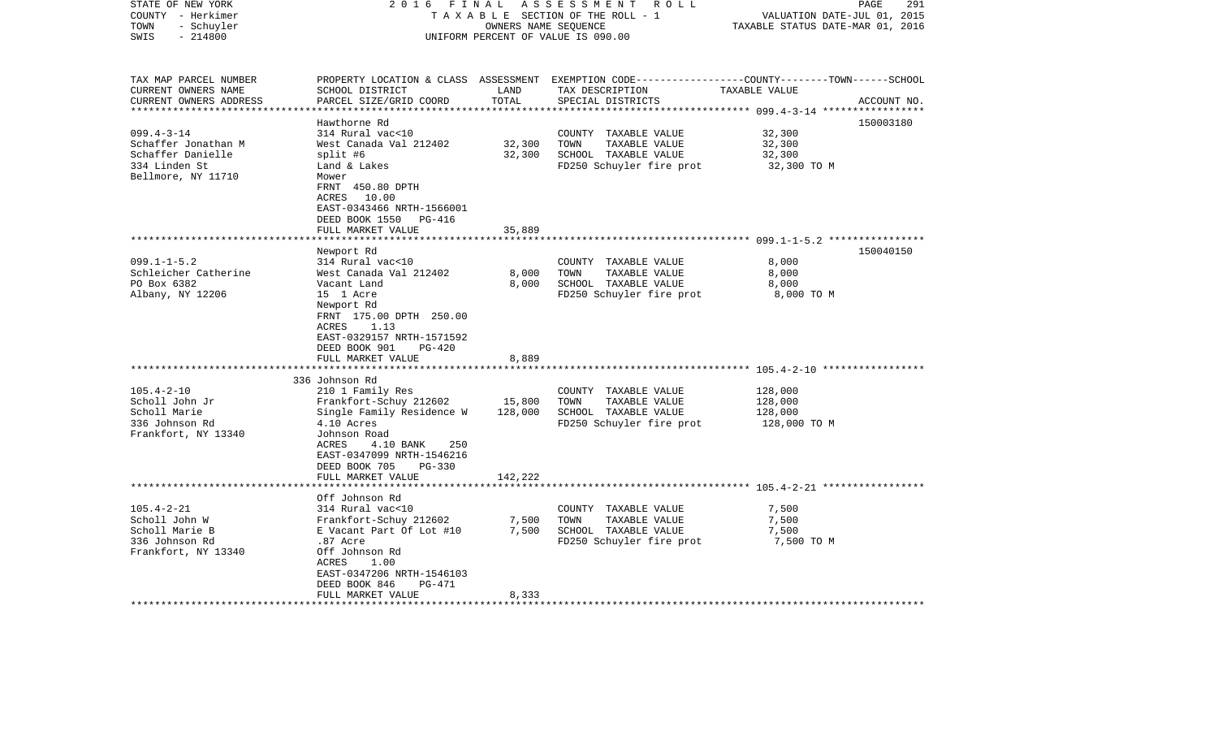STATE OF NEW YORK | 2016 FINAL ASSESSMENT ROLL
COUNTY - Herkimer | TAXABLE SECTION OF THE ROLL - 1 | VALUATION DATE-JUL 01, 2015
TOWN - Schuyler | OWNERS NAME SEQUENCE | TAXABLE STATUS DATE-MAR 01, 2016
SWIS - 214800 | UNIFORM PERCENT OF VALUE IS 090.00

| TAX MAP PARCEL NUMBER / CURRENT OWNERS NAME / CURRENT OWNERS ADDRESS | PROPERTY LOCATION & CLASS / SCHOOL DISTRICT / PARCEL SIZE/GRID COORD | ASSESSMENT LAND | TOTAL | EXEMPTION CODE / TAX DESCRIPTION / SPECIAL DISTRICTS | TAXABLE VALUE (COUNTY--TOWN--SCHOOL) | ACCOUNT NO. |
|---|---|---|---|---|---|---|
| 099.4-3-14 | Hawthorne Rd | | | | | 150003180 |
| Schaffer Jonathan M | 314 Rural vac<10 | | | COUNTY TAXABLE VALUE | 32,300 | |
| Schaffer Danielle | West Canada Val 212402 | 32,300 | | TOWN TAXABLE VALUE | 32,300 | |
| 334 Linden St | split #6 | | 32,300 | SCHOOL TAXABLE VALUE | 32,300 | |
| Bellmore, NY 11710 | Land & Lakes | | | FD250 Schuyler fire prot | 32,300 TO M | |
| | Mower | | | | | |
| | FRNT 450.80 DPTH | | | | | |
| | ACRES 10.00 | | | | | |
| | EAST-0343466 NRTH-1566001 | | | | | |
| | DEED BOOK 1550 PG-416 | | | | | |
| | FULL MARKET VALUE | | 35,889 | | | |
| 099.1-1-5.2 | Newport Rd | | | | | 150040150 |
| Schleicher Catherine | 314 Rural vac<10 | | | COUNTY TAXABLE VALUE | 8,000 | |
| PO Box 6382 | West Canada Val 212402 | 8,000 | | TOWN TAXABLE VALUE | 8,000 | |
| Albany, NY 12206 | Vacant Land | | 8,000 | SCHOOL TAXABLE VALUE | 8,000 | |
| | 15 1 Acre | | | FD250 Schuyler fire prot | 8,000 TO M | |
| | Newport Rd | | | | | |
| | FRNT 175.00 DPTH 250.00 | | | | | |
| | ACRES 1.13 | | | | | |
| | EAST-0329157 NRTH-1571592 | | | | | |
| | DEED BOOK 901 PG-420 | | | | | |
| | FULL MARKET VALUE | | 8,889 | | | |
| 105.4-2-10 | 336 Johnson Rd | | | | | |
| Scholl John Jr | 210 1 Family Res | | | COUNTY TAXABLE VALUE | 128,000 | |
| Scholl Marie | Frankfort-Schuy 212602 | 15,800 | | TOWN TAXABLE VALUE | 128,000 | |
| 336 Johnson Rd | Single Family Residence W | | 128,000 | SCHOOL TAXABLE VALUE | 128,000 | |
| Frankfort, NY 13340 | 4.10 Acres | | | FD250 Schuyler fire prot | 128,000 TO M | |
| | Johnson Road | | | | | |
| | ACRES 4.10 BANK 250 | | | | | |
| | EAST-0347099 NRTH-1546216 | | | | | |
| | DEED BOOK 705 PG-330 | | | | | |
| | FULL MARKET VALUE | | 142,222 | | | |
| 105.4-2-21 | Off Johnson Rd | | | | | |
| Scholl John W | 314 Rural vac<10 | | | COUNTY TAXABLE VALUE | 7,500 | |
| Scholl Marie B | Frankfort-Schuy 212602 | 7,500 | | TOWN TAXABLE VALUE | 7,500 | |
| 336 Johnson Rd | E Vacant Part Of Lot #10 | | 7,500 | SCHOOL TAXABLE VALUE | 7,500 | |
| Frankfort, NY 13340 | .87 Acre | | | FD250 Schuyler fire prot | 7,500 TO M | |
| | Off Johnson Rd | | | | | |
| | ACRES 1.00 | | | | | |
| | EAST-0347206 NRTH-1546103 | | | | | |
| | DEED BOOK 846 PG-471 | | | | | |
| | FULL MARKET VALUE | | 8,333 | | | |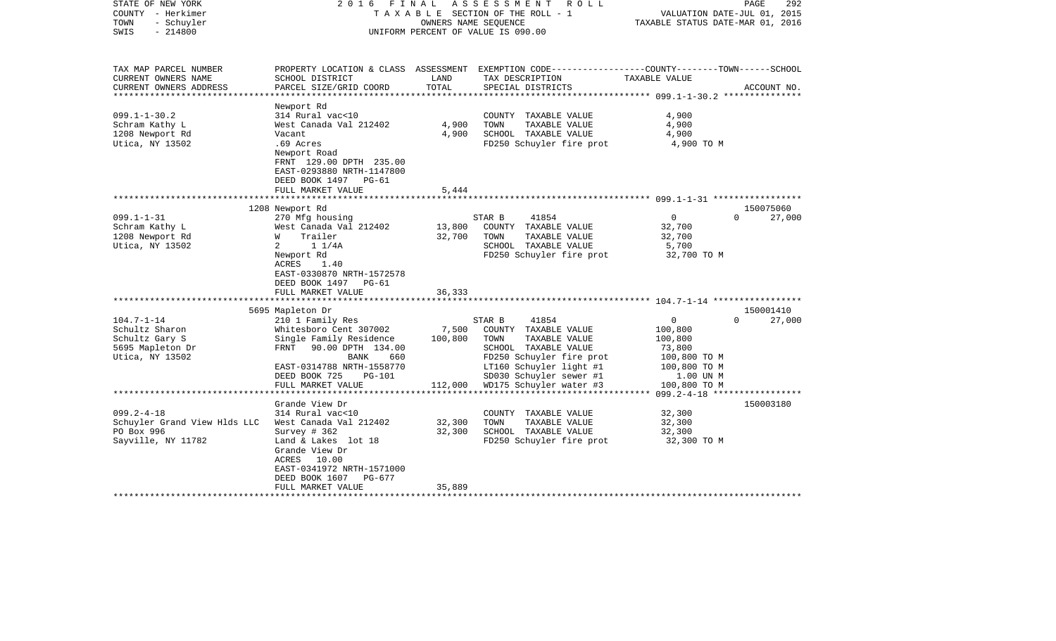STATE OF NEW YORK
COUNTY - Herkimer
TOWN - Schuyler
SWIS - 214800

2016 FINAL ASSESSMENT ROLL
TAXABLE SECTION OF THE ROLL - 1
OWNERS NAME SEQUENCE
UNIFORM PERCENT OF VALUE IS 090.00

VALUATION DATE-JUL 01, 2015
TAXABLE STATUS DATE-MAR 01, 2016

| TAX MAP PARCEL NUMBER / CURRENT OWNERS NAME / CURRENT OWNERS ADDRESS | PROPERTY LOCATION & CLASS / SCHOOL DISTRICT / PARCEL SIZE/GRID COORD | ASSESSMENT LAND | TOTAL | EXEMPTION CODE / TAX DESCRIPTION / SPECIAL DISTRICTS | COUNTY / TOWN / SCHOOL TAXABLE VALUE | ACCOUNT NO. |
|---|---|---|---|---|---|---|
| **099.1-1-30.2** | Newport Rd | | | | | |
| 099.1-1-30.2 | 314 Rural vac<10 | | | COUNTY TAXABLE VALUE | 4,900 | |
| Schram Kathy L | West Canada Val 212402 | 4,900 | | TOWN TAXABLE VALUE | 4,900 | |
| 1208 Newport Rd | Vacant | | 4,900 | SCHOOL TAXABLE VALUE | 4,900 | |
| Utica, NY 13502 | .69 Acres | | | FD250 Schuyler fire prot | 4,900 TO M | |
| | Newport Road | | | | | |
| | FRNT 129.00 DPTH 235.00 | | | | | |
| | EAST-0293880 NRTH-1147800 | | | | | |
| | DEED BOOK 1497 PG-61 | | | | | |
| | FULL MARKET VALUE | | 5,444 | | | |
| **099.1-1-31** | 1208 Newport Rd | | | | | 150075060 |
| 099.1-1-31 | 270 Mfg housing | | | STAR B 41854 | 0 0 27,000 | |
| Schram Kathy L | West Canada Val 212402 | 13,800 | | COUNTY TAXABLE VALUE | 32,700 | |
| 1208 Newport Rd | W Trailer | | 32,700 | TOWN TAXABLE VALUE | 32,700 | |
| Utica, NY 13502 | 2 1 1/4A | | | SCHOOL TAXABLE VALUE | 5,700 | |
| | Newport Rd | | | FD250 Schuyler fire prot | 32,700 TO M | |
| | ACRES 1.40 | | | | | |
| | EAST-0330870 NRTH-1572578 | | | | | |
| | DEED BOOK 1497 PG-61 | | | | | |
| | FULL MARKET VALUE | | 36,333 | | | |
| **104.7-1-14** | 5695 Mapleton Dr | | | | | 150001410 |
| 104.7-1-14 | 210 1 Family Res | | | STAR B 41854 | 0 0 27,000 | |
| Schultz Sharon | Whitesboro Cent 307002 | 7,500 | | COUNTY TAXABLE VALUE | 100,800 | |
| Schultz Gary S | Single Family Residence | | 100,800 | TOWN TAXABLE VALUE | 100,800 | |
| 5695 Mapleton Dr | FRNT 90.00 DPTH 134.00 | | | SCHOOL TAXABLE VALUE | 73,800 | |
| Utica, NY 13502 | BANK 660 | | | FD250 Schuyler fire prot | 100,800 TO M | |
| | EAST-0314788 NRTH-1558770 | | | LT160 Schuyler light #1 | 100,800 TO M | |
| | DEED BOOK 725 PG-101 | | | SD030 Schuyler sewer #1 | 1.00 UN M | |
| | FULL MARKET VALUE | | 112,000 | WD175 Schuyler water #3 | 100,800 TO M | |
| **099.2-4-18** | Grande View Dr | | | | | 150003180 |
| 099.2-4-18 | 314 Rural vac<10 | | | COUNTY TAXABLE VALUE | 32,300 | |
| Schuyler Grand View Hlds LLC | West Canada Val 212402 | 32,300 | | TOWN TAXABLE VALUE | 32,300 | |
| PO Box 996 | Survey # 362 | | 32,300 | SCHOOL TAXABLE VALUE | 32,300 | |
| Sayville, NY 11782 | Land & Lakes lot 18 | | | FD250 Schuyler fire prot | 32,300 TO M | |
| | Grande View Dr | | | | | |
| | ACRES 10.00 | | | | | |
| | EAST-0341972 NRTH-1571000 | | | | | |
| | DEED BOOK 1607 PG-677 | | | | | |
| | FULL MARKET VALUE | | 35,889 | | | |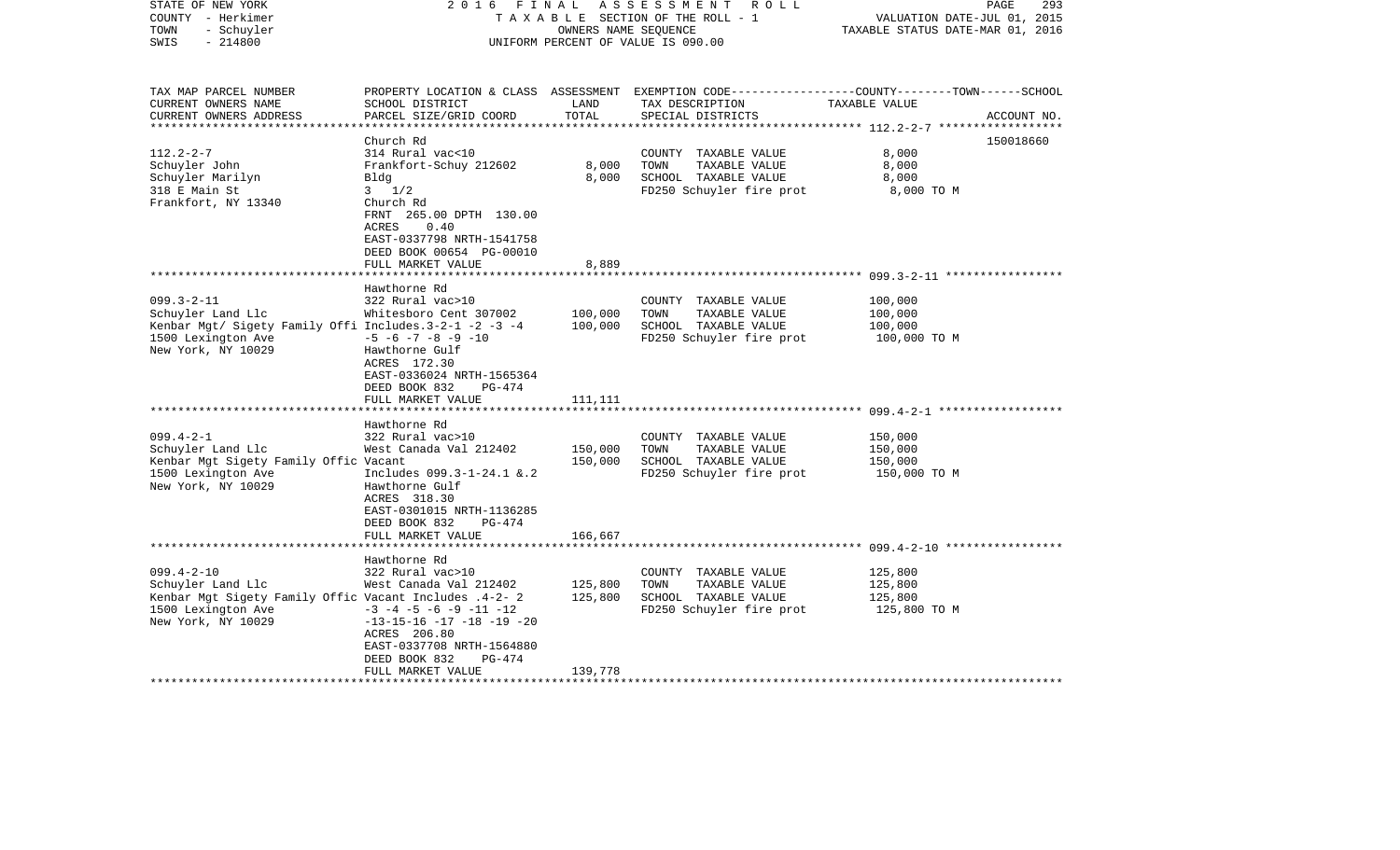STATE OF NEW YORK — 2016 FINAL ASSESSMENT ROLL — TAXABLE SECTION OF THE ROLL - 1 — VALUATION DATE-JUL 01, 2015
COUNTY - Herkimer — TAXABLE STATUS DATE-MAR 01, 2016
TOWN - Schuyler — OWNERS NAME SEQUENCE
SWIS - 214800 — UNIFORM PERCENT OF VALUE IS 090.00

| TAX MAP PARCEL NUMBER / CURRENT OWNERS NAME / CURRENT OWNERS ADDRESS | PROPERTY LOCATION & CLASS / SCHOOL DISTRICT / PARCEL SIZE/GRID COORD | ASSESSMENT LAND | ASSESSMENT TOTAL | EXEMPTION CODE / TAX DESCRIPTION / SPECIAL DISTRICTS | TAXABLE VALUE (COUNTY / TOWN / SCHOOL) | ACCOUNT NO. |
|---|---|---|---|---|---|---|
| 112.2-2-7 | Church Rd | | | | | 150018660 |
| Schuyler John | 314 Rural vac<10 | | | COUNTY TAXABLE VALUE | 8,000 | |
| Schuyler Marilyn | Frankfort-Schuy 212602 | 8,000 | | TOWN TAXABLE VALUE | 8,000 | |
| 318 E Main St | Bldg | | 8,000 | SCHOOL TAXABLE VALUE | 8,000 | |
| Frankfort, NY 13340 | 3 1/2 | | | FD250 Schuyler fire prot | 8,000 TO M | |
| | Church Rd | | | | | |
| | FRNT 265.00 DPTH 130.00 | | | | | |
| | ACRES 0.40 | | | | | |
| | EAST-0337798 NRTH-1541758 | | | | | |
| | DEED BOOK 00654 PG-00010 | | | | | |
| | FULL MARKET VALUE | | 8,889 | | | |
| 099.3-2-11 | Hawthorne Rd | | | | | |
| Schuyler Land Llc | 322 Rural vac>10 | | | COUNTY TAXABLE VALUE | 100,000 | |
| Kenbar Mgt/ Sigety Family Offi | Whitesboro Cent 307002 | 100,000 | | TOWN TAXABLE VALUE | 100,000 | |
| 1500 Lexington Ave | Includes.3-2-1 -2 -3 -4 | | 100,000 | SCHOOL TAXABLE VALUE | 100,000 | |
| New York, NY 10029 | -5 -6 -7 -8 -9 -10 | | | FD250 Schuyler fire prot | 100,000 TO M | |
| | Hawthorne Gulf | | | | | |
| | ACRES 172.30 | | | | | |
| | EAST-0336024 NRTH-1565364 | | | | | |
| | DEED BOOK 832 PG-474 | | | | | |
| | FULL MARKET VALUE | | 111,111 | | | |
| 099.4-2-1 | Hawthorne Rd | | | | | |
| Schuyler Land Llc | 322 Rural vac>10 | | | COUNTY TAXABLE VALUE | 150,000 | |
| Kenbar Mgt Sigety Family Offic | West Canada Val 212402 | 150,000 | | TOWN TAXABLE VALUE | 150,000 | |
| 1500 Lexington Ave | Vacant | | 150,000 | SCHOOL TAXABLE VALUE | 150,000 | |
| New York, NY 10029 | Includes 099.3-1-24.1 &.2 | | | FD250 Schuyler fire prot | 150,000 TO M | |
| | Hawthorne Gulf | | | | | |
| | ACRES 318.30 | | | | | |
| | EAST-0301015 NRTH-1136285 | | | | | |
| | DEED BOOK 832 PG-474 | | | | | |
| | FULL MARKET VALUE | | 166,667 | | | |
| 099.4-2-10 | Hawthorne Rd | | | | | |
| Schuyler Land Llc | 322 Rural vac>10 | | | COUNTY TAXABLE VALUE | 125,800 | |
| Kenbar Mgt Sigety Family Offic | West Canada Val 212402 | 125,800 | | TOWN TAXABLE VALUE | 125,800 | |
| 1500 Lexington Ave | Vacant Includes .4-2- 2 | | 125,800 | SCHOOL TAXABLE VALUE | 125,800 | |
| New York, NY 10029 | -3 -4 -5 -6 -9 -11 -12 | | | FD250 Schuyler fire prot | 125,800 TO M | |
| | -13-15-16 -17 -18 -19 -20 | | | | | |
| | ACRES 206.80 | | | | | |
| | EAST-0337708 NRTH-1564880 | | | | | |
| | DEED BOOK 832 PG-474 | | | | | |
| | FULL MARKET VALUE | | 139,778 | | | |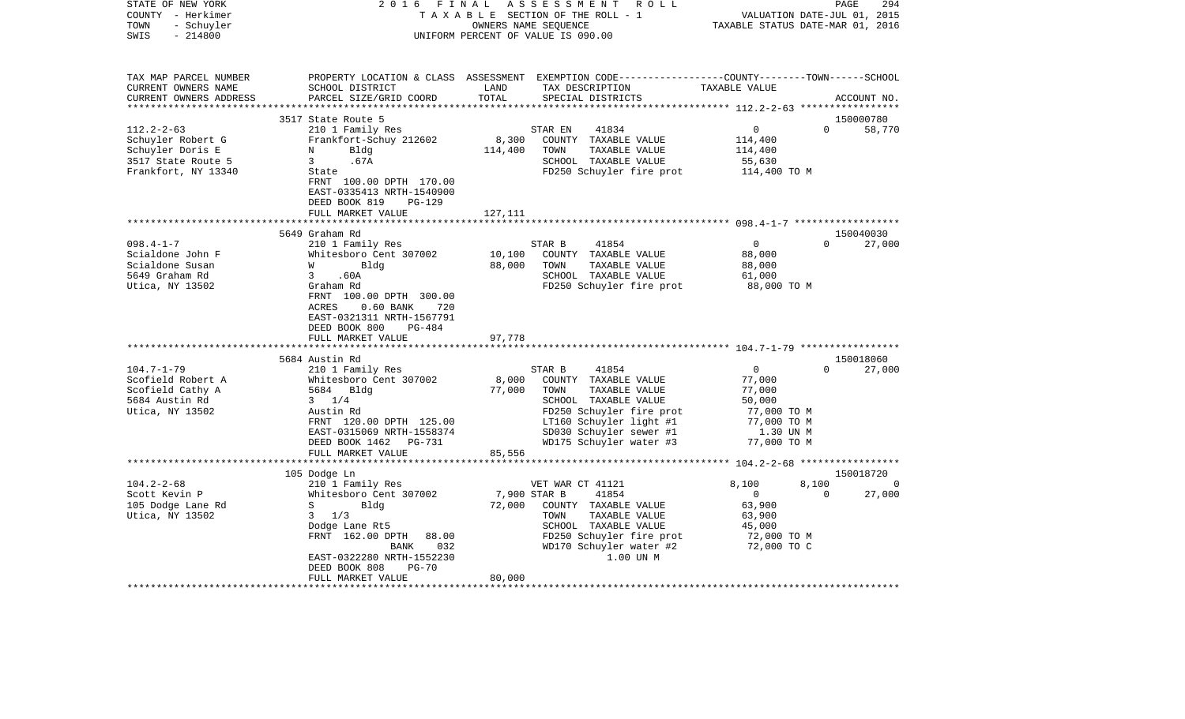STATE OF NEW YORK — 2016 FINAL ASSESSMENT ROLL — PAGE 294
COUNTY - Herkimer — TAXABLE SECTION OF THE ROLL - 1 — VALUATION DATE-JUL 01, 2015
TOWN - Schuyler — OWNERS NAME SEQUENCE — TAXABLE STATUS DATE-MAR 01, 2016
SWIS - 214800 — UNIFORM PERCENT OF VALUE IS 090.00

| TAX MAP PARCEL NUMBER / CURRENT OWNERS NAME / CURRENT OWNERS ADDRESS | PROPERTY LOCATION & CLASS / SCHOOL DISTRICT / PARCEL SIZE/GRID COORD | ASSESSMENT LAND | TOTAL | EXEMPTION CODE / TAX DESCRIPTION / SPECIAL DISTRICTS | COUNTY | TOWN | SCHOOL / ACCOUNT NO. |
|---|---|---|---|---|---|---|---|
| | 3517 State Route 5 | | | | | | 150000780 |
| 112.2-2-63 | 210 1 Family Res | | | STAR EN 41834 | 0 | 0 | 58,770 |
| Schuyler Robert G | Frankfort-Schuy 212602 | 8,300 | | COUNTY TAXABLE VALUE | 114,400 | | |
| Schuyler Doris E | N Bldg | | 114,400 | TOWN TAXABLE VALUE | 114,400 | | |
| 3517 State Route 5 | 3 .67A | | | SCHOOL TAXABLE VALUE | 55,630 | | |
| Frankfort, NY 13340 | State | | | FD250 Schuyler fire prot | 114,400 TO M | | |
| | FRNT 100.00 DPTH 170.00 | | | | | | |
| | EAST-0335413 NRTH-1540900 | | | | | | |
| | DEED BOOK 819 PG-129 | | | | | | |
| | FULL MARKET VALUE | | 127,111 | | | | |
| | 5649 Graham Rd | | | | | | 150040030 |
| 098.4-1-7 | 210 1 Family Res | | | STAR B 41854 | 0 | 0 | 27,000 |
| Scialdone John F | Whitesboro Cent 307002 | 10,100 | | COUNTY TAXABLE VALUE | 88,000 | | |
| Scialdone Susan | W Bldg | | 88,000 | TOWN TAXABLE VALUE | 88,000 | | |
| 5649 Graham Rd | 3 .60A | | | SCHOOL TAXABLE VALUE | 61,000 | | |
| Utica, NY 13502 | Graham Rd | | | FD250 Schuyler fire prot | 88,000 TO M | | |
| | FRNT 100.00 DPTH 300.00 | | | | | | |
| | ACRES 0.60 BANK 720 | | | | | | |
| | EAST-0321311 NRTH-1567791 | | | | | | |
| | DEED BOOK 800 PG-484 | | | | | | |
| | FULL MARKET VALUE | | 97,778 | | | | |
| | 5684 Austin Rd | | | | | | 150018060 |
| 104.7-1-79 | 210 1 Family Res | | | STAR B 41854 | 0 | 0 | 27,000 |
| Scofield Robert A | Whitesboro Cent 307002 | 8,000 | | COUNTY TAXABLE VALUE | 77,000 | | |
| Scofield Cathy A | 5684 Bldg | | 77,000 | TOWN TAXABLE VALUE | 77,000 | | |
| 5684 Austin Rd | 3 1/4 | | | SCHOOL TAXABLE VALUE | 50,000 | | |
| Utica, NY 13502 | Austin Rd | | | FD250 Schuyler fire prot | 77,000 TO M | | |
| | FRNT 120.00 DPTH 125.00 | | | LT160 Schuyler light #1 | 77,000 TO M | | |
| | EAST-0315069 NRTH-1558374 | | | SD030 Schuyler sewer #1 | 1.30 UN M | | |
| | DEED BOOK 1462 PG-731 | | | WD175 Schuyler water #3 | 77,000 TO M | | |
| | FULL MARKET VALUE | | 85,556 | | | | |
| | 105 Dodge Ln | | | | | | 150018720 |
| 104.2-2-68 | 210 1 Family Res | | | VET WAR CT 41121 | 8,100 | 8,100 | 0 |
| Scott Kevin P | Whitesboro Cent 307002 | 7,900 | | STAR B 41854 | 0 | 0 | 27,000 |
| 105 Dodge Lane Rd | S Bldg | | 72,000 | COUNTY TAXABLE VALUE | 63,900 | | |
| Utica, NY 13502 | 3 1/3 | | | TOWN TAXABLE VALUE | 63,900 | | |
| | Dodge Lane Rt5 | | | SCHOOL TAXABLE VALUE | 45,000 | | |
| | FRNT 162.00 DPTH 88.00 | | | FD250 Schuyler fire prot | 72,000 TO M | | |
| | BANK 032 | | | WD170 Schuyler water #2 | 72,000 TO C | | |
| | EAST-0322280 NRTH-1552230 | | | 1.00 UN M | | | |
| | DEED BOOK 808 PG-70 | | | | | | |
| | FULL MARKET VALUE | | 80,000 | | | | |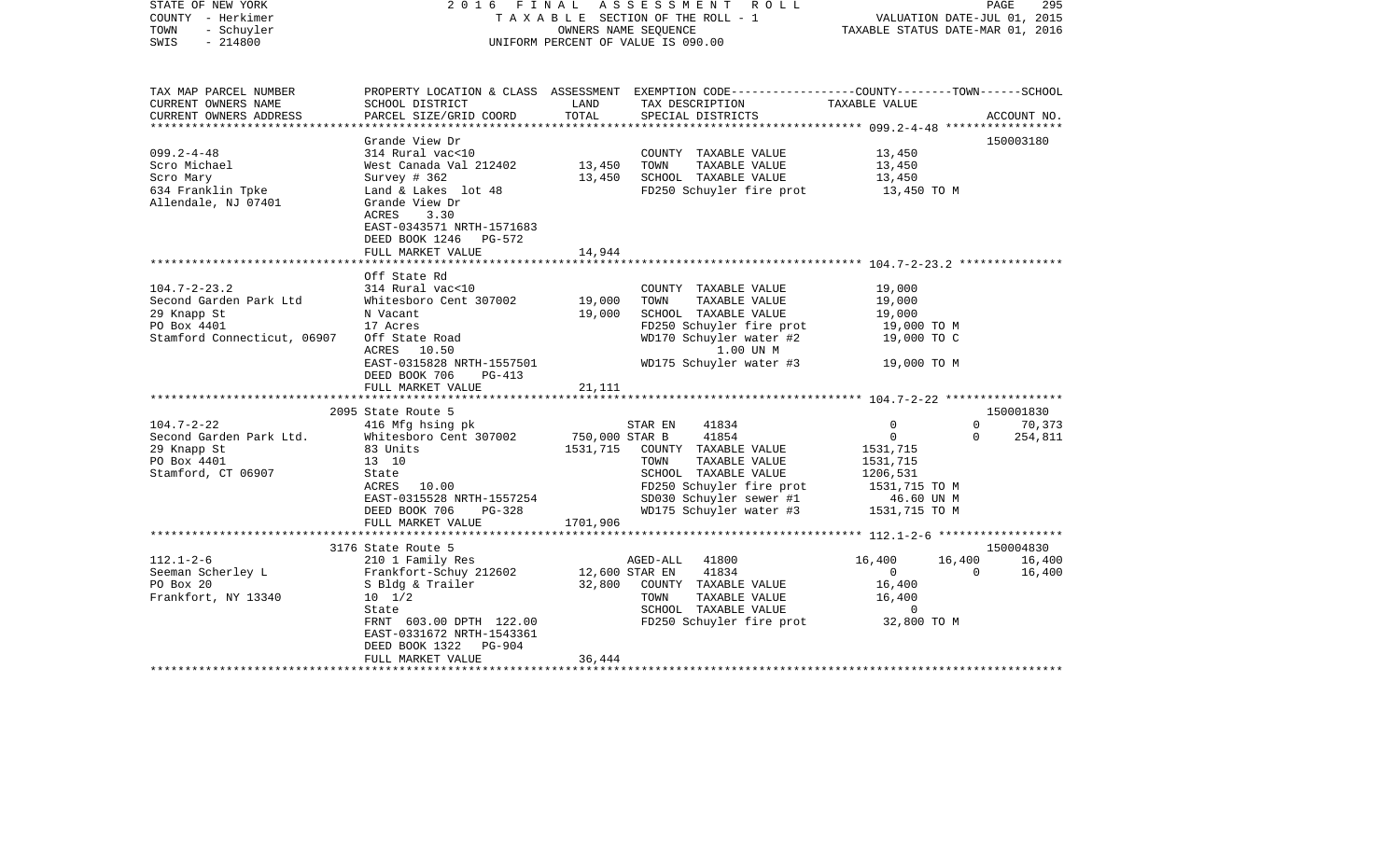STATE OF NEW YORK
COUNTY - Herkimer
TOWN - Schuyler
SWIS - 214800

2016 FINAL ASSESSMENT ROLL
TAXABLE SECTION OF THE ROLL - 1
OWNERS NAME SEQUENCE
UNIFORM PERCENT OF VALUE IS 090.00

VALUATION DATE-JUL 01, 2015
TAXABLE STATUS DATE-MAR 01, 2016

```
TAX MAP PARCEL NUMBER          PROPERTY LOCATION & CLASS  ASSESSMENT  EXEMPTION CODE-----------------COUNTY--------TOWN------SCHOOL
CURRENT OWNERS NAME            SCHOOL DISTRICT              LAND      TAX DESCRIPTION                 TAXABLE VALUE
CURRENT OWNERS ADDRESS         PARCEL SIZE/GRID COORD       TOTAL     SPECIAL DISTRICTS                                    ACCOUNT NO.
******************************************************************************************************* 099.2-4-48 *****************
                               Grande View Dr                                                                          150003180
099.2-4-48                     314 Rural vac<10                       COUNTY  TAXABLE VALUE            13,450
Scro Michael                   West Canada Val 212402     13,450      TOWN    TAXABLE VALUE            13,450
Scro Mary                      Survey # 362               13,450      SCHOOL  TAXABLE VALUE            13,450
634 Franklin Tpke              Land & Lakes  lot 48                   FD250 Schuyler fire prot          13,450 TO M
Allendale, NJ 07401            Grande View Dr
                               ACRES     3.30
                               EAST-0343571 NRTH-1571683
                               DEED BOOK 1246   PG-572
                               FULL MARKET VALUE          14,944
******************************************************************************************************* 104.7-2-23.2 ***************
                               Off State Rd
104.7-2-23.2                   314 Rural vac<10                       COUNTY  TAXABLE VALUE            19,000
Second Garden Park Ltd         Whitesboro Cent 307002     19,000      TOWN    TAXABLE VALUE            19,000
29 Knapp St                    N Vacant                   19,000      SCHOOL  TAXABLE VALUE            19,000
PO Box 4401                    17 Acres                               FD250 Schuyler fire prot          19,000 TO M
Stamford Connecticut, 06907    Off State Road                         WD170 Schuyler water #2           19,000 TO C
                               ACRES    10.50                                   1.00 UN M
                               EAST-0315828 NRTH-1557501              WD175 Schuyler water #3           19,000 TO M
                               DEED BOOK 706     PG-413
                               FULL MARKET VALUE          21,111
******************************************************************************************************* 104.7-2-22 *****************
                               2095 State Route 5                                                                      150001830
104.7-2-22                     416 Mfg hsing pk                       STAR EN     41834                  0          0      70,373
Second Garden Park Ltd.        Whitesboro Cent 307002    750,000 STAR B       41854                  0          0     254,811
29 Knapp St                    83 Units                 1531,715      COUNTY  TAXABLE VALUE          1531,715
PO Box 4401                    13  10                                 TOWN    TAXABLE VALUE          1531,715
Stamford, CT 06907             State                                  SCHOOL  TAXABLE VALUE          1206,531
                               ACRES    10.00                         FD250 Schuyler fire prot         1531,715 TO M
                               EAST-0315528 NRTH-1557254              SD030 Schuyler sewer #1             46.60 UN M
                               DEED BOOK 706     PG-328               WD175 Schuyler water #3          1531,715 TO M
                               FULL MARKET VALUE        1701,906
******************************************************************************************************* 112.1-2-6 ******************
                               3176 State Route 5                                                                      150004830
112.1-2-6                      210 1 Family Res                       AGED-ALL    41800             16,400     16,400      16,400
Seeman Scherley L              Frankfort-Schuy 212602     12,600 STAR EN     41834                  0          0      16,400
PO Box 20                      S Bldg & Trailer           32,800      COUNTY  TAXABLE VALUE            16,400
Frankfort, NY 13340            10  1/2                                TOWN    TAXABLE VALUE            16,400
                               State                                  SCHOOL  TAXABLE VALUE                 0
                               FRNT  603.00 DPTH  122.00              FD250 Schuyler fire prot          32,800 TO M
                               EAST-0331672 NRTH-1543361
                               DEED BOOK 1322   PG-904
                               FULL MARKET VALUE          36,444
************************************************************************************************************************************
```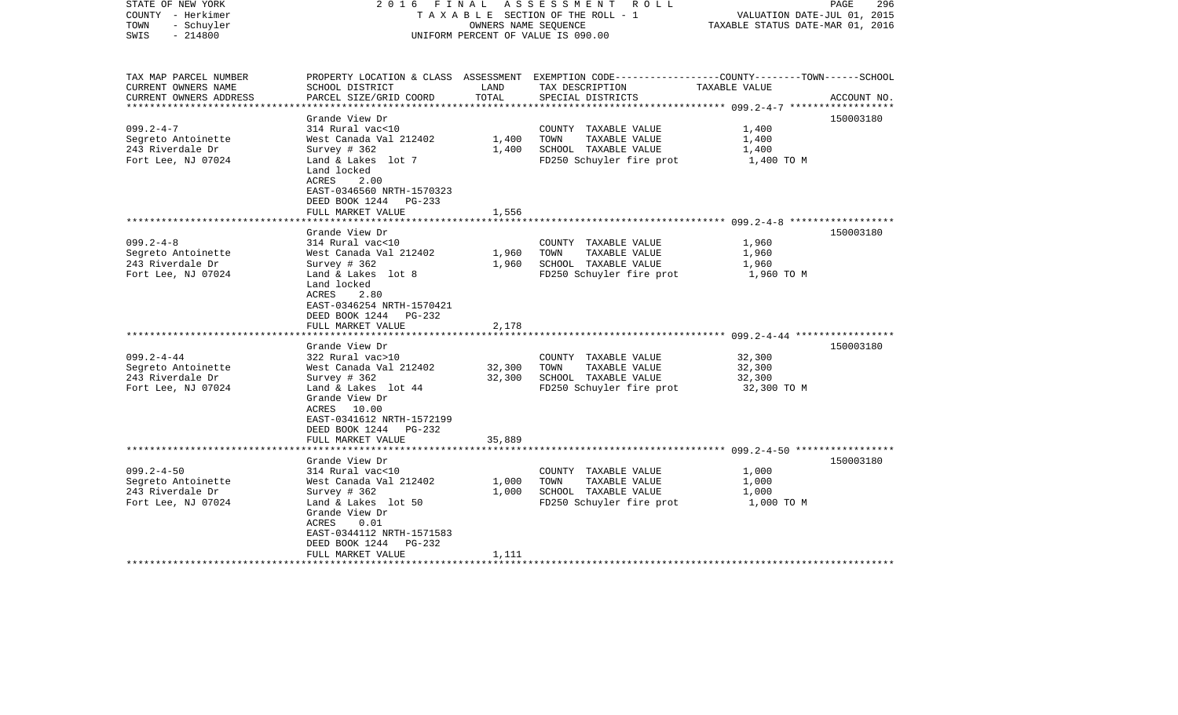STATE OF NEW YORK
COUNTY - Herkimer
TOWN - Schuyler
SWIS - 214800

2 0 1 6 F I N A L A S S E S S M E N T R O L L
T A X A B L E SECTION OF THE ROLL - 1
OWNERS NAME SEQUENCE
UNIFORM PERCENT OF VALUE IS 090.00

VALUATION DATE-JUL 01, 2015
TAXABLE STATUS DATE-MAR 01, 2016

| TAX MAP PARCEL NUMBER / CURRENT OWNERS NAME / CURRENT OWNERS ADDRESS | PROPERTY LOCATION & CLASS / SCHOOL DISTRICT / PARCEL SIZE/GRID COORD | ASSESSMENT LAND | TOTAL | EXEMPTION CODE / TAX DESCRIPTION / SPECIAL DISTRICTS | COUNTY--------TOWN------SCHOOL TAXABLE VALUE | ACCOUNT NO. |
|---|---|---|---|---|---|---|
| 099.2-4-7 | Grande View Dr | | | | | 150003180 |
| 099.2-4-7 | 314 Rural vac<10 | | | COUNTY TAXABLE VALUE | 1,400 | |
| Segreto Antoinette | West Canada Val 212402 | 1,400 | | TOWN TAXABLE VALUE | 1,400 | |
| 243 Riverdale Dr | Survey # 362 | | 1,400 | SCHOOL TAXABLE VALUE | 1,400 | |
| Fort Lee, NJ 07024 | Land & Lakes lot 7 | | | FD250 Schuyler fire prot | 1,400 TO M | |
| | Land locked | | | | | |
| | ACRES 2.00 | | | | | |
| | EAST-0346560 NRTH-1570323 | | | | | |
| | DEED BOOK 1244 PG-233 | | | | | |
| | FULL MARKET VALUE | | 1,556 | | | |
| 099.2-4-8 | Grande View Dr | | | | | 150003180 |
| 099.2-4-8 | 314 Rural vac<10 | | | COUNTY TAXABLE VALUE | 1,960 | |
| Segreto Antoinette | West Canada Val 212402 | 1,960 | | TOWN TAXABLE VALUE | 1,960 | |
| 243 Riverdale Dr | Survey # 362 | | 1,960 | SCHOOL TAXABLE VALUE | 1,960 | |
| Fort Lee, NJ 07024 | Land & Lakes lot 8 | | | FD250 Schuyler fire prot | 1,960 TO M | |
| | Land locked | | | | | |
| | ACRES 2.80 | | | | | |
| | EAST-0346254 NRTH-1570421 | | | | | |
| | DEED BOOK 1244 PG-232 | | | | | |
| | FULL MARKET VALUE | | 2,178 | | | |
| 099.2-4-44 | Grande View Dr | | | | | 150003180 |
| 099.2-4-44 | 322 Rural vac>10 | | | COUNTY TAXABLE VALUE | 32,300 | |
| Segreto Antoinette | West Canada Val 212402 | 32,300 | | TOWN TAXABLE VALUE | 32,300 | |
| 243 Riverdale Dr | Survey # 362 | | 32,300 | SCHOOL TAXABLE VALUE | 32,300 | |
| Fort Lee, NJ 07024 | Land & Lakes lot 44 | | | FD250 Schuyler fire prot | 32,300 TO M | |
| | Grande View Dr | | | | | |
| | ACRES 10.00 | | | | | |
| | EAST-0341612 NRTH-1572199 | | | | | |
| | DEED BOOK 1244 PG-232 | | | | | |
| | FULL MARKET VALUE | | 35,889 | | | |
| 099.2-4-50 | Grande View Dr | | | | | 150003180 |
| 099.2-4-50 | 314 Rural vac<10 | | | COUNTY TAXABLE VALUE | 1,000 | |
| Segreto Antoinette | West Canada Val 212402 | 1,000 | | TOWN TAXABLE VALUE | 1,000 | |
| 243 Riverdale Dr | Survey # 362 | | 1,000 | SCHOOL TAXABLE VALUE | 1,000 | |
| Fort Lee, NJ 07024 | Land & Lakes lot 50 | | | FD250 Schuyler fire prot | 1,000 TO M | |
| | Grande View Dr | | | | | |
| | ACRES 0.01 | | | | | |
| | EAST-0344112 NRTH-1571583 | | | | | |
| | DEED BOOK 1244 PG-232 | | | | | |
| | FULL MARKET VALUE | | 1,111 | | | |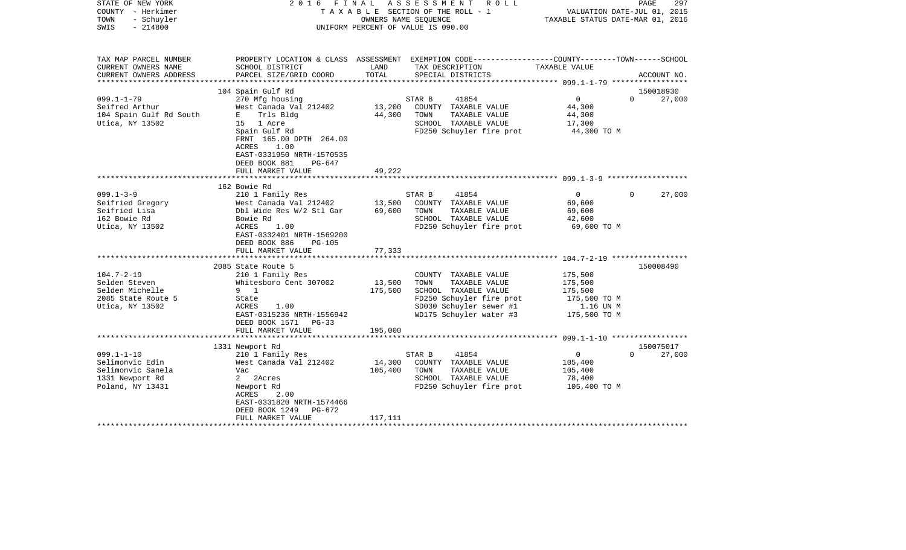STATE OF NEW YORK
COUNTY - Herkimer
TOWN - Schuyler
SWIS - 214800

2016 FINAL ASSESSMENT ROLL
TAXABLE SECTION OF THE ROLL - 1
OWNERS NAME SEQUENCE
UNIFORM PERCENT OF VALUE IS 090.00

VALUATION DATE-JUL 01, 2015
TAXABLE STATUS DATE-MAR 01, 2016

| TAX MAP PARCEL NUMBER / CURRENT OWNERS NAME / CURRENT OWNERS ADDRESS | PROPERTY LOCATION & CLASS / SCHOOL DISTRICT / PARCEL SIZE/GRID COORD | ASSESSMENT LAND / TOTAL | EXEMPTION CODE / TAX DESCRIPTION / SPECIAL DISTRICTS | COUNTY | TOWN | SCHOOL / ACCOUNT NO. |
|---|---|---|---|---|---|---|
| | 104 Spain Gulf Rd | | | | | 150018930 |
| 099.1-1-79 | 270 Mfg housing | | STAR B 41854 | 0 | 0 | 27,000 |
| Seifred Arthur | West Canada Val 212402 | 13,200 | COUNTY TAXABLE VALUE | 44,300 | | |
| 104 Spain Gulf Rd South | E Trls Bldg | 44,300 | TOWN TAXABLE VALUE | | 44,300 | |
| Utica, NY 13502 | 15 1 Acre | | SCHOOL TAXABLE VALUE | | | 17,300 |
| | Spain Gulf Rd | | FD250 Schuyler fire prot | 44,300 TO M | | |
| | FRNT 165.00 DPTH 264.00 | | | | | |
| | ACRES 1.00 | | | | | |
| | EAST-0331950 NRTH-1570535 | | | | | |
| | DEED BOOK 881 PG-647 | | | | | |
| | FULL MARKET VALUE | 49,222 | | | | |
| | 162 Bowie Rd | | | | | |
| 099.1-3-9 | 210 1 Family Res | | STAR B 41854 | 0 | 0 | 27,000 |
| Seifried Gregory | West Canada Val 212402 | 13,500 | COUNTY TAXABLE VALUE | 69,600 | | |
| Seifried Lisa | Dbl Wide Res W/2 Stl Gar | 69,600 | TOWN TAXABLE VALUE | | 69,600 | |
| 162 Bowie Rd | Bowie Rd | | SCHOOL TAXABLE VALUE | | | 42,600 |
| Utica, NY 13502 | ACRES 1.00 | | FD250 Schuyler fire prot | 69,600 TO M | | |
| | EAST-0332401 NRTH-1569200 | | | | | |
| | DEED BOOK 886 PG-105 | | | | | |
| | FULL MARKET VALUE | 77,333 | | | | |
| | 2085 State Route 5 | | | | | 150008490 |
| 104.7-2-19 | 210 1 Family Res | | COUNTY TAXABLE VALUE | 175,500 | | |
| Selden Steven | Whitesboro Cent 307002 | 13,500 | TOWN TAXABLE VALUE | | 175,500 | |
| Selden Michelle | 9 1 | 175,500 | SCHOOL TAXABLE VALUE | | | 175,500 |
| 2085 State Route 5 | State | | FD250 Schuyler fire prot | 175,500 TO M | | |
| Utica, NY 13502 | ACRES 1.00 | | SD030 Schuyler sewer #1 | 1.16 UN M | | |
| | EAST-0315236 NRTH-1556942 | | WD175 Schuyler water #3 | 175,500 TO M | | |
| | DEED BOOK 1571 PG-33 | | | | | |
| | FULL MARKET VALUE | 195,000 | | | | |
| | 1331 Newport Rd | | | | | 150075017 |
| 099.1-1-10 | 210 1 Family Res | | STAR B 41854 | 0 | 0 | 27,000 |
| Selimonvic Edin | West Canada Val 212402 | 14,300 | COUNTY TAXABLE VALUE | 105,400 | | |
| Selimonvic Sanela | Vac | 105,400 | TOWN TAXABLE VALUE | | 105,400 | |
| 1331 Newport Rd | 2 2Acres | | SCHOOL TAXABLE VALUE | | | 78,400 |
| Poland, NY 13431 | Newport Rd | | FD250 Schuyler fire prot | 105,400 TO M | | |
| | ACRES 2.00 | | | | | |
| | EAST-0331820 NRTH-1574466 | | | | | |
| | DEED BOOK 1249 PG-672 | | | | | |
| | FULL MARKET VALUE | 117,111 | | | | |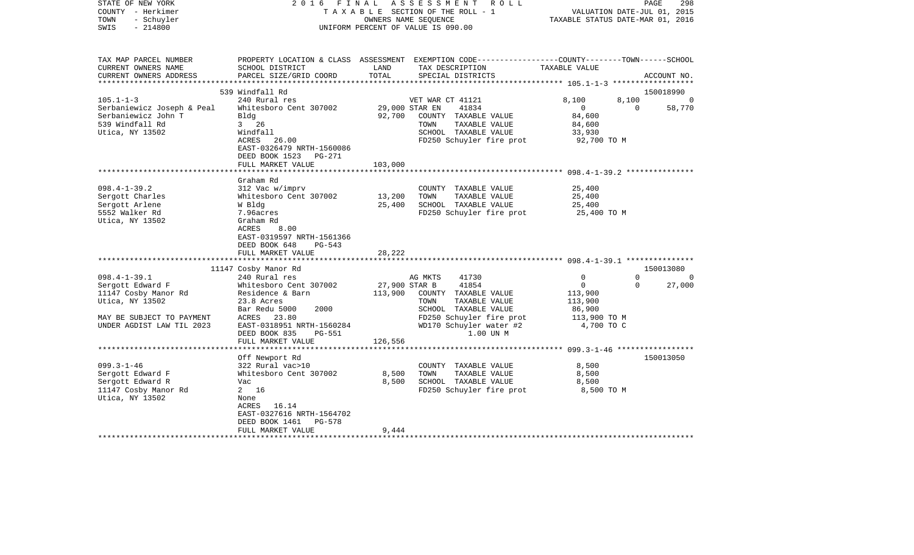STATE OF NEW YORK
COUNTY - Herkimer
TOWN - Schuyler
SWIS - 214800

2016 FINAL ASSESSMENT ROLL
TAXABLE SECTION OF THE ROLL - 1
OWNERS NAME SEQUENCE
UNIFORM PERCENT OF VALUE IS 090.00

VALUATION DATE-JUL 01, 2015
TAXABLE STATUS DATE-MAR 01, 2016

| TAX MAP PARCEL NUMBER / CURRENT OWNERS NAME / CURRENT OWNERS ADDRESS | PROPERTY LOCATION & CLASS / SCHOOL DISTRICT / PARCEL SIZE/GRID COORD | ASSESSMENT LAND | TOTAL | EXEMPTION CODE / TAX DESCRIPTION / SPECIAL DISTRICTS | COUNTY TAXABLE VALUE | TOWN | SCHOOL | ACCOUNT NO. |
|---|---|---|---|---|---|---|---|---|
| | 539 Windfall Rd | | | | | | | 150018990 |
| 105.1-1-3 | 240 Rural res | | | VET WAR CT 41121 | 8,100 | 8,100 | 0 | |
| Serbaniewicz Joseph & Peal | Whitesboro Cent 307002 | 29,000 | | STAR EN 41834 | 0 | 0 | 58,770 | |
| Serbaniewicz John T | Bldg | | 92,700 | COUNTY TAXABLE VALUE | 84,600 | | | |
| 539 Windfall Rd | 3 26 | | | TOWN TAXABLE VALUE | 84,600 | | | |
| Utica, NY 13502 | Windfall | | | SCHOOL TAXABLE VALUE | 33,930 | | | |
| | ACRES 26.00 | | | FD250 Schuyler fire prot | 92,700 TO M | | | |
| | EAST-0326479 NRTH-1560086 | | | | | | | |
| | DEED BOOK 1523 PG-271 | | | | | | | |
| | FULL MARKET VALUE | | 103,000 | | | | | |
| | Graham Rd | | | | | | | |
| 098.4-1-39.2 | 312 Vac w/imprv | | | COUNTY TAXABLE VALUE | 25,400 | | | |
| Sergott Charles | Whitesboro Cent 307002 | 13,200 | | TOWN TAXABLE VALUE | 25,400 | | | |
| Sergott Arlene | W Bldg | | 25,400 | SCHOOL TAXABLE VALUE | 25,400 | | | |
| 5552 Walker Rd | 7.96acres | | | FD250 Schuyler fire prot | 25,400 TO M | | | |
| Utica, NY 13502 | Graham Rd | | | | | | | |
| | ACRES 8.00 | | | | | | | |
| | EAST-0319597 NRTH-1561366 | | | | | | | |
| | DEED BOOK 648 PG-543 | | | | | | | |
| | FULL MARKET VALUE | | 28,222 | | | | | |
| | 11147 Cosby Manor Rd | | | | | | | 150013080 |
| 098.4-1-39.1 | 240 Rural res | | | AG MKTS 41730 | 0 | 0 | 0 | |
| Sergott Edward F | Whitesboro Cent 307002 | 27,900 | | STAR B 41854 | 0 | 0 | 27,000 | |
| 11147 Cosby Manor Rd | Residence & Barn | | 113,900 | COUNTY TAXABLE VALUE | 113,900 | | | |
| Utica, NY 13502 | 23.8 Acres | | | TOWN TAXABLE VALUE | 113,900 | | | |
| | Bar Redu 5000 2000 | | | SCHOOL TAXABLE VALUE | 86,900 | | | |
| MAY BE SUBJECT TO PAYMENT | ACRES 23.80 | | | FD250 Schuyler fire prot | 113,900 TO M | | | |
| UNDER AGDIST LAW TIL 2023 | EAST-0318951 NRTH-1560284 | | | WD170 Schuyler water #2 | 4,700 TO C | | | |
| | DEED BOOK 835 PG-551 | | | 1.00 UN M | | | | |
| | FULL MARKET VALUE | | 126,556 | | | | | |
| | Off Newport Rd | | | | | | | 150013050 |
| 099.3-1-46 | 322 Rural vac>10 | | | COUNTY TAXABLE VALUE | 8,500 | | | |
| Sergott Edward F | Whitesboro Cent 307002 | 8,500 | | TOWN TAXABLE VALUE | 8,500 | | | |
| Sergott Edward R | Vac | | 8,500 | SCHOOL TAXABLE VALUE | 8,500 | | | |
| 11147 Cosby Manor Rd | 2 16 | | | FD250 Schuyler fire prot | 8,500 TO M | | | |
| Utica, NY 13502 | None | | | | | | | |
| | ACRES 16.14 | | | | | | | |
| | EAST-0327616 NRTH-1564702 | | | | | | | |
| | DEED BOOK 1461 PG-578 | | | | | | | |
| | FULL MARKET VALUE | | 9,444 | | | | | |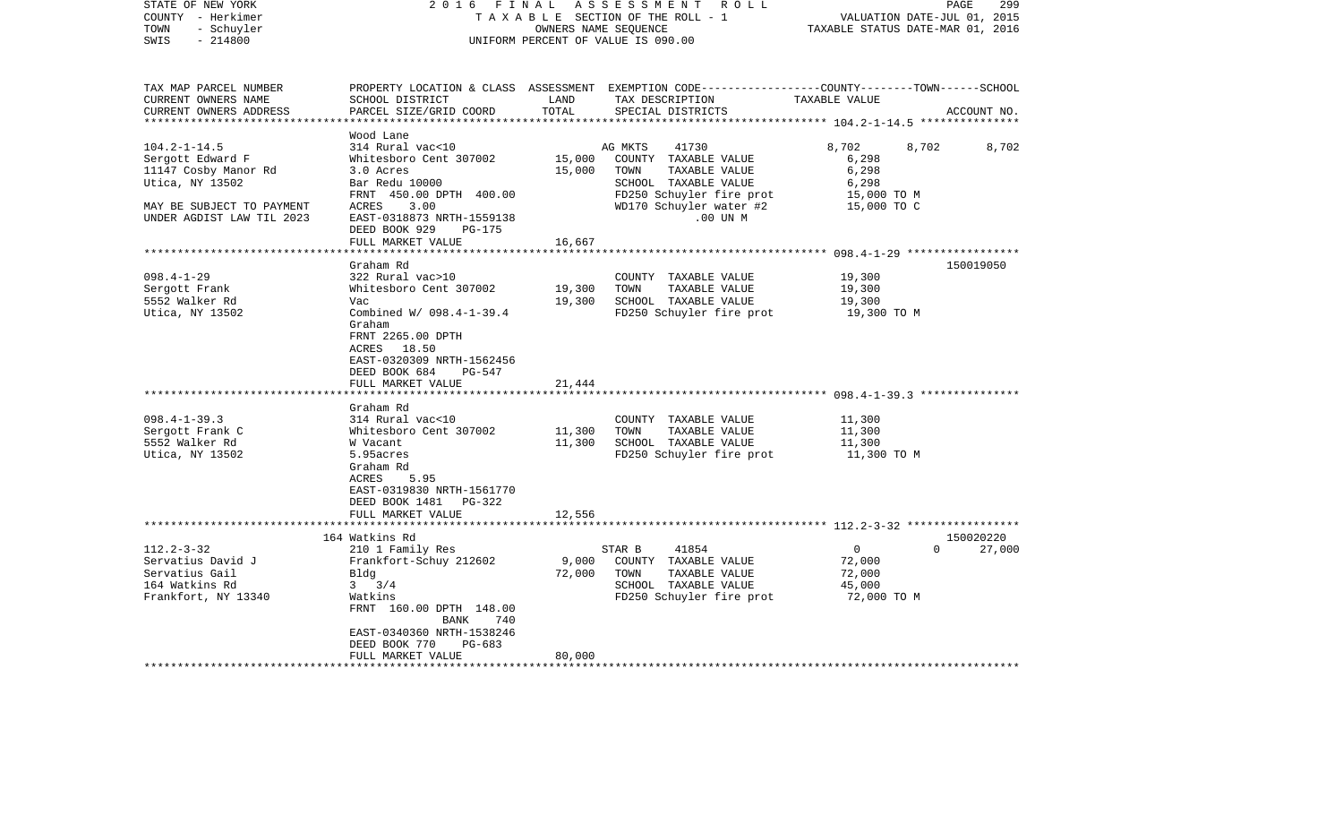STATE OF NEW YORK | 2016 FINAL ASSESSMENT ROLL | PAGE 299
COUNTY - Herkimer | TAXABLE SECTION OF THE ROLL - 1 | VALUATION DATE-JUL 01, 2015
TOWN - Schuyler | OWNERS NAME SEQUENCE | TAXABLE STATUS DATE-MAR 01, 2016
SWIS - 214800 | UNIFORM PERCENT OF VALUE IS 090.00

| TAX MAP PARCEL NUMBER<br>CURRENT OWNERS NAME<br>CURRENT OWNERS ADDRESS | PROPERTY LOCATION & CLASS<br>SCHOOL DISTRICT<br>PARCEL SIZE/GRID COORD | ASSESSMENT<br>LAND<br>TOTAL | EXEMPTION CODE<br>TAX DESCRIPTION<br>SPECIAL DISTRICTS | COUNTY | TOWN | SCHOOL<br>TAXABLE VALUE<br>ACCOUNT NO. |
|---|---|---|---|---|---|---|
| 104.2-1-14.5 | Wood Lane | | | | | |
| 104.2-1-14.5 | 314 Rural vac<10 | | AG MKTS 41730 | 8,702 | 8,702 | 8,702 |
| Sergott Edward F | Whitesboro Cent 307002 | 15,000 | COUNTY TAXABLE VALUE | 6,298 | | |
| 11147 Cosby Manor Rd | 3.0 Acres | 15,000 | TOWN TAXABLE VALUE | 6,298 | | |
| Utica, NY 13502 | Bar Redu 10000 | | SCHOOL TAXABLE VALUE | 6,298 | | |
| | FRNT 450.00 DPTH 400.00 | | FD250 Schuyler fire prot | 15,000 TO M | | |
| MAY BE SUBJECT TO PAYMENT | ACRES 3.00 | | WD170 Schuyler water #2 | 15,000 TO C | | |
| UNDER AGDIST LAW TIL 2023 | EAST-0318873 NRTH-1559138 | | .00 UN M | | | |
| | DEED BOOK 929 PG-175 | | | | | |
| | FULL MARKET VALUE | 16,667 | | | | |
| 098.4-1-29 | Graham Rd | | | | | 150019050 |
| 098.4-1-29 | 322 Rural vac>10 | | COUNTY TAXABLE VALUE | 19,300 | | |
| Sergott Frank | Whitesboro Cent 307002 | 19,300 | TOWN TAXABLE VALUE | 19,300 | | |
| 5552 Walker Rd | Vac | 19,300 | SCHOOL TAXABLE VALUE | 19,300 | | |
| Utica, NY 13502 | Combined W/ 098.4-1-39.4 | | FD250 Schuyler fire prot | 19,300 TO M | | |
| | Graham | | | | | |
| | FRNT 2265.00 DPTH | | | | | |
| | ACRES 18.50 | | | | | |
| | EAST-0320309 NRTH-1562456 | | | | | |
| | DEED BOOK 684 PG-547 | | | | | |
| | FULL MARKET VALUE | 21,444 | | | | |
| 098.4-1-39.3 | Graham Rd | | | | | |
| 098.4-1-39.3 | 314 Rural vac<10 | | COUNTY TAXABLE VALUE | 11,300 | | |
| Sergott Frank C | Whitesboro Cent 307002 | 11,300 | TOWN TAXABLE VALUE | 11,300 | | |
| 5552 Walker Rd | W Vacant | 11,300 | SCHOOL TAXABLE VALUE | 11,300 | | |
| Utica, NY 13502 | 5.95acres | | FD250 Schuyler fire prot | 11,300 TO M | | |
| | Graham Rd | | | | | |
| | ACRES 5.95 | | | | | |
| | EAST-0319830 NRTH-1561770 | | | | | |
| | DEED BOOK 1481 PG-322 | | | | | |
| | FULL MARKET VALUE | 12,556 | | | | |
| 112.2-3-32 | 164 Watkins Rd | | | | | 150020220 |
| 112.2-3-32 | 210 1 Family Res | | STAR B 41854 | 0 | 0 | 27,000 |
| Servatius David J | Frankfort-Schuy 212602 | 9,000 | COUNTY TAXABLE VALUE | 72,000 | | |
| Servatius Gail | Bldg | 72,000 | TOWN TAXABLE VALUE | 72,000 | | |
| 164 Watkins Rd | 3 3/4 | | SCHOOL TAXABLE VALUE | 45,000 | | |
| Frankfort, NY 13340 | Watkins | | FD250 Schuyler fire prot | 72,000 TO M | | |
| | FRNT 160.00 DPTH 148.00 | | | | | |
| | BANK 740 | | | | | |
| | EAST-0340360 NRTH-1538246 | | | | | |
| | DEED BOOK 770 PG-683 | | | | | |
| | FULL MARKET VALUE | 80,000 | | | | |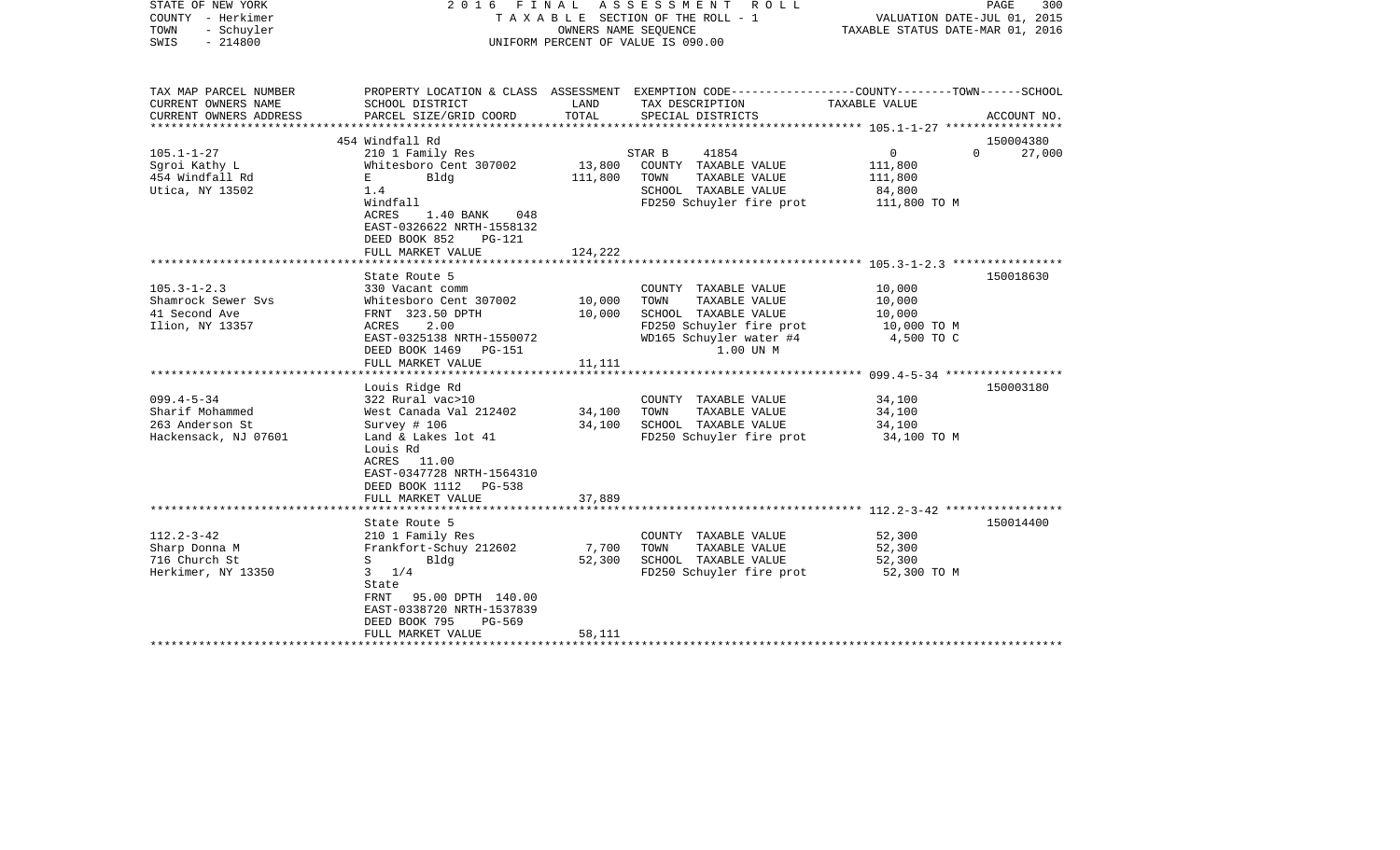STATE OF NEW YORK — 2016 FINAL ASSESSMENT ROLL
COUNTY - Herkimer — TAXABLE SECTION OF THE ROLL - 1 — VALUATION DATE-JUL 01, 2015
TOWN - Schuyler — OWNERS NAME SEQUENCE — TAXABLE STATUS DATE-MAR 01, 2016
SWIS - 214800 — UNIFORM PERCENT OF VALUE IS 090.00

| TAX MAP PARCEL NUMBER / CURRENT OWNERS NAME / CURRENT OWNERS ADDRESS | PROPERTY LOCATION & CLASS / SCHOOL DISTRICT / PARCEL SIZE/GRID COORD | ASSESSMENT LAND | ASSESSMENT TOTAL | EXEMPTION CODE / TAX DESCRIPTION / SPECIAL DISTRICTS | COUNTY TAXABLE VALUE | TOWN | SCHOOL | ACCOUNT NO. |
|---|---|---|---|---|---|---|---|---|
| 105.1-1-27 | 454 Windfall Rd | | | | | | | 150004380 |
| | 210 1 Family Res | | | STAR B 41854 | 0 | 0 | 27,000 | |
| Sgroi Kathy L | Whitesboro Cent 307002 | 13,800 | | COUNTY TAXABLE VALUE | 111,800 | | | |
| 454 Windfall Rd | E Bldg | | 111,800 | TOWN TAXABLE VALUE | 111,800 | | | |
| Utica, NY 13502 | 1.4 | | | SCHOOL TAXABLE VALUE | 84,800 | | | |
| | Windfall | | | FD250 Schuyler fire prot | 111,800 TO M | | | |
| | ACRES 1.40 BANK 048 | | | | | | | |
| | EAST-0326622 NRTH-1558132 | | | | | | | |
| | DEED BOOK 852 PG-121 | | | | | | | |
| | FULL MARKET VALUE | | 124,222 | | | | | |
| 105.3-1-2.3 | State Route 5 | | | | | | | 150018630 |
| | 330 Vacant comm | | | COUNTY TAXABLE VALUE | 10,000 | | | |
| Shamrock Sewer Svs | Whitesboro Cent 307002 | 10,000 | | TOWN TAXABLE VALUE | 10,000 | | | |
| 41 Second Ave | FRNT 323.50 DPTH | | 10,000 | SCHOOL TAXABLE VALUE | 10,000 | | | |
| Ilion, NY 13357 | ACRES 2.00 | | | FD250 Schuyler fire prot | 10,000 TO M | | | |
| | EAST-0325138 NRTH-1550072 | | | WD165 Schuyler water #4 | 4,500 TO C | | | |
| | DEED BOOK 1469 PG-151 | | | 1.00 UN M | | | | |
| | FULL MARKET VALUE | | 11,111 | | | | | |
| 099.4-5-34 | Louis Ridge Rd | | | | | | | 150003180 |
| | 322 Rural vac>10 | | | COUNTY TAXABLE VALUE | 34,100 | | | |
| Sharif Mohammed | West Canada Val 212402 | 34,100 | | TOWN TAXABLE VALUE | 34,100 | | | |
| 263 Anderson St | Survey # 106 | | 34,100 | SCHOOL TAXABLE VALUE | 34,100 | | | |
| Hackensack, NJ 07601 | Land & Lakes lot 41 | | | FD250 Schuyler fire prot | 34,100 TO M | | | |
| | Louis Rd | | | | | | | |
| | ACRES 11.00 | | | | | | | |
| | EAST-0347728 NRTH-1564310 | | | | | | | |
| | DEED BOOK 1112 PG-538 | | | | | | | |
| | FULL MARKET VALUE | | 37,889 | | | | | |
| 112.2-3-42 | State Route 5 | | | | | | | 150014400 |
| | 210 1 Family Res | | | COUNTY TAXABLE VALUE | 52,300 | | | |
| Sharp Donna M | Frankfort-Schuy 212602 | 7,700 | | TOWN TAXABLE VALUE | 52,300 | | | |
| 716 Church St | S Bldg | | 52,300 | SCHOOL TAXABLE VALUE | 52,300 | | | |
| Herkimer, NY 13350 | 3 1/4 | | | FD250 Schuyler fire prot | 52,300 TO M | | | |
| | State | | | | | | | |
| | FRNT 95.00 DPTH 140.00 | | | | | | | |
| | EAST-0338720 NRTH-1537839 | | | | | | | |
| | DEED BOOK 795 PG-569 | | | | | | | |
| | FULL MARKET VALUE | | 58,111 | | | | | |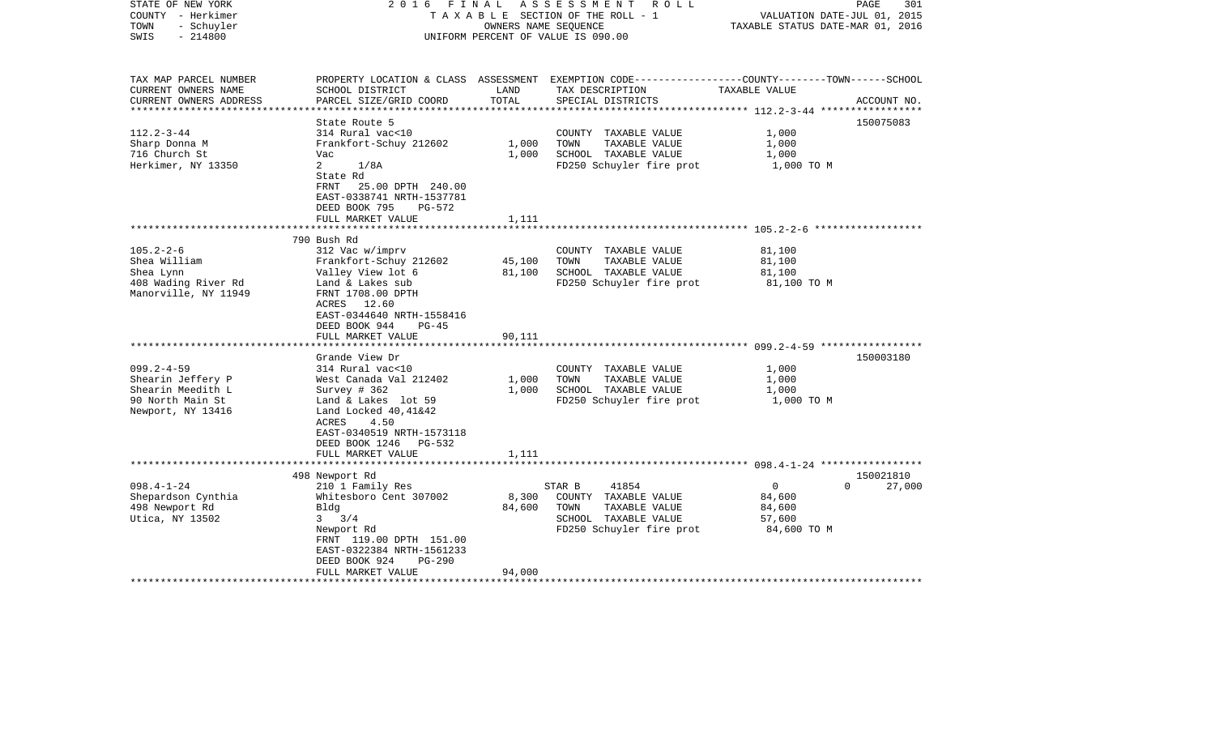STATE OF NEW YORK — 2016 FINAL ASSESSMENT ROLL
COUNTY - Herkimer — TAXABLE SECTION OF THE ROLL - 1 — VALUATION DATE-JUL 01, 2015
TOWN - Schuyler — OWNERS NAME SEQUENCE — TAXABLE STATUS DATE-MAR 01, 2016
SWIS - 214800 — UNIFORM PERCENT OF VALUE IS 090.00

| TAX MAP PARCEL NUMBER / CURRENT OWNERS NAME / CURRENT OWNERS ADDRESS | PROPERTY LOCATION & CLASS / SCHOOL DISTRICT / PARCEL SIZE/GRID COORD | ASSESSMENT LAND / TOTAL | EXEMPTION CODE / TAX DESCRIPTION / SPECIAL DISTRICTS | COUNTY--------TOWN------SCHOOL TAXABLE VALUE | ACCOUNT NO. |
|---|---|---|---|---|---|
| 112.2-3-44 | State Route 5 | | | | 150075083 |
| 112.2-3-44 | 314 Rural vac<10 | | COUNTY TAXABLE VALUE | 1,000 | |
| Sharp Donna M | Frankfort-Schuy 212602 | 1,000 | TOWN TAXABLE VALUE | 1,000 | |
| 716 Church St | Vac | 1,000 | SCHOOL TAXABLE VALUE | 1,000 | |
| Herkimer, NY 13350 | 2 1/8A | | FD250 Schuyler fire prot | 1,000 TO M | |
| | State Rd | | | | |
| | FRNT 25.00 DPTH 240.00 | | | | |
| | EAST-0338741 NRTH-1537781 | | | | |
| | DEED BOOK 795 PG-572 | | | | |
| | FULL MARKET VALUE | 1,111 | | | |
| 105.2-2-6 | 790 Bush Rd | | | | |
| 105.2-2-6 | 312 Vac w/imprv | | COUNTY TAXABLE VALUE | 81,100 | |
| Shea William | Frankfort-Schuy 212602 | 45,100 | TOWN TAXABLE VALUE | 81,100 | |
| Shea Lynn | Valley View lot 6 | 81,100 | SCHOOL TAXABLE VALUE | 81,100 | |
| 408 Wading River Rd | Land & Lakes sub | | FD250 Schuyler fire prot | 81,100 TO M | |
| Manorville, NY 11949 | FRNT 1708.00 DPTH | | | | |
| | ACRES 12.60 | | | | |
| | EAST-0344640 NRTH-1558416 | | | | |
| | DEED BOOK 944 PG-45 | | | | |
| | FULL MARKET VALUE | 90,111 | | | |
| 099.2-4-59 | Grande View Dr | | | | 150003180 |
| 099.2-4-59 | 314 Rural vac<10 | | COUNTY TAXABLE VALUE | 1,000 | |
| Shearin Jeffery P | West Canada Val 212402 | 1,000 | TOWN TAXABLE VALUE | 1,000 | |
| Shearin Meedith L | Survey # 362 | 1,000 | SCHOOL TAXABLE VALUE | 1,000 | |
| 90 North Main St | Land & Lakes lot 59 | | FD250 Schuyler fire prot | 1,000 TO M | |
| Newport, NY 13416 | Land Locked 40,41&42 | | | | |
| | ACRES 4.50 | | | | |
| | EAST-0340519 NRTH-1573118 | | | | |
| | DEED BOOK 1246 PG-532 | | | | |
| | FULL MARKET VALUE | 1,111 | | | |
| 098.4-1-24 | 498 Newport Rd | | | | 150021810 |
| 098.4-1-24 | 210 1 Family Res | | STAR B 41854 | 0 0 | 27,000 |
| Shepardson Cynthia | Whitesboro Cent 307002 | 8,300 | COUNTY TAXABLE VALUE | 84,600 | |
| 498 Newport Rd | Bldg | 84,600 | TOWN TAXABLE VALUE | 84,600 | |
| Utica, NY 13502 | 3 3/4 | | SCHOOL TAXABLE VALUE | 57,600 | |
| | Newport Rd | | FD250 Schuyler fire prot | 84,600 TO M | |
| | FRNT 119.00 DPTH 151.00 | | | | |
| | EAST-0322384 NRTH-1561233 | | | | |
| | DEED BOOK 924 PG-290 | | | | |
| | FULL MARKET VALUE | 94,000 | | | |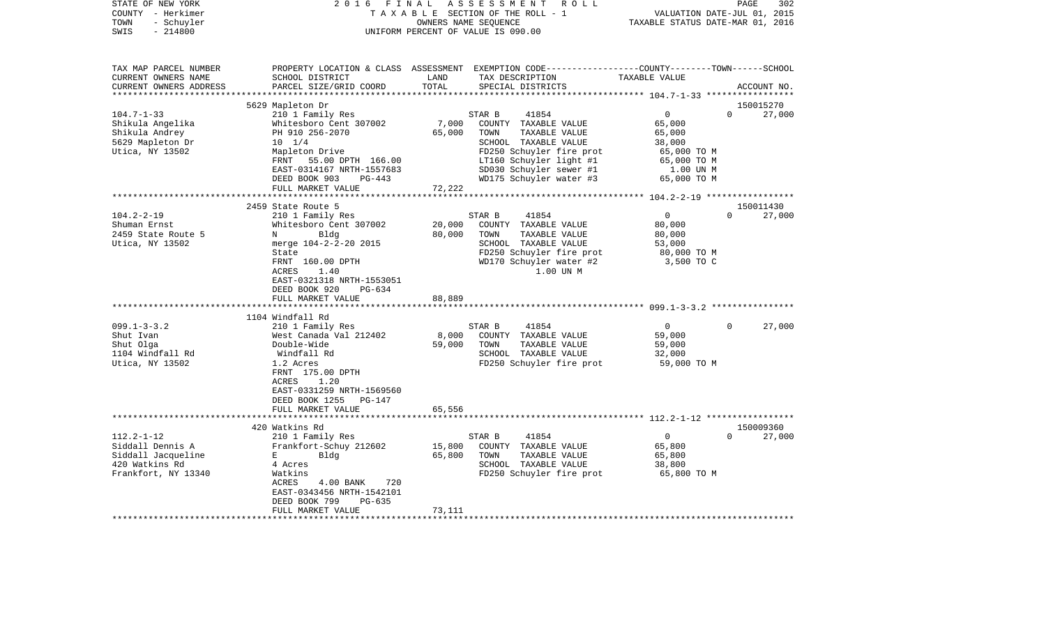STATE OF NEW YORK — 2016 FINAL ASSESSMENT ROLL
COUNTY - Herkimer — TAXABLE SECTION OF THE ROLL - 1 — VALUATION DATE-JUL 01, 2015
TOWN - Schuyler — OWNERS NAME SEQUENCE — TAXABLE STATUS DATE-MAR 01, 2016
SWIS - 214800 — UNIFORM PERCENT OF VALUE IS 090.00

| TAX MAP PARCEL NUMBER / CURRENT OWNERS NAME / CURRENT OWNERS ADDRESS | PROPERTY LOCATION & CLASS / SCHOOL DISTRICT / PARCEL SIZE/GRID COORD | ASSESSMENT LAND | ASSESSMENT TOTAL | EXEMPTION CODE / TAX DESCRIPTION / SPECIAL DISTRICTS | COUNTY / TOWN / SCHOOL TAXABLE VALUE | ACCOUNT NO. |
|---|---|---|---|---|---|---|
| | 5629 Mapleton Dr | | | | | 150015270 |
| 104.7-1-33 | 210 1 Family Res | | | STAR B 41854 | 0 0 27,000 | |
| Shikula Angelika | Whitesboro Cent 307002 | 7,000 | | COUNTY TAXABLE VALUE | 65,000 | |
| Shikula Andrey | PH 910 256-2070 | | 65,000 | TOWN TAXABLE VALUE | 65,000 | |
| 5629 Mapleton Dr | 10 1/4 | | | SCHOOL TAXABLE VALUE | 38,000 | |
| Utica, NY 13502 | Mapleton Drive | | | FD250 Schuyler fire prot | 65,000 TO M | |
| | FRNT 55.00 DPTH 166.00 | | | LT160 Schuyler light #1 | 65,000 TO M | |
| | EAST-0314167 NRTH-1557683 | | | SD030 Schuyler sewer #1 | 1.00 UN M | |
| | DEED BOOK 903 PG-443 | | | WD175 Schuyler water #3 | 65,000 TO M | |
| | FULL MARKET VALUE | | 72,222 | | | |
| | 2459 State Route 5 | | | | | 150011430 |
| 104.2-2-19 | 210 1 Family Res | | | STAR B 41854 | 0 0 27,000 | |
| Shuman Ernst | Whitesboro Cent 307002 | 20,000 | | COUNTY TAXABLE VALUE | 80,000 | |
| 2459 State Route 5 | N Bldg | | 80,000 | TOWN TAXABLE VALUE | 80,000 | |
| Utica, NY 13502 | merge 104-2-2-20 2015 | | | SCHOOL TAXABLE VALUE | 53,000 | |
| | State | | | FD250 Schuyler fire prot | 80,000 TO M | |
| | FRNT 160.00 DPTH | | | WD170 Schuyler water #2 | 3,500 TO C | |
| | ACRES 1.40 | | | 1.00 UN M | | |
| | EAST-0321318 NRTH-1553051 | | | | | |
| | DEED BOOK 920 PG-634 | | | | | |
| | FULL MARKET VALUE | | 88,889 | | | |
| | 1104 Windfall Rd | | | | | |
| 099.1-3-3.2 | 210 1 Family Res | | | STAR B 41854 | 0 0 27,000 | |
| Shut Ivan | West Canada Val 212402 | 8,000 | | COUNTY TAXABLE VALUE | 59,000 | |
| Shut Olga | Double-Wide | | 59,000 | TOWN TAXABLE VALUE | 59,000 | |
| 1104 Windfall Rd | Windfall Rd | | | SCHOOL TAXABLE VALUE | 32,000 | |
| Utica, NY 13502 | 1.2 Acres | | | FD250 Schuyler fire prot | 59,000 TO M | |
| | FRNT 175.00 DPTH | | | | | |
| | ACRES 1.20 | | | | | |
| | EAST-0331259 NRTH-1569560 | | | | | |
| | DEED BOOK 1255 PG-147 | | | | | |
| | FULL MARKET VALUE | | 65,556 | | | |
| | 420 Watkins Rd | | | | | 150009360 |
| 112.2-1-12 | 210 1 Family Res | | | STAR B 41854 | 0 0 27,000 | |
| Siddall Dennis A | Frankfort-Schuy 212602 | 15,800 | | COUNTY TAXABLE VALUE | 65,800 | |
| Siddall Jacqueline | E Bldg | | 65,800 | TOWN TAXABLE VALUE | 65,800 | |
| 420 Watkins Rd | 4 Acres | | | SCHOOL TAXABLE VALUE | 38,800 | |
| Frankfort, NY 13340 | Watkins | | | FD250 Schuyler fire prot | 65,800 TO M | |
| | ACRES 4.00 BANK 720 | | | | | |
| | EAST-0343456 NRTH-1542101 | | | | | |
| | DEED BOOK 799 PG-635 | | | | | |
| | FULL MARKET VALUE | | 73,111 | | | |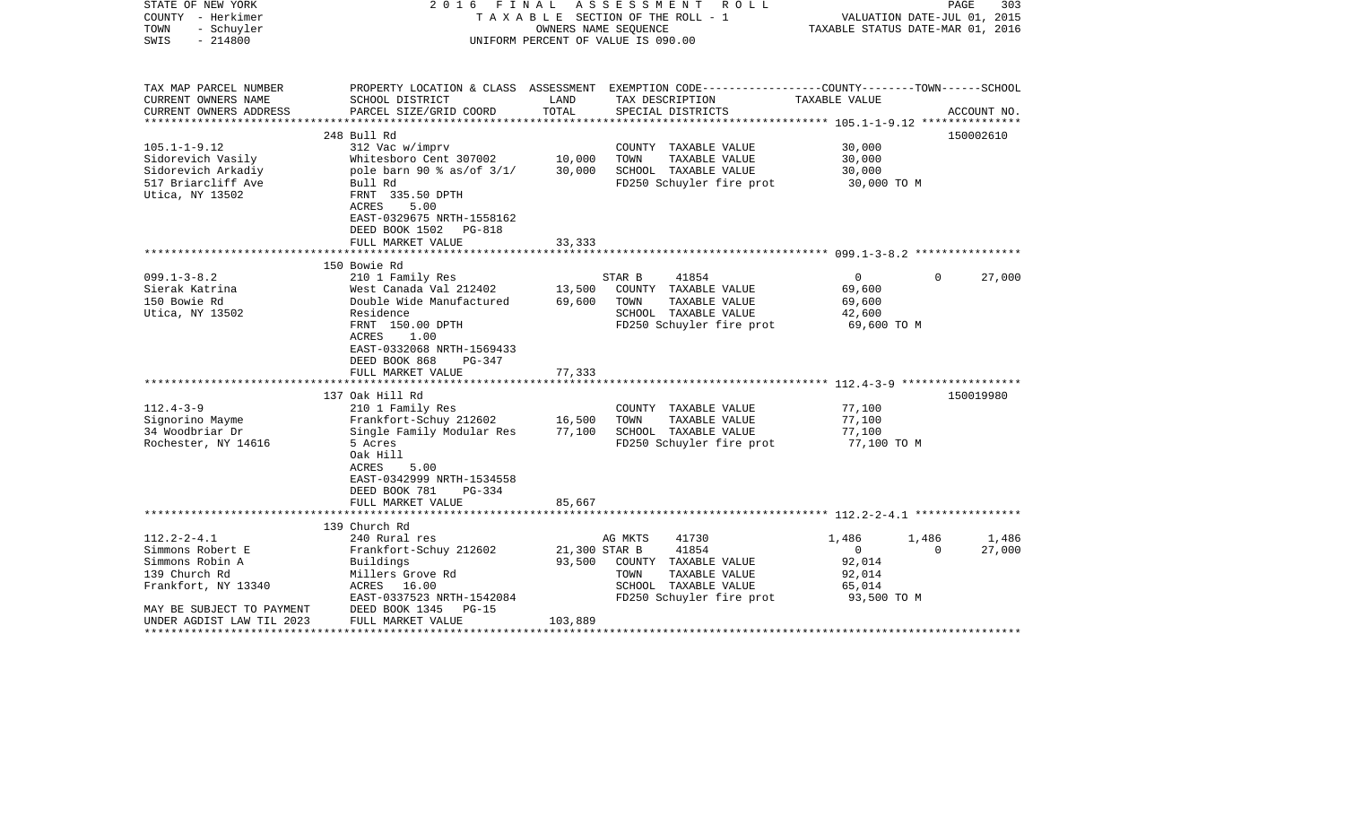STATE OF NEW YORK — 2016 FINAL ASSESSMENT ROLL
COUNTY - Herkimer — TAXABLE SECTION OF THE ROLL - 1 — VALUATION DATE-JUL 01, 2015
TOWN - Schuyler — OWNERS NAME SEQUENCE — TAXABLE STATUS DATE-MAR 01, 2016
SWIS - 214800 — UNIFORM PERCENT OF VALUE IS 090.00

| TAX MAP PARCEL NUMBER / CURRENT OWNERS NAME / CURRENT OWNERS ADDRESS | PROPERTY LOCATION & CLASS / SCHOOL DISTRICT / PARCEL SIZE/GRID COORD | ASSESSMENT LAND / TOTAL | EXEMPTION CODE / TAX DESCRIPTION / SPECIAL DISTRICTS | COUNTY TAXABLE VALUE | TOWN | SCHOOL / ACCOUNT NO. |
|---|---|---|---|---|---|---|
| **105.1-1-9.12** | 248 Bull Rd | | | | | 150002610 |
| Sidorevich Vasily | 312 Vac w/imprv | | COUNTY TAXABLE VALUE | 30,000 | | |
| Sidorevich Arkadiy | Whitesboro Cent 307002 | 10,000 | TOWN TAXABLE VALUE | 30,000 | | |
| 517 Briarcliff Ave | pole barn 90 % as/of 3/1/ | 30,000 | SCHOOL TAXABLE VALUE | 30,000 | | |
| Utica, NY 13502 | Bull Rd | | FD250 Schuyler fire prot | 30,000 TO M | | |
| | FRNT 335.50 DPTH | | | | | |
| | ACRES 5.00 | | | | | |
| | EAST-0329675 NRTH-1558162 | | | | | |
| | DEED BOOK 1502 PG-818 | | | | | |
| | FULL MARKET VALUE | 33,333 | | | | |
| **099.1-3-8.2** | 150 Bowie Rd | | | | | |
| Sierak Katrina | 210 1 Family Res | | STAR B 41854 | 0 | 0 | 27,000 |
| 150 Bowie Rd | West Canada Val 212402 | 13,500 | COUNTY TAXABLE VALUE | 69,600 | | |
| Utica, NY 13502 | Double Wide Manufactured | 69,600 | TOWN TAXABLE VALUE | 69,600 | | |
| | Residence | | SCHOOL TAXABLE VALUE | 42,600 | | |
| | FRNT 150.00 DPTH | | FD250 Schuyler fire prot | 69,600 TO M | | |
| | ACRES 1.00 | | | | | |
| | EAST-0332068 NRTH-1569433 | | | | | |
| | DEED BOOK 868 PG-347 | | | | | |
| | FULL MARKET VALUE | 77,333 | | | | |
| **112.4-3-9** | 137 Oak Hill Rd | | | | | 150019980 |
| Signorino Mayme | 210 1 Family Res | | COUNTY TAXABLE VALUE | 77,100 | | |
| 34 Woodbriar Dr | Frankfort-Schuy 212602 | 16,500 | TOWN TAXABLE VALUE | 77,100 | | |
| Rochester, NY 14616 | Single Family Modular Res | 77,100 | SCHOOL TAXABLE VALUE | 77,100 | | |
| | 5 Acres | | FD250 Schuyler fire prot | 77,100 TO M | | |
| | Oak Hill | | | | | |
| | ACRES 5.00 | | | | | |
| | EAST-0342999 NRTH-1534558 | | | | | |
| | DEED BOOK 781 PG-334 | | | | | |
| | FULL MARKET VALUE | 85,667 | | | | |
| **112.2-2-4.1** | 139 Church Rd | | | | | |
| Simmons Robert E | 240 Rural res | | AG MKTS 41730 | 1,486 | 1,486 | 1,486 |
| Simmons Robin A | Frankfort-Schuy 212602 | 21,300 | STAR B 41854 | 0 | 0 | 27,000 |
| 139 Church Rd | Buildings | 93,500 | COUNTY TAXABLE VALUE | 92,014 | | |
| Frankfort, NY 13340 | Millers Grove Rd | | TOWN TAXABLE VALUE | 92,014 | | |
| | ACRES 16.00 | | SCHOOL TAXABLE VALUE | 65,014 | | |
| | EAST-0337523 NRTH-1542084 | | FD250 Schuyler fire prot | 93,500 TO M | | |
| MAY BE SUBJECT TO PAYMENT | DEED BOOK 1345 PG-15 | | | | | |
| UNDER AGDIST LAW TIL 2023 | FULL MARKET VALUE | 103,889 | | | | |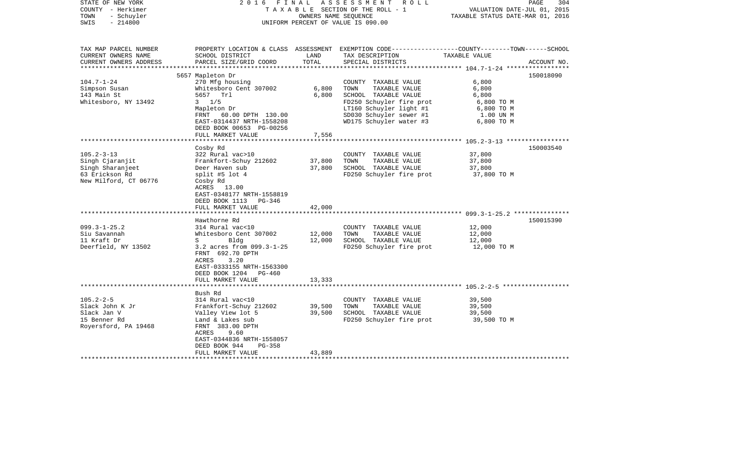STATE OF NEW YORK | 2016 FINAL ASSESSMENT ROLL | PAGE 304
COUNTY - Herkimer | TAXABLE SECTION OF THE ROLL - 1 | VALUATION DATE-JUL 01, 2015
TOWN - Schuyler | OWNERS NAME SEQUENCE | TAXABLE STATUS DATE-MAR 01, 2016
SWIS - 214800 | UNIFORM PERCENT OF VALUE IS 090.00

| TAX MAP PARCEL NUMBER<br>CURRENT OWNERS NAME<br>CURRENT OWNERS ADDRESS | PROPERTY LOCATION & CLASS<br>SCHOOL DISTRICT<br>PARCEL SIZE/GRID COORD | ASSESSMENT<br>LAND<br>TOTAL | EXEMPTION CODE-----COUNTY-----TOWN-----SCHOOL<br>TAX DESCRIPTION<br>SPECIAL DISTRICTS | TAXABLE VALUE | ACCOUNT NO. |
|---|---|---|---|---|---|
| | 5657 Mapleton Dr | | | | 150018090 |
| 104.7-1-24 | 270 Mfg housing | | COUNTY TAXABLE VALUE | 6,800 | |
| Simpson Susan | Whitesboro Cent 307002 | 6,800 | TOWN TAXABLE VALUE | 6,800 | |
| 143 Main St | 5657 Trl | 6,800 | SCHOOL TAXABLE VALUE | 6,800 | |
| Whitesboro, NY 13492 | 3 1/5 | | FD250 Schuyler fire prot | 6,800 TO M | |
| | Mapleton Dr | | LT160 Schuyler light #1 | 6,800 TO M | |
| | FRNT 60.00 DPTH 130.00 | | SD030 Schuyler sewer #1 | 1.00 UN M | |
| | EAST-0314437 NRTH-1558208 | | WD175 Schuyler water #3 | 6,800 TO M | |
| | DEED BOOK 00653 PG-00256 | | | | |
| | FULL MARKET VALUE | 7,556 | | | |
| | Cosby Rd | | | | 150003540 |
| 105.2-3-13 | 322 Rural vac>10 | | COUNTY TAXABLE VALUE | 37,800 | |
| Singh Cjaranjit | Frankfort-Schuy 212602 | 37,800 | TOWN TAXABLE VALUE | 37,800 | |
| Singh Sharanjeet | Deer Haven sub | 37,800 | SCHOOL TAXABLE VALUE | 37,800 | |
| 63 Erickson Rd | split #5 lot 4 | | FD250 Schuyler fire prot | 37,800 TO M | |
| New Milford, CT 06776 | Cosby Rd | | | | |
| | ACRES 13.00 | | | | |
| | EAST-0348177 NRTH-1558819 | | | | |
| | DEED BOOK 1113 PG-346 | | | | |
| | FULL MARKET VALUE | 42,000 | | | |
| | Hawthorne Rd | | | | 150015390 |
| 099.3-1-25.2 | 314 Rural vac<10 | | COUNTY TAXABLE VALUE | 12,000 | |
| Siu Savannah | Whitesboro Cent 307002 | 12,000 | TOWN TAXABLE VALUE | 12,000 | |
| 11 Kraft Dr | S Bldg | 12,000 | SCHOOL TAXABLE VALUE | 12,000 | |
| Deerfield, NY 13502 | 3.2 acres from 099.3-1-25 | | FD250 Schuyler fire prot | 12,000 TO M | |
| | FRNT 692.70 DPTH | | | | |
| | ACRES 3.20 | | | | |
| | EAST-0333155 NRTH-1563300 | | | | |
| | DEED BOOK 1204 PG-460 | | | | |
| | FULL MARKET VALUE | 13,333 | | | |
| | Bush Rd | | | | |
| 105.2-2-5 | 314 Rural vac<10 | | COUNTY TAXABLE VALUE | 39,500 | |
| Slack John K Jr | Frankfort-Schuy 212602 | 39,500 | TOWN TAXABLE VALUE | 39,500 | |
| Slack Jan V | Valley View lot 5 | 39,500 | SCHOOL TAXABLE VALUE | 39,500 | |
| 15 Benner Rd | Land & Lakes sub | | FD250 Schuyler fire prot | 39,500 TO M | |
| Royersford, PA 19468 | FRNT 383.00 DPTH | | | | |
| | ACRES 9.60 | | | | |
| | EAST-0344836 NRTH-1558057 | | | | |
| | DEED BOOK 944 PG-358 | | | | |
| | FULL MARKET VALUE | 43,889 | | | |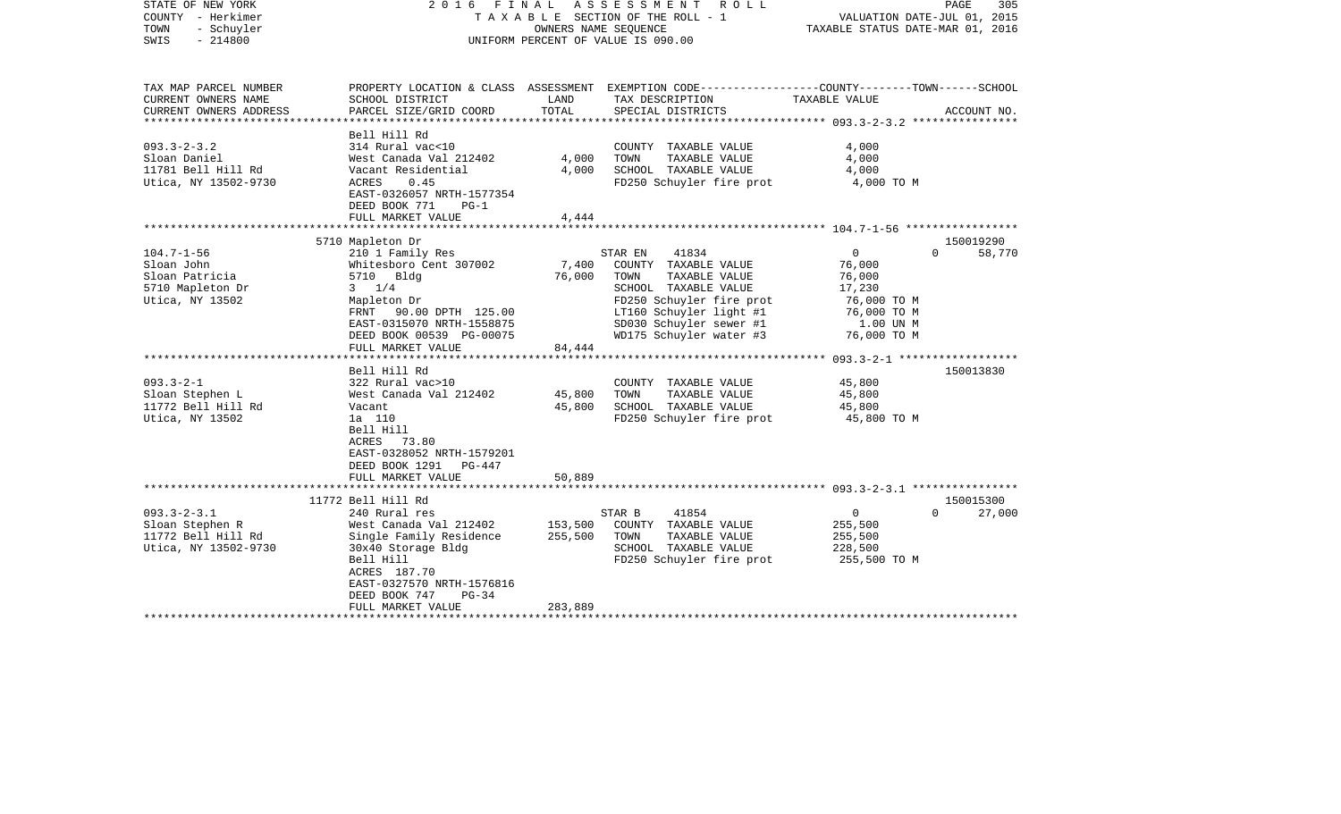STATE OF NEW YORK — 2016 FINAL ASSESSMENT ROLL
COUNTY - Herkimer — TAXABLE SECTION OF THE ROLL - 1 — VALUATION DATE-JUL 01, 2015
TOWN - Schuyler — OWNERS NAME SEQUENCE — TAXABLE STATUS DATE-MAR 01, 2016
SWIS - 214800 — UNIFORM PERCENT OF VALUE IS 090.00

| TAX MAP PARCEL NUMBER / CURRENT OWNERS NAME / CURRENT OWNERS ADDRESS | PROPERTY LOCATION & CLASS / SCHOOL DISTRICT / PARCEL SIZE/GRID COORD | ASSESSMENT LAND | TOTAL | EXEMPTION CODE / TAX DESCRIPTION / SPECIAL DISTRICTS | COUNTY / TOWN TAXABLE VALUE | SCHOOL / ACCOUNT NO. |
|---|---|---|---|---|---|---|
| 093.3-2-3.2 | Bell Hill Rd | | | | | |
| | 314 Rural vac<10 | | | COUNTY TAXABLE VALUE | 4,000 | |
| Sloan Daniel | West Canada Val 212402 | 4,000 | | TOWN TAXABLE VALUE | 4,000 | |
| 11781 Bell Hill Rd | Vacant Residential | | 4,000 | SCHOOL TAXABLE VALUE | 4,000 | |
| Utica, NY 13502-9730 | ACRES 0.45 | | | FD250 Schuyler fire prot | 4,000 TO M | |
| | EAST-0326057 NRTH-1577354 | | | | | |
| | DEED BOOK 771 PG-1 | | | | | |
| | FULL MARKET VALUE | | 4,444 | | | |
| 104.7-1-56 | 5710 Mapleton Dr | | | | | 150019290 |
| | 210 1 Family Res | | | STAR EN 41834 | 0 / 0 | 58,770 |
| Sloan John | Whitesboro Cent 307002 | 7,400 | | COUNTY TAXABLE VALUE | 76,000 | |
| Sloan Patricia | 5710 Bldg | | 76,000 | TOWN TAXABLE VALUE | 76,000 | |
| 5710 Mapleton Dr | 3 1/4 | | | SCHOOL TAXABLE VALUE | 17,230 | |
| Utica, NY 13502 | Mapleton Dr | | | FD250 Schuyler fire prot | 76,000 TO M | |
| | FRNT 90.00 DPTH 125.00 | | | LT160 Schuyler light #1 | 76,000 TO M | |
| | EAST-0315070 NRTH-1558875 | | | SD030 Schuyler sewer #1 | 1.00 UN M | |
| | DEED BOOK 00539 PG-00075 | | | WD175 Schuyler water #3 | 76,000 TO M | |
| | FULL MARKET VALUE | | 84,444 | | | |
| 093.3-2-1 | Bell Hill Rd | | | | | 150013830 |
| | 322 Rural vac>10 | | | COUNTY TAXABLE VALUE | 45,800 | |
| Sloan Stephen L | West Canada Val 212402 | 45,800 | | TOWN TAXABLE VALUE | 45,800 | |
| 11772 Bell Hill Rd | Vacant | | 45,800 | SCHOOL TAXABLE VALUE | 45,800 | |
| Utica, NY 13502 | 1a 110 | | | FD250 Schuyler fire prot | 45,800 TO M | |
| | Bell Hill | | | | | |
| | ACRES 73.80 | | | | | |
| | EAST-0328052 NRTH-1579201 | | | | | |
| | DEED BOOK 1291 PG-447 | | | | | |
| | FULL MARKET VALUE | | 50,889 | | | |
| 093.3-2-3.1 | 11772 Bell Hill Rd | | | | | 150015300 |
| | 240 Rural res | | | STAR B 41854 | 0 / 0 | 27,000 |
| Sloan Stephen R | West Canada Val 212402 | 153,500 | | COUNTY TAXABLE VALUE | 255,500 | |
| 11772 Bell Hill Rd | Single Family Residence | | 255,500 | TOWN TAXABLE VALUE | 255,500 | |
| Utica, NY 13502-9730 | 30x40 Storage Bldg | | | SCHOOL TAXABLE VALUE | 228,500 | |
| | Bell Hill | | | FD250 Schuyler fire prot | 255,500 TO M | |
| | ACRES 187.70 | | | | | |
| | EAST-0327570 NRTH-1576816 | | | | | |
| | DEED BOOK 747 PG-34 | | | | | |
| | FULL MARKET VALUE | | 283,889 | | | |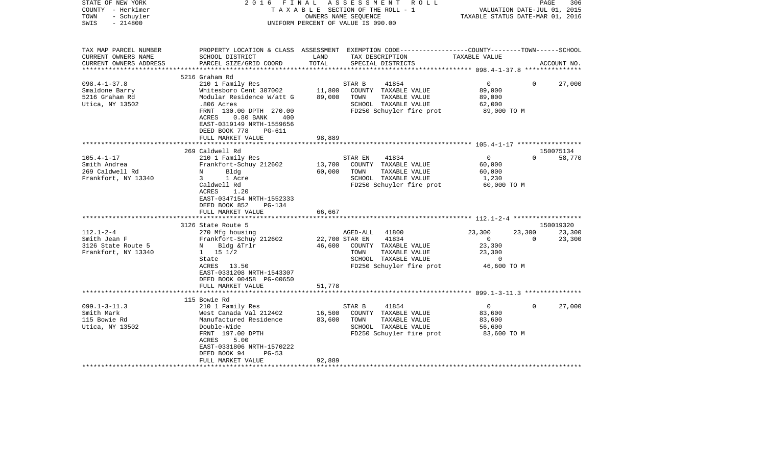STATE OF NEW YORK | 2016 FINAL ASSESSMENT ROLL | VALUATION DATE-JUL 01, 2015
COUNTY - Herkimer | TAXABLE SECTION OF THE ROLL - 1 | TAXABLE STATUS DATE-MAR 01, 2016
TOWN - Schuyler | OWNERS NAME SEQUENCE
SWIS - 214800 | UNIFORM PERCENT OF VALUE IS 090.00

| TAX MAP PARCEL NUMBER / CURRENT OWNERS NAME / CURRENT OWNERS ADDRESS | PROPERTY LOCATION & CLASS / SCHOOL DISTRICT / PARCEL SIZE/GRID COORD | ASSESSMENT LAND / TOTAL | EXEMPTION CODE / TAX DESCRIPTION / SPECIAL DISTRICTS | COUNTY | TOWN | SCHOOL / ACCOUNT NO. |
|---|---|---|---|---|---|---|
| | 5216 Graham Rd | | | | | |
| 098.4-1-37.8 | 210 1 Family Res | | STAR B 41854 | 0 | 0 | 27,000 |
| Smaldone Barry | Whitesboro Cent 307002 | 11,800 | COUNTY TAXABLE VALUE | 89,000 | | |
| 5216 Graham Rd | Modular Residence W/att G | 89,000 | TOWN TAXABLE VALUE | 89,000 | | |
| Utica, NY 13502 | .806 Acres | | SCHOOL TAXABLE VALUE | 62,000 | | |
| | FRNT 130.00 DPTH 270.00 | | FD250 Schuyler fire prot | 89,000 TO M | | |
| | ACRES 0.80 BANK 400 | | | | | |
| | EAST-0319149 NRTH-1559656 | | | | | |
| | DEED BOOK 778 PG-611 | | | | | |
| | FULL MARKET VALUE | 98,889 | | | | |
| | 269 Caldwell Rd | | | | | 150075134 |
| 105.4-1-17 | 210 1 Family Res | | STAR EN 41834 | 0 | 0 | 58,770 |
| Smith Andrea | Frankfort-Schuy 212602 | 13,700 | COUNTY TAXABLE VALUE | 60,000 | | |
| 269 Caldwell Rd | N Bldg | 60,000 | TOWN TAXABLE VALUE | 60,000 | | |
| Frankfort, NY 13340 | 3 1 Acre | | SCHOOL TAXABLE VALUE | 1,230 | | |
| | Caldwell Rd | | FD250 Schuyler fire prot | 60,000 TO M | | |
| | ACRES 1.20 | | | | | |
| | EAST-0347154 NRTH-1552333 | | | | | |
| | DEED BOOK 852 PG-134 | | | | | |
| | FULL MARKET VALUE | 66,667 | | | | |
| | 3126 State Route 5 | | | | | 150019320 |
| 112.1-2-4 | 270 Mfg housing | | AGED-ALL 41800 | 23,300 | 23,300 | 23,300 |
| Smith Jean F | Frankfort-Schuy 212602 | 22,700 | STAR EN 41834 | 0 | 0 | 23,300 |
| 3126 State Route 5 | N Bldg &Trlr | 46,600 | COUNTY TAXABLE VALUE | 23,300 | | |
| Frankfort, NY 13340 | 1 15 1/2 | | TOWN TAXABLE VALUE | 23,300 | | |
| | State | | SCHOOL TAXABLE VALUE | 0 | | |
| | ACRES 13.50 | | FD250 Schuyler fire prot | 46,600 TO M | | |
| | EAST-0331208 NRTH-1543307 | | | | | |
| | DEED BOOK 00458 PG-00650 | | | | | |
| | FULL MARKET VALUE | 51,778 | | | | |
| | 115 Bowie Rd | | | | | |
| 099.1-3-11.3 | 210 1 Family Res | | STAR B 41854 | 0 | 0 | 27,000 |
| Smith Mark | West Canada Val 212402 | 16,500 | COUNTY TAXABLE VALUE | 83,600 | | |
| 115 Bowie Rd | Manufactured Residence | 83,600 | TOWN TAXABLE VALUE | 83,600 | | |
| Utica, NY 13502 | Double-Wide | | SCHOOL TAXABLE VALUE | 56,600 | | |
| | FRNT 197.00 DPTH | | FD250 Schuyler fire prot | 83,600 TO M | | |
| | ACRES 5.00 | | | | | |
| | EAST-0331806 NRTH-1570222 | | | | | |
| | DEED BOOK 94 PG-53 | | | | | |
| | FULL MARKET VALUE | 92,889 | | | | |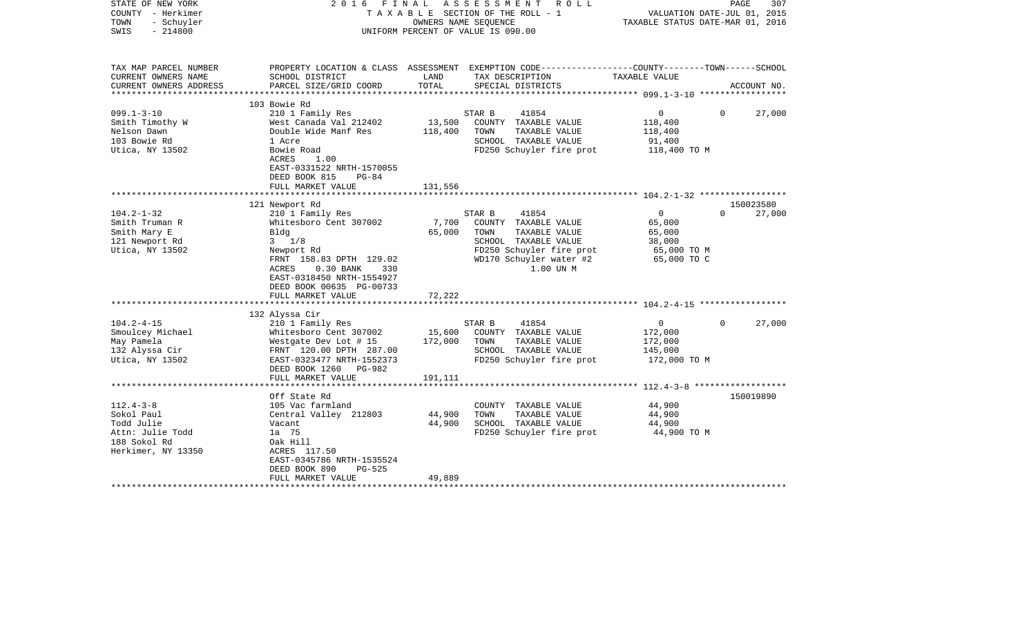STATE OF NEW YORK — 2016 FINAL ASSESSMENT ROLL
COUNTY - Herkimer — TAXABLE SECTION OF THE ROLL - 1 — VALUATION DATE-JUL 01, 2015
TOWN - Schuyler — OWNERS NAME SEQUENCE — TAXABLE STATUS DATE-MAR 01, 2016
SWIS - 214800 — UNIFORM PERCENT OF VALUE IS 090.00

| TAX MAP PARCEL NUMBER / CURRENT OWNERS NAME / CURRENT OWNERS ADDRESS | PROPERTY LOCATION & CLASS / SCHOOL DISTRICT / PARCEL SIZE/GRID COORD | ASSESSMENT LAND / TOTAL | EXEMPTION CODE / TAX DESCRIPTION / SPECIAL DISTRICTS | COUNTY / TOWN / SCHOOL TAXABLE VALUE | ACCOUNT NO. |
|---|---|---|---|---|---|
| 099.1-3-10 | 103 Bowie Rd | | | | |
| | 210 1 Family Res | | STAR B 41854 | 0 / 0 / 27,000 | |
| Smith Timothy W | West Canada Val 212402 | 13,500 | COUNTY TAXABLE VALUE | 118,400 | |
| Nelson Dawn | Double Wide Manf Res | 118,400 | TOWN TAXABLE VALUE | 118,400 | |
| 103 Bowie Rd | 1 Acre | | SCHOOL TAXABLE VALUE | 91,400 | |
| Utica, NY 13502 | Bowie Road | | FD250 Schuyler fire prot | 118,400 TO M | |
| | ACRES 1.00 | | | | |
| | EAST-0331522 NRTH-1570055 | | | | |
| | DEED BOOK 815 PG-84 | | | | |
| | FULL MARKET VALUE | 131,556 | | | |
| 104.2-1-32 | 121 Newport Rd | | | | 150023580 |
| | 210 1 Family Res | | STAR B 41854 | 0 / 0 / 27,000 | |
| Smith Truman R | Whitesboro Cent 307002 | 7,700 | COUNTY TAXABLE VALUE | 65,000 | |
| Smith Mary E | Bldg | 65,000 | TOWN TAXABLE VALUE | 65,000 | |
| 121 Newport Rd | 3 1/8 | | SCHOOL TAXABLE VALUE | 38,000 | |
| Utica, NY 13502 | Newport Rd | | FD250 Schuyler fire prot | 65,000 TO M | |
| | FRNT 158.83 DPTH 129.02 | | WD170 Schuyler water #2 | 65,000 TO C | |
| | ACRES 0.30 BANK 330 | | 1.00 UN M | | |
| | EAST-0318450 NRTH-1554927 | | | | |
| | DEED BOOK 00635 PG-00733 | | | | |
| | FULL MARKET VALUE | 72,222 | | | |
| 104.2-4-15 | 132 Alyssa Cir | | | | |
| | 210 1 Family Res | | STAR B 41854 | 0 / 0 / 27,000 | |
| Smoulcey Michael | Whitesboro Cent 307002 | 15,600 | COUNTY TAXABLE VALUE | 172,000 | |
| May Pamela | Westgate Dev Lot # 15 | 172,000 | TOWN TAXABLE VALUE | 172,000 | |
| 132 Alyssa Cir | FRNT 120.00 DPTH 287.00 | | SCHOOL TAXABLE VALUE | 145,000 | |
| Utica, NY 13502 | EAST-0323477 NRTH-1552373 | | FD250 Schuyler fire prot | 172,000 TO M | |
| | DEED BOOK 1260 PG-982 | | | | |
| | FULL MARKET VALUE | 191,111 | | | |
| 112.4-3-8 | Off State Rd | | | | 150019890 |
| | 105 Vac farmland | | COUNTY TAXABLE VALUE | 44,900 | |
| Sokol Paul | Central Valley 212803 | 44,900 | TOWN TAXABLE VALUE | 44,900 | |
| Todd Julie | Vacant | 44,900 | SCHOOL TAXABLE VALUE | 44,900 | |
| Attn: Julie Todd | 1a 75 | | FD250 Schuyler fire prot | 44,900 TO M | |
| 188 Sokol Rd | Oak Hill | | | | |
| Herkimer, NY 13350 | ACRES 117.50 | | | | |
| | EAST-0345786 NRTH-1535524 | | | | |
| | DEED BOOK 890 PG-525 | | | | |
| | FULL MARKET VALUE | 49,889 | | | |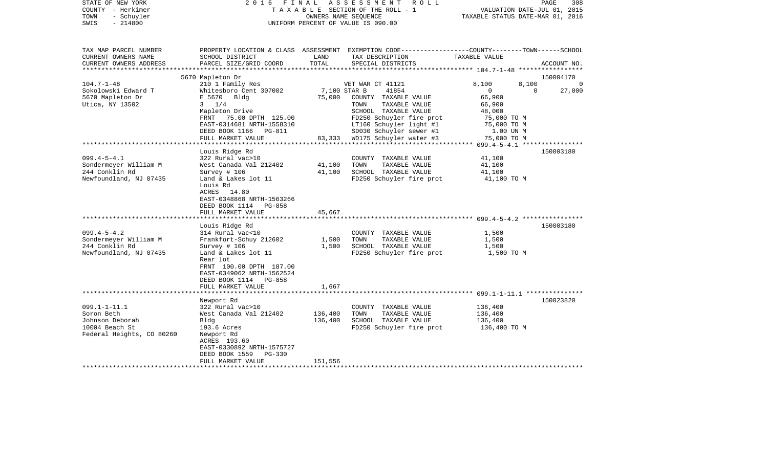STATE OF NEW YORK — 2016 FINAL ASSESSMENT ROLL
COUNTY - Herkimer — TAXABLE SECTION OF THE ROLL - 1 — VALUATION DATE-JUL 01, 2015
TOWN - Schuyler — OWNERS NAME SEQUENCE — TAXABLE STATUS DATE-MAR 01, 2016
SWIS - 214800 — UNIFORM PERCENT OF VALUE IS 090.00

| TAX MAP PARCEL NUMBER / CURRENT OWNERS NAME / CURRENT OWNERS ADDRESS | PROPERTY LOCATION & CLASS / SCHOOL DISTRICT / PARCEL SIZE/GRID COORD | ASSESSMENT LAND / TOTAL | EXEMPTION CODE / TAX DESCRIPTION / SPECIAL DISTRICTS | COUNTY | TOWN | SCHOOL / ACCOUNT NO. |
|---|---|---|---|---|---|---|
| **104.7-1-48** | 5670 Mapleton Dr | | | | | 150004170 |
| 104.7-1-48 | 210 1 Family Res | | VET WAR CT 41121 | 8,100 | 8,100 | 0 |
| Sokolowski Edward T | Whitesboro Cent 307002 | 7,100 | STAR B 41854 | 0 | 0 | 27,000 |
| 5670 Mapleton Dr | E 5670 Bldg | 75,000 | COUNTY TAXABLE VALUE | 66,900 | | |
| Utica, NY 13502 | 3 1/4 | | TOWN TAXABLE VALUE | | 66,900 | |
| | Mapleton Drive | | SCHOOL TAXABLE VALUE | | | 48,000 |
| | FRNT 75.00 DPTH 125.00 | | FD250 Schuyler fire prot | 75,000 TO M | | |
| | EAST-0314681 NRTH-1558310 | | LT160 Schuyler light #1 | 75,000 TO M | | |
| | DEED BOOK 1166 PG-811 | | SD030 Schuyler sewer #1 | 1.00 UN M | | |
| | FULL MARKET VALUE | 83,333 | WD175 Schuyler water #3 | 75,000 TO M | | |
| **099.4-5-4.1** | Louis Ridge Rd | | | | | 150003180 |
| 099.4-5-4.1 | 322 Rural vac>10 | | COUNTY TAXABLE VALUE | 41,100 | | |
| Sondermeyer William M | West Canada Val 212402 | 41,100 | TOWN TAXABLE VALUE | | 41,100 | |
| 244 Conklin Rd | Survey # 106 | 41,100 | SCHOOL TAXABLE VALUE | | | 41,100 |
| Newfoundland, NJ 07435 | Land & Lakes lot 11 | | FD250 Schuyler fire prot | 41,100 TO M | | |
| | Louis Rd | | | | | |
| | ACRES 14.80 | | | | | |
| | EAST-0348868 NRTH-1563266 | | | | | |
| | DEED BOOK 1114 PG-858 | | | | | |
| | FULL MARKET VALUE | 45,667 | | | | |
| **099.4-5-4.2** | Louis Ridge Rd | | | | | 150003180 |
| 099.4-5-4.2 | 314 Rural vac<10 | | COUNTY TAXABLE VALUE | 1,500 | | |
| Sondermeyer William M | Frankfort-Schuy 212602 | 1,500 | TOWN TAXABLE VALUE | | 1,500 | |
| 244 Conklin Rd | Survey # 106 | 1,500 | SCHOOL TAXABLE VALUE | | | 1,500 |
| Newfoundland, NJ 07435 | Land & Lakes lot 11 | | FD250 Schuyler fire prot | 1,500 TO M | | |
| | Rear lot | | | | | |
| | FRNT 100.00 DPTH 187.00 | | | | | |
| | EAST-0349062 NRTH-1562524 | | | | | |
| | DEED BOOK 1114 PG-858 | | | | | |
| | FULL MARKET VALUE | 1,667 | | | | |
| **099.1-1-11.1** | Newport Rd | | | | | 150023820 |
| 099.1-1-11.1 | 322 Rural vac>10 | | COUNTY TAXABLE VALUE | 136,400 | | |
| Soron Beth | West Canada Val 212402 | 136,400 | TOWN TAXABLE VALUE | | 136,400 | |
| Johnson Deborah | Bldg | 136,400 | SCHOOL TAXABLE VALUE | | | 136,400 |
| 10004 Beach St | 193.6 Acres | | FD250 Schuyler fire prot | 136,400 TO M | | |
| Federal Heights, CO 80260 | Newport Rd | | | | | |
| | ACRES 193.60 | | | | | |
| | EAST-0330892 NRTH-1575727 | | | | | |
| | DEED BOOK 1559 PG-330 | | | | | |
| | FULL MARKET VALUE | 151,556 | | | | |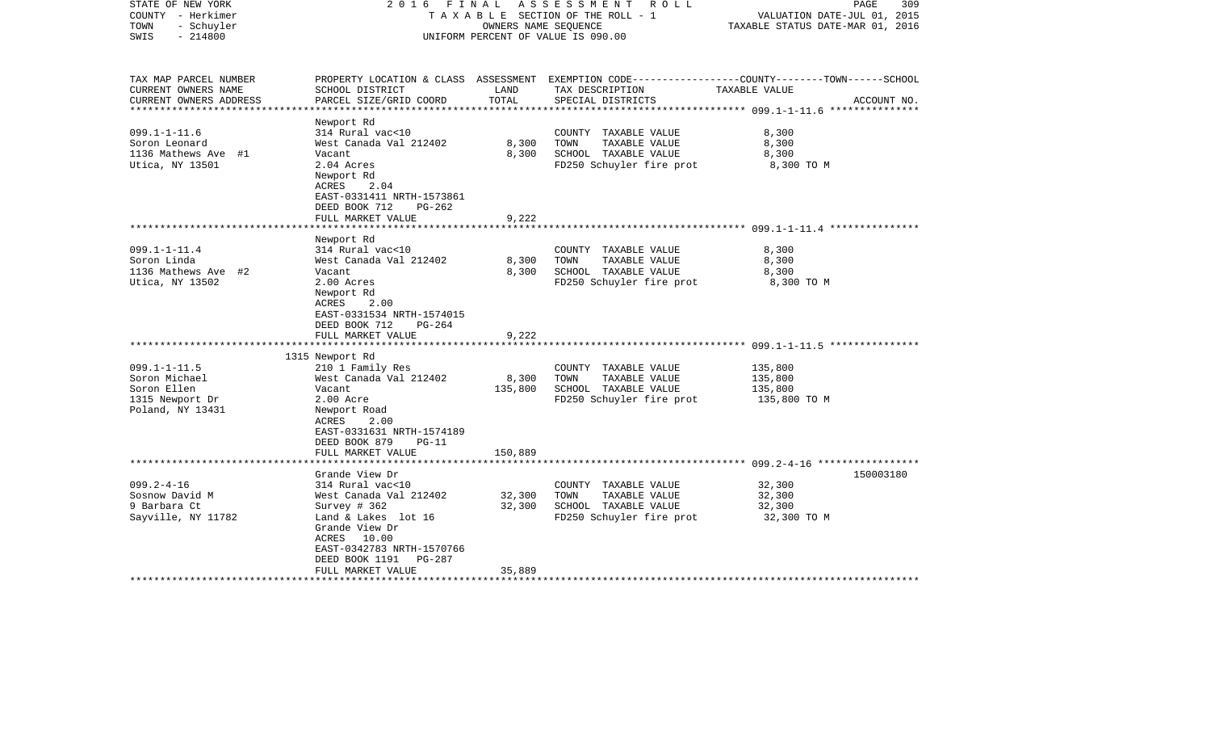STATE OF NEW YORK
COUNTY - Herkimer
TOWN - Schuyler
SWIS - 214800

2016 FINAL ASSESSMENT ROLL
TAXABLE SECTION OF THE ROLL - 1
OWNERS NAME SEQUENCE
UNIFORM PERCENT OF VALUE IS 090.00

VALUATION DATE-JUL 01, 2015
TAXABLE STATUS DATE-MAR 01, 2016

| TAX MAP PARCEL NUMBER / CURRENT OWNERS NAME / CURRENT OWNERS ADDRESS | PROPERTY LOCATION & CLASS / SCHOOL DISTRICT / PARCEL SIZE/GRID COORD | ASSESSMENT LAND / TOTAL | EXEMPTION CODE / TAX DESCRIPTION / SPECIAL DISTRICTS | COUNTY--------TOWN------SCHOOL TAXABLE VALUE | ACCOUNT NO. |
|---|---|---|---|---|---|
| **099.1-1-11.6** | Newport Rd | | | | |
| 099.1-1-11.6 | 314 Rural vac<10 | | COUNTY TAXABLE VALUE | 8,300 | |
| Soron Leonard | West Canada Val 212402 | 8,300 | TOWN TAXABLE VALUE | 8,300 | |
| 1136 Mathews Ave #1 | Vacant | 8,300 | SCHOOL TAXABLE VALUE | 8,300 | |
| Utica, NY 13501 | 2.04 Acres | | FD250 Schuyler fire prot | 8,300 TO M | |
| | Newport Rd | | | | |
| | ACRES 2.04 | | | | |
| | EAST-0331411 NRTH-1573861 | | | | |
| | DEED BOOK 712 PG-262 | | | | |
| | FULL MARKET VALUE | 9,222 | | | |
| **099.1-1-11.4** | Newport Rd | | | | |
| 099.1-1-11.4 | 314 Rural vac<10 | | COUNTY TAXABLE VALUE | 8,300 | |
| Soron Linda | West Canada Val 212402 | 8,300 | TOWN TAXABLE VALUE | 8,300 | |
| 1136 Mathews Ave #2 | Vacant | 8,300 | SCHOOL TAXABLE VALUE | 8,300 | |
| Utica, NY 13502 | 2.00 Acres | | FD250 Schuyler fire prot | 8,300 TO M | |
| | Newport Rd | | | | |
| | ACRES 2.00 | | | | |
| | EAST-0331534 NRTH-1574015 | | | | |
| | DEED BOOK 712 PG-264 | | | | |
| | FULL MARKET VALUE | 9,222 | | | |
| **099.1-1-11.5** | 1315 Newport Rd | | | | |
| 099.1-1-11.5 | 210 1 Family Res | | COUNTY TAXABLE VALUE | 135,800 | |
| Soron Michael | West Canada Val 212402 | 8,300 | TOWN TAXABLE VALUE | 135,800 | |
| Soron Ellen | Vacant | 135,800 | SCHOOL TAXABLE VALUE | 135,800 | |
| 1315 Newport Dr | 2.00 Acre | | FD250 Schuyler fire prot | 135,800 TO M | |
| Poland, NY 13431 | Newport Road | | | | |
| | ACRES 2.00 | | | | |
| | EAST-0331631 NRTH-1574189 | | | | |
| | DEED BOOK 879 PG-11 | | | | |
| | FULL MARKET VALUE | 150,889 | | | |
| **099.2-4-16** | Grande View Dr | | | | 150003180 |
| 099.2-4-16 | 314 Rural vac<10 | | COUNTY TAXABLE VALUE | 32,300 | |
| Sosnow David M | West Canada Val 212402 | 32,300 | TOWN TAXABLE VALUE | 32,300 | |
| 9 Barbara Ct | Survey # 362 | 32,300 | SCHOOL TAXABLE VALUE | 32,300 | |
| Sayville, NY 11782 | Land & Lakes lot 16 | | FD250 Schuyler fire prot | 32,300 TO M | |
| | Grande View Dr | | | | |
| | ACRES 10.00 | | | | |
| | EAST-0342783 NRTH-1570766 | | | | |
| | DEED BOOK 1191 PG-287 | | | | |
| | FULL MARKET VALUE | 35,889 | | | |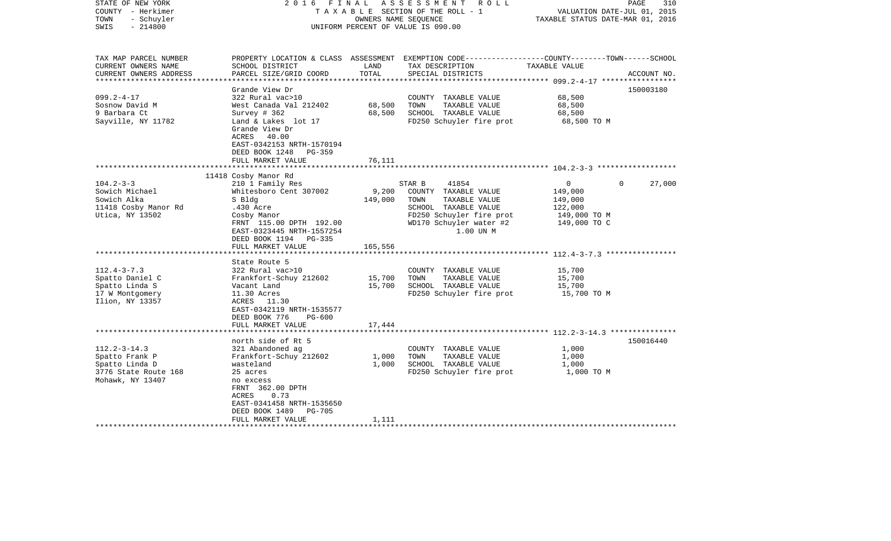STATE OF NEW YORK — 2016 FINAL ASSESSMENT ROLL
COUNTY - Herkimer — TAXABLE SECTION OF THE ROLL - 1 — VALUATION DATE-JUL 01, 2015
TOWN - Schuyler — OWNERS NAME SEQUENCE — TAXABLE STATUS DATE-MAR 01, 2016
SWIS - 214800 — UNIFORM PERCENT OF VALUE IS 090.00

| TAX MAP PARCEL NUMBER / CURRENT OWNERS NAME / CURRENT OWNERS ADDRESS | PROPERTY LOCATION & CLASS / SCHOOL DISTRICT / PARCEL SIZE/GRID COORD | ASSESSMENT LAND | TOTAL | EXEMPTION CODE / TAX DESCRIPTION / SPECIAL DISTRICTS | COUNTY | TOWN | SCHOOL / TAXABLE VALUE | ACCOUNT NO. |
|---|---|---|---|---|---|---|---|---|
| **099.2-4-17** | Grande View Dr | | | | | | | 150003180 |
| 099.2-4-17 | 322 Rural vac>10 | | | COUNTY TAXABLE VALUE | 68,500 | | | |
| Sosnow David M | West Canada Val 212402 | 68,500 | | TOWN TAXABLE VALUE | | 68,500 | | |
| 9 Barbara Ct | Survey # 362 | | 68,500 | SCHOOL TAXABLE VALUE | | | 68,500 | |
| Sayville, NY 11782 | Land & Lakes lot 17 | | | FD250 Schuyler fire prot | 68,500 TO M | | | |
| | Grande View Dr | | | | | | | |
| | ACRES 40.00 | | | | | | | |
| | EAST-0342153 NRTH-1570194 | | | | | | | |
| | DEED BOOK 1248 PG-359 | | | | | | | |
| | FULL MARKET VALUE | | 76,111 | | | | | |
| **104.2-3-3** | 11418 Cosby Manor Rd | | | | | | | |
| 104.2-3-3 | 210 1 Family Res | | | STAR B 41854 | 0 | 0 | 27,000 | |
| Sowich Michael | Whitesboro Cent 307002 | 9,200 | | COUNTY TAXABLE VALUE | 149,000 | | | |
| Sowich Alka | S Bldg | | 149,000 | TOWN TAXABLE VALUE | | 149,000 | | |
| 11418 Cosby Manor Rd | .430 Acre | | | SCHOOL TAXABLE VALUE | | | 122,000 | |
| Utica, NY 13502 | Cosby Manor | | | FD250 Schuyler fire prot | 149,000 TO M | | | |
| | FRNT 115.00 DPTH 192.00 | | | WD170 Schuyler water #2 | 149,000 TO C | | | |
| | EAST-0323445 NRTH-1557254 | | | 1.00 UN M | | | | |
| | DEED BOOK 1194 PG-335 | | | | | | | |
| | FULL MARKET VALUE | | 165,556 | | | | | |
| **112.4-3-7.3** | State Route 5 | | | | | | | |
| 112.4-3-7.3 | 322 Rural vac>10 | | | COUNTY TAXABLE VALUE | 15,700 | | | |
| Spatto Daniel C | Frankfort-Schuy 212602 | 15,700 | | TOWN TAXABLE VALUE | | 15,700 | | |
| Spatto Linda S | Vacant Land | | 15,700 | SCHOOL TAXABLE VALUE | | | 15,700 | |
| 17 W Montgomery | 11.30 Acres | | | FD250 Schuyler fire prot | 15,700 TO M | | | |
| Ilion, NY 13357 | ACRES 11.30 | | | | | | | |
| | EAST-0342119 NRTH-1535577 | | | | | | | |
| | DEED BOOK 776 PG-600 | | | | | | | |
| | FULL MARKET VALUE | | 17,444 | | | | | |
| **112.2-3-14.3** | north side of Rt 5 | | | | | | | 150016440 |
| 112.2-3-14.3 | 321 Abandoned ag | | | COUNTY TAXABLE VALUE | 1,000 | | | |
| Spatto Frank P | Frankfort-Schuy 212602 | 1,000 | | TOWN TAXABLE VALUE | | 1,000 | | |
| Spatto Linda D | wasteland | | 1,000 | SCHOOL TAXABLE VALUE | | | 1,000 | |
| 3776 State Route 168 | 25 acres | | | FD250 Schuyler fire prot | 1,000 TO M | | | |
| Mohawk, NY 13407 | no excess | | | | | | | |
| | FRNT 362.00 DPTH | | | | | | | |
| | ACRES 0.73 | | | | | | | |
| | EAST-0341458 NRTH-1535650 | | | | | | | |
| | DEED BOOK 1489 PG-705 | | | | | | | |
| | FULL MARKET VALUE | | 1,111 | | | | | |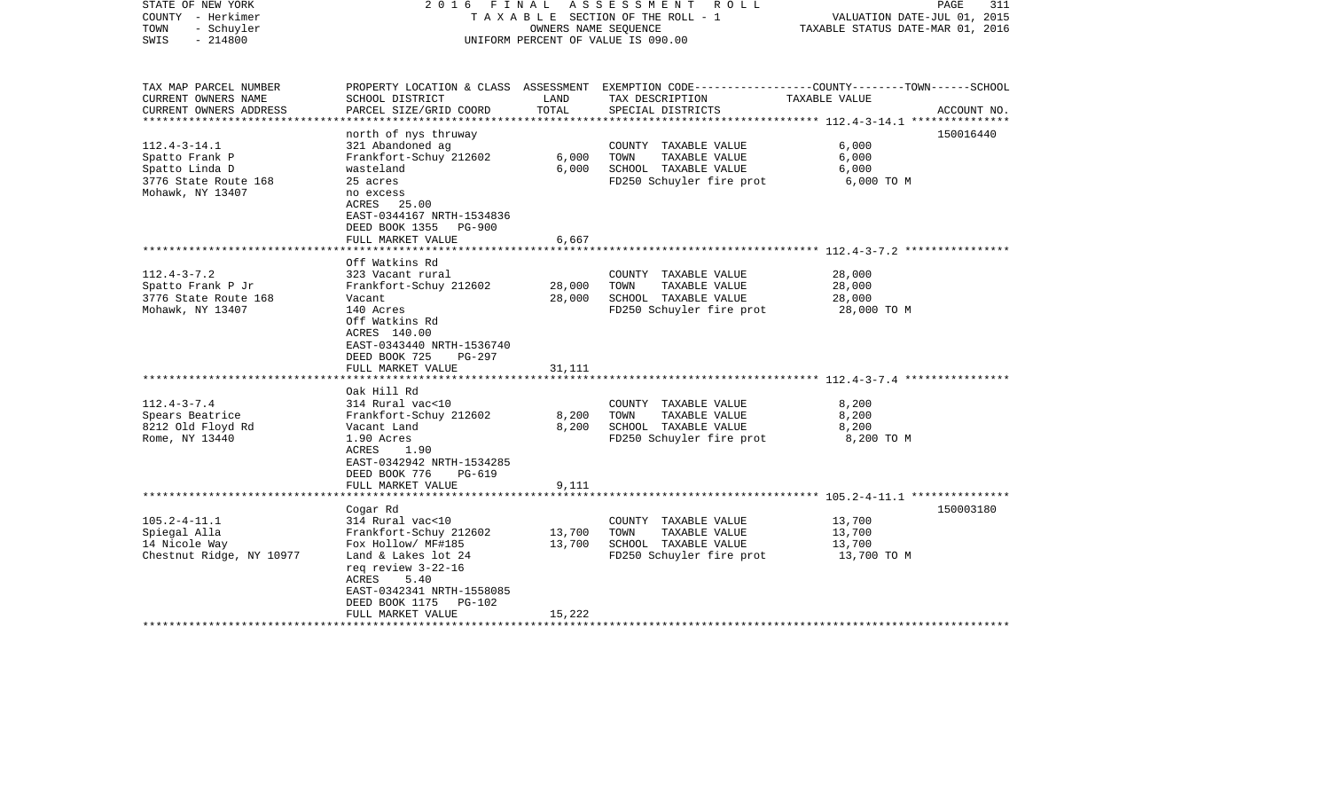STATE OF NEW YORK — 2016 FINAL ASSESSMENT ROLL
COUNTY - Herkimer — TAXABLE SECTION OF THE ROLL - 1 — VALUATION DATE-JUL 01, 2015
TOWN - Schuyler — OWNERS NAME SEQUENCE — TAXABLE STATUS DATE-MAR 01, 2016
SWIS - 214800 — UNIFORM PERCENT OF VALUE IS 090.00

| TAX MAP PARCEL NUMBER / CURRENT OWNERS NAME / CURRENT OWNERS ADDRESS | PROPERTY LOCATION & CLASS / SCHOOL DISTRICT / PARCEL SIZE/GRID COORD | ASSESSMENT LAND / TOTAL | EXEMPTION CODE / TAX DESCRIPTION / SPECIAL DISTRICTS | COUNTY--------TOWN------SCHOOL TAXABLE VALUE | ACCOUNT NO. |
|---|---|---|---|---|---|
| **112.4-3-14.1** | north of nys thruway | | | | 150016440 |
| 112.4-3-14.1 | 321 Abandoned ag | | COUNTY TAXABLE VALUE | 6,000 | |
| Spatto Frank P | Frankfort-Schuy 212602 | 6,000 | TOWN TAXABLE VALUE | 6,000 | |
| Spatto Linda D | wasteland | 6,000 | SCHOOL TAXABLE VALUE | 6,000 | |
| 3776 State Route 168 | 25 acres | | FD250 Schuyler fire prot | 6,000 TO M | |
| Mohawk, NY 13407 | no excess | | | | |
| | ACRES 25.00 | | | | |
| | EAST-0344167 NRTH-1534836 | | | | |
| | DEED BOOK 1355 PG-900 | | | | |
| | FULL MARKET VALUE | 6,667 | | | |
| **112.4-3-7.2** | Off Watkins Rd | | | | |
| 112.4-3-7.2 | 323 Vacant rural | | COUNTY TAXABLE VALUE | 28,000 | |
| Spatto Frank P Jr | Frankfort-Schuy 212602 | 28,000 | TOWN TAXABLE VALUE | 28,000 | |
| 3776 State Route 168 | Vacant | 28,000 | SCHOOL TAXABLE VALUE | 28,000 | |
| Mohawk, NY 13407 | 140 Acres | | FD250 Schuyler fire prot | 28,000 TO M | |
| | Off Watkins Rd | | | | |
| | ACRES 140.00 | | | | |
| | EAST-0343440 NRTH-1536740 | | | | |
| | DEED BOOK 725 PG-297 | | | | |
| | FULL MARKET VALUE | 31,111 | | | |
| **112.4-3-7.4** | Oak Hill Rd | | | | |
| 112.4-3-7.4 | 314 Rural vac<10 | | COUNTY TAXABLE VALUE | 8,200 | |
| Spears Beatrice | Frankfort-Schuy 212602 | 8,200 | TOWN TAXABLE VALUE | 8,200 | |
| 8212 Old Floyd Rd | Vacant Land | 8,200 | SCHOOL TAXABLE VALUE | 8,200 | |
| Rome, NY 13440 | 1.90 Acres | | FD250 Schuyler fire prot | 8,200 TO M | |
| | ACRES 1.90 | | | | |
| | EAST-0342942 NRTH-1534285 | | | | |
| | DEED BOOK 776 PG-619 | | | | |
| | FULL MARKET VALUE | 9,111 | | | |
| **105.2-4-11.1** | Cogar Rd | | | | 150003180 |
| 105.2-4-11.1 | 314 Rural vac<10 | | COUNTY TAXABLE VALUE | 13,700 | |
| Spiegal Alla | Frankfort-Schuy 212602 | 13,700 | TOWN TAXABLE VALUE | 13,700 | |
| 14 Nicole Way | Fox Hollow/ MF#185 | 13,700 | SCHOOL TAXABLE VALUE | 13,700 | |
| Chestnut Ridge, NY 10977 | Land & Lakes lot 24 | | FD250 Schuyler fire prot | 13,700 TO M | |
| | req review 3-22-16 | | | | |
| | ACRES 5.40 | | | | |
| | EAST-0342341 NRTH-1558085 | | | | |
| | DEED BOOK 1175 PG-102 | | | | |
| | FULL MARKET VALUE | 15,222 | | | |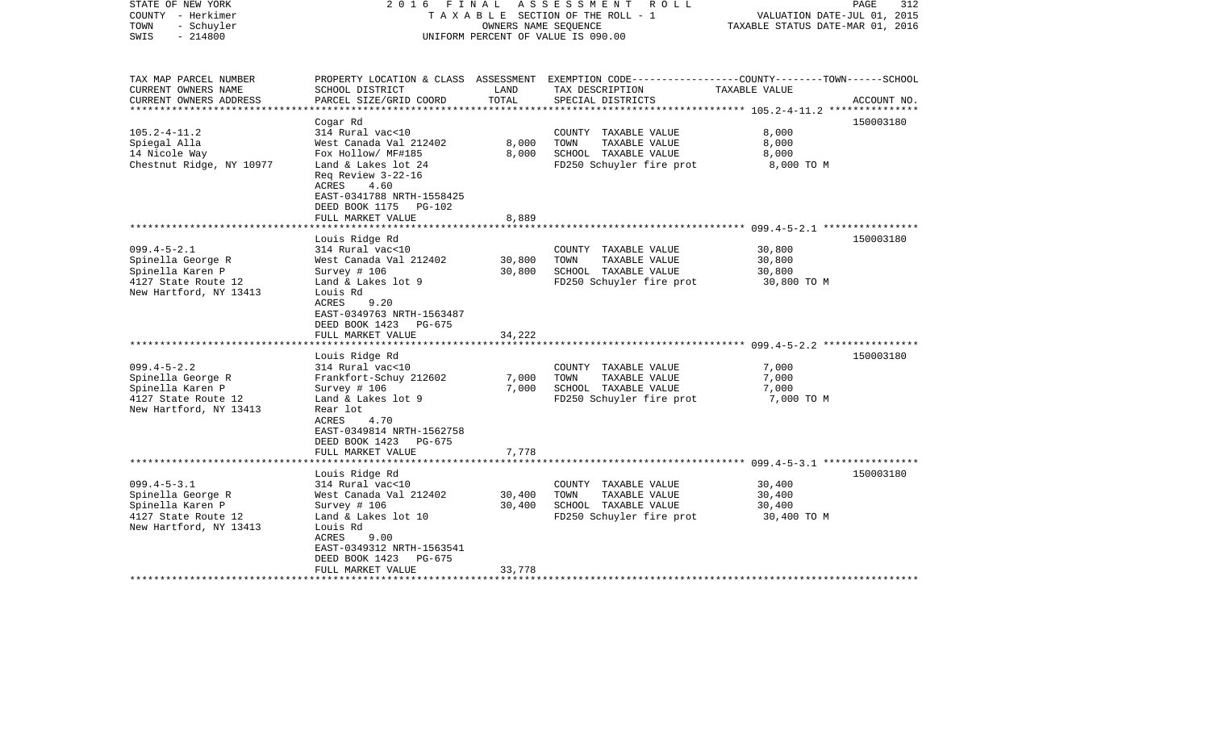STATE OF NEW YORK | 2016 FINAL ASSESSMENT ROLL
COUNTY - Herkimer | TAXABLE SECTION OF THE ROLL - 1 | VALUATION DATE-JUL 01, 2015
TOWN - Schuyler | OWNERS NAME SEQUENCE | TAXABLE STATUS DATE-MAR 01, 2016
SWIS - 214800 | UNIFORM PERCENT OF VALUE IS 090.00

| TAX MAP PARCEL NUMBER<br>CURRENT OWNERS NAME<br>CURRENT OWNERS ADDRESS | PROPERTY LOCATION & CLASS<br>SCHOOL DISTRICT<br>PARCEL SIZE/GRID COORD | ASSESSMENT<br>LAND<br>TOTAL | EXEMPTION CODE-----COUNTY-----TOWN------SCHOOL<br>TAX DESCRIPTION<br>SPECIAL DISTRICTS | TAXABLE VALUE | ACCOUNT NO. |
|---|---|---|---|---|---|
| 105.2-4-11.2 | Cogar Rd<br>314 Rural vac<10 | | | | 150003180 |
| Spiegal Alla | West Canada Val 212402 | 8,000 | COUNTY TAXABLE VALUE | 8,000 | |
| 14 Nicole Way | Fox Hollow/ MF#185 | 8,000 | TOWN TAXABLE VALUE | 8,000 | |
| Chestnut Ridge, NY 10977 | Land & Lakes lot 24 | | SCHOOL TAXABLE VALUE | 8,000 | |
| | Req Review 3-22-16 | | FD250 Schuyler fire prot | 8,000 TO M | |
| | ACRES 4.60 | | | | |
| | EAST-0341788 NRTH-1558425 | | | | |
| | DEED BOOK 1175 PG-102 | | | | |
| | FULL MARKET VALUE | 8,889 | | | |
| 099.4-5-2.1 | Louis Ridge Rd<br>314 Rural vac<10 | | | | 150003180 |
| Spinella George R | West Canada Val 212402 | 30,800 | COUNTY TAXABLE VALUE | 30,800 | |
| Spinella Karen P | Survey # 106 | 30,800 | TOWN TAXABLE VALUE | 30,800 | |
| 4127 State Route 12 | Land & Lakes lot 9 | | SCHOOL TAXABLE VALUE | 30,800 | |
| New Hartford, NY 13413 | Louis Rd | | FD250 Schuyler fire prot | 30,800 TO M | |
| | ACRES 9.20 | | | | |
| | EAST-0349763 NRTH-1563487 | | | | |
| | DEED BOOK 1423 PG-675 | | | | |
| | FULL MARKET VALUE | 34,222 | | | |
| 099.4-5-2.2 | Louis Ridge Rd<br>314 Rural vac<10 | | | | 150003180 |
| Spinella George R | Frankfort-Schuy 212602 | 7,000 | COUNTY TAXABLE VALUE | 7,000 | |
| Spinella Karen P | Survey # 106 | 7,000 | TOWN TAXABLE VALUE | 7,000 | |
| 4127 State Route 12 | Land & Lakes lot 9 | | SCHOOL TAXABLE VALUE | 7,000 | |
| New Hartford, NY 13413 | Rear lot | | FD250 Schuyler fire prot | 7,000 TO M | |
| | ACRES 4.70 | | | | |
| | EAST-0349814 NRTH-1562758 | | | | |
| | DEED BOOK 1423 PG-675 | | | | |
| | FULL MARKET VALUE | 7,778 | | | |
| 099.4-5-3.1 | Louis Ridge Rd<br>314 Rural vac<10 | | | | 150003180 |
| Spinella George R | West Canada Val 212402 | 30,400 | COUNTY TAXABLE VALUE | 30,400 | |
| Spinella Karen P | Survey # 106 | 30,400 | TOWN TAXABLE VALUE | 30,400 | |
| 4127 State Route 12 | Land & Lakes lot 10 | | SCHOOL TAXABLE VALUE | 30,400 | |
| New Hartford, NY 13413 | Louis Rd | | FD250 Schuyler fire prot | 30,400 TO M | |
| | ACRES 9.00 | | | | |
| | EAST-0349312 NRTH-1563541 | | | | |
| | DEED BOOK 1423 PG-675 | | | | |
| | FULL MARKET VALUE | 33,778 | | | |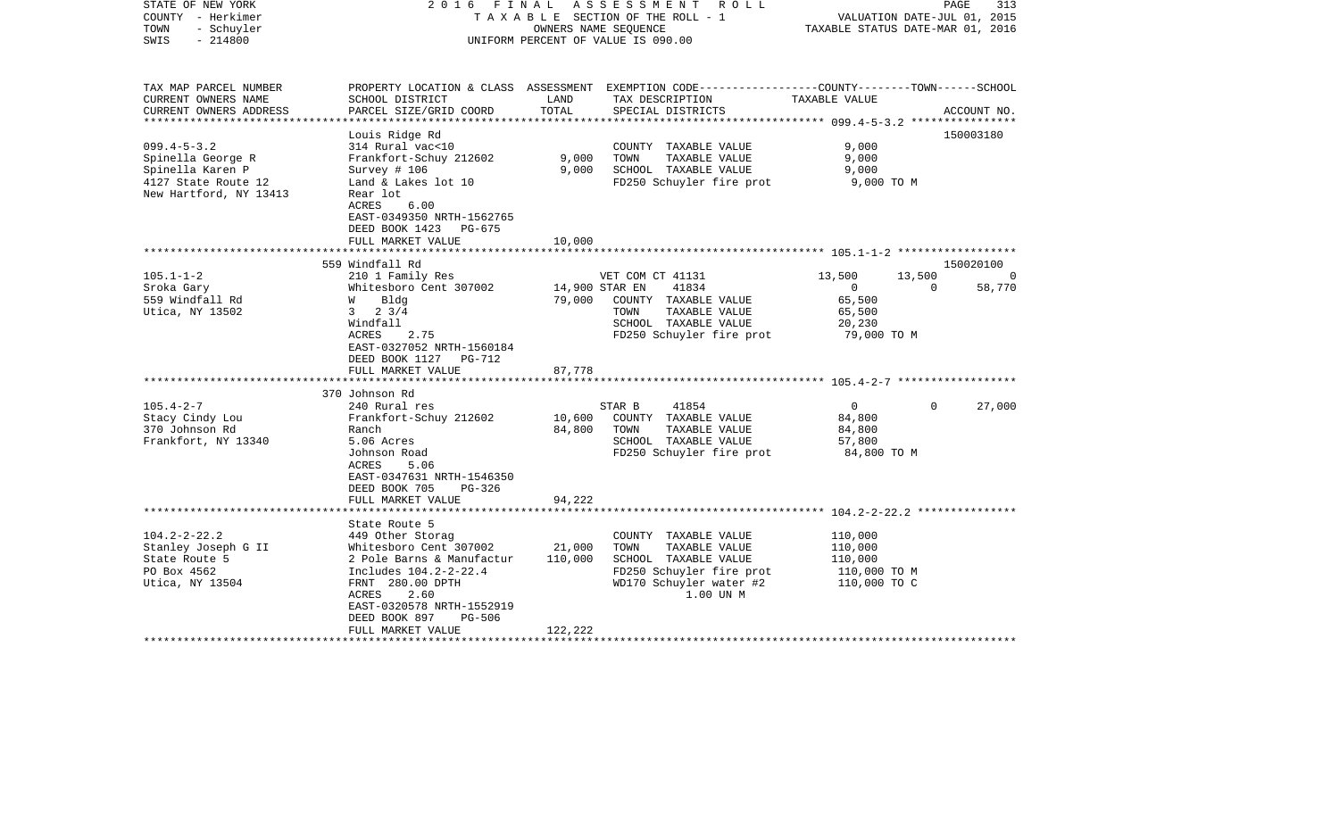STATE OF NEW YORK — 2016 FINAL ASSESSMENT ROLL
COUNTY - Herkimer — TAXABLE SECTION OF THE ROLL - 1 — VALUATION DATE-JUL 01, 2015
TOWN - Schuyler — OWNERS NAME SEQUENCE — TAXABLE STATUS DATE-MAR 01, 2016
SWIS - 214800 — UNIFORM PERCENT OF VALUE IS 090.00

| TAX MAP PARCEL NUMBER / CURRENT OWNERS NAME / CURRENT OWNERS ADDRESS | PROPERTY LOCATION & CLASS / SCHOOL DISTRICT / PARCEL SIZE/GRID COORD | ASSESSMENT LAND / TOTAL | EXEMPTION CODE / TAX DESCRIPTION / SPECIAL DISTRICTS | COUNTY TAXABLE VALUE | TOWN | SCHOOL | ACCOUNT NO. |
|---|---|---|---|---|---|---|---|
| **099.4-5-3.2** | Louis Ridge Rd | | | | | | 150003180 |
| Spinella George R | 314 Rural vac<10 | | COUNTY TAXABLE VALUE | 9,000 | | | |
| Spinella Karen P | Frankfort-Schuy 212602 | 9,000 | TOWN TAXABLE VALUE | 9,000 | | | |
| 4127 State Route 12 | Survey # 106 | 9,000 | SCHOOL TAXABLE VALUE | 9,000 | | | |
| New Hartford, NY 13413 | Land & Lakes lot 10 | | FD250 Schuyler fire prot | 9,000 TO M | | | |
| | Rear lot | | | | | | |
| | ACRES 6.00 | | | | | | |
| | EAST-0349350 NRTH-1562765 | | | | | | |
| | DEED BOOK 1423 PG-675 | | | | | | |
| | FULL MARKET VALUE | 10,000 | | | | | |
| **105.1-1-2** | 559 Windfall Rd | | | | | | 150020100 |
| Sroka Gary | 210 1 Family Res | | VET COM CT 41131 | 13,500 | 13,500 | 0 | |
| 559 Windfall Rd | Whitesboro Cent 307002 | 14,900 | STAR EN 41834 | 0 | 0 | 58,770 | |
| Utica, NY 13502 | W Bldg | 79,000 | COUNTY TAXABLE VALUE | 65,500 | | | |
| | 3 2 3/4 | | TOWN TAXABLE VALUE | 65,500 | | | |
| | Windfall | | SCHOOL TAXABLE VALUE | 20,230 | | | |
| | ACRES 2.75 | | FD250 Schuyler fire prot | 79,000 TO M | | | |
| | EAST-0327052 NRTH-1560184 | | | | | | |
| | DEED BOOK 1127 PG-712 | | | | | | |
| | FULL MARKET VALUE | 87,778 | | | | | |
| **105.4-2-7** | 370 Johnson Rd | | | | | | |
| Stacy Cindy Lou | 240 Rural res | | STAR B 41854 | 0 | 0 | 27,000 | |
| 370 Johnson Rd | Frankfort-Schuy 212602 | 10,600 | COUNTY TAXABLE VALUE | 84,800 | | | |
| Frankfort, NY 13340 | Ranch | 84,800 | TOWN TAXABLE VALUE | 84,800 | | | |
| | 5.06 Acres | | SCHOOL TAXABLE VALUE | 57,800 | | | |
| | Johnson Road | | FD250 Schuyler fire prot | 84,800 TO M | | | |
| | ACRES 5.06 | | | | | | |
| | EAST-0347631 NRTH-1546350 | | | | | | |
| | DEED BOOK 705 PG-326 | | | | | | |
| | FULL MARKET VALUE | 94,222 | | | | | |
| **104.2-2-22.2** | State Route 5 | | | | | | |
| Stanley Joseph G II | 449 Other Storag | | COUNTY TAXABLE VALUE | 110,000 | | | |
| State Route 5 | Whitesboro Cent 307002 | 21,000 | TOWN TAXABLE VALUE | 110,000 | | | |
| PO Box 4562 | 2 Pole Barns & Manufactur | 110,000 | SCHOOL TAXABLE VALUE | 110,000 | | | |
| Utica, NY 13504 | Includes 104.2-2-22.4 | | FD250 Schuyler fire prot | 110,000 TO M | | | |
| | FRNT 280.00 DPTH | | WD170 Schuyler water #2 | 110,000 TO C | | | |
| | ACRES 2.60 | | 1.00 UN M | | | | |
| | EAST-0320578 NRTH-1552919 | | | | | | |
| | DEED BOOK 897 PG-506 | | | | | | |
| | FULL MARKET VALUE | 122,222 | | | | | |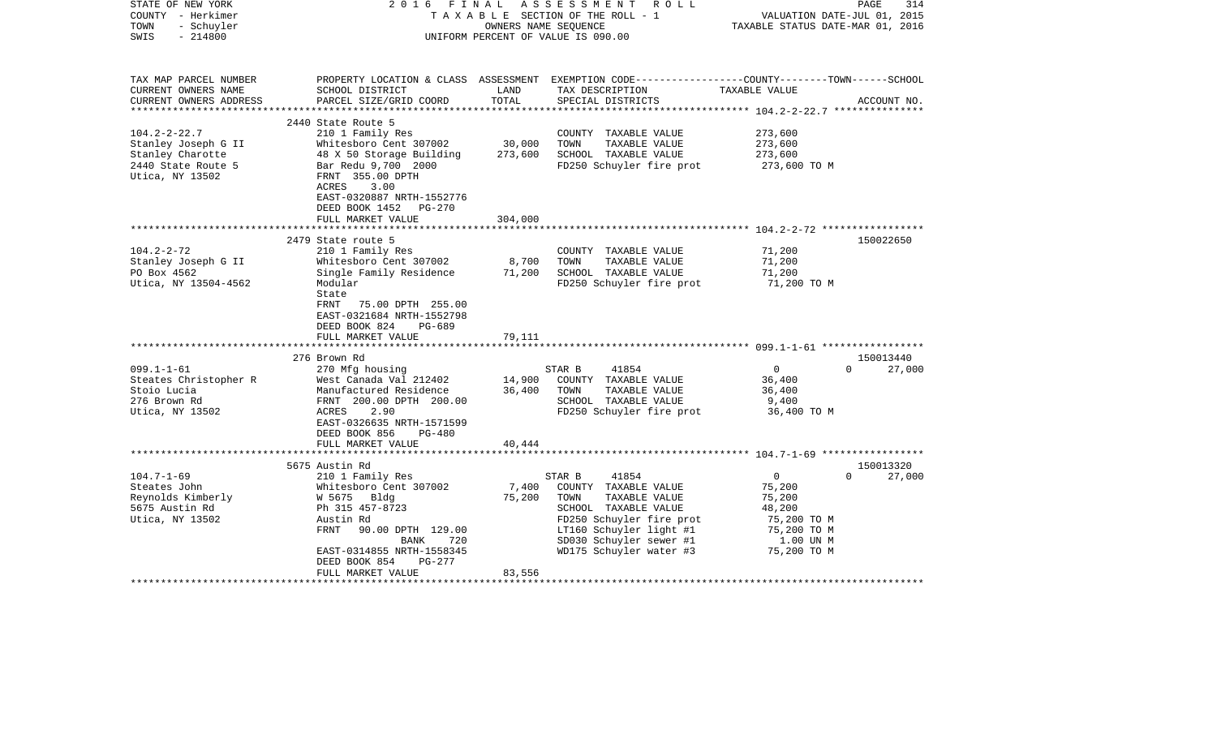STATE OF NEW YORK — 2016 FINAL ASSESSMENT ROLL — PAGE 314
COUNTY - Herkimer — TAXABLE SECTION OF THE ROLL - 1 — VALUATION DATE-JUL 01, 2015
TOWN - Schuyler — OWNERS NAME SEQUENCE — TAXABLE STATUS DATE-MAR 01, 2016
SWIS - 214800 — UNIFORM PERCENT OF VALUE IS 090.00

| TAX MAP PARCEL NUMBER / CURRENT OWNERS NAME / CURRENT OWNERS ADDRESS | PROPERTY LOCATION & CLASS / SCHOOL DISTRICT / PARCEL SIZE/GRID COORD | ASSESSMENT LAND / TOTAL | EXEMPTION CODE / TAX DESCRIPTION / SPECIAL DISTRICTS | COUNTY / TOWN / SCHOOL TAXABLE VALUE | ACCOUNT NO. |
|---|---|---|---|---|---|
| 104.2-2-22.7 | 2440 State Route 5 | | | | |
| Stanley Joseph G II | 210 1 Family Res | | COUNTY TAXABLE VALUE | 273,600 | |
| Stanley Charotte | Whitesboro Cent 307002 | 30,000 | TOWN TAXABLE VALUE | 273,600 | |
| 2440 State Route 5 | 48 X 50 Storage Building | 273,600 | SCHOOL TAXABLE VALUE | 273,600 | |
| Utica, NY 13502 | Bar Redu 9,700 2000 | | FD250 Schuyler fire prot | 273,600 TO M | |
| | FRNT 355.00 DPTH | | | | |
| | ACRES 3.00 | | | | |
| | EAST-0320887 NRTH-1552776 | | | | |
| | DEED BOOK 1452 PG-270 | | | | |
| | FULL MARKET VALUE | 304,000 | | | |
| 104.2-2-72 | 2479 State route 5 | | | | 150022650 |
| Stanley Joseph G II | 210 1 Family Res | | COUNTY TAXABLE VALUE | 71,200 | |
| PO Box 4562 | Whitesboro Cent 307002 | 8,700 | TOWN TAXABLE VALUE | 71,200 | |
| Utica, NY 13504-4562 | Single Family Residence | 71,200 | SCHOOL TAXABLE VALUE | 71,200 | |
| | Modular | | FD250 Schuyler fire prot | 71,200 TO M | |
| | State | | | | |
| | FRNT 75.00 DPTH 255.00 | | | | |
| | EAST-0321684 NRTH-1552798 | | | | |
| | DEED BOOK 824 PG-689 | | | | |
| | FULL MARKET VALUE | 79,111 | | | |
| 099.1-1-61 | 276 Brown Rd | | | | 150013440 |
| Steates Christopher R | 270 Mfg housing | | STAR B 41854 | 0 / 0 / 27,000 | |
| Stoio Lucia | West Canada Val 212402 | 14,900 | COUNTY TAXABLE VALUE | 36,400 | |
| 276 Brown Rd | Manufactured Residence | 36,400 | TOWN TAXABLE VALUE | 36,400 | |
| Utica, NY 13502 | FRNT 200.00 DPTH 200.00 | | SCHOOL TAXABLE VALUE | 9,400 | |
| | ACRES 2.90 | | FD250 Schuyler fire prot | 36,400 TO M | |
| | EAST-0326635 NRTH-1571599 | | | | |
| | DEED BOOK 856 PG-480 | | | | |
| | FULL MARKET VALUE | 40,444 | | | |
| 104.7-1-69 | 5675 Austin Rd | | | | 150013320 |
| Steates John | 210 1 Family Res | | STAR B 41854 | 0 / 0 / 27,000 | |
| Reynolds Kimberly | Whitesboro Cent 307002 | 7,400 | COUNTY TAXABLE VALUE | 75,200 | |
| 5675 Austin Rd | W 5675 Bldg | 75,200 | TOWN TAXABLE VALUE | 75,200 | |
| Utica, NY 13502 | Ph 315 457-8723 | | SCHOOL TAXABLE VALUE | 48,200 | |
| | Austin Rd | | FD250 Schuyler fire prot | 75,200 TO M | |
| | FRNT 90.00 DPTH 129.00 | | LT160 Schuyler light #1 | 75,200 TO M | |
| | BANK 720 | | SD030 Schuyler sewer #1 | 1.00 UN M | |
| | EAST-0314855 NRTH-1558345 | | WD175 Schuyler water #3 | 75,200 TO M | |
| | DEED BOOK 854 PG-277 | | | | |
| | FULL MARKET VALUE | 83,556 | | | |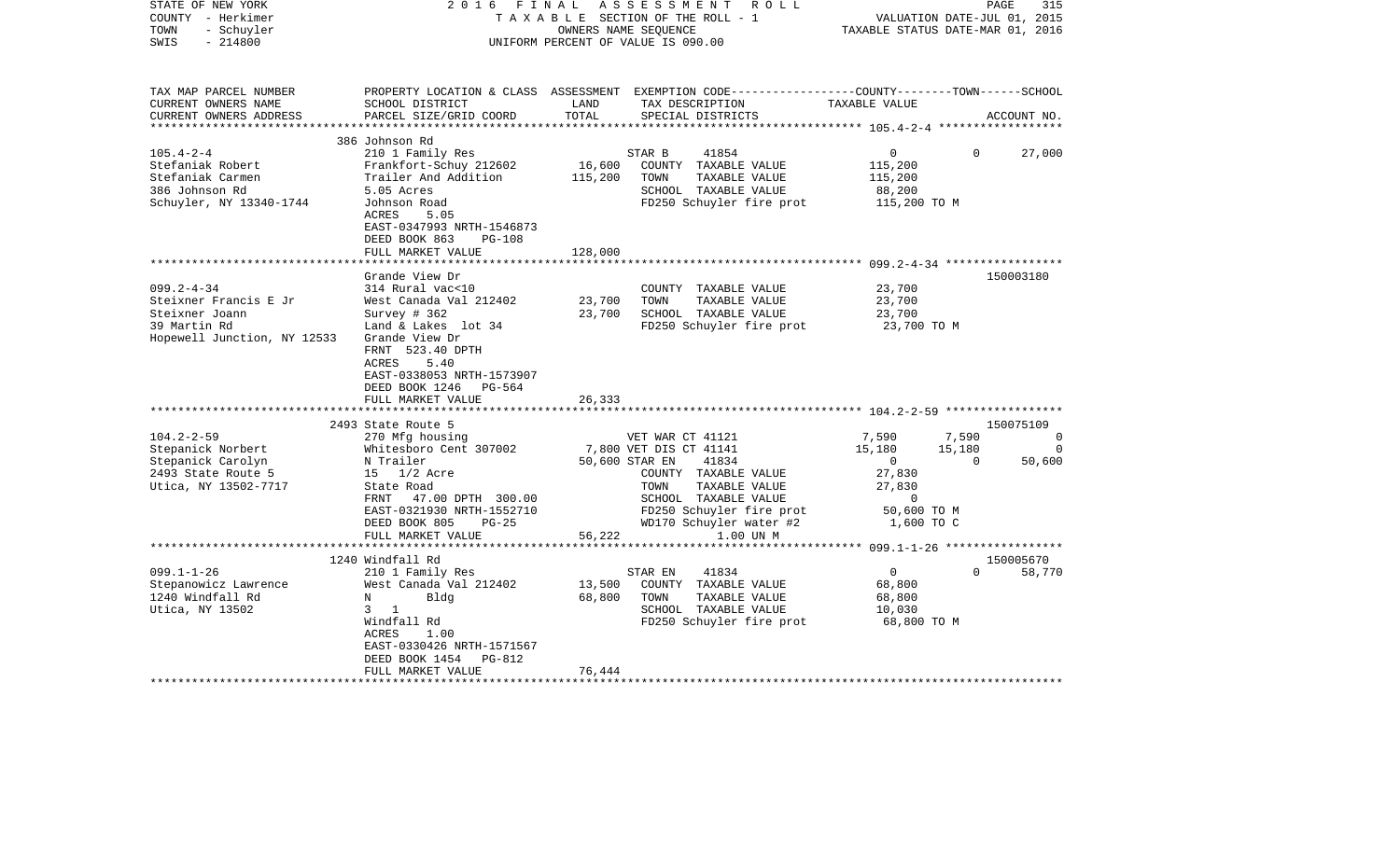STATE OF NEW YORK — 2016 FINAL ASSESSMENT ROLL — PAGE 315
COUNTY - Herkimer — TAXABLE SECTION OF THE ROLL - 1 — VALUATION DATE-JUL 01, 2015
TOWN - Schuyler — OWNERS NAME SEQUENCE — TAXABLE STATUS DATE-MAR 01, 2016
SWIS - 214800 — UNIFORM PERCENT OF VALUE IS 090.00

| TAX MAP PARCEL NUMBER<br>CURRENT OWNERS NAME<br>CURRENT OWNERS ADDRESS | PROPERTY LOCATION & CLASS<br>SCHOOL DISTRICT<br>PARCEL SIZE/GRID COORD | ASSESSMENT<br>LAND<br>TOTAL | EXEMPTION CODE<br>TAX DESCRIPTION<br>SPECIAL DISTRICTS | COUNTY | TOWN | SCHOOL<br>TAXABLE VALUE | ACCOUNT NO. |
|---|---|---|---|---|---|---|---|
| **105.4-2-4** | 386 Johnson Rd | | | | | | |
| 105.4-2-4 | 210 1 Family Res | | STAR B 41854 | 0 | 0 | 27,000 | |
| Stefaniak Robert | Frankfort-Schuy 212602 | 16,600 | COUNTY TAXABLE VALUE | 115,200 | | | |
| Stefaniak Carmen | Trailer And Addition | 115,200 | TOWN TAXABLE VALUE | | 115,200 | | |
| 386 Johnson Rd | 5.05 Acres | | SCHOOL TAXABLE VALUE | | | 88,200 | |
| Schuyler, NY 13340-1744 | Johnson Road | | FD250 Schuyler fire prot | 115,200 TO M | | | |
| | ACRES 5.05 | | | | | | |
| | EAST-0347993 NRTH-1546873 | | | | | | |
| | DEED BOOK 863 PG-108 | | | | | | |
| | FULL MARKET VALUE | 128,000 | | | | | |
| **099.2-4-34** | Grande View Dr | | | | | | 150003180 |
| 099.2-4-34 | 314 Rural vac<10 | | COUNTY TAXABLE VALUE | 23,700 | | | |
| Steixner Francis E Jr | West Canada Val 212402 | 23,700 | TOWN TAXABLE VALUE | | 23,700 | | |
| Steixner Joann | Survey # 362 | 23,700 | SCHOOL TAXABLE VALUE | | | 23,700 | |
| 39 Martin Rd | Land & Lakes lot 34 | | FD250 Schuyler fire prot | 23,700 TO M | | | |
| Hopewell Junction, NY 12533 | Grande View Dr | | | | | | |
| | FRNT 523.40 DPTH | | | | | | |
| | ACRES 5.40 | | | | | | |
| | EAST-0338053 NRTH-1573907 | | | | | | |
| | DEED BOOK 1246 PG-564 | | | | | | |
| | FULL MARKET VALUE | 26,333 | | | | | |
| **104.2-2-59** | 2493 State Route 5 | | | | | | 150075109 |
| 104.2-2-59 | 270 Mfg housing | | VET WAR CT 41121 | 7,590 | 7,590 | 0 | |
| Stepanick Norbert | Whitesboro Cent 307002 | 7,800 | VET DIS CT 41141 | 15,180 | 15,180 | 0 | |
| Stepanick Carolyn | N Trailer | 50,600 | STAR EN 41834 | 0 | 0 | 50,600 | |
| 2493 State Route 5 | 15 1/2 Acre | | COUNTY TAXABLE VALUE | 27,830 | | | |
| Utica, NY 13502-7717 | State Road | | TOWN TAXABLE VALUE | | 27,830 | | |
| | FRNT 47.00 DPTH 300.00 | | SCHOOL TAXABLE VALUE | | | 0 | |
| | EAST-0321930 NRTH-1552710 | | FD250 Schuyler fire prot | 50,600 TO M | | | |
| | DEED BOOK 805 PG-25 | | WD170 Schuyler water #2 | 1,600 TO C | | | |
| | FULL MARKET VALUE | 56,222 | 1.00 UN M | | | | |
| **099.1-1-26** | 1240 Windfall Rd | | | | | | 150005670 |
| 099.1-1-26 | 210 1 Family Res | | STAR EN 41834 | 0 | 0 | 58,770 | |
| Stepanowicz Lawrence | West Canada Val 212402 | 13,500 | COUNTY TAXABLE VALUE | 68,800 | | | |
| 1240 Windfall Rd | N Bldg | 68,800 | TOWN TAXABLE VALUE | | 68,800 | | |
| Utica, NY 13502 | 3 1 | | SCHOOL TAXABLE VALUE | | | 10,030 | |
| | Windfall Rd | | FD250 Schuyler fire prot | 68,800 TO M | | | |
| | ACRES 1.00 | | | | | | |
| | EAST-0330426 NRTH-1571567 | | | | | | |
| | DEED BOOK 1454 PG-812 | | | | | | |
| | FULL MARKET VALUE | 76,444 | | | | | |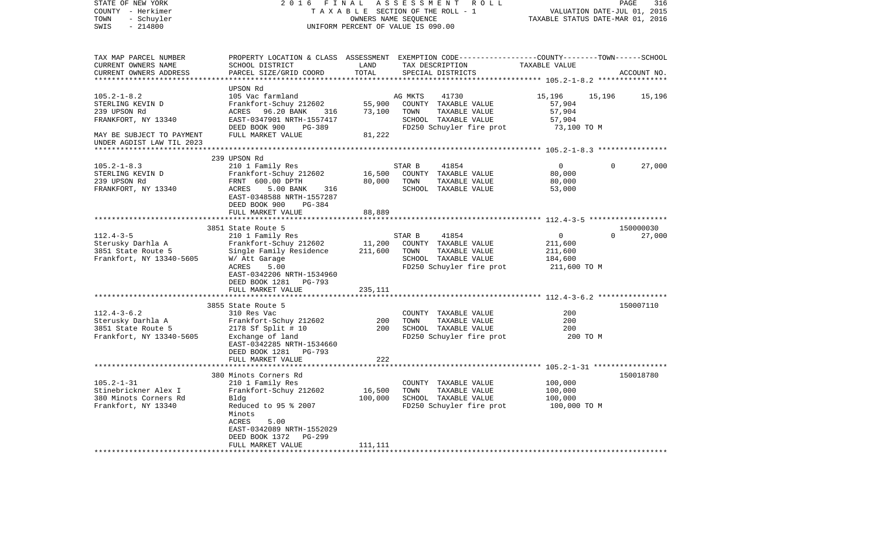STATE OF NEW YORK | COUNTY - Herkimer | TOWN - Schuyler | SWIS - 214800

2016 FINAL ASSESSMENT ROLL
TAXABLE SECTION OF THE ROLL - 1
OWNERS NAME SEQUENCE
UNIFORM PERCENT OF VALUE IS 090.00

VALUATION DATE-JUL 01, 2015
TAXABLE STATUS DATE-MAR 01, 2016

| TAX MAP PARCEL NUMBER / CURRENT OWNERS NAME / CURRENT OWNERS ADDRESS | PROPERTY LOCATION & CLASS / SCHOOL DISTRICT / PARCEL SIZE/GRID COORD | ASSESSMENT LAND | ASSESSMENT TOTAL | EXEMPTION CODE / TAX DESCRIPTION / SPECIAL DISTRICTS | COUNTY TAXABLE VALUE | TOWN | SCHOOL | ACCOUNT NO. |
|---|---|---|---|---|---|---|---|---|
| **105.2-1-8.2** | UPSON Rd | | | | | | | |
| 105.2-1-8.2 | 105 Vac farmland | | | AG MKTS 41730 | 15,196 | 15,196 | 15,196 | |
| STERLING KEVIN D | Frankfort-Schuy 212602 | 55,900 | | COUNTY TAXABLE VALUE | 57,904 | | | |
| 239 UPSON Rd | ACRES 96.20 BANK 316 | | 73,100 | TOWN TAXABLE VALUE | 57,904 | | | |
| FRANKFORT, NY 13340 | EAST-0347901 NRTH-1557417 | | | SCHOOL TAXABLE VALUE | 57,904 | | | |
| | DEED BOOK 900 PG-389 | | | FD250 Schuyler fire prot | 73,100 TO M | | | |
| MAY BE SUBJECT TO PAYMENT | FULL MARKET VALUE | | 81,222 | | | | | |
| UNDER AGDIST LAW TIL 2023 | | | | | | | | |
| **105.2-1-8.3** | 239 UPSON Rd | | | | | | | |
| 105.2-1-8.3 | 210 1 Family Res | | | STAR B 41854 | 0 | 0 | 27,000 | |
| STERLING KEVIN D | Frankfort-Schuy 212602 | 16,500 | | COUNTY TAXABLE VALUE | 80,000 | | | |
| 239 UPSON Rd | FRNT 600.00 DPTH | | 80,000 | TOWN TAXABLE VALUE | 80,000 | | | |
| FRANKFORT, NY 13340 | ACRES 5.00 BANK 316 | | | SCHOOL TAXABLE VALUE | 53,000 | | | |
| | EAST-0348588 NRTH-1557287 | | | | | | | |
| | DEED BOOK 900 PG-384 | | | | | | | |
| | FULL MARKET VALUE | | 88,889 | | | | | |
| **112.4-3-5** | 3851 State Route 5 | | | | | | | 150000030 |
| 112.4-3-5 | 210 1 Family Res | | | STAR B 41854 | 0 | 0 | 27,000 | |
| Sterusky Darhla A | Frankfort-Schuy 212602 | 11,200 | | COUNTY TAXABLE VALUE | 211,600 | | | |
| 3851 State Route 5 | Single Family Residence | | 211,600 | TOWN TAXABLE VALUE | 211,600 | | | |
| Frankfort, NY 13340-5605 | W/ Att Garage | | | SCHOOL TAXABLE VALUE | 184,600 | | | |
| | ACRES 5.00 | | | FD250 Schuyler fire prot | 211,600 TO M | | | |
| | EAST-0342206 NRTH-1534960 | | | | | | | |
| | DEED BOOK 1281 PG-793 | | | | | | | |
| | FULL MARKET VALUE | | 235,111 | | | | | |
| **112.4-3-6.2** | 3855 State Route 5 | | | | | | | 150007110 |
| 112.4-3-6.2 | 310 Res Vac | | | COUNTY TAXABLE VALUE | 200 | | | |
| Sterusky Darhla A | Frankfort-Schuy 212602 | 200 | | TOWN TAXABLE VALUE | 200 | | | |
| 3851 State Route 5 | 2178 Sf Split # 10 | | 200 | SCHOOL TAXABLE VALUE | 200 | | | |
| Frankfort, NY 13340-5605 | Exchange of land | | | FD250 Schuyler fire prot | 200 TO M | | | |
| | EAST-0342285 NRTH-1534660 | | | | | | | |
| | DEED BOOK 1281 PG-793 | | | | | | | |
| | FULL MARKET VALUE | | 222 | | | | | |
| **105.2-1-31** | 380 Minots Corners Rd | | | | | | | 150018780 |
| 105.2-1-31 | 210 1 Family Res | | | COUNTY TAXABLE VALUE | 100,000 | | | |
| Stinebrickner Alex I | Frankfort-Schuy 212602 | 16,500 | | TOWN TAXABLE VALUE | 100,000 | | | |
| 380 Minots Corners Rd | Bldg | | 100,000 | SCHOOL TAXABLE VALUE | 100,000 | | | |
| Frankfort, NY 13340 | Reduced to 95 % 2007 | | | FD250 Schuyler fire prot | 100,000 TO M | | | |
| | Minots | | | | | | | |
| | ACRES 5.00 | | | | | | | |
| | EAST-0342089 NRTH-1552029 | | | | | | | |
| | DEED BOOK 1372 PG-299 | | | | | | | |
| | FULL MARKET VALUE | | 111,111 | | | | | |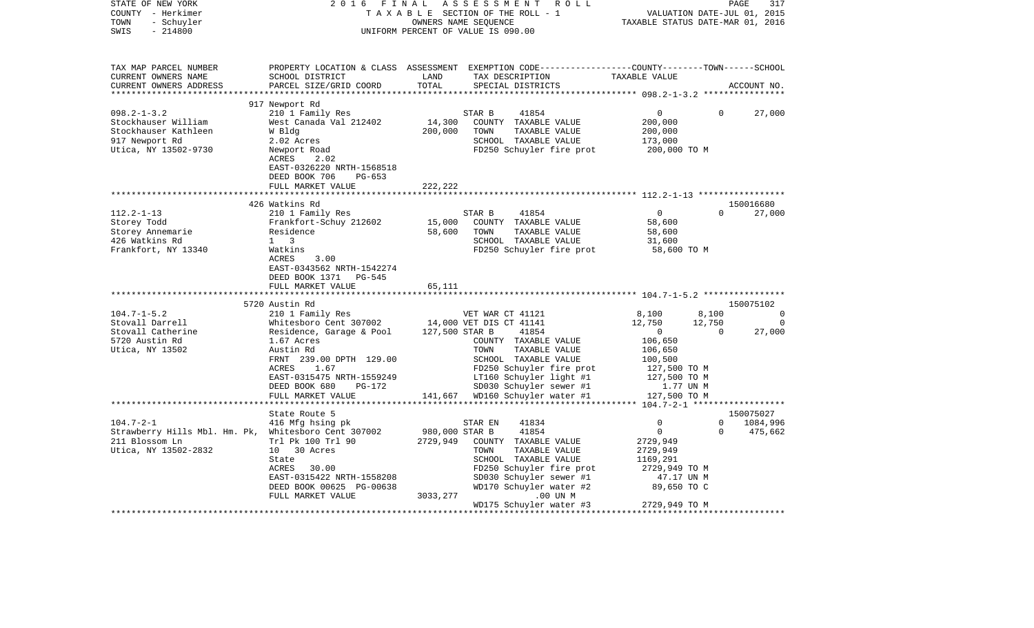STATE OF NEW YORK 2016 FINAL ASSESSMENT ROLL
COUNTY - Herkimer TAXABLE SECTION OF THE ROLL - 1 VALUATION DATE-JUL 01, 2015
TOWN - Schuyler OWNERS NAME SEQUENCE TAXABLE STATUS DATE-MAR 01, 2016
SWIS - 214800 UNIFORM PERCENT OF VALUE IS 090.00

```
TAX MAP PARCEL NUMBER          PROPERTY LOCATION & CLASS  ASSESSMENT  EXEMPTION CODE-----------------COUNTY--------TOWN------SCHOOL
CURRENT OWNERS NAME            SCHOOL DISTRICT             LAND       TAX DESCRIPTION             TAXABLE VALUE
CURRENT OWNERS ADDRESS         PARCEL SIZE/GRID COORD      TOTAL      SPECIAL DISTRICTS                                      ACCOUNT NO.
*********************************************************************************************** 098.2-1-3.2 ****************
                               917 Newport Rd
098.2-1-3.2                    210 1 Family Res                       STAR B      41854          0             0        27,000
Stockhauser William            West Canada Val 212402      14,300     COUNTY  TAXABLE VALUE      200,000
Stockhauser Kathleen           W Bldg                      200,000    TOWN    TAXABLE VALUE      200,000
917 Newport Rd                 2.02 Acres                             SCHOOL  TAXABLE VALUE      173,000
Utica, NY 13502-9730           Newport Road                           FD250 Schuyler fire prot    200,000 TO M
                               ACRES    2.02
                               EAST-0326220 NRTH-1568518
                               DEED BOOK 706    PG-653
                               FULL MARKET VALUE           222,222
*********************************************************************************************** 112.2-1-13 *****************
                               426 Watkins Rd                                                                      150016680
112.2-1-13                     210 1 Family Res                       STAR B      41854          0             0        27,000
Storey Todd                    Frankfort-Schuy 212602      15,000     COUNTY  TAXABLE VALUE      58,600
Storey Annemarie               Residence                   58,600     TOWN    TAXABLE VALUE      58,600
426 Watkins Rd                 1  3                                   SCHOOL  TAXABLE VALUE      31,600
Frankfort, NY 13340            Watkins                                FD250 Schuyler fire prot    58,600 TO M
                               ACRES    3.00
                               EAST-0343562 NRTH-1542274
                               DEED BOOK 1371   PG-545
                               FULL MARKET VALUE           65,111
*********************************************************************************************** 104.7-1-5.2 ****************
                               5720 Austin Rd                                                                      150075102
104.7-1-5.2                    210 1 Family Res                       VET WAR CT 41121           8,100         8,100          0
Stovall Darrell                Whitesboro Cent 307002      14,000 VET DIS CT 41141               12,750        12,750          0
Stovall Catherine              Residence, Garage & Pool   127,500 STAR B      41854              0             0        27,000
5720 Austin Rd                 1.67 Acres                             COUNTY  TAXABLE VALUE      106,650
Utica, NY 13502                Austin Rd                              TOWN    TAXABLE VALUE      106,650
                               FRNT  239.00 DPTH  129.00              SCHOOL  TAXABLE VALUE      100,500
                               ACRES    1.67                          FD250 Schuyler fire prot    127,500 TO M
                               EAST-0315475 NRTH-1559249              LT160 Schuyler light #1     127,500 TO M
                               DEED BOOK 680    PG-172                SD030 Schuyler sewer #1       1.77 UN M
                               FULL MARKET VALUE           141,667    WD160 Schuyler water #1     127,500 TO M
*********************************************************************************************** 104.7-2-1 ******************
                               State Route 5                                                                       150075027
104.7-2-1                      416 Mfg hsing pk                       STAR EN     41834          0             0     1084,996
Strawberry Hills Mbl. Hm. Pk,  Whitesboro Cent 307002     980,000 STAR B      41854              0             0      475,662
211 Blossom Ln                 Trl Pk 100 Trl 90          2729,949    COUNTY  TAXABLE VALUE      2729,949
Utica, NY 13502-2832           10  30 Acres                           TOWN    TAXABLE VALUE      2729,949
                               State                                  SCHOOL  TAXABLE VALUE      1169,291
                               ACRES   30.00                          FD250 Schuyler fire prot    2729,949 TO M
                               EAST-0315422 NRTH-1558208              SD030 Schuyler sewer #1       47.17 UN M
                               DEED BOOK 00625 PG-00638               WD170 Schuyler water #2       89,650 TO C
                               FULL MARKET VALUE          3033,277                 .00 UN M
                                                                      WD175 Schuyler water #3     2729,949 TO M
****************************************************************************************************************************
```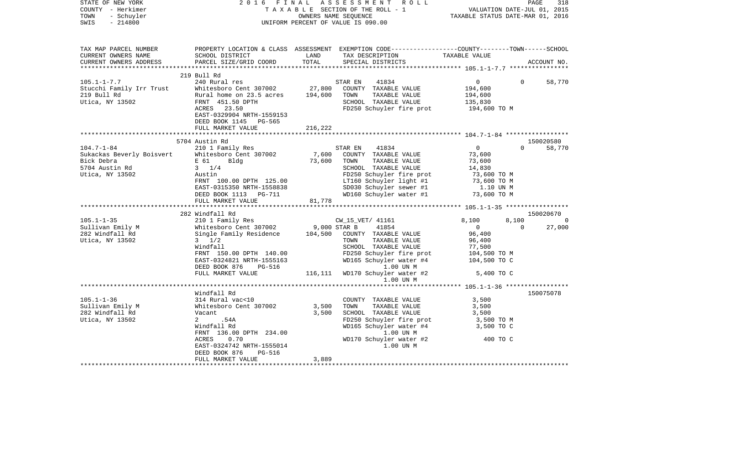STATE OF NEW YORK — 2016 FINAL ASSESSMENT ROLL
COUNTY - Herkimer — TAXABLE SECTION OF THE ROLL - 1 — VALUATION DATE-JUL 01, 2015
TOWN - Schuyler — OWNERS NAME SEQUENCE — TAXABLE STATUS DATE-MAR 01, 2016
SWIS - 214800 — UNIFORM PERCENT OF VALUE IS 090.00

```
TAX MAP PARCEL NUMBER          PROPERTY LOCATION & CLASS  ASSESSMENT  EXEMPTION CODE-----------------COUNTY--------TOWN------SCHOOL
CURRENT OWNERS NAME            SCHOOL DISTRICT               LAND      TAX DESCRIPTION                  TAXABLE VALUE
CURRENT OWNERS ADDRESS         PARCEL SIZE/GRID COORD        TOTAL     SPECIAL DISTRICTS                                    ACCOUNT NO.
*********************************************************************************************** 105.1-1-7.7 ****************
                               219 Bull Rd
105.1-1-7.7                    240 Rural res                            STAR EN     41834                  0            0     58,770
Stucchi Family Irr Trust       Whitesboro Cent 307002      27,800       COUNTY  TAXABLE VALUE           194,600
219 Bull Rd                    Rural home on 23.5 acres   194,600       TOWN    TAXABLE VALUE           194,600
Utica, NY 13502                FRNT 451.50 DPTH                         SCHOOL  TAXABLE VALUE           135,830
                               ACRES  23.50                             FD250 Schuyler fire prot        194,600 TO M
                               EAST-0329904 NRTH-1559153
                               DEED BOOK 1145   PG-565
                               FULL MARKET VALUE          216,222
*********************************************************************************************** 104.7-1-84 *****************
                               5704 Austin Rd                                                                             150020580
104.7-1-84                     210 1 Family Res                         STAR EN     41834                  0            0     58,770
Sukackas Beverly Boisvert      Whitesboro Cent 307002       7,600       COUNTY  TAXABLE VALUE            73,600
Bick Debra                     E 61      Bldg              73,600       TOWN    TAXABLE VALUE            73,600
5704 Austin Rd                 3   1/4                                  SCHOOL  TAXABLE VALUE            14,830
Utica, NY 13502                Austin                                   FD250 Schuyler fire prot         73,600 TO M
                               FRNT 100.00 DPTH 125.00                  LT160 Schuyler light #1          73,600 TO M
                               EAST-0315350 NRTH-1558838                SD030 Schuyler sewer #1            1.10 UN M
                               DEED BOOK 1113   PG-711                  WD160 Schuyler water #1          73,600 TO M
                               FULL MARKET VALUE           81,778
*********************************************************************************************** 105.1-1-35 *****************
                               282 Windfall Rd                                                                            150020670
105.1-1-35                     210 1 Family Res                         CW_15_VET/ 41161               8,100        8,100          0
Sullivan Emily M               Whitesboro Cent 307002       9,000 STAR B      41854                        0            0     27,000
282 Windfall Rd                Single Family Residence    104,500       COUNTY  TAXABLE VALUE            96,400
Utica, NY 13502                3   1/2                                  TOWN    TAXABLE VALUE            96,400
                               Windfall                                 SCHOOL  TAXABLE VALUE            77,500
                               FRNT 150.00 DPTH 140.00                  FD250 Schuyler fire prot        104,500 TO M
                               EAST-0324821 NRTH-1555163                WD165 Schuyler water #4         104,500 TO C
                               DEED BOOK 876    PG-516                        1.00 UN M
                               FULL MARKET VALUE          116,111       WD170 Schuyler water #2           5,400 TO C
                                                                              1.00 UN M
*********************************************************************************************** 105.1-1-36 *****************
                               Windfall Rd                                                                                150075078
105.1-1-36                     314 Rural vac<10                         COUNTY  TAXABLE VALUE             3,500
Sullivan Emily M               Whitesboro Cent 307002       3,500       TOWN    TAXABLE VALUE             3,500
282 Windfall Rd                Vacant                       3,500       SCHOOL  TAXABLE VALUE             3,500
Utica, NY 13502                2       .54A                             FD250 Schuyler fire prot          3,500 TO M
                               Windfall Rd                              WD165 Schuyler water #4           3,500 TO C
                               FRNT 136.00 DPTH 234.00                        1.00 UN M
                               ACRES   0.70                             WD170 Schuyler water #2             400 TO C
                               EAST-0324742 NRTH-1555014                      1.00 UN M
                               DEED BOOK 876    PG-516
                               FULL MARKET VALUE            3,889
******************************************************************************************************************************
```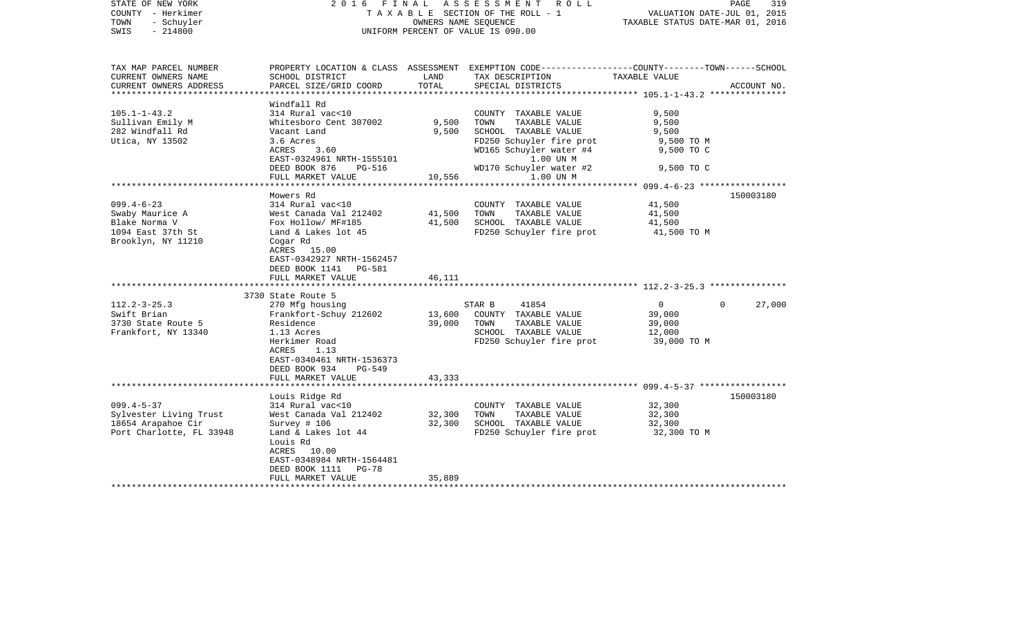STATE OF NEW YORK — 2016 FINAL ASSESSMENT ROLL — PAGE 319
COUNTY - Herkimer — TAXABLE SECTION OF THE ROLL - 1 — VALUATION DATE-JUL 01, 2015
TOWN - Schuyler — OWNERS NAME SEQUENCE — TAXABLE STATUS DATE-MAR 01, 2016
SWIS - 214800 — UNIFORM PERCENT OF VALUE IS 090.00

| TAX MAP PARCEL NUMBER / CURRENT OWNERS NAME / CURRENT OWNERS ADDRESS | PROPERTY LOCATION & CLASS / SCHOOL DISTRICT / PARCEL SIZE/GRID COORD | ASSESSMENT LAND | ASSESSMENT TOTAL | EXEMPTION CODE / TAX DESCRIPTION / SPECIAL DISTRICTS | COUNTY / TOWN TAXABLE VALUE | SCHOOL | ACCOUNT NO. |
|---|---|---|---|---|---|---|---|
| 105.1-1-43.2 | Windfall Rd | | | | | | |
| | 314 Rural vac<10 | | | COUNTY TAXABLE VALUE | 9,500 | | |
| Sullivan Emily M | Whitesboro Cent 307002 | 9,500 | | TOWN TAXABLE VALUE | 9,500 | | |
| 282 Windfall Rd | Vacant Land | | 9,500 | SCHOOL TAXABLE VALUE | 9,500 | | |
| Utica, NY 13502 | 3.6 Acres | | | FD250 Schuyler fire prot | 9,500 TO M | | |
| | ACRES 3.60 | | | WD165 Schuyler water #4 | 9,500 TO C | | |
| | EAST-0324961 NRTH-1555101 | | | 1.00 UN M | | | |
| | DEED BOOK 876 PG-516 | | | WD170 Schuyler water #2 | 9,500 TO C | | |
| | FULL MARKET VALUE | | 10,556 | 1.00 UN M | | | |
| 099.4-6-23 | Mowers Rd | | | | | | 150003180 |
| | 314 Rural vac<10 | | | COUNTY TAXABLE VALUE | 41,500 | | |
| Swaby Maurice A | West Canada Val 212402 | 41,500 | | TOWN TAXABLE VALUE | 41,500 | | |
| Blake Norma V | Fox Hollow/ MF#185 | | 41,500 | SCHOOL TAXABLE VALUE | 41,500 | | |
| 1094 East 37th St | Land & Lakes lot 45 | | | FD250 Schuyler fire prot | 41,500 TO M | | |
| Brooklyn, NY 11210 | Cogar Rd | | | | | | |
| | ACRES 15.00 | | | | | | |
| | EAST-0342927 NRTH-1562457 | | | | | | |
| | DEED BOOK 1141 PG-581 | | | | | | |
| | FULL MARKET VALUE | | 46,111 | | | | |
| 112.2-3-25.3 | 3730 State Route 5 | | | | | | |
| | 270 Mfg housing | | | STAR B 41854 | 0 | 0 | 27,000 |
| Swift Brian | Frankfort-Schuy 212602 | 13,600 | | COUNTY TAXABLE VALUE | 39,000 | | |
| 3730 State Route 5 | Residence | | 39,000 | TOWN TAXABLE VALUE | 39,000 | | |
| Frankfort, NY 13340 | 1.13 Acres | | | SCHOOL TAXABLE VALUE | 12,000 | | |
| | Herkimer Road | | | FD250 Schuyler fire prot | 39,000 TO M | | |
| | ACRES 1.13 | | | | | | |
| | EAST-0340461 NRTH-1536373 | | | | | | |
| | DEED BOOK 934 PG-549 | | | | | | |
| | FULL MARKET VALUE | | 43,333 | | | | |
| 099.4-5-37 | Louis Ridge Rd | | | | | | 150003180 |
| | 314 Rural vac<10 | | | COUNTY TAXABLE VALUE | 32,300 | | |
| Sylvester Living Trust | West Canada Val 212402 | 32,300 | | TOWN TAXABLE VALUE | 32,300 | | |
| 18654 Arapahoe Cir | Survey # 106 | | 32,300 | SCHOOL TAXABLE VALUE | 32,300 | | |
| Port Charlotte, FL 33948 | Land & Lakes lot 44 | | | FD250 Schuyler fire prot | 32,300 TO M | | |
| | Louis Rd | | | | | | |
| | ACRES 10.00 | | | | | | |
| | EAST-0348984 NRTH-1564481 | | | | | | |
| | DEED BOOK 1111 PG-78 | | | | | | |
| | FULL MARKET VALUE | | 35,889 | | | | |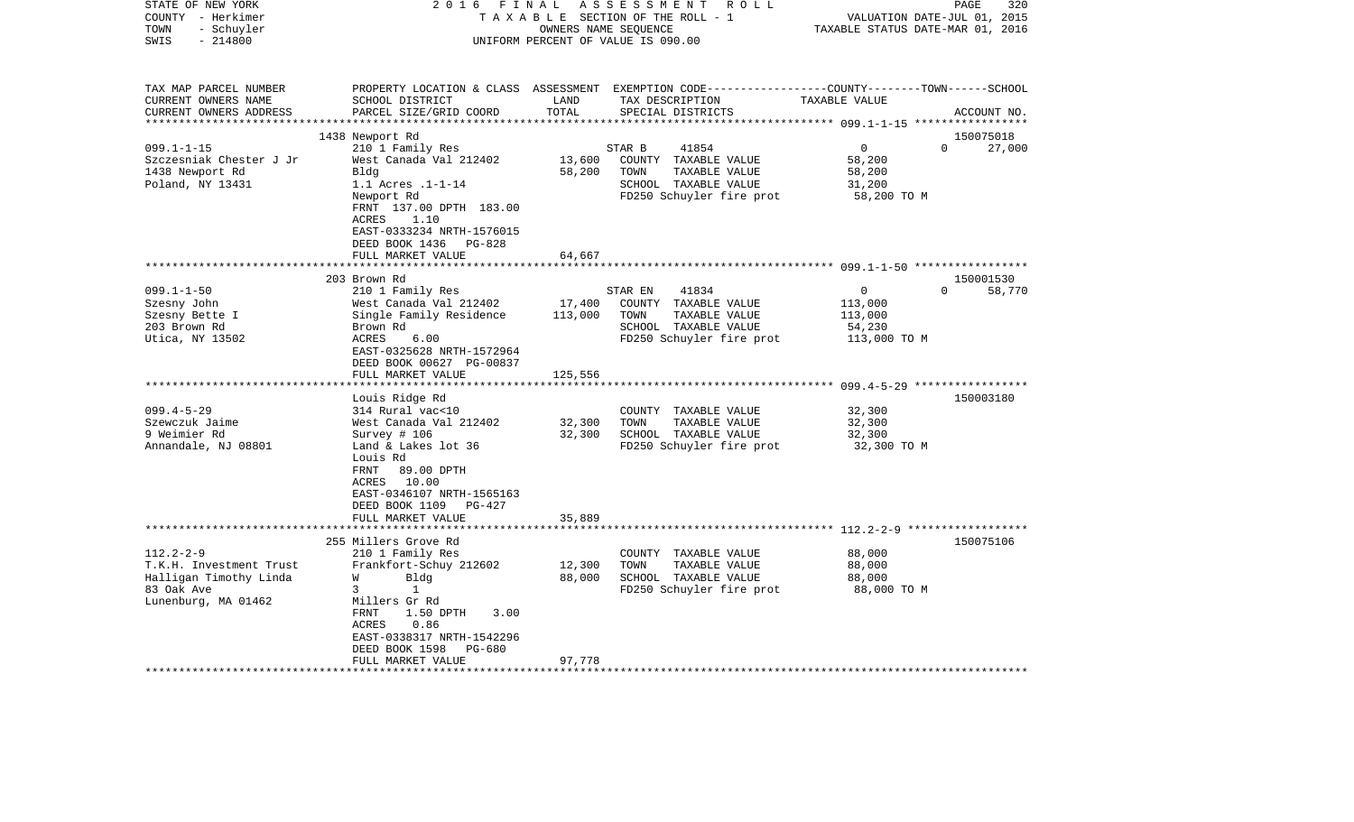STATE OF NEW YORK — 2016 FINAL ASSESSMENT ROLL — PAGE 320
COUNTY - Herkimer — TAXABLE SECTION OF THE ROLL - 1 — VALUATION DATE-JUL 01, 2015
TOWN - Schuyler — OWNERS NAME SEQUENCE — TAXABLE STATUS DATE-MAR 01, 2016
SWIS - 214800 — UNIFORM PERCENT OF VALUE IS 090.00

| TAX MAP PARCEL NUMBER / CURRENT OWNERS NAME / CURRENT OWNERS ADDRESS | PROPERTY LOCATION & CLASS / SCHOOL DISTRICT / PARCEL SIZE/GRID COORD | ASSESSMENT LAND / TOTAL | EXEMPTION CODE / TAX DESCRIPTION / SPECIAL DISTRICTS | COUNTY / TOWN / SCHOOL TAXABLE VALUE | ACCOUNT NO. |
|---|---|---|---|---|---|
| **099.1-1-15** | 1438 Newport Rd | | | | 150075018 |
| Szczesniak Chester J Jr | 210 1 Family Res | | STAR B 41854 | 0 / 0 / 27,000 | |
| 1438 Newport Rd | West Canada Val 212402 | 13,600 | COUNTY TAXABLE VALUE | 58,200 | |
| Poland, NY 13431 | Bldg | 58,200 | TOWN TAXABLE VALUE | 58,200 | |
| | 1.1 Acres .1-1-14 | | SCHOOL TAXABLE VALUE | 31,200 | |
| | Newport Rd | | FD250 Schuyler fire prot | 58,200 TO M | |
| | FRNT 137.00 DPTH 183.00 | | | | |
| | ACRES 1.10 | | | | |
| | EAST-0333234 NRTH-1576015 | | | | |
| | DEED BOOK 1436 PG-828 | | | | |
| | FULL MARKET VALUE | 64,667 | | | |
| **099.1-1-50** | 203 Brown Rd | | | | 150001530 |
| Szesny John | 210 1 Family Res | | STAR EN 41834 | 0 / 0 / 58,770 | |
| Szesny Bette I | West Canada Val 212402 | 17,400 | COUNTY TAXABLE VALUE | 113,000 | |
| 203 Brown Rd | Single Family Residence | 113,000 | TOWN TAXABLE VALUE | 113,000 | |
| Utica, NY 13502 | Brown Rd | | SCHOOL TAXABLE VALUE | 54,230 | |
| | ACRES 6.00 | | FD250 Schuyler fire prot | 113,000 TO M | |
| | EAST-0325628 NRTH-1572964 | | | | |
| | DEED BOOK 00627 PG-00837 | | | | |
| | FULL MARKET VALUE | 125,556 | | | |
| **099.4-5-29** | Louis Ridge Rd | | | | 150003180 |
| Szewczuk Jaime | 314 Rural vac<10 | | COUNTY TAXABLE VALUE | 32,300 | |
| 9 Weimier Rd | West Canada Val 212402 | 32,300 | TOWN TAXABLE VALUE | 32,300 | |
| Annandale, NJ 08801 | Survey # 106 | 32,300 | SCHOOL TAXABLE VALUE | 32,300 | |
| | Land & Lakes lot 36 | | FD250 Schuyler fire prot | 32,300 TO M | |
| | Louis Rd | | | | |
| | FRNT 89.00 DPTH | | | | |
| | ACRES 10.00 | | | | |
| | EAST-0346107 NRTH-1565163 | | | | |
| | DEED BOOK 1109 PG-427 | | | | |
| | FULL MARKET VALUE | 35,889 | | | |
| **112.2-2-9** | 255 Millers Grove Rd | | | | 150075106 |
| T.K.H. Investment Trust | 210 1 Family Res | | COUNTY TAXABLE VALUE | 88,000 | |
| Halligan Timothy Linda | Frankfort-Schuy 212602 | 12,300 | TOWN TAXABLE VALUE | 88,000 | |
| 83 Oak Ave | W Bldg | 88,000 | SCHOOL TAXABLE VALUE | 88,000 | |
| Lunenburg, MA 01462 | 3 1 | | FD250 Schuyler fire prot | 88,000 TO M | |
| | Millers Gr Rd | | | | |
| | FRNT 1.50 DPTH 3.00 | | | | |
| | ACRES 0.86 | | | | |
| | EAST-0338317 NRTH-1542296 | | | | |
| | DEED BOOK 1598 PG-680 | | | | |
| | FULL MARKET VALUE | 97,778 | | | |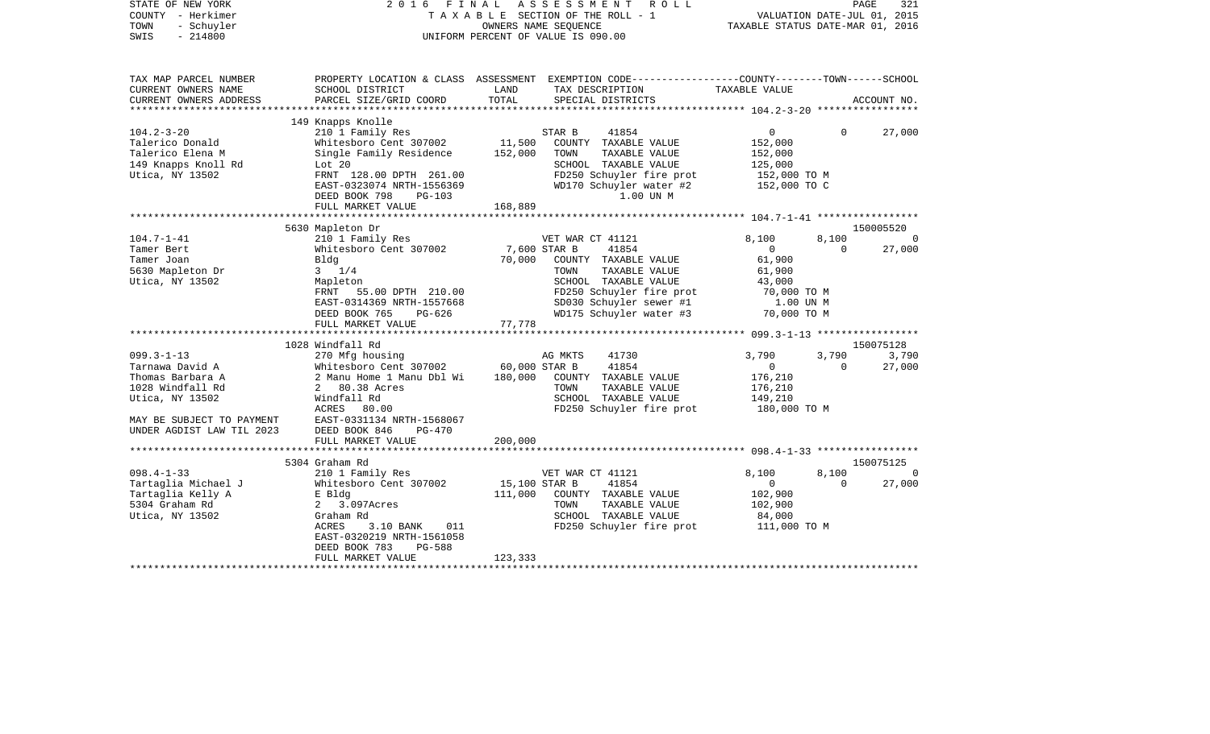STATE OF NEW YORK
COUNTY - Herkimer
TOWN - Schuyler
SWIS - 214800

2016 FINAL ASSESSMENT ROLL
TAXABLE SECTION OF THE ROLL - 1
OWNERS NAME SEQUENCE
UNIFORM PERCENT OF VALUE IS 090.00

VALUATION DATE-JUL 01, 2015
TAXABLE STATUS DATE-MAR 01, 2016

| TAX MAP PARCEL NUMBER / CURRENT OWNERS NAME / CURRENT OWNERS ADDRESS | PROPERTY LOCATION & CLASS / SCHOOL DISTRICT / PARCEL SIZE/GRID COORD | ASSESSMENT LAND / TOTAL | EXEMPTION CODE / TAX DESCRIPTION / SPECIAL DISTRICTS | COUNTY | TOWN | SCHOOL | ACCOUNT NO. |
|---|---|---|---|---|---|---|---|
| 104.2-3-20 | 149 Knapps Knolle | | | | | | |
| | 210 1 Family Res | | STAR B 41854 | 0 | 0 | 27,000 | |
| Talerico Donald | Whitesboro Cent 307002 | 11,500 | COUNTY TAXABLE VALUE | 152,000 | | | |
| Talerico Elena M | Single Family Residence | 152,000 | TOWN TAXABLE VALUE | | 152,000 | | |
| 149 Knapps Knoll Rd | Lot 20 | | SCHOOL TAXABLE VALUE | | | 125,000 | |
| Utica, NY 13502 | FRNT 128.00 DPTH 261.00 | | FD250 Schuyler fire prot | 152,000 TO M | | | |
| | EAST-0323074 NRTH-1556369 | | WD170 Schuyler water #2 | 152,000 TO C | | | |
| | DEED BOOK 798 PG-103 | | 1.00 UN M | | | | |
| | FULL MARKET VALUE | 168,889 | | | | | |
| 104.7-1-41 | 5630 Mapleton Dr | | | | | | 150005520 |
| | 210 1 Family Res | | VET WAR CT 41121 | 8,100 | 8,100 | 0 | |
| Tamer Bert | Whitesboro Cent 307002 | 7,600 | STAR B 41854 | 0 | 0 | 27,000 | |
| Tamer Joan | Bldg | 70,000 | COUNTY TAXABLE VALUE | 61,900 | | | |
| 5630 Mapleton Dr | 3 1/4 | | TOWN TAXABLE VALUE | | 61,900 | | |
| Utica, NY 13502 | Mapleton | | SCHOOL TAXABLE VALUE | | | 43,000 | |
| | FRNT 55.00 DPTH 210.00 | | FD250 Schuyler fire prot | 70,000 TO M | | | |
| | EAST-0314369 NRTH-1557668 | | SD030 Schuyler sewer #1 | 1.00 UN M | | | |
| | DEED BOOK 765 PG-626 | | WD175 Schuyler water #3 | 70,000 TO M | | | |
| | FULL MARKET VALUE | 77,778 | | | | | |
| 099.3-1-13 | 1028 Windfall Rd | | | | | | 150075128 |
| | 270 Mfg housing | | AG MKTS 41730 | 3,790 | 3,790 | 3,790 | |
| Tarnawa David A | Whitesboro Cent 307002 | 60,000 | STAR B 41854 | 0 | 0 | 27,000 | |
| Thomas Barbara A | 2 Manu Home 1 Manu Dbl Wi | 180,000 | COUNTY TAXABLE VALUE | 176,210 | | | |
| 1028 Windfall Rd | 2 80.38 Acres | | TOWN TAXABLE VALUE | | 176,210 | | |
| Utica, NY 13502 | Windfall Rd | | SCHOOL TAXABLE VALUE | | | 149,210 | |
| | ACRES 80.00 | | FD250 Schuyler fire prot | 180,000 TO M | | | |
| MAY BE SUBJECT TO PAYMENT | EAST-0331134 NRTH-1568067 | | | | | | |
| UNDER AGDIST LAW TIL 2023 | DEED BOOK 846 PG-470 | | | | | | |
| | FULL MARKET VALUE | 200,000 | | | | | |
| 098.4-1-33 | 5304 Graham Rd | | | | | | 150075125 |
| | 210 1 Family Res | | VET WAR CT 41121 | 8,100 | 8,100 | 0 | |
| Tartaglia Michael J | Whitesboro Cent 307002 | 15,100 | STAR B 41854 | 0 | 0 | 27,000 | |
| Tartaglia Kelly A | E Bldg | 111,000 | COUNTY TAXABLE VALUE | 102,900 | | | |
| 5304 Graham Rd | 2 3.097Acres | | TOWN TAXABLE VALUE | | 102,900 | | |
| Utica, NY 13502 | Graham Rd | | SCHOOL TAXABLE VALUE | | | 84,000 | |
| | ACRES 3.10 BANK 011 | | FD250 Schuyler fire prot | 111,000 TO M | | | |
| | EAST-0320219 NRTH-1561058 | | | | | | |
| | DEED BOOK 783 PG-588 | | | | | | |
| | FULL MARKET VALUE | 123,333 | | | | | |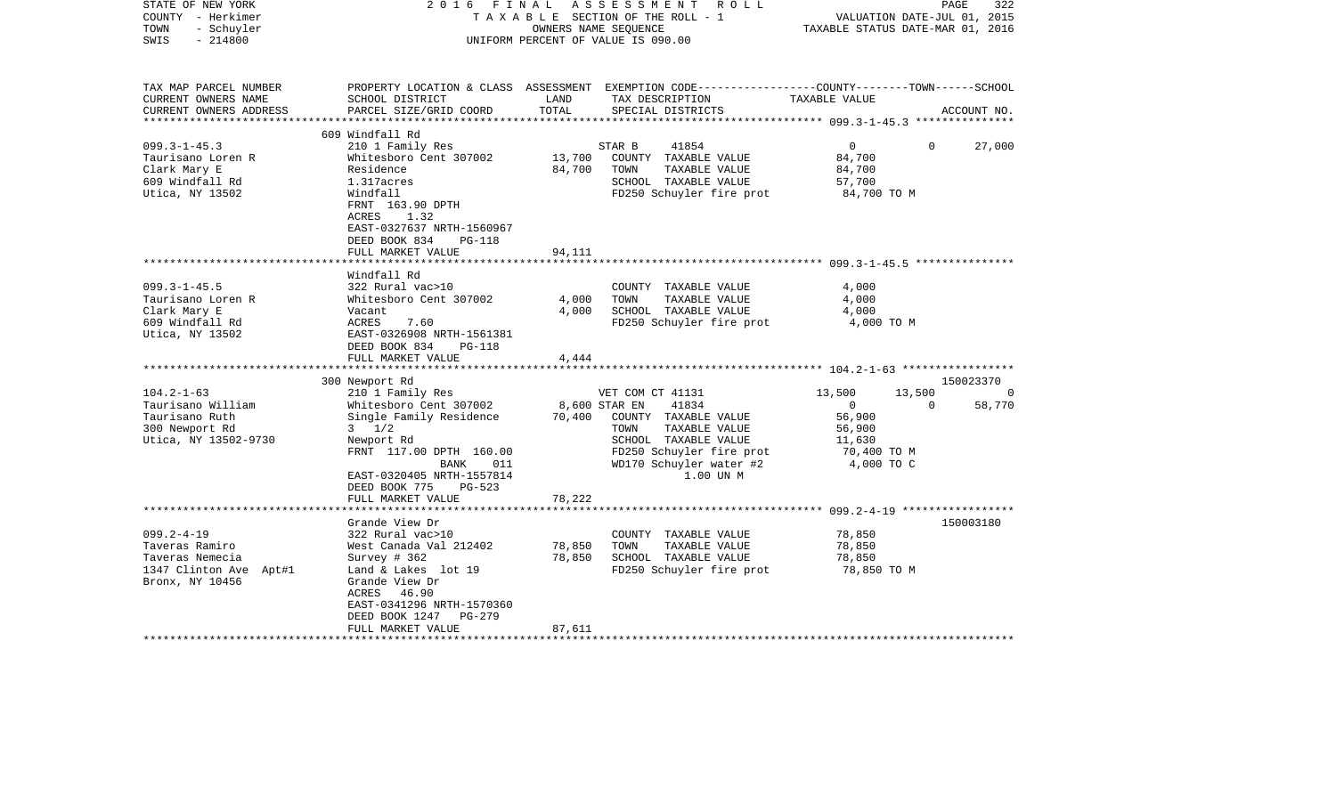STATE OF NEW YORK
COUNTY - Herkimer
TOWN - Schuyler
SWIS - 214800

2016 FINAL ASSESSMENT ROLL
TAXABLE SECTION OF THE ROLL - 1
OWNERS NAME SEQUENCE
UNIFORM PERCENT OF VALUE IS 090.00

VALUATION DATE-JUL 01, 2015
TAXABLE STATUS DATE-MAR 01, 2016

| TAX MAP PARCEL NUMBER / CURRENT OWNERS NAME / CURRENT OWNERS ADDRESS | PROPERTY LOCATION & CLASS / SCHOOL DISTRICT / PARCEL SIZE/GRID COORD | ASSESSMENT LAND | ASSESSMENT TOTAL | EXEMPTION CODE / TAX DESCRIPTION / SPECIAL DISTRICTS | COUNTY TAXABLE VALUE | TOWN | SCHOOL | ACCOUNT NO. |
|---|---|---|---|---|---|---|---|---|
| **099.3-1-45.3** | 609 Windfall Rd | | | | | | | |
| 099.3-1-45.3 | 210 1 Family Res | | | STAR B 41854 | 0 | 0 | 27,000 | |
| Taurisano Loren R | Whitesboro Cent 307002 | 13,700 | | COUNTY TAXABLE VALUE | 84,700 | | | |
| Clark Mary E | Residence | | 84,700 | TOWN TAXABLE VALUE | 84,700 | | | |
| 609 Windfall Rd | 1.317acres | | | SCHOOL TAXABLE VALUE | 57,700 | | | |
| Utica, NY 13502 | Windfall | | | FD250 Schuyler fire prot | 84,700 TO M | | | |
| | FRNT 163.90 DPTH | | | | | | | |
| | ACRES 1.32 | | | | | | | |
| | EAST-0327637 NRTH-1560967 | | | | | | | |
| | DEED BOOK 834 PG-118 | | | | | | | |
| | FULL MARKET VALUE | | 94,111 | | | | | |
| **099.3-1-45.5** | Windfall Rd | | | | | | | |
| 099.3-1-45.5 | 322 Rural vac>10 | | | COUNTY TAXABLE VALUE | 4,000 | | | |
| Taurisano Loren R | Whitesboro Cent 307002 | 4,000 | | TOWN TAXABLE VALUE | 4,000 | | | |
| Clark Mary E | Vacant | | 4,000 | SCHOOL TAXABLE VALUE | 4,000 | | | |
| 609 Windfall Rd | ACRES 7.60 | | | FD250 Schuyler fire prot | 4,000 TO M | | | |
| Utica, NY 13502 | EAST-0326908 NRTH-1561381 | | | | | | | |
| | DEED BOOK 834 PG-118 | | | | | | | |
| | FULL MARKET VALUE | | 4,444 | | | | | |
| **104.2-1-63** | 300 Newport Rd | | | | | | | 150023370 |
| 104.2-1-63 | 210 1 Family Res | | | VET COM CT 41131 | 13,500 | 13,500 | 0 | |
| Taurisano William | Whitesboro Cent 307002 | 8,600 | | STAR EN 41834 | 0 | 0 | 58,770 | |
| Taurisano Ruth | Single Family Residence | | 70,400 | COUNTY TAXABLE VALUE | 56,900 | | | |
| 300 Newport Rd | 3 1/2 | | | TOWN TAXABLE VALUE | 56,900 | | | |
| Utica, NY 13502-9730 | Newport Rd | | | SCHOOL TAXABLE VALUE | 11,630 | | | |
| | FRNT 117.00 DPTH 160.00 | | | FD250 Schuyler fire prot | 70,400 TO M | | | |
| | BANK 011 | | | WD170 Schuyler water #2 | 4,000 TO C | | | |
| | EAST-0320405 NRTH-1557814 | | | 1.00 UN M | | | | |
| | DEED BOOK 775 PG-523 | | | | | | | |
| | FULL MARKET VALUE | | 78,222 | | | | | |
| **099.2-4-19** | Grande View Dr | | | | | | | 150003180 |
| 099.2-4-19 | 322 Rural vac>10 | | | COUNTY TAXABLE VALUE | 78,850 | | | |
| Taveras Ramiro | West Canada Val 212402 | 78,850 | | TOWN TAXABLE VALUE | 78,850 | | | |
| Taveras Nemecia | Survey # 362 | | 78,850 | SCHOOL TAXABLE VALUE | 78,850 | | | |
| 1347 Clinton Ave Apt#1 | Land & Lakes lot 19 | | | FD250 Schuyler fire prot | 78,850 TO M | | | |
| Bronx, NY 10456 | Grande View Dr | | | | | | | |
| | ACRES 46.90 | | | | | | | |
| | EAST-0341296 NRTH-1570360 | | | | | | | |
| | DEED BOOK 1247 PG-279 | | | | | | | |
| | FULL MARKET VALUE | | 87,611 | | | | | |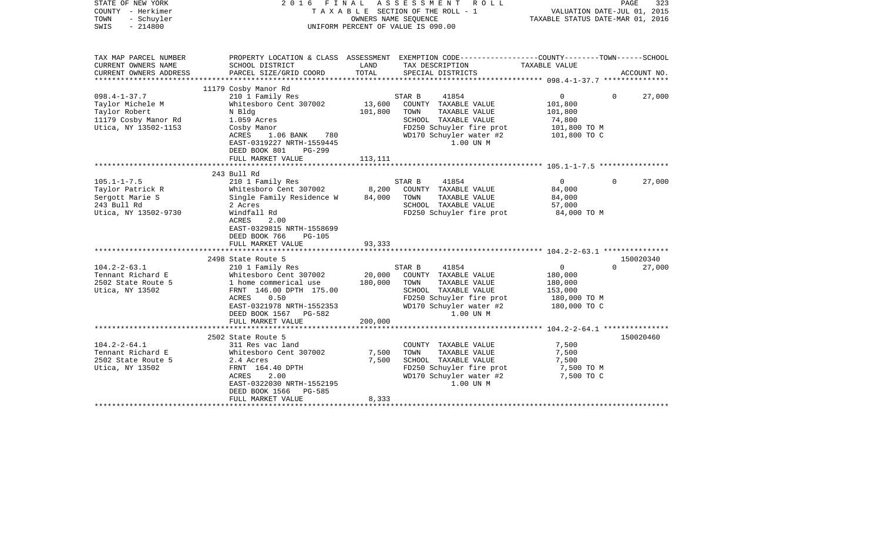STATE OF NEW YORK
COUNTY - Herkimer
TOWN - Schuyler
SWIS - 214800

2016 FINAL ASSESSMENT ROLL
TAXABLE SECTION OF THE ROLL - 1
OWNERS NAME SEQUENCE
UNIFORM PERCENT OF VALUE IS 090.00

VALUATION DATE-JUL 01, 2015
TAXABLE STATUS DATE-MAR 01, 2016

| TAX MAP PARCEL NUMBER / CURRENT OWNERS NAME / CURRENT OWNERS ADDRESS | PROPERTY LOCATION & CLASS / SCHOOL DISTRICT / PARCEL SIZE/GRID COORD | ASSESSMENT LAND | ASSESSMENT TOTAL | EXEMPTION CODE / TAX DESCRIPTION / SPECIAL DISTRICTS | COUNTY / TOWN / SCHOOL TAXABLE VALUE | ACCOUNT NO. |
|---|---|---|---|---|---|---|
| | 11179 Cosby Manor Rd | | | | | |
| 098.4-1-37.7 | 210 1 Family Res | | | STAR B 41854 | 0 / 0 / 27,000 | |
| Taylor Michele M | Whitesboro Cent 307002 | 13,600 | | COUNTY TAXABLE VALUE | 101,800 | |
| Taylor Robert | N Bldg | | 101,800 | TOWN TAXABLE VALUE | 101,800 | |
| 11179 Cosby Manor Rd | 1.059 Acres | | | SCHOOL TAXABLE VALUE | 74,800 | |
| Utica, NY 13502-1153 | Cosby Manor | | | FD250 Schuyler fire prot | 101,800 TO M | |
| | ACRES 1.06 BANK 780 | | | WD170 Schuyler water #2 | 101,800 TO C | |
| | EAST-0319227 NRTH-1559445 | | | 1.00 UN M | | |
| | DEED BOOK 801 PG-299 | | | | | |
| | FULL MARKET VALUE | | 113,111 | | | |
| | 243 Bull Rd | | | | | |
| 105.1-1-7.5 | 210 1 Family Res | | | STAR B 41854 | 0 / 0 / 27,000 | |
| Taylor Patrick R | Whitesboro Cent 307002 | 8,200 | | COUNTY TAXABLE VALUE | 84,000 | |
| Sergott Marie S | Single Family Residence W | | 84,000 | TOWN TAXABLE VALUE | 84,000 | |
| 243 Bull Rd | 2 Acres | | | SCHOOL TAXABLE VALUE | 57,000 | |
| Utica, NY 13502-9730 | Windfall Rd | | | FD250 Schuyler fire prot | 84,000 TO M | |
| | ACRES 2.00 | | | | | |
| | EAST-0329815 NRTH-1558699 | | | | | |
| | DEED BOOK 766 PG-105 | | | | | |
| | FULL MARKET VALUE | | 93,333 | | | |
| | 2498 State Route 5 | | | | | 150020340 |
| 104.2-2-63.1 | 210 1 Family Res | | | STAR B 41854 | 0 / 0 / 27,000 | |
| Tennant Richard E | Whitesboro Cent 307002 | 20,000 | | COUNTY TAXABLE VALUE | 180,000 | |
| 2502 State Route 5 | 1 home commerical use | | 180,000 | TOWN TAXABLE VALUE | 180,000 | |
| Utica, NY 13502 | FRNT 146.00 DPTH 175.00 | | | SCHOOL TAXABLE VALUE | 153,000 | |
| | ACRES 0.50 | | | FD250 Schuyler fire prot | 180,000 TO M | |
| | EAST-0321978 NRTH-1552353 | | | WD170 Schuyler water #2 | 180,000 TO C | |
| | DEED BOOK 1567 PG-582 | | | 1.00 UN M | | |
| | FULL MARKET VALUE | | 200,000 | | | |
| | 2502 State Route 5 | | | | | 150020460 |
| 104.2-2-64.1 | 311 Res vac land | | | COUNTY TAXABLE VALUE | 7,500 | |
| Tennant Richard E | Whitesboro Cent 307002 | 7,500 | | TOWN TAXABLE VALUE | 7,500 | |
| 2502 State Route 5 | 2.4 Acres | | 7,500 | SCHOOL TAXABLE VALUE | 7,500 | |
| Utica, NY 13502 | FRNT 164.40 DPTH | | | FD250 Schuyler fire prot | 7,500 TO M | |
| | ACRES 2.00 | | | WD170 Schuyler water #2 | 7,500 TO C | |
| | EAST-0322030 NRTH-1552195 | | | 1.00 UN M | | |
| | DEED BOOK 1566 PG-585 | | | | | |
| | FULL MARKET VALUE | | 8,333 | | | |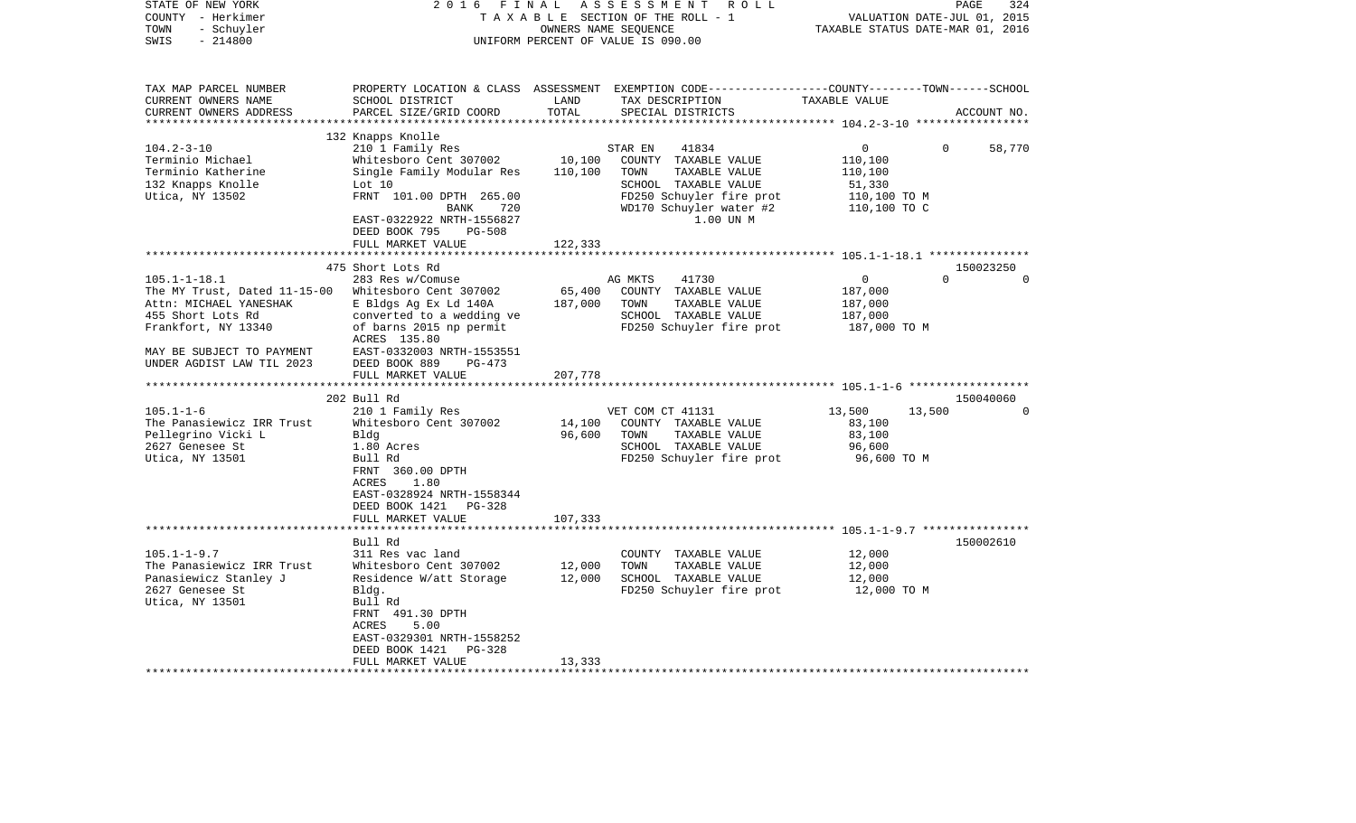STATE OF NEW YORK
COUNTY - Herkimer
TOWN - Schuyler
SWIS - 214800

2 0 1 6 F I N A L A S S E S S M E N T R O L L
T A X A B L E SECTION OF THE ROLL - 1
OWNERS NAME SEQUENCE
UNIFORM PERCENT OF VALUE IS 090.00

VALUATION DATE-JUL 01, 2015
TAXABLE STATUS DATE-MAR 01, 2016

| TAX MAP PARCEL NUMBER<br>CURRENT OWNERS NAME<br>CURRENT OWNERS ADDRESS | PROPERTY LOCATION & CLASS<br>SCHOOL DISTRICT<br>PARCEL SIZE/GRID COORD | ASSESSMENT<br>LAND<br>TOTAL | EXEMPTION CODE<br>TAX DESCRIPTION<br>SPECIAL DISTRICTS | COUNTY<br>TAXABLE VALUE | TOWN | SCHOOL<br>ACCOUNT NO. |
|---|---|---|---|---|---|---|
| **104.2-3-10** | 132 Knapps Knolle | | | | | |
| 104.2-3-10 | 210 1 Family Res | | STAR EN 41834 | 0 | 0 | 58,770 |
| Terminio Michael | Whitesboro Cent 307002 | 10,100 | COUNTY TAXABLE VALUE | 110,100 | | |
| Terminio Katherine | Single Family Modular Res | 110,100 | TOWN TAXABLE VALUE | 110,100 | | |
| 132 Knapps Knolle | Lot 10 | | SCHOOL TAXABLE VALUE | 51,330 | | |
| Utica, NY 13502 | FRNT 101.00 DPTH 265.00 | | FD250 Schuyler fire prot | 110,100 TO M | | |
| | BANK 720 | | WD170 Schuyler water #2 | 110,100 TO C | | |
| | EAST-0322922 NRTH-1556827 | | 1.00 UN M | | | |
| | DEED BOOK 795 PG-508 | | | | | |
| | FULL MARKET VALUE | 122,333 | | | | |
| **105.1-1-18.1** | 475 Short Lots Rd | | | | | 150023250 |
| 105.1-1-18.1 | 283 Res w/Comuse | | AG MKTS 41730 | 0 | 0 | 0 |
| The MY Trust, Dated 11-15-00 | Whitesboro Cent 307002 | 65,400 | COUNTY TAXABLE VALUE | 187,000 | | |
| Attn: MICHAEL YANESHAK | E Bldgs Ag Ex Ld 140A | 187,000 | TOWN TAXABLE VALUE | 187,000 | | |
| 455 Short Lots Rd | converted to a wedding ve | | SCHOOL TAXABLE VALUE | 187,000 | | |
| Frankfort, NY 13340 | of barns 2015 np permit | | FD250 Schuyler fire prot | 187,000 TO M | | |
| | ACRES 135.80 | | | | | |
| MAY BE SUBJECT TO PAYMENT | EAST-0332003 NRTH-1553551 | | | | | |
| UNDER AGDIST LAW TIL 2023 | DEED BOOK 889 PG-473 | | | | | |
| | FULL MARKET VALUE | 207,778 | | | | |
| **105.1-1-6** | 202 Bull Rd | | | | | 150040060 |
| 105.1-1-6 | 210 1 Family Res | | VET COM CT 41131 | 13,500 | 13,500 | 0 |
| The Panasiewicz IRR Trust | Whitesboro Cent 307002 | 14,100 | COUNTY TAXABLE VALUE | 83,100 | | |
| Pellegrino Vicki L | Bldg | 96,600 | TOWN TAXABLE VALUE | 83,100 | | |
| 2627 Genesee St | 1.80 Acres | | SCHOOL TAXABLE VALUE | 96,600 | | |
| Utica, NY 13501 | Bull Rd | | FD250 Schuyler fire prot | 96,600 TO M | | |
| | FRNT 360.00 DPTH | | | | | |
| | ACRES 1.80 | | | | | |
| | EAST-0328924 NRTH-1558344 | | | | | |
| | DEED BOOK 1421 PG-328 | | | | | |
| | FULL MARKET VALUE | 107,333 | | | | |
| **105.1-1-9.7** | Bull Rd | | | | | 150002610 |
| 105.1-1-9.7 | 311 Res vac land | | COUNTY TAXABLE VALUE | 12,000 | | |
| The Panasiewicz IRR Trust | Whitesboro Cent 307002 | 12,000 | TOWN TAXABLE VALUE | 12,000 | | |
| Panasiewicz Stanley J | Residence W/att Storage | 12,000 | SCHOOL TAXABLE VALUE | 12,000 | | |
| 2627 Genesee St | Bldg. | | FD250 Schuyler fire prot | 12,000 TO M | | |
| Utica, NY 13501 | Bull Rd | | | | | |
| | FRNT 491.30 DPTH | | | | | |
| | ACRES 5.00 | | | | | |
| | EAST-0329301 NRTH-1558252 | | | | | |
| | DEED BOOK 1421 PG-328 | | | | | |
| | FULL MARKET VALUE | 13,333 | | | | |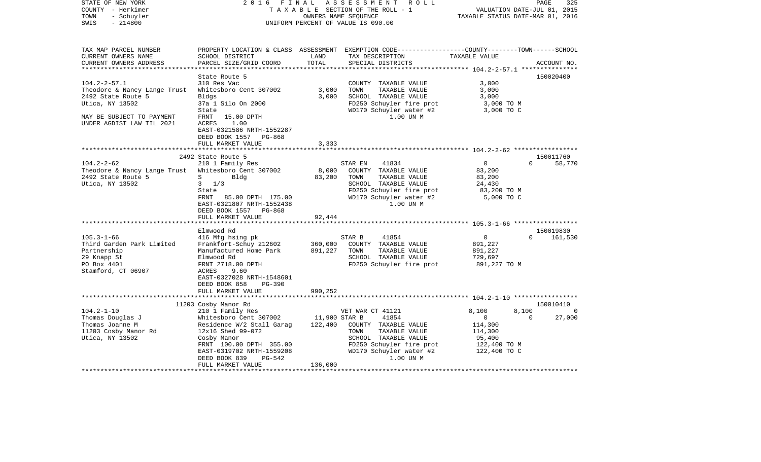STATE OF NEW YORK — 2016 FINAL ASSESSMENT ROLL
COUNTY - Herkimer — TAXABLE SECTION OF THE ROLL - 1 — VALUATION DATE-JUL 01, 2015
TOWN - Schuyler — OWNERS NAME SEQUENCE — TAXABLE STATUS DATE-MAR 01, 2016
SWIS - 214800 — UNIFORM PERCENT OF VALUE IS 090.00

| TAX MAP PARCEL NUMBER / CURRENT OWNERS NAME / CURRENT OWNERS ADDRESS | PROPERTY LOCATION & CLASS / SCHOOL DISTRICT / PARCEL SIZE/GRID COORD | ASSESSMENT LAND | TOTAL | EXEMPTION CODE / TAX DESCRIPTION / SPECIAL DISTRICTS | COUNTY / TOWN / SCHOOL TAXABLE VALUE | ACCOUNT NO. |
|---|---|---|---|---|---|---|
| **104.2-2-57.1** | State Route 5 | | | | | 150020400 |
| 104.2-2-57.1 | 310 Res Vac | | | COUNTY TAXABLE VALUE | 3,000 | |
| Theodore & Nancy Lange Trust | Whitesboro Cent 307002 | 3,000 | | TOWN TAXABLE VALUE | 3,000 | |
| 2492 State Route 5 | Bldgs | | 3,000 | SCHOOL TAXABLE VALUE | 3,000 | |
| Utica, NY 13502 | 37a 1 Silo On 2000 | | | FD250 Schuyler fire prot | 3,000 TO M | |
| | State | | | WD170 Schuyler water #2 | 3,000 TO C | |
| MAY BE SUBJECT TO PAYMENT | FRNT 15.00 DPTH | | | 1.00 UN M | | |
| UNDER AGDIST LAW TIL 2021 | ACRES 1.00 | | | | | |
| | EAST-0321586 NRTH-1552287 | | | | | |
| | DEED BOOK 1557 PG-868 | | | | | |
| | FULL MARKET VALUE | | 3,333 | | | |
| **104.2-2-62** | 2492 State Route 5 | | | | | 150011760 |
| 104.2-2-62 | 210 1 Family Res | | | STAR EN 41834 | 0 / 0 / 58,770 | |
| Theodore & Nancy Lange Trust | Whitesboro Cent 307002 | 8,000 | | COUNTY TAXABLE VALUE | 83,200 | |
| 2492 State Route 5 | S Bldg | | 83,200 | TOWN TAXABLE VALUE | 83,200 | |
| Utica, NY 13502 | 3 1/3 | | | SCHOOL TAXABLE VALUE | 24,430 | |
| | State | | | FD250 Schuyler fire prot | 83,200 TO M | |
| | FRNT 85.00 DPTH 175.00 | | | WD170 Schuyler water #2 | 5,000 TO C | |
| | EAST-0321807 NRTH-1552438 | | | 1.00 UN M | | |
| | DEED BOOK 1557 PG-868 | | | | | |
| | FULL MARKET VALUE | | 92,444 | | | |
| **105.3-1-66** | Elmwood Rd | | | | | 150019830 |
| 105.3-1-66 | 416 Mfg hsing pk | | | STAR B 41854 | 0 / 0 / 161,530 | |
| Third Garden Park Limited | Frankfort-Schuy 212602 | 360,000 | | COUNTY TAXABLE VALUE | 891,227 | |
| Partnership | Manufactured Home Park | | 891,227 | TOWN TAXABLE VALUE | 891,227 | |
| 29 Knapp St | Elmwood Rd | | | SCHOOL TAXABLE VALUE | 729,697 | |
| PO Box 4401 | FRNT 2718.00 DPTH | | | FD250 Schuyler fire prot | 891,227 TO M | |
| Stamford, CT 06907 | ACRES 9.60 | | | | | |
| | EAST-0327028 NRTH-1548601 | | | | | |
| | DEED BOOK 858 PG-390 | | | | | |
| | FULL MARKET VALUE | | 990,252 | | | |
| **104.2-1-10** | 11203 Cosby Manor Rd | | | | | 150010410 |
| 104.2-1-10 | 210 1 Family Res | | | VET WAR CT 41121 | 8,100 / 8,100 / 0 | |
| Thomas Douglas J | Whitesboro Cent 307002 | 11,900 | | STAR B 41854 | 0 / 0 / 27,000 | |
| Thomas Joanne M | Residence W/2 Stall Garag | | 122,400 | COUNTY TAXABLE VALUE | 114,300 | |
| 11203 Cosby Manor Rd | 12x16 Shed 99-072 | | | TOWN TAXABLE VALUE | 114,300 | |
| Utica, NY 13502 | Cosby Manor | | | SCHOOL TAXABLE VALUE | 95,400 | |
| | FRNT 100.00 DPTH 355.00 | | | FD250 Schuyler fire prot | 122,400 TO M | |
| | EAST-0319702 NRTH-1559208 | | | WD170 Schuyler water #2 | 122,400 TO C | |
| | DEED BOOK 839 PG-542 | | | 1.00 UN M | | |
| | FULL MARKET VALUE | | 136,000 | | | |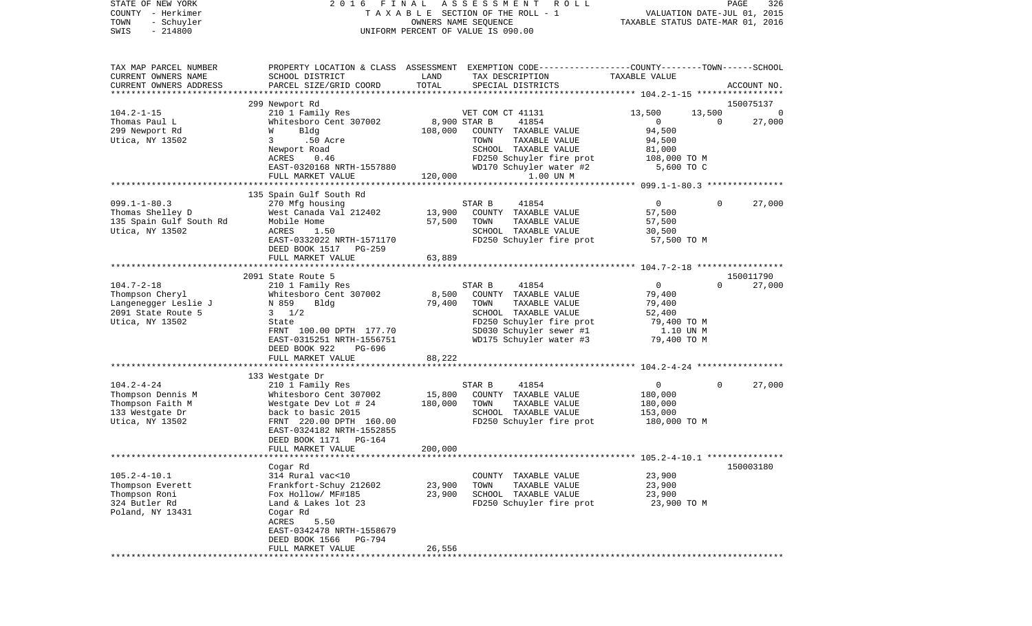STATE OF NEW YORK 2016 FINAL ASSESSMENT ROLL
COUNTY - Herkimer TAXABLE SECTION OF THE ROLL - 1 VALUATION DATE-JUL 01, 2015
TOWN - Schuyler OWNERS NAME SEQUENCE TAXABLE STATUS DATE-MAR 01, 2016
SWIS - 214800 UNIFORM PERCENT OF VALUE IS 090.00

| TAX MAP PARCEL NUMBER / CURRENT OWNERS NAME / CURRENT OWNERS ADDRESS | PROPERTY LOCATION & CLASS / SCHOOL DISTRICT / PARCEL SIZE/GRID COORD | ASSESSMENT LAND / TOTAL | EXEMPTION CODE / TAX DESCRIPTION / SPECIAL DISTRICTS | COUNTY | TOWN | SCHOOL / ACCOUNT NO. |
|---|---|---|---|---|---|---|
| | 299 Newport Rd | | | | | 150075137 |
| 104.2-1-15 | 210 1 Family Res | | VET COM CT 41131 | 13,500 | 13,500 | 0 |
| Thomas Paul L | Whitesboro Cent 307002 | 8,900 | STAR B 41854 | 0 | 0 | 27,000 |
| 299 Newport Rd | W Bldg | 108,000 | COUNTY TAXABLE VALUE | 94,500 | | |
| Utica, NY 13502 | 3 .50 Acre | | TOWN TAXABLE VALUE | | 94,500 | |
| | Newport Road | | SCHOOL TAXABLE VALUE | | | 81,000 |
| | ACRES 0.46 | | FD250 Schuyler fire prot | 108,000 TO M | | |
| | EAST-0320168 NRTH-1557880 | | WD170 Schuyler water #2 | 5,600 TO C | | |
| | FULL MARKET VALUE | 120,000 | 1.00 UN M | | | |
| | 135 Spain Gulf South Rd | | | | | |
| 099.1-1-80.3 | 270 Mfg housing | | STAR B 41854 | 0 | 0 | 27,000 |
| Thomas Shelley D | West Canada Val 212402 | 13,900 | COUNTY TAXABLE VALUE | 57,500 | | |
| 135 Spain Gulf South Rd | Mobile Home | 57,500 | TOWN TAXABLE VALUE | | 57,500 | |
| Utica, NY 13502 | ACRES 1.50 | | SCHOOL TAXABLE VALUE | | | 30,500 |
| | EAST-0332022 NRTH-1571170 | | FD250 Schuyler fire prot | 57,500 TO M | | |
| | DEED BOOK 1517 PG-259 | | | | | |
| | FULL MARKET VALUE | 63,889 | | | | |
| | 2091 State Route 5 | | | | | 150011790 |
| 104.7-2-18 | 210 1 Family Res | | STAR B 41854 | 0 | 0 | 27,000 |
| Thompson Cheryl | Whitesboro Cent 307002 | 8,500 | COUNTY TAXABLE VALUE | 79,400 | | |
| Langenegger Leslie J | N 859 Bldg | 79,400 | TOWN TAXABLE VALUE | | 79,400 | |
| 2091 State Route 5 | 3 1/2 | | SCHOOL TAXABLE VALUE | | | 52,400 |
| Utica, NY 13502 | State | | FD250 Schuyler fire prot | 79,400 TO M | | |
| | FRNT 100.00 DPTH 177.70 | | SD030 Schuyler sewer #1 | 1.10 UN M | | |
| | EAST-0315251 NRTH-1556751 | | WD175 Schuyler water #3 | 79,400 TO M | | |
| | DEED BOOK 922 PG-696 | | | | | |
| | FULL MARKET VALUE | 88,222 | | | | |
| | 133 Westgate Dr | | | | | |
| 104.2-4-24 | 210 1 Family Res | | STAR B 41854 | 0 | 0 | 27,000 |
| Thompson Dennis M | Whitesboro Cent 307002 | 15,800 | COUNTY TAXABLE VALUE | 180,000 | | |
| Thompson Faith M | Westgate Dev Lot # 24 | 180,000 | TOWN TAXABLE VALUE | | 180,000 | |
| 133 Westgate Dr | back to basic 2015 | | SCHOOL TAXABLE VALUE | | | 153,000 |
| Utica, NY 13502 | FRNT 220.00 DPTH 160.00 | | FD250 Schuyler fire prot | 180,000 TO M | | |
| | EAST-0324182 NRTH-1552855 | | | | | |
| | DEED BOOK 1171 PG-164 | | | | | |
| | FULL MARKET VALUE | 200,000 | | | | |
| | Cogar Rd | | | | | 150003180 |
| 105.2-4-10.1 | 314 Rural vac<10 | | COUNTY TAXABLE VALUE | 23,900 | | |
| Thompson Everett | Frankfort-Schuy 212602 | 23,900 | TOWN TAXABLE VALUE | | 23,900 | |
| Thompson Roni | Fox Hollow/ MF#185 | 23,900 | SCHOOL TAXABLE VALUE | | | 23,900 |
| 324 Butler Rd | Land & Lakes lot 23 | | FD250 Schuyler fire prot | 23,900 TO M | | |
| Poland, NY 13431 | Cogar Rd | | | | | |
| | ACRES 5.50 | | | | | |
| | EAST-0342478 NRTH-1558679 | | | | | |
| | DEED BOOK 1566 PG-794 | | | | | |
| | FULL MARKET VALUE | 26,556 | | | | |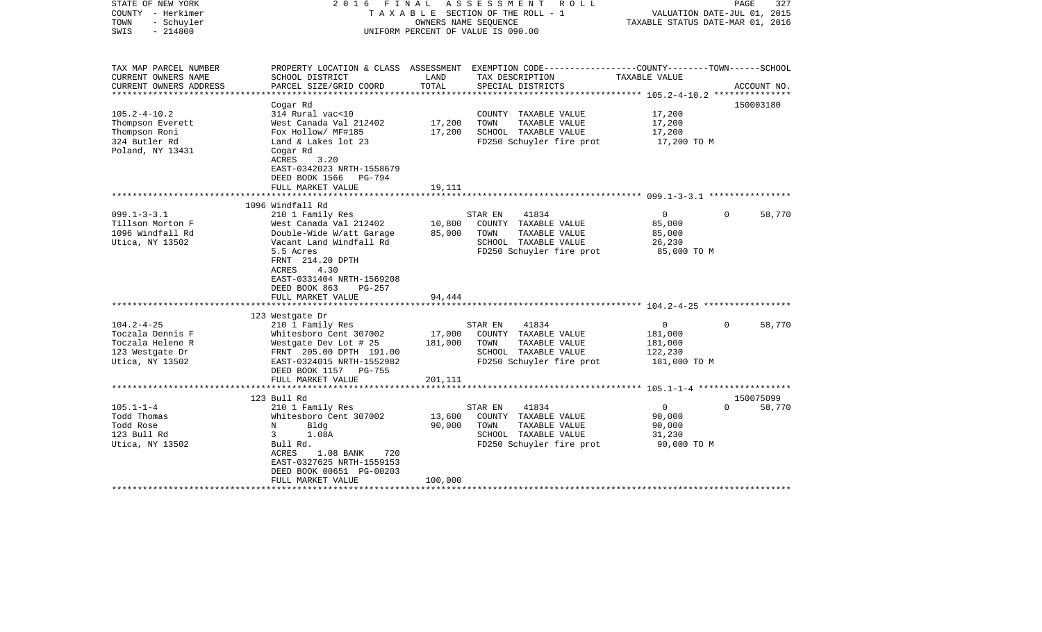STATE OF NEW YORK | COUNTY - Herkimer | TOWN - Schuyler | SWIS - 214800

# 2016 FINAL ASSESSMENT ROLL

TAXABLE SECTION OF THE ROLL - 1
OWNERS NAME SEQUENCE
UNIFORM PERCENT OF VALUE IS 090.00

VALUATION DATE-JUL 01, 2015
TAXABLE STATUS DATE-MAR 01, 2016

| TAX MAP PARCEL NUMBER / CURRENT OWNERS NAME / CURRENT OWNERS ADDRESS | PROPERTY LOCATION & CLASS / SCHOOL DISTRICT / PARCEL SIZE/GRID COORD | ASSESSMENT LAND / TOTAL | EXEMPTION CODE / TAX DESCRIPTION / SPECIAL DISTRICTS | COUNTY | TOWN | SCHOOL | ACCOUNT NO. |
|---|---|---|---|---|---|---|---|
| **105.2-4-10.2** | Cogar Rd | | | | | | 150003180 |
| Thompson Everett | 314 Rural vac<10 | | COUNTY TAXABLE VALUE | 17,200 | | | |
| Thompson Roni | West Canada Val 212402 | 17,200 | TOWN TAXABLE VALUE | | 17,200 | | |
| 324 Butler Rd | Fox Hollow/ MF#185 | 17,200 | SCHOOL TAXABLE VALUE | | | 17,200 | |
| Poland, NY 13431 | Land & Lakes lot 23 | | FD250 Schuyler fire prot | 17,200 TO M | | | |
| | Cogar Rd | | | | | | |
| | ACRES 3.20 | | | | | | |
| | EAST-0342023 NRTH-1558679 | | | | | | |
| | DEED BOOK 1566 PG-794 | | | | | | |
| | FULL MARKET VALUE | 19,111 | | | | | |
| **099.1-3-3.1** | 1096 Windfall Rd | | | | | | |
| Tillson Morton F | 210 1 Family Res | | STAR EN 41834 | 0 | 0 | 58,770 | |
| 1096 Windfall Rd | West Canada Val 212402 | 10,800 | COUNTY TAXABLE VALUE | 85,000 | | | |
| Utica, NY 13502 | Double-Wide W/att Garage | 85,000 | TOWN TAXABLE VALUE | | 85,000 | | |
| | Vacant Land Windfall Rd | | SCHOOL TAXABLE VALUE | | | 26,230 | |
| | 5.5 Acres | | FD250 Schuyler fire prot | 85,000 TO M | | | |
| | FRNT 214.20 DPTH | | | | | | |
| | ACRES 4.30 | | | | | | |
| | EAST-0331404 NRTH-1569208 | | | | | | |
| | DEED BOOK 863 PG-257 | | | | | | |
| | FULL MARKET VALUE | 94,444 | | | | | |
| **104.2-4-25** | 123 Westgate Dr | | | | | | |
| Toczala Dennis F | 210 1 Family Res | | STAR EN 41834 | 0 | 0 | 58,770 | |
| Toczala Helene R | Whitesboro Cent 307002 | 17,000 | COUNTY TAXABLE VALUE | 181,000 | | | |
| 123 Westgate Dr | Westgate Dev Lot # 25 | 181,000 | TOWN TAXABLE VALUE | | 181,000 | | |
| Utica, NY 13502 | FRNT 205.00 DPTH 191.00 | | SCHOOL TAXABLE VALUE | | | 122,230 | |
| | EAST-0324015 NRTH-1552982 | | FD250 Schuyler fire prot | 181,000 TO M | | | |
| | DEED BOOK 1157 PG-755 | | | | | | |
| | FULL MARKET VALUE | 201,111 | | | | | |
| **105.1-1-4** | 123 Bull Rd | | | | | | 150075099 |
| Todd Thomas | 210 1 Family Res | | STAR EN 41834 | 0 | 0 | 58,770 | |
| Todd Rose | Whitesboro Cent 307002 | 13,600 | COUNTY TAXABLE VALUE | 90,000 | | | |
| 123 Bull Rd | N Bldg | 90,000 | TOWN TAXABLE VALUE | | 90,000 | | |
| Utica, NY 13502 | 3 1.08A | | SCHOOL TAXABLE VALUE | | | 31,230 | |
| | Bull Rd. | | FD250 Schuyler fire prot | 90,000 TO M | | | |
| | ACRES 1.08 BANK 720 | | | | | | |
| | EAST-0327625 NRTH-1559153 | | | | | | |
| | DEED BOOK 00651 PG-00203 | | | | | | |
| | FULL MARKET VALUE | 100,000 | | | | | |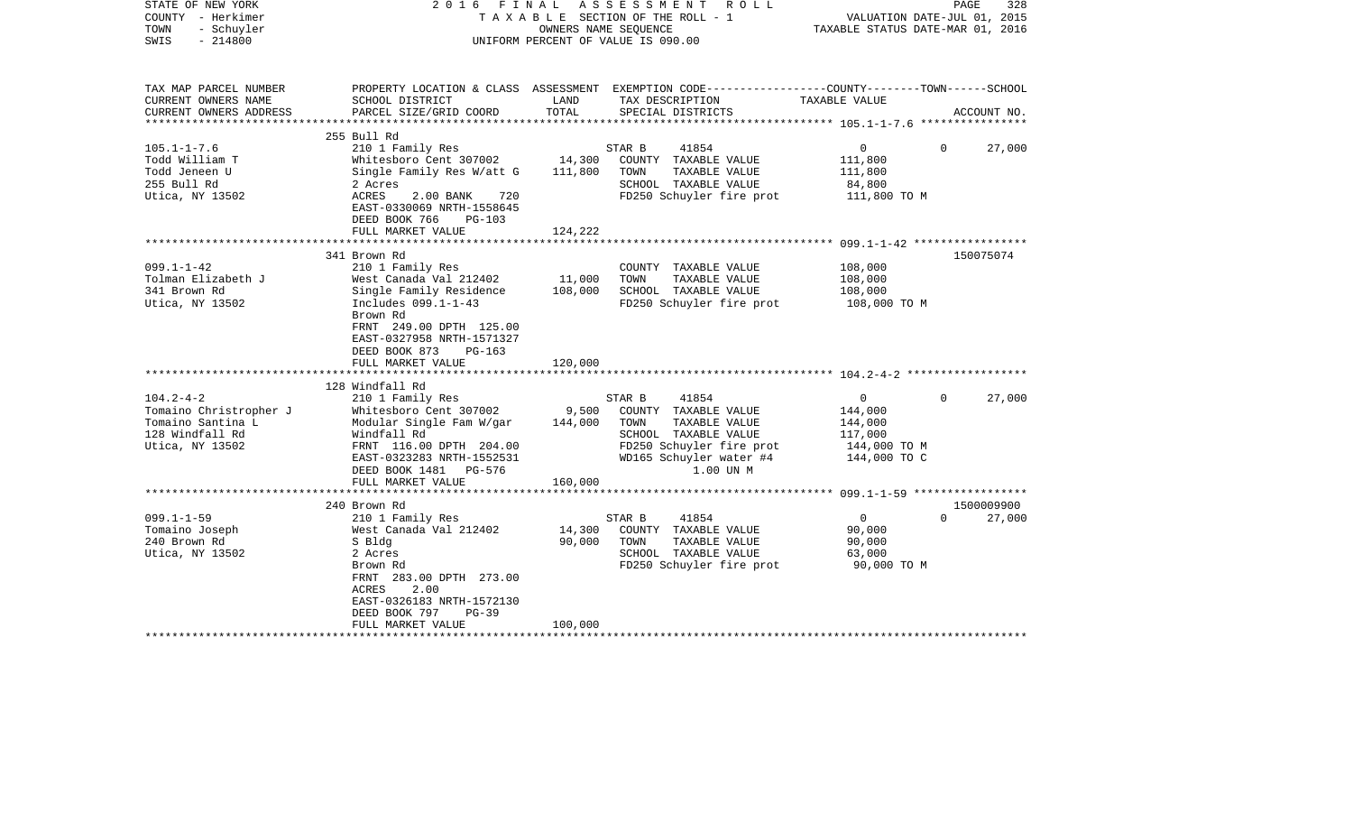STATE OF NEW YORK | 2016 FINAL ASSESSMENT ROLL | PAGE 328
COUNTY - Herkimer | TAXABLE SECTION OF THE ROLL - 1 | VALUATION DATE-JUL 01, 2015
TOWN - Schuyler | OWNERS NAME SEQUENCE | TAXABLE STATUS DATE-MAR 01, 2016
SWIS - 214800 | UNIFORM PERCENT OF VALUE IS 090.00

| TAX MAP PARCEL NUMBER<br>CURRENT OWNERS NAME<br>CURRENT OWNERS ADDRESS | PROPERTY LOCATION & CLASS<br>SCHOOL DISTRICT<br>PARCEL SIZE/GRID COORD | ASSESSMENT<br>LAND<br>TOTAL | EXEMPTION CODE<br>TAX DESCRIPTION<br>SPECIAL DISTRICTS | COUNTY--------TOWN------SCHOOL<br>TAXABLE VALUE | ACCOUNT NO. |
|---|---|---|---|---|---|
| **105.1-1-7.6** | 255 Bull Rd | | | | |
| 105.1-1-7.6 | 210 1 Family Res | | STAR B 41854 | 0 0 27,000 | |
| Todd William T | Whitesboro Cent 307002 | 14,300 | COUNTY TAXABLE VALUE | 111,800 | |
| Todd Jeneen U | Single Family Res W/att G | 111,800 | TOWN TAXABLE VALUE | 111,800 | |
| 255 Bull Rd | 2 Acres | | SCHOOL TAXABLE VALUE | 84,800 | |
| Utica, NY 13502 | ACRES 2.00 BANK 720 | | FD250 Schuyler fire prot | 111,800 TO M | |
| | EAST-0330069 NRTH-1558645 | | | | |
| | DEED BOOK 766 PG-103 | | | | |
| | FULL MARKET VALUE | 124,222 | | | |
| **099.1-1-42** | 341 Brown Rd | | | | 150075074 |
| 099.1-1-42 | 210 1 Family Res | | COUNTY TAXABLE VALUE | 108,000 | |
| Tolman Elizabeth J | West Canada Val 212402 | 11,000 | TOWN TAXABLE VALUE | 108,000 | |
| 341 Brown Rd | Single Family Residence | 108,000 | SCHOOL TAXABLE VALUE | 108,000 | |
| Utica, NY 13502 | Includes 099.1-1-43 | | FD250 Schuyler fire prot | 108,000 TO M | |
| | Brown Rd | | | | |
| | FRNT 249.00 DPTH 125.00 | | | | |
| | EAST-0327958 NRTH-1571327 | | | | |
| | DEED BOOK 873 PG-163 | | | | |
| | FULL MARKET VALUE | 120,000 | | | |
| **104.2-4-2** | 128 Windfall Rd | | | | |
| 104.2-4-2 | 210 1 Family Res | | STAR B 41854 | 0 0 27,000 | |
| Tomaino Christropher J | Whitesboro Cent 307002 | 9,500 | COUNTY TAXABLE VALUE | 144,000 | |
| Tomaino Santina L | Modular Single Fam W/gar | 144,000 | TOWN TAXABLE VALUE | 144,000 | |
| 128 Windfall Rd | Windfall Rd | | SCHOOL TAXABLE VALUE | 117,000 | |
| Utica, NY 13502 | FRNT 116.00 DPTH 204.00 | | FD250 Schuyler fire prot | 144,000 TO M | |
| | EAST-0323283 NRTH-1552531 | | WD165 Schuyler water #4 | 144,000 TO C | |
| | DEED BOOK 1481 PG-576 | | 1.00 UN M | | |
| | FULL MARKET VALUE | 160,000 | | | |
| **099.1-1-59** | 240 Brown Rd | | | | 1500009900 |
| 099.1-1-59 | 210 1 Family Res | | STAR B 41854 | 0 0 27,000 | |
| Tomaino Joseph | West Canada Val 212402 | 14,300 | COUNTY TAXABLE VALUE | 90,000 | |
| 240 Brown Rd | S Bldg | 90,000 | TOWN TAXABLE VALUE | 90,000 | |
| Utica, NY 13502 | 2 Acres | | SCHOOL TAXABLE VALUE | 63,000 | |
| | Brown Rd | | FD250 Schuyler fire prot | 90,000 TO M | |
| | FRNT 283.00 DPTH 273.00 | | | | |
| | ACRES 2.00 | | | | |
| | EAST-0326183 NRTH-1572130 | | | | |
| | DEED BOOK 797 PG-39 | | | | |
| | FULL MARKET VALUE | 100,000 | | | |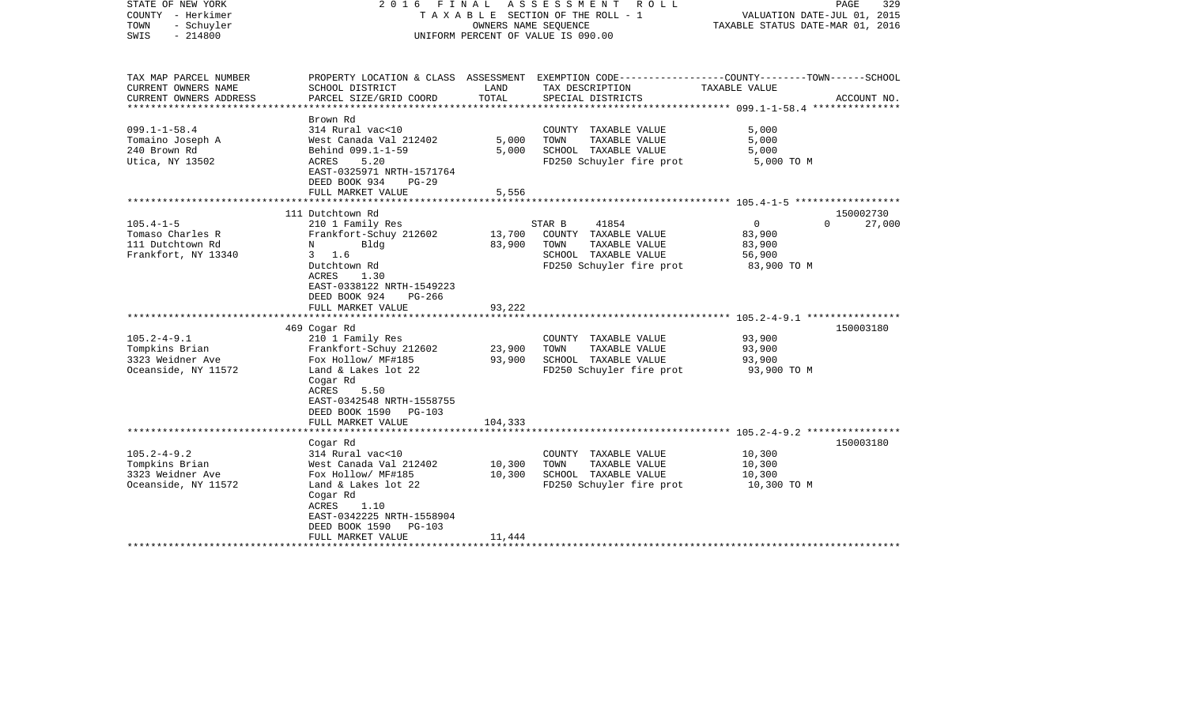STATE OF NEW YORK
COUNTY - Herkimer
TOWN - Schuyler
SWIS - 214800

2016 FINAL ASSESSMENT ROLL
TAXABLE SECTION OF THE ROLL - 1
OWNERS NAME SEQUENCE
UNIFORM PERCENT OF VALUE IS 090.00

VALUATION DATE-JUL 01, 2015
TAXABLE STATUS DATE-MAR 01, 2016

| TAX MAP PARCEL NUMBER / CURRENT OWNERS NAME / CURRENT OWNERS ADDRESS | PROPERTY LOCATION & CLASS / SCHOOL DISTRICT / PARCEL SIZE/GRID COORD | ASSESSMENT LAND | TOTAL | EXEMPTION CODE / TAX DESCRIPTION / SPECIAL DISTRICTS | COUNTY / TOWN TAXABLE VALUE | SCHOOL | ACCOUNT NO. |
|---|---|---|---|---|---|---|---|
| 099.1-1-58.4 | Brown Rd | | | | | | |
| Tomaino Joseph A | 314 Rural vac<10 | | | COUNTY TAXABLE VALUE | 5,000 | | |
| 240 Brown Rd | West Canada Val 212402 | 5,000 | | TOWN TAXABLE VALUE | 5,000 | | |
| Utica, NY 13502 | Behind 099.1-1-59 | | 5,000 | SCHOOL TAXABLE VALUE | 5,000 | | |
| | ACRES 5.20 | | | FD250 Schuyler fire prot | 5,000 TO M | | |
| | EAST-0325971 NRTH-1571764 | | | | | | |
| | DEED BOOK 934 PG-29 | | | | | | |
| | FULL MARKET VALUE | | 5,556 | | | | |
| 105.4-1-5 | 111 Dutchtown Rd | | | | | | 150002730 |
| Tomaso Charles R | 210 1 Family Res | | | STAR B 41854 | 0 | 0 | 27,000 |
| 111 Dutchtown Rd | Frankfort-Schuy 212602 | 13,700 | | COUNTY TAXABLE VALUE | 83,900 | | |
| Frankfort, NY 13340 | N Bldg | | 83,900 | TOWN TAXABLE VALUE | 83,900 | | |
| | 3 1.6 | | | SCHOOL TAXABLE VALUE | 56,900 | | |
| | Dutchtown Rd | | | FD250 Schuyler fire prot | 83,900 TO M | | |
| | ACRES 1.30 | | | | | | |
| | EAST-0338122 NRTH-1549223 | | | | | | |
| | DEED BOOK 924 PG-266 | | | | | | |
| | FULL MARKET VALUE | | 93,222 | | | | |
| 105.2-4-9.1 | 469 Cogar Rd | | | | | | 150003180 |
| Tompkins Brian | 210 1 Family Res | | | COUNTY TAXABLE VALUE | 93,900 | | |
| 3323 Weidner Ave | Frankfort-Schuy 212602 | 23,900 | | TOWN TAXABLE VALUE | 93,900 | | |
| Oceanside, NY 11572 | Fox Hollow/ MF#185 | | 93,900 | SCHOOL TAXABLE VALUE | 93,900 | | |
| | Land & Lakes lot 22 | | | FD250 Schuyler fire prot | 93,900 TO M | | |
| | Cogar Rd | | | | | | |
| | ACRES 5.50 | | | | | | |
| | EAST-0342548 NRTH-1558755 | | | | | | |
| | DEED BOOK 1590 PG-103 | | | | | | |
| | FULL MARKET VALUE | | 104,333 | | | | |
| 105.2-4-9.2 | Cogar Rd | | | | | | 150003180 |
| Tompkins Brian | 314 Rural vac<10 | | | COUNTY TAXABLE VALUE | 10,300 | | |
| 3323 Weidner Ave | West Canada Val 212402 | 10,300 | | TOWN TAXABLE VALUE | 10,300 | | |
| Oceanside, NY 11572 | Fox Hollow/ MF#185 | | 10,300 | SCHOOL TAXABLE VALUE | 10,300 | | |
| | Land & Lakes lot 22 | | | FD250 Schuyler fire prot | 10,300 TO M | | |
| | Cogar Rd | | | | | | |
| | ACRES 1.10 | | | | | | |
| | EAST-0342225 NRTH-1558904 | | | | | | |
| | DEED BOOK 1590 PG-103 | | | | | | |
| | FULL MARKET VALUE | | 11,444 | | | | |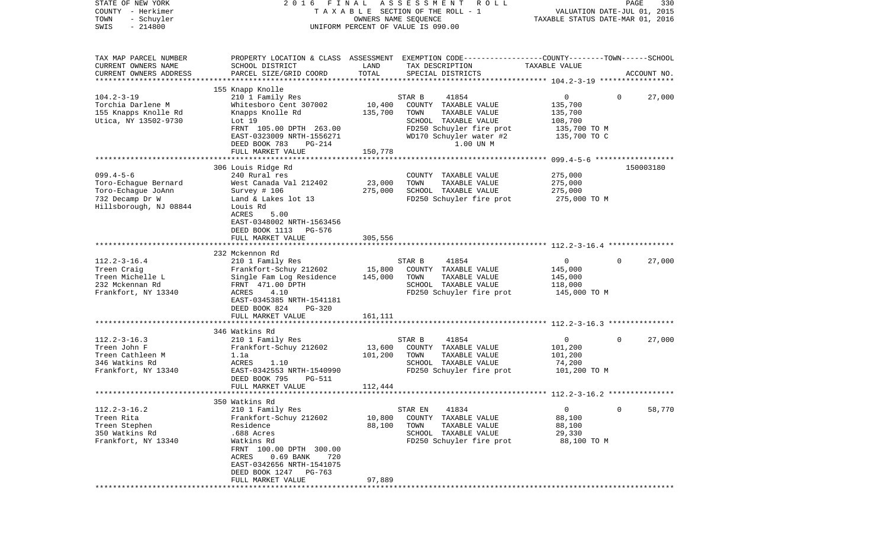STATE OF NEW YORK — COUNTY - Herkimer — TOWN - Schuyler — SWIS - 214800

2016 FINAL ASSESSMENT ROLL — TAXABLE SECTION OF THE ROLL - 1 — OWNERS NAME SEQUENCE — UNIFORM PERCENT OF VALUE IS 090.00

VALUATION DATE-JUL 01, 2015 — TAXABLE STATUS DATE-MAR 01, 2016

| TAX MAP PARCEL NUMBER / CURRENT OWNERS NAME / CURRENT OWNERS ADDRESS | PROPERTY LOCATION & CLASS / SCHOOL DISTRICT / PARCEL SIZE/GRID COORD | ASSESSMENT LAND | TOTAL | EXEMPTION CODE / TAX DESCRIPTION / SPECIAL DISTRICTS | COUNTY / TOWN / SCHOOL TAXABLE VALUE | ACCOUNT NO. |
|---|---|---|---|---|---|---|
| **104.2-3-19** | 155 Knapp Knolle | | | | | |
| | 210 1 Family Res | | | STAR B 41854 | 0 / 0 | 27,000 |
| Torchia Darlene M | Whitesboro Cent 307002 | 10,400 | | COUNTY TAXABLE VALUE | 135,700 | |
| 155 Knapps Knolle Rd | Knapps Knolle Rd | | 135,700 | TOWN TAXABLE VALUE | 135,700 | |
| Utica, NY 13502-9730 | Lot 19 | | | SCHOOL TAXABLE VALUE | 108,700 | |
| | FRNT 105.00 DPTH 263.00 | | | FD250 Schuyler fire prot | 135,700 TO M | |
| | EAST-0323009 NRTH-1556271 | | | WD170 Schuyler water #2 | 135,700 TO C | |
| | DEED BOOK 783 PG-214 | | | 1.00 UN M | | |
| | FULL MARKET VALUE | | 150,778 | | | |
| **099.4-5-6** | 306 Louis Ridge Rd | | | | | 150003180 |
| | 240 Rural res | | | COUNTY TAXABLE VALUE | 275,000 | |
| Toro-Echague Bernard | West Canada Val 212402 | 23,000 | | TOWN TAXABLE VALUE | 275,000 | |
| Toro-Echague JoAnn | Survey # 106 | | 275,000 | SCHOOL TAXABLE VALUE | 275,000 | |
| 732 Decamp Dr W | Land & Lakes lot 13 | | | FD250 Schuyler fire prot | 275,000 TO M | |
| Hillsborough, NJ 08844 | Louis Rd | | | | | |
| | ACRES 5.00 | | | | | |
| | EAST-0348002 NRTH-1563456 | | | | | |
| | DEED BOOK 1113 PG-576 | | | | | |
| | FULL MARKET VALUE | | 305,556 | | | |
| **112.2-3-16.4** | 232 Mckennon Rd | | | | | |
| | 210 1 Family Res | | | STAR B 41854 | 0 / 0 | 27,000 |
| Treen Craig | Frankfort-Schuy 212602 | 15,800 | | COUNTY TAXABLE VALUE | 145,000 | |
| Treen Michelle L | Single Fam Log Residence | | 145,000 | TOWN TAXABLE VALUE | 145,000 | |
| 232 Mckennan Rd | FRNT 471.00 DPTH | | | SCHOOL TAXABLE VALUE | 118,000 | |
| Frankfort, NY 13340 | ACRES 4.10 | | | FD250 Schuyler fire prot | 145,000 TO M | |
| | EAST-0345385 NRTH-1541181 | | | | | |
| | DEED BOOK 824 PG-320 | | | | | |
| | FULL MARKET VALUE | | 161,111 | | | |
| **112.2-3-16.3** | 346 Watkins Rd | | | | | |
| | 210 1 Family Res | | | STAR B 41854 | 0 / 0 | 27,000 |
| Treen John F | Frankfort-Schuy 212602 | 13,600 | | COUNTY TAXABLE VALUE | 101,200 | |
| Treen Cathleen M | 1.1a | | 101,200 | TOWN TAXABLE VALUE | 101,200 | |
| 346 Watkins Rd | ACRES 1.10 | | | SCHOOL TAXABLE VALUE | 74,200 | |
| Frankfort, NY 13340 | EAST-0342553 NRTH-1540990 | | | FD250 Schuyler fire prot | 101,200 TO M | |
| | DEED BOOK 795 PG-511 | | | | | |
| | FULL MARKET VALUE | | 112,444 | | | |
| **112.2-3-16.2** | 350 Watkins Rd | | | | | |
| | 210 1 Family Res | | | STAR EN 41834 | 0 / 0 | 58,770 |
| Treen Rita | Frankfort-Schuy 212602 | 10,800 | | COUNTY TAXABLE VALUE | 88,100 | |
| Treen Stephen | Residence | | 88,100 | TOWN TAXABLE VALUE | 88,100 | |
| 350 Watkins Rd | .688 Acres | | | SCHOOL TAXABLE VALUE | 29,330 | |
| Frankfort, NY 13340 | Watkins Rd | | | FD250 Schuyler fire prot | 88,100 TO M | |
| | FRNT 100.00 DPTH 300.00 | | | | | |
| | ACRES 0.69 BANK 720 | | | | | |
| | EAST-0342656 NRTH-1541075 | | | | | |
| | DEED BOOK 1247 PG-763 | | | | | |
| | FULL MARKET VALUE | | 97,889 | | | |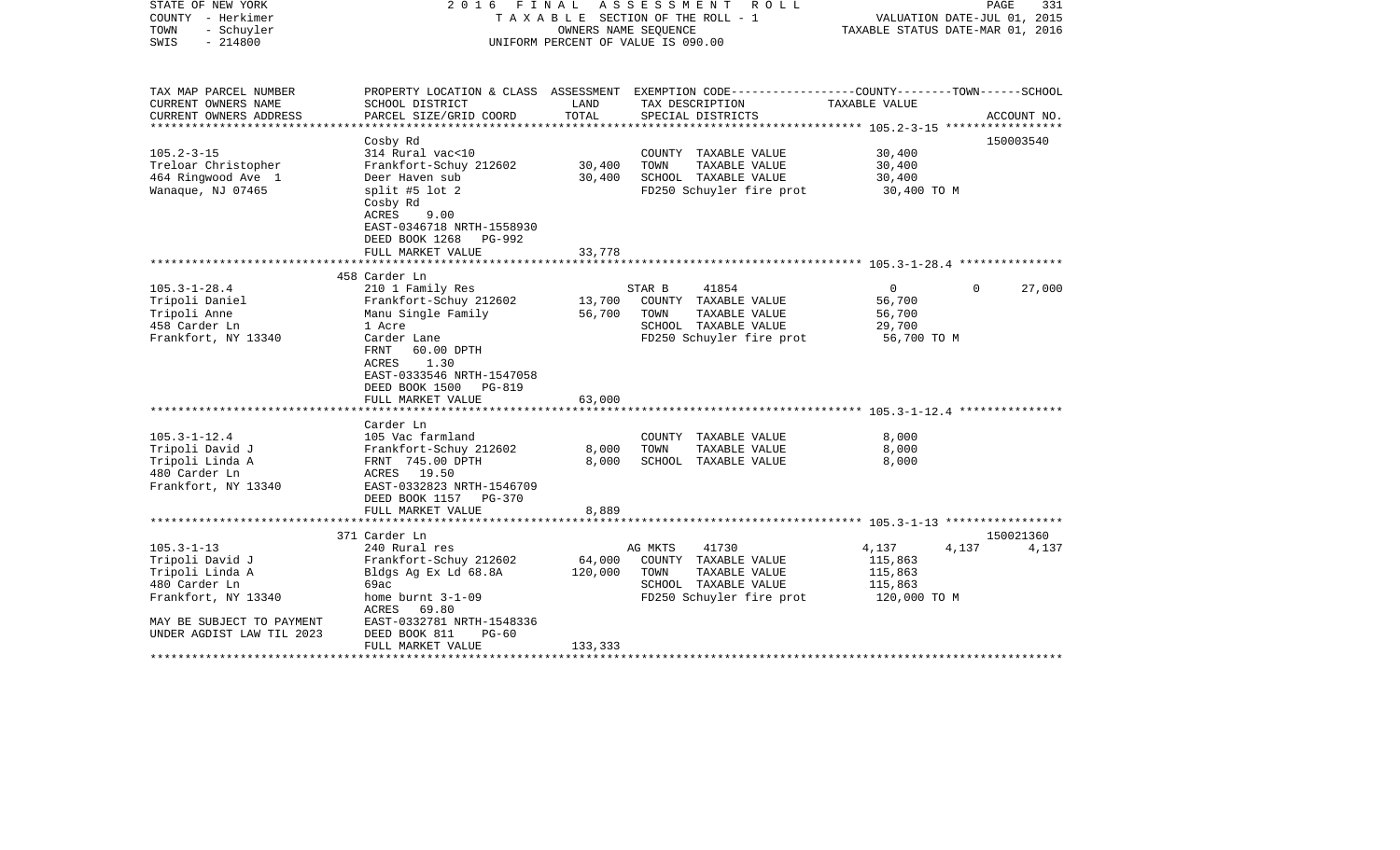STATE OF NEW YORK — 2016 FINAL ASSESSMENT ROLL — PAGE 331
COUNTY - Herkimer — TAXABLE SECTION OF THE ROLL - 1 — VALUATION DATE-JUL 01, 2015
TOWN - Schuyler — OWNERS NAME SEQUENCE — TAXABLE STATUS DATE-MAR 01, 2016
SWIS - 214800 — UNIFORM PERCENT OF VALUE IS 090.00

| TAX MAP PARCEL NUMBER / CURRENT OWNERS NAME / CURRENT OWNERS ADDRESS | PROPERTY LOCATION & CLASS / SCHOOL DISTRICT / PARCEL SIZE/GRID COORD | ASSESSMENT LAND / TOTAL | EXEMPTION CODE / TAX DESCRIPTION / SPECIAL DISTRICTS | COUNTY | TOWN | SCHOOL | ACCOUNT NO. |
|---|---|---|---|---|---|---|---|
| **105.2-3-15** | Cosby Rd | | | | | | 150003540 |
| 105.2-3-15 | 314 Rural vac<10 | | COUNTY TAXABLE VALUE | 30,400 | | | |
| Treloar Christopher | Frankfort-Schuy 212602 | 30,400 | TOWN TAXABLE VALUE | | 30,400 | | |
| 464 Ringwood Ave 1 | Deer Haven sub | 30,400 | SCHOOL TAXABLE VALUE | | | 30,400 | |
| Wanaque, NJ 07465 | split #5 lot 2 | | FD250 Schuyler fire prot | 30,400 TO M | | | |
| | Cosby Rd | | | | | | |
| | ACRES 9.00 | | | | | | |
| | EAST-0346718 NRTH-1558930 | | | | | | |
| | DEED BOOK 1268 PG-992 | | | | | | |
| | FULL MARKET VALUE | 33,778 | | | | | |
| **105.3-1-28.4** | 458 Carder Ln | | | | | | |
| 105.3-1-28.4 | 210 1 Family Res | | STAR B 41854 | 0 | 0 | 27,000 | |
| Tripoli Daniel | Frankfort-Schuy 212602 | 13,700 | COUNTY TAXABLE VALUE | 56,700 | | | |
| Tripoli Anne | Manu Single Family | 56,700 | TOWN TAXABLE VALUE | | 56,700 | | |
| 458 Carder Ln | 1 Acre | | SCHOOL TAXABLE VALUE | | | 29,700 | |
| Frankfort, NY 13340 | Carder Lane | | FD250 Schuyler fire prot | 56,700 TO M | | | |
| | FRNT 60.00 DPTH | | | | | | |
| | ACRES 1.30 | | | | | | |
| | EAST-0333546 NRTH-1547058 | | | | | | |
| | DEED BOOK 1500 PG-819 | | | | | | |
| | FULL MARKET VALUE | 63,000 | | | | | |
| **105.3-1-12.4** | Carder Ln | | | | | | |
| 105.3-1-12.4 | 105 Vac farmland | | COUNTY TAXABLE VALUE | 8,000 | | | |
| Tripoli David J | Frankfort-Schuy 212602 | 8,000 | TOWN TAXABLE VALUE | | 8,000 | | |
| Tripoli Linda A | FRNT 745.00 DPTH | 8,000 | SCHOOL TAXABLE VALUE | | | 8,000 | |
| 480 Carder Ln | ACRES 19.50 | | | | | | |
| Frankfort, NY 13340 | EAST-0332823 NRTH-1546709 | | | | | | |
| | DEED BOOK 1157 PG-370 | | | | | | |
| | FULL MARKET VALUE | 8,889 | | | | | |
| **105.3-1-13** | 371 Carder Ln | | | | | | 150021360 |
| 105.3-1-13 | 240 Rural res | | AG MKTS 41730 | 4,137 | 4,137 | 4,137 | |
| Tripoli David J | Frankfort-Schuy 212602 | 64,000 | COUNTY TAXABLE VALUE | 115,863 | | | |
| Tripoli Linda A | Bldgs Ag Ex Ld 68.8A | 120,000 | TOWN TAXABLE VALUE | | 115,863 | | |
| 480 Carder Ln | 69ac | | SCHOOL TAXABLE VALUE | | | 115,863 | |
| Frankfort, NY 13340 | home burnt 3-1-09 | | FD250 Schuyler fire prot | 120,000 TO M | | | |
| | ACRES 69.80 | | | | | | |
| MAY BE SUBJECT TO PAYMENT | EAST-0332781 NRTH-1548336 | | | | | | |
| UNDER AGDIST LAW TIL 2023 | DEED BOOK 811 PG-60 | | | | | | |
| | FULL MARKET VALUE | 133,333 | | | | | |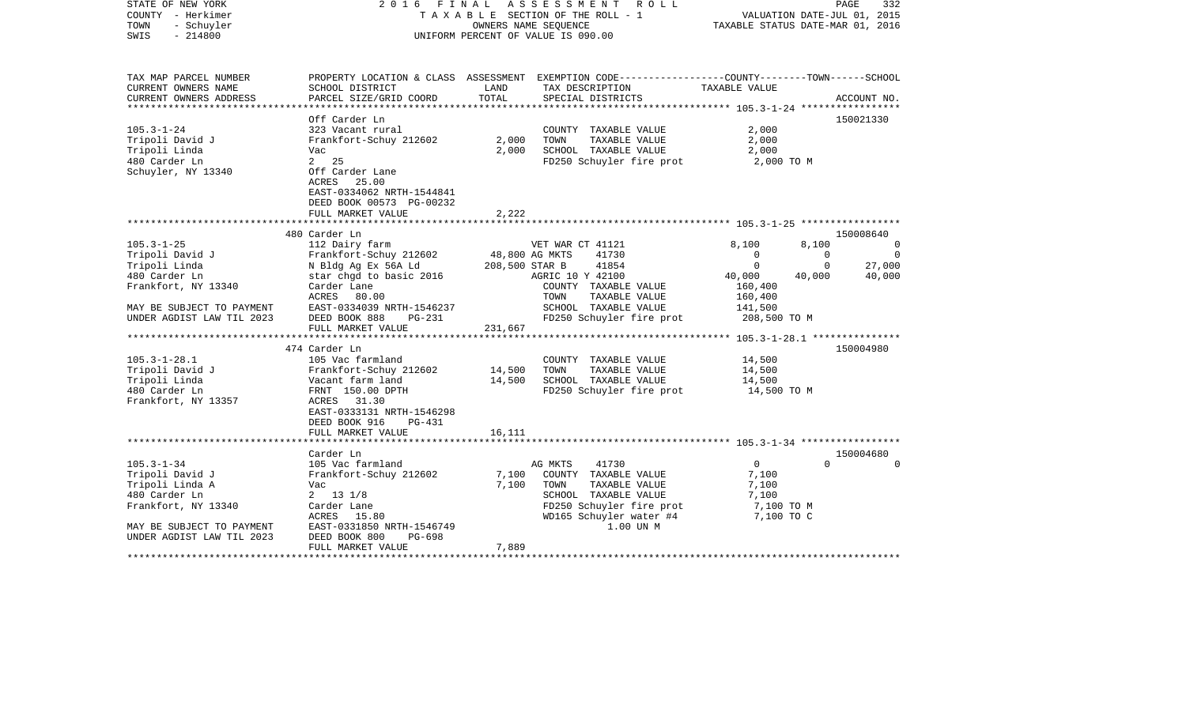STATE OF NEW YORK | COUNTY - Herkimer | TOWN - Schuyler | SWIS - 214800

# 2016 FINAL ASSESSMENT ROLL

TAXABLE SECTION OF THE ROLL - 1
OWNERS NAME SEQUENCE
UNIFORM PERCENT OF VALUE IS 090.00

VALUATION DATE-JUL 01, 2015
TAXABLE STATUS DATE-MAR 01, 2016

| TAX MAP PARCEL NUMBER / CURRENT OWNERS NAME / CURRENT OWNERS ADDRESS | PROPERTY LOCATION & CLASS / SCHOOL DISTRICT / PARCEL SIZE/GRID COORD | ASSESSMENT LAND / TOTAL | EXEMPTION CODE / TAX DESCRIPTION / SPECIAL DISTRICTS | COUNTY TAXABLE VALUE | TOWN | SCHOOL | ACCOUNT NO. |
|---|---|---|---|---|---|---|---|
| **105.3-1-24** | Off Carder Ln | | | | | | 150021330 |
| Tripoli David J | 323 Vacant rural | | COUNTY TAXABLE VALUE | 2,000 | | | |
| Tripoli Linda | Frankfort-Schuy 212602 | 2,000 | TOWN TAXABLE VALUE | 2,000 | | | |
| 480 Carder Ln | Vac | 2,000 | SCHOOL TAXABLE VALUE | 2,000 | | | |
| Schuyler, NY 13340 | 2 25 | | FD250 Schuyler fire prot | 2,000 TO M | | | |
| | Off Carder Lane | | | | | | |
| | ACRES 25.00 | | | | | | |
| | EAST-0334062 NRTH-1544841 | | | | | | |
| | DEED BOOK 00573 PG-00232 | | | | | | |
| | FULL MARKET VALUE | 2,222 | | | | | |
| **105.3-1-25** | 480 Carder Ln | | | | | | 150008640 |
| Tripoli David J | 112 Dairy farm | | VET WAR CT 41121 | 8,100 | 8,100 | 0 | |
| Tripoli Linda | Frankfort-Schuy 212602 | 48,800 | AG MKTS 41730 | 0 | 0 | 0 | |
| 480 Carder Ln | N Bldg Ag Ex 56A Ld | 208,500 | STAR B 41854 | 0 | 0 | 27,000 | |
| Frankfort, NY 13340 | star chgd to basic 2016 | | AGRIC 10 Y 42100 | 40,000 | 40,000 | 40,000 | |
| | Carder Lane | | COUNTY TAXABLE VALUE | 160,400 | | | |
| | ACRES 80.00 | | TOWN TAXABLE VALUE | 160,400 | | | |
| MAY BE SUBJECT TO PAYMENT | EAST-0334039 NRTH-1546237 | | SCHOOL TAXABLE VALUE | 141,500 | | | |
| UNDER AGDIST LAW TIL 2023 | DEED BOOK 888 PG-231 | | FD250 Schuyler fire prot | 208,500 TO M | | | |
| | FULL MARKET VALUE | 231,667 | | | | | |
| **105.3-1-28.1** | 474 Carder Ln | | | | | | 150004980 |
| Tripoli David J | 105 Vac farmland | | COUNTY TAXABLE VALUE | 14,500 | | | |
| Tripoli Linda | Frankfort-Schuy 212602 | 14,500 | TOWN TAXABLE VALUE | 14,500 | | | |
| 480 Carder Ln | Vacant farm land | 14,500 | SCHOOL TAXABLE VALUE | 14,500 | | | |
| Frankfort, NY 13357 | FRNT 150.00 DPTH | | FD250 Schuyler fire prot | 14,500 TO M | | | |
| | ACRES 31.30 | | | | | | |
| | EAST-0333131 NRTH-1546298 | | | | | | |
| | DEED BOOK 916 PG-431 | | | | | | |
| | FULL MARKET VALUE | 16,111 | | | | | |
| **105.3-1-34** | Carder Ln | | | | | | 150004680 |
| Tripoli David J | 105 Vac farmland | | AG MKTS 41730 | 0 | 0 | 0 | |
| Tripoli Linda A | Frankfort-Schuy 212602 | 7,100 | COUNTY TAXABLE VALUE | 7,100 | | | |
| 480 Carder Ln | Vac | 7,100 | TOWN TAXABLE VALUE | 7,100 | | | |
| Frankfort, NY 13340 | 2 13 1/8 | | SCHOOL TAXABLE VALUE | 7,100 | | | |
| | Carder Lane | | FD250 Schuyler fire prot | 7,100 TO M | | | |
| | ACRES 15.80 | | WD165 Schuyler water #4 | 7,100 TO C | | | |
| MAY BE SUBJECT TO PAYMENT | EAST-0331850 NRTH-1546749 | | 1.00 UN M | | | | |
| UNDER AGDIST LAW TIL 2023 | DEED BOOK 800 PG-698 | | | | | | |
| | FULL MARKET VALUE | 7,889 | | | | | |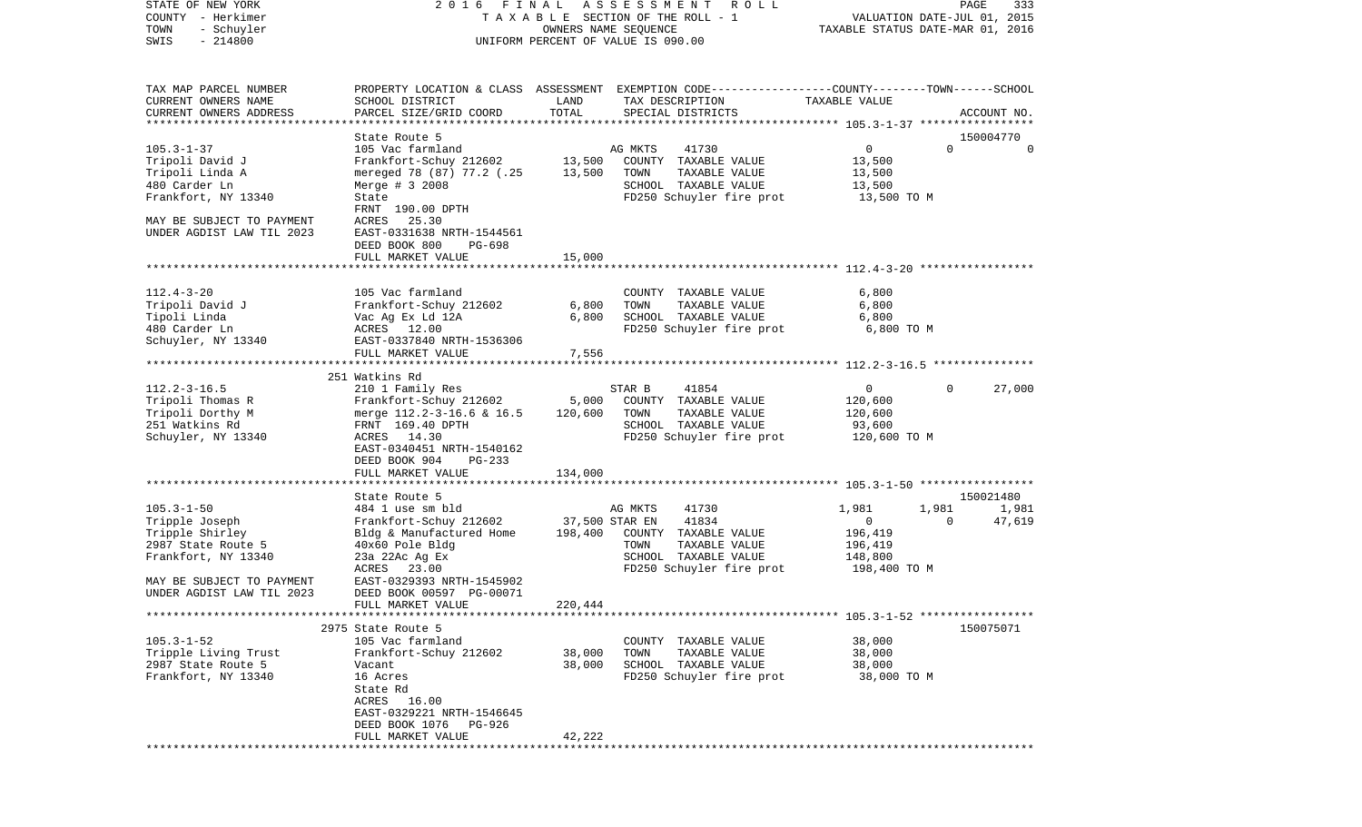STATE OF NEW YORK | COUNTY - Herkimer | TOWN - Schuyler | SWIS - 214800

2016 FINAL ASSESSMENT ROLL
TAXABLE SECTION OF THE ROLL - 1
OWNERS NAME SEQUENCE
UNIFORM PERCENT OF VALUE IS 090.00

VALUATION DATE-JUL 01, 2015
TAXABLE STATUS DATE-MAR 01, 2016

| TAX MAP PARCEL NUMBER / CURRENT OWNERS NAME / CURRENT OWNERS ADDRESS | PROPERTY LOCATION & CLASS / SCHOOL DISTRICT / PARCEL SIZE/GRID COORD | ASSESSMENT LAND / TOTAL | EXEMPTION CODE / TAX DESCRIPTION / SPECIAL DISTRICTS | COUNTY | TOWN | SCHOOL / TAXABLE VALUE | ACCOUNT NO. |
|---|---|---|---|---|---|---|---|
| **105.3-1-37** | State Route 5 | | | | | | 150004770 |
| | 105 Vac farmland | | AG MKTS 41730 | 0 | 0 | 0 | |
| Tripoli David J | Frankfort-Schuy 212602 | 13,500 | COUNTY TAXABLE VALUE | 13,500 | | | |
| Tripoli Linda A | mereged 78 (87) 77.2 (.25 | 13,500 | TOWN TAXABLE VALUE | | 13,500 | | |
| 480 Carder Ln | Merge # 3 2008 | | SCHOOL TAXABLE VALUE | | | 13,500 | |
| Frankfort, NY 13340 | State | | FD250 Schuyler fire prot | 13,500 TO M | | | |
| | FRNT 190.00 DPTH | | | | | | |
| MAY BE SUBJECT TO PAYMENT | ACRES 25.30 | | | | | | |
| UNDER AGDIST LAW TIL 2023 | EAST-0331638 NRTH-1544561 | | | | | | |
| | DEED BOOK 800 PG-698 | | | | | | |
| | FULL MARKET VALUE | 15,000 | | | | | |
| **112.4-3-20** | | | | | | | |
| | 105 Vac farmland | | COUNTY TAXABLE VALUE | 6,800 | | | |
| Tripoli David J | Frankfort-Schuy 212602 | 6,800 | TOWN TAXABLE VALUE | | 6,800 | | |
| Tipoli Linda | Vac Ag Ex Ld 12A | 6,800 | SCHOOL TAXABLE VALUE | | | 6,800 | |
| 480 Carder Ln | ACRES 12.00 | | FD250 Schuyler fire prot | 6,800 TO M | | | |
| Schuyler, NY 13340 | EAST-0337840 NRTH-1536306 | | | | | | |
| | FULL MARKET VALUE | 7,556 | | | | | |
| **112.2-3-16.5** | 251 Watkins Rd | | | | | | |
| | 210 1 Family Res | | STAR B 41854 | 0 | 0 | 27,000 | |
| Tripoli Thomas R | Frankfort-Schuy 212602 | 5,000 | COUNTY TAXABLE VALUE | 120,600 | | | |
| Tripoli Dorthy M | merge 112.2-3-16.6 & 16.5 | 120,600 | TOWN TAXABLE VALUE | | 120,600 | | |
| 251 Watkins Rd | FRNT 169.40 DPTH | | SCHOOL TAXABLE VALUE | | | 93,600 | |
| Schuyler, NY 13340 | ACRES 14.30 | | FD250 Schuyler fire prot | 120,600 TO M | | | |
| | EAST-0340451 NRTH-1540162 | | | | | | |
| | DEED BOOK 904 PG-233 | | | | | | |
| | FULL MARKET VALUE | 134,000 | | | | | |
| **105.3-1-50** | State Route 5 | | | | | | 150021480 |
| | 484 1 use sm bld | | AG MKTS 41730 | 1,981 | 1,981 | 1,981 | |
| Tripple Joseph | Frankfort-Schuy 212602 | 37,500 | STAR EN 41834 | 0 | 0 | 47,619 | |
| Tripple Shirley | Bldg & Manufactured Home | 198,400 | COUNTY TAXABLE VALUE | 196,419 | | | |
| 2987 State Route 5 | 40x60 Pole Bldg | | TOWN TAXABLE VALUE | | 196,419 | | |
| Frankfort, NY 13340 | 23a 22Ac Ag Ex | | SCHOOL TAXABLE VALUE | | | 148,800 | |
| | ACRES 23.00 | | FD250 Schuyler fire prot | 198,400 TO M | | | |
| MAY BE SUBJECT TO PAYMENT | EAST-0329393 NRTH-1545902 | | | | | | |
| UNDER AGDIST LAW TIL 2023 | DEED BOOK 00597 PG-00071 | | | | | | |
| | FULL MARKET VALUE | 220,444 | | | | | |
| **105.3-1-52** | 2975 State Route 5 | | | | | | 150075071 |
| | 105 Vac farmland | | COUNTY TAXABLE VALUE | 38,000 | | | |
| Tripple Living Trust | Frankfort-Schuy 212602 | 38,000 | TOWN TAXABLE VALUE | | 38,000 | | |
| 2987 State Route 5 | Vacant | 38,000 | SCHOOL TAXABLE VALUE | | | 38,000 | |
| Frankfort, NY 13340 | 16 Acres | | FD250 Schuyler fire prot | 38,000 TO M | | | |
| | State Rd | | | | | | |
| | ACRES 16.00 | | | | | | |
| | EAST-0329221 NRTH-1546645 | | | | | | |
| | DEED BOOK 1076 PG-926 | | | | | | |
| | FULL MARKET VALUE | 42,222 | | | | | |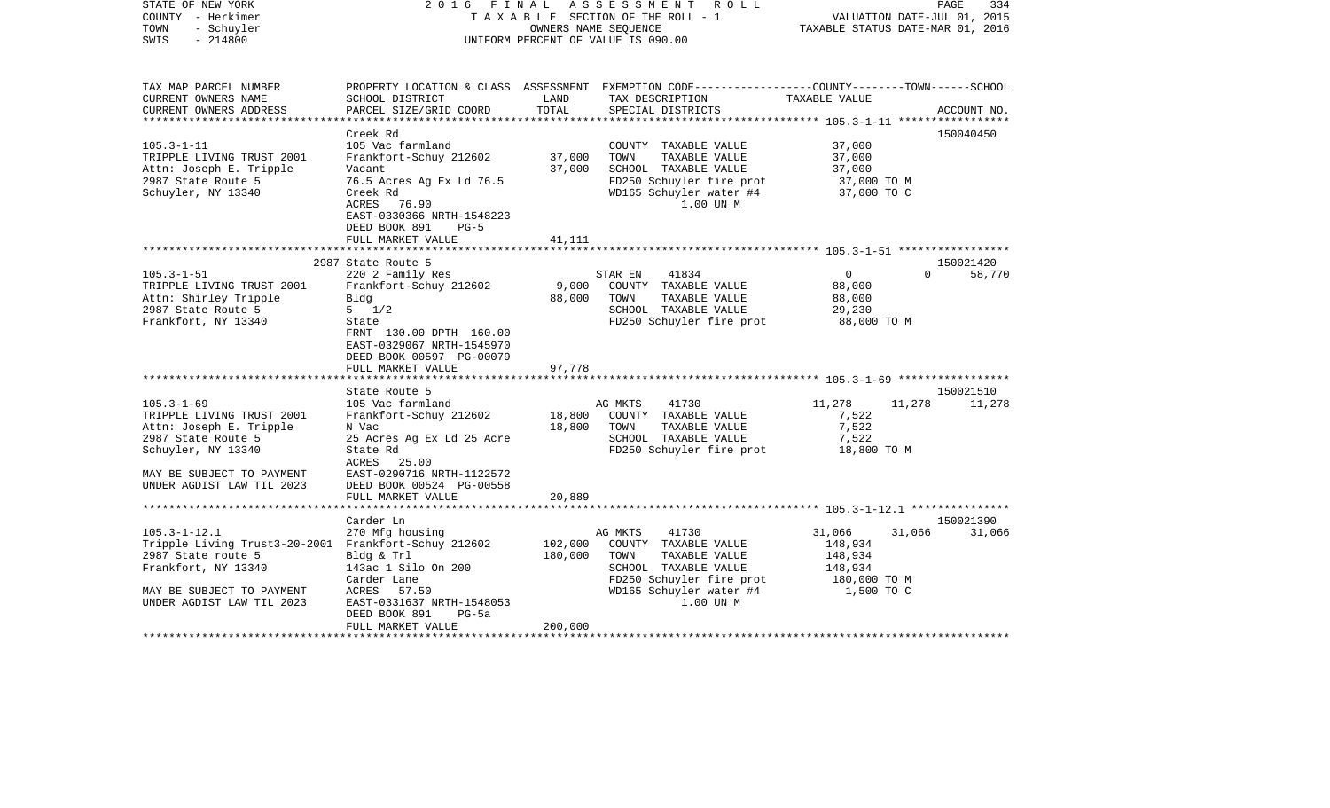STATE OF NEW YORK
COUNTY - Herkimer
TOWN - Schuyler
SWIS - 214800

2 0 1 6 F I N A L A S S E S S M E N T R O L L
T A X A B L E SECTION OF THE ROLL - 1
OWNERS NAME SEQUENCE
UNIFORM PERCENT OF VALUE IS 090.00

VALUATION DATE-JUL 01, 2015
TAXABLE STATUS DATE-MAR 01, 2016

```
TAX MAP PARCEL NUMBER          PROPERTY LOCATION & CLASS  ASSESSMENT  EXEMPTION CODE------------------COUNTY--------TOWN------SCHOOL
CURRENT OWNERS NAME            SCHOOL DISTRICT             LAND        TAX DESCRIPTION                TAXABLE VALUE
CURRENT OWNERS ADDRESS         PARCEL SIZE/GRID COORD      TOTAL       SPECIAL DISTRICTS                                          ACCOUNT NO.
******************************************************************************************************* 105.3-1-11 *****************
                               Creek Rd                                                                                       150040450
105.3-1-11                     105 Vac farmland                        COUNTY  TAXABLE VALUE            37,000
TRIPPLE LIVING TRUST 2001      Frankfort-Schuy 212602       37,000     TOWN    TAXABLE VALUE            37,000
Attn: Joseph E. Tripple        Vacant                       37,000     SCHOOL  TAXABLE VALUE            37,000
2987 State Route 5             76.5 Acres Ag Ex Ld 76.5                FD250 Schuyler fire prot          37,000 TO M
Schuyler, NY 13340             Creek Rd                                WD165 Schuyler water #4           37,000 TO C
                               ACRES   76.90                                   1.00 UN M
                               EAST-0330366 NRTH-1548223
                               DEED BOOK 891    PG-5
                               FULL MARKET VALUE            41,111
******************************************************************************************************* 105.3-1-51 *****************
                               2987 State Route 5                                                                             150021420
105.3-1-51                     220 2 Family Res                        STAR EN      41834               0             0        58,770
TRIPPLE LIVING TRUST 2001      Frankfort-Schuy 212602        9,000     COUNTY  TAXABLE VALUE            88,000
Attn: Shirley Tripple          Bldg                         88,000     TOWN    TAXABLE VALUE            88,000
2987 State Route 5             5  1/2                                  SCHOOL  TAXABLE VALUE            29,230
Frankfort, NY 13340            State                                   FD250 Schuyler fire prot          88,000 TO M
                               FRNT 130.00 DPTH 160.00
                               EAST-0329067 NRTH-1545970
                               DEED BOOK 00597 PG-00079
                               FULL MARKET VALUE            97,778
******************************************************************************************************* 105.3-1-69 *****************
                               State Route 5                                                                                  150021510
105.3-1-69                     105 Vac farmland                        AG MKTS      41730            11,278        11,278      11,278
TRIPPLE LIVING TRUST 2001      Frankfort-Schuy 212602       18,800     COUNTY  TAXABLE VALUE             7,522
Attn: Joseph E. Tripple        N Vac                        18,800     TOWN    TAXABLE VALUE             7,522
2987 State Route 5             25 Acres Ag Ex Ld 25 Acre               SCHOOL  TAXABLE VALUE             7,522
Schuyler, NY 13340             State Rd                                FD250 Schuyler fire prot          18,800 TO M
                               ACRES   25.00
MAY BE SUBJECT TO PAYMENT      EAST-0290716 NRTH-1122572
UNDER AGDIST LAW TIL 2023      DEED BOOK 00524 PG-00558
                               FULL MARKET VALUE            20,889
******************************************************************************************************* 105.3-1-12.1 ***************
                               Carder Ln                                                                                      150021390
105.3-1-12.1                   270 Mfg housing                         AG MKTS      41730            31,066        31,066      31,066
Tripple Living Trust3-20-2001  Frankfort-Schuy 212602      102,000     COUNTY  TAXABLE VALUE           148,934
2987 State route 5             Bldg & Trl                  180,000     TOWN    TAXABLE VALUE           148,934
Frankfort, NY 13340            143ac 1 Silo On 200                     SCHOOL  TAXABLE VALUE           148,934
                               Carder Lane                             FD250 Schuyler fire prot         180,000 TO M
MAY BE SUBJECT TO PAYMENT      ACRES   57.50                           WD165 Schuyler water #4            1,500 TO C
UNDER AGDIST LAW TIL 2023      EAST-0331637 NRTH-1548053                       1.00 UN M
                               DEED BOOK 891    PG-5a
                               FULL MARKET VALUE           200,000
************************************************************************************************************************************
```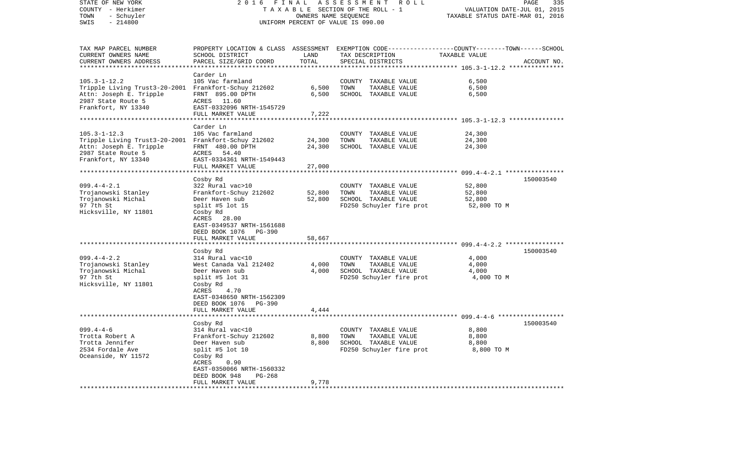STATE OF NEW YORK 2016 FINAL ASSESSMENT ROLL
COUNTY - Herkimer TAXABLE SECTION OF THE ROLL - 1 VALUATION DATE-JUL 01, 2015
TOWN - Schuyler OWNERS NAME SEQUENCE TAXABLE STATUS DATE-MAR 01, 2016
SWIS - 214800 UNIFORM PERCENT OF VALUE IS 090.00

| TAX MAP PARCEL NUMBER / CURRENT OWNERS NAME / CURRENT OWNERS ADDRESS | PROPERTY LOCATION & CLASS / SCHOOL DISTRICT / PARCEL SIZE/GRID COORD | ASSESSMENT LAND | TOTAL | EXEMPTION CODE / TAX DESCRIPTION / SPECIAL DISTRICTS | TAXABLE VALUE (COUNTY--TOWN--SCHOOL) | ACCOUNT NO. |
|---|---|---|---|---|---|---|
| 105.3-1-12.2 | Carder Ln | | | | | |
| | 105 Vac farmland | | | COUNTY TAXABLE VALUE | 6,500 | |
| Tripple Living Trust3-20-2001 | Frankfort-Schuy 212602 | 6,500 | | TOWN TAXABLE VALUE | 6,500 | |
| Attn: Joseph E. Tripple | FRNT 895.00 DPTH | | 6,500 | SCHOOL TAXABLE VALUE | 6,500 | |
| 2987 State Route 5 | ACRES 11.60 | | | | | |
| Frankfort, NY 13340 | EAST-0332096 NRTH-1545729 | | | | | |
| | FULL MARKET VALUE | | 7,222 | | | |
| 105.3-1-12.3 | Carder Ln | | | | | |
| | 105 Vac farmland | | | COUNTY TAXABLE VALUE | 24,300 | |
| Tripple Living Trust3-20-2001 | Frankfort-Schuy 212602 | 24,300 | | TOWN TAXABLE VALUE | 24,300 | |
| Attn: Joseph E. Tripple | FRNT 480.00 DPTH | | 24,300 | SCHOOL TAXABLE VALUE | 24,300 | |
| 2987 State Route 5 | ACRES 54.40 | | | | | |
| Frankfort, NY 13340 | EAST-0334361 NRTH-1549443 | | | | | |
| | FULL MARKET VALUE | | 27,000 | | | |
| 099.4-4-2.1 | Cosby Rd | | | | | 150003540 |
| | 322 Rural vac>10 | | | COUNTY TAXABLE VALUE | 52,800 | |
| Trojanowski Stanley | Frankfort-Schuy 212602 | 52,800 | | TOWN TAXABLE VALUE | 52,800 | |
| Trojanowski Michal | Deer Haven sub | | 52,800 | SCHOOL TAXABLE VALUE | 52,800 | |
| 97 7th St | split #5 lot 15 | | | FD250 Schuyler fire prot | 52,800 TO M | |
| Hicksville, NY 11801 | Cosby Rd | | | | | |
| | ACRES 28.00 | | | | | |
| | EAST-0349537 NRTH-1561688 | | | | | |
| | DEED BOOK 1076 PG-390 | | | | | |
| | FULL MARKET VALUE | | 58,667 | | | |
| 099.4-4-2.2 | Cosby Rd | | | | | 150003540 |
| | 314 Rural vac<10 | | | COUNTY TAXABLE VALUE | 4,000 | |
| Trojanowski Stanley | West Canada Val 212402 | 4,000 | | TOWN TAXABLE VALUE | 4,000 | |
| Trojanowski Michal | Deer Haven sub | | 4,000 | SCHOOL TAXABLE VALUE | 4,000 | |
| 97 7th St | split #5 lot 31 | | | FD250 Schuyler fire prot | 4,000 TO M | |
| Hicksville, NY 11801 | Cosby Rd | | | | | |
| | ACRES 4.70 | | | | | |
| | EAST-0348650 NRTH-1562309 | | | | | |
| | DEED BOOK 1076 PG-390 | | | | | |
| | FULL MARKET VALUE | | 4,444 | | | |
| 099.4-4-6 | Cosby Rd | | | | | 150003540 |
| | 314 Rural vac<10 | | | COUNTY TAXABLE VALUE | 8,800 | |
| Trotta Robert A | Frankfort-Schuy 212602 | 8,800 | | TOWN TAXABLE VALUE | 8,800 | |
| Trotta Jennifer | Deer Haven sub | | 8,800 | SCHOOL TAXABLE VALUE | 8,800 | |
| 2534 Fordale Ave | split #5 lot 10 | | | FD250 Schuyler fire prot | 8,800 TO M | |
| Oceanside, NY 11572 | Cosby Rd | | | | | |
| | ACRES 0.90 | | | | | |
| | EAST-0350066 NRTH-1560332 | | | | | |
| | DEED BOOK 948 PG-268 | | | | | |
| | FULL MARKET VALUE | | 9,778 | | | |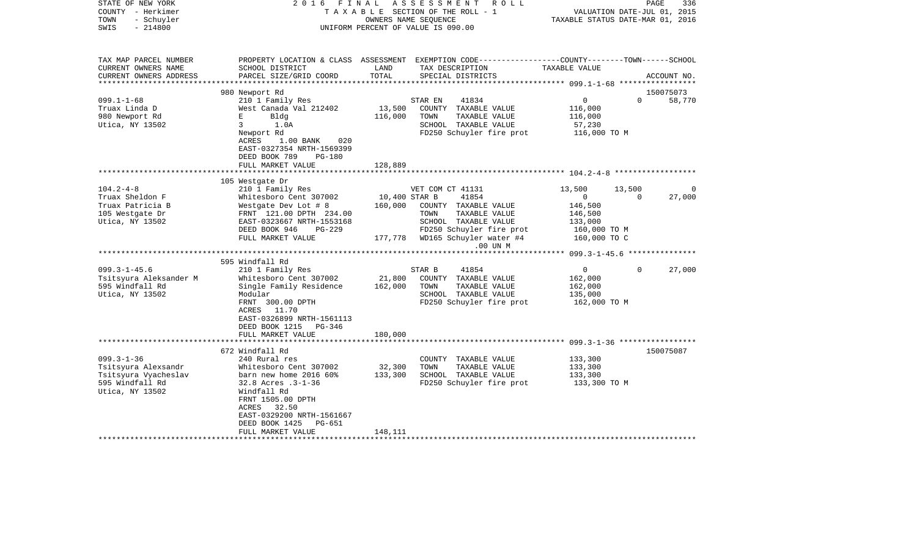STATE OF NEW YORK
COUNTY - Herkimer
TOWN - Schuyler
SWIS - 214800

2016 FINAL ASSESSMENT ROLL
TAXABLE SECTION OF THE ROLL - 1
OWNERS NAME SEQUENCE
UNIFORM PERCENT OF VALUE IS 090.00

VALUATION DATE-JUL 01, 2015
TAXABLE STATUS DATE-MAR 01, 2016

| TAX MAP PARCEL NUMBER<br>CURRENT OWNERS NAME<br>CURRENT OWNERS ADDRESS | PROPERTY LOCATION & CLASS<br>SCHOOL DISTRICT<br>PARCEL SIZE/GRID COORD | ASSESSMENT<br>LAND<br>TOTAL | EXEMPTION CODE<br>TAX DESCRIPTION<br>SPECIAL DISTRICTS | COUNTY | TOWN | SCHOOL<br>TAXABLE VALUE<br>ACCOUNT NO. |
|---|---|---|---|---|---|---|
| | 980 Newport Rd | | | | | 150075073 |
| 099.1-1-68 | 210 1 Family Res | | STAR EN 41834 | 0 | 0 | 58,770 |
| Truax Linda D | West Canada Val 212402 | 13,500 | COUNTY TAXABLE VALUE | 116,000 | | |
| 980 Newport Rd | E Bldg | 116,000 | TOWN TAXABLE VALUE | 116,000 | | |
| Utica, NY 13502 | 3 1.0A | | SCHOOL TAXABLE VALUE | 57,230 | | |
| | Newport Rd | | FD250 Schuyler fire prot | 116,000 TO M | | |
| | ACRES 1.00 BANK 020 | | | | | |
| | EAST-0327354 NRTH-1569399 | | | | | |
| | DEED BOOK 789 PG-180 | | | | | |
| | FULL MARKET VALUE | 128,889 | | | | |
| | 105 Westgate Dr | | | | | |
| 104.2-4-8 | 210 1 Family Res | | VET COM CT 41131 | 13,500 | 13,500 | 0 |
| Truax Sheldon F | Whitesboro Cent 307002 | 10,400 | STAR B 41854 | 0 | 0 | 27,000 |
| Truax Patricia B | Westgate Dev Lot # 8 | 160,000 | COUNTY TAXABLE VALUE | 146,500 | | |
| 105 Westgate Dr | FRNT 121.00 DPTH 234.00 | | TOWN TAXABLE VALUE | 146,500 | | |
| Utica, NY 13502 | EAST-0323667 NRTH-1553168 | | SCHOOL TAXABLE VALUE | 133,000 | | |
| | DEED BOOK 946 PG-229 | | FD250 Schuyler fire prot | 160,000 TO M | | |
| | FULL MARKET VALUE | 177,778 | WD165 Schuyler water #4 | 160,000 TO C | | |
| | | | .00 UN M | | | |
| | 595 Windfall Rd | | | | | |
| 099.3-1-45.6 | 210 1 Family Res | | STAR B 41854 | 0 | 0 | 27,000 |
| Tsitsyura Aleksander M | Whitesboro Cent 307002 | 21,800 | COUNTY TAXABLE VALUE | 162,000 | | |
| 595 Windfall Rd | Single Family Residence | 162,000 | TOWN TAXABLE VALUE | 162,000 | | |
| Utica, NY 13502 | Modular | | SCHOOL TAXABLE VALUE | 135,000 | | |
| | FRNT 300.00 DPTH | | FD250 Schuyler fire prot | 162,000 TO M | | |
| | ACRES 11.70 | | | | | |
| | EAST-0326899 NRTH-1561113 | | | | | |
| | DEED BOOK 1215 PG-346 | | | | | |
| | FULL MARKET VALUE | 180,000 | | | | |
| | 672 Windfall Rd | | | | | 150075087 |
| 099.3-1-36 | 240 Rural res | | COUNTY TAXABLE VALUE | 133,300 | | |
| Tsitsyura Alexsandr | Whitesboro Cent 307002 | 32,300 | TOWN TAXABLE VALUE | 133,300 | | |
| Tsitsyura Vyacheslav | barn new home 2016 60% | 133,300 | SCHOOL TAXABLE VALUE | 133,300 | | |
| 595 Windfall Rd | 32.8 Acres .3-1-36 | | FD250 Schuyler fire prot | 133,300 TO M | | |
| Utica, NY 13502 | Windfall Rd | | | | | |
| | FRNT 1505.00 DPTH | | | | | |
| | ACRES 32.50 | | | | | |
| | EAST-0329200 NRTH-1561667 | | | | | |
| | DEED BOOK 1425 PG-651 | | | | | |
| | FULL MARKET VALUE | 148,111 | | | | |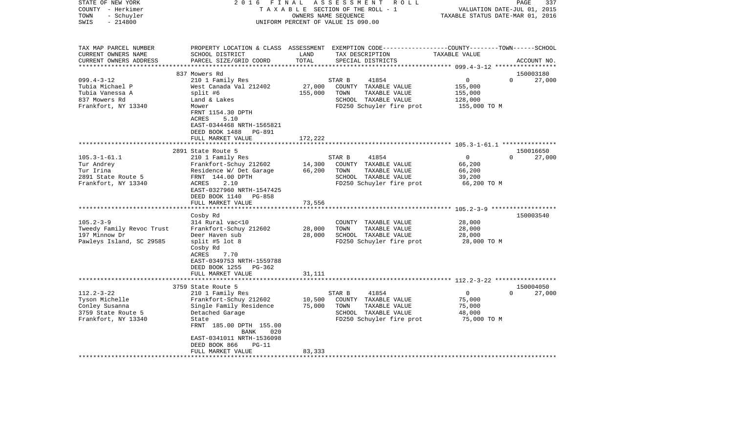STATE OF NEW YORK
COUNTY - Herkimer
TOWN - Schuyler
SWIS - 214800

2016 FINAL ASSESSMENT ROLL
TAXABLE SECTION OF THE ROLL - 1
OWNERS NAME SEQUENCE
UNIFORM PERCENT OF VALUE IS 090.00

VALUATION DATE-JUL 01, 2015
TAXABLE STATUS DATE-MAR 01, 2016

| TAX MAP PARCEL NUMBER / CURRENT OWNERS NAME / CURRENT OWNERS ADDRESS | PROPERTY LOCATION & CLASS / SCHOOL DISTRICT / PARCEL SIZE/GRID COORD | ASSESSMENT LAND | TOTAL | EXEMPTION CODE / TAX DESCRIPTION / SPECIAL DISTRICTS | COUNTY | TOWN | SCHOOL / ACCOUNT NO. |
|---|---|---|---|---|---|---|---|
| 837 Mowers Rd | | | | | | | 150003180 |
| 099.4-3-12 | 210 1 Family Res | | | STAR B 41854 | 0 | 0 | 27,000 |
| Tubia Michael P | West Canada Val 212402 | 27,000 | | COUNTY TAXABLE VALUE | 155,000 | | |
| Tubia Vanessa A | split #6 | | 155,000 | TOWN TAXABLE VALUE | 155,000 | | |
| 837 Mowers Rd | Land & Lakes | | | SCHOOL TAXABLE VALUE | 128,000 | | |
| Frankfort, NY 13340 | Mower | | | FD250 Schuyler fire prot | 155,000 TO M | | |
| | FRNT 1154.30 DPTH | | | | | | |
| | ACRES 5.10 | | | | | | |
| | EAST-0344468 NRTH-1565821 | | | | | | |
| | DEED BOOK 1488 PG-891 | | | | | | |
| | FULL MARKET VALUE | | 172,222 | | | | |
| 2891 State Route 5 | | | | | | | 150016650 |
| 105.3-1-61.1 | 210 1 Family Res | | | STAR B 41854 | 0 | 0 | 27,000 |
| Tur Andrey | Frankfort-Schuy 212602 | 14,300 | | COUNTY TAXABLE VALUE | 66,200 | | |
| Tur Irina | Residence W/ Det Garage | | 66,200 | TOWN TAXABLE VALUE | 66,200 | | |
| 2891 State Route 5 | FRNT 144.00 DPTH | | | SCHOOL TAXABLE VALUE | 39,200 | | |
| Frankfort, NY 13340 | ACRES 2.10 | | | FD250 Schuyler fire prot | 66,200 TO M | | |
| | EAST-0327960 NRTH-1547425 | | | | | | |
| | DEED BOOK 1140 PG-858 | | | | | | |
| | FULL MARKET VALUE | | 73,556 | | | | |
| Cosby Rd | | | | | | | 150003540 |
| 105.2-3-9 | 314 Rural vac<10 | | | COUNTY TAXABLE VALUE | 28,000 | | |
| Tweedy Family Revoc Trust | Frankfort-Schuy 212602 | 28,000 | | TOWN TAXABLE VALUE | 28,000 | | |
| 197 Minnow Dr | Deer Haven sub | | 28,000 | SCHOOL TAXABLE VALUE | 28,000 | | |
| Pawleys Island, SC 29585 | split #5 lot 8 | | | FD250 Schuyler fire prot | 28,000 TO M | | |
| | Cosby Rd | | | | | | |
| | ACRES 7.70 | | | | | | |
| | EAST-0349753 NRTH-1559788 | | | | | | |
| | DEED BOOK 1255 PG-362 | | | | | | |
| | FULL MARKET VALUE | | 31,111 | | | | |
| 3759 State Route 5 | | | | | | | 150004050 |
| 112.2-3-22 | 210 1 Family Res | | | STAR B 41854 | 0 | 0 | 27,000 |
| Tyson Michelle | Frankfort-Schuy 212602 | 10,500 | | COUNTY TAXABLE VALUE | 75,000 | | |
| Conley Susanna | Single Family Residence | | 75,000 | TOWN TAXABLE VALUE | 75,000 | | |
| 3759 State Route 5 | Detached Garage | | | SCHOOL TAXABLE VALUE | 48,000 | | |
| Frankfort, NY 13340 | State | | | FD250 Schuyler fire prot | 75,000 TO M | | |
| | FRNT 185.00 DPTH 155.00 | | | | | | |
| | BANK 020 | | | | | | |
| | EAST-0341011 NRTH-1536098 | | | | | | |
| | DEED BOOK 866 PG-11 | | | | | | |
| | FULL MARKET VALUE | | 83,333 | | | | |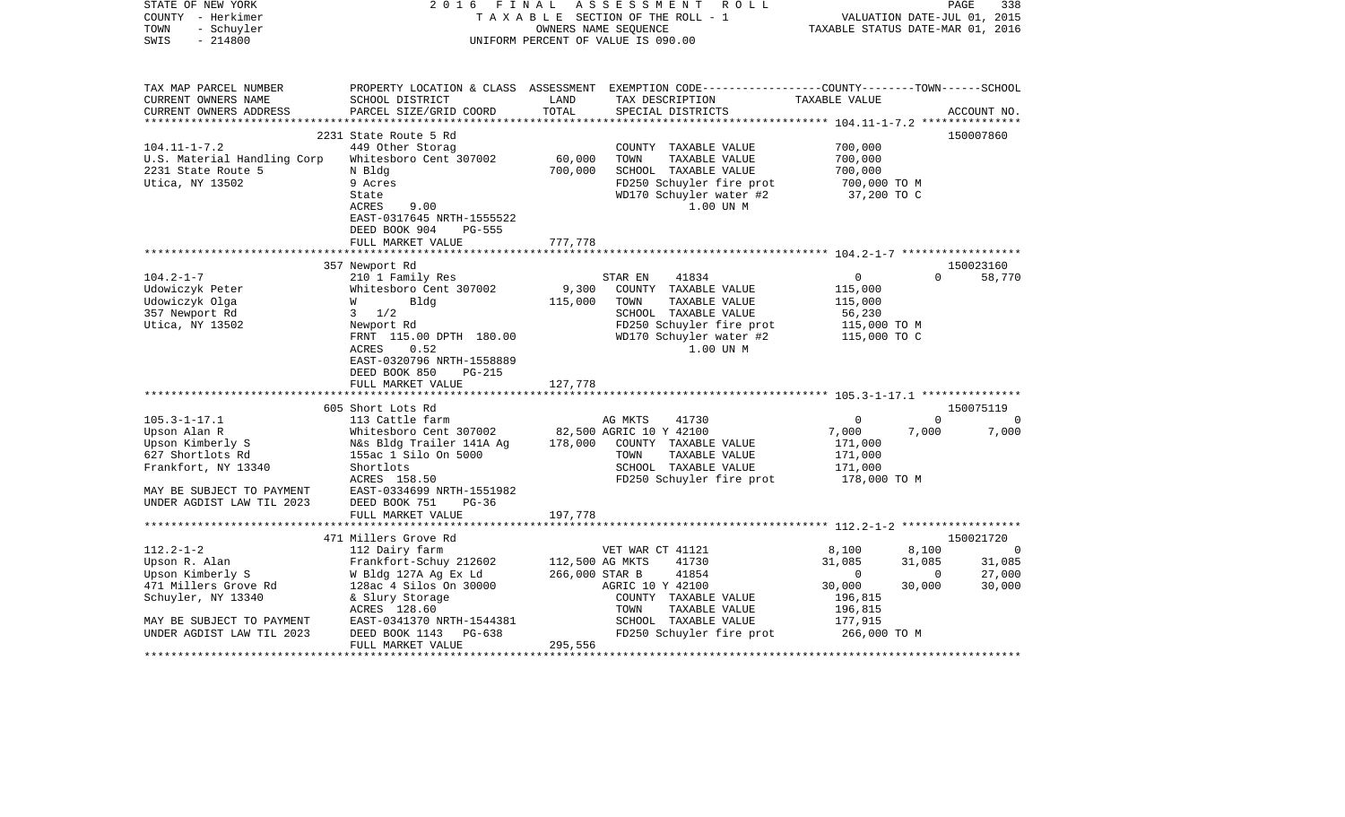STATE OF NEW YORK
COUNTY - Herkimer
TOWN - Schuyler
SWIS - 214800

2 0 1 6 F I N A L A S S E S S M E N T R O L L
T A X A B L E SECTION OF THE ROLL - 1
OWNERS NAME SEQUENCE
UNIFORM PERCENT OF VALUE IS 090.00

VALUATION DATE-JUL 01, 2015
TAXABLE STATUS DATE-MAR 01, 2016

| TAX MAP PARCEL NUMBER<br>CURRENT OWNERS NAME<br>CURRENT OWNERS ADDRESS | PROPERTY LOCATION & CLASS<br>SCHOOL DISTRICT<br>PARCEL SIZE/GRID COORD | ASSESSMENT<br>LAND<br>TOTAL | EXEMPTION CODE<br>TAX DESCRIPTION<br>SPECIAL DISTRICTS | COUNTY | TOWN | SCHOOL<br>TAXABLE VALUE<br>ACCOUNT NO. |
|---|---|---|---|---|---|---|
| | 2231 State Route 5 Rd | | | | | 150007860 |
| 104.11-1-7.2 | 449 Other Storag | | COUNTY TAXABLE VALUE | 700,000 | | |
| U.S. Material Handling Corp | Whitesboro Cent 307002 | 60,000 | TOWN TAXABLE VALUE | 700,000 | | |
| 2231 State Route 5 | N Bldg | 700,000 | SCHOOL TAXABLE VALUE | 700,000 | | |
| Utica, NY 13502 | 9 Acres | | FD250 Schuyler fire prot | 700,000 TO M | | |
| | State | | WD170 Schuyler water #2 | 37,200 TO C | | |
| | ACRES 9.00 | | 1.00 UN M | | | |
| | EAST-0317645 NRTH-1555522 | | | | | |
| | DEED BOOK 904 PG-555 | | | | | |
| | FULL MARKET VALUE | 777,778 | | | | |
| | 357 Newport Rd | | | | | 150023160 |
| 104.2-1-7 | 210 1 Family Res | | STAR EN 41834 | 0 | 0 | 58,770 |
| Udowiczyk Peter | Whitesboro Cent 307002 | 9,300 | COUNTY TAXABLE VALUE | 115,000 | | |
| Udowiczyk Olga | W Bldg | 115,000 | TOWN TAXABLE VALUE | 115,000 | | |
| 357 Newport Rd | 3 1/2 | | SCHOOL TAXABLE VALUE | 56,230 | | |
| Utica, NY 13502 | Newport Rd | | FD250 Schuyler fire prot | 115,000 TO M | | |
| | FRNT 115.00 DPTH 180.00 | | WD170 Schuyler water #2 | 115,000 TO C | | |
| | ACRES 0.52 | | 1.00 UN M | | | |
| | EAST-0320796 NRTH-1558889 | | | | | |
| | DEED BOOK 850 PG-215 | | | | | |
| | FULL MARKET VALUE | 127,778 | | | | |
| | 605 Short Lots Rd | | | | | 150075119 |
| 105.3-1-17.1 | 113 Cattle farm | | AG MKTS 41730 | 0 | 0 | 0 |
| Upson Alan R | Whitesboro Cent 307002 | 82,500 | AGRIC 10 Y 42100 | 7,000 | 7,000 | 7,000 |
| Upson Kimberly S | N&s Bldg Trailer 141A Ag | 178,000 | COUNTY TAXABLE VALUE | 171,000 | | |
| 627 Shortlots Rd | 155ac 1 Silo On 5000 | | TOWN TAXABLE VALUE | 171,000 | | |
| Frankfort, NY 13340 | Shortlots | | SCHOOL TAXABLE VALUE | 171,000 | | |
| | ACRES 158.50 | | FD250 Schuyler fire prot | 178,000 TO M | | |
| MAY BE SUBJECT TO PAYMENT | EAST-0334699 NRTH-1551982 | | | | | |
| UNDER AGDIST LAW TIL 2023 | DEED BOOK 751 PG-36 | | | | | |
| | FULL MARKET VALUE | 197,778 | | | | |
| | 471 Millers Grove Rd | | | | | 150021720 |
| 112.2-1-2 | 112 Dairy farm | | VET WAR CT 41121 | 8,100 | 8,100 | 0 |
| Upson R. Alan | Frankfort-Schuy 212602 | 112,500 | AG MKTS 41730 | 31,085 | 31,085 | 31,085 |
| Upson Kimberly S | W Bldg 127A Ag Ex Ld | 266,000 | STAR B 41854 | 0 | 0 | 27,000 |
| 471 Millers Grove Rd | 128ac 4 Silos On 30000 | | AGRIC 10 Y 42100 | 30,000 | 30,000 | 30,000 |
| Schuyler, NY 13340 | & Slury Storage | | COUNTY TAXABLE VALUE | 196,815 | | |
| | ACRES 128.60 | | TOWN TAXABLE VALUE | 196,815 | | |
| MAY BE SUBJECT TO PAYMENT | EAST-0341370 NRTH-1544381 | | SCHOOL TAXABLE VALUE | 177,915 | | |
| UNDER AGDIST LAW TIL 2023 | DEED BOOK 1143 PG-638 | | FD250 Schuyler fire prot | 266,000 TO M | | |
| | FULL MARKET VALUE | 295,556 | | | | |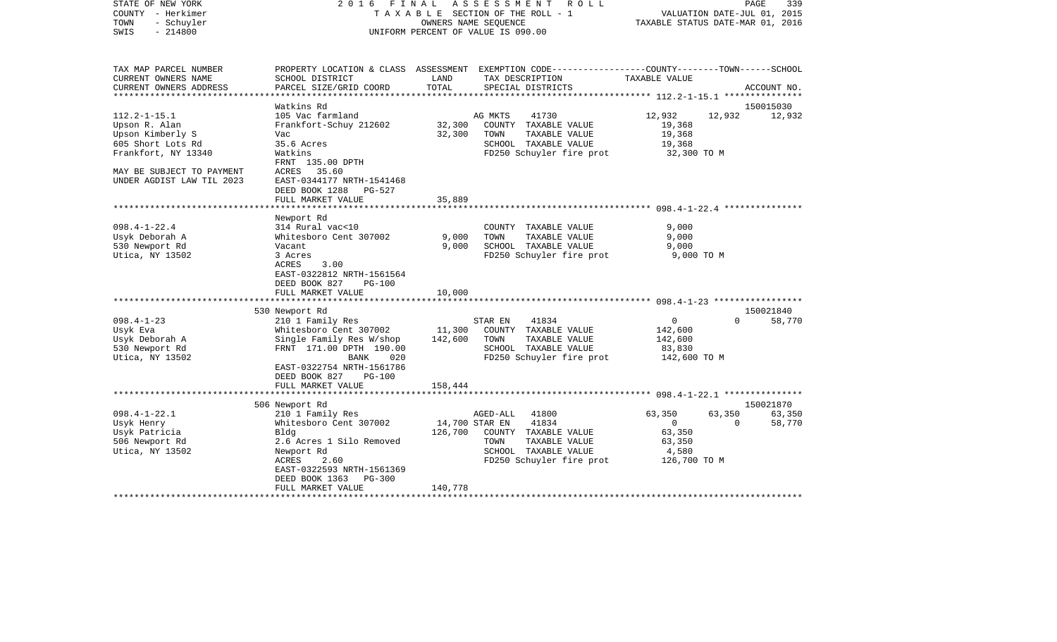STATE OF NEW YORK
COUNTY - Herkimer
TOWN - Schuyler
SWIS - 214800

2016 FINAL ASSESSMENT ROLL
TAXABLE SECTION OF THE ROLL - 1
OWNERS NAME SEQUENCE
UNIFORM PERCENT OF VALUE IS 090.00

VALUATION DATE-JUL 01, 2015
TAXABLE STATUS DATE-MAR 01, 2016

| TAX MAP PARCEL NUMBER / CURRENT OWNERS NAME / CURRENT OWNERS ADDRESS | PROPERTY LOCATION & CLASS / SCHOOL DISTRICT / PARCEL SIZE/GRID COORD | ASSESSMENT LAND / TOTAL | EXEMPTION CODE / TAX DESCRIPTION / SPECIAL DISTRICTS | COUNTY TAXABLE VALUE | TOWN | SCHOOL / ACCOUNT NO. |
|---|---|---|---|---|---|---|
| | Watkins Rd | | | | | 150015030 |
| 112.2-1-15.1 | 105 Vac farmland | | AG MKTS 41730 | 12,932 | 12,932 | 12,932 |
| Upson R. Alan | Frankfort-Schuy 212602 | 32,300 | COUNTY TAXABLE VALUE | 19,368 | | |
| Upson Kimberly S | Vac | 32,300 | TOWN TAXABLE VALUE | 19,368 | | |
| 605 Short Lots Rd | 35.6 Acres | | SCHOOL TAXABLE VALUE | 19,368 | | |
| Frankfort, NY 13340 | Watkins | | FD250 Schuyler fire prot | 32,300 TO M | | |
| | FRNT 135.00 DPTH | | | | | |
| MAY BE SUBJECT TO PAYMENT | ACRES 35.60 | | | | | |
| UNDER AGDIST LAW TIL 2023 | EAST-0344177 NRTH-1541468 | | | | | |
| | DEED BOOK 1288 PG-527 | | | | | |
| | FULL MARKET VALUE | 35,889 | | | | |
| | Newport Rd | | | | | |
| 098.4-1-22.4 | 314 Rural vac<10 | | COUNTY TAXABLE VALUE | 9,000 | | |
| Usyk Deborah A | Whitesboro Cent 307002 | 9,000 | TOWN TAXABLE VALUE | 9,000 | | |
| 530 Newport Rd | Vacant | 9,000 | SCHOOL TAXABLE VALUE | 9,000 | | |
| Utica, NY 13502 | 3 Acres | | FD250 Schuyler fire prot | 9,000 TO M | | |
| | ACRES 3.00 | | | | | |
| | EAST-0322812 NRTH-1561564 | | | | | |
| | DEED BOOK 827 PG-100 | | | | | |
| | FULL MARKET VALUE | 10,000 | | | | |
| | 530 Newport Rd | | | | | 150021840 |
| 098.4-1-23 | 210 1 Family Res | | STAR EN 41834 | 0 | 0 | 58,770 |
| Usyk Eva | Whitesboro Cent 307002 | 11,300 | COUNTY TAXABLE VALUE | 142,600 | | |
| Usyk Deborah A | Single Family Res W/shop | 142,600 | TOWN TAXABLE VALUE | 142,600 | | |
| 530 Newport Rd | FRNT 171.00 DPTH 190.00 | | SCHOOL TAXABLE VALUE | 83,830 | | |
| Utica, NY 13502 | BANK 020 | | FD250 Schuyler fire prot | 142,600 TO M | | |
| | EAST-0322754 NRTH-1561786 | | | | | |
| | DEED BOOK 827 PG-100 | | | | | |
| | FULL MARKET VALUE | 158,444 | | | | |
| | 506 Newport Rd | | | | | 150021870 |
| 098.4-1-22.1 | 210 1 Family Res | | AGED-ALL 41800 | 63,350 | 63,350 | 63,350 |
| Usyk Henry | Whitesboro Cent 307002 | 14,700 | STAR EN 41834 | 0 | 0 | 58,770 |
| Usyk Patricia | Bldg | 126,700 | COUNTY TAXABLE VALUE | 63,350 | | |
| 506 Newport Rd | 2.6 Acres 1 Silo Removed | | TOWN TAXABLE VALUE | 63,350 | | |
| Utica, NY 13502 | Newport Rd | | SCHOOL TAXABLE VALUE | 4,580 | | |
| | ACRES 2.60 | | FD250 Schuyler fire prot | 126,700 TO M | | |
| | EAST-0322593 NRTH-1561369 | | | | | |
| | DEED BOOK 1363 PG-300 | | | | | |
| | FULL MARKET VALUE | 140,778 | | | | |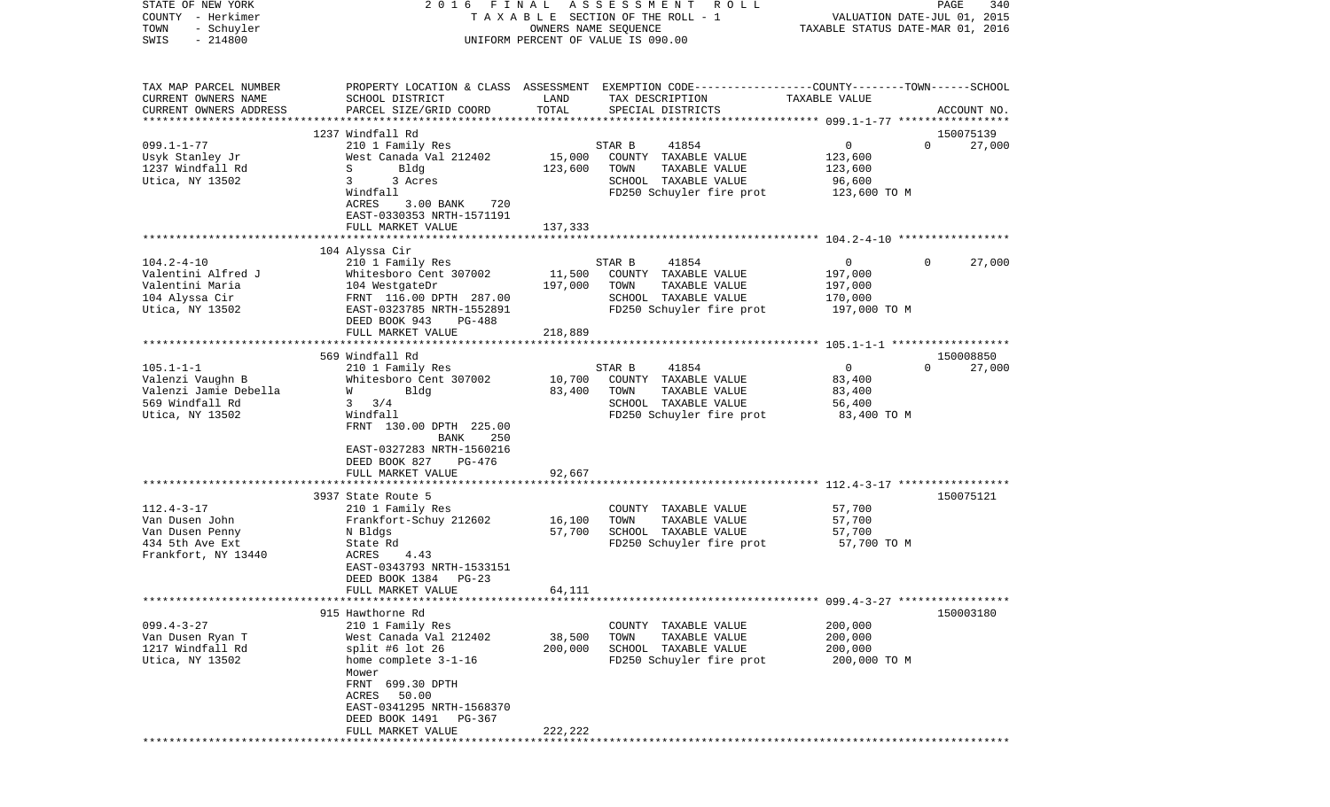STATE OF NEW YORK | COUNTY - Herkimer | TOWN - Schuyler | SWIS - 214800

**2016 FINAL ASSESSMENT ROLL**
TAXABLE SECTION OF THE ROLL - 1
OWNERS NAME SEQUENCE
UNIFORM PERCENT OF VALUE IS 090.00

VALUATION DATE-JUL 01, 2015
TAXABLE STATUS DATE-MAR 01, 2016

| TAX MAP PARCEL NUMBER / CURRENT OWNERS NAME / CURRENT OWNERS ADDRESS | PROPERTY LOCATION & CLASS / SCHOOL DISTRICT / PARCEL SIZE/GRID COORD | ASSESSMENT LAND | ASSESSMENT TOTAL | EXEMPTION CODE / TAX DESCRIPTION / SPECIAL DISTRICTS | COUNTY TAXABLE VALUE | TOWN | SCHOOL / ACCOUNT NO. |
|---|---|---|---|---|---|---|---|
| **099.1-1-77** | 1237 Windfall Rd | | | | | | 150075139 |
| 099.1-1-77 | 210 1 Family Res | | | STAR B 41854 | 0 | 0 | 27,000 |
| Usyk Stanley Jr | West Canada Val 212402 | 15,000 | | COUNTY TAXABLE VALUE | 123,600 | | |
| 1237 Windfall Rd | S Bldg | | 123,600 | TOWN TAXABLE VALUE | 123,600 | | |
| Utica, NY 13502 | 3 3 Acres | | | SCHOOL TAXABLE VALUE | 96,600 | | |
| | Windfall | | | FD250 Schuyler fire prot | 123,600 TO M | | |
| | ACRES 3.00 BANK 720 | | | | | | |
| | EAST-0330353 NRTH-1571191 | | | | | | |
| | FULL MARKET VALUE | | 137,333 | | | | |
| **104.2-4-10** | 104 Alyssa Cir | | | | | | |
| 104.2-4-10 | 210 1 Family Res | | | STAR B 41854 | 0 | 0 | 27,000 |
| Valentini Alfred J | Whitesboro Cent 307002 | 11,500 | | COUNTY TAXABLE VALUE | 197,000 | | |
| Valentini Maria | 104 WestgateDr | | 197,000 | TOWN TAXABLE VALUE | 197,000 | | |
| 104 Alyssa Cir | FRNT 116.00 DPTH 287.00 | | | SCHOOL TAXABLE VALUE | 170,000 | | |
| Utica, NY 13502 | EAST-0323785 NRTH-1552891 | | | FD250 Schuyler fire prot | 197,000 TO M | | |
| | DEED BOOK 943 PG-488 | | | | | | |
| | FULL MARKET VALUE | | 218,889 | | | | |
| **105.1-1-1** | 569 Windfall Rd | | | | | | 150008850 |
| 105.1-1-1 | 210 1 Family Res | | | STAR B 41854 | 0 | 0 | 27,000 |
| Valenzi Vaughn B | Whitesboro Cent 307002 | 10,700 | | COUNTY TAXABLE VALUE | 83,400 | | |
| Valenzi Jamie Debella | W Bldg | | 83,400 | TOWN TAXABLE VALUE | 83,400 | | |
| 569 Windfall Rd | 3 3/4 | | | SCHOOL TAXABLE VALUE | 56,400 | | |
| Utica, NY 13502 | Windfall | | | FD250 Schuyler fire prot | 83,400 TO M | | |
| | FRNT 130.00 DPTH 225.00 | | | | | | |
| | BANK 250 | | | | | | |
| | EAST-0327283 NRTH-1560216 | | | | | | |
| | DEED BOOK 827 PG-476 | | | | | | |
| | FULL MARKET VALUE | | 92,667 | | | | |
| **112.4-3-17** | 3937 State Route 5 | | | | | | 150075121 |
| 112.4-3-17 | 210 1 Family Res | | | COUNTY TAXABLE VALUE | 57,700 | | |
| Van Dusen John | Frankfort-Schuy 212602 | 16,100 | | TOWN TAXABLE VALUE | 57,700 | | |
| Van Dusen Penny | N Bldgs | | 57,700 | SCHOOL TAXABLE VALUE | 57,700 | | |
| 434 5th Ave Ext | State Rd | | | FD250 Schuyler fire prot | 57,700 TO M | | |
| Frankfort, NY 13440 | ACRES 4.43 | | | | | | |
| | EAST-0343793 NRTH-1533151 | | | | | | |
| | DEED BOOK 1384 PG-23 | | | | | | |
| | FULL MARKET VALUE | | 64,111 | | | | |
| **099.4-3-27** | 915 Hawthorne Rd | | | | | | 150003180 |
| 099.4-3-27 | 210 1 Family Res | | | COUNTY TAXABLE VALUE | 200,000 | | |
| Van Dusen Ryan T | West Canada Val 212402 | 38,500 | | TOWN TAXABLE VALUE | 200,000 | | |
| 1217 Windfall Rd | split #6 lot 26 | | 200,000 | SCHOOL TAXABLE VALUE | 200,000 | | |
| Utica, NY 13502 | home complete 3-1-16 | | | FD250 Schuyler fire prot | 200,000 TO M | | |
| | Mower | | | | | | |
| | FRNT 699.30 DPTH | | | | | | |
| | ACRES 50.00 | | | | | | |
| | EAST-0341295 NRTH-1568370 | | | | | | |
| | DEED BOOK 1491 PG-367 | | | | | | |
| | FULL MARKET VALUE | | 222,222 | | | | |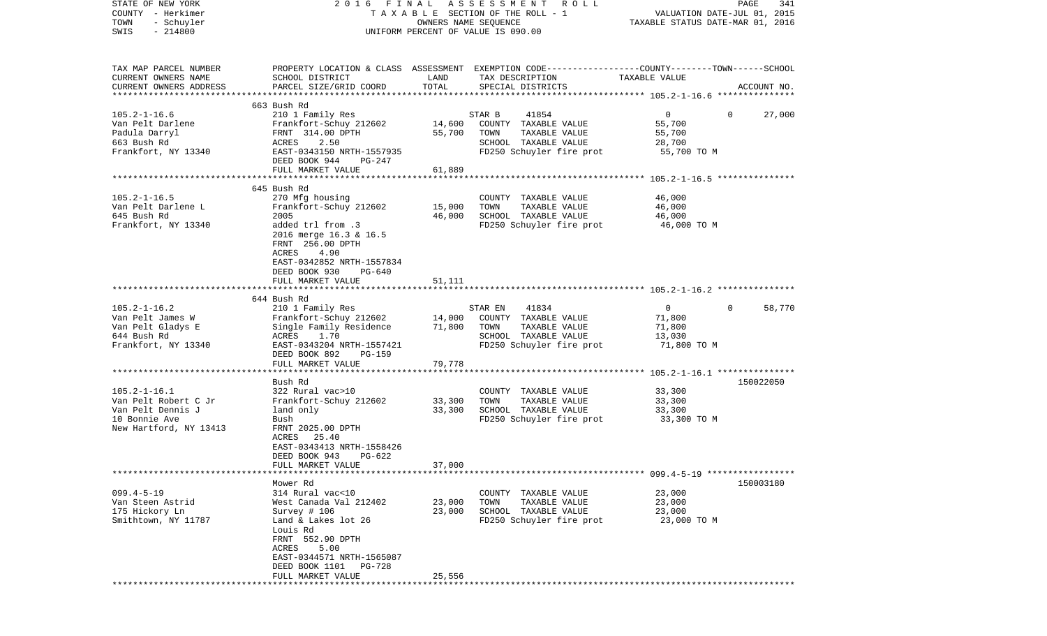STATE OF NEW YORK
COUNTY - Herkimer
TOWN - Schuyler
SWIS - 214800

2016 FINAL ASSESSMENT ROLL
TAXABLE SECTION OF THE ROLL - 1
OWNERS NAME SEQUENCE
UNIFORM PERCENT OF VALUE IS 090.00

VALUATION DATE-JUL 01, 2015
TAXABLE STATUS DATE-MAR 01, 2016

| TAX MAP PARCEL NUMBER<br>CURRENT OWNERS NAME<br>CURRENT OWNERS ADDRESS | PROPERTY LOCATION & CLASS<br>SCHOOL DISTRICT<br>PARCEL SIZE/GRID COORD | ASSESSMENT<br>LAND<br>TOTAL | EXEMPTION CODE<br>TAX DESCRIPTION<br>SPECIAL DISTRICTS | COUNTY--------TOWN------SCHOOL<br>TAXABLE VALUE | ACCOUNT NO. |
|---|---|---|---|---|---|
| **105.2-1-16.6** | 663 Bush Rd | | | | |
| 105.2-1-16.6 | 210 1 Family Res | | STAR B 41854 | 0 0 27,000 | |
| Van Pelt Darlene | Frankfort-Schuy 212602 | 14,600 | COUNTY TAXABLE VALUE | 55,700 | |
| Padula Darryl | FRNT 314.00 DPTH | 55,700 | TOWN TAXABLE VALUE | 55,700 | |
| 663 Bush Rd | ACRES 2.50 | | SCHOOL TAXABLE VALUE | 28,700 | |
| Frankfort, NY 13340 | EAST-0343150 NRTH-1557935 | | FD250 Schuyler fire prot | 55,700 TO M | |
| | DEED BOOK 944 PG-247 | | | | |
| | FULL MARKET VALUE | 61,889 | | | |
| **105.2-1-16.5** | 645 Bush Rd | | | | |
| 105.2-1-16.5 | 270 Mfg housing | | COUNTY TAXABLE VALUE | 46,000 | |
| Van Pelt Darlene L | Frankfort-Schuy 212602 | 15,000 | TOWN TAXABLE VALUE | 46,000 | |
| 645 Bush Rd | 2005 | 46,000 | SCHOOL TAXABLE VALUE | 46,000 | |
| Frankfort, NY 13340 | added trl from .3 | | FD250 Schuyler fire prot | 46,000 TO M | |
| | 2016 merge 16.3 & 16.5 | | | | |
| | FRNT 256.00 DPTH | | | | |
| | ACRES 4.90 | | | | |
| | EAST-0342852 NRTH-1557834 | | | | |
| | DEED BOOK 930 PG-640 | | | | |
| | FULL MARKET VALUE | 51,111 | | | |
| **105.2-1-16.2** | 644 Bush Rd | | | | |
| 105.2-1-16.2 | 210 1 Family Res | | STAR EN 41834 | 0 0 58,770 | |
| Van Pelt James W | Frankfort-Schuy 212602 | 14,000 | COUNTY TAXABLE VALUE | 71,800 | |
| Van Pelt Gladys E | Single Family Residence | 71,800 | TOWN TAXABLE VALUE | 71,800 | |
| 644 Bush Rd | ACRES 1.70 | | SCHOOL TAXABLE VALUE | 13,030 | |
| Frankfort, NY 13340 | EAST-0343204 NRTH-1557421 | | FD250 Schuyler fire prot | 71,800 TO M | |
| | DEED BOOK 892 PG-159 | | | | |
| | FULL MARKET VALUE | 79,778 | | | |
| **105.2-1-16.1** | Bush Rd | | | | 150022050 |
| 105.2-1-16.1 | 322 Rural vac>10 | | COUNTY TAXABLE VALUE | 33,300 | |
| Van Pelt Robert C Jr | Frankfort-Schuy 212602 | 33,300 | TOWN TAXABLE VALUE | 33,300 | |
| Van Pelt Dennis J | land only | 33,300 | SCHOOL TAXABLE VALUE | 33,300 | |
| 10 Bonnie Ave | Bush | | FD250 Schuyler fire prot | 33,300 TO M | |
| New Hartford, NY 13413 | FRNT 2025.00 DPTH | | | | |
| | ACRES 25.40 | | | | |
| | EAST-0343413 NRTH-1558426 | | | | |
| | DEED BOOK 943 PG-622 | | | | |
| | FULL MARKET VALUE | 37,000 | | | |
| **099.4-5-19** | Mower Rd | | | | 150003180 |
| 099.4-5-19 | 314 Rural vac<10 | | COUNTY TAXABLE VALUE | 23,000 | |
| Van Steen Astrid | West Canada Val 212402 | 23,000 | TOWN TAXABLE VALUE | 23,000 | |
| 175 Hickory Ln | Survey # 106 | 23,000 | SCHOOL TAXABLE VALUE | 23,000 | |
| Smithtown, NY 11787 | Land & Lakes lot 26 | | FD250 Schuyler fire prot | 23,000 TO M | |
| | Louis Rd | | | | |
| | FRNT 552.90 DPTH | | | | |
| | ACRES 5.00 | | | | |
| | EAST-0344571 NRTH-1565087 | | | | |
| | DEED BOOK 1101 PG-728 | | | | |
| | FULL MARKET VALUE | 25,556 | | | |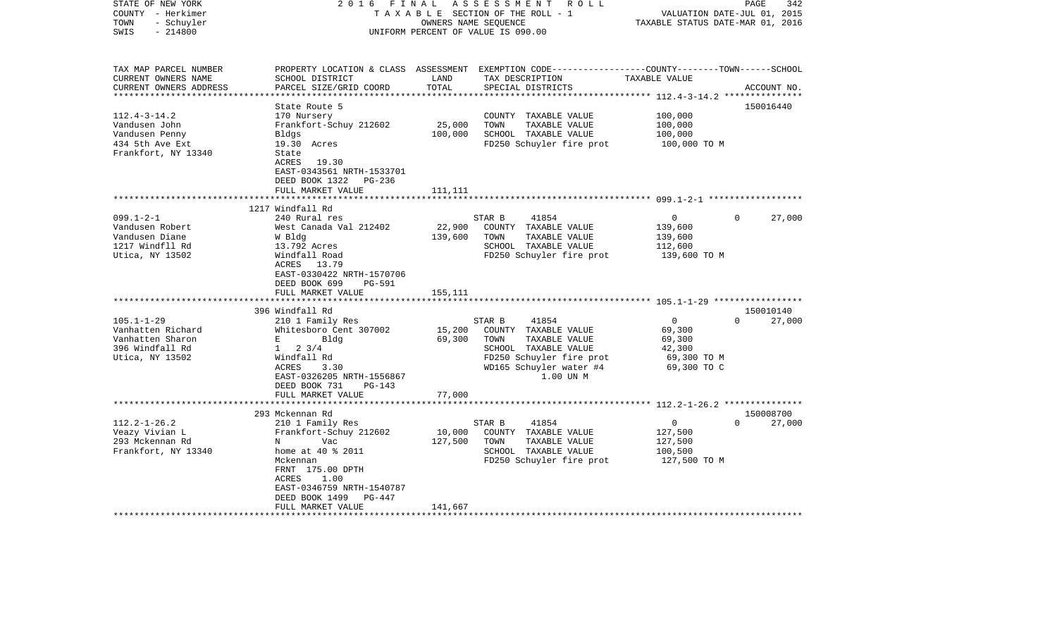STATE OF NEW YORK — 2016 FINAL ASSESSMENT ROLL — PAGE 342
COUNTY - Herkimer — TAXABLE SECTION OF THE ROLL - 1 — VALUATION DATE-JUL 01, 2015
TOWN - Schuyler — OWNERS NAME SEQUENCE — TAXABLE STATUS DATE-MAR 01, 2016
SWIS - 214800 — UNIFORM PERCENT OF VALUE IS 090.00

| TAX MAP PARCEL NUMBER / CURRENT OWNERS NAME / CURRENT OWNERS ADDRESS | PROPERTY LOCATION & CLASS / SCHOOL DISTRICT / PARCEL SIZE/GRID COORD | ASSESSMENT LAND | TOTAL | EXEMPTION CODE / TAX DESCRIPTION / SPECIAL DISTRICTS | COUNTY | TOWN | SCHOOL / ACCOUNT NO. |
|---|---|---|---|---|---|---|---|
| **112.4-3-14.2** | State Route 5 | | | | | | 150016440 |
| Vandusen John | 170 Nursery | | | COUNTY TAXABLE VALUE | 100,000 | | |
| Vandusen Penny | Frankfort-Schuy 212602 | 25,000 | | TOWN TAXABLE VALUE | | 100,000 | |
| 434 5th Ave Ext | Bldgs | | 100,000 | SCHOOL TAXABLE VALUE | | | 100,000 |
| Frankfort, NY 13340 | 19.30 Acres | | | FD250 Schuyler fire prot | 100,000 TO M | | |
| | State | | | | | | |
| | ACRES 19.30 | | | | | | |
| | EAST-0343561 NRTH-1533701 | | | | | | |
| | DEED BOOK 1322 PG-236 | | | | | | |
| | FULL MARKET VALUE | | 111,111 | | | | |
| **099.1-2-1** | 1217 Windfall Rd | | | | | | |
| Vandusen Robert | 240 Rural res | | | STAR B 41854 | 0 | 0 | 27,000 |
| Vandusen Diane | West Canada Val 212402 | 22,900 | | COUNTY TAXABLE VALUE | 139,600 | | |
| 1217 Windfll Rd | W Bldg | | 139,600 | TOWN TAXABLE VALUE | | 139,600 | |
| Utica, NY 13502 | 13.792 Acres | | | SCHOOL TAXABLE VALUE | | | 112,600 |
| | Windfall Road | | | FD250 Schuyler fire prot | 139,600 TO M | | |
| | ACRES 13.79 | | | | | | |
| | EAST-0330422 NRTH-1570706 | | | | | | |
| | DEED BOOK 699 PG-591 | | | | | | |
| | FULL MARKET VALUE | | 155,111 | | | | |
| **105.1-1-29** | 396 Windfall Rd | | | | | | 150010140 |
| Vanhatten Richard | 210 1 Family Res | | | STAR B 41854 | 0 | 0 | 27,000 |
| Vanhatten Sharon | Whitesboro Cent 307002 | 15,200 | | COUNTY TAXABLE VALUE | 69,300 | | |
| 396 Windfall Rd | E Bldg | | 69,300 | TOWN TAXABLE VALUE | | 69,300 | |
| Utica, NY 13502 | 1 2 3/4 | | | SCHOOL TAXABLE VALUE | | | 42,300 |
| | Windfall Rd | | | FD250 Schuyler fire prot | 69,300 TO M | | |
| | ACRES 3.30 | | | WD165 Schuyler water #4 | 69,300 TO C | | |
| | EAST-0326205 NRTH-1556867 | | | 1.00 UN M | | | |
| | DEED BOOK 731 PG-143 | | | | | | |
| | FULL MARKET VALUE | | 77,000 | | | | |
| **112.2-1-26.2** | 293 Mckennan Rd | | | | | | 150008700 |
| Veazy Vivian L | 210 1 Family Res | | | STAR B 41854 | 0 | 0 | 27,000 |
| 293 Mckennan Rd | Frankfort-Schuy 212602 | 10,000 | | COUNTY TAXABLE VALUE | 127,500 | | |
| Frankfort, NY 13340 | N Vac | | 127,500 | TOWN TAXABLE VALUE | | 127,500 | |
| | home at 40 % 2011 | | | SCHOOL TAXABLE VALUE | | | 100,500 |
| | Mckennan | | | FD250 Schuyler fire prot | 127,500 TO M | | |
| | FRNT 175.00 DPTH | | | | | | |
| | ACRES 1.00 | | | | | | |
| | EAST-0346759 NRTH-1540787 | | | | | | |
| | DEED BOOK 1499 PG-447 | | | | | | |
| | FULL MARKET VALUE | | 141,667 | | | | |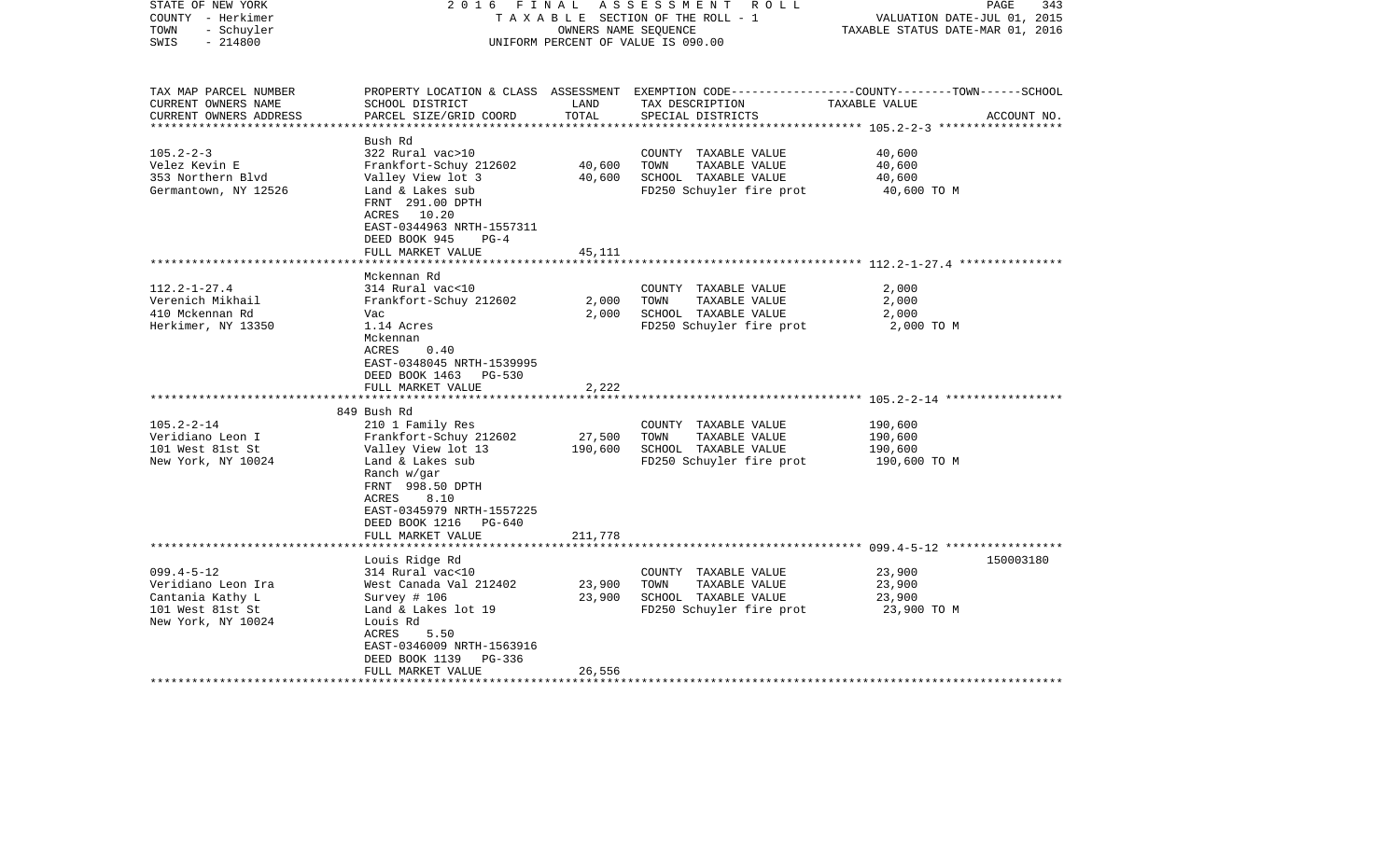STATE OF NEW YORK
COUNTY - Herkimer
TOWN - Schuyler
SWIS - 214800

2016 FINAL ASSESSMENT ROLL
TAXABLE SECTION OF THE ROLL - 1
OWNERS NAME SEQUENCE
UNIFORM PERCENT OF VALUE IS 090.00

VALUATION DATE-JUL 01, 2015
TAXABLE STATUS DATE-MAR 01, 2016

| TAX MAP PARCEL NUMBER / CURRENT OWNERS NAME / CURRENT OWNERS ADDRESS | PROPERTY LOCATION & CLASS / SCHOOL DISTRICT / PARCEL SIZE/GRID COORD | ASSESSMENT LAND | TOTAL | EXEMPTION CODE / TAX DESCRIPTION / SPECIAL DISTRICTS | TAXABLE VALUE (COUNTY--TOWN--SCHOOL) | ACCOUNT NO. |
|---|---|---|---|---|---|---|
| **105.2-2-3** | Bush Rd | | | | | |
| Velez Kevin E | 322 Rural vac>10 | | | COUNTY TAXABLE VALUE | 40,600 | |
| 353 Northern Blvd | Frankfort-Schuy 212602 | 40,600 | | TOWN TAXABLE VALUE | 40,600 | |
| Germantown, NY 12526 | Valley View lot 3 | | 40,600 | SCHOOL TAXABLE VALUE | 40,600 | |
| | Land & Lakes sub | | | FD250 Schuyler fire prot | 40,600 TO M | |
| | FRNT 291.00 DPTH | | | | | |
| | ACRES 10.20 | | | | | |
| | EAST-0344963 NRTH-1557311 | | | | | |
| | DEED BOOK 945 PG-4 | | | | | |
| | FULL MARKET VALUE | | 45,111 | | | |
| **112.2-1-27.4** | Mckennan Rd | | | | | |
| Verenich Mikhail | 314 Rural vac<10 | | | COUNTY TAXABLE VALUE | 2,000 | |
| 410 Mckennan Rd | Frankfort-Schuy 212602 | 2,000 | | TOWN TAXABLE VALUE | 2,000 | |
| Herkimer, NY 13350 | Vac | | 2,000 | SCHOOL TAXABLE VALUE | 2,000 | |
| | 1.14 Acres | | | FD250 Schuyler fire prot | 2,000 TO M | |
| | Mckennan | | | | | |
| | ACRES 0.40 | | | | | |
| | EAST-0348045 NRTH-1539995 | | | | | |
| | DEED BOOK 1463 PG-530 | | | | | |
| | FULL MARKET VALUE | | 2,222 | | | |
| **105.2-2-14** | 849 Bush Rd | | | | | |
| Veridiano Leon I | 210 1 Family Res | | | COUNTY TAXABLE VALUE | 190,600 | |
| 101 West 81st St | Frankfort-Schuy 212602 | 27,500 | | TOWN TAXABLE VALUE | 190,600 | |
| New York, NY 10024 | Valley View lot 13 | | 190,600 | SCHOOL TAXABLE VALUE | 190,600 | |
| | Land & Lakes sub | | | FD250 Schuyler fire prot | 190,600 TO M | |
| | Ranch w/gar | | | | | |
| | FRNT 998.50 DPTH | | | | | |
| | ACRES 8.10 | | | | | |
| | EAST-0345979 NRTH-1557225 | | | | | |
| | DEED BOOK 1216 PG-640 | | | | | |
| | FULL MARKET VALUE | | 211,778 | | | |
| **099.4-5-12** | Louis Ridge Rd | | | | | 150003180 |
| Veridiano Leon Ira | 314 Rural vac<10 | | | COUNTY TAXABLE VALUE | 23,900 | |
| Cantania Kathy L | West Canada Val 212402 | 23,900 | | TOWN TAXABLE VALUE | 23,900 | |
| 101 West 81st St | Survey # 106 | | 23,900 | SCHOOL TAXABLE VALUE | 23,900 | |
| New York, NY 10024 | Land & Lakes lot 19 | | | FD250 Schuyler fire prot | 23,900 TO M | |
| | Louis Rd | | | | | |
| | ACRES 5.50 | | | | | |
| | EAST-0346009 NRTH-1563916 | | | | | |
| | DEED BOOK 1139 PG-336 | | | | | |
| | FULL MARKET VALUE | | 26,556 | | | |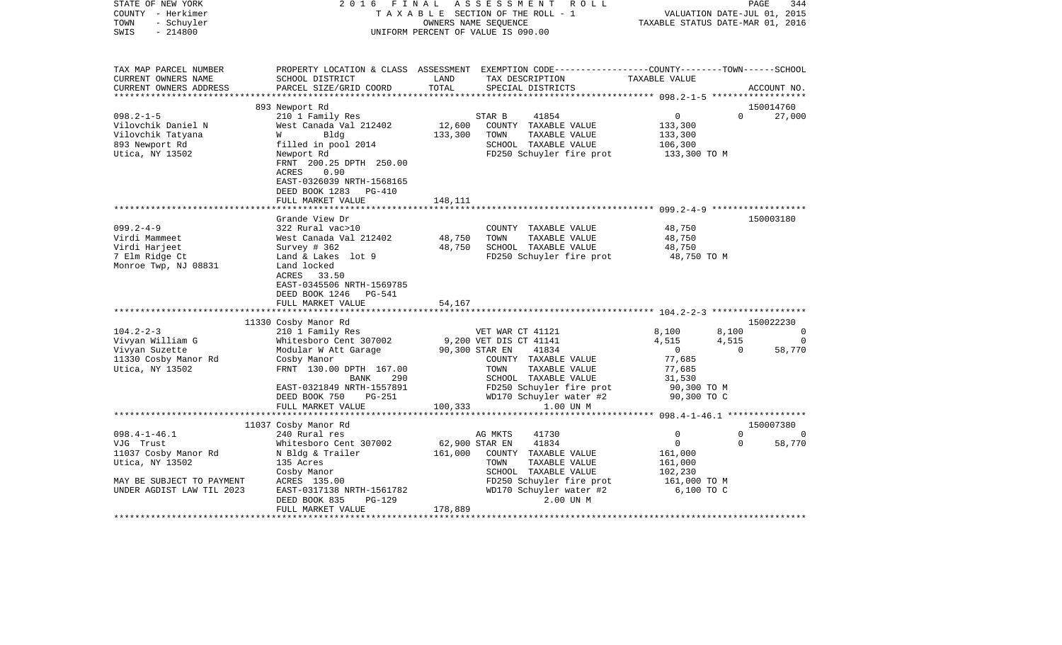STATE OF NEW YORK — 2016 FINAL ASSESSMENT ROLL — PAGE 344
COUNTY - Herkimer — TAXABLE SECTION OF THE ROLL - 1 — VALUATION DATE-JUL 01, 2015
TOWN - Schuyler — OWNERS NAME SEQUENCE — TAXABLE STATUS DATE-MAR 01, 2016
SWIS - 214800 — UNIFORM PERCENT OF VALUE IS 090.00

| TAX MAP PARCEL NUMBER / CURRENT OWNERS NAME / CURRENT OWNERS ADDRESS | PROPERTY LOCATION & CLASS / SCHOOL DISTRICT / PARCEL SIZE/GRID COORD | ASSESSMENT LAND / TOTAL | EXEMPTION CODE / TAX DESCRIPTION / SPECIAL DISTRICTS | COUNTY | TOWN | SCHOOL / ACCOUNT NO. |
|---|---|---|---|---|---|---|
| **098.2-1-5** | 893 Newport Rd | | | | | 150014760 |
| 098.2-1-5 | 210 1 Family Res | | STAR B 41854 | 0 | 0 | 27,000 |
| Vilovchik Daniel N | West Canada Val 212402 | 12,600 | COUNTY TAXABLE VALUE | 133,300 | | |
| Vilovchik Tatyana | W Bldg | 133,300 | TOWN TAXABLE VALUE | 133,300 | | |
| 893 Newport Rd | filled in pool 2014 | | SCHOOL TAXABLE VALUE | 106,300 | | |
| Utica, NY 13502 | Newport Rd | | FD250 Schuyler fire prot | 133,300 TO M | | |
| | FRNT 200.25 DPTH 250.00 | | | | | |
| | ACRES 0.90 | | | | | |
| | EAST-0326039 NRTH-1568165 | | | | | |
| | DEED BOOK 1283 PG-410 | | | | | |
| | FULL MARKET VALUE | 148,111 | | | | |
| **099.2-4-9** | Grande View Dr | | | | | 150003180 |
| 099.2-4-9 | 322 Rural vac>10 | | COUNTY TAXABLE VALUE | 48,750 | | |
| Virdi Mammeet | West Canada Val 212402 | 48,750 | TOWN TAXABLE VALUE | 48,750 | | |
| Virdi Harjeet | Survey # 362 | 48,750 | SCHOOL TAXABLE VALUE | 48,750 | | |
| 7 Elm Ridge Ct | Land & Lakes lot 9 | | FD250 Schuyler fire prot | 48,750 TO M | | |
| Monroe Twp, NJ 08831 | Land locked | | | | | |
| | ACRES 33.50 | | | | | |
| | EAST-0345506 NRTH-1569785 | | | | | |
| | DEED BOOK 1246 PG-541 | | | | | |
| | FULL MARKET VALUE | 54,167 | | | | |
| **104.2-2-3** | 11330 Cosby Manor Rd | | | | | 150022230 |
| 104.2-2-3 | 210 1 Family Res | | VET WAR CT 41121 | 8,100 | 8,100 | 0 |
| Vivyan William G | Whitesboro Cent 307002 | 9,200 | VET DIS CT 41141 | 4,515 | 4,515 | 0 |
| Vivyan Suzette | Modular W Att Garage | 90,300 | STAR EN 41834 | 0 | 0 | 58,770 |
| 11330 Cosby Manor Rd | Cosby Manor | | COUNTY TAXABLE VALUE | 77,685 | | |
| Utica, NY 13502 | FRNT 130.00 DPTH 167.00 | | TOWN TAXABLE VALUE | 77,685 | | |
| | BANK 290 | | SCHOOL TAXABLE VALUE | 31,530 | | |
| | EAST-0321849 NRTH-1557891 | | FD250 Schuyler fire prot | 90,300 TO M | | |
| | DEED BOOK 750 PG-251 | | WD170 Schuyler water #2 | 90,300 TO C | | |
| | FULL MARKET VALUE | 100,333 | 1.00 UN M | | | |
| **098.4-1-46.1** | 11037 Cosby Manor Rd | | | | | 150007380 |
| 098.4-1-46.1 | 240 Rural res | | AG MKTS 41730 | 0 | 0 | 0 |
| VJG Trust | Whitesboro Cent 307002 | 62,900 | STAR EN 41834 | 0 | 0 | 58,770 |
| 11037 Cosby Manor Rd | N Bldg & Trailer | 161,000 | COUNTY TAXABLE VALUE | 161,000 | | |
| Utica, NY 13502 | 135 Acres | | TOWN TAXABLE VALUE | 161,000 | | |
| | Cosby Manor | | SCHOOL TAXABLE VALUE | 102,230 | | |
| MAY BE SUBJECT TO PAYMENT | ACRES 135.00 | | FD250 Schuyler fire prot | 161,000 TO M | | |
| UNDER AGDIST LAW TIL 2023 | EAST-0317138 NRTH-1561782 | | WD170 Schuyler water #2 | 6,100 TO C | | |
| | DEED BOOK 835 PG-129 | | 2.00 UN M | | | |
| | FULL MARKET VALUE | 178,889 | | | | |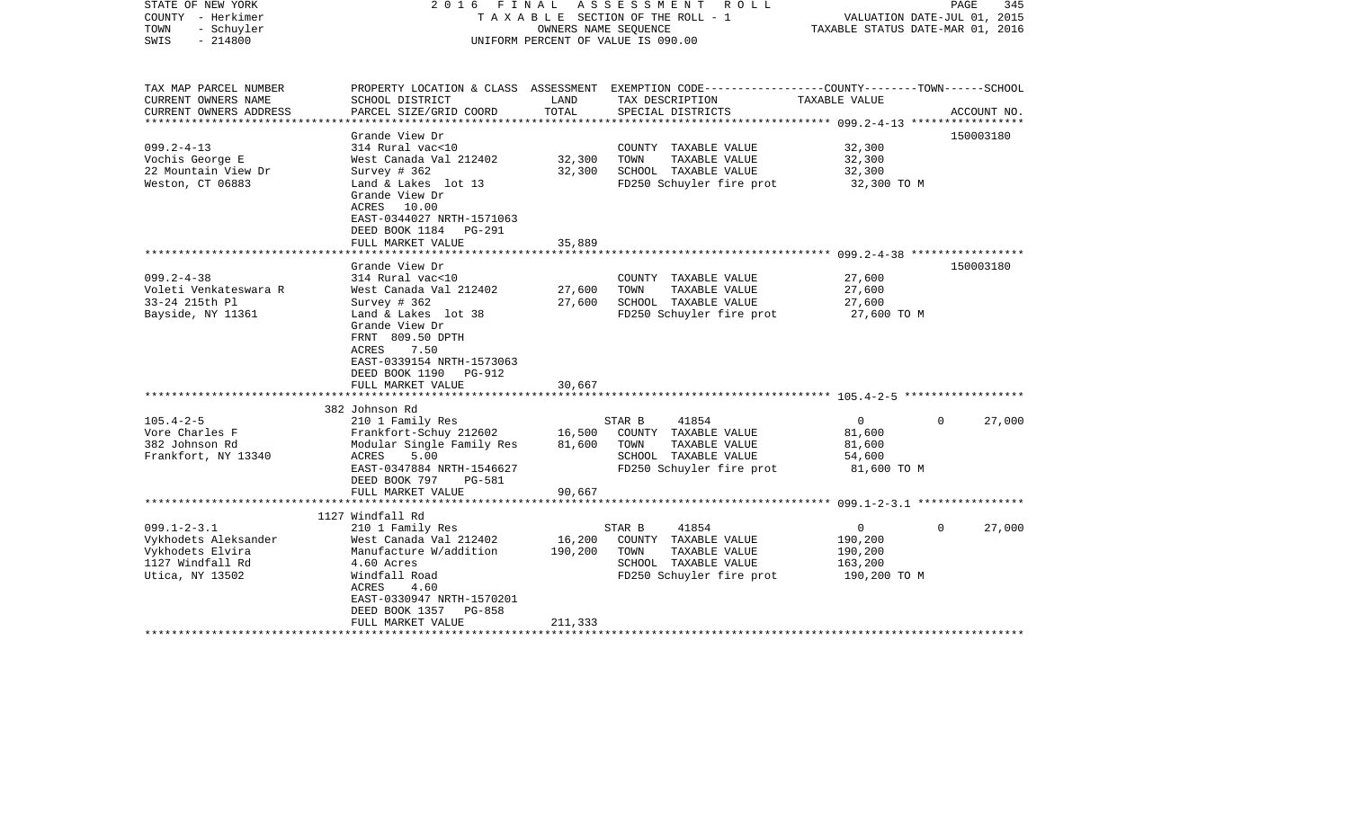STATE OF NEW YORK | 2016 FINAL ASSESSMENT ROLL | VALUATION DATE-JUL 01, 2015
COUNTY - Herkimer | TAXABLE SECTION OF THE ROLL - 1 | TAXABLE STATUS DATE-MAR 01, 2016
TOWN - Schuyler | OWNERS NAME SEQUENCE
SWIS - 214800 | UNIFORM PERCENT OF VALUE IS 090.00

| TAX MAP PARCEL NUMBER / CURRENT OWNERS NAME / CURRENT OWNERS ADDRESS | PROPERTY LOCATION & CLASS / SCHOOL DISTRICT / PARCEL SIZE/GRID COORD | ASSESSMENT LAND / TOTAL | EXEMPTION CODE / TAX DESCRIPTION / SPECIAL DISTRICTS | COUNTY / TOWN / SCHOOL TAXABLE VALUE | ACCOUNT NO. |
|---|---|---|---|---|---|
| 099.2-4-13 | Grande View Dr | | | | 150003180 |
| 099.2-4-13 | 314 Rural vac<10 | | COUNTY TAXABLE VALUE | 32,300 | |
| Vochis George E | West Canada Val 212402 | 32,300 | TOWN TAXABLE VALUE | 32,300 | |
| 22 Mountain View Dr | Survey # 362 | 32,300 | SCHOOL TAXABLE VALUE | 32,300 | |
| Weston, CT 06883 | Land & Lakes lot 13 | | FD250 Schuyler fire prot | 32,300 TO M | |
| | Grande View Dr | | | | |
| | ACRES 10.00 | | | | |
| | EAST-0344027 NRTH-1571063 | | | | |
| | DEED BOOK 1184 PG-291 | | | | |
| | FULL MARKET VALUE | 35,889 | | | |
| 099.2-4-38 | Grande View Dr | | | | 150003180 |
| 099.2-4-38 | 314 Rural vac<10 | | COUNTY TAXABLE VALUE | 27,600 | |
| Voleti Venkateswara R | West Canada Val 212402 | 27,600 | TOWN TAXABLE VALUE | 27,600 | |
| 33-24 215th Pl | Survey # 362 | 27,600 | SCHOOL TAXABLE VALUE | 27,600 | |
| Bayside, NY 11361 | Land & Lakes lot 38 | | FD250 Schuyler fire prot | 27,600 TO M | |
| | Grande View Dr | | | | |
| | FRNT 809.50 DPTH | | | | |
| | ACRES 7.50 | | | | |
| | EAST-0339154 NRTH-1573063 | | | | |
| | DEED BOOK 1190 PG-912 | | | | |
| | FULL MARKET VALUE | 30,667 | | | |
| 105.4-2-5 | 382 Johnson Rd | | | | |
| 105.4-2-5 | 210 1 Family Res | | STAR B 41854 | 0 / 0 / 27,000 | |
| Vore Charles F | Frankfort-Schuy 212602 | 16,500 | COUNTY TAXABLE VALUE | 81,600 | |
| 382 Johnson Rd | Modular Single Family Res | 81,600 | TOWN TAXABLE VALUE | 81,600 | |
| Frankfort, NY 13340 | ACRES 5.00 | | SCHOOL TAXABLE VALUE | 54,600 | |
| | EAST-0347884 NRTH-1546627 | | FD250 Schuyler fire prot | 81,600 TO M | |
| | DEED BOOK 797 PG-581 | | | | |
| | FULL MARKET VALUE | 90,667 | | | |
| 099.1-2-3.1 | 1127 Windfall Rd | | | | |
| 099.1-2-3.1 | 210 1 Family Res | | STAR B 41854 | 0 / 0 / 27,000 | |
| Vykhodets Aleksander | West Canada Val 212402 | 16,200 | COUNTY TAXABLE VALUE | 190,200 | |
| Vykhodets Elvira | Manufacture W/addition | 190,200 | TOWN TAXABLE VALUE | 190,200 | |
| 1127 Windfall Rd | 4.60 Acres | | SCHOOL TAXABLE VALUE | 163,200 | |
| Utica, NY 13502 | Windfall Road | | FD250 Schuyler fire prot | 190,200 TO M | |
| | ACRES 4.60 | | | | |
| | EAST-0330947 NRTH-1570201 | | | | |
| | DEED BOOK 1357 PG-858 | | | | |
| | FULL MARKET VALUE | 211,333 | | | |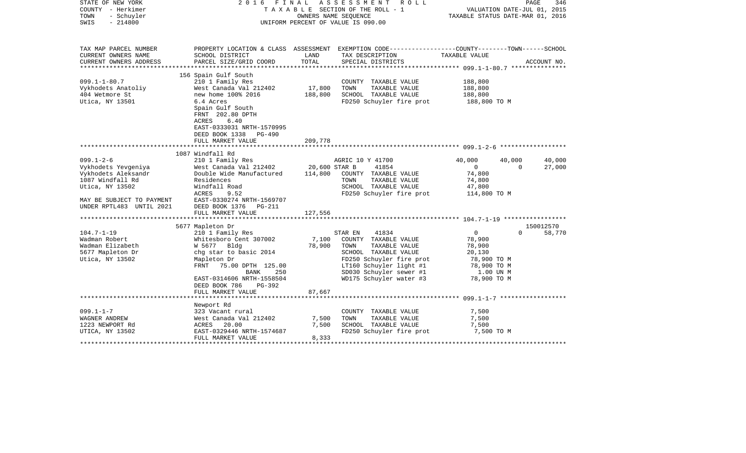STATE OF NEW YORK
COUNTY - Herkimer
TOWN - Schuyler
SWIS - 214800

2016 FINAL ASSESSMENT ROLL
TAXABLE SECTION OF THE ROLL - 1
OWNERS NAME SEQUENCE
UNIFORM PERCENT OF VALUE IS 090.00

VALUATION DATE-JUL 01, 2015
TAXABLE STATUS DATE-MAR 01, 2016

| TAX MAP PARCEL NUMBER / CURRENT OWNERS NAME / CURRENT OWNERS ADDRESS | PROPERTY LOCATION & CLASS / SCHOOL DISTRICT / PARCEL SIZE/GRID COORD | ASSESSMENT LAND / TOTAL | EXEMPTION CODE / TAX DESCRIPTION / SPECIAL DISTRICTS | COUNTY | TOWN | SCHOOL / ACCOUNT NO. |
|---|---|---|---|---|---|---|
| **099.1-1-80.7** | 156 Spain Gulf South | | | | | |
| 099.1-1-80.7 | 210 1 Family Res | | COUNTY TAXABLE VALUE | 188,800 | | |
| Vykhodets Anatoliy | West Canada Val 212402 | 17,800 | TOWN TAXABLE VALUE | 188,800 | | |
| 404 Wetmore St | new home 100% 2016 | 188,800 | SCHOOL TAXABLE VALUE | 188,800 | | |
| Utica, NY 13501 | 6.4 Acres | | FD250 Schuyler fire prot | 188,800 TO M | | |
| | Spain Gulf South | | | | | |
| | FRNT 202.80 DPTH | | | | | |
| | ACRES 6.40 | | | | | |
| | EAST-0333031 NRTH-1570995 | | | | | |
| | DEED BOOK 1338 PG-490 | | | | | |
| | FULL MARKET VALUE | 209,778 | | | | |
| **099.1-2-6** | 1087 Windfall Rd | | | | | |
| 099.1-2-6 | 210 1 Family Res | | AGRIC 10 Y 41700 | 40,000 | 40,000 | 40,000 |
| Vykhodets Yevgeniya | West Canada Val 212402 | 20,600 | STAR B 41854 | 0 | 0 | 27,000 |
| Vykhodets Aleksandr | Double Wide Manufactured | 114,800 | COUNTY TAXABLE VALUE | 74,800 | | |
| 1087 Windfall Rd | Residences | | TOWN TAXABLE VALUE | 74,800 | | |
| Utica, NY 13502 | Windfall Road | | SCHOOL TAXABLE VALUE | 47,800 | | |
| | ACRES 9.52 | | FD250 Schuyler fire prot | 114,800 TO M | | |
| MAY BE SUBJECT TO PAYMENT | EAST-0330274 NRTH-1569707 | | | | | |
| UNDER RPTL483 UNTIL 2021 | DEED BOOK 1376 PG-211 | | | | | |
| | FULL MARKET VALUE | 127,556 | | | | |
| **104.7-1-19** | 5677 Mapleton Dr | | | | | 150012570 |
| 104.7-1-19 | 210 1 Family Res | | STAR EN 41834 | 0 | 0 | 58,770 |
| Wadman Robert | Whitesboro Cent 307002 | 7,100 | COUNTY TAXABLE VALUE | 78,900 | | |
| Wadman Elizabeth | W 5677 Bldg | 78,900 | TOWN TAXABLE VALUE | 78,900 | | |
| 5677 Mapleton Dr | chg star to basic 2014 | | SCHOOL TAXABLE VALUE | 20,130 | | |
| Utica, NY 13502 | Mapleton Dr | | FD250 Schuyler fire prot | 78,900 TO M | | |
| | FRNT 75.00 DPTH 125.00 | | LT160 Schuyler light #1 | 78,900 TO M | | |
| | BANK 250 | | SD030 Schuyler sewer #1 | 1.00 UN M | | |
| | EAST-0314606 NRTH-1558504 | | WD175 Schuyler water #3 | 78,900 TO M | | |
| | DEED BOOK 786 PG-392 | | | | | |
| | FULL MARKET VALUE | 87,667 | | | | |
| **099.1-1-7** | Newport Rd | | | | | |
| 099.1-1-7 | 323 Vacant rural | | COUNTY TAXABLE VALUE | 7,500 | | |
| WAGNER ANDREW | West Canada Val 212402 | 7,500 | TOWN TAXABLE VALUE | 7,500 | | |
| 1223 NEWPORT Rd | ACRES 20.00 | 7,500 | SCHOOL TAXABLE VALUE | 7,500 | | |
| UTICA, NY 13502 | EAST-0329446 NRTH-1574687 | | FD250 Schuyler fire prot | 7,500 TO M | | |
| | FULL MARKET VALUE | 8,333 | | | | |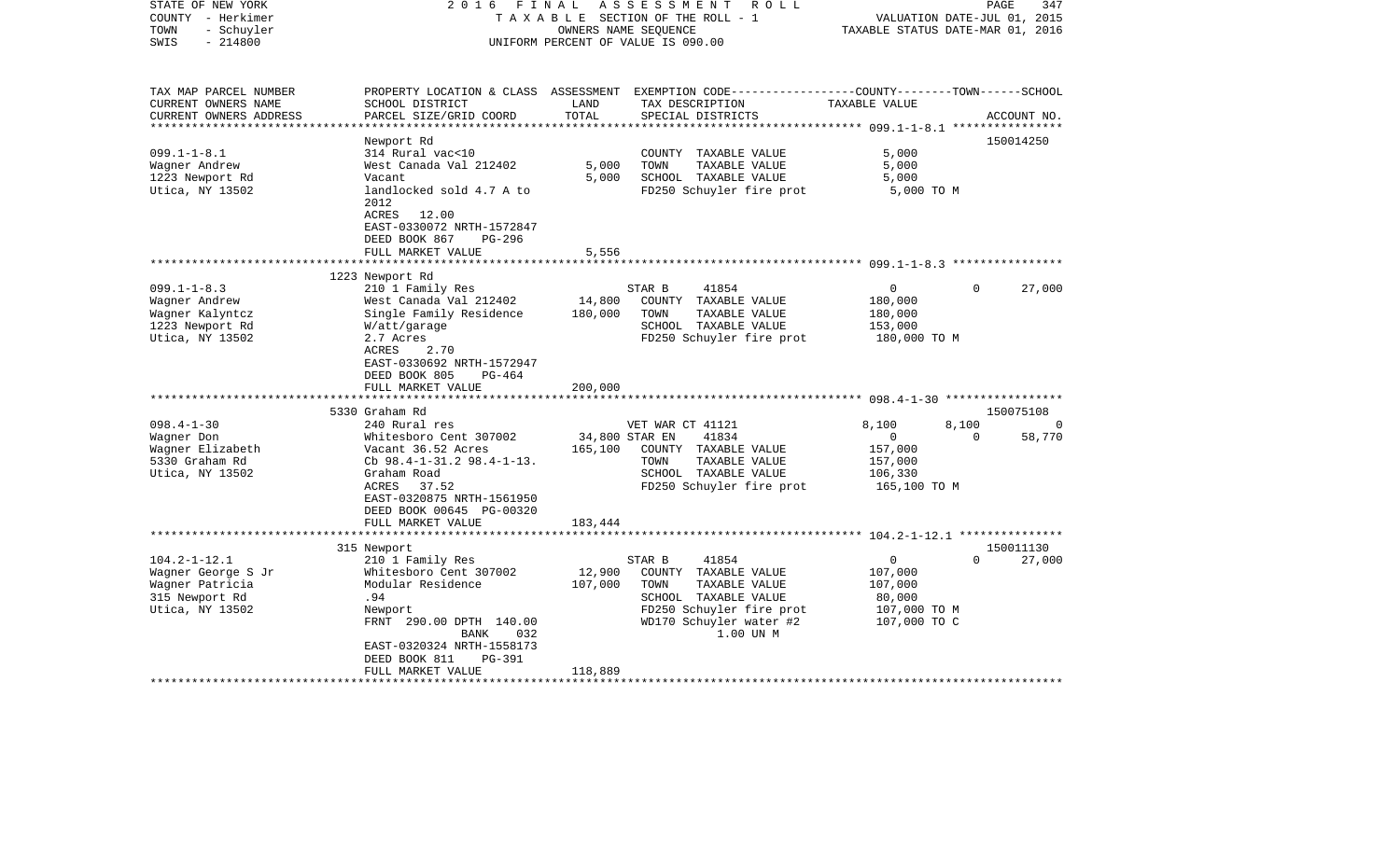STATE OF NEW YORK
COUNTY - Herkimer
TOWN - Schuyler
SWIS - 214800

2 0 1 6 F I N A L A S S E S S M E N T R O L L
T A X A B L E SECTION OF THE ROLL - 1
OWNERS NAME SEQUENCE
UNIFORM PERCENT OF VALUE IS 090.00

VALUATION DATE-JUL 01, 2015
TAXABLE STATUS DATE-MAR 01, 2016

| TAX MAP PARCEL NUMBER / CURRENT OWNERS NAME / CURRENT OWNERS ADDRESS | PROPERTY LOCATION & CLASS / SCHOOL DISTRICT / PARCEL SIZE/GRID COORD | ASSESSMENT LAND | TOTAL | EXEMPTION CODE / TAX DESCRIPTION / SPECIAL DISTRICTS | COUNTY TAXABLE VALUE | TOWN | SCHOOL / ACCOUNT NO. |
|---|---|---|---|---|---|---|---|
| 099.1-1-8.1 | Newport Rd | | | | | | 150014250 |
| Wagner Andrew | 314 Rural vac<10 | | | COUNTY TAXABLE VALUE | 5,000 | | |
| 1223 Newport Rd | West Canada Val 212402 | 5,000 | | TOWN TAXABLE VALUE | 5,000 | | |
| Utica, NY 13502 | Vacant | | 5,000 | SCHOOL TAXABLE VALUE | 5,000 | | |
| | landlocked sold 4.7 A to 2012 | | | FD250 Schuyler fire prot | 5,000 TO M | | |
| | ACRES 12.00 | | | | | | |
| | EAST-0330072 NRTH-1572847 | | | | | | |
| | DEED BOOK 867 PG-296 | | | | | | |
| | FULL MARKET VALUE | | 5,556 | | | | |
| 099.1-1-8.3 | 1223 Newport Rd | | | | | | |
| Wagner Andrew | 210 1 Family Res | | | STAR B 41854 | 0 | 0 | 27,000 |
| Wagner Kalyntcz | West Canada Val 212402 | 14,800 | | COUNTY TAXABLE VALUE | 180,000 | | |
| 1223 Newport Rd | Single Family Residence | | 180,000 | TOWN TAXABLE VALUE | 180,000 | | |
| Utica, NY 13502 | W/att/garage | | | SCHOOL TAXABLE VALUE | 153,000 | | |
| | 2.7 Acres | | | FD250 Schuyler fire prot | 180,000 TO M | | |
| | ACRES 2.70 | | | | | | |
| | EAST-0330692 NRTH-1572947 | | | | | | |
| | DEED BOOK 805 PG-464 | | | | | | |
| | FULL MARKET VALUE | | 200,000 | | | | |
| 098.4-1-30 | 5330 Graham Rd | | | | | | 150075108 |
| Wagner Don | 240 Rural res | | | VET WAR CT 41121 | 8,100 | 8,100 | 0 |
| Wagner Elizabeth | Whitesboro Cent 307002 | 34,800 | | STAR EN 41834 | 0 | 0 | 58,770 |
| 5330 Graham Rd | Vacant 36.52 Acres | | 165,100 | COUNTY TAXABLE VALUE | 157,000 | | |
| Utica, NY 13502 | Cb 98.4-1-31.2 98.4-1-13. | | | TOWN TAXABLE VALUE | 157,000 | | |
| | Graham Road | | | SCHOOL TAXABLE VALUE | 106,330 | | |
| | ACRES 37.52 | | | FD250 Schuyler fire prot | 165,100 TO M | | |
| | EAST-0320875 NRTH-1561950 | | | | | | |
| | DEED BOOK 00645 PG-00320 | | | | | | |
| | FULL MARKET VALUE | | 183,444 | | | | |
| 104.2-1-12.1 | 315 Newport | | | | | | 150011130 |
| Wagner George S Jr | 210 1 Family Res | | | STAR B 41854 | 0 | 0 | 27,000 |
| Wagner Patricia | Whitesboro Cent 307002 | 12,900 | | COUNTY TAXABLE VALUE | 107,000 | | |
| 315 Newport Rd | Modular Residence | | 107,000 | TOWN TAXABLE VALUE | 107,000 | | |
| Utica, NY 13502 | .94 | | | SCHOOL TAXABLE VALUE | 80,000 | | |
| | Newport | | | FD250 Schuyler fire prot | 107,000 TO M | | |
| | FRNT 290.00 DPTH 140.00 | | | WD170 Schuyler water #2 | 107,000 TO C | | |
| | BANK 032 | | | 1.00 UN M | | | |
| | EAST-0320324 NRTH-1558173 | | | | | | |
| | DEED BOOK 811 PG-391 | | | | | | |
| | FULL MARKET VALUE | | 118,889 | | | | |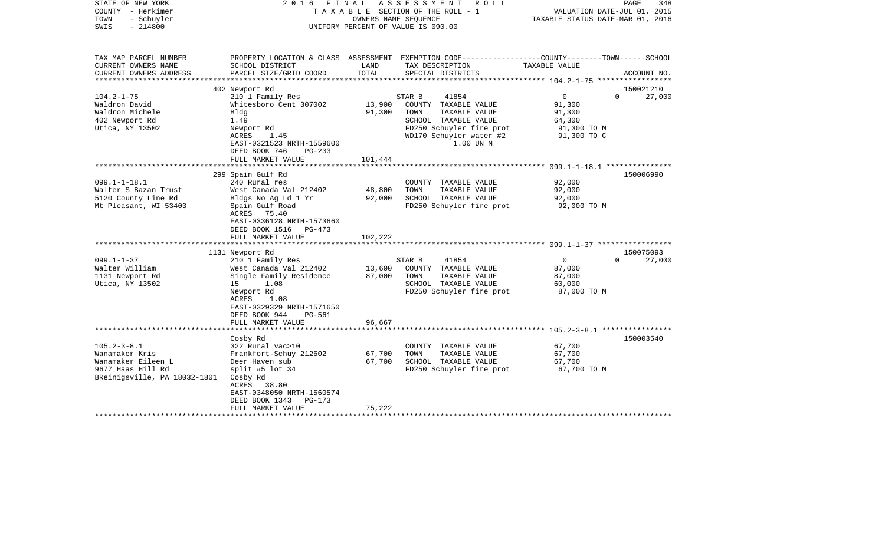STATE OF NEW YORK　　　　2016 FINAL ASSESSMENT ROLL
COUNTY - Herkimer　　　　TAXABLE SECTION OF THE ROLL - 1　　　　VALUATION DATE-JUL 01, 2015
TOWN - Schuyler　　　　OWNERS NAME SEQUENCE　　　　TAXABLE STATUS DATE-MAR 01, 2016
SWIS - 214800　　　　UNIFORM PERCENT OF VALUE IS 090.00

| TAX MAP PARCEL NUMBER<br>CURRENT OWNERS NAME<br>CURRENT OWNERS ADDRESS | PROPERTY LOCATION & CLASS<br>SCHOOL DISTRICT<br>PARCEL SIZE/GRID COORD | ASSESSMENT<br>LAND<br>TOTAL | EXEMPTION CODE-----COUNTY-----TOWN-----SCHOOL<br>TAX DESCRIPTION<br>SPECIAL DISTRICTS | TAXABLE VALUE | ACCOUNT NO. |
|---|---|---|---|---|---|
| | 402 Newport Rd | | | | 150021210 |
| 104.2-1-75 | 210 1 Family Res | | STAR B 41854 | 0　0 | 27,000 |
| Waldron David | Whitesboro Cent 307002 | 13,900 | COUNTY TAXABLE VALUE | 91,300 | |
| Waldron Michele | Bldg | 91,300 | TOWN TAXABLE VALUE | 91,300 | |
| 402 Newport Rd | 1.49 | | SCHOOL TAXABLE VALUE | 64,300 | |
| Utica, NY 13502 | Newport Rd | | FD250 Schuyler fire prot | 91,300 TO M | |
| | ACRES 1.45 | | WD170 Schuyler water #2 | 91,300 TO C | |
| | EAST-0321523 NRTH-1559600 | | 1.00 UN M | | |
| | DEED BOOK 746 PG-233 | | | | |
| | FULL MARKET VALUE | 101,444 | | | |
| | 299 Spain Gulf Rd | | | | 150006990 |
| 099.1-1-18.1 | 240 Rural res | | COUNTY TAXABLE VALUE | 92,000 | |
| Walter S Bazan Trust | West Canada Val 212402 | 48,800 | TOWN TAXABLE VALUE | 92,000 | |
| 5120 County Line Rd | Bldgs No Ag Ld 1 Yr | 92,000 | SCHOOL TAXABLE VALUE | 92,000 | |
| Mt Pleasant, WI 53403 | Spain Gulf Road | | FD250 Schuyler fire prot | 92,000 TO M | |
| | ACRES 75.40 | | | | |
| | EAST-0336128 NRTH-1573660 | | | | |
| | DEED BOOK 1516 PG-473 | | | | |
| | FULL MARKET VALUE | 102,222 | | | |
| | 1131 Newport Rd | | | | 150075093 |
| 099.1-1-37 | 210 1 Family Res | | STAR B 41854 | 0　0 | 27,000 |
| Walter William | West Canada Val 212402 | 13,600 | COUNTY TAXABLE VALUE | 87,000 | |
| 1131 Newport Rd | Single Family Residence | 87,000 | TOWN TAXABLE VALUE | 87,000 | |
| Utica, NY 13502 | 15 1.08 | | SCHOOL TAXABLE VALUE | 60,000 | |
| | Newport Rd | | FD250 Schuyler fire prot | 87,000 TO M | |
| | ACRES 1.08 | | | | |
| | EAST-0329329 NRTH-1571650 | | | | |
| | DEED BOOK 944 PG-561 | | | | |
| | FULL MARKET VALUE | 96,667 | | | |
| | Cosby Rd | | | | 150003540 |
| 105.2-3-8.1 | 322 Rural vac>10 | | COUNTY TAXABLE VALUE | 67,700 | |
| Wanamaker Kris | Frankfort-Schuy 212602 | 67,700 | TOWN TAXABLE VALUE | 67,700 | |
| Wanamaker Eileen L | Deer Haven sub | 67,700 | SCHOOL TAXABLE VALUE | 67,700 | |
| 9677 Haas Hill Rd | split #5 lot 34 | | FD250 Schuyler fire prot | 67,700 TO M | |
| BReinigsville, PA 18032-1801 | Cosby Rd | | | | |
| | ACRES 38.80 | | | | |
| | EAST-0348050 NRTH-1560574 | | | | |
| | DEED BOOK 1343 PG-173 | | | | |
| | FULL MARKET VALUE | 75,222 | | | |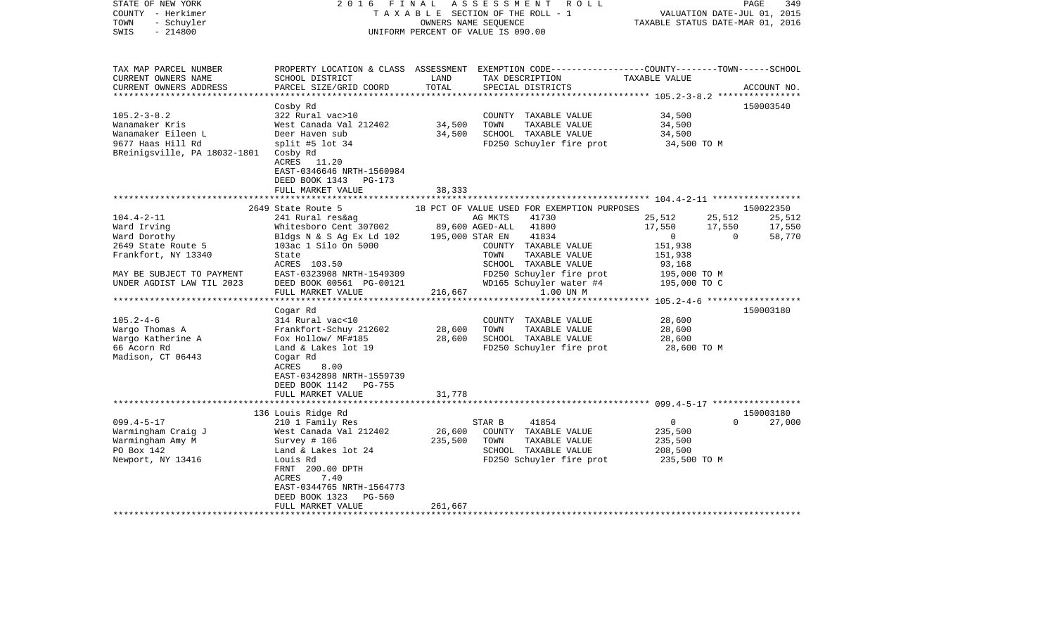STATE OF NEW YORK
COUNTY - Herkimer
TOWN - Schuyler
SWIS - 214800

2016 FINAL ASSESSMENT ROLL
TAXABLE SECTION OF THE ROLL - 1
OWNERS NAME SEQUENCE
UNIFORM PERCENT OF VALUE IS 090.00

VALUATION DATE-JUL 01, 2015
TAXABLE STATUS DATE-MAR 01, 2016

| TAX MAP PARCEL NUMBER<br>CURRENT OWNERS NAME<br>CURRENT OWNERS ADDRESS | PROPERTY LOCATION & CLASS<br>SCHOOL DISTRICT<br>PARCEL SIZE/GRID COORD | ASSESSMENT<br>LAND<br>TOTAL | EXEMPTION CODE<br>TAX DESCRIPTION<br>SPECIAL DISTRICTS | COUNTY | TOWN | SCHOOL<br>ACCOUNT NO. |
|---|---|---|---|---|---|---|
| **105.2-3-8.2** | Cosby Rd | | | | | 150003540 |
| 105.2-3-8.2 | 322 Rural vac>10 | | COUNTY TAXABLE VALUE | 34,500 | | |
| Wanamaker Kris | West Canada Val 212402 | 34,500 | TOWN TAXABLE VALUE | 34,500 | | |
| Wanamaker Eileen L | Deer Haven sub | 34,500 | SCHOOL TAXABLE VALUE | 34,500 | | |
| 9677 Haas Hill Rd | split #5 lot 34 | | FD250 Schuyler fire prot | 34,500 TO M | | |
| BReinigsville, PA 18032-1801 | Cosby Rd | | | | | |
| | ACRES 11.20 | | | | | |
| | EAST-0346646 NRTH-1560984 | | | | | |
| | DEED BOOK 1343 PG-173 | | | | | |
| | FULL MARKET VALUE | 38,333 | | | | |
| **104.4-2-11** | 2649 State Route 5 | | 18 PCT OF VALUE USED FOR EXEMPTION PURPOSES | | | 150022350 |
| 104.4-2-11 | 241 Rural res&ag | | AG MKTS 41730 | 25,512 | 25,512 | 25,512 |
| Ward Irving | Whitesboro Cent 307002 | 89,600 | AGED-ALL 41800 | 17,550 | 17,550 | 17,550 |
| Ward Dorothy | Bldgs N & S Ag Ex Ld 102 | 195,000 | STAR EN 41834 | 0 | 0 | 58,770 |
| 2649 State Route 5 | 103ac 1 Silo On 5000 | | COUNTY TAXABLE VALUE | 151,938 | | |
| Frankfort, NY 13340 | State | | TOWN TAXABLE VALUE | 151,938 | | |
| | ACRES 103.50 | | SCHOOL TAXABLE VALUE | 93,168 | | |
| MAY BE SUBJECT TO PAYMENT | EAST-0323908 NRTH-1549309 | | FD250 Schuyler fire prot | 195,000 TO M | | |
| UNDER AGDIST LAW TIL 2023 | DEED BOOK 00561 PG-00121 | | WD165 Schuyler water #4 | 195,000 TO C | | |
| | FULL MARKET VALUE | 216,667 | 1.00 UN M | | | |
| **105.2-4-6** | Cogar Rd | | | | | 150003180 |
| 105.2-4-6 | 314 Rural vac<10 | | COUNTY TAXABLE VALUE | 28,600 | | |
| Wargo Thomas A | Frankfort-Schuy 212602 | 28,600 | TOWN TAXABLE VALUE | 28,600 | | |
| Wargo Katherine A | Fox Hollow/ MF#185 | 28,600 | SCHOOL TAXABLE VALUE | 28,600 | | |
| 66 Acorn Rd | Land & Lakes lot 19 | | FD250 Schuyler fire prot | 28,600 TO M | | |
| Madison, CT 06443 | Cogar Rd | | | | | |
| | ACRES 8.00 | | | | | |
| | EAST-0342898 NRTH-1559739 | | | | | |
| | DEED BOOK 1142 PG-755 | | | | | |
| | FULL MARKET VALUE | 31,778 | | | | |
| **099.4-5-17** | 136 Louis Ridge Rd | | | | | 150003180 |
| 099.4-5-17 | 210 1 Family Res | | STAR B 41854 | 0 | 0 | 27,000 |
| Warmingham Craig J | West Canada Val 212402 | 26,600 | COUNTY TAXABLE VALUE | 235,500 | | |
| Warmingham Amy M | Survey # 106 | 235,500 | TOWN TAXABLE VALUE | 235,500 | | |
| PO Box 142 | Land & Lakes lot 24 | | SCHOOL TAXABLE VALUE | 208,500 | | |
| Newport, NY 13416 | Louis Rd | | FD250 Schuyler fire prot | 235,500 TO M | | |
| | FRNT 200.00 DPTH | | | | | |
| | ACRES 7.40 | | | | | |
| | EAST-0344765 NRTH-1564773 | | | | | |
| | DEED BOOK 1323 PG-560 | | | | | |
| | FULL MARKET VALUE | 261,667 | | | | |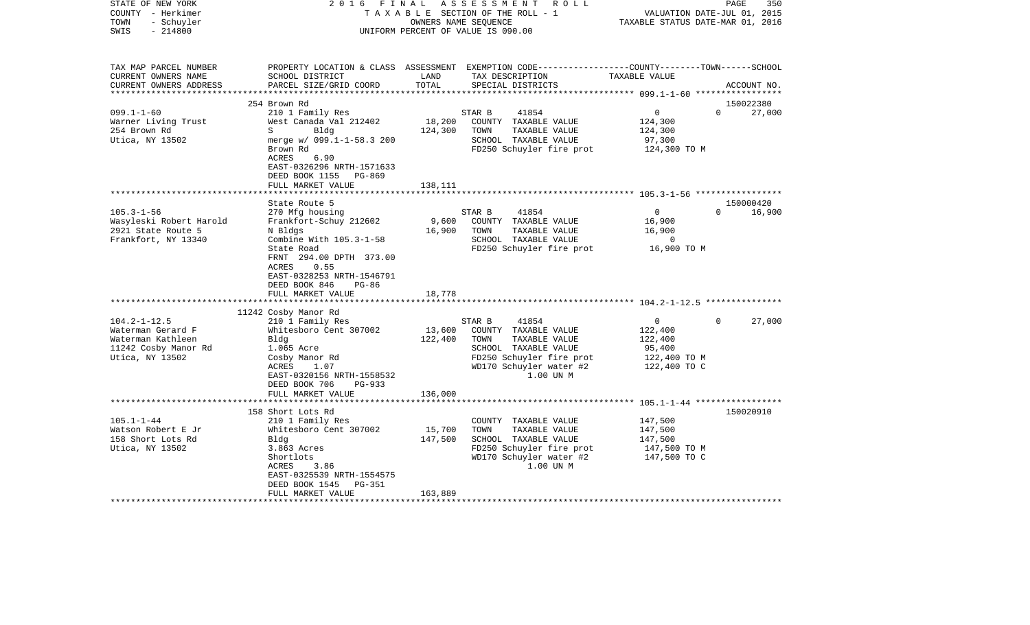STATE OF NEW YORK
COUNTY - Herkimer
TOWN - Schuyler
SWIS - 214800

2 0 1 6 F I N A L A S S E S S M E N T R O L L
T A X A B L E SECTION OF THE ROLL - 1
OWNERS NAME SEQUENCE
UNIFORM PERCENT OF VALUE IS 090.00

VALUATION DATE-JUL 01, 2015
TAXABLE STATUS DATE-MAR 01, 2016

| TAX MAP PARCEL NUMBER / CURRENT OWNERS NAME / CURRENT OWNERS ADDRESS | PROPERTY LOCATION & CLASS / SCHOOL DISTRICT / PARCEL SIZE/GRID COORD | ASSESSMENT LAND | TOTAL | EXEMPTION CODE / TAX DESCRIPTION / SPECIAL DISTRICTS | COUNTY | TOWN | SCHOOL / ACCOUNT NO. |
|---|---|---|---|---|---|---|---|
| 099.1-1-60 | 254 Brown Rd | | | | | | 150022380 |
| | 210 1 Family Res | | | STAR B 41854 | 0 | 0 | 27,000 |
| Warner Living Trust | West Canada Val 212402 | 18,200 | | COUNTY TAXABLE VALUE | 124,300 | | |
| 254 Brown Rd | S Bldg | | 124,300 | TOWN TAXABLE VALUE | | 124,300 | |
| Utica, NY 13502 | merge w/ 099.1-1-58.3 200 | | | SCHOOL TAXABLE VALUE | | | 97,300 |
| | Brown Rd | | | FD250 Schuyler fire prot | 124,300 TO M | | |
| | ACRES 6.90 | | | | | | |
| | EAST-0326296 NRTH-1571633 | | | | | | |
| | DEED BOOK 1155 PG-869 | | | | | | |
| | FULL MARKET VALUE | | 138,111 | | | | |
| 105.3-1-56 | State Route 5 | | | | | | 150000420 |
| | 270 Mfg housing | | | STAR B 41854 | 0 | 0 | 16,900 |
| Wasyleski Robert Harold | Frankfort-Schuy 212602 | 9,600 | | COUNTY TAXABLE VALUE | 16,900 | | |
| 2921 State Route 5 | N Bldgs | | 16,900 | TOWN TAXABLE VALUE | | 16,900 | |
| Frankfort, NY 13340 | Combine With 105.3-1-58 | | | SCHOOL TAXABLE VALUE | | | 0 |
| | State Road | | | FD250 Schuyler fire prot | 16,900 TO M | | |
| | FRNT 294.00 DPTH 373.00 | | | | | | |
| | ACRES 0.55 | | | | | | |
| | EAST-0328253 NRTH-1546791 | | | | | | |
| | DEED BOOK 846 PG-86 | | | | | | |
| | FULL MARKET VALUE | | 18,778 | | | | |
| 104.2-1-12.5 | 11242 Cosby Manor Rd | | | | | | |
| | 210 1 Family Res | | | STAR B 41854 | 0 | 0 | 27,000 |
| Waterman Gerard F | Whitesboro Cent 307002 | 13,600 | | COUNTY TAXABLE VALUE | 122,400 | | |
| Waterman Kathleen | Bldg | | 122,400 | TOWN TAXABLE VALUE | | 122,400 | |
| 11242 Cosby Manor Rd | 1.065 Acre | | | SCHOOL TAXABLE VALUE | | | 95,400 |
| Utica, NY 13502 | Cosby Manor Rd | | | FD250 Schuyler fire prot | 122,400 TO M | | |
| | ACRES 1.07 | | | WD170 Schuyler water #2 | 122,400 TO C | | |
| | EAST-0320156 NRTH-1558532 | | | 1.00 UN M | | | |
| | DEED BOOK 706 PG-933 | | | | | | |
| | FULL MARKET VALUE | | 136,000 | | | | |
| 105.1-1-44 | 158 Short Lots Rd | | | | | | 150020910 |
| | 210 1 Family Res | | | COUNTY TAXABLE VALUE | 147,500 | | |
| Watson Robert E Jr | Whitesboro Cent 307002 | 15,700 | | TOWN TAXABLE VALUE | | 147,500 | |
| 158 Short Lots Rd | Bldg | | 147,500 | SCHOOL TAXABLE VALUE | | | 147,500 |
| Utica, NY 13502 | 3.863 Acres | | | FD250 Schuyler fire prot | 147,500 TO M | | |
| | Shortlots | | | WD170 Schuyler water #2 | 147,500 TO C | | |
| | ACRES 3.86 | | | 1.00 UN M | | | |
| | EAST-0325539 NRTH-1554575 | | | | | | |
| | DEED BOOK 1545 PG-351 | | | | | | |
| | FULL MARKET VALUE | | 163,889 | | | | |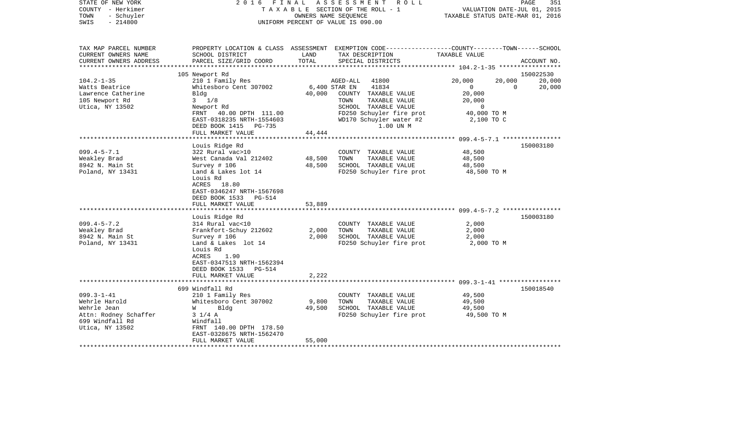STATE OF NEW YORK — 2016 FINAL ASSESSMENT ROLL — VALUATION DATE-JUL 01, 2015
COUNTY - Herkimer — TAXABLE SECTION OF THE ROLL - 1 — TAXABLE STATUS DATE-MAR 01, 2016
TOWN - Schuyler — OWNERS NAME SEQUENCE
SWIS - 214800 — UNIFORM PERCENT OF VALUE IS 090.00

| TAX MAP PARCEL NUMBER / CURRENT OWNERS NAME / CURRENT OWNERS ADDRESS | PROPERTY LOCATION & CLASS / SCHOOL DISTRICT / PARCEL SIZE/GRID COORD | ASSESSMENT LAND / TOTAL | EXEMPTION CODE / TAX DESCRIPTION / SPECIAL DISTRICTS | COUNTY TAXABLE VALUE | TOWN | SCHOOL | ACCOUNT NO. |
|---|---|---|---|---|---|---|---|
| **104.2-1-35** | 105 Newport Rd | | | | | | 150022530 |
| Watts Beatrice | 210 1 Family Res | | AGED-ALL 41800 | 20,000 | 20,000 | 20,000 | |
| Lawrence Catherine | Whitesboro Cent 307002 | 6,400 | STAR EN 41834 | 0 | 0 | 20,000 | |
| 105 Newport Rd | Bldg | 40,000 | COUNTY TAXABLE VALUE | 20,000 | | | |
| Utica, NY 13502 | 3 1/8 | | TOWN TAXABLE VALUE | 20,000 | | | |
| | Newport Rd | | SCHOOL TAXABLE VALUE | 0 | | | |
| | FRNT 40.00 DPTH 111.00 | | FD250 Schuyler fire prot | 40,000 TO M | | | |
| | EAST-0318235 NRTH-1554603 | | WD170 Schuyler water #2 | 2,100 TO C | | | |
| | DEED BOOK 1415 PG-735 | | 1.00 UN M | | | | |
| | FULL MARKET VALUE | 44,444 | | | | | |
| **099.4-5-7.1** | Louis Ridge Rd | | | | | | 150003180 |
| Weakley Brad | 322 Rural vac>10 | | COUNTY TAXABLE VALUE | 48,500 | | | |
| 8942 N. Main St | West Canada Val 212402 | 48,500 | TOWN TAXABLE VALUE | 48,500 | | | |
| Poland, NY 13431 | Survey # 106 | 48,500 | SCHOOL TAXABLE VALUE | 48,500 | | | |
| | Land & Lakes lot 14 | | FD250 Schuyler fire prot | 48,500 TO M | | | |
| | Louis Rd | | | | | | |
| | ACRES 18.80 | | | | | | |
| | EAST-0346247 NRTH-1567698 | | | | | | |
| | DEED BOOK 1533 PG-514 | | | | | | |
| | FULL MARKET VALUE | 53,889 | | | | | |
| **099.4-5-7.2** | Louis Ridge Rd | | | | | | 150003180 |
| Weakley Brad | 314 Rural vac<10 | | COUNTY TAXABLE VALUE | 2,000 | | | |
| 8942 N. Main St | Frankfort-Schuy 212602 | 2,000 | TOWN TAXABLE VALUE | 2,000 | | | |
| Poland, NY 13431 | Survey # 106 | 2,000 | SCHOOL TAXABLE VALUE | 2,000 | | | |
| | Land & Lakes lot 14 | | FD250 Schuyler fire prot | 2,000 TO M | | | |
| | Louis Rd | | | | | | |
| | ACRES 1.90 | | | | | | |
| | EAST-0347513 NRTH-1562394 | | | | | | |
| | DEED BOOK 1533 PG-514 | | | | | | |
| | FULL MARKET VALUE | 2,222 | | | | | |
| **099.3-1-41** | 699 Windfall Rd | | | | | | 150018540 |
| Wehrle Harold | 210 1 Family Res | | COUNTY TAXABLE VALUE | 49,500 | | | |
| Wehrle Jean | Whitesboro Cent 307002 | 9,800 | TOWN TAXABLE VALUE | 49,500 | | | |
| Attn: Rodney Schaffer | W Bldg | 49,500 | SCHOOL TAXABLE VALUE | 49,500 | | | |
| 699 Windfall Rd | 3 1/4 A | | FD250 Schuyler fire prot | 49,500 TO M | | | |
| Utica, NY 13502 | Windfall | | | | | | |
| | FRNT 140.00 DPTH 178.50 | | | | | | |
| | EAST-0328675 NRTH-1562470 | | | | | | |
| | FULL MARKET VALUE | 55,000 | | | | | |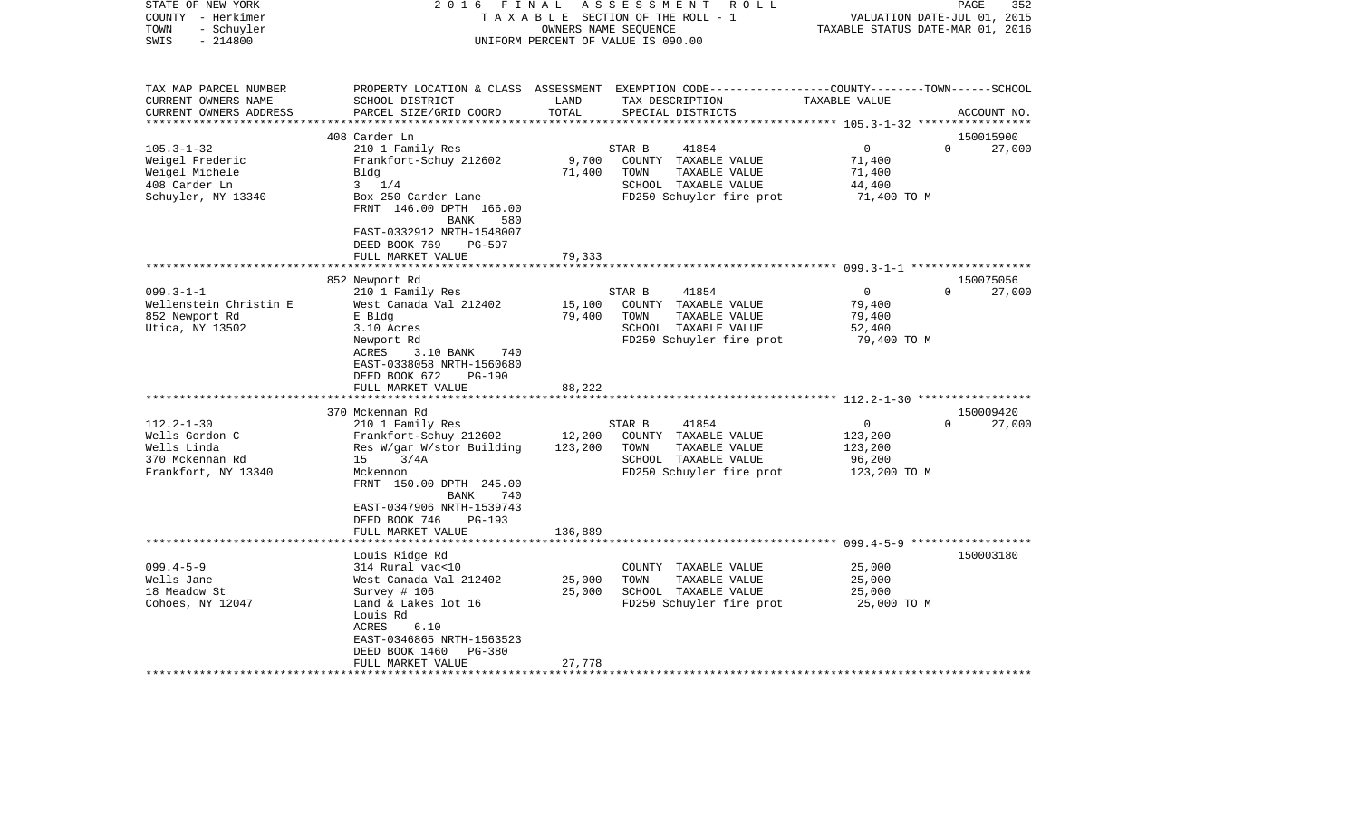STATE OF NEW YORK
COUNTY - Herkimer
TOWN - Schuyler
SWIS - 214800

# 2016 FINAL ASSESSMENT ROLL

TAXABLE SECTION OF THE ROLL - 1
OWNERS NAME SEQUENCE
UNIFORM PERCENT OF VALUE IS 090.00

VALUATION DATE-JUL 01, 2015
TAXABLE STATUS DATE-MAR 01, 2016

| TAX MAP PARCEL NUMBER<br>CURRENT OWNERS NAME<br>CURRENT OWNERS ADDRESS | PROPERTY LOCATION & CLASS<br>SCHOOL DISTRICT<br>PARCEL SIZE/GRID COORD | ASSESSMENT<br>LAND<br>TOTAL | EXEMPTION CODE<br>TAX DESCRIPTION<br>SPECIAL DISTRICTS | COUNTY / TOWN<br>TAXABLE VALUE | SCHOOL<br>ACCOUNT NO. |
|---|---|---|---|---|---|
| **105.3-1-32** | 408 Carder Ln | | | | 150015900 |
| 105.3-1-32 | 210 1 Family Res | | STAR B 41854 | 0 / 0 | 27,000 |
| Weigel Frederic | Frankfort-Schuy 212602 | 9,700 | COUNTY TAXABLE VALUE | 71,400 | |
| Weigel Michele | Bldg | 71,400 | TOWN TAXABLE VALUE | 71,400 | |
| 408 Carder Ln | 3 1/4 | | SCHOOL TAXABLE VALUE | 44,400 | |
| Schuyler, NY 13340 | Box 250 Carder Lane | | FD250 Schuyler fire prot | 71,400 TO M | |
| | FRNT 146.00 DPTH 166.00 | | | | |
| | BANK 580 | | | | |
| | EAST-0332912 NRTH-1548007 | | | | |
| | DEED BOOK 769 PG-597 | | | | |
| | FULL MARKET VALUE | 79,333 | | | |
| **099.3-1-1** | 852 Newport Rd | | | | 150075056 |
| 099.3-1-1 | 210 1 Family Res | | STAR B 41854 | 0 / 0 | 27,000 |
| Wellenstein Christin E | West Canada Val 212402 | 15,100 | COUNTY TAXABLE VALUE | 79,400 | |
| 852 Newport Rd | E Bldg | 79,400 | TOWN TAXABLE VALUE | 79,400 | |
| Utica, NY 13502 | 3.10 Acres | | SCHOOL TAXABLE VALUE | 52,400 | |
| | Newport Rd | | FD250 Schuyler fire prot | 79,400 TO M | |
| | ACRES 3.10 BANK 740 | | | | |
| | EAST-0338058 NRTH-1560680 | | | | |
| | DEED BOOK 672 PG-190 | | | | |
| | FULL MARKET VALUE | 88,222 | | | |
| **112.2-1-30** | 370 Mckennan Rd | | | | 150009420 |
| 112.2-1-30 | 210 1 Family Res | | STAR B 41854 | 0 / 0 | 27,000 |
| Wells Gordon C | Frankfort-Schuy 212602 | 12,200 | COUNTY TAXABLE VALUE | 123,200 | |
| Wells Linda | Res W/gar W/stor Building | 123,200 | TOWN TAXABLE VALUE | 123,200 | |
| 370 Mckennan Rd | 15 3/4A | | SCHOOL TAXABLE VALUE | 96,200 | |
| Frankfort, NY 13340 | Mckennon | | FD250 Schuyler fire prot | 123,200 TO M | |
| | FRNT 150.00 DPTH 245.00 | | | | |
| | BANK 740 | | | | |
| | EAST-0347906 NRTH-1539743 | | | | |
| | DEED BOOK 746 PG-193 | | | | |
| | FULL MARKET VALUE | 136,889 | | | |
| **099.4-5-9** | Louis Ridge Rd | | | | 150003180 |
| 099.4-5-9 | 314 Rural vac<10 | | COUNTY TAXABLE VALUE | 25,000 | |
| Wells Jane | West Canada Val 212402 | 25,000 | TOWN TAXABLE VALUE | 25,000 | |
| 18 Meadow St | Survey # 106 | 25,000 | SCHOOL TAXABLE VALUE | 25,000 | |
| Cohoes, NY 12047 | Land & Lakes lot 16 | | FD250 Schuyler fire prot | 25,000 TO M | |
| | Louis Rd | | | | |
| | ACRES 6.10 | | | | |
| | EAST-0346865 NRTH-1563523 | | | | |
| | DEED BOOK 1460 PG-380 | | | | |
| | FULL MARKET VALUE | 27,778 | | | |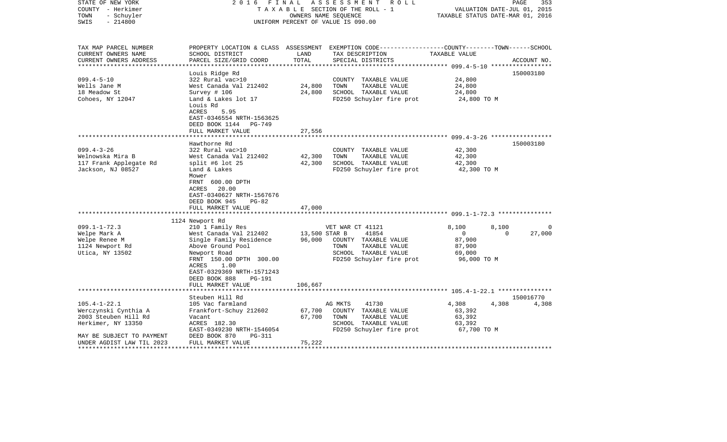STATE OF NEW YORK
COUNTY - Herkimer
TOWN - Schuyler
SWIS - 214800

2016 FINAL ASSESSMENT ROLL
TAXABLE SECTION OF THE ROLL - 1
OWNERS NAME SEQUENCE
UNIFORM PERCENT OF VALUE IS 090.00

VALUATION DATE-JUL 01, 2015
TAXABLE STATUS DATE-MAR 01, 2016

| TAX MAP PARCEL NUMBER / CURRENT OWNERS NAME / CURRENT OWNERS ADDRESS | PROPERTY LOCATION & CLASS / SCHOOL DISTRICT / PARCEL SIZE/GRID COORD | ASSESSMENT LAND | TOTAL | EXEMPTION CODE / TAX DESCRIPTION / SPECIAL DISTRICTS | COUNTY | TOWN | SCHOOL | TAXABLE VALUE / ACCOUNT NO. |
|---|---|---|---|---|---|---|---|---|
| **099.4-5-10** | Louis Ridge Rd | | | | | | | 150003180 |
| 099.4-5-10 | 322 Rural vac>10 | | | COUNTY TAXABLE VALUE | | | | 24,800 |
| Wells Jane M | West Canada Val 212402 | 24,800 | | TOWN TAXABLE VALUE | | | | 24,800 |
| 18 Meadow St | Survey # 106 | | 24,800 | SCHOOL TAXABLE VALUE | | | | 24,800 |
| Cohoes, NY 12047 | Land & Lakes lot 17 | | | FD250 Schuyler fire prot | | | | 24,800 TO M |
| | Louis Rd | | | | | | | |
| | ACRES 5.95 | | | | | | | |
| | EAST-0346554 NRTH-1563625 | | | | | | | |
| | DEED BOOK 1144 PG-749 | | | | | | | |
| | FULL MARKET VALUE | | 27,556 | | | | | |
| **099.4-3-26** | Hawthorne Rd | | | | | | | 150003180 |
| 099.4-3-26 | 322 Rural vac>10 | | | COUNTY TAXABLE VALUE | | | | 42,300 |
| Welnowska Mira B | West Canada Val 212402 | 42,300 | | TOWN TAXABLE VALUE | | | | 42,300 |
| 117 Frank Applegate Rd | split #6 lot 25 | | 42,300 | SCHOOL TAXABLE VALUE | | | | 42,300 |
| Jackson, NJ 08527 | Land & Lakes | | | FD250 Schuyler fire prot | | | | 42,300 TO M |
| | Mower | | | | | | | |
| | FRNT 600.00 DPTH | | | | | | | |
| | ACRES 20.00 | | | | | | | |
| | EAST-0340627 NRTH-1567676 | | | | | | | |
| | DEED BOOK 945 PG-82 | | | | | | | |
| | FULL MARKET VALUE | | 47,000 | | | | | |
| **099.1-1-72.3** | 1124 Newport Rd | | | | | | | |
| 099.1-1-72.3 | 210 1 Family Res | | | VET WAR CT 41121 | 8,100 | 8,100 | 0 | |
| Welpe Mark A | West Canada Val 212402 | 13,500 | | STAR B 41854 | 0 | 0 | 27,000 | |
| Welpe Renee M | Single Family Residence | | 96,000 | COUNTY TAXABLE VALUE | | | | 87,900 |
| 1124 Newport Rd | Above Ground Pool | | | TOWN TAXABLE VALUE | | | | 87,900 |
| Utica, NY 13502 | Newport Road | | | SCHOOL TAXABLE VALUE | | | | 69,000 |
| | FRNT 150.00 DPTH 300.00 | | | FD250 Schuyler fire prot | | | | 96,000 TO M |
| | ACRES 1.00 | | | | | | | |
| | EAST-0329369 NRTH-1571243 | | | | | | | |
| | DEED BOOK 888 PG-191 | | | | | | | |
| | FULL MARKET VALUE | | 106,667 | | | | | |
| **105.4-1-22.1** | Steuben Hill Rd | | | | | | | 150016770 |
| 105.4-1-22.1 | 105 Vac farmland | | | AG MKTS 41730 | 4,308 | 4,308 | 4,308 | |
| Werczynski Cynthia A | Frankfort-Schuy 212602 | 67,700 | | COUNTY TAXABLE VALUE | | | | 63,392 |
| 2003 Steuben Hill Rd | Vacant | | 67,700 | TOWN TAXABLE VALUE | | | | 63,392 |
| Herkimer, NY 13350 | ACRES 182.30 | | | SCHOOL TAXABLE VALUE | | | | 63,392 |
| | EAST-0349230 NRTH-1546054 | | | FD250 Schuyler fire prot | | | | 67,700 TO M |
| MAY BE SUBJECT TO PAYMENT | DEED BOOK 870 PG-311 | | | | | | | |
| UNDER AGDIST LAW TIL 2023 | FULL MARKET VALUE | | 75,222 | | | | | |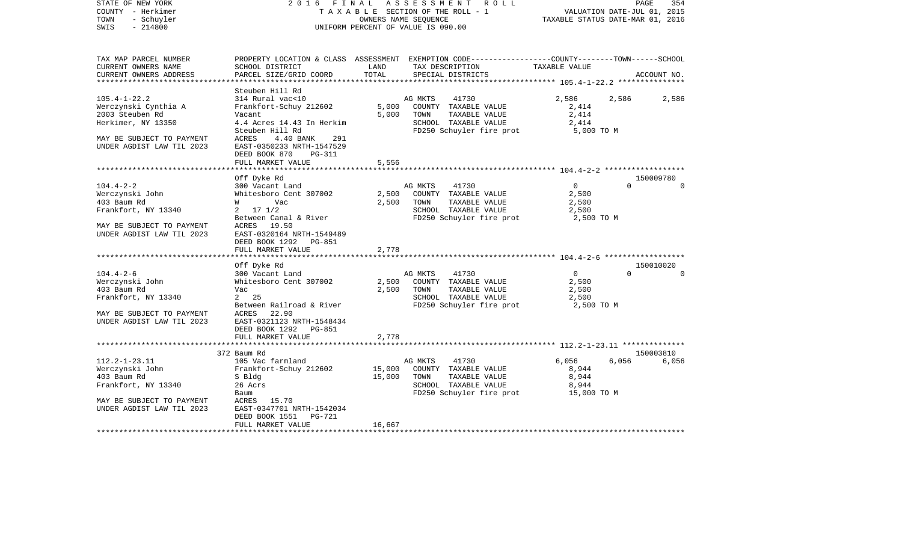STATE OF NEW YORK
COUNTY - Herkimer
TOWN - Schuyler
SWIS - 214800

2016 FINAL ASSESSMENT ROLL
TAXABLE SECTION OF THE ROLL - 1
OWNERS NAME SEQUENCE
UNIFORM PERCENT OF VALUE IS 090.00

VALUATION DATE-JUL 01, 2015
TAXABLE STATUS DATE-MAR 01, 2016

| TAX MAP PARCEL NUMBER<br>CURRENT OWNERS NAME<br>CURRENT OWNERS ADDRESS | PROPERTY LOCATION & CLASS<br>SCHOOL DISTRICT<br>PARCEL SIZE/GRID COORD | ASSESSMENT<br>LAND<br>TOTAL | EXEMPTION CODE<br>TAX DESCRIPTION<br>SPECIAL DISTRICTS | COUNTY | TOWN | SCHOOL<br>ACCOUNT NO. |
|---|---|---|---|---|---|---|
| **105.4-1-22.2** | Steuben Hill Rd | | | | | |
| 105.4-1-22.2 | 314 Rural vac<10 | | AG MKTS 41730 | 2,586 | 2,586 | 2,586 |
| Werczynski Cynthia A | Frankfort-Schuy 212602 | 5,000 | COUNTY TAXABLE VALUE | 2,414 | | |
| 2003 Steuben Rd | Vacant | 5,000 | TOWN TAXABLE VALUE | 2,414 | | |
| Herkimer, NY 13350 | 4.4 Acres 14.43 In Herkim | | SCHOOL TAXABLE VALUE | 2,414 | | |
| | Steuben Hill Rd | | FD250 Schuyler fire prot | 5,000 TO M | | |
| MAY BE SUBJECT TO PAYMENT | ACRES 4.40 BANK 291 | | | | | |
| UNDER AGDIST LAW TIL 2023 | EAST-0350233 NRTH-1547529 | | | | | |
| | DEED BOOK 870 PG-311 | | | | | |
| | FULL MARKET VALUE | 5,556 | | | | |
| **104.4-2-2** | Off Dyke Rd | | | | | 150009780 |
| 104.4-2-2 | 300 Vacant Land | | AG MKTS 41730 | 0 | 0 | 0 |
| Werczynski John | Whitesboro Cent 307002 | 2,500 | COUNTY TAXABLE VALUE | 2,500 | | |
| 403 Baum Rd | W Vac | 2,500 | TOWN TAXABLE VALUE | 2,500 | | |
| Frankfort, NY 13340 | 2 17 1/2 | | SCHOOL TAXABLE VALUE | 2,500 | | |
| | Between Canal & River | | FD250 Schuyler fire prot | 2,500 TO M | | |
| MAY BE SUBJECT TO PAYMENT | ACRES 19.50 | | | | | |
| UNDER AGDIST LAW TIL 2023 | EAST-0320164 NRTH-1549489 | | | | | |
| | DEED BOOK 1292 PG-851 | | | | | |
| | FULL MARKET VALUE | 2,778 | | | | |
| **104.4-2-6** | Off Dyke Rd | | | | | 150010020 |
| 104.4-2-6 | 300 Vacant Land | | AG MKTS 41730 | 0 | 0 | 0 |
| Werczynski John | Whitesboro Cent 307002 | 2,500 | COUNTY TAXABLE VALUE | 2,500 | | |
| 403 Baum Rd | Vac | 2,500 | TOWN TAXABLE VALUE | 2,500 | | |
| Frankfort, NY 13340 | 2 25 | | SCHOOL TAXABLE VALUE | 2,500 | | |
| | Between Railroad & River | | FD250 Schuyler fire prot | 2,500 TO M | | |
| MAY BE SUBJECT TO PAYMENT | ACRES 22.90 | | | | | |
| UNDER AGDIST LAW TIL 2023 | EAST-0321123 NRTH-1548434 | | | | | |
| | DEED BOOK 1292 PG-851 | | | | | |
| | FULL MARKET VALUE | 2,778 | | | | |
| **112.2-1-23.11** | 372 Baum Rd | | | | | 150003810 |
| 112.2-1-23.11 | 105 Vac farmland | | AG MKTS 41730 | 6,056 | 6,056 | 6,056 |
| Werczynski John | Frankfort-Schuy 212602 | 15,000 | COUNTY TAXABLE VALUE | 8,944 | | |
| 403 Baum Rd | S Bldg | 15,000 | TOWN TAXABLE VALUE | 8,944 | | |
| Frankfort, NY 13340 | 26 Acrs | | SCHOOL TAXABLE VALUE | 8,944 | | |
| | Baum | | FD250 Schuyler fire prot | 15,000 TO M | | |
| MAY BE SUBJECT TO PAYMENT | ACRES 15.70 | | | | | |
| UNDER AGDIST LAW TIL 2023 | EAST-0347701 NRTH-1542034 | | | | | |
| | DEED BOOK 1551 PG-721 | | | | | |
| | FULL MARKET VALUE | 16,667 | | | | |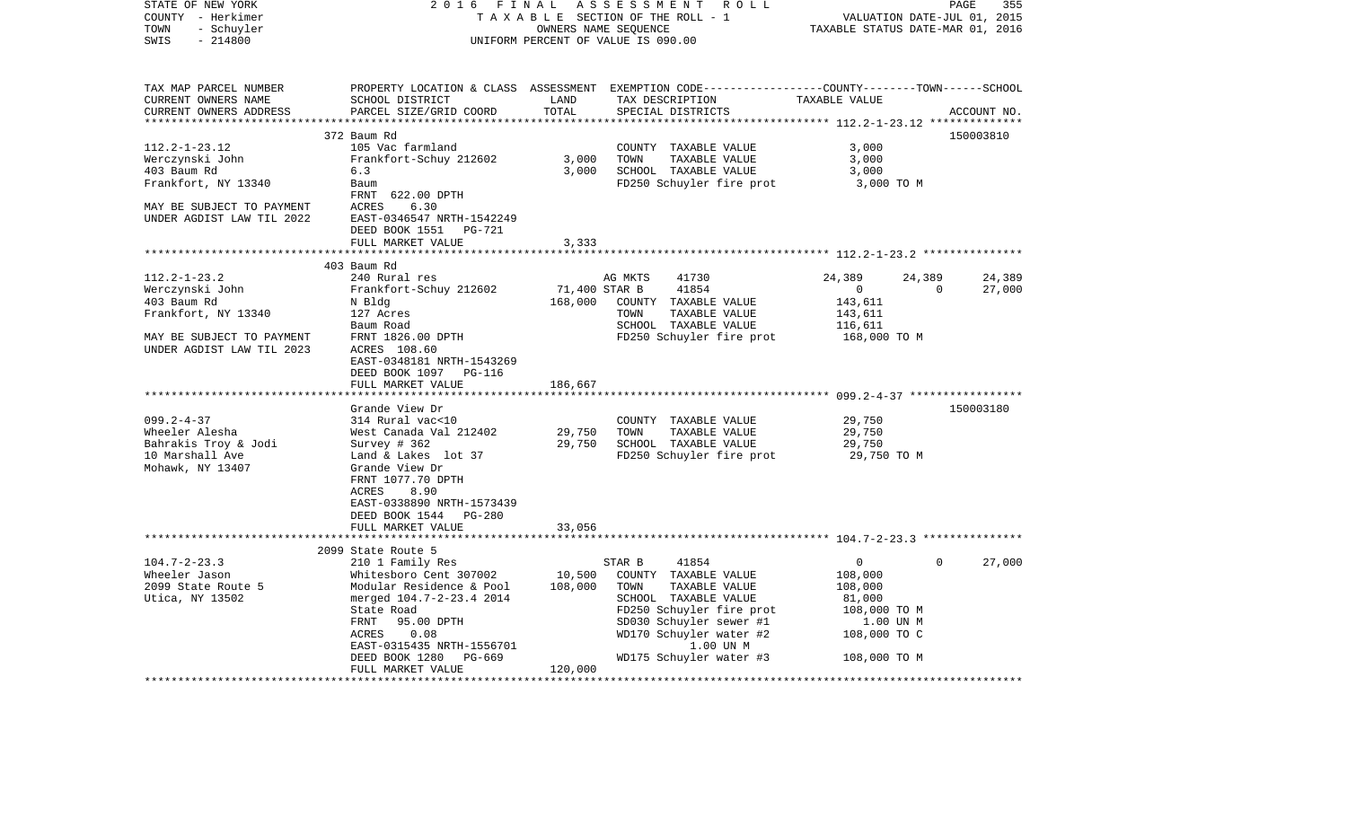STATE OF NEW YORK
COUNTY - Herkimer
TOWN - Schuyler
SWIS - 214800

2016 FINAL ASSESSMENT ROLL
TAXABLE SECTION OF THE ROLL - 1
OWNERS NAME SEQUENCE
UNIFORM PERCENT OF VALUE IS 090.00

VALUATION DATE-JUL 01, 2015
TAXABLE STATUS DATE-MAR 01, 2016

| TAX MAP PARCEL NUMBER<br>CURRENT OWNERS NAME<br>CURRENT OWNERS ADDRESS | PROPERTY LOCATION & CLASS<br>SCHOOL DISTRICT<br>PARCEL SIZE/GRID COORD | ASSESSMENT<br>LAND<br>TOTAL | EXEMPTION CODE-----COUNTY-----TOWN-----SCHOOL<br>TAX DESCRIPTION<br>SPECIAL DISTRICTS | TAXABLE VALUE | ACCOUNT NO. |
|---|---|---|---|---|---|
| **112.2-1-23.12** | 372 Baum Rd | | | | 150003810 |
| 112.2-1-23.12<br>Werczynski John<br>403 Baum Rd<br>Frankfort, NY 13340<br>MAY BE SUBJECT TO PAYMENT<br>UNDER AGDIST LAW TIL 2022 | 105 Vac farmland<br>Frankfort-Schuy 212602<br>6.3<br>Baum<br>FRNT 622.00 DPTH<br>ACRES 6.30<br>EAST-0346547 NRTH-1542249<br>DEED BOOK 1551 PG-721<br>FULL MARKET VALUE | 3,000<br>3,000<br><br><br><br><br><br><br>3,333 | COUNTY TAXABLE VALUE<br>TOWN TAXABLE VALUE<br>SCHOOL TAXABLE VALUE<br>FD250 Schuyler fire prot | 3,000<br>3,000<br>3,000<br>3,000 TO M | |
| **112.2-1-23.2** | 403 Baum Rd | | | | |
| 112.2-1-23.2<br>Werczynski John<br>403 Baum Rd<br>Frankfort, NY 13340<br>MAY BE SUBJECT TO PAYMENT<br>UNDER AGDIST LAW TIL 2023 | 240 Rural res<br>Frankfort-Schuy 212602<br>N Bldg<br>127 Acres<br>Baum Road<br>FRNT 1826.00 DPTH<br>ACRES 108.60<br>EAST-0348181 NRTH-1543269<br>DEED BOOK 1097 PG-116<br>FULL MARKET VALUE | <br>71,400<br>168,000<br><br><br><br><br><br><br>186,667 | AG MKTS 41730<br>STAR B 41854<br>COUNTY TAXABLE VALUE<br>TOWN TAXABLE VALUE<br>SCHOOL TAXABLE VALUE<br>FD250 Schuyler fire prot | 24,389 24,389 24,389<br>0 0 27,000<br>143,611<br>143,611<br>116,611<br>168,000 TO M | |
| **099.2-4-37** | Grande View Dr | | | | 150003180 |
| 099.2-4-37<br>Wheeler Alesha<br>Bahrakis Troy & Jodi<br>10 Marshall Ave<br>Mohawk, NY 13407 | 314 Rural vac<10<br>West Canada Val 212402<br>Survey # 362<br>Land & Lakes lot 37<br>Grande View Dr<br>FRNT 1077.70 DPTH<br>ACRES 8.90<br>EAST-0338890 NRTH-1573439<br>DEED BOOK 1544 PG-280<br>FULL MARKET VALUE | 29,750<br>29,750<br><br><br><br><br><br><br><br>33,056 | COUNTY TAXABLE VALUE<br>TOWN TAXABLE VALUE<br>SCHOOL TAXABLE VALUE<br>FD250 Schuyler fire prot | 29,750<br>29,750<br>29,750<br>29,750 TO M | |
| **104.7-2-23.3** | 2099 State Route 5 | | | | |
| 104.7-2-23.3<br>Wheeler Jason<br>2099 State Route 5<br>Utica, NY 13502 | 210 1 Family Res<br>Whitesboro Cent 307002<br>Modular Residence & Pool<br>merged 104.7-2-23.4 2014<br>State Road<br>FRNT 95.00 DPTH<br>ACRES 0.08<br>EAST-0315435 NRTH-1556701<br>DEED BOOK 1280 PG-669<br>FULL MARKET VALUE | <br>10,500<br>108,000<br><br><br><br><br><br><br>120,000 | STAR B 41854<br>COUNTY TAXABLE VALUE<br>TOWN TAXABLE VALUE<br>SCHOOL TAXABLE VALUE<br>FD250 Schuyler fire prot<br>SD030 Schuyler sewer #1<br>WD170 Schuyler water #2<br>1.00 UN M<br>WD175 Schuyler water #3 | 0 0 27,000<br>108,000<br>108,000<br>81,000<br>108,000 TO M<br>1.00 UN M<br>108,000 TO C<br><br>108,000 TO M | |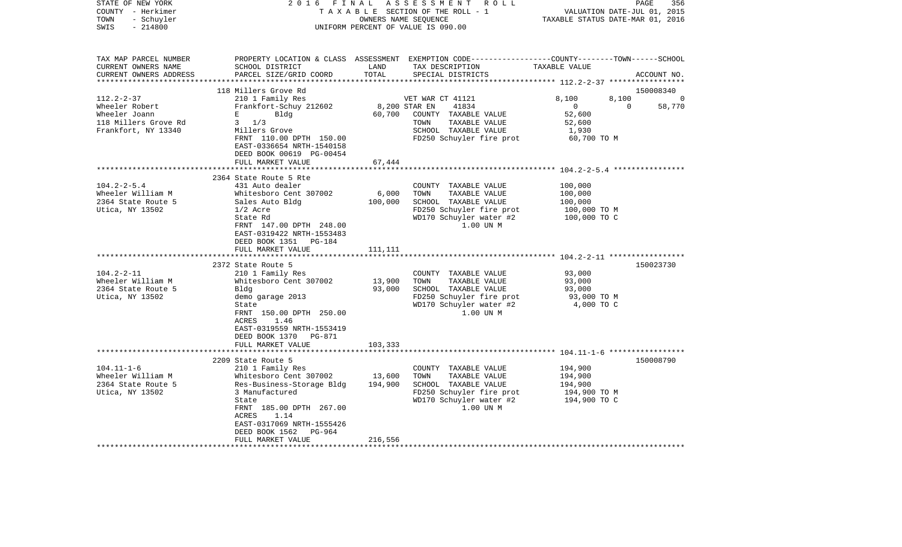STATE OF NEW YORK — 2016 FINAL ASSESSMENT ROLL
COUNTY - Herkimer — TAXABLE SECTION OF THE ROLL - 1 — VALUATION DATE-JUL 01, 2015
TOWN - Schuyler — OWNERS NAME SEQUENCE — TAXABLE STATUS DATE-MAR 01, 2016
SWIS - 214800 — UNIFORM PERCENT OF VALUE IS 090.00

| TAX MAP PARCEL NUMBER / CURRENT OWNERS NAME / CURRENT OWNERS ADDRESS | PROPERTY LOCATION & CLASS / SCHOOL DISTRICT / PARCEL SIZE/GRID COORD | ASSESSMENT LAND / TOTAL | EXEMPTION CODE / TAX DESCRIPTION / SPECIAL DISTRICTS | COUNTY | TOWN | SCHOOL | ACCOUNT NO. |
|---|---|---|---|---|---|---|---|
| **112.2-2-37** | 118 Millers Grove Rd | | | | | | 150008340 |
| 112.2-2-37 | 210 1 Family Res | | VET WAR CT 41121 | 8,100 | 8,100 | 0 | |
| Wheeler Robert | Frankfort-Schuy 212602 | 8,200 | STAR EN 41834 | 0 | 0 | 58,770 | |
| Wheeler Joann | E Bldg | 60,700 | COUNTY TAXABLE VALUE | 52,600 | | | |
| 118 Millers Grove Rd | 3 1/3 | | TOWN TAXABLE VALUE | | 52,600 | | |
| Frankfort, NY 13340 | Millers Grove | | SCHOOL TAXABLE VALUE | | | 1,930 | |
| | FRNT 110.00 DPTH 150.00 | | FD250 Schuyler fire prot | 60,700 TO M | | | |
| | EAST-0336654 NRTH-1540158 | | | | | | |
| | DEED BOOK 00619 PG-00454 | | | | | | |
| | FULL MARKET VALUE | 67,444 | | | | | |
| **104.2-2-5.4** | 2364 State Route 5 Rte | | | | | | |
| 104.2-2-5.4 | 431 Auto dealer | | COUNTY TAXABLE VALUE | 100,000 | | | |
| Wheeler William M | Whitesboro Cent 307002 | 6,000 | TOWN TAXABLE VALUE | | 100,000 | | |
| 2364 State Route 5 | Sales Auto Bldg | 100,000 | SCHOOL TAXABLE VALUE | | | 100,000 | |
| Utica, NY 13502 | 1/2 Acre | | FD250 Schuyler fire prot | 100,000 TO M | | | |
| | State Rd | | WD170 Schuyler water #2 | 100,000 TO C | | | |
| | FRNT 147.00 DPTH 248.00 | | 1.00 UN M | | | | |
| | EAST-0319422 NRTH-1553483 | | | | | | |
| | DEED BOOK 1351 PG-184 | | | | | | |
| | FULL MARKET VALUE | 111,111 | | | | | |
| **104.2-2-11** | 2372 State Route 5 | | | | | | 150023730 |
| 104.2-2-11 | 210 1 Family Res | | COUNTY TAXABLE VALUE | 93,000 | | | |
| Wheeler William M | Whitesboro Cent 307002 | 13,900 | TOWN TAXABLE VALUE | | 93,000 | | |
| 2364 State Route 5 | Bldg | 93,000 | SCHOOL TAXABLE VALUE | | | 93,000 | |
| Utica, NY 13502 | demo garage 2013 | | FD250 Schuyler fire prot | 93,000 TO M | | | |
| | State | | WD170 Schuyler water #2 | 4,000 TO C | | | |
| | FRNT 150.00 DPTH 250.00 | | 1.00 UN M | | | | |
| | ACRES 1.46 | | | | | | |
| | EAST-0319559 NRTH-1553419 | | | | | | |
| | DEED BOOK 1370 PG-871 | | | | | | |
| | FULL MARKET VALUE | 103,333 | | | | | |
| **104.11-1-6** | 2209 State Route 5 | | | | | | 150008790 |
| 104.11-1-6 | 210 1 Family Res | | COUNTY TAXABLE VALUE | 194,900 | | | |
| Wheeler William M | Whitesboro Cent 307002 | 13,600 | TOWN TAXABLE VALUE | | 194,900 | | |
| 2364 State Route 5 | Res-Business-Storage Bldg | 194,900 | SCHOOL TAXABLE VALUE | | | 194,900 | |
| Utica, NY 13502 | 3 Manufactured | | FD250 Schuyler fire prot | 194,900 TO M | | | |
| | State | | WD170 Schuyler water #2 | 194,900 TO C | | | |
| | FRNT 185.00 DPTH 267.00 | | 1.00 UN M | | | | |
| | ACRES 1.14 | | | | | | |
| | EAST-0317069 NRTH-1555426 | | | | | | |
| | DEED BOOK 1562 PG-964 | | | | | | |
| | FULL MARKET VALUE | 216,556 | | | | | |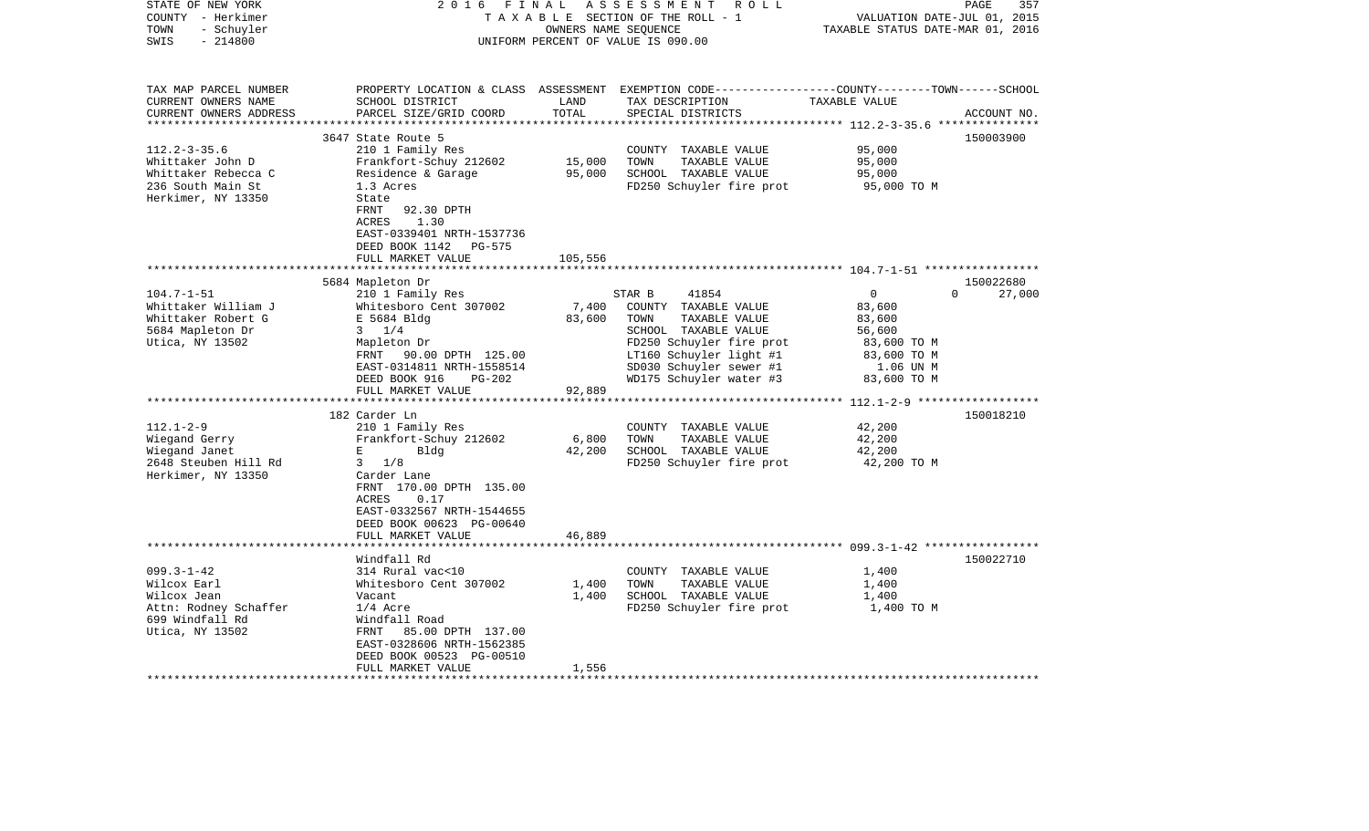STATE OF NEW YORK | COUNTY - Herkimer | TOWN - Schuyler | SWIS - 214800

2016 FINAL ASSESSMENT ROLL
TAXABLE SECTION OF THE ROLL - 1
OWNERS NAME SEQUENCE
UNIFORM PERCENT OF VALUE IS 090.00

VALUATION DATE-JUL 01, 2015
TAXABLE STATUS DATE-MAR 01, 2016

| TAX MAP PARCEL NUMBER / CURRENT OWNERS NAME / CURRENT OWNERS ADDRESS | PROPERTY LOCATION & CLASS / SCHOOL DISTRICT / PARCEL SIZE/GRID COORD | ASSESSMENT LAND / TOTAL | EXEMPTION CODE / TAX DESCRIPTION / SPECIAL DISTRICTS | COUNTY / TOWN / SCHOOL TAXABLE VALUE | ACCOUNT NO. |
|---|---|---|---|---|---|
| 112.2-3-35.6 | 3647 State Route 5 | | | | 150003900 |
| Whittaker John D | 210 1 Family Res | | COUNTY TAXABLE VALUE | 95,000 | |
| Whittaker Rebecca C | Frankfort-Schuy 212602 | 15,000 | TOWN TAXABLE VALUE | 95,000 | |
| 236 South Main St | Residence & Garage | 95,000 | SCHOOL TAXABLE VALUE | 95,000 | |
| Herkimer, NY 13350 | 1.3 Acres | | FD250 Schuyler fire prot | 95,000 TO M | |
| | State | | | | |
| | FRNT 92.30 DPTH | | | | |
| | ACRES 1.30 | | | | |
| | EAST-0339401 NRTH-1537736 | | | | |
| | DEED BOOK 1142 PG-575 | | | | |
| | FULL MARKET VALUE | 105,556 | | | |
| 104.7-1-51 | 5684 Mapleton Dr | | | | 150022680 |
| Whittaker William J | 210 1 Family Res | | STAR B 41854 | 0 / 0 / 27,000 | |
| Whittaker Robert G | Whitesboro Cent 307002 | 7,400 | COUNTY TAXABLE VALUE | 83,600 | |
| 5684 Mapleton Dr | E 5684 Bldg | 83,600 | TOWN TAXABLE VALUE | 83,600 | |
| Utica, NY 13502 | 3 1/4 | | SCHOOL TAXABLE VALUE | 56,600 | |
| | Mapleton Dr | | FD250 Schuyler fire prot | 83,600 TO M | |
| | FRNT 90.00 DPTH 125.00 | | LT160 Schuyler light #1 | 83,600 TO M | |
| | EAST-0314811 NRTH-1558514 | | SD030 Schuyler sewer #1 | 1.06 UN M | |
| | DEED BOOK 916 PG-202 | | WD175 Schuyler water #3 | 83,600 TO M | |
| | FULL MARKET VALUE | 92,889 | | | |
| 112.1-2-9 | 182 Carder Ln | | | | 150018210 |
| Wiegand Gerry | 210 1 Family Res | | COUNTY TAXABLE VALUE | 42,200 | |
| Wiegand Janet | Frankfort-Schuy 212602 | 6,800 | TOWN TAXABLE VALUE | 42,200 | |
| 2648 Steuben Hill Rd | E Bldg | 42,200 | SCHOOL TAXABLE VALUE | 42,200 | |
| Herkimer, NY 13350 | 3 1/8 | | FD250 Schuyler fire prot | 42,200 TO M | |
| | Carder Lane | | | | |
| | FRNT 170.00 DPTH 135.00 | | | | |
| | ACRES 0.17 | | | | |
| | EAST-0332567 NRTH-1544655 | | | | |
| | DEED BOOK 00623 PG-00640 | | | | |
| | FULL MARKET VALUE | 46,889 | | | |
| 099.3-1-42 | Windfall Rd | | | | 150022710 |
| Wilcox Earl | 314 Rural vac<10 | | COUNTY TAXABLE VALUE | 1,400 | |
| Wilcox Jean | Whitesboro Cent 307002 | 1,400 | TOWN TAXABLE VALUE | 1,400 | |
| Attn: Rodney Schaffer | Vacant | 1,400 | SCHOOL TAXABLE VALUE | 1,400 | |
| 699 Windfall Rd | 1/4 Acre | | FD250 Schuyler fire prot | 1,400 TO M | |
| Utica, NY 13502 | Windfall Road | | | | |
| | FRNT 85.00 DPTH 137.00 | | | | |
| | EAST-0328606 NRTH-1562385 | | | | |
| | DEED BOOK 00523 PG-00510 | | | | |
| | FULL MARKET VALUE | 1,556 | | | |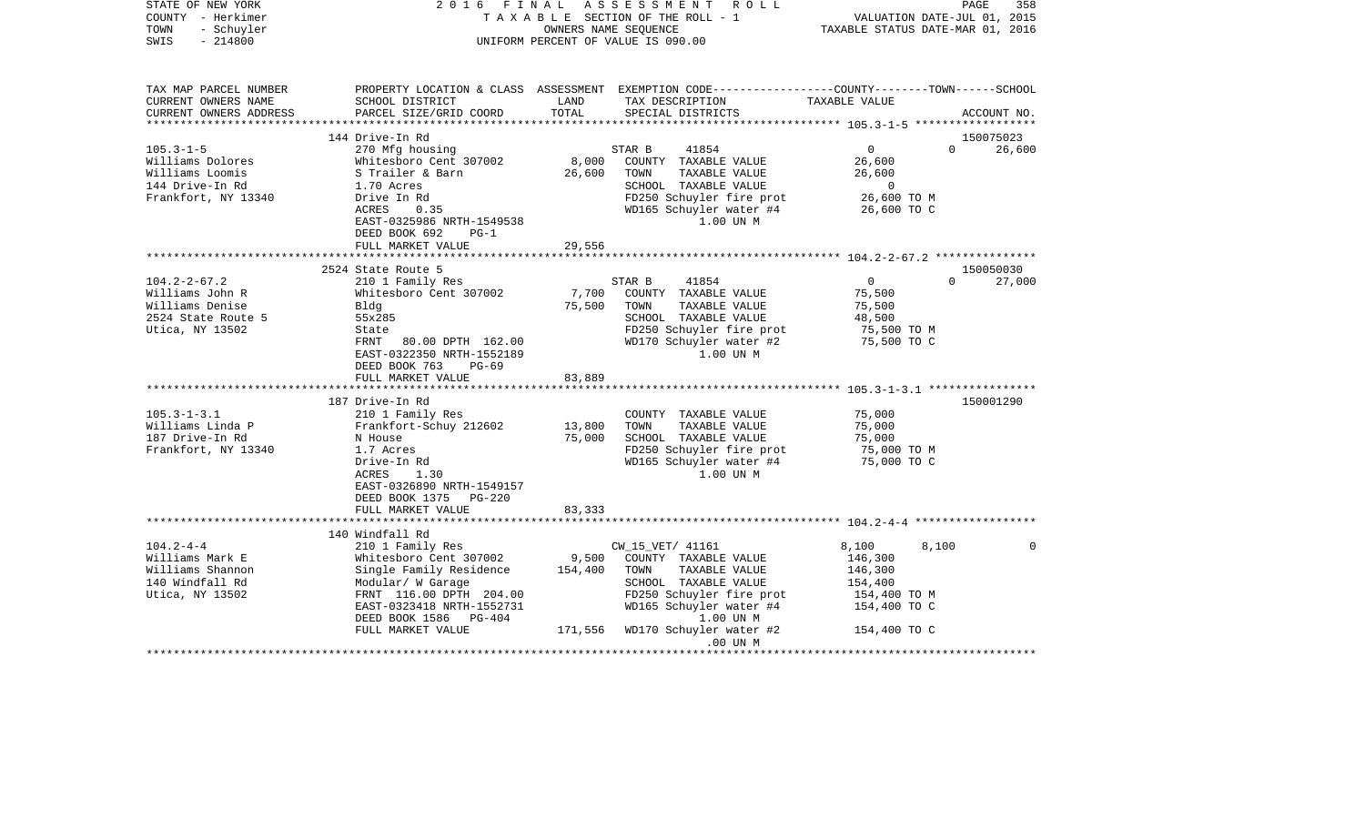STATE OF NEW YORK | 2016 FINAL ASSESSMENT ROLL
COUNTY - Herkimer | TAXABLE SECTION OF THE ROLL - 1 | VALUATION DATE-JUL 01, 2015
TOWN - Schuyler | OWNERS NAME SEQUENCE | TAXABLE STATUS DATE-MAR 01, 2016
SWIS - 214800 | UNIFORM PERCENT OF VALUE IS 090.00

| TAX MAP PARCEL NUMBER<br>CURRENT OWNERS NAME<br>CURRENT OWNERS ADDRESS | PROPERTY LOCATION & CLASS<br>SCHOOL DISTRICT<br>PARCEL SIZE/GRID COORD | ASSESSMENT<br>LAND<br>TOTAL | EXEMPTION CODE<br>TAX DESCRIPTION<br>SPECIAL DISTRICTS | COUNTY | TOWN | SCHOOL<br>TAXABLE VALUE<br>ACCOUNT NO. |
|---|---|---|---|---|---|---|
| | 144 Drive-In Rd | | | | | 150075023 |
| 105.3-1-5 | 270 Mfg housing | | STAR B 41854 | 0 | 0 | 26,600 |
| Williams Dolores | Whitesboro Cent 307002 | 8,000 | COUNTY TAXABLE VALUE | 26,600 | | |
| Williams Loomis | S Trailer & Barn | 26,600 | TOWN TAXABLE VALUE | 26,600 | | |
| 144 Drive-In Rd | 1.70 Acres | | SCHOOL TAXABLE VALUE | 0 | | |
| Frankfort, NY 13340 | Drive In Rd | | FD250 Schuyler fire prot | 26,600 TO M | | |
| | ACRES 0.35 | | WD165 Schuyler water #4 | 26,600 TO C | | |
| | EAST-0325986 NRTH-1549538 | | 1.00 UN M | | | |
| | DEED BOOK 692 PG-1 | | | | | |
| | FULL MARKET VALUE | 29,556 | | | | |
| | 2524 State Route 5 | | | | | 150050030 |
| 104.2-2-67.2 | 210 1 Family Res | | STAR B 41854 | 0 | 0 | 27,000 |
| Williams John R | Whitesboro Cent 307002 | 7,700 | COUNTY TAXABLE VALUE | 75,500 | | |
| Williams Denise | Bldg | 75,500 | TOWN TAXABLE VALUE | 75,500 | | |
| 2524 State Route 5 | 55x285 | | SCHOOL TAXABLE VALUE | 48,500 | | |
| Utica, NY 13502 | State | | FD250 Schuyler fire prot | 75,500 TO M | | |
| | FRNT 80.00 DPTH 162.00 | | WD170 Schuyler water #2 | 75,500 TO C | | |
| | EAST-0322350 NRTH-1552189 | | 1.00 UN M | | | |
| | DEED BOOK 763 PG-69 | | | | | |
| | FULL MARKET VALUE | 83,889 | | | | |
| | 187 Drive-In Rd | | | | | 150001290 |
| 105.3-1-3.1 | 210 1 Family Res | | COUNTY TAXABLE VALUE | 75,000 | | |
| Williams Linda P | Frankfort-Schuy 212602 | 13,800 | TOWN TAXABLE VALUE | 75,000 | | |
| 187 Drive-In Rd | N House | 75,000 | SCHOOL TAXABLE VALUE | 75,000 | | |
| Frankfort, NY 13340 | 1.7 Acres | | FD250 Schuyler fire prot | 75,000 TO M | | |
| | Drive-In Rd | | WD165 Schuyler water #4 | 75,000 TO C | | |
| | ACRES 1.30 | | 1.00 UN M | | | |
| | EAST-0326890 NRTH-1549157 | | | | | |
| | DEED BOOK 1375 PG-220 | | | | | |
| | FULL MARKET VALUE | 83,333 | | | | |
| | 140 Windfall Rd | | | | | |
| 104.2-4-4 | 210 1 Family Res | | CW_15_VET/ 41161 | 8,100 | 8,100 | 0 |
| Williams Mark E | Whitesboro Cent 307002 | 9,500 | COUNTY TAXABLE VALUE | 146,300 | | |
| Williams Shannon | Single Family Residence | 154,400 | TOWN TAXABLE VALUE | 146,300 | | |
| 140 Windfall Rd | Modular/ W Garage | | SCHOOL TAXABLE VALUE | 154,400 | | |
| Utica, NY 13502 | FRNT 116.00 DPTH 204.00 | | FD250 Schuyler fire prot | 154,400 TO M | | |
| | EAST-0323418 NRTH-1552731 | | WD165 Schuyler water #4 | 154,400 TO C | | |
| | DEED BOOK 1586 PG-404 | | 1.00 UN M | | | |
| | FULL MARKET VALUE | 171,556 | WD170 Schuyler water #2 | 154,400 TO C | | |
| | | | .00 UN M | | | |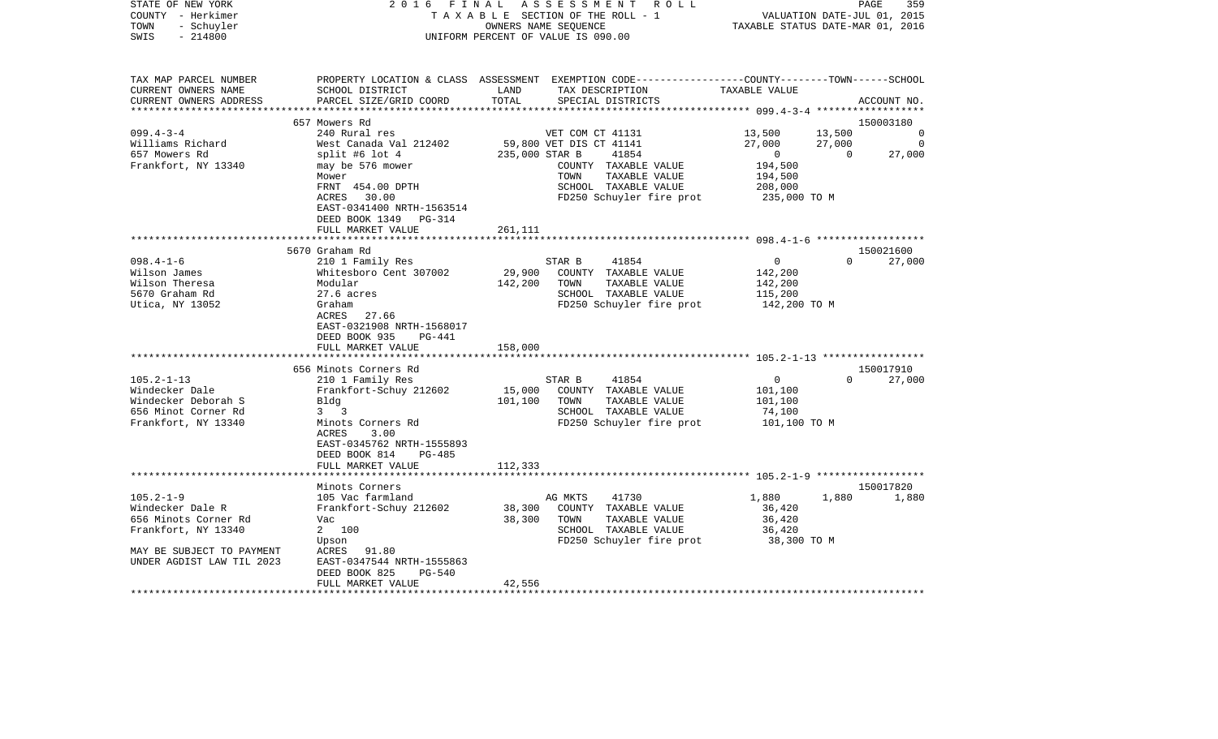STATE OF NEW YORK 2016 FINAL ASSESSMENT ROLL
COUNTY - Herkimer TAXABLE SECTION OF THE ROLL - 1 VALUATION DATE-JUL 01, 2015
TOWN - Schuyler OWNERS NAME SEQUENCE TAXABLE STATUS DATE-MAR 01, 2016
SWIS - 214800 UNIFORM PERCENT OF VALUE IS 090.00

| TAX MAP PARCEL NUMBER / CURRENT OWNERS NAME / CURRENT OWNERS ADDRESS | PROPERTY LOCATION & CLASS / SCHOOL DISTRICT / PARCEL SIZE/GRID COORD | ASSESSMENT LAND / TOTAL | EXEMPTION CODE / TAX DESCRIPTION / SPECIAL DISTRICTS | COUNTY TAXABLE VALUE | TOWN | SCHOOL / ACCOUNT NO. |
|---|---|---|---|---|---|---|
| **099.4-3-4** | 657 Mowers Rd | | | | | 150003180 |
| Williams Richard | 240 Rural res | | VET COM CT 41131 | 13,500 | 13,500 | 0 |
| 657 Mowers Rd | West Canada Val 212402 | 59,800 | VET DIS CT 41141 | 27,000 | 27,000 | 0 |
| Frankfort, NY 13340 | split #6 lot 4 | 235,000 | STAR B 41854 | 0 | 0 | 27,000 |
| | may be 576 mower | | COUNTY TAXABLE VALUE | 194,500 | | |
| | Mower | | TOWN TAXABLE VALUE | 194,500 | | |
| | FRNT 454.00 DPTH | | SCHOOL TAXABLE VALUE | 208,000 | | |
| | ACRES 30.00 | | FD250 Schuyler fire prot | 235,000 TO M | | |
| | EAST-0341400 NRTH-1563514 | | | | | |
| | DEED BOOK 1349 PG-314 | | | | | |
| | FULL MARKET VALUE | 261,111 | | | | |
| **098.4-1-6** | 5670 Graham Rd | | | | | 150021600 |
| Wilson James | 210 1 Family Res | | STAR B 41854 | 0 | 0 | 27,000 |
| Wilson Theresa | Whitesboro Cent 307002 | 29,900 | COUNTY TAXABLE VALUE | 142,200 | | |
| 5670 Graham Rd | Modular | 142,200 | TOWN TAXABLE VALUE | 142,200 | | |
| Utica, NY 13052 | 27.6 acres | | SCHOOL TAXABLE VALUE | 115,200 | | |
| | Graham | | FD250 Schuyler fire prot | 142,200 TO M | | |
| | ACRES 27.66 | | | | | |
| | EAST-0321908 NRTH-1568017 | | | | | |
| | DEED BOOK 935 PG-441 | | | | | |
| | FULL MARKET VALUE | 158,000 | | | | |
| **105.2-1-13** | 656 Minots Corners Rd | | | | | 150017910 |
| Windecker Dale | 210 1 Family Res | | STAR B 41854 | 0 | 0 | 27,000 |
| Windecker Deborah S | Frankfort-Schuy 212602 | 15,000 | COUNTY TAXABLE VALUE | 101,100 | | |
| 656 Minot Corner Rd | Bldg | 101,100 | TOWN TAXABLE VALUE | 101,100 | | |
| Frankfort, NY 13340 | 3 3 | | SCHOOL TAXABLE VALUE | 74,100 | | |
| | Minots Corners Rd | | FD250 Schuyler fire prot | 101,100 TO M | | |
| | ACRES 3.00 | | | | | |
| | EAST-0345762 NRTH-1555893 | | | | | |
| | DEED BOOK 814 PG-485 | | | | | |
| | FULL MARKET VALUE | 112,333 | | | | |
| **105.2-1-9** | Minots Corners | | | | | 150017820 |
| Windecker Dale R | 105 Vac farmland | | AG MKTS 41730 | 1,880 | 1,880 | 1,880 |
| 656 Minots Corner Rd | Frankfort-Schuy 212602 | 38,300 | COUNTY TAXABLE VALUE | 36,420 | | |
| Frankfort, NY 13340 | Vac | 38,300 | TOWN TAXABLE VALUE | 36,420 | | |
| | 2 100 | | SCHOOL TAXABLE VALUE | 36,420 | | |
| | Upson | | FD250 Schuyler fire prot | 38,300 TO M | | |
| MAY BE SUBJECT TO PAYMENT | ACRES 91.80 | | | | | |
| UNDER AGDIST LAW TIL 2023 | EAST-0347544 NRTH-1555863 | | | | | |
| | DEED BOOK 825 PG-540 | | | | | |
| | FULL MARKET VALUE | 42,556 | | | | |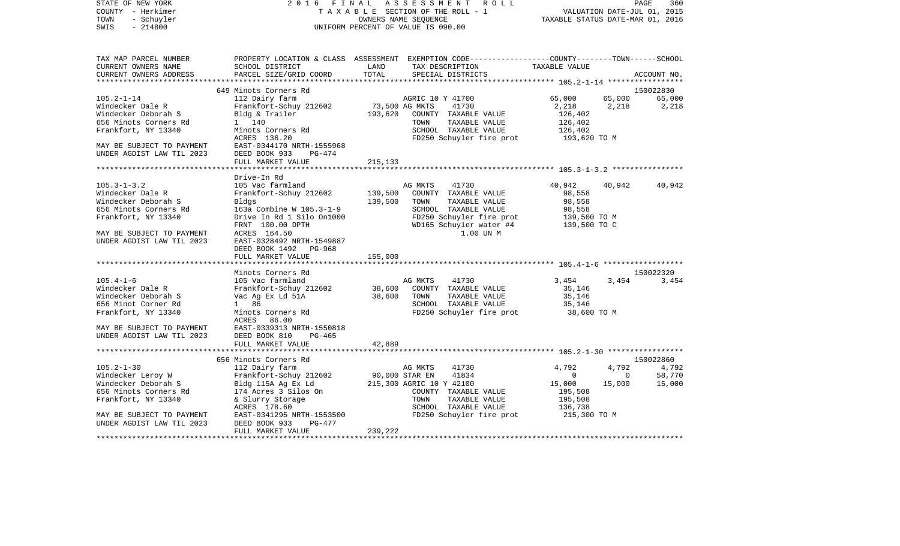STATE OF NEW YORK — 2016 FINAL ASSESSMENT ROLL
COUNTY - Herkimer — TAXABLE SECTION OF THE ROLL - 1 — VALUATION DATE-JUL 01, 2015
TOWN - Schuyler — OWNERS NAME SEQUENCE — TAXABLE STATUS DATE-MAR 01, 2016
SWIS - 214800 — UNIFORM PERCENT OF VALUE IS 090.00

| TAX MAP PARCEL NUMBER / CURRENT OWNERS NAME / CURRENT OWNERS ADDRESS | PROPERTY LOCATION & CLASS / SCHOOL DISTRICT / PARCEL SIZE/GRID COORD | ASSESSMENT LAND / TOTAL | EXEMPTION CODE / TAX DESCRIPTION / SPECIAL DISTRICTS | COUNTY TAXABLE VALUE | TOWN | SCHOOL / ACCOUNT NO. |
|---|---|---|---|---|---|---|
| | 649 Minots Corners Rd | | | | | 150022830 |
| 105.2-1-14 | 112 Dairy farm | | AGRIC 10 Y 41700 | 65,000 | 65,000 | 65,000 |
| Windecker Dale R | Frankfort-Schuy 212602 | 73,500 | AG MKTS 41730 | 2,218 | 2,218 | 2,218 |
| Windecker Deborah S | Bldg & Trailer | 193,620 | COUNTY TAXABLE VALUE | 126,402 | | |
| 656 Minots Corners Rd | 1 140 | | TOWN TAXABLE VALUE | 126,402 | | |
| Frankfort, NY 13340 | Minots Corners Rd | | SCHOOL TAXABLE VALUE | 126,402 | | |
| | ACRES 136.20 | | FD250 Schuyler fire prot | 193,620 TO M | | |
| MAY BE SUBJECT TO PAYMENT | EAST-0344170 NRTH-1555968 | | | | | |
| UNDER AGDIST LAW TIL 2023 | DEED BOOK 933 PG-474 | | | | | |
| | FULL MARKET VALUE | 215,133 | | | | |
| | Drive-In Rd | | | | | |
| 105.3-1-3.2 | 105 Vac farmland | | AG MKTS 41730 | 40,942 | 40,942 | 40,942 |
| Windecker Dale R | Frankfort-Schuy 212602 | 139,500 | COUNTY TAXABLE VALUE | 98,558 | | |
| Windecker Deborah S | Bldgs | 139,500 | TOWN TAXABLE VALUE | 98,558 | | |
| 656 Minots Corners Rd | 163a Combine W 105.3-1-9 | | SCHOOL TAXABLE VALUE | 98,558 | | |
| Frankfort, NY 13340 | Drive In Rd 1 Silo On1000 | | FD250 Schuyler fire prot | 139,500 TO M | | |
| | FRNT 100.00 DPTH | | WD165 Schuyler water #4 | 139,500 TO C | | |
| MAY BE SUBJECT TO PAYMENT | ACRES 164.50 | | 1.00 UN M | | | |
| UNDER AGDIST LAW TIL 2023 | EAST-0328492 NRTH-1549887 | | | | | |
| | DEED BOOK 1492 PG-968 | | | | | |
| | FULL MARKET VALUE | 155,000 | | | | |
| | Minots Corners Rd | | | | | 150022320 |
| 105.4-1-6 | 105 Vac farmland | | AG MKTS 41730 | 3,454 | 3,454 | 3,454 |
| Windecker Dale R | Frankfort-Schuy 212602 | 38,600 | COUNTY TAXABLE VALUE | 35,146 | | |
| Windecker Deborah S | Vac Ag Ex Ld 51A | 38,600 | TOWN TAXABLE VALUE | 35,146 | | |
| 656 Minot Corner Rd | 1 86 | | SCHOOL TAXABLE VALUE | 35,146 | | |
| Frankfort, NY 13340 | Minots Corners Rd | | FD250 Schuyler fire prot | 38,600 TO M | | |
| | ACRES 86.00 | | | | | |
| MAY BE SUBJECT TO PAYMENT | EAST-0339313 NRTH-1550818 | | | | | |
| UNDER AGDIST LAW TIL 2023 | DEED BOOK 810 PG-465 | | | | | |
| | FULL MARKET VALUE | 42,889 | | | | |
| | 656 Minots Corners Rd | | | | | 150022860 |
| 105.2-1-30 | 112 Dairy farm | | AG MKTS 41730 | 4,792 | 4,792 | 4,792 |
| Windecker Leroy W | Frankfort-Schuy 212602 | 90,000 | STAR EN 41834 | 0 | 0 | 58,770 |
| Windecker Deborah S | Bldg 115A Ag Ex Ld | 215,300 | AGRIC 10 Y 42100 | 15,000 | 15,000 | 15,000 |
| 656 Minots Corners Rd | 174 Acres 3 Silos On | | COUNTY TAXABLE VALUE | 195,508 | | |
| Frankfort, NY 13340 | & Slurry Storage | | TOWN TAXABLE VALUE | 195,508 | | |
| | ACRES 178.60 | | SCHOOL TAXABLE VALUE | 136,738 | | |
| MAY BE SUBJECT TO PAYMENT | EAST-0341295 NRTH-1553500 | | FD250 Schuyler fire prot | 215,300 TO M | | |
| UNDER AGDIST LAW TIL 2023 | DEED BOOK 933 PG-477 | | | | | |
| | FULL MARKET VALUE | 239,222 | | | | |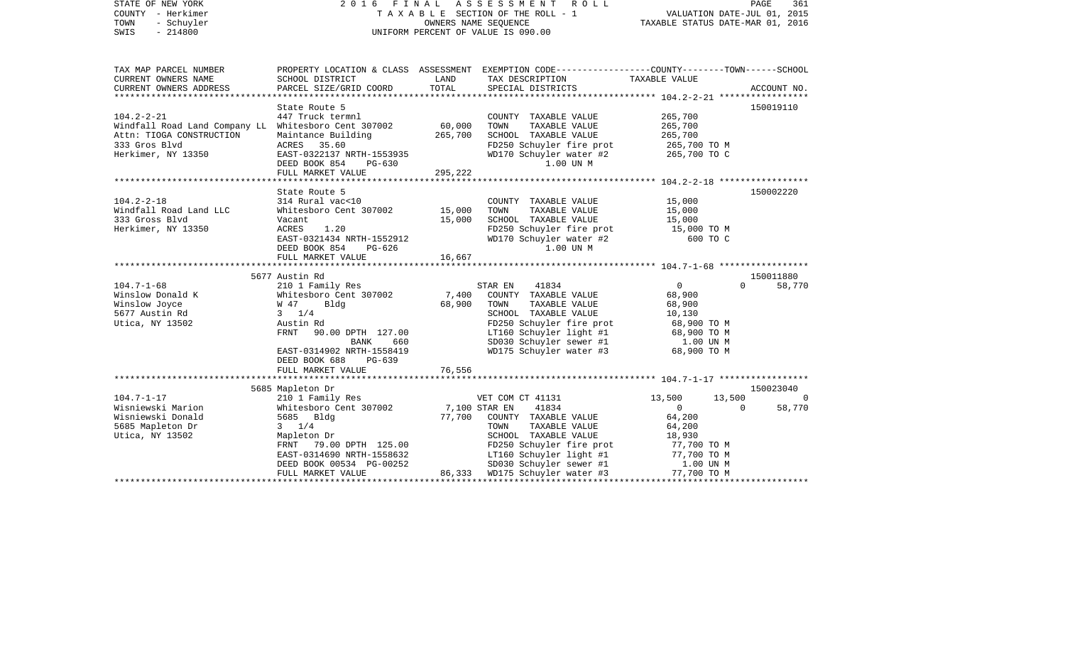STATE OF NEW YORK | 2016 FINAL ASSESSMENT ROLL | PAGE 361
COUNTY - Herkimer | TAXABLE SECTION OF THE ROLL - 1 | VALUATION DATE-JUL 01, 2015
TOWN - Schuyler | OWNERS NAME SEQUENCE | TAXABLE STATUS DATE-MAR 01, 2016
SWIS - 214800 | UNIFORM PERCENT OF VALUE IS 090.00

```
TAX MAP PARCEL NUMBER          PROPERTY LOCATION & CLASS  ASSESSMENT  EXEMPTION CODE-----------------COUNTY--------TOWN------SCHOOL
CURRENT OWNERS NAME            SCHOOL DISTRICT              LAND      TAX DESCRIPTION               TAXABLE VALUE
CURRENT OWNERS ADDRESS         PARCEL SIZE/GRID COORD       TOTAL     SPECIAL DISTRICTS                                      ACCOUNT NO.
****************************************************************************************************** 104.2-2-21 *****************
                               State Route 5                                                                             150019110
104.2-2-21                     447 Truck termnl                        COUNTY  TAXABLE VALUE          265,700
Windfall Road Land Company LL  Whitesboro Cent 307002      60,000     TOWN    TAXABLE VALUE          265,700
Attn: TIOGA CONSTRUCTION       Maintance Building          265,700    SCHOOL  TAXABLE VALUE          265,700
333 Gros Blvd                  ACRES   35.60                           FD250 Schuyler fire prot        265,700 TO M
Herkimer, NY 13350             EAST-0322137 NRTH-1553935               WD170 Schuyler water #2         265,700 TO C
                               DEED BOOK 854    PG-630                       1.00 UN M
                               FULL MARKET VALUE           295,222
****************************************************************************************************** 104.2-2-18 *****************
                               State Route 5                                                                             150002220
104.2-2-18                     314 Rural vac<10                        COUNTY  TAXABLE VALUE           15,000
Windfall Road Land LLC         Whitesboro Cent 307002      15,000     TOWN    TAXABLE VALUE           15,000
333 Gross Blvd                 Vacant                      15,000     SCHOOL  TAXABLE VALUE           15,000
Herkimer, NY 13350             ACRES    1.20                           FD250 Schuyler fire prot         15,000 TO M
                               EAST-0321434 NRTH-1552912               WD170 Schuyler water #2             600 TO C
                               DEED BOOK 854    PG-626                       1.00 UN M
                               FULL MARKET VALUE            16,667
****************************************************************************************************** 104.7-1-68 *****************
                          5677 Austin Rd                                                                                 150011880
104.7-1-68                     210 1 Family Res                        STAR EN     41834                  0            0    58,770
Winslow Donald K               Whitesboro Cent 307002       7,400     COUNTY  TAXABLE VALUE           68,900
Winslow Joyce                  W 47     Bldg                68,900    TOWN    TAXABLE VALUE           68,900
5677 Austin Rd                 3  1/4                                  SCHOOL  TAXABLE VALUE           10,130
Utica, NY 13502                Austin Rd                               FD250 Schuyler fire prot         68,900 TO M
                               FRNT    90.00 DPTH 127.00               LT160 Schuyler light #1          68,900 TO M
                                         BANK     660                  SD030 Schuyler sewer #1            1.00 UN M
                               EAST-0314902 NRTH-1558419               WD175 Schuyler water #3          68,900 TO M
                               DEED BOOK 688    PG-639
                               FULL MARKET VALUE            76,556
****************************************************************************************************** 104.7-1-17 *****************
                          5685 Mapleton Dr                                                                               150023040
104.7-1-17                     210 1 Family Res                        VET COM CT 41131           13,500       13,500          0
Wisniewski Marion              Whitesboro Cent 307002       7,100 STAR EN     41834                  0            0    58,770
Wisniewski Donald              5685  Bldg                   77,700    COUNTY  TAXABLE VALUE           64,200
5685 Mapleton Dr               3  1/4                                  TOWN    TAXABLE VALUE           64,200
Utica, NY 13502                Mapleton Dr                             SCHOOL  TAXABLE VALUE           18,930
                               FRNT    79.00 DPTH 125.00               FD250 Schuyler fire prot         77,700 TO M
                               EAST-0314690 NRTH-1558632               LT160 Schuyler light #1          77,700 TO M
                               DEED BOOK 00534 PG-00252                SD030 Schuyler sewer #1            1.00 UN M
                               FULL MARKET VALUE            86,333    WD175 Schuyler water #3          77,700 TO M
************************************************************************************************************************************
```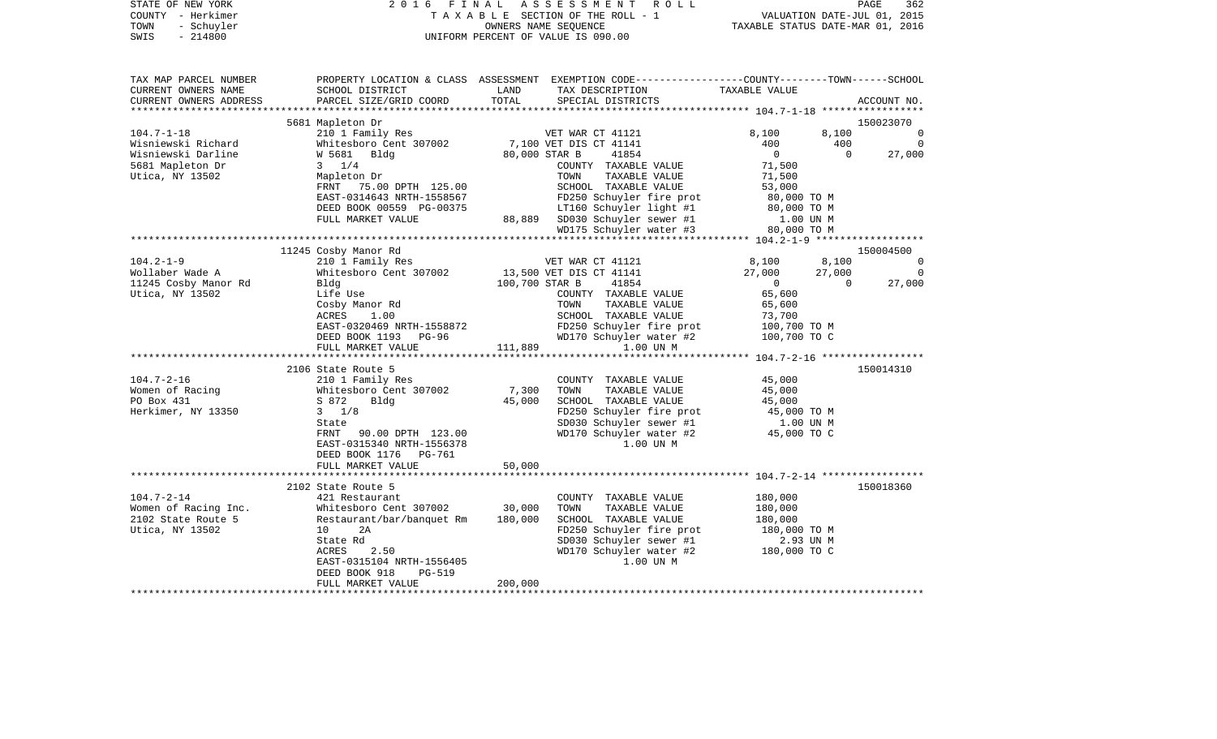STATE OF NEW YORK — 2016 FINAL ASSESSMENT ROLL
COUNTY - Herkimer — TAXABLE SECTION OF THE ROLL - 1 — VALUATION DATE-JUL 01, 2015
TOWN - Schuyler — OWNERS NAME SEQUENCE — TAXABLE STATUS DATE-MAR 01, 2016
SWIS - 214800 — UNIFORM PERCENT OF VALUE IS 090.00

| TAX MAP PARCEL NUMBER / CURRENT OWNERS NAME / CURRENT OWNERS ADDRESS | PROPERTY LOCATION & CLASS / SCHOOL DISTRICT / PARCEL SIZE/GRID COORD | ASSESSMENT LAND / TOTAL | EXEMPTION CODE / TAX DESCRIPTION / SPECIAL DISTRICTS | COUNTY TAXABLE VALUE | TOWN | SCHOOL / ACCOUNT NO. |
|---|---|---|---|---|---|---|
| | 5681 Mapleton Dr | | | | | 150023070 |
| 104.7-1-18 | 210 1 Family Res | | VET WAR CT 41121 | 8,100 | 8,100 | 0 |
| Wisniewski Richard | Whitesboro Cent 307002 | 7,100 | VET DIS CT 41141 | 400 | 400 | 0 |
| Wisniewski Darline | W 5681 Bldg | 80,000 | STAR B 41854 | 0 | 0 | 27,000 |
| 5681 Mapleton Dr | 3 1/4 | | COUNTY TAXABLE VALUE | 71,500 | | |
| Utica, NY 13502 | Mapleton Dr | | TOWN TAXABLE VALUE | 71,500 | | |
| | FRNT 75.00 DPTH 125.00 | | SCHOOL TAXABLE VALUE | 53,000 | | |
| | EAST-0314643 NRTH-1558567 | | FD250 Schuyler fire prot | 80,000 TO M | | |
| | DEED BOOK 00559 PG-00375 | | LT160 Schuyler light #1 | 80,000 TO M | | |
| | FULL MARKET VALUE | 88,889 | SD030 Schuyler sewer #1 | 1.00 UN M | | |
| | | | WD175 Schuyler water #3 | 80,000 TO M | | |
| | 11245 Cosby Manor Rd | | | | | 150004500 |
| 104.2-1-9 | 210 1 Family Res | | VET WAR CT 41121 | 8,100 | 8,100 | 0 |
| Wollaber Wade A | Whitesboro Cent 307002 | 13,500 | VET DIS CT 41141 | 27,000 | 27,000 | 0 |
| 11245 Cosby Manor Rd | Bldg | 100,700 | STAR B 41854 | 0 | 0 | 27,000 |
| Utica, NY 13502 | Life Use | | COUNTY TAXABLE VALUE | 65,600 | | |
| | Cosby Manor Rd | | TOWN TAXABLE VALUE | 65,600 | | |
| | ACRES 1.00 | | SCHOOL TAXABLE VALUE | 73,700 | | |
| | EAST-0320469 NRTH-1558872 | | FD250 Schuyler fire prot | 100,700 TO M | | |
| | DEED BOOK 1193 PG-96 | | WD170 Schuyler water #2 | 100,700 TO C | | |
| | FULL MARKET VALUE | 111,889 | 1.00 UN M | | | |
| | 2106 State Route 5 | | | | | 150014310 |
| 104.7-2-16 | 210 1 Family Res | | COUNTY TAXABLE VALUE | 45,000 | | |
| Women of Racing | Whitesboro Cent 307002 | 7,300 | TOWN TAXABLE VALUE | 45,000 | | |
| PO Box 431 | S 872 Bldg | 45,000 | SCHOOL TAXABLE VALUE | 45,000 | | |
| Herkimer, NY 13350 | 3 1/8 | | FD250 Schuyler fire prot | 45,000 TO M | | |
| | State | | SD030 Schuyler sewer #1 | 1.00 UN M | | |
| | FRNT 90.00 DPTH 123.00 | | WD170 Schuyler water #2 | 45,000 TO C | | |
| | EAST-0315340 NRTH-1556378 | | 1.00 UN M | | | |
| | DEED BOOK 1176 PG-761 | | | | | |
| | FULL MARKET VALUE | 50,000 | | | | |
| | 2102 State Route 5 | | | | | 150018360 |
| 104.7-2-14 | 421 Restaurant | | COUNTY TAXABLE VALUE | 180,000 | | |
| Women of Racing Inc. | Whitesboro Cent 307002 | 30,000 | TOWN TAXABLE VALUE | 180,000 | | |
| 2102 State Route 5 | Restaurant/bar/banquet Rm | 180,000 | SCHOOL TAXABLE VALUE | 180,000 | | |
| Utica, NY 13502 | 10 2A | | FD250 Schuyler fire prot | 180,000 TO M | | |
| | State Rd | | SD030 Schuyler sewer #1 | 2.93 UN M | | |
| | ACRES 2.50 | | WD170 Schuyler water #2 | 180,000 TO C | | |
| | EAST-0315104 NRTH-1556405 | | 1.00 UN M | | | |
| | DEED BOOK 918 PG-519 | | | | | |
| | FULL MARKET VALUE | 200,000 | | | | |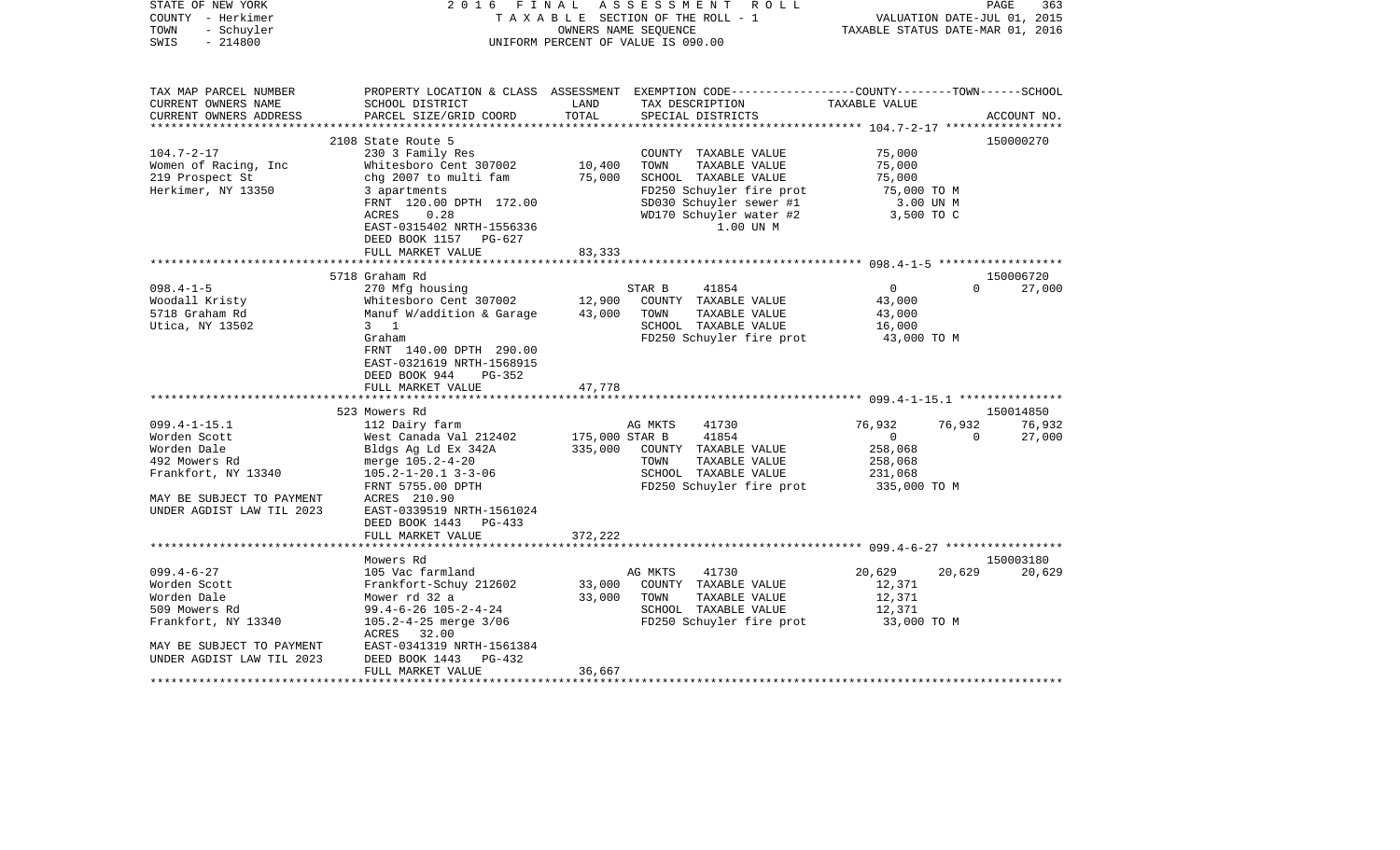STATE OF NEW YORK — 2016 FINAL ASSESSMENT ROLL
COUNTY - Herkimer — TAXABLE SECTION OF THE ROLL - 1 — VALUATION DATE-JUL 01, 2015
TOWN - Schuyler — OWNERS NAME SEQUENCE — TAXABLE STATUS DATE-MAR 01, 2016
SWIS - 214800 — UNIFORM PERCENT OF VALUE IS 090.00

| TAX MAP PARCEL NUMBER / CURRENT OWNERS NAME / CURRENT OWNERS ADDRESS | PROPERTY LOCATION & CLASS / SCHOOL DISTRICT / PARCEL SIZE/GRID COORD | ASSESSMENT LAND | TOTAL | EXEMPTION CODE / TAX DESCRIPTION / SPECIAL DISTRICTS | COUNTY | TOWN | SCHOOL | ACCOUNT NO. |
|---|---|---|---|---|---|---|---|---|
| 104.7-2-17 | 2108 State Route 5 | | | | | | | 150000270 |
| | 230 3 Family Res | | | COUNTY TAXABLE VALUE | 75,000 | | | |
| Women of Racing, Inc | Whitesboro Cent 307002 | 10,400 | | TOWN TAXABLE VALUE | 75,000 | | | |
| 219 Prospect St | chg 2007 to multi fam | | 75,000 | SCHOOL TAXABLE VALUE | 75,000 | | | |
| Herkimer, NY 13350 | 3 apartments | | | FD250 Schuyler fire prot | 75,000 TO M | | | |
| | FRNT 120.00 DPTH 172.00 | | | SD030 Schuyler sewer #1 | 3.00 UN M | | | |
| | ACRES 0.28 | | | WD170 Schuyler water #2 | 3,500 TO C | | | |
| | EAST-0315402 NRTH-1556336 | | | 1.00 UN M | | | | |
| | DEED BOOK 1157 PG-627 | | | | | | | |
| | FULL MARKET VALUE | | 83,333 | | | | | |
| 098.4-1-5 | 5718 Graham Rd | | | | | | | 150006720 |
| | 270 Mfg housing | | | STAR B 41854 | 0 | 0 | 27,000 | |
| Woodall Kristy | Whitesboro Cent 307002 | 12,900 | | COUNTY TAXABLE VALUE | 43,000 | | | |
| 5718 Graham Rd | Manuf W/addition & Garage | | 43,000 | TOWN TAXABLE VALUE | 43,000 | | | |
| Utica, NY 13502 | 3 1 | | | SCHOOL TAXABLE VALUE | 16,000 | | | |
| | Graham | | | FD250 Schuyler fire prot | 43,000 TO M | | | |
| | FRNT 140.00 DPTH 290.00 | | | | | | | |
| | EAST-0321619 NRTH-1568915 | | | | | | | |
| | DEED BOOK 944 PG-352 | | | | | | | |
| | FULL MARKET VALUE | | 47,778 | | | | | |
| 099.4-1-15.1 | 523 Mowers Rd | | | | | | | 150014850 |
| | 112 Dairy farm | | | AG MKTS 41730 | 76,932 | 76,932 | 76,932 | |
| Worden Scott | West Canada Val 212402 | 175,000 | | STAR B 41854 | 0 | 0 | 27,000 | |
| Worden Dale | Bldgs Ag Ld Ex 342A | | 335,000 | COUNTY TAXABLE VALUE | 258,068 | | | |
| 492 Mowers Rd | merge 105.2-4-20 | | | TOWN TAXABLE VALUE | 258,068 | | | |
| Frankfort, NY 13340 | 105.2-1-20.1 3-3-06 | | | SCHOOL TAXABLE VALUE | 231,068 | | | |
| | FRNT 5755.00 DPTH | | | FD250 Schuyler fire prot | 335,000 TO M | | | |
| MAY BE SUBJECT TO PAYMENT | ACRES 210.90 | | | | | | | |
| UNDER AGDIST LAW TIL 2023 | EAST-0339519 NRTH-1561024 | | | | | | | |
| | DEED BOOK 1443 PG-433 | | | | | | | |
| | FULL MARKET VALUE | | 372,222 | | | | | |
| 099.4-6-27 | Mowers Rd | | | | | | | 150003180 |
| | 105 Vac farmland | | | AG MKTS 41730 | 20,629 | 20,629 | 20,629 | |
| Worden Scott | Frankfort-Schuy 212602 | 33,000 | | COUNTY TAXABLE VALUE | 12,371 | | | |
| Worden Dale | Mower rd 32 a | | 33,000 | TOWN TAXABLE VALUE | 12,371 | | | |
| 509 Mowers Rd | 99.4-6-26 105-2-4-24 | | | SCHOOL TAXABLE VALUE | 12,371 | | | |
| Frankfort, NY 13340 | 105.2-4-25 merge 3/06 | | | FD250 Schuyler fire prot | 33,000 TO M | | | |
| | ACRES 32.00 | | | | | | | |
| MAY BE SUBJECT TO PAYMENT | EAST-0341319 NRTH-1561384 | | | | | | | |
| UNDER AGDIST LAW TIL 2023 | DEED BOOK 1443 PG-432 | | | | | | | |
| | FULL MARKET VALUE | | 36,667 | | | | | |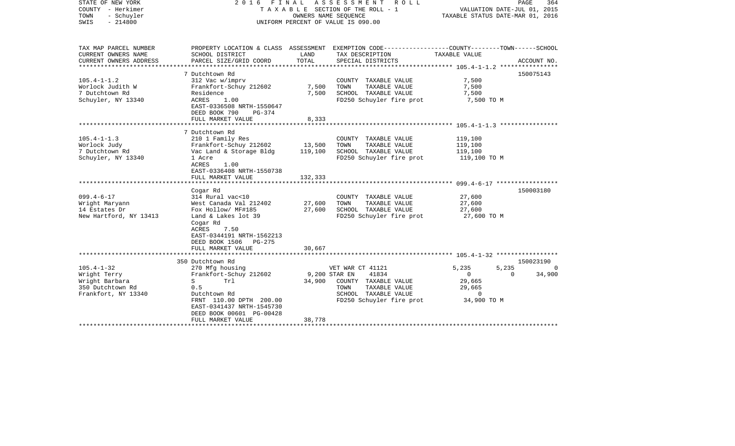STATE OF NEW YORK
COUNTY - Herkimer
TOWN - Schuyler
SWIS - 214800

2016 FINAL ASSESSMENT ROLL
TAXABLE SECTION OF THE ROLL - 1
OWNERS NAME SEQUENCE
UNIFORM PERCENT OF VALUE IS 090.00

VALUATION DATE-JUL 01, 2015
TAXABLE STATUS DATE-MAR 01, 2016

| TAX MAP PARCEL NUMBER<br>CURRENT OWNERS NAME<br>CURRENT OWNERS ADDRESS | PROPERTY LOCATION & CLASS<br>SCHOOL DISTRICT<br>PARCEL SIZE/GRID COORD | ASSESSMENT<br>LAND<br>TOTAL | EXEMPTION CODE<br>TAX DESCRIPTION<br>SPECIAL DISTRICTS | COUNTY<br>TAXABLE VALUE | TOWN | SCHOOL<br>ACCOUNT NO. |
|---|---|---|---|---|---|---|
| **105.4-1-1.2** | 7 Dutchtown Rd | | | | | 150075143 |
| 105.4-1-1.2 | 312 Vac w/imprv | | COUNTY TAXABLE VALUE | 7,500 | | |
| Worlock Judith W | Frankfort-Schuy 212602 | 7,500 | TOWN TAXABLE VALUE | 7,500 | | |
| 7 Dutchtown Rd | Residence | 7,500 | SCHOOL TAXABLE VALUE | 7,500 | | |
| Schuyler, NY 13340 | ACRES 1.00 | | FD250 Schuyler fire prot | 7,500 TO M | | |
| | EAST-0336508 NRTH-1550647 | | | | | |
| | DEED BOOK 790 PG-374 | | | | | |
| | FULL MARKET VALUE | 8,333 | | | | |
| **105.4-1-1.3** | 7 Dutchtown Rd | | | | | |
| 105.4-1-1.3 | 210 1 Family Res | | COUNTY TAXABLE VALUE | 119,100 | | |
| Worlock Judy | Frankfort-Schuy 212602 | 13,500 | TOWN TAXABLE VALUE | 119,100 | | |
| 7 Dutchtown Rd | Vac Land & Storage Bldg | 119,100 | SCHOOL TAXABLE VALUE | 119,100 | | |
| Schuyler, NY 13340 | 1 Acre | | FD250 Schuyler fire prot | 119,100 TO M | | |
| | ACRES 1.00 | | | | | |
| | EAST-0336408 NRTH-1550738 | | | | | |
| | FULL MARKET VALUE | 132,333 | | | | |
| **099.4-6-17** | Cogar Rd | | | | | 150003180 |
| 099.4-6-17 | 314 Rural vac<10 | | COUNTY TAXABLE VALUE | 27,600 | | |
| Wright Maryann | West Canada Val 212402 | 27,600 | TOWN TAXABLE VALUE | 27,600 | | |
| 14 Estates Dr | Fox Hollow/ MF#185 | 27,600 | SCHOOL TAXABLE VALUE | 27,600 | | |
| New Hartford, NY 13413 | Land & Lakes lot 39 | | FD250 Schuyler fire prot | 27,600 TO M | | |
| | Cogar Rd | | | | | |
| | ACRES 7.50 | | | | | |
| | EAST-0344191 NRTH-1562213 | | | | | |
| | DEED BOOK 1506 PG-275 | | | | | |
| | FULL MARKET VALUE | 30,667 | | | | |
| **105.4-1-32** | 350 Dutchtown Rd | | | | | 150023190 |
| 105.4-1-32 | 270 Mfg housing | | VET WAR CT 41121 | 5,235 | 5,235 | 0 |
| Wright Terry | Frankfort-Schuy 212602 | 9,200 | STAR EN 41834 | 0 | 0 | 34,900 |
| Wright Barbara | S Trl | 34,900 | COUNTY TAXABLE VALUE | 29,665 | | |
| 350 Dutchtown Rd | 0.5 | | TOWN TAXABLE VALUE | 29,665 | | |
| Frankfort, NY 13340 | Dutchtown Rd | | SCHOOL TAXABLE VALUE | 0 | | |
| | FRNT 110.00 DPTH 200.00 | | FD250 Schuyler fire prot | 34,900 TO M | | |
| | EAST-0341437 NRTH-1545730 | | | | | |
| | DEED BOOK 00601 PG-00428 | | | | | |
| | FULL MARKET VALUE | 38,778 | | | | |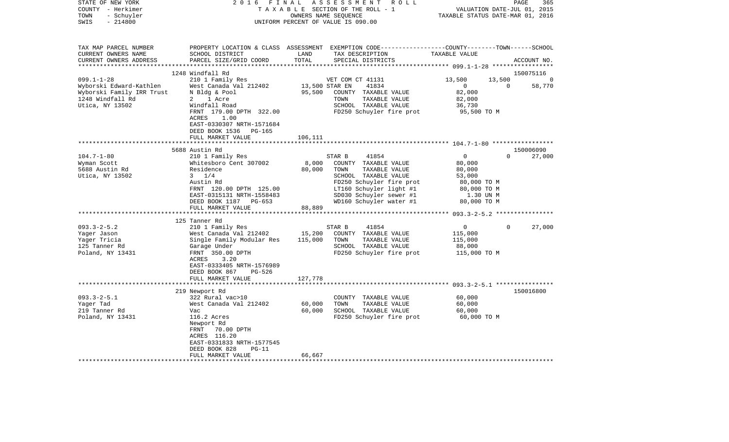STATE OF NEW YORK　　　　2 0 1 6　F I N A L　A S S E S S M E N T　R O L L
COUNTY - Herkimer　　　　T A X A B L E SECTION OF THE ROLL - 1　　　　VALUATION DATE-JUL 01, 2015
TOWN - Schuyler　　　　OWNERS NAME SEQUENCE　　　　TAXABLE STATUS DATE-MAR 01, 2016
SWIS - 214800　　　　UNIFORM PERCENT OF VALUE IS 090.00

| TAX MAP PARCEL NUMBER / CURRENT OWNERS NAME / CURRENT OWNERS ADDRESS | PROPERTY LOCATION & CLASS / SCHOOL DISTRICT / PARCEL SIZE/GRID COORD | ASSESSMENT LAND / TOTAL | EXEMPTION CODE / TAX DESCRIPTION / SPECIAL DISTRICTS | COUNTY | TOWN | SCHOOL / ACCOUNT NO. |
|---|---|---|---|---|---|---|
| | 1248 Windfall Rd | | | | | 150075116 |
| 099.1-1-28 | 210 1 Family Res | | VET COM CT 41131 | 13,500 | 13,500 | 0 |
| Wyborski Edward-Kathlen | West Canada Val 212402 | 13,500 | STAR EN 41834 | 0 | 0 | 58,770 |
| Wyborski Family IRR Trust | N Bldg & Pool | 95,500 | COUNTY TAXABLE VALUE | 82,000 | | |
| 1248 Windfall Rd | 2 1 Acre | | TOWN TAXABLE VALUE | 82,000 | | |
| Utica, NY 13502 | Windfall Road | | SCHOOL TAXABLE VALUE | 36,730 | | |
| | FRNT 179.00 DPTH 322.00 | | FD250 Schuyler fire prot | 95,500 TO M | | |
| | ACRES 1.00 | | | | | |
| | EAST-0330307 NRTH-1571684 | | | | | |
| | DEED BOOK 1536 PG-165 | | | | | |
| | FULL MARKET VALUE | 106,111 | | | | |
| | 5688 Austin Rd | | | | | 150006090 |
| 104.7-1-80 | 210 1 Family Res | | STAR B 41854 | 0 | 0 | 27,000 |
| Wyman Scott | Whitesboro Cent 307002 | 8,000 | COUNTY TAXABLE VALUE | 80,000 | | |
| 5688 Austin Rd | Residence | 80,000 | TOWN TAXABLE VALUE | 80,000 | | |
| Utica, NY 13502 | 3 1/4 | | SCHOOL TAXABLE VALUE | 53,000 | | |
| | Austin Rd | | FD250 Schuyler fire prot | 80,000 TO M | | |
| | FRNT 120.00 DPTH 125.00 | | LT160 Schuyler light #1 | 80,000 TO M | | |
| | EAST-0315131 NRTH-1558483 | | SD030 Schuyler sewer #1 | 1.30 UN M | | |
| | DEED BOOK 1187 PG-653 | | WD160 Schuyler water #1 | 80,000 TO M | | |
| | FULL MARKET VALUE | 88,889 | | | | |
| | 125 Tanner Rd | | | | | |
| 093.3-2-5.2 | 210 1 Family Res | | STAR B 41854 | 0 | 0 | 27,000 |
| Yager Jason | West Canada Val 212402 | 15,200 | COUNTY TAXABLE VALUE | 115,000 | | |
| Yager Tricia | Single Family Modular Res | 115,000 | TOWN TAXABLE VALUE | 115,000 | | |
| 125 Tanner Rd | Garage Under | | SCHOOL TAXABLE VALUE | 88,000 | | |
| Poland, NY 13431 | FRNT 350.00 DPTH | | FD250 Schuyler fire prot | 115,000 TO M | | |
| | ACRES 3.20 | | | | | |
| | EAST-0333405 NRTH-1576989 | | | | | |
| | DEED BOOK 867 PG-526 | | | | | |
| | FULL MARKET VALUE | 127,778 | | | | |
| | 219 Newport Rd | | | | | 150016800 |
| 093.3-2-5.1 | 322 Rural vac>10 | | COUNTY TAXABLE VALUE | 60,000 | | |
| Yager Tad | West Canada Val 212402 | 60,000 | TOWN TAXABLE VALUE | 60,000 | | |
| 219 Tanner Rd | Vac | 60,000 | SCHOOL TAXABLE VALUE | 60,000 | | |
| Poland, NY 13431 | 116.2 Acres | | FD250 Schuyler fire prot | 60,000 TO M | | |
| | Newport Rd | | | | | |
| | FRNT 70.00 DPTH | | | | | |
| | ACRES 116.20 | | | | | |
| | EAST-0331833 NRTH-1577545 | | | | | |
| | DEED BOOK 828 PG-11 | | | | | |
| | FULL MARKET VALUE | 66,667 | | | | |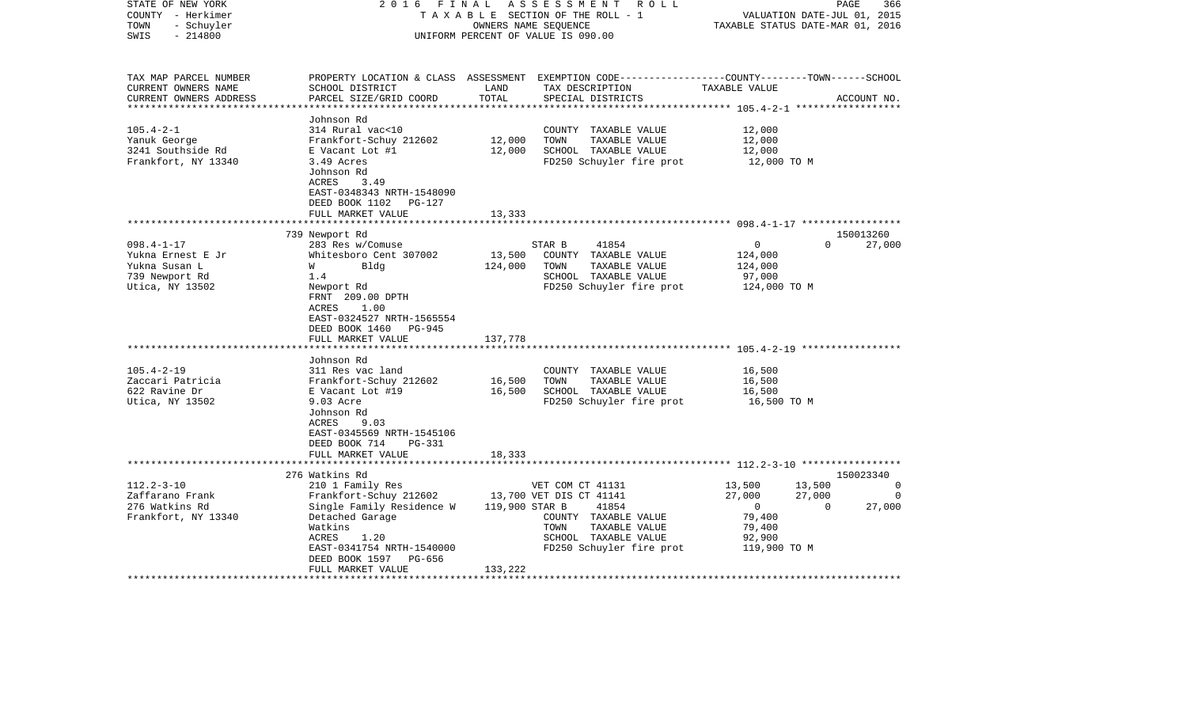STATE OF NEW YORK
COUNTY - Herkimer
TOWN - Schuyler
SWIS - 214800

2016 FINAL ASSESSMENT ROLL
TAXABLE SECTION OF THE ROLL - 1
OWNERS NAME SEQUENCE
UNIFORM PERCENT OF VALUE IS 090.00

VALUATION DATE-JUL 01, 2015
TAXABLE STATUS DATE-MAR 01, 2016

| TAX MAP PARCEL NUMBER / CURRENT OWNERS NAME / CURRENT OWNERS ADDRESS | PROPERTY LOCATION & CLASS / SCHOOL DISTRICT / PARCEL SIZE/GRID COORD | ASSESSMENT LAND | TOTAL | EXEMPTION CODE / TAX DESCRIPTION / SPECIAL DISTRICTS | COUNTY TAXABLE VALUE | TOWN | SCHOOL | ACCOUNT NO. |
|---|---|---|---|---|---|---|---|---|
| 105.4-2-1 | Johnson Rd | | | | | | | |
| Yanuk George | 314 Rural vac<10 | | | COUNTY TAXABLE VALUE | 12,000 | | | |
| 3241 Southside Rd | Frankfort-Schuy 212602 | 12,000 | | TOWN TAXABLE VALUE | 12,000 | | | |
| Frankfort, NY 13340 | E Vacant Lot #1 | | 12,000 | SCHOOL TAXABLE VALUE | 12,000 | | | |
| | 3.49 Acres | | | FD250 Schuyler fire prot | 12,000 TO M | | | |
| | Johnson Rd | | | | | | | |
| | ACRES 3.49 | | | | | | | |
| | EAST-0348343 NRTH-1548090 | | | | | | | |
| | DEED BOOK 1102 PG-127 | | | | | | | |
| | FULL MARKET VALUE | | 13,333 | | | | | |
| 098.4-1-17 | 739 Newport Rd | | | | | | | 150013260 |
| Yukna Ernest E Jr | 283 Res w/Comuse | | | STAR B 41854 | 0 | 0 | 27,000 | |
| Yukna Susan L | Whitesboro Cent 307002 | 13,500 | | COUNTY TAXABLE VALUE | 124,000 | | | |
| 739 Newport Rd | W Bldg | | 124,000 | TOWN TAXABLE VALUE | 124,000 | | | |
| Utica, NY 13502 | 1.4 | | | SCHOOL TAXABLE VALUE | 97,000 | | | |
| | Newport Rd | | | FD250 Schuyler fire prot | 124,000 TO M | | | |
| | FRNT 209.00 DPTH | | | | | | | |
| | ACRES 1.00 | | | | | | | |
| | EAST-0324527 NRTH-1565554 | | | | | | | |
| | DEED BOOK 1460 PG-945 | | | | | | | |
| | FULL MARKET VALUE | | 137,778 | | | | | |
| 105.4-2-19 | Johnson Rd | | | | | | | |
| Zaccari Patricia | 311 Res vac land | | | COUNTY TAXABLE VALUE | 16,500 | | | |
| 622 Ravine Dr | Frankfort-Schuy 212602 | 16,500 | | TOWN TAXABLE VALUE | 16,500 | | | |
| Utica, NY 13502 | E Vacant Lot #19 | | 16,500 | SCHOOL TAXABLE VALUE | 16,500 | | | |
| | 9.03 Acre | | | FD250 Schuyler fire prot | 16,500 TO M | | | |
| | Johnson Rd | | | | | | | |
| | ACRES 9.03 | | | | | | | |
| | EAST-0345569 NRTH-1545106 | | | | | | | |
| | DEED BOOK 714 PG-331 | | | | | | | |
| | FULL MARKET VALUE | | 18,333 | | | | | |
| 112.2-3-10 | 276 Watkins Rd | | | | | | | 150023340 |
| Zaffarano Frank | 210 1 Family Res | | | VET COM CT 41131 | 13,500 | 13,500 | 0 | |
| 276 Watkins Rd | Frankfort-Schuy 212602 | 13,700 | | VET DIS CT 41141 | 27,000 | 27,000 | 0 | |
| Frankfort, NY 13340 | Single Family Residence W | | 119,900 | STAR B 41854 | 0 | 0 | 27,000 | |
| | Detached Garage | | | COUNTY TAXABLE VALUE | 79,400 | | | |
| | Watkins | | | TOWN TAXABLE VALUE | 79,400 | | | |
| | ACRES 1.20 | | | SCHOOL TAXABLE VALUE | 92,900 | | | |
| | EAST-0341754 NRTH-1540000 | | | FD250 Schuyler fire prot | 119,900 TO M | | | |
| | DEED BOOK 1597 PG-656 | | | | | | | |
| | FULL MARKET VALUE | | 133,222 | | | | | |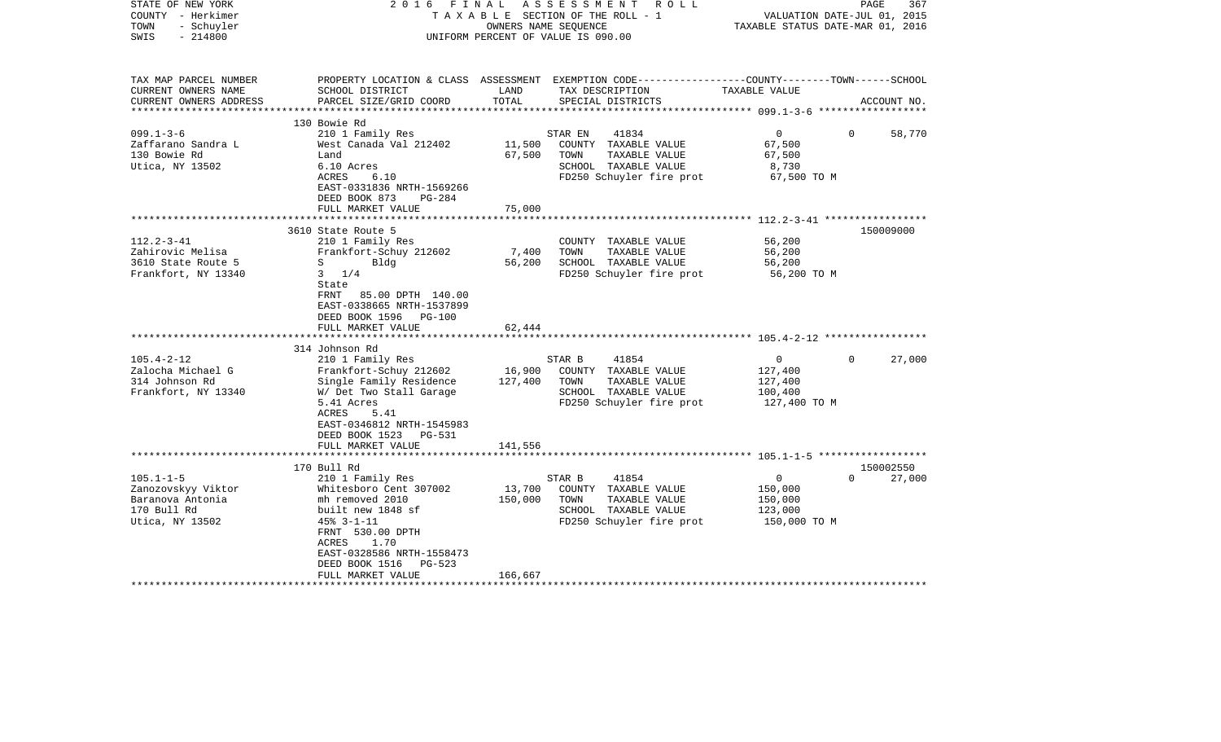STATE OF NEW YORK  
COUNTY - Herkimer  
TOWN - Schuyler  
SWIS - 214800

**2016 FINAL ASSESSMENT ROLL**  
TAXABLE SECTION OF THE ROLL - 1  
OWNERS NAME SEQUENCE  
UNIFORM PERCENT OF VALUE IS 090.00

VALUATION DATE-JUL 01, 2015  
TAXABLE STATUS DATE-MAR 01, 2016

| TAX MAP PARCEL NUMBER / CURRENT OWNERS NAME / CURRENT OWNERS ADDRESS | PROPERTY LOCATION & CLASS / SCHOOL DISTRICT / PARCEL SIZE/GRID COORD | ASSESSMENT LAND / TOTAL | EXEMPTION CODE / TAX DESCRIPTION / SPECIAL DISTRICTS | COUNTY--------TOWN------SCHOOL TAXABLE VALUE | ACCOUNT NO. |
|---|---|---|---|---|---|
| | 130 Bowie Rd | | | | |
| 099.1-3-6 | 210 1 Family Res | | STAR EN 41834 | 0 0 58,770 | |
| Zaffarano Sandra L | West Canada Val 212402 | 11,500 | COUNTY TAXABLE VALUE | 67,500 | |
| 130 Bowie Rd | Land | 67,500 | TOWN TAXABLE VALUE | 67,500 | |
| Utica, NY 13502 | 6.10 Acres | | SCHOOL TAXABLE VALUE | 8,730 | |
| | ACRES 6.10 | | FD250 Schuyler fire prot | 67,500 TO M | |
| | EAST-0331836 NRTH-1569266 | | | | |
| | DEED BOOK 873 PG-284 | | | | |
| | FULL MARKET VALUE | 75,000 | | | |
| | 3610 State Route 5 | | | | 150009000 |
| 112.2-3-41 | 210 1 Family Res | | COUNTY TAXABLE VALUE | 56,200 | |
| Zahirovic Melisa | Frankfort-Schuy 212602 | 7,400 | TOWN TAXABLE VALUE | 56,200 | |
| 3610 State Route 5 | S Bldg | 56,200 | SCHOOL TAXABLE VALUE | 56,200 | |
| Frankfort, NY 13340 | 3 1/4 | | FD250 Schuyler fire prot | 56,200 TO M | |
| | State | | | | |
| | FRNT 85.00 DPTH 140.00 | | | | |
| | EAST-0338665 NRTH-1537899 | | | | |
| | DEED BOOK 1596 PG-100 | | | | |
| | FULL MARKET VALUE | 62,444 | | | |
| | 314 Johnson Rd | | | | |
| 105.4-2-12 | 210 1 Family Res | | STAR B 41854 | 0 0 27,000 | |
| Zalocha Michael G | Frankfort-Schuy 212602 | 16,900 | COUNTY TAXABLE VALUE | 127,400 | |
| 314 Johnson Rd | Single Family Residence | 127,400 | TOWN TAXABLE VALUE | 127,400 | |
| Frankfort, NY 13340 | W/ Det Two Stall Garage | | SCHOOL TAXABLE VALUE | 100,400 | |
| | 5.41 Acres | | FD250 Schuyler fire prot | 127,400 TO M | |
| | ACRES 5.41 | | | | |
| | EAST-0346812 NRTH-1545983 | | | | |
| | DEED BOOK 1523 PG-531 | | | | |
| | FULL MARKET VALUE | 141,556 | | | |
| | 170 Bull Rd | | | | 150002550 |
| 105.1-1-5 | 210 1 Family Res | | STAR B 41854 | 0 0 27,000 | |
| Zanozovskyy Viktor | Whitesboro Cent 307002 | 13,700 | COUNTY TAXABLE VALUE | 150,000 | |
| Baranova Antonia | mh removed 2010 | 150,000 | TOWN TAXABLE VALUE | 150,000 | |
| 170 Bull Rd | built new 1848 sf | | SCHOOL TAXABLE VALUE | 123,000 | |
| Utica, NY 13502 | 45% 3-1-11 | | FD250 Schuyler fire prot | 150,000 TO M | |
| | FRNT 530.00 DPTH | | | | |
| | ACRES 1.70 | | | | |
| | EAST-0328586 NRTH-1558473 | | | | |
| | DEED BOOK 1516 PG-523 | | | | |
| | FULL MARKET VALUE | 166,667 | | | |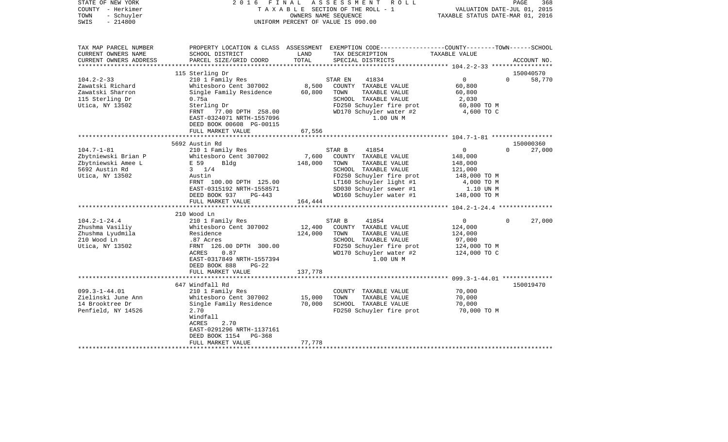STATE OF NEW YORK
COUNTY - Herkimer
TOWN - Schuyler
SWIS - 214800

2 0 1 6 F I N A L A S S E S S M E N T R O L L
T A X A B L E SECTION OF THE ROLL - 1
OWNERS NAME SEQUENCE
UNIFORM PERCENT OF VALUE IS 090.00

VALUATION DATE-JUL 01, 2015
TAXABLE STATUS DATE-MAR 01, 2016

| TAX MAP PARCEL NUMBER / CURRENT OWNERS NAME / CURRENT OWNERS ADDRESS | PROPERTY LOCATION & CLASS / SCHOOL DISTRICT / PARCEL SIZE/GRID COORD | ASSESSMENT LAND | ASSESSMENT TOTAL | EXEMPTION CODE / TAX DESCRIPTION / SPECIAL DISTRICTS | COUNTY | TOWN | SCHOOL / ACCOUNT NO. |
|---|---|---|---|---|---|---|---|
| | 115 Sterling Dr | | | | | | 150040570 |
| 104.2-2-33 | 210 1 Family Res | | | STAR EN 41834 | 0 | 0 | 58,770 |
| Zawatski Richard | Whitesboro Cent 307002 | 8,500 | | COUNTY TAXABLE VALUE | 60,800 | | |
| Zawatski Sharron | Single Family Residence | | 60,800 | TOWN TAXABLE VALUE | 60,800 | | |
| 115 Sterling Dr | 0.75a | | | SCHOOL TAXABLE VALUE | 2,030 | | |
| Utica, NY 13502 | Sterling Dr | | | FD250 Schuyler fire prot | 60,800 TO M | | |
| | FRNT 77.00 DPTH 258.00 | | | WD170 Schuyler water #2 | 4,600 TO C | | |
| | EAST-0324071 NRTH-1557096 | | | 1.00 UN M | | | |
| | DEED BOOK 00608 PG-00115 | | | | | | |
| | FULL MARKET VALUE | | 67,556 | | | | |
| | 5692 Austin Rd | | | | | | 150000360 |
| 104.7-1-81 | 210 1 Family Res | | | STAR B 41854 | 0 | 0 | 27,000 |
| Zbytniewski Brian P | Whitesboro Cent 307002 | 7,600 | | COUNTY TAXABLE VALUE | 148,000 | | |
| Zbytniewski Amee L | E 59 Bldg | | 148,000 | TOWN TAXABLE VALUE | 148,000 | | |
| 5692 Austin Rd | 3 1/4 | | | SCHOOL TAXABLE VALUE | 121,000 | | |
| Utica, NY 13502 | Austin | | | FD250 Schuyler fire prot | 148,000 TO M | | |
| | FRNT 100.00 DPTH 125.00 | | | LT160 Schuyler light #1 | 4,000 TO M | | |
| | EAST-0315192 NRTH-1558571 | | | SD030 Schuyler sewer #1 | 1.10 UN M | | |
| | DEED BOOK 937 PG-443 | | | WD160 Schuyler water #1 | 148,000 TO M | | |
| | FULL MARKET VALUE | | 164,444 | | | | |
| | 210 Wood Ln | | | | | | |
| 104.2-1-24.4 | 210 1 Family Res | | | STAR B 41854 | 0 | 0 | 27,000 |
| Zhushma Vasiliy | Whitesboro Cent 307002 | 12,400 | | COUNTY TAXABLE VALUE | 124,000 | | |
| Zhushma Lyudmila | Residence | | 124,000 | TOWN TAXABLE VALUE | 124,000 | | |
| 210 Wood Ln | .87 Acres | | | SCHOOL TAXABLE VALUE | 97,000 | | |
| Utica, NY 13502 | FRNT 126.00 DPTH 300.00 | | | FD250 Schuyler fire prot | 124,000 TO M | | |
| | ACRES 0.87 | | | WD170 Schuyler water #2 | 124,000 TO C | | |
| | EAST-0317849 NRTH-1557394 | | | 1.00 UN M | | | |
| | DEED BOOK 888 PG-22 | | | | | | |
| | FULL MARKET VALUE | | 137,778 | | | | |
| | 647 Windfall Rd | | | | | | 150019470 |
| 099.3-1-44.01 | 210 1 Family Res | | | COUNTY TAXABLE VALUE | 70,000 | | |
| Zielinski June Ann | Whitesboro Cent 307002 | 15,000 | | TOWN TAXABLE VALUE | 70,000 | | |
| 14 Brooktree Dr | Single Family Residence | | 70,000 | SCHOOL TAXABLE VALUE | 70,000 | | |
| Penfield, NY 14526 | 2.70 | | | FD250 Schuyler fire prot | 70,000 TO M | | |
| | Windfall | | | | | | |
| | ACRES 2.70 | | | | | | |
| | EAST-0291296 NRTH-1137161 | | | | | | |
| | DEED BOOK 1154 PG-368 | | | | | | |
| | FULL MARKET VALUE | | 77,778 | | | | |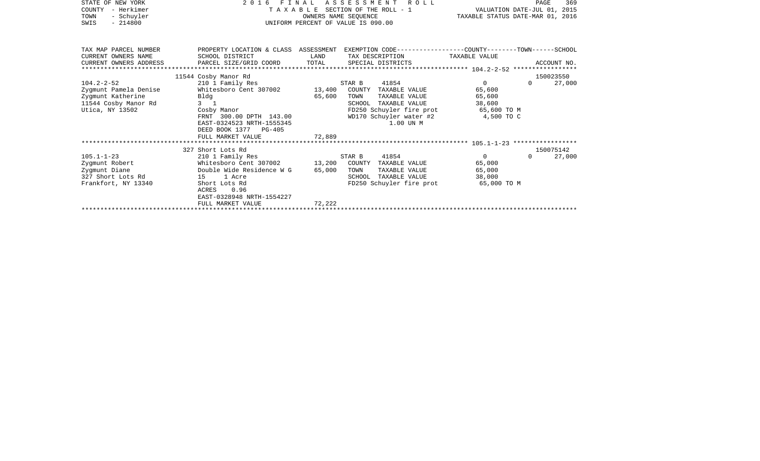STATE OF NEW YORK
COUNTY - Herkimer
TOWN - Schuyler
SWIS - 214800

2 0 1 6 F I N A L A S S E S S M E N T R O L L
T A X A B L E SECTION OF THE ROLL - 1
OWNERS NAME SEQUENCE
UNIFORM PERCENT OF VALUE IS 090.00

VALUATION DATE-JUL 01, 2015
TAXABLE STATUS DATE-MAR 01, 2016

| TAX MAP PARCEL NUMBER / CURRENT OWNERS NAME / CURRENT OWNERS ADDRESS | PROPERTY LOCATION & CLASS / SCHOOL DISTRICT / PARCEL SIZE/GRID COORD | ASSESSMENT LAND / TOTAL | EXEMPTION CODE / TAX DESCRIPTION / SPECIAL DISTRICTS | COUNTY TAXABLE VALUE | TOWN | SCHOOL / ACCOUNT NO. |
|---|---|---|---|---|---|---|
| **104.2-2-52** | 11544 Cosby Manor Rd | | | | | 150023550 |
| | 210 1 Family Res | | STAR B 41854 | 0 | 0 | 27,000 |
| Zygmunt Pamela Denise | Whitesboro Cent 307002 | 13,400 | COUNTY TAXABLE VALUE | 65,600 | | |
| Zygmunt Katherine | Bldg | 65,600 | TOWN TAXABLE VALUE | 65,600 | | |
| 11544 Cosby Manor Rd | 3 1 | | SCHOOL TAXABLE VALUE | 38,600 | | |
| Utica, NY 13502 | Cosby Manor | | FD250 Schuyler fire prot | 65,600 TO M | | |
| | FRNT 300.00 DPTH 143.00 | | WD170 Schuyler water #2 | 4,500 TO C | | |
| | EAST-0324523 NRTH-1555345 | | 1.00 UN M | | | |
| | DEED BOOK 1377 PG-405 | | | | | |
| | FULL MARKET VALUE | 72,889 | | | | |
| **105.1-1-23** | 327 Short Lots Rd | | | | | 150075142 |
| | 210 1 Family Res | | STAR B 41854 | 0 | 0 | 27,000 |
| Zygmunt Robert | Whitesboro Cent 307002 | 13,200 | COUNTY TAXABLE VALUE | 65,000 | | |
| Zygmunt Diane | Double Wide Residence W G | 65,000 | TOWN TAXABLE VALUE | 65,000 | | |
| 327 Short Lots Rd | 15 1 Acre | | SCHOOL TAXABLE VALUE | 38,000 | | |
| Frankfort, NY 13340 | Short Lots Rd | | FD250 Schuyler fire prot | 65,000 TO M | | |
| | ACRES 0.96 | | | | | |
| | EAST-0328948 NRTH-1554227 | | | | | |
| | FULL MARKET VALUE | 72,222 | | | | |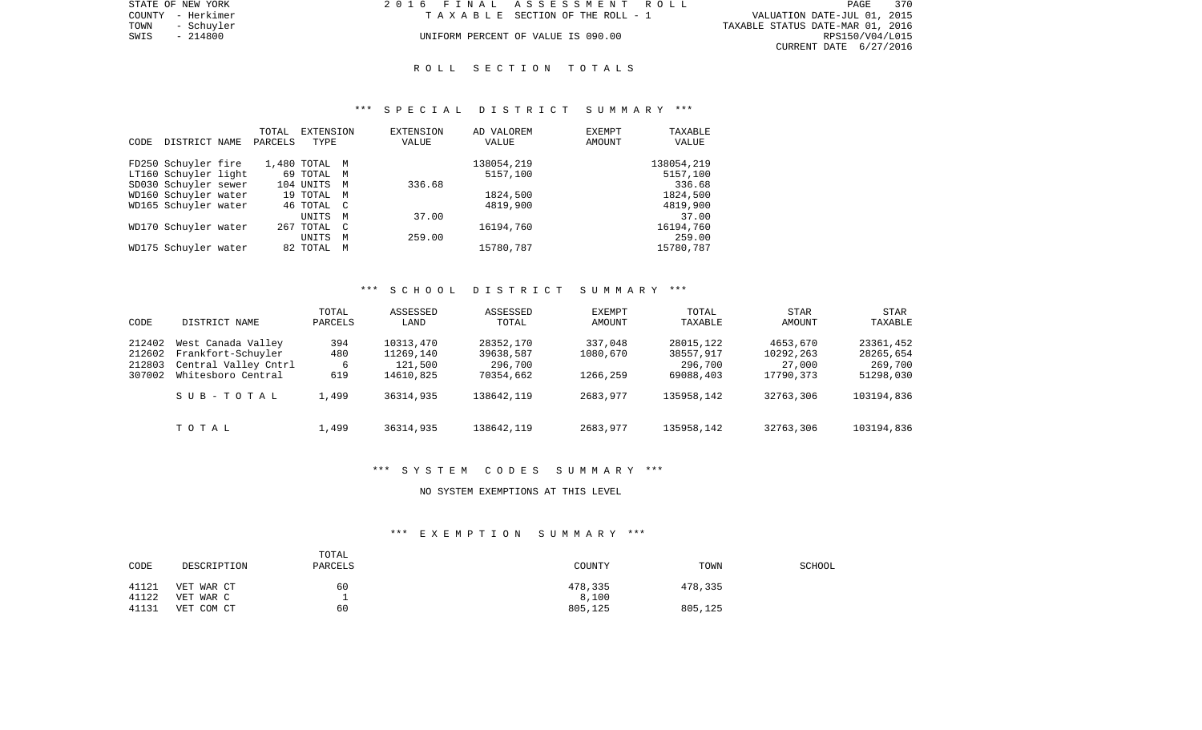STATE OF NEW YORK
COUNTY - Herkimer
TOWN - Schuyler
SWIS - 214800

2016 FINAL ASSESSMENT ROLL
TAXABLE SECTION OF THE ROLL - 1
UNIFORM PERCENT OF VALUE IS 090.00

VALUATION DATE-JUL 01, 2015
TAXABLE STATUS DATE-MAR 01, 2016
RPS150/V04/L015
CURRENT DATE 6/27/2016

## ROLL SECTION TOTALS

### *** SPECIAL DISTRICT SUMMARY ***

| CODE | DISTRICT NAME | TOTAL PARCELS | EXTENSION TYPE | | EXTENSION VALUE | AD VALOREM VALUE | EXEMPT AMOUNT | TAXABLE VALUE |
|---|---|---|---|---|---|---|---|---|
| FD250 | Schuyler fire | 1,480 | TOTAL | M | | 138054,219 | | 138054,219 |
| LT160 | Schuyler light | 69 | TOTAL | M | | 5157,100 | | 5157,100 |
| SD030 | Schuyler sewer | 104 | UNITS | M | 336.68 | | | 336.68 |
| WD160 | Schuyler water | 19 | TOTAL | M | | 1824,500 | | 1824,500 |
| WD165 | Schuyler water | 46 | TOTAL | C | | 4819,900 | | 4819,900 |
| | | | UNITS | M | 37.00 | | | 37.00 |
| WD170 | Schuyler water | 267 | TOTAL | C | | 16194,760 | | 16194,760 |
| | | | UNITS | M | 259.00 | | | 259.00 |
| WD175 | Schuyler water | 82 | TOTAL | M | | 15780,787 | | 15780,787 |

### *** SCHOOL DISTRICT SUMMARY ***

| CODE | DISTRICT NAME | TOTAL PARCELS | ASSESSED LAND | ASSESSED TOTAL | EXEMPT AMOUNT | TOTAL TAXABLE | STAR AMOUNT | STAR TAXABLE |
|---|---|---|---|---|---|---|---|---|
| 212402 | West Canada Valley | 394 | 10313,470 | 28352,170 | 337,048 | 28015,122 | 4653,670 | 23361,452 |
| 212602 | Frankfort-Schuyler | 480 | 11269,140 | 39638,587 | 1080,670 | 38557,917 | 10292,263 | 28265,654 |
| 212803 | Central Valley Cntrl | 6 | 121,500 | 296,700 | | 296,700 | 27,000 | 269,700 |
| 307002 | Whitesboro Central | 619 | 14610,825 | 70354,662 | 1266,259 | 69088,403 | 17790,373 | 51298,030 |
| | SUB-TOTAL | 1,499 | 36314,935 | 138642,119 | 2683,977 | 135958,142 | 32763,306 | 103194,836 |
| | TOTAL | 1,499 | 36314,935 | 138642,119 | 2683,977 | 135958,142 | 32763,306 | 103194,836 |

### *** SYSTEM CODES SUMMARY ***

NO SYSTEM EXEMPTIONS AT THIS LEVEL

### *** EXEMPTION SUMMARY ***

| CODE | DESCRIPTION | TOTAL PARCELS | COUNTY | TOWN | SCHOOL |
|---|---|---|---|---|---|
| 41121 | VET WAR CT | 60 | 478,335 | 478,335 | |
| 41122 | VET WAR C | 1 | 8,100 | | |
| 41131 | VET COM CT | 60 | 805,125 | 805,125 | |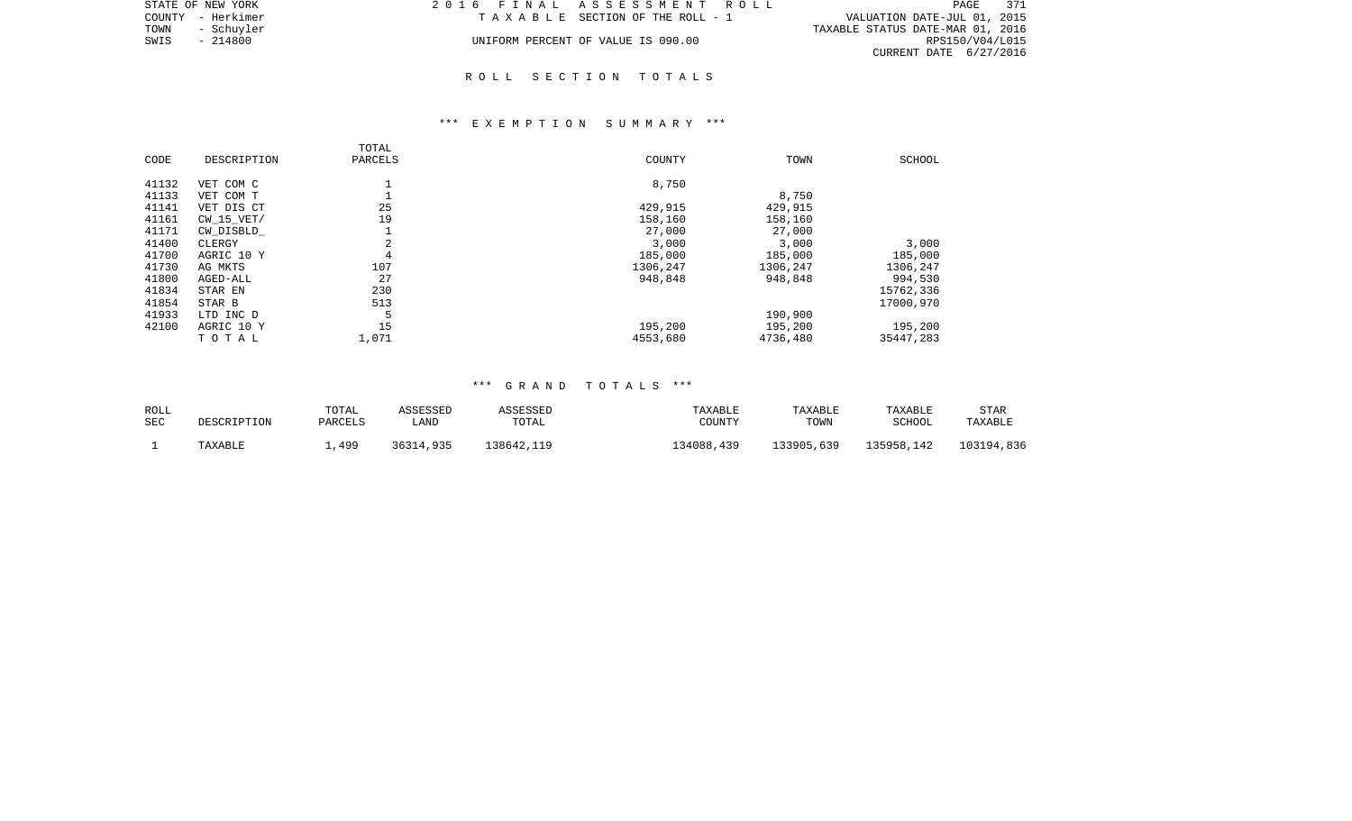# ROLL SECTION TOTALS

## *** EXEMPTION SUMMARY ***

| CODE | DESCRIPTION | TOTAL PARCELS | COUNTY | TOWN | SCHOOL |
|---|---|---|---|---|---|
| 41132 | VET COM C | 1 | 8,750 | | |
| 41133 | VET COM T | 1 | | 8,750 | |
| 41141 | VET DIS CT | 25 | 429,915 | 429,915 | |
| 41161 | CW_15_VET/ | 19 | 158,160 | 158,160 | |
| 41171 | CW_DISBLD_ | 1 | 27,000 | 27,000 | |
| 41400 | CLERGY | 2 | 3,000 | 3,000 | 3,000 |
| 41700 | AGRIC 10 Y | 4 | 185,000 | 185,000 | 185,000 |
| 41730 | AG MKTS | 107 | 1306,247 | 1306,247 | 1306,247 |
| 41800 | AGED-ALL | 27 | 948,848 | 948,848 | 994,530 |
| 41834 | STAR EN | 230 | | | 15762,336 |
| 41854 | STAR B | 513 | | | 17000,970 |
| 41933 | LTD INC D | 5 | | 190,900 | |
| 42100 | AGRIC 10 Y | 15 | 195,200 | 195,200 | 195,200 |
| | T O T A L | 1,071 | 4553,680 | 4736,480 | 35447,283 |

## *** GRAND TOTALS ***

| ROLL SEC | DESCRIPTION | TOTAL PARCELS | ASSESSED LAND | ASSESSED TOTAL | TAXABLE COUNTY | TAXABLE TOWN | TAXABLE SCHOOL | STAR TAXABLE |
|---|---|---|---|---|---|---|---|---|
| 1 | TAXABLE | 1,499 | 36314,935 | 138642,119 | 134088,439 | 133905,639 | 135958,142 | 103194,836 |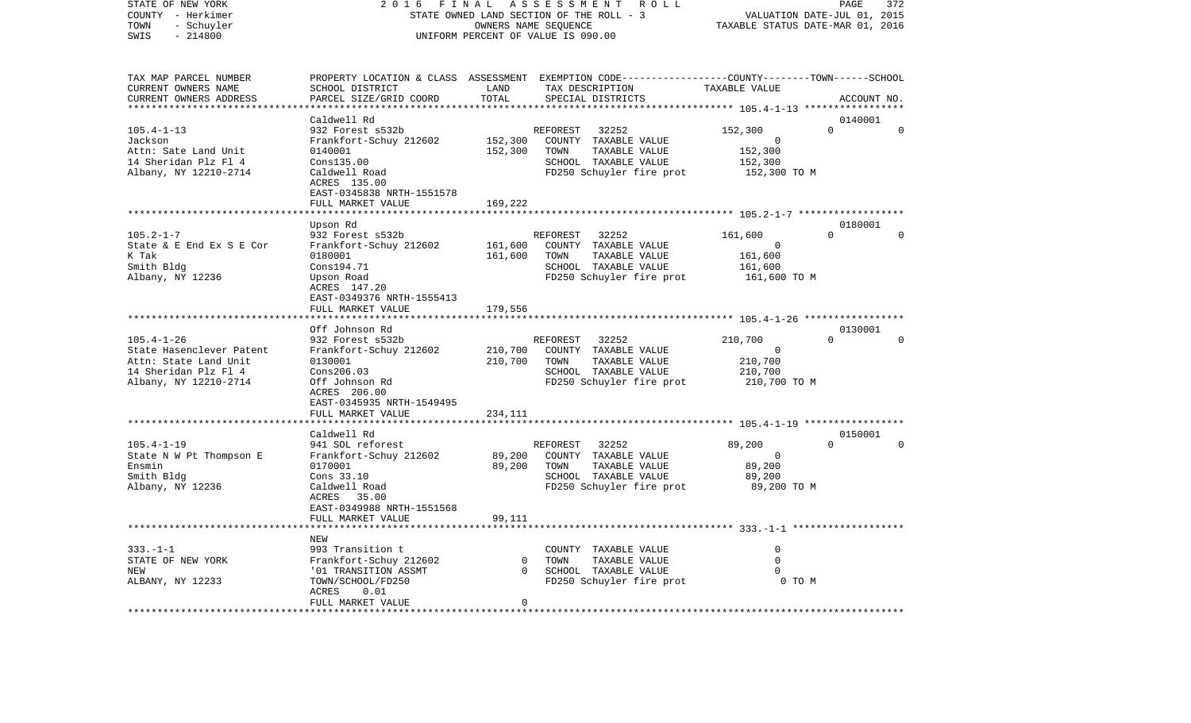STATE OF NEW YORK  
COUNTY - Herkimer  
TOWN - Schuyler  
SWIS - 214800

2016 FINAL ASSESSMENT ROLL  
STATE OWNED LAND SECTION OF THE ROLL - 3  
OWNERS NAME SEQUENCE  
UNIFORM PERCENT OF VALUE IS 090.00

VALUATION DATE-JUL 01, 2015  
TAXABLE STATUS DATE-MAR 01, 2016

| TAX MAP PARCEL NUMBER<br>CURRENT OWNERS NAME<br>CURRENT OWNERS ADDRESS | PROPERTY LOCATION & CLASS<br>SCHOOL DISTRICT<br>PARCEL SIZE/GRID COORD | ASSESSMENT<br>LAND<br>TOTAL | EXEMPTION CODE-----COUNTY--------TOWN------SCHOOL<br>TAX DESCRIPTION<br>SPECIAL DISTRICTS | TAXABLE VALUE | ACCOUNT NO. |
|---|---|---|---|---|---|
| 105.4-1-13 | Caldwell Rd | | | | 0140001 |
| 105.4-1-13 | 932 Forest s532b | | REFOREST 32252 | 152,300 0 | 0 |
| Jackson | Frankfort-Schuy 212602 | 152,300 | COUNTY TAXABLE VALUE | 0 | |
| Attn: Sate Land Unit | 0140001 | 152,300 | TOWN TAXABLE VALUE | 152,300 | |
| 14 Sheridan Plz Fl 4 | Cons135.00 | | SCHOOL TAXABLE VALUE | 152,300 | |
| Albany, NY 12210-2714 | Caldwell Road | | FD250 Schuyler fire prot | 152,300 TO M | |
| | ACRES 135.00 | | | | |
| | EAST-0345838 NRTH-1551578 | | | | |
| | FULL MARKET VALUE | 169,222 | | | |
| 105.2-1-7 | Upson Rd | | | | 0180001 |
| 105.2-1-7 | 932 Forest s532b | | REFOREST 32252 | 161,600 0 | 0 |
| State & E End Ex S E Cor | Frankfort-Schuy 212602 | 161,600 | COUNTY TAXABLE VALUE | 0 | |
| K Tak | 0180001 | 161,600 | TOWN TAXABLE VALUE | 161,600 | |
| Smith Bldg | Cons194.71 | | SCHOOL TAXABLE VALUE | 161,600 | |
| Albany, NY 12236 | Upson Road | | FD250 Schuyler fire prot | 161,600 TO M | |
| | ACRES 147.20 | | | | |
| | EAST-0349376 NRTH-1555413 | | | | |
| | FULL MARKET VALUE | 179,556 | | | |
| 105.4-1-26 | Off Johnson Rd | | | | 0130001 |
| 105.4-1-26 | 932 Forest s532b | | REFOREST 32252 | 210,700 0 | 0 |
| State Hasenclever Patent | Frankfort-Schuy 212602 | 210,700 | COUNTY TAXABLE VALUE | 0 | |
| Attn: State Land Unit | 0130001 | 210,700 | TOWN TAXABLE VALUE | 210,700 | |
| 14 Sheridan Plz Fl 4 | Cons206.03 | | SCHOOL TAXABLE VALUE | 210,700 | |
| Albany, NY 12210-2714 | Off Johnson Rd | | FD250 Schuyler fire prot | 210,700 TO M | |
| | ACRES 206.00 | | | | |
| | EAST-0345935 NRTH-1549495 | | | | |
| | FULL MARKET VALUE | 234,111 | | | |
| 105.4-1-19 | Caldwell Rd | | | | 0150001 |
| 105.4-1-19 | 941 SOL reforest | | REFOREST 32252 | 89,200 0 | 0 |
| State N W Pt Thompson E | Frankfort-Schuy 212602 | 89,200 | COUNTY TAXABLE VALUE | 0 | |
| Ensmin | 0170001 | 89,200 | TOWN TAXABLE VALUE | 89,200 | |
| Smith Bldg | Cons 33.10 | | SCHOOL TAXABLE VALUE | 89,200 | |
| Albany, NY 12236 | Caldwell Road | | FD250 Schuyler fire prot | 89,200 TO M | |
| | ACRES 35.00 | | | | |
| | EAST-0349988 NRTH-1551568 | | | | |
| | FULL MARKET VALUE | 99,111 | | | |
| 333.-1-1 | NEW | | | | |
| 333.-1-1 | 993 Transition t | | COUNTY TAXABLE VALUE | 0 | |
| STATE OF NEW YORK | Frankfort-Schuy 212602 | 0 | TOWN TAXABLE VALUE | 0 | |
| NEW | '01 TRANSITION ASSMT | 0 | SCHOOL TAXABLE VALUE | 0 | |
| ALBANY, NY 12233 | TOWN/SCHOOL/FD250 | | FD250 Schuyler fire prot | 0 TO M | |
| | ACRES 0.01 | | | | |
| | FULL MARKET VALUE | 0 | | | |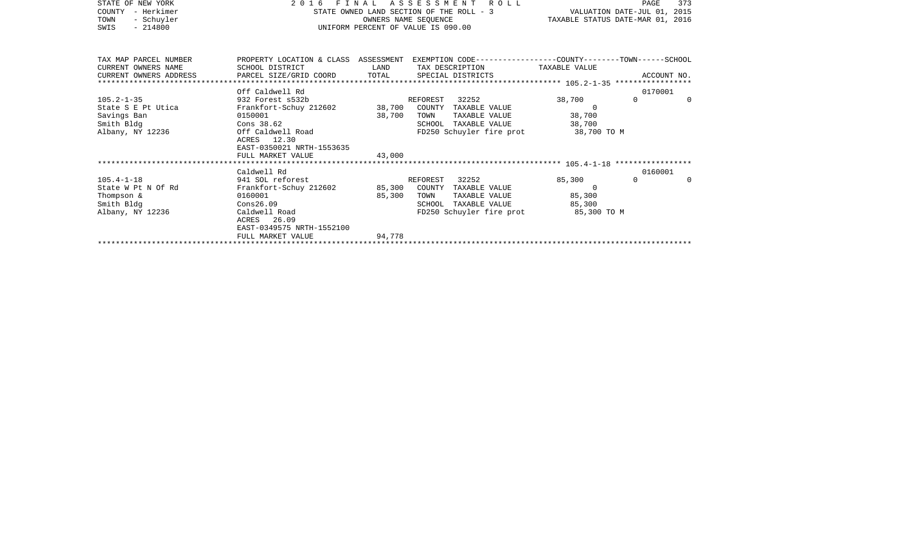STATE OF NEW YORK — 2016 FINAL ASSESSMENT ROLL
COUNTY - Herkimer — STATE OWNED LAND SECTION OF THE ROLL - 3 — VALUATION DATE-JUL 01, 2015
TOWN - Schuyler — OWNERS NAME SEQUENCE — TAXABLE STATUS DATE-MAR 01, 2016
SWIS - 214800 — UNIFORM PERCENT OF VALUE IS 090.00

| TAX MAP PARCEL NUMBER / CURRENT OWNERS NAME / CURRENT OWNERS ADDRESS | PROPERTY LOCATION & CLASS / SCHOOL DISTRICT / PARCEL SIZE/GRID COORD | ASSESSMENT LAND | TOTAL | EXEMPTION CODE / TAX DESCRIPTION / SPECIAL DISTRICTS | TAXABLE VALUE (COUNTY) | TOWN | SCHOOL | ACCOUNT NO. |
|---|---|---|---|---|---|---|---|---|
| **105.2-1-35** | Off Caldwell Rd | | | | | | | 0170001 |
| 105.2-1-35 | 932 Forest s532b | | | REFOREST 32252 | 38,700 | 0 | 0 | |
| State S E Pt Utica | Frankfort-Schuy 212602 | 38,700 | | COUNTY TAXABLE VALUE | 0 | | | |
| Savings Ban | 0150001 | | 38,700 | TOWN TAXABLE VALUE | 38,700 | | | |
| Smith Bldg | Cons 38.62 | | | SCHOOL TAXABLE VALUE | 38,700 | | | |
| Albany, NY 12236 | Off Caldwell Road | | | FD250 Schuyler fire prot | 38,700 TO M | | | |
| | ACRES 12.30 | | | | | | | |
| | EAST-0350021 NRTH-1553635 | | | | | | | |
| | FULL MARKET VALUE | 43,000 | | | | | | |
| **105.4-1-18** | Caldwell Rd | | | | | | | 0160001 |
| 105.4-1-18 | 941 SOL reforest | | | REFOREST 32252 | 85,300 | 0 | 0 | |
| State W Pt N Of Rd | Frankfort-Schuy 212602 | 85,300 | | COUNTY TAXABLE VALUE | 0 | | | |
| Thompson & | 0160001 | | 85,300 | TOWN TAXABLE VALUE | 85,300 | | | |
| Smith Bldg | Cons26.09 | | | SCHOOL TAXABLE VALUE | 85,300 | | | |
| Albany, NY 12236 | Caldwell Road | | | FD250 Schuyler fire prot | 85,300 TO M | | | |
| | ACRES 26.09 | | | | | | | |
| | EAST-0349575 NRTH-1552100 | | | | | | | |
| | FULL MARKET VALUE | 94,778 | | | | | | |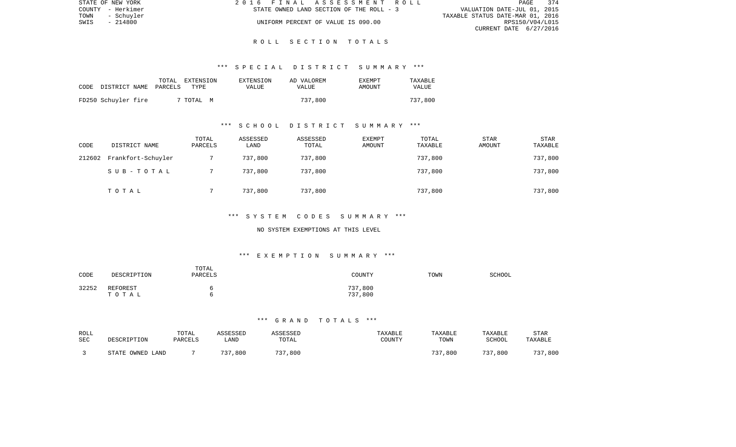# ROLL SECTION TOTALS

## *** SPECIAL DISTRICT SUMMARY ***

| CODE DISTRICT NAME | TOTAL PARCELS | EXTENSION TYPE | EXTENSION VALUE | AD VALOREM VALUE | EXEMPT AMOUNT | TAXABLE VALUE |
|---|---|---|---|---|---|---|
| FD250 Schuyler fire | 7 | TOTAL M | | 737,800 | | 737,800 |

## *** SCHOOL DISTRICT SUMMARY ***

| CODE | DISTRICT NAME | TOTAL PARCELS | ASSESSED LAND | ASSESSED TOTAL | EXEMPT AMOUNT | TOTAL TAXABLE | STAR AMOUNT | STAR TAXABLE |
|---|---|---|---|---|---|---|---|---|
| 212602 | Frankfort-Schuyler | 7 | 737,800 | 737,800 | | 737,800 | | 737,800 |
| | S U B - T O T A L | 7 | 737,800 | 737,800 | | 737,800 | | 737,800 |
| | T O T A L | 7 | 737,800 | 737,800 | | 737,800 | | 737,800 |

## *** SYSTEM CODES SUMMARY ***

NO SYSTEM EXEMPTIONS AT THIS LEVEL

## *** EXEMPTION SUMMARY ***

| CODE | DESCRIPTION | TOTAL PARCELS | COUNTY | TOWN | SCHOOL |
|---|---|---|---|---|---|
| 32252 | REFOREST | 6 | 737,800 | | |
| | T O T A L | 6 | 737,800 | | |

## *** GRAND TOTALS ***

| ROLL SEC | DESCRIPTION | TOTAL PARCELS | ASSESSED LAND | ASSESSED TOTAL | TAXABLE COUNTY | TAXABLE TOWN | TAXABLE SCHOOL | STAR TAXABLE |
|---|---|---|---|---|---|---|---|---|
| 3 | STATE OWNED LAND | 7 | 737,800 | 737,800 | | 737,800 | 737,800 | 737,800 |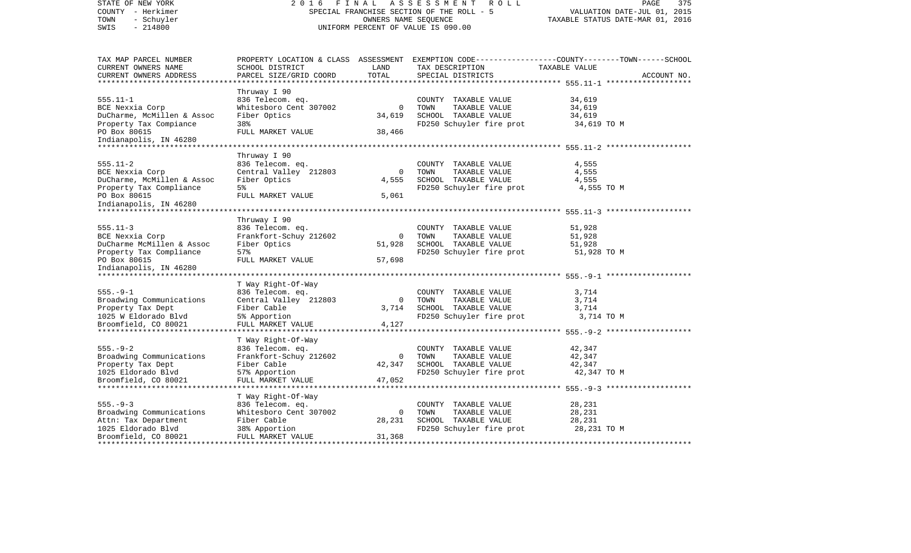STATE OF NEW YORK
COUNTY - Herkimer
TOWN - Schuyler
SWIS - 214800

2016 FINAL ASSESSMENT ROLL
SPECIAL FRANCHISE SECTION OF THE ROLL - 5
OWNERS NAME SEQUENCE
UNIFORM PERCENT OF VALUE IS 090.00

VALUATION DATE-JUL 01, 2015
TAXABLE STATUS DATE-MAR 01, 2016

| TAX MAP PARCEL NUMBER / CURRENT OWNERS NAME / CURRENT OWNERS ADDRESS | PROPERTY LOCATION & CLASS / SCHOOL DISTRICT / PARCEL SIZE/GRID COORD | ASSESSMENT LAND | ASSESSMENT TOTAL | EXEMPTION CODE / TAX DESCRIPTION / SPECIAL DISTRICTS | TAXABLE VALUE (COUNTY--TOWN--SCHOOL) | ACCOUNT NO. |
|---|---|---|---|---|---|---|
| **555.11-1** | Thruway I 90 | | | | | |
| 555.11-1 | 836 Telecom. eq. | | | COUNTY TAXABLE VALUE | 34,619 | |
| BCE Nexxia Corp | Whitesboro Cent 307002 | 0 | | TOWN TAXABLE VALUE | 34,619 | |
| DuCharme, McMillen & Assoc | Fiber Optics | | 34,619 | SCHOOL TAXABLE VALUE | 34,619 | |
| Property Tax Compiance | 38% | | | FD250 Schuyler fire prot | 34,619 TO M | |
| PO Box 80615 | FULL MARKET VALUE | | 38,466 | | | |
| Indianapolis, IN 46280 | | | | | | |
| **555.11-2** | Thruway I 90 | | | | | |
| 555.11-2 | 836 Telecom. eq. | | | COUNTY TAXABLE VALUE | 4,555 | |
| BCE Nexxia Corp | Central Valley 212803 | 0 | | TOWN TAXABLE VALUE | 4,555 | |
| DuCharme, McMillen & Assoc | Fiber Optics | | 4,555 | SCHOOL TAXABLE VALUE | 4,555 | |
| Property Tax Compliance | 5% | | | FD250 Schuyler fire prot | 4,555 TO M | |
| PO Box 80615 | FULL MARKET VALUE | | 5,061 | | | |
| Indianapolis, IN 46280 | | | | | | |
| **555.11-3** | Thruway I 90 | | | | | |
| 555.11-3 | 836 Telecom. eq. | | | COUNTY TAXABLE VALUE | 51,928 | |
| BCE Nexxia Corp | Frankfort-Schuy 212602 | 0 | | TOWN TAXABLE VALUE | 51,928 | |
| DuCharme McMillen & Assoc | Fiber Optics | | 51,928 | SCHOOL TAXABLE VALUE | 51,928 | |
| Property Tax Compliance | 57% | | | FD250 Schuyler fire prot | 51,928 TO M | |
| PO Box 80615 | FULL MARKET VALUE | | 57,698 | | | |
| Indianapolis, IN 46280 | | | | | | |
| **555.-9-1** | T Way Right-Of-Way | | | | | |
| 555.-9-1 | 836 Telecom. eq. | | | COUNTY TAXABLE VALUE | 3,714 | |
| Broadwing Communications | Central Valley 212803 | 0 | | TOWN TAXABLE VALUE | 3,714 | |
| Property Tax Dept | Fiber Cable | | 3,714 | SCHOOL TAXABLE VALUE | 3,714 | |
| 1025 W Eldorado Blvd | 5% Apportion | | | FD250 Schuyler fire prot | 3,714 TO M | |
| Broomfield, CO 80021 | FULL MARKET VALUE | | 4,127 | | | |
| **555.-9-2** | T Way Right-Of-Way | | | | | |
| 555.-9-2 | 836 Telecom. eq. | | | COUNTY TAXABLE VALUE | 42,347 | |
| Broadwing Communications | Frankfort-Schuy 212602 | 0 | | TOWN TAXABLE VALUE | 42,347 | |
| Property Tax Dept | Fiber Cable | | 42,347 | SCHOOL TAXABLE VALUE | 42,347 | |
| 1025 Eldorado Blvd | 57% Apportion | | | FD250 Schuyler fire prot | 42,347 TO M | |
| Broomfield, CO 80021 | FULL MARKET VALUE | | 47,052 | | | |
| **555.-9-3** | T Way Right-Of-Way | | | | | |
| 555.-9-3 | 836 Telecom. eq. | | | COUNTY TAXABLE VALUE | 28,231 | |
| Broadwing Communications | Whitesboro Cent 307002 | 0 | | TOWN TAXABLE VALUE | 28,231 | |
| Attn: Tax Department | Fiber Cable | | 28,231 | SCHOOL TAXABLE VALUE | 28,231 | |
| 1025 Eldorado Blvd | 38% Apportion | | | FD250 Schuyler fire prot | 28,231 TO M | |
| Broomfield, CO 80021 | FULL MARKET VALUE | | 31,368 | | | |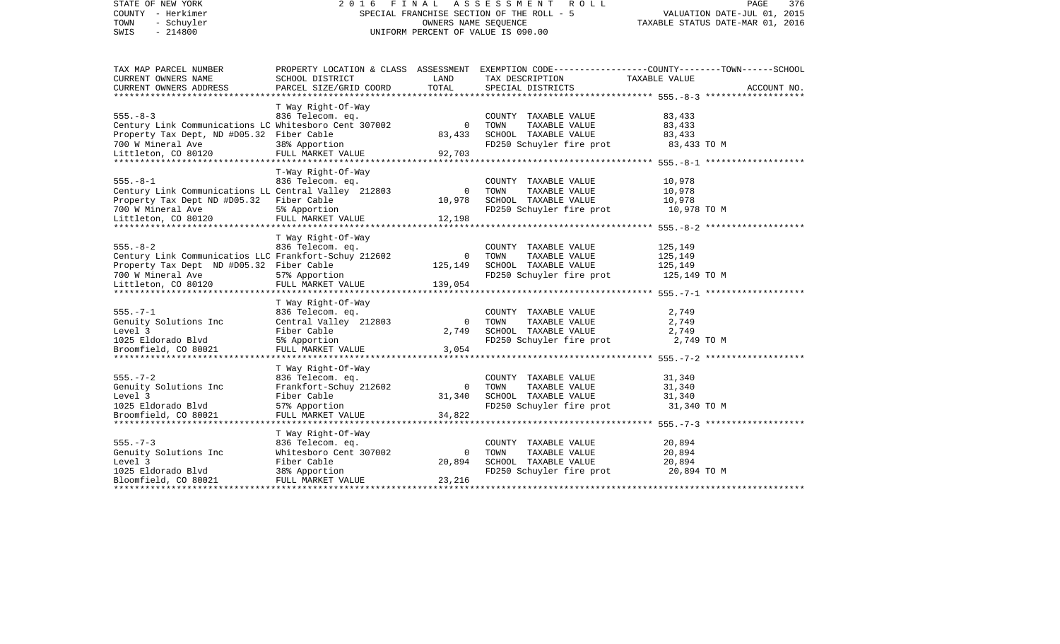STATE OF NEW YORK | 2016 FINAL ASSESSMENT ROLL | PAGE 376
COUNTY - Herkimer | SPECIAL FRANCHISE SECTION OF THE ROLL - 5 | VALUATION DATE-JUL 01, 2015
TOWN - Schuyler | OWNERS NAME SEQUENCE | TAXABLE STATUS DATE-MAR 01, 2016
SWIS - 214800 | UNIFORM PERCENT OF VALUE IS 090.00

| TAX MAP PARCEL NUMBER / CURRENT OWNERS NAME / CURRENT OWNERS ADDRESS | PROPERTY LOCATION & CLASS / SCHOOL DISTRICT / PARCEL SIZE/GRID COORD | ASSESSMENT LAND / TOTAL | EXEMPTION CODE / TAX DESCRIPTION / SPECIAL DISTRICTS | TAXABLE VALUE (COUNTY / TOWN / SCHOOL) | ACCOUNT NO. |
|---|---|---|---|---|---|
| **555.-8-3** | T Way Right-Of-Way | | | | |
| 555.-8-3 | 836 Telecom. eq. | | COUNTY TAXABLE VALUE | 83,433 | |
| Century Link Communications LC | Whitesboro Cent 307002 | 0 | TOWN TAXABLE VALUE | 83,433 | |
| Property Tax Dept, ND #D05.32 | Fiber Cable | 83,433 | SCHOOL TAXABLE VALUE | 83,433 | |
| 700 W Mineral Ave | 38% Apportion | | FD250 Schuyler fire prot | 83,433 TO M | |
| Littleton, CO 80120 | FULL MARKET VALUE | 92,703 | | | |
| **555.-8-1** | T-Way Right-Of-Way | | | | |
| 555.-8-1 | 836 Telecom. eq. | | COUNTY TAXABLE VALUE | 10,978 | |
| Century Link Communications LL | Central Valley 212803 | 0 | TOWN TAXABLE VALUE | 10,978 | |
| Property Tax Dept ND #D05.32 | Fiber Cable | 10,978 | SCHOOL TAXABLE VALUE | 10,978 | |
| 700 W Mineral Ave | 5% Apportion | | FD250 Schuyler fire prot | 10,978 TO M | |
| Littleton, CO 80120 | FULL MARKET VALUE | 12,198 | | | |
| **555.-8-2** | T Way Right-Of-Way | | | | |
| 555.-8-2 | 836 Telecom. eq. | | COUNTY TAXABLE VALUE | 125,149 | |
| Century Link Communicatios LLC | Frankfort-Schuy 212602 | 0 | TOWN TAXABLE VALUE | 125,149 | |
| Property Tax Dept ND #D05.32 | Fiber Cable | 125,149 | SCHOOL TAXABLE VALUE | 125,149 | |
| 700 W Mineral Ave | 57% Apportion | | FD250 Schuyler fire prot | 125,149 TO M | |
| Littleton, CO 80120 | FULL MARKET VALUE | 139,054 | | | |
| **555.-7-1** | T Way Right-Of-Way | | | | |
| 555.-7-1 | 836 Telecom. eq. | | COUNTY TAXABLE VALUE | 2,749 | |
| Genuity Solutions Inc | Central Valley 212803 | 0 | TOWN TAXABLE VALUE | 2,749 | |
| Level 3 | Fiber Cable | 2,749 | SCHOOL TAXABLE VALUE | 2,749 | |
| 1025 Eldorado Blvd | 5% Apportion | | FD250 Schuyler fire prot | 2,749 TO M | |
| Broomfield, CO 80021 | FULL MARKET VALUE | 3,054 | | | |
| **555.-7-2** | T Way Right-Of-Way | | | | |
| 555.-7-2 | 836 Telecom. eq. | | COUNTY TAXABLE VALUE | 31,340 | |
| Genuity Solutions Inc | Frankfort-Schuy 212602 | 0 | TOWN TAXABLE VALUE | 31,340 | |
| Level 3 | Fiber Cable | 31,340 | SCHOOL TAXABLE VALUE | 31,340 | |
| 1025 Eldorado Blvd | 57% Apportion | | FD250 Schuyler fire prot | 31,340 TO M | |
| Broomfield, CO 80021 | FULL MARKET VALUE | 34,822 | | | |
| **555.-7-3** | T Way Right-Of-Way | | | | |
| 555.-7-3 | 836 Telecom. eq. | | COUNTY TAXABLE VALUE | 20,894 | |
| Genuity Solutions Inc | Whitesboro Cent 307002 | 0 | TOWN TAXABLE VALUE | 20,894 | |
| Level 3 | Fiber Cable | 20,894 | SCHOOL TAXABLE VALUE | 20,894 | |
| 1025 Eldorado Blvd | 38% Apportion | | FD250 Schuyler fire prot | 20,894 TO M | |
| Bloomfield, CO 80021 | FULL MARKET VALUE | 23,216 | | | |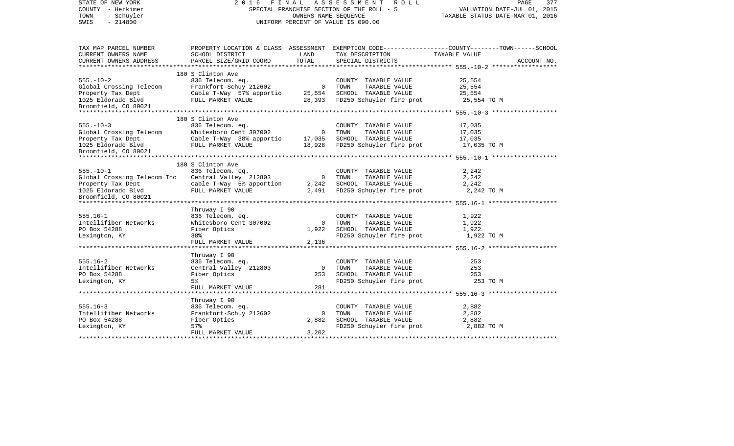STATE OF NEW YORK
COUNTY - Herkimer
TOWN - Schuyler
SWIS - 214800

# 2016 FINAL ASSESSMENT ROLL

SPECIAL FRANCHISE SECTION OF THE ROLL - 5
OWNERS NAME SEQUENCE
UNIFORM PERCENT OF VALUE IS 090.00

VALUATION DATE-JUL 01, 2015
TAXABLE STATUS DATE-MAR 01, 2016

| TAX MAP PARCEL NUMBER / CURRENT OWNERS NAME / CURRENT OWNERS ADDRESS | PROPERTY LOCATION & CLASS / SCHOOL DISTRICT / PARCEL SIZE/GRID COORD | ASSESSMENT LAND / TOTAL | EXEMPTION CODE / TAX DESCRIPTION / SPECIAL DISTRICTS | COUNTY--------TOWN------SCHOOL TAXABLE VALUE | ACCOUNT NO. |
|---|---|---|---|---|---|
| **555.-10-2** | 180 S Clinton Ave | | | | |
| | 836 Telecom. eq. | | COUNTY TAXABLE VALUE | 25,554 | |
| Global Crossing Telecom | Frankfort-Schuy 212602 | 0 | TOWN TAXABLE VALUE | 25,554 | |
| Property Tax Dept | Cable T-Way 57% apportio | 25,554 | SCHOOL TAXABLE VALUE | 25,554 | |
| 1025 Eldorado Blvd | FULL MARKET VALUE | 28,393 | FD250 Schuyler fire prot | 25,554 TO M | |
| Broomfield, CO 80021 | | | | | |
| **555.-10-3** | 180 S Clinton Ave | | | | |
| | 836 Telecom. eq. | | COUNTY TAXABLE VALUE | 17,035 | |
| Global Crossing Telecom | Whitesboro Cent 307002 | 0 | TOWN TAXABLE VALUE | 17,035 | |
| Property Tax Dept | Cable T-Way 38% apportio | 17,035 | SCHOOL TAXABLE VALUE | 17,035 | |
| 1025 Eldorado Blvd | FULL MARKET VALUE | 18,928 | FD250 Schuyler fire prot | 17,035 TO M | |
| Broomfield, CO 80021 | | | | | |
| **555.-10-1** | 180 S Clinton Ave | | | | |
| | 836 Telecom. eq. | | COUNTY TAXABLE VALUE | 2,242 | |
| Global Crossing Telecom Inc | Central Valley 212803 | 0 | TOWN TAXABLE VALUE | 2,242 | |
| Property Tax Dept | cable T-Way 5% apportion | 2,242 | SCHOOL TAXABLE VALUE | 2,242 | |
| 1025 Eldorado Blvd | FULL MARKET VALUE | 2,491 | FD250 Schuyler fire prot | 2,242 TO M | |
| Broomfield, CO 80021 | | | | | |
| **555.16-1** | Thruway I 90 | | | | |
| | 836 Telecom. eq. | | COUNTY TAXABLE VALUE | 1,922 | |
| Intellifiber Networks | Whitesboro Cent 307002 | 0 | TOWN TAXABLE VALUE | 1,922 | |
| PO Box 54288 | Fiber Optics | 1,922 | SCHOOL TAXABLE VALUE | 1,922 | |
| Lexington, KY | 38% | | FD250 Schuyler fire prot | 1,922 TO M | |
| | FULL MARKET VALUE | 2,136 | | | |
| **555.16-2** | Thruway I 90 | | | | |
| | 836 Telecom. eq. | | COUNTY TAXABLE VALUE | 253 | |
| Intellifiber Networks | Central Valley 212803 | 0 | TOWN TAXABLE VALUE | 253 | |
| PO Box 54288 | Fiber Optics | 253 | SCHOOL TAXABLE VALUE | 253 | |
| Lexington, KY | 5% | | FD250 Schuyler fire prot | 253 TO M | |
| | FULL MARKET VALUE | 281 | | | |
| **555.16-3** | Thruway I 90 | | | | |
| | 836 Telecom. eq. | | COUNTY TAXABLE VALUE | 2,882 | |
| Intellifiber Networks | Frankfort-Schuy 212602 | 0 | TOWN TAXABLE VALUE | 2,882 | |
| PO Box 54288 | Fiber Optics | 2,882 | SCHOOL TAXABLE VALUE | 2,882 | |
| Lexington, KY | 57% | | FD250 Schuyler fire prot | 2,882 TO M | |
| | FULL MARKET VALUE | 3,202 | | | |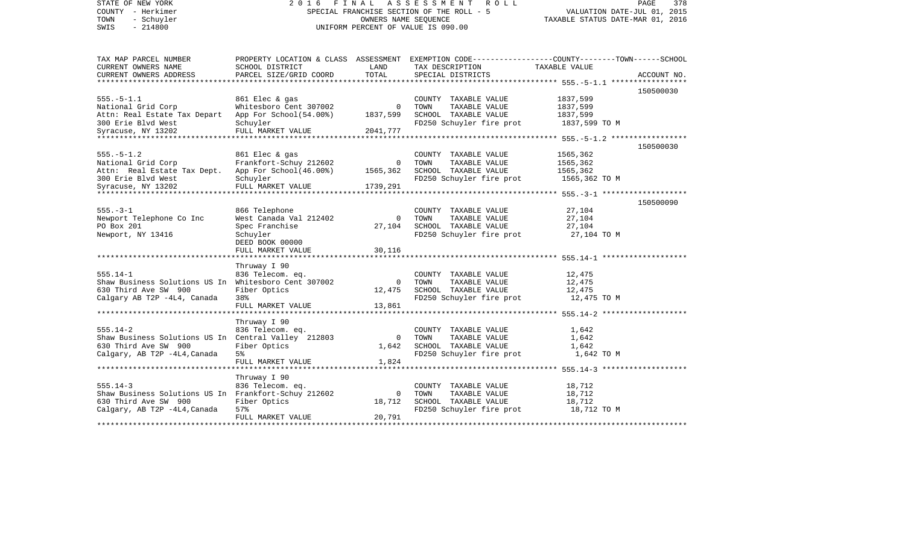STATE OF NEW YORK
COUNTY - Herkimer
TOWN - Schuyler
SWIS - 214800

2016 FINAL ASSESSMENT ROLL
SPECIAL FRANCHISE SECTION OF THE ROLL - 5
OWNERS NAME SEQUENCE
UNIFORM PERCENT OF VALUE IS 090.00

VALUATION DATE-JUL 01, 2015
TAXABLE STATUS DATE-MAR 01, 2016

| TAX MAP PARCEL NUMBER / CURRENT OWNERS NAME / CURRENT OWNERS ADDRESS | PROPERTY LOCATION & CLASS / SCHOOL DISTRICT / PARCEL SIZE/GRID COORD | ASSESSMENT LAND / TOTAL | EXEMPTION CODE / TAX DESCRIPTION / SPECIAL DISTRICTS | TAXABLE VALUE (COUNTY / TOWN / SCHOOL) | ACCOUNT NO. |
|---|---|---|---|---|---|
| **555.-5-1.1** | | | | | 150500030 |
| 555.-5-1.1 | 861 Elec & gas | | COUNTY TAXABLE VALUE | 1837,599 | |
| National Grid Corp | Whitesboro Cent 307002 | 0 | TOWN TAXABLE VALUE | 1837,599 | |
| Attn: Real Estate Tax Depart | App For School(54.00%) | 1837,599 | SCHOOL TAXABLE VALUE | 1837,599 | |
| 300 Erie Blvd West | Schuyler | | FD250 Schuyler fire prot | 1837,599 TO M | |
| Syracuse, NY 13202 | FULL MARKET VALUE | 2041,777 | | | |
| **555.-5-1.2** | | | | | 150500030 |
| 555.-5-1.2 | 861 Elec & gas | | COUNTY TAXABLE VALUE | 1565,362 | |
| National Grid Corp | Frankfort-Schuy 212602 | 0 | TOWN TAXABLE VALUE | 1565,362 | |
| Attn: Real Estate Tax Dept. | App For School(46.00%) | 1565,362 | SCHOOL TAXABLE VALUE | 1565,362 | |
| 300 Erie Blvd West | Schuyler | | FD250 Schuyler fire prot | 1565,362 TO M | |
| Syracuse, NY 13202 | FULL MARKET VALUE | 1739,291 | | | |
| **555.-3-1** | | | | | 150500090 |
| 555.-3-1 | 866 Telephone | | COUNTY TAXABLE VALUE | 27,104 | |
| Newport Telephone Co Inc | West Canada Val 212402 | 0 | TOWN TAXABLE VALUE | 27,104 | |
| PO Box 201 | Spec Franchise | 27,104 | SCHOOL TAXABLE VALUE | 27,104 | |
| Newport, NY 13416 | Schuyler | | FD250 Schuyler fire prot | 27,104 TO M | |
| | DEED BOOK 00000 | | | | |
| | FULL MARKET VALUE | 30,116 | | | |
| **555.14-1** | | | | | |
| | Thruway I 90 | | | | |
| 555.14-1 | 836 Telecom. eq. | | COUNTY TAXABLE VALUE | 12,475 | |
| Shaw Business Solutions US In | Whitesboro Cent 307002 | 0 | TOWN TAXABLE VALUE | 12,475 | |
| 630 Third Ave SW 900 | Fiber Optics | 12,475 | SCHOOL TAXABLE VALUE | 12,475 | |
| Calgary AB T2P -4L4, Canada | 38% | | FD250 Schuyler fire prot | 12,475 TO M | |
| | FULL MARKET VALUE | 13,861 | | | |
| **555.14-2** | | | | | |
| | Thruway I 90 | | | | |
| 555.14-2 | 836 Telecom. eq. | | COUNTY TAXABLE VALUE | 1,642 | |
| Shaw Business Solutions US In | Central Valley 212803 | 0 | TOWN TAXABLE VALUE | 1,642 | |
| 630 Third Ave SW 900 | Fiber Optics | 1,642 | SCHOOL TAXABLE VALUE | 1,642 | |
| Calgary, AB T2P -4L4,Canada | 5% | | FD250 Schuyler fire prot | 1,642 TO M | |
| | FULL MARKET VALUE | 1,824 | | | |
| **555.14-3** | | | | | |
| | Thruway I 90 | | | | |
| 555.14-3 | 836 Telecom. eq. | | COUNTY TAXABLE VALUE | 18,712 | |
| Shaw Business Solutions US In | Frankfort-Schuy 212602 | 0 | TOWN TAXABLE VALUE | 18,712 | |
| 630 Third Ave SW 900 | Fiber Optics | 18,712 | SCHOOL TAXABLE VALUE | 18,712 | |
| Calgary, AB T2P -4L4,Canada | 57% | | FD250 Schuyler fire prot | 18,712 TO M | |
| | FULL MARKET VALUE | 20,791 | | | |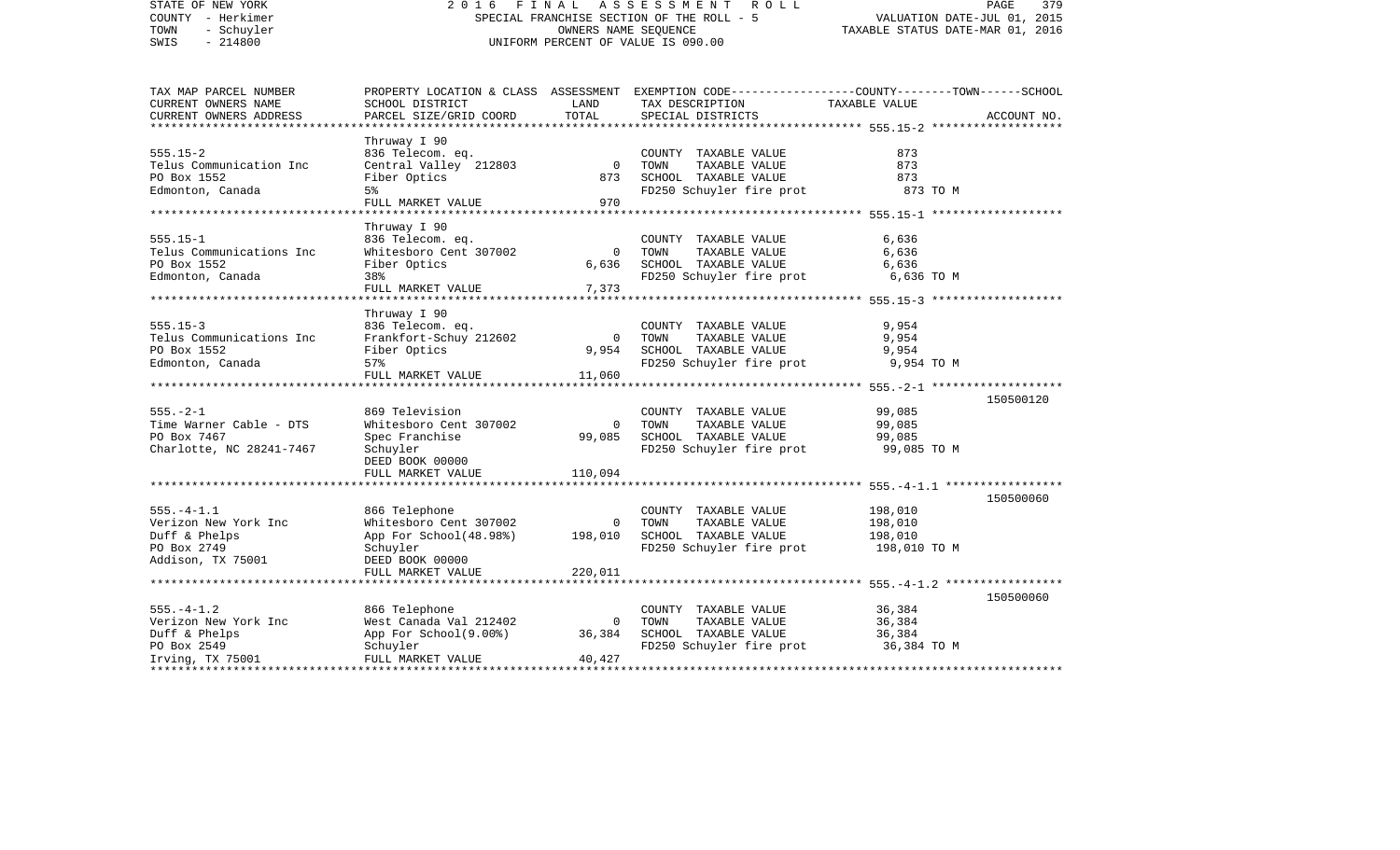STATE OF NEW YORK | 2016 FINAL ASSESSMENT ROLL
COUNTY - Herkimer | SPECIAL FRANCHISE SECTION OF THE ROLL - 5 | VALUATION DATE-JUL 01, 2015
TOWN - Schuyler | OWNERS NAME SEQUENCE | TAXABLE STATUS DATE-MAR 01, 2016
SWIS - 214800 | UNIFORM PERCENT OF VALUE IS 090.00

| TAX MAP PARCEL NUMBER / CURRENT OWNERS NAME / CURRENT OWNERS ADDRESS | PROPERTY LOCATION & CLASS / SCHOOL DISTRICT / PARCEL SIZE/GRID COORD | ASSESSMENT LAND / TOTAL | EXEMPTION CODE / TAX DESCRIPTION / SPECIAL DISTRICTS | TAXABLE VALUE (COUNTY--TOWN--SCHOOL) | ACCOUNT NO. |
|---|---|---|---|---|---|
| **555.15-2** | Thruway I 90 | | | | |
| 555.15-2 | 836 Telecom. eq. | | COUNTY TAXABLE VALUE | 873 | |
| Telus Communication Inc | Central Valley 212803 | 0 | TOWN TAXABLE VALUE | 873 | |
| PO Box 1552 | Fiber Optics | 873 | SCHOOL TAXABLE VALUE | 873 | |
| Edmonton, Canada | 5% | | FD250 Schuyler fire prot | 873 TO M | |
| | FULL MARKET VALUE | 970 | | | |
| **555.15-1** | Thruway I 90 | | | | |
| 555.15-1 | 836 Telecom. eq. | | COUNTY TAXABLE VALUE | 6,636 | |
| Telus Communications Inc | Whitesboro Cent 307002 | 0 | TOWN TAXABLE VALUE | 6,636 | |
| PO Box 1552 | Fiber Optics | 6,636 | SCHOOL TAXABLE VALUE | 6,636 | |
| Edmonton, Canada | 38% | | FD250 Schuyler fire prot | 6,636 TO M | |
| | FULL MARKET VALUE | 7,373 | | | |
| **555.15-3** | Thruway I 90 | | | | |
| 555.15-3 | 836 Telecom. eq. | | COUNTY TAXABLE VALUE | 9,954 | |
| Telus Communications Inc | Frankfort-Schuy 212602 | 0 | TOWN TAXABLE VALUE | 9,954 | |
| PO Box 1552 | Fiber Optics | 9,954 | SCHOOL TAXABLE VALUE | 9,954 | |
| Edmonton, Canada | 57% | | FD250 Schuyler fire prot | 9,954 TO M | |
| | FULL MARKET VALUE | 11,060 | | | |
| **555.-2-1** | | | | | 150500120 |
| 555.-2-1 | 869 Television | | COUNTY TAXABLE VALUE | 99,085 | |
| Time Warner Cable - DTS | Whitesboro Cent 307002 | 0 | TOWN TAXABLE VALUE | 99,085 | |
| PO Box 7467 | Spec Franchise | 99,085 | SCHOOL TAXABLE VALUE | 99,085 | |
| Charlotte, NC 28241-7467 | Schuyler | | FD250 Schuyler fire prot | 99,085 TO M | |
| | DEED BOOK 00000 | | | | |
| | FULL MARKET VALUE | 110,094 | | | |
| **555.-4-1.1** | | | | | 150500060 |
| 555.-4-1.1 | 866 Telephone | | COUNTY TAXABLE VALUE | 198,010 | |
| Verizon New York Inc | Whitesboro Cent 307002 | 0 | TOWN TAXABLE VALUE | 198,010 | |
| Duff & Phelps | App For School(48.98%) | 198,010 | SCHOOL TAXABLE VALUE | 198,010 | |
| PO Box 2749 | Schuyler | | FD250 Schuyler fire prot | 198,010 TO M | |
| Addison, TX 75001 | DEED BOOK 00000 | | | | |
| | FULL MARKET VALUE | 220,011 | | | |
| **555.-4-1.2** | | | | | 150500060 |
| 555.-4-1.2 | 866 Telephone | | COUNTY TAXABLE VALUE | 36,384 | |
| Verizon New York Inc | West Canada Val 212402 | 0 | TOWN TAXABLE VALUE | 36,384 | |
| Duff & Phelps | App For School(9.00%) | 36,384 | SCHOOL TAXABLE VALUE | 36,384 | |
| PO Box 2549 | Schuyler | | FD250 Schuyler fire prot | 36,384 TO M | |
| Irving, TX 75001 | FULL MARKET VALUE | 40,427 | | | |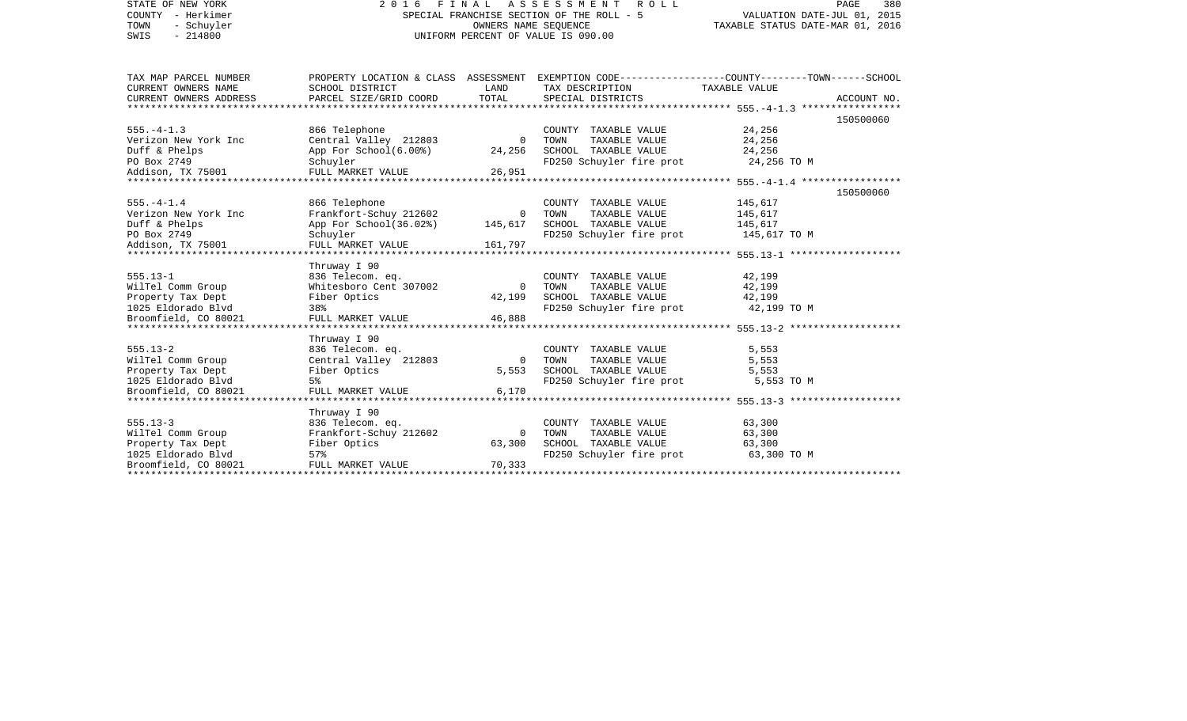STATE OF NEW YORK
COUNTY - Herkimer
TOWN - Schuyler
SWIS - 214800

# 2016 FINAL ASSESSMENT ROLL

SPECIAL FRANCHISE SECTION OF THE ROLL - 5
OWNERS NAME SEQUENCE
UNIFORM PERCENT OF VALUE IS 090.00

VALUATION DATE-JUL 01, 2015
TAXABLE STATUS DATE-MAR 01, 2016

| TAX MAP PARCEL NUMBER / CURRENT OWNERS NAME / CURRENT OWNERS ADDRESS | PROPERTY LOCATION & CLASS / SCHOOL DISTRICT / PARCEL SIZE/GRID COORD | ASSESSMENT LAND / TOTAL | EXEMPTION CODE / TAX DESCRIPTION / SPECIAL DISTRICTS | TAXABLE VALUE (COUNTY / TOWN / SCHOOL) | ACCOUNT NO. |
|---|---|---|---|---|---|
| 555.-4-1.3 | 866 Telephone | | COUNTY TAXABLE VALUE | 24,256 | 150500060 |
| Verizon New York Inc | Central Valley 212803 | 0 | TOWN TAXABLE VALUE | 24,256 | |
| Duff & Phelps | App For School(6.00%) | 24,256 | SCHOOL TAXABLE VALUE | 24,256 | |
| PO Box 2749 | Schuyler | | FD250 Schuyler fire prot | 24,256 TO M | |
| Addison, TX 75001 | FULL MARKET VALUE | 26,951 | | | |
| 555.-4-1.4 | 866 Telephone | | COUNTY TAXABLE VALUE | 145,617 | 150500060 |
| Verizon New York Inc | Frankfort-Schuy 212602 | 0 | TOWN TAXABLE VALUE | 145,617 | |
| Duff & Phelps | App For School(36.02%) | 145,617 | SCHOOL TAXABLE VALUE | 145,617 | |
| PO Box 2749 | Schuyler | | FD250 Schuyler fire prot | 145,617 TO M | |
| Addison, TX 75001 | FULL MARKET VALUE | 161,797 | | | |
| | Thruway I 90 | | | | |
| 555.13-1 | 836 Telecom. eq. | | COUNTY TAXABLE VALUE | 42,199 | |
| WilTel Comm Group | Whitesboro Cent 307002 | 0 | TOWN TAXABLE VALUE | 42,199 | |
| Property Tax Dept | Fiber Optics | 42,199 | SCHOOL TAXABLE VALUE | 42,199 | |
| 1025 Eldorado Blvd | 38% | | FD250 Schuyler fire prot | 42,199 TO M | |
| Broomfield, CO 80021 | FULL MARKET VALUE | 46,888 | | | |
| | Thruway I 90 | | | | |
| 555.13-2 | 836 Telecom. eq. | | COUNTY TAXABLE VALUE | 5,553 | |
| WilTel Comm Group | Central Valley 212803 | 0 | TOWN TAXABLE VALUE | 5,553 | |
| Property Tax Dept | Fiber Optics | 5,553 | SCHOOL TAXABLE VALUE | 5,553 | |
| 1025 Eldorado Blvd | 5% | | FD250 Schuyler fire prot | 5,553 TO M | |
| Broomfield, CO 80021 | FULL MARKET VALUE | 6,170 | | | |
| | Thruway I 90 | | | | |
| 555.13-3 | 836 Telecom. eq. | | COUNTY TAXABLE VALUE | 63,300 | |
| WilTel Comm Group | Frankfort-Schuy 212602 | 0 | TOWN TAXABLE VALUE | 63,300 | |
| Property Tax Dept | Fiber Optics | 63,300 | SCHOOL TAXABLE VALUE | 63,300 | |
| 1025 Eldorado Blvd | 57% | | FD250 Schuyler fire prot | 63,300 TO M | |
| Broomfield, CO 80021 | FULL MARKET VALUE | 70,333 | | | |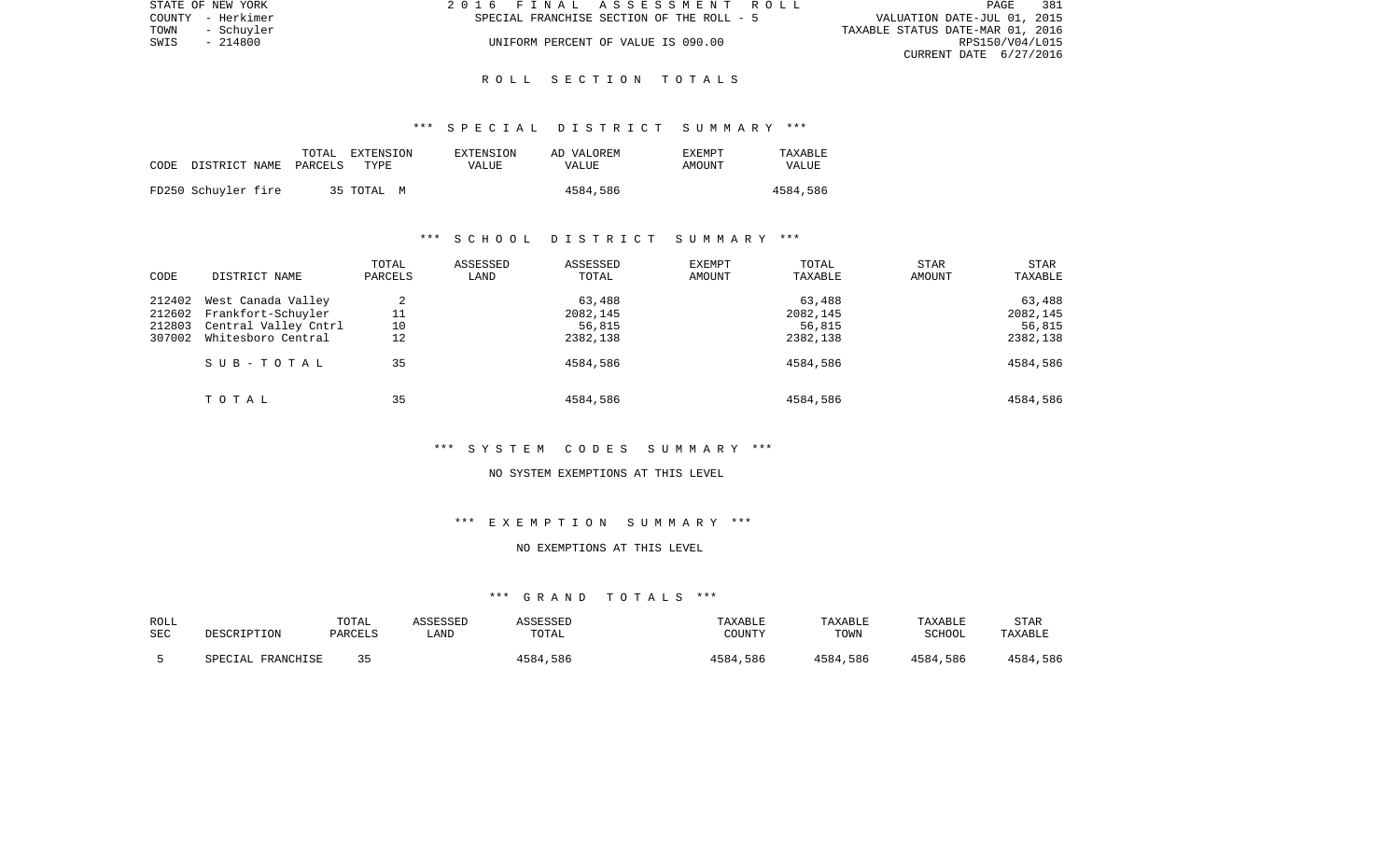STATE OF NEW YORK | 2016 FINAL ASSESSMENT ROLL | PAGE 381
COUNTY - Herkimer | SPECIAL FRANCHISE SECTION OF THE ROLL - 5 | VALUATION DATE-JUL 01, 2015
TOWN - Schuyler | | TAXABLE STATUS DATE-MAR 01, 2016
SWIS - 214800 | UNIFORM PERCENT OF VALUE IS 090.00 | RPS150/V04/L015
CURRENT DATE 6/27/2016

# ROLL SECTION TOTALS

## *** SPECIAL DISTRICT SUMMARY ***

| CODE | DISTRICT NAME | TOTAL PARCELS | EXTENSION TYPE | EXTENSION VALUE | AD VALOREM VALUE | EXEMPT AMOUNT | TAXABLE VALUE |
|---|---|---|---|---|---|---|---|
| FD250 | Schuyler fire | 35 | TOTAL M | | 4584,586 | | 4584,586 |

## *** SCHOOL DISTRICT SUMMARY ***

| CODE | DISTRICT NAME | TOTAL PARCELS | ASSESSED LAND | ASSESSED TOTAL | EXEMPT AMOUNT | TOTAL TAXABLE | STAR AMOUNT | STAR TAXABLE |
|---|---|---|---|---|---|---|---|---|
| 212402 | West Canada Valley | 2 | | 63,488 | | 63,488 | | 63,488 |
| 212602 | Frankfort-Schuyler | 11 | | 2082,145 | | 2082,145 | | 2082,145 |
| 212803 | Central Valley Cntrl | 10 | | 56,815 | | 56,815 | | 56,815 |
| 307002 | Whitesboro Central | 12 | | 2382,138 | | 2382,138 | | 2382,138 |
| | SUB-TOTAL | 35 | | 4584,586 | | 4584,586 | | 4584,586 |
| | TOTAL | 35 | | 4584,586 | | 4584,586 | | 4584,586 |

## *** SYSTEM CODES SUMMARY ***

NO SYSTEM EXEMPTIONS AT THIS LEVEL

## *** EXEMPTION SUMMARY ***

NO EXEMPTIONS AT THIS LEVEL

## *** GRAND TOTALS ***

| ROLL SEC | DESCRIPTION | TOTAL PARCELS | ASSESSED LAND | ASSESSED TOTAL | TAXABLE COUNTY | TAXABLE TOWN | TAXABLE SCHOOL | STAR TAXABLE |
|---|---|---|---|---|---|---|---|---|
| 5 | SPECIAL FRANCHISE | 35 | | 4584,586 | 4584,586 | 4584,586 | 4584,586 | 4584,586 |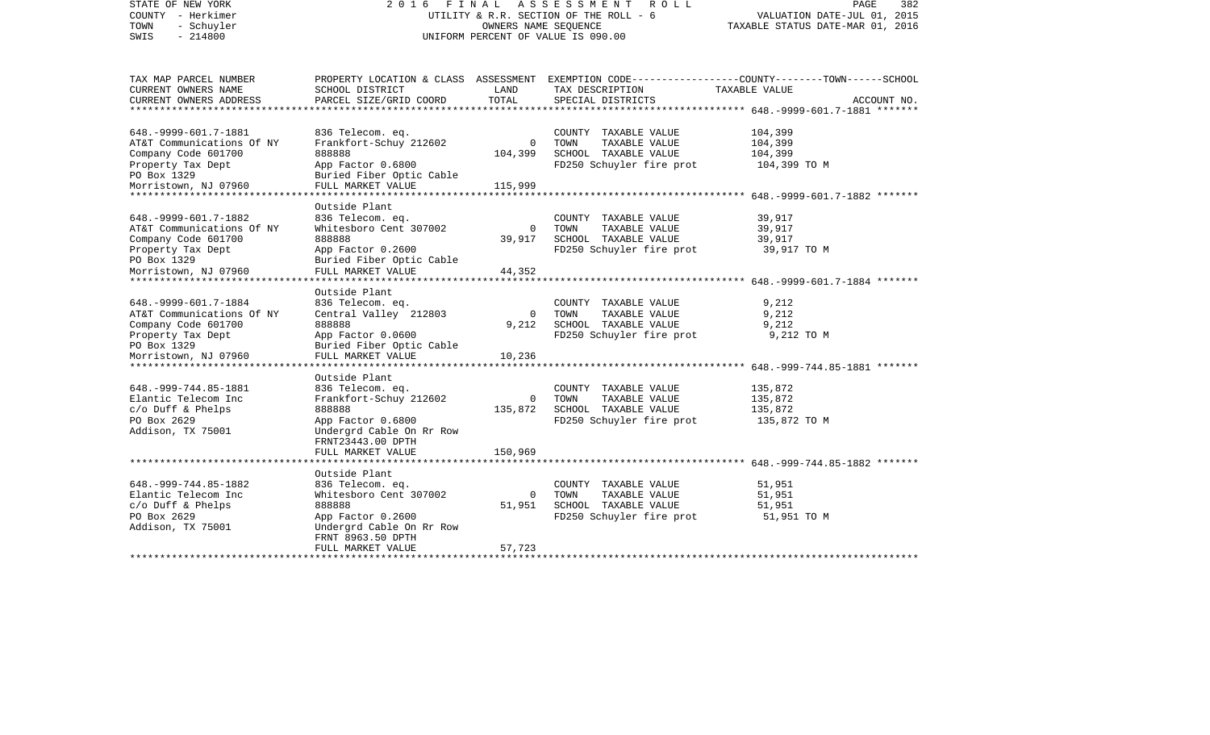STATE OF NEW YORK | 2016 FINAL ASSESSMENT ROLL | PAGE 382
COUNTY - Herkimer | UTILITY & R.R. SECTION OF THE ROLL - 6 | VALUATION DATE-JUL 01, 2015
TOWN - Schuyler | OWNERS NAME SEQUENCE | TAXABLE STATUS DATE-MAR 01, 2016
SWIS - 214800 | UNIFORM PERCENT OF VALUE IS 090.00

| TAX MAP PARCEL NUMBER<br>CURRENT OWNERS NAME<br>CURRENT OWNERS ADDRESS | PROPERTY LOCATION & CLASS<br>SCHOOL DISTRICT<br>PARCEL SIZE/GRID COORD | ASSESSMENT<br>LAND<br>TOTAL | EXEMPTION CODE-----COUNTY-----TOWN------SCHOOL<br>TAX DESCRIPTION<br>SPECIAL DISTRICTS | TAXABLE VALUE<br><br>ACCOUNT NO. |
|---|---|---|---|---|
| 648.-9999-601.7-1881 | 836 Telecom. eq. | | COUNTY TAXABLE VALUE | 104,399 |
| AT&T Communications Of NY | Frankfort-Schuy 212602 | 0 | TOWN TAXABLE VALUE | 104,399 |
| Company Code 601700 | 888888 | 104,399 | SCHOOL TAXABLE VALUE | 104,399 |
| Property Tax Dept | App Factor 0.6800 | | FD250 Schuyler fire prot | 104,399 TO M |
| PO Box 1329 | Buried Fiber Optic Cable | | | |
| Morristown, NJ 07960 | FULL MARKET VALUE | 115,999 | | |
| | Outside Plant | | | |
| 648.-9999-601.7-1882 | 836 Telecom. eq. | | COUNTY TAXABLE VALUE | 39,917 |
| AT&T Communications Of NY | Whitesboro Cent 307002 | 0 | TOWN TAXABLE VALUE | 39,917 |
| Company Code 601700 | 888888 | 39,917 | SCHOOL TAXABLE VALUE | 39,917 |
| Property Tax Dept | App Factor 0.2600 | | FD250 Schuyler fire prot | 39,917 TO M |
| PO Box 1329 | Buried Fiber Optic Cable | | | |
| Morristown, NJ 07960 | FULL MARKET VALUE | 44,352 | | |
| | Outside Plant | | | |
| 648.-9999-601.7-1884 | 836 Telecom. eq. | | COUNTY TAXABLE VALUE | 9,212 |
| AT&T Communications Of NY | Central Valley 212803 | 0 | TOWN TAXABLE VALUE | 9,212 |
| Company Code 601700 | 888888 | 9,212 | SCHOOL TAXABLE VALUE | 9,212 |
| Property Tax Dept | App Factor 0.0600 | | FD250 Schuyler fire prot | 9,212 TO M |
| PO Box 1329 | Buried Fiber Optic Cable | | | |
| Morristown, NJ 07960 | FULL MARKET VALUE | 10,236 | | |
| | Outside Plant | | | |
| 648.-999-744.85-1881 | 836 Telecom. eq. | | COUNTY TAXABLE VALUE | 135,872 |
| Elantic Telecom Inc | Frankfort-Schuy 212602 | 0 | TOWN TAXABLE VALUE | 135,872 |
| c/o Duff & Phelps | 888888 | 135,872 | SCHOOL TAXABLE VALUE | 135,872 |
| PO Box 2629 | App Factor 0.6800 | | FD250 Schuyler fire prot | 135,872 TO M |
| Addison, TX 75001 | Undergrd Cable On Rr Row | | | |
| | FRNT23443.00 DPTH | | | |
| | FULL MARKET VALUE | 150,969 | | |
| | Outside Plant | | | |
| 648.-999-744.85-1882 | 836 Telecom. eq. | | COUNTY TAXABLE VALUE | 51,951 |
| Elantic Telecom Inc | Whitesboro Cent 307002 | 0 | TOWN TAXABLE VALUE | 51,951 |
| c/o Duff & Phelps | 888888 | 51,951 | SCHOOL TAXABLE VALUE | 51,951 |
| PO Box 2629 | App Factor 0.2600 | | FD250 Schuyler fire prot | 51,951 TO M |
| Addison, TX 75001 | Undergrd Cable On Rr Row | | | |
| | FRNT 8963.50 DPTH | | | |
| | FULL MARKET VALUE | 57,723 | | |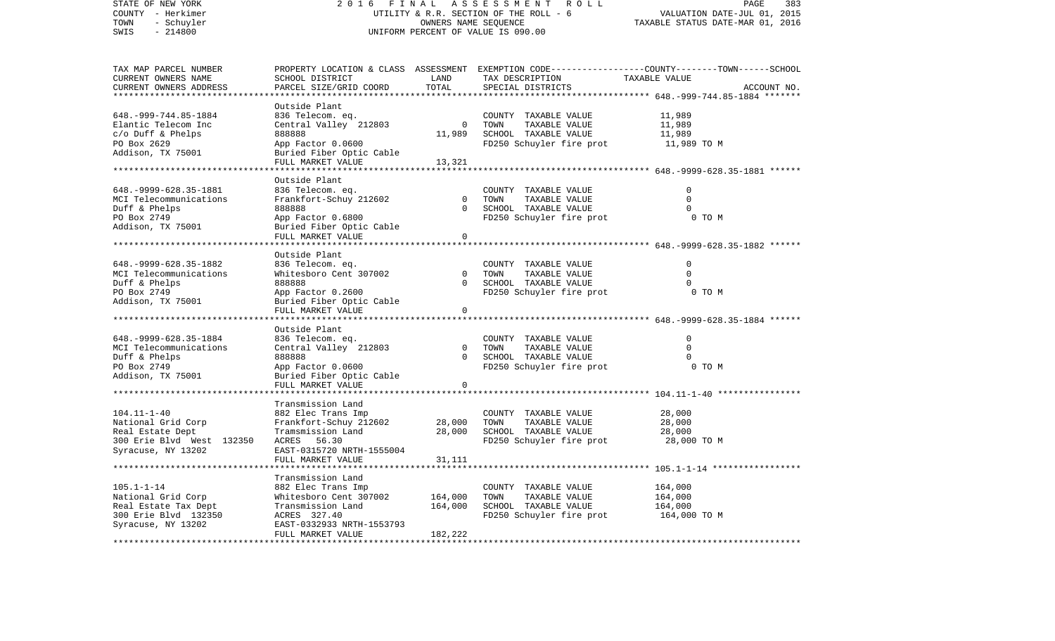STATE OF NEW YORK
COUNTY - Herkimer
TOWN - Schuyler
SWIS - 214800

2016 FINAL ASSESSMENT ROLL
UTILITY & R.R. SECTION OF THE ROLL - 6
OWNERS NAME SEQUENCE
UNIFORM PERCENT OF VALUE IS 090.00

VALUATION DATE-JUL 01, 2015
TAXABLE STATUS DATE-MAR 01, 2016

| TAX MAP PARCEL NUMBER / CURRENT OWNERS NAME / CURRENT OWNERS ADDRESS | PROPERTY LOCATION & CLASS / SCHOOL DISTRICT / PARCEL SIZE/GRID COORD | ASSESSMENT LAND / TOTAL | EXEMPTION CODE / TAX DESCRIPTION / SPECIAL DISTRICTS | COUNTY--------TOWN------SCHOOL TAXABLE VALUE | ACCOUNT NO. |
|---|---|---|---|---|---|
| **648.-999-744.85-1884** | Outside Plant | | | | |
| 648.-999-744.85-1884 | 836 Telecom. eq. | | COUNTY TAXABLE VALUE | 11,989 | |
| Elantic Telecom Inc | Central Valley 212803 | 0 | TOWN TAXABLE VALUE | 11,989 | |
| c/o Duff & Phelps | 888888 | 11,989 | SCHOOL TAXABLE VALUE | 11,989 | |
| PO Box 2629 | App Factor 0.0600 | | FD250 Schuyler fire prot | 11,989 TO M | |
| Addison, TX 75001 | Buried Fiber Optic Cable | | | | |
| | FULL MARKET VALUE | 13,321 | | | |
| **648.-9999-628.35-1881** | Outside Plant | | | | |
| 648.-9999-628.35-1881 | 836 Telecom. eq. | | COUNTY TAXABLE VALUE | 0 | |
| MCI Telecommunications | Frankfort-Schuy 212602 | 0 | TOWN TAXABLE VALUE | 0 | |
| Duff & Phelps | 888888 | 0 | SCHOOL TAXABLE VALUE | 0 | |
| PO Box 2749 | App Factor 0.6800 | | FD250 Schuyler fire prot | 0 TO M | |
| Addison, TX 75001 | Buried Fiber Optic Cable | | | | |
| | FULL MARKET VALUE | 0 | | | |
| **648.-9999-628.35-1882** | Outside Plant | | | | |
| 648.-9999-628.35-1882 | 836 Telecom. eq. | | COUNTY TAXABLE VALUE | 0 | |
| MCI Telecommunications | Whitesboro Cent 307002 | 0 | TOWN TAXABLE VALUE | 0 | |
| Duff & Phelps | 888888 | 0 | SCHOOL TAXABLE VALUE | 0 | |
| PO Box 2749 | App Factor 0.2600 | | FD250 Schuyler fire prot | 0 TO M | |
| Addison, TX 75001 | Buried Fiber Optic Cable | | | | |
| | FULL MARKET VALUE | 0 | | | |
| **648.-9999-628.35-1884** | Outside Plant | | | | |
| 648.-9999-628.35-1884 | 836 Telecom. eq. | | COUNTY TAXABLE VALUE | 0 | |
| MCI Telecommunications | Central Valley 212803 | 0 | TOWN TAXABLE VALUE | 0 | |
| Duff & Phelps | 888888 | 0 | SCHOOL TAXABLE VALUE | 0 | |
| PO Box 2749 | App Factor 0.0600 | | FD250 Schuyler fire prot | 0 TO M | |
| Addison, TX 75001 | Buried Fiber Optic Cable | | | | |
| | FULL MARKET VALUE | 0 | | | |
| **104.11-1-40** | Transmission Land | | | | |
| 104.11-1-40 | 882 Elec Trans Imp | | COUNTY TAXABLE VALUE | 28,000 | |
| National Grid Corp | Frankfort-Schuy 212602 | 28,000 | TOWN TAXABLE VALUE | 28,000 | |
| Real Estate Dept | Tramsmission Land | 28,000 | SCHOOL TAXABLE VALUE | 28,000 | |
| 300 Erie Blvd West 132350 | ACRES 56.30 | | FD250 Schuyler fire prot | 28,000 TO M | |
| Syracuse, NY 13202 | EAST-0315720 NRTH-1555004 | | | | |
| | FULL MARKET VALUE | 31,111 | | | |
| **105.1-1-14** | Transmission Land | | | | |
| 105.1-1-14 | 882 Elec Trans Imp | | COUNTY TAXABLE VALUE | 164,000 | |
| National Grid Corp | Whitesboro Cent 307002 | 164,000 | TOWN TAXABLE VALUE | 164,000 | |
| Real Estate Tax Dept | Transmission Land | 164,000 | SCHOOL TAXABLE VALUE | 164,000 | |
| 300 Erie Blvd 132350 | ACRES 327.40 | | FD250 Schuyler fire prot | 164,000 TO M | |
| Syracuse, NY 13202 | EAST-0332933 NRTH-1553793 | | | | |
| | FULL MARKET VALUE | 182,222 | | | |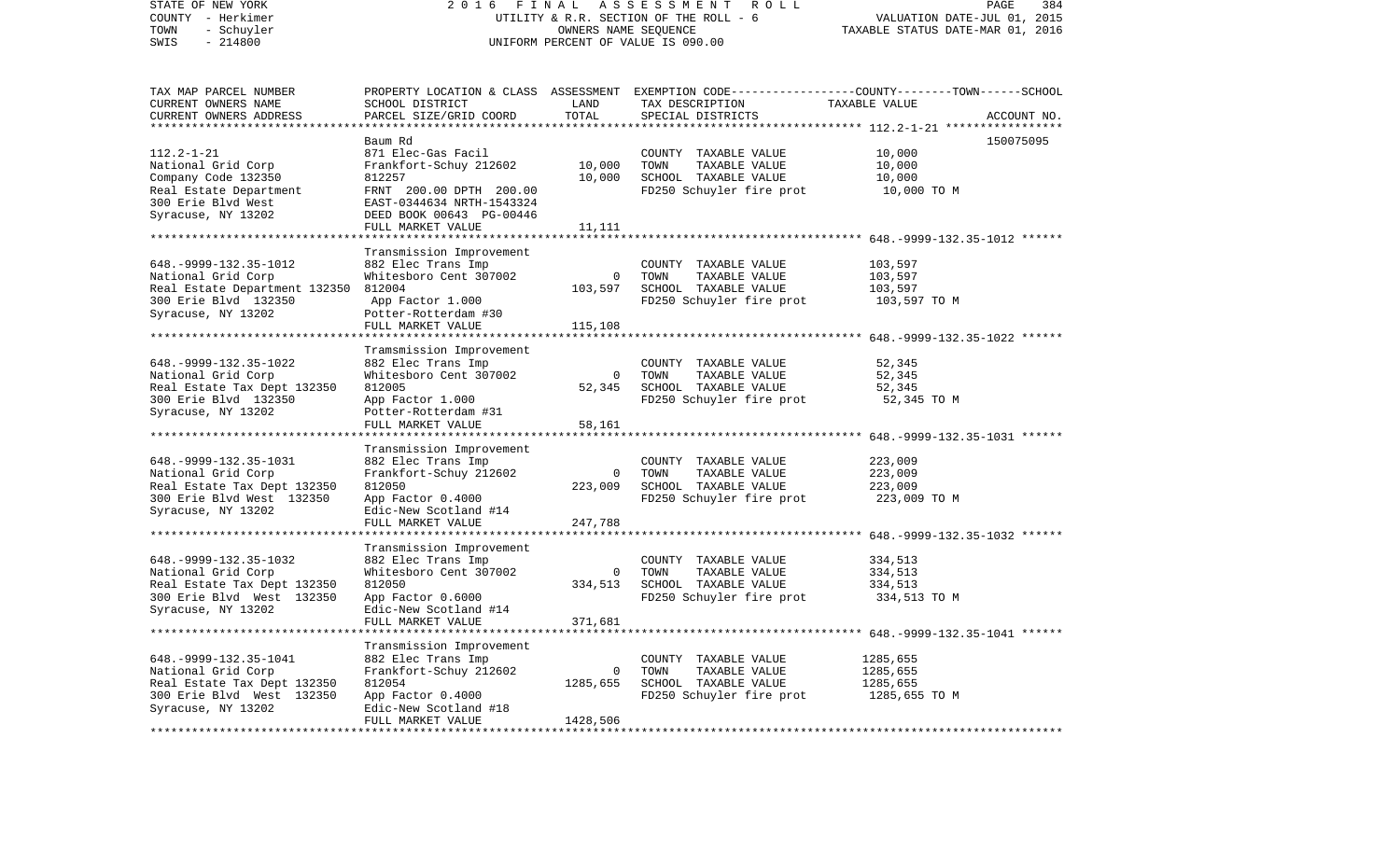STATE OF NEW YORK
COUNTY - Herkimer
TOWN - Schuyler
SWIS - 214800

2 0 1 6 F I N A L A S S E S S M E N T R O L L
UTILITY & R.R. SECTION OF THE ROLL - 6
OWNERS NAME SEQUENCE
UNIFORM PERCENT OF VALUE IS 090.00

VALUATION DATE-JUL 01, 2015
TAXABLE STATUS DATE-MAR 01, 2016

| TAX MAP PARCEL NUMBER<br>CURRENT OWNERS NAME<br>CURRENT OWNERS ADDRESS | PROPERTY LOCATION & CLASS<br>SCHOOL DISTRICT<br>PARCEL SIZE/GRID COORD | ASSESSMENT<br>LAND<br>TOTAL | EXEMPTION CODE-----COUNTY-----TOWN-----SCHOOL<br>TAX DESCRIPTION<br>SPECIAL DISTRICTS | TAXABLE VALUE<br><br>ACCOUNT NO. |
|---|---|---|---|---|
| ****** 112.2-1-21 ****** | | | | |
| | Baum Rd | | | 150075095 |
| 112.2-1-21 | 871 Elec-Gas Facil | | COUNTY TAXABLE VALUE | 10,000 |
| National Grid Corp | Frankfort-Schuy 212602 | 10,000 | TOWN TAXABLE VALUE | 10,000 |
| Company Code 132350 | 812257 | 10,000 | SCHOOL TAXABLE VALUE | 10,000 |
| Real Estate Department | FRNT 200.00 DPTH 200.00 | | FD250 Schuyler fire prot | 10,000 TO M |
| 300 Erie Blvd West | EAST-0344634 NRTH-1543324 | | | |
| Syracuse, NY 13202 | DEED BOOK 00643 PG-00446 | | | |
| | FULL MARKET VALUE | 11,111 | | |
| ****** 648.-9999-132.35-1012 ****** | | | | |
| | Transmission Improvement | | | |
| 648.-9999-132.35-1012 | 882 Elec Trans Imp | | COUNTY TAXABLE VALUE | 103,597 |
| National Grid Corp | Whitesboro Cent 307002 | 0 | TOWN TAXABLE VALUE | 103,597 |
| Real Estate Department 132350 | 812004 | 103,597 | SCHOOL TAXABLE VALUE | 103,597 |
| 300 Erie Blvd 132350 | App Factor 1.000 | | FD250 Schuyler fire prot | 103,597 TO M |
| Syracuse, NY 13202 | Potter-Rotterdam #30 | | | |
| | FULL MARKET VALUE | 115,108 | | |
| ****** 648.-9999-132.35-1022 ****** | | | | |
| | Transmission Improvement | | | |
| 648.-9999-132.35-1022 | 882 Elec Trans Imp | | COUNTY TAXABLE VALUE | 52,345 |
| National Grid Corp | Whitesboro Cent 307002 | 0 | TOWN TAXABLE VALUE | 52,345 |
| Real Estate Tax Dept 132350 | 812005 | 52,345 | SCHOOL TAXABLE VALUE | 52,345 |
| 300 Erie Blvd 132350 | App Factor 1.000 | | FD250 Schuyler fire prot | 52,345 TO M |
| Syracuse, NY 13202 | Potter-Rotterdam #31 | | | |
| | FULL MARKET VALUE | 58,161 | | |
| ****** 648.-9999-132.35-1031 ****** | | | | |
| | Transmission Improvement | | | |
| 648.-9999-132.35-1031 | 882 Elec Trans Imp | | COUNTY TAXABLE VALUE | 223,009 |
| National Grid Corp | Frankfort-Schuy 212602 | 0 | TOWN TAXABLE VALUE | 223,009 |
| Real Estate Tax Dept 132350 | 812050 | 223,009 | SCHOOL TAXABLE VALUE | 223,009 |
| 300 Erie Blvd West 132350 | App Factor 0.4000 | | FD250 Schuyler fire prot | 223,009 TO M |
| Syracuse, NY 13202 | Edic-New Scotland #14 | | | |
| | FULL MARKET VALUE | 247,788 | | |
| ****** 648.-9999-132.35-1032 ****** | | | | |
| | Transmission Improvement | | | |
| 648.-9999-132.35-1032 | 882 Elec Trans Imp | | COUNTY TAXABLE VALUE | 334,513 |
| National Grid Corp | Whitesboro Cent 307002 | 0 | TOWN TAXABLE VALUE | 334,513 |
| Real Estate Tax Dept 132350 | 812050 | 334,513 | SCHOOL TAXABLE VALUE | 334,513 |
| 300 Erie Blvd West 132350 | App Factor 0.6000 | | FD250 Schuyler fire prot | 334,513 TO M |
| Syracuse, NY 13202 | Edic-New Scotland #14 | | | |
| | FULL MARKET VALUE | 371,681 | | |
| ****** 648.-9999-132.35-1041 ****** | | | | |
| | Transmission Improvement | | | |
| 648.-9999-132.35-1041 | 882 Elec Trans Imp | | COUNTY TAXABLE VALUE | 1285,655 |
| National Grid Corp | Frankfort-Schuy 212602 | 0 | TOWN TAXABLE VALUE | 1285,655 |
| Real Estate Tax Dept 132350 | 812054 | 1285,655 | SCHOOL TAXABLE VALUE | 1285,655 |
| 300 Erie Blvd West 132350 | App Factor 0.4000 | | FD250 Schuyler fire prot | 1285,655 TO M |
| Syracuse, NY 13202 | Edic-New Scotland #18 | | | |
| | FULL MARKET VALUE | 1428,506 | | |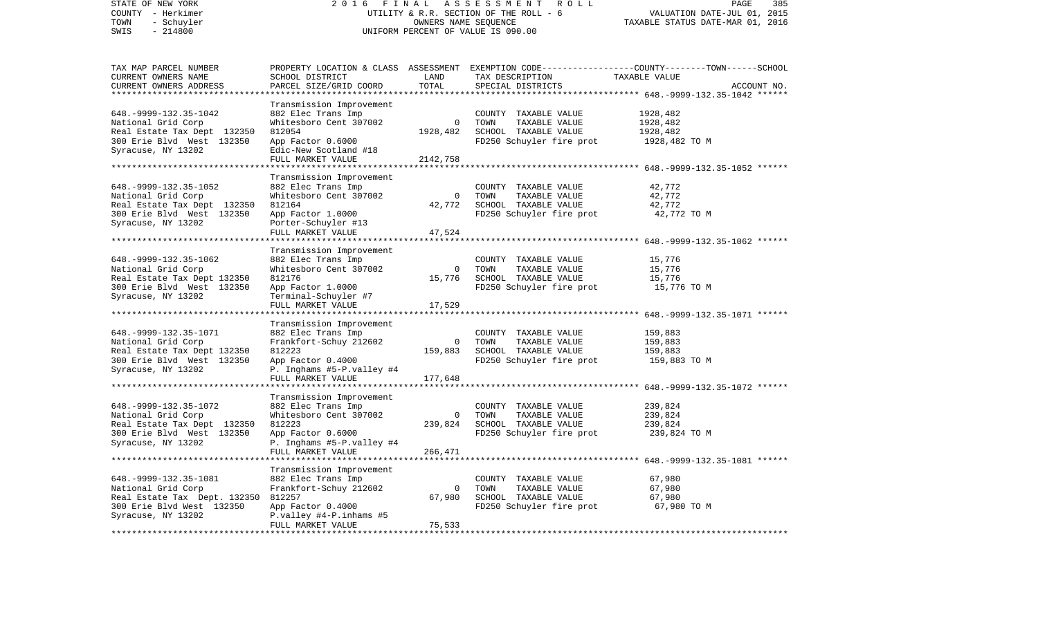STATE OF NEW YORK
COUNTY - Herkimer
TOWN - Schuyler
SWIS - 214800

2016 FINAL ASSESSMENT ROLL
UTILITY & R.R. SECTION OF THE ROLL - 6
OWNERS NAME SEQUENCE
UNIFORM PERCENT OF VALUE IS 090.00

VALUATION DATE-JUL 01, 2015
TAXABLE STATUS DATE-MAR 01, 2016

| TAX MAP PARCEL NUMBER / CURRENT OWNERS NAME / CURRENT OWNERS ADDRESS | PROPERTY LOCATION & CLASS / SCHOOL DISTRICT / PARCEL SIZE/GRID COORD | ASSESSMENT LAND / TOTAL | EXEMPTION CODE / TAX DESCRIPTION / SPECIAL DISTRICTS | COUNTY--------TOWN------SCHOOL TAXABLE VALUE | ACCOUNT NO. |
|---|---|---|---|---|---|
| 648.-9999-132.35-1042 | Transmission Improvement | | | | |
| | 882 Elec Trans Imp | | COUNTY TAXABLE VALUE | 1928,482 | |
| National Grid Corp | Whitesboro Cent 307002 | 0 | TOWN TAXABLE VALUE | 1928,482 | |
| Real Estate Tax Dept 132350 | 812054 | 1928,482 | SCHOOL TAXABLE VALUE | 1928,482 | |
| 300 Erie Blvd West 132350 | App Factor 0.6000 | | FD250 Schuyler fire prot | 1928,482 TO M | |
| Syracuse, NY 13202 | Edic-New Scotland #18 | | | | |
| | FULL MARKET VALUE | 2142,758 | | | |
| 648.-9999-132.35-1052 | Transmission Improvement | | | | |
| | 882 Elec Trans Imp | | COUNTY TAXABLE VALUE | 42,772 | |
| National Grid Corp | Whitesboro Cent 307002 | 0 | TOWN TAXABLE VALUE | 42,772 | |
| Real Estate Tax Dept 132350 | 812164 | 42,772 | SCHOOL TAXABLE VALUE | 42,772 | |
| 300 Erie Blvd West 132350 | App Factor 1.0000 | | FD250 Schuyler fire prot | 42,772 TO M | |
| Syracuse, NY 13202 | Porter-Schuyler #13 | | | | |
| | FULL MARKET VALUE | 47,524 | | | |
| 648.-9999-132.35-1062 | Transmission Improvement | | | | |
| | 882 Elec Trans Imp | | COUNTY TAXABLE VALUE | 15,776 | |
| National Grid Corp | Whitesboro Cent 307002 | 0 | TOWN TAXABLE VALUE | 15,776 | |
| Real Estate Tax Dept 132350 | 812176 | 15,776 | SCHOOL TAXABLE VALUE | 15,776 | |
| 300 Erie Blvd West 132350 | App Factor 1.0000 | | FD250 Schuyler fire prot | 15,776 TO M | |
| Syracuse, NY 13202 | Terminal-Schuyler #7 | | | | |
| | FULL MARKET VALUE | 17,529 | | | |
| 648.-9999-132.35-1071 | Transmission Improvement | | | | |
| | 882 Elec Trans Imp | | COUNTY TAXABLE VALUE | 159,883 | |
| National Grid Corp | Frankfort-Schuy 212602 | 0 | TOWN TAXABLE VALUE | 159,883 | |
| Real Estate Tax Dept 132350 | 812223 | 159,883 | SCHOOL TAXABLE VALUE | 159,883 | |
| 300 Erie Blvd West 132350 | App Factor 0.4000 | | FD250 Schuyler fire prot | 159,883 TO M | |
| Syracuse, NY 13202 | P. Inghams #5-P.valley #4 | | | | |
| | FULL MARKET VALUE | 177,648 | | | |
| 648.-9999-132.35-1072 | Transmission Improvement | | | | |
| | 882 Elec Trans Imp | | COUNTY TAXABLE VALUE | 239,824 | |
| National Grid Corp | Whitesboro Cent 307002 | 0 | TOWN TAXABLE VALUE | 239,824 | |
| Real Estate Tax Dept 132350 | 812223 | 239,824 | SCHOOL TAXABLE VALUE | 239,824 | |
| 300 Erie Blvd West 132350 | App Factor 0.6000 | | FD250 Schuyler fire prot | 239,824 TO M | |
| Syracuse, NY 13202 | P. Inghams #5-P.valley #4 | | | | |
| | FULL MARKET VALUE | 266,471 | | | |
| 648.-9999-132.35-1081 | Transmission Improvement | | | | |
| | 882 Elec Trans Imp | | COUNTY TAXABLE VALUE | 67,980 | |
| National Grid Corp | Frankfort-Schuy 212602 | 0 | TOWN TAXABLE VALUE | 67,980 | |
| Real Estate Tax Dept. 132350 | 812257 | 67,980 | SCHOOL TAXABLE VALUE | 67,980 | |
| 300 Erie Blvd West 132350 | App Factor 0.4000 | | FD250 Schuyler fire prot | 67,980 TO M | |
| Syracuse, NY 13202 | P.valley #4-P.inhams #5 | | | | |
| | FULL MARKET VALUE | 75,533 | | | |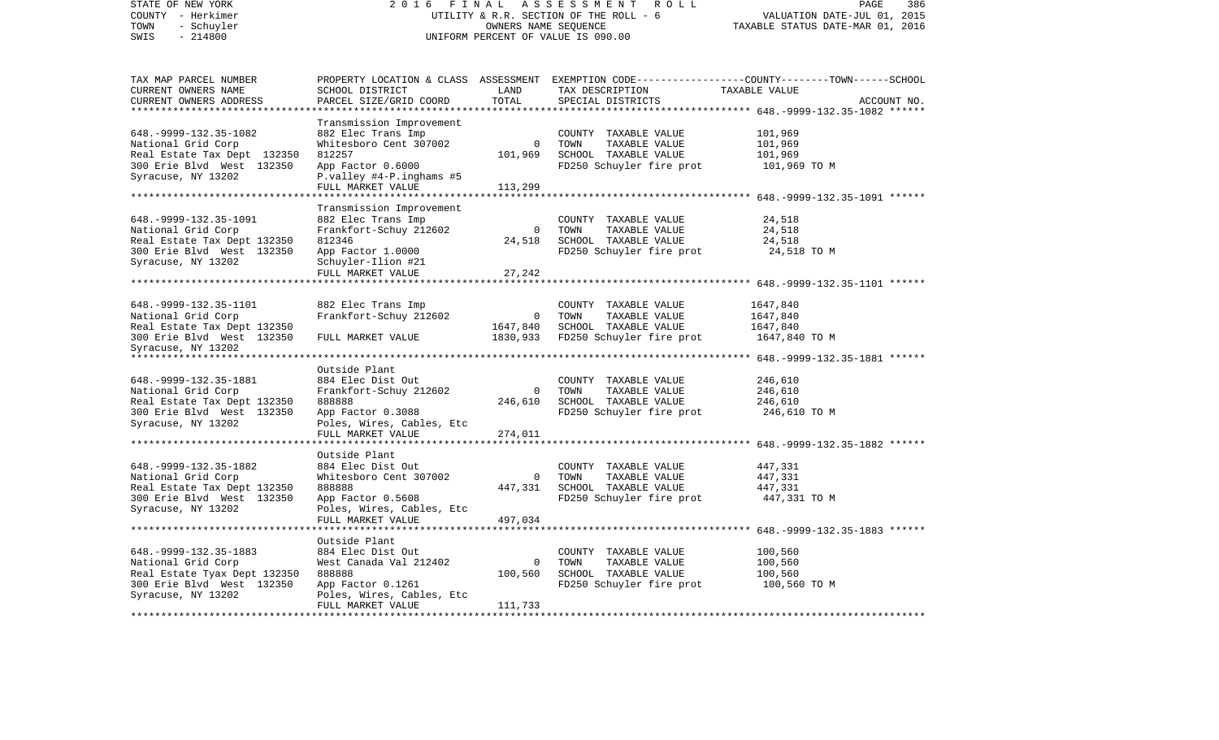STATE OF NEW YORK
COUNTY - Herkimer
TOWN - Schuyler
SWIS - 214800

2016 FINAL ASSESSMENT ROLL
UTILITY & R.R. SECTION OF THE ROLL - 6
OWNERS NAME SEQUENCE
UNIFORM PERCENT OF VALUE IS 090.00

VALUATION DATE-JUL 01, 2015
TAXABLE STATUS DATE-MAR 01, 2016

| TAX MAP PARCEL NUMBER / CURRENT OWNERS NAME / CURRENT OWNERS ADDRESS | PROPERTY LOCATION & CLASS / SCHOOL DISTRICT / PARCEL SIZE/GRID COORD | ASSESSMENT LAND / TOTAL | EXEMPTION CODE / TAX DESCRIPTION / SPECIAL DISTRICTS | COUNTY--------TOWN------SCHOOL TAXABLE VALUE | ACCOUNT NO. |
|---|---|---|---|---|---|
| **648.-9999-132.35-1082** | Transmission Improvement | | | | |
| 648.-9999-132.35-1082 | 882 Elec Trans Imp | | COUNTY TAXABLE VALUE | 101,969 | |
| National Grid Corp | Whitesboro Cent 307002 | 0 | TOWN TAXABLE VALUE | 101,969 | |
| Real Estate Tax Dept 132350 | 812257 | 101,969 | SCHOOL TAXABLE VALUE | 101,969 | |
| 300 Erie Blvd West 132350 | App Factor 0.6000 | | FD250 Schuyler fire prot | 101,969 TO M | |
| Syracuse, NY 13202 | P.valley #4-P.inghams #5 | | | | |
| | FULL MARKET VALUE | 113,299 | | | |
| **648.-9999-132.35-1091** | Transmission Improvement | | | | |
| 648.-9999-132.35-1091 | 882 Elec Trans Imp | | COUNTY TAXABLE VALUE | 24,518 | |
| National Grid Corp | Frankfort-Schuy 212602 | 0 | TOWN TAXABLE VALUE | 24,518 | |
| Real Estate Tax Dept 132350 | 812346 | 24,518 | SCHOOL TAXABLE VALUE | 24,518 | |
| 300 Erie Blvd West 132350 | App Factor 1.0000 | | FD250 Schuyler fire prot | 24,518 TO M | |
| Syracuse, NY 13202 | Schuyler-Ilion #21 | | | | |
| | FULL MARKET VALUE | 27,242 | | | |
| **648.-9999-132.35-1101** | | | | | |
| 648.-9999-132.35-1101 | 882 Elec Trans Imp | | COUNTY TAXABLE VALUE | 1647,840 | |
| National Grid Corp | Frankfort-Schuy 212602 | 0 | TOWN TAXABLE VALUE | 1647,840 | |
| Real Estate Tax Dept 132350 | | 1647,840 | SCHOOL TAXABLE VALUE | 1647,840 | |
| 300 Erie Blvd West 132350 | FULL MARKET VALUE | 1830,933 | FD250 Schuyler fire prot | 1647,840 TO M | |
| Syracuse, NY 13202 | | | | | |
| **648.-9999-132.35-1881** | Outside Plant | | | | |
| 648.-9999-132.35-1881 | 884 Elec Dist Out | | COUNTY TAXABLE VALUE | 246,610 | |
| National Grid Corp | Frankfort-Schuy 212602 | 0 | TOWN TAXABLE VALUE | 246,610 | |
| Real Estate Tax Dept 132350 | 888888 | 246,610 | SCHOOL TAXABLE VALUE | 246,610 | |
| 300 Erie Blvd West 132350 | App Factor 0.3088 | | FD250 Schuyler fire prot | 246,610 TO M | |
| Syracuse, NY 13202 | Poles, Wires, Cables, Etc | | | | |
| | FULL MARKET VALUE | 274,011 | | | |
| **648.-9999-132.35-1882** | Outside Plant | | | | |
| 648.-9999-132.35-1882 | 884 Elec Dist Out | | COUNTY TAXABLE VALUE | 447,331 | |
| National Grid Corp | Whitesboro Cent 307002 | 0 | TOWN TAXABLE VALUE | 447,331 | |
| Real Estate Tax Dept 132350 | 888888 | 447,331 | SCHOOL TAXABLE VALUE | 447,331 | |
| 300 Erie Blvd West 132350 | App Factor 0.5608 | | FD250 Schuyler fire prot | 447,331 TO M | |
| Syracuse, NY 13202 | Poles, Wires, Cables, Etc | | | | |
| | FULL MARKET VALUE | 497,034 | | | |
| **648.-9999-132.35-1883** | Outside Plant | | | | |
| 648.-9999-132.35-1883 | 884 Elec Dist Out | | COUNTY TAXABLE VALUE | 100,560 | |
| National Grid Corp | West Canada Val 212402 | 0 | TOWN TAXABLE VALUE | 100,560 | |
| Real Estate Tyax Dept 132350 | 888888 | 100,560 | SCHOOL TAXABLE VALUE | 100,560 | |
| 300 Erie Blvd West 132350 | App Factor 0.1261 | | FD250 Schuyler fire prot | 100,560 TO M | |
| Syracuse, NY 13202 | Poles, Wires, Cables, Etc | | | | |
| | FULL MARKET VALUE | 111,733 | | | |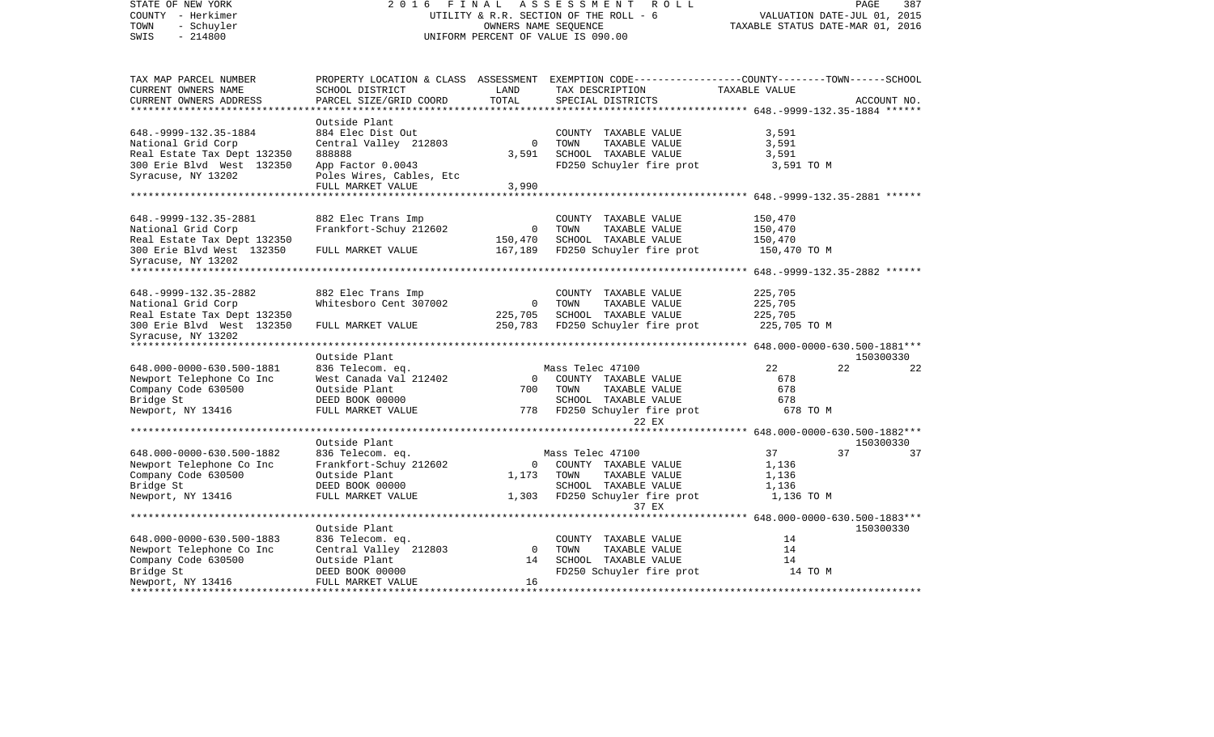STATE OF NEW YORK
COUNTY - Herkimer
TOWN - Schuyler
SWIS - 214800

2016 FINAL ASSESSMENT ROLL
UTILITY & R.R. SECTION OF THE ROLL - 6
OWNERS NAME SEQUENCE
UNIFORM PERCENT OF VALUE IS 090.00

VALUATION DATE-JUL 01, 2015
TAXABLE STATUS DATE-MAR 01, 2016

| TAX MAP PARCEL NUMBER / CURRENT OWNERS NAME / CURRENT OWNERS ADDRESS | PROPERTY LOCATION & CLASS / SCHOOL DISTRICT / PARCEL SIZE/GRID COORD | ASSESSMENT LAND / TOTAL | EXEMPTION CODE / TAX DESCRIPTION / SPECIAL DISTRICTS | COUNTY TAXABLE VALUE | TOWN | SCHOOL / ACCOUNT NO. |
|---|---|---|---|---|---|---|
| **648.-9999-132.35-1884** | Outside Plant | | | | | |
| 648.-9999-132.35-1884 | 884 Elec Dist Out | | COUNTY TAXABLE VALUE | 3,591 | | |
| National Grid Corp | Central Valley 212803 | 0 | TOWN TAXABLE VALUE | 3,591 | | |
| Real Estate Tax Dept 132350 | 888888 | 3,591 | SCHOOL TAXABLE VALUE | 3,591 | | |
| 300 Erie Blvd West 132350 | App Factor 0.0043 | | FD250 Schuyler fire prot | 3,591 TO M | | |
| Syracuse, NY 13202 | Poles Wires, Cables, Etc | | | | | |
| | FULL MARKET VALUE | 3,990 | | | | |
| **648.-9999-132.35-2881** | | | | | | |
| 648.-9999-132.35-2881 | 882 Elec Trans Imp | | COUNTY TAXABLE VALUE | 150,470 | | |
| National Grid Corp | Frankfort-Schuy 212602 | 0 | TOWN TAXABLE VALUE | 150,470 | | |
| Real Estate Tax Dept 132350 | | 150,470 | SCHOOL TAXABLE VALUE | 150,470 | | |
| 300 Erie Blvd West 132350 | FULL MARKET VALUE | 167,189 | FD250 Schuyler fire prot | 150,470 TO M | | |
| Syracuse, NY 13202 | | | | | | |
| **648.-9999-132.35-2882** | | | | | | |
| 648.-9999-132.35-2882 | 882 Elec Trans Imp | | COUNTY TAXABLE VALUE | 225,705 | | |
| National Grid Corp | Whitesboro Cent 307002 | 0 | TOWN TAXABLE VALUE | 225,705 | | |
| Real Estate Tax Dept 132350 | | 225,705 | SCHOOL TAXABLE VALUE | 225,705 | | |
| 300 Erie Blvd West 132350 | FULL MARKET VALUE | 250,783 | FD250 Schuyler fire prot | 225,705 TO M | | |
| Syracuse, NY 13202 | | | | | | |
| **648.000-0000-630.500-1881** | Outside Plant | | | | | 150300330 |
| 648.000-0000-630.500-1881 | 836 Telecom. eq. | | Mass Telec 47100 | 22 | 22 | 22 |
| Newport Telephone Co Inc | West Canada Val 212402 | 0 | COUNTY TAXABLE VALUE | 678 | | |
| Company Code 630500 | Outside Plant | 700 | TOWN TAXABLE VALUE | 678 | | |
| Bridge St | DEED BOOK 00000 | | SCHOOL TAXABLE VALUE | 678 | | |
| Newport, NY 13416 | FULL MARKET VALUE | 778 | FD250 Schuyler fire prot | 678 TO M | | |
| | | | 22 EX | | | |
| **648.000-0000-630.500-1882** | Outside Plant | | | | | 150300330 |
| 648.000-0000-630.500-1882 | 836 Telecom. eq. | | Mass Telec 47100 | 37 | 37 | 37 |
| Newport Telephone Co Inc | Frankfort-Schuy 212602 | 0 | COUNTY TAXABLE VALUE | 1,136 | | |
| Company Code 630500 | Outside Plant | 1,173 | TOWN TAXABLE VALUE | 1,136 | | |
| Bridge St | DEED BOOK 00000 | | SCHOOL TAXABLE VALUE | 1,136 | | |
| Newport, NY 13416 | FULL MARKET VALUE | 1,303 | FD250 Schuyler fire prot | 1,136 TO M | | |
| | | | 37 EX | | | |
| **648.000-0000-630.500-1883** | Outside Plant | | | | | 150300330 |
| 648.000-0000-630.500-1883 | 836 Telecom. eq. | | COUNTY TAXABLE VALUE | 14 | | |
| Newport Telephone Co Inc | Central Valley 212803 | 0 | TOWN TAXABLE VALUE | 14 | | |
| Company Code 630500 | Outside Plant | 14 | SCHOOL TAXABLE VALUE | 14 | | |
| Bridge St | DEED BOOK 00000 | | FD250 Schuyler fire prot | 14 TO M | | |
| Newport, NY 13416 | FULL MARKET VALUE | 16 | | | | |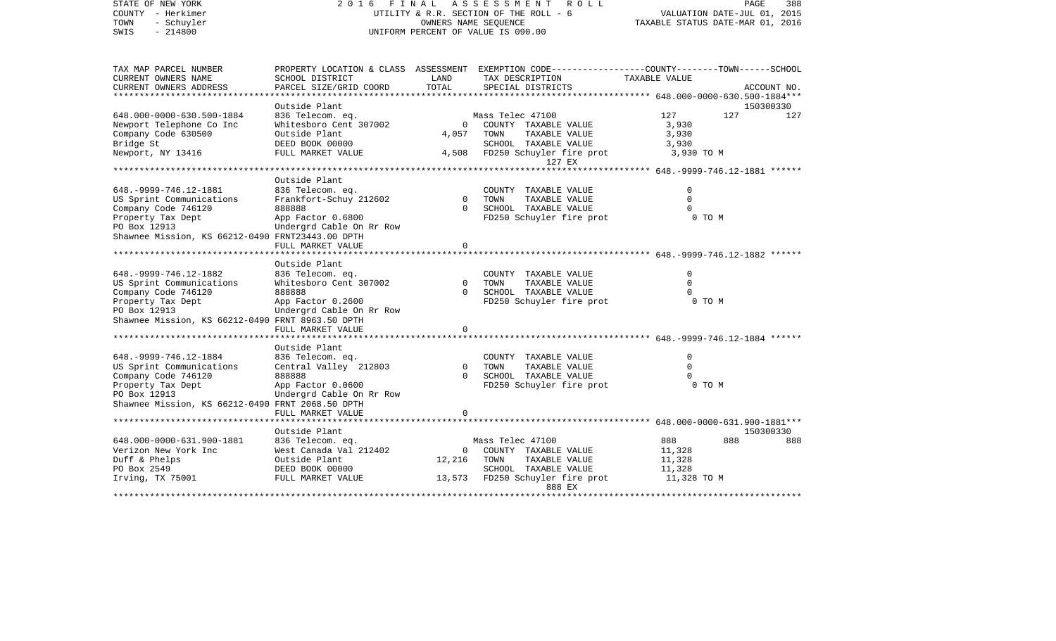STATE OF NEW YORK
COUNTY - Herkimer
TOWN - Schuyler
SWIS - 214800

2016 FINAL ASSESSMENT ROLL
UTILITY & R.R. SECTION OF THE ROLL - 6
OWNERS NAME SEQUENCE
UNIFORM PERCENT OF VALUE IS 090.00

VALUATION DATE-JUL 01, 2015
TAXABLE STATUS DATE-MAR 01, 2016

| TAX MAP PARCEL NUMBER<br>CURRENT OWNERS NAME<br>CURRENT OWNERS ADDRESS | PROPERTY LOCATION & CLASS<br>SCHOOL DISTRICT<br>PARCEL SIZE/GRID COORD | ASSESSMENT<br>LAND<br>TOTAL | EXEMPTION CODE<br>TAX DESCRIPTION<br>SPECIAL DISTRICTS | COUNTY<br>TAXABLE VALUE | TOWN | SCHOOL<br>ACCOUNT NO. |
|---|---|---|---|---|---|---|
| **648.000-0000-630.500-1884** | | | | | | |
| | Outside Plant | | | | | 150300330 |
| 648.000-0000-630.500-1884 | 836 Telecom. eq. | | Mass Telec 47100 | 127 | 127 | 127 |
| Newport Telephone Co Inc | Whitesboro Cent 307002 | 0 | COUNTY TAXABLE VALUE | 3,930 | | |
| Company Code 630500 | Outside Plant | 4,057 | TOWN TAXABLE VALUE | 3,930 | | |
| Bridge St | DEED BOOK 00000 | | SCHOOL TAXABLE VALUE | 3,930 | | |
| Newport, NY 13416 | FULL MARKET VALUE | 4,508 | FD250 Schuyler fire prot | 3,930 TO M | | |
| | | | 127 EX | | | |
| **648.-9999-746.12-1881** | | | | | | |
| | Outside Plant | | | | | |
| 648.-9999-746.12-1881 | 836 Telecom. eq. | | COUNTY TAXABLE VALUE | 0 | | |
| US Sprint Communications | Frankfort-Schuy 212602 | 0 | TOWN TAXABLE VALUE | 0 | | |
| Company Code 746120 | 888888 | 0 | SCHOOL TAXABLE VALUE | 0 | | |
| Property Tax Dept | App Factor 0.6800 | | FD250 Schuyler fire prot | 0 TO M | | |
| PO Box 12913 | Undergrd Cable On Rr Row | | | | | |
| Shawnee Mission, KS 66212-0490 | FRNT23443.00 DPTH | | | | | |
| | FULL MARKET VALUE | 0 | | | | |
| **648.-9999-746.12-1882** | | | | | | |
| | Outside Plant | | | | | |
| 648.-9999-746.12-1882 | 836 Telecom. eq. | | COUNTY TAXABLE VALUE | 0 | | |
| US Sprint Communications | Whitesboro Cent 307002 | 0 | TOWN TAXABLE VALUE | 0 | | |
| Company Code 746120 | 888888 | 0 | SCHOOL TAXABLE VALUE | 0 | | |
| Property Tax Dept | App Factor 0.2600 | | FD250 Schuyler fire prot | 0 TO M | | |
| PO Box 12913 | Undergrd Cable On Rr Row | | | | | |
| Shawnee Mission, KS 66212-0490 | FRNT 8963.50 DPTH | | | | | |
| | FULL MARKET VALUE | 0 | | | | |
| **648.-9999-746.12-1884** | | | | | | |
| | Outside Plant | | | | | |
| 648.-9999-746.12-1884 | 836 Telecom. eq. | | COUNTY TAXABLE VALUE | 0 | | |
| US Sprint Communications | Central Valley 212803 | 0 | TOWN TAXABLE VALUE | 0 | | |
| Company Code 746120 | 888888 | 0 | SCHOOL TAXABLE VALUE | 0 | | |
| Property Tax Dept | App Factor 0.0600 | | FD250 Schuyler fire prot | 0 TO M | | |
| PO Box 12913 | Undergrd Cable On Rr Row | | | | | |
| Shawnee Mission, KS 66212-0490 | FRNT 2068.50 DPTH | | | | | |
| | FULL MARKET VALUE | 0 | | | | |
| **648.000-0000-631.900-1881** | | | | | | |
| | Outside Plant | | | | | 150300330 |
| 648.000-0000-631.900-1881 | 836 Telecom. eq. | | Mass Telec 47100 | 888 | 888 | 888 |
| Verizon New York Inc | West Canada Val 212402 | 0 | COUNTY TAXABLE VALUE | 11,328 | | |
| Duff & Phelps | Outside Plant | 12,216 | TOWN TAXABLE VALUE | 11,328 | | |
| PO Box 2549 | DEED BOOK 00000 | | SCHOOL TAXABLE VALUE | 11,328 | | |
| Irving, TX 75001 | FULL MARKET VALUE | 13,573 | FD250 Schuyler fire prot | 11,328 TO M | | |
| | | | 888 EX | | | |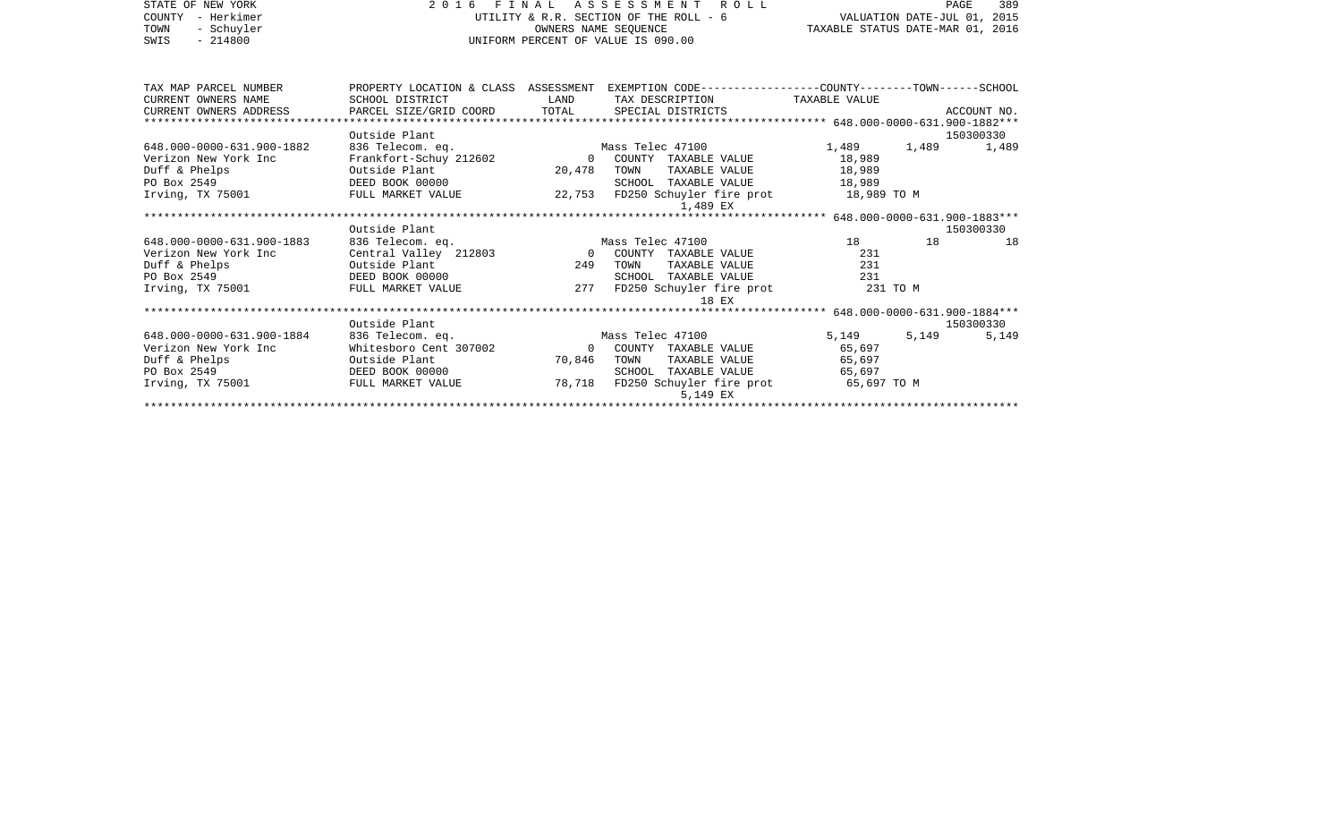STATE OF NEW YORK
COUNTY - Herkimer
TOWN - Schuyler
SWIS - 214800

2 0 1 6 F I N A L A S S E S S M E N T R O L L
UTILITY & R.R. SECTION OF THE ROLL - 6
OWNERS NAME SEQUENCE
UNIFORM PERCENT OF VALUE IS 090.00

VALUATION DATE-JUL 01, 2015
TAXABLE STATUS DATE-MAR 01, 2016

| TAX MAP PARCEL NUMBER / CURRENT OWNERS NAME / CURRENT OWNERS ADDRESS | PROPERTY LOCATION & CLASS / SCHOOL DISTRICT / PARCEL SIZE/GRID COORD | ASSESSMENT LAND / TOTAL | EXEMPTION CODE / TAX DESCRIPTION / SPECIAL DISTRICTS | COUNTY | TOWN | SCHOOL / ACCOUNT NO. |
|---|---|---|---|---|---|---|
| **648.000-0000-631.900-1882** | Outside Plant | | | | | 150300330 |
| 648.000-0000-631.900-1882 | 836 Telecom. eq. | | Mass Telec 47100 | 1,489 | 1,489 | 1,489 |
| Verizon New York Inc | Frankfort-Schuy 212602 | 0 | COUNTY TAXABLE VALUE | 18,989 | | |
| Duff & Phelps | Outside Plant | 20,478 | TOWN TAXABLE VALUE | 18,989 | | |
| PO Box 2549 | DEED BOOK 00000 | | SCHOOL TAXABLE VALUE | 18,989 | | |
| Irving, TX 75001 | FULL MARKET VALUE | 22,753 | FD250 Schuyler fire prot | 18,989 TO M | | |
| | | | 1,489 EX | | | |
| **648.000-0000-631.900-1883** | Outside Plant | | | | | 150300330 |
| 648.000-0000-631.900-1883 | 836 Telecom. eq. | | Mass Telec 47100 | 18 | 18 | 18 |
| Verizon New York Inc | Central Valley 212803 | 0 | COUNTY TAXABLE VALUE | 231 | | |
| Duff & Phelps | Outside Plant | 249 | TOWN TAXABLE VALUE | 231 | | |
| PO Box 2549 | DEED BOOK 00000 | | SCHOOL TAXABLE VALUE | 231 | | |
| Irving, TX 75001 | FULL MARKET VALUE | 277 | FD250 Schuyler fire prot | 231 TO M | | |
| | | | 18 EX | | | |
| **648.000-0000-631.900-1884** | Outside Plant | | | | | 150300330 |
| 648.000-0000-631.900-1884 | 836 Telecom. eq. | | Mass Telec 47100 | 5,149 | 5,149 | 5,149 |
| Verizon New York Inc | Whitesboro Cent 307002 | 0 | COUNTY TAXABLE VALUE | 65,697 | | |
| Duff & Phelps | Outside Plant | 70,846 | TOWN TAXABLE VALUE | 65,697 | | |
| PO Box 2549 | DEED BOOK 00000 | | SCHOOL TAXABLE VALUE | 65,697 | | |
| Irving, TX 75001 | FULL MARKET VALUE | 78,718 | FD250 Schuyler fire prot | 65,697 TO M | | |
| | | | 5,149 EX | | | |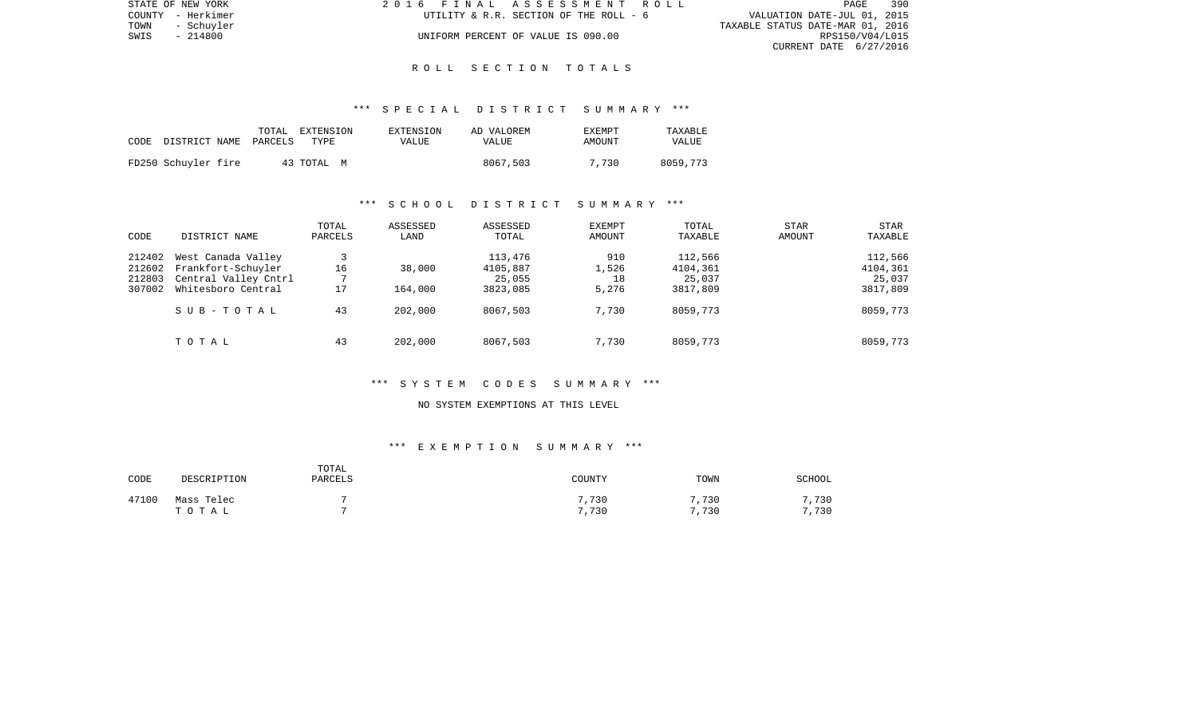STATE OF NEW YORK
COUNTY - Herkimer
TOWN - Schuyler
SWIS - 214800

2 0 1 6 F I N A L A S S E S S M E N T R O L L
UTILITY & R.R. SECTION OF THE ROLL - 6
UNIFORM PERCENT OF VALUE IS 090.00

VALUATION DATE-JUL 01, 2015
TAXABLE STATUS DATE-MAR 01, 2016
RPS150/V04/L015
CURRENT DATE 6/27/2016

## R O L L S E C T I O N T O T A L S

### *** S P E C I A L D I S T R I C T S U M M A R Y ***

| CODE | DISTRICT NAME | TOTAL PARCELS | EXTENSION TYPE | EXTENSION VALUE | AD VALOREM VALUE | EXEMPT AMOUNT | TAXABLE VALUE |
|---|---|---|---|---|---|---|---|
| FD250 | Schuyler fire | 43 | TOTAL M | | 8067,503 | 7,730 | 8059,773 |

### *** S C H O O L D I S T R I C T S U M M A R Y ***

| CODE | DISTRICT NAME | TOTAL PARCELS | ASSESSED LAND | ASSESSED TOTAL | EXEMPT AMOUNT | TOTAL TAXABLE | STAR AMOUNT | STAR TAXABLE |
|---|---|---|---|---|---|---|---|---|
| 212402 | West Canada Valley | 3 | | 113,476 | 910 | 112,566 | | 112,566 |
| 212602 | Frankfort-Schuyler | 16 | 38,000 | 4105,887 | 1,526 | 4104,361 | | 4104,361 |
| 212803 | Central Valley Cntrl | 7 | | 25,055 | 18 | 25,037 | | 25,037 |
| 307002 | Whitesboro Central | 17 | 164,000 | 3823,085 | 5,276 | 3817,809 | | 3817,809 |
| | S U B - T O T A L | 43 | 202,000 | 8067,503 | 7,730 | 8059,773 | | 8059,773 |
| | T O T A L | 43 | 202,000 | 8067,503 | 7,730 | 8059,773 | | 8059,773 |

### *** S Y S T E M C O D E S S U M M A R Y ***

NO SYSTEM EXEMPTIONS AT THIS LEVEL

### *** E X E M P T I O N S U M M A R Y ***

| CODE | DESCRIPTION | TOTAL PARCELS | COUNTY | TOWN | SCHOOL |
|---|---|---|---|---|---|
| 47100 | Mass Telec | 7 | 7,730 | 7,730 | 7,730 |
| | T O T A L | 7 | 7,730 | 7,730 | 7,730 |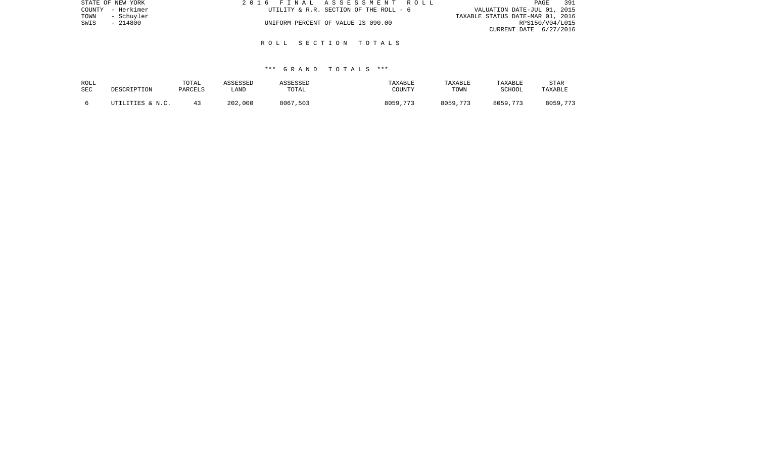STATE OF NEW YORK
COUNTY - Herkimer
TOWN - Schuyler
SWIS - 214800

2016 FINAL ASSESSMENT ROLL
UTILITY & R.R. SECTION OF THE ROLL - 6
UNIFORM PERCENT OF VALUE IS 090.00

VALUATION DATE-JUL 01, 2015
TAXABLE STATUS DATE-MAR 01, 2016
RPS150/V04/L015
CURRENT DATE 6/27/2016

## ROLL SECTION TOTALS

### *** GRAND TOTALS ***

| ROLL SEC | DESCRIPTION | TOTAL PARCELS | ASSESSED LAND | ASSESSED TOTAL | TAXABLE COUNTY | TAXABLE TOWN | TAXABLE SCHOOL | STAR TAXABLE |
|---|---|---|---|---|---|---|---|---|
| 6 | UTILITIES & N.C. | 43 | 202,000 | 8067,503 | 8059,773 | 8059,773 | 8059,773 | 8059,773 |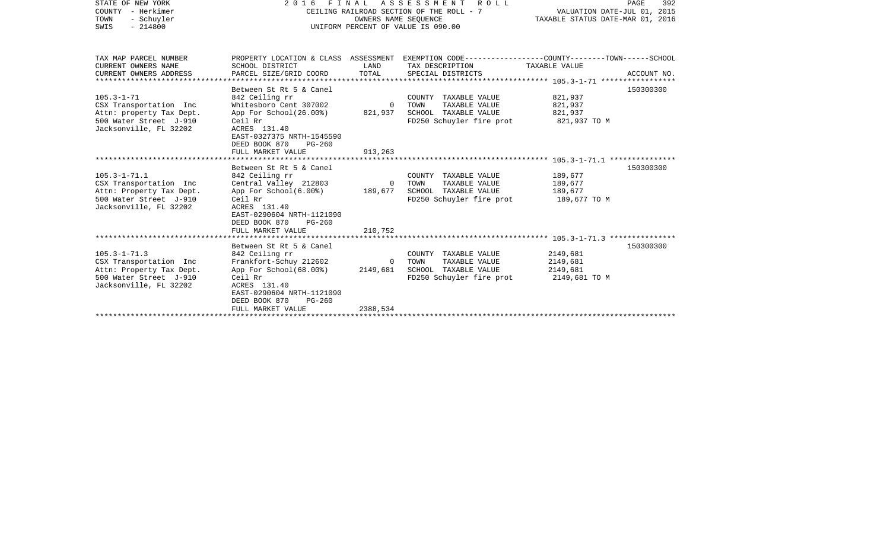STATE OF NEW YORK 2 0 1 6 F I N A L A S S E S S M E N T R O L L
COUNTY - Herkimer CEILING RAILROAD SECTION OF THE ROLL - 7 VALUATION DATE-JUL 01, 2015
TOWN - Schuyler OWNERS NAME SEQUENCE TAXABLE STATUS DATE-MAR 01, 2016
SWIS - 214800 UNIFORM PERCENT OF VALUE IS 090.00

| TAX MAP PARCEL NUMBER / CURRENT OWNERS NAME / CURRENT OWNERS ADDRESS | PROPERTY LOCATION & CLASS / SCHOOL DISTRICT / PARCEL SIZE/GRID COORD | ASSESSMENT LAND / TOTAL | EXEMPTION CODE / TAX DESCRIPTION / SPECIAL DISTRICTS | COUNTY--------TOWN------SCHOOL TAXABLE VALUE | ACCOUNT NO. |
|---|---|---|---|---|---|
| 105.3-1-71 | Between St Rt 5 & Canel | | | | 150300300 |
| CSX Transportation Inc | 842 Ceiling rr | | COUNTY TAXABLE VALUE | 821,937 | |
| Attn: property Tax Dept. | Whitesboro Cent 307002 | 0 | TOWN TAXABLE VALUE | 821,937 | |
| 500 Water Street J-910 | App For School(26.00%) | 821,937 | SCHOOL TAXABLE VALUE | 821,937 | |
| Jacksonville, FL 32202 | Ceil Rr | | FD250 Schuyler fire prot | 821,937 TO M | |
| | ACRES 131.40 | | | | |
| | EAST-0327375 NRTH-1545590 | | | | |
| | DEED BOOK 870 PG-260 | | | | |
| | FULL MARKET VALUE | 913,263 | | | |
| 105.3-1-71.1 | Between St Rt 5 & Canel | | | | 150300300 |
| CSX Transportation Inc | 842 Ceiling rr | | COUNTY TAXABLE VALUE | 189,677 | |
| Attn: Property Tax Dept. | Central Valley 212803 | 0 | TOWN TAXABLE VALUE | 189,677 | |
| 500 Water Street J-910 | App For School(6.00%) | 189,677 | SCHOOL TAXABLE VALUE | 189,677 | |
| Jacksonville, FL 32202 | Ceil Rr | | FD250 Schuyler fire prot | 189,677 TO M | |
| | ACRES 131.40 | | | | |
| | EAST-0290604 NRTH-1121090 | | | | |
| | DEED BOOK 870 PG-260 | | | | |
| | FULL MARKET VALUE | 210,752 | | | |
| 105.3-1-71.3 | Between St Rt 5 & Canel | | | | 150300300 |
| CSX Transportation Inc | 842 Ceiling rr | | COUNTY TAXABLE VALUE | 2149,681 | |
| Attn: Property Tax Dept. | Frankfort-Schuy 212602 | 0 | TOWN TAXABLE VALUE | 2149,681 | |
| 500 Water Street J-910 | App For School(68.00%) | 2149,681 | SCHOOL TAXABLE VALUE | 2149,681 | |
| Jacksonville, FL 32202 | Ceil Rr | | FD250 Schuyler fire prot | 2149,681 TO M | |
| | ACRES 131.40 | | | | |
| | EAST-0290604 NRTH-1121090 | | | | |
| | DEED BOOK 870 PG-260 | | | | |
| | FULL MARKET VALUE | 2388,534 | | | |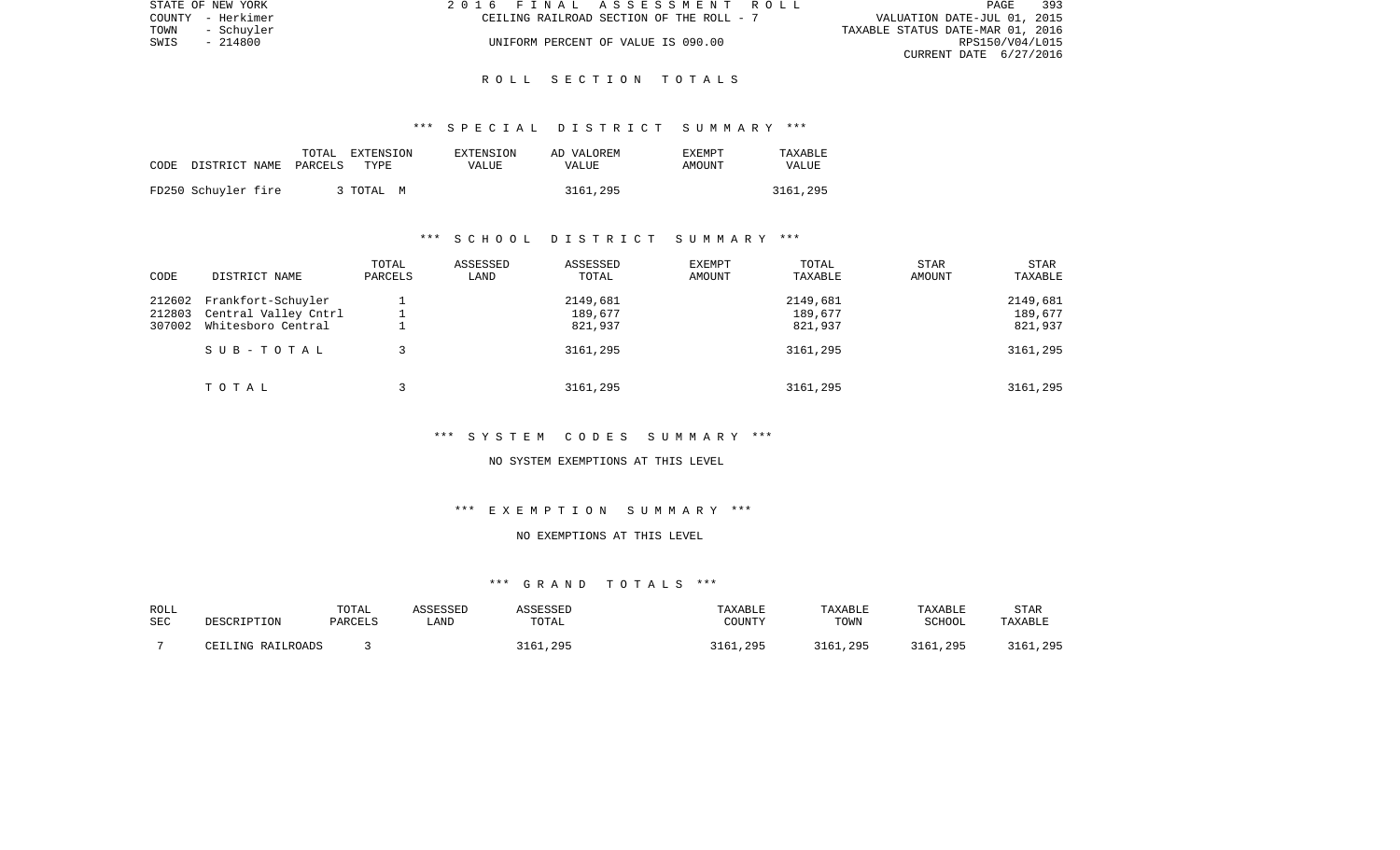## R O L L   S E C T I O N   T O T A L S

### *** S P E C I A L   D I S T R I C T   S U M M A R Y ***

| CODE | DISTRICT NAME | TOTAL PARCELS | EXTENSION TYPE | EXTENSION VALUE | AD VALOREM VALUE | EXEMPT AMOUNT | TAXABLE VALUE |
|---|---|---|---|---|---|---|---|
| FD250 | Schuyler fire | 3 | TOTAL M | | 3161,295 | | 3161,295 |

### *** S C H O O L   D I S T R I C T   S U M M A R Y ***

| CODE | DISTRICT NAME | TOTAL PARCELS | ASSESSED LAND | ASSESSED TOTAL | EXEMPT AMOUNT | TOTAL TAXABLE | STAR AMOUNT | STAR TAXABLE |
|---|---|---|---|---|---|---|---|---|
| 212602 | Frankfort-Schuyler | 1 | | 2149,681 | | 2149,681 | | 2149,681 |
| 212803 | Central Valley Cntrl | 1 | | 189,677 | | 189,677 | | 189,677 |
| 307002 | Whitesboro Central | 1 | | 821,937 | | 821,937 | | 821,937 |
| | S U B - T O T A L | 3 | | 3161,295 | | 3161,295 | | 3161,295 |
| | T O T A L | 3 | | 3161,295 | | 3161,295 | | 3161,295 |

### *** S Y S T E M   C O D E S   S U M M A R Y ***

NO SYSTEM EXEMPTIONS AT THIS LEVEL

### *** E X E M P T I O N   S U M M A R Y ***

NO EXEMPTIONS AT THIS LEVEL

### *** G R A N D   T O T A L S ***

| ROLL SEC | DESCRIPTION | TOTAL PARCELS | ASSESSED LAND | ASSESSED TOTAL | TAXABLE COUNTY | TAXABLE TOWN | TAXABLE SCHOOL | STAR TAXABLE |
|---|---|---|---|---|---|---|---|---|
| 7 | CEILING RAILROADS | 3 | | 3161,295 | 3161,295 | 3161,295 | 3161,295 | 3161,295 |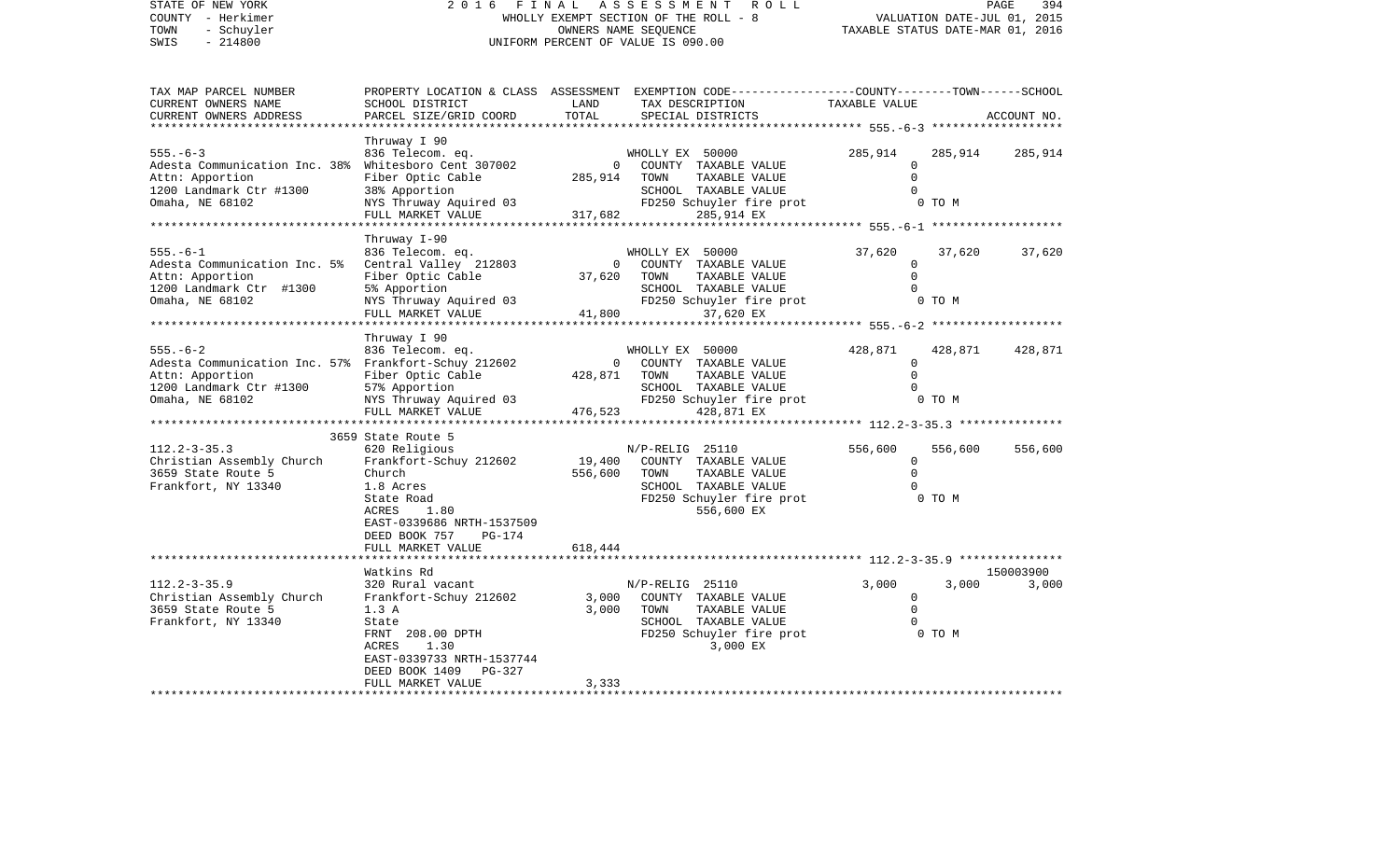STATE OF NEW YORK
COUNTY - Herkimer
TOWN - Schuyler
SWIS - 214800

2016 FINAL ASSESSMENT ROLL
WHOLLY EXEMPT SECTION OF THE ROLL - 8
OWNERS NAME SEQUENCE
UNIFORM PERCENT OF VALUE IS 090.00

VALUATION DATE-JUL 01, 2015
TAXABLE STATUS DATE-MAR 01, 2016

| TAX MAP PARCEL NUMBER<br>CURRENT OWNERS NAME<br>CURRENT OWNERS ADDRESS | PROPERTY LOCATION & CLASS<br>SCHOOL DISTRICT<br>PARCEL SIZE/GRID COORD | ASSESSMENT<br>LAND<br>TOTAL | EXEMPTION CODE<br>TAX DESCRIPTION<br>SPECIAL DISTRICTS | COUNTY<br>TAXABLE VALUE | TOWN | SCHOOL<br>ACCOUNT NO. |
|---|---|---|---|---|---|---|
| 555.-6-3 | Thruway I 90 | | | | | |
| 555.-6-3<br>Adesta Communication Inc. 38%<br>Attn: Apportion<br>1200 Landmark Ctr #1300<br>Omaha, NE 68102 | 836 Telecom. eq.<br>Whitesboro Cent 307002<br>Fiber Optic Cable<br>38% Apportion<br>NYS Thruway Aquired 03<br>FULL MARKET VALUE | 0<br>285,914<br><br><br><br>317,682 | WHOLLY EX 50000<br>COUNTY TAXABLE VALUE<br>TOWN TAXABLE VALUE<br>SCHOOL TAXABLE VALUE<br>FD250 Schuyler fire prot<br>285,914 EX | 285,914<br>0<br>0<br>0<br>0 TO M | 285,914 | 285,914 |
| 555.-6-1 | Thruway I-90 | | | | | |
| 555.-6-1<br>Adesta Communication Inc. 5%<br>Attn: Apportion<br>1200 Landmark Ctr #1300<br>Omaha, NE 68102 | 836 Telecom. eq.<br>Central Valley 212803<br>Fiber Optic Cable<br>5% Apportion<br>NYS Thruway Aquired 03<br>FULL MARKET VALUE | 0<br>37,620<br><br><br><br>41,800 | WHOLLY EX 50000<br>COUNTY TAXABLE VALUE<br>TOWN TAXABLE VALUE<br>SCHOOL TAXABLE VALUE<br>FD250 Schuyler fire prot<br>37,620 EX | 37,620<br>0<br>0<br>0<br>0 TO M | 37,620 | 37,620 |
| 555.-6-2 | Thruway I 90 | | | | | |
| 555.-6-2<br>Adesta Communication Inc. 57%<br>Attn: Apportion<br>1200 Landmark Ctr #1300<br>Omaha, NE 68102 | 836 Telecom. eq.<br>Frankfort-Schuy 212602<br>Fiber Optic Cable<br>57% Apportion<br>NYS Thruway Aquired 03<br>FULL MARKET VALUE | 0<br>428,871<br><br><br><br>476,523 | WHOLLY EX 50000<br>COUNTY TAXABLE VALUE<br>TOWN TAXABLE VALUE<br>SCHOOL TAXABLE VALUE<br>FD250 Schuyler fire prot<br>428,871 EX | 428,871<br>0<br>0<br>0<br>0 TO M | 428,871 | 428,871 |
| 112.2-3-35.3 | 3659 State Route 5 | | | | | |
| 112.2-3-35.3<br>Christian Assembly Church<br>3659 State Route 5<br>Frankfort, NY 13340 | 620 Religious<br>Frankfort-Schuy 212602<br>Church<br>1.8 Acres<br>State Road<br>ACRES 1.80<br>EAST-0339686 NRTH-1537509<br>DEED BOOK 757 PG-174<br>FULL MARKET VALUE | 19,400<br>556,600<br><br><br><br><br><br><br>618,444 | N/P-RELIG 25110<br>COUNTY TAXABLE VALUE<br>TOWN TAXABLE VALUE<br>SCHOOL TAXABLE VALUE<br>FD250 Schuyler fire prot<br>556,600 EX | 556,600<br>0<br>0<br>0<br>0 TO M | 556,600 | 556,600 |
| 112.2-3-35.9 | Watkins Rd | | | | | 150003900 |
| 112.2-3-35.9<br>Christian Assembly Church<br>3659 State Route 5<br>Frankfort, NY 13340 | 320 Rural vacant<br>Frankfort-Schuy 212602<br>1.3 A<br>State<br>FRNT 208.00 DPTH<br>ACRES 1.30<br>EAST-0339733 NRTH-1537744<br>DEED BOOK 1409 PG-327<br>FULL MARKET VALUE | 3,000<br>3,000<br><br><br><br><br><br><br>3,333 | N/P-RELIG 25110<br>COUNTY TAXABLE VALUE<br>TOWN TAXABLE VALUE<br>SCHOOL TAXABLE VALUE<br>FD250 Schuyler fire prot<br>3,000 EX | 3,000<br>0<br>0<br>0<br>0 TO M | 3,000 | 3,000 |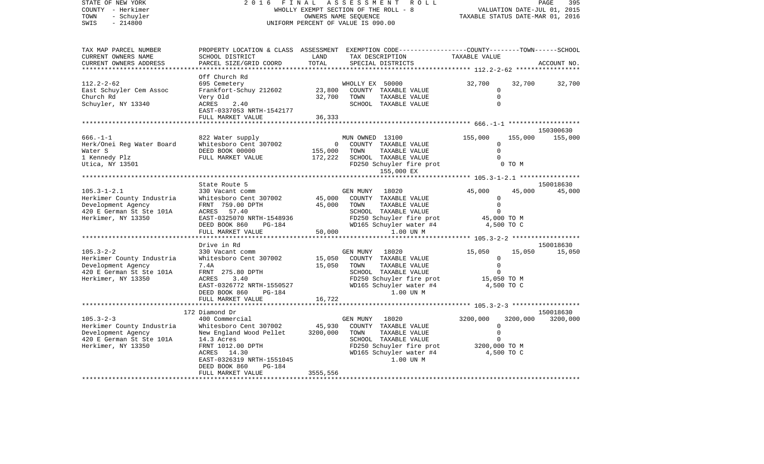STATE OF NEW YORK — 2016 FINAL ASSESSMENT ROLL
COUNTY - Herkimer — WHOLLY EXEMPT SECTION OF THE ROLL - 8 — VALUATION DATE-JUL 01, 2015
TOWN - Schuyler — OWNERS NAME SEQUENCE — TAXABLE STATUS DATE-MAR 01, 2016
SWIS - 214800 — UNIFORM PERCENT OF VALUE IS 090.00

| TAX MAP PARCEL NUMBER / CURRENT OWNERS NAME / CURRENT OWNERS ADDRESS | PROPERTY LOCATION & CLASS / SCHOOL DISTRICT / PARCEL SIZE/GRID COORD | ASSESSMENT LAND / TOTAL | EXEMPTION CODE / TAX DESCRIPTION / SPECIAL DISTRICTS | COUNTY TAXABLE VALUE | TOWN | SCHOOL / ACCOUNT NO. |
|---|---|---|---|---|---|---|
| | Off Church Rd | | | | | |
| 112.2-2-62 | 695 Cemetery | | WHOLLY EX 50000 | 32,700 | 32,700 | 32,700 |
| East Schuyler Cem Assoc | Frankfort-Schuy 212602 | 23,800 | COUNTY TAXABLE VALUE | 0 | | |
| Church Rd | Very Old | 32,700 | TOWN TAXABLE VALUE | 0 | | |
| Schuyler, NY 13340 | ACRES 2.40 | | SCHOOL TAXABLE VALUE | 0 | | |
| | EAST-0337053 NRTH-1542177 | | | | | |
| | FULL MARKET VALUE | 36,333 | | | | |
| | | | | | | 150300630 |
| 666.-1-1 | 822 Water supply | | MUN OWNED 13100 | 155,000 | 155,000 | 155,000 |
| Herk/Onei Reg Water Board | Whitesboro Cent 307002 | 0 | COUNTY TAXABLE VALUE | 0 | | |
| Water S | DEED BOOK 00000 | 155,000 | TOWN TAXABLE VALUE | 0 | | |
| 1 Kennedy Plz | FULL MARKET VALUE | 172,222 | SCHOOL TAXABLE VALUE | 0 | | |
| Utica, NY 13501 | | | FD250 Schuyler fire prot | 0 TO M | | |
| | | | 155,000 EX | | | |
| | State Route 5 | | | | | 150018630 |
| 105.3-1-2.1 | 330 Vacant comm | | GEN MUNY 18020 | 45,000 | 45,000 | 45,000 |
| Herkimer County Industria | Whitesboro Cent 307002 | 45,000 | COUNTY TAXABLE VALUE | 0 | | |
| Development Agency | FRNT 759.00 DPTH | 45,000 | TOWN TAXABLE VALUE | 0 | | |
| 420 E German St Ste 101A | ACRES 57.40 | | SCHOOL TAXABLE VALUE | 0 | | |
| Herkimer, NY 13350 | EAST-0325070 NRTH-1548936 | | FD250 Schuyler fire prot | 45,000 TO M | | |
| | DEED BOOK 860 PG-184 | | WD165 Schuyler water #4 | 4,500 TO C | | |
| | FULL MARKET VALUE | 50,000 | 1.00 UN M | | | |
| | Drive in Rd | | | | | 150018630 |
| 105.3-2-2 | 330 Vacant comm | | GEN MUNY 18020 | 15,050 | 15,050 | 15,050 |
| Herkimer County Industria | Whitesboro Cent 307002 | 15,050 | COUNTY TAXABLE VALUE | 0 | | |
| Development Agency | 7.4A | 15,050 | TOWN TAXABLE VALUE | 0 | | |
| 420 E German St Ste 101A | FRNT 275.80 DPTH | | SCHOOL TAXABLE VALUE | 0 | | |
| Herkimer, NY 13350 | ACRES 3.40 | | FD250 Schuyler fire prot | 15,050 TO M | | |
| | EAST-0326772 NRTH-1550527 | | WD165 Schuyler water #4 | 4,500 TO C | | |
| | DEED BOOK 860 PG-184 | | 1.00 UN M | | | |
| | FULL MARKET VALUE | 16,722 | | | | |
| | 172 Diamond Dr | | | | | 150018630 |
| 105.3-2-3 | 400 Commercial | | GEN MUNY 18020 | 3200,000 | 3200,000 | 3200,000 |
| Herkimer County Industria | Whitesboro Cent 307002 | 45,930 | COUNTY TAXABLE VALUE | 0 | | |
| Development Agency | New England Wood Pellet | 3200,000 | TOWN TAXABLE VALUE | 0 | | |
| 420 E German St Ste 101A | 14.3 Acres | | SCHOOL TAXABLE VALUE | 0 | | |
| Herkimer, NY 13350 | FRNT 1012.00 DPTH | | FD250 Schuyler fire prot | 3200,000 TO M | | |
| | ACRES 14.30 | | WD165 Schuyler water #4 | 4,500 TO C | | |
| | EAST-0326319 NRTH-1551045 | | 1.00 UN M | | | |
| | DEED BOOK 860 PG-184 | | | | | |
| | FULL MARKET VALUE | 3555,556 | | | | |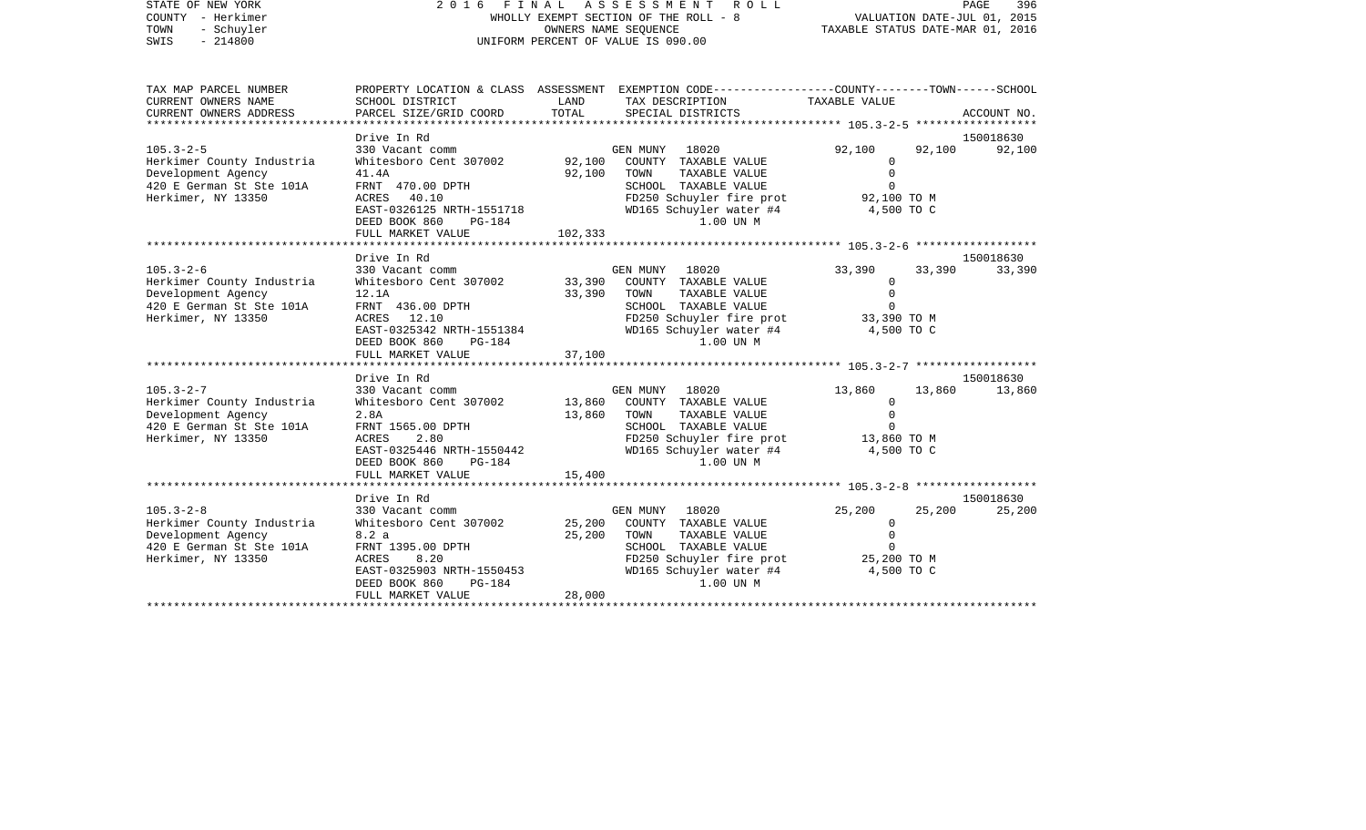STATE OF NEW YORK　　　2 0 1 6　F I N A L　A S S E S S M E N T　R O L L
COUNTY - Herkimer　　　WHOLLY EXEMPT SECTION OF THE ROLL - 8　　　VALUATION DATE-JUL 01, 2015
TOWN - Schuyler　　　OWNERS NAME SEQUENCE　　　TAXABLE STATUS DATE-MAR 01, 2016
SWIS - 214800　　　UNIFORM PERCENT OF VALUE IS 090.00

| TAX MAP PARCEL NUMBER / CURRENT OWNERS NAME / CURRENT OWNERS ADDRESS | PROPERTY LOCATION & CLASS / SCHOOL DISTRICT / PARCEL SIZE/GRID COORD | ASSESSMENT LAND / TOTAL | EXEMPTION CODE / TAX DESCRIPTION / SPECIAL DISTRICTS | COUNTY | TOWN | SCHOOL / ACCOUNT NO. |
|---|---|---|---|---|---|---|
| 105.3-2-5 | Drive In Rd | | | | | 150018630 |
| | 330 Vacant comm | | GEN MUNY 18020 | 92,100 | 92,100 | 92,100 |
| Herkimer County Industria | Whitesboro Cent 307002 | 92,100 | COUNTY TAXABLE VALUE | 0 | | |
| Development Agency | 41.4A | 92,100 | TOWN TAXABLE VALUE | 0 | | |
| 420 E German St Ste 101A | FRNT 470.00 DPTH | | SCHOOL TAXABLE VALUE | 0 | | |
| Herkimer, NY 13350 | ACRES 40.10 | | FD250 Schuyler fire prot | 92,100 TO M | | |
| | EAST-0326125 NRTH-1551718 | | WD165 Schuyler water #4 | 4,500 TO C | | |
| | DEED BOOK 860 PG-184 | | 1.00 UN M | | | |
| | FULL MARKET VALUE | 102,333 | | | | |
| 105.3-2-6 | Drive In Rd | | | | | 150018630 |
| | 330 Vacant comm | | GEN MUNY 18020 | 33,390 | 33,390 | 33,390 |
| Herkimer County Industria | Whitesboro Cent 307002 | 33,390 | COUNTY TAXABLE VALUE | 0 | | |
| Development Agency | 12.1A | 33,390 | TOWN TAXABLE VALUE | 0 | | |
| 420 E German St Ste 101A | FRNT 436.00 DPTH | | SCHOOL TAXABLE VALUE | 0 | | |
| Herkimer, NY 13350 | ACRES 12.10 | | FD250 Schuyler fire prot | 33,390 TO M | | |
| | EAST-0325342 NRTH-1551384 | | WD165 Schuyler water #4 | 4,500 TO C | | |
| | DEED BOOK 860 PG-184 | | 1.00 UN M | | | |
| | FULL MARKET VALUE | 37,100 | | | | |
| 105.3-2-7 | Drive In Rd | | | | | 150018630 |
| | 330 Vacant comm | | GEN MUNY 18020 | 13,860 | 13,860 | 13,860 |
| Herkimer County Industria | Whitesboro Cent 307002 | 13,860 | COUNTY TAXABLE VALUE | 0 | | |
| Development Agency | 2.8A | 13,860 | TOWN TAXABLE VALUE | 0 | | |
| 420 E German St Ste 101A | FRNT 1565.00 DPTH | | SCHOOL TAXABLE VALUE | 0 | | |
| Herkimer, NY 13350 | ACRES 2.80 | | FD250 Schuyler fire prot | 13,860 TO M | | |
| | EAST-0325446 NRTH-1550442 | | WD165 Schuyler water #4 | 4,500 TO C | | |
| | DEED BOOK 860 PG-184 | | 1.00 UN M | | | |
| | FULL MARKET VALUE | 15,400 | | | | |
| 105.3-2-8 | Drive In Rd | | | | | 150018630 |
| | 330 Vacant comm | | GEN MUNY 18020 | 25,200 | 25,200 | 25,200 |
| Herkimer County Industria | Whitesboro Cent 307002 | 25,200 | COUNTY TAXABLE VALUE | 0 | | |
| Development Agency | 8.2 a | 25,200 | TOWN TAXABLE VALUE | 0 | | |
| 420 E German St Ste 101A | FRNT 1395.00 DPTH | | SCHOOL TAXABLE VALUE | 0 | | |
| Herkimer, NY 13350 | ACRES 8.20 | | FD250 Schuyler fire prot | 25,200 TO M | | |
| | EAST-0325903 NRTH-1550453 | | WD165 Schuyler water #4 | 4,500 TO C | | |
| | DEED BOOK 860 PG-184 | | 1.00 UN M | | | |
| | FULL MARKET VALUE | 28,000 | | | | |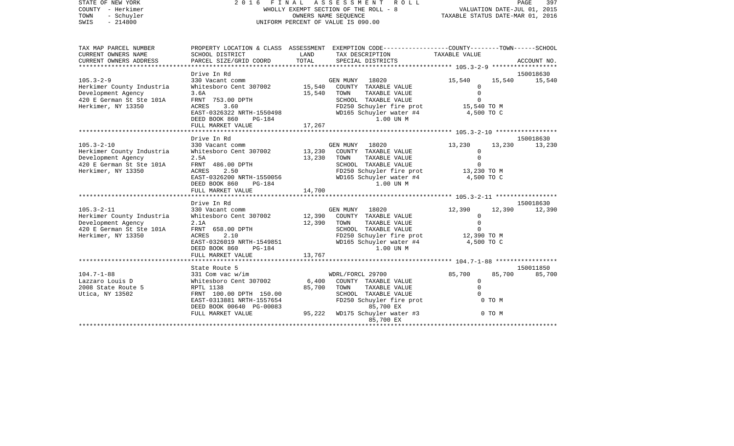STATE OF NEW YORK　　　　　　　　2016 FINAL ASSESSMENT ROLL
COUNTY - Herkimer　　　　　　　　WHOLLY EXEMPT SECTION OF THE ROLL - 8　　　　VALUATION DATE-JUL 01, 2015
TOWN - Schuyler　　　　　　　　　OWNERS NAME SEQUENCE　　　　　　　　TAXABLE STATUS DATE-MAR 01, 2016
SWIS - 214800　　　　　　　　　　UNIFORM PERCENT OF VALUE IS 090.00

| TAX MAP PARCEL NUMBER<br>CURRENT OWNERS NAME<br>CURRENT OWNERS ADDRESS | PROPERTY LOCATION & CLASS<br>SCHOOL DISTRICT<br>PARCEL SIZE/GRID COORD | ASSESSMENT<br>LAND<br>TOTAL | EXEMPTION CODE-----COUNTY-----TOWN-----SCHOOL<br>TAX DESCRIPTION<br>SPECIAL DISTRICTS | TAXABLE VALUE | | ACCOUNT NO. |
|---|---|---|---|---|---|---|
| **105.3-2-9** | Drive In Rd | | | | | 150018630 |
| 105.3-2-9 | 330 Vacant comm | | GEN MUNY 18020 | 15,540 | 15,540 | 15,540 |
| Herkimer County Industria | Whitesboro Cent 307002 | 15,540 | COUNTY TAXABLE VALUE | 0 | | |
| Development Agency | 3.6A | 15,540 | TOWN TAXABLE VALUE | 0 | | |
| 420 E German St Ste 101A | FRNT 753.00 DPTH | | SCHOOL TAXABLE VALUE | 0 | | |
| Herkimer, NY 13350 | ACRES 3.60 | | FD250 Schuyler fire prot | 15,540 TO M | | |
| | EAST-0326322 NRTH-1550498 | | WD165 Schuyler water #4 | 4,500 TO C | | |
| | DEED BOOK 860 PG-184 | | 1.00 UN M | | | |
| | FULL MARKET VALUE | 17,267 | | | | |
| **105.3-2-10** | Drive In Rd | | | | | 150018630 |
| 105.3-2-10 | 330 Vacant comm | | GEN MUNY 18020 | 13,230 | 13,230 | 13,230 |
| Herkimer County Industria | Whitesboro Cent 307002 | 13,230 | COUNTY TAXABLE VALUE | 0 | | |
| Development Agency | 2.5A | 13,230 | TOWN TAXABLE VALUE | 0 | | |
| 420 E German St Ste 101A | FRNT 486.00 DPTH | | SCHOOL TAXABLE VALUE | 0 | | |
| Herkimer, NY 13350 | ACRES 2.50 | | FD250 Schuyler fire prot | 13,230 TO M | | |
| | EAST-0326200 NRTH-1550056 | | WD165 Schuyler water #4 | 4,500 TO C | | |
| | DEED BOOK 860 PG-184 | | 1.00 UN M | | | |
| | FULL MARKET VALUE | 14,700 | | | | |
| **105.3-2-11** | Drive In Rd | | | | | 150018630 |
| 105.3-2-11 | 330 Vacant comm | | GEN MUNY 18020 | 12,390 | 12,390 | 12,390 |
| Herkimer County Industria | Whitesboro Cent 307002 | 12,390 | COUNTY TAXABLE VALUE | 0 | | |
| Development Agency | 2.1A | 12,390 | TOWN TAXABLE VALUE | 0 | | |
| 420 E German St Ste 101A | FRNT 658.00 DPTH | | SCHOOL TAXABLE VALUE | 0 | | |
| Herkimer, NY 13350 | ACRES 2.10 | | FD250 Schuyler fire prot | 12,390 TO M | | |
| | EAST-0326019 NRTH-1549851 | | WD165 Schuyler water #4 | 4,500 TO C | | |
| | DEED BOOK 860 PG-184 | | 1.00 UN M | | | |
| | FULL MARKET VALUE | 13,767 | | | | |
| **104.7-1-88** | State Route 5 | | | | | 150011850 |
| 104.7-1-88 | 331 Com vac w/im | | WDRL/FORCL 29700 | 85,700 | 85,700 | 85,700 |
| Lazzaro Louis D | Whitesboro Cent 307002 | 6,400 | COUNTY TAXABLE VALUE | 0 | | |
| 2008 State Route 5 | RPTL 1138 | 85,700 | TOWN TAXABLE VALUE | 0 | | |
| Utica, NY 13502 | FRNT 100.00 DPTH 150.00 | | SCHOOL TAXABLE VALUE | 0 | | |
| | EAST-0313881 NRTH-1557654 | | FD250 Schuyler fire prot | 0 TO M | | |
| | DEED BOOK 00640 PG-00083 | | 85,700 EX | | | |
| | FULL MARKET VALUE | 95,222 | WD175 Schuyler water #3 | 0 TO M | | |
| | | | 85,700 EX | | | |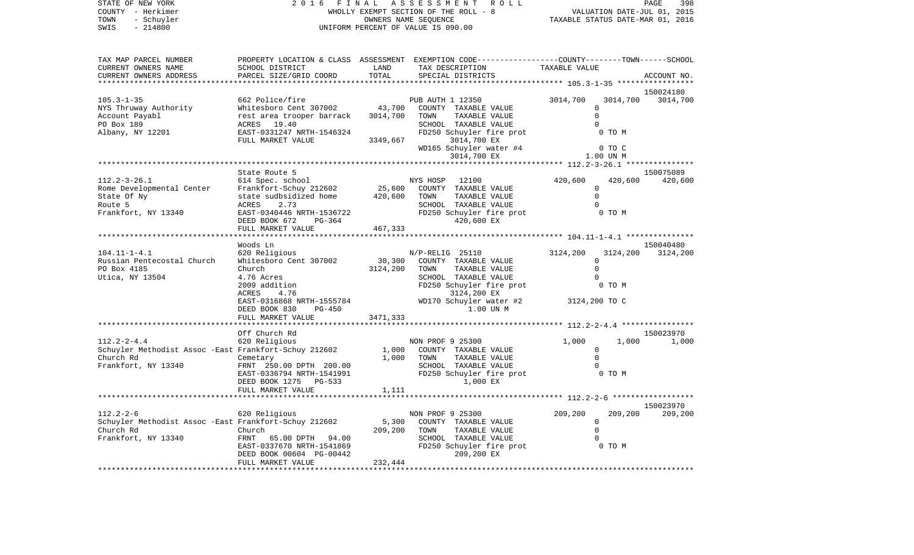STATE OF NEW YORK — 2016 FINAL ASSESSMENT ROLL
COUNTY - Herkimer — WHOLLY EXEMPT SECTION OF THE ROLL - 8 — VALUATION DATE-JUL 01, 2015
TOWN - Schuyler — OWNERS NAME SEQUENCE — TAXABLE STATUS DATE-MAR 01, 2016
SWIS - 214800 — UNIFORM PERCENT OF VALUE IS 090.00

| TAX MAP PARCEL NUMBER<br>CURRENT OWNERS NAME<br>CURRENT OWNERS ADDRESS | PROPERTY LOCATION & CLASS<br>SCHOOL DISTRICT<br>PARCEL SIZE/GRID COORD | ASSESSMENT<br>LAND<br>TOTAL | EXEMPTION CODE<br>TAX DESCRIPTION<br>SPECIAL DISTRICTS | COUNTY<br>TAXABLE VALUE | TOWN | SCHOOL<br>ACCOUNT NO. |
|---|---|---|---|---|---|---|
| | | | | | | 150024180 |
| 105.3-1-35 | 662 Police/fire | | PUB AUTH 1 12350 | 3014,700 | 3014,700 | 3014,700 |
| NYS Thruway Authority | Whitesboro Cent 307002 | 43,700 | COUNTY TAXABLE VALUE | 0 | | |
| Account Payabl | rest area trooper barrack | 3014,700 | TOWN TAXABLE VALUE | 0 | | |
| PO Box 189 | ACRES 19.40 | | SCHOOL TAXABLE VALUE | 0 | | |
| Albany, NY 12201 | EAST-0331247 NRTH-1546324 | | FD250 Schuyler fire prot | 0 TO M | | |
| | FULL MARKET VALUE | 3349,667 | 3014,700 EX | | | |
| | | | WD165 Schuyler water #4 | 0 TO C | | |
| | | | 3014,700 EX | 1.00 UN M | | |
| | State Route 5 | | | | | 150075089 |
| 112.2-3-26.1 | 614 Spec. school | | NYS HOSP 12100 | 420,600 | 420,600 | 420,600 |
| Rome Developmental Center | Frankfort-Schuy 212602 | 25,600 | COUNTY TAXABLE VALUE | 0 | | |
| State Of Ny | state sudbsidized home | 420,600 | TOWN TAXABLE VALUE | 0 | | |
| Route 5 | ACRES 2.73 | | SCHOOL TAXABLE VALUE | 0 | | |
| Frankfort, NY 13340 | EAST-0340446 NRTH-1536722 | | FD250 Schuyler fire prot | 0 TO M | | |
| | DEED BOOK 672 PG-364 | | 420,600 EX | | | |
| | FULL MARKET VALUE | 467,333 | | | | |
| | Woods Ln | | | | | 150040480 |
| 104.11-1-4.1 | 620 Religious | | N/P-RELIG 25110 | 3124,200 | 3124,200 | 3124,200 |
| Russian Pentecostal Church | Whitesboro Cent 307002 | 30,300 | COUNTY TAXABLE VALUE | 0 | | |
| PO Box 4185 | Church | 3124,200 | TOWN TAXABLE VALUE | 0 | | |
| Utica, NY 13504 | 4.76 Acres | | SCHOOL TAXABLE VALUE | 0 | | |
| | 2009 addition | | FD250 Schuyler fire prot | 0 TO M | | |
| | ACRES 4.76 | | 3124,200 EX | | | |
| | EAST-0316868 NRTH-1555784 | | WD170 Schuyler water #2 | 3124,200 TO C | | |
| | DEED BOOK 830 PG-450 | | 1.00 UN M | | | |
| | FULL MARKET VALUE | 3471,333 | | | | |
| | Off Church Rd | | | | | 150023970 |
| 112.2-2-4.4 | 620 Religious | | NON PROF 9 25300 | 1,000 | 1,000 | 1,000 |
| Schuyler Methodist Assoc -East | Frankfort-Schuy 212602 | 1,000 | COUNTY TAXABLE VALUE | 0 | | |
| Church Rd | Cemetary | 1,000 | TOWN TAXABLE VALUE | 0 | | |
| Frankfort, NY 13340 | FRNT 250.00 DPTH 200.00 | | SCHOOL TAXABLE VALUE | 0 | | |
| | EAST-0336794 NRTH-1541991 | | FD250 Schuyler fire prot | 0 TO M | | |
| | DEED BOOK 1275 PG-533 | | 1,000 EX | | | |
| | FULL MARKET VALUE | 1,111 | | | | |
| | | | | | | 150023970 |
| 112.2-2-6 | 620 Religious | | NON PROF 9 25300 | 209,200 | 209,200 | 209,200 |
| Schuyler Methodist Assoc -East | Frankfort-Schuy 212602 | 5,300 | COUNTY TAXABLE VALUE | 0 | | |
| Church Rd | Church | 209,200 | TOWN TAXABLE VALUE | 0 | | |
| Frankfort, NY 13340 | FRNT 65.00 DPTH 94.00 | | SCHOOL TAXABLE VALUE | 0 | | |
| | EAST-0337670 NRTH-1541869 | | FD250 Schuyler fire prot | 0 TO M | | |
| | DEED BOOK 00604 PG-00442 | | 209,200 EX | | | |
| | FULL MARKET VALUE | 232,444 | | | | |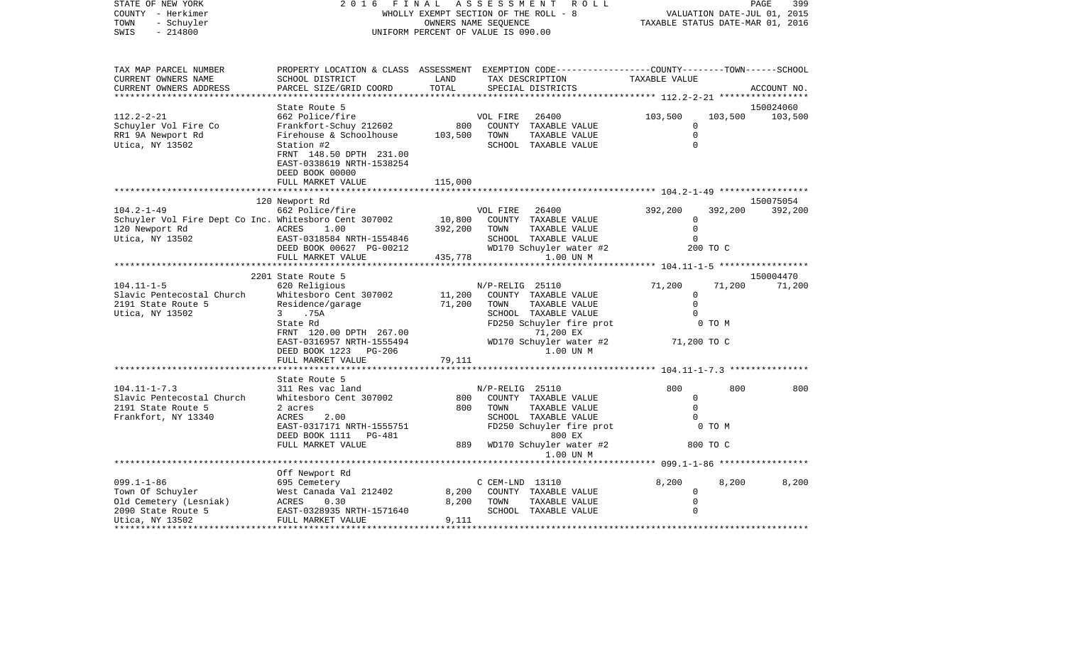STATE OF NEW YORK — 2016 FINAL ASSESSMENT ROLL — PAGE 399
COUNTY - Herkimer — WHOLLY EXEMPT SECTION OF THE ROLL - 8 — VALUATION DATE-JUL 01, 2015
TOWN - Schuyler — OWNERS NAME SEQUENCE — TAXABLE STATUS DATE-MAR 01, 2016
SWIS - 214800 — UNIFORM PERCENT OF VALUE IS 090.00

| TAX MAP PARCEL NUMBER<br>CURRENT OWNERS NAME<br>CURRENT OWNERS ADDRESS | PROPERTY LOCATION & CLASS<br>SCHOOL DISTRICT<br>PARCEL SIZE/GRID COORD | ASSESSMENT<br>LAND<br>TOTAL | EXEMPTION CODE<br>TAX DESCRIPTION<br>SPECIAL DISTRICTS | COUNTY<br>TAXABLE VALUE | TOWN | SCHOOL<br>ACCOUNT NO. |
|---|---|---|---|---|---|---|
| 112.2-2-21 | State Route 5 | | | | | 150024060 |
| | 662 Police/fire | | VOL FIRE 26400 | 103,500 | 103,500 | 103,500 |
| Schuyler Vol Fire Co | Frankfort-Schuy 212602 | 800 | COUNTY TAXABLE VALUE | 0 | | |
| RR1 9A Newport Rd | Firehouse & Schoolhouse | 103,500 | TOWN TAXABLE VALUE | 0 | | |
| Utica, NY 13502 | Station #2 | | SCHOOL TAXABLE VALUE | 0 | | |
| | FRNT 148.50 DPTH 231.00 | | | | | |
| | EAST-0338619 NRTH-1538254 | | | | | |
| | DEED BOOK 00000 | | | | | |
| | FULL MARKET VALUE | 115,000 | | | | |
| 104.2-1-49 | 120 Newport Rd | | | | | 150075054 |
| | 662 Police/fire | | VOL FIRE 26400 | 392,200 | 392,200 | 392,200 |
| Schuyler Vol Fire Dept Co Inc. | Whitesboro Cent 307002 | 10,800 | COUNTY TAXABLE VALUE | 0 | | |
| 120 Newport Rd | ACRES 1.00 | 392,200 | TOWN TAXABLE VALUE | 0 | | |
| Utica, NY 13502 | EAST-0318584 NRTH-1554846 | | SCHOOL TAXABLE VALUE | 0 | | |
| | DEED BOOK 00627 PG-00212 | | WD170 Schuyler water #2 | 200 TO C | | |
| | FULL MARKET VALUE | 435,778 | 1.00 UN M | | | |
| 104.11-1-5 | 2201 State Route 5 | | | | | 150004470 |
| | 620 Religious | | N/P-RELIG 25110 | 71,200 | 71,200 | 71,200 |
| Slavic Pentecostal Church | Whitesboro Cent 307002 | 11,200 | COUNTY TAXABLE VALUE | 0 | | |
| 2191 State Route 5 | Residence/garage | 71,200 | TOWN TAXABLE VALUE | 0 | | |
| Utica, NY 13502 | 3 .75A | | SCHOOL TAXABLE VALUE | 0 | | |
| | State Rd | | FD250 Schuyler fire prot | 0 TO M | | |
| | FRNT 120.00 DPTH 267.00 | | 71,200 EX | | | |
| | EAST-0316957 NRTH-1555494 | | WD170 Schuyler water #2 | 71,200 TO C | | |
| | DEED BOOK 1223 PG-206 | | 1.00 UN M | | | |
| | FULL MARKET VALUE | 79,111 | | | | |
| 104.11-1-7.3 | State Route 5 | | | | | |
| | 311 Res vac land | | N/P-RELIG 25110 | 800 | 800 | 800 |
| Slavic Pentecostal Church | Whitesboro Cent 307002 | 800 | COUNTY TAXABLE VALUE | 0 | | |
| 2191 State Route 5 | 2 acres | 800 | TOWN TAXABLE VALUE | 0 | | |
| Frankfort, NY 13340 | ACRES 2.00 | | SCHOOL TAXABLE VALUE | 0 | | |
| | EAST-0317171 NRTH-1555751 | | FD250 Schuyler fire prot | 0 TO M | | |
| | DEED BOOK 1111 PG-481 | | 800 EX | | | |
| | FULL MARKET VALUE | 889 | WD170 Schuyler water #2 | 800 TO C | | |
| | | | 1.00 UN M | | | |
| 099.1-1-86 | Off Newport Rd | | | | | |
| | 695 Cemetery | | C CEM-LND 13110 | 8,200 | 8,200 | 8,200 |
| Town Of Schuyler | West Canada Val 212402 | 8,200 | COUNTY TAXABLE VALUE | 0 | | |
| Old Cemetery (Lesniak) | ACRES 0.30 | 8,200 | TOWN TAXABLE VALUE | 0 | | |
| 2090 State Route 5 | EAST-0328935 NRTH-1571640 | | SCHOOL TAXABLE VALUE | 0 | | |
| Utica, NY 13502 | FULL MARKET VALUE | 9,111 | | | | |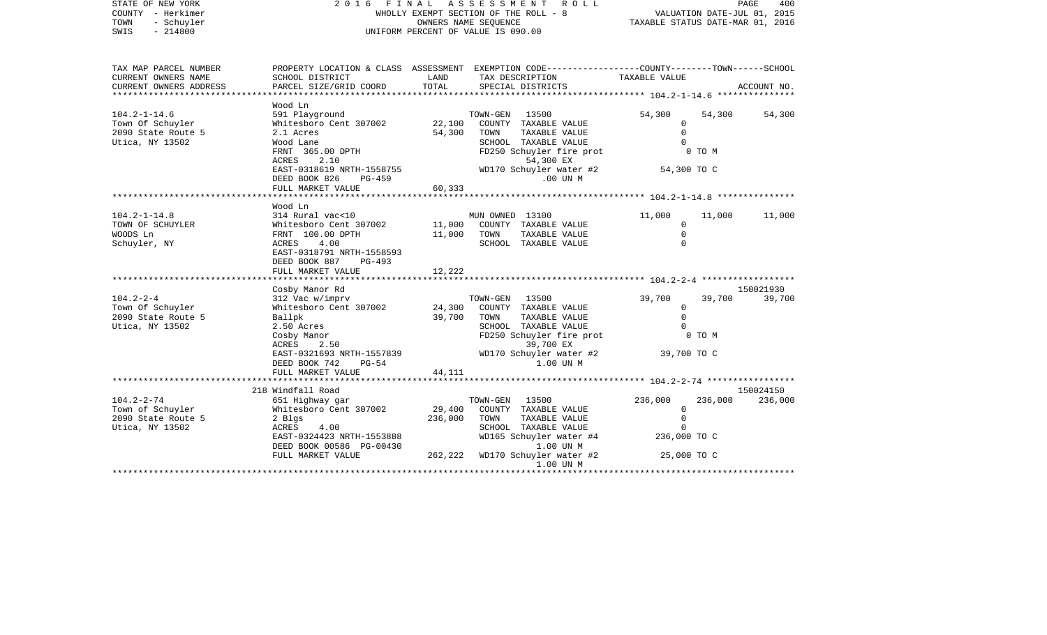STATE OF NEW YORK
COUNTY - Herkimer
TOWN - Schuyler
SWIS - 214800

2 0 1 6 F I N A L A S S E S S M E N T R O L L
WHOLLY EXEMPT SECTION OF THE ROLL - 8
OWNERS NAME SEQUENCE
UNIFORM PERCENT OF VALUE IS 090.00

VALUATION DATE-JUL 01, 2015
TAXABLE STATUS DATE-MAR 01, 2016

| TAX MAP PARCEL NUMBER<br>CURRENT OWNERS NAME<br>CURRENT OWNERS ADDRESS | PROPERTY LOCATION & CLASS<br>SCHOOL DISTRICT<br>PARCEL SIZE/GRID COORD | ASSESSMENT<br>LAND<br>TOTAL | EXEMPTION CODE<br>TAX DESCRIPTION<br>SPECIAL DISTRICTS | COUNTY<br>TAXABLE VALUE | TOWN | SCHOOL<br>ACCOUNT NO. |
|---|---|---|---|---|---|---|
| 104.2-1-14.6 | Wood Ln | | | | | |
| Town Of Schuyler | 591 Playground | | TOWN-GEN 13500 | 54,300 | 54,300 | 54,300 |
| 2090 State Route 5 | Whitesboro Cent 307002 | 22,100 | COUNTY TAXABLE VALUE | 0 | | |
| Utica, NY 13502 | 2.1 Acres | 54,300 | TOWN TAXABLE VALUE | 0 | | |
| | Wood Lane | | SCHOOL TAXABLE VALUE | 0 | | |
| | FRNT 365.00 DPTH | | FD250 Schuyler fire prot 54,300 EX | 0 TO M | | |
| | ACRES 2.10 | | | | | |
| | EAST-0318619 NRTH-1558755 | | WD170 Schuyler water #2 .00 UN M | 54,300 TO C | | |
| | DEED BOOK 826 PG-459 | | | | | |
| | FULL MARKET VALUE | 60,333 | | | | |
| 104.2-1-14.8 | Wood Ln | | | | | |
| TOWN OF SCHUYLER | 314 Rural vac<10 | | MUN OWNED 13100 | 11,000 | 11,000 | 11,000 |
| WOODS Ln | Whitesboro Cent 307002 | 11,000 | COUNTY TAXABLE VALUE | 0 | | |
| Schuyler, NY | FRNT 100.00 DPTH | 11,000 | TOWN TAXABLE VALUE | 0 | | |
| | ACRES 4.00 | | SCHOOL TAXABLE VALUE | 0 | | |
| | EAST-0318791 NRTH-1558593 | | | | | |
| | DEED BOOK 887 PG-493 | | | | | |
| | FULL MARKET VALUE | 12,222 | | | | |
| 104.2-2-4 | Cosby Manor Rd | | | | | 150021930 |
| Town Of Schuyler | 312 Vac w/imprv | | TOWN-GEN 13500 | 39,700 | 39,700 | 39,700 |
| 2090 State Route 5 | Whitesboro Cent 307002 | 24,300 | COUNTY TAXABLE VALUE | 0 | | |
| Utica, NY 13502 | Ballpk | 39,700 | TOWN TAXABLE VALUE | 0 | | |
| | 2.50 Acres | | SCHOOL TAXABLE VALUE | 0 | | |
| | Cosby Manor | | FD250 Schuyler fire prot 39,700 EX | 0 TO M | | |
| | ACRES 2.50 | | | | | |
| | EAST-0321693 NRTH-1557839 | | WD170 Schuyler water #2 1.00 UN M | 39,700 TO C | | |
| | DEED BOOK 742 PG-54 | | | | | |
| | FULL MARKET VALUE | 44,111 | | | | |
| 104.2-2-74 | 218 Windfall Road | | | | | 150024150 |
| Town of Schuyler | 651 Highway gar | | TOWN-GEN 13500 | 236,000 | 236,000 | 236,000 |
| 2090 State Route 5 | Whitesboro Cent 307002 | 29,400 | COUNTY TAXABLE VALUE | 0 | | |
| Utica, NY 13502 | 2 Blgs | 236,000 | TOWN TAXABLE VALUE | 0 | | |
| | ACRES 4.00 | | SCHOOL TAXABLE VALUE | 0 | | |
| | EAST-0324423 NRTH-1553888 | | WD165 Schuyler water #4 1.00 UN M | 236,000 TO C | | |
| | DEED BOOK 00586 PG-00430 | | | | | |
| | FULL MARKET VALUE | 262,222 | WD170 Schuyler water #2 1.00 UN M | 25,000 TO C | | |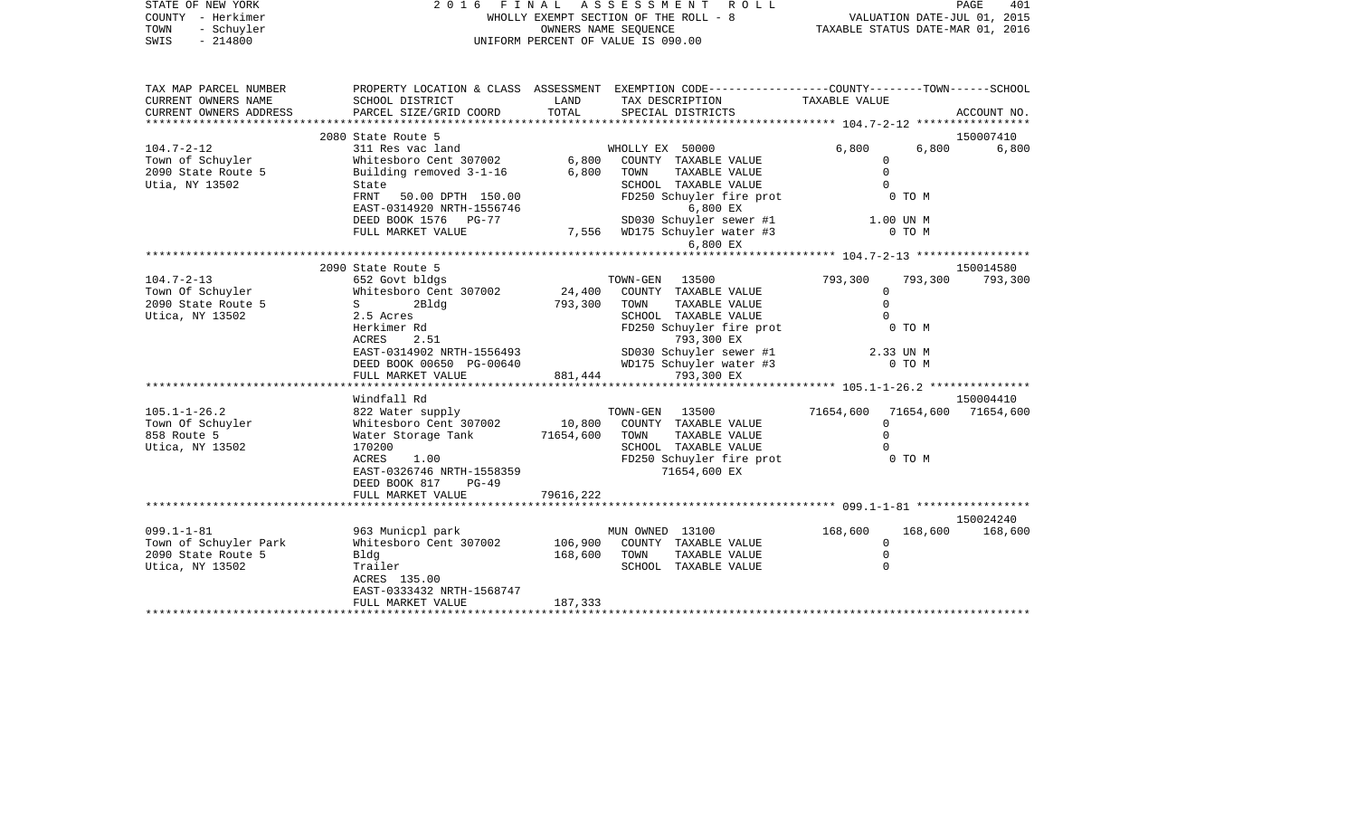STATE OF NEW YORK — 2016 FINAL ASSESSMENT ROLL — PAGE 401
COUNTY - Herkimer — WHOLLY EXEMPT SECTION OF THE ROLL - 8 — VALUATION DATE-JUL 01, 2015
TOWN - Schuyler — OWNERS NAME SEQUENCE — TAXABLE STATUS DATE-MAR 01, 2016
SWIS - 214800 — UNIFORM PERCENT OF VALUE IS 090.00

| TAX MAP PARCEL NUMBER / CURRENT OWNERS NAME / CURRENT OWNERS ADDRESS | PROPERTY LOCATION & CLASS / SCHOOL DISTRICT / PARCEL SIZE/GRID COORD | ASSESSMENT LAND | TOTAL | EXEMPTION CODE / TAX DESCRIPTION / SPECIAL DISTRICTS | COUNTY | TOWN | SCHOOL / ACCOUNT NO. |
|---|---|---|---|---|---|---|---|
| | 2080 State Route 5 | | | | | | 150007410 |
| 104.7-2-12 | 311 Res vac land | | | WHOLLY EX 50000 | 6,800 | 6,800 | 6,800 |
| Town of Schuyler | Whitesboro Cent 307002 | 6,800 | | COUNTY TAXABLE VALUE | 0 | | |
| 2090 State Route 5 | Building removed 3-1-16 | | 6,800 | TOWN TAXABLE VALUE | 0 | | |
| Utia, NY 13502 | State | | | SCHOOL TAXABLE VALUE | 0 | | |
| | FRNT 50.00 DPTH 150.00 | | | FD250 Schuyler fire prot | 0 TO M | | |
| | EAST-0314920 NRTH-1556746 | | | 6,800 EX | | | |
| | DEED BOOK 1576 PG-77 | | | SD030 Schuyler sewer #1 | 1.00 UN M | | |
| | FULL MARKET VALUE | | 7,556 | WD175 Schuyler water #3 | 0 TO M | | |
| | | | | 6,800 EX | | | |
| | 2090 State Route 5 | | | | | | 150014580 |
| 104.7-2-13 | 652 Govt bldgs | | | TOWN-GEN 13500 | 793,300 | 793,300 | 793,300 |
| Town Of Schuyler | Whitesboro Cent 307002 | 24,400 | | COUNTY TAXABLE VALUE | 0 | | |
| 2090 State Route 5 | S 2Bldg | | 793,300 | TOWN TAXABLE VALUE | 0 | | |
| Utica, NY 13502 | 2.5 Acres | | | SCHOOL TAXABLE VALUE | 0 | | |
| | Herkimer Rd | | | FD250 Schuyler fire prot | 0 TO M | | |
| | ACRES 2.51 | | | 793,300 EX | | | |
| | EAST-0314902 NRTH-1556493 | | | SD030 Schuyler sewer #1 | 2.33 UN M | | |
| | DEED BOOK 00650 PG-00640 | | | WD175 Schuyler water #3 | 0 TO M | | |
| | FULL MARKET VALUE | | 881,444 | 793,300 EX | | | |
| | Windfall Rd | | | | | | 150004410 |
| 105.1-1-26.2 | 822 Water supply | | | TOWN-GEN 13500 | 71654,600 | 71654,600 | 71654,600 |
| Town Of Schuyler | Whitesboro Cent 307002 | 10,800 | | COUNTY TAXABLE VALUE | 0 | | |
| 858 Route 5 | Water Storage Tank | | 71654,600 | TOWN TAXABLE VALUE | 0 | | |
| Utica, NY 13502 | 170200 | | | SCHOOL TAXABLE VALUE | 0 | | |
| | ACRES 1.00 | | | FD250 Schuyler fire prot | 0 TO M | | |
| | EAST-0326746 NRTH-1558359 | | | 71654,600 EX | | | |
| | DEED BOOK 817 PG-49 | | | | | | |
| | FULL MARKET VALUE | | 79616,222 | | | | |
| | | | | | | | 150024240 |
| 099.1-1-81 | 963 Municpl park | | | MUN OWNED 13100 | 168,600 | 168,600 | 168,600 |
| Town of Schuyler Park | Whitesboro Cent 307002 | 106,900 | | COUNTY TAXABLE VALUE | 0 | | |
| 2090 State Route 5 | Bldg | | 168,600 | TOWN TAXABLE VALUE | 0 | | |
| Utica, NY 13502 | Trailer | | | SCHOOL TAXABLE VALUE | 0 | | |
| | ACRES 135.00 | | | | | | |
| | EAST-0333432 NRTH-1568747 | | | | | | |
| | FULL MARKET VALUE | | 187,333 | | | | |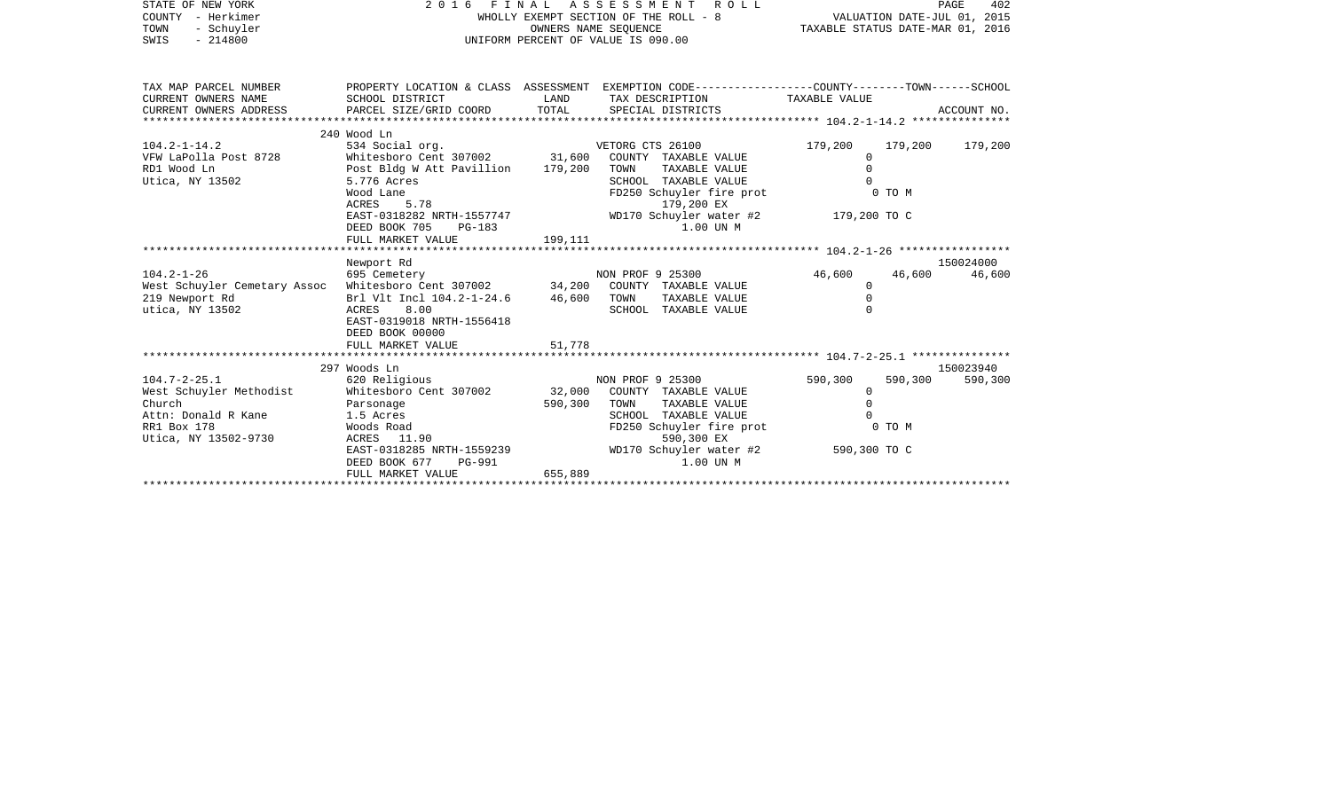STATE OF NEW YORK
COUNTY - Herkimer
TOWN - Schuyler
SWIS - 214800

2 0 1 6 F I N A L A S S E S S M E N T R O L L
WHOLLY EXEMPT SECTION OF THE ROLL - 8
OWNERS NAME SEQUENCE
UNIFORM PERCENT OF VALUE IS 090.00

VALUATION DATE-JUL 01, 2015
TAXABLE STATUS DATE-MAR 01, 2016

| TAX MAP PARCEL NUMBER<br>CURRENT OWNERS NAME<br>CURRENT OWNERS ADDRESS | PROPERTY LOCATION & CLASS<br>SCHOOL DISTRICT<br>PARCEL SIZE/GRID COORD | ASSESSMENT<br>LAND<br>TOTAL | EXEMPTION CODE<br>TAX DESCRIPTION<br>SPECIAL DISTRICTS | COUNTY<br>TAXABLE VALUE | TOWN | SCHOOL<br>ACCOUNT NO. |
|---|---|---|---|---|---|---|
| | 240 Wood Ln | | | | | |
| 104.2-1-14.2 | 534 Social org. | | VETORG CTS 26100 | 179,200 | 179,200 | 179,200 |
| VFW LaPolla Post 8728 | Whitesboro Cent 307002 | 31,600 | COUNTY TAXABLE VALUE | 0 | | |
| RD1 Wood Ln | Post Bldg W Att Pavillion | 179,200 | TOWN TAXABLE VALUE | 0 | | |
| Utica, NY 13502 | 5.776 Acres | | SCHOOL TAXABLE VALUE | 0 | | |
| | Wood Lane | | FD250 Schuyler fire prot | 0 TO M | | |
| | ACRES 5.78 | | 179,200 EX | | | |
| | EAST-0318282 NRTH-1557747 | | WD170 Schuyler water #2 | 179,200 TO C | | |
| | DEED BOOK 705 PG-183 | | 1.00 UN M | | | |
| | FULL MARKET VALUE | 199,111 | | | | |
| | Newport Rd | | | | | 150024000 |
| 104.2-1-26 | 695 Cemetery | | NON PROF 9 25300 | 46,600 | 46,600 | 46,600 |
| West Schuyler Cemetary Assoc | Whitesboro Cent 307002 | 34,200 | COUNTY TAXABLE VALUE | 0 | | |
| 219 Newport Rd | Brl Vlt Incl 104.2-1-24.6 | 46,600 | TOWN TAXABLE VALUE | 0 | | |
| utica, NY 13502 | ACRES 8.00 | | SCHOOL TAXABLE VALUE | 0 | | |
| | EAST-0319018 NRTH-1556418 | | | | | |
| | DEED BOOK 00000 | | | | | |
| | FULL MARKET VALUE | 51,778 | | | | |
| | 297 Woods Ln | | | | | 150023940 |
| 104.7-2-25.1 | 620 Religious | | NON PROF 9 25300 | 590,300 | 590,300 | 590,300 |
| West Schuyler Methodist | Whitesboro Cent 307002 | 32,000 | COUNTY TAXABLE VALUE | 0 | | |
| Church | Parsonage | 590,300 | TOWN TAXABLE VALUE | 0 | | |
| Attn: Donald R Kane | 1.5 Acres | | SCHOOL TAXABLE VALUE | 0 | | |
| RR1 Box 178 | Woods Road | | FD250 Schuyler fire prot | 0 TO M | | |
| Utica, NY 13502-9730 | ACRES 11.90 | | 590,300 EX | | | |
| | EAST-0318285 NRTH-1559239 | | WD170 Schuyler water #2 | 590,300 TO C | | |
| | DEED BOOK 677 PG-991 | | 1.00 UN M | | | |
| | FULL MARKET VALUE | 655,889 | | | | |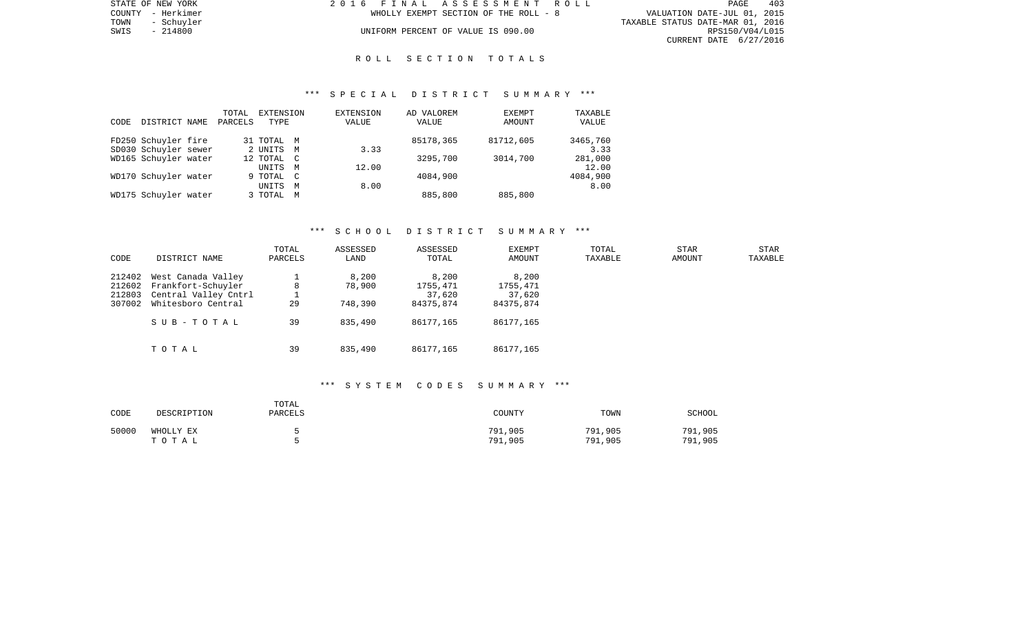STATE OF NEW YORK | COUNTY - Herkimer | TOWN - Schuyler | SWIS - 214800

2016 FINAL ASSESSMENT ROLL
WHOLLY EXEMPT SECTION OF THE ROLL - 8
UNIFORM PERCENT OF VALUE IS 090.00

VALUATION DATE-JUL 01, 2015
TAXABLE STATUS DATE-MAR 01, 2016
RPS150/V04/L015
CURRENT DATE 6/27/2016

## ROLL SECTION TOTALS

### *** SPECIAL DISTRICT SUMMARY ***

| CODE | DISTRICT NAME | TOTAL PARCELS | EXTENSION TYPE | EXTENSION VALUE | AD VALOREM VALUE | EXEMPT AMOUNT | TAXABLE VALUE |
|---|---|---|---|---|---|---|---|
| FD250 | Schuyler fire | 31 | TOTAL M | | 85178,365 | 81712,605 | 3465,760 |
| SD030 | Schuyler sewer | 2 | UNITS M | 3.33 | | | 3.33 |
| WD165 | Schuyler water | 12 | TOTAL C | | 3295,700 | 3014,700 | 281,000 |
| | | | UNITS M | 12.00 | | | 12.00 |
| WD170 | Schuyler water | 9 | TOTAL C | | 4084,900 | | 4084,900 |
| | | | UNITS M | 8.00 | | | 8.00 |
| WD175 | Schuyler water | 3 | TOTAL M | | 885,800 | 885,800 | |

### *** SCHOOL DISTRICT SUMMARY ***

| CODE | DISTRICT NAME | TOTAL PARCELS | ASSESSED LAND | ASSESSED TOTAL | EXEMPT AMOUNT | TOTAL TAXABLE | STAR AMOUNT | STAR TAXABLE |
|---|---|---|---|---|---|---|---|---|
| 212402 | West Canada Valley | 1 | 8,200 | 8,200 | 8,200 | | | |
| 212602 | Frankfort-Schuyler | 8 | 78,900 | 1755,471 | 1755,471 | | | |
| 212803 | Central Valley Cntrl | 1 | | 37,620 | 37,620 | | | |
| 307002 | Whitesboro Central | 29 | 748,390 | 84375,874 | 84375,874 | | | |
| | SUB-TOTAL | 39 | 835,490 | 86177,165 | 86177,165 | | | |
| | TOTAL | 39 | 835,490 | 86177,165 | 86177,165 | | | |

### *** SYSTEM CODES SUMMARY ***

| CODE | DESCRIPTION | TOTAL PARCELS | COUNTY | TOWN | SCHOOL |
|---|---|---|---|---|---|
| 50000 | WHOLLY EX | 5 | 791,905 | 791,905 | 791,905 |
| | TOTAL | 5 | 791,905 | 791,905 | 791,905 |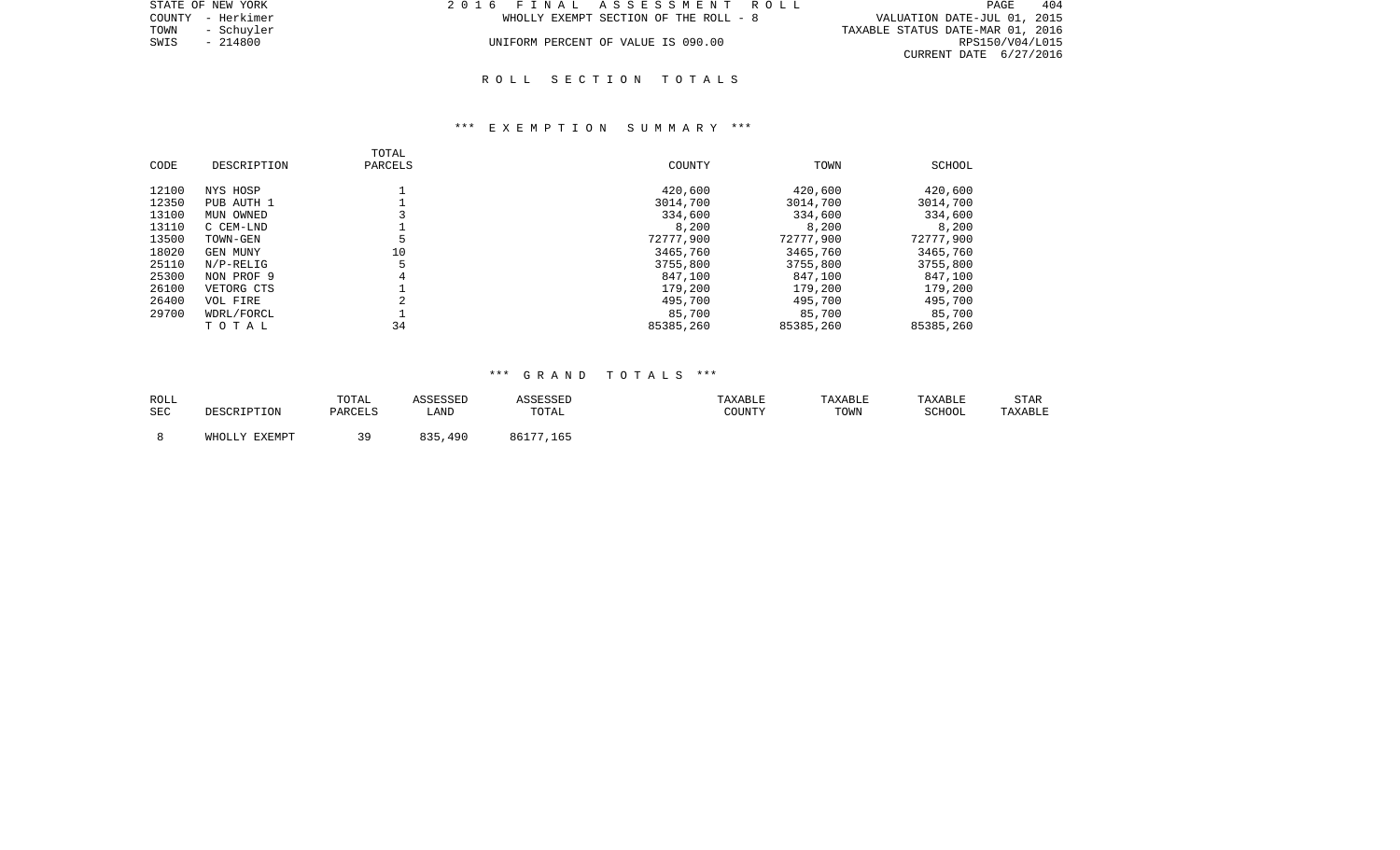STATE OF NEW YORK
COUNTY - Herkimer
TOWN - Schuyler
SWIS - 214800

2016 FINAL ASSESSMENT ROLL
WHOLLY EXEMPT SECTION OF THE ROLL - 8
UNIFORM PERCENT OF VALUE IS 090.00

VALUATION DATE-JUL 01, 2015
TAXABLE STATUS DATE-MAR 01, 2016
RPS150/V04/L015
CURRENT DATE 6/27/2016

## ROLL SECTION TOTALS

### *** EXEMPTION SUMMARY ***

| CODE | DESCRIPTION | TOTAL PARCELS | COUNTY | TOWN | SCHOOL |
|---|---|---|---|---|---|
| 12100 | NYS HOSP | 1 | 420,600 | 420,600 | 420,600 |
| 12350 | PUB AUTH 1 | 1 | 3014,700 | 3014,700 | 3014,700 |
| 13100 | MUN OWNED | 3 | 334,600 | 334,600 | 334,600 |
| 13110 | C CEM-LND | 1 | 8,200 | 8,200 | 8,200 |
| 13500 | TOWN-GEN | 5 | 72777,900 | 72777,900 | 72777,900 |
| 18020 | GEN MUNY | 10 | 3465,760 | 3465,760 | 3465,760 |
| 25110 | N/P-RELIG | 5 | 3755,800 | 3755,800 | 3755,800 |
| 25300 | NON PROF 9 | 4 | 847,100 | 847,100 | 847,100 |
| 26100 | VETORG CTS | 1 | 179,200 | 179,200 | 179,200 |
| 26400 | VOL FIRE | 2 | 495,700 | 495,700 | 495,700 |
| 29700 | WDRL/FORCL | 1 | 85,700 | 85,700 | 85,700 |
| | T O T A L | 34 | 85385,260 | 85385,260 | 85385,260 |

### *** GRAND TOTALS ***

| ROLL SEC | DESCRIPTION | TOTAL PARCELS | ASSESSED LAND | ASSESSED TOTAL | TAXABLE COUNTY | TAXABLE TOWN | TAXABLE SCHOOL | STAR TAXABLE |
|---|---|---|---|---|---|---|---|---|
| 8 | WHOLLY EXEMPT | 39 | 835,490 | 86177,165 | | | | |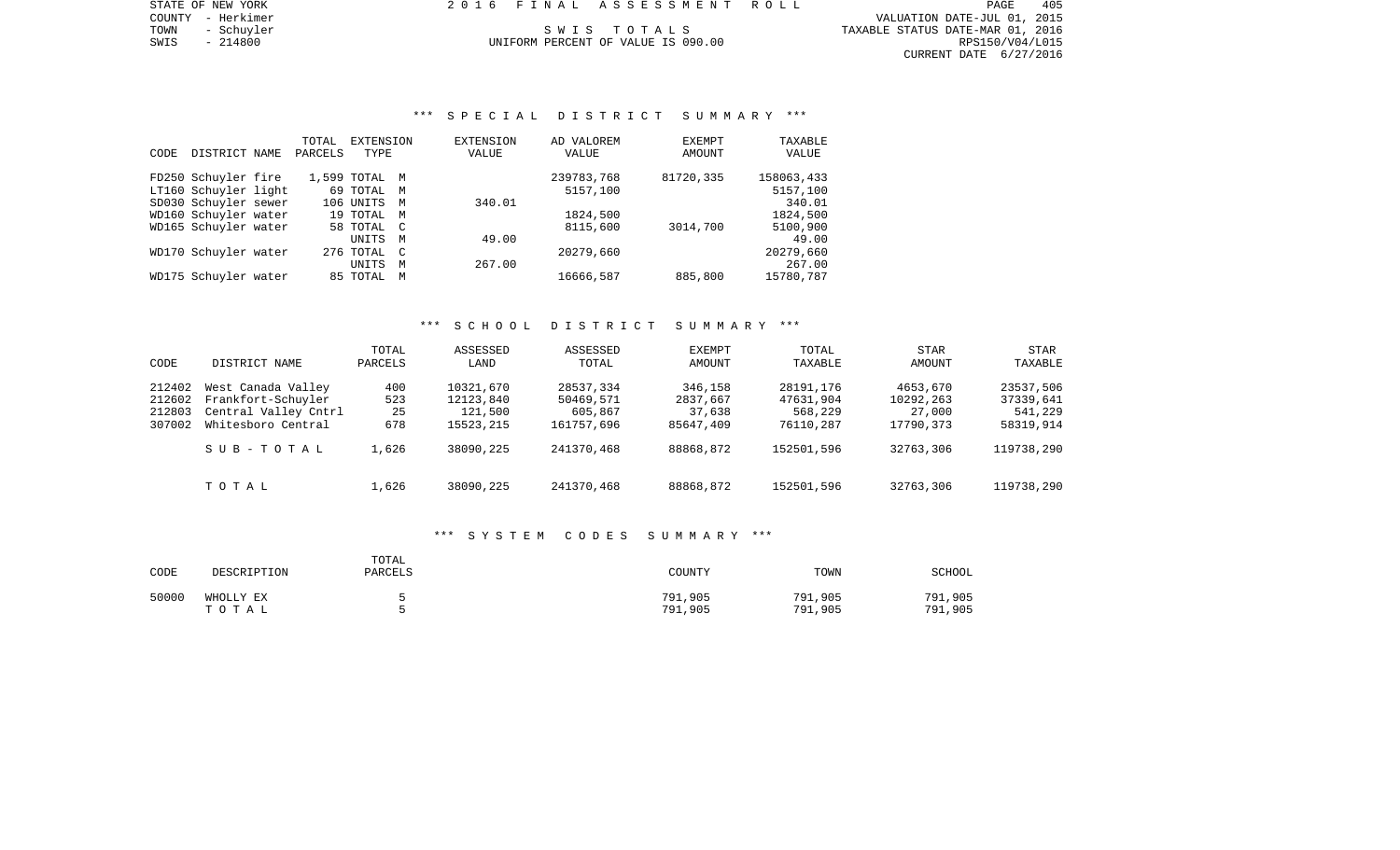STATE OF NEW YORK
COUNTY - Herkimer
TOWN - Schuyler
SWIS - 214800

2016 FINAL ASSESSMENT ROLL

SWIS TOTALS

UNIFORM PERCENT OF VALUE IS 090.00

VALUATION DATE-JUL 01, 2015
TAXABLE STATUS DATE-MAR 01, 2016
RPS150/V04/L015
CURRENT DATE 6/27/2016

### *** SPECIAL DISTRICT SUMMARY ***

| CODE | DISTRICT NAME | TOTAL PARCELS | EXTENSION TYPE | EXTENSION VALUE | AD VALOREM VALUE | EXEMPT AMOUNT | TAXABLE VALUE |
|---|---|---|---|---|---|---|---|
| FD250 | Schuyler fire | 1,599 | TOTAL M | | 239783,768 | 81720,335 | 158063,433 |
| LT160 | Schuyler light | 69 | TOTAL M | | 5157,100 | | 5157,100 |
| SD030 | Schuyler sewer | 106 | UNITS M | 340.01 | | | 340.01 |
| WD160 | Schuyler water | 19 | TOTAL M | | 1824,500 | | 1824,500 |
| WD165 | Schuyler water | 58 | TOTAL C | | 8115,600 | 3014,700 | 5100,900 |
| | | | UNITS M | 49.00 | | | 49.00 |
| WD170 | Schuyler water | 276 | TOTAL C | | 20279,660 | | 20279,660 |
| | | | UNITS M | 267.00 | | | 267.00 |
| WD175 | Schuyler water | 85 | TOTAL M | | 16666,587 | 885,800 | 15780,787 |

### *** SCHOOL DISTRICT SUMMARY ***

| CODE | DISTRICT NAME | TOTAL PARCELS | ASSESSED LAND | ASSESSED TOTAL | EXEMPT AMOUNT | TOTAL TAXABLE | STAR AMOUNT | STAR TAXABLE |
|---|---|---|---|---|---|---|---|---|
| 212402 | West Canada Valley | 400 | 10321,670 | 28537,334 | 346,158 | 28191,176 | 4653,670 | 23537,506 |
| 212602 | Frankfort-Schuyler | 523 | 12123,840 | 50469,571 | 2837,667 | 47631,904 | 10292,263 | 37339,641 |
| 212803 | Central Valley Cntrl | 25 | 121,500 | 605,867 | 37,638 | 568,229 | 27,000 | 541,229 |
| 307002 | Whitesboro Central | 678 | 15523,215 | 161757,696 | 85647,409 | 76110,287 | 17790,373 | 58319,914 |
| | SUB-TOTAL | 1,626 | 38090,225 | 241370,468 | 88868,872 | 152501,596 | 32763,306 | 119738,290 |
| | TOTAL | 1,626 | 38090,225 | 241370,468 | 88868,872 | 152501,596 | 32763,306 | 119738,290 |

### *** SYSTEM CODES SUMMARY ***

| CODE | DESCRIPTION | TOTAL PARCELS | COUNTY | TOWN | SCHOOL |
|---|---|---|---|---|---|
| 50000 | WHOLLY EX | 5 | 791,905 | 791,905 | 791,905 |
| | TOTAL | 5 | 791,905 | 791,905 | 791,905 |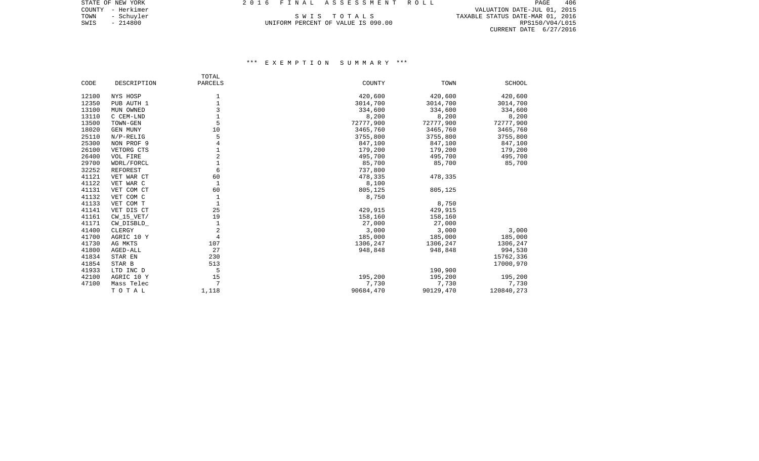STATE OF NEW YORK
COUNTY - Herkimer
TOWN - Schuyler
SWIS - 214800

2 0 1 6 F I N A L A S S E S S M E N T R O L L

S W I S T O T A L S
UNIFORM PERCENT OF VALUE IS 090.00

VALUATION DATE-JUL 01, 2015
TAXABLE STATUS DATE-MAR 01, 2016
RPS150/V04/L015
CURRENT DATE 6/27/2016

## *** E X E M P T I O N S U M M A R Y ***

| CODE | DESCRIPTION | TOTAL PARCELS | COUNTY | TOWN | SCHOOL |
|---|---|---|---|---|---|
| 12100 | NYS HOSP | 1 | 420,600 | 420,600 | 420,600 |
| 12350 | PUB AUTH 1 | 1 | 3014,700 | 3014,700 | 3014,700 |
| 13100 | MUN OWNED | 3 | 334,600 | 334,600 | 334,600 |
| 13110 | C CEM-LND | 1 | 8,200 | 8,200 | 8,200 |
| 13500 | TOWN-GEN | 5 | 72777,900 | 72777,900 | 72777,900 |
| 18020 | GEN MUNY | 10 | 3465,760 | 3465,760 | 3465,760 |
| 25110 | N/P-RELIG | 5 | 3755,800 | 3755,800 | 3755,800 |
| 25300 | NON PROF 9 | 4 | 847,100 | 847,100 | 847,100 |
| 26100 | VETORG CTS | 1 | 179,200 | 179,200 | 179,200 |
| 26400 | VOL FIRE | 2 | 495,700 | 495,700 | 495,700 |
| 29700 | WDRL/FORCL | 1 | 85,700 | 85,700 | 85,700 |
| 32252 | REFOREST | 6 | 737,800 | | |
| 41121 | VET WAR CT | 60 | 478,335 | 478,335 | |
| 41122 | VET WAR C | 1 | 8,100 | | |
| 41131 | VET COM CT | 60 | 805,125 | 805,125 | |
| 41132 | VET COM C | 1 | 8,750 | | |
| 41133 | VET COM T | 1 | | 8,750 | |
| 41141 | VET DIS CT | 25 | 429,915 | 429,915 | |
| 41161 | CW_15_VET/ | 19 | 158,160 | 158,160 | |
| 41171 | CW_DISBLD_ | 1 | 27,000 | 27,000 | |
| 41400 | CLERGY | 2 | 3,000 | 3,000 | 3,000 |
| 41700 | AGRIC 10 Y | 4 | 185,000 | 185,000 | 185,000 |
| 41730 | AG MKTS | 107 | 1306,247 | 1306,247 | 1306,247 |
| 41800 | AGED-ALL | 27 | 948,848 | 948,848 | 994,530 |
| 41834 | STAR EN | 230 | | | 15762,336 |
| 41854 | STAR B | 513 | | | 17000,970 |
| 41933 | LTD INC D | 5 | | 190,900 | |
| 42100 | AGRIC 10 Y | 15 | 195,200 | 195,200 | 195,200 |
| 47100 | Mass Telec | 7 | 7,730 | 7,730 | 7,730 |
| | T O T A L | 1,118 | 90684,470 | 90129,470 | 120840,273 |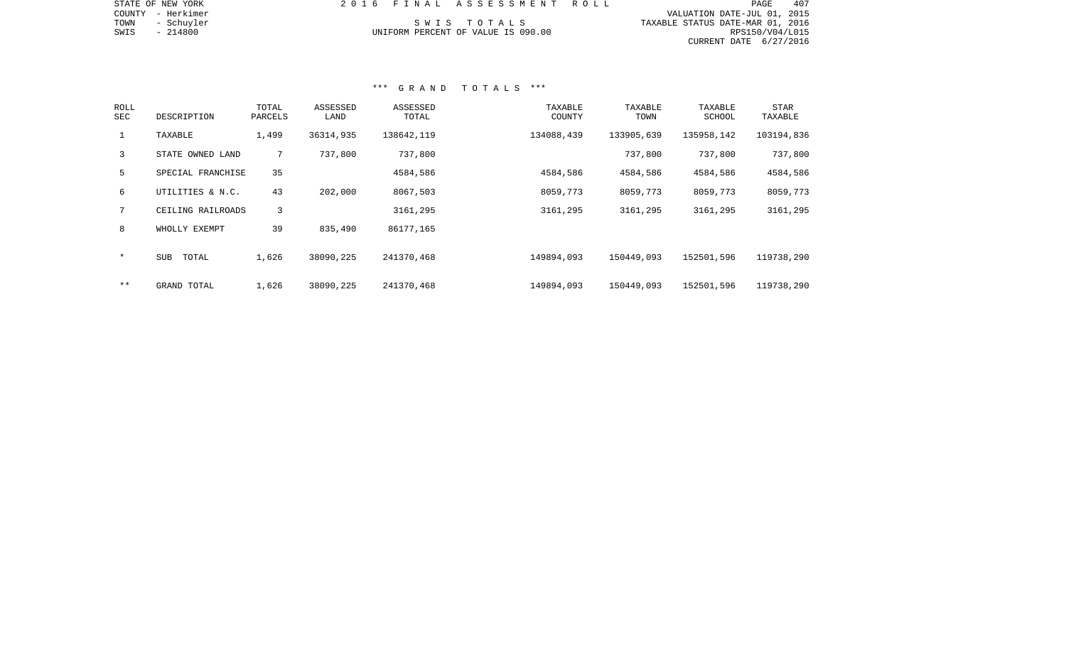STATE OF NEW YORK
COUNTY - Herkimer
TOWN - Schuyler
SWIS - 214800

2016 FINAL ASSESSMENT ROLL

SWIS TOTALS

UNIFORM PERCENT OF VALUE IS 090.00

VALUATION DATE-JUL 01, 2015
TAXABLE STATUS DATE-MAR 01, 2016
RPS150/V04/L015
CURRENT DATE 6/27/2016

### *** GRAND TOTALS ***

| ROLL SEC | DESCRIPTION | TOTAL PARCELS | ASSESSED LAND | ASSESSED TOTAL | TAXABLE COUNTY | TAXABLE TOWN | TAXABLE SCHOOL | STAR TAXABLE |
|---|---|---|---|---|---|---|---|---|
| 1 | TAXABLE | 1,499 | 36314,935 | 138642,119 | 134088,439 | 133905,639 | 135958,142 | 103194,836 |
| 3 | STATE OWNED LAND | 7 | 737,800 | 737,800 | | 737,800 | 737,800 | 737,800 |
| 5 | SPECIAL FRANCHISE | 35 | | 4584,586 | 4584,586 | 4584,586 | 4584,586 | 4584,586 |
| 6 | UTILITIES & N.C. | 43 | 202,000 | 8067,503 | 8059,773 | 8059,773 | 8059,773 | 8059,773 |
| 7 | CEILING RAILROADS | 3 | | 3161,295 | 3161,295 | 3161,295 | 3161,295 | 3161,295 |
| 8 | WHOLLY EXEMPT | 39 | 835,490 | 86177,165 | | | | |
| * | SUB TOTAL | 1,626 | 38090,225 | 241370,468 | 149894,093 | 150449,093 | 152501,596 | 119738,290 |
| ** | GRAND TOTAL | 1,626 | 38090,225 | 241370,468 | 149894,093 | 150449,093 | 152501,596 | 119738,290 |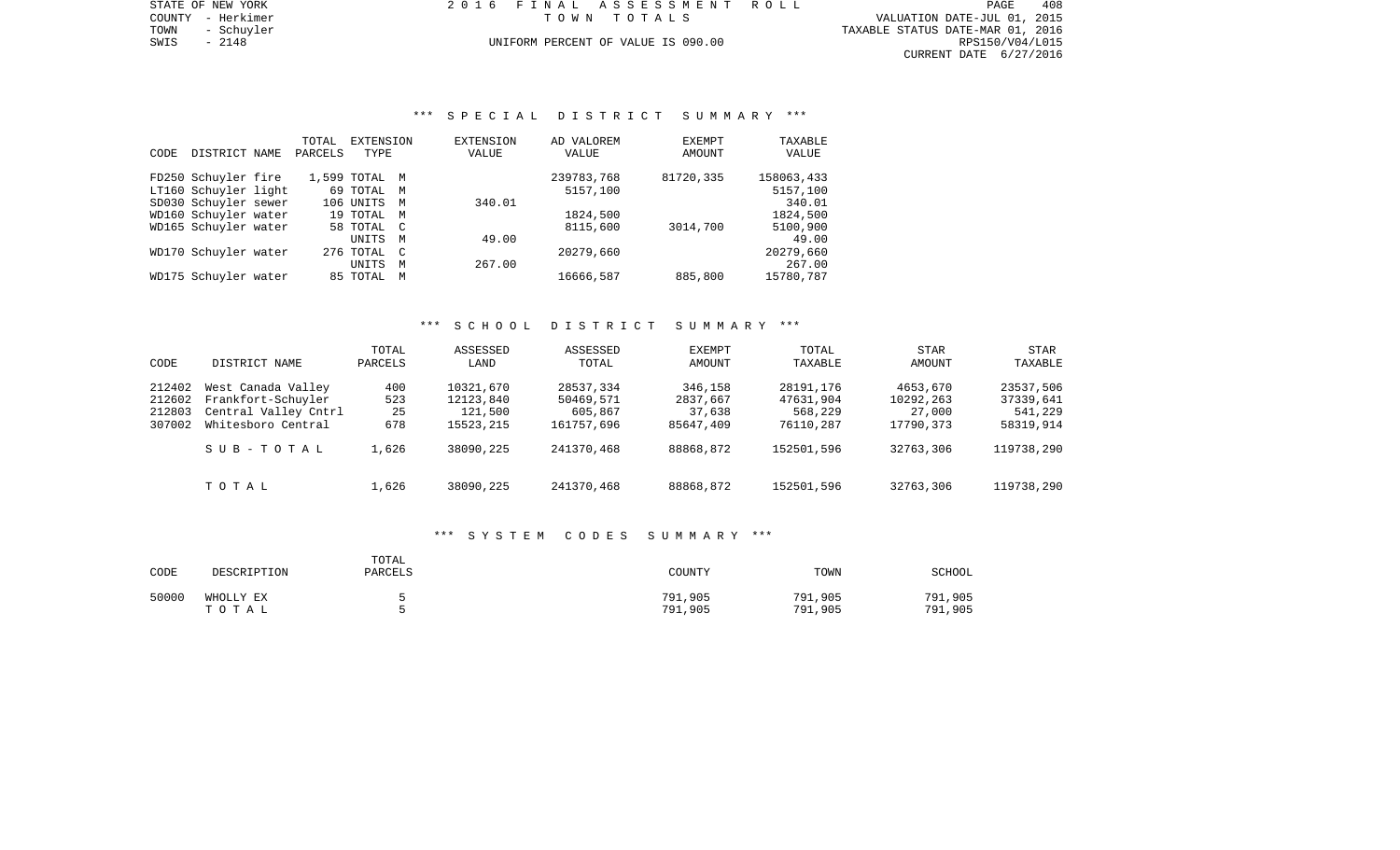STATE OF NEW YORK
COUNTY - Herkimer
TOWN - Schuyler
SWIS - 2148

# 2016 FINAL ASSESSMENT ROLL

TOWN TOTALS

UNIFORM PERCENT OF VALUE IS 090.00

VALUATION DATE-JUL 01, 2015
TAXABLE STATUS DATE-MAR 01, 2016
RPS150/V04/L015
CURRENT DATE 6/27/2016

## *** SPECIAL DISTRICT SUMMARY ***

| CODE | DISTRICT NAME | TOTAL PARCELS | EXTENSION TYPE | | EXTENSION VALUE | AD VALOREM VALUE | EXEMPT AMOUNT | TAXABLE VALUE |
|---|---|---|---|---|---|---|---|---|
| FD250 | Schuyler fire | 1,599 | TOTAL | M | | 239783,768 | 81720,335 | 158063,433 |
| LT160 | Schuyler light | 69 | TOTAL | M | | 5157,100 | | 5157,100 |
| SD030 | Schuyler sewer | 106 | UNITS | M | 340.01 | | | 340.01 |
| WD160 | Schuyler water | 19 | TOTAL | M | | 1824,500 | | 1824,500 |
| WD165 | Schuyler water | 58 | TOTAL | C | | 8115,600 | 3014,700 | 5100,900 |
| | | | UNITS | M | 49.00 | | | 49.00 |
| WD170 | Schuyler water | 276 | TOTAL | C | | 20279,660 | | 20279,660 |
| | | | UNITS | M | 267.00 | | | 267.00 |
| WD175 | Schuyler water | 85 | TOTAL | M | | 16666,587 | 885,800 | 15780,787 |

## *** SCHOOL DISTRICT SUMMARY ***

| CODE | DISTRICT NAME | TOTAL PARCELS | ASSESSED LAND | ASSESSED TOTAL | EXEMPT AMOUNT | TOTAL TAXABLE | STAR AMOUNT | STAR TAXABLE |
|---|---|---|---|---|---|---|---|---|
| 212402 | West Canada Valley | 400 | 10321,670 | 28537,334 | 346,158 | 28191,176 | 4653,670 | 23537,506 |
| 212602 | Frankfort-Schuyler | 523 | 12123,840 | 50469,571 | 2837,667 | 47631,904 | 10292,263 | 37339,641 |
| 212803 | Central Valley Cntrl | 25 | 121,500 | 605,867 | 37,638 | 568,229 | 27,000 | 541,229 |
| 307002 | Whitesboro Central | 678 | 15523,215 | 161757,696 | 85647,409 | 76110,287 | 17790,373 | 58319,914 |
| | SUB-TOTAL | 1,626 | 38090,225 | 241370,468 | 88868,872 | 152501,596 | 32763,306 | 119738,290 |
| | TOTAL | 1,626 | 38090,225 | 241370,468 | 88868,872 | 152501,596 | 32763,306 | 119738,290 |

## *** SYSTEM CODES SUMMARY ***

| CODE | DESCRIPTION | TOTAL PARCELS | COUNTY | TOWN | SCHOOL |
|---|---|---|---|---|---|
| 50000 | WHOLLY EX | 5 | 791,905 | 791,905 | 791,905 |
| | TOTAL | 5 | 791,905 | 791,905 | 791,905 |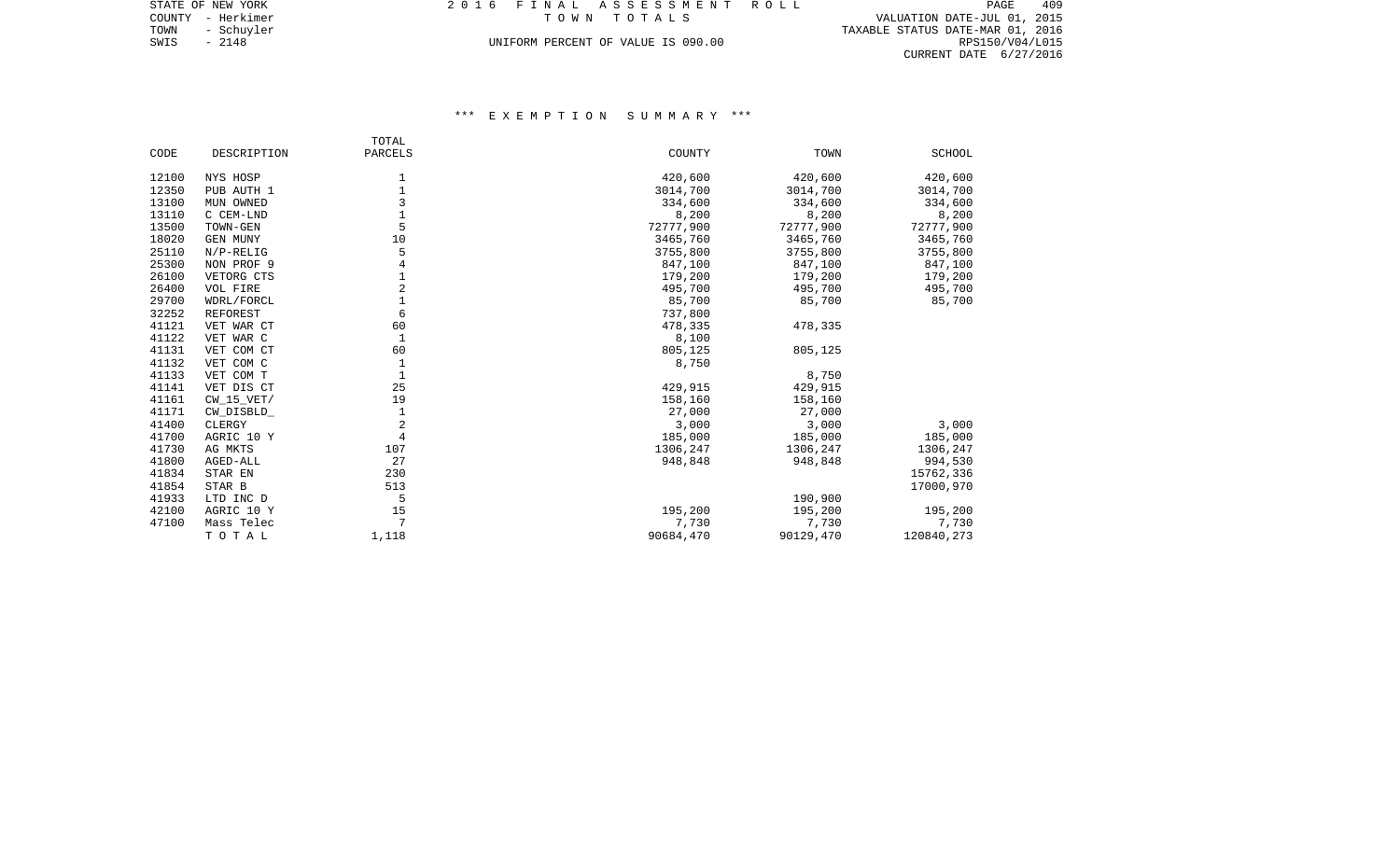STATE OF NEW YORK
COUNTY - Herkimer
TOWN - Schuyler
SWIS - 2148

2016 FINAL ASSESSMENT ROLL
TOWN TOTALS
UNIFORM PERCENT OF VALUE IS 090.00

VALUATION DATE-JUL 01, 2015
TAXABLE STATUS DATE-MAR 01, 2016
RPS150/V04/L015
CURRENT DATE 6/27/2016

### *** EXEMPTION SUMMARY ***

| CODE | DESCRIPTION | TOTAL PARCELS | COUNTY | TOWN | SCHOOL |
|---|---|---|---|---|---|
| 12100 | NYS HOSP | 1 | 420,600 | 420,600 | 420,600 |
| 12350 | PUB AUTH 1 | 1 | 3014,700 | 3014,700 | 3014,700 |
| 13100 | MUN OWNED | 3 | 334,600 | 334,600 | 334,600 |
| 13110 | C CEM-LND | 1 | 8,200 | 8,200 | 8,200 |
| 13500 | TOWN-GEN | 5 | 72777,900 | 72777,900 | 72777,900 |
| 18020 | GEN MUNY | 10 | 3465,760 | 3465,760 | 3465,760 |
| 25110 | N/P-RELIG | 5 | 3755,800 | 3755,800 | 3755,800 |
| 25300 | NON PROF 9 | 4 | 847,100 | 847,100 | 847,100 |
| 26100 | VETORG CTS | 1 | 179,200 | 179,200 | 179,200 |
| 26400 | VOL FIRE | 2 | 495,700 | 495,700 | 495,700 |
| 29700 | WDRL/FORCL | 1 | 85,700 | 85,700 | 85,700 |
| 32252 | REFOREST | 6 | 737,800 | | |
| 41121 | VET WAR CT | 60 | 478,335 | 478,335 | |
| 41122 | VET WAR C | 1 | 8,100 | | |
| 41131 | VET COM CT | 60 | 805,125 | 805,125 | |
| 41132 | VET COM C | 1 | 8,750 | | |
| 41133 | VET COM T | 1 | | 8,750 | |
| 41141 | VET DIS CT | 25 | 429,915 | 429,915 | |
| 41161 | CW_15_VET/ | 19 | 158,160 | 158,160 | |
| 41171 | CW_DISBLD_ | 1 | 27,000 | 27,000 | |
| 41400 | CLERGY | 2 | 3,000 | 3,000 | 3,000 |
| 41700 | AGRIC 10 Y | 4 | 185,000 | 185,000 | 185,000 |
| 41730 | AG MKTS | 107 | 1306,247 | 1306,247 | 1306,247 |
| 41800 | AGED-ALL | 27 | 948,848 | 948,848 | 994,530 |
| 41834 | STAR EN | 230 | | | 15762,336 |
| 41854 | STAR B | 513 | | | 17000,970 |
| 41933 | LTD INC D | 5 | | 190,900 | |
| 42100 | AGRIC 10 Y | 15 | 195,200 | 195,200 | 195,200 |
| 47100 | Mass Telec | 7 | 7,730 | 7,730 | 7,730 |
| | T O T A L | 1,118 | 90684,470 | 90129,470 | 120840,273 |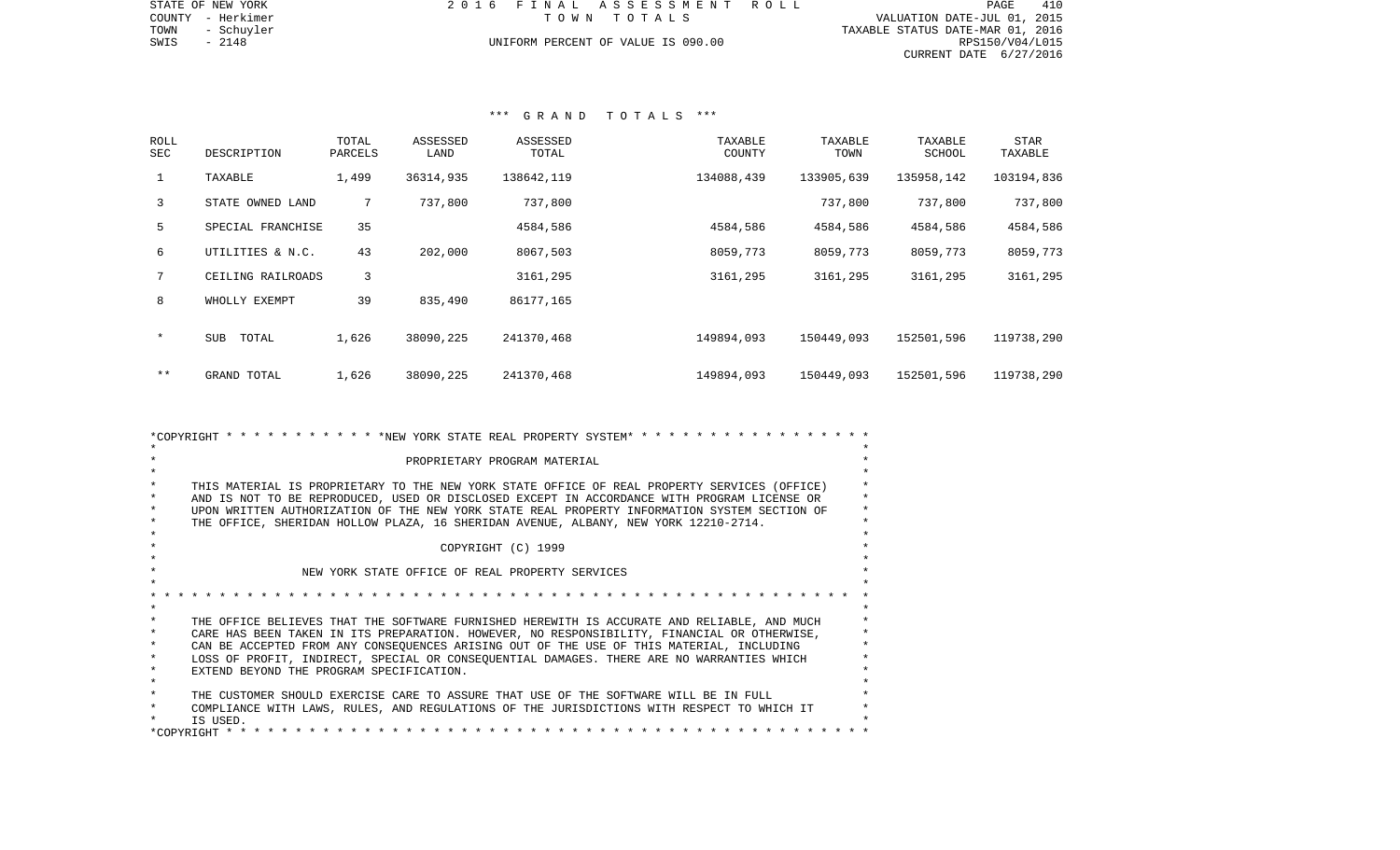STATE OF NEW YORK
COUNTY - Herkimer
TOWN - Schuyler
SWIS - 2148

2 0 1 6 F I N A L A S S E S S M E N T R O L L
T O W N T O T A L S
UNIFORM PERCENT OF VALUE IS 090.00

VALUATION DATE-JUL 01, 2015
TAXABLE STATUS DATE-MAR 01, 2016
RPS150/V04/L015
CURRENT DATE 6/27/2016

*** G R A N D T O T A L S ***

| ROLL SEC | DESCRIPTION | TOTAL PARCELS | ASSESSED LAND | ASSESSED TOTAL | TAXABLE COUNTY | TAXABLE TOWN | TAXABLE SCHOOL | STAR TAXABLE |
|---|---|---|---|---|---|---|---|---|
| 1 | TAXABLE | 1,499 | 36314,935 | 138642,119 | 134088,439 | 133905,639 | 135958,142 | 103194,836 |
| 3 | STATE OWNED LAND | 7 | 737,800 | 737,800 | | 737,800 | 737,800 | 737,800 |
| 5 | SPECIAL FRANCHISE | 35 | | 4584,586 | 4584,586 | 4584,586 | 4584,586 | 4584,586 |
| 6 | UTILITIES & N.C. | 43 | 202,000 | 8067,503 | 8059,773 | 8059,773 | 8059,773 | 8059,773 |
| 7 | CEILING RAILROADS | 3 | | 3161,295 | 3161,295 | 3161,295 | 3161,295 | 3161,295 |
| 8 | WHOLLY EXEMPT | 39 | 835,490 | 86177,165 | | | | |
| * | SUB TOTAL | 1,626 | 38090,225 | 241370,468 | 149894,093 | 150449,093 | 152501,596 | 119738,290 |
| ** | GRAND TOTAL | 1,626 | 38090,225 | 241370,468 | 149894,093 | 150449,093 | 152501,596 | 119738,290 |

```
*COPYRIGHT * * * * * * * * * * * *NEW YORK STATE REAL PROPERTY SYSTEM* * * * * * * * * * * * * * * * * *
*                                                                                                      *
*                                   PROPRIETARY PROGRAM MATERIAL                                       *
*                                                                                                      *
*     THIS MATERIAL IS PROPRIETARY TO THE NEW YORK STATE OFFICE OF REAL PROPERTY SERVICES (OFFICE)     *
*     AND IS NOT TO BE REPRODUCED, USED OR DISCLOSED EXCEPT IN ACCORDANCE WITH PROGRAM LICENSE OR      *
*     UPON WRITTEN AUTHORIZATION OF THE NEW YORK STATE REAL PROPERTY INFORMATION SYSTEM SECTION OF     *
*     THE OFFICE, SHERIDAN HOLLOW PLAZA, 16 SHERIDAN AVENUE, ALBANY, NEW YORK 12210-2714.              *
*                                                                                                      *
*                                      COPYRIGHT (C) 1999                                              *
*                                                                                                      *
*                       NEW YORK STATE OFFICE OF REAL PROPERTY SERVICES                                *
*                                                                                                      *
* * * * * * * * * * * * * * * * * * * * * * * * * * * * * * * * * * * * * * * * * * * * * * * * * * * *
*                                                                                                      *
*     THE OFFICE BELIEVES THAT THE SOFTWARE FURNISHED HEREWITH IS ACCURATE AND RELIABLE, AND MUCH       *
*     CARE HAS BEEN TAKEN IN ITS PREPARATION. HOWEVER, NO RESPONSIBILITY, FINANCIAL OR OTHERWISE,      *
*     CAN BE ACCEPTED FROM ANY CONSEQUENCES ARISING OUT OF THE USE OF THIS MATERIAL, INCLUDING         *
*     LOSS OF PROFIT, INDIRECT, SPECIAL OR CONSEQUENTIAL DAMAGES. THERE ARE NO WARRANTIES WHICH        *
*     EXTEND BEYOND THE PROGRAM SPECIFICATION.                                                         *
*                                                                                                      *
*     THE CUSTOMER SHOULD EXERCISE CARE TO ASSURE THAT USE OF THE SOFTWARE WILL BE IN FULL             *
*     COMPLIANCE WITH LAWS, RULES, AND REGULATIONS OF THE JURISDICTIONS WITH RESPECT TO WHICH IT       *
*     IS USED.                                                                                         *
*COPYRIGHT * * * * * * * * * * * * * * * * * * * * * * * * * * * * * * * * * * * * * * * * * * * * * *
```